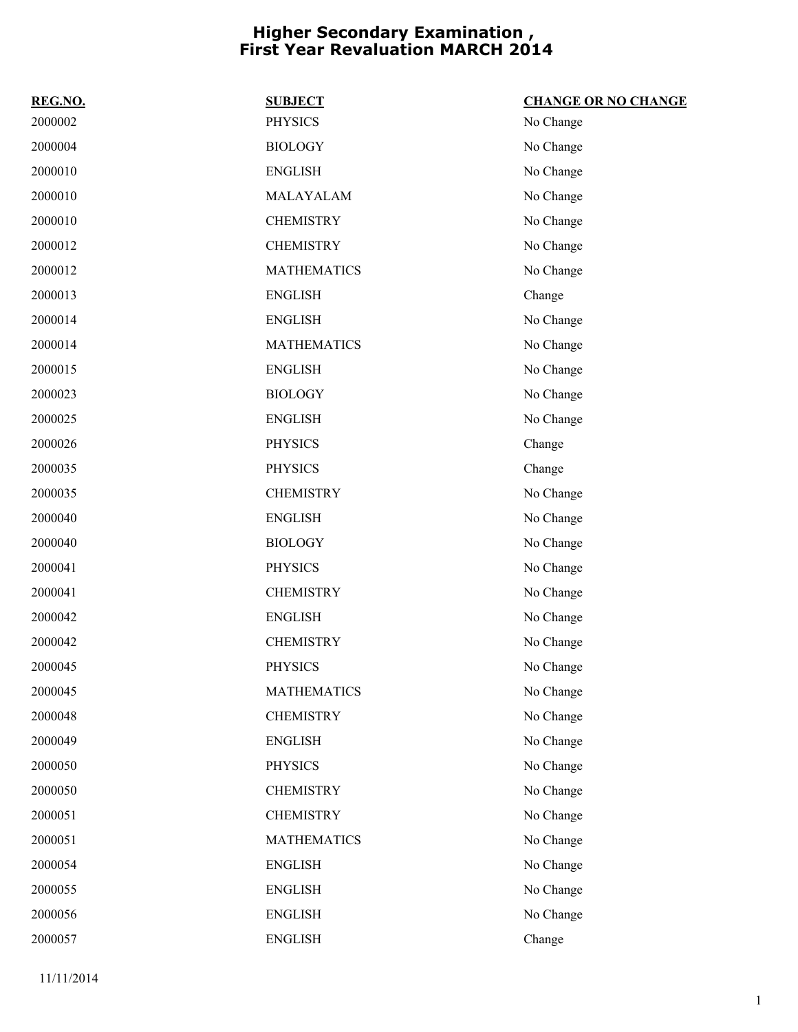# Higher Secondary Examination , First Year Revaluation MARCH 2014

| REG.NO. | SUBJECT | CHANGE OR NO CHANGE |
|---|---|---|
| 2000002 | PHYSICS | No Change |
| 2000004 | BIOLOGY | No Change |
| 2000010 | ENGLISH | No Change |
| 2000010 | MALAYALAM | No Change |
| 2000010 | CHEMISTRY | No Change |
| 2000012 | CHEMISTRY | No Change |
| 2000012 | MATHEMATICS | No Change |
| 2000013 | ENGLISH | Change |
| 2000014 | ENGLISH | No Change |
| 2000014 | MATHEMATICS | No Change |
| 2000015 | ENGLISH | No Change |
| 2000023 | BIOLOGY | No Change |
| 2000025 | ENGLISH | No Change |
| 2000026 | PHYSICS | Change |
| 2000035 | PHYSICS | Change |
| 2000035 | CHEMISTRY | No Change |
| 2000040 | ENGLISH | No Change |
| 2000040 | BIOLOGY | No Change |
| 2000041 | PHYSICS | No Change |
| 2000041 | CHEMISTRY | No Change |
| 2000042 | ENGLISH | No Change |
| 2000042 | CHEMISTRY | No Change |
| 2000045 | PHYSICS | No Change |
| 2000045 | MATHEMATICS | No Change |
| 2000048 | CHEMISTRY | No Change |
| 2000049 | ENGLISH | No Change |
| 2000050 | PHYSICS | No Change |
| 2000050 | CHEMISTRY | No Change |
| 2000051 | CHEMISTRY | No Change |
| 2000051 | MATHEMATICS | No Change |
| 2000054 | ENGLISH | No Change |
| 2000055 | ENGLISH | No Change |
| 2000056 | ENGLISH | No Change |
| 2000057 | ENGLISH | Change |

11/11/2014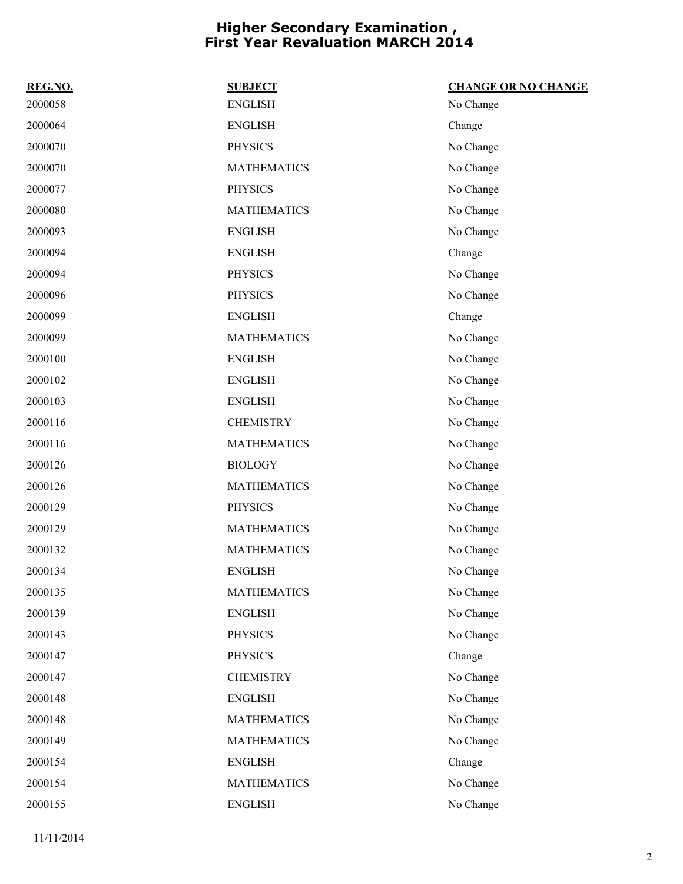# Higher Secondary Examination , First Year Revaluation MARCH 2014

| REG.NO. | SUBJECT | CHANGE OR NO CHANGE |
| --- | --- | --- |
| 2000058 | ENGLISH | No Change |
| 2000064 | ENGLISH | Change |
| 2000070 | PHYSICS | No Change |
| 2000070 | MATHEMATICS | No Change |
| 2000077 | PHYSICS | No Change |
| 2000080 | MATHEMATICS | No Change |
| 2000093 | ENGLISH | No Change |
| 2000094 | ENGLISH | Change |
| 2000094 | PHYSICS | No Change |
| 2000096 | PHYSICS | No Change |
| 2000099 | ENGLISH | Change |
| 2000099 | MATHEMATICS | No Change |
| 2000100 | ENGLISH | No Change |
| 2000102 | ENGLISH | No Change |
| 2000103 | ENGLISH | No Change |
| 2000116 | CHEMISTRY | No Change |
| 2000116 | MATHEMATICS | No Change |
| 2000126 | BIOLOGY | No Change |
| 2000126 | MATHEMATICS | No Change |
| 2000129 | PHYSICS | No Change |
| 2000129 | MATHEMATICS | No Change |
| 2000132 | MATHEMATICS | No Change |
| 2000134 | ENGLISH | No Change |
| 2000135 | MATHEMATICS | No Change |
| 2000139 | ENGLISH | No Change |
| 2000143 | PHYSICS | No Change |
| 2000147 | PHYSICS | Change |
| 2000147 | CHEMISTRY | No Change |
| 2000148 | ENGLISH | No Change |
| 2000148 | MATHEMATICS | No Change |
| 2000149 | MATHEMATICS | No Change |
| 2000154 | ENGLISH | Change |
| 2000154 | MATHEMATICS | No Change |
| 2000155 | ENGLISH | No Change |

11/11/2014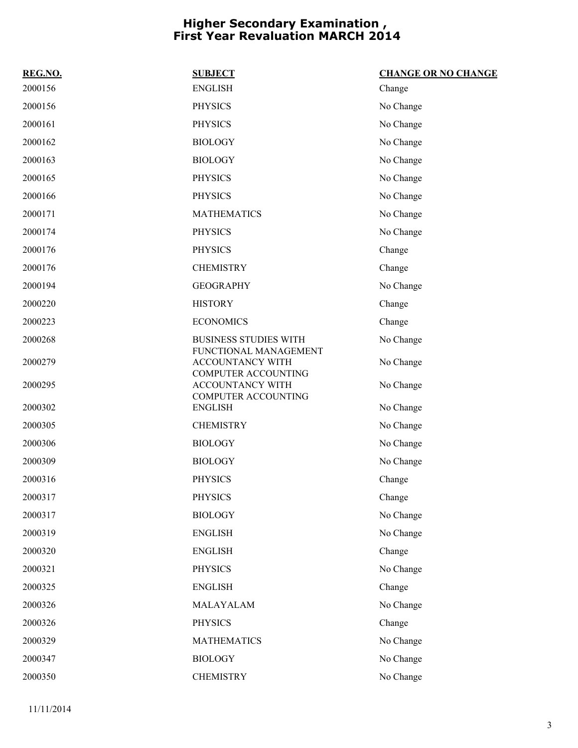# Higher Secondary Examination , First Year Revaluation MARCH 2014

| REG.NO. | SUBJECT | CHANGE OR NO CHANGE |
| --- | --- | --- |
| 2000156 | ENGLISH | Change |
| 2000156 | PHYSICS | No Change |
| 2000161 | PHYSICS | No Change |
| 2000162 | BIOLOGY | No Change |
| 2000163 | BIOLOGY | No Change |
| 2000165 | PHYSICS | No Change |
| 2000166 | PHYSICS | No Change |
| 2000171 | MATHEMATICS | No Change |
| 2000174 | PHYSICS | No Change |
| 2000176 | PHYSICS | Change |
| 2000176 | CHEMISTRY | Change |
| 2000194 | GEOGRAPHY | No Change |
| 2000220 | HISTORY | Change |
| 2000223 | ECONOMICS | Change |
| 2000268 | BUSINESS STUDIES WITH FUNCTIONAL MANAGEMENT | No Change |
| 2000279 | ACCOUNTANCY WITH COMPUTER ACCOUNTING | No Change |
| 2000295 | ACCOUNTANCY WITH COMPUTER ACCOUNTING | No Change |
| 2000302 | ENGLISH | No Change |
| 2000305 | CHEMISTRY | No Change |
| 2000306 | BIOLOGY | No Change |
| 2000309 | BIOLOGY | No Change |
| 2000316 | PHYSICS | Change |
| 2000317 | PHYSICS | Change |
| 2000317 | BIOLOGY | No Change |
| 2000319 | ENGLISH | No Change |
| 2000320 | ENGLISH | Change |
| 2000321 | PHYSICS | No Change |
| 2000325 | ENGLISH | Change |
| 2000326 | MALAYALAM | No Change |
| 2000326 | PHYSICS | Change |
| 2000329 | MATHEMATICS | No Change |
| 2000347 | BIOLOGY | No Change |
| 2000350 | CHEMISTRY | No Change |

11/11/2014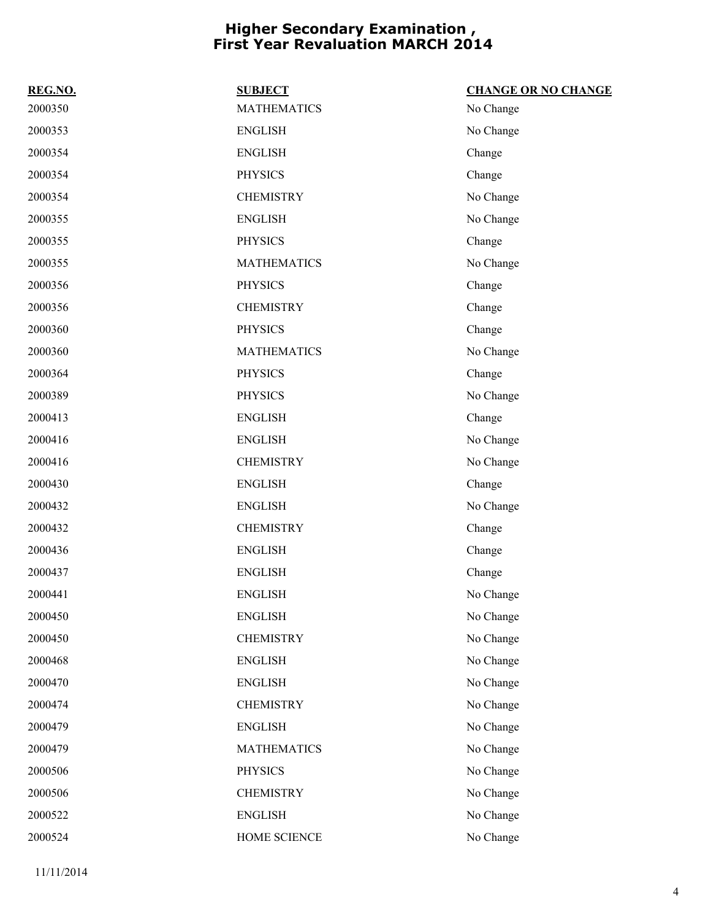# Higher Secondary Examination , First Year Revaluation MARCH 2014

| REG.NO. | SUBJECT | CHANGE OR NO CHANGE |
|---|---|---|
| 2000350 | MATHEMATICS | No Change |
| 2000353 | ENGLISH | No Change |
| 2000354 | ENGLISH | Change |
| 2000354 | PHYSICS | Change |
| 2000354 | CHEMISTRY | No Change |
| 2000355 | ENGLISH | No Change |
| 2000355 | PHYSICS | Change |
| 2000355 | MATHEMATICS | No Change |
| 2000356 | PHYSICS | Change |
| 2000356 | CHEMISTRY | Change |
| 2000360 | PHYSICS | Change |
| 2000360 | MATHEMATICS | No Change |
| 2000364 | PHYSICS | Change |
| 2000389 | PHYSICS | No Change |
| 2000413 | ENGLISH | Change |
| 2000416 | ENGLISH | No Change |
| 2000416 | CHEMISTRY | No Change |
| 2000430 | ENGLISH | Change |
| 2000432 | ENGLISH | No Change |
| 2000432 | CHEMISTRY | Change |
| 2000436 | ENGLISH | Change |
| 2000437 | ENGLISH | Change |
| 2000441 | ENGLISH | No Change |
| 2000450 | ENGLISH | No Change |
| 2000450 | CHEMISTRY | No Change |
| 2000468 | ENGLISH | No Change |
| 2000470 | ENGLISH | No Change |
| 2000474 | CHEMISTRY | No Change |
| 2000479 | ENGLISH | No Change |
| 2000479 | MATHEMATICS | No Change |
| 2000506 | PHYSICS | No Change |
| 2000506 | CHEMISTRY | No Change |
| 2000522 | ENGLISH | No Change |
| 2000524 | HOME SCIENCE | No Change |

11/11/2014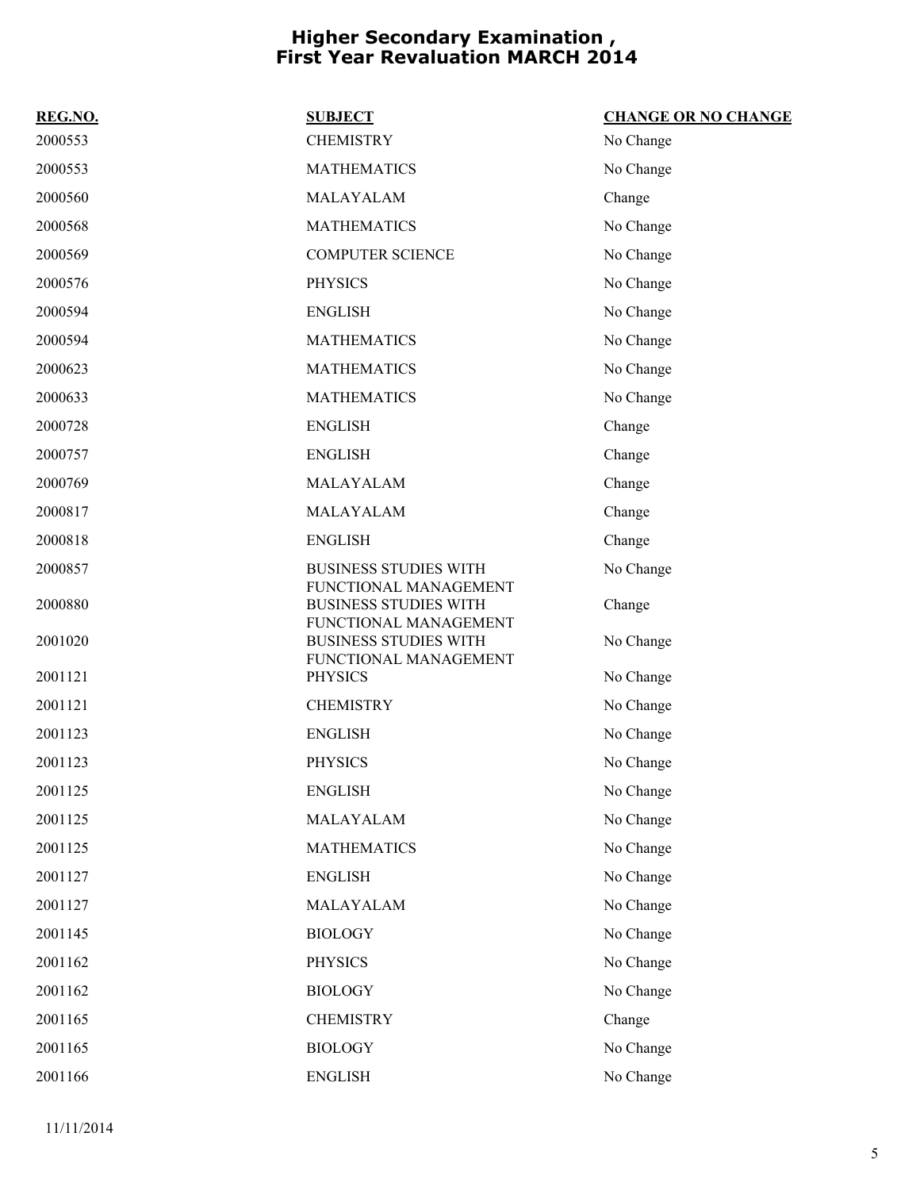# Higher Secondary Examination , First Year Revaluation MARCH 2014

| REG.NO. | SUBJECT | CHANGE OR NO CHANGE |
|---|---|---|
| 2000553 | CHEMISTRY | No Change |
| 2000553 | MATHEMATICS | No Change |
| 2000560 | MALAYALAM | Change |
| 2000568 | MATHEMATICS | No Change |
| 2000569 | COMPUTER SCIENCE | No Change |
| 2000576 | PHYSICS | No Change |
| 2000594 | ENGLISH | No Change |
| 2000594 | MATHEMATICS | No Change |
| 2000623 | MATHEMATICS | No Change |
| 2000633 | MATHEMATICS | No Change |
| 2000728 | ENGLISH | Change |
| 2000757 | ENGLISH | Change |
| 2000769 | MALAYALAM | Change |
| 2000817 | MALAYALAM | Change |
| 2000818 | ENGLISH | Change |
| 2000857 | BUSINESS STUDIES WITH FUNCTIONAL MANAGEMENT | No Change |
| 2000880 | BUSINESS STUDIES WITH FUNCTIONAL MANAGEMENT | Change |
| 2001020 | BUSINESS STUDIES WITH FUNCTIONAL MANAGEMENT | No Change |
| 2001121 | PHYSICS | No Change |
| 2001121 | CHEMISTRY | No Change |
| 2001123 | ENGLISH | No Change |
| 2001123 | PHYSICS | No Change |
| 2001125 | ENGLISH | No Change |
| 2001125 | MALAYALAM | No Change |
| 2001125 | MATHEMATICS | No Change |
| 2001127 | ENGLISH | No Change |
| 2001127 | MALAYALAM | No Change |
| 2001145 | BIOLOGY | No Change |
| 2001162 | PHYSICS | No Change |
| 2001162 | BIOLOGY | No Change |
| 2001165 | CHEMISTRY | Change |
| 2001165 | BIOLOGY | No Change |
| 2001166 | ENGLISH | No Change |

11/11/2014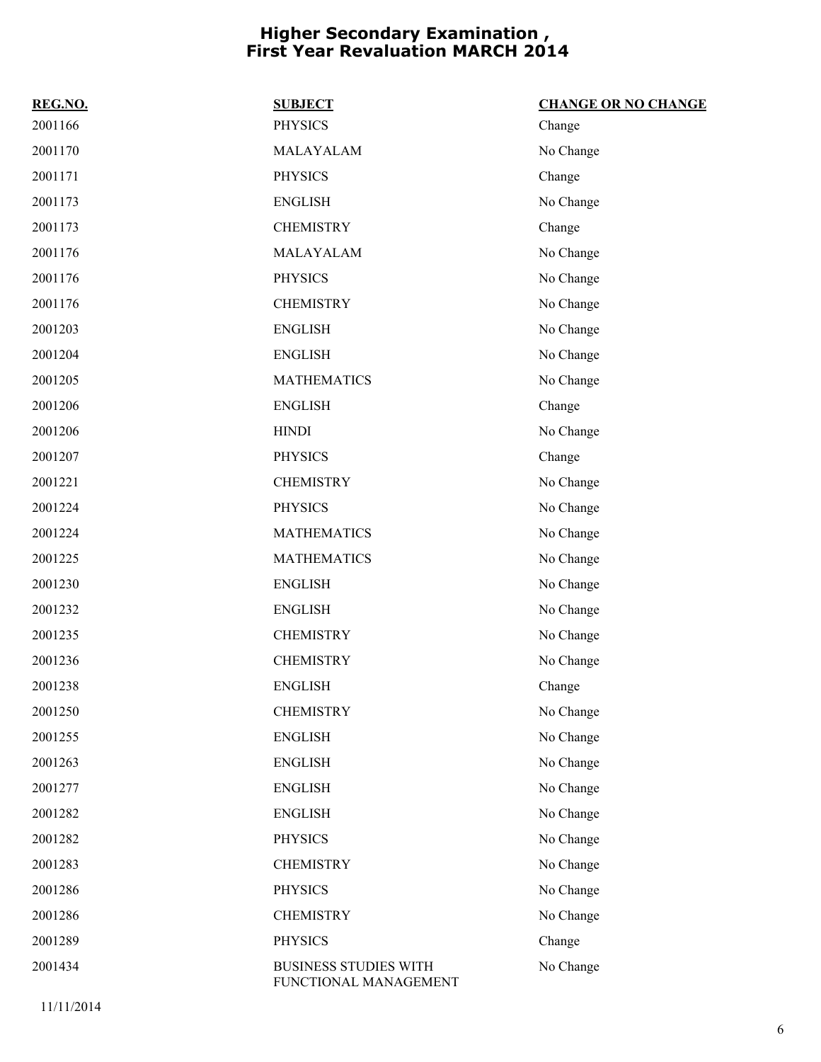# Higher Secondary Examination , First Year Revaluation MARCH 2014

| REG.NO. | SUBJECT | CHANGE OR NO CHANGE |
|---|---|---|
| 2001166 | PHYSICS | Change |
| 2001170 | MALAYALAM | No Change |
| 2001171 | PHYSICS | Change |
| 2001173 | ENGLISH | No Change |
| 2001173 | CHEMISTRY | Change |
| 2001176 | MALAYALAM | No Change |
| 2001176 | PHYSICS | No Change |
| 2001176 | CHEMISTRY | No Change |
| 2001203 | ENGLISH | No Change |
| 2001204 | ENGLISH | No Change |
| 2001205 | MATHEMATICS | No Change |
| 2001206 | ENGLISH | Change |
| 2001206 | HINDI | No Change |
| 2001207 | PHYSICS | Change |
| 2001221 | CHEMISTRY | No Change |
| 2001224 | PHYSICS | No Change |
| 2001224 | MATHEMATICS | No Change |
| 2001225 | MATHEMATICS | No Change |
| 2001230 | ENGLISH | No Change |
| 2001232 | ENGLISH | No Change |
| 2001235 | CHEMISTRY | No Change |
| 2001236 | CHEMISTRY | No Change |
| 2001238 | ENGLISH | Change |
| 2001250 | CHEMISTRY | No Change |
| 2001255 | ENGLISH | No Change |
| 2001263 | ENGLISH | No Change |
| 2001277 | ENGLISH | No Change |
| 2001282 | ENGLISH | No Change |
| 2001282 | PHYSICS | No Change |
| 2001283 | CHEMISTRY | No Change |
| 2001286 | PHYSICS | No Change |
| 2001286 | CHEMISTRY | No Change |
| 2001289 | PHYSICS | Change |
| 2001434 | BUSINESS STUDIES WITH FUNCTIONAL MANAGEMENT | No Change |

11/11/2014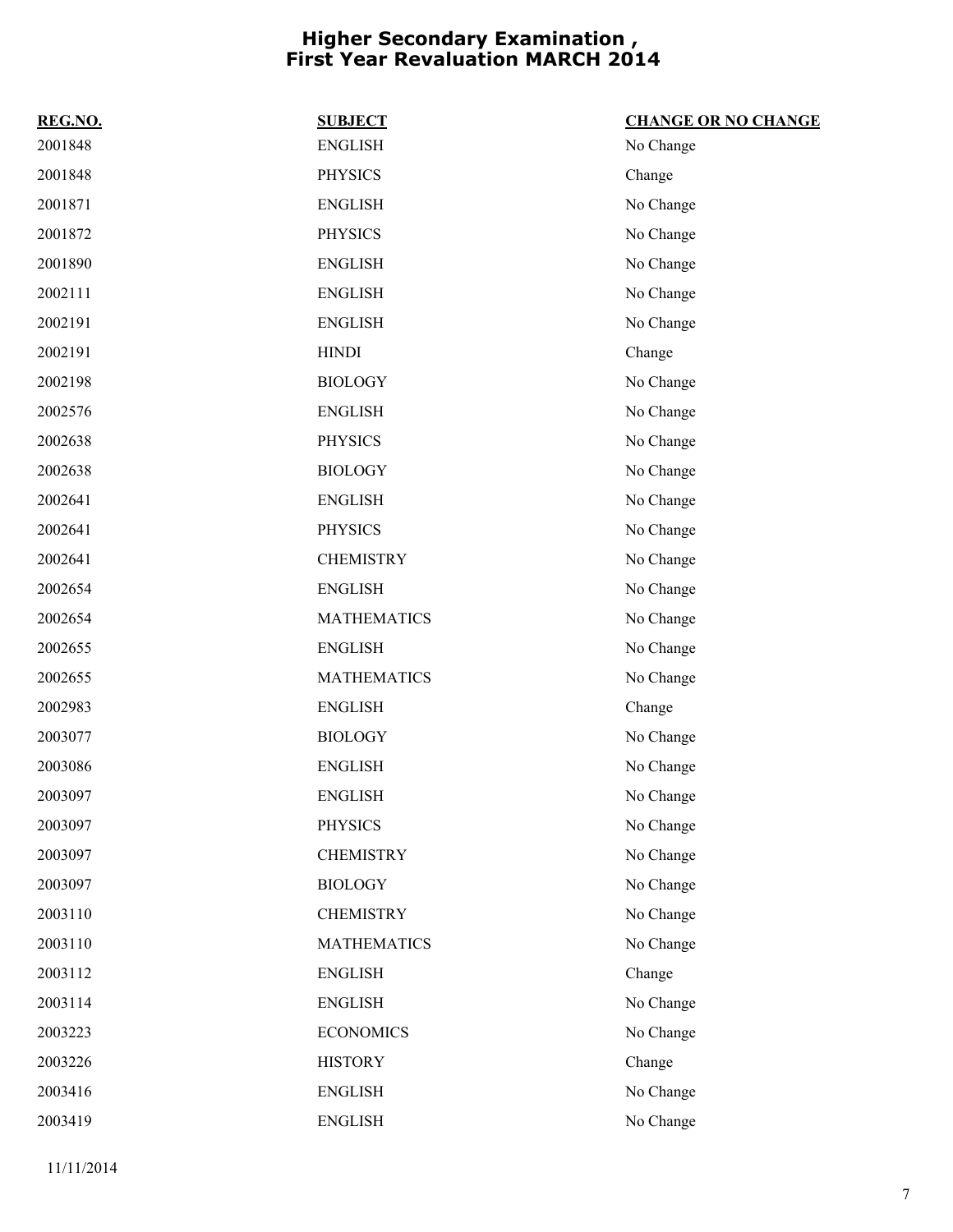# Higher Secondary Examination , First Year Revaluation MARCH 2014

| REG.NO. | SUBJECT | CHANGE OR NO CHANGE |
|---|---|---|
| 2001848 | ENGLISH | No Change |
| 2001848 | PHYSICS | Change |
| 2001871 | ENGLISH | No Change |
| 2001872 | PHYSICS | No Change |
| 2001890 | ENGLISH | No Change |
| 2002111 | ENGLISH | No Change |
| 2002191 | ENGLISH | No Change |
| 2002191 | HINDI | Change |
| 2002198 | BIOLOGY | No Change |
| 2002576 | ENGLISH | No Change |
| 2002638 | PHYSICS | No Change |
| 2002638 | BIOLOGY | No Change |
| 2002641 | ENGLISH | No Change |
| 2002641 | PHYSICS | No Change |
| 2002641 | CHEMISTRY | No Change |
| 2002654 | ENGLISH | No Change |
| 2002654 | MATHEMATICS | No Change |
| 2002655 | ENGLISH | No Change |
| 2002655 | MATHEMATICS | No Change |
| 2002983 | ENGLISH | Change |
| 2003077 | BIOLOGY | No Change |
| 2003086 | ENGLISH | No Change |
| 2003097 | ENGLISH | No Change |
| 2003097 | PHYSICS | No Change |
| 2003097 | CHEMISTRY | No Change |
| 2003097 | BIOLOGY | No Change |
| 2003110 | CHEMISTRY | No Change |
| 2003110 | MATHEMATICS | No Change |
| 2003112 | ENGLISH | Change |
| 2003114 | ENGLISH | No Change |
| 2003223 | ECONOMICS | No Change |
| 2003226 | HISTORY | Change |
| 2003416 | ENGLISH | No Change |
| 2003419 | ENGLISH | No Change |

11/11/2014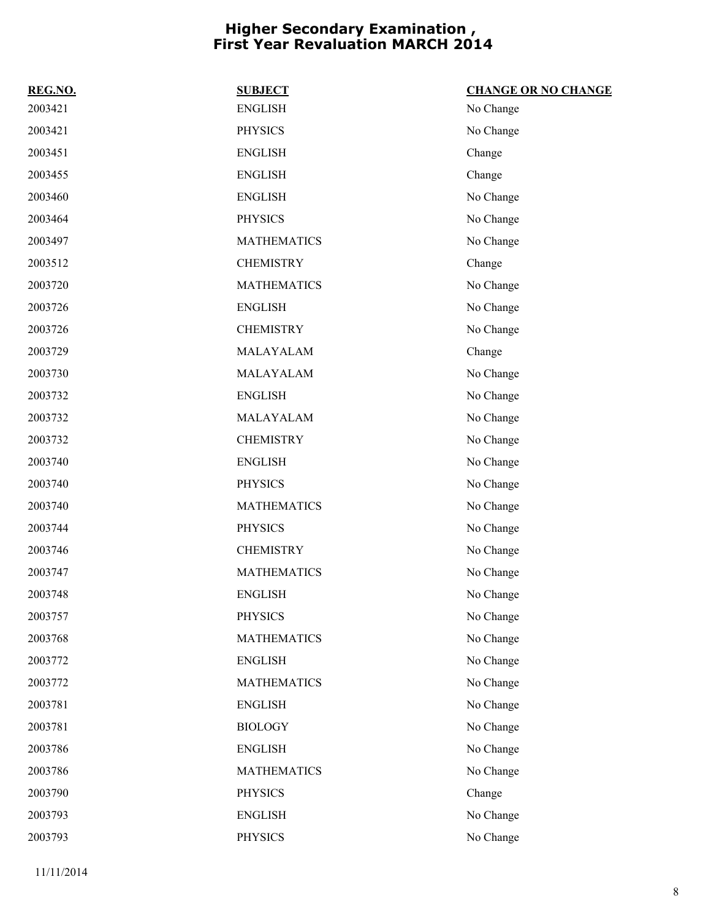# Higher Secondary Examination , First Year Revaluation MARCH 2014

| REG.NO. | SUBJECT | CHANGE OR NO CHANGE |
|---|---|---|
| 2003421 | ENGLISH | No Change |
| 2003421 | PHYSICS | No Change |
| 2003451 | ENGLISH | Change |
| 2003455 | ENGLISH | Change |
| 2003460 | ENGLISH | No Change |
| 2003464 | PHYSICS | No Change |
| 2003497 | MATHEMATICS | No Change |
| 2003512 | CHEMISTRY | Change |
| 2003720 | MATHEMATICS | No Change |
| 2003726 | ENGLISH | No Change |
| 2003726 | CHEMISTRY | No Change |
| 2003729 | MALAYALAM | Change |
| 2003730 | MALAYALAM | No Change |
| 2003732 | ENGLISH | No Change |
| 2003732 | MALAYALAM | No Change |
| 2003732 | CHEMISTRY | No Change |
| 2003740 | ENGLISH | No Change |
| 2003740 | PHYSICS | No Change |
| 2003740 | MATHEMATICS | No Change |
| 2003744 | PHYSICS | No Change |
| 2003746 | CHEMISTRY | No Change |
| 2003747 | MATHEMATICS | No Change |
| 2003748 | ENGLISH | No Change |
| 2003757 | PHYSICS | No Change |
| 2003768 | MATHEMATICS | No Change |
| 2003772 | ENGLISH | No Change |
| 2003772 | MATHEMATICS | No Change |
| 2003781 | ENGLISH | No Change |
| 2003781 | BIOLOGY | No Change |
| 2003786 | ENGLISH | No Change |
| 2003786 | MATHEMATICS | No Change |
| 2003790 | PHYSICS | Change |
| 2003793 | ENGLISH | No Change |
| 2003793 | PHYSICS | No Change |

11/11/2014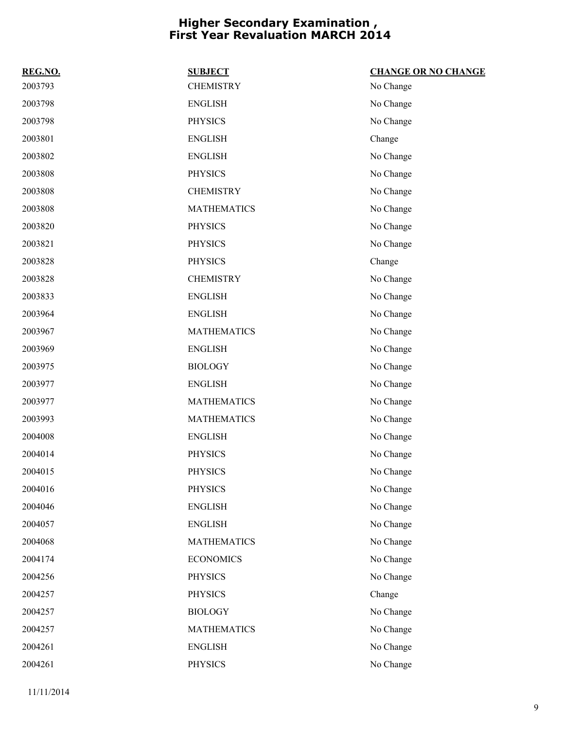# Higher Secondary Examination , First Year Revaluation MARCH 2014

| REG.NO. | SUBJECT | CHANGE OR NO CHANGE |
|---|---|---|
| 2003793 | CHEMISTRY | No Change |
| 2003798 | ENGLISH | No Change |
| 2003798 | PHYSICS | No Change |
| 2003801 | ENGLISH | Change |
| 2003802 | ENGLISH | No Change |
| 2003808 | PHYSICS | No Change |
| 2003808 | CHEMISTRY | No Change |
| 2003808 | MATHEMATICS | No Change |
| 2003820 | PHYSICS | No Change |
| 2003821 | PHYSICS | No Change |
| 2003828 | PHYSICS | Change |
| 2003828 | CHEMISTRY | No Change |
| 2003833 | ENGLISH | No Change |
| 2003964 | ENGLISH | No Change |
| 2003967 | MATHEMATICS | No Change |
| 2003969 | ENGLISH | No Change |
| 2003975 | BIOLOGY | No Change |
| 2003977 | ENGLISH | No Change |
| 2003977 | MATHEMATICS | No Change |
| 2003993 | MATHEMATICS | No Change |
| 2004008 | ENGLISH | No Change |
| 2004014 | PHYSICS | No Change |
| 2004015 | PHYSICS | No Change |
| 2004016 | PHYSICS | No Change |
| 2004046 | ENGLISH | No Change |
| 2004057 | ENGLISH | No Change |
| 2004068 | MATHEMATICS | No Change |
| 2004174 | ECONOMICS | No Change |
| 2004256 | PHYSICS | No Change |
| 2004257 | PHYSICS | Change |
| 2004257 | BIOLOGY | No Change |
| 2004257 | MATHEMATICS | No Change |
| 2004261 | ENGLISH | No Change |
| 2004261 | PHYSICS | No Change |

11/11/2014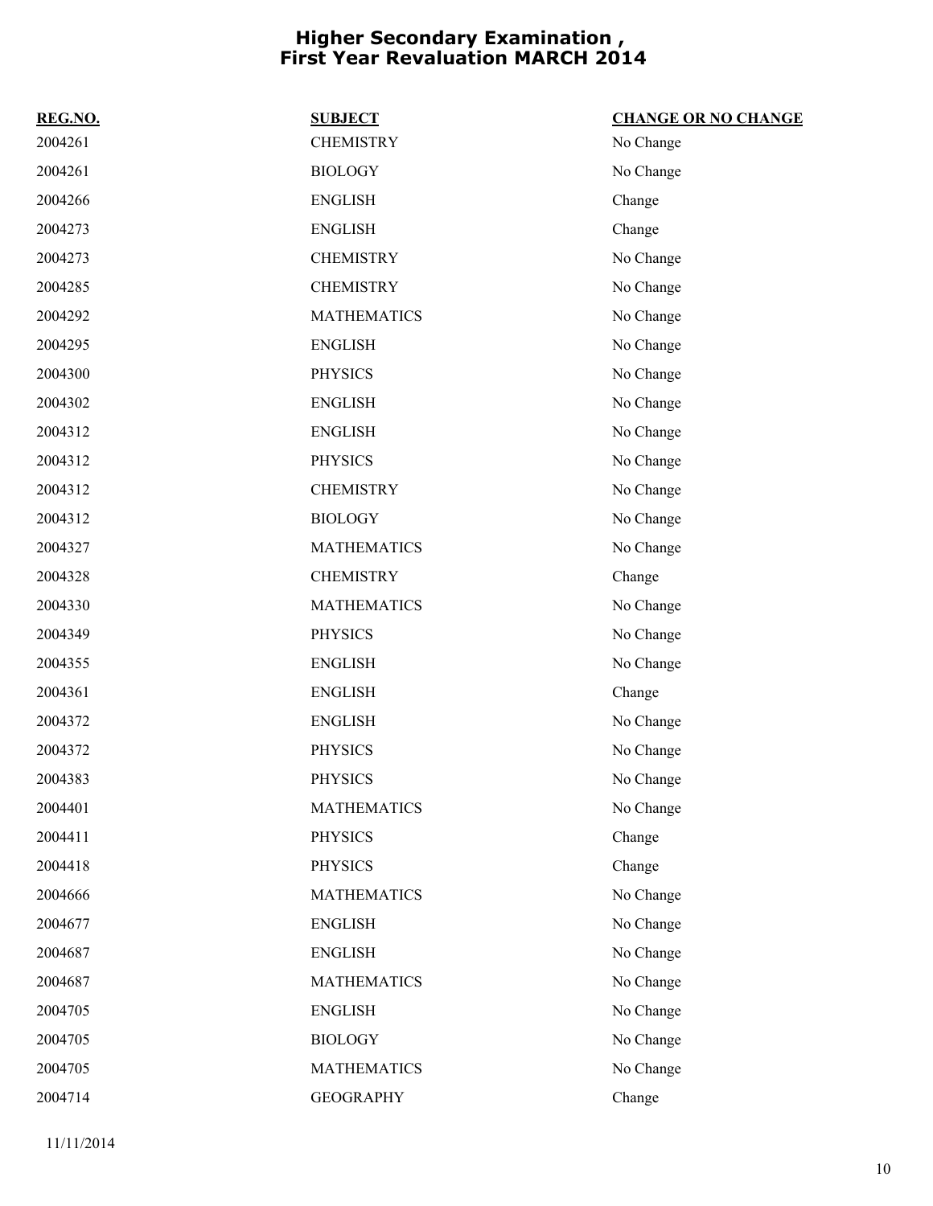# Higher Secondary Examination , First Year Revaluation MARCH 2014

| REG.NO. | SUBJECT | CHANGE OR NO CHANGE |
|---|---|---|
| 2004261 | CHEMISTRY | No Change |
| 2004261 | BIOLOGY | No Change |
| 2004266 | ENGLISH | Change |
| 2004273 | ENGLISH | Change |
| 2004273 | CHEMISTRY | No Change |
| 2004285 | CHEMISTRY | No Change |
| 2004292 | MATHEMATICS | No Change |
| 2004295 | ENGLISH | No Change |
| 2004300 | PHYSICS | No Change |
| 2004302 | ENGLISH | No Change |
| 2004312 | ENGLISH | No Change |
| 2004312 | PHYSICS | No Change |
| 2004312 | CHEMISTRY | No Change |
| 2004312 | BIOLOGY | No Change |
| 2004327 | MATHEMATICS | No Change |
| 2004328 | CHEMISTRY | Change |
| 2004330 | MATHEMATICS | No Change |
| 2004349 | PHYSICS | No Change |
| 2004355 | ENGLISH | No Change |
| 2004361 | ENGLISH | Change |
| 2004372 | ENGLISH | No Change |
| 2004372 | PHYSICS | No Change |
| 2004383 | PHYSICS | No Change |
| 2004401 | MATHEMATICS | No Change |
| 2004411 | PHYSICS | Change |
| 2004418 | PHYSICS | Change |
| 2004666 | MATHEMATICS | No Change |
| 2004677 | ENGLISH | No Change |
| 2004687 | ENGLISH | No Change |
| 2004687 | MATHEMATICS | No Change |
| 2004705 | ENGLISH | No Change |
| 2004705 | BIOLOGY | No Change |
| 2004705 | MATHEMATICS | No Change |
| 2004714 | GEOGRAPHY | Change |

11/11/2014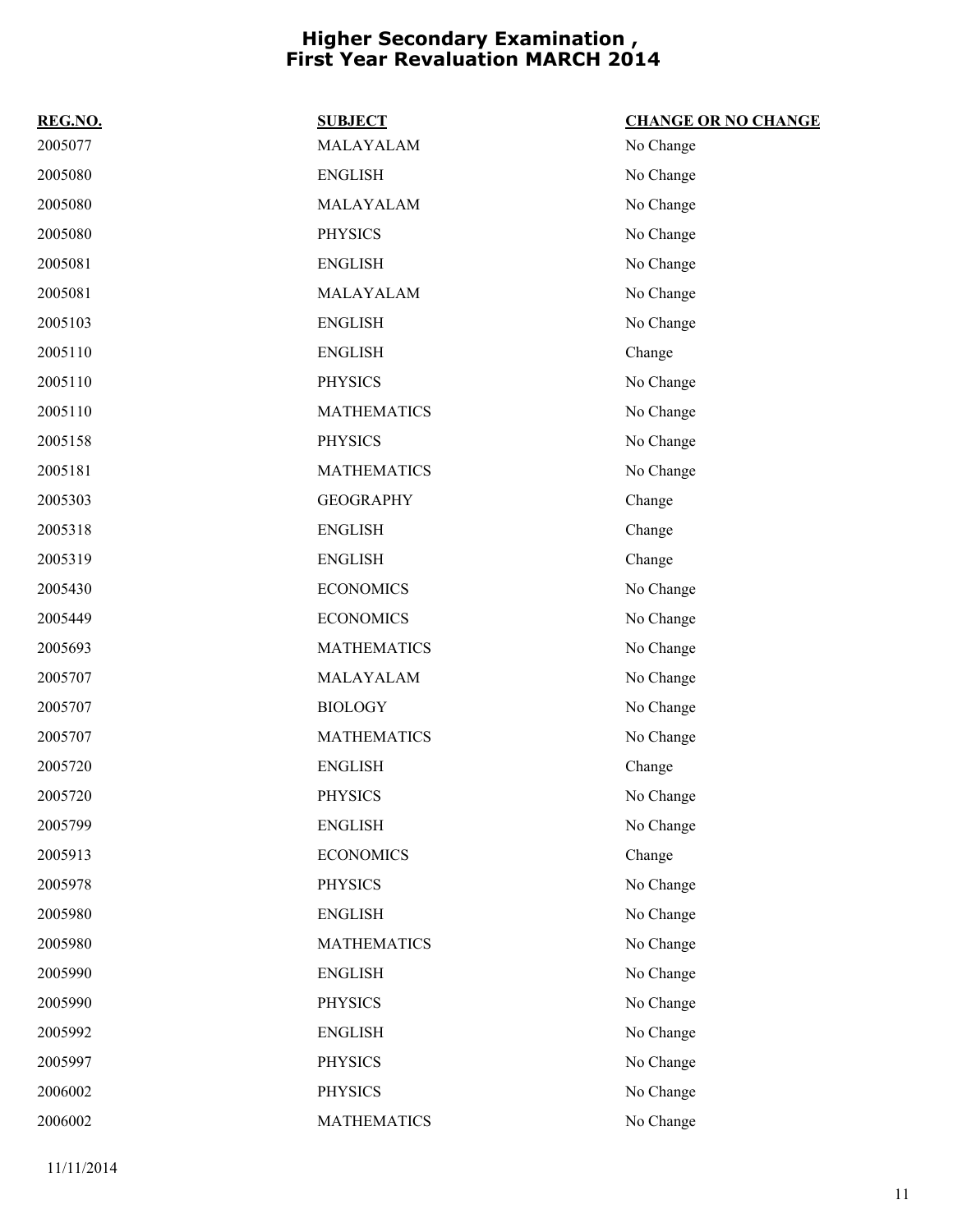# Higher Secondary Examination , First Year Revaluation MARCH 2014

| REG.NO. | SUBJECT | CHANGE OR NO CHANGE |
|---|---|---|
| 2005077 | MALAYALAM | No Change |
| 2005080 | ENGLISH | No Change |
| 2005080 | MALAYALAM | No Change |
| 2005080 | PHYSICS | No Change |
| 2005081 | ENGLISH | No Change |
| 2005081 | MALAYALAM | No Change |
| 2005103 | ENGLISH | No Change |
| 2005110 | ENGLISH | Change |
| 2005110 | PHYSICS | No Change |
| 2005110 | MATHEMATICS | No Change |
| 2005158 | PHYSICS | No Change |
| 2005181 | MATHEMATICS | No Change |
| 2005303 | GEOGRAPHY | Change |
| 2005318 | ENGLISH | Change |
| 2005319 | ENGLISH | Change |
| 2005430 | ECONOMICS | No Change |
| 2005449 | ECONOMICS | No Change |
| 2005693 | MATHEMATICS | No Change |
| 2005707 | MALAYALAM | No Change |
| 2005707 | BIOLOGY | No Change |
| 2005707 | MATHEMATICS | No Change |
| 2005720 | ENGLISH | Change |
| 2005720 | PHYSICS | No Change |
| 2005799 | ENGLISH | No Change |
| 2005913 | ECONOMICS | Change |
| 2005978 | PHYSICS | No Change |
| 2005980 | ENGLISH | No Change |
| 2005980 | MATHEMATICS | No Change |
| 2005990 | ENGLISH | No Change |
| 2005990 | PHYSICS | No Change |
| 2005992 | ENGLISH | No Change |
| 2005997 | PHYSICS | No Change |
| 2006002 | PHYSICS | No Change |
| 2006002 | MATHEMATICS | No Change |

11/11/2014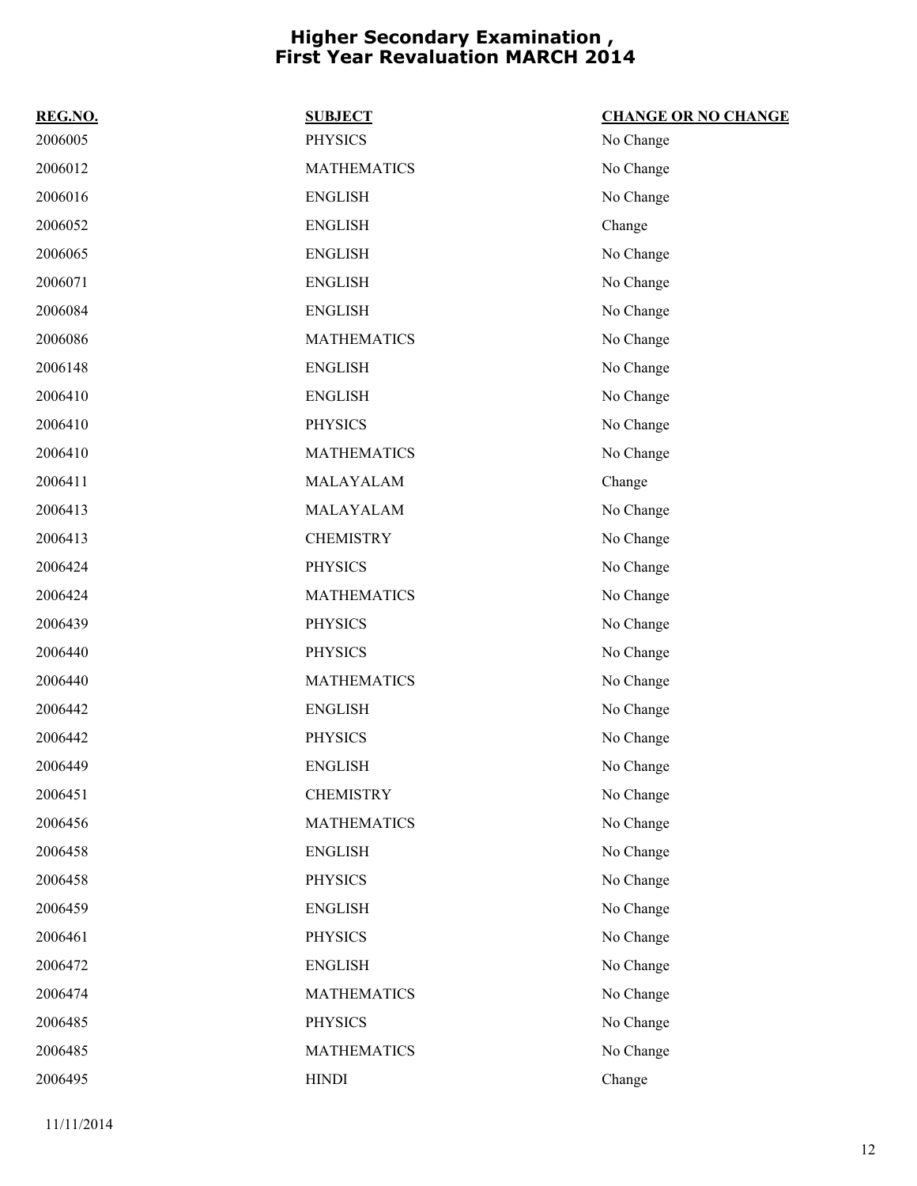# Higher Secondary Examination , First Year Revaluation MARCH 2014

| REG.NO. | SUBJECT | CHANGE OR NO CHANGE |
|---|---|---|
| 2006005 | PHYSICS | No Change |
| 2006012 | MATHEMATICS | No Change |
| 2006016 | ENGLISH | No Change |
| 2006052 | ENGLISH | Change |
| 2006065 | ENGLISH | No Change |
| 2006071 | ENGLISH | No Change |
| 2006084 | ENGLISH | No Change |
| 2006086 | MATHEMATICS | No Change |
| 2006148 | ENGLISH | No Change |
| 2006410 | ENGLISH | No Change |
| 2006410 | PHYSICS | No Change |
| 2006410 | MATHEMATICS | No Change |
| 2006411 | MALAYALAM | Change |
| 2006413 | MALAYALAM | No Change |
| 2006413 | CHEMISTRY | No Change |
| 2006424 | PHYSICS | No Change |
| 2006424 | MATHEMATICS | No Change |
| 2006439 | PHYSICS | No Change |
| 2006440 | PHYSICS | No Change |
| 2006440 | MATHEMATICS | No Change |
| 2006442 | ENGLISH | No Change |
| 2006442 | PHYSICS | No Change |
| 2006449 | ENGLISH | No Change |
| 2006451 | CHEMISTRY | No Change |
| 2006456 | MATHEMATICS | No Change |
| 2006458 | ENGLISH | No Change |
| 2006458 | PHYSICS | No Change |
| 2006459 | ENGLISH | No Change |
| 2006461 | PHYSICS | No Change |
| 2006472 | ENGLISH | No Change |
| 2006474 | MATHEMATICS | No Change |
| 2006485 | PHYSICS | No Change |
| 2006485 | MATHEMATICS | No Change |
| 2006495 | HINDI | Change |

11/11/2014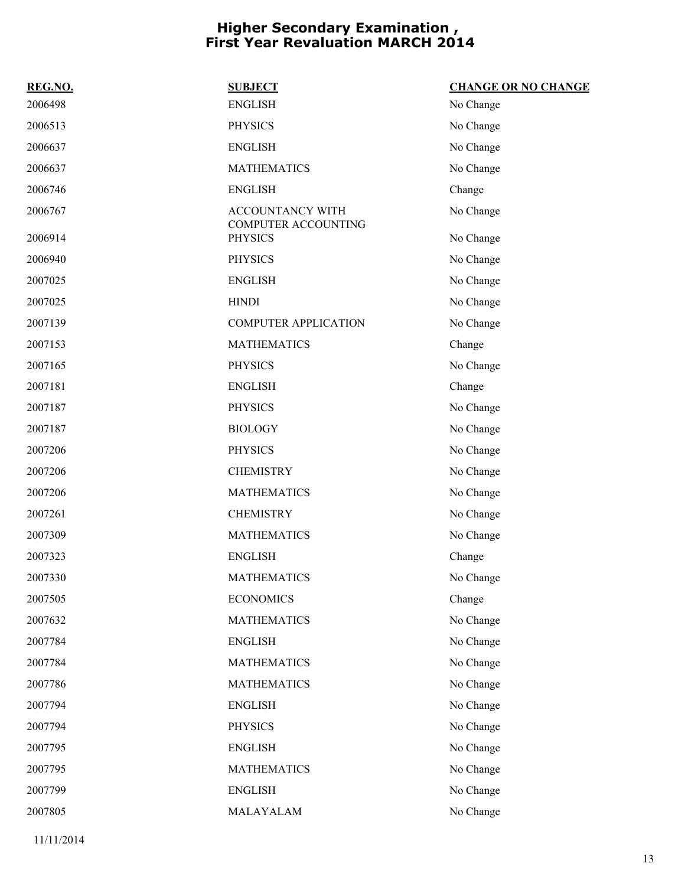# Higher Secondary Examination , First Year Revaluation MARCH 2014

| REG.NO. | SUBJECT | CHANGE OR NO CHANGE |
|---|---|---|
| 2006498 | ENGLISH | No Change |
| 2006513 | PHYSICS | No Change |
| 2006637 | ENGLISH | No Change |
| 2006637 | MATHEMATICS | No Change |
| 2006746 | ENGLISH | Change |
| 2006767 | ACCOUNTANCY WITH COMPUTER ACCOUNTING | No Change |
| 2006914 | PHYSICS | No Change |
| 2006940 | PHYSICS | No Change |
| 2007025 | ENGLISH | No Change |
| 2007025 | HINDI | No Change |
| 2007139 | COMPUTER APPLICATION | No Change |
| 2007153 | MATHEMATICS | Change |
| 2007165 | PHYSICS | No Change |
| 2007181 | ENGLISH | Change |
| 2007187 | PHYSICS | No Change |
| 2007187 | BIOLOGY | No Change |
| 2007206 | PHYSICS | No Change |
| 2007206 | CHEMISTRY | No Change |
| 2007206 | MATHEMATICS | No Change |
| 2007261 | CHEMISTRY | No Change |
| 2007309 | MATHEMATICS | No Change |
| 2007323 | ENGLISH | Change |
| 2007330 | MATHEMATICS | No Change |
| 2007505 | ECONOMICS | Change |
| 2007632 | MATHEMATICS | No Change |
| 2007784 | ENGLISH | No Change |
| 2007784 | MATHEMATICS | No Change |
| 2007786 | MATHEMATICS | No Change |
| 2007794 | ENGLISH | No Change |
| 2007794 | PHYSICS | No Change |
| 2007795 | ENGLISH | No Change |
| 2007795 | MATHEMATICS | No Change |
| 2007799 | ENGLISH | No Change |
| 2007805 | MALAYALAM | No Change |

11/11/2014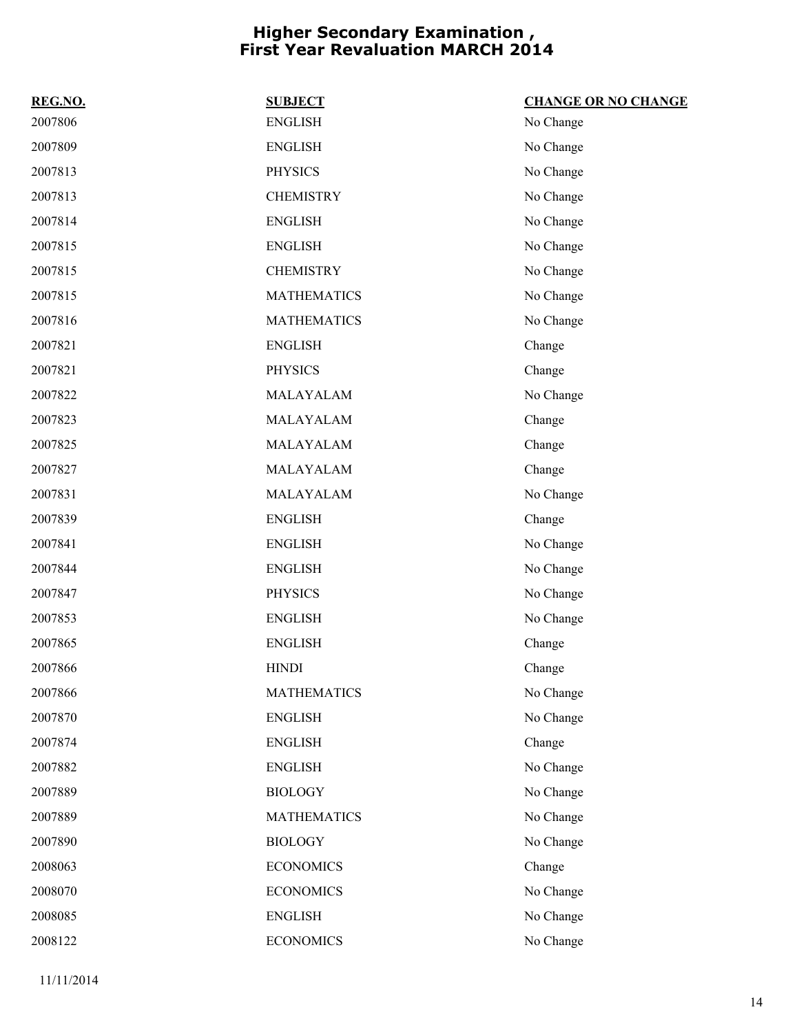# Higher Secondary Examination , First Year Revaluation MARCH 2014

| REG.NO. | SUBJECT | CHANGE OR NO CHANGE |
|---|---|---|
| 2007806 | ENGLISH | No Change |
| 2007809 | ENGLISH | No Change |
| 2007813 | PHYSICS | No Change |
| 2007813 | CHEMISTRY | No Change |
| 2007814 | ENGLISH | No Change |
| 2007815 | ENGLISH | No Change |
| 2007815 | CHEMISTRY | No Change |
| 2007815 | MATHEMATICS | No Change |
| 2007816 | MATHEMATICS | No Change |
| 2007821 | ENGLISH | Change |
| 2007821 | PHYSICS | Change |
| 2007822 | MALAYALAM | No Change |
| 2007823 | MALAYALAM | Change |
| 2007825 | MALAYALAM | Change |
| 2007827 | MALAYALAM | Change |
| 2007831 | MALAYALAM | No Change |
| 2007839 | ENGLISH | Change |
| 2007841 | ENGLISH | No Change |
| 2007844 | ENGLISH | No Change |
| 2007847 | PHYSICS | No Change |
| 2007853 | ENGLISH | No Change |
| 2007865 | ENGLISH | Change |
| 2007866 | HINDI | Change |
| 2007866 | MATHEMATICS | No Change |
| 2007870 | ENGLISH | No Change |
| 2007874 | ENGLISH | Change |
| 2007882 | ENGLISH | No Change |
| 2007889 | BIOLOGY | No Change |
| 2007889 | MATHEMATICS | No Change |
| 2007890 | BIOLOGY | No Change |
| 2008063 | ECONOMICS | Change |
| 2008070 | ECONOMICS | No Change |
| 2008085 | ENGLISH | No Change |
| 2008122 | ECONOMICS | No Change |

11/11/2014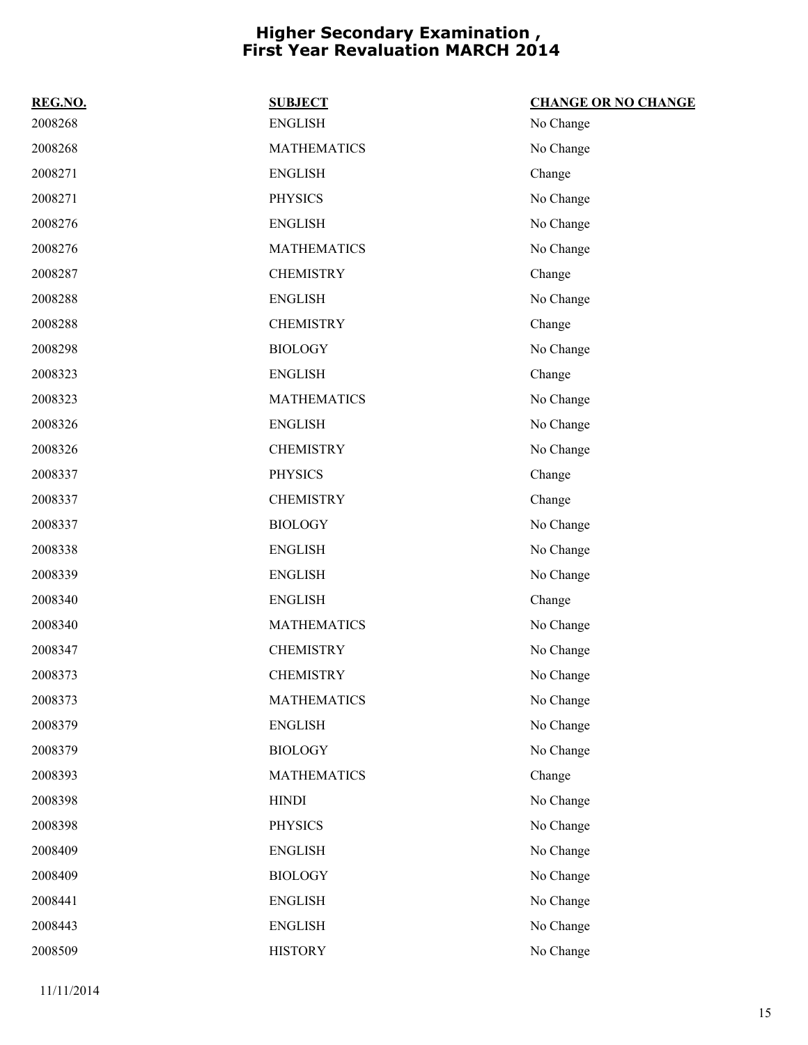# Higher Secondary Examination , First Year Revaluation MARCH 2014

| REG.NO. | SUBJECT | CHANGE OR NO CHANGE |
|---|---|---|
| 2008268 | ENGLISH | No Change |
| 2008268 | MATHEMATICS | No Change |
| 2008271 | ENGLISH | Change |
| 2008271 | PHYSICS | No Change |
| 2008276 | ENGLISH | No Change |
| 2008276 | MATHEMATICS | No Change |
| 2008287 | CHEMISTRY | Change |
| 2008288 | ENGLISH | No Change |
| 2008288 | CHEMISTRY | Change |
| 2008298 | BIOLOGY | No Change |
| 2008323 | ENGLISH | Change |
| 2008323 | MATHEMATICS | No Change |
| 2008326 | ENGLISH | No Change |
| 2008326 | CHEMISTRY | No Change |
| 2008337 | PHYSICS | Change |
| 2008337 | CHEMISTRY | Change |
| 2008337 | BIOLOGY | No Change |
| 2008338 | ENGLISH | No Change |
| 2008339 | ENGLISH | No Change |
| 2008340 | ENGLISH | Change |
| 2008340 | MATHEMATICS | No Change |
| 2008347 | CHEMISTRY | No Change |
| 2008373 | CHEMISTRY | No Change |
| 2008373 | MATHEMATICS | No Change |
| 2008379 | ENGLISH | No Change |
| 2008379 | BIOLOGY | No Change |
| 2008393 | MATHEMATICS | Change |
| 2008398 | HINDI | No Change |
| 2008398 | PHYSICS | No Change |
| 2008409 | ENGLISH | No Change |
| 2008409 | BIOLOGY | No Change |
| 2008441 | ENGLISH | No Change |
| 2008443 | ENGLISH | No Change |
| 2008509 | HISTORY | No Change |

11/11/2014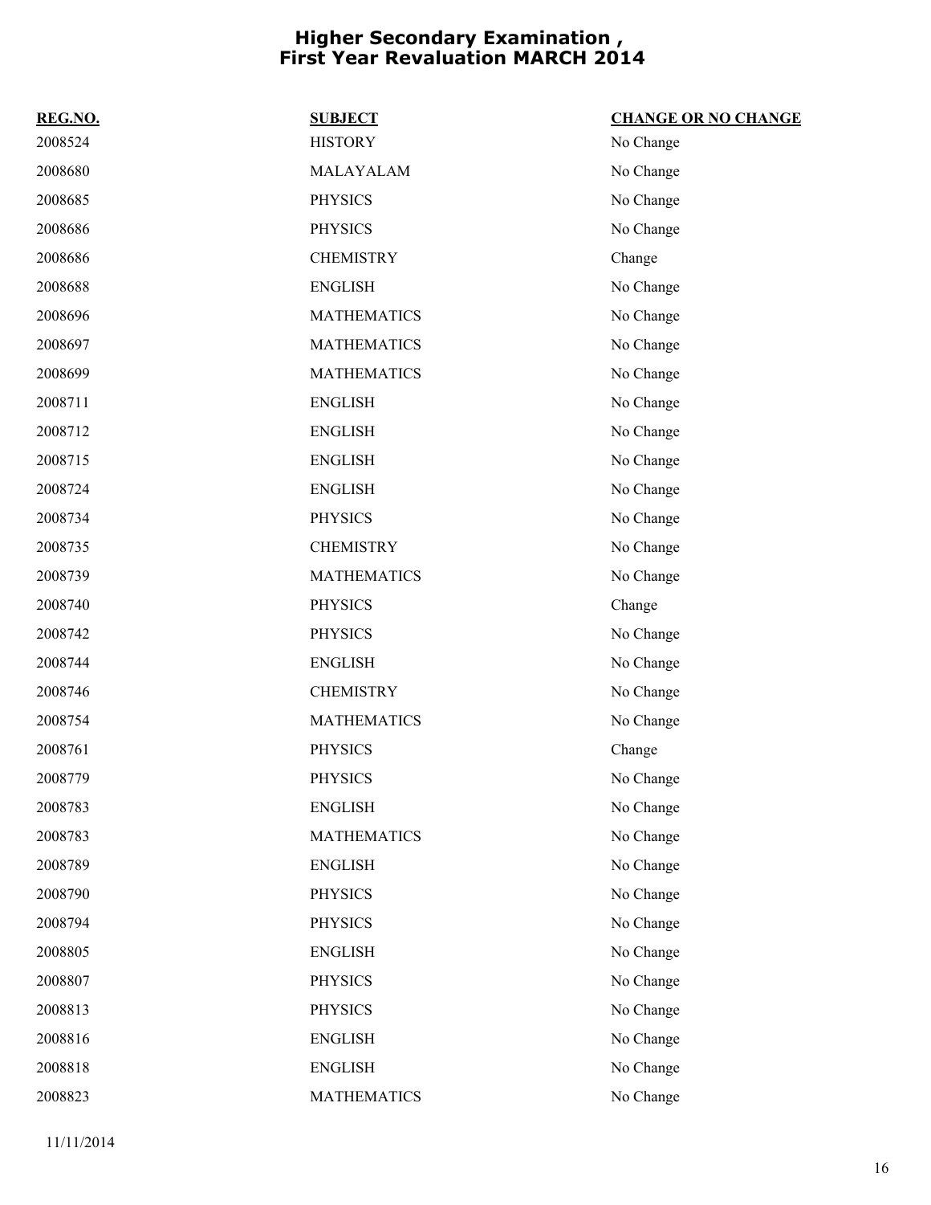# Higher Secondary Examination , First Year Revaluation MARCH 2014

| REG.NO. | SUBJECT | CHANGE OR NO CHANGE |
|---|---|---|
| 2008524 | HISTORY | No Change |
| 2008680 | MALAYALAM | No Change |
| 2008685 | PHYSICS | No Change |
| 2008686 | PHYSICS | No Change |
| 2008686 | CHEMISTRY | Change |
| 2008688 | ENGLISH | No Change |
| 2008696 | MATHEMATICS | No Change |
| 2008697 | MATHEMATICS | No Change |
| 2008699 | MATHEMATICS | No Change |
| 2008711 | ENGLISH | No Change |
| 2008712 | ENGLISH | No Change |
| 2008715 | ENGLISH | No Change |
| 2008724 | ENGLISH | No Change |
| 2008734 | PHYSICS | No Change |
| 2008735 | CHEMISTRY | No Change |
| 2008739 | MATHEMATICS | No Change |
| 2008740 | PHYSICS | Change |
| 2008742 | PHYSICS | No Change |
| 2008744 | ENGLISH | No Change |
| 2008746 | CHEMISTRY | No Change |
| 2008754 | MATHEMATICS | No Change |
| 2008761 | PHYSICS | Change |
| 2008779 | PHYSICS | No Change |
| 2008783 | ENGLISH | No Change |
| 2008783 | MATHEMATICS | No Change |
| 2008789 | ENGLISH | No Change |
| 2008790 | PHYSICS | No Change |
| 2008794 | PHYSICS | No Change |
| 2008805 | ENGLISH | No Change |
| 2008807 | PHYSICS | No Change |
| 2008813 | PHYSICS | No Change |
| 2008816 | ENGLISH | No Change |
| 2008818 | ENGLISH | No Change |
| 2008823 | MATHEMATICS | No Change |

11/11/2014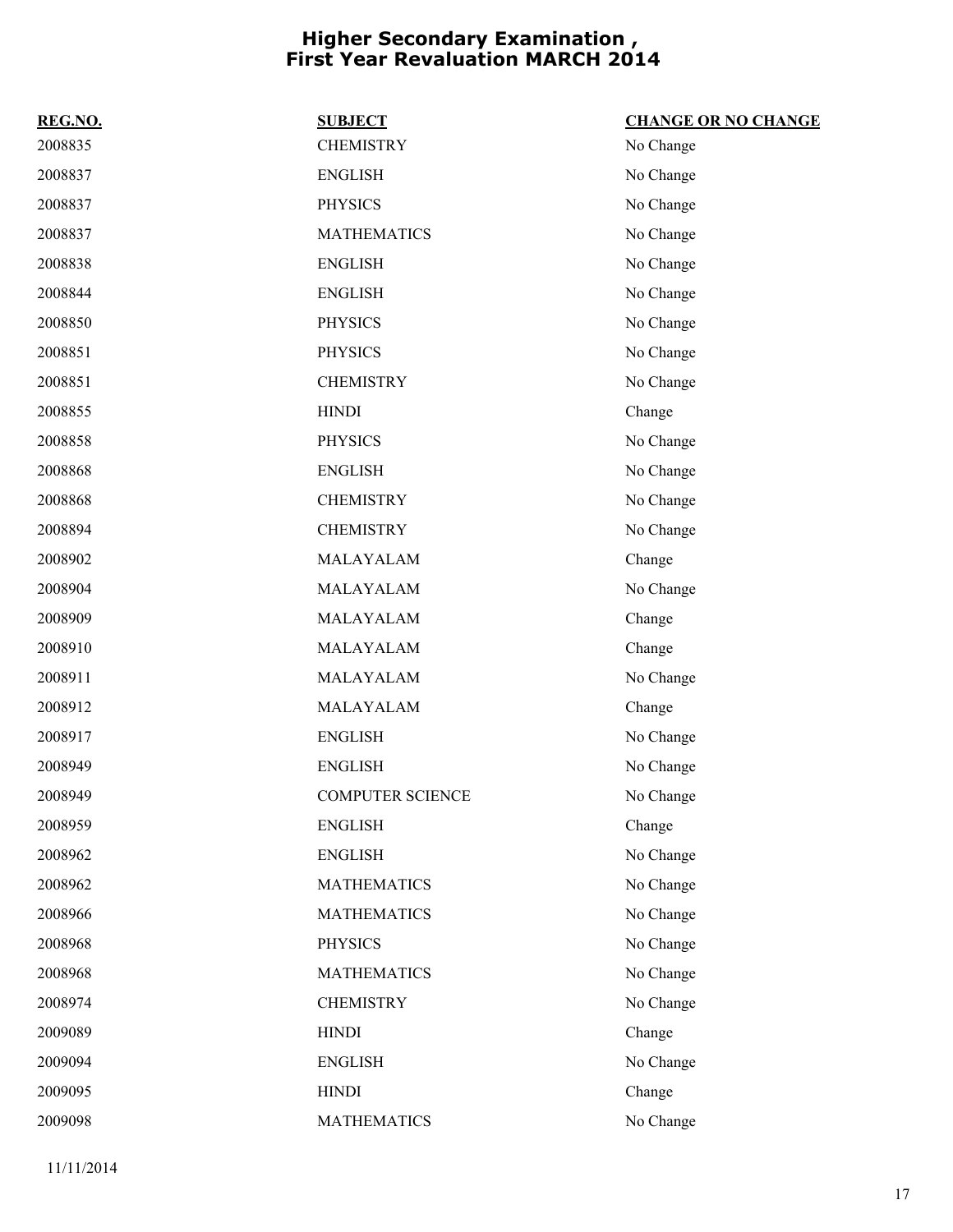# Higher Secondary Examination , First Year Revaluation MARCH 2014

| REG.NO. | SUBJECT | CHANGE OR NO CHANGE |
|---|---|---|
| 2008835 | CHEMISTRY | No Change |
| 2008837 | ENGLISH | No Change |
| 2008837 | PHYSICS | No Change |
| 2008837 | MATHEMATICS | No Change |
| 2008838 | ENGLISH | No Change |
| 2008844 | ENGLISH | No Change |
| 2008850 | PHYSICS | No Change |
| 2008851 | PHYSICS | No Change |
| 2008851 | CHEMISTRY | No Change |
| 2008855 | HINDI | Change |
| 2008858 | PHYSICS | No Change |
| 2008868 | ENGLISH | No Change |
| 2008868 | CHEMISTRY | No Change |
| 2008894 | CHEMISTRY | No Change |
| 2008902 | MALAYALAM | Change |
| 2008904 | MALAYALAM | No Change |
| 2008909 | MALAYALAM | Change |
| 2008910 | MALAYALAM | Change |
| 2008911 | MALAYALAM | No Change |
| 2008912 | MALAYALAM | Change |
| 2008917 | ENGLISH | No Change |
| 2008949 | ENGLISH | No Change |
| 2008949 | COMPUTER SCIENCE | No Change |
| 2008959 | ENGLISH | Change |
| 2008962 | ENGLISH | No Change |
| 2008962 | MATHEMATICS | No Change |
| 2008966 | MATHEMATICS | No Change |
| 2008968 | PHYSICS | No Change |
| 2008968 | MATHEMATICS | No Change |
| 2008974 | CHEMISTRY | No Change |
| 2009089 | HINDI | Change |
| 2009094 | ENGLISH | No Change |
| 2009095 | HINDI | Change |
| 2009098 | MATHEMATICS | No Change |

11/11/2014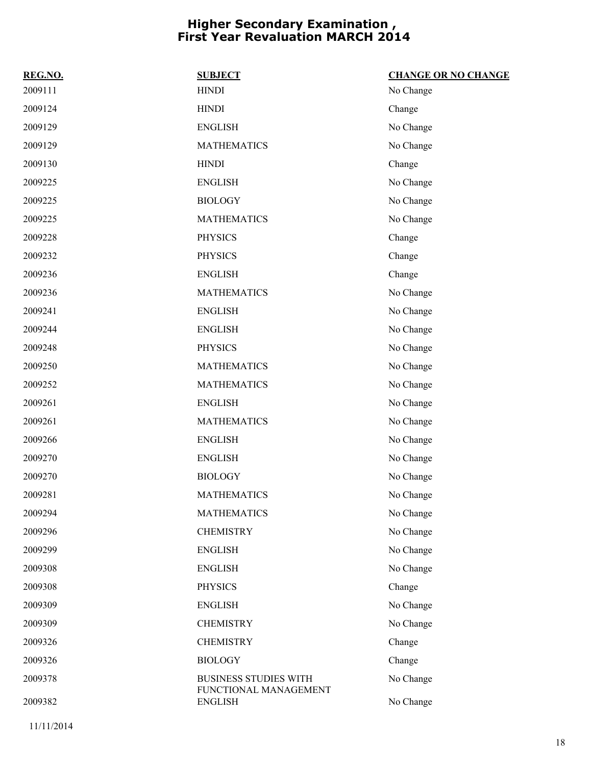# Higher Secondary Examination , First Year Revaluation MARCH 2014

| REG.NO. | SUBJECT | CHANGE OR NO CHANGE |
| --- | --- | --- |
| 2009111 | HINDI | No Change |
| 2009124 | HINDI | Change |
| 2009129 | ENGLISH | No Change |
| 2009129 | MATHEMATICS | No Change |
| 2009130 | HINDI | Change |
| 2009225 | ENGLISH | No Change |
| 2009225 | BIOLOGY | No Change |
| 2009225 | MATHEMATICS | No Change |
| 2009228 | PHYSICS | Change |
| 2009232 | PHYSICS | Change |
| 2009236 | ENGLISH | Change |
| 2009236 | MATHEMATICS | No Change |
| 2009241 | ENGLISH | No Change |
| 2009244 | ENGLISH | No Change |
| 2009248 | PHYSICS | No Change |
| 2009250 | MATHEMATICS | No Change |
| 2009252 | MATHEMATICS | No Change |
| 2009261 | ENGLISH | No Change |
| 2009261 | MATHEMATICS | No Change |
| 2009266 | ENGLISH | No Change |
| 2009270 | ENGLISH | No Change |
| 2009270 | BIOLOGY | No Change |
| 2009281 | MATHEMATICS | No Change |
| 2009294 | MATHEMATICS | No Change |
| 2009296 | CHEMISTRY | No Change |
| 2009299 | ENGLISH | No Change |
| 2009308 | ENGLISH | No Change |
| 2009308 | PHYSICS | Change |
| 2009309 | ENGLISH | No Change |
| 2009309 | CHEMISTRY | No Change |
| 2009326 | CHEMISTRY | Change |
| 2009326 | BIOLOGY | Change |
| 2009378 | BUSINESS STUDIES WITH FUNCTIONAL MANAGEMENT | No Change |
| 2009382 | ENGLISH | No Change |

11/11/2014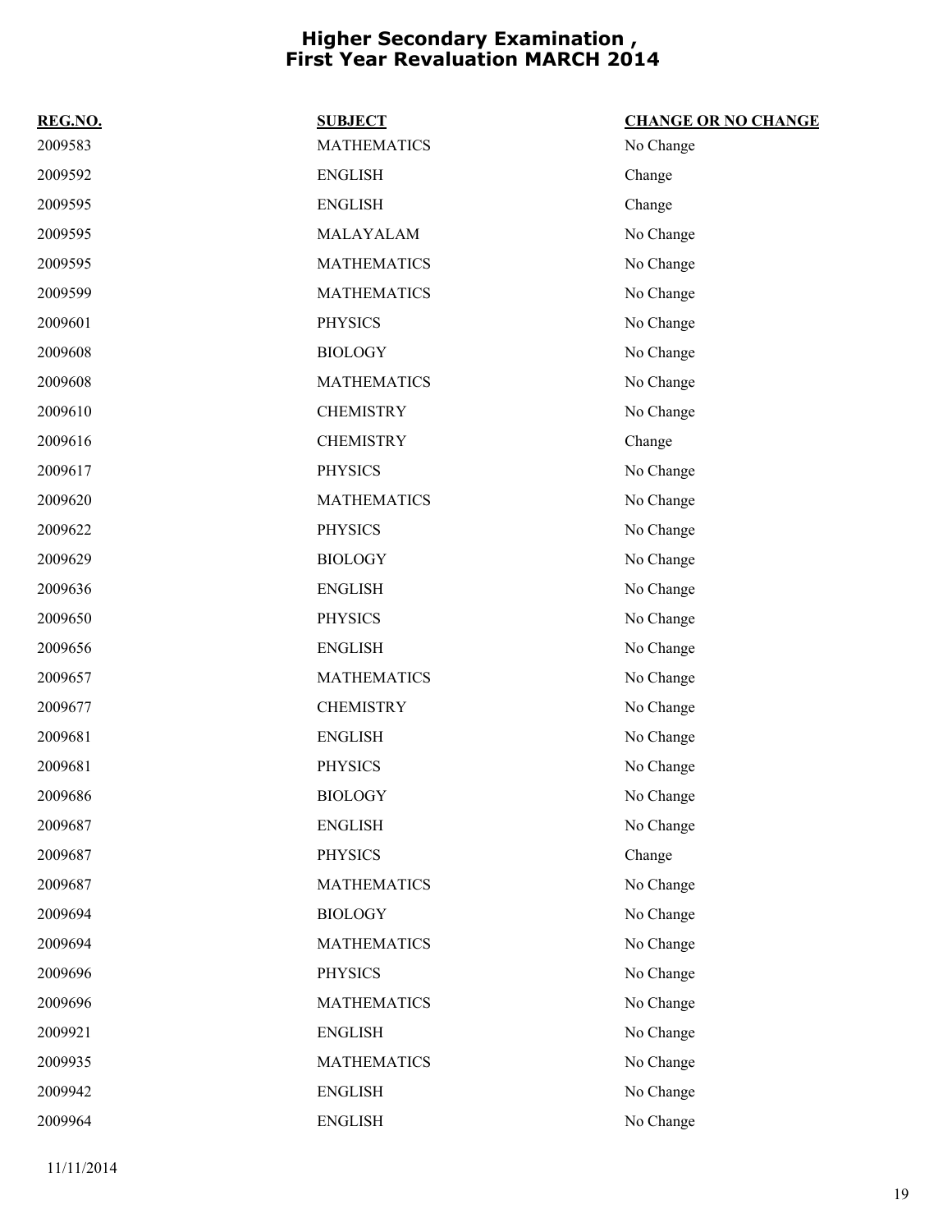# Higher Secondary Examination , First Year Revaluation MARCH 2014

| REG.NO. | SUBJECT | CHANGE OR NO CHANGE |
|---|---|---|
| 2009583 | MATHEMATICS | No Change |
| 2009592 | ENGLISH | Change |
| 2009595 | ENGLISH | Change |
| 2009595 | MALAYALAM | No Change |
| 2009595 | MATHEMATICS | No Change |
| 2009599 | MATHEMATICS | No Change |
| 2009601 | PHYSICS | No Change |
| 2009608 | BIOLOGY | No Change |
| 2009608 | MATHEMATICS | No Change |
| 2009610 | CHEMISTRY | No Change |
| 2009616 | CHEMISTRY | Change |
| 2009617 | PHYSICS | No Change |
| 2009620 | MATHEMATICS | No Change |
| 2009622 | PHYSICS | No Change |
| 2009629 | BIOLOGY | No Change |
| 2009636 | ENGLISH | No Change |
| 2009650 | PHYSICS | No Change |
| 2009656 | ENGLISH | No Change |
| 2009657 | MATHEMATICS | No Change |
| 2009677 | CHEMISTRY | No Change |
| 2009681 | ENGLISH | No Change |
| 2009681 | PHYSICS | No Change |
| 2009686 | BIOLOGY | No Change |
| 2009687 | ENGLISH | No Change |
| 2009687 | PHYSICS | Change |
| 2009687 | MATHEMATICS | No Change |
| 2009694 | BIOLOGY | No Change |
| 2009694 | MATHEMATICS | No Change |
| 2009696 | PHYSICS | No Change |
| 2009696 | MATHEMATICS | No Change |
| 2009921 | ENGLISH | No Change |
| 2009935 | MATHEMATICS | No Change |
| 2009942 | ENGLISH | No Change |
| 2009964 | ENGLISH | No Change |

11/11/2014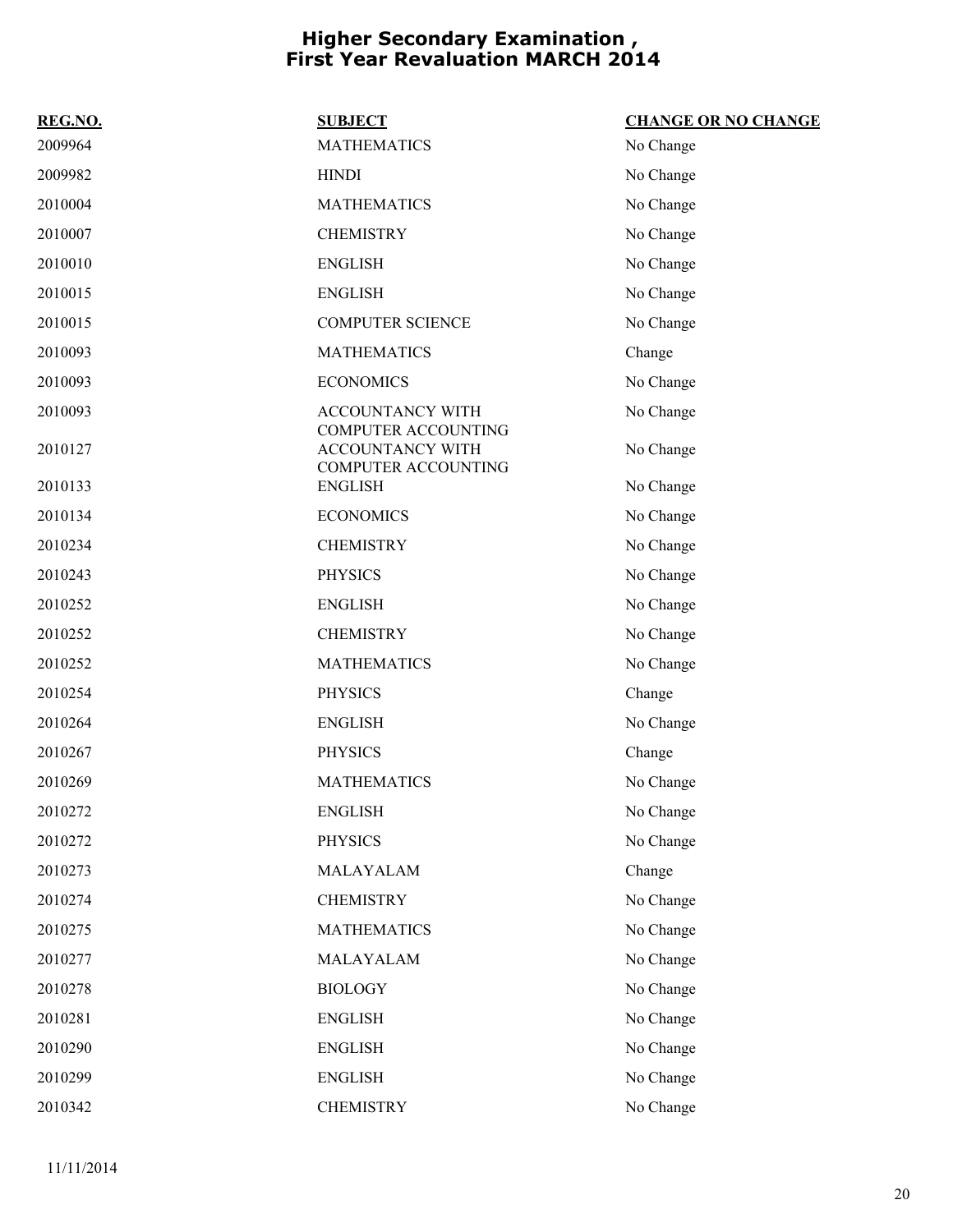# Higher Secondary Examination , First Year Revaluation MARCH 2014

| REG.NO. | SUBJECT | CHANGE OR NO CHANGE |
| --- | --- | --- |
| 2009964 | MATHEMATICS | No Change |
| 2009982 | HINDI | No Change |
| 2010004 | MATHEMATICS | No Change |
| 2010007 | CHEMISTRY | No Change |
| 2010010 | ENGLISH | No Change |
| 2010015 | ENGLISH | No Change |
| 2010015 | COMPUTER SCIENCE | No Change |
| 2010093 | MATHEMATICS | Change |
| 2010093 | ECONOMICS | No Change |
| 2010093 | ACCOUNTANCY WITH COMPUTER ACCOUNTING | No Change |
| 2010127 | ACCOUNTANCY WITH COMPUTER ACCOUNTING | No Change |
| 2010133 | ENGLISH | No Change |
| 2010134 | ECONOMICS | No Change |
| 2010234 | CHEMISTRY | No Change |
| 2010243 | PHYSICS | No Change |
| 2010252 | ENGLISH | No Change |
| 2010252 | CHEMISTRY | No Change |
| 2010252 | MATHEMATICS | No Change |
| 2010254 | PHYSICS | Change |
| 2010264 | ENGLISH | No Change |
| 2010267 | PHYSICS | Change |
| 2010269 | MATHEMATICS | No Change |
| 2010272 | ENGLISH | No Change |
| 2010272 | PHYSICS | No Change |
| 2010273 | MALAYALAM | Change |
| 2010274 | CHEMISTRY | No Change |
| 2010275 | MATHEMATICS | No Change |
| 2010277 | MALAYALAM | No Change |
| 2010278 | BIOLOGY | No Change |
| 2010281 | ENGLISH | No Change |
| 2010290 | ENGLISH | No Change |
| 2010299 | ENGLISH | No Change |
| 2010342 | CHEMISTRY | No Change |

11/11/2014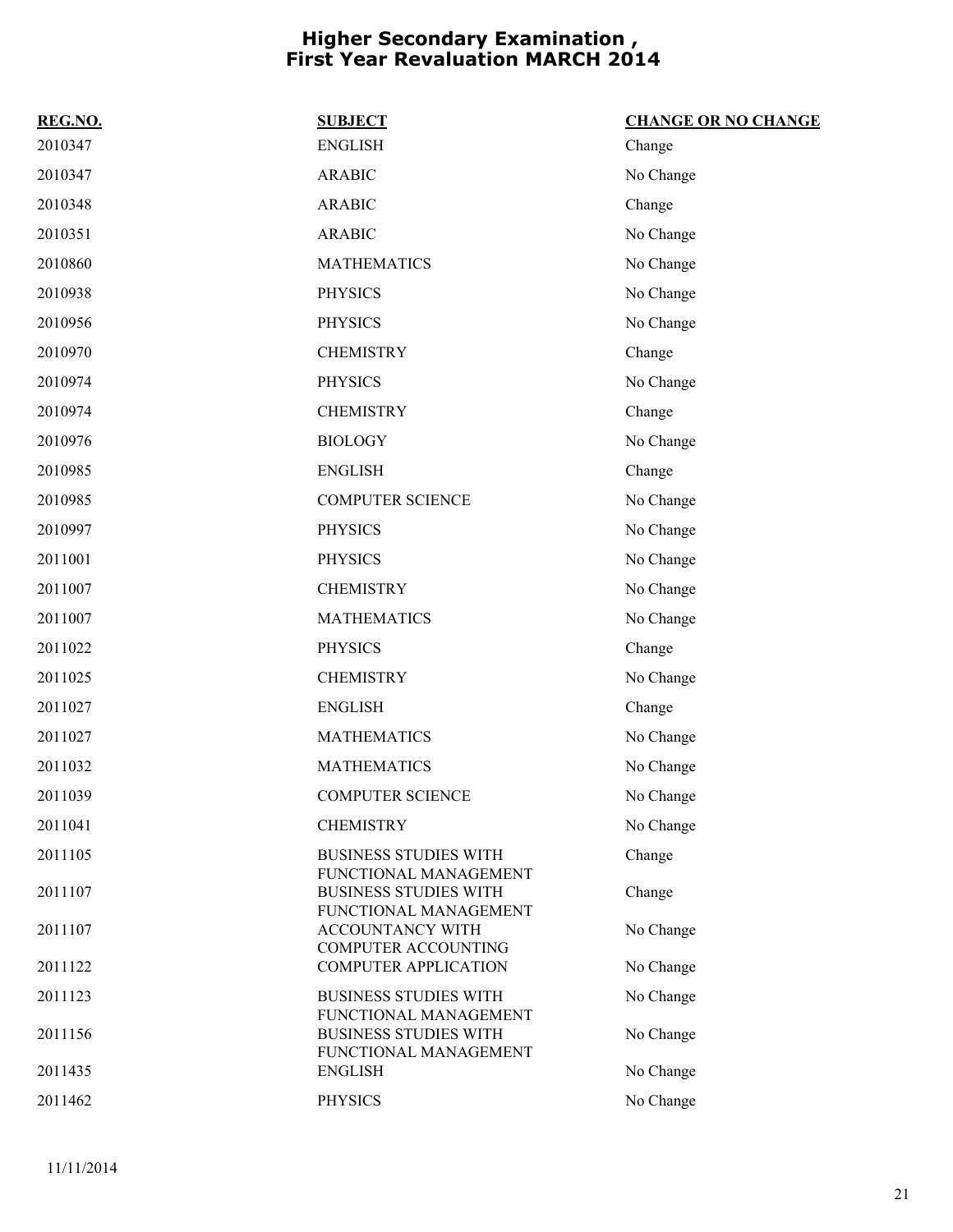# Higher Secondary Examination , First Year Revaluation MARCH 2014

| REG.NO. | SUBJECT | CHANGE OR NO CHANGE |
|---|---|---|
| 2010347 | ENGLISH | Change |
| 2010347 | ARABIC | No Change |
| 2010348 | ARABIC | Change |
| 2010351 | ARABIC | No Change |
| 2010860 | MATHEMATICS | No Change |
| 2010938 | PHYSICS | No Change |
| 2010956 | PHYSICS | No Change |
| 2010970 | CHEMISTRY | Change |
| 2010974 | PHYSICS | No Change |
| 2010974 | CHEMISTRY | Change |
| 2010976 | BIOLOGY | No Change |
| 2010985 | ENGLISH | Change |
| 2010985 | COMPUTER SCIENCE | No Change |
| 2010997 | PHYSICS | No Change |
| 2011001 | PHYSICS | No Change |
| 2011007 | CHEMISTRY | No Change |
| 2011007 | MATHEMATICS | No Change |
| 2011022 | PHYSICS | Change |
| 2011025 | CHEMISTRY | No Change |
| 2011027 | ENGLISH | Change |
| 2011027 | MATHEMATICS | No Change |
| 2011032 | MATHEMATICS | No Change |
| 2011039 | COMPUTER SCIENCE | No Change |
| 2011041 | CHEMISTRY | No Change |
| 2011105 | BUSINESS STUDIES WITH FUNCTIONAL MANAGEMENT | Change |
| 2011107 | BUSINESS STUDIES WITH FUNCTIONAL MANAGEMENT | Change |
| 2011107 | ACCOUNTANCY WITH COMPUTER ACCOUNTING | No Change |
| 2011122 | COMPUTER APPLICATION | No Change |
| 2011123 | BUSINESS STUDIES WITH FUNCTIONAL MANAGEMENT | No Change |
| 2011156 | BUSINESS STUDIES WITH FUNCTIONAL MANAGEMENT | No Change |
| 2011435 | ENGLISH | No Change |
| 2011462 | PHYSICS | No Change |

11/11/2014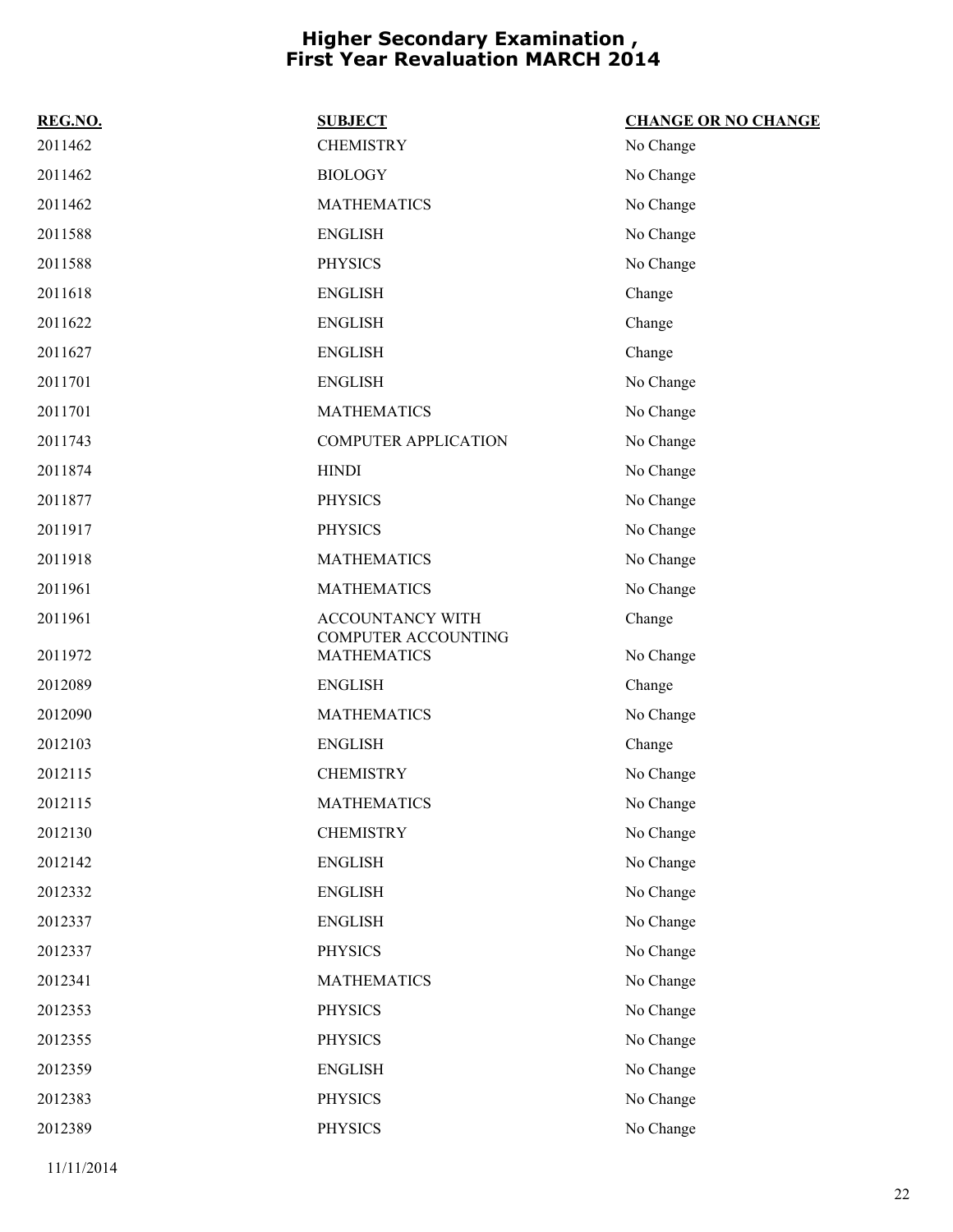# Higher Secondary Examination , First Year Revaluation MARCH 2014

| REG.NO. | SUBJECT | CHANGE OR NO CHANGE |
|---|---|---|
| 2011462 | CHEMISTRY | No Change |
| 2011462 | BIOLOGY | No Change |
| 2011462 | MATHEMATICS | No Change |
| 2011588 | ENGLISH | No Change |
| 2011588 | PHYSICS | No Change |
| 2011618 | ENGLISH | Change |
| 2011622 | ENGLISH | Change |
| 2011627 | ENGLISH | Change |
| 2011701 | ENGLISH | No Change |
| 2011701 | MATHEMATICS | No Change |
| 2011743 | COMPUTER APPLICATION | No Change |
| 2011874 | HINDI | No Change |
| 2011877 | PHYSICS | No Change |
| 2011917 | PHYSICS | No Change |
| 2011918 | MATHEMATICS | No Change |
| 2011961 | MATHEMATICS | No Change |
| 2011961 | ACCOUNTANCY WITH COMPUTER ACCOUNTING | Change |
| 2011972 | MATHEMATICS | No Change |
| 2012089 | ENGLISH | Change |
| 2012090 | MATHEMATICS | No Change |
| 2012103 | ENGLISH | Change |
| 2012115 | CHEMISTRY | No Change |
| 2012115 | MATHEMATICS | No Change |
| 2012130 | CHEMISTRY | No Change |
| 2012142 | ENGLISH | No Change |
| 2012332 | ENGLISH | No Change |
| 2012337 | ENGLISH | No Change |
| 2012337 | PHYSICS | No Change |
| 2012341 | MATHEMATICS | No Change |
| 2012353 | PHYSICS | No Change |
| 2012355 | PHYSICS | No Change |
| 2012359 | ENGLISH | No Change |
| 2012383 | PHYSICS | No Change |
| 2012389 | PHYSICS | No Change |

11/11/2014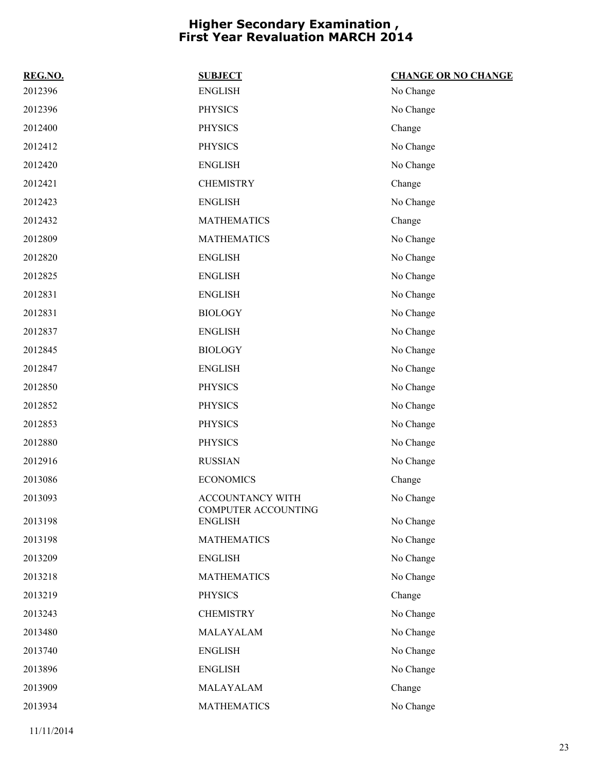# Higher Secondary Examination , First Year Revaluation MARCH 2014

| REG.NO. | SUBJECT | CHANGE OR NO CHANGE |
|---|---|---|
| 2012396 | ENGLISH | No Change |
| 2012396 | PHYSICS | No Change |
| 2012400 | PHYSICS | Change |
| 2012412 | PHYSICS | No Change |
| 2012420 | ENGLISH | No Change |
| 2012421 | CHEMISTRY | Change |
| 2012423 | ENGLISH | No Change |
| 2012432 | MATHEMATICS | Change |
| 2012809 | MATHEMATICS | No Change |
| 2012820 | ENGLISH | No Change |
| 2012825 | ENGLISH | No Change |
| 2012831 | ENGLISH | No Change |
| 2012831 | BIOLOGY | No Change |
| 2012837 | ENGLISH | No Change |
| 2012845 | BIOLOGY | No Change |
| 2012847 | ENGLISH | No Change |
| 2012850 | PHYSICS | No Change |
| 2012852 | PHYSICS | No Change |
| 2012853 | PHYSICS | No Change |
| 2012880 | PHYSICS | No Change |
| 2012916 | RUSSIAN | No Change |
| 2013086 | ECONOMICS | Change |
| 2013093 | ACCOUNTANCY WITH COMPUTER ACCOUNTING | No Change |
| 2013198 | ENGLISH | No Change |
| 2013198 | MATHEMATICS | No Change |
| 2013209 | ENGLISH | No Change |
| 2013218 | MATHEMATICS | No Change |
| 2013219 | PHYSICS | Change |
| 2013243 | CHEMISTRY | No Change |
| 2013480 | MALAYALAM | No Change |
| 2013740 | ENGLISH | No Change |
| 2013896 | ENGLISH | No Change |
| 2013909 | MALAYALAM | Change |
| 2013934 | MATHEMATICS | No Change |

11/11/2014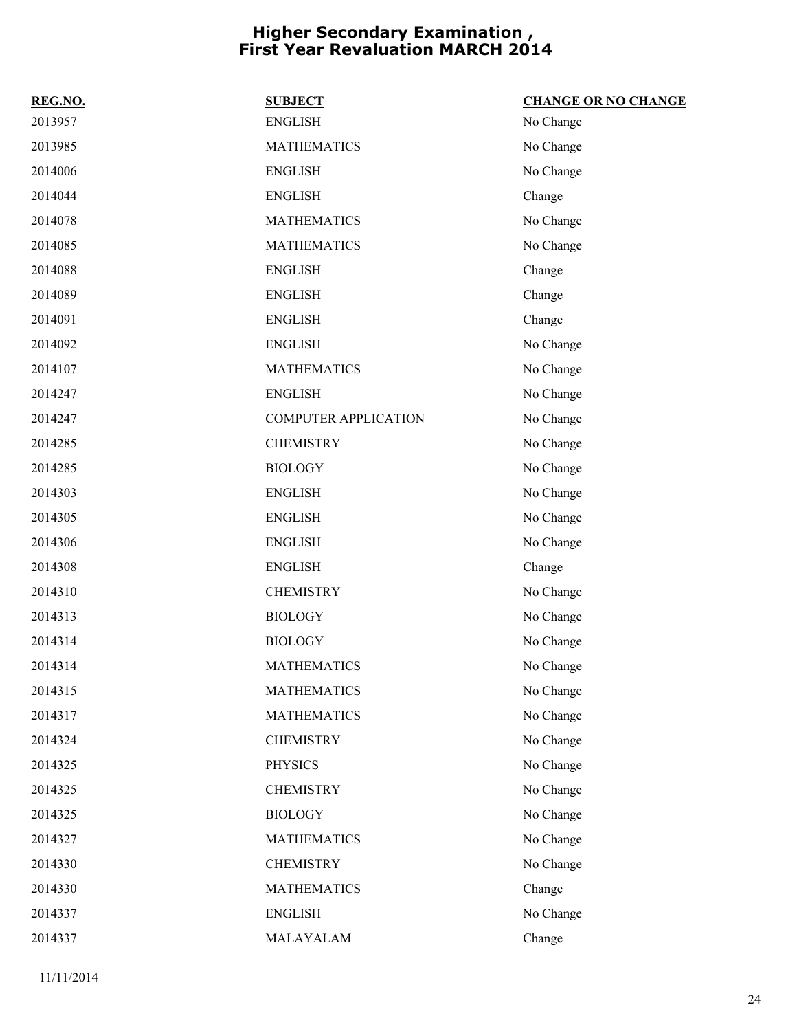# Higher Secondary Examination , First Year Revaluation MARCH 2014

| REG.NO. | SUBJECT | CHANGE OR NO CHANGE |
|---|---|---|
| 2013957 | ENGLISH | No Change |
| 2013985 | MATHEMATICS | No Change |
| 2014006 | ENGLISH | No Change |
| 2014044 | ENGLISH | Change |
| 2014078 | MATHEMATICS | No Change |
| 2014085 | MATHEMATICS | No Change |
| 2014088 | ENGLISH | Change |
| 2014089 | ENGLISH | Change |
| 2014091 | ENGLISH | Change |
| 2014092 | ENGLISH | No Change |
| 2014107 | MATHEMATICS | No Change |
| 2014247 | ENGLISH | No Change |
| 2014247 | COMPUTER APPLICATION | No Change |
| 2014285 | CHEMISTRY | No Change |
| 2014285 | BIOLOGY | No Change |
| 2014303 | ENGLISH | No Change |
| 2014305 | ENGLISH | No Change |
| 2014306 | ENGLISH | No Change |
| 2014308 | ENGLISH | Change |
| 2014310 | CHEMISTRY | No Change |
| 2014313 | BIOLOGY | No Change |
| 2014314 | BIOLOGY | No Change |
| 2014314 | MATHEMATICS | No Change |
| 2014315 | MATHEMATICS | No Change |
| 2014317 | MATHEMATICS | No Change |
| 2014324 | CHEMISTRY | No Change |
| 2014325 | PHYSICS | No Change |
| 2014325 | CHEMISTRY | No Change |
| 2014325 | BIOLOGY | No Change |
| 2014327 | MATHEMATICS | No Change |
| 2014330 | CHEMISTRY | No Change |
| 2014330 | MATHEMATICS | Change |
| 2014337 | ENGLISH | No Change |
| 2014337 | MALAYALAM | Change |

11/11/2014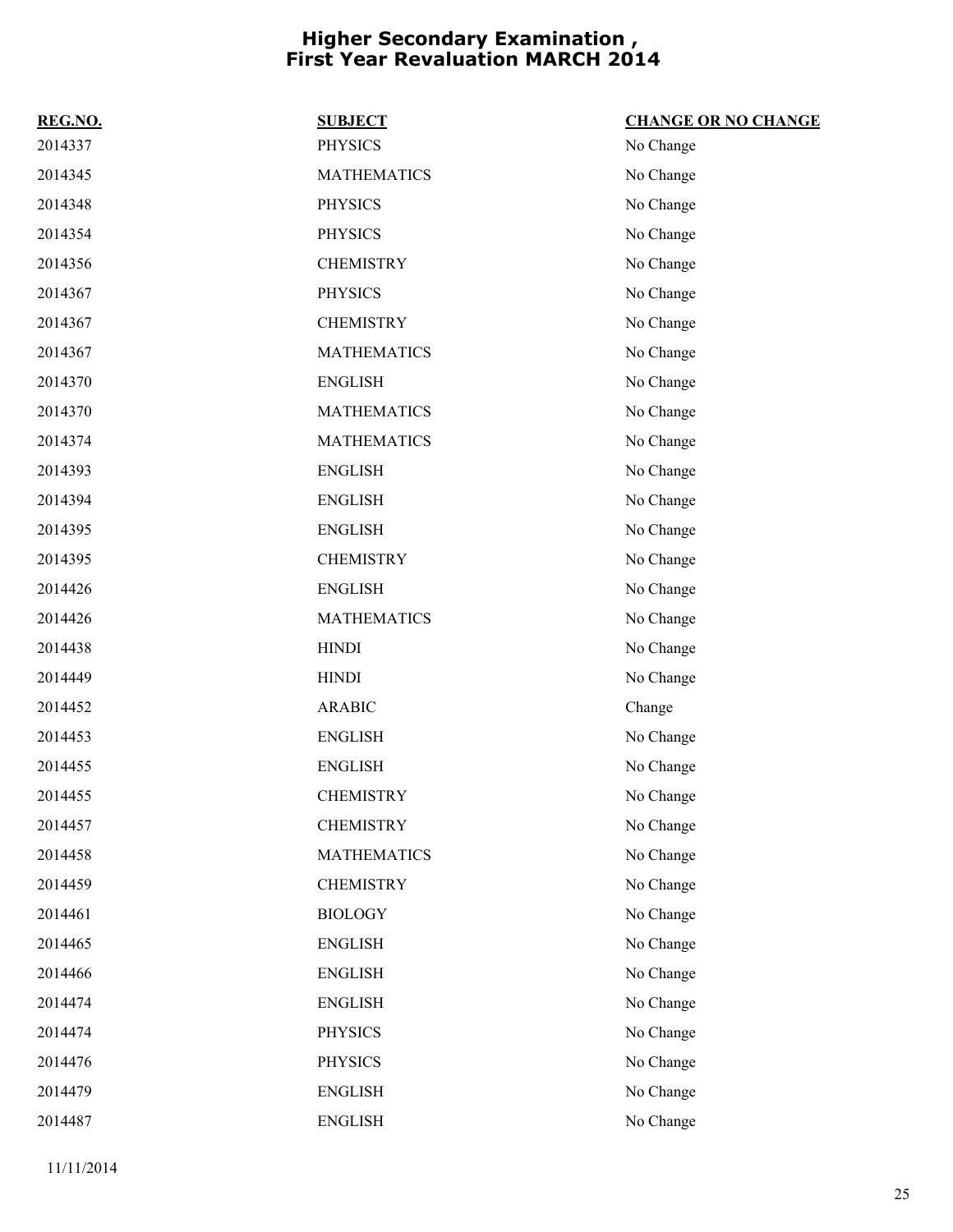# Higher Secondary Examination , First Year Revaluation MARCH 2014

| REG.NO. | SUBJECT | CHANGE OR NO CHANGE |
|---|---|---|
| 2014337 | PHYSICS | No Change |
| 2014345 | MATHEMATICS | No Change |
| 2014348 | PHYSICS | No Change |
| 2014354 | PHYSICS | No Change |
| 2014356 | CHEMISTRY | No Change |
| 2014367 | PHYSICS | No Change |
| 2014367 | CHEMISTRY | No Change |
| 2014367 | MATHEMATICS | No Change |
| 2014370 | ENGLISH | No Change |
| 2014370 | MATHEMATICS | No Change |
| 2014374 | MATHEMATICS | No Change |
| 2014393 | ENGLISH | No Change |
| 2014394 | ENGLISH | No Change |
| 2014395 | ENGLISH | No Change |
| 2014395 | CHEMISTRY | No Change |
| 2014426 | ENGLISH | No Change |
| 2014426 | MATHEMATICS | No Change |
| 2014438 | HINDI | No Change |
| 2014449 | HINDI | No Change |
| 2014452 | ARABIC | Change |
| 2014453 | ENGLISH | No Change |
| 2014455 | ENGLISH | No Change |
| 2014455 | CHEMISTRY | No Change |
| 2014457 | CHEMISTRY | No Change |
| 2014458 | MATHEMATICS | No Change |
| 2014459 | CHEMISTRY | No Change |
| 2014461 | BIOLOGY | No Change |
| 2014465 | ENGLISH | No Change |
| 2014466 | ENGLISH | No Change |
| 2014474 | ENGLISH | No Change |
| 2014474 | PHYSICS | No Change |
| 2014476 | PHYSICS | No Change |
| 2014479 | ENGLISH | No Change |
| 2014487 | ENGLISH | No Change |

11/11/2014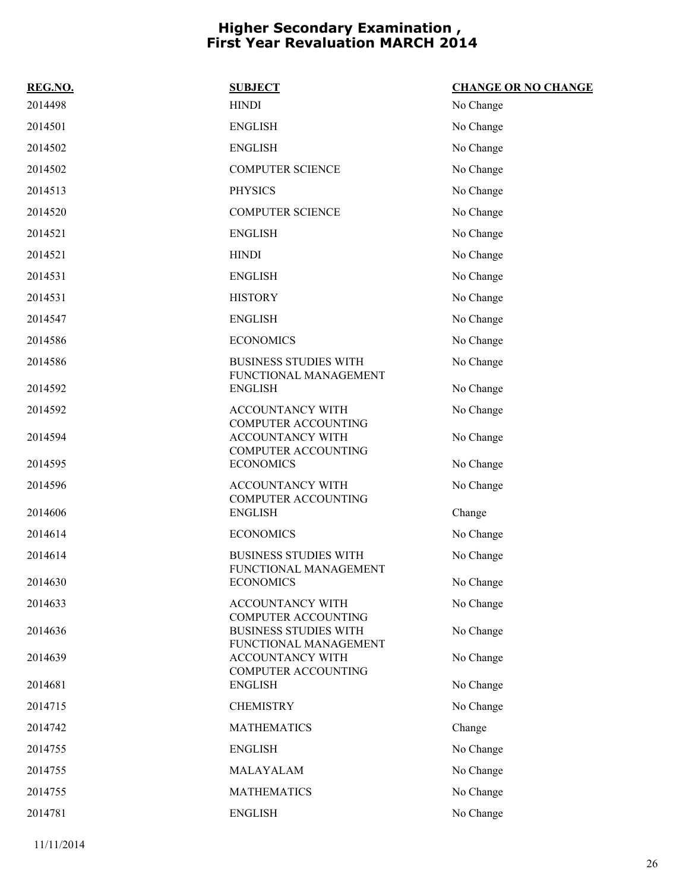# Higher Secondary Examination , First Year Revaluation MARCH 2014

| REG.NO. | SUBJECT | CHANGE OR NO CHANGE |
|---|---|---|
| 2014498 | HINDI | No Change |
| 2014501 | ENGLISH | No Change |
| 2014502 | ENGLISH | No Change |
| 2014502 | COMPUTER SCIENCE | No Change |
| 2014513 | PHYSICS | No Change |
| 2014520 | COMPUTER SCIENCE | No Change |
| 2014521 | ENGLISH | No Change |
| 2014521 | HINDI | No Change |
| 2014531 | ENGLISH | No Change |
| 2014531 | HISTORY | No Change |
| 2014547 | ENGLISH | No Change |
| 2014586 | ECONOMICS | No Change |
| 2014586 | BUSINESS STUDIES WITH FUNCTIONAL MANAGEMENT | No Change |
| 2014592 | ENGLISH | No Change |
| 2014592 | ACCOUNTANCY WITH COMPUTER ACCOUNTING | No Change |
| 2014594 | ACCOUNTANCY WITH COMPUTER ACCOUNTING | No Change |
| 2014595 | ECONOMICS | No Change |
| 2014596 | ACCOUNTANCY WITH COMPUTER ACCOUNTING | No Change |
| 2014606 | ENGLISH | Change |
| 2014614 | ECONOMICS | No Change |
| 2014614 | BUSINESS STUDIES WITH FUNCTIONAL MANAGEMENT | No Change |
| 2014630 | ECONOMICS | No Change |
| 2014633 | ACCOUNTANCY WITH COMPUTER ACCOUNTING | No Change |
| 2014636 | BUSINESS STUDIES WITH FUNCTIONAL MANAGEMENT | No Change |
| 2014639 | ACCOUNTANCY WITH COMPUTER ACCOUNTING | No Change |
| 2014681 | ENGLISH | No Change |
| 2014715 | CHEMISTRY | No Change |
| 2014742 | MATHEMATICS | Change |
| 2014755 | ENGLISH | No Change |
| 2014755 | MALAYALAM | No Change |
| 2014755 | MATHEMATICS | No Change |
| 2014781 | ENGLISH | No Change |

11/11/2014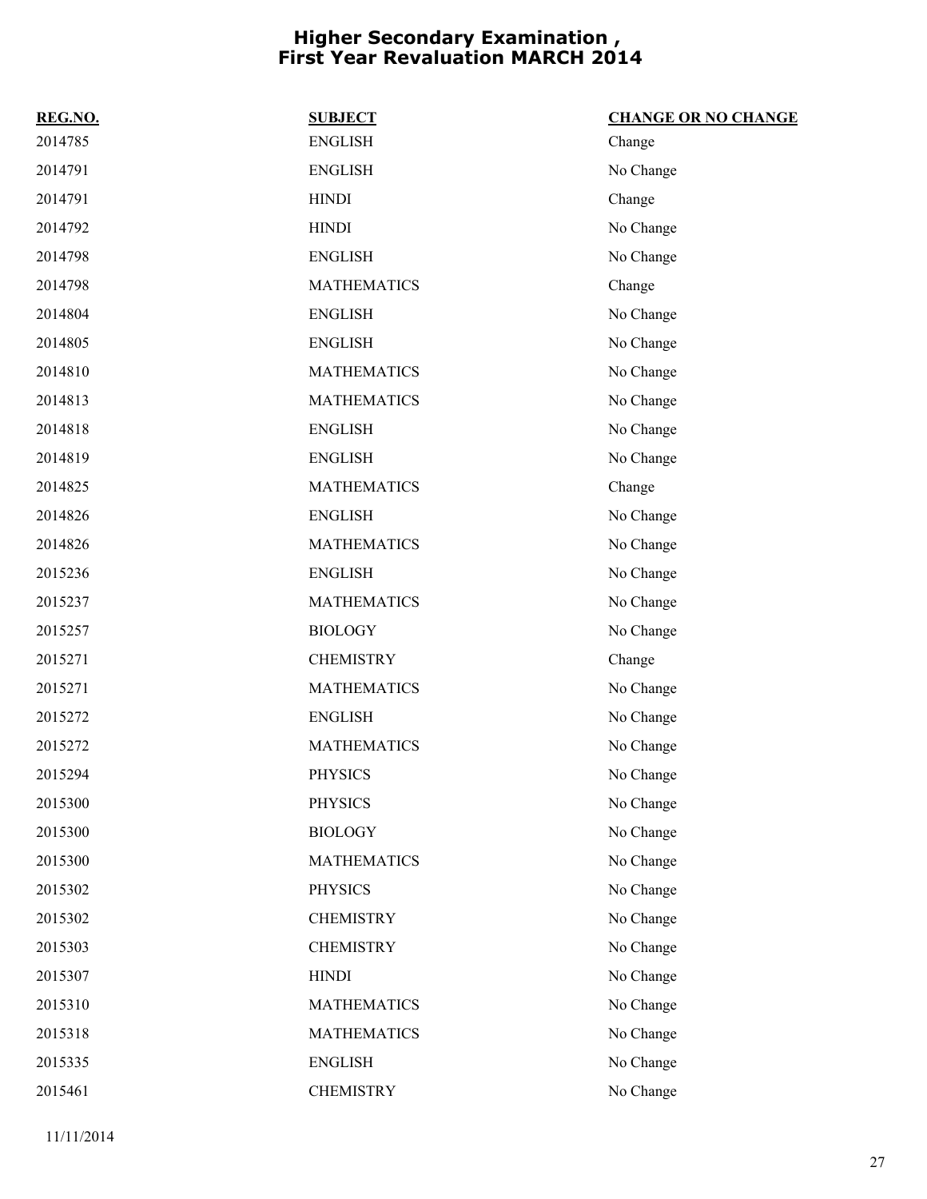# Higher Secondary Examination , First Year Revaluation MARCH 2014

| REG.NO. | SUBJECT | CHANGE OR NO CHANGE |
|---|---|---|
| 2014785 | ENGLISH | Change |
| 2014791 | ENGLISH | No Change |
| 2014791 | HINDI | Change |
| 2014792 | HINDI | No Change |
| 2014798 | ENGLISH | No Change |
| 2014798 | MATHEMATICS | Change |
| 2014804 | ENGLISH | No Change |
| 2014805 | ENGLISH | No Change |
| 2014810 | MATHEMATICS | No Change |
| 2014813 | MATHEMATICS | No Change |
| 2014818 | ENGLISH | No Change |
| 2014819 | ENGLISH | No Change |
| 2014825 | MATHEMATICS | Change |
| 2014826 | ENGLISH | No Change |
| 2014826 | MATHEMATICS | No Change |
| 2015236 | ENGLISH | No Change |
| 2015237 | MATHEMATICS | No Change |
| 2015257 | BIOLOGY | No Change |
| 2015271 | CHEMISTRY | Change |
| 2015271 | MATHEMATICS | No Change |
| 2015272 | ENGLISH | No Change |
| 2015272 | MATHEMATICS | No Change |
| 2015294 | PHYSICS | No Change |
| 2015300 | PHYSICS | No Change |
| 2015300 | BIOLOGY | No Change |
| 2015300 | MATHEMATICS | No Change |
| 2015302 | PHYSICS | No Change |
| 2015302 | CHEMISTRY | No Change |
| 2015303 | CHEMISTRY | No Change |
| 2015307 | HINDI | No Change |
| 2015310 | MATHEMATICS | No Change |
| 2015318 | MATHEMATICS | No Change |
| 2015335 | ENGLISH | No Change |
| 2015461 | CHEMISTRY | No Change |

11/11/2014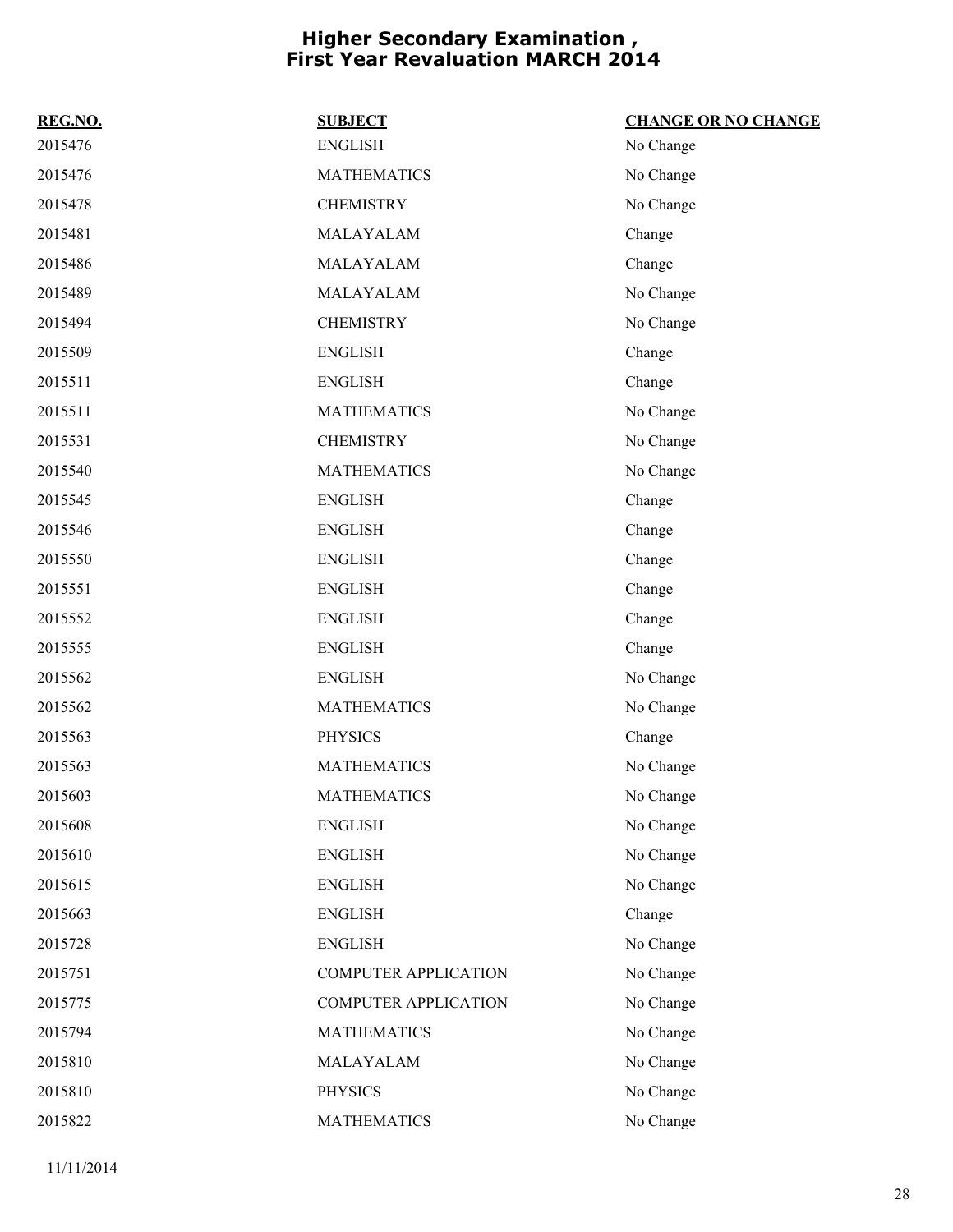# Higher Secondary Examination , First Year Revaluation MARCH 2014

| REG.NO. | SUBJECT | CHANGE OR NO CHANGE |
| --- | --- | --- |
| 2015476 | ENGLISH | No Change |
| 2015476 | MATHEMATICS | No Change |
| 2015478 | CHEMISTRY | No Change |
| 2015481 | MALAYALAM | Change |
| 2015486 | MALAYALAM | Change |
| 2015489 | MALAYALAM | No Change |
| 2015494 | CHEMISTRY | No Change |
| 2015509 | ENGLISH | Change |
| 2015511 | ENGLISH | Change |
| 2015511 | MATHEMATICS | No Change |
| 2015531 | CHEMISTRY | No Change |
| 2015540 | MATHEMATICS | No Change |
| 2015545 | ENGLISH | Change |
| 2015546 | ENGLISH | Change |
| 2015550 | ENGLISH | Change |
| 2015551 | ENGLISH | Change |
| 2015552 | ENGLISH | Change |
| 2015555 | ENGLISH | Change |
| 2015562 | ENGLISH | No Change |
| 2015562 | MATHEMATICS | No Change |
| 2015563 | PHYSICS | Change |
| 2015563 | MATHEMATICS | No Change |
| 2015603 | MATHEMATICS | No Change |
| 2015608 | ENGLISH | No Change |
| 2015610 | ENGLISH | No Change |
| 2015615 | ENGLISH | No Change |
| 2015663 | ENGLISH | Change |
| 2015728 | ENGLISH | No Change |
| 2015751 | COMPUTER APPLICATION | No Change |
| 2015775 | COMPUTER APPLICATION | No Change |
| 2015794 | MATHEMATICS | No Change |
| 2015810 | MALAYALAM | No Change |
| 2015810 | PHYSICS | No Change |
| 2015822 | MATHEMATICS | No Change |

11/11/2014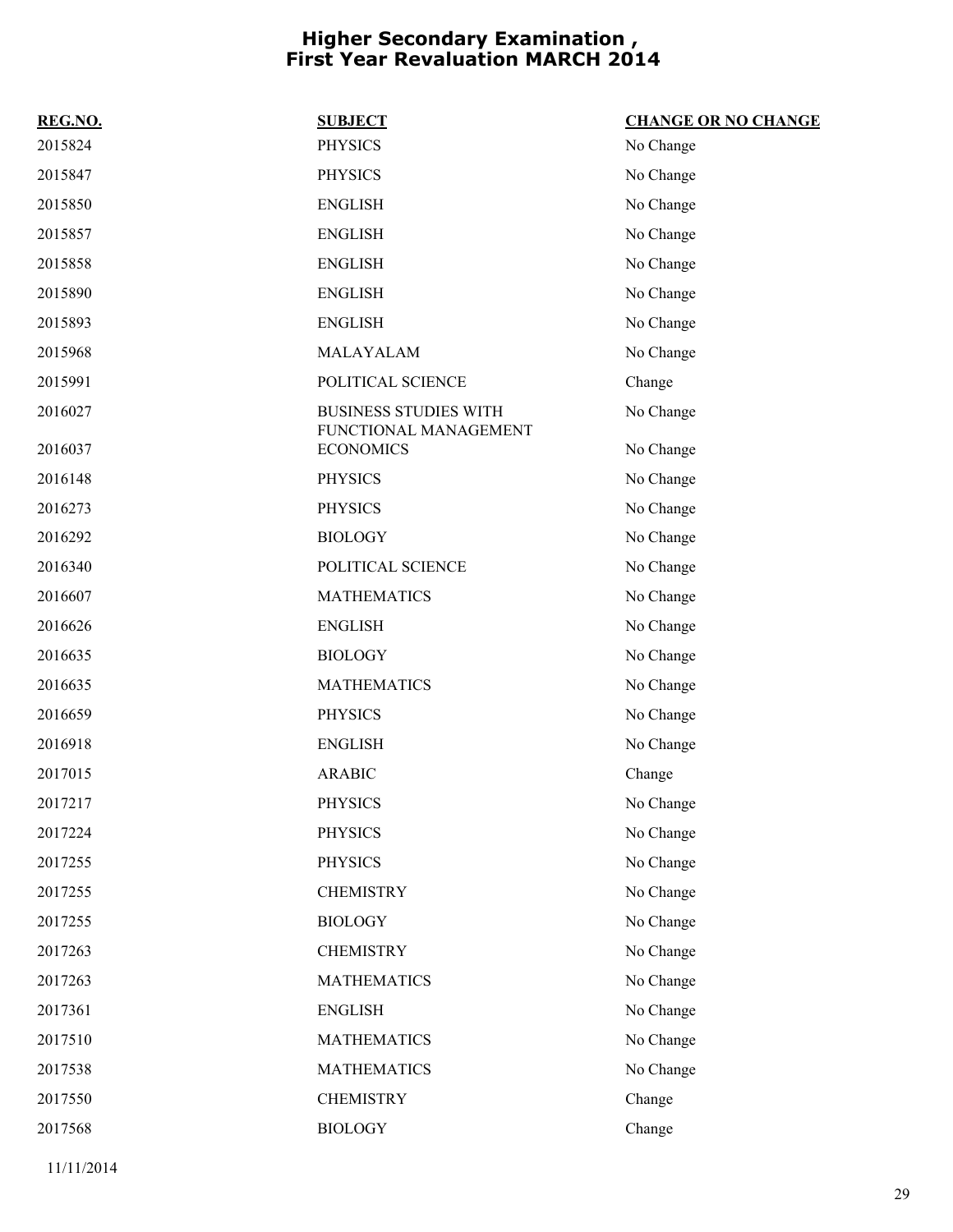# Higher Secondary Examination , First Year Revaluation MARCH 2014

| REG.NO. | SUBJECT | CHANGE OR NO CHANGE |
| --- | --- | --- |
| 2015824 | PHYSICS | No Change |
| 2015847 | PHYSICS | No Change |
| 2015850 | ENGLISH | No Change |
| 2015857 | ENGLISH | No Change |
| 2015858 | ENGLISH | No Change |
| 2015890 | ENGLISH | No Change |
| 2015893 | ENGLISH | No Change |
| 2015968 | MALAYALAM | No Change |
| 2015991 | POLITICAL SCIENCE | Change |
| 2016027 | BUSINESS STUDIES WITH FUNCTIONAL MANAGEMENT | No Change |
| 2016037 | ECONOMICS | No Change |
| 2016148 | PHYSICS | No Change |
| 2016273 | PHYSICS | No Change |
| 2016292 | BIOLOGY | No Change |
| 2016340 | POLITICAL SCIENCE | No Change |
| 2016607 | MATHEMATICS | No Change |
| 2016626 | ENGLISH | No Change |
| 2016635 | BIOLOGY | No Change |
| 2016635 | MATHEMATICS | No Change |
| 2016659 | PHYSICS | No Change |
| 2016918 | ENGLISH | No Change |
| 2017015 | ARABIC | Change |
| 2017217 | PHYSICS | No Change |
| 2017224 | PHYSICS | No Change |
| 2017255 | PHYSICS | No Change |
| 2017255 | CHEMISTRY | No Change |
| 2017255 | BIOLOGY | No Change |
| 2017263 | CHEMISTRY | No Change |
| 2017263 | MATHEMATICS | No Change |
| 2017361 | ENGLISH | No Change |
| 2017510 | MATHEMATICS | No Change |
| 2017538 | MATHEMATICS | No Change |
| 2017550 | CHEMISTRY | Change |
| 2017568 | BIOLOGY | Change |

11/11/2014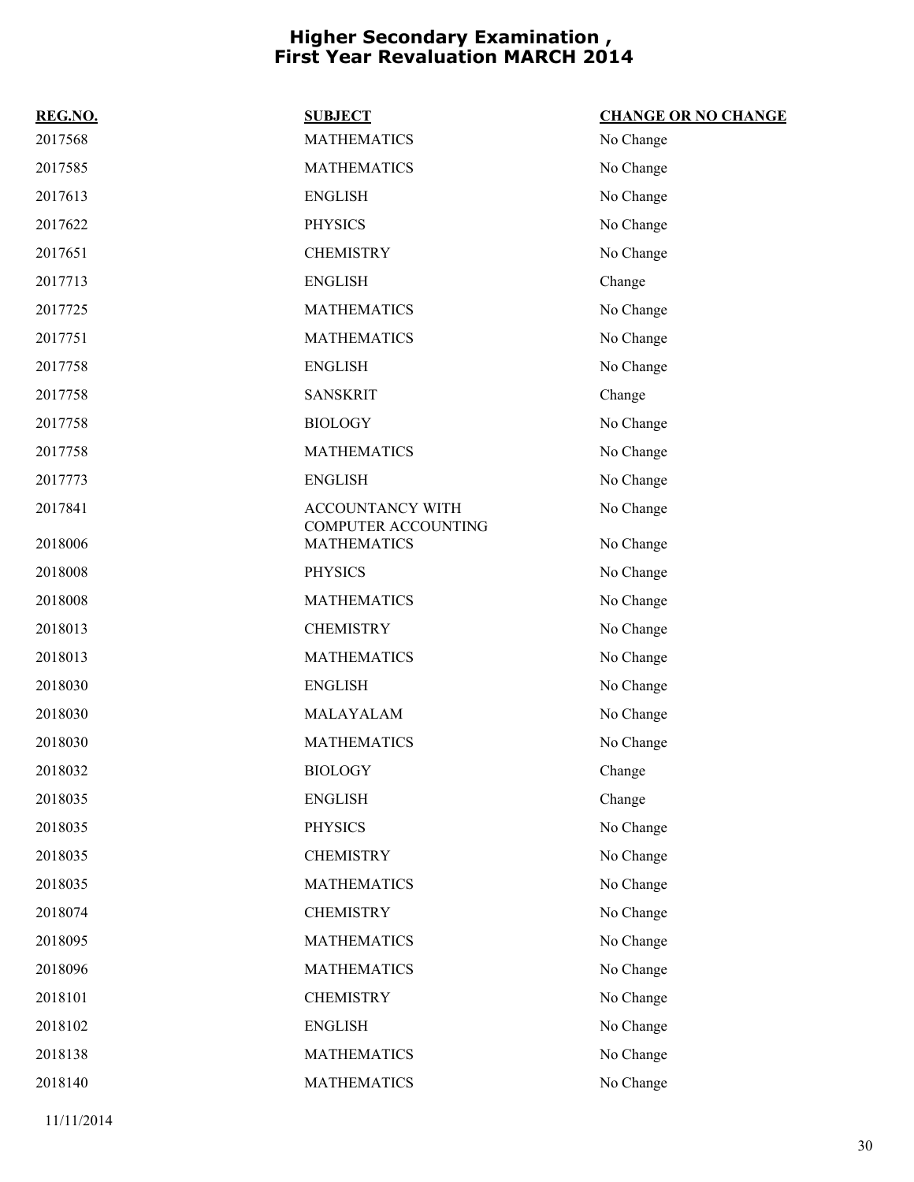# Higher Secondary Examination , First Year Revaluation MARCH 2014

| REG.NO. | SUBJECT | CHANGE OR NO CHANGE |
|---|---|---|
| 2017568 | MATHEMATICS | No Change |
| 2017585 | MATHEMATICS | No Change |
| 2017613 | ENGLISH | No Change |
| 2017622 | PHYSICS | No Change |
| 2017651 | CHEMISTRY | No Change |
| 2017713 | ENGLISH | Change |
| 2017725 | MATHEMATICS | No Change |
| 2017751 | MATHEMATICS | No Change |
| 2017758 | ENGLISH | No Change |
| 2017758 | SANSKRIT | Change |
| 2017758 | BIOLOGY | No Change |
| 2017758 | MATHEMATICS | No Change |
| 2017773 | ENGLISH | No Change |
| 2017841 | ACCOUNTANCY WITH COMPUTER ACCOUNTING | No Change |
| 2018006 | MATHEMATICS | No Change |
| 2018008 | PHYSICS | No Change |
| 2018008 | MATHEMATICS | No Change |
| 2018013 | CHEMISTRY | No Change |
| 2018013 | MATHEMATICS | No Change |
| 2018030 | ENGLISH | No Change |
| 2018030 | MALAYALAM | No Change |
| 2018030 | MATHEMATICS | No Change |
| 2018032 | BIOLOGY | Change |
| 2018035 | ENGLISH | Change |
| 2018035 | PHYSICS | No Change |
| 2018035 | CHEMISTRY | No Change |
| 2018035 | MATHEMATICS | No Change |
| 2018074 | CHEMISTRY | No Change |
| 2018095 | MATHEMATICS | No Change |
| 2018096 | MATHEMATICS | No Change |
| 2018101 | CHEMISTRY | No Change |
| 2018102 | ENGLISH | No Change |
| 2018138 | MATHEMATICS | No Change |
| 2018140 | MATHEMATICS | No Change |

11/11/2014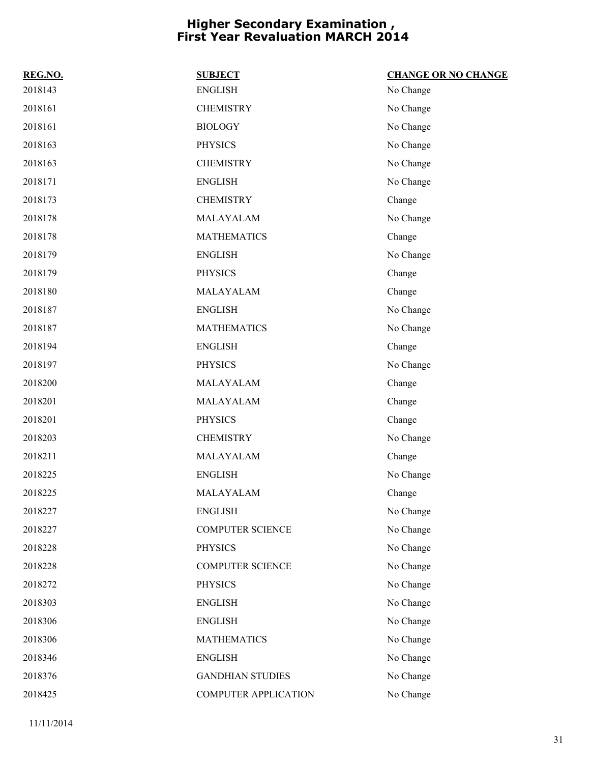# Higher Secondary Examination , First Year Revaluation MARCH 2014

| REG.NO. | SUBJECT | CHANGE OR NO CHANGE |
|---|---|---|
| 2018143 | ENGLISH | No Change |
| 2018161 | CHEMISTRY | No Change |
| 2018161 | BIOLOGY | No Change |
| 2018163 | PHYSICS | No Change |
| 2018163 | CHEMISTRY | No Change |
| 2018171 | ENGLISH | No Change |
| 2018173 | CHEMISTRY | Change |
| 2018178 | MALAYALAM | No Change |
| 2018178 | MATHEMATICS | Change |
| 2018179 | ENGLISH | No Change |
| 2018179 | PHYSICS | Change |
| 2018180 | MALAYALAM | Change |
| 2018187 | ENGLISH | No Change |
| 2018187 | MATHEMATICS | No Change |
| 2018194 | ENGLISH | Change |
| 2018197 | PHYSICS | No Change |
| 2018200 | MALAYALAM | Change |
| 2018201 | MALAYALAM | Change |
| 2018201 | PHYSICS | Change |
| 2018203 | CHEMISTRY | No Change |
| 2018211 | MALAYALAM | Change |
| 2018225 | ENGLISH | No Change |
| 2018225 | MALAYALAM | Change |
| 2018227 | ENGLISH | No Change |
| 2018227 | COMPUTER SCIENCE | No Change |
| 2018228 | PHYSICS | No Change |
| 2018228 | COMPUTER SCIENCE | No Change |
| 2018272 | PHYSICS | No Change |
| 2018303 | ENGLISH | No Change |
| 2018306 | ENGLISH | No Change |
| 2018306 | MATHEMATICS | No Change |
| 2018346 | ENGLISH | No Change |
| 2018376 | GANDHIAN STUDIES | No Change |
| 2018425 | COMPUTER APPLICATION | No Change |

11/11/2014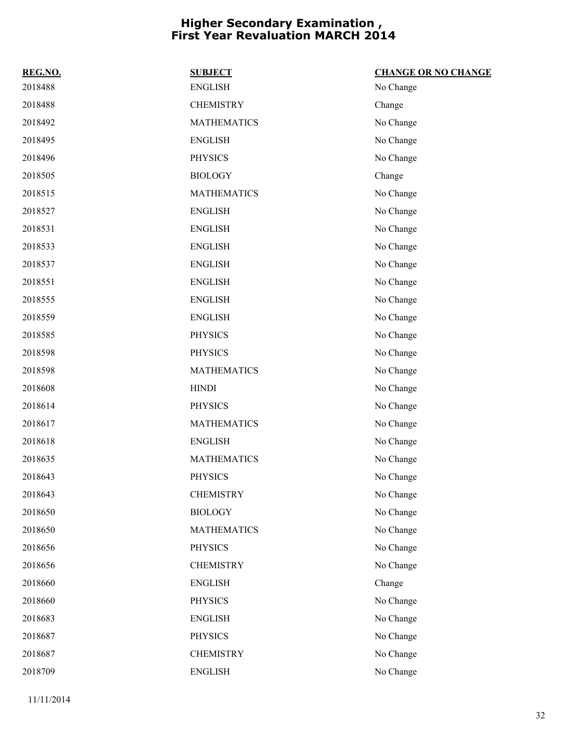# Higher Secondary Examination , First Year Revaluation MARCH 2014

| REG.NO. | SUBJECT | CHANGE OR NO CHANGE |
|---|---|---|
| 2018488 | ENGLISH | No Change |
| 2018488 | CHEMISTRY | Change |
| 2018492 | MATHEMATICS | No Change |
| 2018495 | ENGLISH | No Change |
| 2018496 | PHYSICS | No Change |
| 2018505 | BIOLOGY | Change |
| 2018515 | MATHEMATICS | No Change |
| 2018527 | ENGLISH | No Change |
| 2018531 | ENGLISH | No Change |
| 2018533 | ENGLISH | No Change |
| 2018537 | ENGLISH | No Change |
| 2018551 | ENGLISH | No Change |
| 2018555 | ENGLISH | No Change |
| 2018559 | ENGLISH | No Change |
| 2018585 | PHYSICS | No Change |
| 2018598 | PHYSICS | No Change |
| 2018598 | MATHEMATICS | No Change |
| 2018608 | HINDI | No Change |
| 2018614 | PHYSICS | No Change |
| 2018617 | MATHEMATICS | No Change |
| 2018618 | ENGLISH | No Change |
| 2018635 | MATHEMATICS | No Change |
| 2018643 | PHYSICS | No Change |
| 2018643 | CHEMISTRY | No Change |
| 2018650 | BIOLOGY | No Change |
| 2018650 | MATHEMATICS | No Change |
| 2018656 | PHYSICS | No Change |
| 2018656 | CHEMISTRY | No Change |
| 2018660 | ENGLISH | Change |
| 2018660 | PHYSICS | No Change |
| 2018683 | ENGLISH | No Change |
| 2018687 | PHYSICS | No Change |
| 2018687 | CHEMISTRY | No Change |
| 2018709 | ENGLISH | No Change |

11/11/2014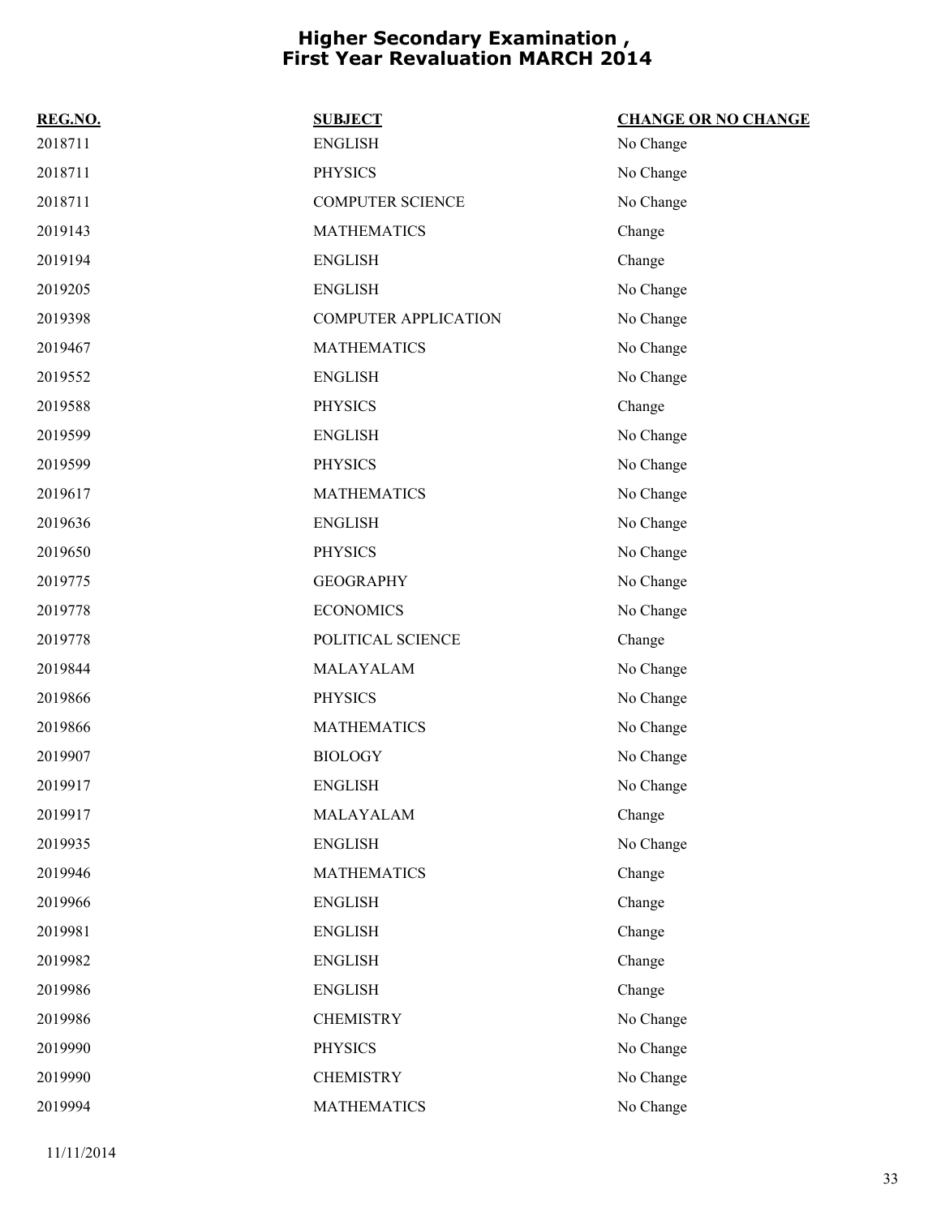# Higher Secondary Examination , First Year Revaluation MARCH 2014

| REG.NO. | SUBJECT | CHANGE OR NO CHANGE |
|---|---|---|
| 2018711 | ENGLISH | No Change |
| 2018711 | PHYSICS | No Change |
| 2018711 | COMPUTER SCIENCE | No Change |
| 2019143 | MATHEMATICS | Change |
| 2019194 | ENGLISH | Change |
| 2019205 | ENGLISH | No Change |
| 2019398 | COMPUTER APPLICATION | No Change |
| 2019467 | MATHEMATICS | No Change |
| 2019552 | ENGLISH | No Change |
| 2019588 | PHYSICS | Change |
| 2019599 | ENGLISH | No Change |
| 2019599 | PHYSICS | No Change |
| 2019617 | MATHEMATICS | No Change |
| 2019636 | ENGLISH | No Change |
| 2019650 | PHYSICS | No Change |
| 2019775 | GEOGRAPHY | No Change |
| 2019778 | ECONOMICS | No Change |
| 2019778 | POLITICAL SCIENCE | Change |
| 2019844 | MALAYALAM | No Change |
| 2019866 | PHYSICS | No Change |
| 2019866 | MATHEMATICS | No Change |
| 2019907 | BIOLOGY | No Change |
| 2019917 | ENGLISH | No Change |
| 2019917 | MALAYALAM | Change |
| 2019935 | ENGLISH | No Change |
| 2019946 | MATHEMATICS | Change |
| 2019966 | ENGLISH | Change |
| 2019981 | ENGLISH | Change |
| 2019982 | ENGLISH | Change |
| 2019986 | ENGLISH | Change |
| 2019986 | CHEMISTRY | No Change |
| 2019990 | PHYSICS | No Change |
| 2019990 | CHEMISTRY | No Change |
| 2019994 | MATHEMATICS | No Change |

11/11/2014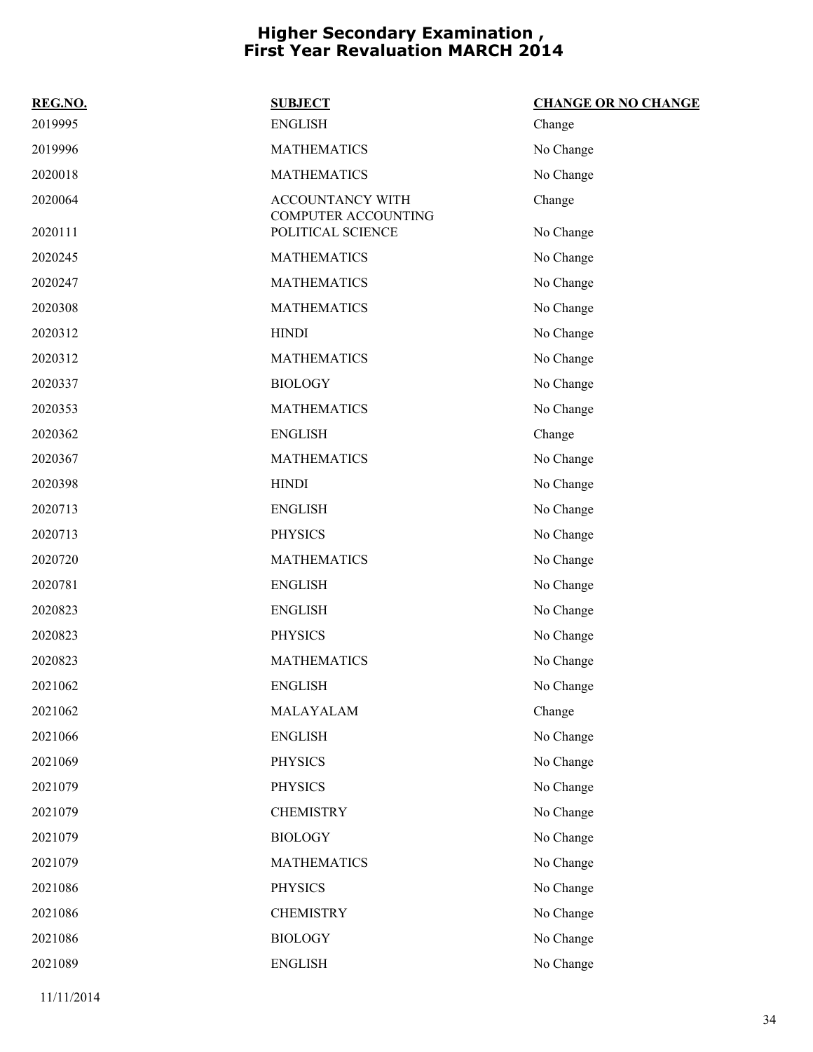# Higher Secondary Examination , First Year Revaluation MARCH 2014

| REG.NO. | SUBJECT | CHANGE OR NO CHANGE |
|---|---|---|
| 2019995 | ENGLISH | Change |
| 2019996 | MATHEMATICS | No Change |
| 2020018 | MATHEMATICS | No Change |
| 2020064 | ACCOUNTANCY WITH COMPUTER ACCOUNTING | Change |
| 2020111 | POLITICAL SCIENCE | No Change |
| 2020245 | MATHEMATICS | No Change |
| 2020247 | MATHEMATICS | No Change |
| 2020308 | MATHEMATICS | No Change |
| 2020312 | HINDI | No Change |
| 2020312 | MATHEMATICS | No Change |
| 2020337 | BIOLOGY | No Change |
| 2020353 | MATHEMATICS | No Change |
| 2020362 | ENGLISH | Change |
| 2020367 | MATHEMATICS | No Change |
| 2020398 | HINDI | No Change |
| 2020713 | ENGLISH | No Change |
| 2020713 | PHYSICS | No Change |
| 2020720 | MATHEMATICS | No Change |
| 2020781 | ENGLISH | No Change |
| 2020823 | ENGLISH | No Change |
| 2020823 | PHYSICS | No Change |
| 2020823 | MATHEMATICS | No Change |
| 2021062 | ENGLISH | No Change |
| 2021062 | MALAYALAM | Change |
| 2021066 | ENGLISH | No Change |
| 2021069 | PHYSICS | No Change |
| 2021079 | PHYSICS | No Change |
| 2021079 | CHEMISTRY | No Change |
| 2021079 | BIOLOGY | No Change |
| 2021079 | MATHEMATICS | No Change |
| 2021086 | PHYSICS | No Change |
| 2021086 | CHEMISTRY | No Change |
| 2021086 | BIOLOGY | No Change |
| 2021089 | ENGLISH | No Change |

11/11/2014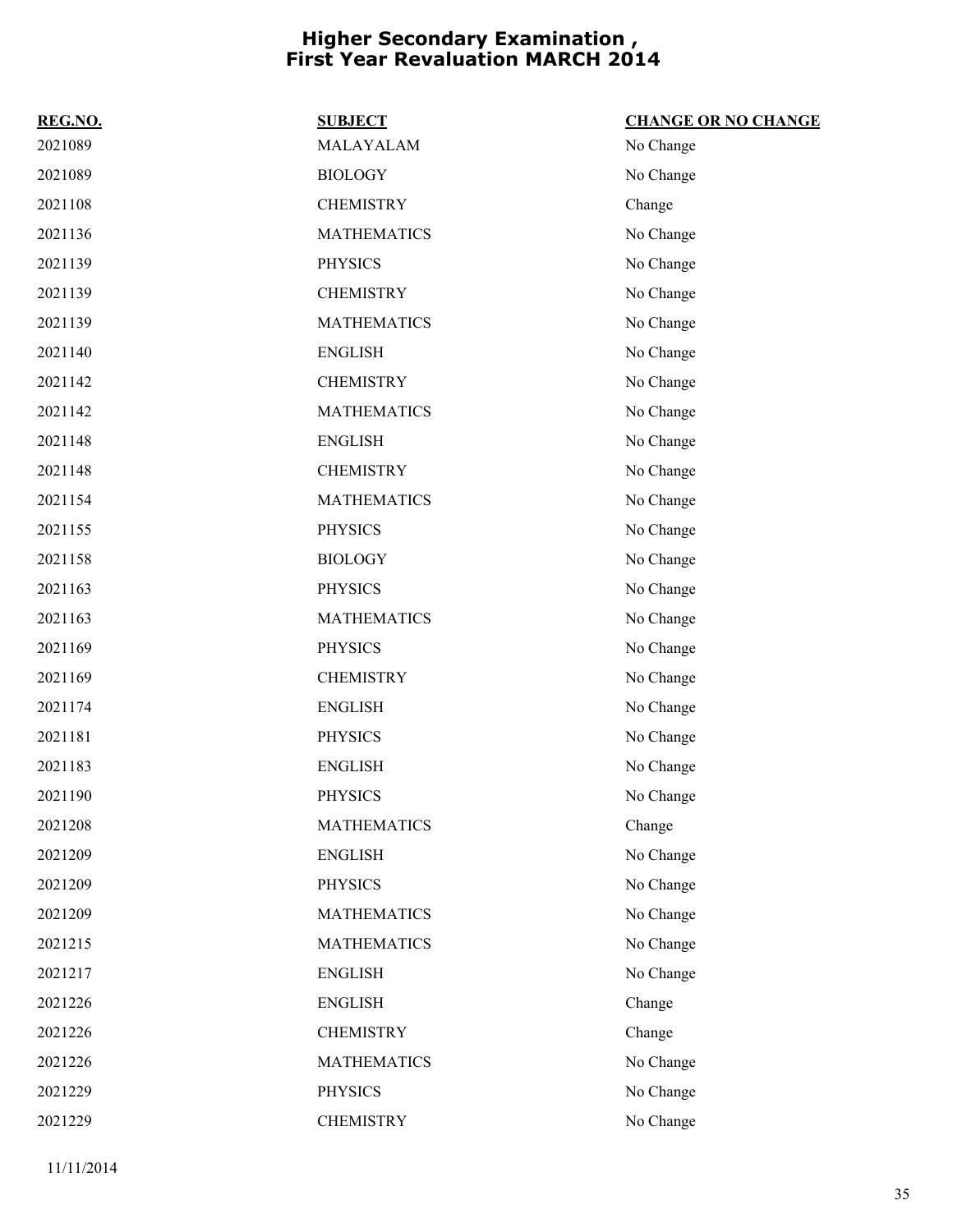# Higher Secondary Examination , First Year Revaluation MARCH 2014

| REG.NO. | SUBJECT | CHANGE OR NO CHANGE |
|---|---|---|
| 2021089 | MALAYALAM | No Change |
| 2021089 | BIOLOGY | No Change |
| 2021108 | CHEMISTRY | Change |
| 2021136 | MATHEMATICS | No Change |
| 2021139 | PHYSICS | No Change |
| 2021139 | CHEMISTRY | No Change |
| 2021139 | MATHEMATICS | No Change |
| 2021140 | ENGLISH | No Change |
| 2021142 | CHEMISTRY | No Change |
| 2021142 | MATHEMATICS | No Change |
| 2021148 | ENGLISH | No Change |
| 2021148 | CHEMISTRY | No Change |
| 2021154 | MATHEMATICS | No Change |
| 2021155 | PHYSICS | No Change |
| 2021158 | BIOLOGY | No Change |
| 2021163 | PHYSICS | No Change |
| 2021163 | MATHEMATICS | No Change |
| 2021169 | PHYSICS | No Change |
| 2021169 | CHEMISTRY | No Change |
| 2021174 | ENGLISH | No Change |
| 2021181 | PHYSICS | No Change |
| 2021183 | ENGLISH | No Change |
| 2021190 | PHYSICS | No Change |
| 2021208 | MATHEMATICS | Change |
| 2021209 | ENGLISH | No Change |
| 2021209 | PHYSICS | No Change |
| 2021209 | MATHEMATICS | No Change |
| 2021215 | MATHEMATICS | No Change |
| 2021217 | ENGLISH | No Change |
| 2021226 | ENGLISH | Change |
| 2021226 | CHEMISTRY | Change |
| 2021226 | MATHEMATICS | No Change |
| 2021229 | PHYSICS | No Change |
| 2021229 | CHEMISTRY | No Change |

11/11/2014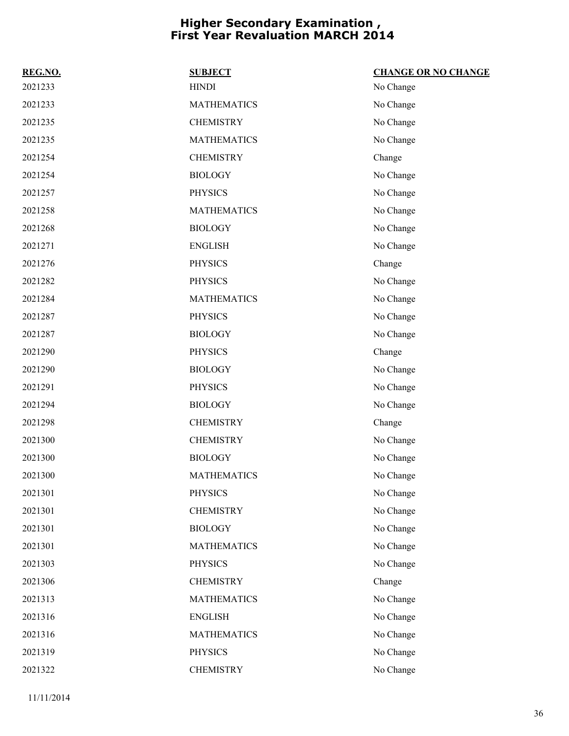# Higher Secondary Examination , First Year Revaluation MARCH 2014

| REG.NO. | SUBJECT | CHANGE OR NO CHANGE |
|---|---|---|
| 2021233 | HINDI | No Change |
| 2021233 | MATHEMATICS | No Change |
| 2021235 | CHEMISTRY | No Change |
| 2021235 | MATHEMATICS | No Change |
| 2021254 | CHEMISTRY | Change |
| 2021254 | BIOLOGY | No Change |
| 2021257 | PHYSICS | No Change |
| 2021258 | MATHEMATICS | No Change |
| 2021268 | BIOLOGY | No Change |
| 2021271 | ENGLISH | No Change |
| 2021276 | PHYSICS | Change |
| 2021282 | PHYSICS | No Change |
| 2021284 | MATHEMATICS | No Change |
| 2021287 | PHYSICS | No Change |
| 2021287 | BIOLOGY | No Change |
| 2021290 | PHYSICS | Change |
| 2021290 | BIOLOGY | No Change |
| 2021291 | PHYSICS | No Change |
| 2021294 | BIOLOGY | No Change |
| 2021298 | CHEMISTRY | Change |
| 2021300 | CHEMISTRY | No Change |
| 2021300 | BIOLOGY | No Change |
| 2021300 | MATHEMATICS | No Change |
| 2021301 | PHYSICS | No Change |
| 2021301 | CHEMISTRY | No Change |
| 2021301 | BIOLOGY | No Change |
| 2021301 | MATHEMATICS | No Change |
| 2021303 | PHYSICS | No Change |
| 2021306 | CHEMISTRY | Change |
| 2021313 | MATHEMATICS | No Change |
| 2021316 | ENGLISH | No Change |
| 2021316 | MATHEMATICS | No Change |
| 2021319 | PHYSICS | No Change |
| 2021322 | CHEMISTRY | No Change |

11/11/2014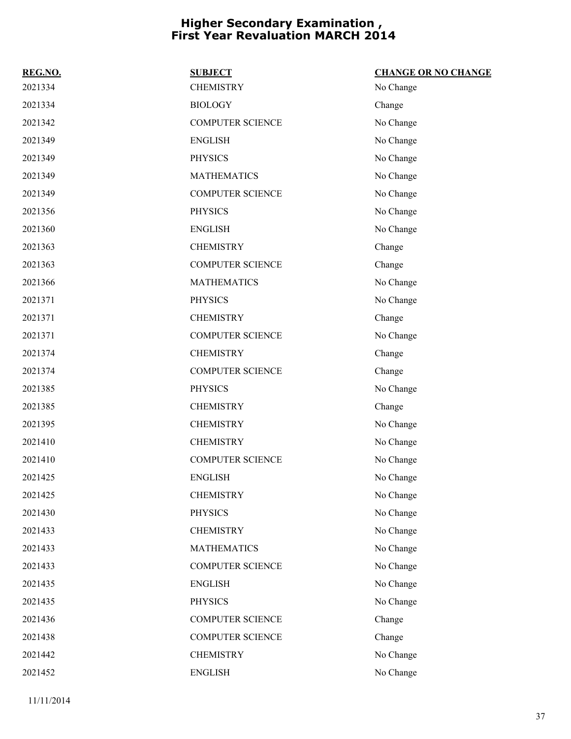# Higher Secondary Examination , First Year Revaluation MARCH 2014

| REG.NO. | SUBJECT | CHANGE OR NO CHANGE |
|---|---|---|
| 2021334 | CHEMISTRY | No Change |
| 2021334 | BIOLOGY | Change |
| 2021342 | COMPUTER SCIENCE | No Change |
| 2021349 | ENGLISH | No Change |
| 2021349 | PHYSICS | No Change |
| 2021349 | MATHEMATICS | No Change |
| 2021349 | COMPUTER SCIENCE | No Change |
| 2021356 | PHYSICS | No Change |
| 2021360 | ENGLISH | No Change |
| 2021363 | CHEMISTRY | Change |
| 2021363 | COMPUTER SCIENCE | Change |
| 2021366 | MATHEMATICS | No Change |
| 2021371 | PHYSICS | No Change |
| 2021371 | CHEMISTRY | Change |
| 2021371 | COMPUTER SCIENCE | No Change |
| 2021374 | CHEMISTRY | Change |
| 2021374 | COMPUTER SCIENCE | Change |
| 2021385 | PHYSICS | No Change |
| 2021385 | CHEMISTRY | Change |
| 2021395 | CHEMISTRY | No Change |
| 2021410 | CHEMISTRY | No Change |
| 2021410 | COMPUTER SCIENCE | No Change |
| 2021425 | ENGLISH | No Change |
| 2021425 | CHEMISTRY | No Change |
| 2021430 | PHYSICS | No Change |
| 2021433 | CHEMISTRY | No Change |
| 2021433 | MATHEMATICS | No Change |
| 2021433 | COMPUTER SCIENCE | No Change |
| 2021435 | ENGLISH | No Change |
| 2021435 | PHYSICS | No Change |
| 2021436 | COMPUTER SCIENCE | Change |
| 2021438 | COMPUTER SCIENCE | Change |
| 2021442 | CHEMISTRY | No Change |
| 2021452 | ENGLISH | No Change |

11/11/2014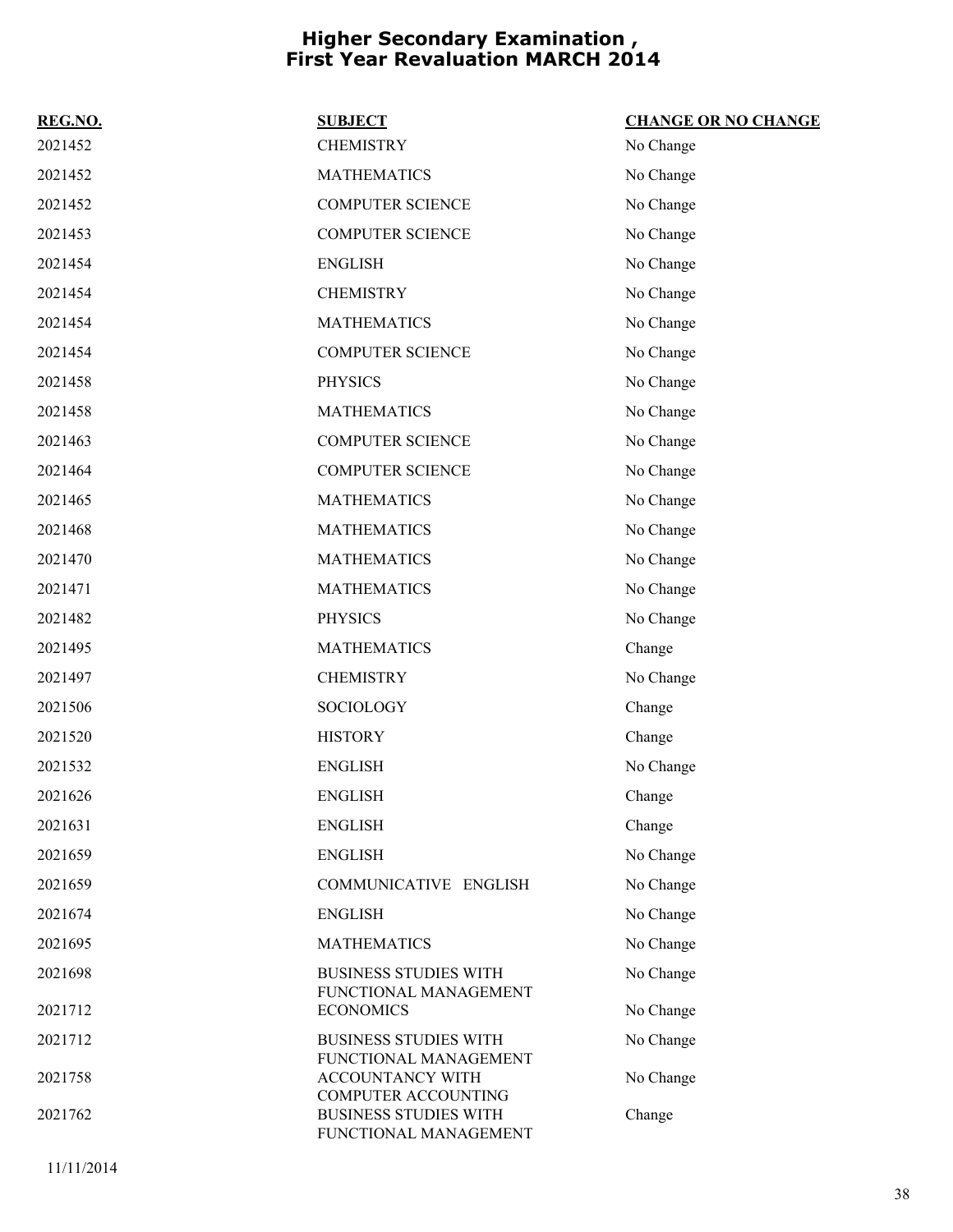# Higher Secondary Examination , First Year Revaluation MARCH 2014

| REG.NO. | SUBJECT | CHANGE OR NO CHANGE |
|---|---|---|
| 2021452 | CHEMISTRY | No Change |
| 2021452 | MATHEMATICS | No Change |
| 2021452 | COMPUTER SCIENCE | No Change |
| 2021453 | COMPUTER SCIENCE | No Change |
| 2021454 | ENGLISH | No Change |
| 2021454 | CHEMISTRY | No Change |
| 2021454 | MATHEMATICS | No Change |
| 2021454 | COMPUTER SCIENCE | No Change |
| 2021458 | PHYSICS | No Change |
| 2021458 | MATHEMATICS | No Change |
| 2021463 | COMPUTER SCIENCE | No Change |
| 2021464 | COMPUTER SCIENCE | No Change |
| 2021465 | MATHEMATICS | No Change |
| 2021468 | MATHEMATICS | No Change |
| 2021470 | MATHEMATICS | No Change |
| 2021471 | MATHEMATICS | No Change |
| 2021482 | PHYSICS | No Change |
| 2021495 | MATHEMATICS | Change |
| 2021497 | CHEMISTRY | No Change |
| 2021506 | SOCIOLOGY | Change |
| 2021520 | HISTORY | Change |
| 2021532 | ENGLISH | No Change |
| 2021626 | ENGLISH | Change |
| 2021631 | ENGLISH | Change |
| 2021659 | ENGLISH | No Change |
| 2021659 | COMMUNICATIVE ENGLISH | No Change |
| 2021674 | ENGLISH | No Change |
| 2021695 | MATHEMATICS | No Change |
| 2021698 | BUSINESS STUDIES WITH FUNCTIONAL MANAGEMENT | No Change |
| 2021712 | ECONOMICS | No Change |
| 2021712 | BUSINESS STUDIES WITH FUNCTIONAL MANAGEMENT | No Change |
| 2021758 | ACCOUNTANCY WITH COMPUTER ACCOUNTING | No Change |
| 2021762 | BUSINESS STUDIES WITH FUNCTIONAL MANAGEMENT | Change |

11/11/2014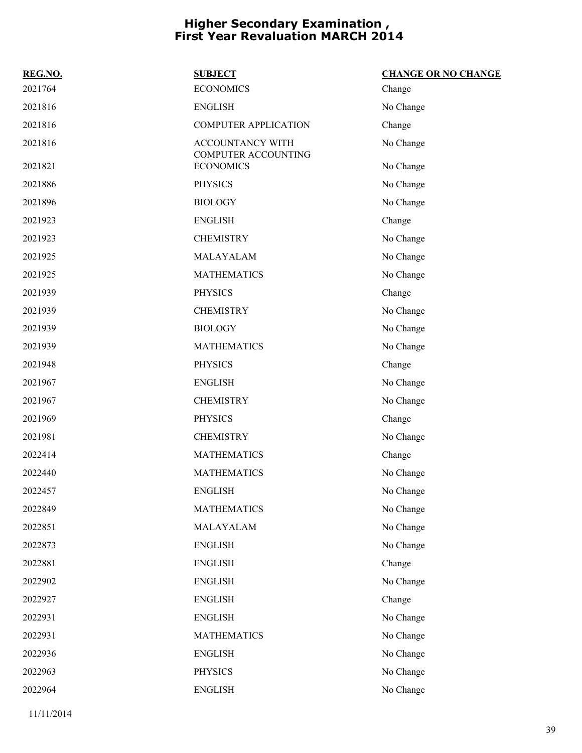# Higher Secondary Examination , First Year Revaluation MARCH 2014

| REG.NO. | SUBJECT | CHANGE OR NO CHANGE |
|---|---|---|
| 2021764 | ECONOMICS | Change |
| 2021816 | ENGLISH | No Change |
| 2021816 | COMPUTER APPLICATION | Change |
| 2021816 | ACCOUNTANCY WITH COMPUTER ACCOUNTING | No Change |
| 2021821 | ECONOMICS | No Change |
| 2021886 | PHYSICS | No Change |
| 2021896 | BIOLOGY | No Change |
| 2021923 | ENGLISH | Change |
| 2021923 | CHEMISTRY | No Change |
| 2021925 | MALAYALAM | No Change |
| 2021925 | MATHEMATICS | No Change |
| 2021939 | PHYSICS | Change |
| 2021939 | CHEMISTRY | No Change |
| 2021939 | BIOLOGY | No Change |
| 2021939 | MATHEMATICS | No Change |
| 2021948 | PHYSICS | Change |
| 2021967 | ENGLISH | No Change |
| 2021967 | CHEMISTRY | No Change |
| 2021969 | PHYSICS | Change |
| 2021981 | CHEMISTRY | No Change |
| 2022414 | MATHEMATICS | Change |
| 2022440 | MATHEMATICS | No Change |
| 2022457 | ENGLISH | No Change |
| 2022849 | MATHEMATICS | No Change |
| 2022851 | MALAYALAM | No Change |
| 2022873 | ENGLISH | No Change |
| 2022881 | ENGLISH | Change |
| 2022902 | ENGLISH | No Change |
| 2022927 | ENGLISH | Change |
| 2022931 | ENGLISH | No Change |
| 2022931 | MATHEMATICS | No Change |
| 2022936 | ENGLISH | No Change |
| 2022963 | PHYSICS | No Change |
| 2022964 | ENGLISH | No Change |

11/11/2014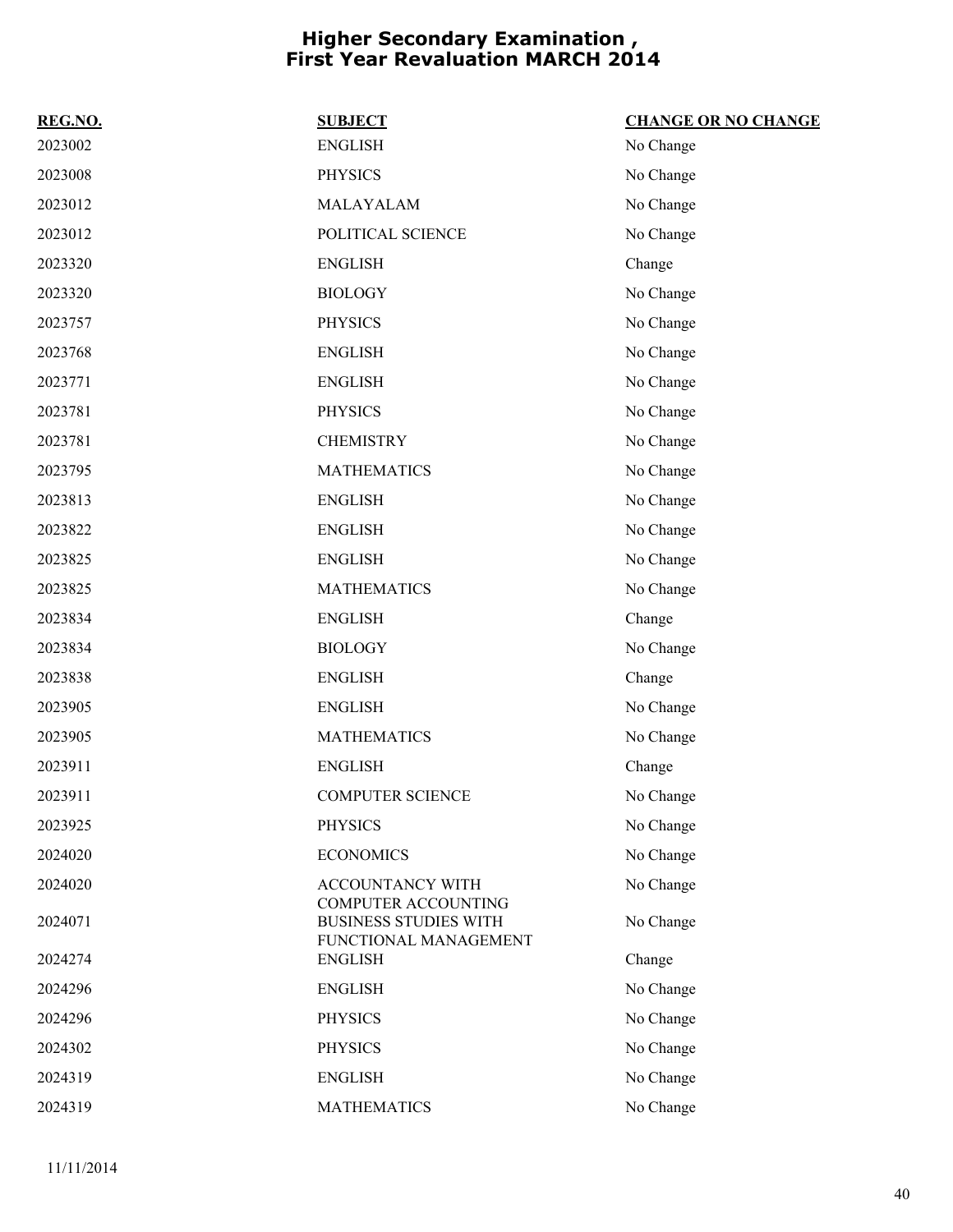# Higher Secondary Examination , First Year Revaluation MARCH 2014

| REG.NO. | SUBJECT | CHANGE OR NO CHANGE |
| --- | --- | --- |
| 2023002 | ENGLISH | No Change |
| 2023008 | PHYSICS | No Change |
| 2023012 | MALAYALAM | No Change |
| 2023012 | POLITICAL SCIENCE | No Change |
| 2023320 | ENGLISH | Change |
| 2023320 | BIOLOGY | No Change |
| 2023757 | PHYSICS | No Change |
| 2023768 | ENGLISH | No Change |
| 2023771 | ENGLISH | No Change |
| 2023781 | PHYSICS | No Change |
| 2023781 | CHEMISTRY | No Change |
| 2023795 | MATHEMATICS | No Change |
| 2023813 | ENGLISH | No Change |
| 2023822 | ENGLISH | No Change |
| 2023825 | ENGLISH | No Change |
| 2023825 | MATHEMATICS | No Change |
| 2023834 | ENGLISH | Change |
| 2023834 | BIOLOGY | No Change |
| 2023838 | ENGLISH | Change |
| 2023905 | ENGLISH | No Change |
| 2023905 | MATHEMATICS | No Change |
| 2023911 | ENGLISH | Change |
| 2023911 | COMPUTER SCIENCE | No Change |
| 2023925 | PHYSICS | No Change |
| 2024020 | ECONOMICS | No Change |
| 2024020 | ACCOUNTANCY WITH COMPUTER ACCOUNTING | No Change |
| 2024071 | BUSINESS STUDIES WITH FUNCTIONAL MANAGEMENT | No Change |
| 2024274 | ENGLISH | Change |
| 2024296 | ENGLISH | No Change |
| 2024296 | PHYSICS | No Change |
| 2024302 | PHYSICS | No Change |
| 2024319 | ENGLISH | No Change |
| 2024319 | MATHEMATICS | No Change |

11/11/2014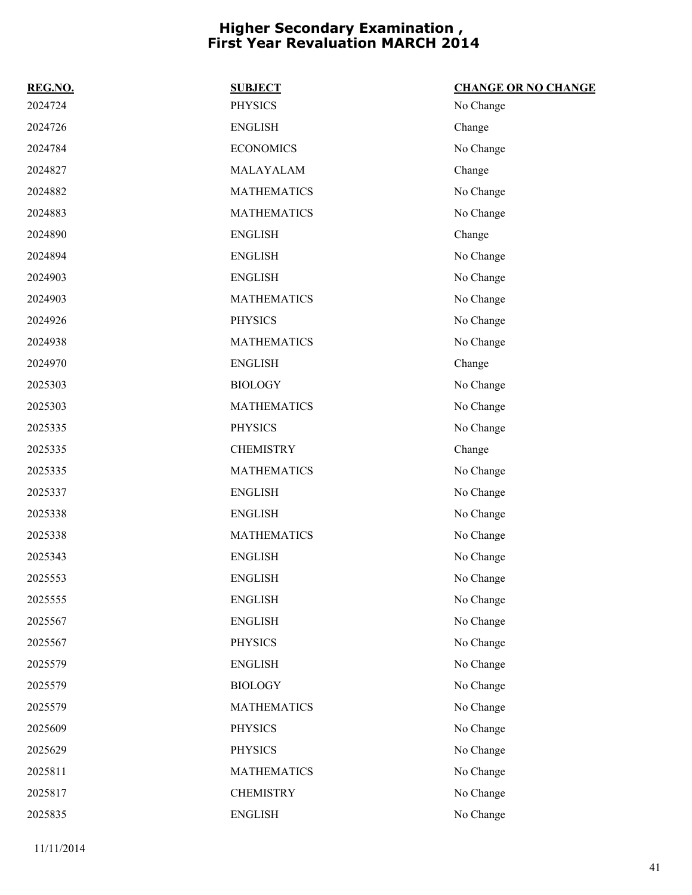# Higher Secondary Examination , First Year Revaluation MARCH 2014

| REG.NO. | SUBJECT | CHANGE OR NO CHANGE |
|---|---|---|
| 2024724 | PHYSICS | No Change |
| 2024726 | ENGLISH | Change |
| 2024784 | ECONOMICS | No Change |
| 2024827 | MALAYALAM | Change |
| 2024882 | MATHEMATICS | No Change |
| 2024883 | MATHEMATICS | No Change |
| 2024890 | ENGLISH | Change |
| 2024894 | ENGLISH | No Change |
| 2024903 | ENGLISH | No Change |
| 2024903 | MATHEMATICS | No Change |
| 2024926 | PHYSICS | No Change |
| 2024938 | MATHEMATICS | No Change |
| 2024970 | ENGLISH | Change |
| 2025303 | BIOLOGY | No Change |
| 2025303 | MATHEMATICS | No Change |
| 2025335 | PHYSICS | No Change |
| 2025335 | CHEMISTRY | Change |
| 2025335 | MATHEMATICS | No Change |
| 2025337 | ENGLISH | No Change |
| 2025338 | ENGLISH | No Change |
| 2025338 | MATHEMATICS | No Change |
| 2025343 | ENGLISH | No Change |
| 2025553 | ENGLISH | No Change |
| 2025555 | ENGLISH | No Change |
| 2025567 | ENGLISH | No Change |
| 2025567 | PHYSICS | No Change |
| 2025579 | ENGLISH | No Change |
| 2025579 | BIOLOGY | No Change |
| 2025579 | MATHEMATICS | No Change |
| 2025609 | PHYSICS | No Change |
| 2025629 | PHYSICS | No Change |
| 2025811 | MATHEMATICS | No Change |
| 2025817 | CHEMISTRY | No Change |
| 2025835 | ENGLISH | No Change |

11/11/2014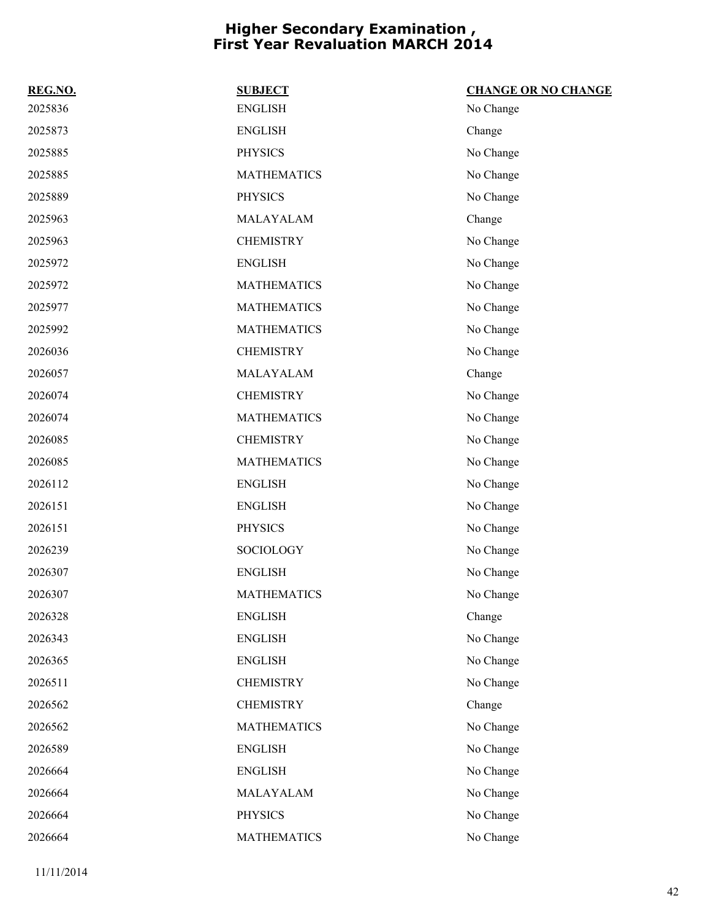# Higher Secondary Examination , First Year Revaluation MARCH 2014

| REG.NO. | SUBJECT | CHANGE OR NO CHANGE |
|---|---|---|
| 2025836 | ENGLISH | No Change |
| 2025873 | ENGLISH | Change |
| 2025885 | PHYSICS | No Change |
| 2025885 | MATHEMATICS | No Change |
| 2025889 | PHYSICS | No Change |
| 2025963 | MALAYALAM | Change |
| 2025963 | CHEMISTRY | No Change |
| 2025972 | ENGLISH | No Change |
| 2025972 | MATHEMATICS | No Change |
| 2025977 | MATHEMATICS | No Change |
| 2025992 | MATHEMATICS | No Change |
| 2026036 | CHEMISTRY | No Change |
| 2026057 | MALAYALAM | Change |
| 2026074 | CHEMISTRY | No Change |
| 2026074 | MATHEMATICS | No Change |
| 2026085 | CHEMISTRY | No Change |
| 2026085 | MATHEMATICS | No Change |
| 2026112 | ENGLISH | No Change |
| 2026151 | ENGLISH | No Change |
| 2026151 | PHYSICS | No Change |
| 2026239 | SOCIOLOGY | No Change |
| 2026307 | ENGLISH | No Change |
| 2026307 | MATHEMATICS | No Change |
| 2026328 | ENGLISH | Change |
| 2026343 | ENGLISH | No Change |
| 2026365 | ENGLISH | No Change |
| 2026511 | CHEMISTRY | No Change |
| 2026562 | CHEMISTRY | Change |
| 2026562 | MATHEMATICS | No Change |
| 2026589 | ENGLISH | No Change |
| 2026664 | ENGLISH | No Change |
| 2026664 | MALAYALAM | No Change |
| 2026664 | PHYSICS | No Change |
| 2026664 | MATHEMATICS | No Change |

11/11/2014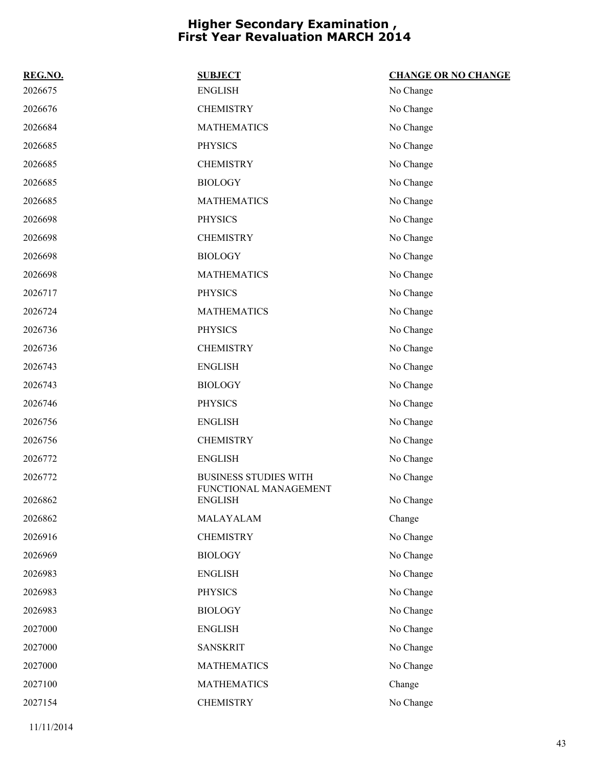# Higher Secondary Examination , First Year Revaluation MARCH 2014

| REG.NO. | SUBJECT | CHANGE OR NO CHANGE |
|---|---|---|
| 2026675 | ENGLISH | No Change |
| 2026676 | CHEMISTRY | No Change |
| 2026684 | MATHEMATICS | No Change |
| 2026685 | PHYSICS | No Change |
| 2026685 | CHEMISTRY | No Change |
| 2026685 | BIOLOGY | No Change |
| 2026685 | MATHEMATICS | No Change |
| 2026698 | PHYSICS | No Change |
| 2026698 | CHEMISTRY | No Change |
| 2026698 | BIOLOGY | No Change |
| 2026698 | MATHEMATICS | No Change |
| 2026717 | PHYSICS | No Change |
| 2026724 | MATHEMATICS | No Change |
| 2026736 | PHYSICS | No Change |
| 2026736 | CHEMISTRY | No Change |
| 2026743 | ENGLISH | No Change |
| 2026743 | BIOLOGY | No Change |
| 2026746 | PHYSICS | No Change |
| 2026756 | ENGLISH | No Change |
| 2026756 | CHEMISTRY | No Change |
| 2026772 | ENGLISH | No Change |
| 2026772 | BUSINESS STUDIES WITH FUNCTIONAL MANAGEMENT | No Change |
| 2026862 | ENGLISH | No Change |
| 2026862 | MALAYALAM | Change |
| 2026916 | CHEMISTRY | No Change |
| 2026969 | BIOLOGY | No Change |
| 2026983 | ENGLISH | No Change |
| 2026983 | PHYSICS | No Change |
| 2026983 | BIOLOGY | No Change |
| 2027000 | ENGLISH | No Change |
| 2027000 | SANSKRIT | No Change |
| 2027000 | MATHEMATICS | No Change |
| 2027100 | MATHEMATICS | Change |
| 2027154 | CHEMISTRY | No Change |

11/11/2014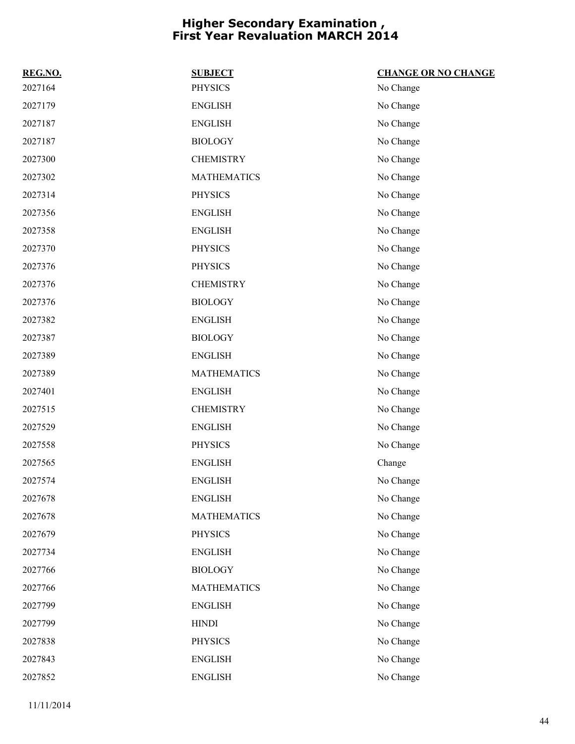# Higher Secondary Examination , First Year Revaluation MARCH 2014

| REG.NO. | SUBJECT | CHANGE OR NO CHANGE |
|---|---|---|
| 2027164 | PHYSICS | No Change |
| 2027179 | ENGLISH | No Change |
| 2027187 | ENGLISH | No Change |
| 2027187 | BIOLOGY | No Change |
| 2027300 | CHEMISTRY | No Change |
| 2027302 | MATHEMATICS | No Change |
| 2027314 | PHYSICS | No Change |
| 2027356 | ENGLISH | No Change |
| 2027358 | ENGLISH | No Change |
| 2027370 | PHYSICS | No Change |
| 2027376 | PHYSICS | No Change |
| 2027376 | CHEMISTRY | No Change |
| 2027376 | BIOLOGY | No Change |
| 2027382 | ENGLISH | No Change |
| 2027387 | BIOLOGY | No Change |
| 2027389 | ENGLISH | No Change |
| 2027389 | MATHEMATICS | No Change |
| 2027401 | ENGLISH | No Change |
| 2027515 | CHEMISTRY | No Change |
| 2027529 | ENGLISH | No Change |
| 2027558 | PHYSICS | No Change |
| 2027565 | ENGLISH | Change |
| 2027574 | ENGLISH | No Change |
| 2027678 | ENGLISH | No Change |
| 2027678 | MATHEMATICS | No Change |
| 2027679 | PHYSICS | No Change |
| 2027734 | ENGLISH | No Change |
| 2027766 | BIOLOGY | No Change |
| 2027766 | MATHEMATICS | No Change |
| 2027799 | ENGLISH | No Change |
| 2027799 | HINDI | No Change |
| 2027838 | PHYSICS | No Change |
| 2027843 | ENGLISH | No Change |
| 2027852 | ENGLISH | No Change |

11/11/2014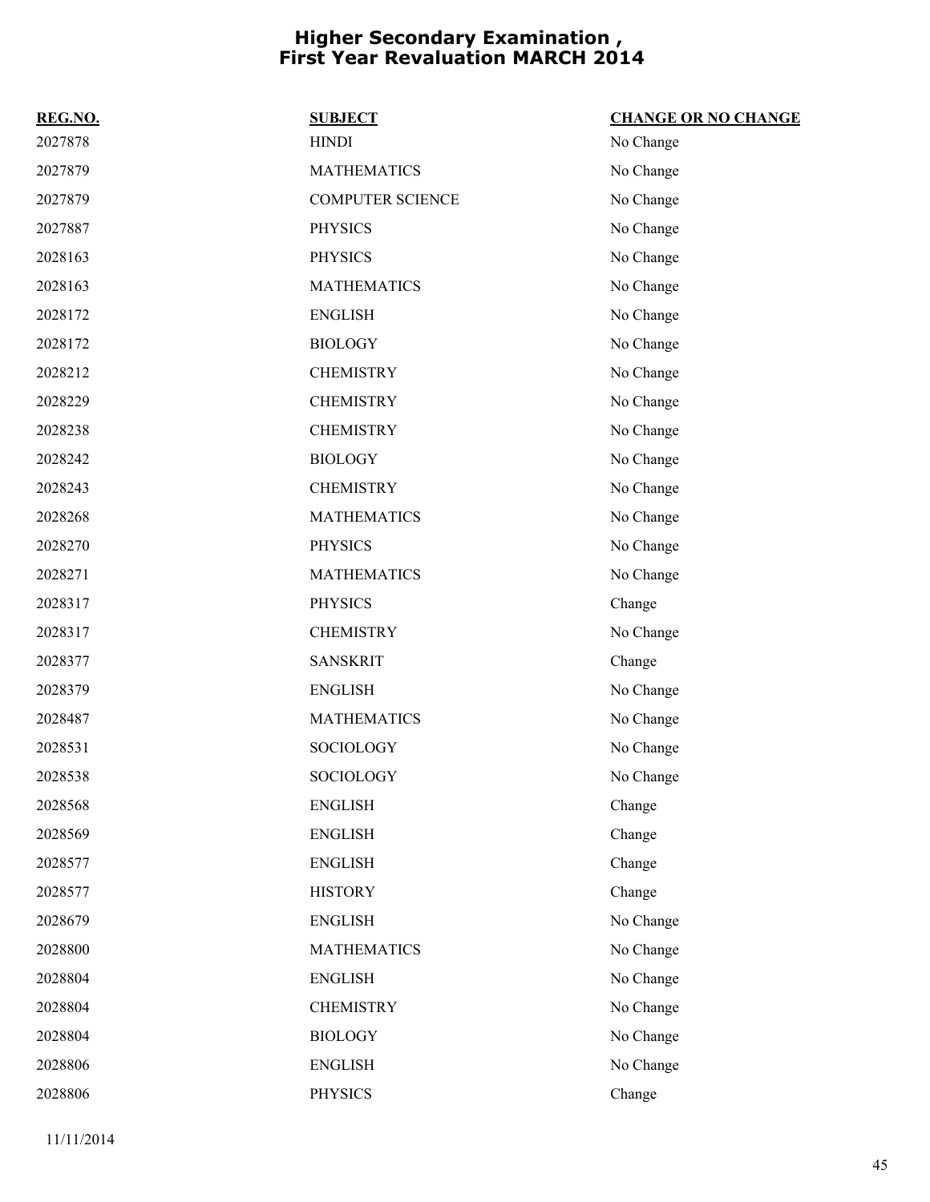# Higher Secondary Examination , First Year Revaluation MARCH 2014

| REG.NO. | SUBJECT | CHANGE OR NO CHANGE |
| --- | --- | --- |
| 2027878 | HINDI | No Change |
| 2027879 | MATHEMATICS | No Change |
| 2027879 | COMPUTER SCIENCE | No Change |
| 2027887 | PHYSICS | No Change |
| 2028163 | PHYSICS | No Change |
| 2028163 | MATHEMATICS | No Change |
| 2028172 | ENGLISH | No Change |
| 2028172 | BIOLOGY | No Change |
| 2028212 | CHEMISTRY | No Change |
| 2028229 | CHEMISTRY | No Change |
| 2028238 | CHEMISTRY | No Change |
| 2028242 | BIOLOGY | No Change |
| 2028243 | CHEMISTRY | No Change |
| 2028268 | MATHEMATICS | No Change |
| 2028270 | PHYSICS | No Change |
| 2028271 | MATHEMATICS | No Change |
| 2028317 | PHYSICS | Change |
| 2028317 | CHEMISTRY | No Change |
| 2028377 | SANSKRIT | Change |
| 2028379 | ENGLISH | No Change |
| 2028487 | MATHEMATICS | No Change |
| 2028531 | SOCIOLOGY | No Change |
| 2028538 | SOCIOLOGY | No Change |
| 2028568 | ENGLISH | Change |
| 2028569 | ENGLISH | Change |
| 2028577 | ENGLISH | Change |
| 2028577 | HISTORY | Change |
| 2028679 | ENGLISH | No Change |
| 2028800 | MATHEMATICS | No Change |
| 2028804 | ENGLISH | No Change |
| 2028804 | CHEMISTRY | No Change |
| 2028804 | BIOLOGY | No Change |
| 2028806 | ENGLISH | No Change |
| 2028806 | PHYSICS | Change |

11/11/2014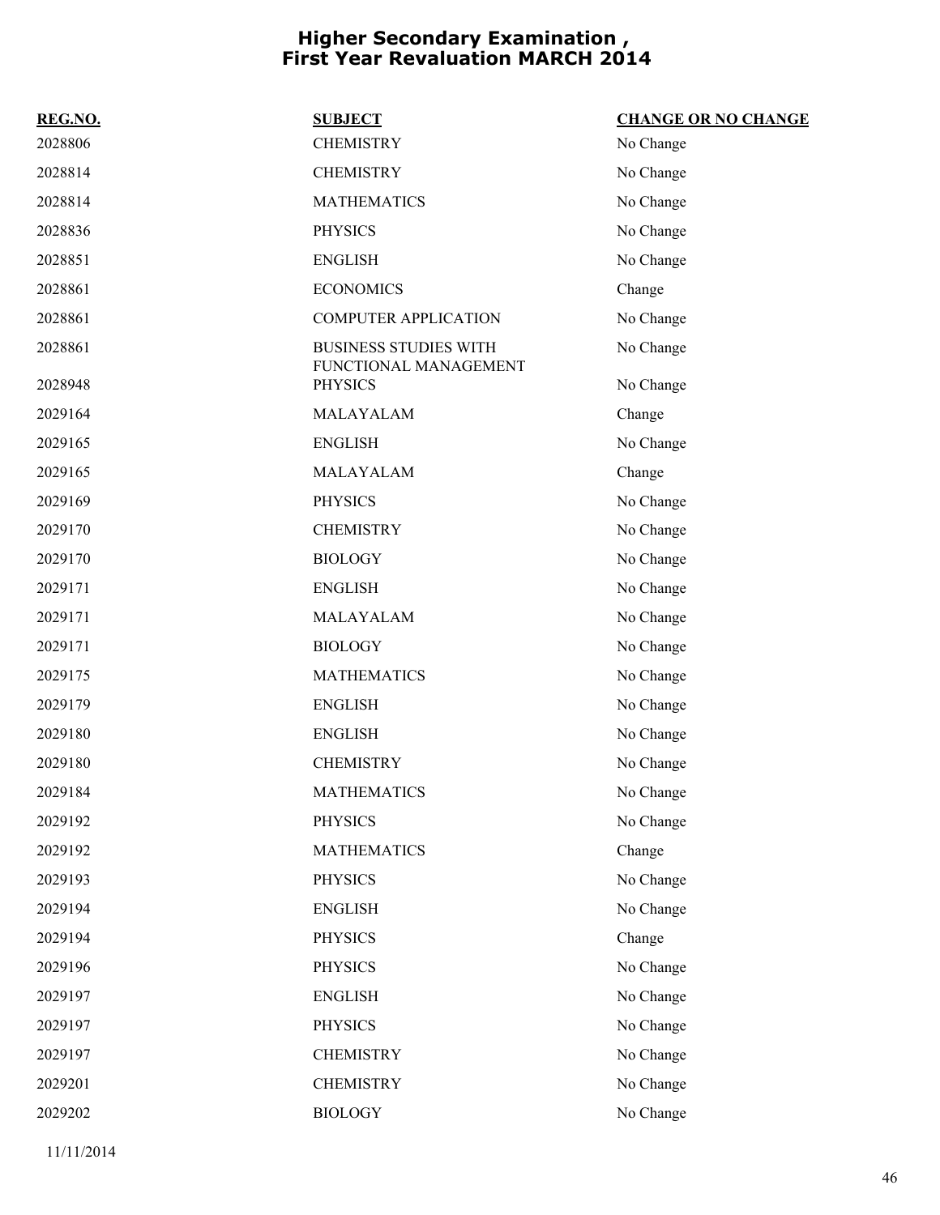# Higher Secondary Examination , First Year Revaluation MARCH 2014

| REG.NO. | SUBJECT | CHANGE OR NO CHANGE |
|---|---|---|
| 2028806 | CHEMISTRY | No Change |
| 2028814 | CHEMISTRY | No Change |
| 2028814 | MATHEMATICS | No Change |
| 2028836 | PHYSICS | No Change |
| 2028851 | ENGLISH | No Change |
| 2028861 | ECONOMICS | Change |
| 2028861 | COMPUTER APPLICATION | No Change |
| 2028861 | BUSINESS STUDIES WITH FUNCTIONAL MANAGEMENT | No Change |
| 2028948 | PHYSICS | No Change |
| 2029164 | MALAYALAM | Change |
| 2029165 | ENGLISH | No Change |
| 2029165 | MALAYALAM | Change |
| 2029169 | PHYSICS | No Change |
| 2029170 | CHEMISTRY | No Change |
| 2029170 | BIOLOGY | No Change |
| 2029171 | ENGLISH | No Change |
| 2029171 | MALAYALAM | No Change |
| 2029171 | BIOLOGY | No Change |
| 2029175 | MATHEMATICS | No Change |
| 2029179 | ENGLISH | No Change |
| 2029180 | ENGLISH | No Change |
| 2029180 | CHEMISTRY | No Change |
| 2029184 | MATHEMATICS | No Change |
| 2029192 | PHYSICS | No Change |
| 2029192 | MATHEMATICS | Change |
| 2029193 | PHYSICS | No Change |
| 2029194 | ENGLISH | No Change |
| 2029194 | PHYSICS | Change |
| 2029196 | PHYSICS | No Change |
| 2029197 | ENGLISH | No Change |
| 2029197 | PHYSICS | No Change |
| 2029197 | CHEMISTRY | No Change |
| 2029201 | CHEMISTRY | No Change |
| 2029202 | BIOLOGY | No Change |

11/11/2014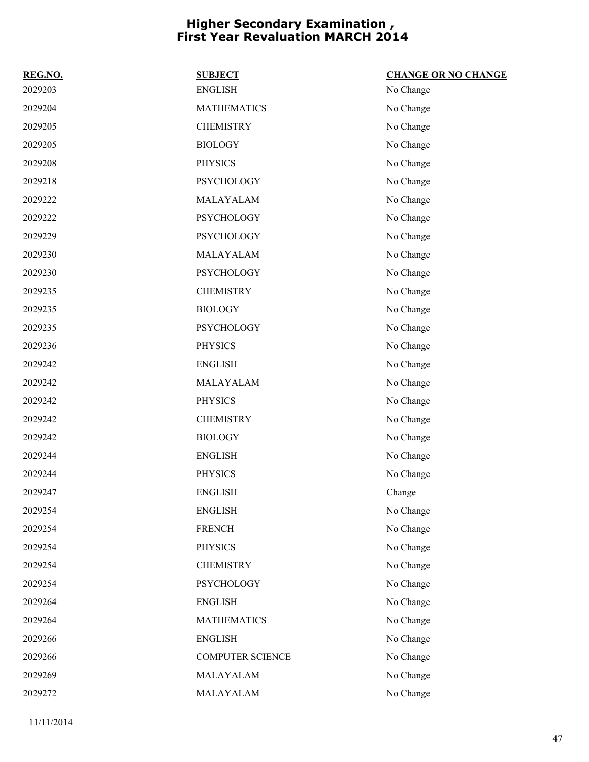# Higher Secondary Examination , First Year Revaluation MARCH 2014

| REG.NO. | SUBJECT | CHANGE OR NO CHANGE |
|---|---|---|
| 2029203 | ENGLISH | No Change |
| 2029204 | MATHEMATICS | No Change |
| 2029205 | CHEMISTRY | No Change |
| 2029205 | BIOLOGY | No Change |
| 2029208 | PHYSICS | No Change |
| 2029218 | PSYCHOLOGY | No Change |
| 2029222 | MALAYALAM | No Change |
| 2029222 | PSYCHOLOGY | No Change |
| 2029229 | PSYCHOLOGY | No Change |
| 2029230 | MALAYALAM | No Change |
| 2029230 | PSYCHOLOGY | No Change |
| 2029235 | CHEMISTRY | No Change |
| 2029235 | BIOLOGY | No Change |
| 2029235 | PSYCHOLOGY | No Change |
| 2029236 | PHYSICS | No Change |
| 2029242 | ENGLISH | No Change |
| 2029242 | MALAYALAM | No Change |
| 2029242 | PHYSICS | No Change |
| 2029242 | CHEMISTRY | No Change |
| 2029242 | BIOLOGY | No Change |
| 2029244 | ENGLISH | No Change |
| 2029244 | PHYSICS | No Change |
| 2029247 | ENGLISH | Change |
| 2029254 | ENGLISH | No Change |
| 2029254 | FRENCH | No Change |
| 2029254 | PHYSICS | No Change |
| 2029254 | CHEMISTRY | No Change |
| 2029254 | PSYCHOLOGY | No Change |
| 2029264 | ENGLISH | No Change |
| 2029264 | MATHEMATICS | No Change |
| 2029266 | ENGLISH | No Change |
| 2029266 | COMPUTER SCIENCE | No Change |
| 2029269 | MALAYALAM | No Change |
| 2029272 | MALAYALAM | No Change |

11/11/2014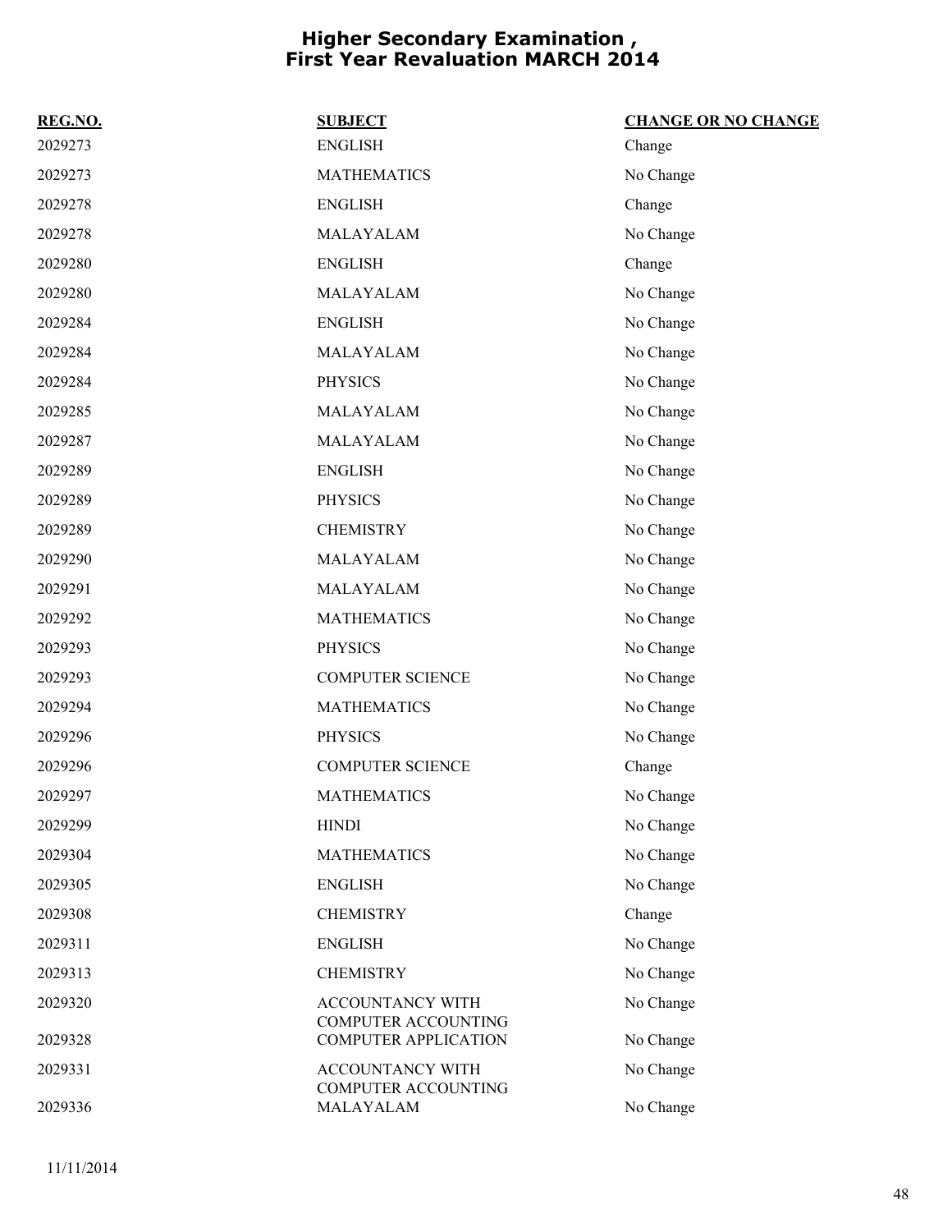# Higher Secondary Examination , First Year Revaluation MARCH 2014

| REG.NO. | SUBJECT | CHANGE OR NO CHANGE |
|---|---|---|
| 2029273 | ENGLISH | Change |
| 2029273 | MATHEMATICS | No Change |
| 2029278 | ENGLISH | Change |
| 2029278 | MALAYALAM | No Change |
| 2029280 | ENGLISH | Change |
| 2029280 | MALAYALAM | No Change |
| 2029284 | ENGLISH | No Change |
| 2029284 | MALAYALAM | No Change |
| 2029284 | PHYSICS | No Change |
| 2029285 | MALAYALAM | No Change |
| 2029287 | MALAYALAM | No Change |
| 2029289 | ENGLISH | No Change |
| 2029289 | PHYSICS | No Change |
| 2029289 | CHEMISTRY | No Change |
| 2029290 | MALAYALAM | No Change |
| 2029291 | MALAYALAM | No Change |
| 2029292 | MATHEMATICS | No Change |
| 2029293 | PHYSICS | No Change |
| 2029293 | COMPUTER SCIENCE | No Change |
| 2029294 | MATHEMATICS | No Change |
| 2029296 | PHYSICS | No Change |
| 2029296 | COMPUTER SCIENCE | Change |
| 2029297 | MATHEMATICS | No Change |
| 2029299 | HINDI | No Change |
| 2029304 | MATHEMATICS | No Change |
| 2029305 | ENGLISH | No Change |
| 2029308 | CHEMISTRY | Change |
| 2029311 | ENGLISH | No Change |
| 2029313 | CHEMISTRY | No Change |
| 2029320 | ACCOUNTANCY WITH COMPUTER ACCOUNTING | No Change |
| 2029328 | COMPUTER APPLICATION | No Change |
| 2029331 | ACCOUNTANCY WITH COMPUTER ACCOUNTING | No Change |
| 2029336 | MALAYALAM | No Change |

11/11/2014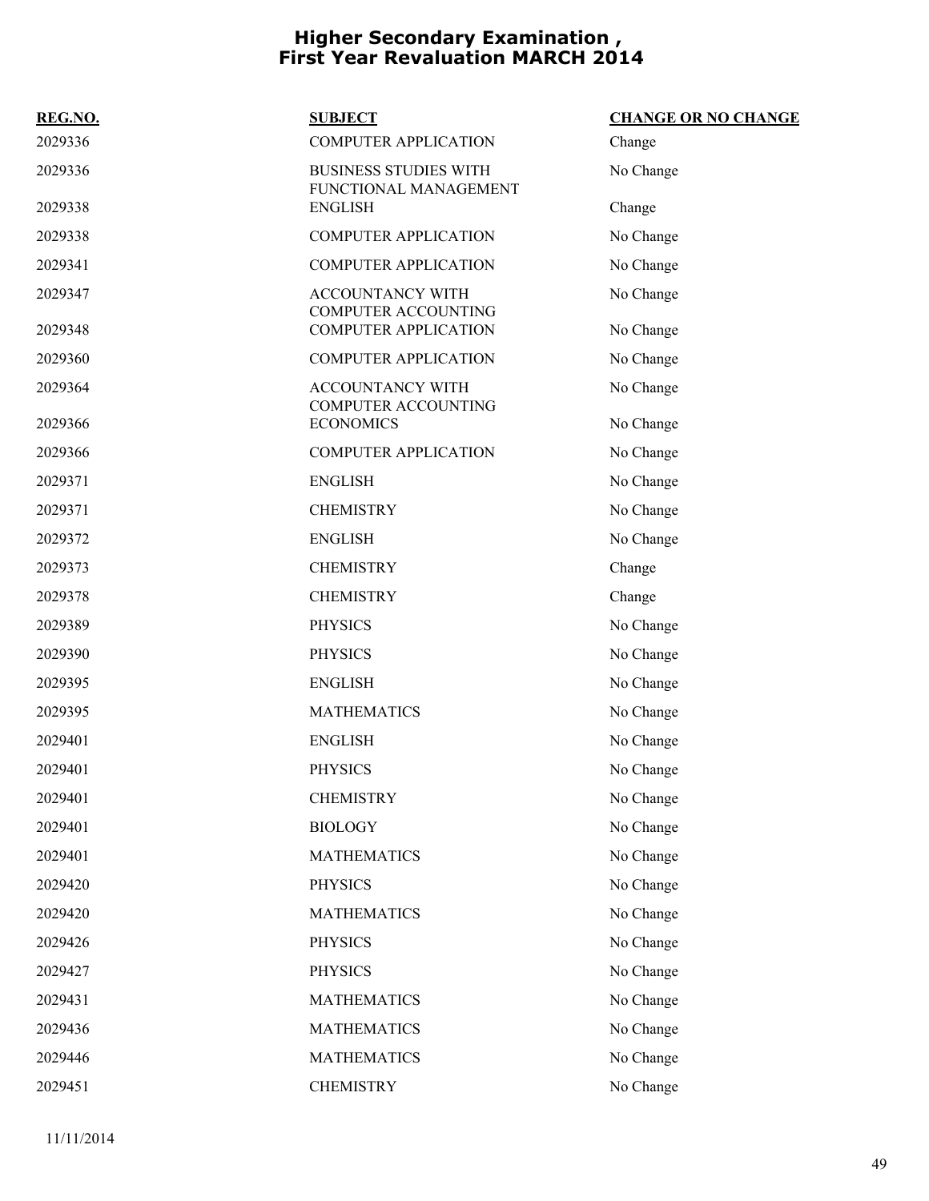# Higher Secondary Examination , First Year Revaluation MARCH 2014

| REG.NO. | SUBJECT | CHANGE OR NO CHANGE |
| --- | --- | --- |
| 2029336 | COMPUTER APPLICATION | Change |
| 2029336 | BUSINESS STUDIES WITH FUNCTIONAL MANAGEMENT | No Change |
| 2029338 | ENGLISH | Change |
| 2029338 | COMPUTER APPLICATION | No Change |
| 2029341 | COMPUTER APPLICATION | No Change |
| 2029347 | ACCOUNTANCY WITH COMPUTER ACCOUNTING | No Change |
| 2029348 | COMPUTER APPLICATION | No Change |
| 2029360 | COMPUTER APPLICATION | No Change |
| 2029364 | ACCOUNTANCY WITH COMPUTER ACCOUNTING | No Change |
| 2029366 | ECONOMICS | No Change |
| 2029366 | COMPUTER APPLICATION | No Change |
| 2029371 | ENGLISH | No Change |
| 2029371 | CHEMISTRY | No Change |
| 2029372 | ENGLISH | No Change |
| 2029373 | CHEMISTRY | Change |
| 2029378 | CHEMISTRY | Change |
| 2029389 | PHYSICS | No Change |
| 2029390 | PHYSICS | No Change |
| 2029395 | ENGLISH | No Change |
| 2029395 | MATHEMATICS | No Change |
| 2029401 | ENGLISH | No Change |
| 2029401 | PHYSICS | No Change |
| 2029401 | CHEMISTRY | No Change |
| 2029401 | BIOLOGY | No Change |
| 2029401 | MATHEMATICS | No Change |
| 2029420 | PHYSICS | No Change |
| 2029420 | MATHEMATICS | No Change |
| 2029426 | PHYSICS | No Change |
| 2029427 | PHYSICS | No Change |
| 2029431 | MATHEMATICS | No Change |
| 2029436 | MATHEMATICS | No Change |
| 2029446 | MATHEMATICS | No Change |
| 2029451 | CHEMISTRY | No Change |

11/11/2014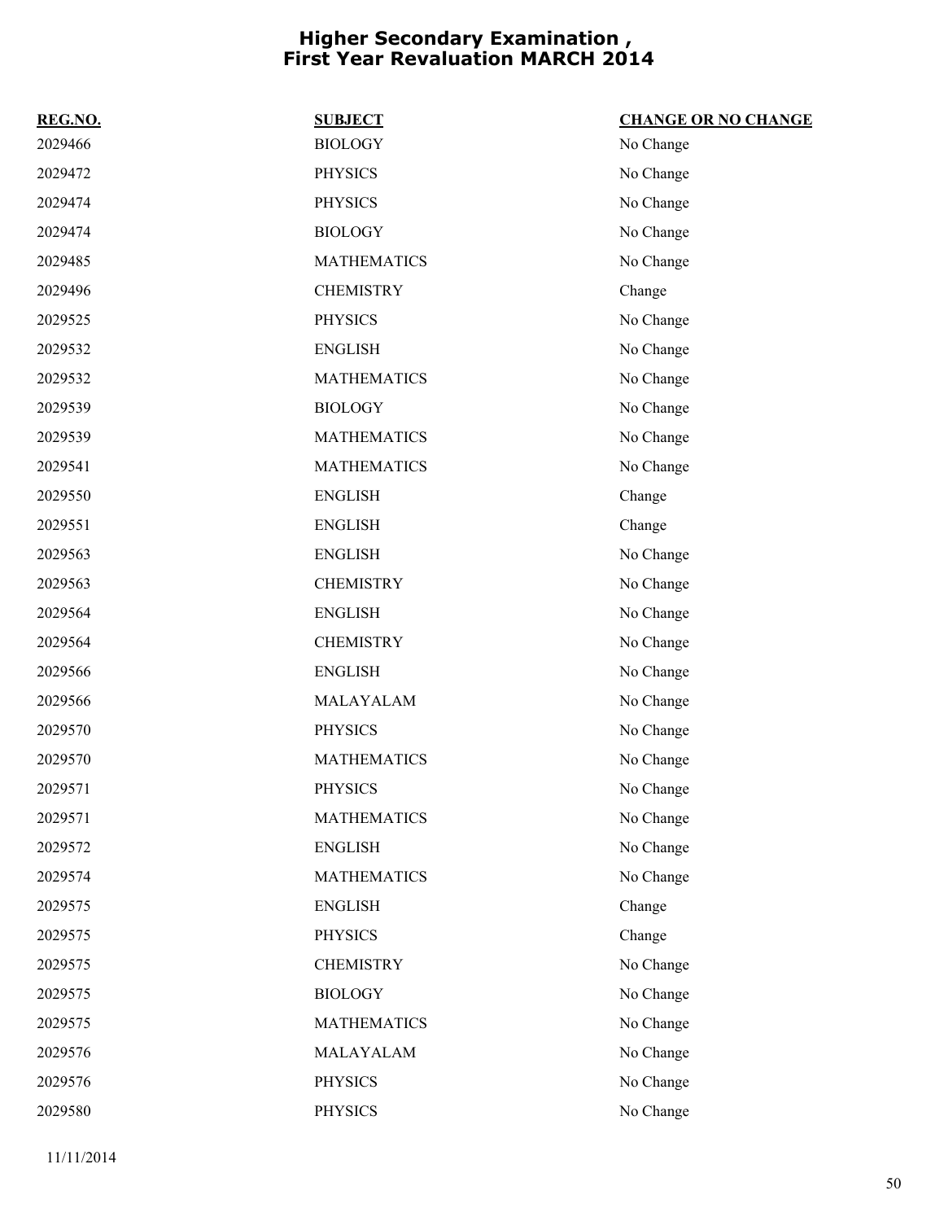# Higher Secondary Examination , First Year Revaluation MARCH 2014

| REG.NO. | SUBJECT | CHANGE OR NO CHANGE |
| --- | --- | --- |
| 2029466 | BIOLOGY | No Change |
| 2029472 | PHYSICS | No Change |
| 2029474 | PHYSICS | No Change |
| 2029474 | BIOLOGY | No Change |
| 2029485 | MATHEMATICS | No Change |
| 2029496 | CHEMISTRY | Change |
| 2029525 | PHYSICS | No Change |
| 2029532 | ENGLISH | No Change |
| 2029532 | MATHEMATICS | No Change |
| 2029539 | BIOLOGY | No Change |
| 2029539 | MATHEMATICS | No Change |
| 2029541 | MATHEMATICS | No Change |
| 2029550 | ENGLISH | Change |
| 2029551 | ENGLISH | Change |
| 2029563 | ENGLISH | No Change |
| 2029563 | CHEMISTRY | No Change |
| 2029564 | ENGLISH | No Change |
| 2029564 | CHEMISTRY | No Change |
| 2029566 | ENGLISH | No Change |
| 2029566 | MALAYALAM | No Change |
| 2029570 | PHYSICS | No Change |
| 2029570 | MATHEMATICS | No Change |
| 2029571 | PHYSICS | No Change |
| 2029571 | MATHEMATICS | No Change |
| 2029572 | ENGLISH | No Change |
| 2029574 | MATHEMATICS | No Change |
| 2029575 | ENGLISH | Change |
| 2029575 | PHYSICS | Change |
| 2029575 | CHEMISTRY | No Change |
| 2029575 | BIOLOGY | No Change |
| 2029575 | MATHEMATICS | No Change |
| 2029576 | MALAYALAM | No Change |
| 2029576 | PHYSICS | No Change |
| 2029580 | PHYSICS | No Change |

11/11/2014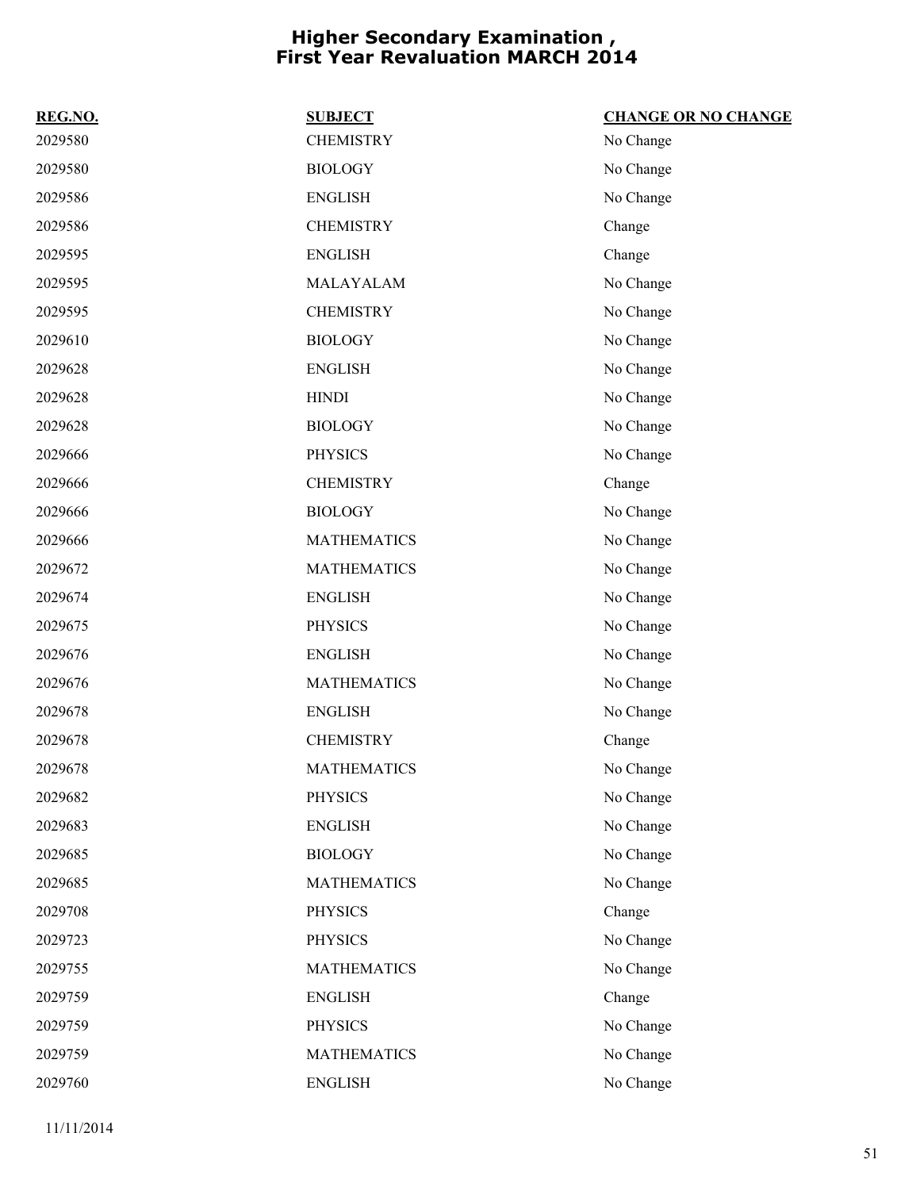# Higher Secondary Examination , First Year Revaluation MARCH 2014

| REG.NO. | SUBJECT | CHANGE OR NO CHANGE |
|---|---|---|
| 2029580 | CHEMISTRY | No Change |
| 2029580 | BIOLOGY | No Change |
| 2029586 | ENGLISH | No Change |
| 2029586 | CHEMISTRY | Change |
| 2029595 | ENGLISH | Change |
| 2029595 | MALAYALAM | No Change |
| 2029595 | CHEMISTRY | No Change |
| 2029610 | BIOLOGY | No Change |
| 2029628 | ENGLISH | No Change |
| 2029628 | HINDI | No Change |
| 2029628 | BIOLOGY | No Change |
| 2029666 | PHYSICS | No Change |
| 2029666 | CHEMISTRY | Change |
| 2029666 | BIOLOGY | No Change |
| 2029666 | MATHEMATICS | No Change |
| 2029672 | MATHEMATICS | No Change |
| 2029674 | ENGLISH | No Change |
| 2029675 | PHYSICS | No Change |
| 2029676 | ENGLISH | No Change |
| 2029676 | MATHEMATICS | No Change |
| 2029678 | ENGLISH | No Change |
| 2029678 | CHEMISTRY | Change |
| 2029678 | MATHEMATICS | No Change |
| 2029682 | PHYSICS | No Change |
| 2029683 | ENGLISH | No Change |
| 2029685 | BIOLOGY | No Change |
| 2029685 | MATHEMATICS | No Change |
| 2029708 | PHYSICS | Change |
| 2029723 | PHYSICS | No Change |
| 2029755 | MATHEMATICS | No Change |
| 2029759 | ENGLISH | Change |
| 2029759 | PHYSICS | No Change |
| 2029759 | MATHEMATICS | No Change |
| 2029760 | ENGLISH | No Change |

11/11/2014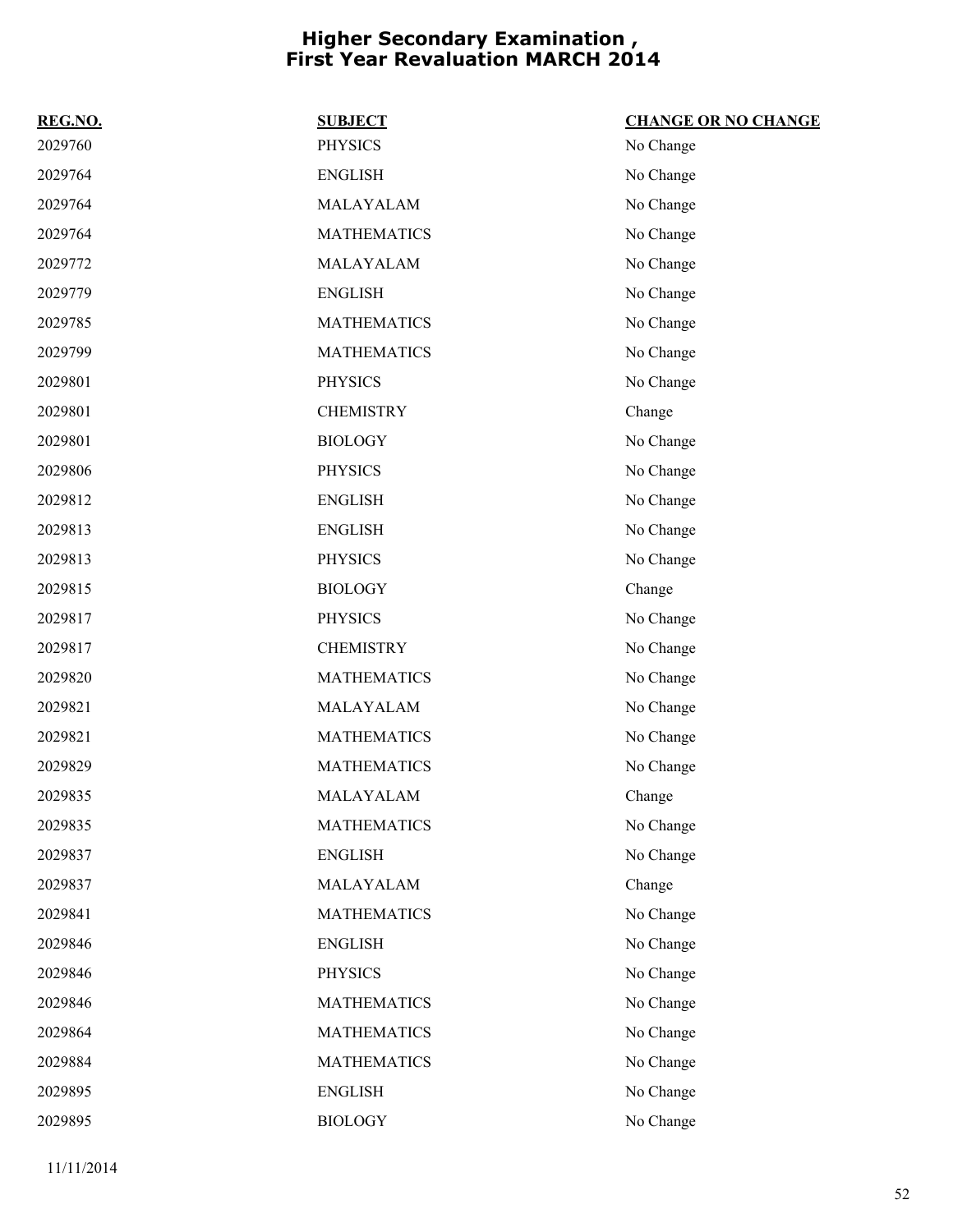# Higher Secondary Examination , First Year Revaluation MARCH 2014

| REG.NO. | SUBJECT | CHANGE OR NO CHANGE |
|---|---|---|
| 2029760 | PHYSICS | No Change |
| 2029764 | ENGLISH | No Change |
| 2029764 | MALAYALAM | No Change |
| 2029764 | MATHEMATICS | No Change |
| 2029772 | MALAYALAM | No Change |
| 2029779 | ENGLISH | No Change |
| 2029785 | MATHEMATICS | No Change |
| 2029799 | MATHEMATICS | No Change |
| 2029801 | PHYSICS | No Change |
| 2029801 | CHEMISTRY | Change |
| 2029801 | BIOLOGY | No Change |
| 2029806 | PHYSICS | No Change |
| 2029812 | ENGLISH | No Change |
| 2029813 | ENGLISH | No Change |
| 2029813 | PHYSICS | No Change |
| 2029815 | BIOLOGY | Change |
| 2029817 | PHYSICS | No Change |
| 2029817 | CHEMISTRY | No Change |
| 2029820 | MATHEMATICS | No Change |
| 2029821 | MALAYALAM | No Change |
| 2029821 | MATHEMATICS | No Change |
| 2029829 | MATHEMATICS | No Change |
| 2029835 | MALAYALAM | Change |
| 2029835 | MATHEMATICS | No Change |
| 2029837 | ENGLISH | No Change |
| 2029837 | MALAYALAM | Change |
| 2029841 | MATHEMATICS | No Change |
| 2029846 | ENGLISH | No Change |
| 2029846 | PHYSICS | No Change |
| 2029846 | MATHEMATICS | No Change |
| 2029864 | MATHEMATICS | No Change |
| 2029884 | MATHEMATICS | No Change |
| 2029895 | ENGLISH | No Change |
| 2029895 | BIOLOGY | No Change |

11/11/2014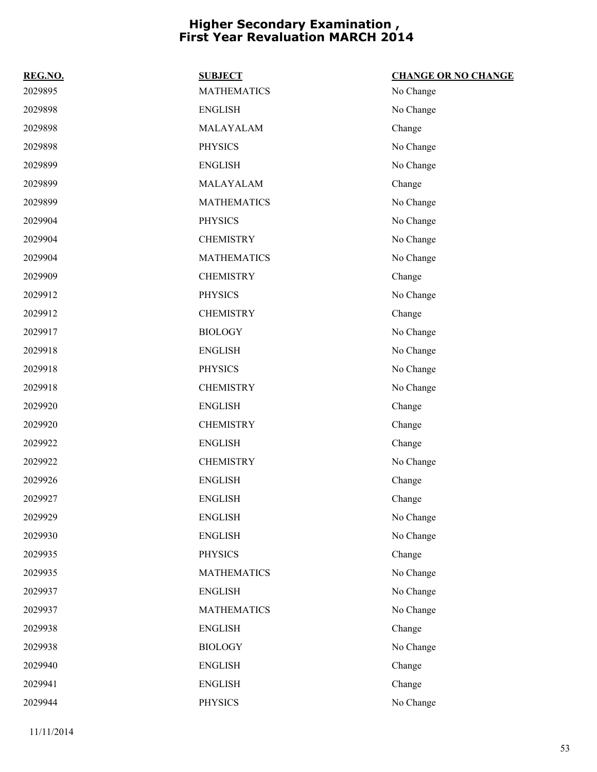# Higher Secondary Examination , First Year Revaluation MARCH 2014

| REG.NO. | SUBJECT | CHANGE OR NO CHANGE |
|---|---|---|
| 2029895 | MATHEMATICS | No Change |
| 2029898 | ENGLISH | No Change |
| 2029898 | MALAYALAM | Change |
| 2029898 | PHYSICS | No Change |
| 2029899 | ENGLISH | No Change |
| 2029899 | MALAYALAM | Change |
| 2029899 | MATHEMATICS | No Change |
| 2029904 | PHYSICS | No Change |
| 2029904 | CHEMISTRY | No Change |
| 2029904 | MATHEMATICS | No Change |
| 2029909 | CHEMISTRY | Change |
| 2029912 | PHYSICS | No Change |
| 2029912 | CHEMISTRY | Change |
| 2029917 | BIOLOGY | No Change |
| 2029918 | ENGLISH | No Change |
| 2029918 | PHYSICS | No Change |
| 2029918 | CHEMISTRY | No Change |
| 2029920 | ENGLISH | Change |
| 2029920 | CHEMISTRY | Change |
| 2029922 | ENGLISH | Change |
| 2029922 | CHEMISTRY | No Change |
| 2029926 | ENGLISH | Change |
| 2029927 | ENGLISH | Change |
| 2029929 | ENGLISH | No Change |
| 2029930 | ENGLISH | No Change |
| 2029935 | PHYSICS | Change |
| 2029935 | MATHEMATICS | No Change |
| 2029937 | ENGLISH | No Change |
| 2029937 | MATHEMATICS | No Change |
| 2029938 | ENGLISH | Change |
| 2029938 | BIOLOGY | No Change |
| 2029940 | ENGLISH | Change |
| 2029941 | ENGLISH | Change |
| 2029944 | PHYSICS | No Change |

11/11/2014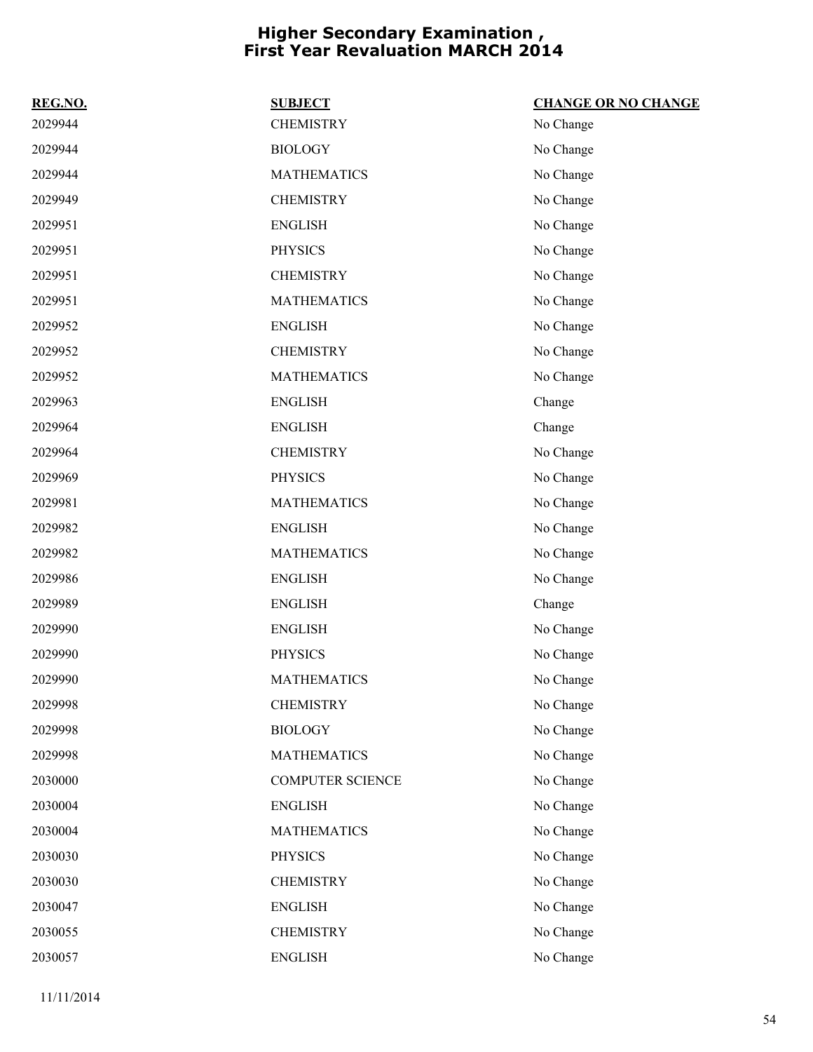# Higher Secondary Examination , First Year Revaluation MARCH 2014

| REG.NO. | SUBJECT | CHANGE OR NO CHANGE |
|---|---|---|
| 2029944 | CHEMISTRY | No Change |
| 2029944 | BIOLOGY | No Change |
| 2029944 | MATHEMATICS | No Change |
| 2029949 | CHEMISTRY | No Change |
| 2029951 | ENGLISH | No Change |
| 2029951 | PHYSICS | No Change |
| 2029951 | CHEMISTRY | No Change |
| 2029951 | MATHEMATICS | No Change |
| 2029952 | ENGLISH | No Change |
| 2029952 | CHEMISTRY | No Change |
| 2029952 | MATHEMATICS | No Change |
| 2029963 | ENGLISH | Change |
| 2029964 | ENGLISH | Change |
| 2029964 | CHEMISTRY | No Change |
| 2029969 | PHYSICS | No Change |
| 2029981 | MATHEMATICS | No Change |
| 2029982 | ENGLISH | No Change |
| 2029982 | MATHEMATICS | No Change |
| 2029986 | ENGLISH | No Change |
| 2029989 | ENGLISH | Change |
| 2029990 | ENGLISH | No Change |
| 2029990 | PHYSICS | No Change |
| 2029990 | MATHEMATICS | No Change |
| 2029998 | CHEMISTRY | No Change |
| 2029998 | BIOLOGY | No Change |
| 2029998 | MATHEMATICS | No Change |
| 2030000 | COMPUTER SCIENCE | No Change |
| 2030004 | ENGLISH | No Change |
| 2030004 | MATHEMATICS | No Change |
| 2030030 | PHYSICS | No Change |
| 2030030 | CHEMISTRY | No Change |
| 2030047 | ENGLISH | No Change |
| 2030055 | CHEMISTRY | No Change |
| 2030057 | ENGLISH | No Change |

11/11/2014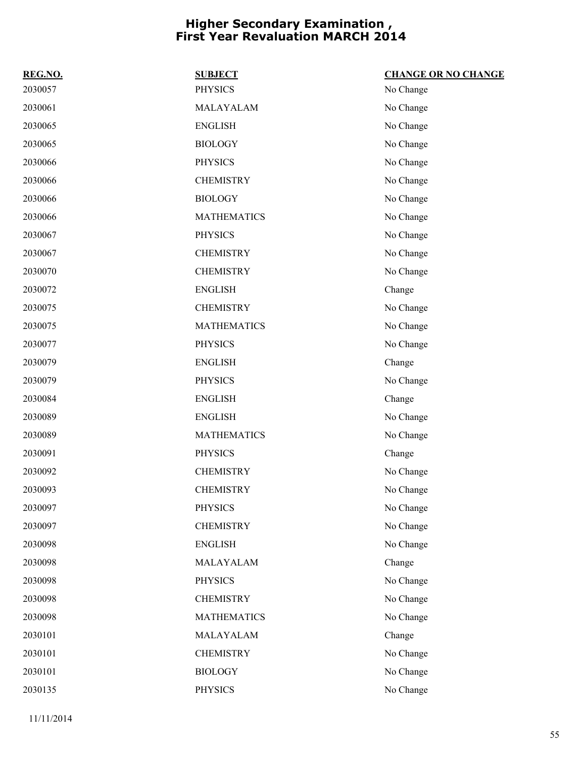# Higher Secondary Examination , First Year Revaluation MARCH 2014

| REG.NO. | SUBJECT | CHANGE OR NO CHANGE |
|---|---|---|
| 2030057 | PHYSICS | No Change |
| 2030061 | MALAYALAM | No Change |
| 2030065 | ENGLISH | No Change |
| 2030065 | BIOLOGY | No Change |
| 2030066 | PHYSICS | No Change |
| 2030066 | CHEMISTRY | No Change |
| 2030066 | BIOLOGY | No Change |
| 2030066 | MATHEMATICS | No Change |
| 2030067 | PHYSICS | No Change |
| 2030067 | CHEMISTRY | No Change |
| 2030070 | CHEMISTRY | No Change |
| 2030072 | ENGLISH | Change |
| 2030075 | CHEMISTRY | No Change |
| 2030075 | MATHEMATICS | No Change |
| 2030077 | PHYSICS | No Change |
| 2030079 | ENGLISH | Change |
| 2030079 | PHYSICS | No Change |
| 2030084 | ENGLISH | Change |
| 2030089 | ENGLISH | No Change |
| 2030089 | MATHEMATICS | No Change |
| 2030091 | PHYSICS | Change |
| 2030092 | CHEMISTRY | No Change |
| 2030093 | CHEMISTRY | No Change |
| 2030097 | PHYSICS | No Change |
| 2030097 | CHEMISTRY | No Change |
| 2030098 | ENGLISH | No Change |
| 2030098 | MALAYALAM | Change |
| 2030098 | PHYSICS | No Change |
| 2030098 | CHEMISTRY | No Change |
| 2030098 | MATHEMATICS | No Change |
| 2030101 | MALAYALAM | Change |
| 2030101 | CHEMISTRY | No Change |
| 2030101 | BIOLOGY | No Change |
| 2030135 | PHYSICS | No Change |

11/11/2014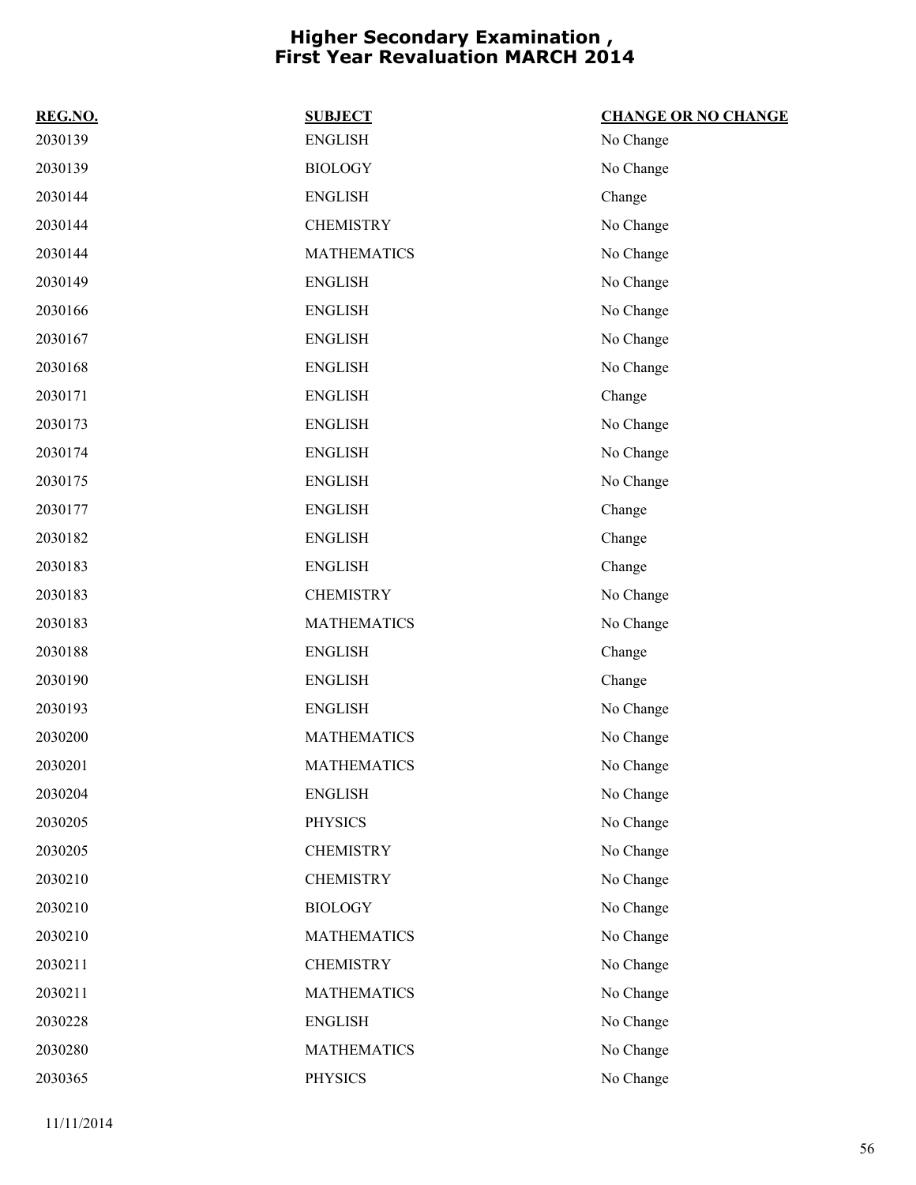# Higher Secondary Examination , First Year Revaluation MARCH 2014

| REG.NO. | SUBJECT | CHANGE OR NO CHANGE |
|---|---|---|
| 2030139 | ENGLISH | No Change |
| 2030139 | BIOLOGY | No Change |
| 2030144 | ENGLISH | Change |
| 2030144 | CHEMISTRY | No Change |
| 2030144 | MATHEMATICS | No Change |
| 2030149 | ENGLISH | No Change |
| 2030166 | ENGLISH | No Change |
| 2030167 | ENGLISH | No Change |
| 2030168 | ENGLISH | No Change |
| 2030171 | ENGLISH | Change |
| 2030173 | ENGLISH | No Change |
| 2030174 | ENGLISH | No Change |
| 2030175 | ENGLISH | No Change |
| 2030177 | ENGLISH | Change |
| 2030182 | ENGLISH | Change |
| 2030183 | ENGLISH | Change |
| 2030183 | CHEMISTRY | No Change |
| 2030183 | MATHEMATICS | No Change |
| 2030188 | ENGLISH | Change |
| 2030190 | ENGLISH | Change |
| 2030193 | ENGLISH | No Change |
| 2030200 | MATHEMATICS | No Change |
| 2030201 | MATHEMATICS | No Change |
| 2030204 | ENGLISH | No Change |
| 2030205 | PHYSICS | No Change |
| 2030205 | CHEMISTRY | No Change |
| 2030210 | CHEMISTRY | No Change |
| 2030210 | BIOLOGY | No Change |
| 2030210 | MATHEMATICS | No Change |
| 2030211 | CHEMISTRY | No Change |
| 2030211 | MATHEMATICS | No Change |
| 2030228 | ENGLISH | No Change |
| 2030280 | MATHEMATICS | No Change |
| 2030365 | PHYSICS | No Change |

11/11/2014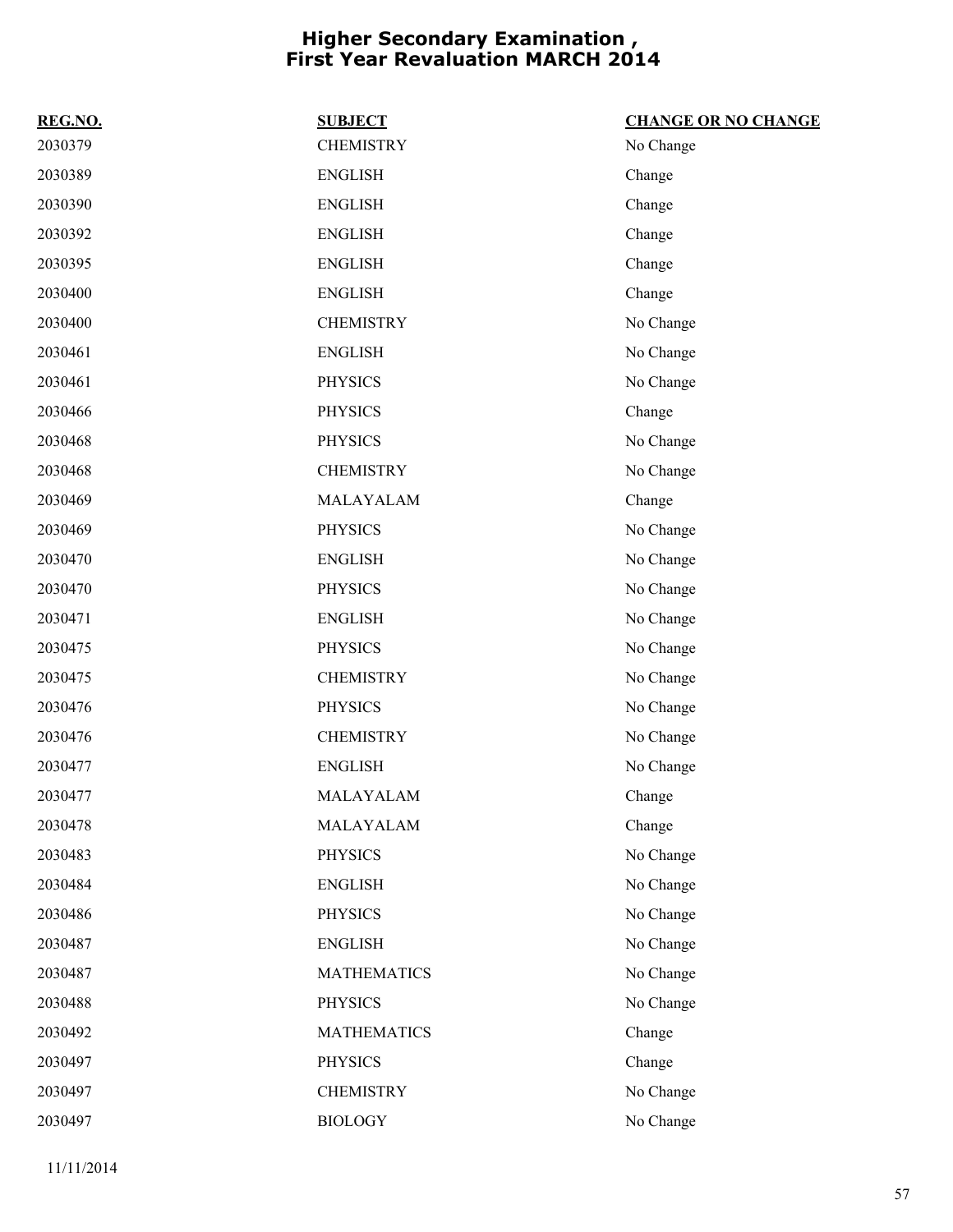# Higher Secondary Examination , First Year Revaluation MARCH 2014

| REG.NO. | SUBJECT | CHANGE OR NO CHANGE |
| --- | --- | --- |
| 2030379 | CHEMISTRY | No Change |
| 2030389 | ENGLISH | Change |
| 2030390 | ENGLISH | Change |
| 2030392 | ENGLISH | Change |
| 2030395 | ENGLISH | Change |
| 2030400 | ENGLISH | Change |
| 2030400 | CHEMISTRY | No Change |
| 2030461 | ENGLISH | No Change |
| 2030461 | PHYSICS | No Change |
| 2030466 | PHYSICS | Change |
| 2030468 | PHYSICS | No Change |
| 2030468 | CHEMISTRY | No Change |
| 2030469 | MALAYALAM | Change |
| 2030469 | PHYSICS | No Change |
| 2030470 | ENGLISH | No Change |
| 2030470 | PHYSICS | No Change |
| 2030471 | ENGLISH | No Change |
| 2030475 | PHYSICS | No Change |
| 2030475 | CHEMISTRY | No Change |
| 2030476 | PHYSICS | No Change |
| 2030476 | CHEMISTRY | No Change |
| 2030477 | ENGLISH | No Change |
| 2030477 | MALAYALAM | Change |
| 2030478 | MALAYALAM | Change |
| 2030483 | PHYSICS | No Change |
| 2030484 | ENGLISH | No Change |
| 2030486 | PHYSICS | No Change |
| 2030487 | ENGLISH | No Change |
| 2030487 | MATHEMATICS | No Change |
| 2030488 | PHYSICS | No Change |
| 2030492 | MATHEMATICS | Change |
| 2030497 | PHYSICS | Change |
| 2030497 | CHEMISTRY | No Change |
| 2030497 | BIOLOGY | No Change |

11/11/2014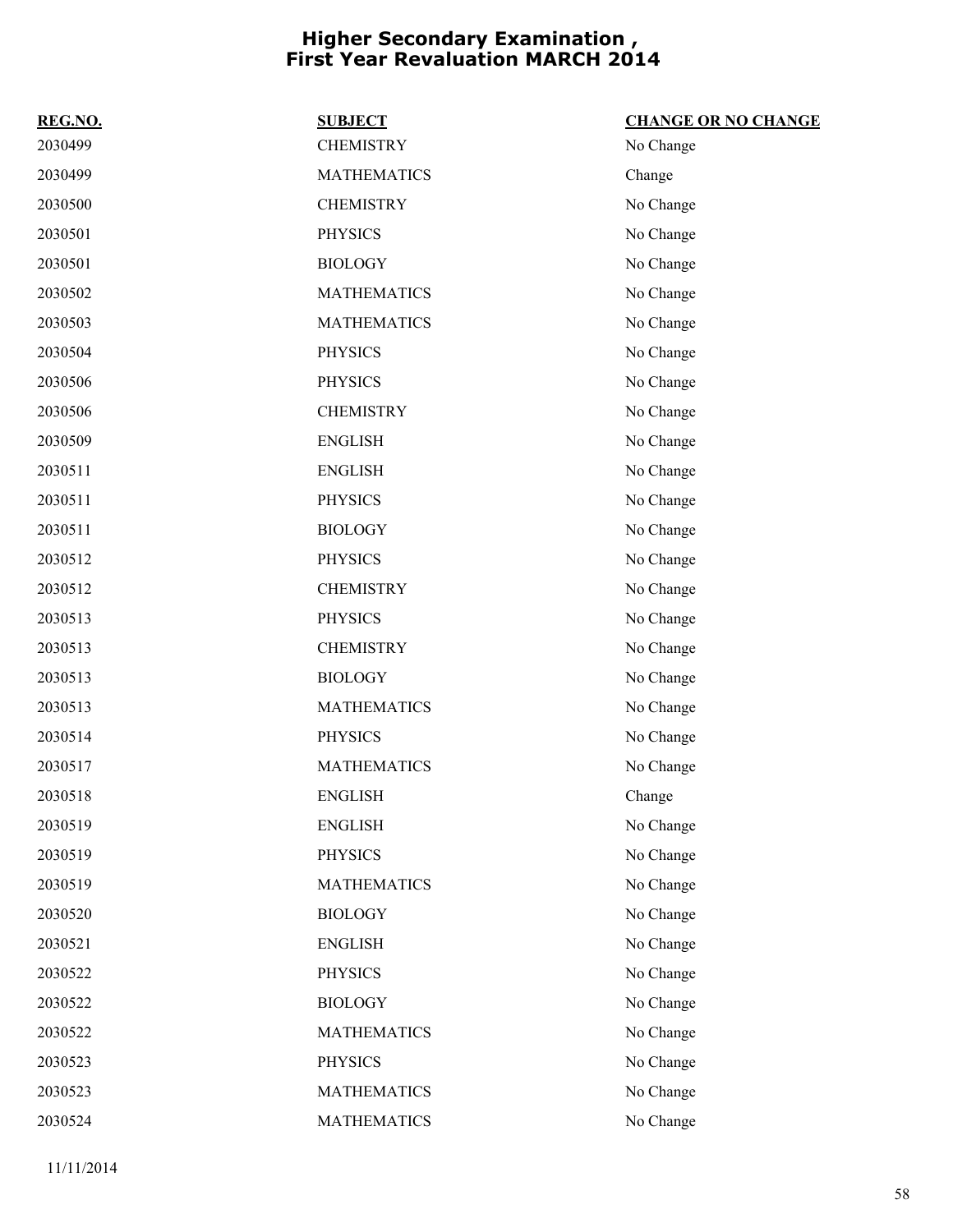# Higher Secondary Examination , First Year Revaluation MARCH 2014

| REG.NO. | SUBJECT | CHANGE OR NO CHANGE |
|---|---|---|
| 2030499 | CHEMISTRY | No Change |
| 2030499 | MATHEMATICS | Change |
| 2030500 | CHEMISTRY | No Change |
| 2030501 | PHYSICS | No Change |
| 2030501 | BIOLOGY | No Change |
| 2030502 | MATHEMATICS | No Change |
| 2030503 | MATHEMATICS | No Change |
| 2030504 | PHYSICS | No Change |
| 2030506 | PHYSICS | No Change |
| 2030506 | CHEMISTRY | No Change |
| 2030509 | ENGLISH | No Change |
| 2030511 | ENGLISH | No Change |
| 2030511 | PHYSICS | No Change |
| 2030511 | BIOLOGY | No Change |
| 2030512 | PHYSICS | No Change |
| 2030512 | CHEMISTRY | No Change |
| 2030513 | PHYSICS | No Change |
| 2030513 | CHEMISTRY | No Change |
| 2030513 | BIOLOGY | No Change |
| 2030513 | MATHEMATICS | No Change |
| 2030514 | PHYSICS | No Change |
| 2030517 | MATHEMATICS | No Change |
| 2030518 | ENGLISH | Change |
| 2030519 | ENGLISH | No Change |
| 2030519 | PHYSICS | No Change |
| 2030519 | MATHEMATICS | No Change |
| 2030520 | BIOLOGY | No Change |
| 2030521 | ENGLISH | No Change |
| 2030522 | PHYSICS | No Change |
| 2030522 | BIOLOGY | No Change |
| 2030522 | MATHEMATICS | No Change |
| 2030523 | PHYSICS | No Change |
| 2030523 | MATHEMATICS | No Change |
| 2030524 | MATHEMATICS | No Change |

11/11/2014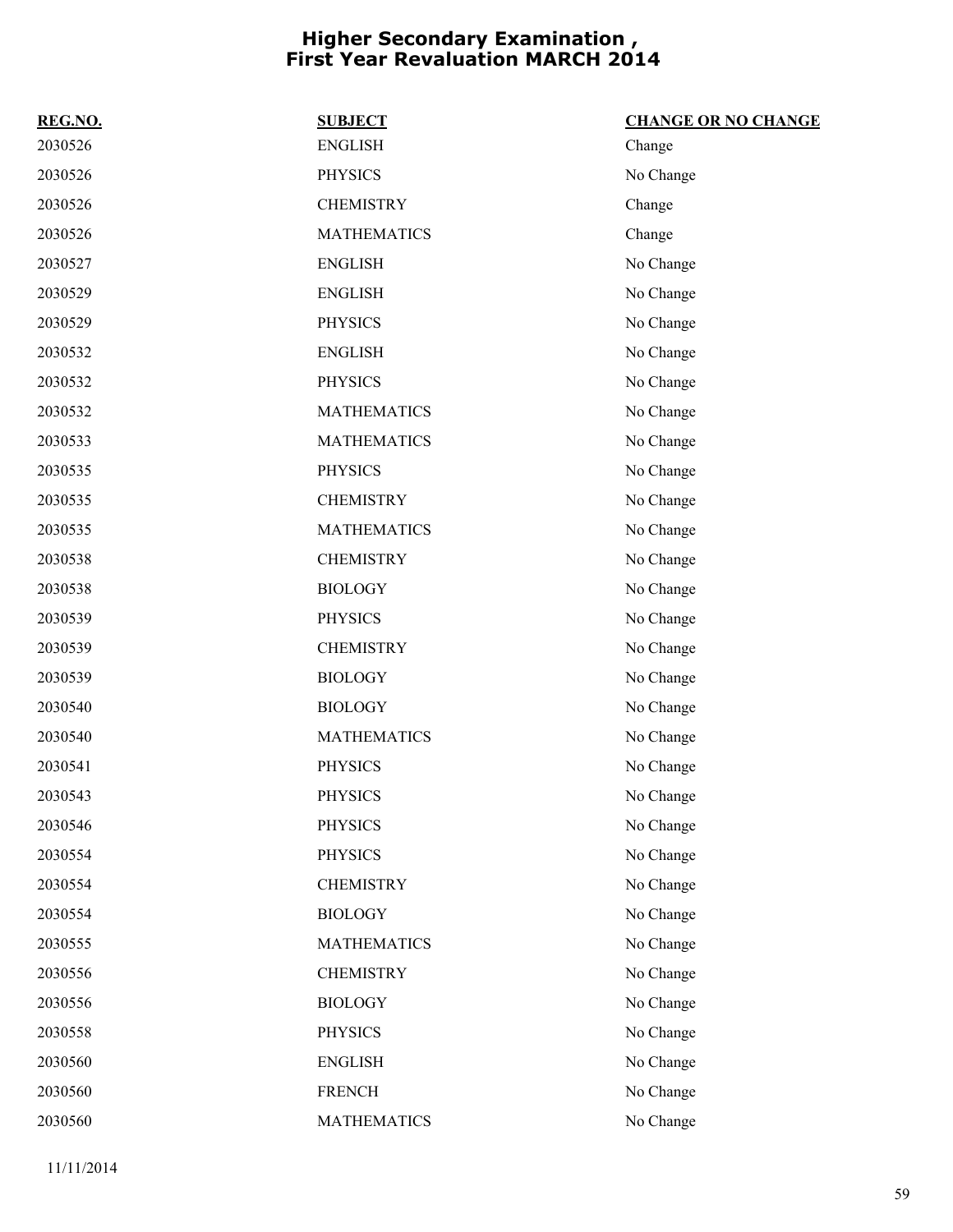# Higher Secondary Examination , First Year Revaluation MARCH 2014

| REG.NO. | SUBJECT | CHANGE OR NO CHANGE |
| --- | --- | --- |
| 2030526 | ENGLISH | Change |
| 2030526 | PHYSICS | No Change |
| 2030526 | CHEMISTRY | Change |
| 2030526 | MATHEMATICS | Change |
| 2030527 | ENGLISH | No Change |
| 2030529 | ENGLISH | No Change |
| 2030529 | PHYSICS | No Change |
| 2030532 | ENGLISH | No Change |
| 2030532 | PHYSICS | No Change |
| 2030532 | MATHEMATICS | No Change |
| 2030533 | MATHEMATICS | No Change |
| 2030535 | PHYSICS | No Change |
| 2030535 | CHEMISTRY | No Change |
| 2030535 | MATHEMATICS | No Change |
| 2030538 | CHEMISTRY | No Change |
| 2030538 | BIOLOGY | No Change |
| 2030539 | PHYSICS | No Change |
| 2030539 | CHEMISTRY | No Change |
| 2030539 | BIOLOGY | No Change |
| 2030540 | BIOLOGY | No Change |
| 2030540 | MATHEMATICS | No Change |
| 2030541 | PHYSICS | No Change |
| 2030543 | PHYSICS | No Change |
| 2030546 | PHYSICS | No Change |
| 2030554 | PHYSICS | No Change |
| 2030554 | CHEMISTRY | No Change |
| 2030554 | BIOLOGY | No Change |
| 2030555 | MATHEMATICS | No Change |
| 2030556 | CHEMISTRY | No Change |
| 2030556 | BIOLOGY | No Change |
| 2030558 | PHYSICS | No Change |
| 2030560 | ENGLISH | No Change |
| 2030560 | FRENCH | No Change |
| 2030560 | MATHEMATICS | No Change |

11/11/2014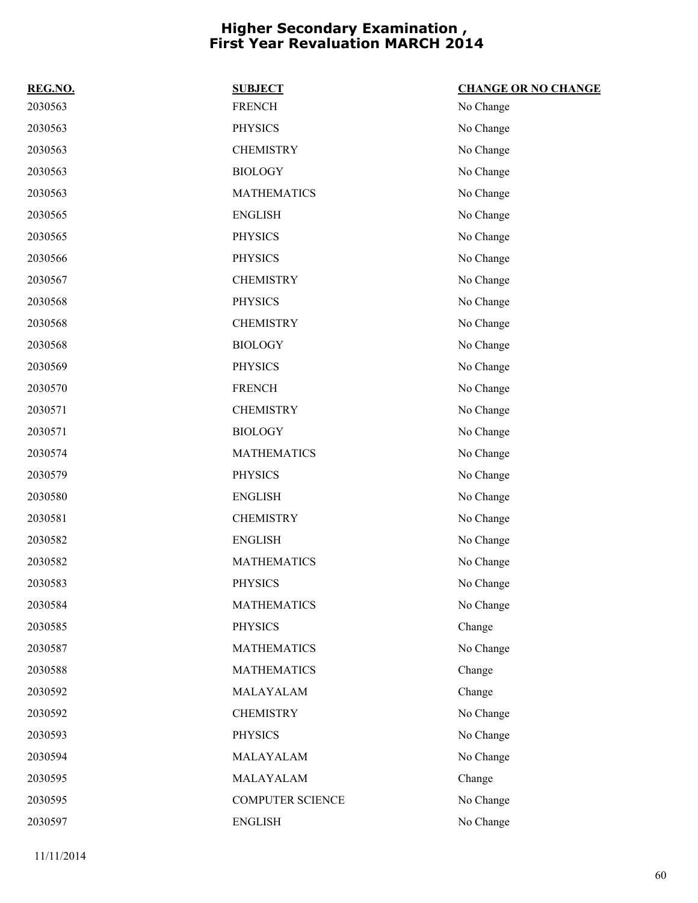# Higher Secondary Examination , First Year Revaluation MARCH 2014

| REG.NO. | SUBJECT | CHANGE OR NO CHANGE |
| --- | --- | --- |
| 2030563 | FRENCH | No Change |
| 2030563 | PHYSICS | No Change |
| 2030563 | CHEMISTRY | No Change |
| 2030563 | BIOLOGY | No Change |
| 2030563 | MATHEMATICS | No Change |
| 2030565 | ENGLISH | No Change |
| 2030565 | PHYSICS | No Change |
| 2030566 | PHYSICS | No Change |
| 2030567 | CHEMISTRY | No Change |
| 2030568 | PHYSICS | No Change |
| 2030568 | CHEMISTRY | No Change |
| 2030568 | BIOLOGY | No Change |
| 2030569 | PHYSICS | No Change |
| 2030570 | FRENCH | No Change |
| 2030571 | CHEMISTRY | No Change |
| 2030571 | BIOLOGY | No Change |
| 2030574 | MATHEMATICS | No Change |
| 2030579 | PHYSICS | No Change |
| 2030580 | ENGLISH | No Change |
| 2030581 | CHEMISTRY | No Change |
| 2030582 | ENGLISH | No Change |
| 2030582 | MATHEMATICS | No Change |
| 2030583 | PHYSICS | No Change |
| 2030584 | MATHEMATICS | No Change |
| 2030585 | PHYSICS | Change |
| 2030587 | MATHEMATICS | No Change |
| 2030588 | MATHEMATICS | Change |
| 2030592 | MALAYALAM | Change |
| 2030592 | CHEMISTRY | No Change |
| 2030593 | PHYSICS | No Change |
| 2030594 | MALAYALAM | No Change |
| 2030595 | MALAYALAM | Change |
| 2030595 | COMPUTER SCIENCE | No Change |
| 2030597 | ENGLISH | No Change |

11/11/2014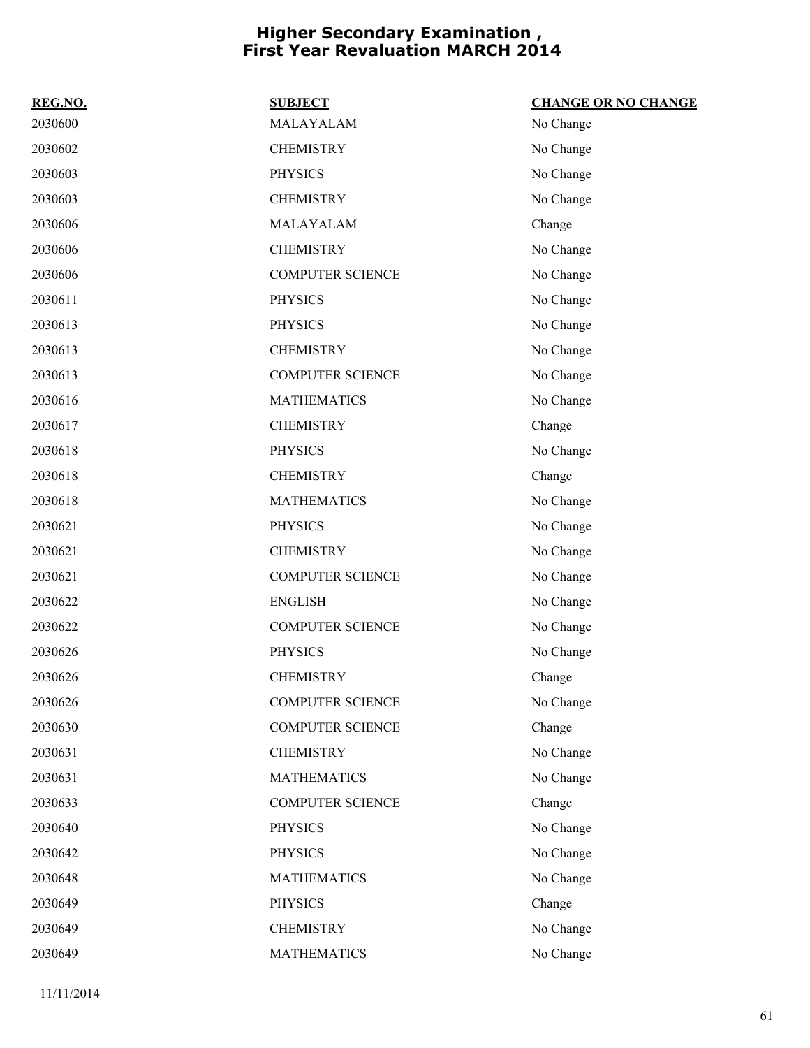# Higher Secondary Examination , First Year Revaluation MARCH 2014

| REG.NO. | SUBJECT | CHANGE OR NO CHANGE |
|---|---|---|
| 2030600 | MALAYALAM | No Change |
| 2030602 | CHEMISTRY | No Change |
| 2030603 | PHYSICS | No Change |
| 2030603 | CHEMISTRY | No Change |
| 2030606 | MALAYALAM | Change |
| 2030606 | CHEMISTRY | No Change |
| 2030606 | COMPUTER SCIENCE | No Change |
| 2030611 | PHYSICS | No Change |
| 2030613 | PHYSICS | No Change |
| 2030613 | CHEMISTRY | No Change |
| 2030613 | COMPUTER SCIENCE | No Change |
| 2030616 | MATHEMATICS | No Change |
| 2030617 | CHEMISTRY | Change |
| 2030618 | PHYSICS | No Change |
| 2030618 | CHEMISTRY | Change |
| 2030618 | MATHEMATICS | No Change |
| 2030621 | PHYSICS | No Change |
| 2030621 | CHEMISTRY | No Change |
| 2030621 | COMPUTER SCIENCE | No Change |
| 2030622 | ENGLISH | No Change |
| 2030622 | COMPUTER SCIENCE | No Change |
| 2030626 | PHYSICS | No Change |
| 2030626 | CHEMISTRY | Change |
| 2030626 | COMPUTER SCIENCE | No Change |
| 2030630 | COMPUTER SCIENCE | Change |
| 2030631 | CHEMISTRY | No Change |
| 2030631 | MATHEMATICS | No Change |
| 2030633 | COMPUTER SCIENCE | Change |
| 2030640 | PHYSICS | No Change |
| 2030642 | PHYSICS | No Change |
| 2030648 | MATHEMATICS | No Change |
| 2030649 | PHYSICS | Change |
| 2030649 | CHEMISTRY | No Change |
| 2030649 | MATHEMATICS | No Change |

11/11/2014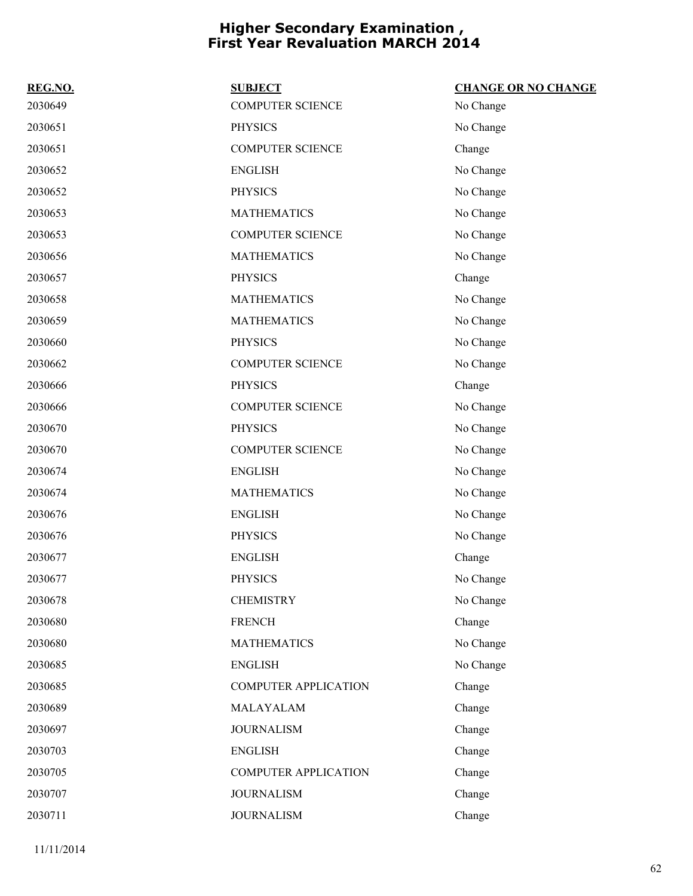# Higher Secondary Examination , First Year Revaluation MARCH 2014

| REG.NO. | SUBJECT | CHANGE OR NO CHANGE |
|---|---|---|
| 2030649 | COMPUTER SCIENCE | No Change |
| 2030651 | PHYSICS | No Change |
| 2030651 | COMPUTER SCIENCE | Change |
| 2030652 | ENGLISH | No Change |
| 2030652 | PHYSICS | No Change |
| 2030653 | MATHEMATICS | No Change |
| 2030653 | COMPUTER SCIENCE | No Change |
| 2030656 | MATHEMATICS | No Change |
| 2030657 | PHYSICS | Change |
| 2030658 | MATHEMATICS | No Change |
| 2030659 | MATHEMATICS | No Change |
| 2030660 | PHYSICS | No Change |
| 2030662 | COMPUTER SCIENCE | No Change |
| 2030666 | PHYSICS | Change |
| 2030666 | COMPUTER SCIENCE | No Change |
| 2030670 | PHYSICS | No Change |
| 2030670 | COMPUTER SCIENCE | No Change |
| 2030674 | ENGLISH | No Change |
| 2030674 | MATHEMATICS | No Change |
| 2030676 | ENGLISH | No Change |
| 2030676 | PHYSICS | No Change |
| 2030677 | ENGLISH | Change |
| 2030677 | PHYSICS | No Change |
| 2030678 | CHEMISTRY | No Change |
| 2030680 | FRENCH | Change |
| 2030680 | MATHEMATICS | No Change |
| 2030685 | ENGLISH | No Change |
| 2030685 | COMPUTER APPLICATION | Change |
| 2030689 | MALAYALAM | Change |
| 2030697 | JOURNALISM | Change |
| 2030703 | ENGLISH | Change |
| 2030705 | COMPUTER APPLICATION | Change |
| 2030707 | JOURNALISM | Change |
| 2030711 | JOURNALISM | Change |

11/11/2014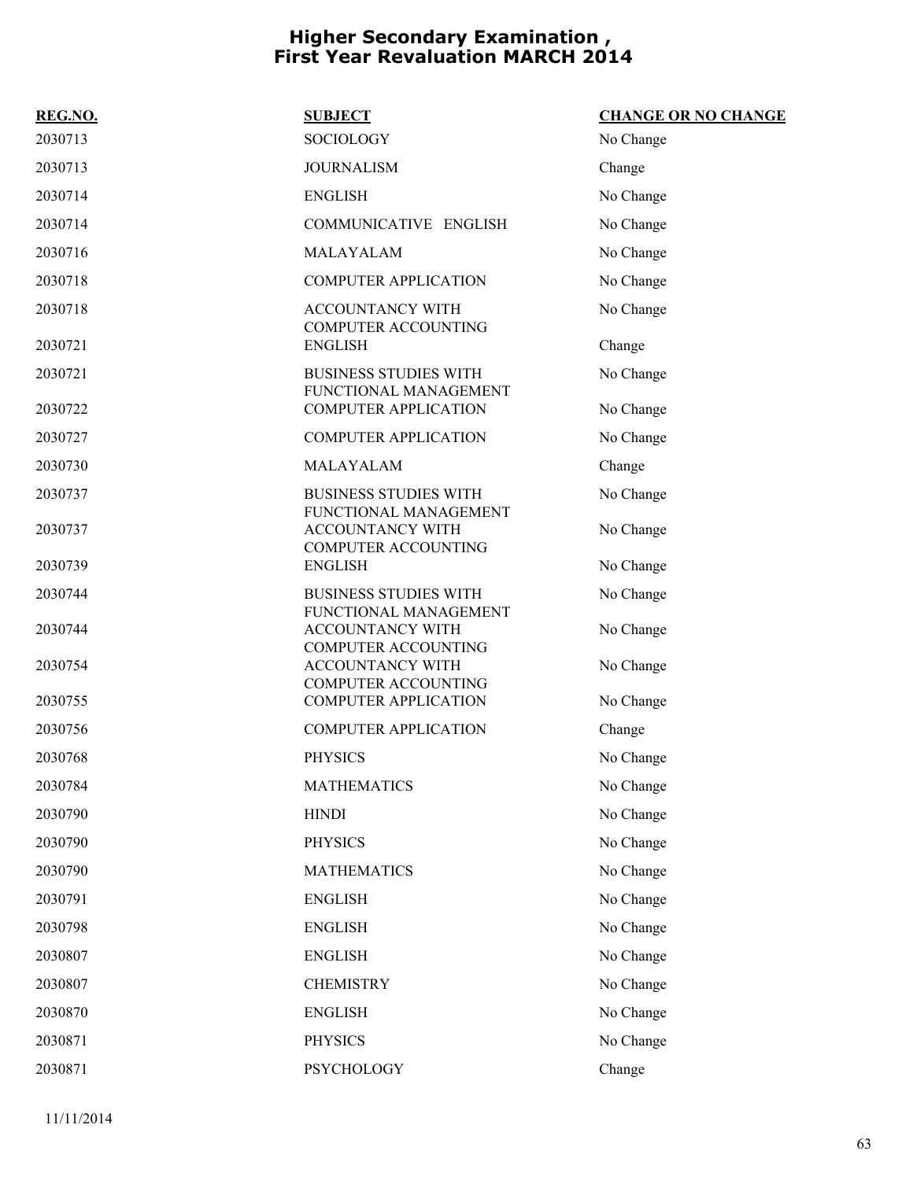# Higher Secondary Examination , First Year Revaluation MARCH 2014

| REG.NO. | SUBJECT | CHANGE OR NO CHANGE |
|---|---|---|
| 2030713 | SOCIOLOGY | No Change |
| 2030713 | JOURNALISM | Change |
| 2030714 | ENGLISH | No Change |
| 2030714 | COMMUNICATIVE ENGLISH | No Change |
| 2030716 | MALAYALAM | No Change |
| 2030718 | COMPUTER APPLICATION | No Change |
| 2030718 | ACCOUNTANCY WITH COMPUTER ACCOUNTING | No Change |
| 2030721 | ENGLISH | Change |
| 2030721 | BUSINESS STUDIES WITH FUNCTIONAL MANAGEMENT | No Change |
| 2030722 | COMPUTER APPLICATION | No Change |
| 2030727 | COMPUTER APPLICATION | No Change |
| 2030730 | MALAYALAM | Change |
| 2030737 | BUSINESS STUDIES WITH FUNCTIONAL MANAGEMENT | No Change |
| 2030737 | ACCOUNTANCY WITH COMPUTER ACCOUNTING | No Change |
| 2030739 | ENGLISH | No Change |
| 2030744 | BUSINESS STUDIES WITH FUNCTIONAL MANAGEMENT | No Change |
| 2030744 | ACCOUNTANCY WITH COMPUTER ACCOUNTING | No Change |
| 2030754 | ACCOUNTANCY WITH COMPUTER ACCOUNTING | No Change |
| 2030755 | COMPUTER APPLICATION | No Change |
| 2030756 | COMPUTER APPLICATION | Change |
| 2030768 | PHYSICS | No Change |
| 2030784 | MATHEMATICS | No Change |
| 2030790 | HINDI | No Change |
| 2030790 | PHYSICS | No Change |
| 2030790 | MATHEMATICS | No Change |
| 2030791 | ENGLISH | No Change |
| 2030798 | ENGLISH | No Change |
| 2030807 | ENGLISH | No Change |
| 2030807 | CHEMISTRY | No Change |
| 2030870 | ENGLISH | No Change |
| 2030871 | PHYSICS | No Change |
| 2030871 | PSYCHOLOGY | Change |

11/11/2014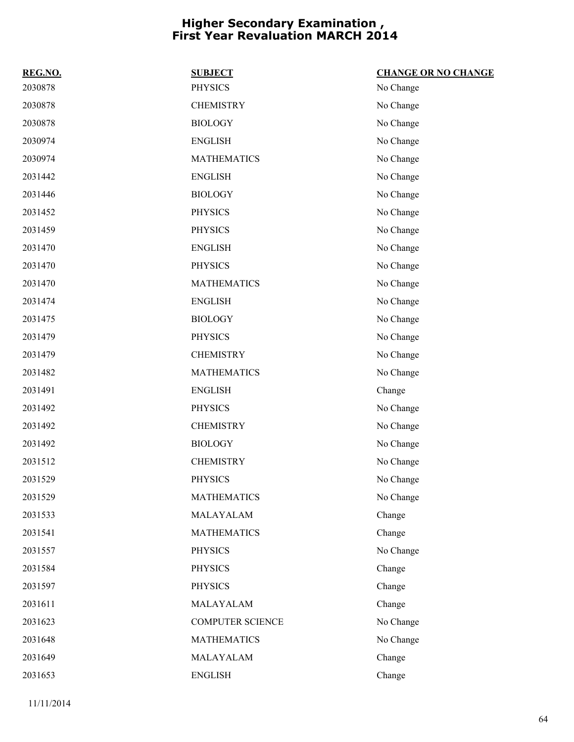# Higher Secondary Examination , First Year Revaluation MARCH 2014

| REG.NO. | SUBJECT | CHANGE OR NO CHANGE |
| --- | --- | --- |
| 2030878 | PHYSICS | No Change |
| 2030878 | CHEMISTRY | No Change |
| 2030878 | BIOLOGY | No Change |
| 2030974 | ENGLISH | No Change |
| 2030974 | MATHEMATICS | No Change |
| 2031442 | ENGLISH | No Change |
| 2031446 | BIOLOGY | No Change |
| 2031452 | PHYSICS | No Change |
| 2031459 | PHYSICS | No Change |
| 2031470 | ENGLISH | No Change |
| 2031470 | PHYSICS | No Change |
| 2031470 | MATHEMATICS | No Change |
| 2031474 | ENGLISH | No Change |
| 2031475 | BIOLOGY | No Change |
| 2031479 | PHYSICS | No Change |
| 2031479 | CHEMISTRY | No Change |
| 2031482 | MATHEMATICS | No Change |
| 2031491 | ENGLISH | Change |
| 2031492 | PHYSICS | No Change |
| 2031492 | CHEMISTRY | No Change |
| 2031492 | BIOLOGY | No Change |
| 2031512 | CHEMISTRY | No Change |
| 2031529 | PHYSICS | No Change |
| 2031529 | MATHEMATICS | No Change |
| 2031533 | MALAYALAM | Change |
| 2031541 | MATHEMATICS | Change |
| 2031557 | PHYSICS | No Change |
| 2031584 | PHYSICS | Change |
| 2031597 | PHYSICS | Change |
| 2031611 | MALAYALAM | Change |
| 2031623 | COMPUTER SCIENCE | No Change |
| 2031648 | MATHEMATICS | No Change |
| 2031649 | MALAYALAM | Change |
| 2031653 | ENGLISH | Change |

11/11/2014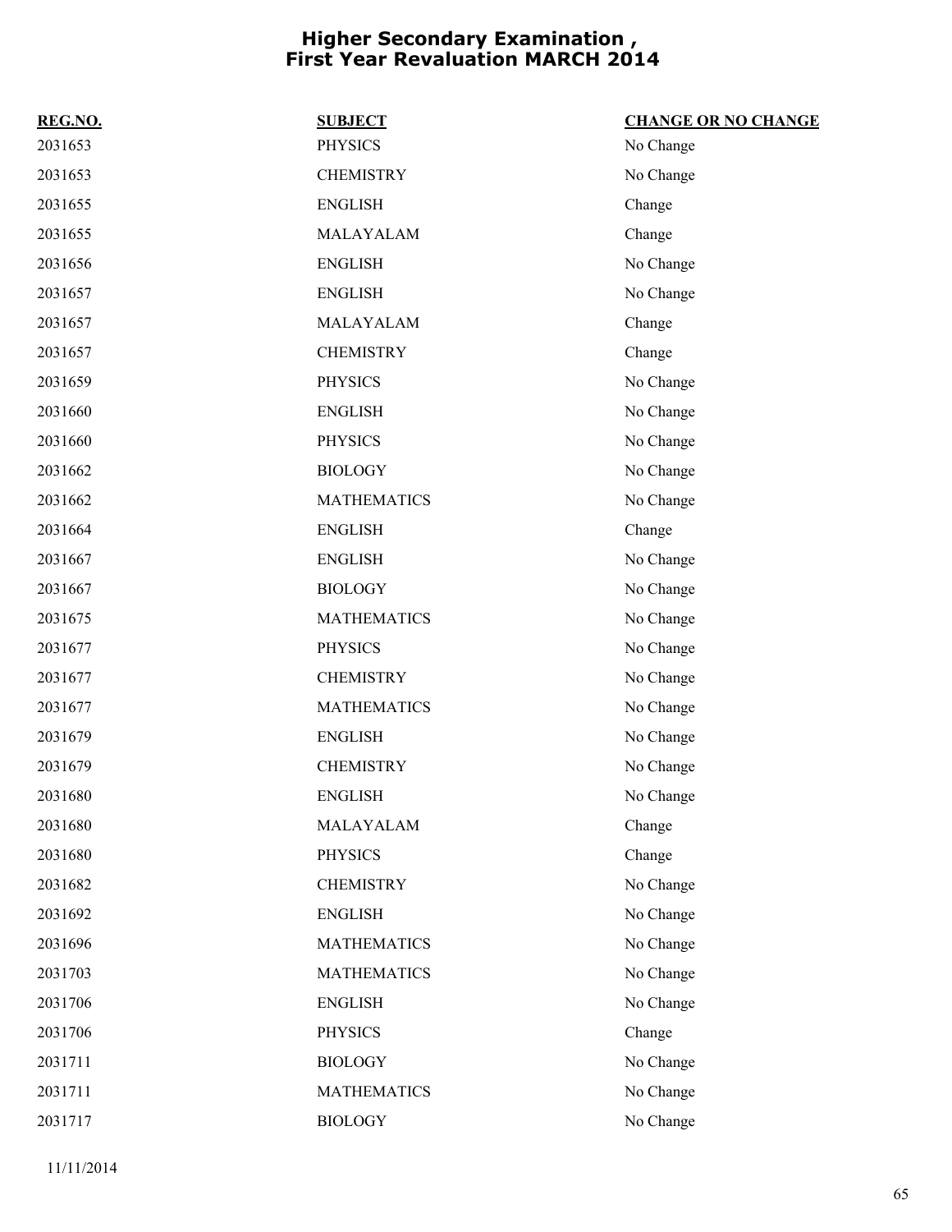# Higher Secondary Examination , First Year Revaluation MARCH 2014

| REG.NO. | SUBJECT | CHANGE OR NO CHANGE |
| --- | --- | --- |
| 2031653 | PHYSICS | No Change |
| 2031653 | CHEMISTRY | No Change |
| 2031655 | ENGLISH | Change |
| 2031655 | MALAYALAM | Change |
| 2031656 | ENGLISH | No Change |
| 2031657 | ENGLISH | No Change |
| 2031657 | MALAYALAM | Change |
| 2031657 | CHEMISTRY | Change |
| 2031659 | PHYSICS | No Change |
| 2031660 | ENGLISH | No Change |
| 2031660 | PHYSICS | No Change |
| 2031662 | BIOLOGY | No Change |
| 2031662 | MATHEMATICS | No Change |
| 2031664 | ENGLISH | Change |
| 2031667 | ENGLISH | No Change |
| 2031667 | BIOLOGY | No Change |
| 2031675 | MATHEMATICS | No Change |
| 2031677 | PHYSICS | No Change |
| 2031677 | CHEMISTRY | No Change |
| 2031677 | MATHEMATICS | No Change |
| 2031679 | ENGLISH | No Change |
| 2031679 | CHEMISTRY | No Change |
| 2031680 | ENGLISH | No Change |
| 2031680 | MALAYALAM | Change |
| 2031680 | PHYSICS | Change |
| 2031682 | CHEMISTRY | No Change |
| 2031692 | ENGLISH | No Change |
| 2031696 | MATHEMATICS | No Change |
| 2031703 | MATHEMATICS | No Change |
| 2031706 | ENGLISH | No Change |
| 2031706 | PHYSICS | Change |
| 2031711 | BIOLOGY | No Change |
| 2031711 | MATHEMATICS | No Change |
| 2031717 | BIOLOGY | No Change |

11/11/2014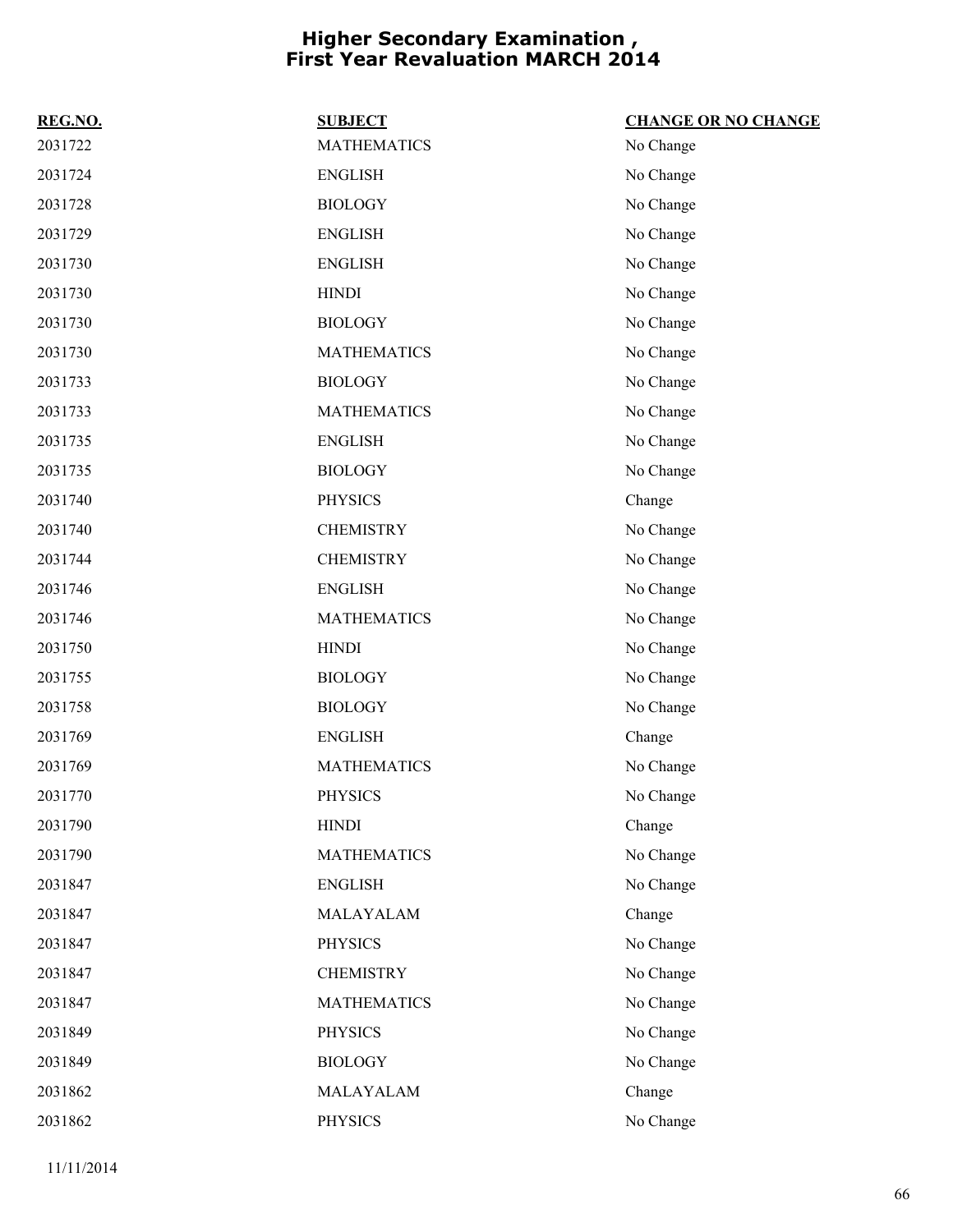# Higher Secondary Examination , First Year Revaluation MARCH 2014

| REG.NO. | SUBJECT | CHANGE OR NO CHANGE |
|---|---|---|
| 2031722 | MATHEMATICS | No Change |
| 2031724 | ENGLISH | No Change |
| 2031728 | BIOLOGY | No Change |
| 2031729 | ENGLISH | No Change |
| 2031730 | ENGLISH | No Change |
| 2031730 | HINDI | No Change |
| 2031730 | BIOLOGY | No Change |
| 2031730 | MATHEMATICS | No Change |
| 2031733 | BIOLOGY | No Change |
| 2031733 | MATHEMATICS | No Change |
| 2031735 | ENGLISH | No Change |
| 2031735 | BIOLOGY | No Change |
| 2031740 | PHYSICS | Change |
| 2031740 | CHEMISTRY | No Change |
| 2031744 | CHEMISTRY | No Change |
| 2031746 | ENGLISH | No Change |
| 2031746 | MATHEMATICS | No Change |
| 2031750 | HINDI | No Change |
| 2031755 | BIOLOGY | No Change |
| 2031758 | BIOLOGY | No Change |
| 2031769 | ENGLISH | Change |
| 2031769 | MATHEMATICS | No Change |
| 2031770 | PHYSICS | No Change |
| 2031790 | HINDI | Change |
| 2031790 | MATHEMATICS | No Change |
| 2031847 | ENGLISH | No Change |
| 2031847 | MALAYALAM | Change |
| 2031847 | PHYSICS | No Change |
| 2031847 | CHEMISTRY | No Change |
| 2031847 | MATHEMATICS | No Change |
| 2031849 | PHYSICS | No Change |
| 2031849 | BIOLOGY | No Change |
| 2031862 | MALAYALAM | Change |
| 2031862 | PHYSICS | No Change |

11/11/2014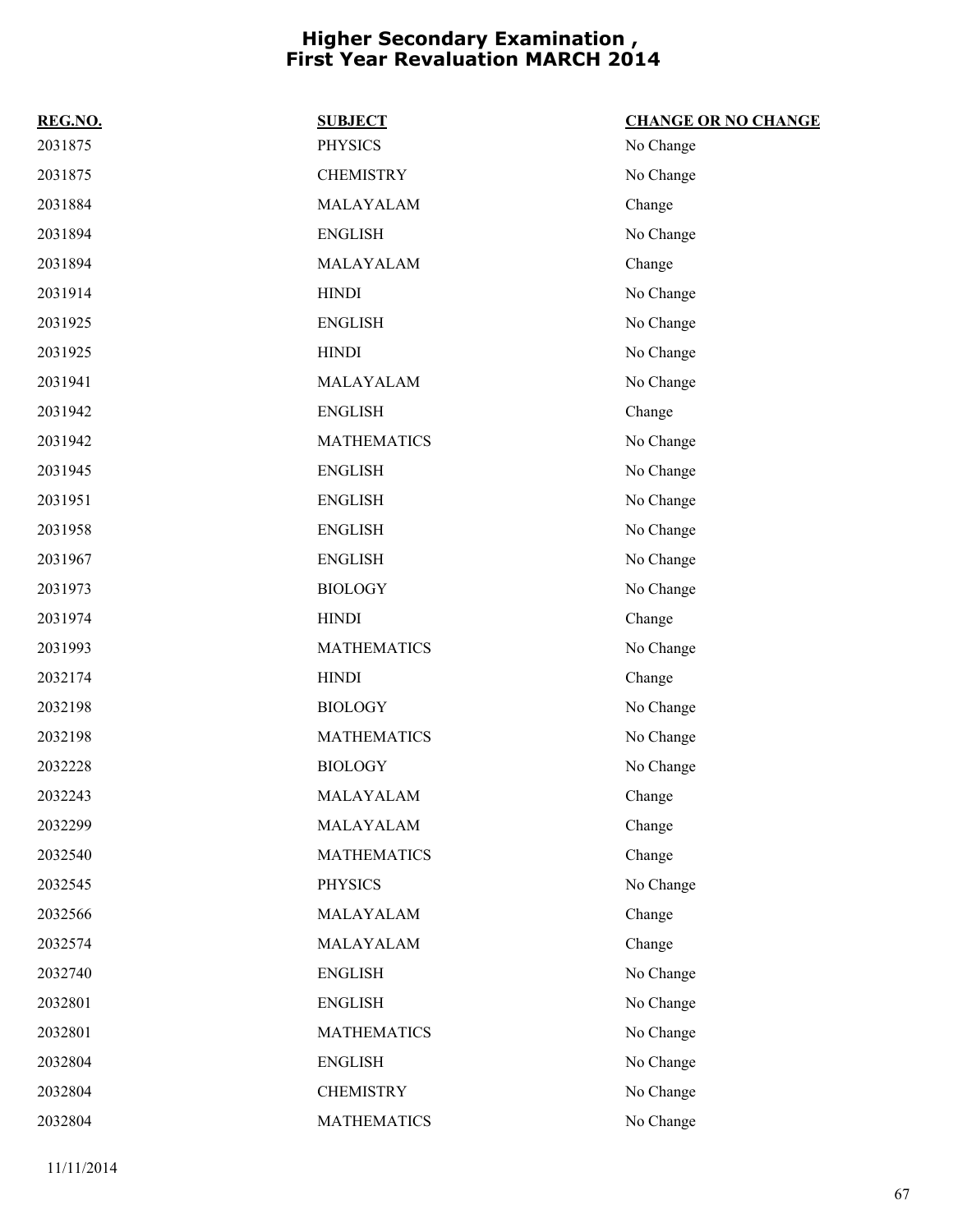# Higher Secondary Examination , First Year Revaluation MARCH 2014

| REG.NO. | SUBJECT | CHANGE OR NO CHANGE |
| --- | --- | --- |
| 2031875 | PHYSICS | No Change |
| 2031875 | CHEMISTRY | No Change |
| 2031884 | MALAYALAM | Change |
| 2031894 | ENGLISH | No Change |
| 2031894 | MALAYALAM | Change |
| 2031914 | HINDI | No Change |
| 2031925 | ENGLISH | No Change |
| 2031925 | HINDI | No Change |
| 2031941 | MALAYALAM | No Change |
| 2031942 | ENGLISH | Change |
| 2031942 | MATHEMATICS | No Change |
| 2031945 | ENGLISH | No Change |
| 2031951 | ENGLISH | No Change |
| 2031958 | ENGLISH | No Change |
| 2031967 | ENGLISH | No Change |
| 2031973 | BIOLOGY | No Change |
| 2031974 | HINDI | Change |
| 2031993 | MATHEMATICS | No Change |
| 2032174 | HINDI | Change |
| 2032198 | BIOLOGY | No Change |
| 2032198 | MATHEMATICS | No Change |
| 2032228 | BIOLOGY | No Change |
| 2032243 | MALAYALAM | Change |
| 2032299 | MALAYALAM | Change |
| 2032540 | MATHEMATICS | Change |
| 2032545 | PHYSICS | No Change |
| 2032566 | MALAYALAM | Change |
| 2032574 | MALAYALAM | Change |
| 2032740 | ENGLISH | No Change |
| 2032801 | ENGLISH | No Change |
| 2032801 | MATHEMATICS | No Change |
| 2032804 | ENGLISH | No Change |
| 2032804 | CHEMISTRY | No Change |
| 2032804 | MATHEMATICS | No Change |

11/11/2014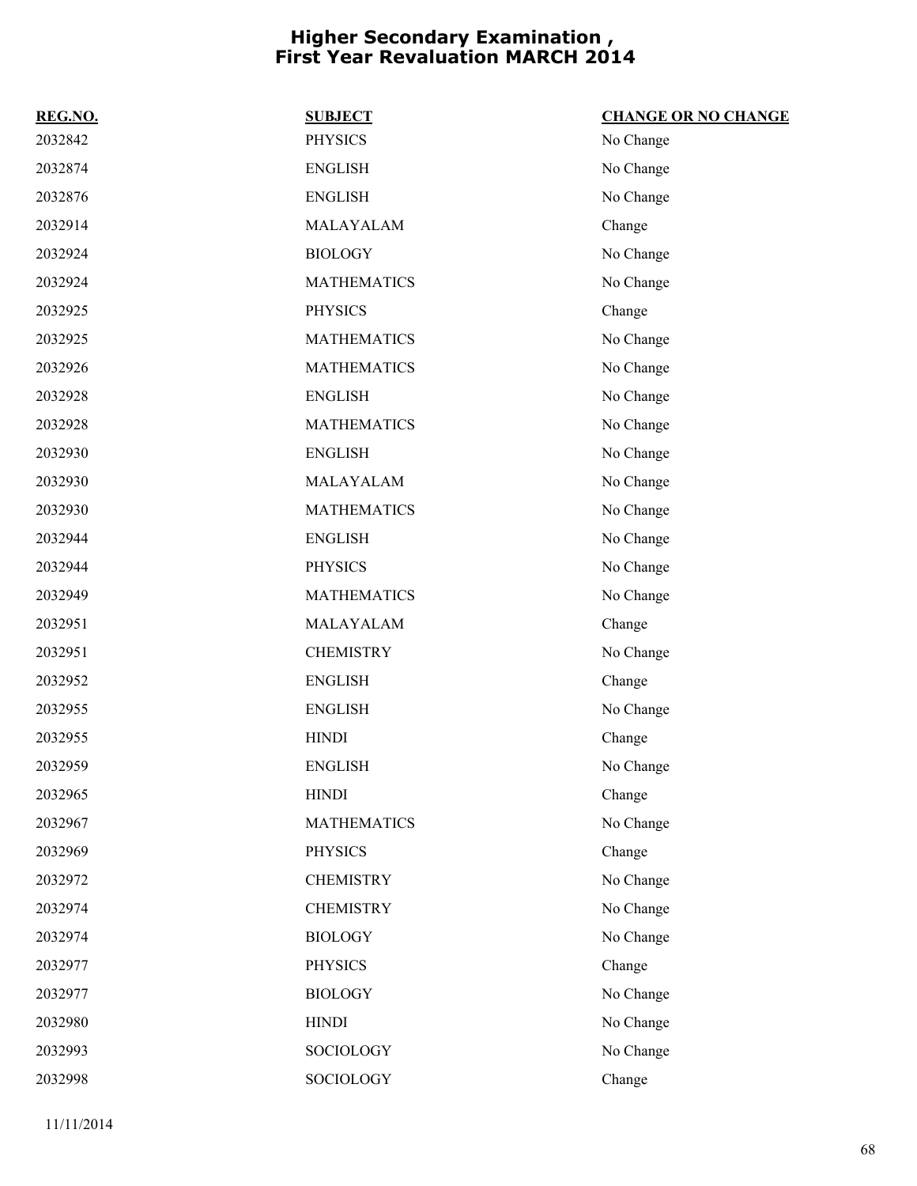# Higher Secondary Examination , First Year Revaluation MARCH 2014

| REG.NO. | SUBJECT | CHANGE OR NO CHANGE |
| --- | --- | --- |
| 2032842 | PHYSICS | No Change |
| 2032874 | ENGLISH | No Change |
| 2032876 | ENGLISH | No Change |
| 2032914 | MALAYALAM | Change |
| 2032924 | BIOLOGY | No Change |
| 2032924 | MATHEMATICS | No Change |
| 2032925 | PHYSICS | Change |
| 2032925 | MATHEMATICS | No Change |
| 2032926 | MATHEMATICS | No Change |
| 2032928 | ENGLISH | No Change |
| 2032928 | MATHEMATICS | No Change |
| 2032930 | ENGLISH | No Change |
| 2032930 | MALAYALAM | No Change |
| 2032930 | MATHEMATICS | No Change |
| 2032944 | ENGLISH | No Change |
| 2032944 | PHYSICS | No Change |
| 2032949 | MATHEMATICS | No Change |
| 2032951 | MALAYALAM | Change |
| 2032951 | CHEMISTRY | No Change |
| 2032952 | ENGLISH | Change |
| 2032955 | ENGLISH | No Change |
| 2032955 | HINDI | Change |
| 2032959 | ENGLISH | No Change |
| 2032965 | HINDI | Change |
| 2032967 | MATHEMATICS | No Change |
| 2032969 | PHYSICS | Change |
| 2032972 | CHEMISTRY | No Change |
| 2032974 | CHEMISTRY | No Change |
| 2032974 | BIOLOGY | No Change |
| 2032977 | PHYSICS | Change |
| 2032977 | BIOLOGY | No Change |
| 2032980 | HINDI | No Change |
| 2032993 | SOCIOLOGY | No Change |
| 2032998 | SOCIOLOGY | Change |

11/11/2014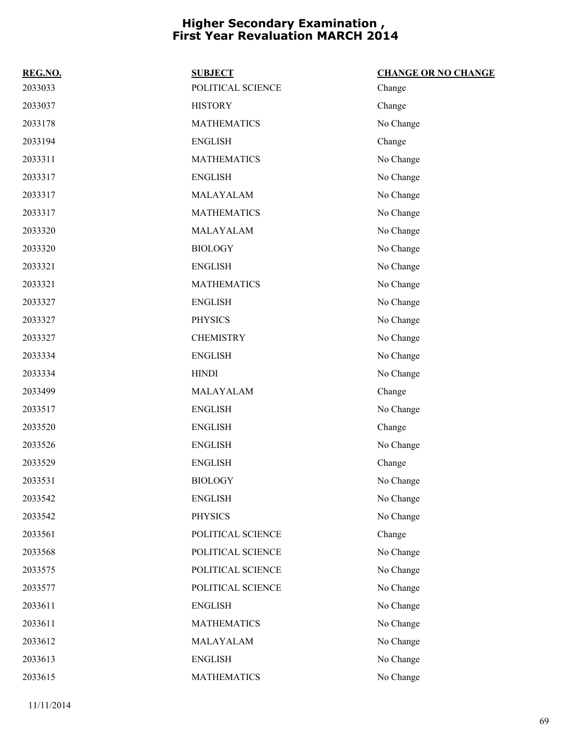# Higher Secondary Examination ,
# First Year Revaluation MARCH 2014

| REG.NO. | SUBJECT | CHANGE OR NO CHANGE |
|---|---|---|
| 2033033 | POLITICAL SCIENCE | Change |
| 2033037 | HISTORY | Change |
| 2033178 | MATHEMATICS | No Change |
| 2033194 | ENGLISH | Change |
| 2033311 | MATHEMATICS | No Change |
| 2033317 | ENGLISH | No Change |
| 2033317 | MALAYALAM | No Change |
| 2033317 | MATHEMATICS | No Change |
| 2033320 | MALAYALAM | No Change |
| 2033320 | BIOLOGY | No Change |
| 2033321 | ENGLISH | No Change |
| 2033321 | MATHEMATICS | No Change |
| 2033327 | ENGLISH | No Change |
| 2033327 | PHYSICS | No Change |
| 2033327 | CHEMISTRY | No Change |
| 2033334 | ENGLISH | No Change |
| 2033334 | HINDI | No Change |
| 2033499 | MALAYALAM | Change |
| 2033517 | ENGLISH | No Change |
| 2033520 | ENGLISH | Change |
| 2033526 | ENGLISH | No Change |
| 2033529 | ENGLISH | Change |
| 2033531 | BIOLOGY | No Change |
| 2033542 | ENGLISH | No Change |
| 2033542 | PHYSICS | No Change |
| 2033561 | POLITICAL SCIENCE | Change |
| 2033568 | POLITICAL SCIENCE | No Change |
| 2033575 | POLITICAL SCIENCE | No Change |
| 2033577 | POLITICAL SCIENCE | No Change |
| 2033611 | ENGLISH | No Change |
| 2033611 | MATHEMATICS | No Change |
| 2033612 | MALAYALAM | No Change |
| 2033613 | ENGLISH | No Change |
| 2033615 | MATHEMATICS | No Change |

11/11/2014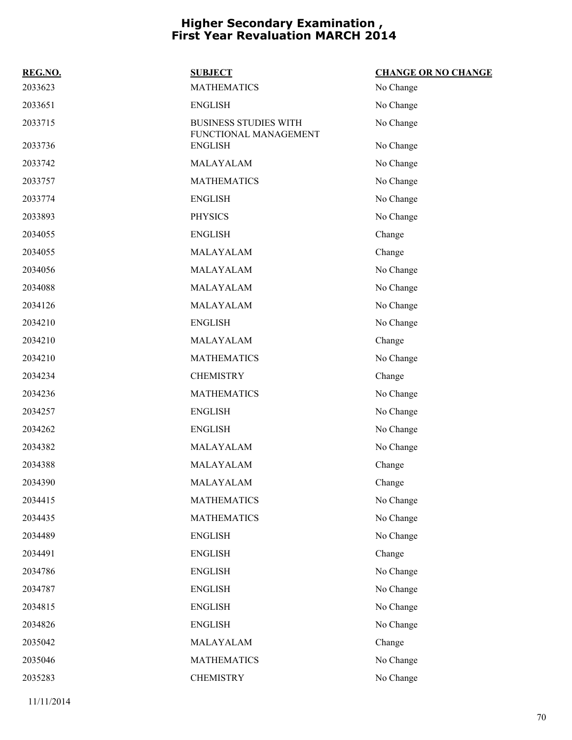# Higher Secondary Examination , First Year Revaluation MARCH 2014

| REG.NO. | SUBJECT | CHANGE OR NO CHANGE |
|---|---|---|
| 2033623 | MATHEMATICS | No Change |
| 2033651 | ENGLISH | No Change |
| 2033715 | BUSINESS STUDIES WITH FUNCTIONAL MANAGEMENT | No Change |
| 2033736 | ENGLISH | No Change |
| 2033742 | MALAYALAM | No Change |
| 2033757 | MATHEMATICS | No Change |
| 2033774 | ENGLISH | No Change |
| 2033893 | PHYSICS | No Change |
| 2034055 | ENGLISH | Change |
| 2034055 | MALAYALAM | Change |
| 2034056 | MALAYALAM | No Change |
| 2034088 | MALAYALAM | No Change |
| 2034126 | MALAYALAM | No Change |
| 2034210 | ENGLISH | No Change |
| 2034210 | MALAYALAM | Change |
| 2034210 | MATHEMATICS | No Change |
| 2034234 | CHEMISTRY | Change |
| 2034236 | MATHEMATICS | No Change |
| 2034257 | ENGLISH | No Change |
| 2034262 | ENGLISH | No Change |
| 2034382 | MALAYALAM | No Change |
| 2034388 | MALAYALAM | Change |
| 2034390 | MALAYALAM | Change |
| 2034415 | MATHEMATICS | No Change |
| 2034435 | MATHEMATICS | No Change |
| 2034489 | ENGLISH | No Change |
| 2034491 | ENGLISH | Change |
| 2034786 | ENGLISH | No Change |
| 2034787 | ENGLISH | No Change |
| 2034815 | ENGLISH | No Change |
| 2034826 | ENGLISH | No Change |
| 2035042 | MALAYALAM | Change |
| 2035046 | MATHEMATICS | No Change |
| 2035283 | CHEMISTRY | No Change |

11/11/2014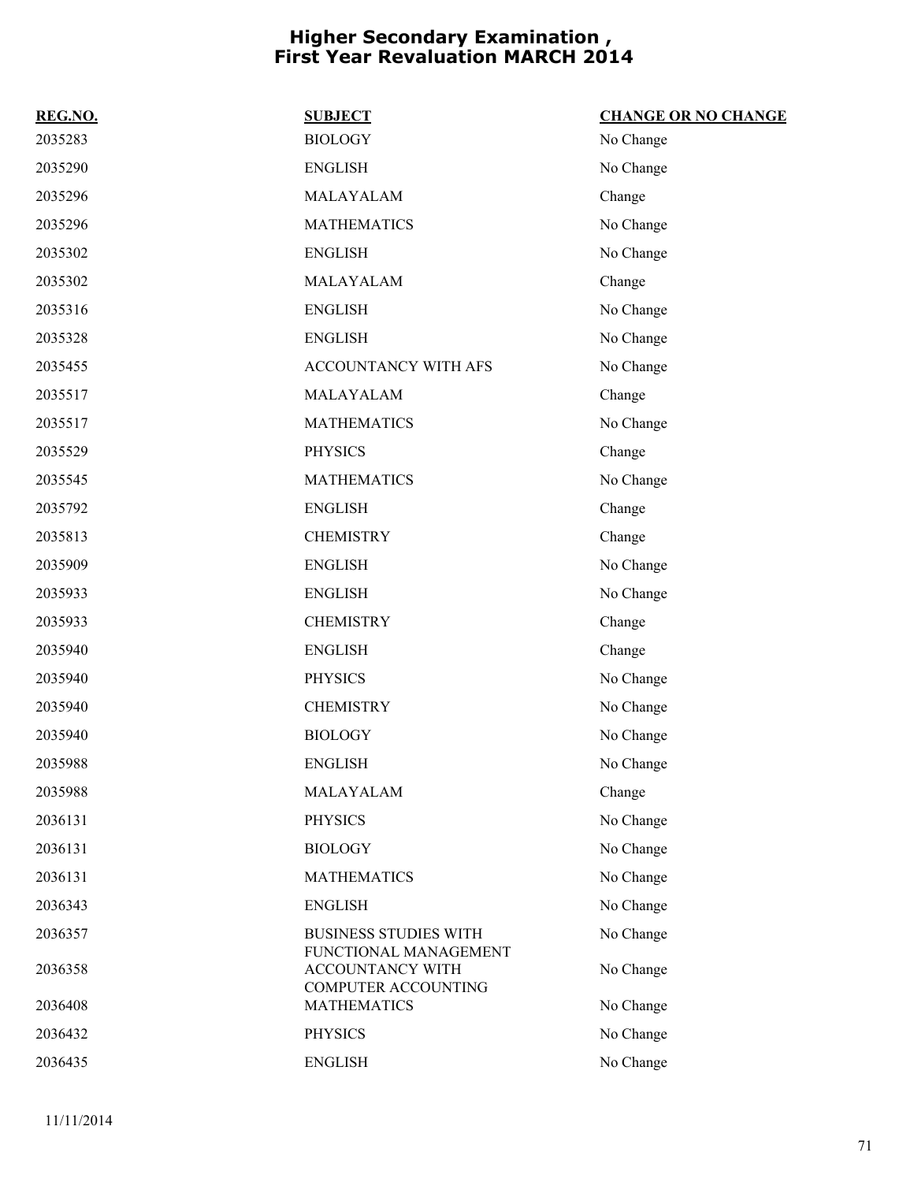# Higher Secondary Examination , First Year Revaluation MARCH 2014

| REG.NO. | SUBJECT | CHANGE OR NO CHANGE |
|---|---|---|
| 2035283 | BIOLOGY | No Change |
| 2035290 | ENGLISH | No Change |
| 2035296 | MALAYALAM | Change |
| 2035296 | MATHEMATICS | No Change |
| 2035302 | ENGLISH | No Change |
| 2035302 | MALAYALAM | Change |
| 2035316 | ENGLISH | No Change |
| 2035328 | ENGLISH | No Change |
| 2035455 | ACCOUNTANCY WITH AFS | No Change |
| 2035517 | MALAYALAM | Change |
| 2035517 | MATHEMATICS | No Change |
| 2035529 | PHYSICS | Change |
| 2035545 | MATHEMATICS | No Change |
| 2035792 | ENGLISH | Change |
| 2035813 | CHEMISTRY | Change |
| 2035909 | ENGLISH | No Change |
| 2035933 | ENGLISH | No Change |
| 2035933 | CHEMISTRY | Change |
| 2035940 | ENGLISH | Change |
| 2035940 | PHYSICS | No Change |
| 2035940 | CHEMISTRY | No Change |
| 2035940 | BIOLOGY | No Change |
| 2035988 | ENGLISH | No Change |
| 2035988 | MALAYALAM | Change |
| 2036131 | PHYSICS | No Change |
| 2036131 | BIOLOGY | No Change |
| 2036131 | MATHEMATICS | No Change |
| 2036343 | ENGLISH | No Change |
| 2036357 | BUSINESS STUDIES WITH FUNCTIONAL MANAGEMENT | No Change |
| 2036358 | ACCOUNTANCY WITH COMPUTER ACCOUNTING | No Change |
| 2036408 | MATHEMATICS | No Change |
| 2036432 | PHYSICS | No Change |
| 2036435 | ENGLISH | No Change |

11/11/2014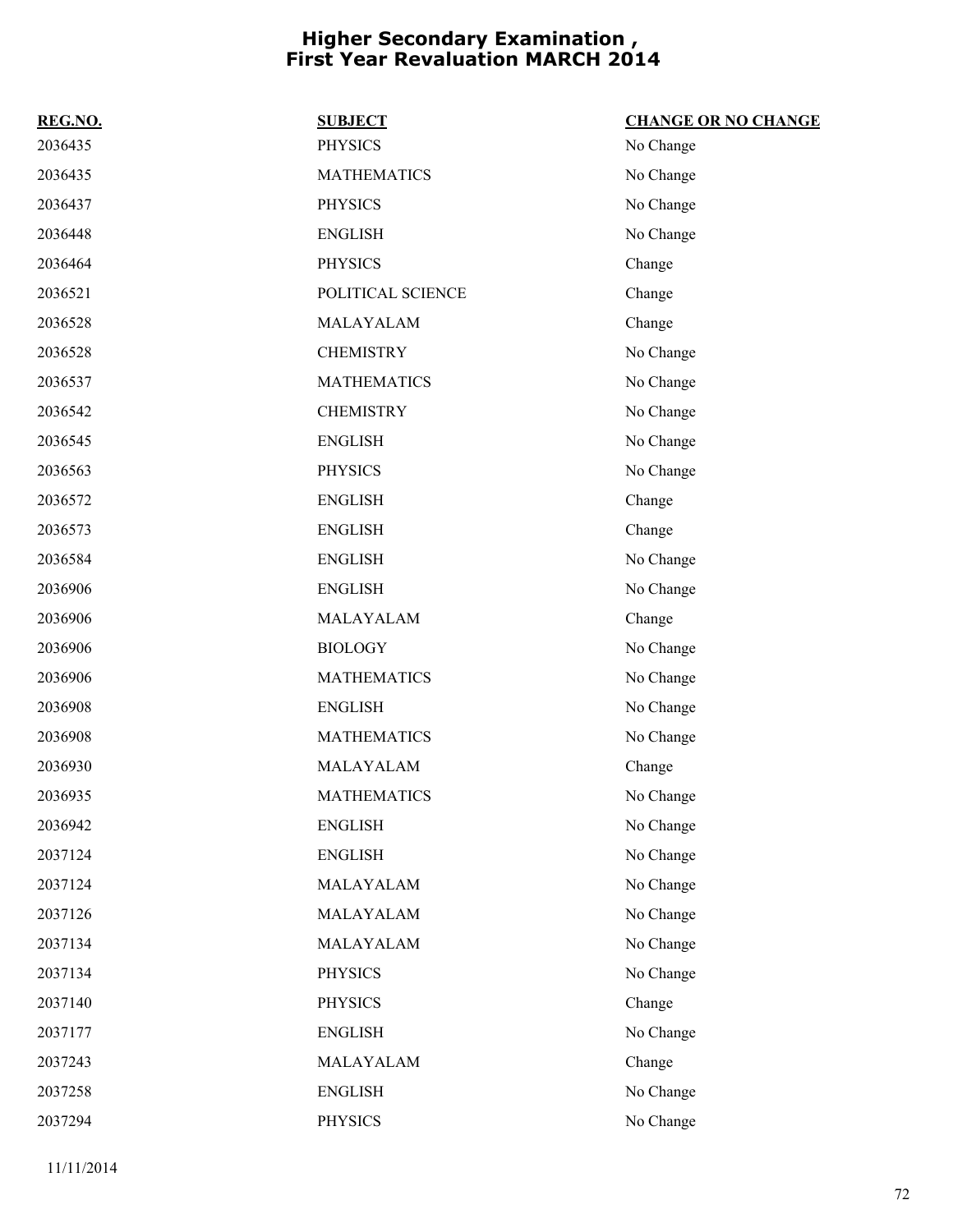# Higher Secondary Examination , First Year Revaluation MARCH 2014

| REG.NO. | SUBJECT | CHANGE OR NO CHANGE |
|---|---|---|
| 2036435 | PHYSICS | No Change |
| 2036435 | MATHEMATICS | No Change |
| 2036437 | PHYSICS | No Change |
| 2036448 | ENGLISH | No Change |
| 2036464 | PHYSICS | Change |
| 2036521 | POLITICAL SCIENCE | Change |
| 2036528 | MALAYALAM | Change |
| 2036528 | CHEMISTRY | No Change |
| 2036537 | MATHEMATICS | No Change |
| 2036542 | CHEMISTRY | No Change |
| 2036545 | ENGLISH | No Change |
| 2036563 | PHYSICS | No Change |
| 2036572 | ENGLISH | Change |
| 2036573 | ENGLISH | Change |
| 2036584 | ENGLISH | No Change |
| 2036906 | ENGLISH | No Change |
| 2036906 | MALAYALAM | Change |
| 2036906 | BIOLOGY | No Change |
| 2036906 | MATHEMATICS | No Change |
| 2036908 | ENGLISH | No Change |
| 2036908 | MATHEMATICS | No Change |
| 2036930 | MALAYALAM | Change |
| 2036935 | MATHEMATICS | No Change |
| 2036942 | ENGLISH | No Change |
| 2037124 | ENGLISH | No Change |
| 2037124 | MALAYALAM | No Change |
| 2037126 | MALAYALAM | No Change |
| 2037134 | MALAYALAM | No Change |
| 2037134 | PHYSICS | No Change |
| 2037140 | PHYSICS | Change |
| 2037177 | ENGLISH | No Change |
| 2037243 | MALAYALAM | Change |
| 2037258 | ENGLISH | No Change |
| 2037294 | PHYSICS | No Change |

11/11/2014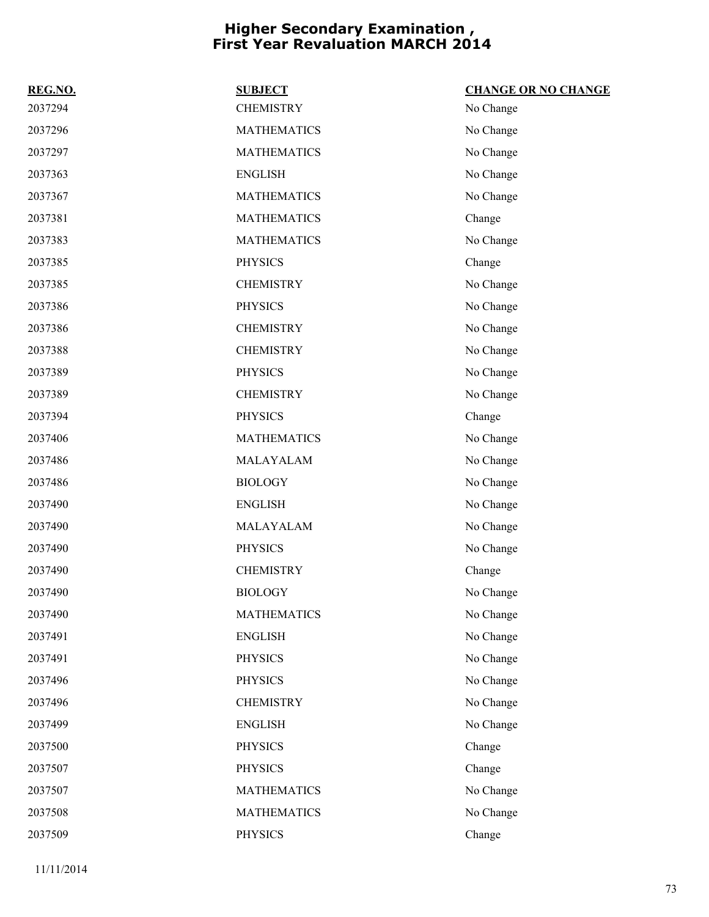# Higher Secondary Examination , First Year Revaluation MARCH 2014

| REG.NO. | SUBJECT | CHANGE OR NO CHANGE |
|---|---|---|
| 2037294 | CHEMISTRY | No Change |
| 2037296 | MATHEMATICS | No Change |
| 2037297 | MATHEMATICS | No Change |
| 2037363 | ENGLISH | No Change |
| 2037367 | MATHEMATICS | No Change |
| 2037381 | MATHEMATICS | Change |
| 2037383 | MATHEMATICS | No Change |
| 2037385 | PHYSICS | Change |
| 2037385 | CHEMISTRY | No Change |
| 2037386 | PHYSICS | No Change |
| 2037386 | CHEMISTRY | No Change |
| 2037388 | CHEMISTRY | No Change |
| 2037389 | PHYSICS | No Change |
| 2037389 | CHEMISTRY | No Change |
| 2037394 | PHYSICS | Change |
| 2037406 | MATHEMATICS | No Change |
| 2037486 | MALAYALAM | No Change |
| 2037486 | BIOLOGY | No Change |
| 2037490 | ENGLISH | No Change |
| 2037490 | MALAYALAM | No Change |
| 2037490 | PHYSICS | No Change |
| 2037490 | CHEMISTRY | Change |
| 2037490 | BIOLOGY | No Change |
| 2037490 | MATHEMATICS | No Change |
| 2037491 | ENGLISH | No Change |
| 2037491 | PHYSICS | No Change |
| 2037496 | PHYSICS | No Change |
| 2037496 | CHEMISTRY | No Change |
| 2037499 | ENGLISH | No Change |
| 2037500 | PHYSICS | Change |
| 2037507 | PHYSICS | Change |
| 2037507 | MATHEMATICS | No Change |
| 2037508 | MATHEMATICS | No Change |
| 2037509 | PHYSICS | Change |

11/11/2014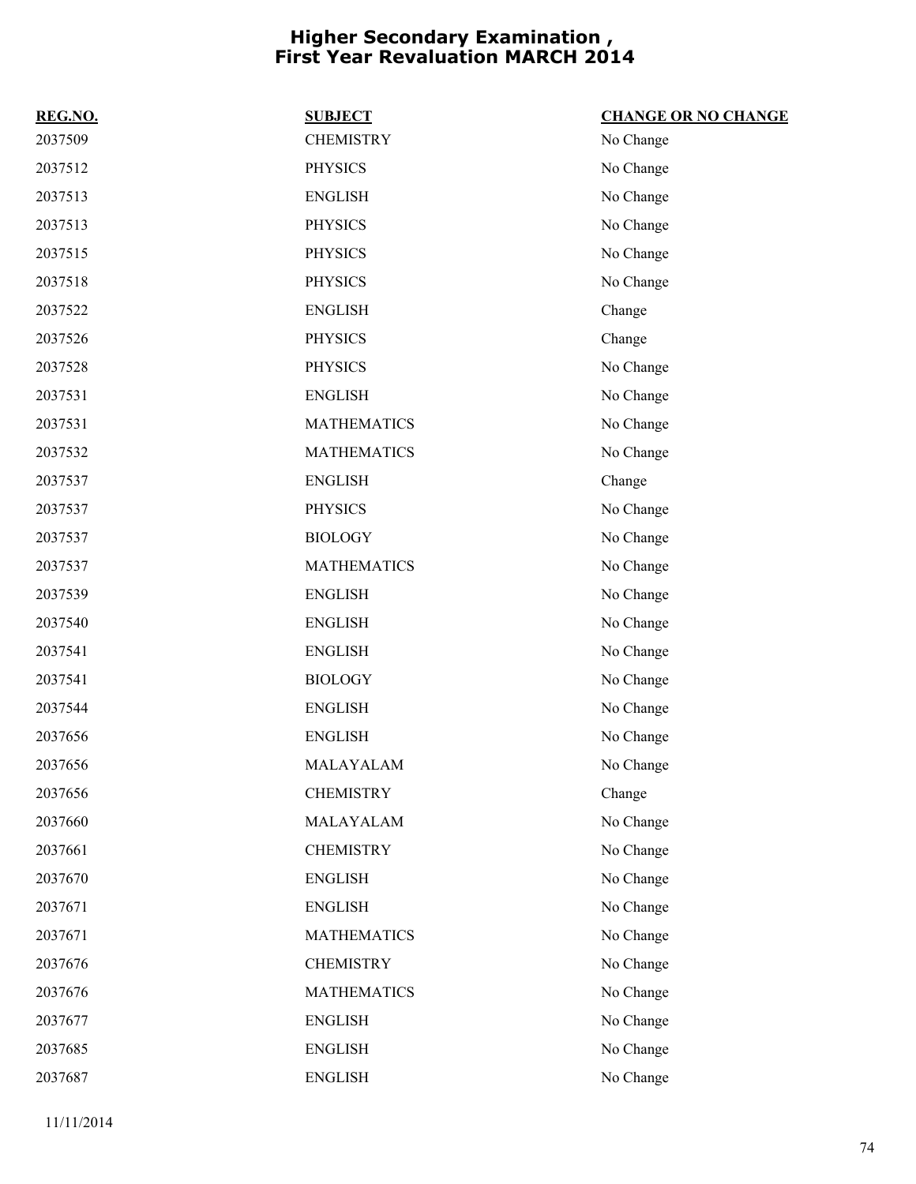# Higher Secondary Examination , First Year Revaluation MARCH 2014

| REG.NO. | SUBJECT | CHANGE OR NO CHANGE |
|---|---|---|
| 2037509 | CHEMISTRY | No Change |
| 2037512 | PHYSICS | No Change |
| 2037513 | ENGLISH | No Change |
| 2037513 | PHYSICS | No Change |
| 2037515 | PHYSICS | No Change |
| 2037518 | PHYSICS | No Change |
| 2037522 | ENGLISH | Change |
| 2037526 | PHYSICS | Change |
| 2037528 | PHYSICS | No Change |
| 2037531 | ENGLISH | No Change |
| 2037531 | MATHEMATICS | No Change |
| 2037532 | MATHEMATICS | No Change |
| 2037537 | ENGLISH | Change |
| 2037537 | PHYSICS | No Change |
| 2037537 | BIOLOGY | No Change |
| 2037537 | MATHEMATICS | No Change |
| 2037539 | ENGLISH | No Change |
| 2037540 | ENGLISH | No Change |
| 2037541 | ENGLISH | No Change |
| 2037541 | BIOLOGY | No Change |
| 2037544 | ENGLISH | No Change |
| 2037656 | ENGLISH | No Change |
| 2037656 | MALAYALAM | No Change |
| 2037656 | CHEMISTRY | Change |
| 2037660 | MALAYALAM | No Change |
| 2037661 | CHEMISTRY | No Change |
| 2037670 | ENGLISH | No Change |
| 2037671 | ENGLISH | No Change |
| 2037671 | MATHEMATICS | No Change |
| 2037676 | CHEMISTRY | No Change |
| 2037676 | MATHEMATICS | No Change |
| 2037677 | ENGLISH | No Change |
| 2037685 | ENGLISH | No Change |
| 2037687 | ENGLISH | No Change |

11/11/2014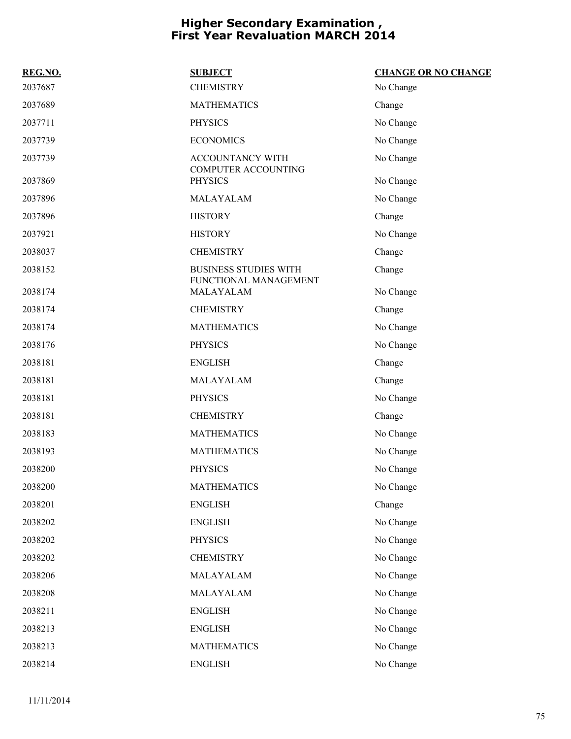# Higher Secondary Examination , First Year Revaluation MARCH 2014

| REG.NO. | SUBJECT | CHANGE OR NO CHANGE |
|---|---|---|
| 2037687 | CHEMISTRY | No Change |
| 2037689 | MATHEMATICS | Change |
| 2037711 | PHYSICS | No Change |
| 2037739 | ECONOMICS | No Change |
| 2037739 | ACCOUNTANCY WITH COMPUTER ACCOUNTING | No Change |
| 2037869 | PHYSICS | No Change |
| 2037896 | MALAYALAM | No Change |
| 2037896 | HISTORY | Change |
| 2037921 | HISTORY | No Change |
| 2038037 | CHEMISTRY | Change |
| 2038152 | BUSINESS STUDIES WITH FUNCTIONAL MANAGEMENT | Change |
| 2038174 | MALAYALAM | No Change |
| 2038174 | CHEMISTRY | Change |
| 2038174 | MATHEMATICS | No Change |
| 2038176 | PHYSICS | No Change |
| 2038181 | ENGLISH | Change |
| 2038181 | MALAYALAM | Change |
| 2038181 | PHYSICS | No Change |
| 2038181 | CHEMISTRY | Change |
| 2038183 | MATHEMATICS | No Change |
| 2038193 | MATHEMATICS | No Change |
| 2038200 | PHYSICS | No Change |
| 2038200 | MATHEMATICS | No Change |
| 2038201 | ENGLISH | Change |
| 2038202 | ENGLISH | No Change |
| 2038202 | PHYSICS | No Change |
| 2038202 | CHEMISTRY | No Change |
| 2038206 | MALAYALAM | No Change |
| 2038208 | MALAYALAM | No Change |
| 2038211 | ENGLISH | No Change |
| 2038213 | ENGLISH | No Change |
| 2038213 | MATHEMATICS | No Change |
| 2038214 | ENGLISH | No Change |

11/11/2014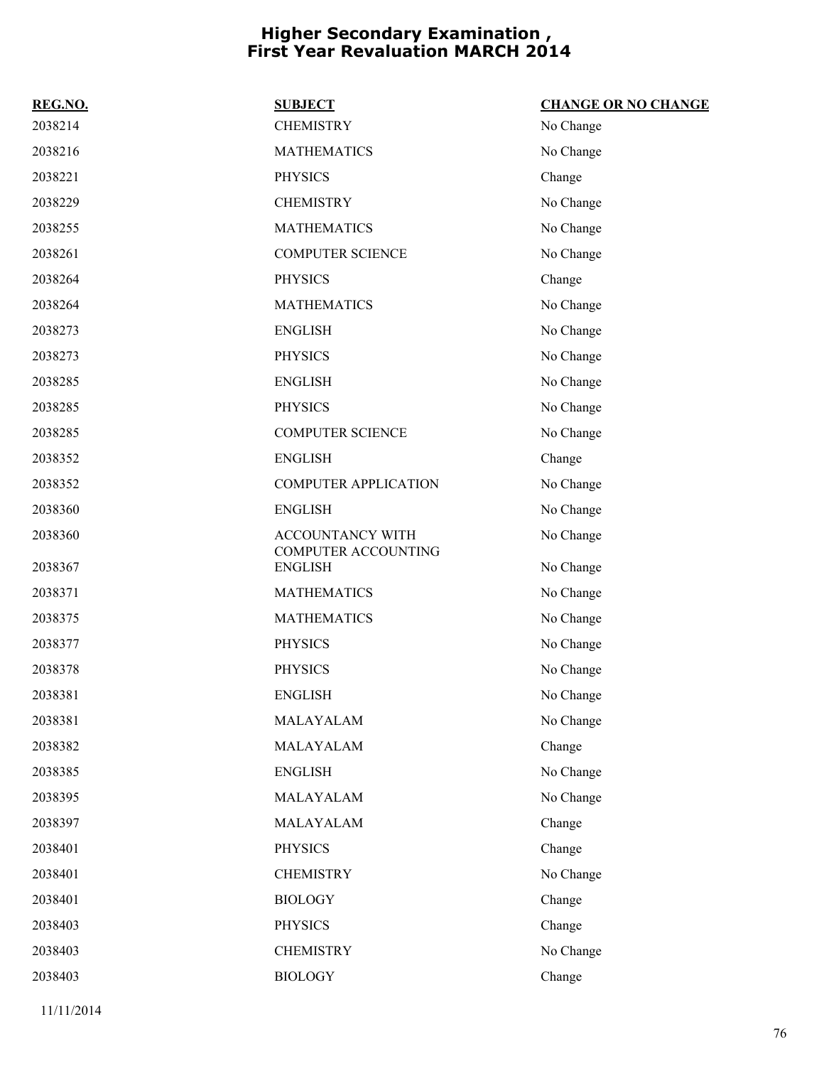# Higher Secondary Examination , First Year Revaluation MARCH 2014

| REG.NO. | SUBJECT | CHANGE OR NO CHANGE |
| --- | --- | --- |
| 2038214 | CHEMISTRY | No Change |
| 2038216 | MATHEMATICS | No Change |
| 2038221 | PHYSICS | Change |
| 2038229 | CHEMISTRY | No Change |
| 2038255 | MATHEMATICS | No Change |
| 2038261 | COMPUTER SCIENCE | No Change |
| 2038264 | PHYSICS | Change |
| 2038264 | MATHEMATICS | No Change |
| 2038273 | ENGLISH | No Change |
| 2038273 | PHYSICS | No Change |
| 2038285 | ENGLISH | No Change |
| 2038285 | PHYSICS | No Change |
| 2038285 | COMPUTER SCIENCE | No Change |
| 2038352 | ENGLISH | Change |
| 2038352 | COMPUTER APPLICATION | No Change |
| 2038360 | ENGLISH | No Change |
| 2038360 | ACCOUNTANCY WITH COMPUTER ACCOUNTING | No Change |
| 2038367 | ENGLISH | No Change |
| 2038371 | MATHEMATICS | No Change |
| 2038375 | MATHEMATICS | No Change |
| 2038377 | PHYSICS | No Change |
| 2038378 | PHYSICS | No Change |
| 2038381 | ENGLISH | No Change |
| 2038381 | MALAYALAM | No Change |
| 2038382 | MALAYALAM | Change |
| 2038385 | ENGLISH | No Change |
| 2038395 | MALAYALAM | No Change |
| 2038397 | MALAYALAM | Change |
| 2038401 | PHYSICS | Change |
| 2038401 | CHEMISTRY | No Change |
| 2038401 | BIOLOGY | Change |
| 2038403 | PHYSICS | Change |
| 2038403 | CHEMISTRY | No Change |
| 2038403 | BIOLOGY | Change |

11/11/2014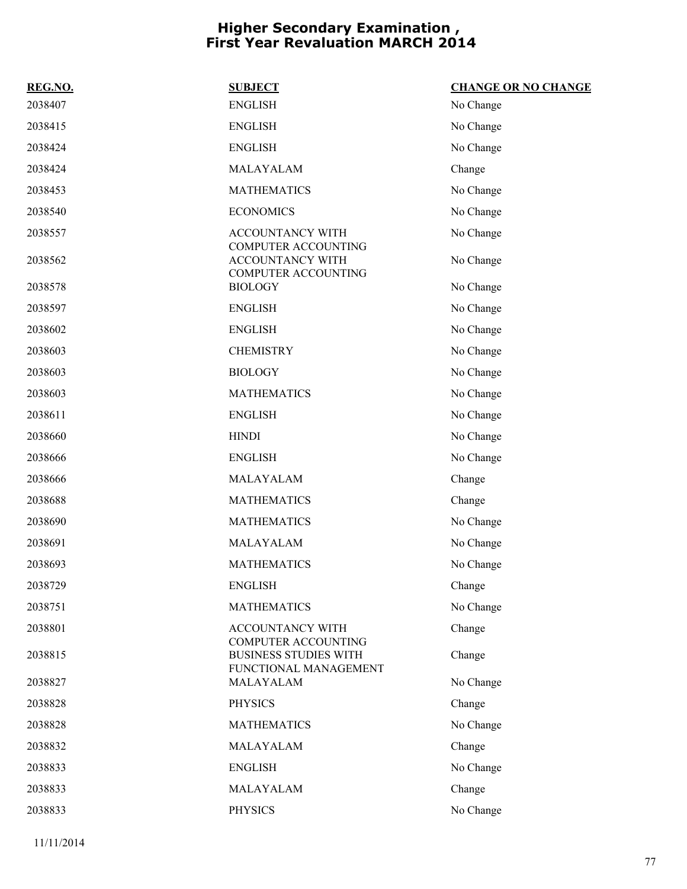# Higher Secondary Examination , First Year Revaluation MARCH 2014

| REG.NO. | SUBJECT | CHANGE OR NO CHANGE |
|---|---|---|
| 2038407 | ENGLISH | No Change |
| 2038415 | ENGLISH | No Change |
| 2038424 | ENGLISH | No Change |
| 2038424 | MALAYALAM | Change |
| 2038453 | MATHEMATICS | No Change |
| 2038540 | ECONOMICS | No Change |
| 2038557 | ACCOUNTANCY WITH COMPUTER ACCOUNTING | No Change |
| 2038562 | ACCOUNTANCY WITH COMPUTER ACCOUNTING | No Change |
| 2038578 | BIOLOGY | No Change |
| 2038597 | ENGLISH | No Change |
| 2038602 | ENGLISH | No Change |
| 2038603 | CHEMISTRY | No Change |
| 2038603 | BIOLOGY | No Change |
| 2038603 | MATHEMATICS | No Change |
| 2038611 | ENGLISH | No Change |
| 2038660 | HINDI | No Change |
| 2038666 | ENGLISH | No Change |
| 2038666 | MALAYALAM | Change |
| 2038688 | MATHEMATICS | Change |
| 2038690 | MATHEMATICS | No Change |
| 2038691 | MALAYALAM | No Change |
| 2038693 | MATHEMATICS | No Change |
| 2038729 | ENGLISH | Change |
| 2038751 | MATHEMATICS | No Change |
| 2038801 | ACCOUNTANCY WITH COMPUTER ACCOUNTING | Change |
| 2038815 | BUSINESS STUDIES WITH FUNCTIONAL MANAGEMENT | Change |
| 2038827 | MALAYALAM | No Change |
| 2038828 | PHYSICS | Change |
| 2038828 | MATHEMATICS | No Change |
| 2038832 | MALAYALAM | Change |
| 2038833 | ENGLISH | No Change |
| 2038833 | MALAYALAM | Change |
| 2038833 | PHYSICS | No Change |

11/11/2014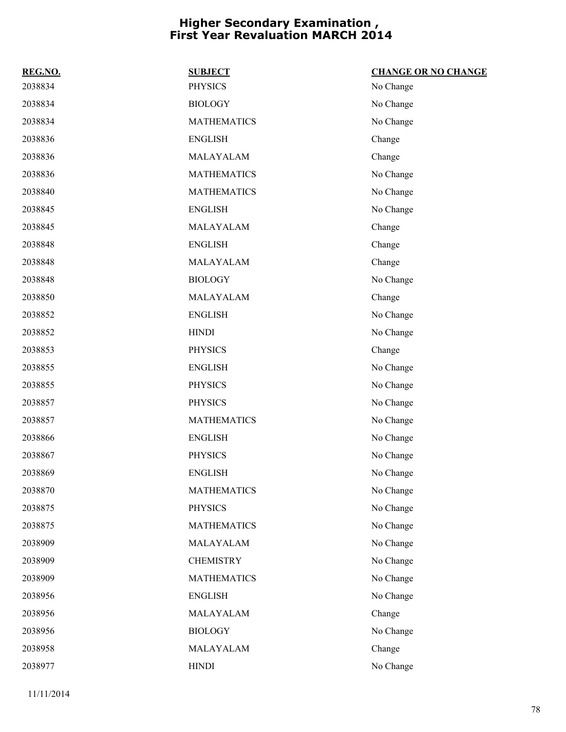# Higher Secondary Examination , First Year Revaluation MARCH 2014

| REG.NO. | SUBJECT | CHANGE OR NO CHANGE |
|---|---|---|
| 2038834 | PHYSICS | No Change |
| 2038834 | BIOLOGY | No Change |
| 2038834 | MATHEMATICS | No Change |
| 2038836 | ENGLISH | Change |
| 2038836 | MALAYALAM | Change |
| 2038836 | MATHEMATICS | No Change |
| 2038840 | MATHEMATICS | No Change |
| 2038845 | ENGLISH | No Change |
| 2038845 | MALAYALAM | Change |
| 2038848 | ENGLISH | Change |
| 2038848 | MALAYALAM | Change |
| 2038848 | BIOLOGY | No Change |
| 2038850 | MALAYALAM | Change |
| 2038852 | ENGLISH | No Change |
| 2038852 | HINDI | No Change |
| 2038853 | PHYSICS | Change |
| 2038855 | ENGLISH | No Change |
| 2038855 | PHYSICS | No Change |
| 2038857 | PHYSICS | No Change |
| 2038857 | MATHEMATICS | No Change |
| 2038866 | ENGLISH | No Change |
| 2038867 | PHYSICS | No Change |
| 2038869 | ENGLISH | No Change |
| 2038870 | MATHEMATICS | No Change |
| 2038875 | PHYSICS | No Change |
| 2038875 | MATHEMATICS | No Change |
| 2038909 | MALAYALAM | No Change |
| 2038909 | CHEMISTRY | No Change |
| 2038909 | MATHEMATICS | No Change |
| 2038956 | ENGLISH | No Change |
| 2038956 | MALAYALAM | Change |
| 2038956 | BIOLOGY | No Change |
| 2038958 | MALAYALAM | Change |
| 2038977 | HINDI | No Change |

11/11/2014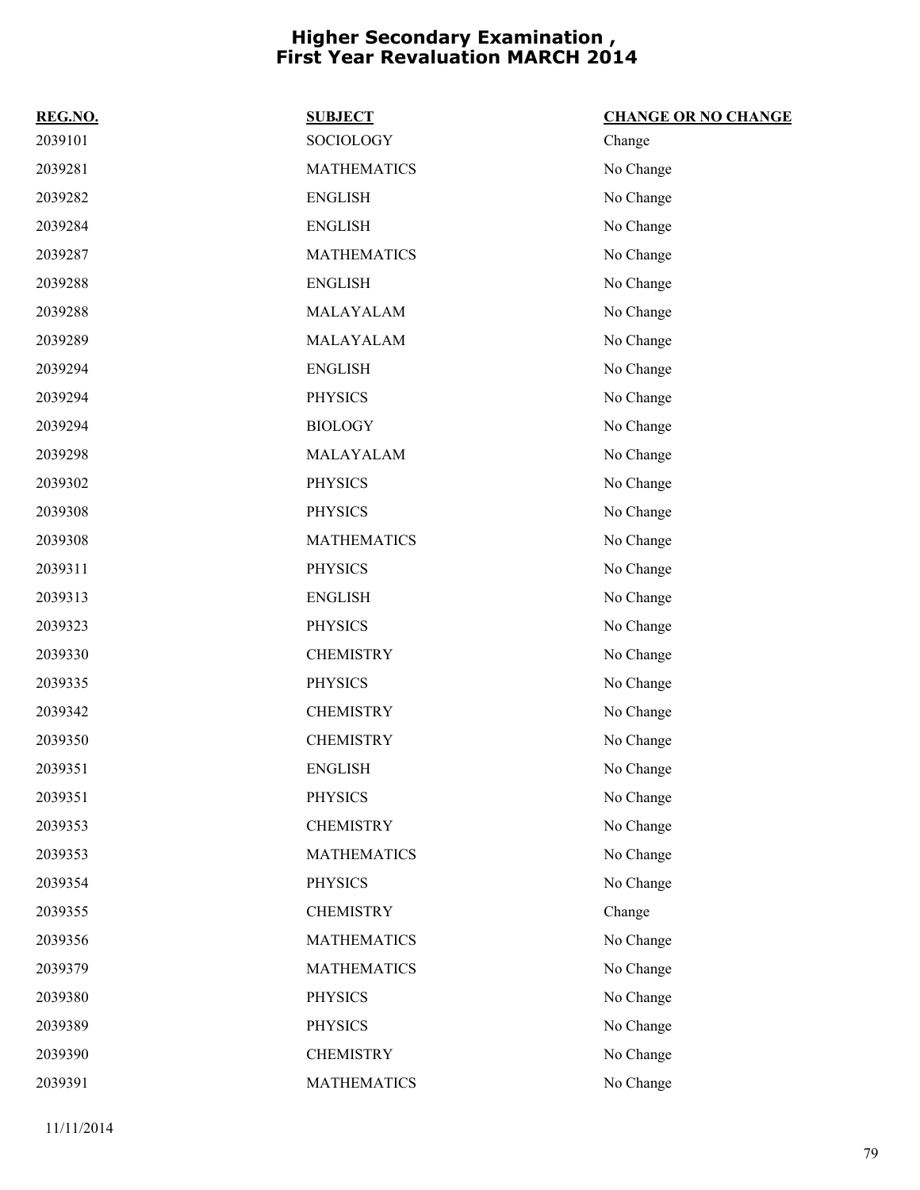# Higher Secondary Examination , First Year Revaluation MARCH 2014

| REG.NO. | SUBJECT | CHANGE OR NO CHANGE |
|---|---|---|
| 2039101 | SOCIOLOGY | Change |
| 2039281 | MATHEMATICS | No Change |
| 2039282 | ENGLISH | No Change |
| 2039284 | ENGLISH | No Change |
| 2039287 | MATHEMATICS | No Change |
| 2039288 | ENGLISH | No Change |
| 2039288 | MALAYALAM | No Change |
| 2039289 | MALAYALAM | No Change |
| 2039294 | ENGLISH | No Change |
| 2039294 | PHYSICS | No Change |
| 2039294 | BIOLOGY | No Change |
| 2039298 | MALAYALAM | No Change |
| 2039302 | PHYSICS | No Change |
| 2039308 | PHYSICS | No Change |
| 2039308 | MATHEMATICS | No Change |
| 2039311 | PHYSICS | No Change |
| 2039313 | ENGLISH | No Change |
| 2039323 | PHYSICS | No Change |
| 2039330 | CHEMISTRY | No Change |
| 2039335 | PHYSICS | No Change |
| 2039342 | CHEMISTRY | No Change |
| 2039350 | CHEMISTRY | No Change |
| 2039351 | ENGLISH | No Change |
| 2039351 | PHYSICS | No Change |
| 2039353 | CHEMISTRY | No Change |
| 2039353 | MATHEMATICS | No Change |
| 2039354 | PHYSICS | No Change |
| 2039355 | CHEMISTRY | Change |
| 2039356 | MATHEMATICS | No Change |
| 2039379 | MATHEMATICS | No Change |
| 2039380 | PHYSICS | No Change |
| 2039389 | PHYSICS | No Change |
| 2039390 | CHEMISTRY | No Change |
| 2039391 | MATHEMATICS | No Change |

11/11/2014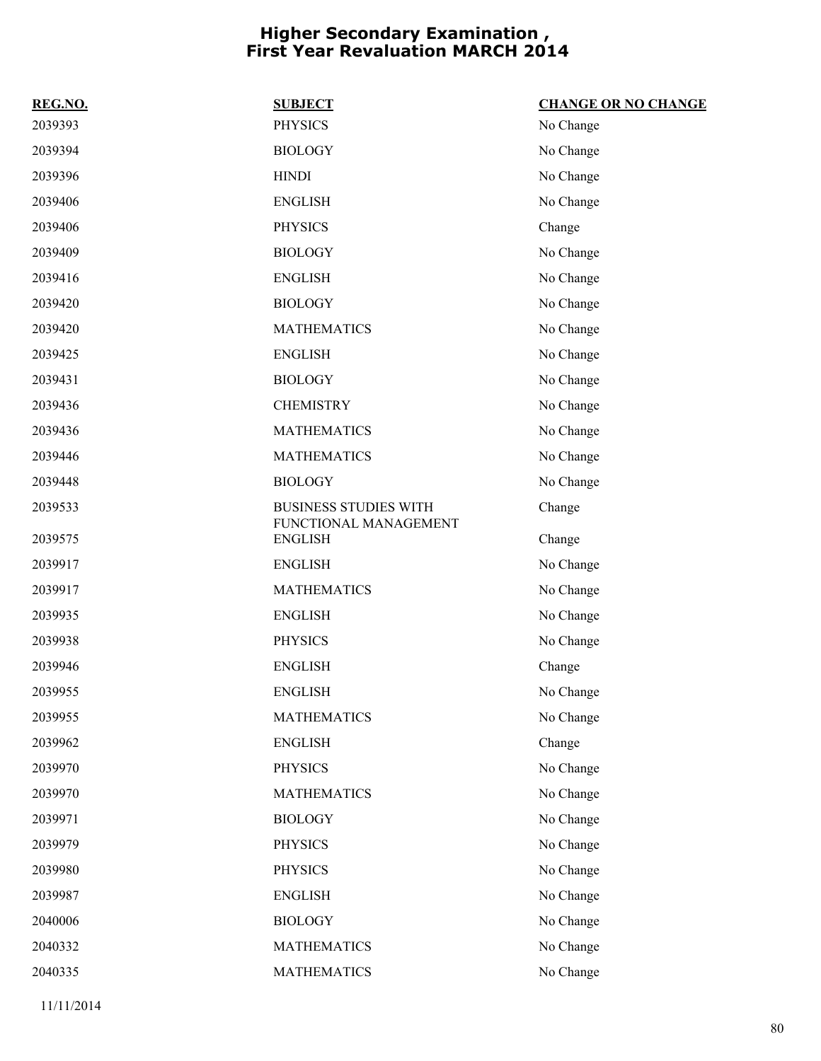# Higher Secondary Examination , First Year Revaluation MARCH 2014

| REG.NO. | SUBJECT | CHANGE OR NO CHANGE |
|---|---|---|
| 2039393 | PHYSICS | No Change |
| 2039394 | BIOLOGY | No Change |
| 2039396 | HINDI | No Change |
| 2039406 | ENGLISH | No Change |
| 2039406 | PHYSICS | Change |
| 2039409 | BIOLOGY | No Change |
| 2039416 | ENGLISH | No Change |
| 2039420 | BIOLOGY | No Change |
| 2039420 | MATHEMATICS | No Change |
| 2039425 | ENGLISH | No Change |
| 2039431 | BIOLOGY | No Change |
| 2039436 | CHEMISTRY | No Change |
| 2039436 | MATHEMATICS | No Change |
| 2039446 | MATHEMATICS | No Change |
| 2039448 | BIOLOGY | No Change |
| 2039533 | BUSINESS STUDIES WITH FUNCTIONAL MANAGEMENT | Change |
| 2039575 | ENGLISH | Change |
| 2039917 | ENGLISH | No Change |
| 2039917 | MATHEMATICS | No Change |
| 2039935 | ENGLISH | No Change |
| 2039938 | PHYSICS | No Change |
| 2039946 | ENGLISH | Change |
| 2039955 | ENGLISH | No Change |
| 2039955 | MATHEMATICS | No Change |
| 2039962 | ENGLISH | Change |
| 2039970 | PHYSICS | No Change |
| 2039970 | MATHEMATICS | No Change |
| 2039971 | BIOLOGY | No Change |
| 2039979 | PHYSICS | No Change |
| 2039980 | PHYSICS | No Change |
| 2039987 | ENGLISH | No Change |
| 2040006 | BIOLOGY | No Change |
| 2040332 | MATHEMATICS | No Change |
| 2040335 | MATHEMATICS | No Change |

11/11/2014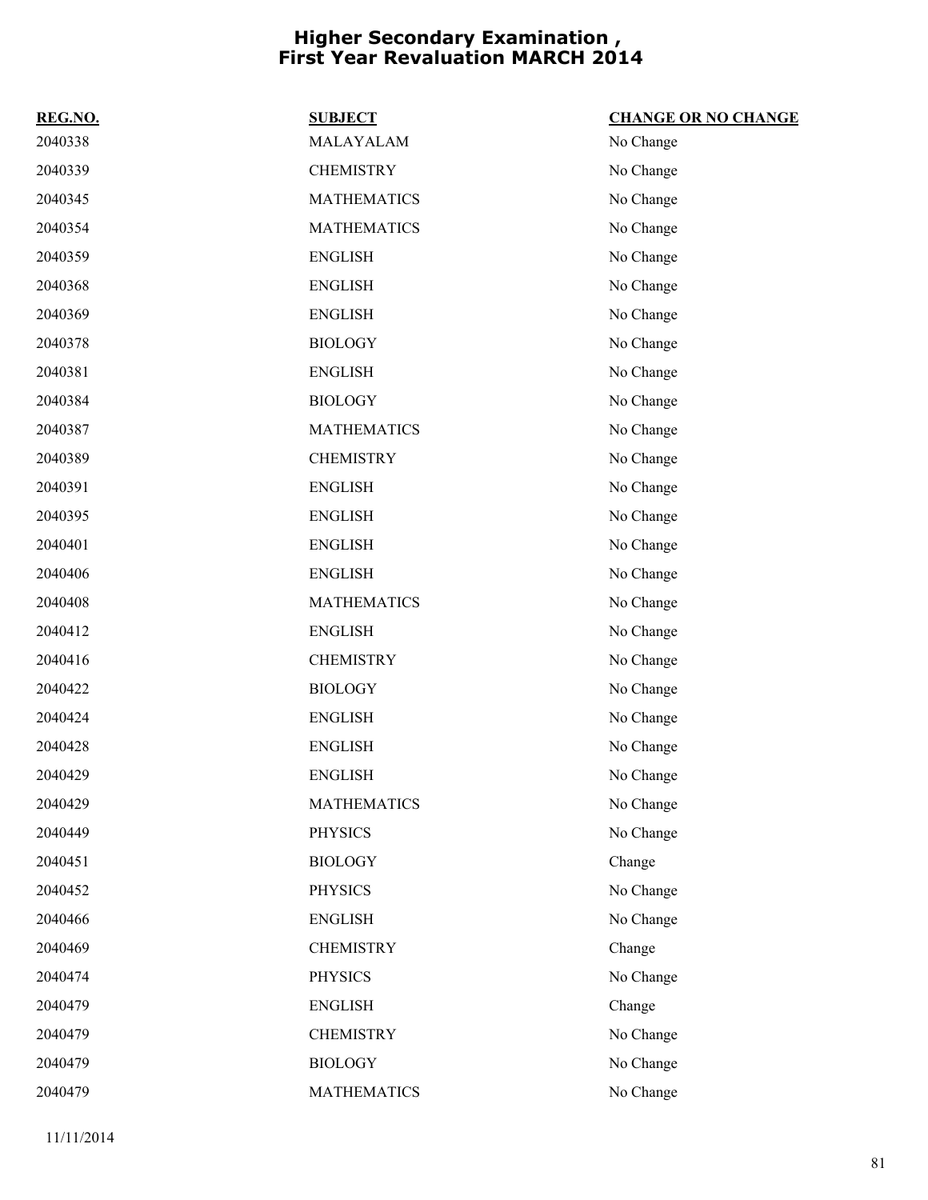# Higher Secondary Examination , First Year Revaluation MARCH 2014

| REG.NO. | SUBJECT | CHANGE OR NO CHANGE |
|---|---|---|
| 2040338 | MALAYALAM | No Change |
| 2040339 | CHEMISTRY | No Change |
| 2040345 | MATHEMATICS | No Change |
| 2040354 | MATHEMATICS | No Change |
| 2040359 | ENGLISH | No Change |
| 2040368 | ENGLISH | No Change |
| 2040369 | ENGLISH | No Change |
| 2040378 | BIOLOGY | No Change |
| 2040381 | ENGLISH | No Change |
| 2040384 | BIOLOGY | No Change |
| 2040387 | MATHEMATICS | No Change |
| 2040389 | CHEMISTRY | No Change |
| 2040391 | ENGLISH | No Change |
| 2040395 | ENGLISH | No Change |
| 2040401 | ENGLISH | No Change |
| 2040406 | ENGLISH | No Change |
| 2040408 | MATHEMATICS | No Change |
| 2040412 | ENGLISH | No Change |
| 2040416 | CHEMISTRY | No Change |
| 2040422 | BIOLOGY | No Change |
| 2040424 | ENGLISH | No Change |
| 2040428 | ENGLISH | No Change |
| 2040429 | ENGLISH | No Change |
| 2040429 | MATHEMATICS | No Change |
| 2040449 | PHYSICS | No Change |
| 2040451 | BIOLOGY | Change |
| 2040452 | PHYSICS | No Change |
| 2040466 | ENGLISH | No Change |
| 2040469 | CHEMISTRY | Change |
| 2040474 | PHYSICS | No Change |
| 2040479 | ENGLISH | Change |
| 2040479 | CHEMISTRY | No Change |
| 2040479 | BIOLOGY | No Change |
| 2040479 | MATHEMATICS | No Change |

11/11/2014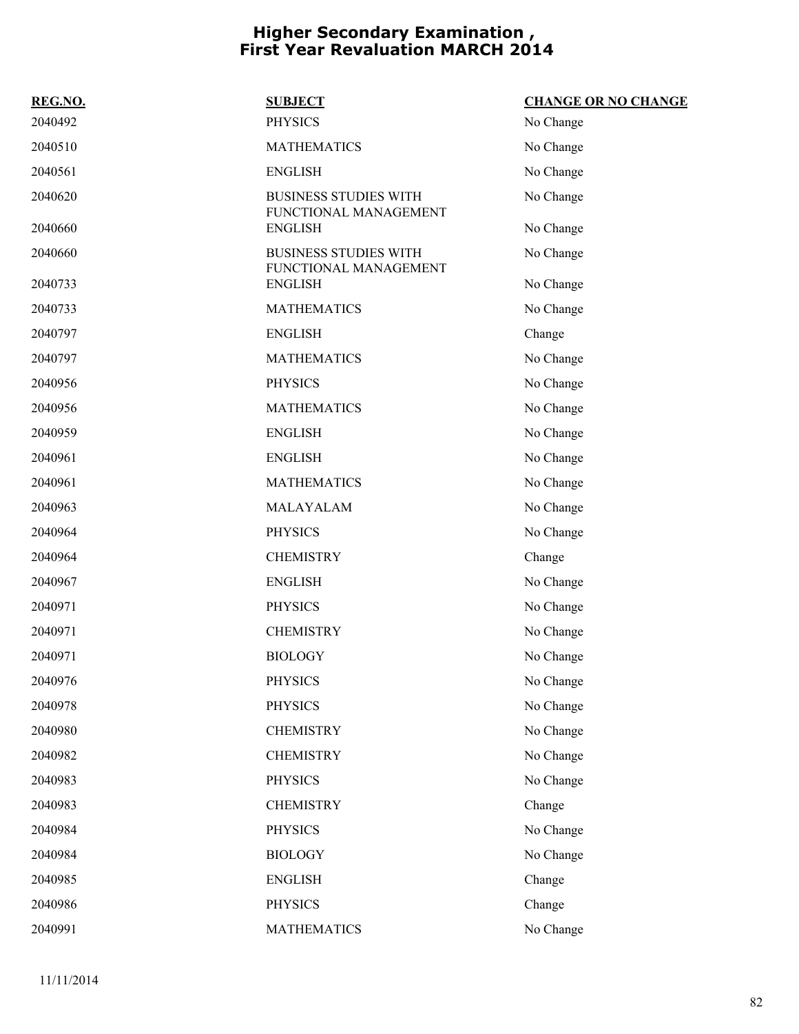# Higher Secondary Examination , First Year Revaluation MARCH 2014

| REG.NO. | SUBJECT | CHANGE OR NO CHANGE |
|---|---|---|
| 2040492 | PHYSICS | No Change |
| 2040510 | MATHEMATICS | No Change |
| 2040561 | ENGLISH | No Change |
| 2040620 | BUSINESS STUDIES WITH FUNCTIONAL MANAGEMENT | No Change |
| 2040660 | ENGLISH | No Change |
| 2040660 | BUSINESS STUDIES WITH FUNCTIONAL MANAGEMENT | No Change |
| 2040733 | ENGLISH | No Change |
| 2040733 | MATHEMATICS | No Change |
| 2040797 | ENGLISH | Change |
| 2040797 | MATHEMATICS | No Change |
| 2040956 | PHYSICS | No Change |
| 2040956 | MATHEMATICS | No Change |
| 2040959 | ENGLISH | No Change |
| 2040961 | ENGLISH | No Change |
| 2040961 | MATHEMATICS | No Change |
| 2040963 | MALAYALAM | No Change |
| 2040964 | PHYSICS | No Change |
| 2040964 | CHEMISTRY | Change |
| 2040967 | ENGLISH | No Change |
| 2040971 | PHYSICS | No Change |
| 2040971 | CHEMISTRY | No Change |
| 2040971 | BIOLOGY | No Change |
| 2040976 | PHYSICS | No Change |
| 2040978 | PHYSICS | No Change |
| 2040980 | CHEMISTRY | No Change |
| 2040982 | CHEMISTRY | No Change |
| 2040983 | PHYSICS | No Change |
| 2040983 | CHEMISTRY | Change |
| 2040984 | PHYSICS | No Change |
| 2040984 | BIOLOGY | No Change |
| 2040985 | ENGLISH | Change |
| 2040986 | PHYSICS | Change |
| 2040991 | MATHEMATICS | No Change |

11/11/2014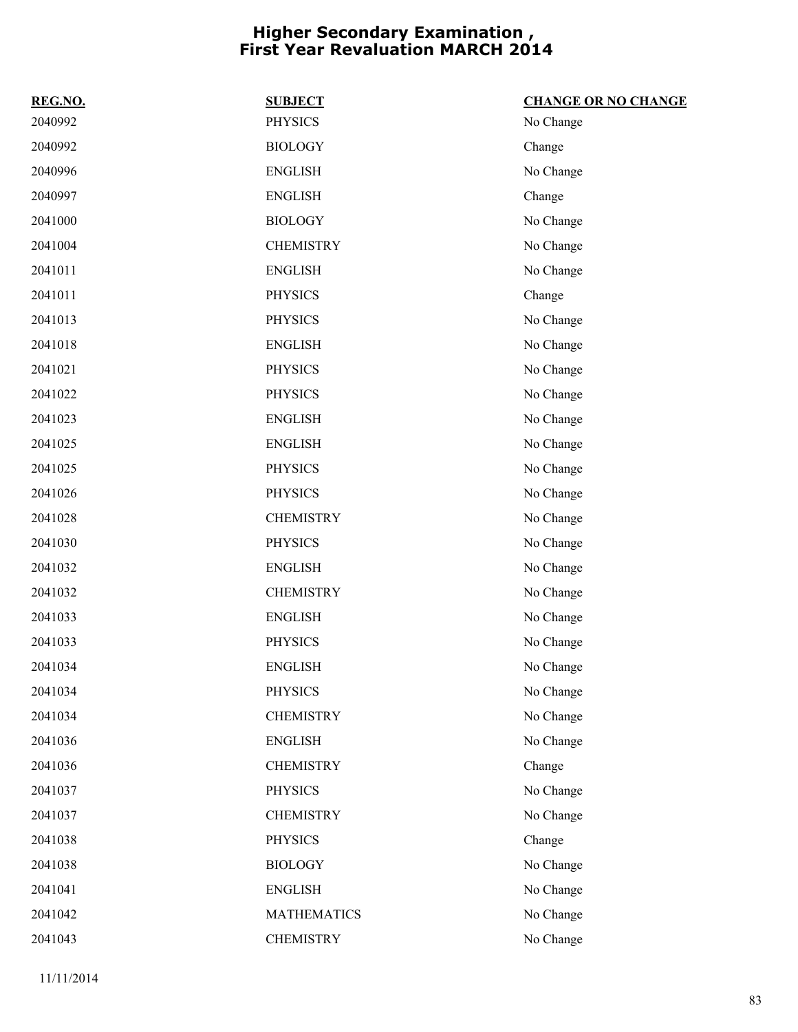# Higher Secondary Examination , First Year Revaluation MARCH 2014

| REG.NO. | SUBJECT | CHANGE OR NO CHANGE |
| --- | --- | --- |
| 2040992 | PHYSICS | No Change |
| 2040992 | BIOLOGY | Change |
| 2040996 | ENGLISH | No Change |
| 2040997 | ENGLISH | Change |
| 2041000 | BIOLOGY | No Change |
| 2041004 | CHEMISTRY | No Change |
| 2041011 | ENGLISH | No Change |
| 2041011 | PHYSICS | Change |
| 2041013 | PHYSICS | No Change |
| 2041018 | ENGLISH | No Change |
| 2041021 | PHYSICS | No Change |
| 2041022 | PHYSICS | No Change |
| 2041023 | ENGLISH | No Change |
| 2041025 | ENGLISH | No Change |
| 2041025 | PHYSICS | No Change |
| 2041026 | PHYSICS | No Change |
| 2041028 | CHEMISTRY | No Change |
| 2041030 | PHYSICS | No Change |
| 2041032 | ENGLISH | No Change |
| 2041032 | CHEMISTRY | No Change |
| 2041033 | ENGLISH | No Change |
| 2041033 | PHYSICS | No Change |
| 2041034 | ENGLISH | No Change |
| 2041034 | PHYSICS | No Change |
| 2041034 | CHEMISTRY | No Change |
| 2041036 | ENGLISH | No Change |
| 2041036 | CHEMISTRY | Change |
| 2041037 | PHYSICS | No Change |
| 2041037 | CHEMISTRY | No Change |
| 2041038 | PHYSICS | Change |
| 2041038 | BIOLOGY | No Change |
| 2041041 | ENGLISH | No Change |
| 2041042 | MATHEMATICS | No Change |
| 2041043 | CHEMISTRY | No Change |

11/11/2014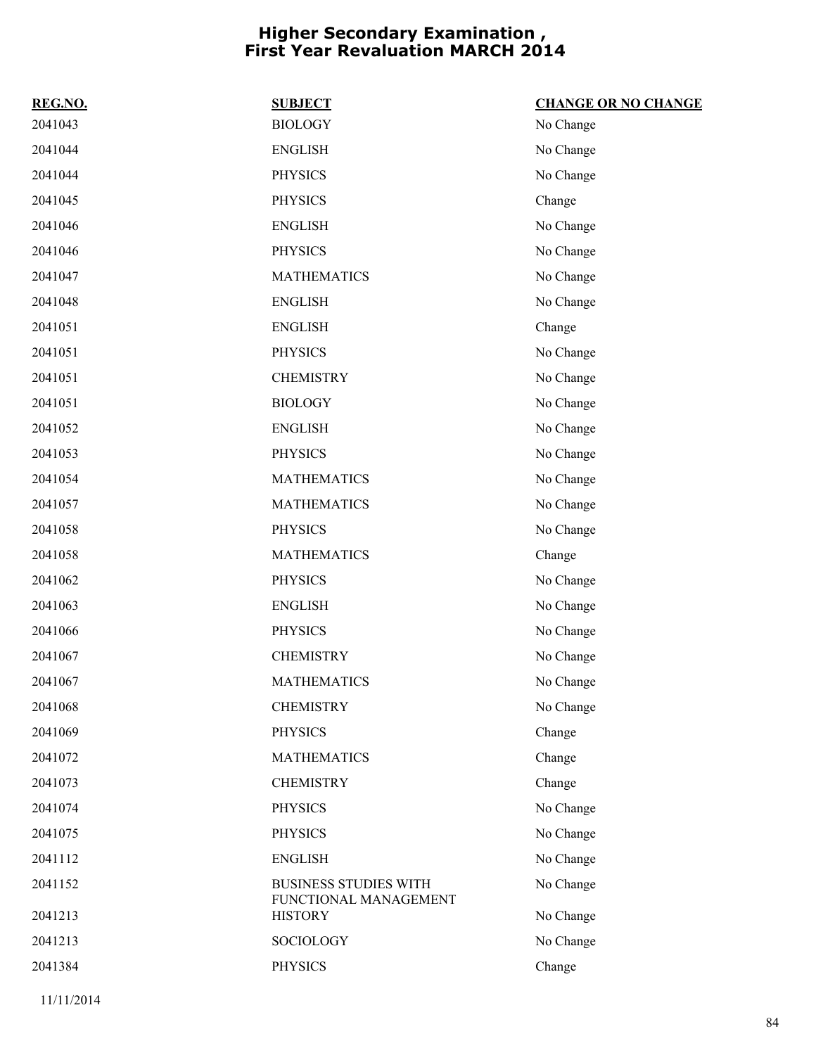# Higher Secondary Examination , First Year Revaluation MARCH 2014

| REG.NO. | SUBJECT | CHANGE OR NO CHANGE |
|---|---|---|
| 2041043 | BIOLOGY | No Change |
| 2041044 | ENGLISH | No Change |
| 2041044 | PHYSICS | No Change |
| 2041045 | PHYSICS | Change |
| 2041046 | ENGLISH | No Change |
| 2041046 | PHYSICS | No Change |
| 2041047 | MATHEMATICS | No Change |
| 2041048 | ENGLISH | No Change |
| 2041051 | ENGLISH | Change |
| 2041051 | PHYSICS | No Change |
| 2041051 | CHEMISTRY | No Change |
| 2041051 | BIOLOGY | No Change |
| 2041052 | ENGLISH | No Change |
| 2041053 | PHYSICS | No Change |
| 2041054 | MATHEMATICS | No Change |
| 2041057 | MATHEMATICS | No Change |
| 2041058 | PHYSICS | No Change |
| 2041058 | MATHEMATICS | Change |
| 2041062 | PHYSICS | No Change |
| 2041063 | ENGLISH | No Change |
| 2041066 | PHYSICS | No Change |
| 2041067 | CHEMISTRY | No Change |
| 2041067 | MATHEMATICS | No Change |
| 2041068 | CHEMISTRY | No Change |
| 2041069 | PHYSICS | Change |
| 2041072 | MATHEMATICS | Change |
| 2041073 | CHEMISTRY | Change |
| 2041074 | PHYSICS | No Change |
| 2041075 | PHYSICS | No Change |
| 2041112 | ENGLISH | No Change |
| 2041152 | BUSINESS STUDIES WITH FUNCTIONAL MANAGEMENT | No Change |
| 2041213 | HISTORY | No Change |
| 2041213 | SOCIOLOGY | No Change |
| 2041384 | PHYSICS | Change |

11/11/2014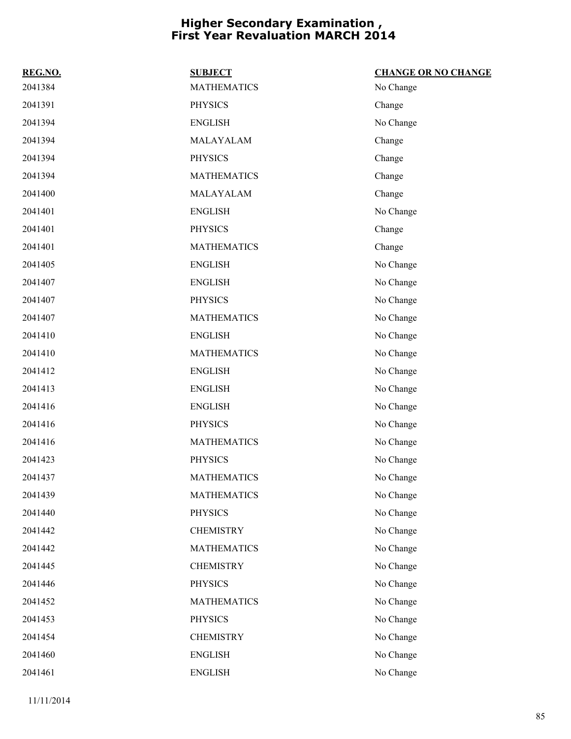# Higher Secondary Examination , First Year Revaluation MARCH 2014

| REG.NO. | SUBJECT | CHANGE OR NO CHANGE |
|---|---|---|
| 2041384 | MATHEMATICS | No Change |
| 2041391 | PHYSICS | Change |
| 2041394 | ENGLISH | No Change |
| 2041394 | MALAYALAM | Change |
| 2041394 | PHYSICS | Change |
| 2041394 | MATHEMATICS | Change |
| 2041400 | MALAYALAM | Change |
| 2041401 | ENGLISH | No Change |
| 2041401 | PHYSICS | Change |
| 2041401 | MATHEMATICS | Change |
| 2041405 | ENGLISH | No Change |
| 2041407 | ENGLISH | No Change |
| 2041407 | PHYSICS | No Change |
| 2041407 | MATHEMATICS | No Change |
| 2041410 | ENGLISH | No Change |
| 2041410 | MATHEMATICS | No Change |
| 2041412 | ENGLISH | No Change |
| 2041413 | ENGLISH | No Change |
| 2041416 | ENGLISH | No Change |
| 2041416 | PHYSICS | No Change |
| 2041416 | MATHEMATICS | No Change |
| 2041423 | PHYSICS | No Change |
| 2041437 | MATHEMATICS | No Change |
| 2041439 | MATHEMATICS | No Change |
| 2041440 | PHYSICS | No Change |
| 2041442 | CHEMISTRY | No Change |
| 2041442 | MATHEMATICS | No Change |
| 2041445 | CHEMISTRY | No Change |
| 2041446 | PHYSICS | No Change |
| 2041452 | MATHEMATICS | No Change |
| 2041453 | PHYSICS | No Change |
| 2041454 | CHEMISTRY | No Change |
| 2041460 | ENGLISH | No Change |
| 2041461 | ENGLISH | No Change |

11/11/2014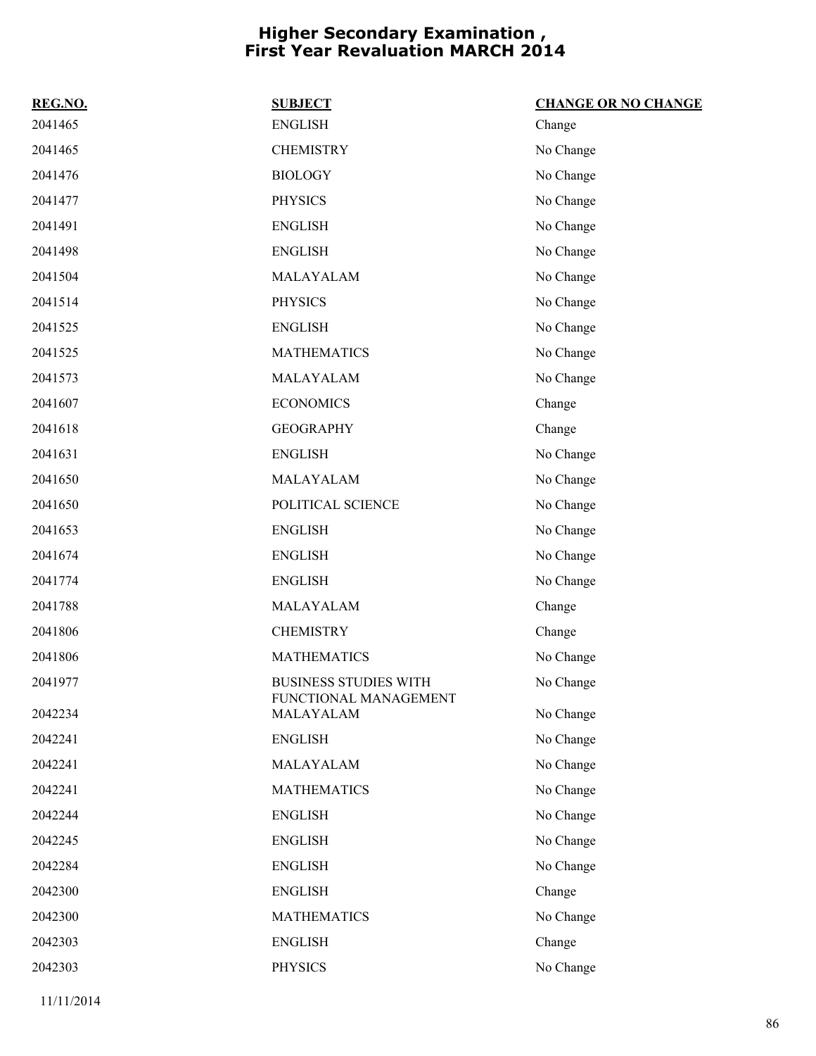# Higher Secondary Examination , First Year Revaluation MARCH 2014

| REG.NO. | SUBJECT | CHANGE OR NO CHANGE |
| --- | --- | --- |
| 2041465 | ENGLISH | Change |
| 2041465 | CHEMISTRY | No Change |
| 2041476 | BIOLOGY | No Change |
| 2041477 | PHYSICS | No Change |
| 2041491 | ENGLISH | No Change |
| 2041498 | ENGLISH | No Change |
| 2041504 | MALAYALAM | No Change |
| 2041514 | PHYSICS | No Change |
| 2041525 | ENGLISH | No Change |
| 2041525 | MATHEMATICS | No Change |
| 2041573 | MALAYALAM | No Change |
| 2041607 | ECONOMICS | Change |
| 2041618 | GEOGRAPHY | Change |
| 2041631 | ENGLISH | No Change |
| 2041650 | MALAYALAM | No Change |
| 2041650 | POLITICAL SCIENCE | No Change |
| 2041653 | ENGLISH | No Change |
| 2041674 | ENGLISH | No Change |
| 2041774 | ENGLISH | No Change |
| 2041788 | MALAYALAM | Change |
| 2041806 | CHEMISTRY | Change |
| 2041806 | MATHEMATICS | No Change |
| 2041977 | BUSINESS STUDIES WITH FUNCTIONAL MANAGEMENT | No Change |
| 2042234 | MALAYALAM | No Change |
| 2042241 | ENGLISH | No Change |
| 2042241 | MALAYALAM | No Change |
| 2042241 | MATHEMATICS | No Change |
| 2042244 | ENGLISH | No Change |
| 2042245 | ENGLISH | No Change |
| 2042284 | ENGLISH | No Change |
| 2042300 | ENGLISH | Change |
| 2042300 | MATHEMATICS | No Change |
| 2042303 | ENGLISH | Change |
| 2042303 | PHYSICS | No Change |

11/11/2014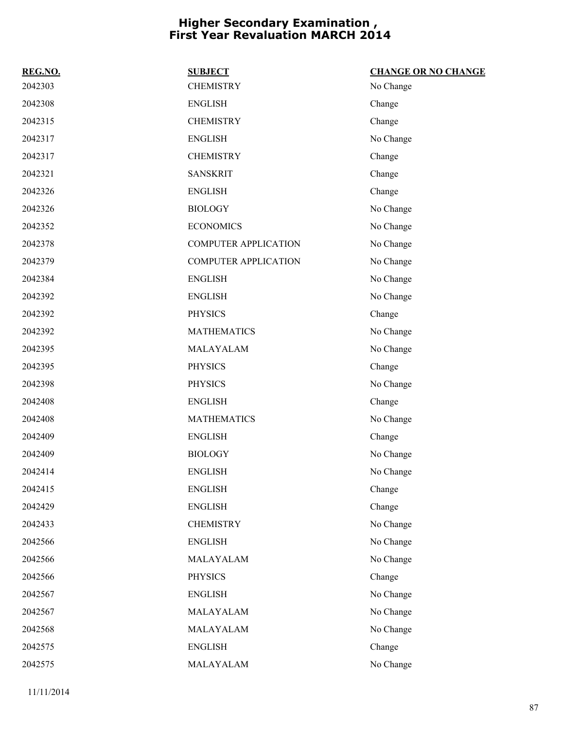# Higher Secondary Examination , First Year Revaluation MARCH 2014

| REG.NO. | SUBJECT | CHANGE OR NO CHANGE |
|---|---|---|
| 2042303 | CHEMISTRY | No Change |
| 2042308 | ENGLISH | Change |
| 2042315 | CHEMISTRY | Change |
| 2042317 | ENGLISH | No Change |
| 2042317 | CHEMISTRY | Change |
| 2042321 | SANSKRIT | Change |
| 2042326 | ENGLISH | Change |
| 2042326 | BIOLOGY | No Change |
| 2042352 | ECONOMICS | No Change |
| 2042378 | COMPUTER APPLICATION | No Change |
| 2042379 | COMPUTER APPLICATION | No Change |
| 2042384 | ENGLISH | No Change |
| 2042392 | ENGLISH | No Change |
| 2042392 | PHYSICS | Change |
| 2042392 | MATHEMATICS | No Change |
| 2042395 | MALAYALAM | No Change |
| 2042395 | PHYSICS | Change |
| 2042398 | PHYSICS | No Change |
| 2042408 | ENGLISH | Change |
| 2042408 | MATHEMATICS | No Change |
| 2042409 | ENGLISH | Change |
| 2042409 | BIOLOGY | No Change |
| 2042414 | ENGLISH | No Change |
| 2042415 | ENGLISH | Change |
| 2042429 | ENGLISH | Change |
| 2042433 | CHEMISTRY | No Change |
| 2042566 | ENGLISH | No Change |
| 2042566 | MALAYALAM | No Change |
| 2042566 | PHYSICS | Change |
| 2042567 | ENGLISH | No Change |
| 2042567 | MALAYALAM | No Change |
| 2042568 | MALAYALAM | No Change |
| 2042575 | ENGLISH | Change |
| 2042575 | MALAYALAM | No Change |

11/11/2014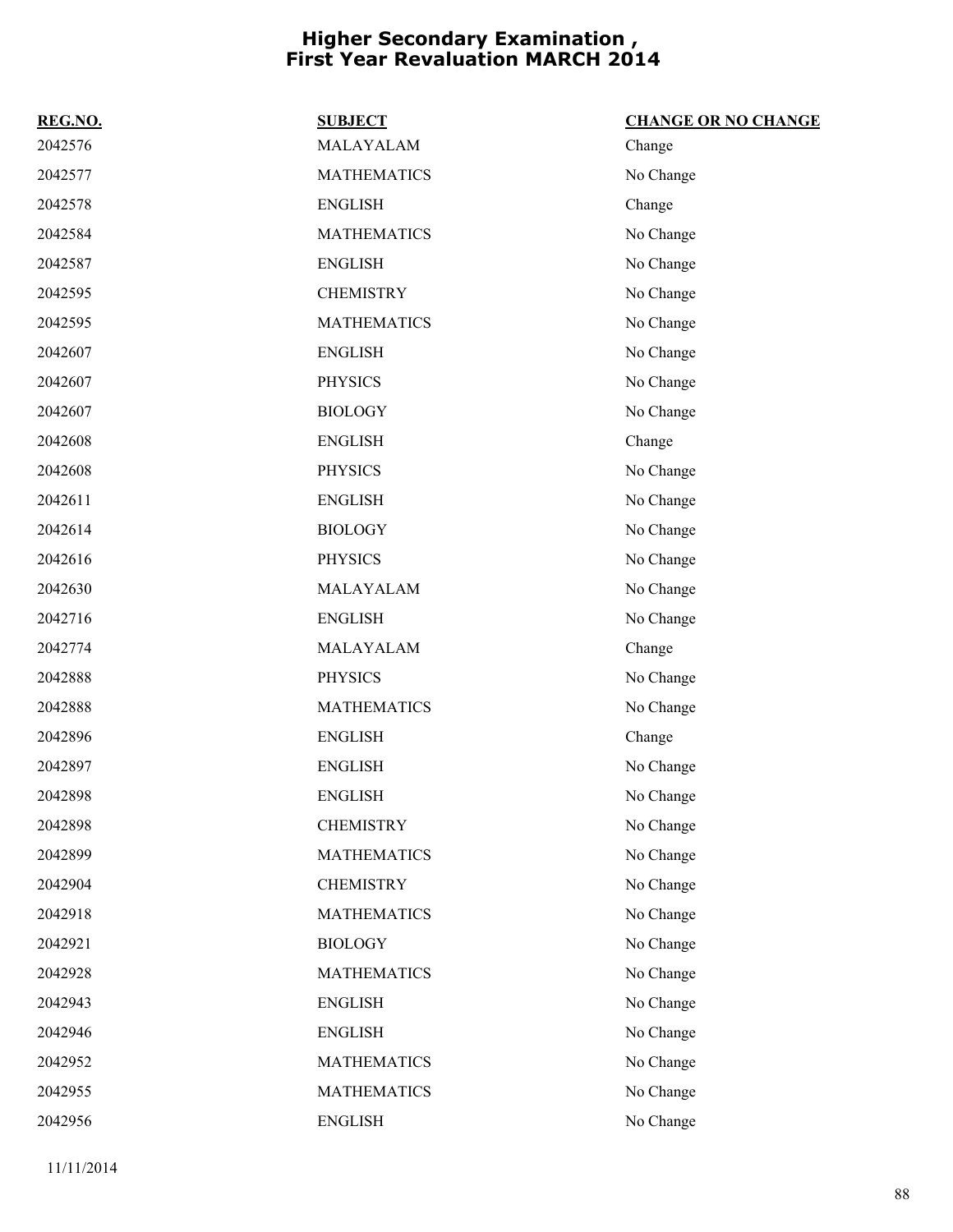# Higher Secondary Examination , First Year Revaluation MARCH 2014

| REG.NO. | SUBJECT | CHANGE OR NO CHANGE |
|---|---|---|
| 2042576 | MALAYALAM | Change |
| 2042577 | MATHEMATICS | No Change |
| 2042578 | ENGLISH | Change |
| 2042584 | MATHEMATICS | No Change |
| 2042587 | ENGLISH | No Change |
| 2042595 | CHEMISTRY | No Change |
| 2042595 | MATHEMATICS | No Change |
| 2042607 | ENGLISH | No Change |
| 2042607 | PHYSICS | No Change |
| 2042607 | BIOLOGY | No Change |
| 2042608 | ENGLISH | Change |
| 2042608 | PHYSICS | No Change |
| 2042611 | ENGLISH | No Change |
| 2042614 | BIOLOGY | No Change |
| 2042616 | PHYSICS | No Change |
| 2042630 | MALAYALAM | No Change |
| 2042716 | ENGLISH | No Change |
| 2042774 | MALAYALAM | Change |
| 2042888 | PHYSICS | No Change |
| 2042888 | MATHEMATICS | No Change |
| 2042896 | ENGLISH | Change |
| 2042897 | ENGLISH | No Change |
| 2042898 | ENGLISH | No Change |
| 2042898 | CHEMISTRY | No Change |
| 2042899 | MATHEMATICS | No Change |
| 2042904 | CHEMISTRY | No Change |
| 2042918 | MATHEMATICS | No Change |
| 2042921 | BIOLOGY | No Change |
| 2042928 | MATHEMATICS | No Change |
| 2042943 | ENGLISH | No Change |
| 2042946 | ENGLISH | No Change |
| 2042952 | MATHEMATICS | No Change |
| 2042955 | MATHEMATICS | No Change |
| 2042956 | ENGLISH | No Change |

11/11/2014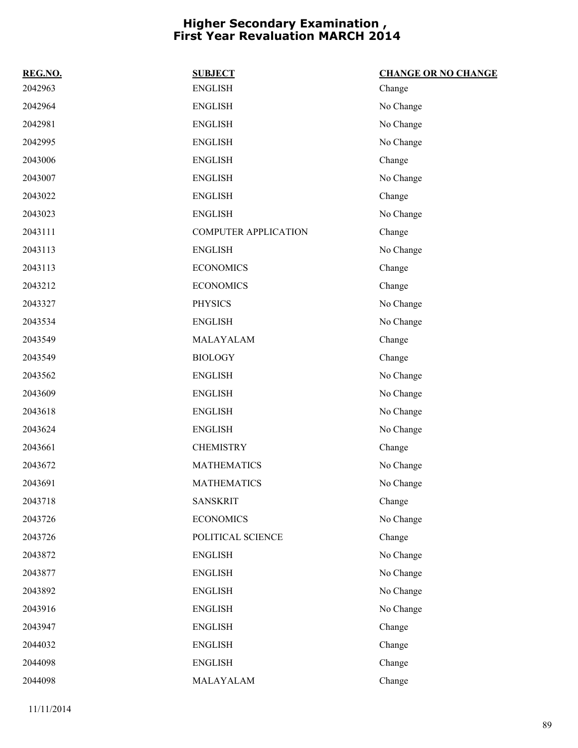# Higher Secondary Examination , First Year Revaluation MARCH 2014

| REG.NO. | SUBJECT | CHANGE OR NO CHANGE |
|---|---|---|
| 2042963 | ENGLISH | Change |
| 2042964 | ENGLISH | No Change |
| 2042981 | ENGLISH | No Change |
| 2042995 | ENGLISH | No Change |
| 2043006 | ENGLISH | Change |
| 2043007 | ENGLISH | No Change |
| 2043022 | ENGLISH | Change |
| 2043023 | ENGLISH | No Change |
| 2043111 | COMPUTER APPLICATION | Change |
| 2043113 | ENGLISH | No Change |
| 2043113 | ECONOMICS | Change |
| 2043212 | ECONOMICS | Change |
| 2043327 | PHYSICS | No Change |
| 2043534 | ENGLISH | No Change |
| 2043549 | MALAYALAM | Change |
| 2043549 | BIOLOGY | Change |
| 2043562 | ENGLISH | No Change |
| 2043609 | ENGLISH | No Change |
| 2043618 | ENGLISH | No Change |
| 2043624 | ENGLISH | No Change |
| 2043661 | CHEMISTRY | Change |
| 2043672 | MATHEMATICS | No Change |
| 2043691 | MATHEMATICS | No Change |
| 2043718 | SANSKRIT | Change |
| 2043726 | ECONOMICS | No Change |
| 2043726 | POLITICAL SCIENCE | Change |
| 2043872 | ENGLISH | No Change |
| 2043877 | ENGLISH | No Change |
| 2043892 | ENGLISH | No Change |
| 2043916 | ENGLISH | No Change |
| 2043947 | ENGLISH | Change |
| 2044032 | ENGLISH | Change |
| 2044098 | ENGLISH | Change |
| 2044098 | MALAYALAM | Change |

11/11/2014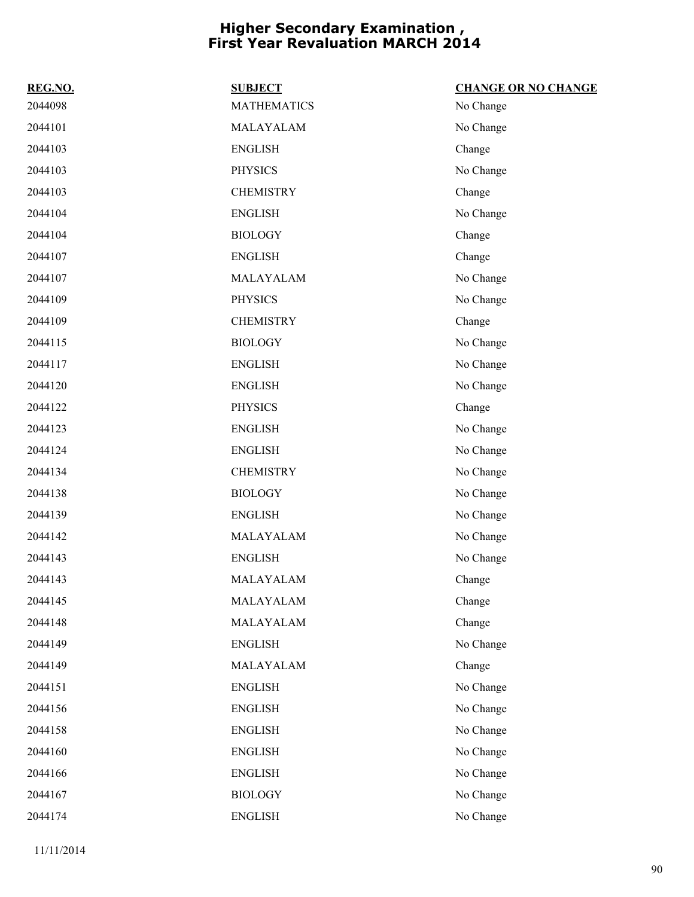# Higher Secondary Examination , First Year Revaluation MARCH 2014

| REG.NO. | SUBJECT | CHANGE OR NO CHANGE |
|---|---|---|
| 2044098 | MATHEMATICS | No Change |
| 2044101 | MALAYALAM | No Change |
| 2044103 | ENGLISH | Change |
| 2044103 | PHYSICS | No Change |
| 2044103 | CHEMISTRY | Change |
| 2044104 | ENGLISH | No Change |
| 2044104 | BIOLOGY | Change |
| 2044107 | ENGLISH | Change |
| 2044107 | MALAYALAM | No Change |
| 2044109 | PHYSICS | No Change |
| 2044109 | CHEMISTRY | Change |
| 2044115 | BIOLOGY | No Change |
| 2044117 | ENGLISH | No Change |
| 2044120 | ENGLISH | No Change |
| 2044122 | PHYSICS | Change |
| 2044123 | ENGLISH | No Change |
| 2044124 | ENGLISH | No Change |
| 2044134 | CHEMISTRY | No Change |
| 2044138 | BIOLOGY | No Change |
| 2044139 | ENGLISH | No Change |
| 2044142 | MALAYALAM | No Change |
| 2044143 | ENGLISH | No Change |
| 2044143 | MALAYALAM | Change |
| 2044145 | MALAYALAM | Change |
| 2044148 | MALAYALAM | Change |
| 2044149 | ENGLISH | No Change |
| 2044149 | MALAYALAM | Change |
| 2044151 | ENGLISH | No Change |
| 2044156 | ENGLISH | No Change |
| 2044158 | ENGLISH | No Change |
| 2044160 | ENGLISH | No Change |
| 2044166 | ENGLISH | No Change |
| 2044167 | BIOLOGY | No Change |
| 2044174 | ENGLISH | No Change |

11/11/2014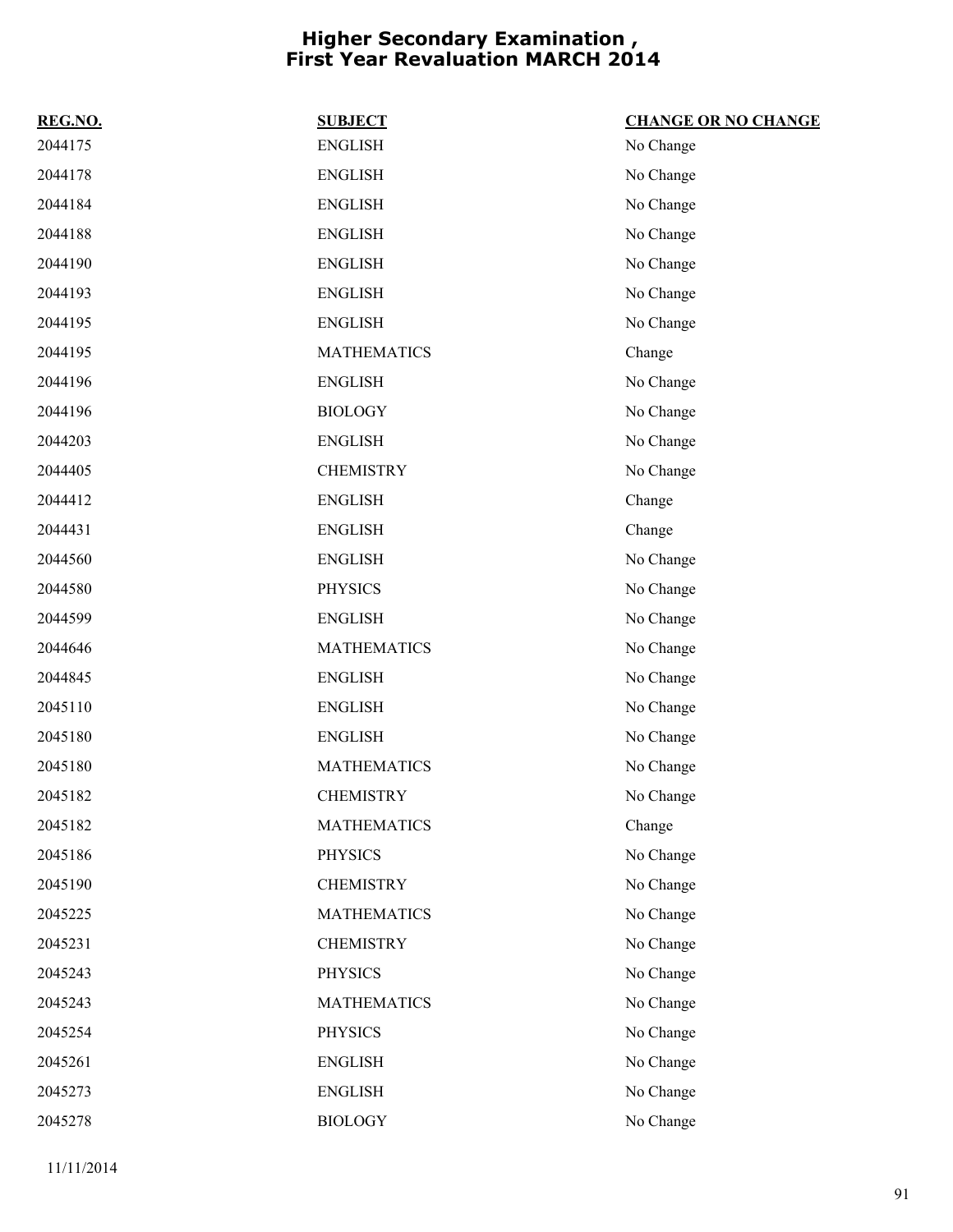# Higher Secondary Examination , First Year Revaluation MARCH 2014

| REG.NO. | SUBJECT | CHANGE OR NO CHANGE |
|---|---|---|
| 2044175 | ENGLISH | No Change |
| 2044178 | ENGLISH | No Change |
| 2044184 | ENGLISH | No Change |
| 2044188 | ENGLISH | No Change |
| 2044190 | ENGLISH | No Change |
| 2044193 | ENGLISH | No Change |
| 2044195 | ENGLISH | No Change |
| 2044195 | MATHEMATICS | Change |
| 2044196 | ENGLISH | No Change |
| 2044196 | BIOLOGY | No Change |
| 2044203 | ENGLISH | No Change |
| 2044405 | CHEMISTRY | No Change |
| 2044412 | ENGLISH | Change |
| 2044431 | ENGLISH | Change |
| 2044560 | ENGLISH | No Change |
| 2044580 | PHYSICS | No Change |
| 2044599 | ENGLISH | No Change |
| 2044646 | MATHEMATICS | No Change |
| 2044845 | ENGLISH | No Change |
| 2045110 | ENGLISH | No Change |
| 2045180 | ENGLISH | No Change |
| 2045180 | MATHEMATICS | No Change |
| 2045182 | CHEMISTRY | No Change |
| 2045182 | MATHEMATICS | Change |
| 2045186 | PHYSICS | No Change |
| 2045190 | CHEMISTRY | No Change |
| 2045225 | MATHEMATICS | No Change |
| 2045231 | CHEMISTRY | No Change |
| 2045243 | PHYSICS | No Change |
| 2045243 | MATHEMATICS | No Change |
| 2045254 | PHYSICS | No Change |
| 2045261 | ENGLISH | No Change |
| 2045273 | ENGLISH | No Change |
| 2045278 | BIOLOGY | No Change |

11/11/2014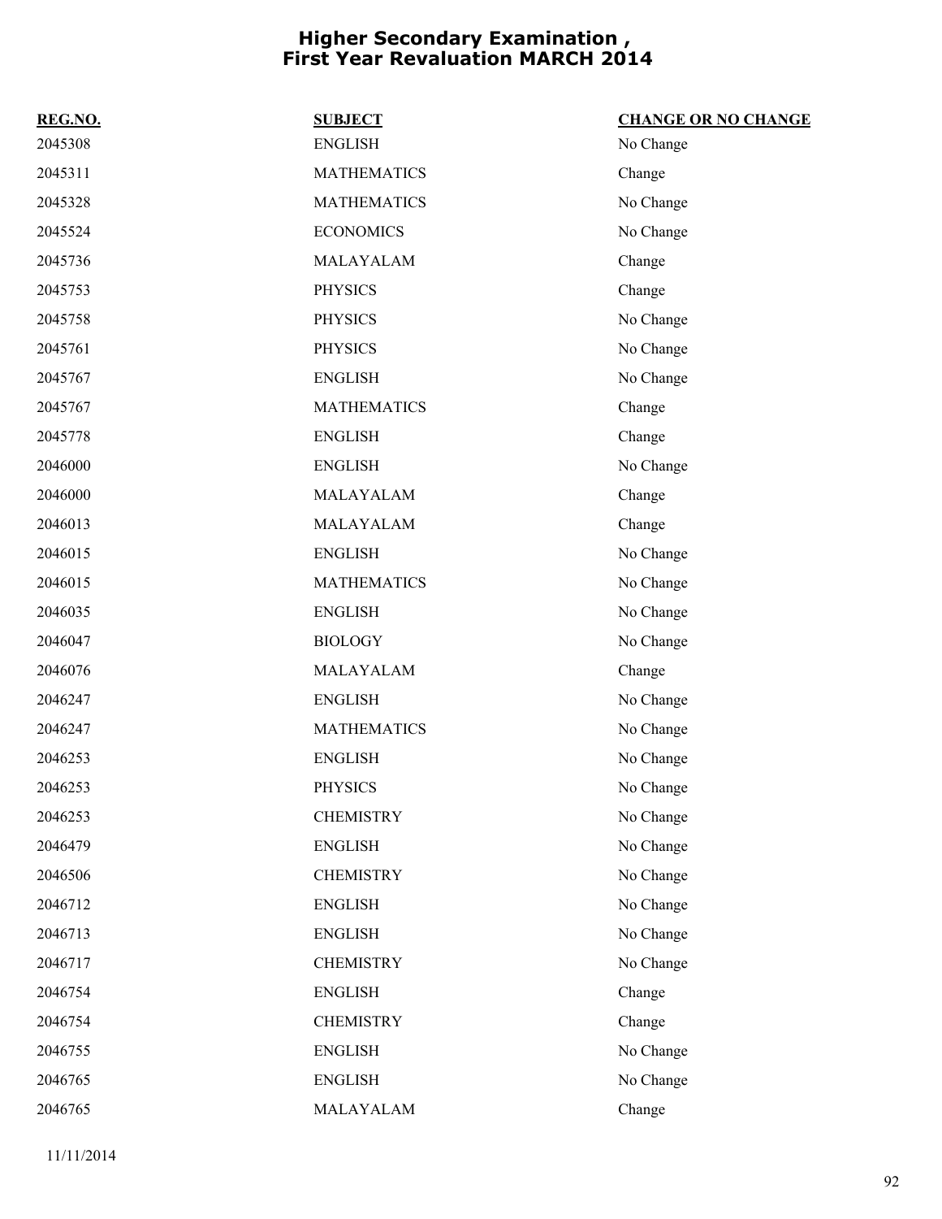# Higher Secondary Examination , First Year Revaluation MARCH 2014

| REG.NO. | SUBJECT | CHANGE OR NO CHANGE |
|---|---|---|
| 2045308 | ENGLISH | No Change |
| 2045311 | MATHEMATICS | Change |
| 2045328 | MATHEMATICS | No Change |
| 2045524 | ECONOMICS | No Change |
| 2045736 | MALAYALAM | Change |
| 2045753 | PHYSICS | Change |
| 2045758 | PHYSICS | No Change |
| 2045761 | PHYSICS | No Change |
| 2045767 | ENGLISH | No Change |
| 2045767 | MATHEMATICS | Change |
| 2045778 | ENGLISH | Change |
| 2046000 | ENGLISH | No Change |
| 2046000 | MALAYALAM | Change |
| 2046013 | MALAYALAM | Change |
| 2046015 | ENGLISH | No Change |
| 2046015 | MATHEMATICS | No Change |
| 2046035 | ENGLISH | No Change |
| 2046047 | BIOLOGY | No Change |
| 2046076 | MALAYALAM | Change |
| 2046247 | ENGLISH | No Change |
| 2046247 | MATHEMATICS | No Change |
| 2046253 | ENGLISH | No Change |
| 2046253 | PHYSICS | No Change |
| 2046253 | CHEMISTRY | No Change |
| 2046479 | ENGLISH | No Change |
| 2046506 | CHEMISTRY | No Change |
| 2046712 | ENGLISH | No Change |
| 2046713 | ENGLISH | No Change |
| 2046717 | CHEMISTRY | No Change |
| 2046754 | ENGLISH | Change |
| 2046754 | CHEMISTRY | Change |
| 2046755 | ENGLISH | No Change |
| 2046765 | ENGLISH | No Change |
| 2046765 | MALAYALAM | Change |

11/11/2014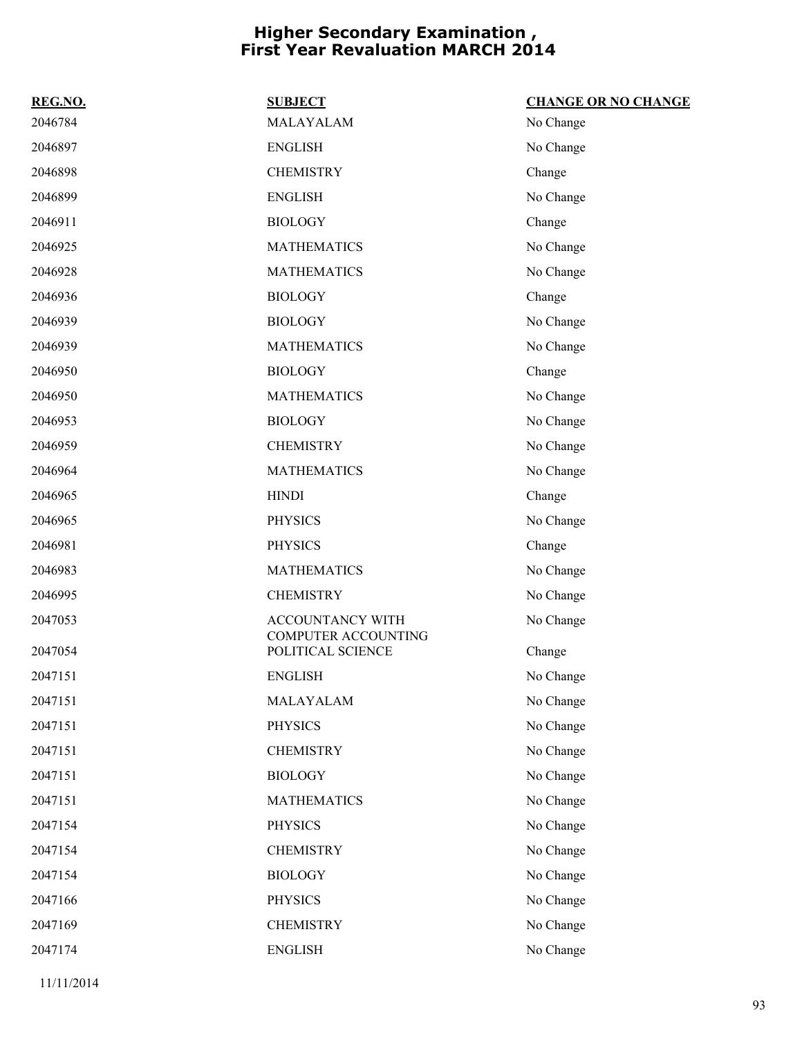# Higher Secondary Examination , First Year Revaluation MARCH 2014

| REG.NO. | SUBJECT | CHANGE OR NO CHANGE |
|---|---|---|
| 2046784 | MALAYALAM | No Change |
| 2046897 | ENGLISH | No Change |
| 2046898 | CHEMISTRY | Change |
| 2046899 | ENGLISH | No Change |
| 2046911 | BIOLOGY | Change |
| 2046925 | MATHEMATICS | No Change |
| 2046928 | MATHEMATICS | No Change |
| 2046936 | BIOLOGY | Change |
| 2046939 | BIOLOGY | No Change |
| 2046939 | MATHEMATICS | No Change |
| 2046950 | BIOLOGY | Change |
| 2046950 | MATHEMATICS | No Change |
| 2046953 | BIOLOGY | No Change |
| 2046959 | CHEMISTRY | No Change |
| 2046964 | MATHEMATICS | No Change |
| 2046965 | HINDI | Change |
| 2046965 | PHYSICS | No Change |
| 2046981 | PHYSICS | Change |
| 2046983 | MATHEMATICS | No Change |
| 2046995 | CHEMISTRY | No Change |
| 2047053 | ACCOUNTANCY WITH COMPUTER ACCOUNTING | No Change |
| 2047054 | POLITICAL SCIENCE | Change |
| 2047151 | ENGLISH | No Change |
| 2047151 | MALAYALAM | No Change |
| 2047151 | PHYSICS | No Change |
| 2047151 | CHEMISTRY | No Change |
| 2047151 | BIOLOGY | No Change |
| 2047151 | MATHEMATICS | No Change |
| 2047154 | PHYSICS | No Change |
| 2047154 | CHEMISTRY | No Change |
| 2047154 | BIOLOGY | No Change |
| 2047166 | PHYSICS | No Change |
| 2047169 | CHEMISTRY | No Change |
| 2047174 | ENGLISH | No Change |

11/11/2014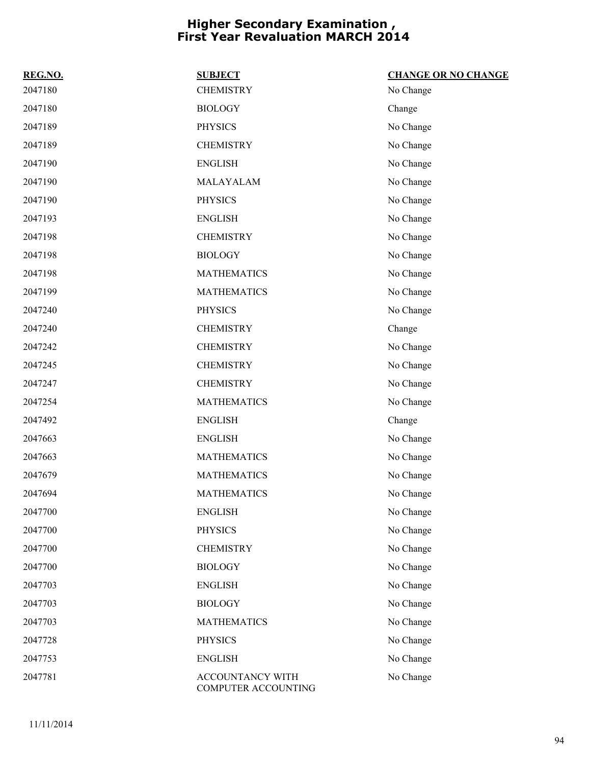# Higher Secondary Examination , First Year Revaluation MARCH 2014

| REG.NO. | SUBJECT | CHANGE OR NO CHANGE |
|---|---|---|
| 2047180 | CHEMISTRY | No Change |
| 2047180 | BIOLOGY | Change |
| 2047189 | PHYSICS | No Change |
| 2047189 | CHEMISTRY | No Change |
| 2047190 | ENGLISH | No Change |
| 2047190 | MALAYALAM | No Change |
| 2047190 | PHYSICS | No Change |
| 2047193 | ENGLISH | No Change |
| 2047198 | CHEMISTRY | No Change |
| 2047198 | BIOLOGY | No Change |
| 2047198 | MATHEMATICS | No Change |
| 2047199 | MATHEMATICS | No Change |
| 2047240 | PHYSICS | No Change |
| 2047240 | CHEMISTRY | Change |
| 2047242 | CHEMISTRY | No Change |
| 2047245 | CHEMISTRY | No Change |
| 2047247 | CHEMISTRY | No Change |
| 2047254 | MATHEMATICS | No Change |
| 2047492 | ENGLISH | Change |
| 2047663 | ENGLISH | No Change |
| 2047663 | MATHEMATICS | No Change |
| 2047679 | MATHEMATICS | No Change |
| 2047694 | MATHEMATICS | No Change |
| 2047700 | ENGLISH | No Change |
| 2047700 | PHYSICS | No Change |
| 2047700 | CHEMISTRY | No Change |
| 2047700 | BIOLOGY | No Change |
| 2047703 | ENGLISH | No Change |
| 2047703 | BIOLOGY | No Change |
| 2047703 | MATHEMATICS | No Change |
| 2047728 | PHYSICS | No Change |
| 2047753 | ENGLISH | No Change |
| 2047781 | ACCOUNTANCY WITH COMPUTER ACCOUNTING | No Change |

11/11/2014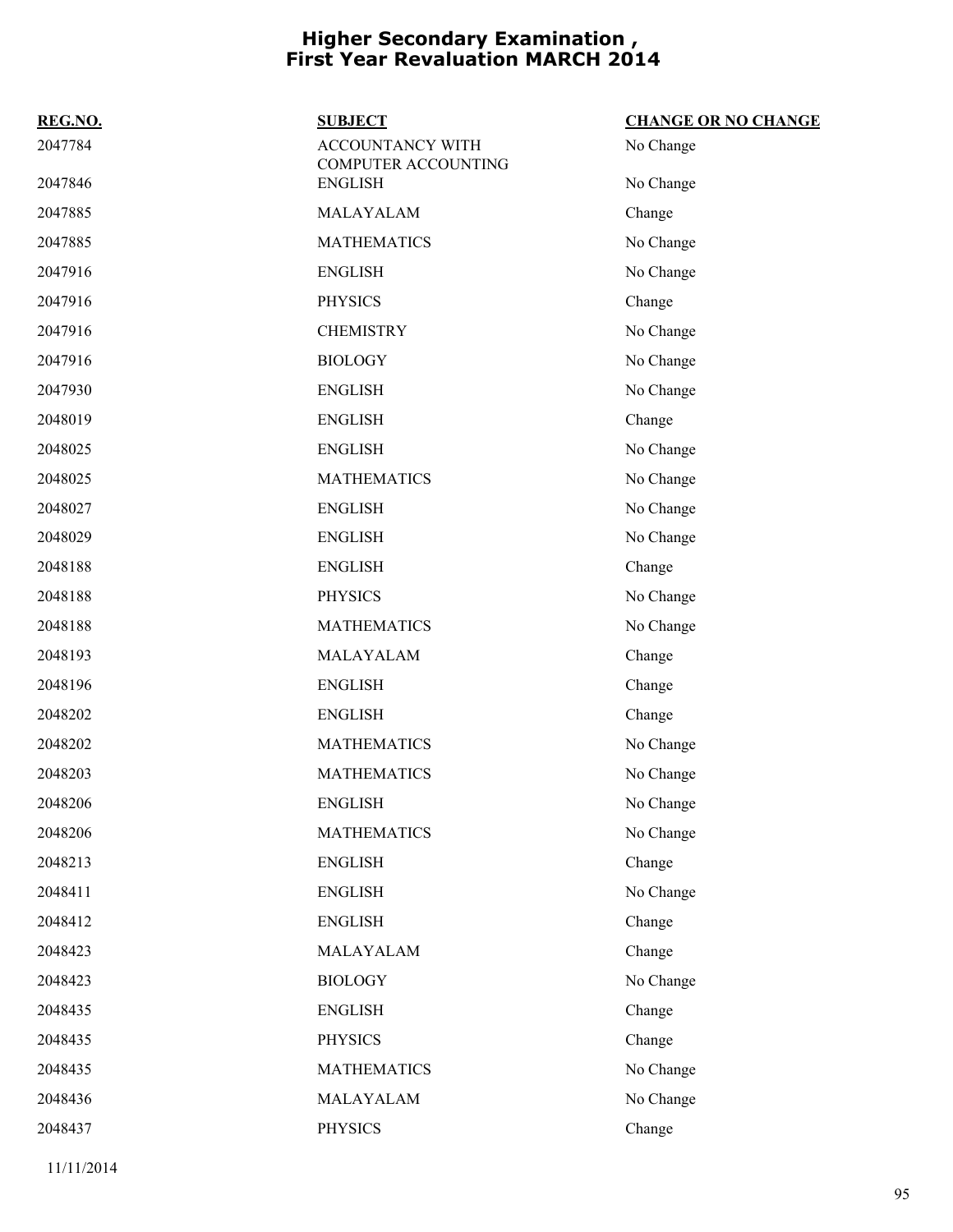# Higher Secondary Examination , First Year Revaluation MARCH 2014

| REG.NO. | SUBJECT | CHANGE OR NO CHANGE |
|---|---|---|
| 2047784 | ACCOUNTANCY WITH COMPUTER ACCOUNTING | No Change |
| 2047846 | ENGLISH | No Change |
| 2047885 | MALAYALAM | Change |
| 2047885 | MATHEMATICS | No Change |
| 2047916 | ENGLISH | No Change |
| 2047916 | PHYSICS | Change |
| 2047916 | CHEMISTRY | No Change |
| 2047916 | BIOLOGY | No Change |
| 2047930 | ENGLISH | No Change |
| 2048019 | ENGLISH | Change |
| 2048025 | ENGLISH | No Change |
| 2048025 | MATHEMATICS | No Change |
| 2048027 | ENGLISH | No Change |
| 2048029 | ENGLISH | No Change |
| 2048188 | ENGLISH | Change |
| 2048188 | PHYSICS | No Change |
| 2048188 | MATHEMATICS | No Change |
| 2048193 | MALAYALAM | Change |
| 2048196 | ENGLISH | Change |
| 2048202 | ENGLISH | Change |
| 2048202 | MATHEMATICS | No Change |
| 2048203 | MATHEMATICS | No Change |
| 2048206 | ENGLISH | No Change |
| 2048206 | MATHEMATICS | No Change |
| 2048213 | ENGLISH | Change |
| 2048411 | ENGLISH | No Change |
| 2048412 | ENGLISH | Change |
| 2048423 | MALAYALAM | Change |
| 2048423 | BIOLOGY | No Change |
| 2048435 | ENGLISH | Change |
| 2048435 | PHYSICS | Change |
| 2048435 | MATHEMATICS | No Change |
| 2048436 | MALAYALAM | No Change |
| 2048437 | PHYSICS | Change |

11/11/2014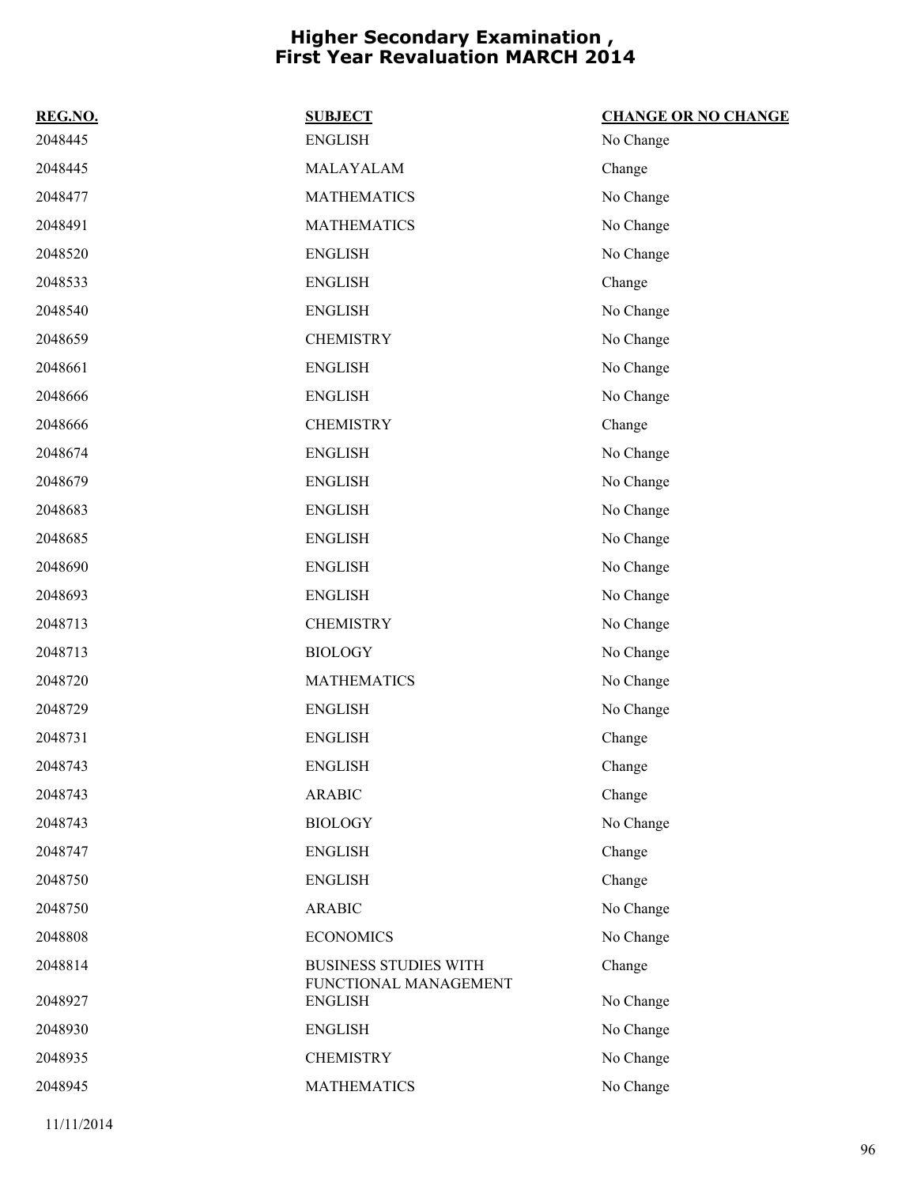# Higher Secondary Examination , First Year Revaluation MARCH 2014

| REG.NO. | SUBJECT | CHANGE OR NO CHANGE |
|---|---|---|
| 2048445 | ENGLISH | No Change |
| 2048445 | MALAYALAM | Change |
| 2048477 | MATHEMATICS | No Change |
| 2048491 | MATHEMATICS | No Change |
| 2048520 | ENGLISH | No Change |
| 2048533 | ENGLISH | Change |
| 2048540 | ENGLISH | No Change |
| 2048659 | CHEMISTRY | No Change |
| 2048661 | ENGLISH | No Change |
| 2048666 | ENGLISH | No Change |
| 2048666 | CHEMISTRY | Change |
| 2048674 | ENGLISH | No Change |
| 2048679 | ENGLISH | No Change |
| 2048683 | ENGLISH | No Change |
| 2048685 | ENGLISH | No Change |
| 2048690 | ENGLISH | No Change |
| 2048693 | ENGLISH | No Change |
| 2048713 | CHEMISTRY | No Change |
| 2048713 | BIOLOGY | No Change |
| 2048720 | MATHEMATICS | No Change |
| 2048729 | ENGLISH | No Change |
| 2048731 | ENGLISH | Change |
| 2048743 | ENGLISH | Change |
| 2048743 | ARABIC | Change |
| 2048743 | BIOLOGY | No Change |
| 2048747 | ENGLISH | Change |
| 2048750 | ENGLISH | Change |
| 2048750 | ARABIC | No Change |
| 2048808 | ECONOMICS | No Change |
| 2048814 | BUSINESS STUDIES WITH FUNCTIONAL MANAGEMENT | Change |
| 2048927 | ENGLISH | No Change |
| 2048930 | ENGLISH | No Change |
| 2048935 | CHEMISTRY | No Change |
| 2048945 | MATHEMATICS | No Change |

11/11/2014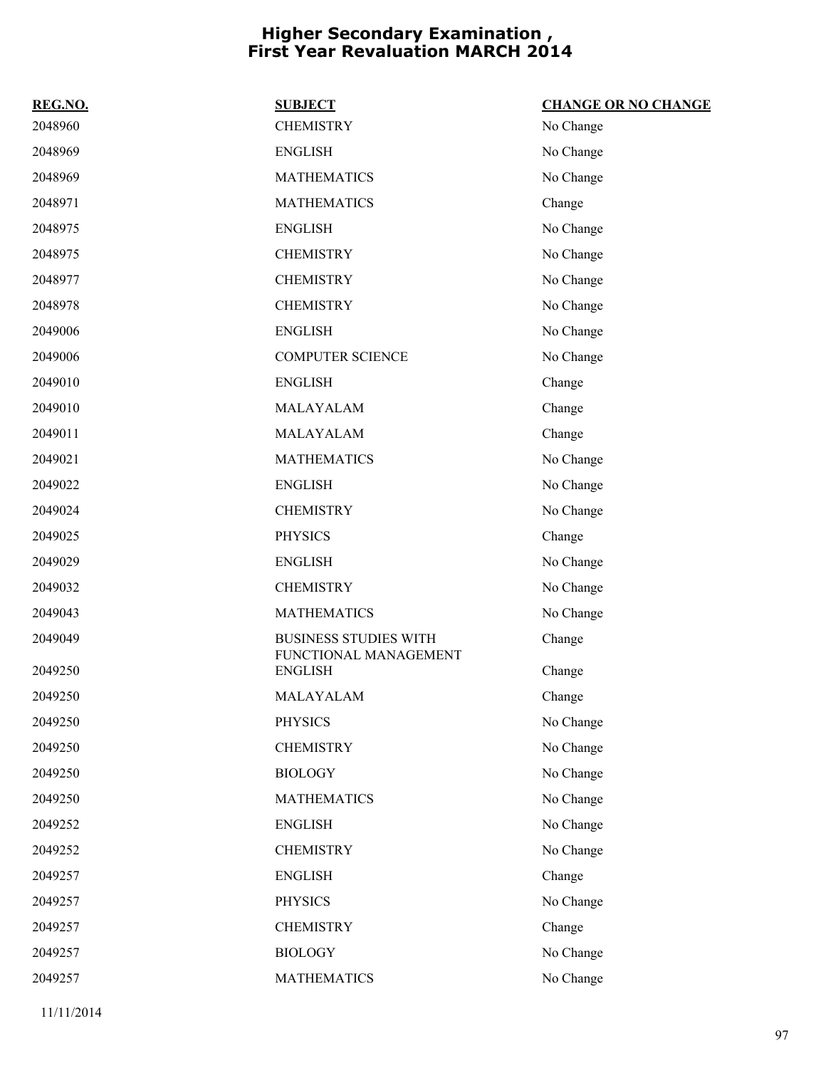# Higher Secondary Examination , First Year Revaluation MARCH 2014

| REG.NO. | SUBJECT | CHANGE OR NO CHANGE |
|---|---|---|
| 2048960 | CHEMISTRY | No Change |
| 2048969 | ENGLISH | No Change |
| 2048969 | MATHEMATICS | No Change |
| 2048971 | MATHEMATICS | Change |
| 2048975 | ENGLISH | No Change |
| 2048975 | CHEMISTRY | No Change |
| 2048977 | CHEMISTRY | No Change |
| 2048978 | CHEMISTRY | No Change |
| 2049006 | ENGLISH | No Change |
| 2049006 | COMPUTER SCIENCE | No Change |
| 2049010 | ENGLISH | Change |
| 2049010 | MALAYALAM | Change |
| 2049011 | MALAYALAM | Change |
| 2049021 | MATHEMATICS | No Change |
| 2049022 | ENGLISH | No Change |
| 2049024 | CHEMISTRY | No Change |
| 2049025 | PHYSICS | Change |
| 2049029 | ENGLISH | No Change |
| 2049032 | CHEMISTRY | No Change |
| 2049043 | MATHEMATICS | No Change |
| 2049049 | BUSINESS STUDIES WITH FUNCTIONAL MANAGEMENT | Change |
| 2049250 | ENGLISH | Change |
| 2049250 | MALAYALAM | Change |
| 2049250 | PHYSICS | No Change |
| 2049250 | CHEMISTRY | No Change |
| 2049250 | BIOLOGY | No Change |
| 2049250 | MATHEMATICS | No Change |
| 2049252 | ENGLISH | No Change |
| 2049252 | CHEMISTRY | No Change |
| 2049257 | ENGLISH | Change |
| 2049257 | PHYSICS | No Change |
| 2049257 | CHEMISTRY | Change |
| 2049257 | BIOLOGY | No Change |
| 2049257 | MATHEMATICS | No Change |

11/11/2014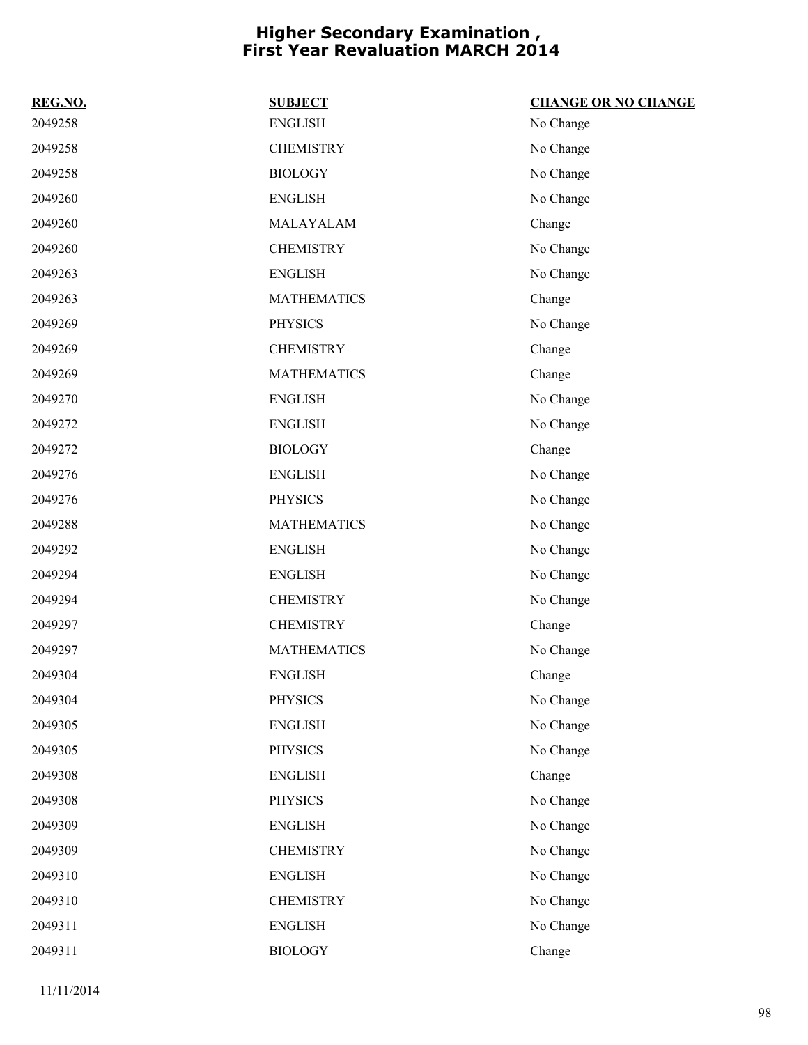# Higher Secondary Examination , First Year Revaluation MARCH 2014

| REG.NO. | SUBJECT | CHANGE OR NO CHANGE |
|---|---|---|
| 2049258 | ENGLISH | No Change |
| 2049258 | CHEMISTRY | No Change |
| 2049258 | BIOLOGY | No Change |
| 2049260 | ENGLISH | No Change |
| 2049260 | MALAYALAM | Change |
| 2049260 | CHEMISTRY | No Change |
| 2049263 | ENGLISH | No Change |
| 2049263 | MATHEMATICS | Change |
| 2049269 | PHYSICS | No Change |
| 2049269 | CHEMISTRY | Change |
| 2049269 | MATHEMATICS | Change |
| 2049270 | ENGLISH | No Change |
| 2049272 | ENGLISH | No Change |
| 2049272 | BIOLOGY | Change |
| 2049276 | ENGLISH | No Change |
| 2049276 | PHYSICS | No Change |
| 2049288 | MATHEMATICS | No Change |
| 2049292 | ENGLISH | No Change |
| 2049294 | ENGLISH | No Change |
| 2049294 | CHEMISTRY | No Change |
| 2049297 | CHEMISTRY | Change |
| 2049297 | MATHEMATICS | No Change |
| 2049304 | ENGLISH | Change |
| 2049304 | PHYSICS | No Change |
| 2049305 | ENGLISH | No Change |
| 2049305 | PHYSICS | No Change |
| 2049308 | ENGLISH | Change |
| 2049308 | PHYSICS | No Change |
| 2049309 | ENGLISH | No Change |
| 2049309 | CHEMISTRY | No Change |
| 2049310 | ENGLISH | No Change |
| 2049310 | CHEMISTRY | No Change |
| 2049311 | ENGLISH | No Change |
| 2049311 | BIOLOGY | Change |

11/11/2014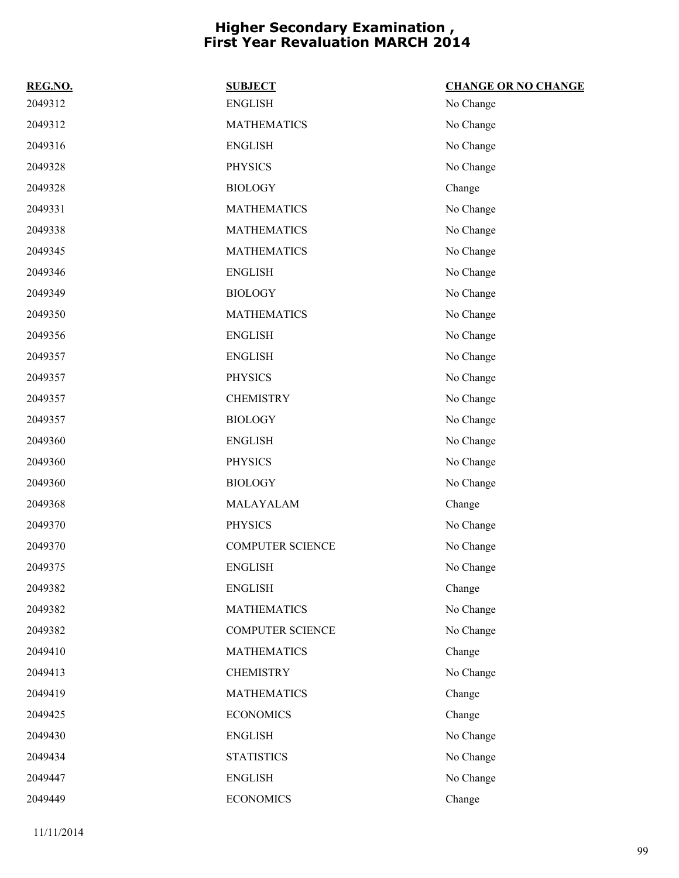# Higher Secondary Examination , First Year Revaluation MARCH 2014

| REG.NO. | SUBJECT | CHANGE OR NO CHANGE |
|---|---|---|
| 2049312 | ENGLISH | No Change |
| 2049312 | MATHEMATICS | No Change |
| 2049316 | ENGLISH | No Change |
| 2049328 | PHYSICS | No Change |
| 2049328 | BIOLOGY | Change |
| 2049331 | MATHEMATICS | No Change |
| 2049338 | MATHEMATICS | No Change |
| 2049345 | MATHEMATICS | No Change |
| 2049346 | ENGLISH | No Change |
| 2049349 | BIOLOGY | No Change |
| 2049350 | MATHEMATICS | No Change |
| 2049356 | ENGLISH | No Change |
| 2049357 | ENGLISH | No Change |
| 2049357 | PHYSICS | No Change |
| 2049357 | CHEMISTRY | No Change |
| 2049357 | BIOLOGY | No Change |
| 2049360 | ENGLISH | No Change |
| 2049360 | PHYSICS | No Change |
| 2049360 | BIOLOGY | No Change |
| 2049368 | MALAYALAM | Change |
| 2049370 | PHYSICS | No Change |
| 2049370 | COMPUTER SCIENCE | No Change |
| 2049375 | ENGLISH | No Change |
| 2049382 | ENGLISH | Change |
| 2049382 | MATHEMATICS | No Change |
| 2049382 | COMPUTER SCIENCE | No Change |
| 2049410 | MATHEMATICS | Change |
| 2049413 | CHEMISTRY | No Change |
| 2049419 | MATHEMATICS | Change |
| 2049425 | ECONOMICS | Change |
| 2049430 | ENGLISH | No Change |
| 2049434 | STATISTICS | No Change |
| 2049447 | ENGLISH | No Change |
| 2049449 | ECONOMICS | Change |

11/11/2014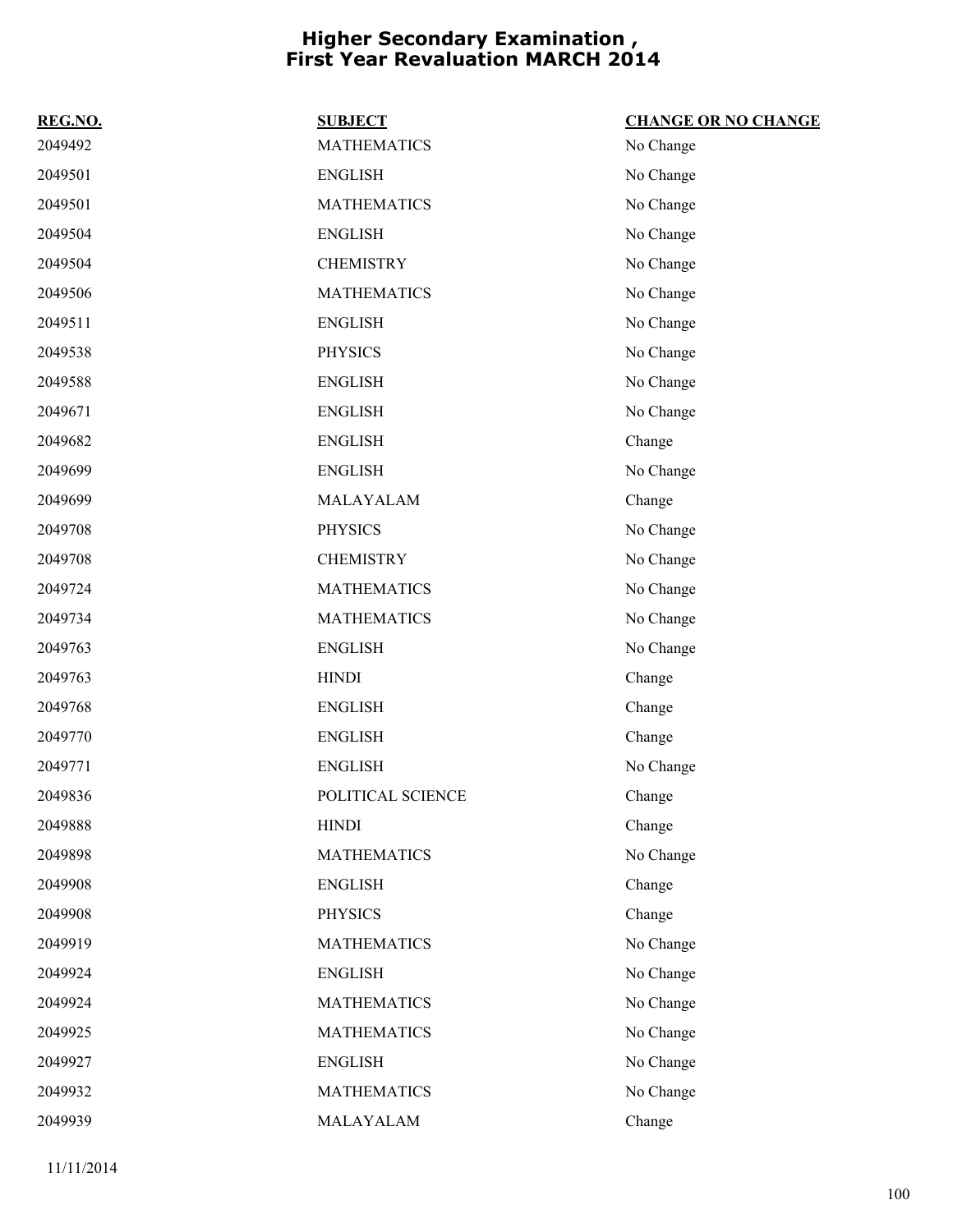# Higher Secondary Examination ,
# First Year Revaluation MARCH 2014

| REG.NO. | SUBJECT | CHANGE OR NO CHANGE |
| --- | --- | --- |
| 2049492 | MATHEMATICS | No Change |
| 2049501 | ENGLISH | No Change |
| 2049501 | MATHEMATICS | No Change |
| 2049504 | ENGLISH | No Change |
| 2049504 | CHEMISTRY | No Change |
| 2049506 | MATHEMATICS | No Change |
| 2049511 | ENGLISH | No Change |
| 2049538 | PHYSICS | No Change |
| 2049588 | ENGLISH | No Change |
| 2049671 | ENGLISH | No Change |
| 2049682 | ENGLISH | Change |
| 2049699 | ENGLISH | No Change |
| 2049699 | MALAYALAM | Change |
| 2049708 | PHYSICS | No Change |
| 2049708 | CHEMISTRY | No Change |
| 2049724 | MATHEMATICS | No Change |
| 2049734 | MATHEMATICS | No Change |
| 2049763 | ENGLISH | No Change |
| 2049763 | HINDI | Change |
| 2049768 | ENGLISH | Change |
| 2049770 | ENGLISH | Change |
| 2049771 | ENGLISH | No Change |
| 2049836 | POLITICAL SCIENCE | Change |
| 2049888 | HINDI | Change |
| 2049898 | MATHEMATICS | No Change |
| 2049908 | ENGLISH | Change |
| 2049908 | PHYSICS | Change |
| 2049919 | MATHEMATICS | No Change |
| 2049924 | ENGLISH | No Change |
| 2049924 | MATHEMATICS | No Change |
| 2049925 | MATHEMATICS | No Change |
| 2049927 | ENGLISH | No Change |
| 2049932 | MATHEMATICS | No Change |
| 2049939 | MALAYALAM | Change |

11/11/2014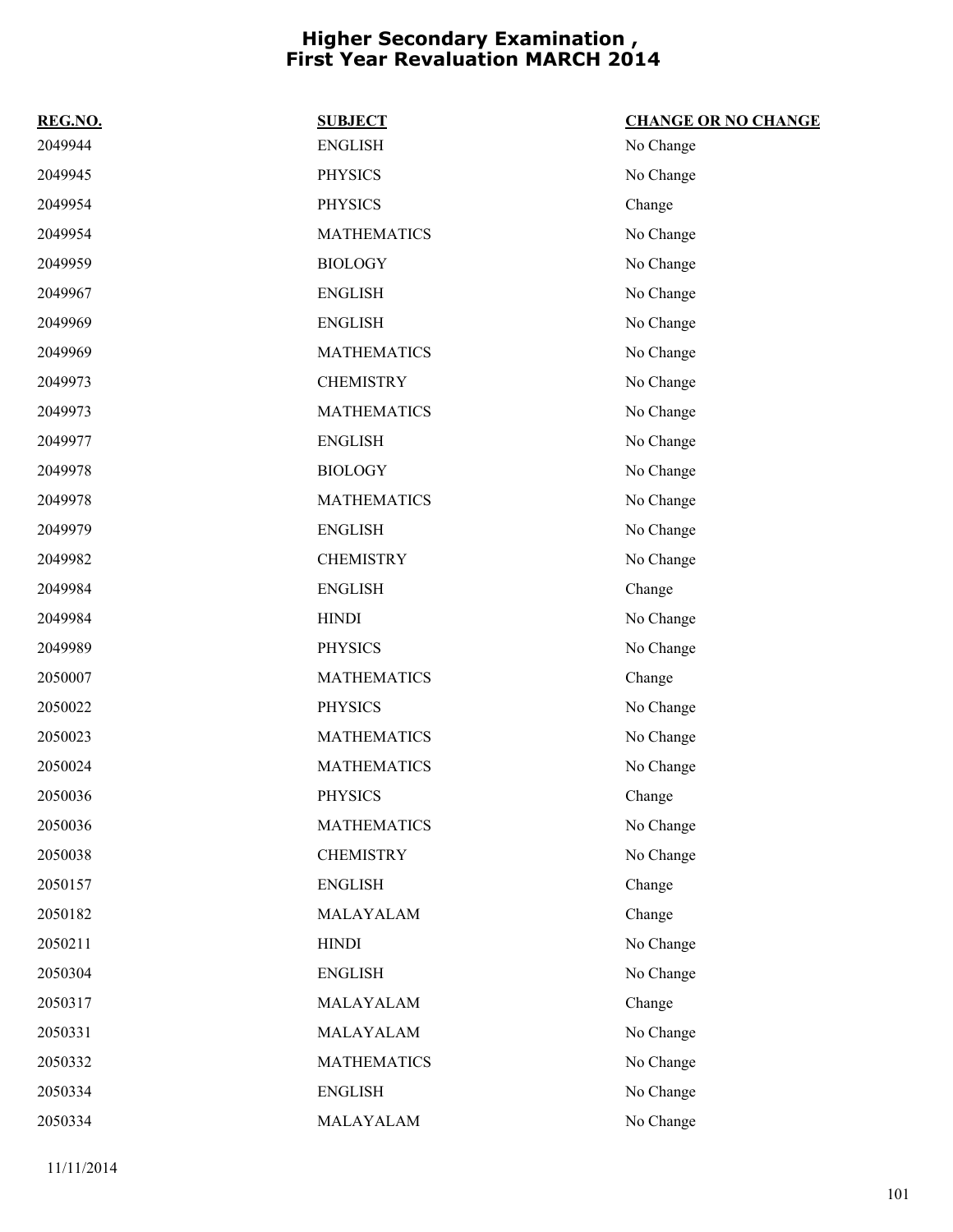# Higher Secondary Examination , First Year Revaluation MARCH 2014

| REG.NO. | SUBJECT | CHANGE OR NO CHANGE |
|---|---|---|
| 2049944 | ENGLISH | No Change |
| 2049945 | PHYSICS | No Change |
| 2049954 | PHYSICS | Change |
| 2049954 | MATHEMATICS | No Change |
| 2049959 | BIOLOGY | No Change |
| 2049967 | ENGLISH | No Change |
| 2049969 | ENGLISH | No Change |
| 2049969 | MATHEMATICS | No Change |
| 2049973 | CHEMISTRY | No Change |
| 2049973 | MATHEMATICS | No Change |
| 2049977 | ENGLISH | No Change |
| 2049978 | BIOLOGY | No Change |
| 2049978 | MATHEMATICS | No Change |
| 2049979 | ENGLISH | No Change |
| 2049982 | CHEMISTRY | No Change |
| 2049984 | ENGLISH | Change |
| 2049984 | HINDI | No Change |
| 2049989 | PHYSICS | No Change |
| 2050007 | MATHEMATICS | Change |
| 2050022 | PHYSICS | No Change |
| 2050023 | MATHEMATICS | No Change |
| 2050024 | MATHEMATICS | No Change |
| 2050036 | PHYSICS | Change |
| 2050036 | MATHEMATICS | No Change |
| 2050038 | CHEMISTRY | No Change |
| 2050157 | ENGLISH | Change |
| 2050182 | MALAYALAM | Change |
| 2050211 | HINDI | No Change |
| 2050304 | ENGLISH | No Change |
| 2050317 | MALAYALAM | Change |
| 2050331 | MALAYALAM | No Change |
| 2050332 | MATHEMATICS | No Change |
| 2050334 | ENGLISH | No Change |
| 2050334 | MALAYALAM | No Change |

11/11/2014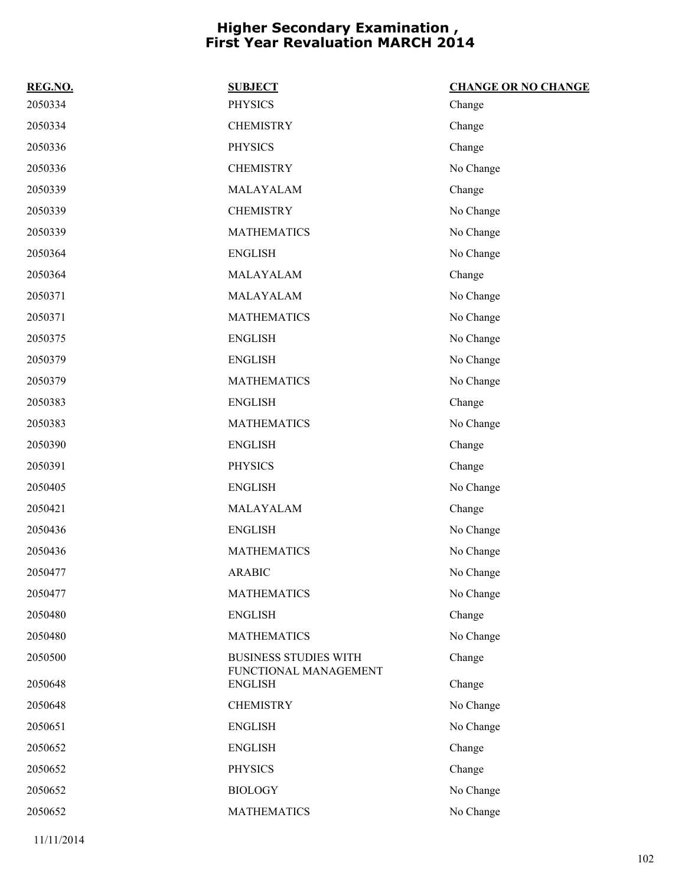# Higher Secondary Examination , First Year Revaluation MARCH 2014

| REG.NO. | SUBJECT | CHANGE OR NO CHANGE |
|---|---|---|
| 2050334 | PHYSICS | Change |
| 2050334 | CHEMISTRY | Change |
| 2050336 | PHYSICS | Change |
| 2050336 | CHEMISTRY | No Change |
| 2050339 | MALAYALAM | Change |
| 2050339 | CHEMISTRY | No Change |
| 2050339 | MATHEMATICS | No Change |
| 2050364 | ENGLISH | No Change |
| 2050364 | MALAYALAM | Change |
| 2050371 | MALAYALAM | No Change |
| 2050371 | MATHEMATICS | No Change |
| 2050375 | ENGLISH | No Change |
| 2050379 | ENGLISH | No Change |
| 2050379 | MATHEMATICS | No Change |
| 2050383 | ENGLISH | Change |
| 2050383 | MATHEMATICS | No Change |
| 2050390 | ENGLISH | Change |
| 2050391 | PHYSICS | Change |
| 2050405 | ENGLISH | No Change |
| 2050421 | MALAYALAM | Change |
| 2050436 | ENGLISH | No Change |
| 2050436 | MATHEMATICS | No Change |
| 2050477 | ARABIC | No Change |
| 2050477 | MATHEMATICS | No Change |
| 2050480 | ENGLISH | Change |
| 2050480 | MATHEMATICS | No Change |
| 2050500 | BUSINESS STUDIES WITH FUNCTIONAL MANAGEMENT | Change |
| 2050648 | ENGLISH | Change |
| 2050648 | CHEMISTRY | No Change |
| 2050651 | ENGLISH | No Change |
| 2050652 | ENGLISH | Change |
| 2050652 | PHYSICS | Change |
| 2050652 | BIOLOGY | No Change |
| 2050652 | MATHEMATICS | No Change |

11/11/2014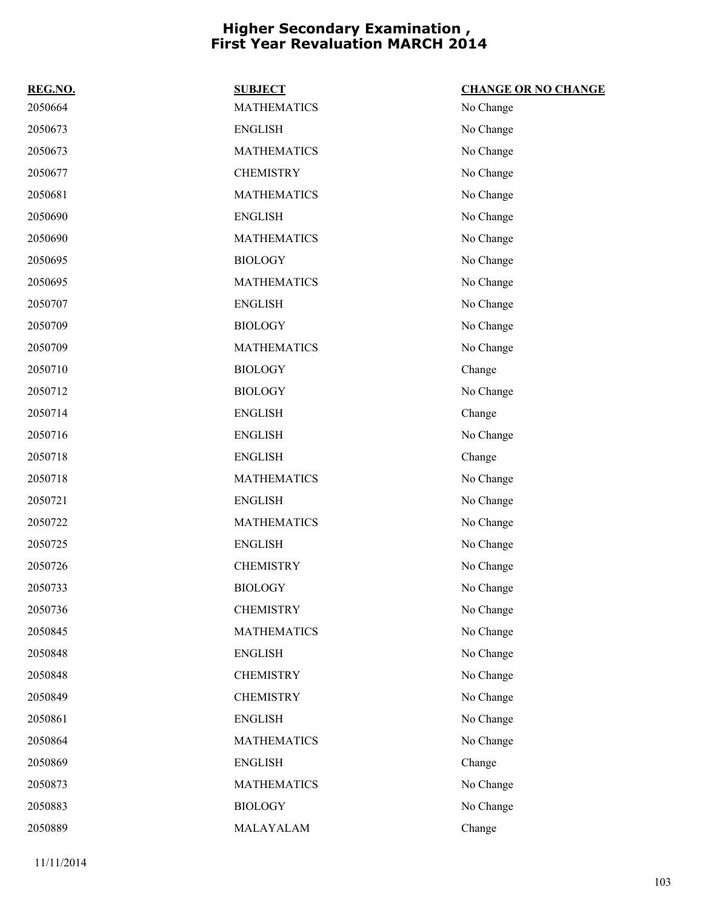# Higher Secondary Examination , First Year Revaluation MARCH 2014

| REG.NO. | SUBJECT | CHANGE OR NO CHANGE |
| --- | --- | --- |
| 2050664 | MATHEMATICS | No Change |
| 2050673 | ENGLISH | No Change |
| 2050673 | MATHEMATICS | No Change |
| 2050677 | CHEMISTRY | No Change |
| 2050681 | MATHEMATICS | No Change |
| 2050690 | ENGLISH | No Change |
| 2050690 | MATHEMATICS | No Change |
| 2050695 | BIOLOGY | No Change |
| 2050695 | MATHEMATICS | No Change |
| 2050707 | ENGLISH | No Change |
| 2050709 | BIOLOGY | No Change |
| 2050709 | MATHEMATICS | No Change |
| 2050710 | BIOLOGY | Change |
| 2050712 | BIOLOGY | No Change |
| 2050714 | ENGLISH | Change |
| 2050716 | ENGLISH | No Change |
| 2050718 | ENGLISH | Change |
| 2050718 | MATHEMATICS | No Change |
| 2050721 | ENGLISH | No Change |
| 2050722 | MATHEMATICS | No Change |
| 2050725 | ENGLISH | No Change |
| 2050726 | CHEMISTRY | No Change |
| 2050733 | BIOLOGY | No Change |
| 2050736 | CHEMISTRY | No Change |
| 2050845 | MATHEMATICS | No Change |
| 2050848 | ENGLISH | No Change |
| 2050848 | CHEMISTRY | No Change |
| 2050849 | CHEMISTRY | No Change |
| 2050861 | ENGLISH | No Change |
| 2050864 | MATHEMATICS | No Change |
| 2050869 | ENGLISH | Change |
| 2050873 | MATHEMATICS | No Change |
| 2050883 | BIOLOGY | No Change |
| 2050889 | MALAYALAM | Change |

11/11/2014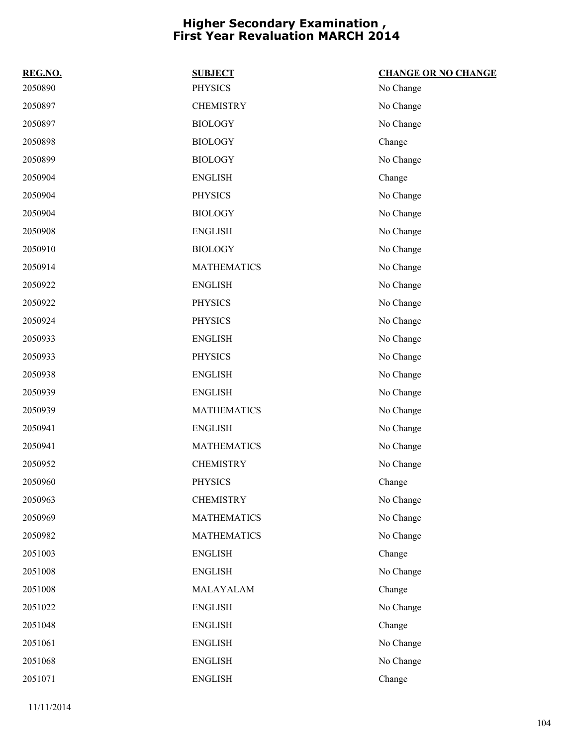# Higher Secondary Examination , First Year Revaluation MARCH 2014

| REG.NO. | SUBJECT | CHANGE OR NO CHANGE |
|---|---|---|
| 2050890 | PHYSICS | No Change |
| 2050897 | CHEMISTRY | No Change |
| 2050897 | BIOLOGY | No Change |
| 2050898 | BIOLOGY | Change |
| 2050899 | BIOLOGY | No Change |
| 2050904 | ENGLISH | Change |
| 2050904 | PHYSICS | No Change |
| 2050904 | BIOLOGY | No Change |
| 2050908 | ENGLISH | No Change |
| 2050910 | BIOLOGY | No Change |
| 2050914 | MATHEMATICS | No Change |
| 2050922 | ENGLISH | No Change |
| 2050922 | PHYSICS | No Change |
| 2050924 | PHYSICS | No Change |
| 2050933 | ENGLISH | No Change |
| 2050933 | PHYSICS | No Change |
| 2050938 | ENGLISH | No Change |
| 2050939 | ENGLISH | No Change |
| 2050939 | MATHEMATICS | No Change |
| 2050941 | ENGLISH | No Change |
| 2050941 | MATHEMATICS | No Change |
| 2050952 | CHEMISTRY | No Change |
| 2050960 | PHYSICS | Change |
| 2050963 | CHEMISTRY | No Change |
| 2050969 | MATHEMATICS | No Change |
| 2050982 | MATHEMATICS | No Change |
| 2051003 | ENGLISH | Change |
| 2051008 | ENGLISH | No Change |
| 2051008 | MALAYALAM | Change |
| 2051022 | ENGLISH | No Change |
| 2051048 | ENGLISH | Change |
| 2051061 | ENGLISH | No Change |
| 2051068 | ENGLISH | No Change |
| 2051071 | ENGLISH | Change |

11/11/2014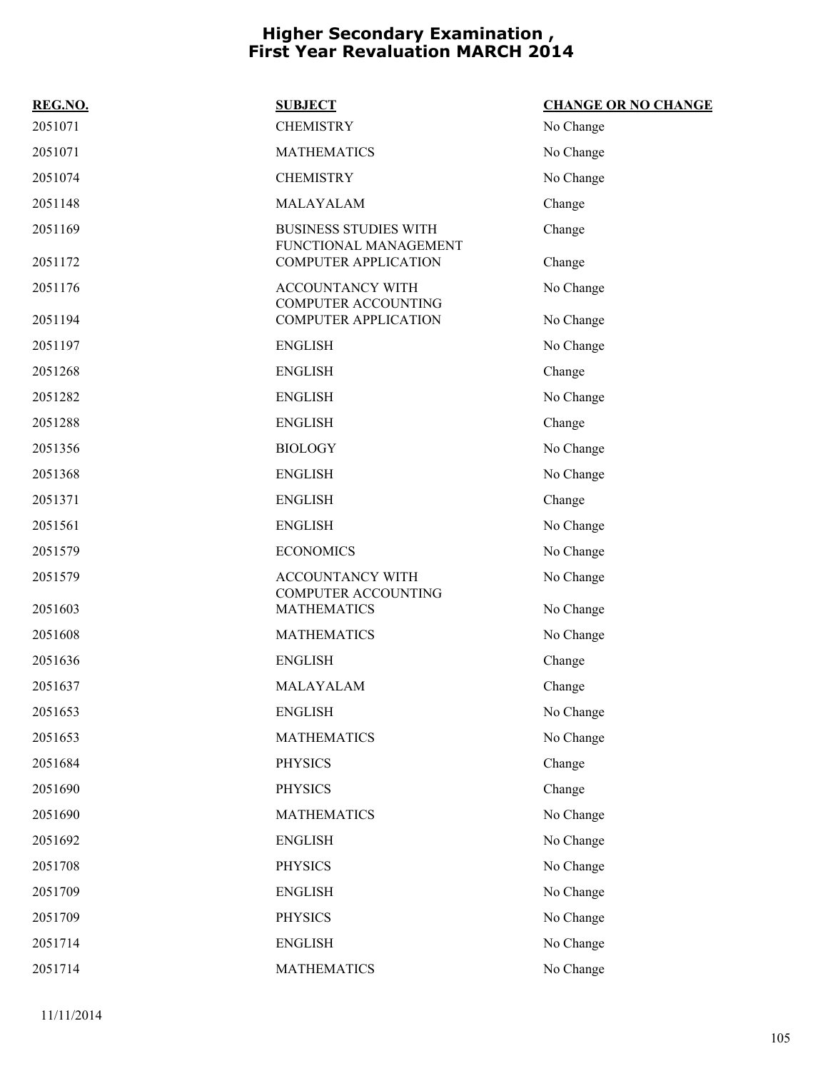# Higher Secondary Examination , First Year Revaluation MARCH 2014

| REG.NO. | SUBJECT | CHANGE OR NO CHANGE |
|---|---|---|
| 2051071 | CHEMISTRY | No Change |
| 2051071 | MATHEMATICS | No Change |
| 2051074 | CHEMISTRY | No Change |
| 2051148 | MALAYALAM | Change |
| 2051169 | BUSINESS STUDIES WITH FUNCTIONAL MANAGEMENT | Change |
| 2051172 | COMPUTER APPLICATION | Change |
| 2051176 | ACCOUNTANCY WITH COMPUTER ACCOUNTING | No Change |
| 2051194 | COMPUTER APPLICATION | No Change |
| 2051197 | ENGLISH | No Change |
| 2051268 | ENGLISH | Change |
| 2051282 | ENGLISH | No Change |
| 2051288 | ENGLISH | Change |
| 2051356 | BIOLOGY | No Change |
| 2051368 | ENGLISH | No Change |
| 2051371 | ENGLISH | Change |
| 2051561 | ENGLISH | No Change |
| 2051579 | ECONOMICS | No Change |
| 2051579 | ACCOUNTANCY WITH COMPUTER ACCOUNTING | No Change |
| 2051603 | MATHEMATICS | No Change |
| 2051608 | MATHEMATICS | No Change |
| 2051636 | ENGLISH | Change |
| 2051637 | MALAYALAM | Change |
| 2051653 | ENGLISH | No Change |
| 2051653 | MATHEMATICS | No Change |
| 2051684 | PHYSICS | Change |
| 2051690 | PHYSICS | Change |
| 2051690 | MATHEMATICS | No Change |
| 2051692 | ENGLISH | No Change |
| 2051708 | PHYSICS | No Change |
| 2051709 | ENGLISH | No Change |
| 2051709 | PHYSICS | No Change |
| 2051714 | ENGLISH | No Change |
| 2051714 | MATHEMATICS | No Change |

11/11/2014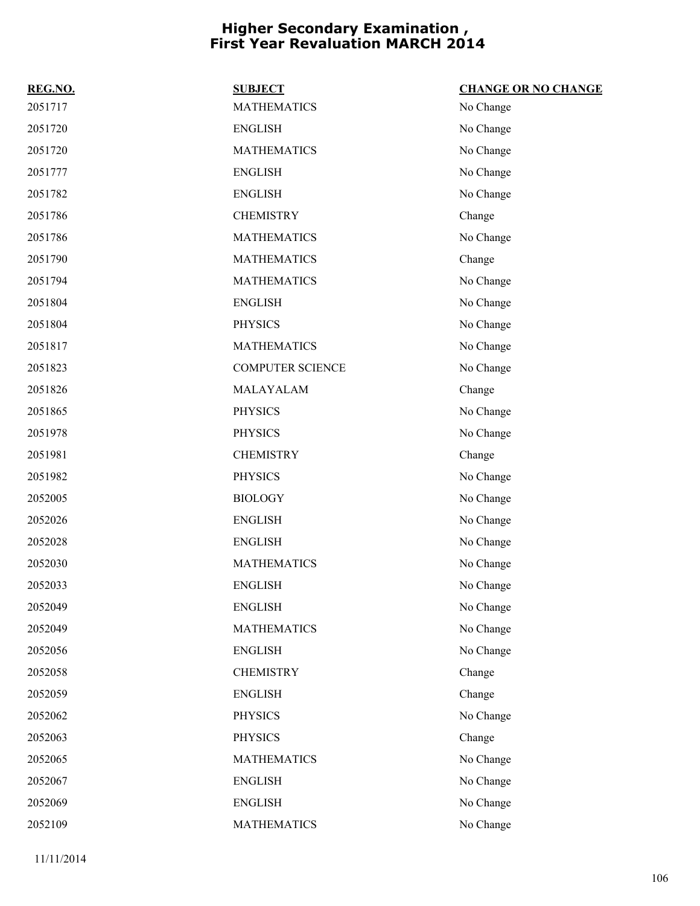# Higher Secondary Examination , First Year Revaluation MARCH 2014

| REG.NO. | SUBJECT | CHANGE OR NO CHANGE |
|---|---|---|
| 2051717 | MATHEMATICS | No Change |
| 2051720 | ENGLISH | No Change |
| 2051720 | MATHEMATICS | No Change |
| 2051777 | ENGLISH | No Change |
| 2051782 | ENGLISH | No Change |
| 2051786 | CHEMISTRY | Change |
| 2051786 | MATHEMATICS | No Change |
| 2051790 | MATHEMATICS | Change |
| 2051794 | MATHEMATICS | No Change |
| 2051804 | ENGLISH | No Change |
| 2051804 | PHYSICS | No Change |
| 2051817 | MATHEMATICS | No Change |
| 2051823 | COMPUTER SCIENCE | No Change |
| 2051826 | MALAYALAM | Change |
| 2051865 | PHYSICS | No Change |
| 2051978 | PHYSICS | No Change |
| 2051981 | CHEMISTRY | Change |
| 2051982 | PHYSICS | No Change |
| 2052005 | BIOLOGY | No Change |
| 2052026 | ENGLISH | No Change |
| 2052028 | ENGLISH | No Change |
| 2052030 | MATHEMATICS | No Change |
| 2052033 | ENGLISH | No Change |
| 2052049 | ENGLISH | No Change |
| 2052049 | MATHEMATICS | No Change |
| 2052056 | ENGLISH | No Change |
| 2052058 | CHEMISTRY | Change |
| 2052059 | ENGLISH | Change |
| 2052062 | PHYSICS | No Change |
| 2052063 | PHYSICS | Change |
| 2052065 | MATHEMATICS | No Change |
| 2052067 | ENGLISH | No Change |
| 2052069 | ENGLISH | No Change |
| 2052109 | MATHEMATICS | No Change |

11/11/2014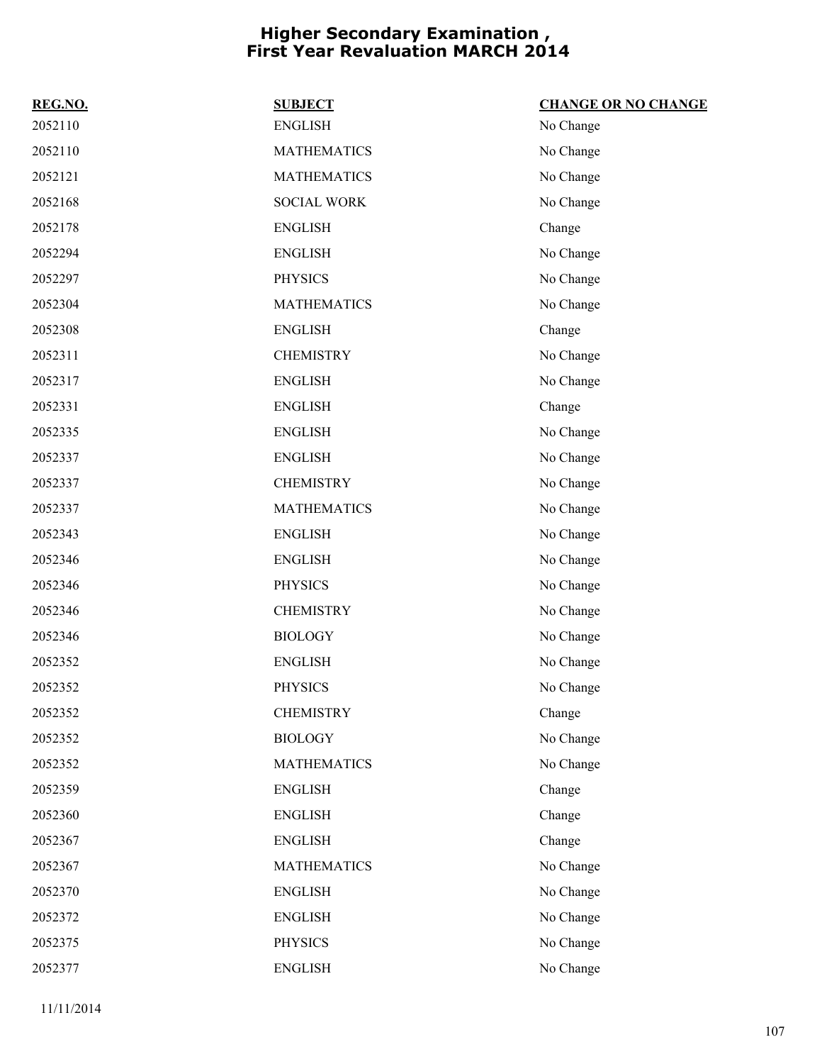# Higher Secondary Examination , First Year Revaluation MARCH 2014

| REG.NO. | SUBJECT | CHANGE OR NO CHANGE |
|---|---|---|
| 2052110 | ENGLISH | No Change |
| 2052110 | MATHEMATICS | No Change |
| 2052121 | MATHEMATICS | No Change |
| 2052168 | SOCIAL WORK | No Change |
| 2052178 | ENGLISH | Change |
| 2052294 | ENGLISH | No Change |
| 2052297 | PHYSICS | No Change |
| 2052304 | MATHEMATICS | No Change |
| 2052308 | ENGLISH | Change |
| 2052311 | CHEMISTRY | No Change |
| 2052317 | ENGLISH | No Change |
| 2052331 | ENGLISH | Change |
| 2052335 | ENGLISH | No Change |
| 2052337 | ENGLISH | No Change |
| 2052337 | CHEMISTRY | No Change |
| 2052337 | MATHEMATICS | No Change |
| 2052343 | ENGLISH | No Change |
| 2052346 | ENGLISH | No Change |
| 2052346 | PHYSICS | No Change |
| 2052346 | CHEMISTRY | No Change |
| 2052346 | BIOLOGY | No Change |
| 2052352 | ENGLISH | No Change |
| 2052352 | PHYSICS | No Change |
| 2052352 | CHEMISTRY | Change |
| 2052352 | BIOLOGY | No Change |
| 2052352 | MATHEMATICS | No Change |
| 2052359 | ENGLISH | Change |
| 2052360 | ENGLISH | Change |
| 2052367 | ENGLISH | Change |
| 2052367 | MATHEMATICS | No Change |
| 2052370 | ENGLISH | No Change |
| 2052372 | ENGLISH | No Change |
| 2052375 | PHYSICS | No Change |
| 2052377 | ENGLISH | No Change |

11/11/2014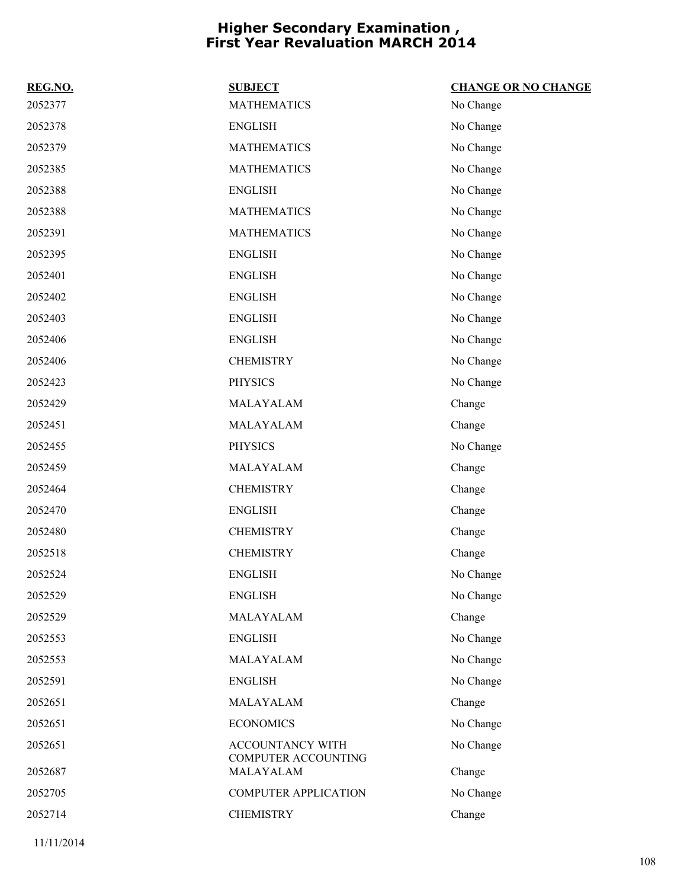# Higher Secondary Examination , First Year Revaluation MARCH 2014

| REG.NO. | SUBJECT | CHANGE OR NO CHANGE |
|---|---|---|
| 2052377 | MATHEMATICS | No Change |
| 2052378 | ENGLISH | No Change |
| 2052379 | MATHEMATICS | No Change |
| 2052385 | MATHEMATICS | No Change |
| 2052388 | ENGLISH | No Change |
| 2052388 | MATHEMATICS | No Change |
| 2052391 | MATHEMATICS | No Change |
| 2052395 | ENGLISH | No Change |
| 2052401 | ENGLISH | No Change |
| 2052402 | ENGLISH | No Change |
| 2052403 | ENGLISH | No Change |
| 2052406 | ENGLISH | No Change |
| 2052406 | CHEMISTRY | No Change |
| 2052423 | PHYSICS | No Change |
| 2052429 | MALAYALAM | Change |
| 2052451 | MALAYALAM | Change |
| 2052455 | PHYSICS | No Change |
| 2052459 | MALAYALAM | Change |
| 2052464 | CHEMISTRY | Change |
| 2052470 | ENGLISH | Change |
| 2052480 | CHEMISTRY | Change |
| 2052518 | CHEMISTRY | Change |
| 2052524 | ENGLISH | No Change |
| 2052529 | ENGLISH | No Change |
| 2052529 | MALAYALAM | Change |
| 2052553 | ENGLISH | No Change |
| 2052553 | MALAYALAM | No Change |
| 2052591 | ENGLISH | No Change |
| 2052651 | MALAYALAM | Change |
| 2052651 | ECONOMICS | No Change |
| 2052651 | ACCOUNTANCY WITH COMPUTER ACCOUNTING | No Change |
| 2052687 | MALAYALAM | Change |
| 2052705 | COMPUTER APPLICATION | No Change |
| 2052714 | CHEMISTRY | Change |

11/11/2014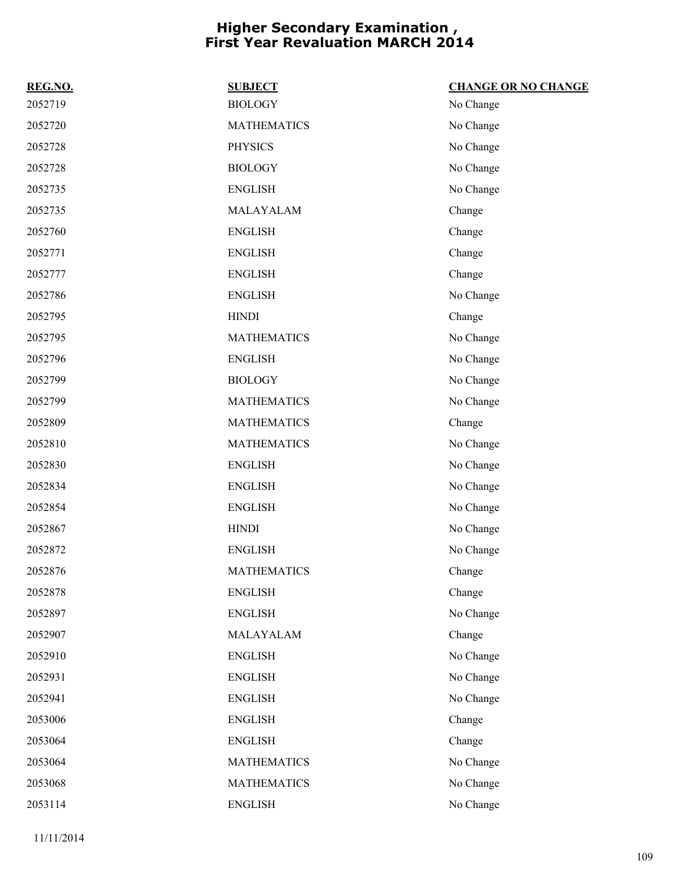# Higher Secondary Examination , First Year Revaluation MARCH 2014

| REG.NO. | SUBJECT | CHANGE OR NO CHANGE |
|---|---|---|
| 2052719 | BIOLOGY | No Change |
| 2052720 | MATHEMATICS | No Change |
| 2052728 | PHYSICS | No Change |
| 2052728 | BIOLOGY | No Change |
| 2052735 | ENGLISH | No Change |
| 2052735 | MALAYALAM | Change |
| 2052760 | ENGLISH | Change |
| 2052771 | ENGLISH | Change |
| 2052777 | ENGLISH | Change |
| 2052786 | ENGLISH | No Change |
| 2052795 | HINDI | Change |
| 2052795 | MATHEMATICS | No Change |
| 2052796 | ENGLISH | No Change |
| 2052799 | BIOLOGY | No Change |
| 2052799 | MATHEMATICS | No Change |
| 2052809 | MATHEMATICS | Change |
| 2052810 | MATHEMATICS | No Change |
| 2052830 | ENGLISH | No Change |
| 2052834 | ENGLISH | No Change |
| 2052854 | ENGLISH | No Change |
| 2052867 | HINDI | No Change |
| 2052872 | ENGLISH | No Change |
| 2052876 | MATHEMATICS | Change |
| 2052878 | ENGLISH | Change |
| 2052897 | ENGLISH | No Change |
| 2052907 | MALAYALAM | Change |
| 2052910 | ENGLISH | No Change |
| 2052931 | ENGLISH | No Change |
| 2052941 | ENGLISH | No Change |
| 2053006 | ENGLISH | Change |
| 2053064 | ENGLISH | Change |
| 2053064 | MATHEMATICS | No Change |
| 2053068 | MATHEMATICS | No Change |
| 2053114 | ENGLISH | No Change |

11/11/2014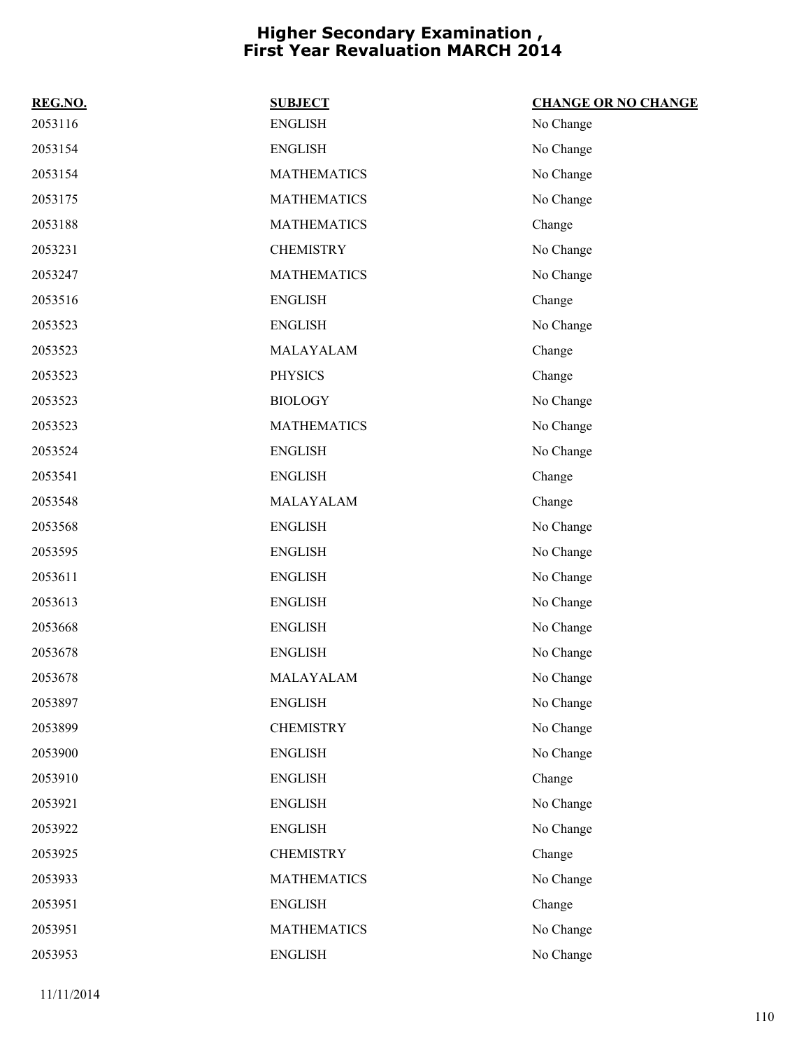# Higher Secondary Examination , First Year Revaluation MARCH 2014

| REG.NO. | SUBJECT | CHANGE OR NO CHANGE |
|---|---|---|
| 2053116 | ENGLISH | No Change |
| 2053154 | ENGLISH | No Change |
| 2053154 | MATHEMATICS | No Change |
| 2053175 | MATHEMATICS | No Change |
| 2053188 | MATHEMATICS | Change |
| 2053231 | CHEMISTRY | No Change |
| 2053247 | MATHEMATICS | No Change |
| 2053516 | ENGLISH | Change |
| 2053523 | ENGLISH | No Change |
| 2053523 | MALAYALAM | Change |
| 2053523 | PHYSICS | Change |
| 2053523 | BIOLOGY | No Change |
| 2053523 | MATHEMATICS | No Change |
| 2053524 | ENGLISH | No Change |
| 2053541 | ENGLISH | Change |
| 2053548 | MALAYALAM | Change |
| 2053568 | ENGLISH | No Change |
| 2053595 | ENGLISH | No Change |
| 2053611 | ENGLISH | No Change |
| 2053613 | ENGLISH | No Change |
| 2053668 | ENGLISH | No Change |
| 2053678 | ENGLISH | No Change |
| 2053678 | MALAYALAM | No Change |
| 2053897 | ENGLISH | No Change |
| 2053899 | CHEMISTRY | No Change |
| 2053900 | ENGLISH | No Change |
| 2053910 | ENGLISH | Change |
| 2053921 | ENGLISH | No Change |
| 2053922 | ENGLISH | No Change |
| 2053925 | CHEMISTRY | Change |
| 2053933 | MATHEMATICS | No Change |
| 2053951 | ENGLISH | Change |
| 2053951 | MATHEMATICS | No Change |
| 2053953 | ENGLISH | No Change |

11/11/2014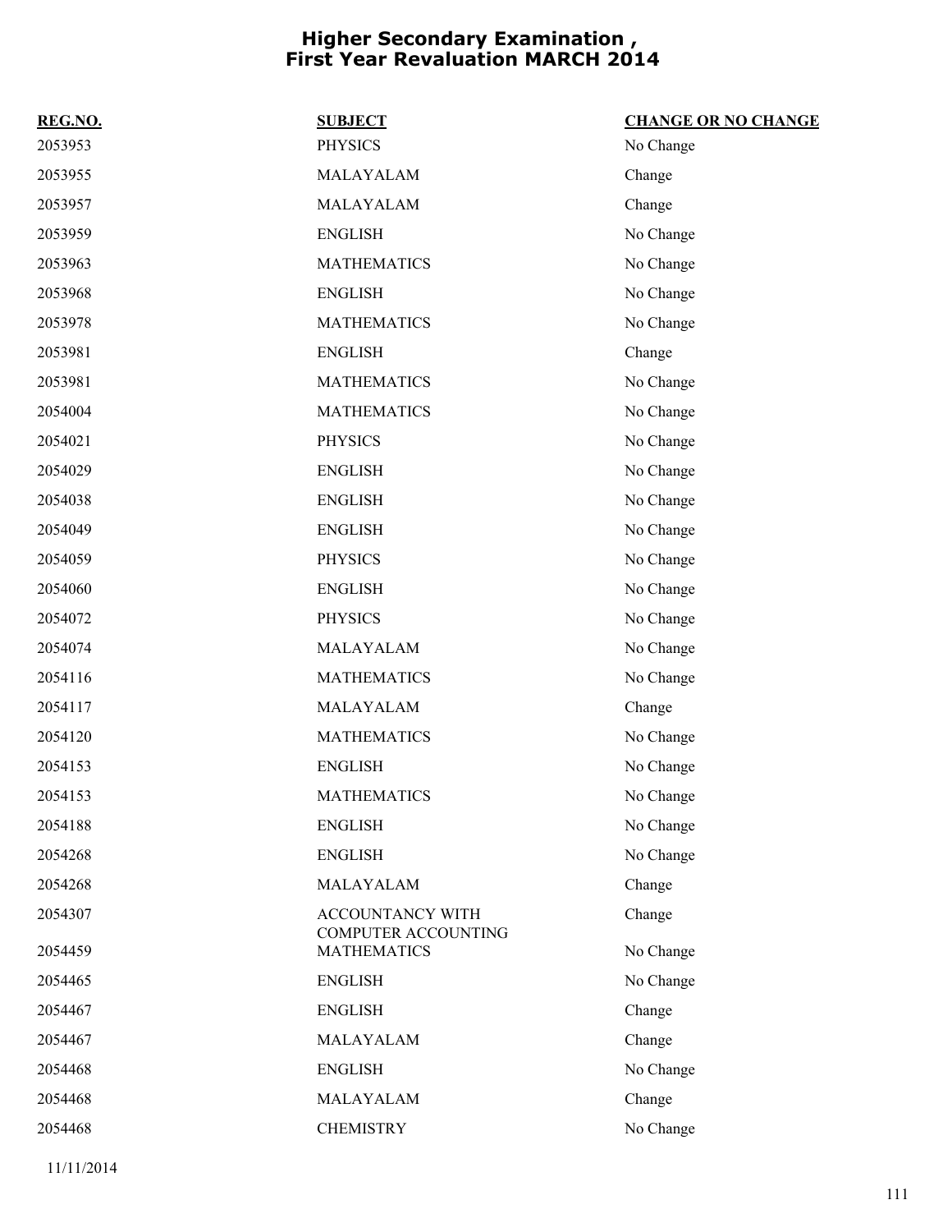# Higher Secondary Examination , First Year Revaluation MARCH 2014

| REG.NO. | SUBJECT | CHANGE OR NO CHANGE |
|---|---|---|
| 2053953 | PHYSICS | No Change |
| 2053955 | MALAYALAM | Change |
| 2053957 | MALAYALAM | Change |
| 2053959 | ENGLISH | No Change |
| 2053963 | MATHEMATICS | No Change |
| 2053968 | ENGLISH | No Change |
| 2053978 | MATHEMATICS | No Change |
| 2053981 | ENGLISH | Change |
| 2053981 | MATHEMATICS | No Change |
| 2054004 | MATHEMATICS | No Change |
| 2054021 | PHYSICS | No Change |
| 2054029 | ENGLISH | No Change |
| 2054038 | ENGLISH | No Change |
| 2054049 | ENGLISH | No Change |
| 2054059 | PHYSICS | No Change |
| 2054060 | ENGLISH | No Change |
| 2054072 | PHYSICS | No Change |
| 2054074 | MALAYALAM | No Change |
| 2054116 | MATHEMATICS | No Change |
| 2054117 | MALAYALAM | Change |
| 2054120 | MATHEMATICS | No Change |
| 2054153 | ENGLISH | No Change |
| 2054153 | MATHEMATICS | No Change |
| 2054188 | ENGLISH | No Change |
| 2054268 | ENGLISH | No Change |
| 2054268 | MALAYALAM | Change |
| 2054307 | ACCOUNTANCY WITH COMPUTER ACCOUNTING | Change |
| 2054459 | MATHEMATICS | No Change |
| 2054465 | ENGLISH | No Change |
| 2054467 | ENGLISH | Change |
| 2054467 | MALAYALAM | Change |
| 2054468 | ENGLISH | No Change |
| 2054468 | MALAYALAM | Change |
| 2054468 | CHEMISTRY | No Change |

11/11/2014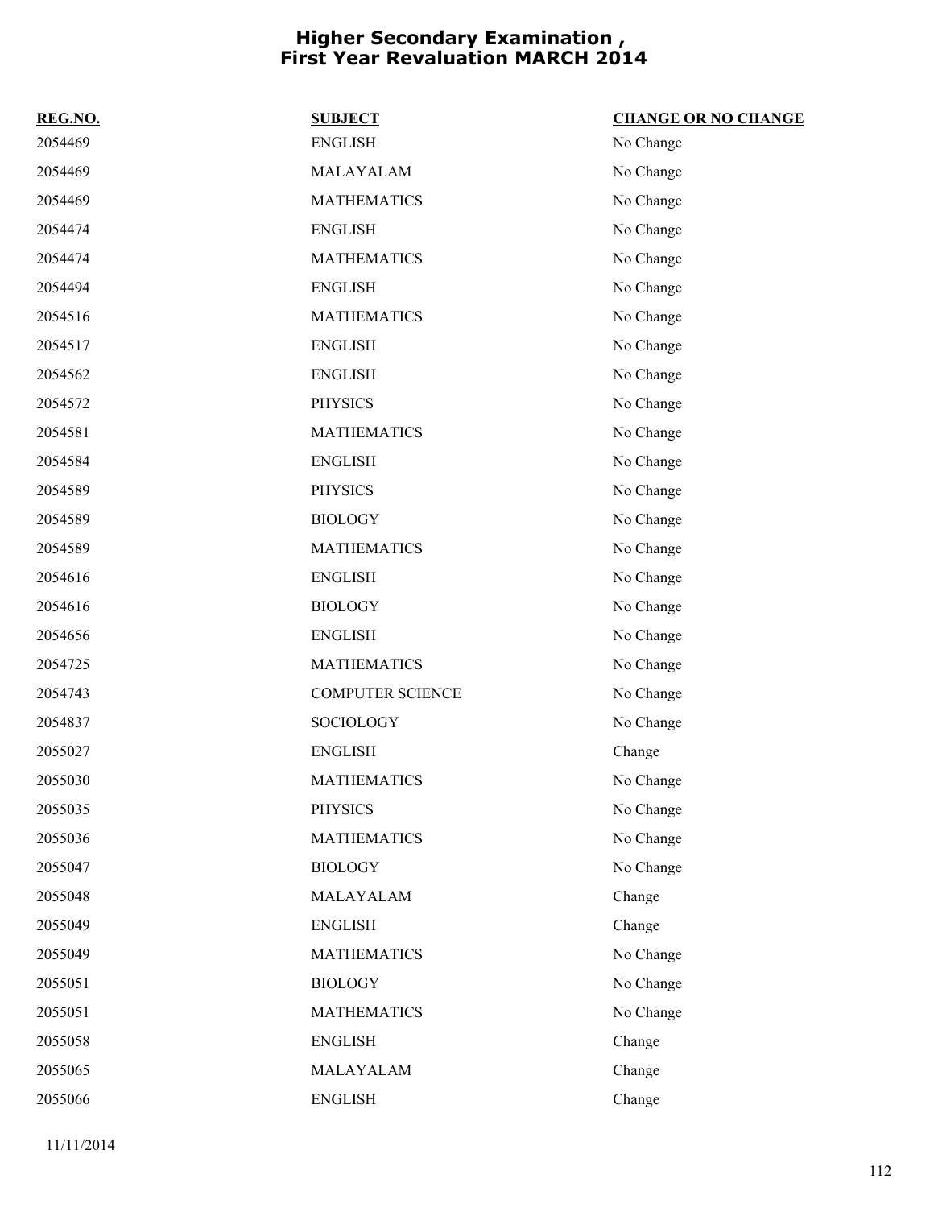# Higher Secondary Examination , First Year Revaluation MARCH 2014

| REG.NO. | SUBJECT | CHANGE OR NO CHANGE |
|---|---|---|
| 2054469 | ENGLISH | No Change |
| 2054469 | MALAYALAM | No Change |
| 2054469 | MATHEMATICS | No Change |
| 2054474 | ENGLISH | No Change |
| 2054474 | MATHEMATICS | No Change |
| 2054494 | ENGLISH | No Change |
| 2054516 | MATHEMATICS | No Change |
| 2054517 | ENGLISH | No Change |
| 2054562 | ENGLISH | No Change |
| 2054572 | PHYSICS | No Change |
| 2054581 | MATHEMATICS | No Change |
| 2054584 | ENGLISH | No Change |
| 2054589 | PHYSICS | No Change |
| 2054589 | BIOLOGY | No Change |
| 2054589 | MATHEMATICS | No Change |
| 2054616 | ENGLISH | No Change |
| 2054616 | BIOLOGY | No Change |
| 2054656 | ENGLISH | No Change |
| 2054725 | MATHEMATICS | No Change |
| 2054743 | COMPUTER SCIENCE | No Change |
| 2054837 | SOCIOLOGY | No Change |
| 2055027 | ENGLISH | Change |
| 2055030 | MATHEMATICS | No Change |
| 2055035 | PHYSICS | No Change |
| 2055036 | MATHEMATICS | No Change |
| 2055047 | BIOLOGY | No Change |
| 2055048 | MALAYALAM | Change |
| 2055049 | ENGLISH | Change |
| 2055049 | MATHEMATICS | No Change |
| 2055051 | BIOLOGY | No Change |
| 2055051 | MATHEMATICS | No Change |
| 2055058 | ENGLISH | Change |
| 2055065 | MALAYALAM | Change |
| 2055066 | ENGLISH | Change |

11/11/2014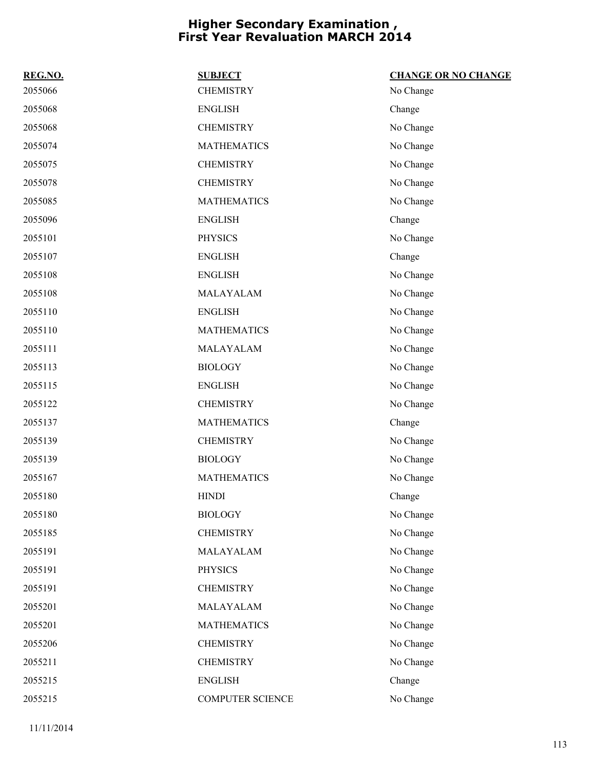# Higher Secondary Examination , First Year Revaluation MARCH 2014

| REG.NO. | SUBJECT | CHANGE OR NO CHANGE |
|---|---|---|
| 2055066 | CHEMISTRY | No Change |
| 2055068 | ENGLISH | Change |
| 2055068 | CHEMISTRY | No Change |
| 2055074 | MATHEMATICS | No Change |
| 2055075 | CHEMISTRY | No Change |
| 2055078 | CHEMISTRY | No Change |
| 2055085 | MATHEMATICS | No Change |
| 2055096 | ENGLISH | Change |
| 2055101 | PHYSICS | No Change |
| 2055107 | ENGLISH | Change |
| 2055108 | ENGLISH | No Change |
| 2055108 | MALAYALAM | No Change |
| 2055110 | ENGLISH | No Change |
| 2055110 | MATHEMATICS | No Change |
| 2055111 | MALAYALAM | No Change |
| 2055113 | BIOLOGY | No Change |
| 2055115 | ENGLISH | No Change |
| 2055122 | CHEMISTRY | No Change |
| 2055137 | MATHEMATICS | Change |
| 2055139 | CHEMISTRY | No Change |
| 2055139 | BIOLOGY | No Change |
| 2055167 | MATHEMATICS | No Change |
| 2055180 | HINDI | Change |
| 2055180 | BIOLOGY | No Change |
| 2055185 | CHEMISTRY | No Change |
| 2055191 | MALAYALAM | No Change |
| 2055191 | PHYSICS | No Change |
| 2055191 | CHEMISTRY | No Change |
| 2055201 | MALAYALAM | No Change |
| 2055201 | MATHEMATICS | No Change |
| 2055206 | CHEMISTRY | No Change |
| 2055211 | CHEMISTRY | No Change |
| 2055215 | ENGLISH | Change |
| 2055215 | COMPUTER SCIENCE | No Change |

11/11/2014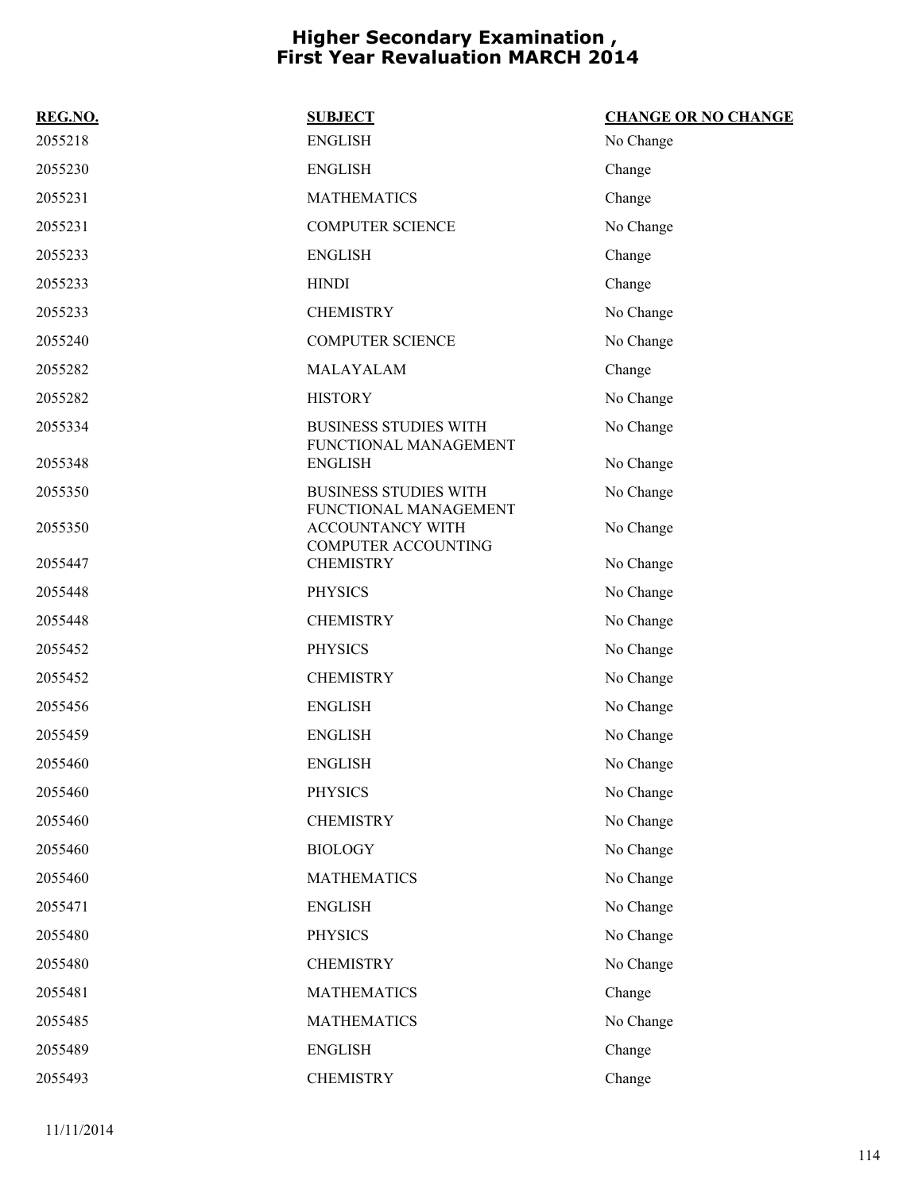# Higher Secondary Examination , First Year Revaluation MARCH 2014

| REG.NO. | SUBJECT | CHANGE OR NO CHANGE |
|---|---|---|
| 2055218 | ENGLISH | No Change |
| 2055230 | ENGLISH | Change |
| 2055231 | MATHEMATICS | Change |
| 2055231 | COMPUTER SCIENCE | No Change |
| 2055233 | ENGLISH | Change |
| 2055233 | HINDI | Change |
| 2055233 | CHEMISTRY | No Change |
| 2055240 | COMPUTER SCIENCE | No Change |
| 2055282 | MALAYALAM | Change |
| 2055282 | HISTORY | No Change |
| 2055334 | BUSINESS STUDIES WITH FUNCTIONAL MANAGEMENT | No Change |
| 2055348 | ENGLISH | No Change |
| 2055350 | BUSINESS STUDIES WITH FUNCTIONAL MANAGEMENT | No Change |
| 2055350 | ACCOUNTANCY WITH COMPUTER ACCOUNTING | No Change |
| 2055447 | CHEMISTRY | No Change |
| 2055448 | PHYSICS | No Change |
| 2055448 | CHEMISTRY | No Change |
| 2055452 | PHYSICS | No Change |
| 2055452 | CHEMISTRY | No Change |
| 2055456 | ENGLISH | No Change |
| 2055459 | ENGLISH | No Change |
| 2055460 | ENGLISH | No Change |
| 2055460 | PHYSICS | No Change |
| 2055460 | CHEMISTRY | No Change |
| 2055460 | BIOLOGY | No Change |
| 2055460 | MATHEMATICS | No Change |
| 2055471 | ENGLISH | No Change |
| 2055480 | PHYSICS | No Change |
| 2055480 | CHEMISTRY | No Change |
| 2055481 | MATHEMATICS | Change |
| 2055485 | MATHEMATICS | No Change |
| 2055489 | ENGLISH | Change |
| 2055493 | CHEMISTRY | Change |

11/11/2014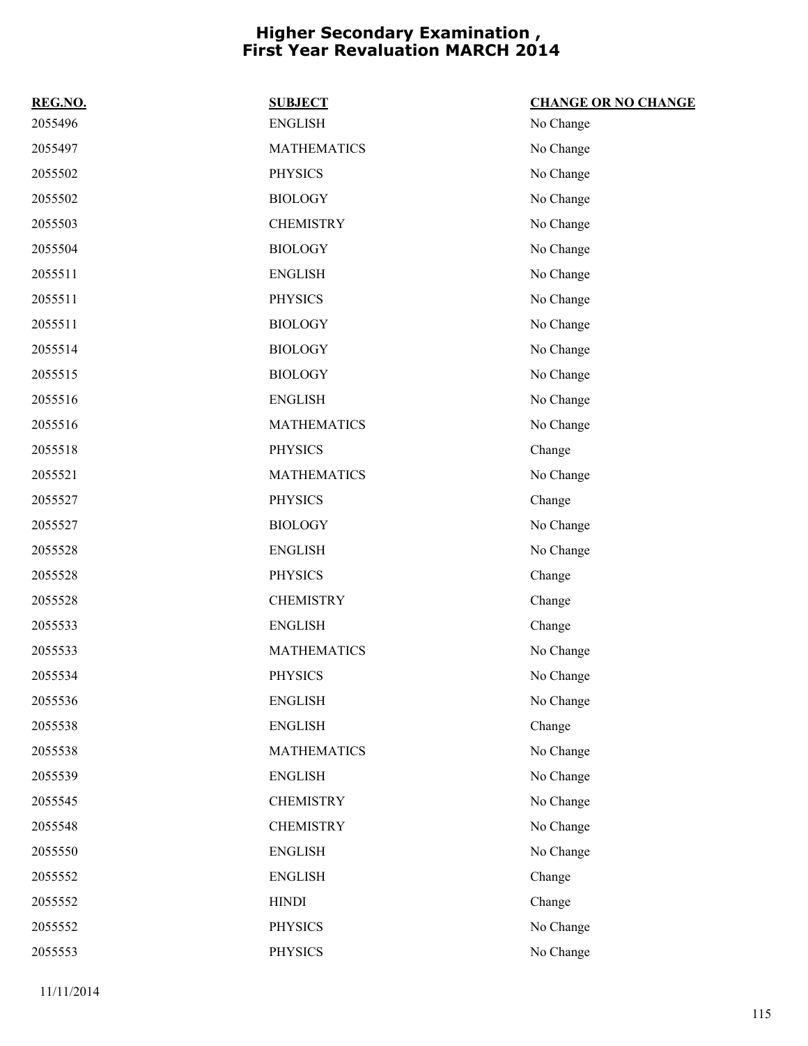# Higher Secondary Examination , First Year Revaluation MARCH 2014

| REG.NO. | SUBJECT | CHANGE OR NO CHANGE |
|---|---|---|
| 2055496 | ENGLISH | No Change |
| 2055497 | MATHEMATICS | No Change |
| 2055502 | PHYSICS | No Change |
| 2055502 | BIOLOGY | No Change |
| 2055503 | CHEMISTRY | No Change |
| 2055504 | BIOLOGY | No Change |
| 2055511 | ENGLISH | No Change |
| 2055511 | PHYSICS | No Change |
| 2055511 | BIOLOGY | No Change |
| 2055514 | BIOLOGY | No Change |
| 2055515 | BIOLOGY | No Change |
| 2055516 | ENGLISH | No Change |
| 2055516 | MATHEMATICS | No Change |
| 2055518 | PHYSICS | Change |
| 2055521 | MATHEMATICS | No Change |
| 2055527 | PHYSICS | Change |
| 2055527 | BIOLOGY | No Change |
| 2055528 | ENGLISH | No Change |
| 2055528 | PHYSICS | Change |
| 2055528 | CHEMISTRY | Change |
| 2055533 | ENGLISH | Change |
| 2055533 | MATHEMATICS | No Change |
| 2055534 | PHYSICS | No Change |
| 2055536 | ENGLISH | No Change |
| 2055538 | ENGLISH | Change |
| 2055538 | MATHEMATICS | No Change |
| 2055539 | ENGLISH | No Change |
| 2055545 | CHEMISTRY | No Change |
| 2055548 | CHEMISTRY | No Change |
| 2055550 | ENGLISH | No Change |
| 2055552 | ENGLISH | Change |
| 2055552 | HINDI | Change |
| 2055552 | PHYSICS | No Change |
| 2055553 | PHYSICS | No Change |

11/11/2014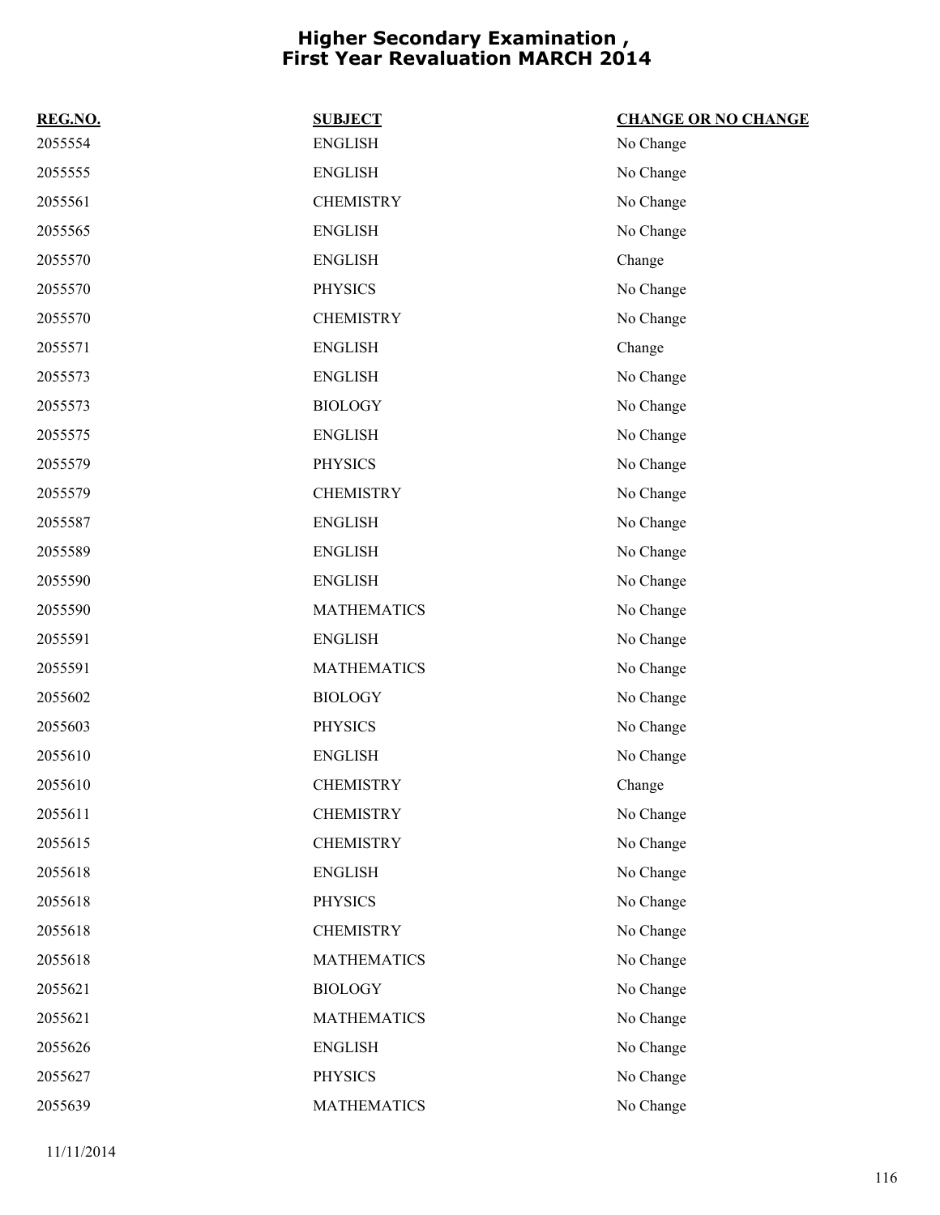# Higher Secondary Examination , First Year Revaluation MARCH 2014

| REG.NO. | SUBJECT | CHANGE OR NO CHANGE |
|---|---|---|
| 2055554 | ENGLISH | No Change |
| 2055555 | ENGLISH | No Change |
| 2055561 | CHEMISTRY | No Change |
| 2055565 | ENGLISH | No Change |
| 2055570 | ENGLISH | Change |
| 2055570 | PHYSICS | No Change |
| 2055570 | CHEMISTRY | No Change |
| 2055571 | ENGLISH | Change |
| 2055573 | ENGLISH | No Change |
| 2055573 | BIOLOGY | No Change |
| 2055575 | ENGLISH | No Change |
| 2055579 | PHYSICS | No Change |
| 2055579 | CHEMISTRY | No Change |
| 2055587 | ENGLISH | No Change |
| 2055589 | ENGLISH | No Change |
| 2055590 | ENGLISH | No Change |
| 2055590 | MATHEMATICS | No Change |
| 2055591 | ENGLISH | No Change |
| 2055591 | MATHEMATICS | No Change |
| 2055602 | BIOLOGY | No Change |
| 2055603 | PHYSICS | No Change |
| 2055610 | ENGLISH | No Change |
| 2055610 | CHEMISTRY | Change |
| 2055611 | CHEMISTRY | No Change |
| 2055615 | CHEMISTRY | No Change |
| 2055618 | ENGLISH | No Change |
| 2055618 | PHYSICS | No Change |
| 2055618 | CHEMISTRY | No Change |
| 2055618 | MATHEMATICS | No Change |
| 2055621 | BIOLOGY | No Change |
| 2055621 | MATHEMATICS | No Change |
| 2055626 | ENGLISH | No Change |
| 2055627 | PHYSICS | No Change |
| 2055639 | MATHEMATICS | No Change |

11/11/2014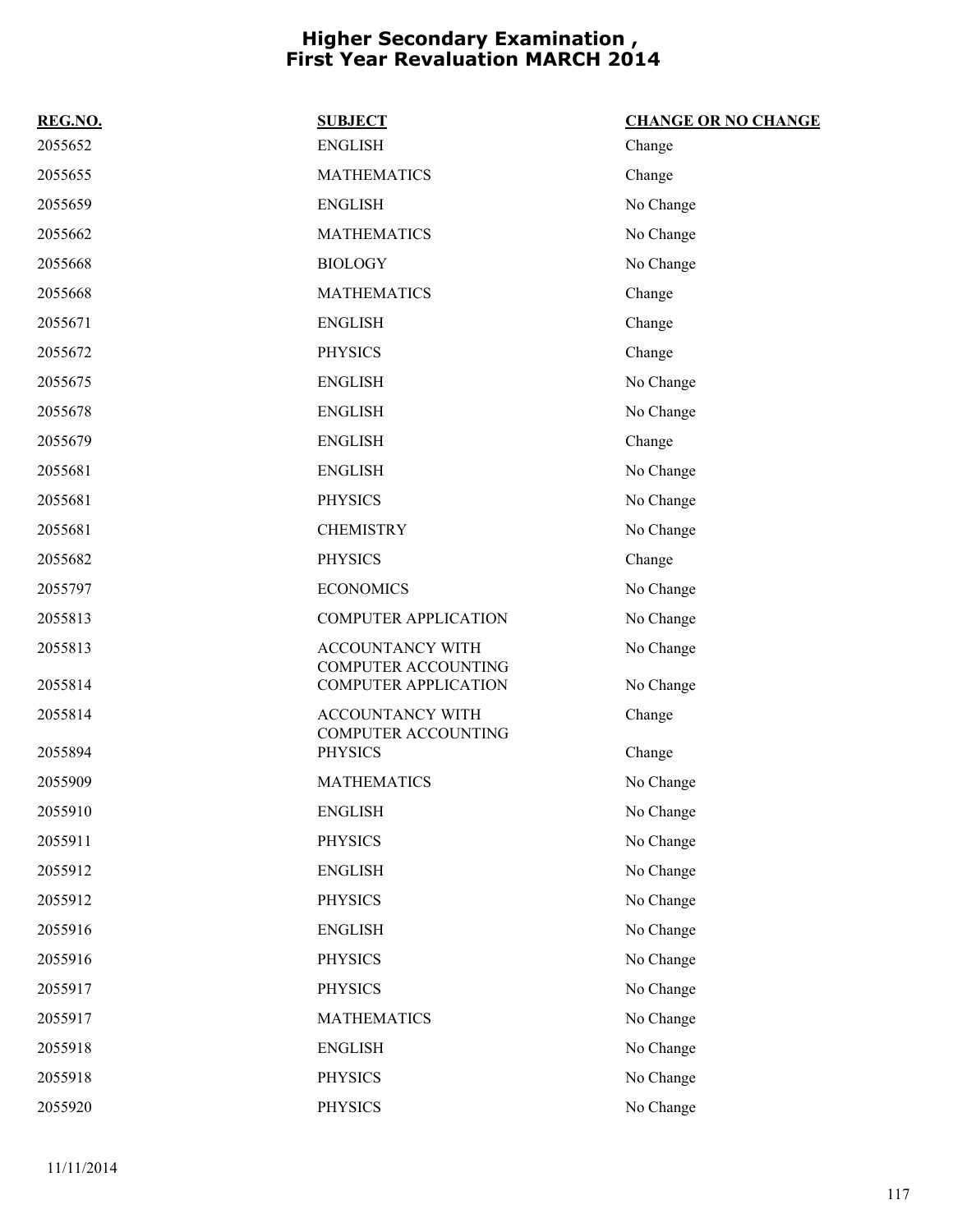# Higher Secondary Examination , First Year Revaluation MARCH 2014

| REG.NO. | SUBJECT | CHANGE OR NO CHANGE |
|---|---|---|
| 2055652 | ENGLISH | Change |
| 2055655 | MATHEMATICS | Change |
| 2055659 | ENGLISH | No Change |
| 2055662 | MATHEMATICS | No Change |
| 2055668 | BIOLOGY | No Change |
| 2055668 | MATHEMATICS | Change |
| 2055671 | ENGLISH | Change |
| 2055672 | PHYSICS | Change |
| 2055675 | ENGLISH | No Change |
| 2055678 | ENGLISH | No Change |
| 2055679 | ENGLISH | Change |
| 2055681 | ENGLISH | No Change |
| 2055681 | PHYSICS | No Change |
| 2055681 | CHEMISTRY | No Change |
| 2055682 | PHYSICS | Change |
| 2055797 | ECONOMICS | No Change |
| 2055813 | COMPUTER APPLICATION | No Change |
| 2055813 | ACCOUNTANCY WITH COMPUTER ACCOUNTING | No Change |
| 2055814 | COMPUTER APPLICATION | No Change |
| 2055814 | ACCOUNTANCY WITH COMPUTER ACCOUNTING | Change |
| 2055894 | PHYSICS | Change |
| 2055909 | MATHEMATICS | No Change |
| 2055910 | ENGLISH | No Change |
| 2055911 | PHYSICS | No Change |
| 2055912 | ENGLISH | No Change |
| 2055912 | PHYSICS | No Change |
| 2055916 | ENGLISH | No Change |
| 2055916 | PHYSICS | No Change |
| 2055917 | PHYSICS | No Change |
| 2055917 | MATHEMATICS | No Change |
| 2055918 | ENGLISH | No Change |
| 2055918 | PHYSICS | No Change |
| 2055920 | PHYSICS | No Change |

11/11/2014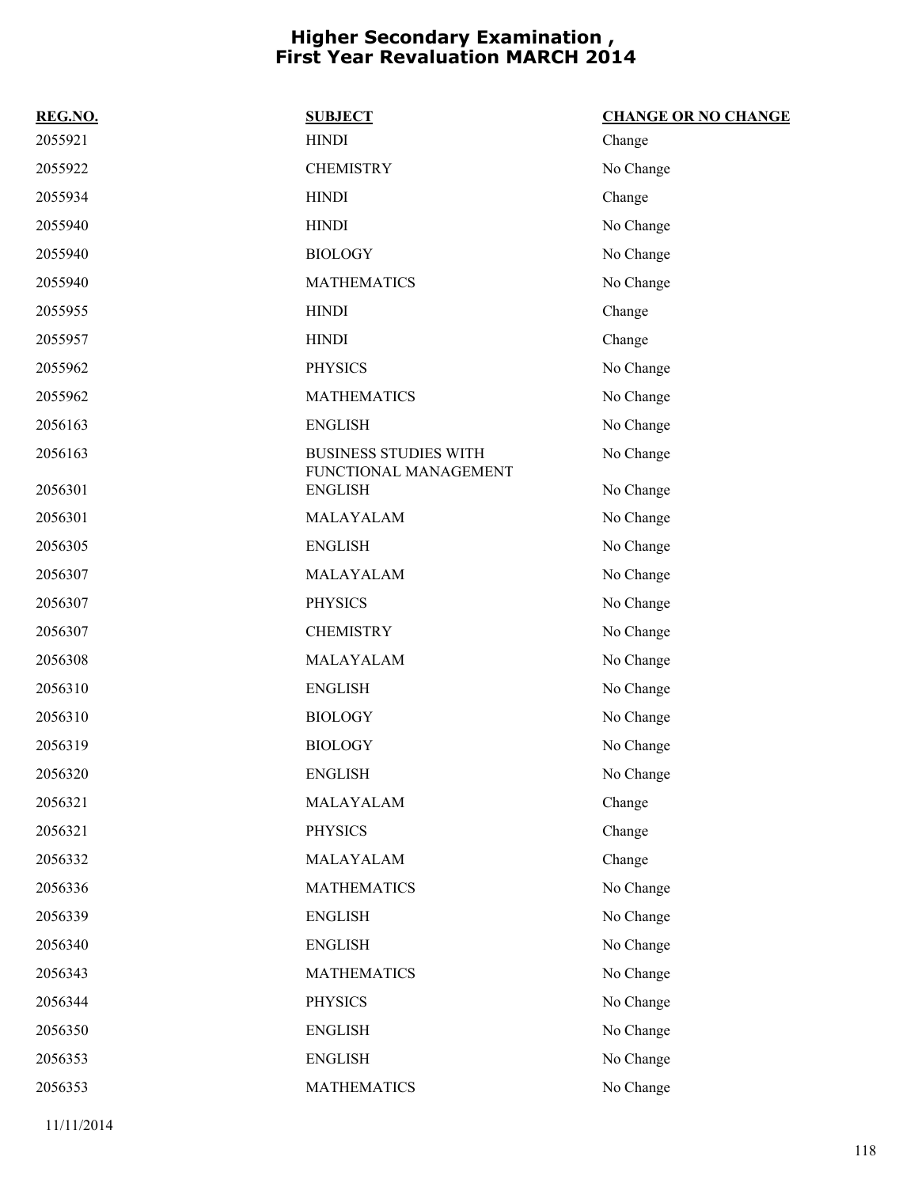# Higher Secondary Examination , First Year Revaluation MARCH 2014

| REG.NO. | SUBJECT | CHANGE OR NO CHANGE |
|---|---|---|
| 2055921 | HINDI | Change |
| 2055922 | CHEMISTRY | No Change |
| 2055934 | HINDI | Change |
| 2055940 | HINDI | No Change |
| 2055940 | BIOLOGY | No Change |
| 2055940 | MATHEMATICS | No Change |
| 2055955 | HINDI | Change |
| 2055957 | HINDI | Change |
| 2055962 | PHYSICS | No Change |
| 2055962 | MATHEMATICS | No Change |
| 2056163 | ENGLISH | No Change |
| 2056163 | BUSINESS STUDIES WITH FUNCTIONAL MANAGEMENT | No Change |
| 2056301 | ENGLISH | No Change |
| 2056301 | MALAYALAM | No Change |
| 2056305 | ENGLISH | No Change |
| 2056307 | MALAYALAM | No Change |
| 2056307 | PHYSICS | No Change |
| 2056307 | CHEMISTRY | No Change |
| 2056308 | MALAYALAM | No Change |
| 2056310 | ENGLISH | No Change |
| 2056310 | BIOLOGY | No Change |
| 2056319 | BIOLOGY | No Change |
| 2056320 | ENGLISH | No Change |
| 2056321 | MALAYALAM | Change |
| 2056321 | PHYSICS | Change |
| 2056332 | MALAYALAM | Change |
| 2056336 | MATHEMATICS | No Change |
| 2056339 | ENGLISH | No Change |
| 2056340 | ENGLISH | No Change |
| 2056343 | MATHEMATICS | No Change |
| 2056344 | PHYSICS | No Change |
| 2056350 | ENGLISH | No Change |
| 2056353 | ENGLISH | No Change |
| 2056353 | MATHEMATICS | No Change |

11/11/2014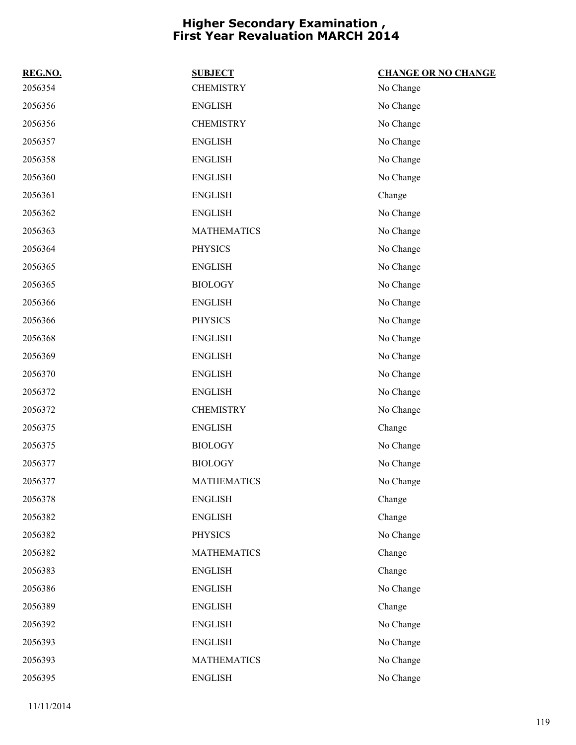# Higher Secondary Examination , First Year Revaluation MARCH 2014

| REG.NO. | SUBJECT | CHANGE OR NO CHANGE |
|---|---|---|
| 2056354 | CHEMISTRY | No Change |
| 2056356 | ENGLISH | No Change |
| 2056356 | CHEMISTRY | No Change |
| 2056357 | ENGLISH | No Change |
| 2056358 | ENGLISH | No Change |
| 2056360 | ENGLISH | No Change |
| 2056361 | ENGLISH | Change |
| 2056362 | ENGLISH | No Change |
| 2056363 | MATHEMATICS | No Change |
| 2056364 | PHYSICS | No Change |
| 2056365 | ENGLISH | No Change |
| 2056365 | BIOLOGY | No Change |
| 2056366 | ENGLISH | No Change |
| 2056366 | PHYSICS | No Change |
| 2056368 | ENGLISH | No Change |
| 2056369 | ENGLISH | No Change |
| 2056370 | ENGLISH | No Change |
| 2056372 | ENGLISH | No Change |
| 2056372 | CHEMISTRY | No Change |
| 2056375 | ENGLISH | Change |
| 2056375 | BIOLOGY | No Change |
| 2056377 | BIOLOGY | No Change |
| 2056377 | MATHEMATICS | No Change |
| 2056378 | ENGLISH | Change |
| 2056382 | ENGLISH | Change |
| 2056382 | PHYSICS | No Change |
| 2056382 | MATHEMATICS | Change |
| 2056383 | ENGLISH | Change |
| 2056386 | ENGLISH | No Change |
| 2056389 | ENGLISH | Change |
| 2056392 | ENGLISH | No Change |
| 2056393 | ENGLISH | No Change |
| 2056393 | MATHEMATICS | No Change |
| 2056395 | ENGLISH | No Change |

11/11/2014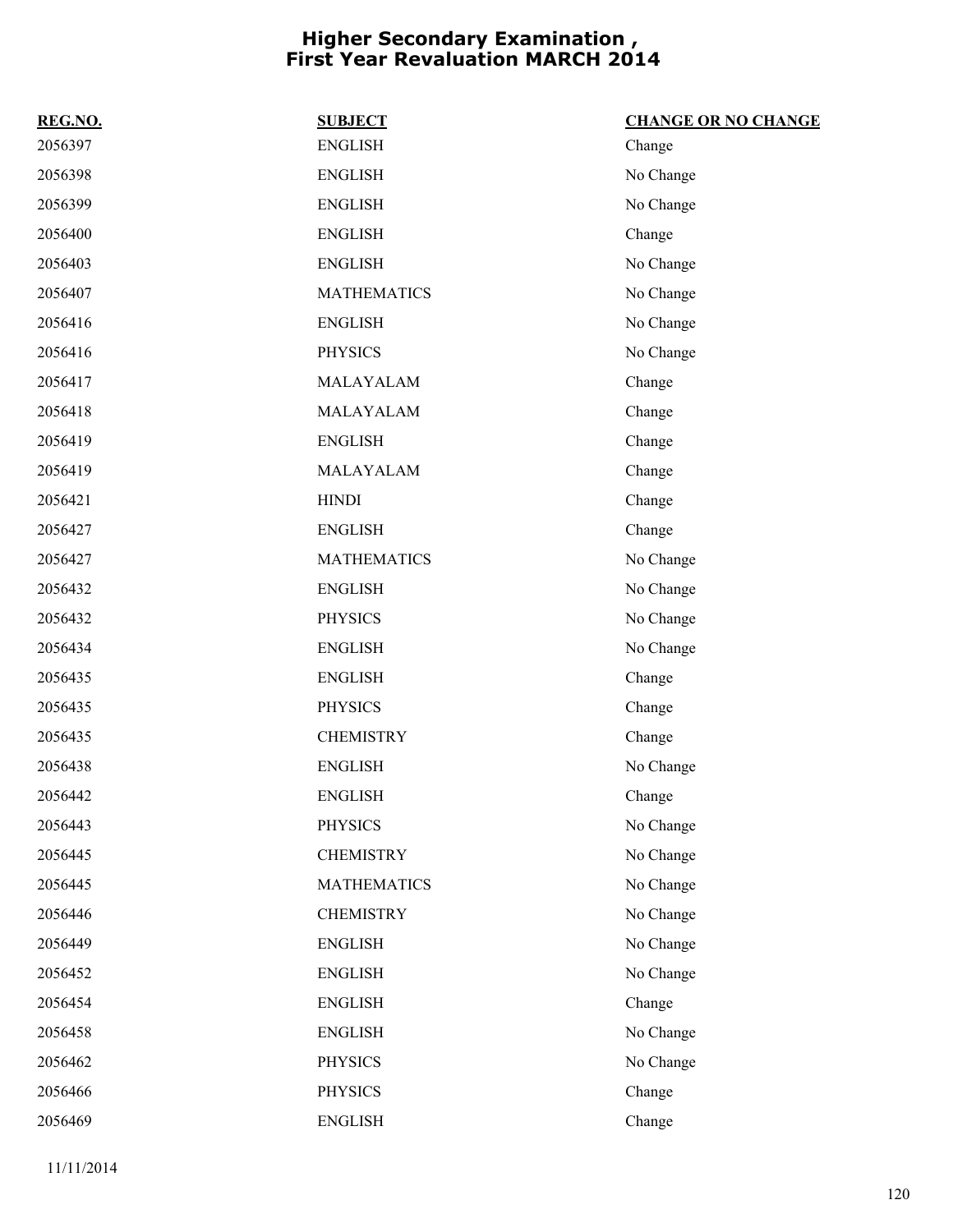# Higher Secondary Examination , First Year Revaluation MARCH 2014

| REG.NO. | SUBJECT | CHANGE OR NO CHANGE |
|---|---|---|
| 2056397 | ENGLISH | Change |
| 2056398 | ENGLISH | No Change |
| 2056399 | ENGLISH | No Change |
| 2056400 | ENGLISH | Change |
| 2056403 | ENGLISH | No Change |
| 2056407 | MATHEMATICS | No Change |
| 2056416 | ENGLISH | No Change |
| 2056416 | PHYSICS | No Change |
| 2056417 | MALAYALAM | Change |
| 2056418 | MALAYALAM | Change |
| 2056419 | ENGLISH | Change |
| 2056419 | MALAYALAM | Change |
| 2056421 | HINDI | Change |
| 2056427 | ENGLISH | Change |
| 2056427 | MATHEMATICS | No Change |
| 2056432 | ENGLISH | No Change |
| 2056432 | PHYSICS | No Change |
| 2056434 | ENGLISH | No Change |
| 2056435 | ENGLISH | Change |
| 2056435 | PHYSICS | Change |
| 2056435 | CHEMISTRY | Change |
| 2056438 | ENGLISH | No Change |
| 2056442 | ENGLISH | Change |
| 2056443 | PHYSICS | No Change |
| 2056445 | CHEMISTRY | No Change |
| 2056445 | MATHEMATICS | No Change |
| 2056446 | CHEMISTRY | No Change |
| 2056449 | ENGLISH | No Change |
| 2056452 | ENGLISH | No Change |
| 2056454 | ENGLISH | Change |
| 2056458 | ENGLISH | No Change |
| 2056462 | PHYSICS | No Change |
| 2056466 | PHYSICS | Change |
| 2056469 | ENGLISH | Change |

11/11/2014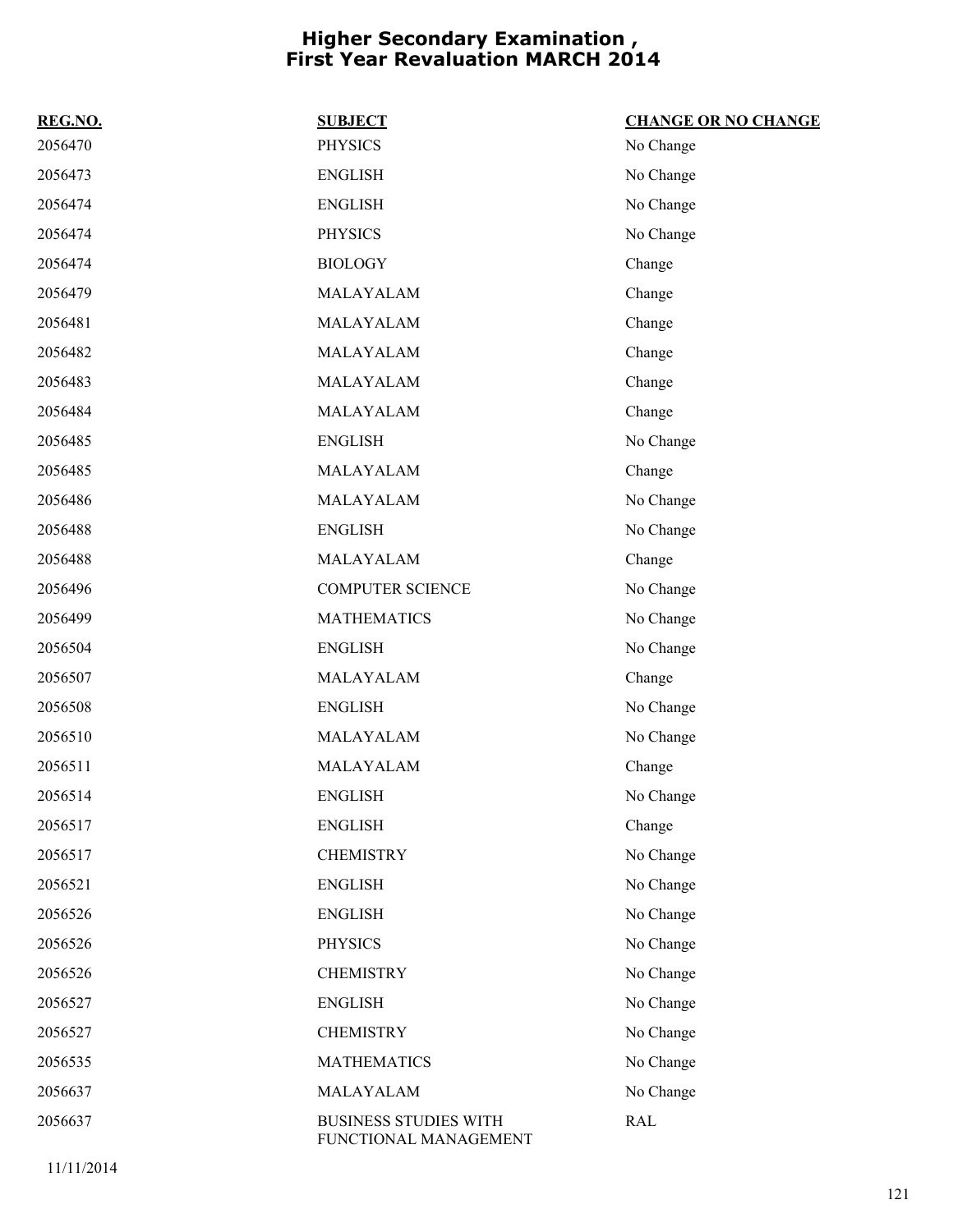# Higher Secondary Examination , First Year Revaluation MARCH 2014

| REG.NO. | SUBJECT | CHANGE OR NO CHANGE |
|---|---|---|
| 2056470 | PHYSICS | No Change |
| 2056473 | ENGLISH | No Change |
| 2056474 | ENGLISH | No Change |
| 2056474 | PHYSICS | No Change |
| 2056474 | BIOLOGY | Change |
| 2056479 | MALAYALAM | Change |
| 2056481 | MALAYALAM | Change |
| 2056482 | MALAYALAM | Change |
| 2056483 | MALAYALAM | Change |
| 2056484 | MALAYALAM | Change |
| 2056485 | ENGLISH | No Change |
| 2056485 | MALAYALAM | Change |
| 2056486 | MALAYALAM | No Change |
| 2056488 | ENGLISH | No Change |
| 2056488 | MALAYALAM | Change |
| 2056496 | COMPUTER SCIENCE | No Change |
| 2056499 | MATHEMATICS | No Change |
| 2056504 | ENGLISH | No Change |
| 2056507 | MALAYALAM | Change |
| 2056508 | ENGLISH | No Change |
| 2056510 | MALAYALAM | No Change |
| 2056511 | MALAYALAM | Change |
| 2056514 | ENGLISH | No Change |
| 2056517 | ENGLISH | Change |
| 2056517 | CHEMISTRY | No Change |
| 2056521 | ENGLISH | No Change |
| 2056526 | ENGLISH | No Change |
| 2056526 | PHYSICS | No Change |
| 2056526 | CHEMISTRY | No Change |
| 2056527 | ENGLISH | No Change |
| 2056527 | CHEMISTRY | No Change |
| 2056535 | MATHEMATICS | No Change |
| 2056637 | MALAYALAM | No Change |
| 2056637 | BUSINESS STUDIES WITH FUNCTIONAL MANAGEMENT | RAL |

11/11/2014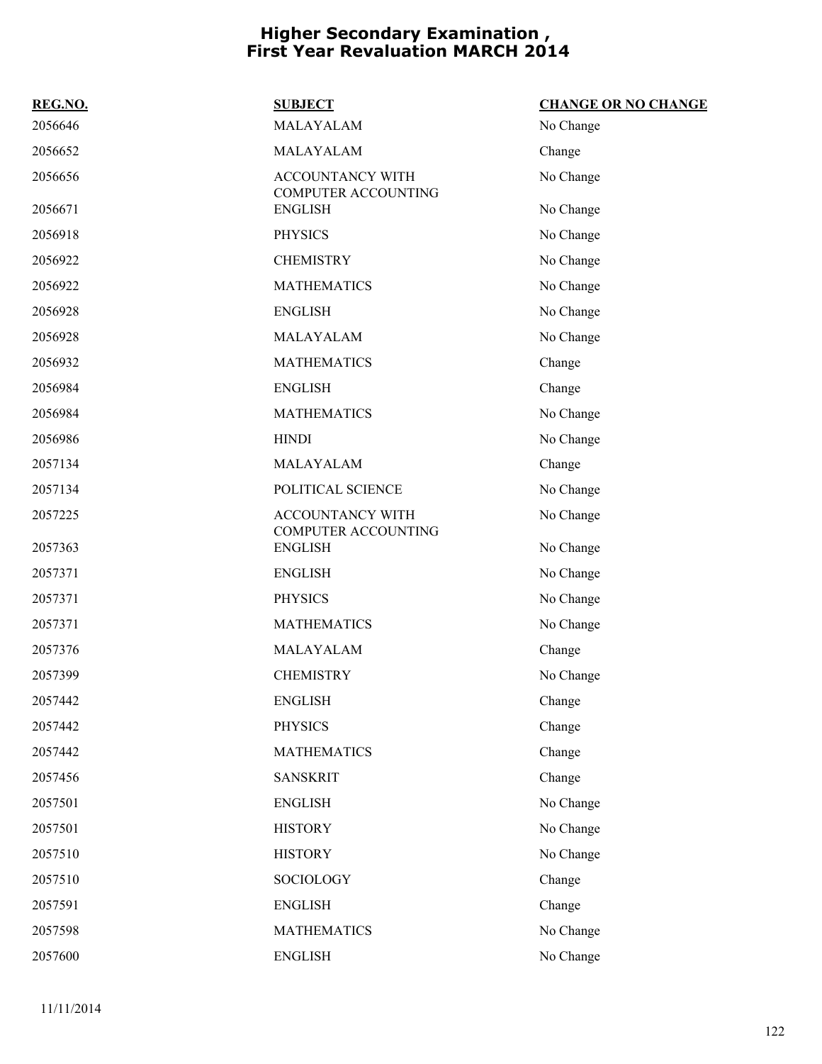# Higher Secondary Examination , First Year Revaluation MARCH 2014

| REG.NO. | SUBJECT | CHANGE OR NO CHANGE |
|---|---|---|
| 2056646 | MALAYALAM | No Change |
| 2056652 | MALAYALAM | Change |
| 2056656 | ACCOUNTANCY WITH COMPUTER ACCOUNTING | No Change |
| 2056671 | ENGLISH | No Change |
| 2056918 | PHYSICS | No Change |
| 2056922 | CHEMISTRY | No Change |
| 2056922 | MATHEMATICS | No Change |
| 2056928 | ENGLISH | No Change |
| 2056928 | MALAYALAM | No Change |
| 2056932 | MATHEMATICS | Change |
| 2056984 | ENGLISH | Change |
| 2056984 | MATHEMATICS | No Change |
| 2056986 | HINDI | No Change |
| 2057134 | MALAYALAM | Change |
| 2057134 | POLITICAL SCIENCE | No Change |
| 2057225 | ACCOUNTANCY WITH COMPUTER ACCOUNTING | No Change |
| 2057363 | ENGLISH | No Change |
| 2057371 | ENGLISH | No Change |
| 2057371 | PHYSICS | No Change |
| 2057371 | MATHEMATICS | No Change |
| 2057376 | MALAYALAM | Change |
| 2057399 | CHEMISTRY | No Change |
| 2057442 | ENGLISH | Change |
| 2057442 | PHYSICS | Change |
| 2057442 | MATHEMATICS | Change |
| 2057456 | SANSKRIT | Change |
| 2057501 | ENGLISH | No Change |
| 2057501 | HISTORY | No Change |
| 2057510 | HISTORY | No Change |
| 2057510 | SOCIOLOGY | Change |
| 2057591 | ENGLISH | Change |
| 2057598 | MATHEMATICS | No Change |
| 2057600 | ENGLISH | No Change |

11/11/2014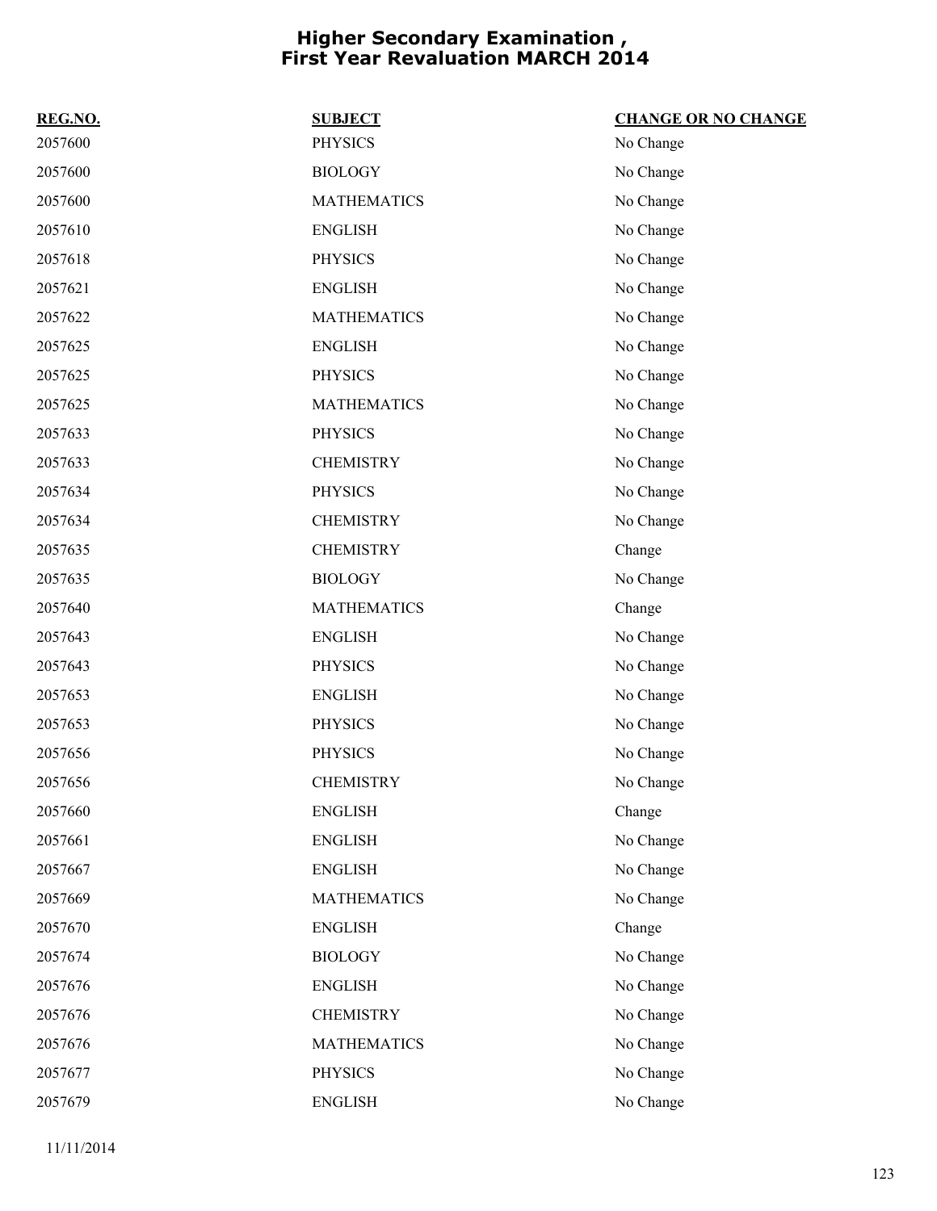# Higher Secondary Examination , First Year Revaluation MARCH 2014

| REG.NO. | SUBJECT | CHANGE OR NO CHANGE |
|---|---|---|
| 2057600 | PHYSICS | No Change |
| 2057600 | BIOLOGY | No Change |
| 2057600 | MATHEMATICS | No Change |
| 2057610 | ENGLISH | No Change |
| 2057618 | PHYSICS | No Change |
| 2057621 | ENGLISH | No Change |
| 2057622 | MATHEMATICS | No Change |
| 2057625 | ENGLISH | No Change |
| 2057625 | PHYSICS | No Change |
| 2057625 | MATHEMATICS | No Change |
| 2057633 | PHYSICS | No Change |
| 2057633 | CHEMISTRY | No Change |
| 2057634 | PHYSICS | No Change |
| 2057634 | CHEMISTRY | No Change |
| 2057635 | CHEMISTRY | Change |
| 2057635 | BIOLOGY | No Change |
| 2057640 | MATHEMATICS | Change |
| 2057643 | ENGLISH | No Change |
| 2057643 | PHYSICS | No Change |
| 2057653 | ENGLISH | No Change |
| 2057653 | PHYSICS | No Change |
| 2057656 | PHYSICS | No Change |
| 2057656 | CHEMISTRY | No Change |
| 2057660 | ENGLISH | Change |
| 2057661 | ENGLISH | No Change |
| 2057667 | ENGLISH | No Change |
| 2057669 | MATHEMATICS | No Change |
| 2057670 | ENGLISH | Change |
| 2057674 | BIOLOGY | No Change |
| 2057676 | ENGLISH | No Change |
| 2057676 | CHEMISTRY | No Change |
| 2057676 | MATHEMATICS | No Change |
| 2057677 | PHYSICS | No Change |
| 2057679 | ENGLISH | No Change |

11/11/2014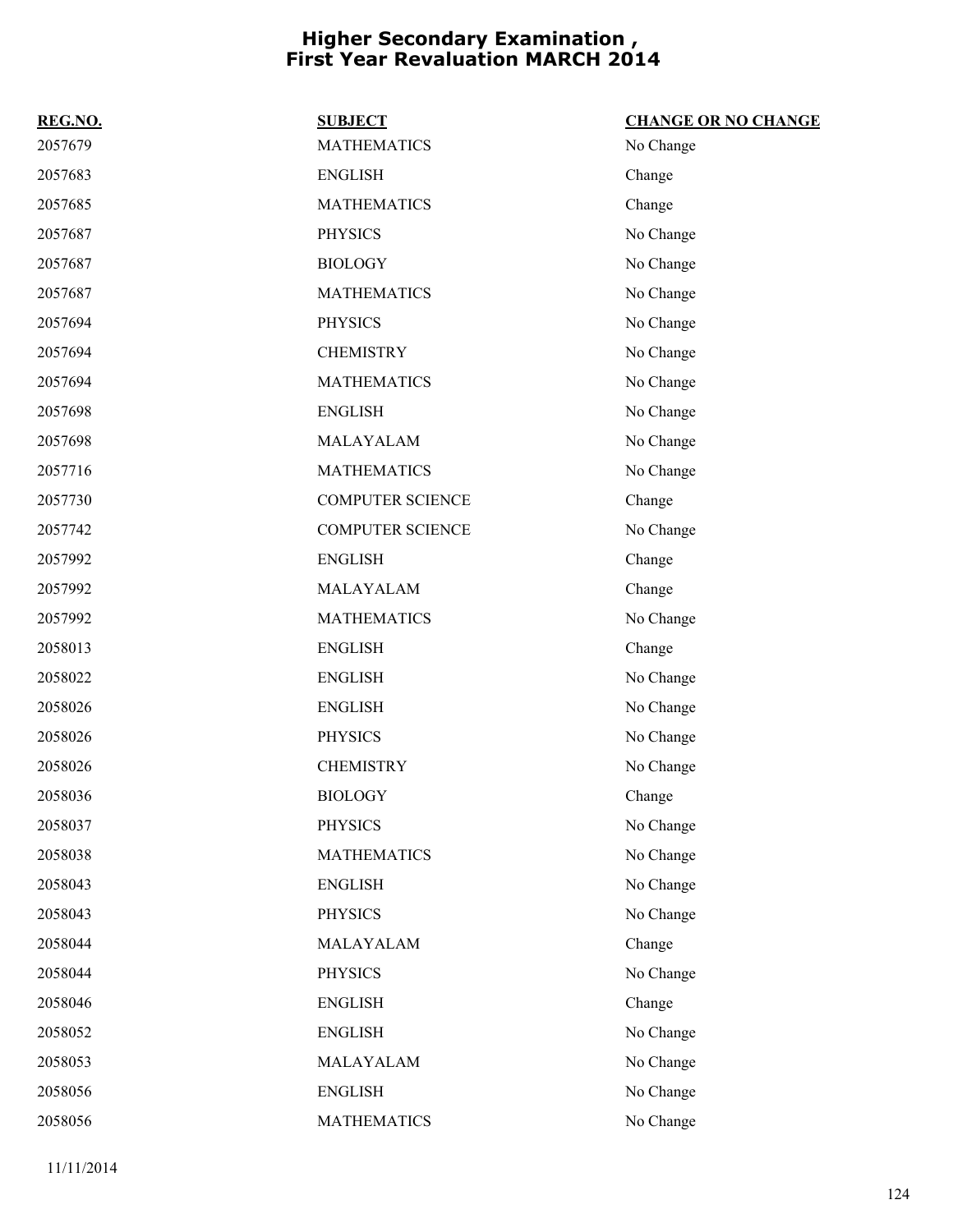# Higher Secondary Examination , First Year Revaluation MARCH 2014

| REG.NO. | SUBJECT | CHANGE OR NO CHANGE |
|---|---|---|
| 2057679 | MATHEMATICS | No Change |
| 2057683 | ENGLISH | Change |
| 2057685 | MATHEMATICS | Change |
| 2057687 | PHYSICS | No Change |
| 2057687 | BIOLOGY | No Change |
| 2057687 | MATHEMATICS | No Change |
| 2057694 | PHYSICS | No Change |
| 2057694 | CHEMISTRY | No Change |
| 2057694 | MATHEMATICS | No Change |
| 2057698 | ENGLISH | No Change |
| 2057698 | MALAYALAM | No Change |
| 2057716 | MATHEMATICS | No Change |
| 2057730 | COMPUTER SCIENCE | Change |
| 2057742 | COMPUTER SCIENCE | No Change |
| 2057992 | ENGLISH | Change |
| 2057992 | MALAYALAM | Change |
| 2057992 | MATHEMATICS | No Change |
| 2058013 | ENGLISH | Change |
| 2058022 | ENGLISH | No Change |
| 2058026 | ENGLISH | No Change |
| 2058026 | PHYSICS | No Change |
| 2058026 | CHEMISTRY | No Change |
| 2058036 | BIOLOGY | Change |
| 2058037 | PHYSICS | No Change |
| 2058038 | MATHEMATICS | No Change |
| 2058043 | ENGLISH | No Change |
| 2058043 | PHYSICS | No Change |
| 2058044 | MALAYALAM | Change |
| 2058044 | PHYSICS | No Change |
| 2058046 | ENGLISH | Change |
| 2058052 | ENGLISH | No Change |
| 2058053 | MALAYALAM | No Change |
| 2058056 | ENGLISH | No Change |
| 2058056 | MATHEMATICS | No Change |

11/11/2014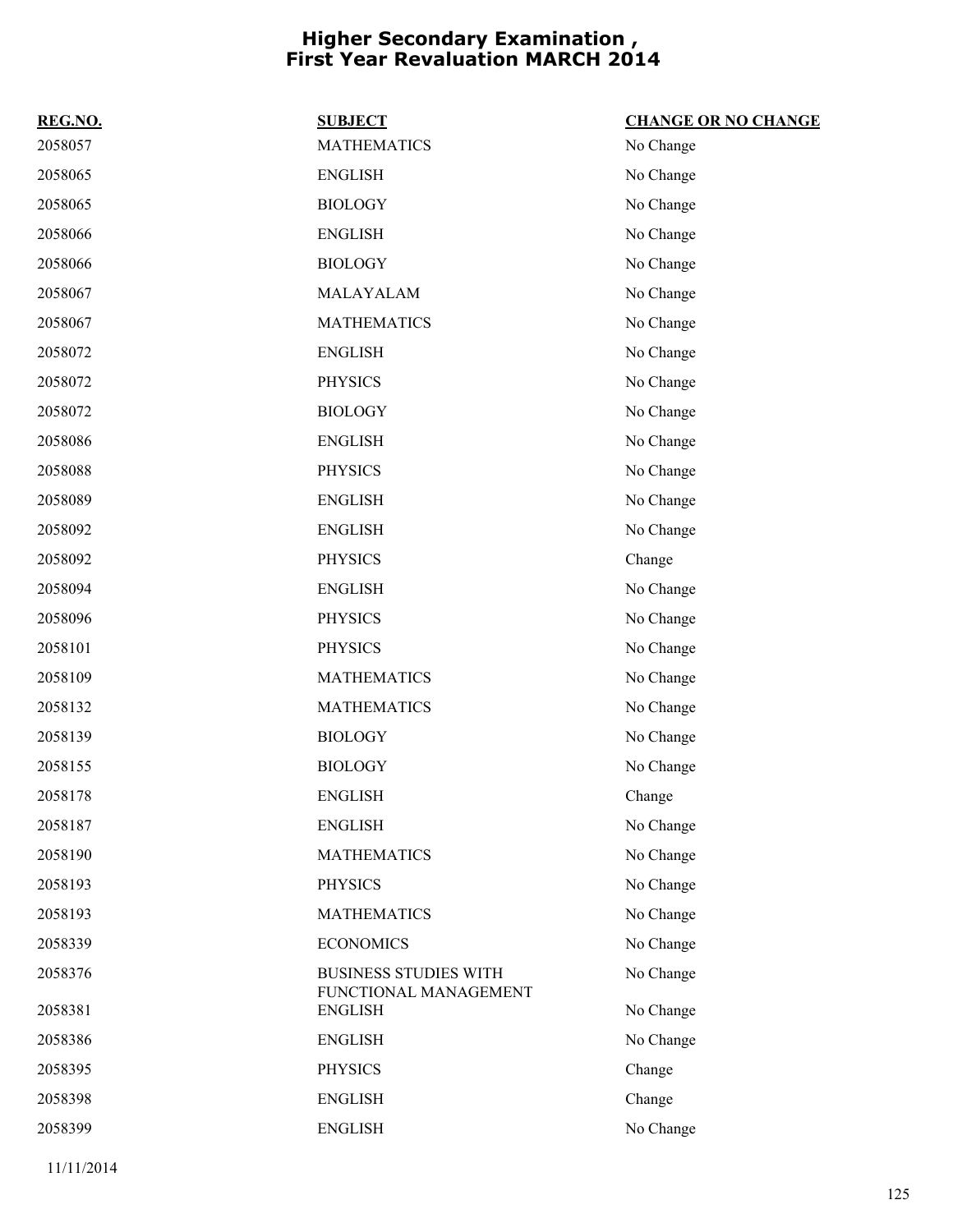# Higher Secondary Examination , First Year Revaluation MARCH 2014

| REG.NO. | SUBJECT | CHANGE OR NO CHANGE |
|---|---|---|
| 2058057 | MATHEMATICS | No Change |
| 2058065 | ENGLISH | No Change |
| 2058065 | BIOLOGY | No Change |
| 2058066 | ENGLISH | No Change |
| 2058066 | BIOLOGY | No Change |
| 2058067 | MALAYALAM | No Change |
| 2058067 | MATHEMATICS | No Change |
| 2058072 | ENGLISH | No Change |
| 2058072 | PHYSICS | No Change |
| 2058072 | BIOLOGY | No Change |
| 2058086 | ENGLISH | No Change |
| 2058088 | PHYSICS | No Change |
| 2058089 | ENGLISH | No Change |
| 2058092 | ENGLISH | No Change |
| 2058092 | PHYSICS | Change |
| 2058094 | ENGLISH | No Change |
| 2058096 | PHYSICS | No Change |
| 2058101 | PHYSICS | No Change |
| 2058109 | MATHEMATICS | No Change |
| 2058132 | MATHEMATICS | No Change |
| 2058139 | BIOLOGY | No Change |
| 2058155 | BIOLOGY | No Change |
| 2058178 | ENGLISH | Change |
| 2058187 | ENGLISH | No Change |
| 2058190 | MATHEMATICS | No Change |
| 2058193 | PHYSICS | No Change |
| 2058193 | MATHEMATICS | No Change |
| 2058339 | ECONOMICS | No Change |
| 2058376 | BUSINESS STUDIES WITH FUNCTIONAL MANAGEMENT | No Change |
| 2058381 | ENGLISH | No Change |
| 2058386 | ENGLISH | No Change |
| 2058395 | PHYSICS | Change |
| 2058398 | ENGLISH | Change |
| 2058399 | ENGLISH | No Change |

11/11/2014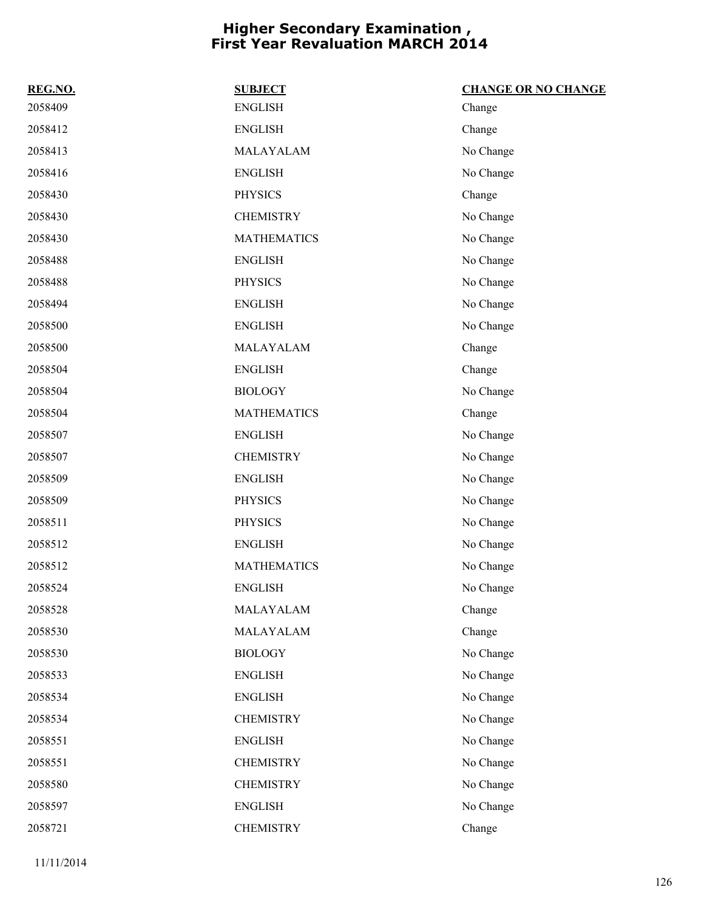# Higher Secondary Examination , First Year Revaluation MARCH 2014

| REG.NO. | SUBJECT | CHANGE OR NO CHANGE |
|---|---|---|
| 2058409 | ENGLISH | Change |
| 2058412 | ENGLISH | Change |
| 2058413 | MALAYALAM | No Change |
| 2058416 | ENGLISH | No Change |
| 2058430 | PHYSICS | Change |
| 2058430 | CHEMISTRY | No Change |
| 2058430 | MATHEMATICS | No Change |
| 2058488 | ENGLISH | No Change |
| 2058488 | PHYSICS | No Change |
| 2058494 | ENGLISH | No Change |
| 2058500 | ENGLISH | No Change |
| 2058500 | MALAYALAM | Change |
| 2058504 | ENGLISH | Change |
| 2058504 | BIOLOGY | No Change |
| 2058504 | MATHEMATICS | Change |
| 2058507 | ENGLISH | No Change |
| 2058507 | CHEMISTRY | No Change |
| 2058509 | ENGLISH | No Change |
| 2058509 | PHYSICS | No Change |
| 2058511 | PHYSICS | No Change |
| 2058512 | ENGLISH | No Change |
| 2058512 | MATHEMATICS | No Change |
| 2058524 | ENGLISH | No Change |
| 2058528 | MALAYALAM | Change |
| 2058530 | MALAYALAM | Change |
| 2058530 | BIOLOGY | No Change |
| 2058533 | ENGLISH | No Change |
| 2058534 | ENGLISH | No Change |
| 2058534 | CHEMISTRY | No Change |
| 2058551 | ENGLISH | No Change |
| 2058551 | CHEMISTRY | No Change |
| 2058580 | CHEMISTRY | No Change |
| 2058597 | ENGLISH | No Change |
| 2058721 | CHEMISTRY | Change |

11/11/2014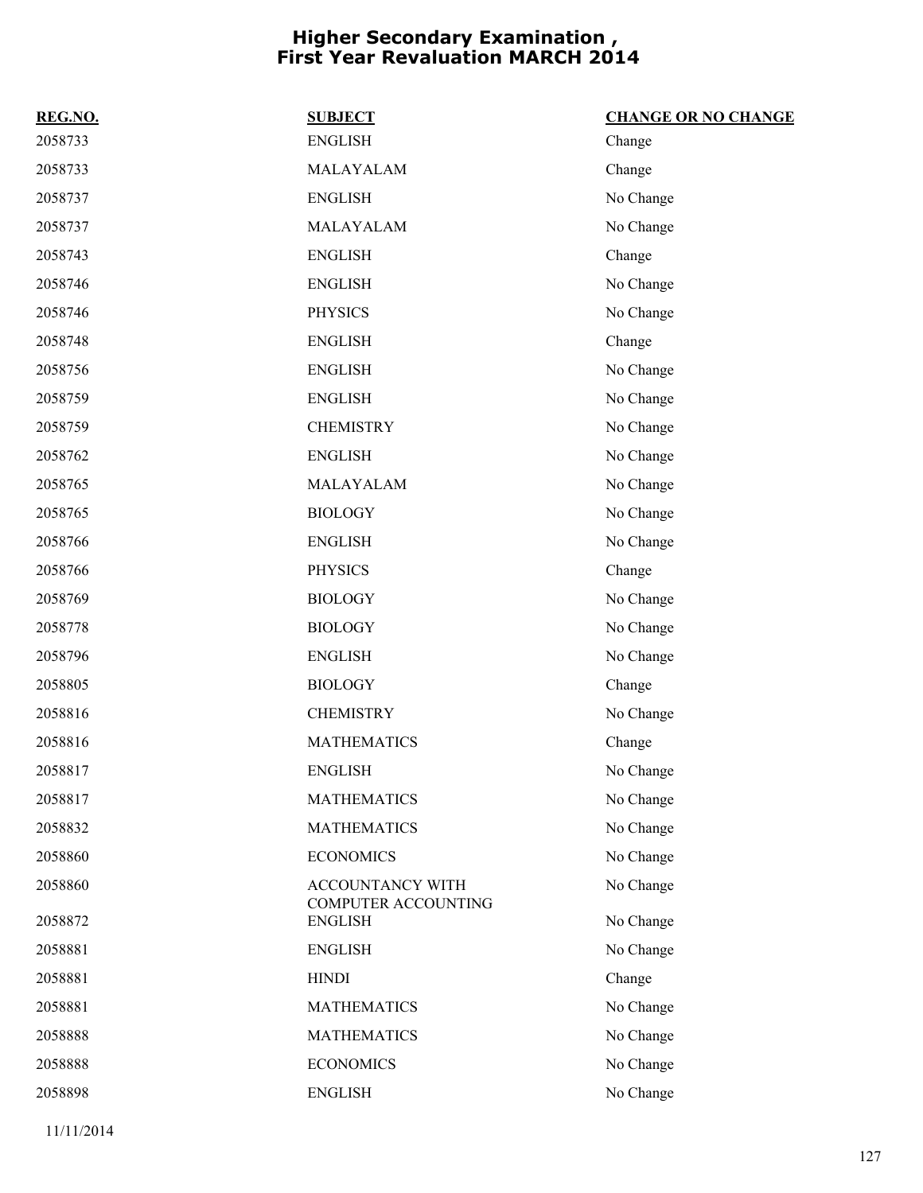# Higher Secondary Examination , First Year Revaluation MARCH 2014

| REG.NO. | SUBJECT | CHANGE OR NO CHANGE |
|---|---|---|
| 2058733 | ENGLISH | Change |
| 2058733 | MALAYALAM | Change |
| 2058737 | ENGLISH | No Change |
| 2058737 | MALAYALAM | No Change |
| 2058743 | ENGLISH | Change |
| 2058746 | ENGLISH | No Change |
| 2058746 | PHYSICS | No Change |
| 2058748 | ENGLISH | Change |
| 2058756 | ENGLISH | No Change |
| 2058759 | ENGLISH | No Change |
| 2058759 | CHEMISTRY | No Change |
| 2058762 | ENGLISH | No Change |
| 2058765 | MALAYALAM | No Change |
| 2058765 | BIOLOGY | No Change |
| 2058766 | ENGLISH | No Change |
| 2058766 | PHYSICS | Change |
| 2058769 | BIOLOGY | No Change |
| 2058778 | BIOLOGY | No Change |
| 2058796 | ENGLISH | No Change |
| 2058805 | BIOLOGY | Change |
| 2058816 | CHEMISTRY | No Change |
| 2058816 | MATHEMATICS | Change |
| 2058817 | ENGLISH | No Change |
| 2058817 | MATHEMATICS | No Change |
| 2058832 | MATHEMATICS | No Change |
| 2058860 | ECONOMICS | No Change |
| 2058860 | ACCOUNTANCY WITH COMPUTER ACCOUNTING | No Change |
| 2058872 | ENGLISH | No Change |
| 2058881 | ENGLISH | No Change |
| 2058881 | HINDI | Change |
| 2058881 | MATHEMATICS | No Change |
| 2058888 | MATHEMATICS | No Change |
| 2058888 | ECONOMICS | No Change |
| 2058898 | ENGLISH | No Change |

11/11/2014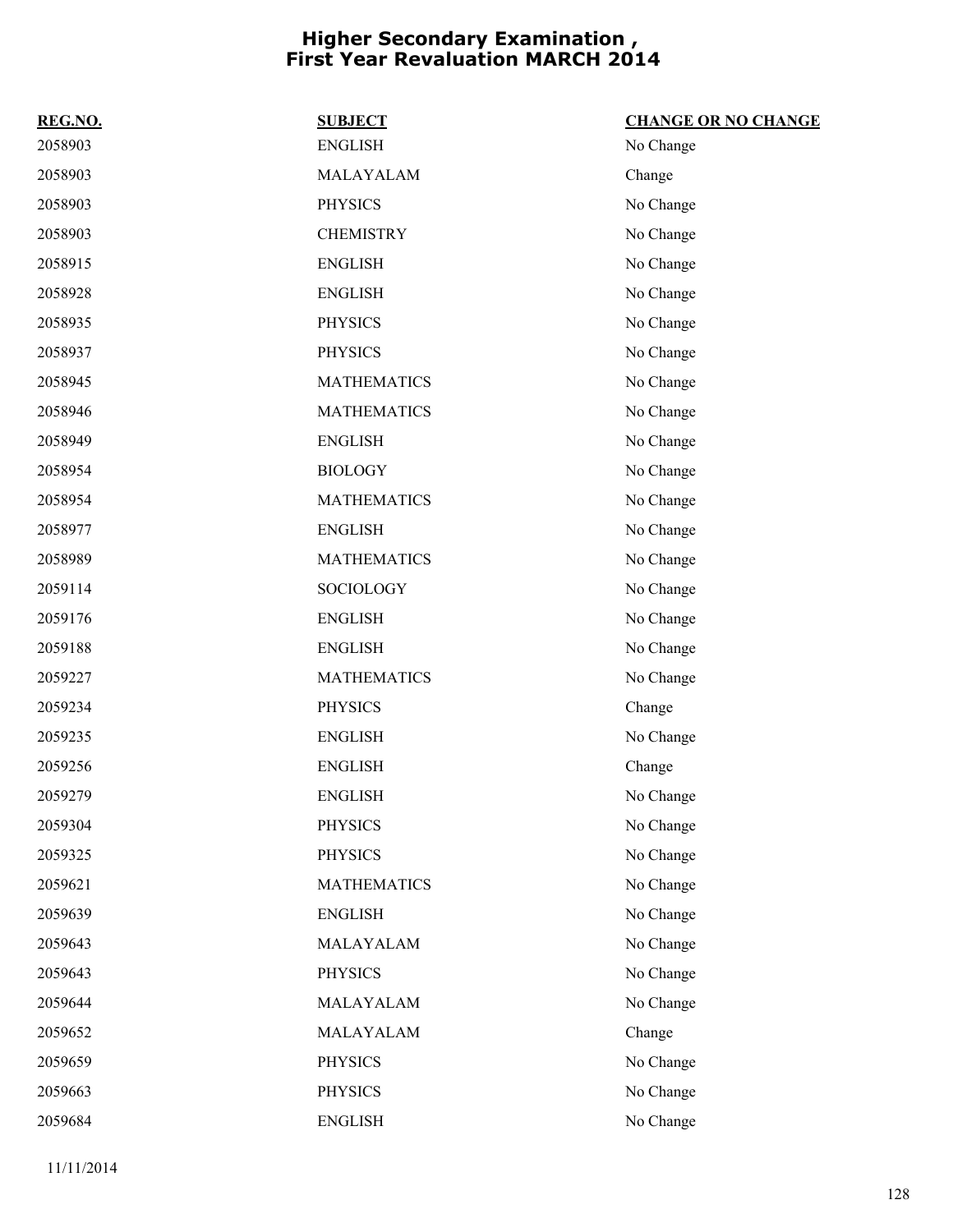# Higher Secondary Examination , First Year Revaluation MARCH 2014

| REG.NO. | SUBJECT | CHANGE OR NO CHANGE |
|---|---|---|
| 2058903 | ENGLISH | No Change |
| 2058903 | MALAYALAM | Change |
| 2058903 | PHYSICS | No Change |
| 2058903 | CHEMISTRY | No Change |
| 2058915 | ENGLISH | No Change |
| 2058928 | ENGLISH | No Change |
| 2058935 | PHYSICS | No Change |
| 2058937 | PHYSICS | No Change |
| 2058945 | MATHEMATICS | No Change |
| 2058946 | MATHEMATICS | No Change |
| 2058949 | ENGLISH | No Change |
| 2058954 | BIOLOGY | No Change |
| 2058954 | MATHEMATICS | No Change |
| 2058977 | ENGLISH | No Change |
| 2058989 | MATHEMATICS | No Change |
| 2059114 | SOCIOLOGY | No Change |
| 2059176 | ENGLISH | No Change |
| 2059188 | ENGLISH | No Change |
| 2059227 | MATHEMATICS | No Change |
| 2059234 | PHYSICS | Change |
| 2059235 | ENGLISH | No Change |
| 2059256 | ENGLISH | Change |
| 2059279 | ENGLISH | No Change |
| 2059304 | PHYSICS | No Change |
| 2059325 | PHYSICS | No Change |
| 2059621 | MATHEMATICS | No Change |
| 2059639 | ENGLISH | No Change |
| 2059643 | MALAYALAM | No Change |
| 2059643 | PHYSICS | No Change |
| 2059644 | MALAYALAM | No Change |
| 2059652 | MALAYALAM | Change |
| 2059659 | PHYSICS | No Change |
| 2059663 | PHYSICS | No Change |
| 2059684 | ENGLISH | No Change |

11/11/2014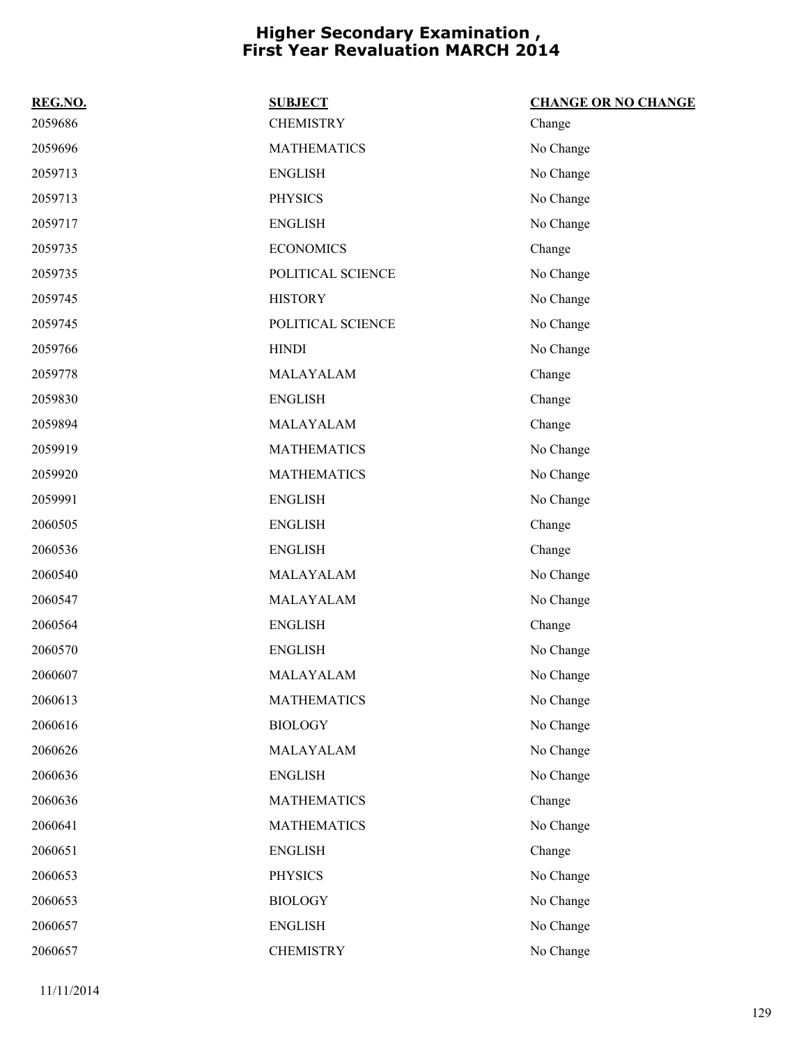# Higher Secondary Examination , First Year Revaluation MARCH 2014

| REG.NO. | SUBJECT | CHANGE OR NO CHANGE |
|---|---|---|
| 2059686 | CHEMISTRY | Change |
| 2059696 | MATHEMATICS | No Change |
| 2059713 | ENGLISH | No Change |
| 2059713 | PHYSICS | No Change |
| 2059717 | ENGLISH | No Change |
| 2059735 | ECONOMICS | Change |
| 2059735 | POLITICAL SCIENCE | No Change |
| 2059745 | HISTORY | No Change |
| 2059745 | POLITICAL SCIENCE | No Change |
| 2059766 | HINDI | No Change |
| 2059778 | MALAYALAM | Change |
| 2059830 | ENGLISH | Change |
| 2059894 | MALAYALAM | Change |
| 2059919 | MATHEMATICS | No Change |
| 2059920 | MATHEMATICS | No Change |
| 2059991 | ENGLISH | No Change |
| 2060505 | ENGLISH | Change |
| 2060536 | ENGLISH | Change |
| 2060540 | MALAYALAM | No Change |
| 2060547 | MALAYALAM | No Change |
| 2060564 | ENGLISH | Change |
| 2060570 | ENGLISH | No Change |
| 2060607 | MALAYALAM | No Change |
| 2060613 | MATHEMATICS | No Change |
| 2060616 | BIOLOGY | No Change |
| 2060626 | MALAYALAM | No Change |
| 2060636 | ENGLISH | No Change |
| 2060636 | MATHEMATICS | Change |
| 2060641 | MATHEMATICS | No Change |
| 2060651 | ENGLISH | Change |
| 2060653 | PHYSICS | No Change |
| 2060653 | BIOLOGY | No Change |
| 2060657 | ENGLISH | No Change |
| 2060657 | CHEMISTRY | No Change |

11/11/2014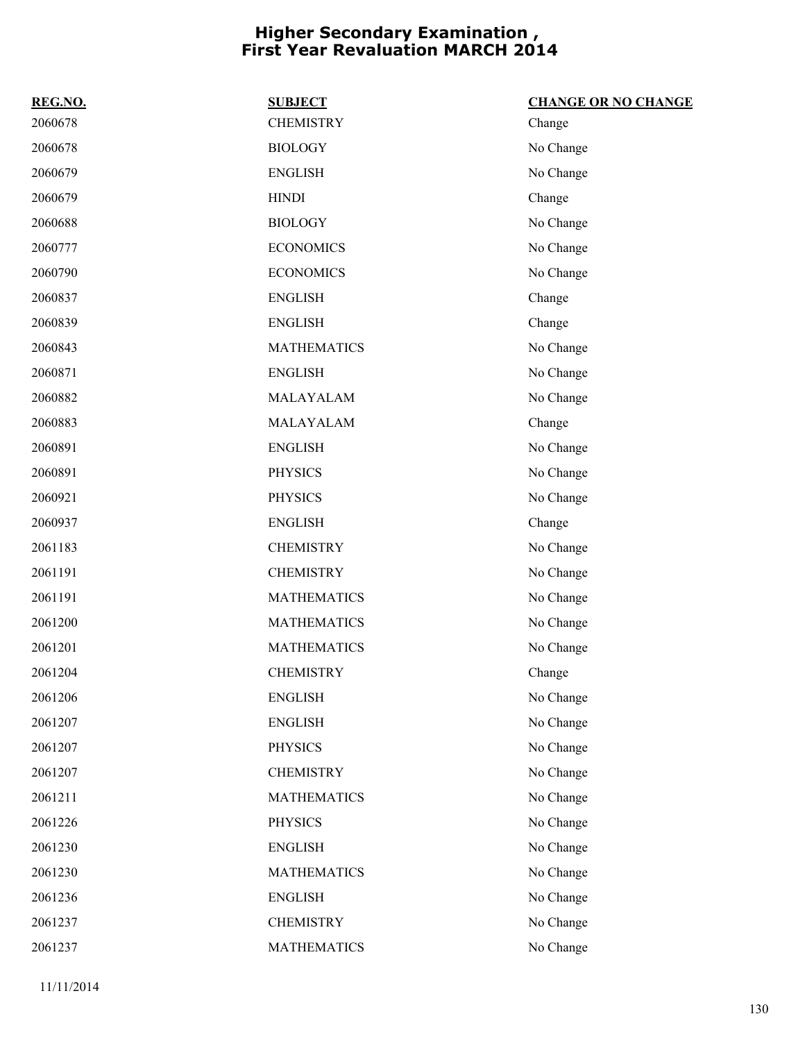# Higher Secondary Examination , First Year Revaluation MARCH 2014

| REG.NO. | SUBJECT | CHANGE OR NO CHANGE |
|---|---|---|
| 2060678 | CHEMISTRY | Change |
| 2060678 | BIOLOGY | No Change |
| 2060679 | ENGLISH | No Change |
| 2060679 | HINDI | Change |
| 2060688 | BIOLOGY | No Change |
| 2060777 | ECONOMICS | No Change |
| 2060790 | ECONOMICS | No Change |
| 2060837 | ENGLISH | Change |
| 2060839 | ENGLISH | Change |
| 2060843 | MATHEMATICS | No Change |
| 2060871 | ENGLISH | No Change |
| 2060882 | MALAYALAM | No Change |
| 2060883 | MALAYALAM | Change |
| 2060891 | ENGLISH | No Change |
| 2060891 | PHYSICS | No Change |
| 2060921 | PHYSICS | No Change |
| 2060937 | ENGLISH | Change |
| 2061183 | CHEMISTRY | No Change |
| 2061191 | CHEMISTRY | No Change |
| 2061191 | MATHEMATICS | No Change |
| 2061200 | MATHEMATICS | No Change |
| 2061201 | MATHEMATICS | No Change |
| 2061204 | CHEMISTRY | Change |
| 2061206 | ENGLISH | No Change |
| 2061207 | ENGLISH | No Change |
| 2061207 | PHYSICS | No Change |
| 2061207 | CHEMISTRY | No Change |
| 2061211 | MATHEMATICS | No Change |
| 2061226 | PHYSICS | No Change |
| 2061230 | ENGLISH | No Change |
| 2061230 | MATHEMATICS | No Change |
| 2061236 | ENGLISH | No Change |
| 2061237 | CHEMISTRY | No Change |
| 2061237 | MATHEMATICS | No Change |

11/11/2014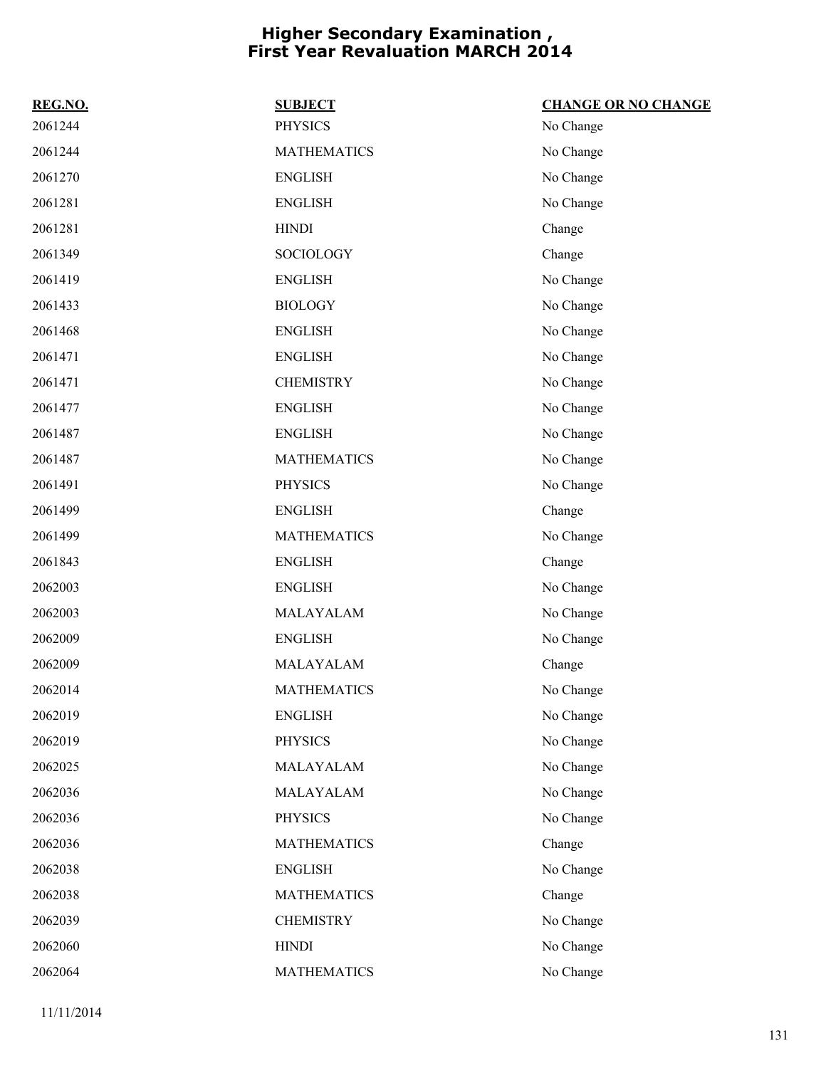# Higher Secondary Examination , First Year Revaluation MARCH 2014

| REG.NO. | SUBJECT | CHANGE OR NO CHANGE |
|---|---|---|
| 2061244 | PHYSICS | No Change |
| 2061244 | MATHEMATICS | No Change |
| 2061270 | ENGLISH | No Change |
| 2061281 | ENGLISH | No Change |
| 2061281 | HINDI | Change |
| 2061349 | SOCIOLOGY | Change |
| 2061419 | ENGLISH | No Change |
| 2061433 | BIOLOGY | No Change |
| 2061468 | ENGLISH | No Change |
| 2061471 | ENGLISH | No Change |
| 2061471 | CHEMISTRY | No Change |
| 2061477 | ENGLISH | No Change |
| 2061487 | ENGLISH | No Change |
| 2061487 | MATHEMATICS | No Change |
| 2061491 | PHYSICS | No Change |
| 2061499 | ENGLISH | Change |
| 2061499 | MATHEMATICS | No Change |
| 2061843 | ENGLISH | Change |
| 2062003 | ENGLISH | No Change |
| 2062003 | MALAYALAM | No Change |
| 2062009 | ENGLISH | No Change |
| 2062009 | MALAYALAM | Change |
| 2062014 | MATHEMATICS | No Change |
| 2062019 | ENGLISH | No Change |
| 2062019 | PHYSICS | No Change |
| 2062025 | MALAYALAM | No Change |
| 2062036 | MALAYALAM | No Change |
| 2062036 | PHYSICS | No Change |
| 2062036 | MATHEMATICS | Change |
| 2062038 | ENGLISH | No Change |
| 2062038 | MATHEMATICS | Change |
| 2062039 | CHEMISTRY | No Change |
| 2062060 | HINDI | No Change |
| 2062064 | MATHEMATICS | No Change |

11/11/2014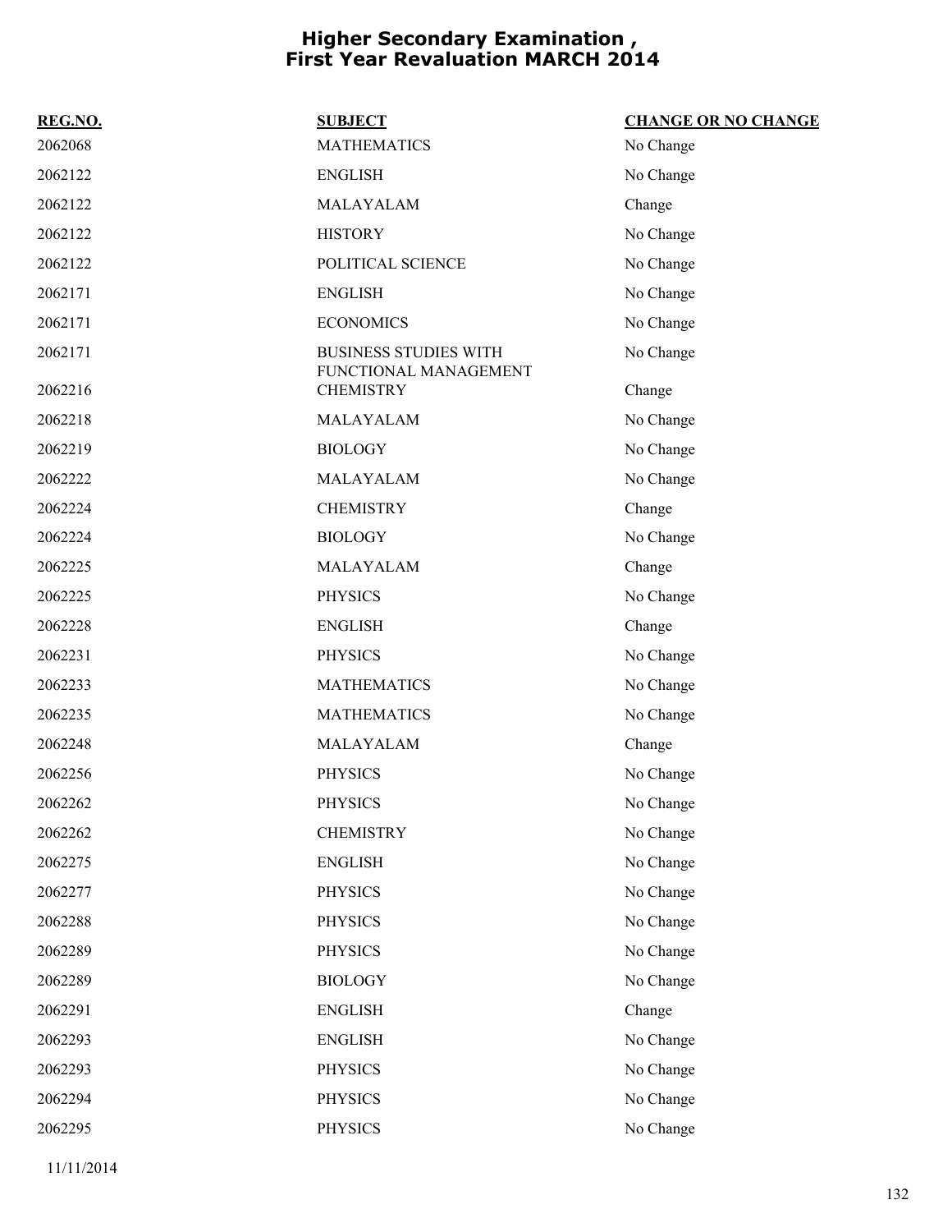# Higher Secondary Examination , First Year Revaluation MARCH 2014

| REG.NO. | SUBJECT | CHANGE OR NO CHANGE |
|---|---|---|
| 2062068 | MATHEMATICS | No Change |
| 2062122 | ENGLISH | No Change |
| 2062122 | MALAYALAM | Change |
| 2062122 | HISTORY | No Change |
| 2062122 | POLITICAL SCIENCE | No Change |
| 2062171 | ENGLISH | No Change |
| 2062171 | ECONOMICS | No Change |
| 2062171 | BUSINESS STUDIES WITH FUNCTIONAL MANAGEMENT | No Change |
| 2062216 | CHEMISTRY | Change |
| 2062218 | MALAYALAM | No Change |
| 2062219 | BIOLOGY | No Change |
| 2062222 | MALAYALAM | No Change |
| 2062224 | CHEMISTRY | Change |
| 2062224 | BIOLOGY | No Change |
| 2062225 | MALAYALAM | Change |
| 2062225 | PHYSICS | No Change |
| 2062228 | ENGLISH | Change |
| 2062231 | PHYSICS | No Change |
| 2062233 | MATHEMATICS | No Change |
| 2062235 | MATHEMATICS | No Change |
| 2062248 | MALAYALAM | Change |
| 2062256 | PHYSICS | No Change |
| 2062262 | PHYSICS | No Change |
| 2062262 | CHEMISTRY | No Change |
| 2062275 | ENGLISH | No Change |
| 2062277 | PHYSICS | No Change |
| 2062288 | PHYSICS | No Change |
| 2062289 | PHYSICS | No Change |
| 2062289 | BIOLOGY | No Change |
| 2062291 | ENGLISH | Change |
| 2062293 | ENGLISH | No Change |
| 2062293 | PHYSICS | No Change |
| 2062294 | PHYSICS | No Change |
| 2062295 | PHYSICS | No Change |

11/11/2014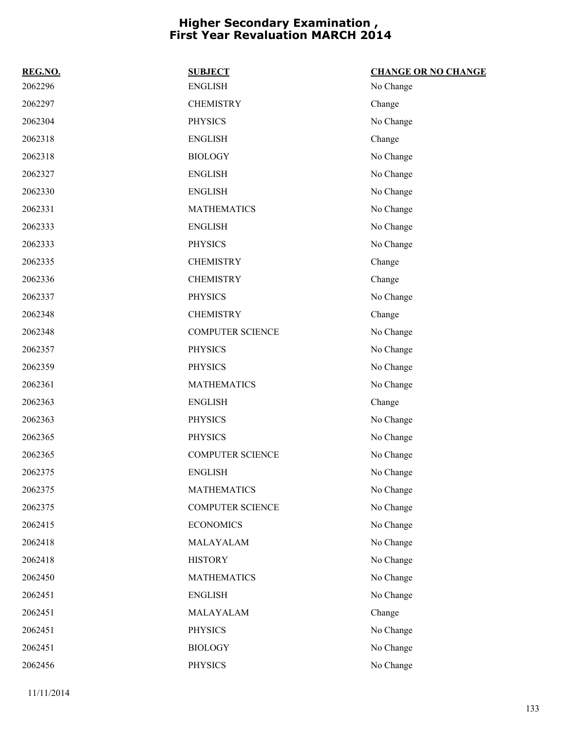# Higher Secondary Examination , First Year Revaluation MARCH 2014

| REG.NO. | SUBJECT | CHANGE OR NO CHANGE |
|---|---|---|
| 2062296 | ENGLISH | No Change |
| 2062297 | CHEMISTRY | Change |
| 2062304 | PHYSICS | No Change |
| 2062318 | ENGLISH | Change |
| 2062318 | BIOLOGY | No Change |
| 2062327 | ENGLISH | No Change |
| 2062330 | ENGLISH | No Change |
| 2062331 | MATHEMATICS | No Change |
| 2062333 | ENGLISH | No Change |
| 2062333 | PHYSICS | No Change |
| 2062335 | CHEMISTRY | Change |
| 2062336 | CHEMISTRY | Change |
| 2062337 | PHYSICS | No Change |
| 2062348 | CHEMISTRY | Change |
| 2062348 | COMPUTER SCIENCE | No Change |
| 2062357 | PHYSICS | No Change |
| 2062359 | PHYSICS | No Change |
| 2062361 | MATHEMATICS | No Change |
| 2062363 | ENGLISH | Change |
| 2062363 | PHYSICS | No Change |
| 2062365 | PHYSICS | No Change |
| 2062365 | COMPUTER SCIENCE | No Change |
| 2062375 | ENGLISH | No Change |
| 2062375 | MATHEMATICS | No Change |
| 2062375 | COMPUTER SCIENCE | No Change |
| 2062415 | ECONOMICS | No Change |
| 2062418 | MALAYALAM | No Change |
| 2062418 | HISTORY | No Change |
| 2062450 | MATHEMATICS | No Change |
| 2062451 | ENGLISH | No Change |
| 2062451 | MALAYALAM | Change |
| 2062451 | PHYSICS | No Change |
| 2062451 | BIOLOGY | No Change |
| 2062456 | PHYSICS | No Change |

11/11/2014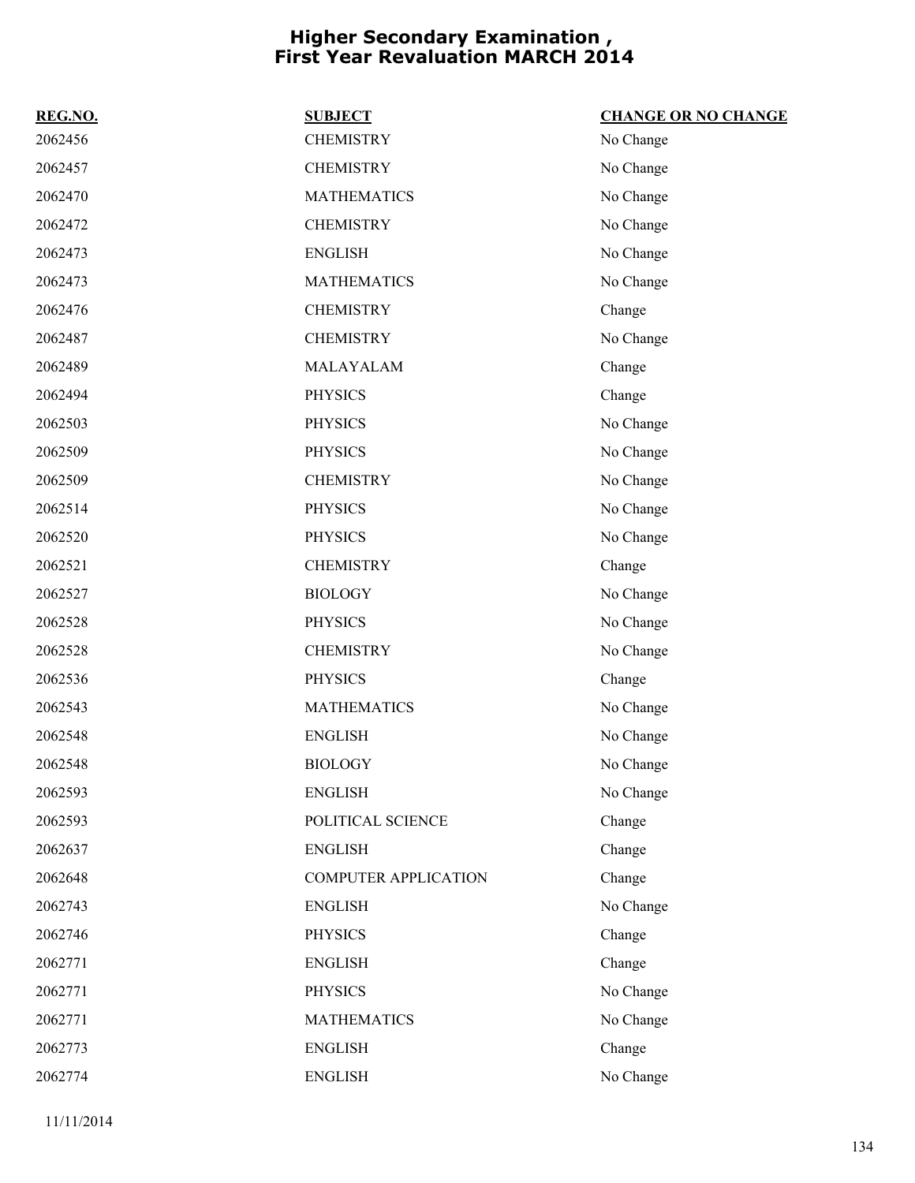# Higher Secondary Examination , First Year Revaluation MARCH 2014

| REG.NO. | SUBJECT | CHANGE OR NO CHANGE |
|---|---|---|
| 2062456 | CHEMISTRY | No Change |
| 2062457 | CHEMISTRY | No Change |
| 2062470 | MATHEMATICS | No Change |
| 2062472 | CHEMISTRY | No Change |
| 2062473 | ENGLISH | No Change |
| 2062473 | MATHEMATICS | No Change |
| 2062476 | CHEMISTRY | Change |
| 2062487 | CHEMISTRY | No Change |
| 2062489 | MALAYALAM | Change |
| 2062494 | PHYSICS | Change |
| 2062503 | PHYSICS | No Change |
| 2062509 | PHYSICS | No Change |
| 2062509 | CHEMISTRY | No Change |
| 2062514 | PHYSICS | No Change |
| 2062520 | PHYSICS | No Change |
| 2062521 | CHEMISTRY | Change |
| 2062527 | BIOLOGY | No Change |
| 2062528 | PHYSICS | No Change |
| 2062528 | CHEMISTRY | No Change |
| 2062536 | PHYSICS | Change |
| 2062543 | MATHEMATICS | No Change |
| 2062548 | ENGLISH | No Change |
| 2062548 | BIOLOGY | No Change |
| 2062593 | ENGLISH | No Change |
| 2062593 | POLITICAL SCIENCE | Change |
| 2062637 | ENGLISH | Change |
| 2062648 | COMPUTER APPLICATION | Change |
| 2062743 | ENGLISH | No Change |
| 2062746 | PHYSICS | Change |
| 2062771 | ENGLISH | Change |
| 2062771 | PHYSICS | No Change |
| 2062771 | MATHEMATICS | No Change |
| 2062773 | ENGLISH | Change |
| 2062774 | ENGLISH | No Change |

11/11/2014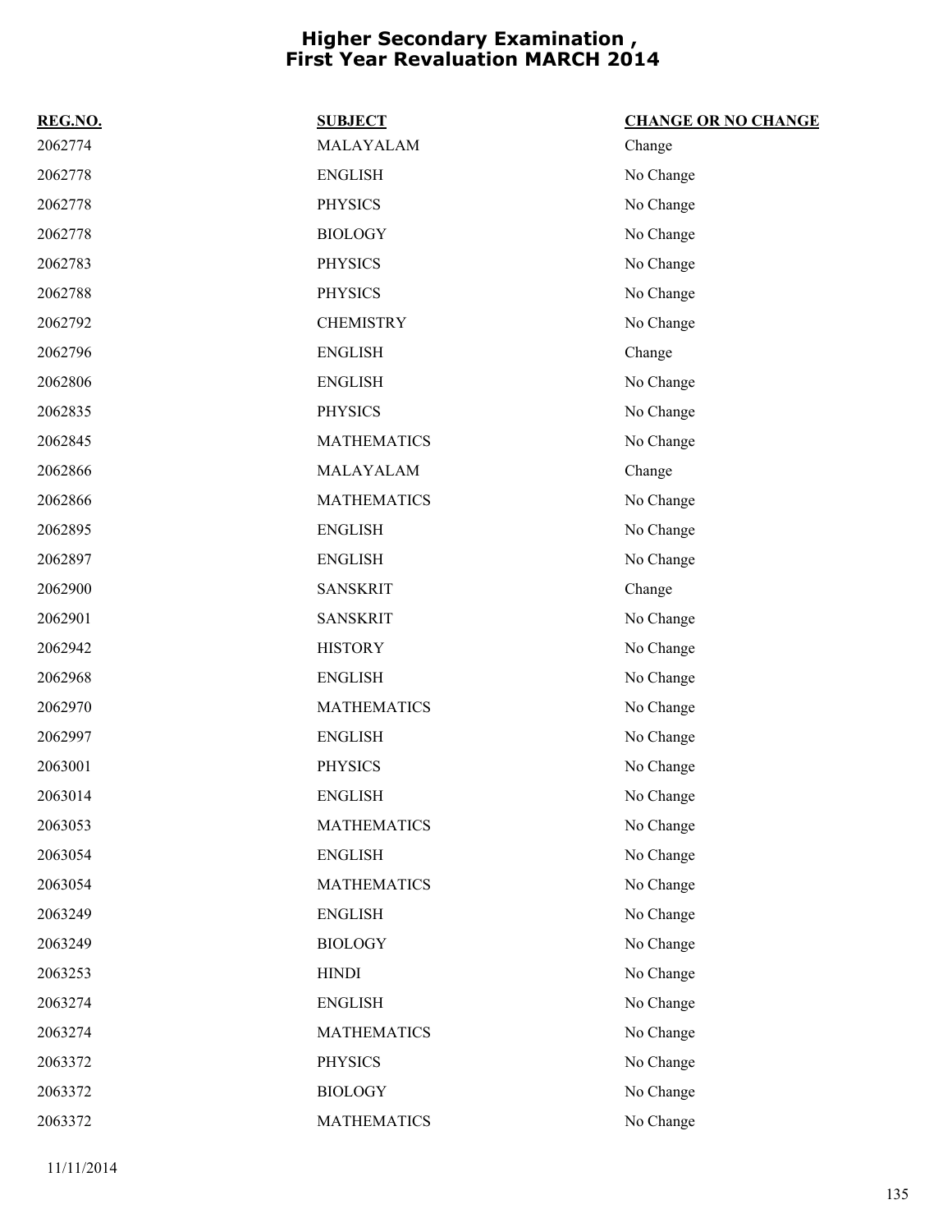# Higher Secondary Examination , First Year Revaluation MARCH 2014

| REG.NO. | SUBJECT | CHANGE OR NO CHANGE |
| --- | --- | --- |
| 2062774 | MALAYALAM | Change |
| 2062778 | ENGLISH | No Change |
| 2062778 | PHYSICS | No Change |
| 2062778 | BIOLOGY | No Change |
| 2062783 | PHYSICS | No Change |
| 2062788 | PHYSICS | No Change |
| 2062792 | CHEMISTRY | No Change |
| 2062796 | ENGLISH | Change |
| 2062806 | ENGLISH | No Change |
| 2062835 | PHYSICS | No Change |
| 2062845 | MATHEMATICS | No Change |
| 2062866 | MALAYALAM | Change |
| 2062866 | MATHEMATICS | No Change |
| 2062895 | ENGLISH | No Change |
| 2062897 | ENGLISH | No Change |
| 2062900 | SANSKRIT | Change |
| 2062901 | SANSKRIT | No Change |
| 2062942 | HISTORY | No Change |
| 2062968 | ENGLISH | No Change |
| 2062970 | MATHEMATICS | No Change |
| 2062997 | ENGLISH | No Change |
| 2063001 | PHYSICS | No Change |
| 2063014 | ENGLISH | No Change |
| 2063053 | MATHEMATICS | No Change |
| 2063054 | ENGLISH | No Change |
| 2063054 | MATHEMATICS | No Change |
| 2063249 | ENGLISH | No Change |
| 2063249 | BIOLOGY | No Change |
| 2063253 | HINDI | No Change |
| 2063274 | ENGLISH | No Change |
| 2063274 | MATHEMATICS | No Change |
| 2063372 | PHYSICS | No Change |
| 2063372 | BIOLOGY | No Change |
| 2063372 | MATHEMATICS | No Change |

11/11/2014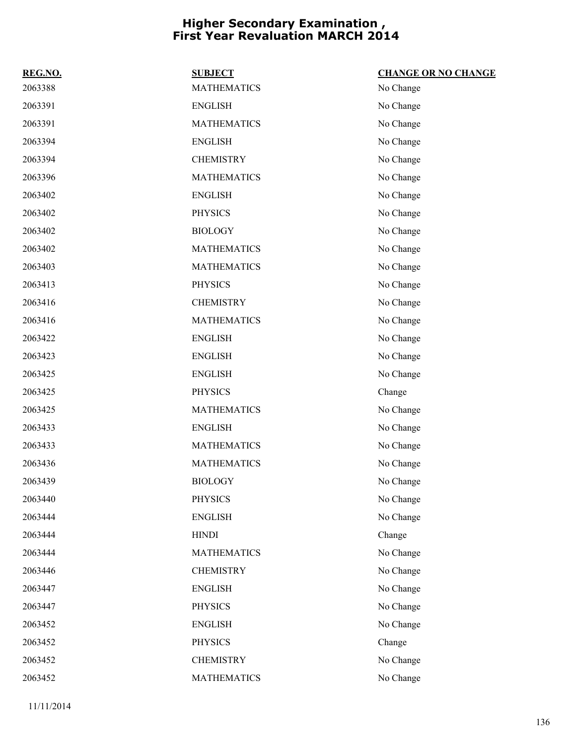# Higher Secondary Examination , First Year Revaluation MARCH 2014

| REG.NO. | SUBJECT | CHANGE OR NO CHANGE |
|---|---|---|
| 2063388 | MATHEMATICS | No Change |
| 2063391 | ENGLISH | No Change |
| 2063391 | MATHEMATICS | No Change |
| 2063394 | ENGLISH | No Change |
| 2063394 | CHEMISTRY | No Change |
| 2063396 | MATHEMATICS | No Change |
| 2063402 | ENGLISH | No Change |
| 2063402 | PHYSICS | No Change |
| 2063402 | BIOLOGY | No Change |
| 2063402 | MATHEMATICS | No Change |
| 2063403 | MATHEMATICS | No Change |
| 2063413 | PHYSICS | No Change |
| 2063416 | CHEMISTRY | No Change |
| 2063416 | MATHEMATICS | No Change |
| 2063422 | ENGLISH | No Change |
| 2063423 | ENGLISH | No Change |
| 2063425 | ENGLISH | No Change |
| 2063425 | PHYSICS | Change |
| 2063425 | MATHEMATICS | No Change |
| 2063433 | ENGLISH | No Change |
| 2063433 | MATHEMATICS | No Change |
| 2063436 | MATHEMATICS | No Change |
| 2063439 | BIOLOGY | No Change |
| 2063440 | PHYSICS | No Change |
| 2063444 | ENGLISH | No Change |
| 2063444 | HINDI | Change |
| 2063444 | MATHEMATICS | No Change |
| 2063446 | CHEMISTRY | No Change |
| 2063447 | ENGLISH | No Change |
| 2063447 | PHYSICS | No Change |
| 2063452 | ENGLISH | No Change |
| 2063452 | PHYSICS | Change |
| 2063452 | CHEMISTRY | No Change |
| 2063452 | MATHEMATICS | No Change |

11/11/2014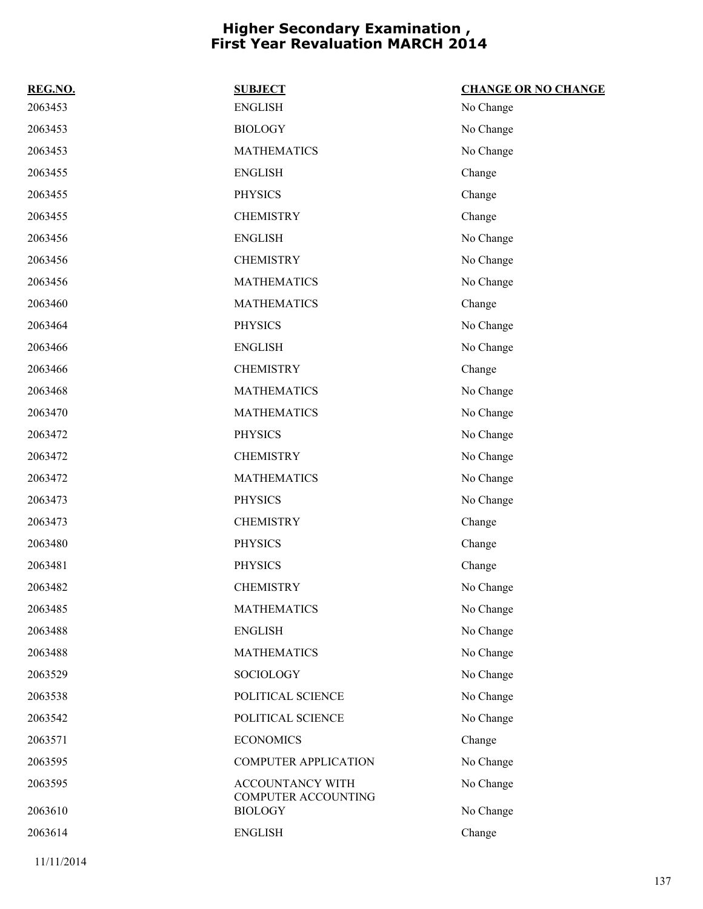# Higher Secondary Examination , First Year Revaluation MARCH 2014

| REG.NO. | SUBJECT | CHANGE OR NO CHANGE |
|---|---|---|
| 2063453 | ENGLISH | No Change |
| 2063453 | BIOLOGY | No Change |
| 2063453 | MATHEMATICS | No Change |
| 2063455 | ENGLISH | Change |
| 2063455 | PHYSICS | Change |
| 2063455 | CHEMISTRY | Change |
| 2063456 | ENGLISH | No Change |
| 2063456 | CHEMISTRY | No Change |
| 2063456 | MATHEMATICS | No Change |
| 2063460 | MATHEMATICS | Change |
| 2063464 | PHYSICS | No Change |
| 2063466 | ENGLISH | No Change |
| 2063466 | CHEMISTRY | Change |
| 2063468 | MATHEMATICS | No Change |
| 2063470 | MATHEMATICS | No Change |
| 2063472 | PHYSICS | No Change |
| 2063472 | CHEMISTRY | No Change |
| 2063472 | MATHEMATICS | No Change |
| 2063473 | PHYSICS | No Change |
| 2063473 | CHEMISTRY | Change |
| 2063480 | PHYSICS | Change |
| 2063481 | PHYSICS | Change |
| 2063482 | CHEMISTRY | No Change |
| 2063485 | MATHEMATICS | No Change |
| 2063488 | ENGLISH | No Change |
| 2063488 | MATHEMATICS | No Change |
| 2063529 | SOCIOLOGY | No Change |
| 2063538 | POLITICAL SCIENCE | No Change |
| 2063542 | POLITICAL SCIENCE | No Change |
| 2063571 | ECONOMICS | Change |
| 2063595 | COMPUTER APPLICATION | No Change |
| 2063595 | ACCOUNTANCY WITH COMPUTER ACCOUNTING | No Change |
| 2063610 | BIOLOGY | No Change |
| 2063614 | ENGLISH | Change |

11/11/2014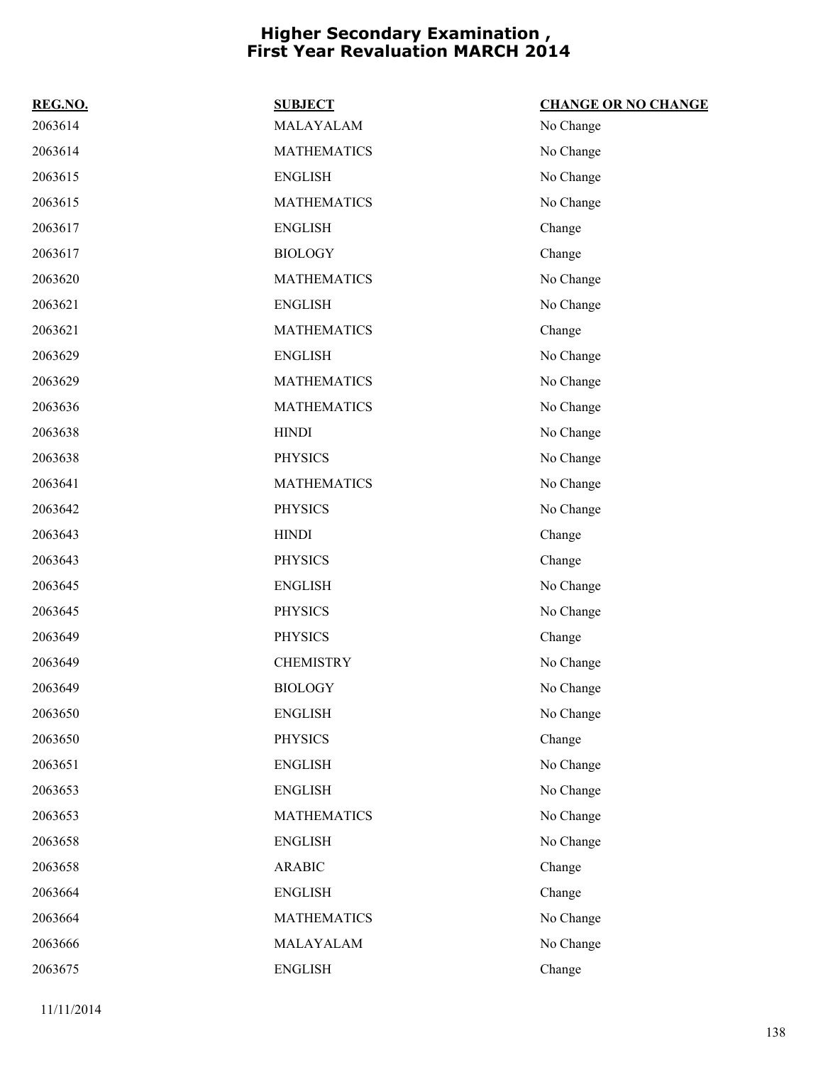# Higher Secondary Examination , First Year Revaluation MARCH 2014

| REG.NO. | SUBJECT | CHANGE OR NO CHANGE |
|---|---|---|
| 2063614 | MALAYALAM | No Change |
| 2063614 | MATHEMATICS | No Change |
| 2063615 | ENGLISH | No Change |
| 2063615 | MATHEMATICS | No Change |
| 2063617 | ENGLISH | Change |
| 2063617 | BIOLOGY | Change |
| 2063620 | MATHEMATICS | No Change |
| 2063621 | ENGLISH | No Change |
| 2063621 | MATHEMATICS | Change |
| 2063629 | ENGLISH | No Change |
| 2063629 | MATHEMATICS | No Change |
| 2063636 | MATHEMATICS | No Change |
| 2063638 | HINDI | No Change |
| 2063638 | PHYSICS | No Change |
| 2063641 | MATHEMATICS | No Change |
| 2063642 | PHYSICS | No Change |
| 2063643 | HINDI | Change |
| 2063643 | PHYSICS | Change |
| 2063645 | ENGLISH | No Change |
| 2063645 | PHYSICS | No Change |
| 2063649 | PHYSICS | Change |
| 2063649 | CHEMISTRY | No Change |
| 2063649 | BIOLOGY | No Change |
| 2063650 | ENGLISH | No Change |
| 2063650 | PHYSICS | Change |
| 2063651 | ENGLISH | No Change |
| 2063653 | ENGLISH | No Change |
| 2063653 | MATHEMATICS | No Change |
| 2063658 | ENGLISH | No Change |
| 2063658 | ARABIC | Change |
| 2063664 | ENGLISH | Change |
| 2063664 | MATHEMATICS | No Change |
| 2063666 | MALAYALAM | No Change |
| 2063675 | ENGLISH | Change |

11/11/2014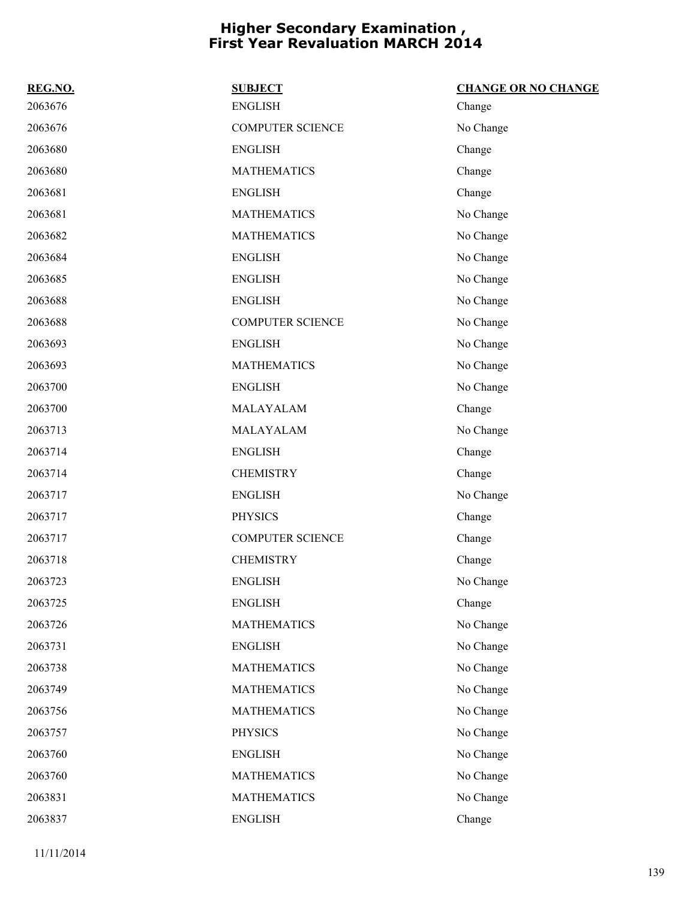# Higher Secondary Examination , First Year Revaluation MARCH 2014

| REG.NO. | SUBJECT | CHANGE OR NO CHANGE |
|---|---|---|
| 2063676 | ENGLISH | Change |
| 2063676 | COMPUTER SCIENCE | No Change |
| 2063680 | ENGLISH | Change |
| 2063680 | MATHEMATICS | Change |
| 2063681 | ENGLISH | Change |
| 2063681 | MATHEMATICS | No Change |
| 2063682 | MATHEMATICS | No Change |
| 2063684 | ENGLISH | No Change |
| 2063685 | ENGLISH | No Change |
| 2063688 | ENGLISH | No Change |
| 2063688 | COMPUTER SCIENCE | No Change |
| 2063693 | ENGLISH | No Change |
| 2063693 | MATHEMATICS | No Change |
| 2063700 | ENGLISH | No Change |
| 2063700 | MALAYALAM | Change |
| 2063713 | MALAYALAM | No Change |
| 2063714 | ENGLISH | Change |
| 2063714 | CHEMISTRY | Change |
| 2063717 | ENGLISH | No Change |
| 2063717 | PHYSICS | Change |
| 2063717 | COMPUTER SCIENCE | Change |
| 2063718 | CHEMISTRY | Change |
| 2063723 | ENGLISH | No Change |
| 2063725 | ENGLISH | Change |
| 2063726 | MATHEMATICS | No Change |
| 2063731 | ENGLISH | No Change |
| 2063738 | MATHEMATICS | No Change |
| 2063749 | MATHEMATICS | No Change |
| 2063756 | MATHEMATICS | No Change |
| 2063757 | PHYSICS | No Change |
| 2063760 | ENGLISH | No Change |
| 2063760 | MATHEMATICS | No Change |
| 2063831 | MATHEMATICS | No Change |
| 2063837 | ENGLISH | Change |

11/11/2014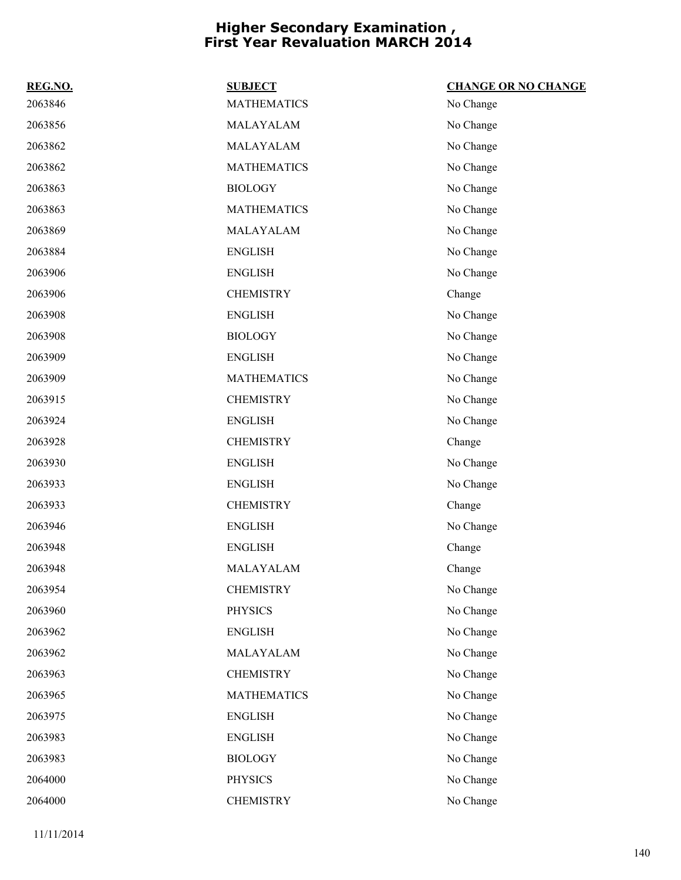# Higher Secondary Examination , First Year Revaluation MARCH 2014

| REG.NO. | SUBJECT | CHANGE OR NO CHANGE |
|---|---|---|
| 2063846 | MATHEMATICS | No Change |
| 2063856 | MALAYALAM | No Change |
| 2063862 | MALAYALAM | No Change |
| 2063862 | MATHEMATICS | No Change |
| 2063863 | BIOLOGY | No Change |
| 2063863 | MATHEMATICS | No Change |
| 2063869 | MALAYALAM | No Change |
| 2063884 | ENGLISH | No Change |
| 2063906 | ENGLISH | No Change |
| 2063906 | CHEMISTRY | Change |
| 2063908 | ENGLISH | No Change |
| 2063908 | BIOLOGY | No Change |
| 2063909 | ENGLISH | No Change |
| 2063909 | MATHEMATICS | No Change |
| 2063915 | CHEMISTRY | No Change |
| 2063924 | ENGLISH | No Change |
| 2063928 | CHEMISTRY | Change |
| 2063930 | ENGLISH | No Change |
| 2063933 | ENGLISH | No Change |
| 2063933 | CHEMISTRY | Change |
| 2063946 | ENGLISH | No Change |
| 2063948 | ENGLISH | Change |
| 2063948 | MALAYALAM | Change |
| 2063954 | CHEMISTRY | No Change |
| 2063960 | PHYSICS | No Change |
| 2063962 | ENGLISH | No Change |
| 2063962 | MALAYALAM | No Change |
| 2063963 | CHEMISTRY | No Change |
| 2063965 | MATHEMATICS | No Change |
| 2063975 | ENGLISH | No Change |
| 2063983 | ENGLISH | No Change |
| 2063983 | BIOLOGY | No Change |
| 2064000 | PHYSICS | No Change |
| 2064000 | CHEMISTRY | No Change |

11/11/2014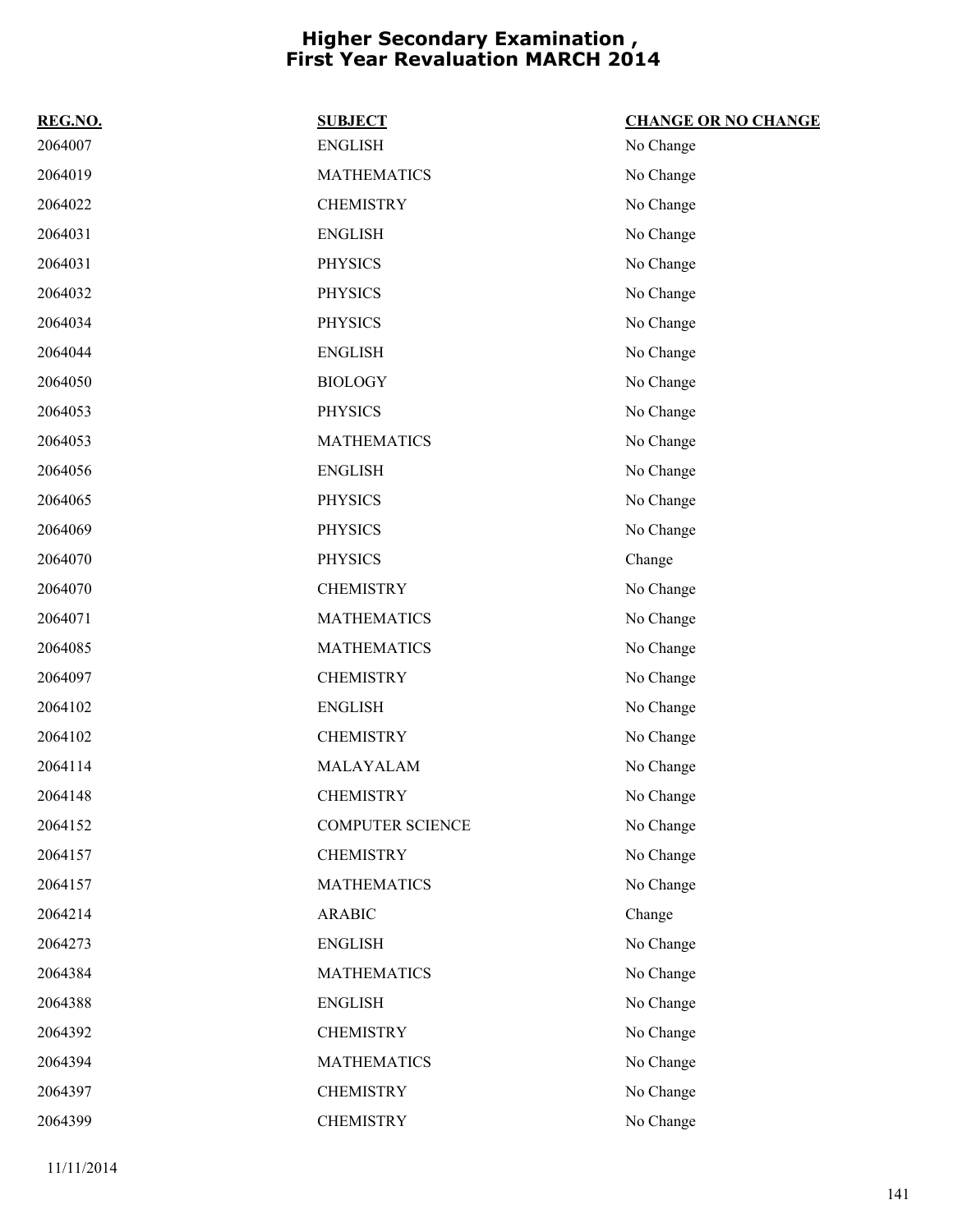# Higher Secondary Examination , First Year Revaluation MARCH 2014

| REG.NO. | SUBJECT | CHANGE OR NO CHANGE |
|---|---|---|
| 2064007 | ENGLISH | No Change |
| 2064019 | MATHEMATICS | No Change |
| 2064022 | CHEMISTRY | No Change |
| 2064031 | ENGLISH | No Change |
| 2064031 | PHYSICS | No Change |
| 2064032 | PHYSICS | No Change |
| 2064034 | PHYSICS | No Change |
| 2064044 | ENGLISH | No Change |
| 2064050 | BIOLOGY | No Change |
| 2064053 | PHYSICS | No Change |
| 2064053 | MATHEMATICS | No Change |
| 2064056 | ENGLISH | No Change |
| 2064065 | PHYSICS | No Change |
| 2064069 | PHYSICS | No Change |
| 2064070 | PHYSICS | Change |
| 2064070 | CHEMISTRY | No Change |
| 2064071 | MATHEMATICS | No Change |
| 2064085 | MATHEMATICS | No Change |
| 2064097 | CHEMISTRY | No Change |
| 2064102 | ENGLISH | No Change |
| 2064102 | CHEMISTRY | No Change |
| 2064114 | MALAYALAM | No Change |
| 2064148 | CHEMISTRY | No Change |
| 2064152 | COMPUTER SCIENCE | No Change |
| 2064157 | CHEMISTRY | No Change |
| 2064157 | MATHEMATICS | No Change |
| 2064214 | ARABIC | Change |
| 2064273 | ENGLISH | No Change |
| 2064384 | MATHEMATICS | No Change |
| 2064388 | ENGLISH | No Change |
| 2064392 | CHEMISTRY | No Change |
| 2064394 | MATHEMATICS | No Change |
| 2064397 | CHEMISTRY | No Change |
| 2064399 | CHEMISTRY | No Change |

11/11/2014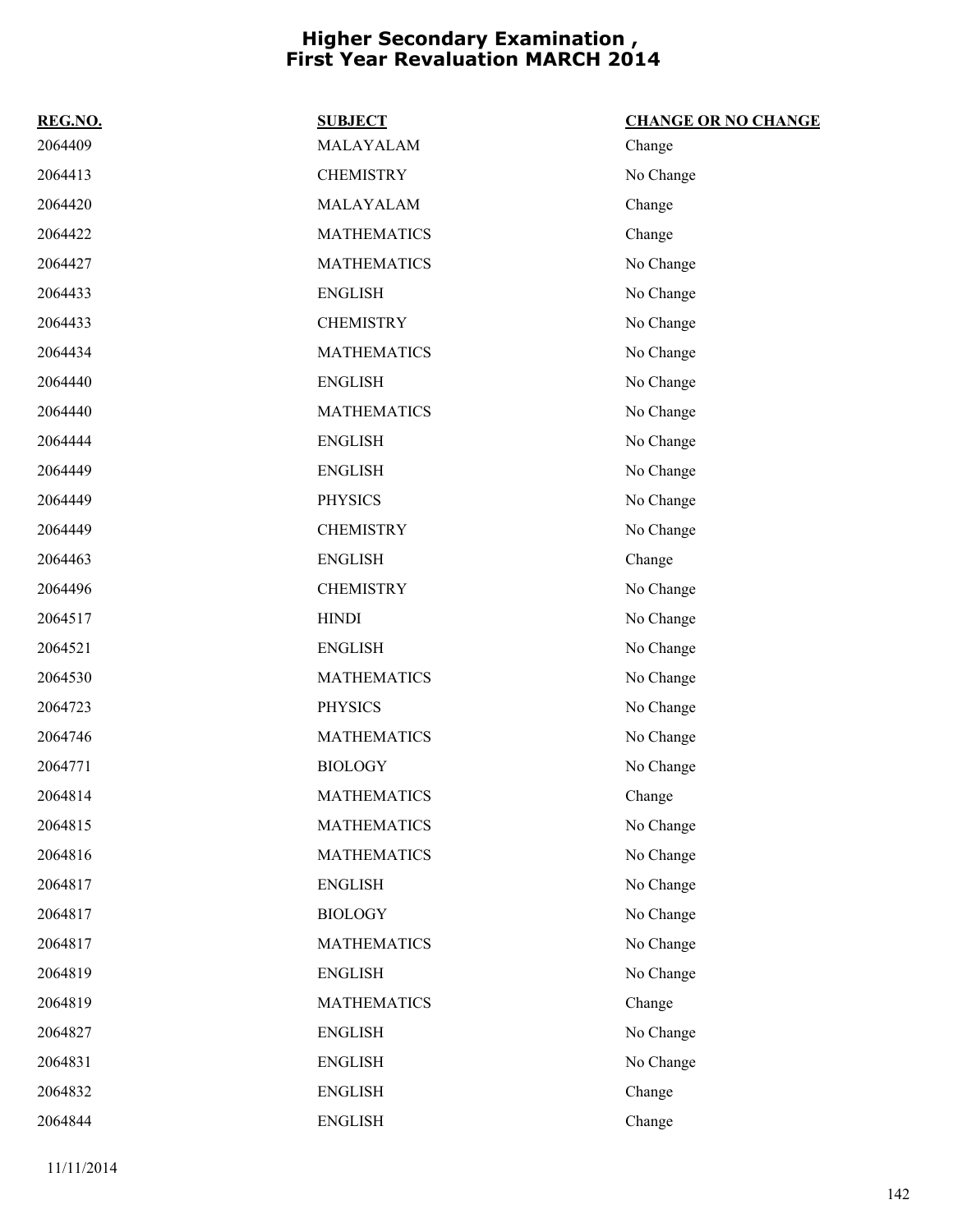# Higher Secondary Examination , First Year Revaluation MARCH 2014

| REG.NO. | SUBJECT | CHANGE OR NO CHANGE |
|---|---|---|
| 2064409 | MALAYALAM | Change |
| 2064413 | CHEMISTRY | No Change |
| 2064420 | MALAYALAM | Change |
| 2064422 | MATHEMATICS | Change |
| 2064427 | MATHEMATICS | No Change |
| 2064433 | ENGLISH | No Change |
| 2064433 | CHEMISTRY | No Change |
| 2064434 | MATHEMATICS | No Change |
| 2064440 | ENGLISH | No Change |
| 2064440 | MATHEMATICS | No Change |
| 2064444 | ENGLISH | No Change |
| 2064449 | ENGLISH | No Change |
| 2064449 | PHYSICS | No Change |
| 2064449 | CHEMISTRY | No Change |
| 2064463 | ENGLISH | Change |
| 2064496 | CHEMISTRY | No Change |
| 2064517 | HINDI | No Change |
| 2064521 | ENGLISH | No Change |
| 2064530 | MATHEMATICS | No Change |
| 2064723 | PHYSICS | No Change |
| 2064746 | MATHEMATICS | No Change |
| 2064771 | BIOLOGY | No Change |
| 2064814 | MATHEMATICS | Change |
| 2064815 | MATHEMATICS | No Change |
| 2064816 | MATHEMATICS | No Change |
| 2064817 | ENGLISH | No Change |
| 2064817 | BIOLOGY | No Change |
| 2064817 | MATHEMATICS | No Change |
| 2064819 | ENGLISH | No Change |
| 2064819 | MATHEMATICS | Change |
| 2064827 | ENGLISH | No Change |
| 2064831 | ENGLISH | No Change |
| 2064832 | ENGLISH | Change |
| 2064844 | ENGLISH | Change |

11/11/2014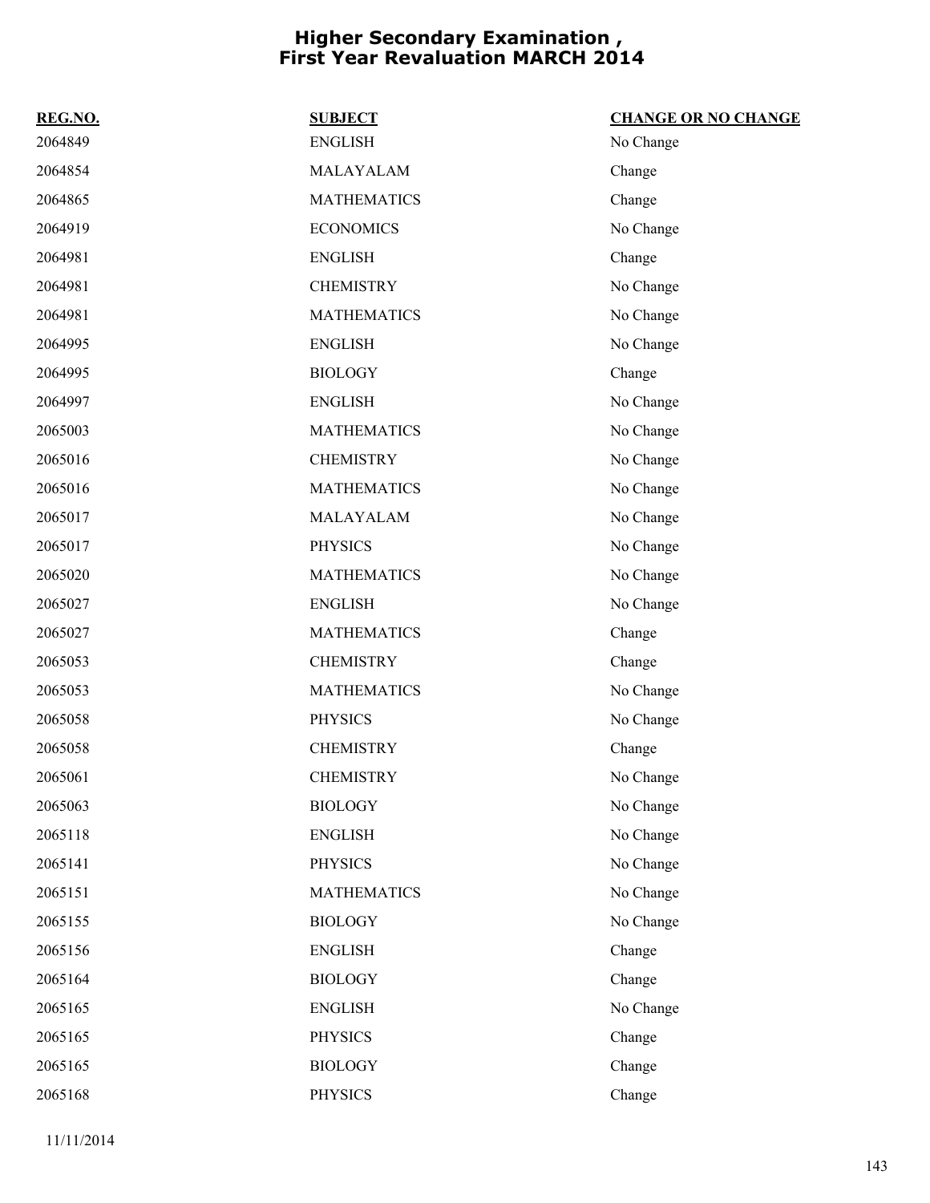# Higher Secondary Examination , First Year Revaluation MARCH 2014

| REG.NO. | SUBJECT | CHANGE OR NO CHANGE |
|---|---|---|
| 2064849 | ENGLISH | No Change |
| 2064854 | MALAYALAM | Change |
| 2064865 | MATHEMATICS | Change |
| 2064919 | ECONOMICS | No Change |
| 2064981 | ENGLISH | Change |
| 2064981 | CHEMISTRY | No Change |
| 2064981 | MATHEMATICS | No Change |
| 2064995 | ENGLISH | No Change |
| 2064995 | BIOLOGY | Change |
| 2064997 | ENGLISH | No Change |
| 2065003 | MATHEMATICS | No Change |
| 2065016 | CHEMISTRY | No Change |
| 2065016 | MATHEMATICS | No Change |
| 2065017 | MALAYALAM | No Change |
| 2065017 | PHYSICS | No Change |
| 2065020 | MATHEMATICS | No Change |
| 2065027 | ENGLISH | No Change |
| 2065027 | MATHEMATICS | Change |
| 2065053 | CHEMISTRY | Change |
| 2065053 | MATHEMATICS | No Change |
| 2065058 | PHYSICS | No Change |
| 2065058 | CHEMISTRY | Change |
| 2065061 | CHEMISTRY | No Change |
| 2065063 | BIOLOGY | No Change |
| 2065118 | ENGLISH | No Change |
| 2065141 | PHYSICS | No Change |
| 2065151 | MATHEMATICS | No Change |
| 2065155 | BIOLOGY | No Change |
| 2065156 | ENGLISH | Change |
| 2065164 | BIOLOGY | Change |
| 2065165 | ENGLISH | No Change |
| 2065165 | PHYSICS | Change |
| 2065165 | BIOLOGY | Change |
| 2065168 | PHYSICS | Change |

11/11/2014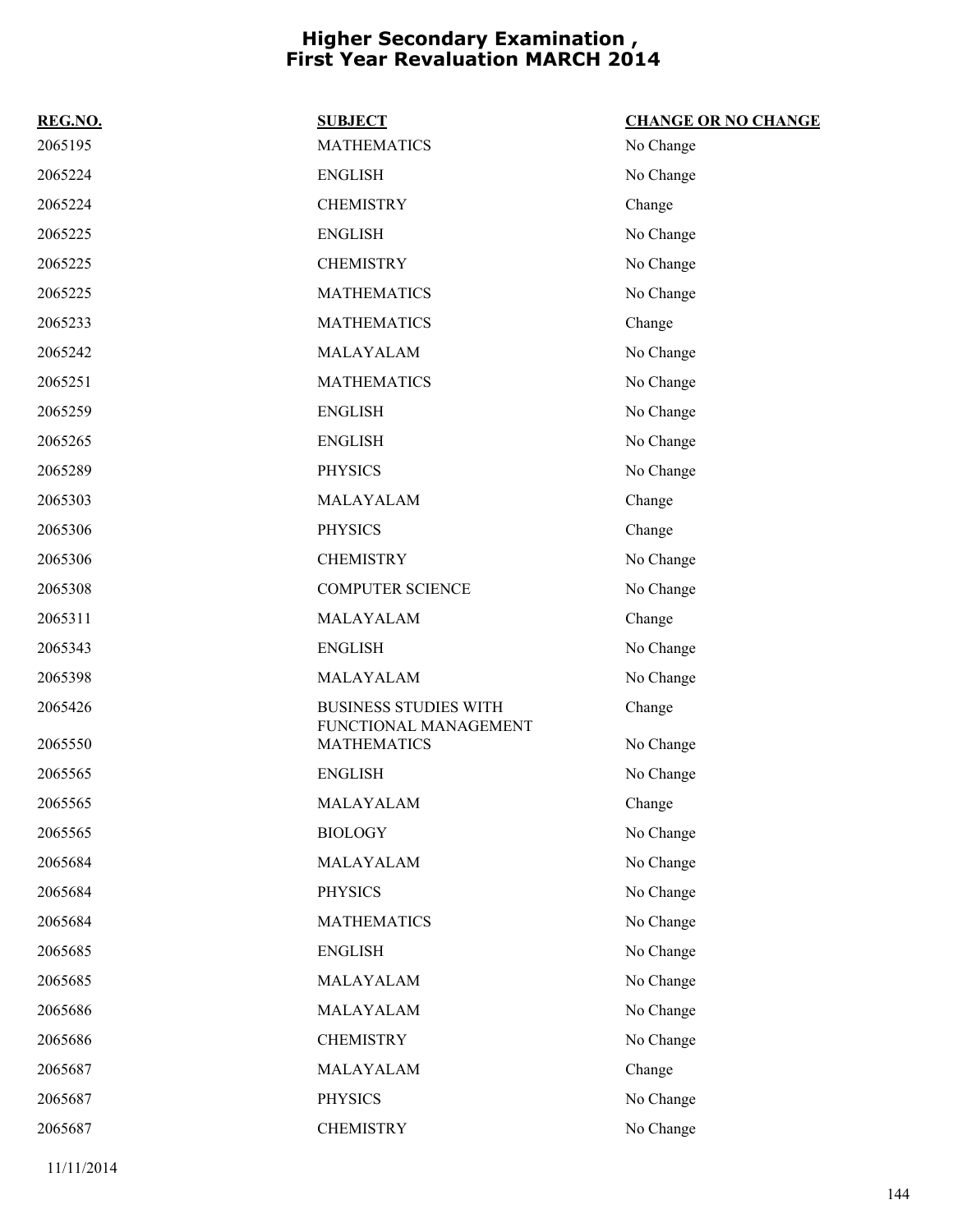# Higher Secondary Examination , First Year Revaluation MARCH 2014

| REG.NO. | SUBJECT | CHANGE OR NO CHANGE |
|---|---|---|
| 2065195 | MATHEMATICS | No Change |
| 2065224 | ENGLISH | No Change |
| 2065224 | CHEMISTRY | Change |
| 2065225 | ENGLISH | No Change |
| 2065225 | CHEMISTRY | No Change |
| 2065225 | MATHEMATICS | No Change |
| 2065233 | MATHEMATICS | Change |
| 2065242 | MALAYALAM | No Change |
| 2065251 | MATHEMATICS | No Change |
| 2065259 | ENGLISH | No Change |
| 2065265 | ENGLISH | No Change |
| 2065289 | PHYSICS | No Change |
| 2065303 | MALAYALAM | Change |
| 2065306 | PHYSICS | Change |
| 2065306 | CHEMISTRY | No Change |
| 2065308 | COMPUTER SCIENCE | No Change |
| 2065311 | MALAYALAM | Change |
| 2065343 | ENGLISH | No Change |
| 2065398 | MALAYALAM | No Change |
| 2065426 | BUSINESS STUDIES WITH FUNCTIONAL MANAGEMENT | Change |
| 2065550 | MATHEMATICS | No Change |
| 2065565 | ENGLISH | No Change |
| 2065565 | MALAYALAM | Change |
| 2065565 | BIOLOGY | No Change |
| 2065684 | MALAYALAM | No Change |
| 2065684 | PHYSICS | No Change |
| 2065684 | MATHEMATICS | No Change |
| 2065685 | ENGLISH | No Change |
| 2065685 | MALAYALAM | No Change |
| 2065686 | MALAYALAM | No Change |
| 2065686 | CHEMISTRY | No Change |
| 2065687 | MALAYALAM | Change |
| 2065687 | PHYSICS | No Change |
| 2065687 | CHEMISTRY | No Change |

11/11/2014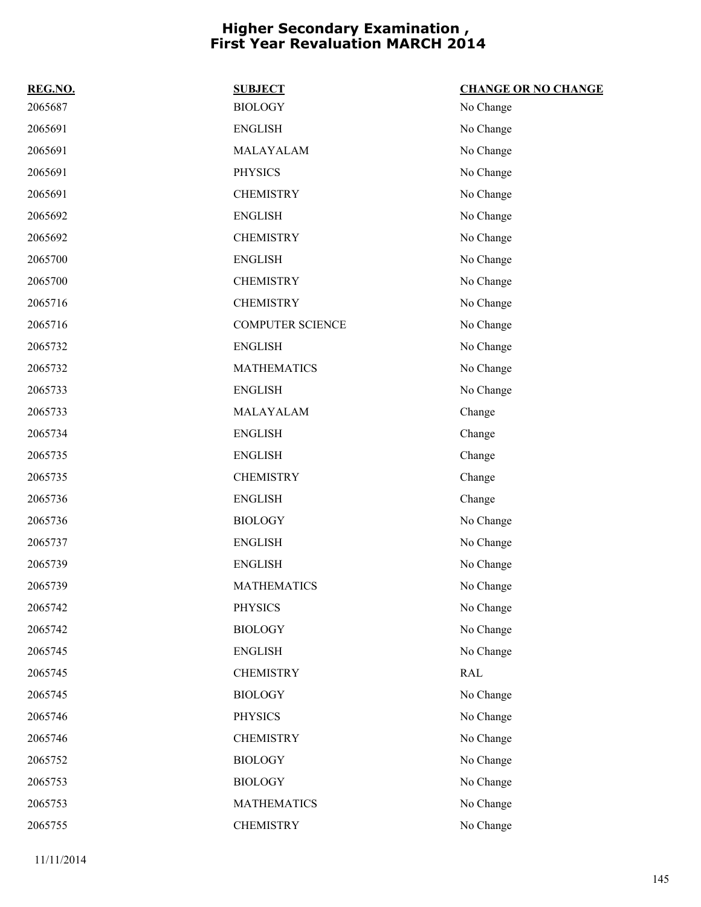# Higher Secondary Examination , First Year Revaluation MARCH 2014

| REG.NO. | SUBJECT | CHANGE OR NO CHANGE |
| --- | --- | --- |
| 2065687 | BIOLOGY | No Change |
| 2065691 | ENGLISH | No Change |
| 2065691 | MALAYALAM | No Change |
| 2065691 | PHYSICS | No Change |
| 2065691 | CHEMISTRY | No Change |
| 2065692 | ENGLISH | No Change |
| 2065692 | CHEMISTRY | No Change |
| 2065700 | ENGLISH | No Change |
| 2065700 | CHEMISTRY | No Change |
| 2065716 | CHEMISTRY | No Change |
| 2065716 | COMPUTER SCIENCE | No Change |
| 2065732 | ENGLISH | No Change |
| 2065732 | MATHEMATICS | No Change |
| 2065733 | ENGLISH | No Change |
| 2065733 | MALAYALAM | Change |
| 2065734 | ENGLISH | Change |
| 2065735 | ENGLISH | Change |
| 2065735 | CHEMISTRY | Change |
| 2065736 | ENGLISH | Change |
| 2065736 | BIOLOGY | No Change |
| 2065737 | ENGLISH | No Change |
| 2065739 | ENGLISH | No Change |
| 2065739 | MATHEMATICS | No Change |
| 2065742 | PHYSICS | No Change |
| 2065742 | BIOLOGY | No Change |
| 2065745 | ENGLISH | No Change |
| 2065745 | CHEMISTRY | RAL |
| 2065745 | BIOLOGY | No Change |
| 2065746 | PHYSICS | No Change |
| 2065746 | CHEMISTRY | No Change |
| 2065752 | BIOLOGY | No Change |
| 2065753 | BIOLOGY | No Change |
| 2065753 | MATHEMATICS | No Change |
| 2065755 | CHEMISTRY | No Change |

11/11/2014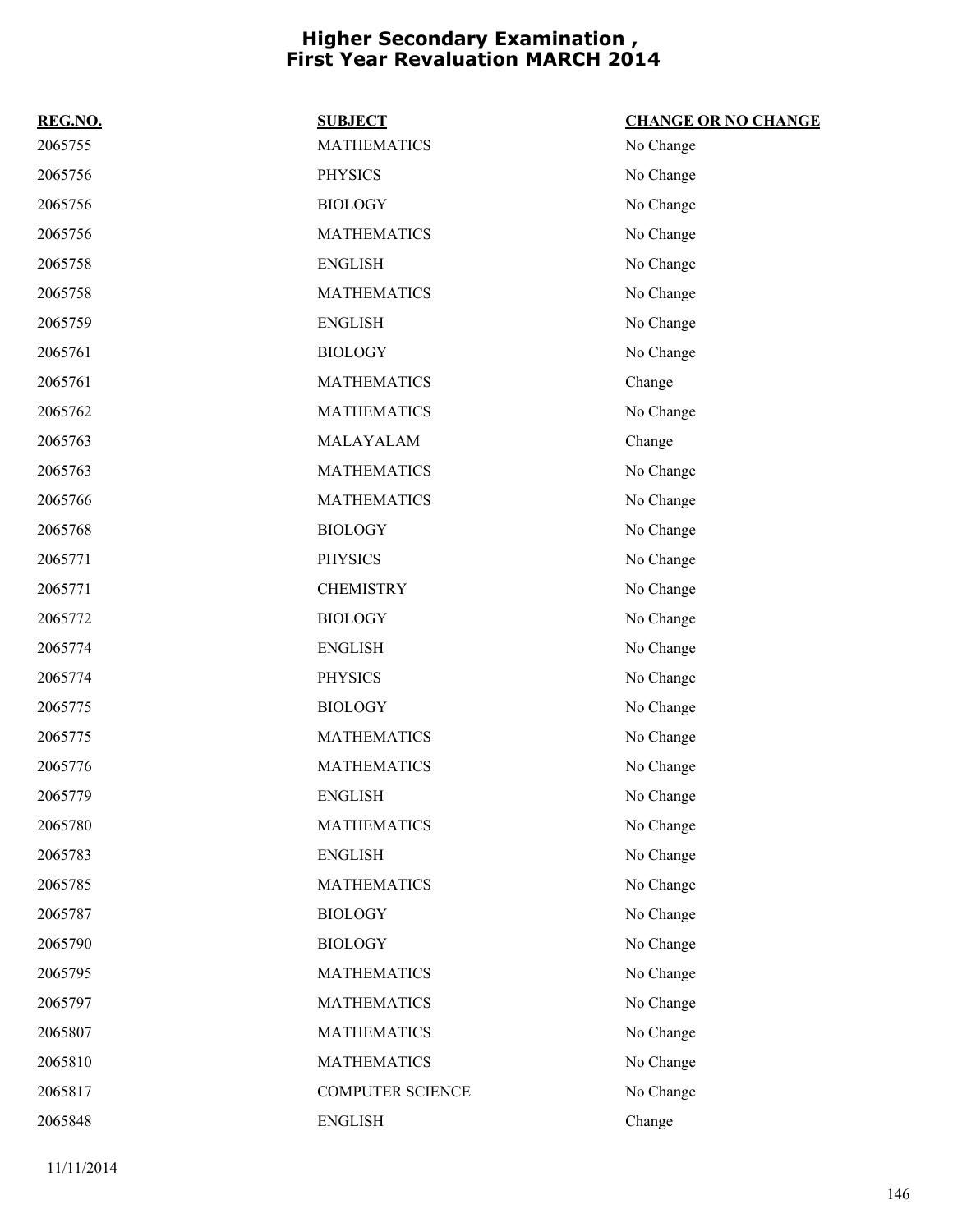# Higher Secondary Examination , First Year Revaluation MARCH 2014

| REG.NO. | SUBJECT | CHANGE OR NO CHANGE |
|---|---|---|
| 2065755 | MATHEMATICS | No Change |
| 2065756 | PHYSICS | No Change |
| 2065756 | BIOLOGY | No Change |
| 2065756 | MATHEMATICS | No Change |
| 2065758 | ENGLISH | No Change |
| 2065758 | MATHEMATICS | No Change |
| 2065759 | ENGLISH | No Change |
| 2065761 | BIOLOGY | No Change |
| 2065761 | MATHEMATICS | Change |
| 2065762 | MATHEMATICS | No Change |
| 2065763 | MALAYALAM | Change |
| 2065763 | MATHEMATICS | No Change |
| 2065766 | MATHEMATICS | No Change |
| 2065768 | BIOLOGY | No Change |
| 2065771 | PHYSICS | No Change |
| 2065771 | CHEMISTRY | No Change |
| 2065772 | BIOLOGY | No Change |
| 2065774 | ENGLISH | No Change |
| 2065774 | PHYSICS | No Change |
| 2065775 | BIOLOGY | No Change |
| 2065775 | MATHEMATICS | No Change |
| 2065776 | MATHEMATICS | No Change |
| 2065779 | ENGLISH | No Change |
| 2065780 | MATHEMATICS | No Change |
| 2065783 | ENGLISH | No Change |
| 2065785 | MATHEMATICS | No Change |
| 2065787 | BIOLOGY | No Change |
| 2065790 | BIOLOGY | No Change |
| 2065795 | MATHEMATICS | No Change |
| 2065797 | MATHEMATICS | No Change |
| 2065807 | MATHEMATICS | No Change |
| 2065810 | MATHEMATICS | No Change |
| 2065817 | COMPUTER SCIENCE | No Change |
| 2065848 | ENGLISH | Change |

11/11/2014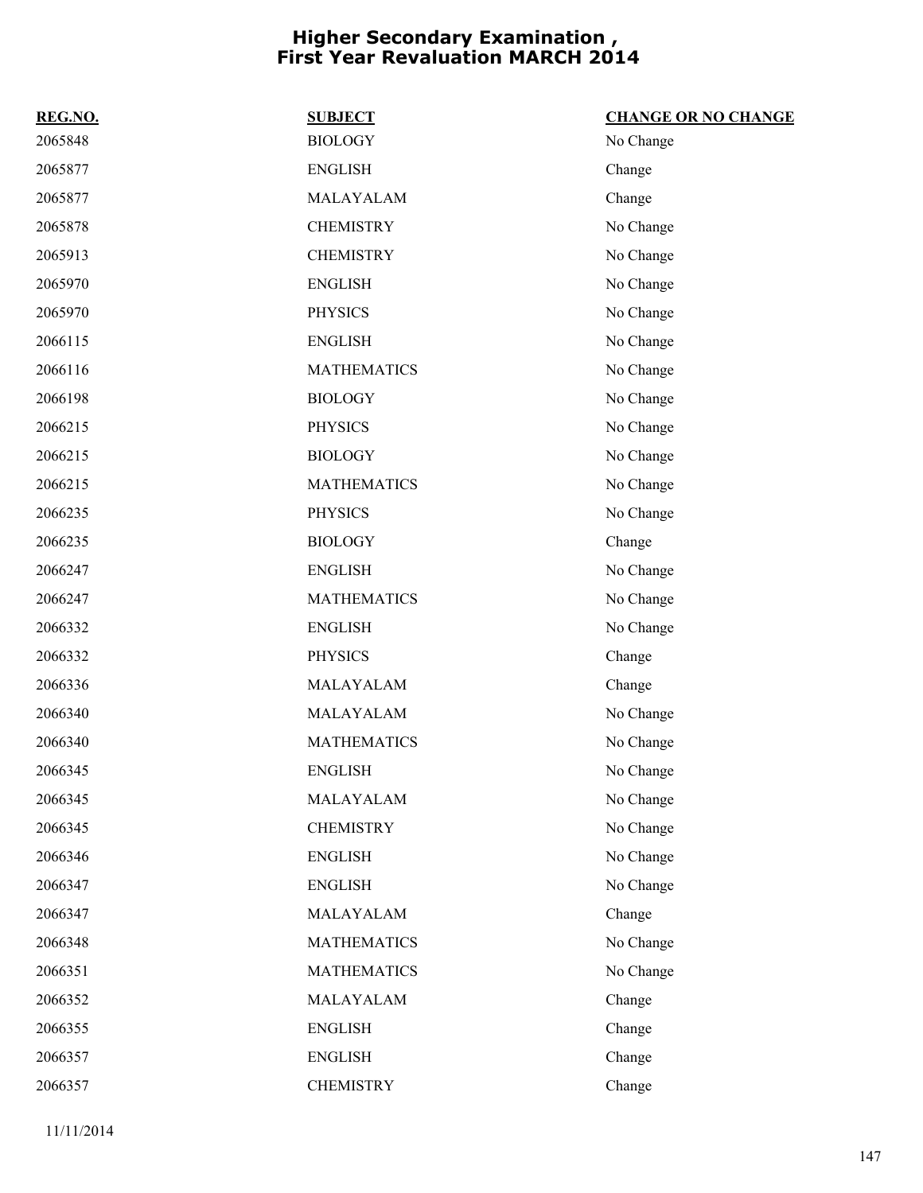# Higher Secondary Examination , First Year Revaluation MARCH 2014

| REG.NO. | SUBJECT | CHANGE OR NO CHANGE |
|---|---|---|
| 2065848 | BIOLOGY | No Change |
| 2065877 | ENGLISH | Change |
| 2065877 | MALAYALAM | Change |
| 2065878 | CHEMISTRY | No Change |
| 2065913 | CHEMISTRY | No Change |
| 2065970 | ENGLISH | No Change |
| 2065970 | PHYSICS | No Change |
| 2066115 | ENGLISH | No Change |
| 2066116 | MATHEMATICS | No Change |
| 2066198 | BIOLOGY | No Change |
| 2066215 | PHYSICS | No Change |
| 2066215 | BIOLOGY | No Change |
| 2066215 | MATHEMATICS | No Change |
| 2066235 | PHYSICS | No Change |
| 2066235 | BIOLOGY | Change |
| 2066247 | ENGLISH | No Change |
| 2066247 | MATHEMATICS | No Change |
| 2066332 | ENGLISH | No Change |
| 2066332 | PHYSICS | Change |
| 2066336 | MALAYALAM | Change |
| 2066340 | MALAYALAM | No Change |
| 2066340 | MATHEMATICS | No Change |
| 2066345 | ENGLISH | No Change |
| 2066345 | MALAYALAM | No Change |
| 2066345 | CHEMISTRY | No Change |
| 2066346 | ENGLISH | No Change |
| 2066347 | ENGLISH | No Change |
| 2066347 | MALAYALAM | Change |
| 2066348 | MATHEMATICS | No Change |
| 2066351 | MATHEMATICS | No Change |
| 2066352 | MALAYALAM | Change |
| 2066355 | ENGLISH | Change |
| 2066357 | ENGLISH | Change |
| 2066357 | CHEMISTRY | Change |

11/11/2014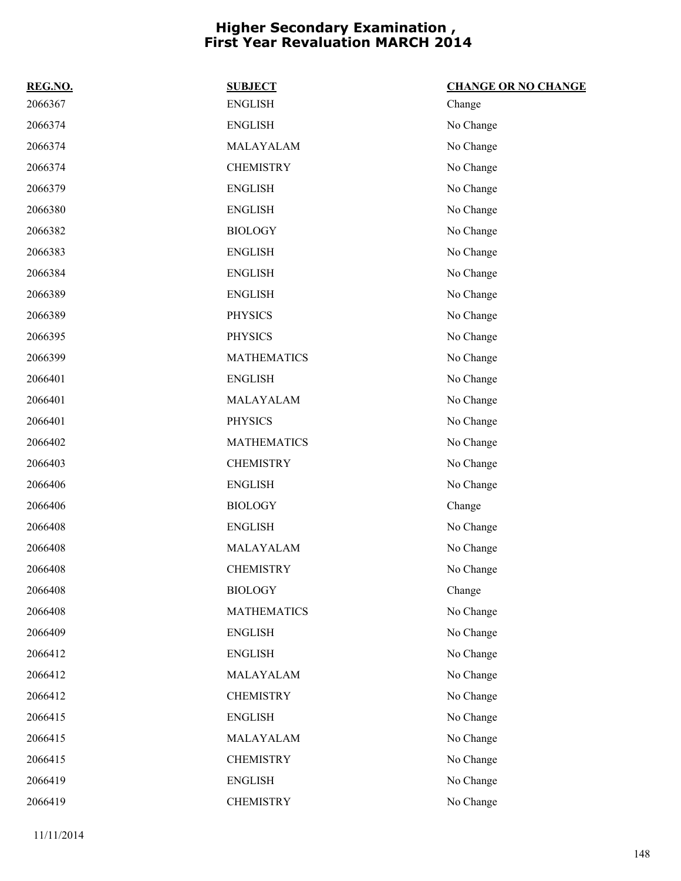# Higher Secondary Examination , First Year Revaluation MARCH 2014

| REG.NO. | SUBJECT | CHANGE OR NO CHANGE |
|---|---|---|
| 2066367 | ENGLISH | Change |
| 2066374 | ENGLISH | No Change |
| 2066374 | MALAYALAM | No Change |
| 2066374 | CHEMISTRY | No Change |
| 2066379 | ENGLISH | No Change |
| 2066380 | ENGLISH | No Change |
| 2066382 | BIOLOGY | No Change |
| 2066383 | ENGLISH | No Change |
| 2066384 | ENGLISH | No Change |
| 2066389 | ENGLISH | No Change |
| 2066389 | PHYSICS | No Change |
| 2066395 | PHYSICS | No Change |
| 2066399 | MATHEMATICS | No Change |
| 2066401 | ENGLISH | No Change |
| 2066401 | MALAYALAM | No Change |
| 2066401 | PHYSICS | No Change |
| 2066402 | MATHEMATICS | No Change |
| 2066403 | CHEMISTRY | No Change |
| 2066406 | ENGLISH | No Change |
| 2066406 | BIOLOGY | Change |
| 2066408 | ENGLISH | No Change |
| 2066408 | MALAYALAM | No Change |
| 2066408 | CHEMISTRY | No Change |
| 2066408 | BIOLOGY | Change |
| 2066408 | MATHEMATICS | No Change |
| 2066409 | ENGLISH | No Change |
| 2066412 | ENGLISH | No Change |
| 2066412 | MALAYALAM | No Change |
| 2066412 | CHEMISTRY | No Change |
| 2066415 | ENGLISH | No Change |
| 2066415 | MALAYALAM | No Change |
| 2066415 | CHEMISTRY | No Change |
| 2066419 | ENGLISH | No Change |
| 2066419 | CHEMISTRY | No Change |

11/11/2014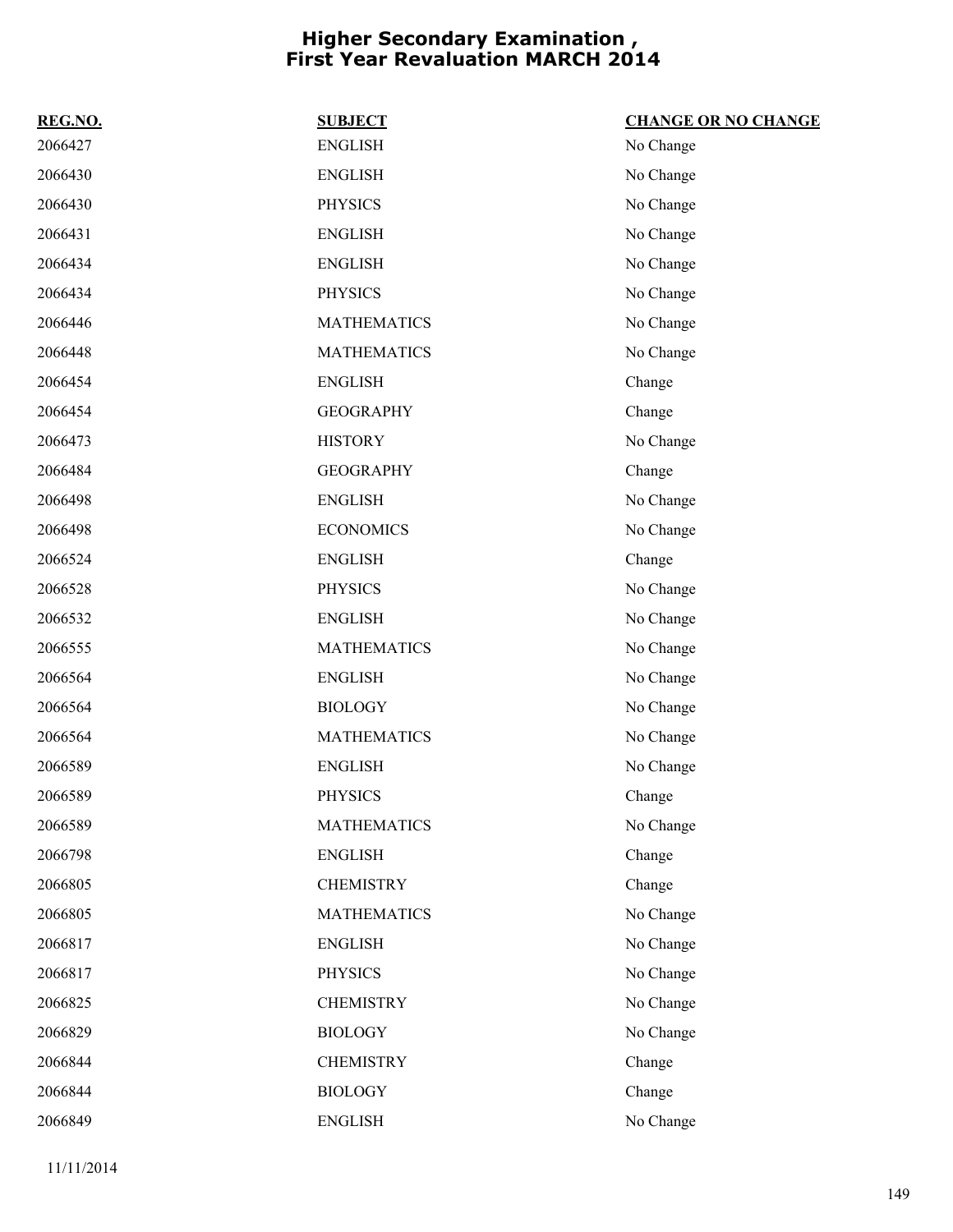# Higher Secondary Examination , First Year Revaluation MARCH 2014

| REG.NO. | SUBJECT | CHANGE OR NO CHANGE |
|---|---|---|
| 2066427 | ENGLISH | No Change |
| 2066430 | ENGLISH | No Change |
| 2066430 | PHYSICS | No Change |
| 2066431 | ENGLISH | No Change |
| 2066434 | ENGLISH | No Change |
| 2066434 | PHYSICS | No Change |
| 2066446 | MATHEMATICS | No Change |
| 2066448 | MATHEMATICS | No Change |
| 2066454 | ENGLISH | Change |
| 2066454 | GEOGRAPHY | Change |
| 2066473 | HISTORY | No Change |
| 2066484 | GEOGRAPHY | Change |
| 2066498 | ENGLISH | No Change |
| 2066498 | ECONOMICS | No Change |
| 2066524 | ENGLISH | Change |
| 2066528 | PHYSICS | No Change |
| 2066532 | ENGLISH | No Change |
| 2066555 | MATHEMATICS | No Change |
| 2066564 | ENGLISH | No Change |
| 2066564 | BIOLOGY | No Change |
| 2066564 | MATHEMATICS | No Change |
| 2066589 | ENGLISH | No Change |
| 2066589 | PHYSICS | Change |
| 2066589 | MATHEMATICS | No Change |
| 2066798 | ENGLISH | Change |
| 2066805 | CHEMISTRY | Change |
| 2066805 | MATHEMATICS | No Change |
| 2066817 | ENGLISH | No Change |
| 2066817 | PHYSICS | No Change |
| 2066825 | CHEMISTRY | No Change |
| 2066829 | BIOLOGY | No Change |
| 2066844 | CHEMISTRY | Change |
| 2066844 | BIOLOGY | Change |
| 2066849 | ENGLISH | No Change |

11/11/2014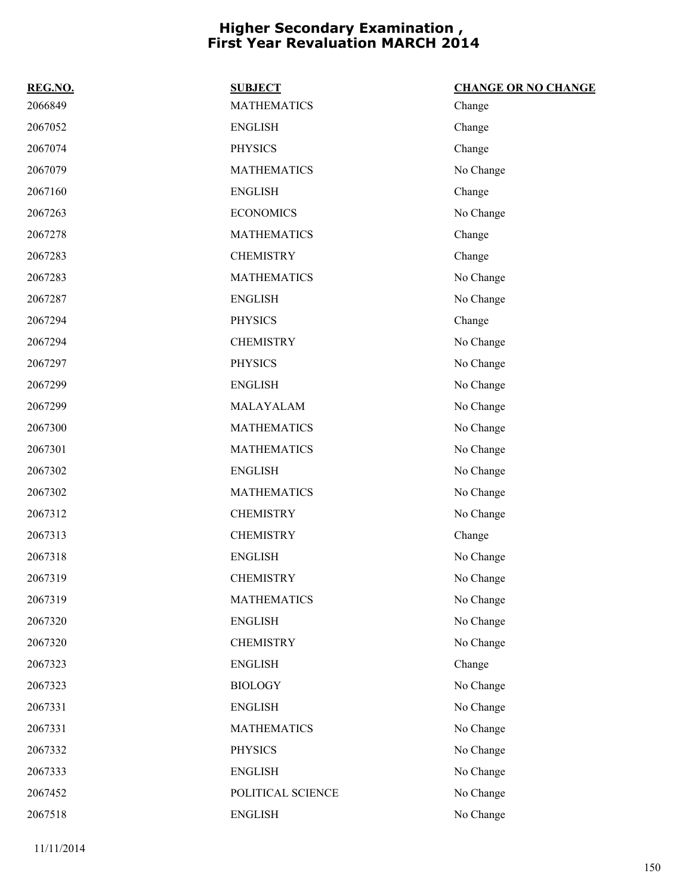# Higher Secondary Examination , First Year Revaluation MARCH 2014

| REG.NO. | SUBJECT | CHANGE OR NO CHANGE |
|---|---|---|
| 2066849 | MATHEMATICS | Change |
| 2067052 | ENGLISH | Change |
| 2067074 | PHYSICS | Change |
| 2067079 | MATHEMATICS | No Change |
| 2067160 | ENGLISH | Change |
| 2067263 | ECONOMICS | No Change |
| 2067278 | MATHEMATICS | Change |
| 2067283 | CHEMISTRY | Change |
| 2067283 | MATHEMATICS | No Change |
| 2067287 | ENGLISH | No Change |
| 2067294 | PHYSICS | Change |
| 2067294 | CHEMISTRY | No Change |
| 2067297 | PHYSICS | No Change |
| 2067299 | ENGLISH | No Change |
| 2067299 | MALAYALAM | No Change |
| 2067300 | MATHEMATICS | No Change |
| 2067301 | MATHEMATICS | No Change |
| 2067302 | ENGLISH | No Change |
| 2067302 | MATHEMATICS | No Change |
| 2067312 | CHEMISTRY | No Change |
| 2067313 | CHEMISTRY | Change |
| 2067318 | ENGLISH | No Change |
| 2067319 | CHEMISTRY | No Change |
| 2067319 | MATHEMATICS | No Change |
| 2067320 | ENGLISH | No Change |
| 2067320 | CHEMISTRY | No Change |
| 2067323 | ENGLISH | Change |
| 2067323 | BIOLOGY | No Change |
| 2067331 | ENGLISH | No Change |
| 2067331 | MATHEMATICS | No Change |
| 2067332 | PHYSICS | No Change |
| 2067333 | ENGLISH | No Change |
| 2067452 | POLITICAL SCIENCE | No Change |
| 2067518 | ENGLISH | No Change |

11/11/2014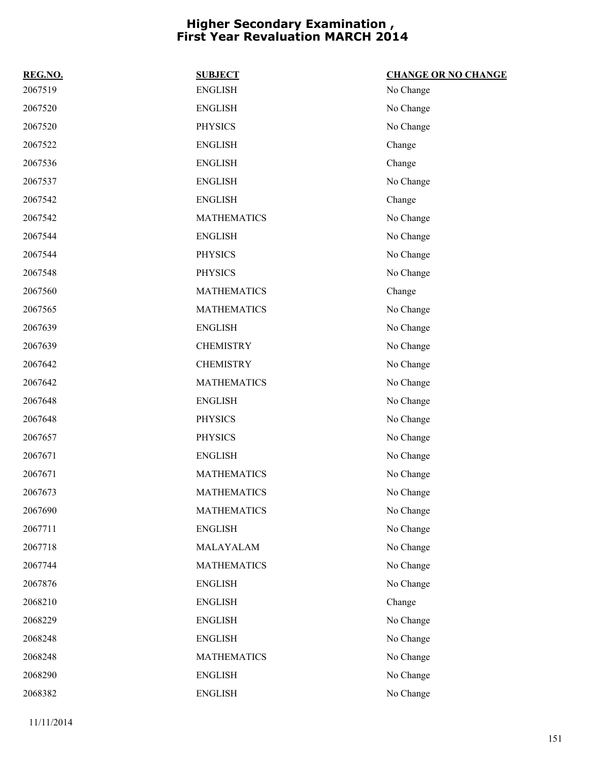# Higher Secondary Examination , First Year Revaluation MARCH 2014

| REG.NO. | SUBJECT | CHANGE OR NO CHANGE |
|---|---|---|
| 2067519 | ENGLISH | No Change |
| 2067520 | ENGLISH | No Change |
| 2067520 | PHYSICS | No Change |
| 2067522 | ENGLISH | Change |
| 2067536 | ENGLISH | Change |
| 2067537 | ENGLISH | No Change |
| 2067542 | ENGLISH | Change |
| 2067542 | MATHEMATICS | No Change |
| 2067544 | ENGLISH | No Change |
| 2067544 | PHYSICS | No Change |
| 2067548 | PHYSICS | No Change |
| 2067560 | MATHEMATICS | Change |
| 2067565 | MATHEMATICS | No Change |
| 2067639 | ENGLISH | No Change |
| 2067639 | CHEMISTRY | No Change |
| 2067642 | CHEMISTRY | No Change |
| 2067642 | MATHEMATICS | No Change |
| 2067648 | ENGLISH | No Change |
| 2067648 | PHYSICS | No Change |
| 2067657 | PHYSICS | No Change |
| 2067671 | ENGLISH | No Change |
| 2067671 | MATHEMATICS | No Change |
| 2067673 | MATHEMATICS | No Change |
| 2067690 | MATHEMATICS | No Change |
| 2067711 | ENGLISH | No Change |
| 2067718 | MALAYALAM | No Change |
| 2067744 | MATHEMATICS | No Change |
| 2067876 | ENGLISH | No Change |
| 2068210 | ENGLISH | Change |
| 2068229 | ENGLISH | No Change |
| 2068248 | ENGLISH | No Change |
| 2068248 | MATHEMATICS | No Change |
| 2068290 | ENGLISH | No Change |
| 2068382 | ENGLISH | No Change |

11/11/2014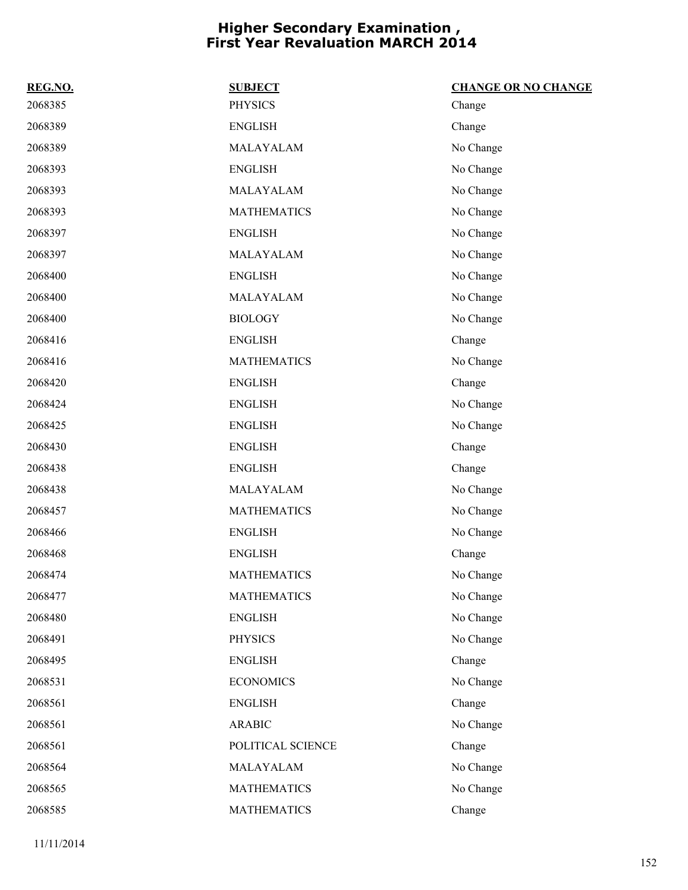# Higher Secondary Examination , First Year Revaluation MARCH 2014

| REG.NO. | SUBJECT | CHANGE OR NO CHANGE |
|---|---|---|
| 2068385 | PHYSICS | Change |
| 2068389 | ENGLISH | Change |
| 2068389 | MALAYALAM | No Change |
| 2068393 | ENGLISH | No Change |
| 2068393 | MALAYALAM | No Change |
| 2068393 | MATHEMATICS | No Change |
| 2068397 | ENGLISH | No Change |
| 2068397 | MALAYALAM | No Change |
| 2068400 | ENGLISH | No Change |
| 2068400 | MALAYALAM | No Change |
| 2068400 | BIOLOGY | No Change |
| 2068416 | ENGLISH | Change |
| 2068416 | MATHEMATICS | No Change |
| 2068420 | ENGLISH | Change |
| 2068424 | ENGLISH | No Change |
| 2068425 | ENGLISH | No Change |
| 2068430 | ENGLISH | Change |
| 2068438 | ENGLISH | Change |
| 2068438 | MALAYALAM | No Change |
| 2068457 | MATHEMATICS | No Change |
| 2068466 | ENGLISH | No Change |
| 2068468 | ENGLISH | Change |
| 2068474 | MATHEMATICS | No Change |
| 2068477 | MATHEMATICS | No Change |
| 2068480 | ENGLISH | No Change |
| 2068491 | PHYSICS | No Change |
| 2068495 | ENGLISH | Change |
| 2068531 | ECONOMICS | No Change |
| 2068561 | ENGLISH | Change |
| 2068561 | ARABIC | No Change |
| 2068561 | POLITICAL SCIENCE | Change |
| 2068564 | MALAYALAM | No Change |
| 2068565 | MATHEMATICS | No Change |
| 2068585 | MATHEMATICS | Change |

11/11/2014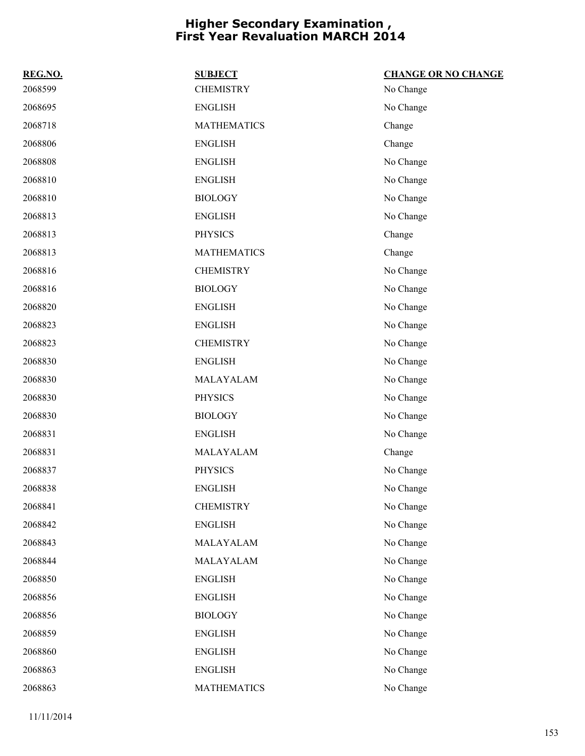# Higher Secondary Examination , First Year Revaluation MARCH 2014

| REG.NO. | SUBJECT | CHANGE OR NO CHANGE |
|---|---|---|
| 2068599 | CHEMISTRY | No Change |
| 2068695 | ENGLISH | No Change |
| 2068718 | MATHEMATICS | Change |
| 2068806 | ENGLISH | Change |
| 2068808 | ENGLISH | No Change |
| 2068810 | ENGLISH | No Change |
| 2068810 | BIOLOGY | No Change |
| 2068813 | ENGLISH | No Change |
| 2068813 | PHYSICS | Change |
| 2068813 | MATHEMATICS | Change |
| 2068816 | CHEMISTRY | No Change |
| 2068816 | BIOLOGY | No Change |
| 2068820 | ENGLISH | No Change |
| 2068823 | ENGLISH | No Change |
| 2068823 | CHEMISTRY | No Change |
| 2068830 | ENGLISH | No Change |
| 2068830 | MALAYALAM | No Change |
| 2068830 | PHYSICS | No Change |
| 2068830 | BIOLOGY | No Change |
| 2068831 | ENGLISH | No Change |
| 2068831 | MALAYALAM | Change |
| 2068837 | PHYSICS | No Change |
| 2068838 | ENGLISH | No Change |
| 2068841 | CHEMISTRY | No Change |
| 2068842 | ENGLISH | No Change |
| 2068843 | MALAYALAM | No Change |
| 2068844 | MALAYALAM | No Change |
| 2068850 | ENGLISH | No Change |
| 2068856 | ENGLISH | No Change |
| 2068856 | BIOLOGY | No Change |
| 2068859 | ENGLISH | No Change |
| 2068860 | ENGLISH | No Change |
| 2068863 | ENGLISH | No Change |
| 2068863 | MATHEMATICS | No Change |

11/11/2014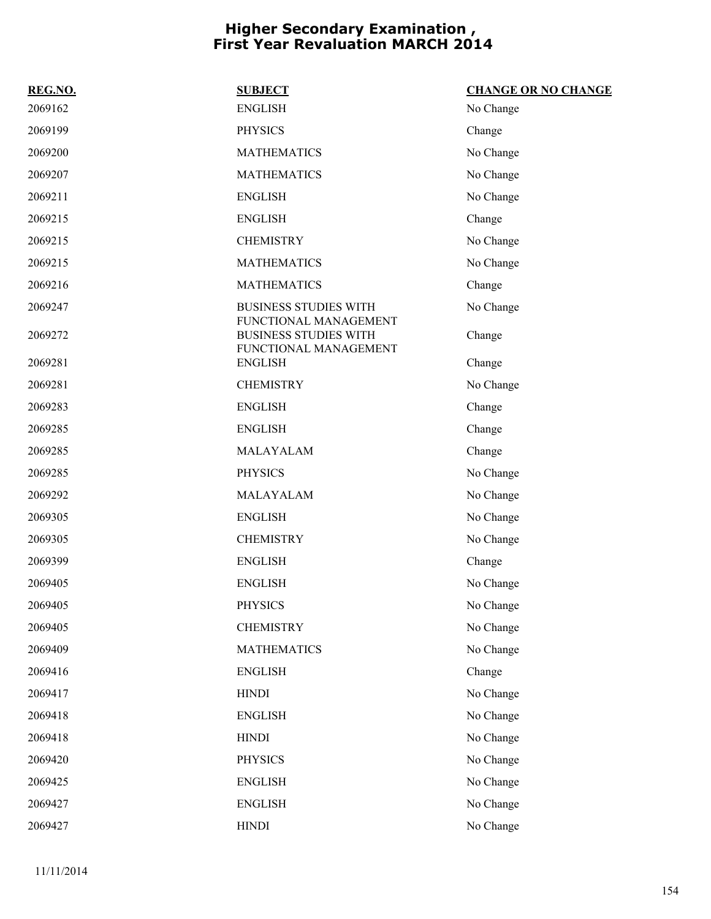# Higher Secondary Examination , First Year Revaluation MARCH 2014

| REG.NO. | SUBJECT | CHANGE OR NO CHANGE |
|---|---|---|
| 2069162 | ENGLISH | No Change |
| 2069199 | PHYSICS | Change |
| 2069200 | MATHEMATICS | No Change |
| 2069207 | MATHEMATICS | No Change |
| 2069211 | ENGLISH | No Change |
| 2069215 | ENGLISH | Change |
| 2069215 | CHEMISTRY | No Change |
| 2069215 | MATHEMATICS | No Change |
| 2069216 | MATHEMATICS | Change |
| 2069247 | BUSINESS STUDIES WITH FUNCTIONAL MANAGEMENT | No Change |
| 2069272 | BUSINESS STUDIES WITH FUNCTIONAL MANAGEMENT | Change |
| 2069281 | ENGLISH | Change |
| 2069281 | CHEMISTRY | No Change |
| 2069283 | ENGLISH | Change |
| 2069285 | ENGLISH | Change |
| 2069285 | MALAYALAM | Change |
| 2069285 | PHYSICS | No Change |
| 2069292 | MALAYALAM | No Change |
| 2069305 | ENGLISH | No Change |
| 2069305 | CHEMISTRY | No Change |
| 2069399 | ENGLISH | Change |
| 2069405 | ENGLISH | No Change |
| 2069405 | PHYSICS | No Change |
| 2069405 | CHEMISTRY | No Change |
| 2069409 | MATHEMATICS | No Change |
| 2069416 | ENGLISH | Change |
| 2069417 | HINDI | No Change |
| 2069418 | ENGLISH | No Change |
| 2069418 | HINDI | No Change |
| 2069420 | PHYSICS | No Change |
| 2069425 | ENGLISH | No Change |
| 2069427 | ENGLISH | No Change |
| 2069427 | HINDI | No Change |

11/11/2014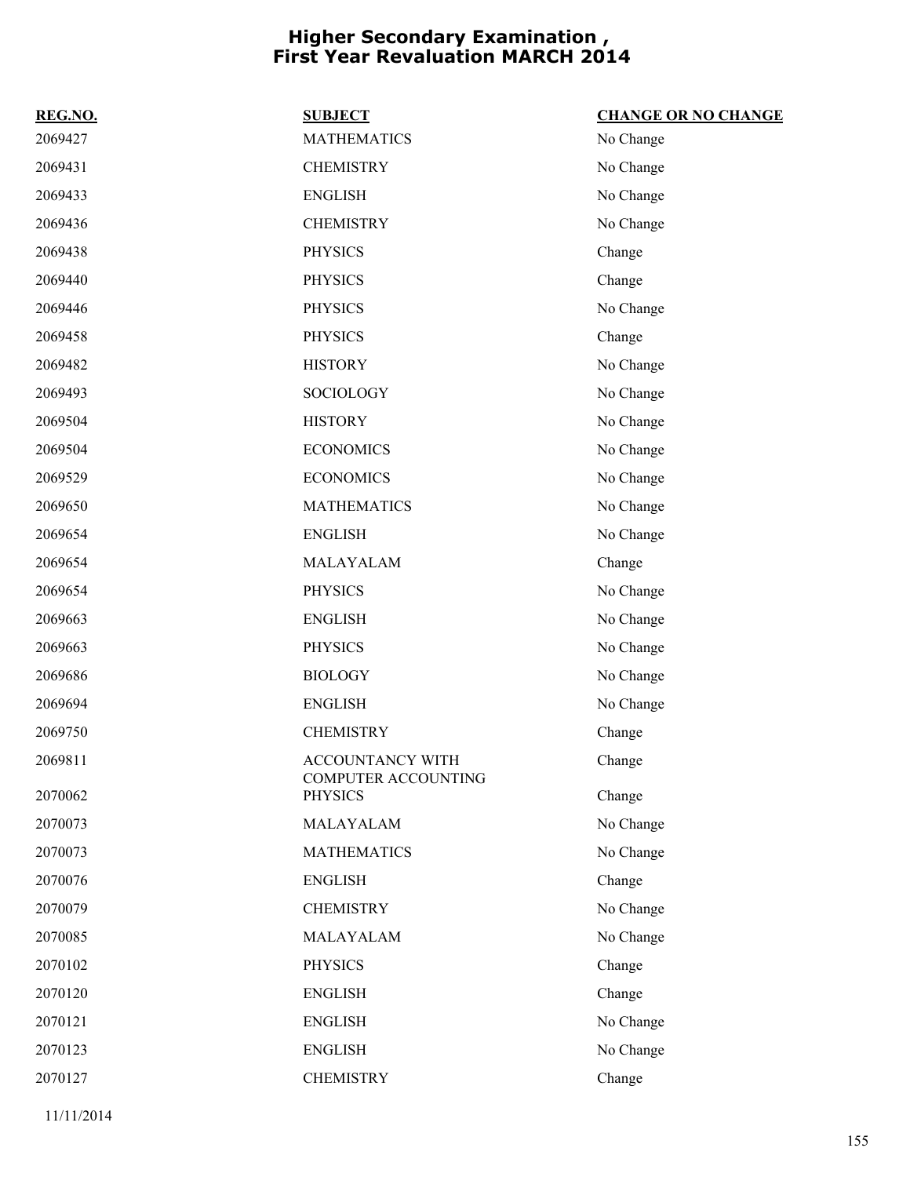# Higher Secondary Examination , First Year Revaluation MARCH 2014

| REG.NO. | SUBJECT | CHANGE OR NO CHANGE |
|---|---|---|
| 2069427 | MATHEMATICS | No Change |
| 2069431 | CHEMISTRY | No Change |
| 2069433 | ENGLISH | No Change |
| 2069436 | CHEMISTRY | No Change |
| 2069438 | PHYSICS | Change |
| 2069440 | PHYSICS | Change |
| 2069446 | PHYSICS | No Change |
| 2069458 | PHYSICS | Change |
| 2069482 | HISTORY | No Change |
| 2069493 | SOCIOLOGY | No Change |
| 2069504 | HISTORY | No Change |
| 2069504 | ECONOMICS | No Change |
| 2069529 | ECONOMICS | No Change |
| 2069650 | MATHEMATICS | No Change |
| 2069654 | ENGLISH | No Change |
| 2069654 | MALAYALAM | Change |
| 2069654 | PHYSICS | No Change |
| 2069663 | ENGLISH | No Change |
| 2069663 | PHYSICS | No Change |
| 2069686 | BIOLOGY | No Change |
| 2069694 | ENGLISH | No Change |
| 2069750 | CHEMISTRY | Change |
| 2069811 | ACCOUNTANCY WITH COMPUTER ACCOUNTING | Change |
| 2070062 | PHYSICS | Change |
| 2070073 | MALAYALAM | No Change |
| 2070073 | MATHEMATICS | No Change |
| 2070076 | ENGLISH | Change |
| 2070079 | CHEMISTRY | No Change |
| 2070085 | MALAYALAM | No Change |
| 2070102 | PHYSICS | Change |
| 2070120 | ENGLISH | Change |
| 2070121 | ENGLISH | No Change |
| 2070123 | ENGLISH | No Change |
| 2070127 | CHEMISTRY | Change |

11/11/2014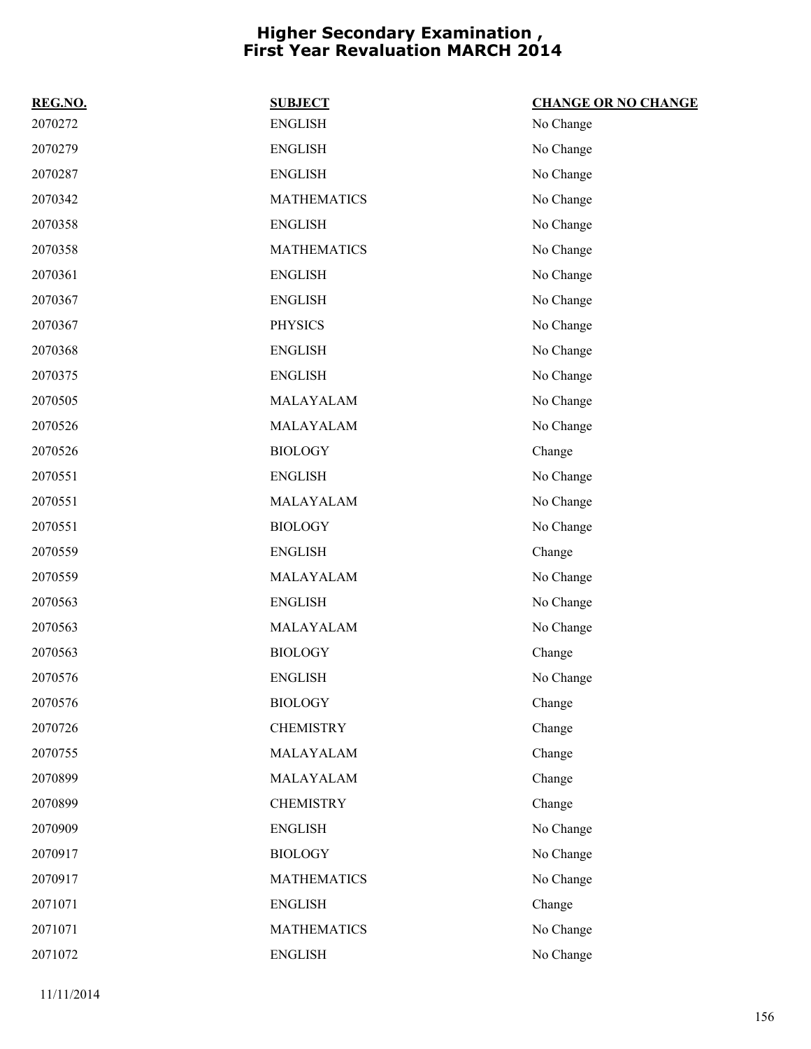# Higher Secondary Examination , First Year Revaluation MARCH 2014

| REG.NO. | SUBJECT | CHANGE OR NO CHANGE |
|---|---|---|
| 2070272 | ENGLISH | No Change |
| 2070279 | ENGLISH | No Change |
| 2070287 | ENGLISH | No Change |
| 2070342 | MATHEMATICS | No Change |
| 2070358 | ENGLISH | No Change |
| 2070358 | MATHEMATICS | No Change |
| 2070361 | ENGLISH | No Change |
| 2070367 | ENGLISH | No Change |
| 2070367 | PHYSICS | No Change |
| 2070368 | ENGLISH | No Change |
| 2070375 | ENGLISH | No Change |
| 2070505 | MALAYALAM | No Change |
| 2070526 | MALAYALAM | No Change |
| 2070526 | BIOLOGY | Change |
| 2070551 | ENGLISH | No Change |
| 2070551 | MALAYALAM | No Change |
| 2070551 | BIOLOGY | No Change |
| 2070559 | ENGLISH | Change |
| 2070559 | MALAYALAM | No Change |
| 2070563 | ENGLISH | No Change |
| 2070563 | MALAYALAM | No Change |
| 2070563 | BIOLOGY | Change |
| 2070576 | ENGLISH | No Change |
| 2070576 | BIOLOGY | Change |
| 2070726 | CHEMISTRY | Change |
| 2070755 | MALAYALAM | Change |
| 2070899 | MALAYALAM | Change |
| 2070899 | CHEMISTRY | Change |
| 2070909 | ENGLISH | No Change |
| 2070917 | BIOLOGY | No Change |
| 2070917 | MATHEMATICS | No Change |
| 2071071 | ENGLISH | Change |
| 2071071 | MATHEMATICS | No Change |
| 2071072 | ENGLISH | No Change |

11/11/2014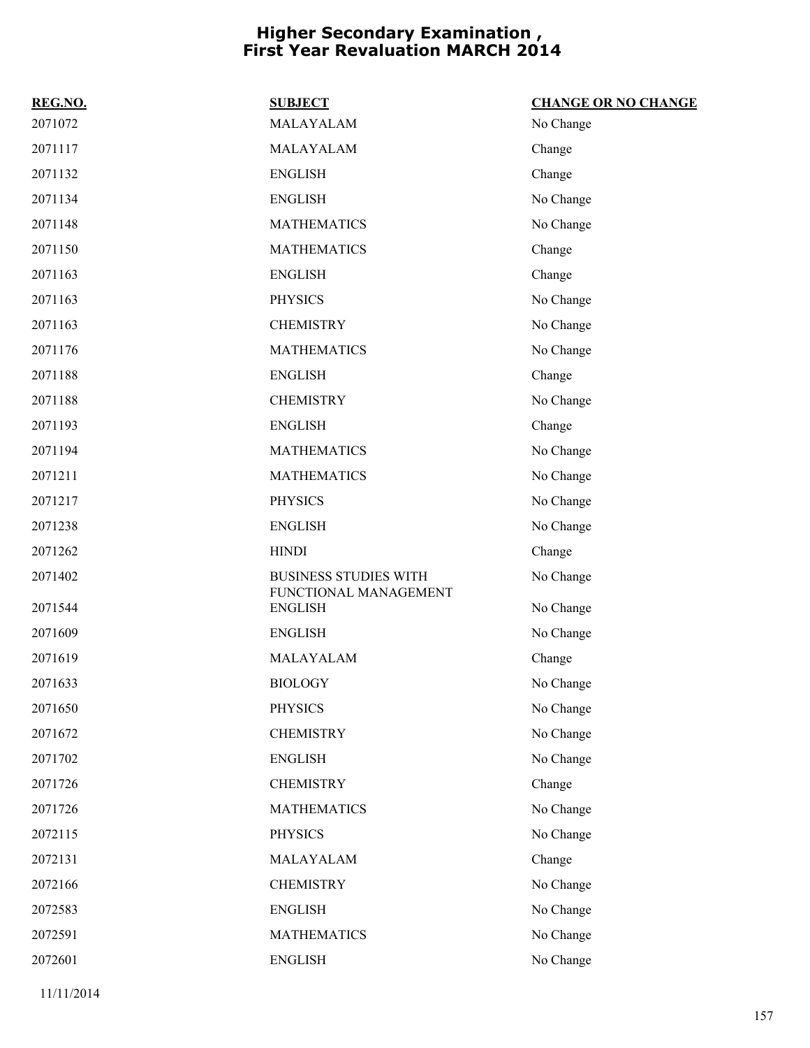# Higher Secondary Examination , First Year Revaluation MARCH 2014

| REG.NO. | SUBJECT | CHANGE OR NO CHANGE |
|---|---|---|
| 2071072 | MALAYALAM | No Change |
| 2071117 | MALAYALAM | Change |
| 2071132 | ENGLISH | Change |
| 2071134 | ENGLISH | No Change |
| 2071148 | MATHEMATICS | No Change |
| 2071150 | MATHEMATICS | Change |
| 2071163 | ENGLISH | Change |
| 2071163 | PHYSICS | No Change |
| 2071163 | CHEMISTRY | No Change |
| 2071176 | MATHEMATICS | No Change |
| 2071188 | ENGLISH | Change |
| 2071188 | CHEMISTRY | No Change |
| 2071193 | ENGLISH | Change |
| 2071194 | MATHEMATICS | No Change |
| 2071211 | MATHEMATICS | No Change |
| 2071217 | PHYSICS | No Change |
| 2071238 | ENGLISH | No Change |
| 2071262 | HINDI | Change |
| 2071402 | BUSINESS STUDIES WITH FUNCTIONAL MANAGEMENT | No Change |
| 2071544 | ENGLISH | No Change |
| 2071609 | ENGLISH | No Change |
| 2071619 | MALAYALAM | Change |
| 2071633 | BIOLOGY | No Change |
| 2071650 | PHYSICS | No Change |
| 2071672 | CHEMISTRY | No Change |
| 2071702 | ENGLISH | No Change |
| 2071726 | CHEMISTRY | Change |
| 2071726 | MATHEMATICS | No Change |
| 2072115 | PHYSICS | No Change |
| 2072131 | MALAYALAM | Change |
| 2072166 | CHEMISTRY | No Change |
| 2072583 | ENGLISH | No Change |
| 2072591 | MATHEMATICS | No Change |
| 2072601 | ENGLISH | No Change |

11/11/2014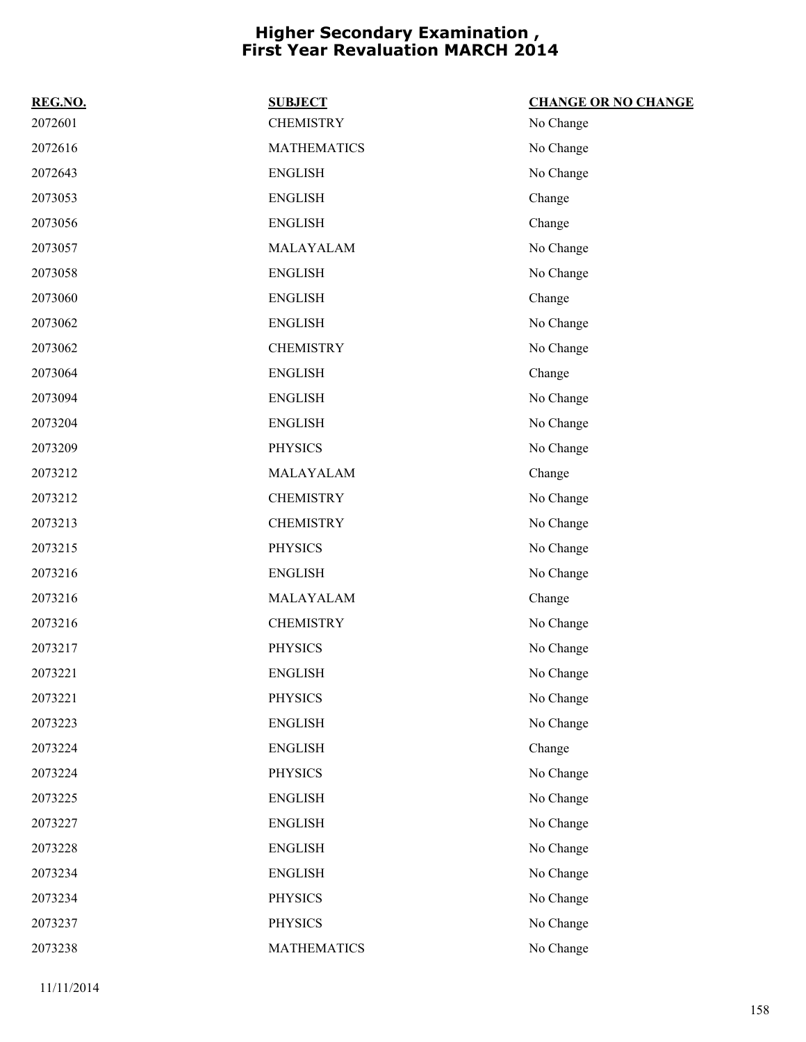# Higher Secondary Examination ,
# First Year Revaluation MARCH 2014

| REG.NO. | SUBJECT | CHANGE OR NO CHANGE |
|---|---|---|
| 2072601 | CHEMISTRY | No Change |
| 2072616 | MATHEMATICS | No Change |
| 2072643 | ENGLISH | No Change |
| 2073053 | ENGLISH | Change |
| 2073056 | ENGLISH | Change |
| 2073057 | MALAYALAM | No Change |
| 2073058 | ENGLISH | No Change |
| 2073060 | ENGLISH | Change |
| 2073062 | ENGLISH | No Change |
| 2073062 | CHEMISTRY | No Change |
| 2073064 | ENGLISH | Change |
| 2073094 | ENGLISH | No Change |
| 2073204 | ENGLISH | No Change |
| 2073209 | PHYSICS | No Change |
| 2073212 | MALAYALAM | Change |
| 2073212 | CHEMISTRY | No Change |
| 2073213 | CHEMISTRY | No Change |
| 2073215 | PHYSICS | No Change |
| 2073216 | ENGLISH | No Change |
| 2073216 | MALAYALAM | Change |
| 2073216 | CHEMISTRY | No Change |
| 2073217 | PHYSICS | No Change |
| 2073221 | ENGLISH | No Change |
| 2073221 | PHYSICS | No Change |
| 2073223 | ENGLISH | No Change |
| 2073224 | ENGLISH | Change |
| 2073224 | PHYSICS | No Change |
| 2073225 | ENGLISH | No Change |
| 2073227 | ENGLISH | No Change |
| 2073228 | ENGLISH | No Change |
| 2073234 | ENGLISH | No Change |
| 2073234 | PHYSICS | No Change |
| 2073237 | PHYSICS | No Change |
| 2073238 | MATHEMATICS | No Change |

11/11/2014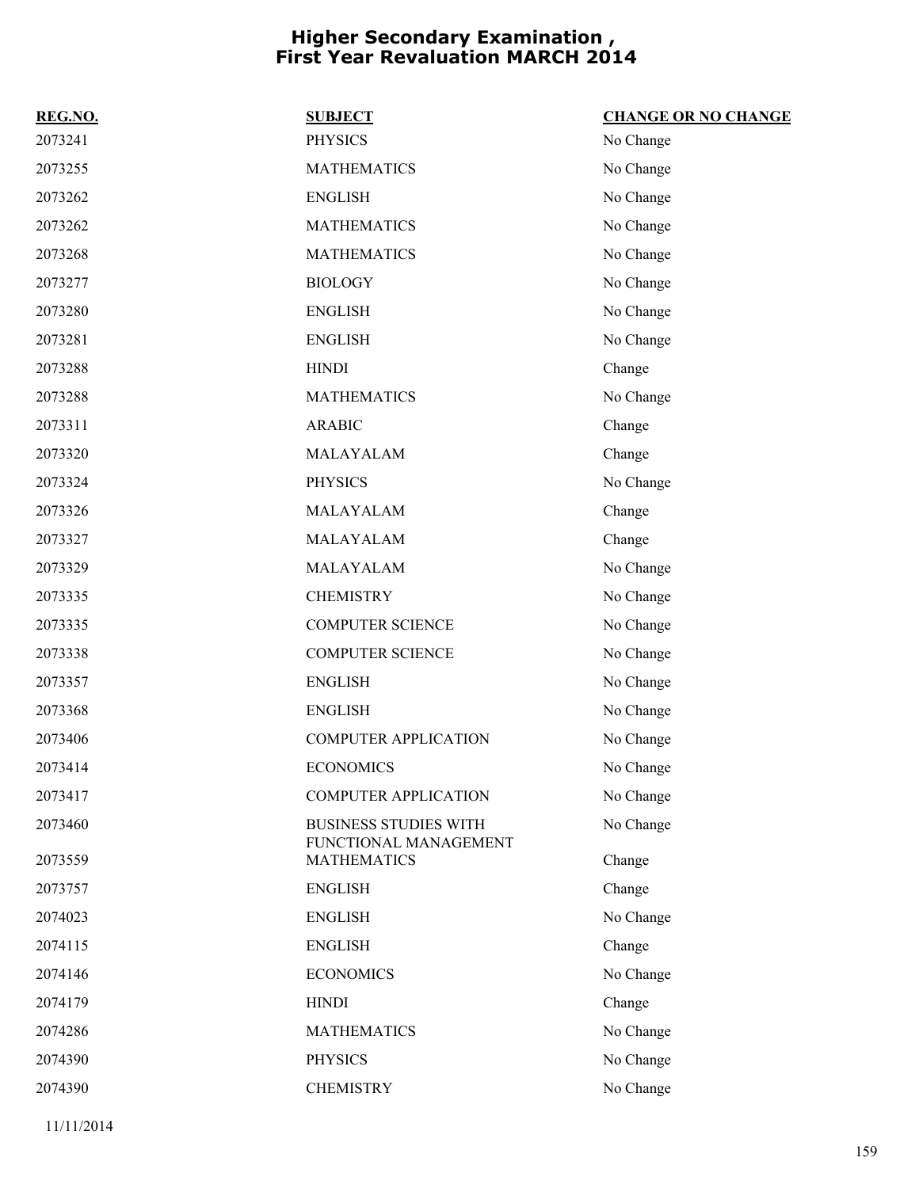# Higher Secondary Examination , First Year Revaluation MARCH 2014

| REG.NO. | SUBJECT | CHANGE OR NO CHANGE |
|---|---|---|
| 2073241 | PHYSICS | No Change |
| 2073255 | MATHEMATICS | No Change |
| 2073262 | ENGLISH | No Change |
| 2073262 | MATHEMATICS | No Change |
| 2073268 | MATHEMATICS | No Change |
| 2073277 | BIOLOGY | No Change |
| 2073280 | ENGLISH | No Change |
| 2073281 | ENGLISH | No Change |
| 2073288 | HINDI | Change |
| 2073288 | MATHEMATICS | No Change |
| 2073311 | ARABIC | Change |
| 2073320 | MALAYALAM | Change |
| 2073324 | PHYSICS | No Change |
| 2073326 | MALAYALAM | Change |
| 2073327 | MALAYALAM | Change |
| 2073329 | MALAYALAM | No Change |
| 2073335 | CHEMISTRY | No Change |
| 2073335 | COMPUTER SCIENCE | No Change |
| 2073338 | COMPUTER SCIENCE | No Change |
| 2073357 | ENGLISH | No Change |
| 2073368 | ENGLISH | No Change |
| 2073406 | COMPUTER APPLICATION | No Change |
| 2073414 | ECONOMICS | No Change |
| 2073417 | COMPUTER APPLICATION | No Change |
| 2073460 | BUSINESS STUDIES WITH FUNCTIONAL MANAGEMENT | No Change |
| 2073559 | MATHEMATICS | Change |
| 2073757 | ENGLISH | Change |
| 2074023 | ENGLISH | No Change |
| 2074115 | ENGLISH | Change |
| 2074146 | ECONOMICS | No Change |
| 2074179 | HINDI | Change |
| 2074286 | MATHEMATICS | No Change |
| 2074390 | PHYSICS | No Change |
| 2074390 | CHEMISTRY | No Change |

11/11/2014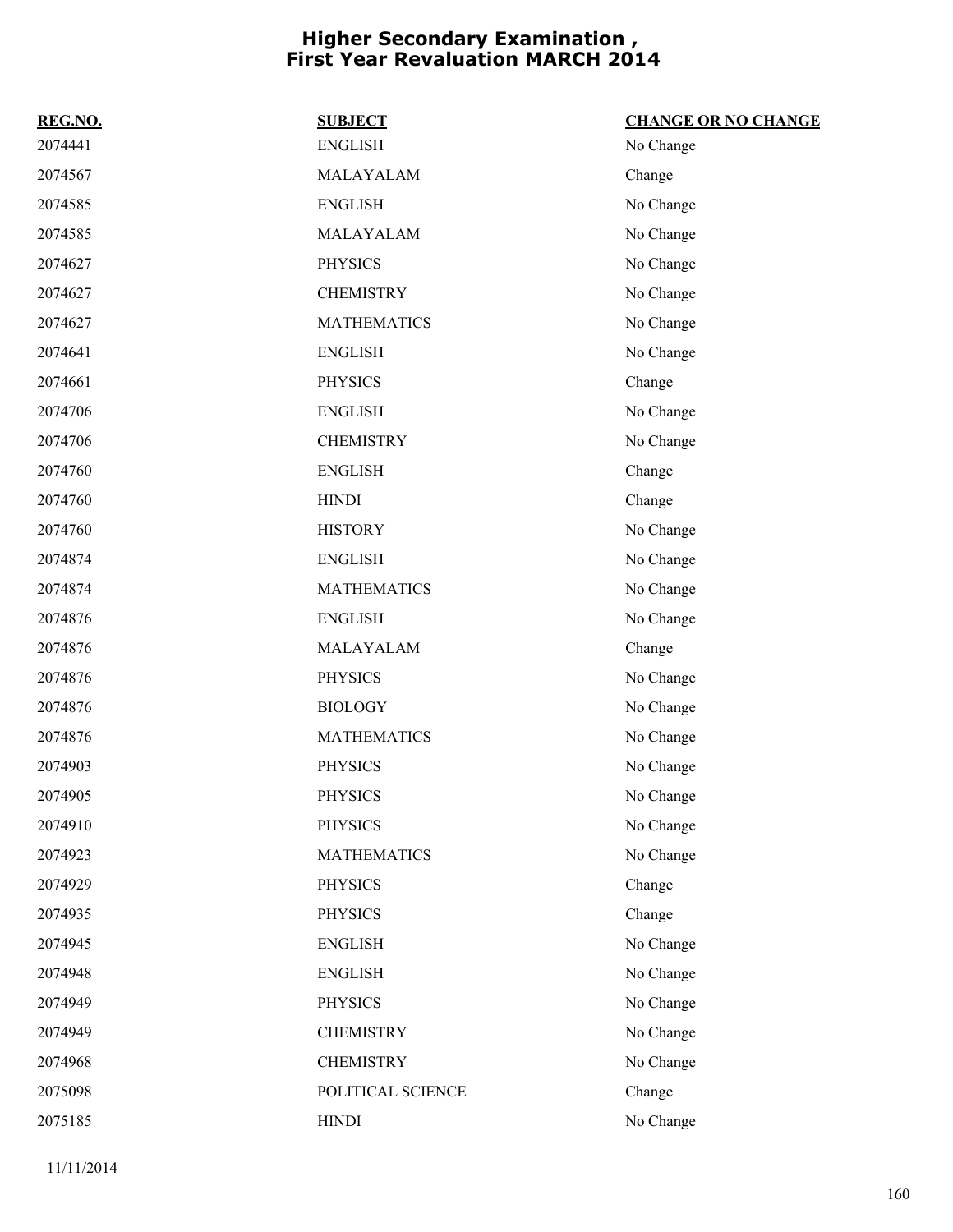# Higher Secondary Examination , First Year Revaluation MARCH 2014

| REG.NO. | SUBJECT | CHANGE OR NO CHANGE |
|---|---|---|
| 2074441 | ENGLISH | No Change |
| 2074567 | MALAYALAM | Change |
| 2074585 | ENGLISH | No Change |
| 2074585 | MALAYALAM | No Change |
| 2074627 | PHYSICS | No Change |
| 2074627 | CHEMISTRY | No Change |
| 2074627 | MATHEMATICS | No Change |
| 2074641 | ENGLISH | No Change |
| 2074661 | PHYSICS | Change |
| 2074706 | ENGLISH | No Change |
| 2074706 | CHEMISTRY | No Change |
| 2074760 | ENGLISH | Change |
| 2074760 | HINDI | Change |
| 2074760 | HISTORY | No Change |
| 2074874 | ENGLISH | No Change |
| 2074874 | MATHEMATICS | No Change |
| 2074876 | ENGLISH | No Change |
| 2074876 | MALAYALAM | Change |
| 2074876 | PHYSICS | No Change |
| 2074876 | BIOLOGY | No Change |
| 2074876 | MATHEMATICS | No Change |
| 2074903 | PHYSICS | No Change |
| 2074905 | PHYSICS | No Change |
| 2074910 | PHYSICS | No Change |
| 2074923 | MATHEMATICS | No Change |
| 2074929 | PHYSICS | Change |
| 2074935 | PHYSICS | Change |
| 2074945 | ENGLISH | No Change |
| 2074948 | ENGLISH | No Change |
| 2074949 | PHYSICS | No Change |
| 2074949 | CHEMISTRY | No Change |
| 2074968 | CHEMISTRY | No Change |
| 2075098 | POLITICAL SCIENCE | Change |
| 2075185 | HINDI | No Change |

11/11/2014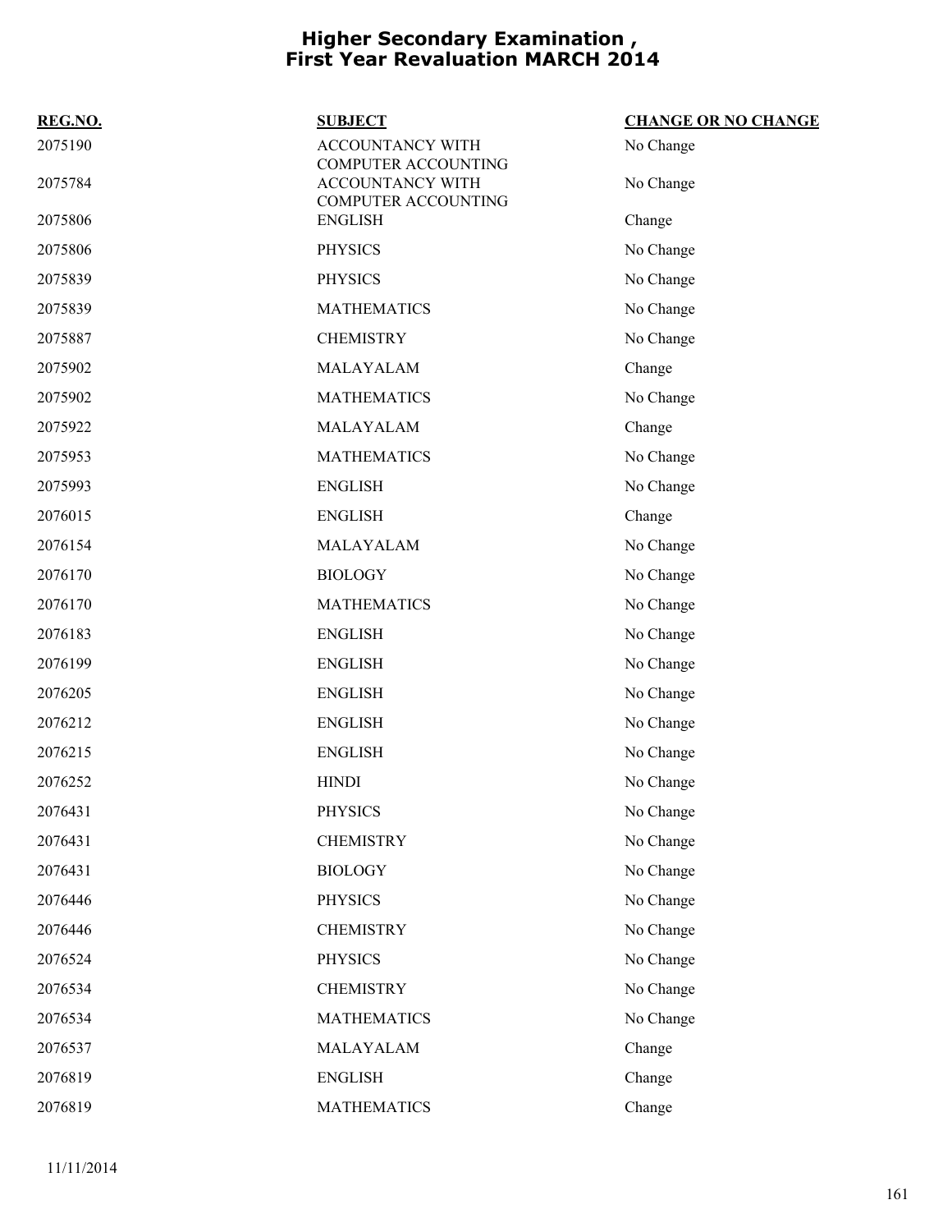# Higher Secondary Examination ,
# First Year Revaluation MARCH 2014

| REG.NO. | SUBJECT | CHANGE OR NO CHANGE |
| --- | --- | --- |
| 2075190 | ACCOUNTANCY WITH COMPUTER ACCOUNTING | No Change |
| 2075784 | ACCOUNTANCY WITH COMPUTER ACCOUNTING | No Change |
| 2075806 | ENGLISH | Change |
| 2075806 | PHYSICS | No Change |
| 2075839 | PHYSICS | No Change |
| 2075839 | MATHEMATICS | No Change |
| 2075887 | CHEMISTRY | No Change |
| 2075902 | MALAYALAM | Change |
| 2075902 | MATHEMATICS | No Change |
| 2075922 | MALAYALAM | Change |
| 2075953 | MATHEMATICS | No Change |
| 2075993 | ENGLISH | No Change |
| 2076015 | ENGLISH | Change |
| 2076154 | MALAYALAM | No Change |
| 2076170 | BIOLOGY | No Change |
| 2076170 | MATHEMATICS | No Change |
| 2076183 | ENGLISH | No Change |
| 2076199 | ENGLISH | No Change |
| 2076205 | ENGLISH | No Change |
| 2076212 | ENGLISH | No Change |
| 2076215 | ENGLISH | No Change |
| 2076252 | HINDI | No Change |
| 2076431 | PHYSICS | No Change |
| 2076431 | CHEMISTRY | No Change |
| 2076431 | BIOLOGY | No Change |
| 2076446 | PHYSICS | No Change |
| 2076446 | CHEMISTRY | No Change |
| 2076524 | PHYSICS | No Change |
| 2076534 | CHEMISTRY | No Change |
| 2076534 | MATHEMATICS | No Change |
| 2076537 | MALAYALAM | Change |
| 2076819 | ENGLISH | Change |
| 2076819 | MATHEMATICS | Change |

11/11/2014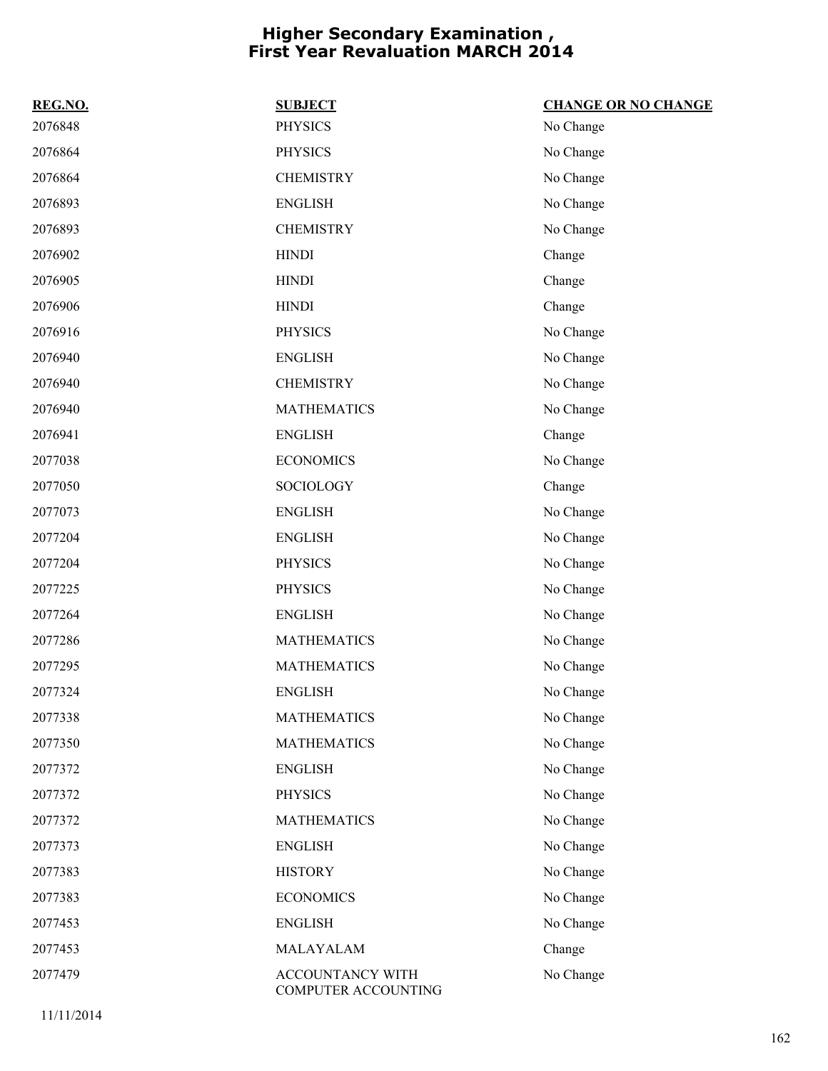# Higher Secondary Examination , First Year Revaluation MARCH 2014

| REG.NO. | SUBJECT | CHANGE OR NO CHANGE |
|---|---|---|
| 2076848 | PHYSICS | No Change |
| 2076864 | PHYSICS | No Change |
| 2076864 | CHEMISTRY | No Change |
| 2076893 | ENGLISH | No Change |
| 2076893 | CHEMISTRY | No Change |
| 2076902 | HINDI | Change |
| 2076905 | HINDI | Change |
| 2076906 | HINDI | Change |
| 2076916 | PHYSICS | No Change |
| 2076940 | ENGLISH | No Change |
| 2076940 | CHEMISTRY | No Change |
| 2076940 | MATHEMATICS | No Change |
| 2076941 | ENGLISH | Change |
| 2077038 | ECONOMICS | No Change |
| 2077050 | SOCIOLOGY | Change |
| 2077073 | ENGLISH | No Change |
| 2077204 | ENGLISH | No Change |
| 2077204 | PHYSICS | No Change |
| 2077225 | PHYSICS | No Change |
| 2077264 | ENGLISH | No Change |
| 2077286 | MATHEMATICS | No Change |
| 2077295 | MATHEMATICS | No Change |
| 2077324 | ENGLISH | No Change |
| 2077338 | MATHEMATICS | No Change |
| 2077350 | MATHEMATICS | No Change |
| 2077372 | ENGLISH | No Change |
| 2077372 | PHYSICS | No Change |
| 2077372 | MATHEMATICS | No Change |
| 2077373 | ENGLISH | No Change |
| 2077383 | HISTORY | No Change |
| 2077383 | ECONOMICS | No Change |
| 2077453 | ENGLISH | No Change |
| 2077453 | MALAYALAM | Change |
| 2077479 | ACCOUNTANCY WITH COMPUTER ACCOUNTING | No Change |

11/11/2014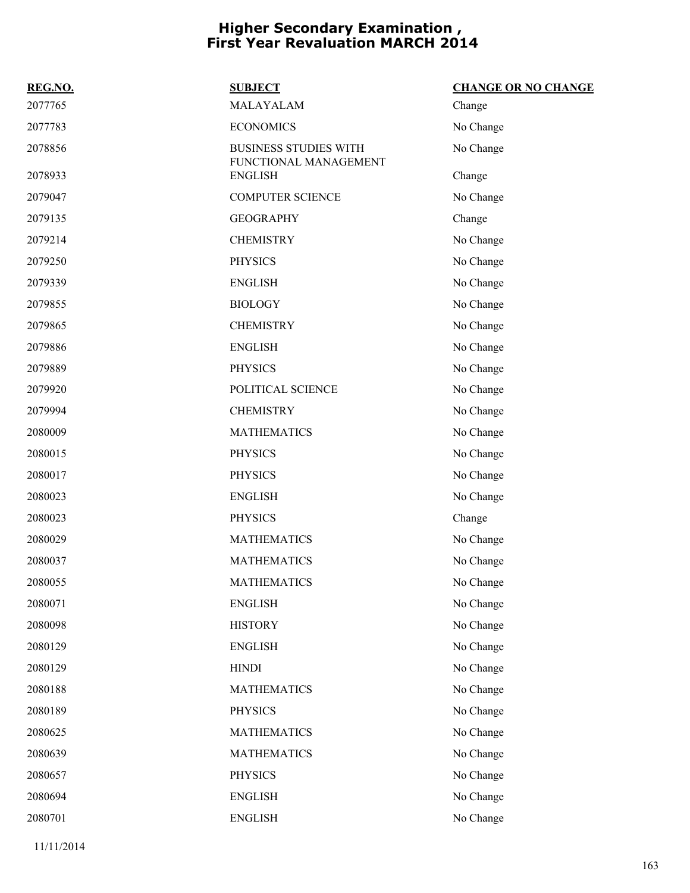# Higher Secondary Examination , First Year Revaluation MARCH 2014

| REG.NO. | SUBJECT | CHANGE OR NO CHANGE |
|---|---|---|
| 2077765 | MALAYALAM | Change |
| 2077783 | ECONOMICS | No Change |
| 2078856 | BUSINESS STUDIES WITH FUNCTIONAL MANAGEMENT | No Change |
| 2078933 | ENGLISH | Change |
| 2079047 | COMPUTER SCIENCE | No Change |
| 2079135 | GEOGRAPHY | Change |
| 2079214 | CHEMISTRY | No Change |
| 2079250 | PHYSICS | No Change |
| 2079339 | ENGLISH | No Change |
| 2079855 | BIOLOGY | No Change |
| 2079865 | CHEMISTRY | No Change |
| 2079886 | ENGLISH | No Change |
| 2079889 | PHYSICS | No Change |
| 2079920 | POLITICAL SCIENCE | No Change |
| 2079994 | CHEMISTRY | No Change |
| 2080009 | MATHEMATICS | No Change |
| 2080015 | PHYSICS | No Change |
| 2080017 | PHYSICS | No Change |
| 2080023 | ENGLISH | No Change |
| 2080023 | PHYSICS | Change |
| 2080029 | MATHEMATICS | No Change |
| 2080037 | MATHEMATICS | No Change |
| 2080055 | MATHEMATICS | No Change |
| 2080071 | ENGLISH | No Change |
| 2080098 | HISTORY | No Change |
| 2080129 | ENGLISH | No Change |
| 2080129 | HINDI | No Change |
| 2080188 | MATHEMATICS | No Change |
| 2080189 | PHYSICS | No Change |
| 2080625 | MATHEMATICS | No Change |
| 2080639 | MATHEMATICS | No Change |
| 2080657 | PHYSICS | No Change |
| 2080694 | ENGLISH | No Change |
| 2080701 | ENGLISH | No Change |

11/11/2014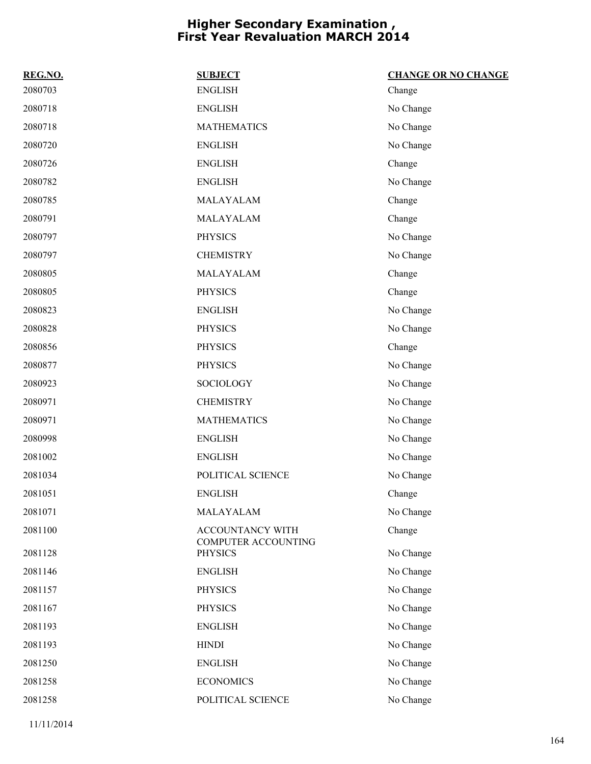# Higher Secondary Examination , First Year Revaluation MARCH 2014

| REG.NO. | SUBJECT | CHANGE OR NO CHANGE |
|---|---|---|
| 2080703 | ENGLISH | Change |
| 2080718 | ENGLISH | No Change |
| 2080718 | MATHEMATICS | No Change |
| 2080720 | ENGLISH | No Change |
| 2080726 | ENGLISH | Change |
| 2080782 | ENGLISH | No Change |
| 2080785 | MALAYALAM | Change |
| 2080791 | MALAYALAM | Change |
| 2080797 | PHYSICS | No Change |
| 2080797 | CHEMISTRY | No Change |
| 2080805 | MALAYALAM | Change |
| 2080805 | PHYSICS | Change |
| 2080823 | ENGLISH | No Change |
| 2080828 | PHYSICS | No Change |
| 2080856 | PHYSICS | Change |
| 2080877 | PHYSICS | No Change |
| 2080923 | SOCIOLOGY | No Change |
| 2080971 | CHEMISTRY | No Change |
| 2080971 | MATHEMATICS | No Change |
| 2080998 | ENGLISH | No Change |
| 2081002 | ENGLISH | No Change |
| 2081034 | POLITICAL SCIENCE | No Change |
| 2081051 | ENGLISH | Change |
| 2081071 | MALAYALAM | No Change |
| 2081100 | ACCOUNTANCY WITH COMPUTER ACCOUNTING | Change |
| 2081128 | PHYSICS | No Change |
| 2081146 | ENGLISH | No Change |
| 2081157 | PHYSICS | No Change |
| 2081167 | PHYSICS | No Change |
| 2081193 | ENGLISH | No Change |
| 2081193 | HINDI | No Change |
| 2081250 | ENGLISH | No Change |
| 2081258 | ECONOMICS | No Change |
| 2081258 | POLITICAL SCIENCE | No Change |

11/11/2014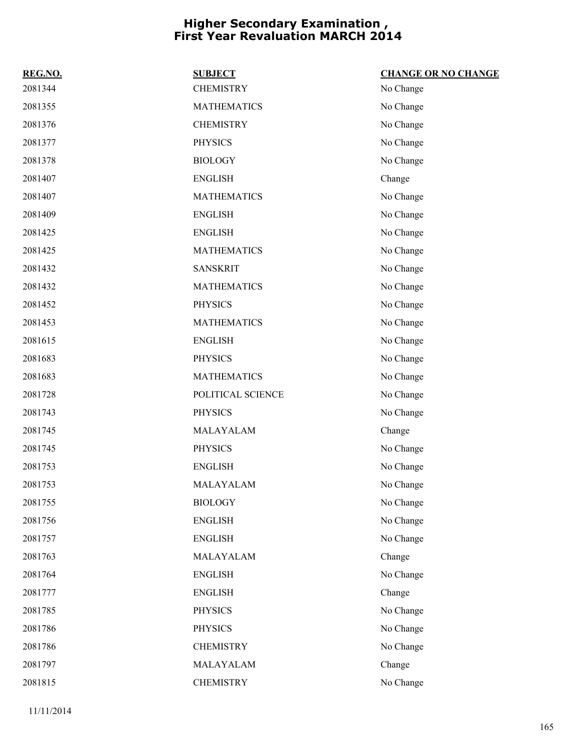# Higher Secondary Examination , First Year Revaluation MARCH 2014

| REG.NO. | SUBJECT | CHANGE OR NO CHANGE |
| --- | --- | --- |
| 2081344 | CHEMISTRY | No Change |
| 2081355 | MATHEMATICS | No Change |
| 2081376 | CHEMISTRY | No Change |
| 2081377 | PHYSICS | No Change |
| 2081378 | BIOLOGY | No Change |
| 2081407 | ENGLISH | Change |
| 2081407 | MATHEMATICS | No Change |
| 2081409 | ENGLISH | No Change |
| 2081425 | ENGLISH | No Change |
| 2081425 | MATHEMATICS | No Change |
| 2081432 | SANSKRIT | No Change |
| 2081432 | MATHEMATICS | No Change |
| 2081452 | PHYSICS | No Change |
| 2081453 | MATHEMATICS | No Change |
| 2081615 | ENGLISH | No Change |
| 2081683 | PHYSICS | No Change |
| 2081683 | MATHEMATICS | No Change |
| 2081728 | POLITICAL SCIENCE | No Change |
| 2081743 | PHYSICS | No Change |
| 2081745 | MALAYALAM | Change |
| 2081745 | PHYSICS | No Change |
| 2081753 | ENGLISH | No Change |
| 2081753 | MALAYALAM | No Change |
| 2081755 | BIOLOGY | No Change |
| 2081756 | ENGLISH | No Change |
| 2081757 | ENGLISH | No Change |
| 2081763 | MALAYALAM | Change |
| 2081764 | ENGLISH | No Change |
| 2081777 | ENGLISH | Change |
| 2081785 | PHYSICS | No Change |
| 2081786 | PHYSICS | No Change |
| 2081786 | CHEMISTRY | No Change |
| 2081797 | MALAYALAM | Change |
| 2081815 | CHEMISTRY | No Change |

11/11/2014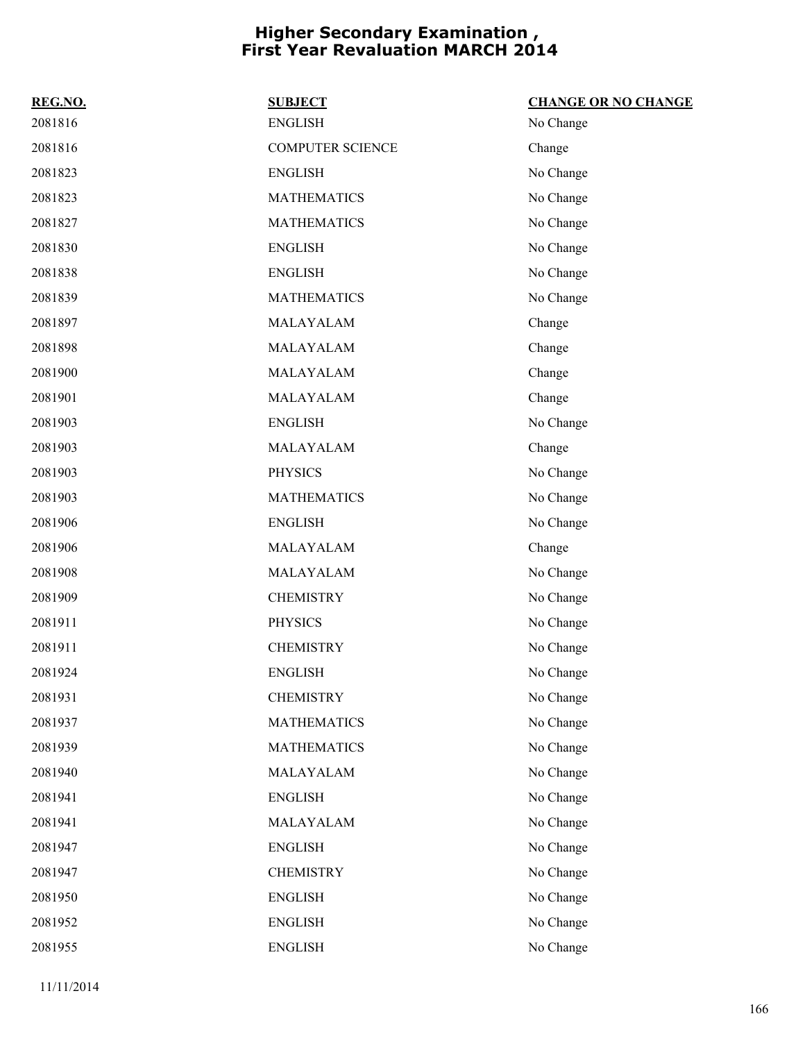# Higher Secondary Examination , First Year Revaluation MARCH 2014

| REG.NO. | SUBJECT | CHANGE OR NO CHANGE |
|---|---|---|
| 2081816 | ENGLISH | No Change |
| 2081816 | COMPUTER SCIENCE | Change |
| 2081823 | ENGLISH | No Change |
| 2081823 | MATHEMATICS | No Change |
| 2081827 | MATHEMATICS | No Change |
| 2081830 | ENGLISH | No Change |
| 2081838 | ENGLISH | No Change |
| 2081839 | MATHEMATICS | No Change |
| 2081897 | MALAYALAM | Change |
| 2081898 | MALAYALAM | Change |
| 2081900 | MALAYALAM | Change |
| 2081901 | MALAYALAM | Change |
| 2081903 | ENGLISH | No Change |
| 2081903 | MALAYALAM | Change |
| 2081903 | PHYSICS | No Change |
| 2081903 | MATHEMATICS | No Change |
| 2081906 | ENGLISH | No Change |
| 2081906 | MALAYALAM | Change |
| 2081908 | MALAYALAM | No Change |
| 2081909 | CHEMISTRY | No Change |
| 2081911 | PHYSICS | No Change |
| 2081911 | CHEMISTRY | No Change |
| 2081924 | ENGLISH | No Change |
| 2081931 | CHEMISTRY | No Change |
| 2081937 | MATHEMATICS | No Change |
| 2081939 | MATHEMATICS | No Change |
| 2081940 | MALAYALAM | No Change |
| 2081941 | ENGLISH | No Change |
| 2081941 | MALAYALAM | No Change |
| 2081947 | ENGLISH | No Change |
| 2081947 | CHEMISTRY | No Change |
| 2081950 | ENGLISH | No Change |
| 2081952 | ENGLISH | No Change |
| 2081955 | ENGLISH | No Change |

11/11/2014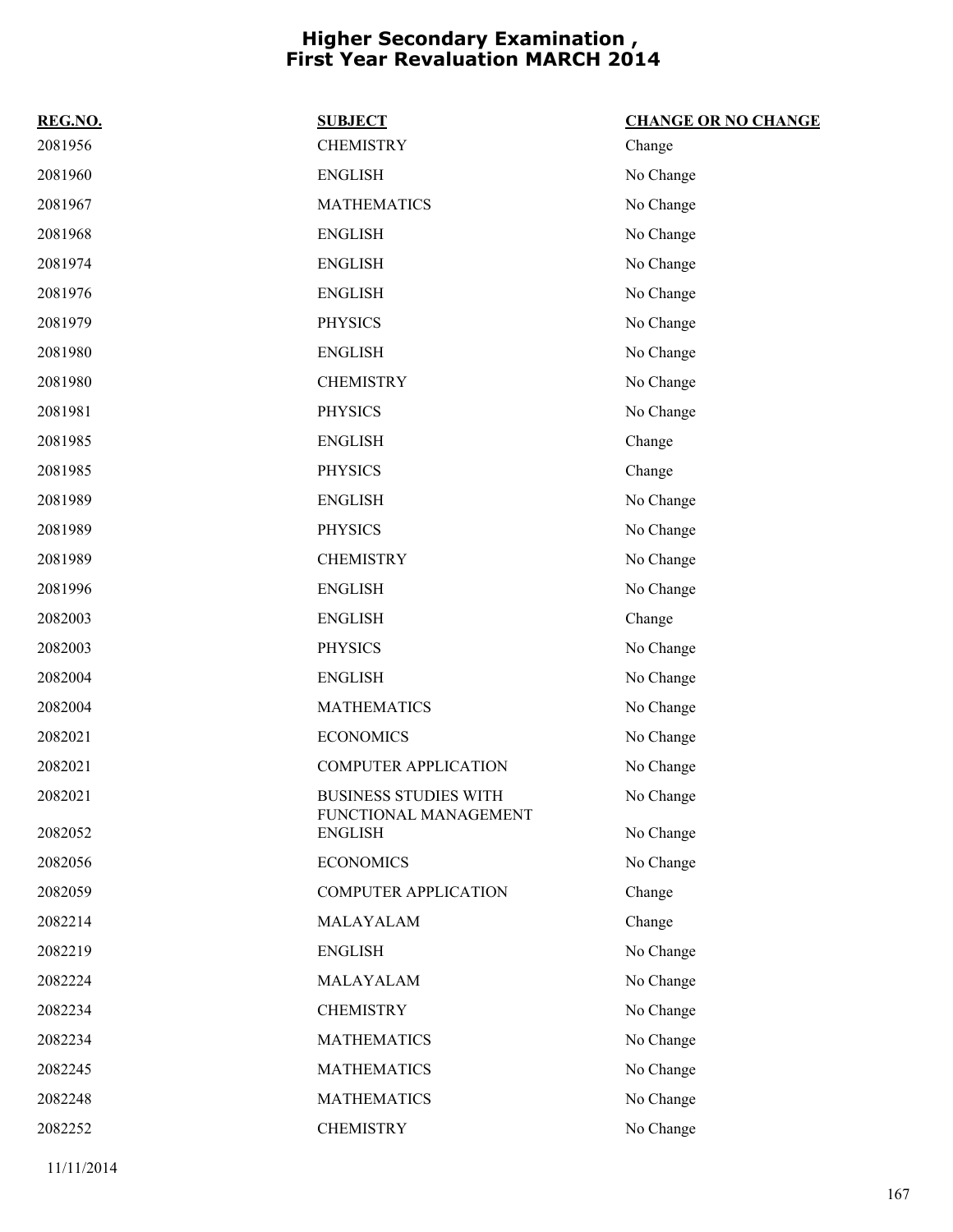# Higher Secondary Examination , First Year Revaluation MARCH 2014

| REG.NO. | SUBJECT | CHANGE OR NO CHANGE |
|---|---|---|
| 2081956 | CHEMISTRY | Change |
| 2081960 | ENGLISH | No Change |
| 2081967 | MATHEMATICS | No Change |
| 2081968 | ENGLISH | No Change |
| 2081974 | ENGLISH | No Change |
| 2081976 | ENGLISH | No Change |
| 2081979 | PHYSICS | No Change |
| 2081980 | ENGLISH | No Change |
| 2081980 | CHEMISTRY | No Change |
| 2081981 | PHYSICS | No Change |
| 2081985 | ENGLISH | Change |
| 2081985 | PHYSICS | Change |
| 2081989 | ENGLISH | No Change |
| 2081989 | PHYSICS | No Change |
| 2081989 | CHEMISTRY | No Change |
| 2081996 | ENGLISH | No Change |
| 2082003 | ENGLISH | Change |
| 2082003 | PHYSICS | No Change |
| 2082004 | ENGLISH | No Change |
| 2082004 | MATHEMATICS | No Change |
| 2082021 | ECONOMICS | No Change |
| 2082021 | COMPUTER APPLICATION | No Change |
| 2082021 | BUSINESS STUDIES WITH FUNCTIONAL MANAGEMENT | No Change |
| 2082052 | ENGLISH | No Change |
| 2082056 | ECONOMICS | No Change |
| 2082059 | COMPUTER APPLICATION | Change |
| 2082214 | MALAYALAM | Change |
| 2082219 | ENGLISH | No Change |
| 2082224 | MALAYALAM | No Change |
| 2082234 | CHEMISTRY | No Change |
| 2082234 | MATHEMATICS | No Change |
| 2082245 | MATHEMATICS | No Change |
| 2082248 | MATHEMATICS | No Change |
| 2082252 | CHEMISTRY | No Change |

11/11/2014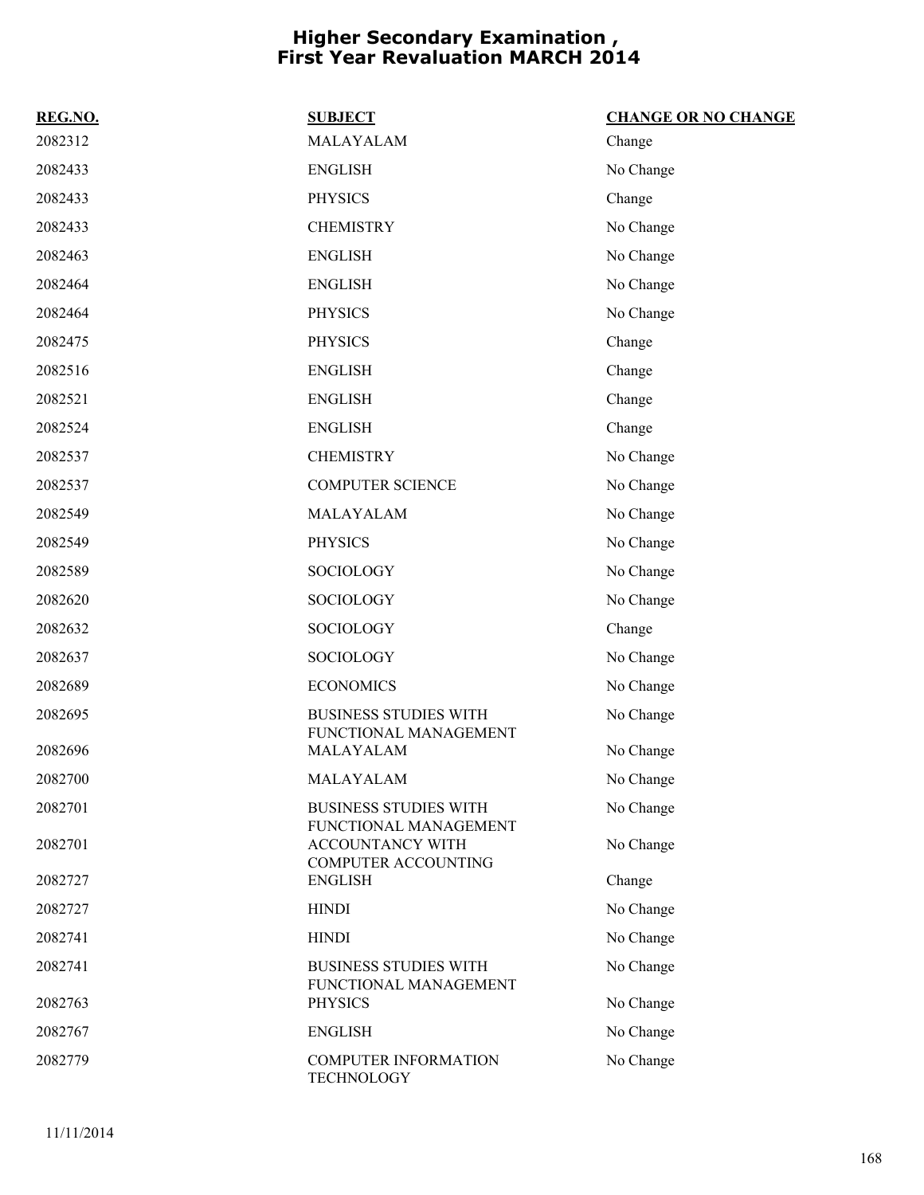# Higher Secondary Examination , First Year Revaluation MARCH 2014

| REG.NO. | SUBJECT | CHANGE OR NO CHANGE |
|---|---|---|
| 2082312 | MALAYALAM | Change |
| 2082433 | ENGLISH | No Change |
| 2082433 | PHYSICS | Change |
| 2082433 | CHEMISTRY | No Change |
| 2082463 | ENGLISH | No Change |
| 2082464 | ENGLISH | No Change |
| 2082464 | PHYSICS | No Change |
| 2082475 | PHYSICS | Change |
| 2082516 | ENGLISH | Change |
| 2082521 | ENGLISH | Change |
| 2082524 | ENGLISH | Change |
| 2082537 | CHEMISTRY | No Change |
| 2082537 | COMPUTER SCIENCE | No Change |
| 2082549 | MALAYALAM | No Change |
| 2082549 | PHYSICS | No Change |
| 2082589 | SOCIOLOGY | No Change |
| 2082620 | SOCIOLOGY | No Change |
| 2082632 | SOCIOLOGY | Change |
| 2082637 | SOCIOLOGY | No Change |
| 2082689 | ECONOMICS | No Change |
| 2082695 | BUSINESS STUDIES WITH FUNCTIONAL MANAGEMENT | No Change |
| 2082696 | MALAYALAM | No Change |
| 2082700 | MALAYALAM | No Change |
| 2082701 | BUSINESS STUDIES WITH FUNCTIONAL MANAGEMENT | No Change |
| 2082701 | ACCOUNTANCY WITH COMPUTER ACCOUNTING | No Change |
| 2082727 | ENGLISH | Change |
| 2082727 | HINDI | No Change |
| 2082741 | HINDI | No Change |
| 2082741 | BUSINESS STUDIES WITH FUNCTIONAL MANAGEMENT | No Change |
| 2082763 | PHYSICS | No Change |
| 2082767 | ENGLISH | No Change |
| 2082779 | COMPUTER INFORMATION TECHNOLOGY | No Change |

11/11/2014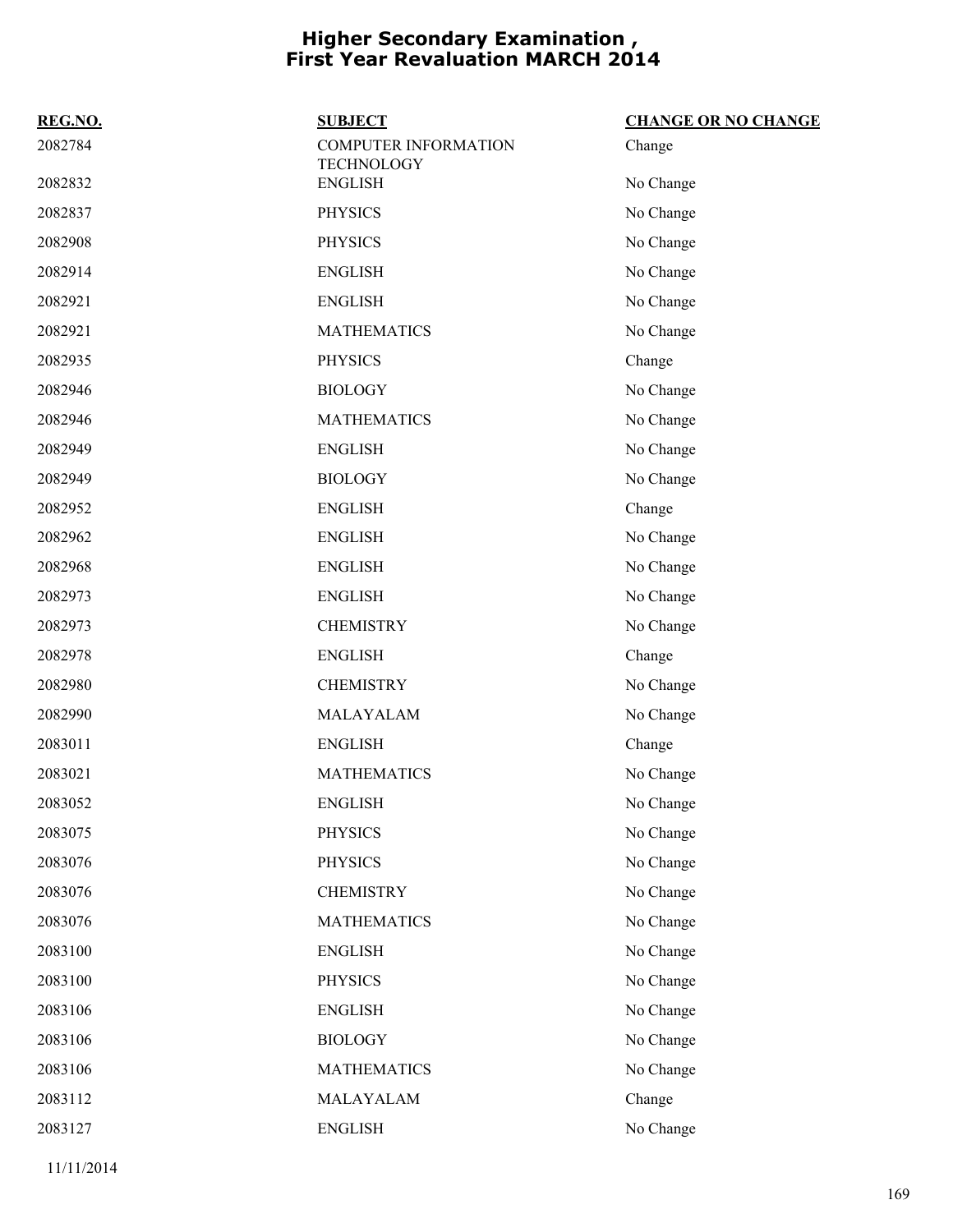# Higher Secondary Examination , First Year Revaluation MARCH 2014

| REG.NO. | SUBJECT | CHANGE OR NO CHANGE |
| --- | --- | --- |
| 2082784 | COMPUTER INFORMATION TECHNOLOGY | Change |
| 2082832 | ENGLISH | No Change |
| 2082837 | PHYSICS | No Change |
| 2082908 | PHYSICS | No Change |
| 2082914 | ENGLISH | No Change |
| 2082921 | ENGLISH | No Change |
| 2082921 | MATHEMATICS | No Change |
| 2082935 | PHYSICS | Change |
| 2082946 | BIOLOGY | No Change |
| 2082946 | MATHEMATICS | No Change |
| 2082949 | ENGLISH | No Change |
| 2082949 | BIOLOGY | No Change |
| 2082952 | ENGLISH | Change |
| 2082962 | ENGLISH | No Change |
| 2082968 | ENGLISH | No Change |
| 2082973 | ENGLISH | No Change |
| 2082973 | CHEMISTRY | No Change |
| 2082978 | ENGLISH | Change |
| 2082980 | CHEMISTRY | No Change |
| 2082990 | MALAYALAM | No Change |
| 2083011 | ENGLISH | Change |
| 2083021 | MATHEMATICS | No Change |
| 2083052 | ENGLISH | No Change |
| 2083075 | PHYSICS | No Change |
| 2083076 | PHYSICS | No Change |
| 2083076 | CHEMISTRY | No Change |
| 2083076 | MATHEMATICS | No Change |
| 2083100 | ENGLISH | No Change |
| 2083100 | PHYSICS | No Change |
| 2083106 | ENGLISH | No Change |
| 2083106 | BIOLOGY | No Change |
| 2083106 | MATHEMATICS | No Change |
| 2083112 | MALAYALAM | Change |
| 2083127 | ENGLISH | No Change |

11/11/2014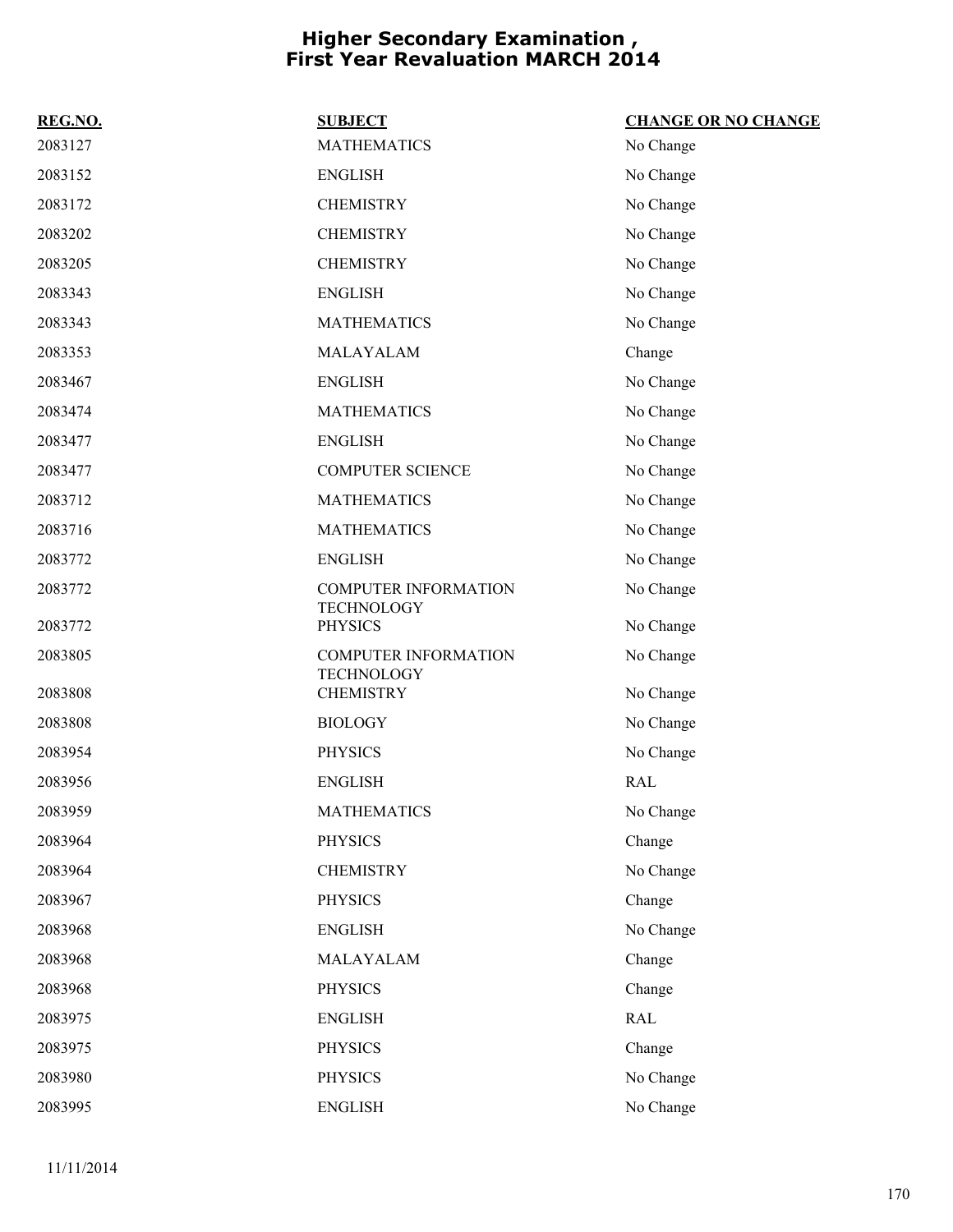# Higher Secondary Examination , First Year Revaluation MARCH 2014

| REG.NO. | SUBJECT | CHANGE OR NO CHANGE |
|---|---|---|
| 2083127 | MATHEMATICS | No Change |
| 2083152 | ENGLISH | No Change |
| 2083172 | CHEMISTRY | No Change |
| 2083202 | CHEMISTRY | No Change |
| 2083205 | CHEMISTRY | No Change |
| 2083343 | ENGLISH | No Change |
| 2083343 | MATHEMATICS | No Change |
| 2083353 | MALAYALAM | Change |
| 2083467 | ENGLISH | No Change |
| 2083474 | MATHEMATICS | No Change |
| 2083477 | ENGLISH | No Change |
| 2083477 | COMPUTER SCIENCE | No Change |
| 2083712 | MATHEMATICS | No Change |
| 2083716 | MATHEMATICS | No Change |
| 2083772 | ENGLISH | No Change |
| 2083772 | COMPUTER INFORMATION TECHNOLOGY | No Change |
| 2083772 | PHYSICS | No Change |
| 2083805 | COMPUTER INFORMATION TECHNOLOGY | No Change |
| 2083808 | CHEMISTRY | No Change |
| 2083808 | BIOLOGY | No Change |
| 2083954 | PHYSICS | No Change |
| 2083956 | ENGLISH | RAL |
| 2083959 | MATHEMATICS | No Change |
| 2083964 | PHYSICS | Change |
| 2083964 | CHEMISTRY | No Change |
| 2083967 | PHYSICS | Change |
| 2083968 | ENGLISH | No Change |
| 2083968 | MALAYALAM | Change |
| 2083968 | PHYSICS | Change |
| 2083975 | ENGLISH | RAL |
| 2083975 | PHYSICS | Change |
| 2083980 | PHYSICS | No Change |
| 2083995 | ENGLISH | No Change |

11/11/2014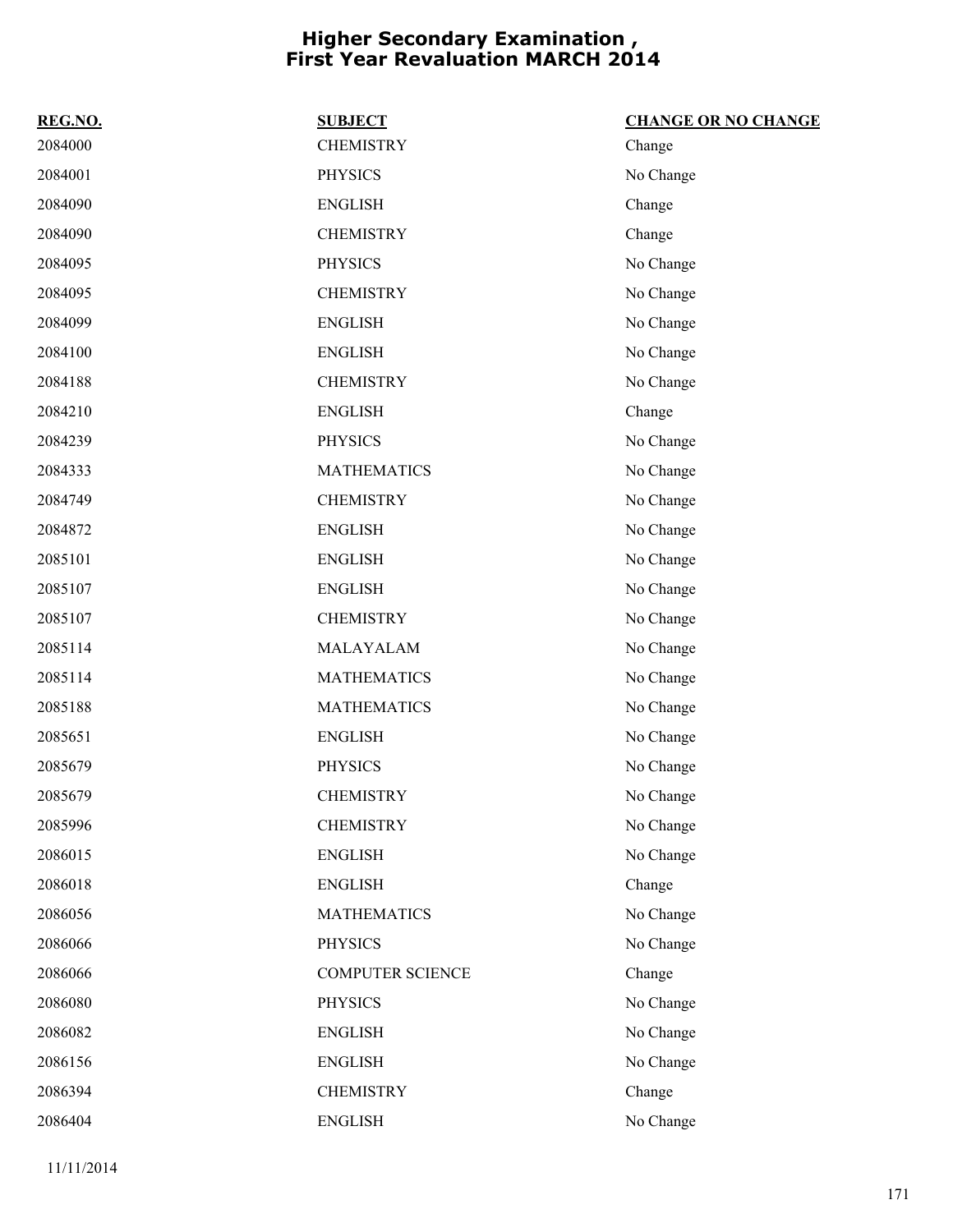# Higher Secondary Examination , First Year Revaluation MARCH 2014

| REG.NO. | SUBJECT | CHANGE OR NO CHANGE |
|---|---|---|
| 2084000 | CHEMISTRY | Change |
| 2084001 | PHYSICS | No Change |
| 2084090 | ENGLISH | Change |
| 2084090 | CHEMISTRY | Change |
| 2084095 | PHYSICS | No Change |
| 2084095 | CHEMISTRY | No Change |
| 2084099 | ENGLISH | No Change |
| 2084100 | ENGLISH | No Change |
| 2084188 | CHEMISTRY | No Change |
| 2084210 | ENGLISH | Change |
| 2084239 | PHYSICS | No Change |
| 2084333 | MATHEMATICS | No Change |
| 2084749 | CHEMISTRY | No Change |
| 2084872 | ENGLISH | No Change |
| 2085101 | ENGLISH | No Change |
| 2085107 | ENGLISH | No Change |
| 2085107 | CHEMISTRY | No Change |
| 2085114 | MALAYALAM | No Change |
| 2085114 | MATHEMATICS | No Change |
| 2085188 | MATHEMATICS | No Change |
| 2085651 | ENGLISH | No Change |
| 2085679 | PHYSICS | No Change |
| 2085679 | CHEMISTRY | No Change |
| 2085996 | CHEMISTRY | No Change |
| 2086015 | ENGLISH | No Change |
| 2086018 | ENGLISH | Change |
| 2086056 | MATHEMATICS | No Change |
| 2086066 | PHYSICS | No Change |
| 2086066 | COMPUTER SCIENCE | Change |
| 2086080 | PHYSICS | No Change |
| 2086082 | ENGLISH | No Change |
| 2086156 | ENGLISH | No Change |
| 2086394 | CHEMISTRY | Change |
| 2086404 | ENGLISH | No Change |

11/11/2014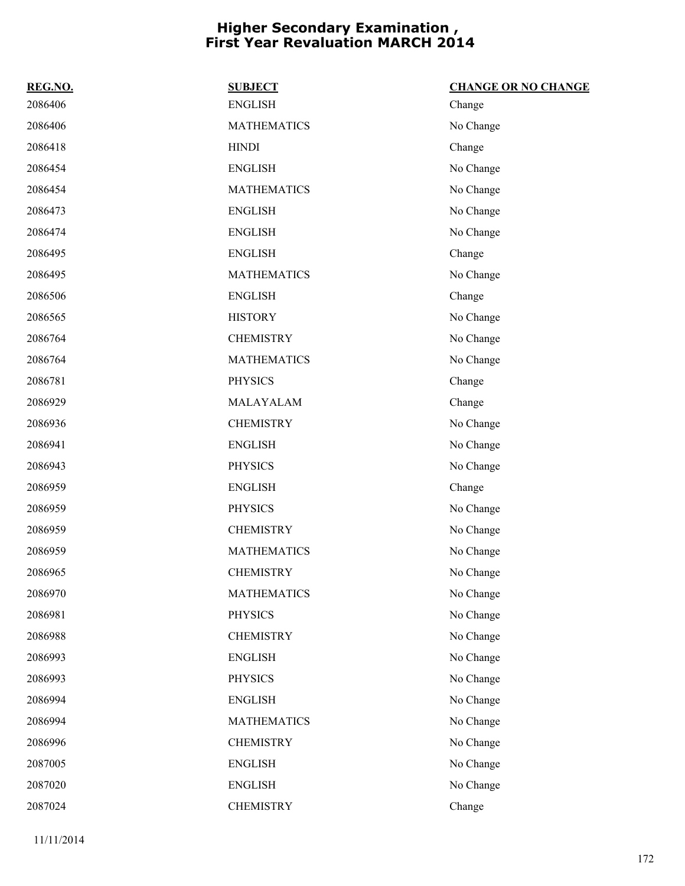# Higher Secondary Examination , First Year Revaluation MARCH 2014

| REG.NO. | SUBJECT | CHANGE OR NO CHANGE |
| --- | --- | --- |
| 2086406 | ENGLISH | Change |
| 2086406 | MATHEMATICS | No Change |
| 2086418 | HINDI | Change |
| 2086454 | ENGLISH | No Change |
| 2086454 | MATHEMATICS | No Change |
| 2086473 | ENGLISH | No Change |
| 2086474 | ENGLISH | No Change |
| 2086495 | ENGLISH | Change |
| 2086495 | MATHEMATICS | No Change |
| 2086506 | ENGLISH | Change |
| 2086565 | HISTORY | No Change |
| 2086764 | CHEMISTRY | No Change |
| 2086764 | MATHEMATICS | No Change |
| 2086781 | PHYSICS | Change |
| 2086929 | MALAYALAM | Change |
| 2086936 | CHEMISTRY | No Change |
| 2086941 | ENGLISH | No Change |
| 2086943 | PHYSICS | No Change |
| 2086959 | ENGLISH | Change |
| 2086959 | PHYSICS | No Change |
| 2086959 | CHEMISTRY | No Change |
| 2086959 | MATHEMATICS | No Change |
| 2086965 | CHEMISTRY | No Change |
| 2086970 | MATHEMATICS | No Change |
| 2086981 | PHYSICS | No Change |
| 2086988 | CHEMISTRY | No Change |
| 2086993 | ENGLISH | No Change |
| 2086993 | PHYSICS | No Change |
| 2086994 | ENGLISH | No Change |
| 2086994 | MATHEMATICS | No Change |
| 2086996 | CHEMISTRY | No Change |
| 2087005 | ENGLISH | No Change |
| 2087020 | ENGLISH | No Change |
| 2087024 | CHEMISTRY | Change |

11/11/2014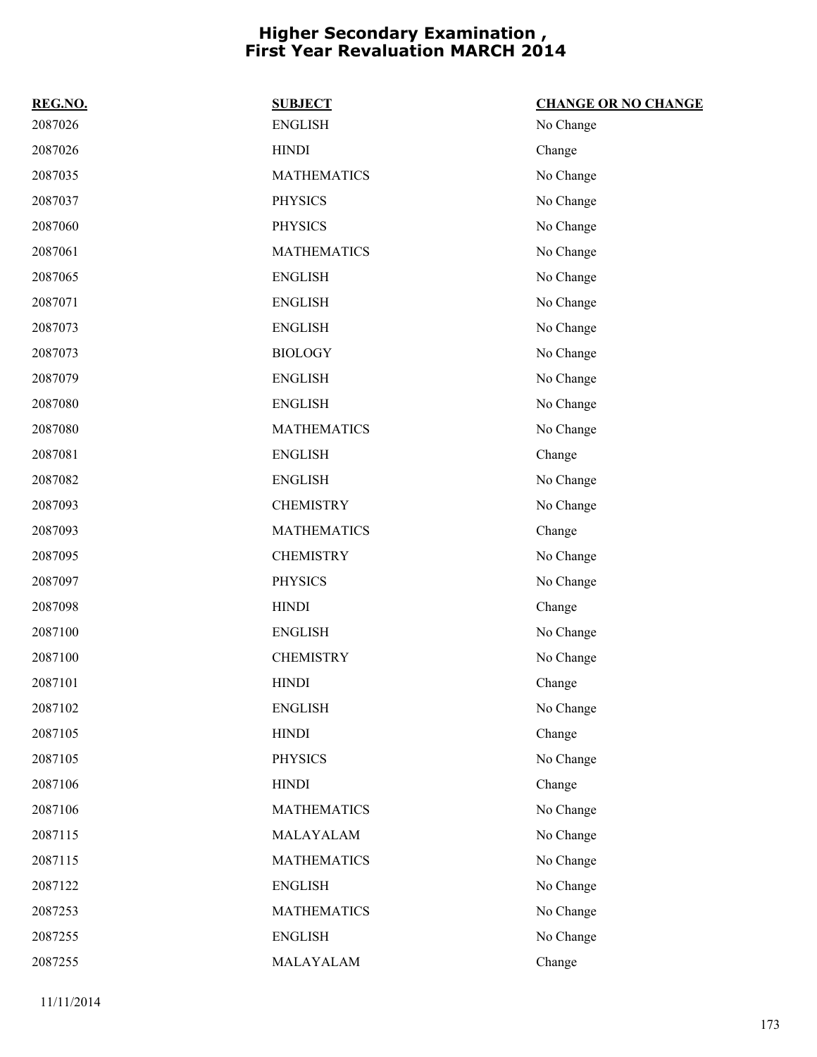# Higher Secondary Examination , First Year Revaluation MARCH 2014

| REG.NO. | SUBJECT | CHANGE OR NO CHANGE |
|---|---|---|
| 2087026 | ENGLISH | No Change |
| 2087026 | HINDI | Change |
| 2087035 | MATHEMATICS | No Change |
| 2087037 | PHYSICS | No Change |
| 2087060 | PHYSICS | No Change |
| 2087061 | MATHEMATICS | No Change |
| 2087065 | ENGLISH | No Change |
| 2087071 | ENGLISH | No Change |
| 2087073 | ENGLISH | No Change |
| 2087073 | BIOLOGY | No Change |
| 2087079 | ENGLISH | No Change |
| 2087080 | ENGLISH | No Change |
| 2087080 | MATHEMATICS | No Change |
| 2087081 | ENGLISH | Change |
| 2087082 | ENGLISH | No Change |
| 2087093 | CHEMISTRY | No Change |
| 2087093 | MATHEMATICS | Change |
| 2087095 | CHEMISTRY | No Change |
| 2087097 | PHYSICS | No Change |
| 2087098 | HINDI | Change |
| 2087100 | ENGLISH | No Change |
| 2087100 | CHEMISTRY | No Change |
| 2087101 | HINDI | Change |
| 2087102 | ENGLISH | No Change |
| 2087105 | HINDI | Change |
| 2087105 | PHYSICS | No Change |
| 2087106 | HINDI | Change |
| 2087106 | MATHEMATICS | No Change |
| 2087115 | MALAYALAM | No Change |
| 2087115 | MATHEMATICS | No Change |
| 2087122 | ENGLISH | No Change |
| 2087253 | MATHEMATICS | No Change |
| 2087255 | ENGLISH | No Change |
| 2087255 | MALAYALAM | Change |

11/11/2014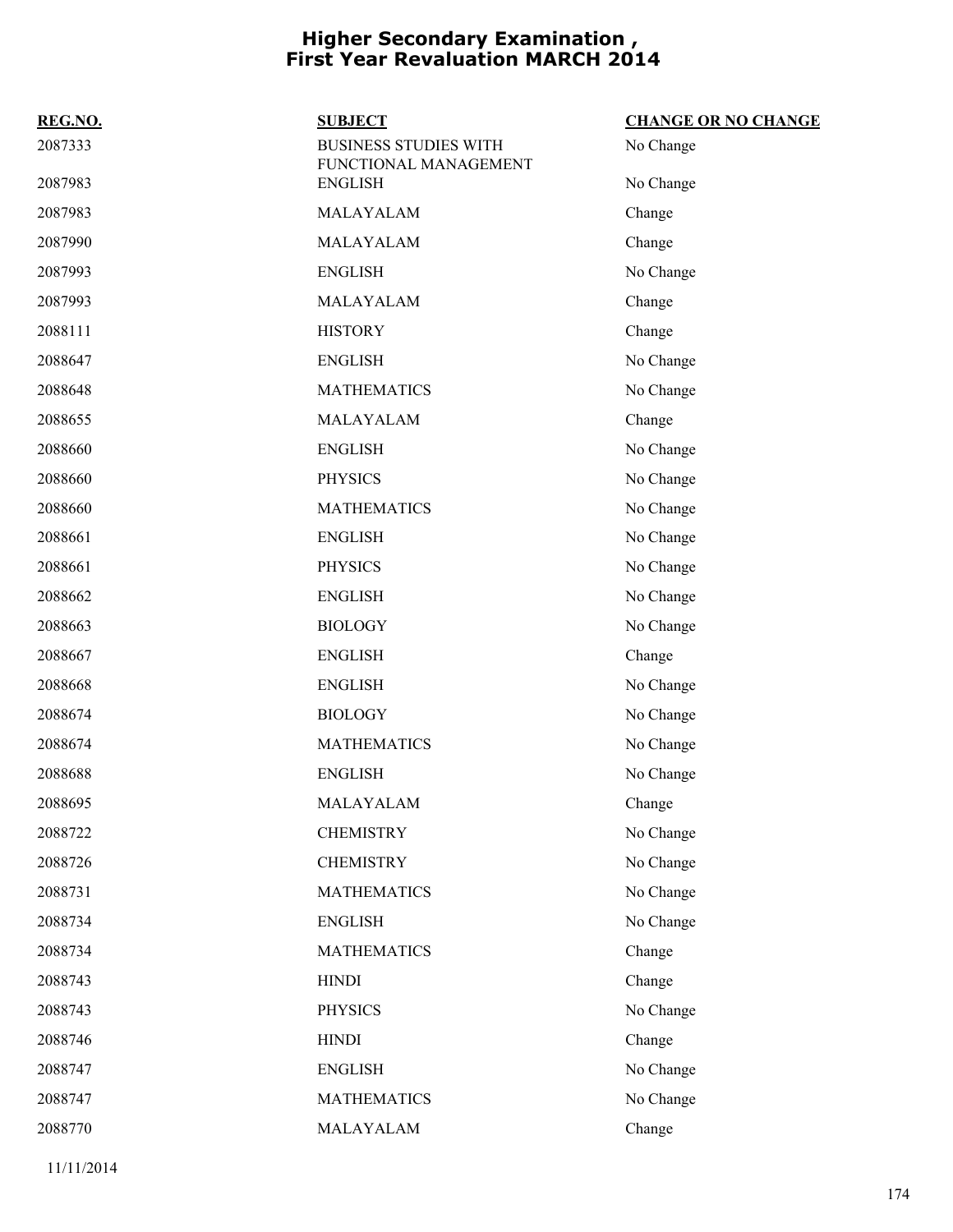# Higher Secondary Examination , First Year Revaluation MARCH 2014

| REG.NO. | SUBJECT | CHANGE OR NO CHANGE |
|---|---|---|
| 2087333 | BUSINESS STUDIES WITH FUNCTIONAL MANAGEMENT | No Change |
| 2087983 | ENGLISH | No Change |
| 2087983 | MALAYALAM | Change |
| 2087990 | MALAYALAM | Change |
| 2087993 | ENGLISH | No Change |
| 2087993 | MALAYALAM | Change |
| 2088111 | HISTORY | Change |
| 2088647 | ENGLISH | No Change |
| 2088648 | MATHEMATICS | No Change |
| 2088655 | MALAYALAM | Change |
| 2088660 | ENGLISH | No Change |
| 2088660 | PHYSICS | No Change |
| 2088660 | MATHEMATICS | No Change |
| 2088661 | ENGLISH | No Change |
| 2088661 | PHYSICS | No Change |
| 2088662 | ENGLISH | No Change |
| 2088663 | BIOLOGY | No Change |
| 2088667 | ENGLISH | Change |
| 2088668 | ENGLISH | No Change |
| 2088674 | BIOLOGY | No Change |
| 2088674 | MATHEMATICS | No Change |
| 2088688 | ENGLISH | No Change |
| 2088695 | MALAYALAM | Change |
| 2088722 | CHEMISTRY | No Change |
| 2088726 | CHEMISTRY | No Change |
| 2088731 | MATHEMATICS | No Change |
| 2088734 | ENGLISH | No Change |
| 2088734 | MATHEMATICS | Change |
| 2088743 | HINDI | Change |
| 2088743 | PHYSICS | No Change |
| 2088746 | HINDI | Change |
| 2088747 | ENGLISH | No Change |
| 2088747 | MATHEMATICS | No Change |
| 2088770 | MALAYALAM | Change |

11/11/2014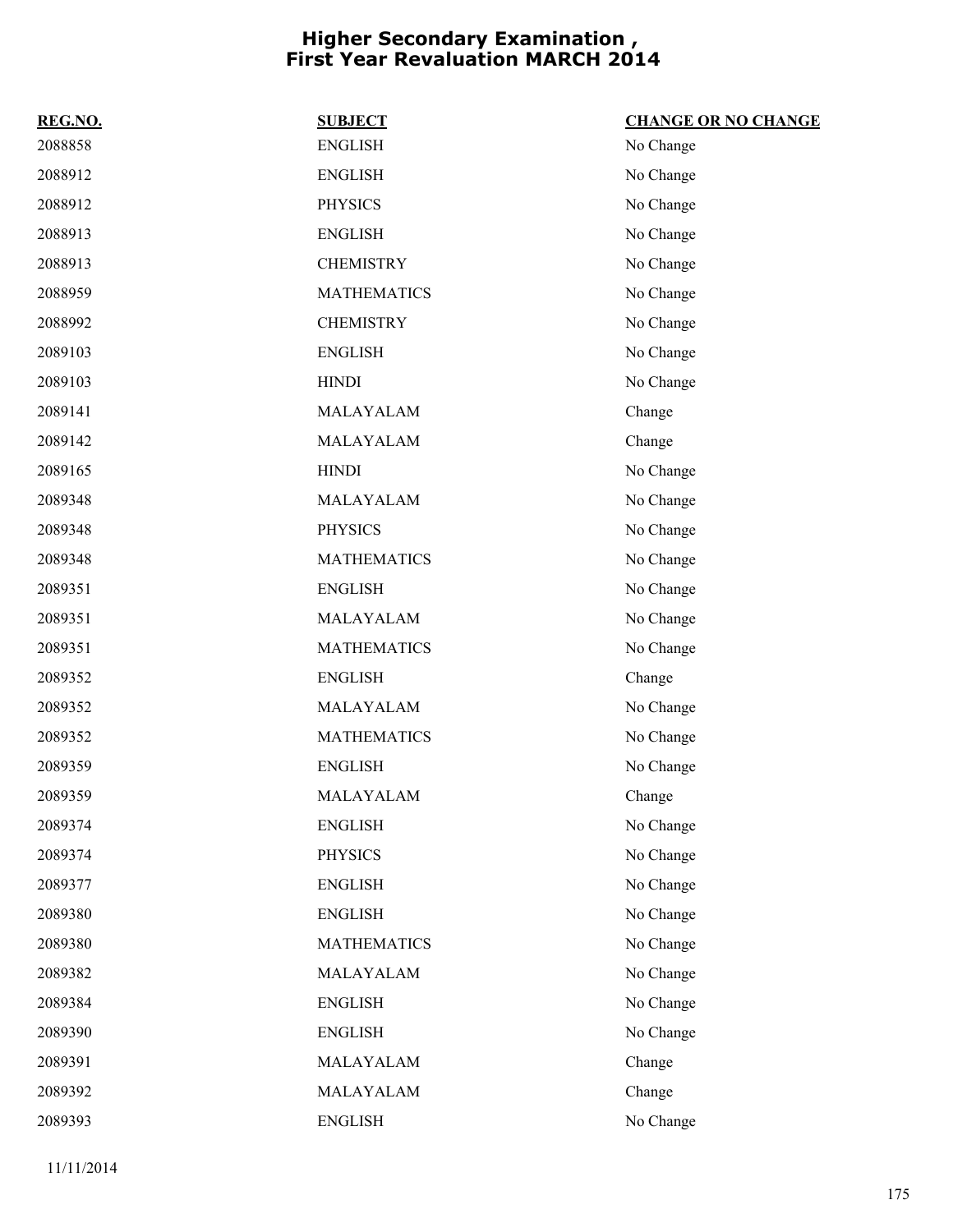# Higher Secondary Examination , First Year Revaluation MARCH 2014

| REG.NO. | SUBJECT | CHANGE OR NO CHANGE |
|---|---|---|
| 2088858 | ENGLISH | No Change |
| 2088912 | ENGLISH | No Change |
| 2088912 | PHYSICS | No Change |
| 2088913 | ENGLISH | No Change |
| 2088913 | CHEMISTRY | No Change |
| 2088959 | MATHEMATICS | No Change |
| 2088992 | CHEMISTRY | No Change |
| 2089103 | ENGLISH | No Change |
| 2089103 | HINDI | No Change |
| 2089141 | MALAYALAM | Change |
| 2089142 | MALAYALAM | Change |
| 2089165 | HINDI | No Change |
| 2089348 | MALAYALAM | No Change |
| 2089348 | PHYSICS | No Change |
| 2089348 | MATHEMATICS | No Change |
| 2089351 | ENGLISH | No Change |
| 2089351 | MALAYALAM | No Change |
| 2089351 | MATHEMATICS | No Change |
| 2089352 | ENGLISH | Change |
| 2089352 | MALAYALAM | No Change |
| 2089352 | MATHEMATICS | No Change |
| 2089359 | ENGLISH | No Change |
| 2089359 | MALAYALAM | Change |
| 2089374 | ENGLISH | No Change |
| 2089374 | PHYSICS | No Change |
| 2089377 | ENGLISH | No Change |
| 2089380 | ENGLISH | No Change |
| 2089380 | MATHEMATICS | No Change |
| 2089382 | MALAYALAM | No Change |
| 2089384 | ENGLISH | No Change |
| 2089390 | ENGLISH | No Change |
| 2089391 | MALAYALAM | Change |
| 2089392 | MALAYALAM | Change |
| 2089393 | ENGLISH | No Change |

11/11/2014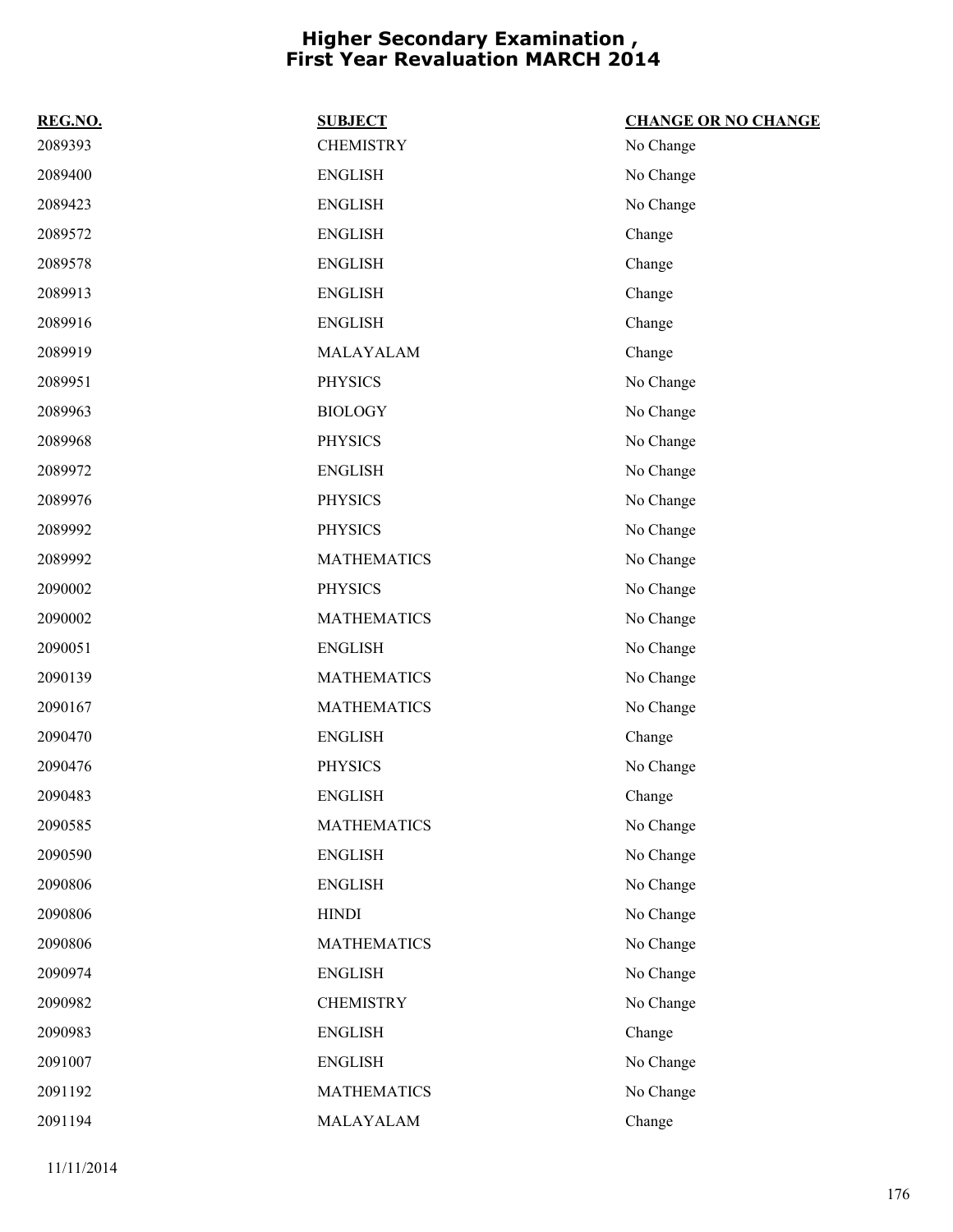# Higher Secondary Examination , First Year Revaluation MARCH 2014

| REG.NO. | SUBJECT | CHANGE OR NO CHANGE |
| --- | --- | --- |
| 2089393 | CHEMISTRY | No Change |
| 2089400 | ENGLISH | No Change |
| 2089423 | ENGLISH | No Change |
| 2089572 | ENGLISH | Change |
| 2089578 | ENGLISH | Change |
| 2089913 | ENGLISH | Change |
| 2089916 | ENGLISH | Change |
| 2089919 | MALAYALAM | Change |
| 2089951 | PHYSICS | No Change |
| 2089963 | BIOLOGY | No Change |
| 2089968 | PHYSICS | No Change |
| 2089972 | ENGLISH | No Change |
| 2089976 | PHYSICS | No Change |
| 2089992 | PHYSICS | No Change |
| 2089992 | MATHEMATICS | No Change |
| 2090002 | PHYSICS | No Change |
| 2090002 | MATHEMATICS | No Change |
| 2090051 | ENGLISH | No Change |
| 2090139 | MATHEMATICS | No Change |
| 2090167 | MATHEMATICS | No Change |
| 2090470 | ENGLISH | Change |
| 2090476 | PHYSICS | No Change |
| 2090483 | ENGLISH | Change |
| 2090585 | MATHEMATICS | No Change |
| 2090590 | ENGLISH | No Change |
| 2090806 | ENGLISH | No Change |
| 2090806 | HINDI | No Change |
| 2090806 | MATHEMATICS | No Change |
| 2090974 | ENGLISH | No Change |
| 2090982 | CHEMISTRY | No Change |
| 2090983 | ENGLISH | Change |
| 2091007 | ENGLISH | No Change |
| 2091192 | MATHEMATICS | No Change |
| 2091194 | MALAYALAM | Change |

11/11/2014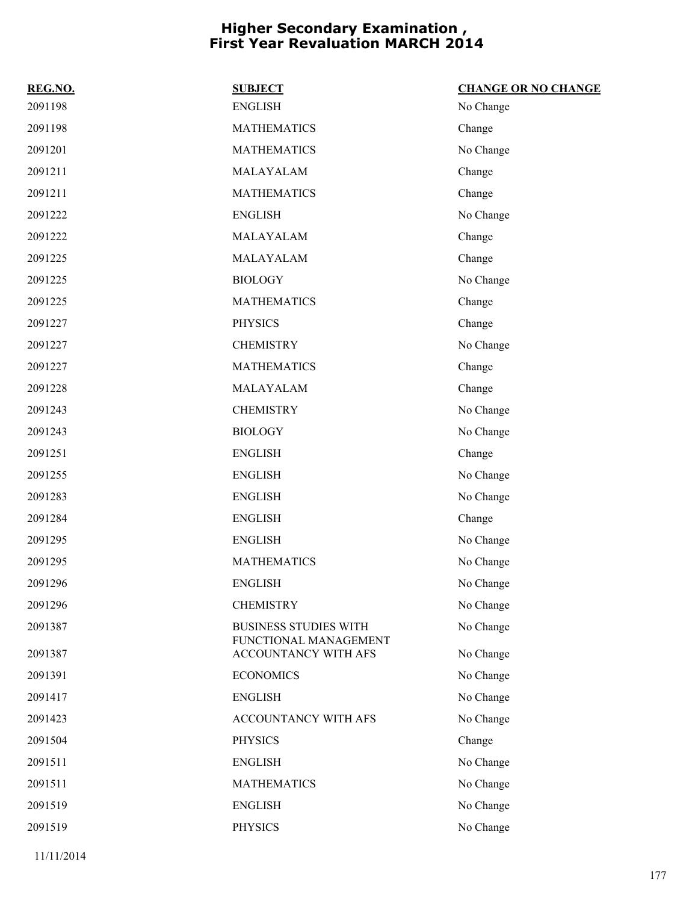# Higher Secondary Examination , First Year Revaluation MARCH 2014

| REG.NO. | SUBJECT | CHANGE OR NO CHANGE |
|---|---|---|
| 2091198 | ENGLISH | No Change |
| 2091198 | MATHEMATICS | Change |
| 2091201 | MATHEMATICS | No Change |
| 2091211 | MALAYALAM | Change |
| 2091211 | MATHEMATICS | Change |
| 2091222 | ENGLISH | No Change |
| 2091222 | MALAYALAM | Change |
| 2091225 | MALAYALAM | Change |
| 2091225 | BIOLOGY | No Change |
| 2091225 | MATHEMATICS | Change |
| 2091227 | PHYSICS | Change |
| 2091227 | CHEMISTRY | No Change |
| 2091227 | MATHEMATICS | Change |
| 2091228 | MALAYALAM | Change |
| 2091243 | CHEMISTRY | No Change |
| 2091243 | BIOLOGY | No Change |
| 2091251 | ENGLISH | Change |
| 2091255 | ENGLISH | No Change |
| 2091283 | ENGLISH | No Change |
| 2091284 | ENGLISH | Change |
| 2091295 | ENGLISH | No Change |
| 2091295 | MATHEMATICS | No Change |
| 2091296 | ENGLISH | No Change |
| 2091296 | CHEMISTRY | No Change |
| 2091387 | BUSINESS STUDIES WITH FUNCTIONAL MANAGEMENT | No Change |
| 2091387 | ACCOUNTANCY WITH AFS | No Change |
| 2091391 | ECONOMICS | No Change |
| 2091417 | ENGLISH | No Change |
| 2091423 | ACCOUNTANCY WITH AFS | No Change |
| 2091504 | PHYSICS | Change |
| 2091511 | ENGLISH | No Change |
| 2091511 | MATHEMATICS | No Change |
| 2091519 | ENGLISH | No Change |
| 2091519 | PHYSICS | No Change |

11/11/2014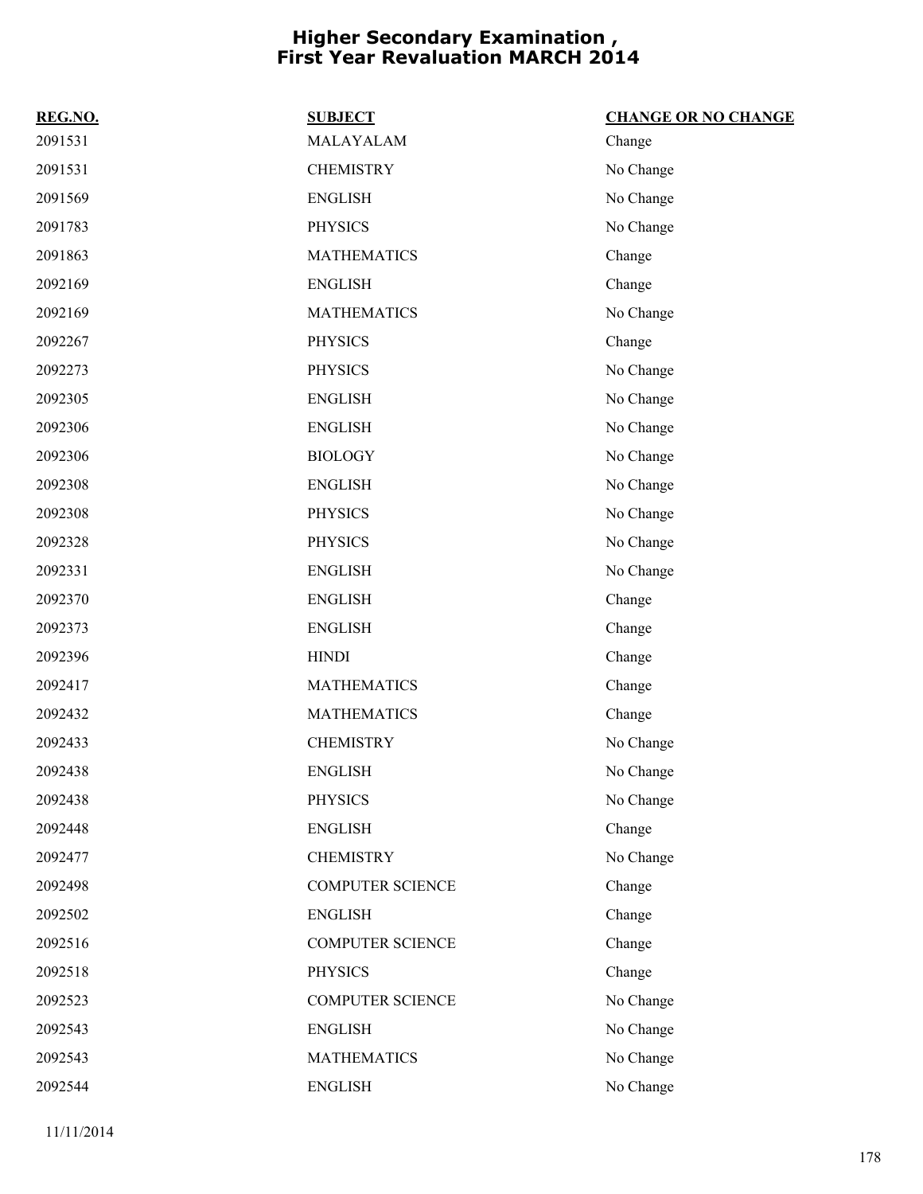# Higher Secondary Examination , First Year Revaluation MARCH 2014

| REG.NO. | SUBJECT | CHANGE OR NO CHANGE |
| --- | --- | --- |
| 2091531 | MALAYALAM | Change |
| 2091531 | CHEMISTRY | No Change |
| 2091569 | ENGLISH | No Change |
| 2091783 | PHYSICS | No Change |
| 2091863 | MATHEMATICS | Change |
| 2092169 | ENGLISH | Change |
| 2092169 | MATHEMATICS | No Change |
| 2092267 | PHYSICS | Change |
| 2092273 | PHYSICS | No Change |
| 2092305 | ENGLISH | No Change |
| 2092306 | ENGLISH | No Change |
| 2092306 | BIOLOGY | No Change |
| 2092308 | ENGLISH | No Change |
| 2092308 | PHYSICS | No Change |
| 2092328 | PHYSICS | No Change |
| 2092331 | ENGLISH | No Change |
| 2092370 | ENGLISH | Change |
| 2092373 | ENGLISH | Change |
| 2092396 | HINDI | Change |
| 2092417 | MATHEMATICS | Change |
| 2092432 | MATHEMATICS | Change |
| 2092433 | CHEMISTRY | No Change |
| 2092438 | ENGLISH | No Change |
| 2092438 | PHYSICS | No Change |
| 2092448 | ENGLISH | Change |
| 2092477 | CHEMISTRY | No Change |
| 2092498 | COMPUTER SCIENCE | Change |
| 2092502 | ENGLISH | Change |
| 2092516 | COMPUTER SCIENCE | Change |
| 2092518 | PHYSICS | Change |
| 2092523 | COMPUTER SCIENCE | No Change |
| 2092543 | ENGLISH | No Change |
| 2092543 | MATHEMATICS | No Change |
| 2092544 | ENGLISH | No Change |

11/11/2014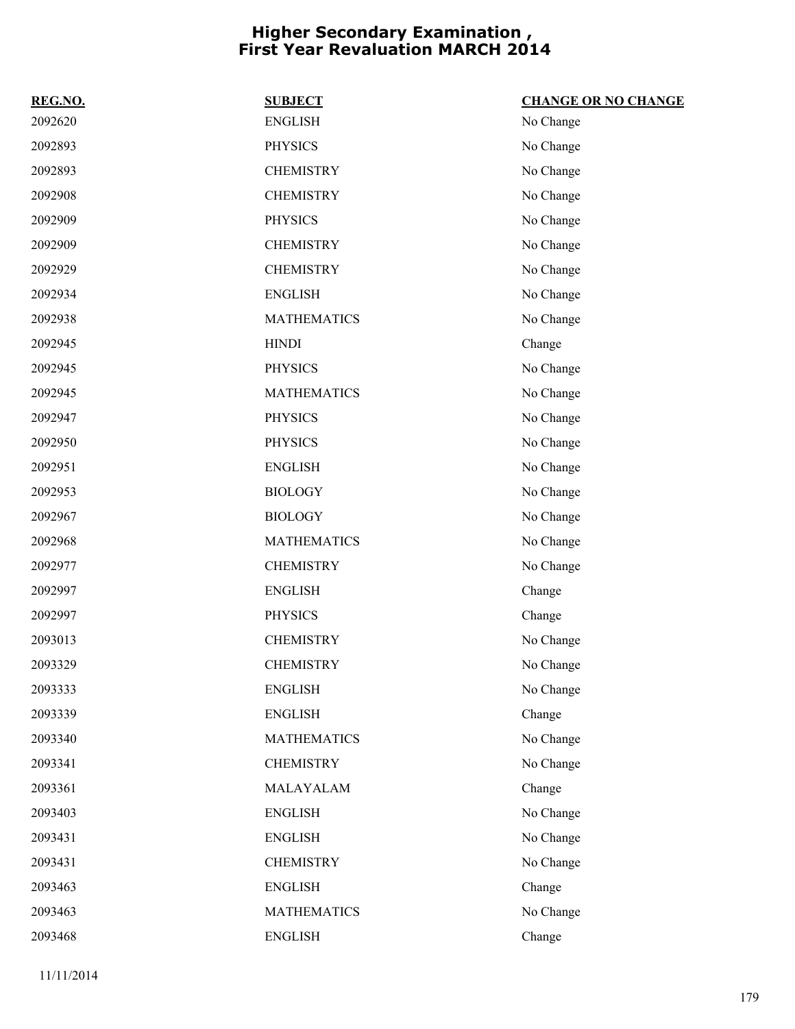# Higher Secondary Examination , First Year Revaluation MARCH 2014

| REG.NO. | SUBJECT | CHANGE OR NO CHANGE |
|---|---|---|
| 2092620 | ENGLISH | No Change |
| 2092893 | PHYSICS | No Change |
| 2092893 | CHEMISTRY | No Change |
| 2092908 | CHEMISTRY | No Change |
| 2092909 | PHYSICS | No Change |
| 2092909 | CHEMISTRY | No Change |
| 2092929 | CHEMISTRY | No Change |
| 2092934 | ENGLISH | No Change |
| 2092938 | MATHEMATICS | No Change |
| 2092945 | HINDI | Change |
| 2092945 | PHYSICS | No Change |
| 2092945 | MATHEMATICS | No Change |
| 2092947 | PHYSICS | No Change |
| 2092950 | PHYSICS | No Change |
| 2092951 | ENGLISH | No Change |
| 2092953 | BIOLOGY | No Change |
| 2092967 | BIOLOGY | No Change |
| 2092968 | MATHEMATICS | No Change |
| 2092977 | CHEMISTRY | No Change |
| 2092997 | ENGLISH | Change |
| 2092997 | PHYSICS | Change |
| 2093013 | CHEMISTRY | No Change |
| 2093329 | CHEMISTRY | No Change |
| 2093333 | ENGLISH | No Change |
| 2093339 | ENGLISH | Change |
| 2093340 | MATHEMATICS | No Change |
| 2093341 | CHEMISTRY | No Change |
| 2093361 | MALAYALAM | Change |
| 2093403 | ENGLISH | No Change |
| 2093431 | ENGLISH | No Change |
| 2093431 | CHEMISTRY | No Change |
| 2093463 | ENGLISH | Change |
| 2093463 | MATHEMATICS | No Change |
| 2093468 | ENGLISH | Change |

11/11/2014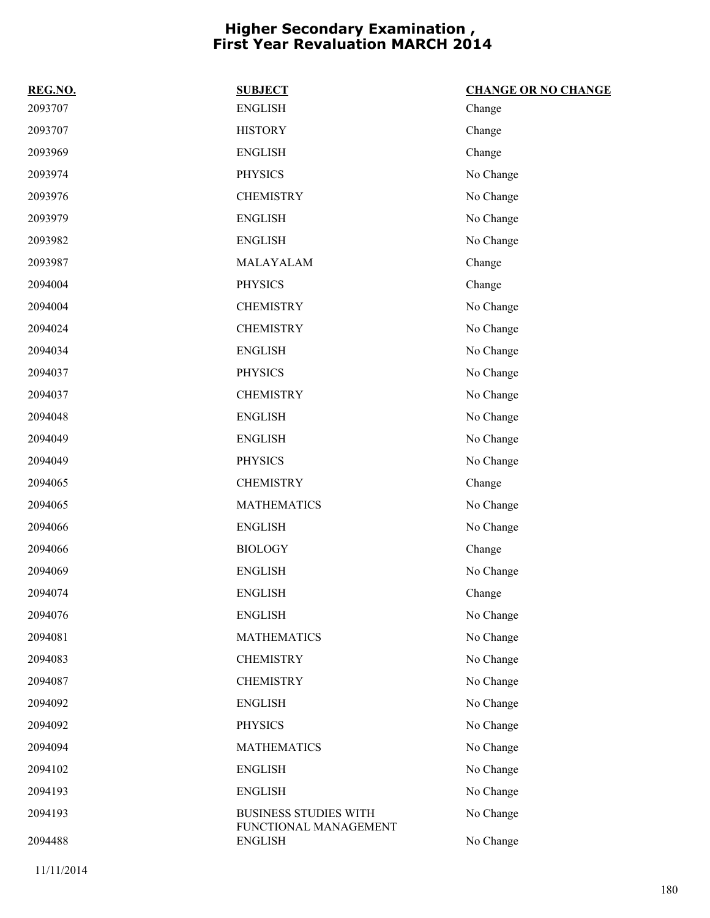# Higher Secondary Examination , First Year Revaluation MARCH 2014

| REG.NO. | SUBJECT | CHANGE OR NO CHANGE |
|---|---|---|
| 2093707 | ENGLISH | Change |
| 2093707 | HISTORY | Change |
| 2093969 | ENGLISH | Change |
| 2093974 | PHYSICS | No Change |
| 2093976 | CHEMISTRY | No Change |
| 2093979 | ENGLISH | No Change |
| 2093982 | ENGLISH | No Change |
| 2093987 | MALAYALAM | Change |
| 2094004 | PHYSICS | Change |
| 2094004 | CHEMISTRY | No Change |
| 2094024 | CHEMISTRY | No Change |
| 2094034 | ENGLISH | No Change |
| 2094037 | PHYSICS | No Change |
| 2094037 | CHEMISTRY | No Change |
| 2094048 | ENGLISH | No Change |
| 2094049 | ENGLISH | No Change |
| 2094049 | PHYSICS | No Change |
| 2094065 | CHEMISTRY | Change |
| 2094065 | MATHEMATICS | No Change |
| 2094066 | ENGLISH | No Change |
| 2094066 | BIOLOGY | Change |
| 2094069 | ENGLISH | No Change |
| 2094074 | ENGLISH | Change |
| 2094076 | ENGLISH | No Change |
| 2094081 | MATHEMATICS | No Change |
| 2094083 | CHEMISTRY | No Change |
| 2094087 | CHEMISTRY | No Change |
| 2094092 | ENGLISH | No Change |
| 2094092 | PHYSICS | No Change |
| 2094094 | MATHEMATICS | No Change |
| 2094102 | ENGLISH | No Change |
| 2094193 | ENGLISH | No Change |
| 2094193 | BUSINESS STUDIES WITH FUNCTIONAL MANAGEMENT | No Change |
| 2094488 | ENGLISH | No Change |

11/11/2014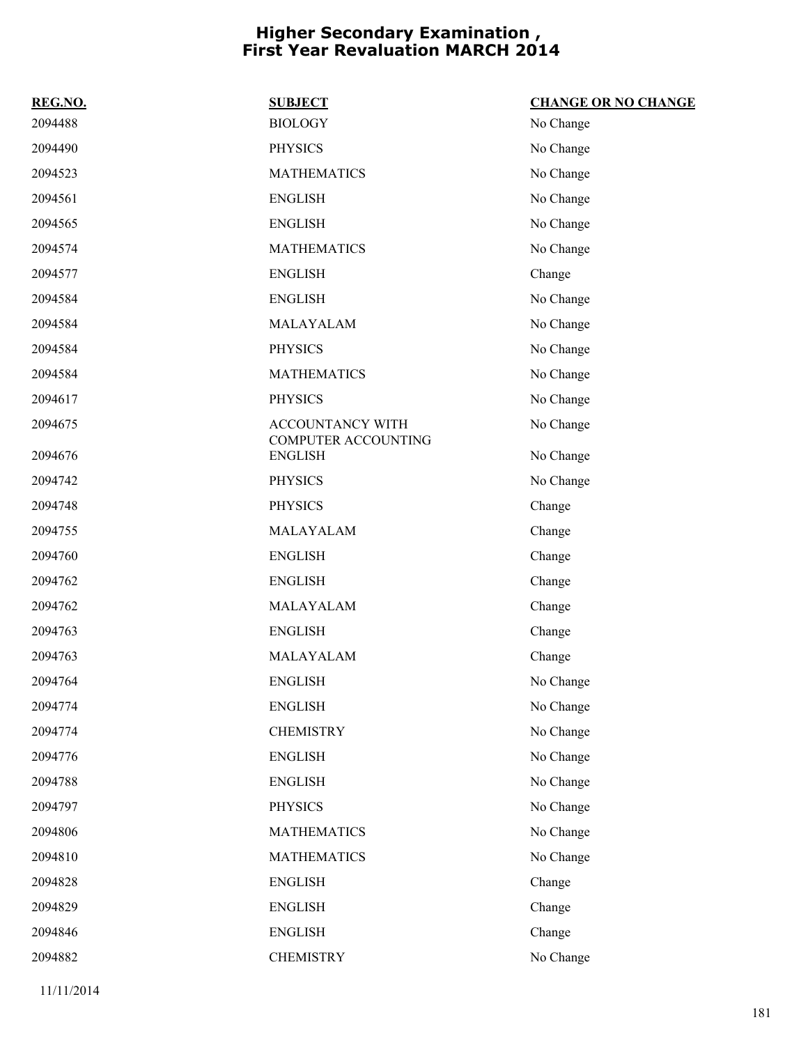# Higher Secondary Examination , First Year Revaluation MARCH 2014

| REG.NO. | SUBJECT | CHANGE OR NO CHANGE |
|---|---|---|
| 2094488 | BIOLOGY | No Change |
| 2094490 | PHYSICS | No Change |
| 2094523 | MATHEMATICS | No Change |
| 2094561 | ENGLISH | No Change |
| 2094565 | ENGLISH | No Change |
| 2094574 | MATHEMATICS | No Change |
| 2094577 | ENGLISH | Change |
| 2094584 | ENGLISH | No Change |
| 2094584 | MALAYALAM | No Change |
| 2094584 | PHYSICS | No Change |
| 2094584 | MATHEMATICS | No Change |
| 2094617 | PHYSICS | No Change |
| 2094675 | ACCOUNTANCY WITH COMPUTER ACCOUNTING | No Change |
| 2094676 | ENGLISH | No Change |
| 2094742 | PHYSICS | No Change |
| 2094748 | PHYSICS | Change |
| 2094755 | MALAYALAM | Change |
| 2094760 | ENGLISH | Change |
| 2094762 | ENGLISH | Change |
| 2094762 | MALAYALAM | Change |
| 2094763 | ENGLISH | Change |
| 2094763 | MALAYALAM | Change |
| 2094764 | ENGLISH | No Change |
| 2094774 | ENGLISH | No Change |
| 2094774 | CHEMISTRY | No Change |
| 2094776 | ENGLISH | No Change |
| 2094788 | ENGLISH | No Change |
| 2094797 | PHYSICS | No Change |
| 2094806 | MATHEMATICS | No Change |
| 2094810 | MATHEMATICS | No Change |
| 2094828 | ENGLISH | Change |
| 2094829 | ENGLISH | Change |
| 2094846 | ENGLISH | Change |
| 2094882 | CHEMISTRY | No Change |

11/11/2014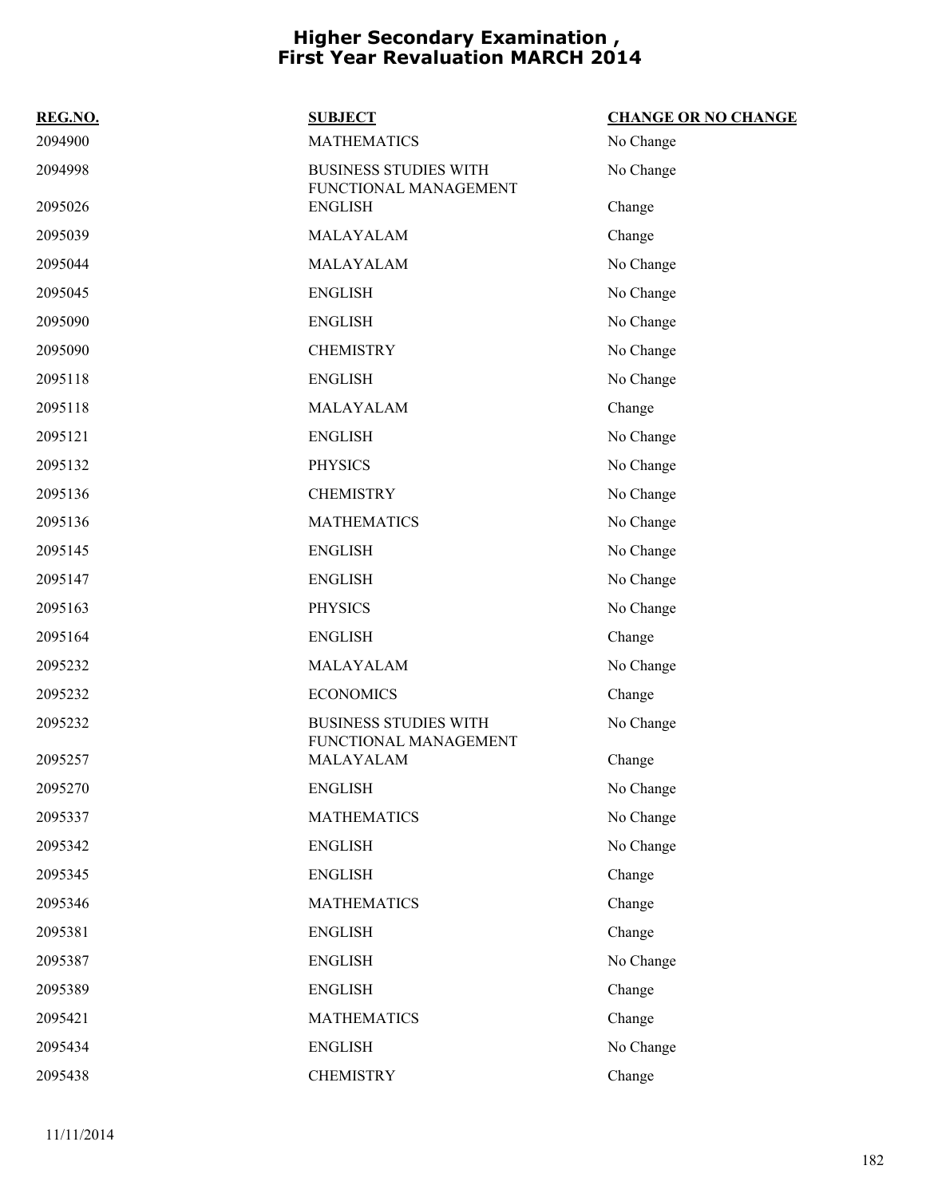# Higher Secondary Examination , First Year Revaluation MARCH 2014

| REG.NO. | SUBJECT | CHANGE OR NO CHANGE |
|---|---|---|
| 2094900 | MATHEMATICS | No Change |
| 2094998 | BUSINESS STUDIES WITH FUNCTIONAL MANAGEMENT | No Change |
| 2095026 | ENGLISH | Change |
| 2095039 | MALAYALAM | Change |
| 2095044 | MALAYALAM | No Change |
| 2095045 | ENGLISH | No Change |
| 2095090 | ENGLISH | No Change |
| 2095090 | CHEMISTRY | No Change |
| 2095118 | ENGLISH | No Change |
| 2095118 | MALAYALAM | Change |
| 2095121 | ENGLISH | No Change |
| 2095132 | PHYSICS | No Change |
| 2095136 | CHEMISTRY | No Change |
| 2095136 | MATHEMATICS | No Change |
| 2095145 | ENGLISH | No Change |
| 2095147 | ENGLISH | No Change |
| 2095163 | PHYSICS | No Change |
| 2095164 | ENGLISH | Change |
| 2095232 | MALAYALAM | No Change |
| 2095232 | ECONOMICS | Change |
| 2095232 | BUSINESS STUDIES WITH FUNCTIONAL MANAGEMENT | No Change |
| 2095257 | MALAYALAM | Change |
| 2095270 | ENGLISH | No Change |
| 2095337 | MATHEMATICS | No Change |
| 2095342 | ENGLISH | No Change |
| 2095345 | ENGLISH | Change |
| 2095346 | MATHEMATICS | Change |
| 2095381 | ENGLISH | Change |
| 2095387 | ENGLISH | No Change |
| 2095389 | ENGLISH | Change |
| 2095421 | MATHEMATICS | Change |
| 2095434 | ENGLISH | No Change |
| 2095438 | CHEMISTRY | Change |

11/11/2014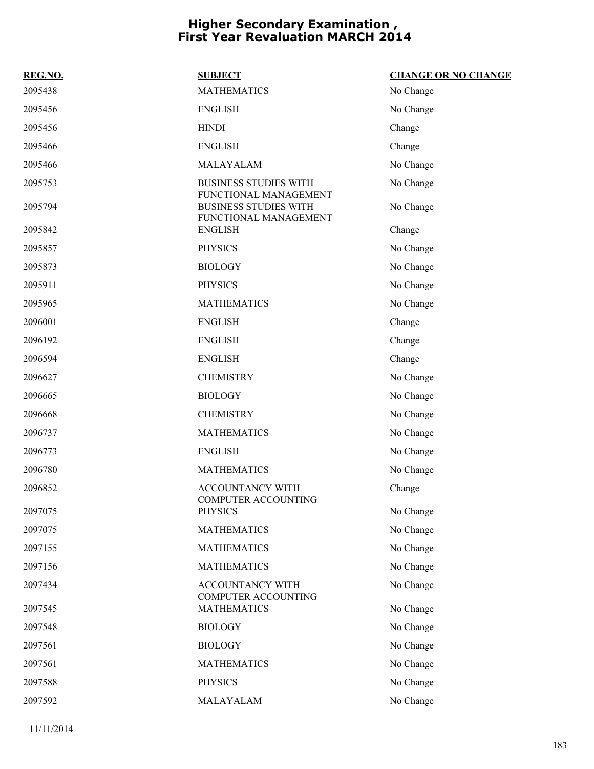# Higher Secondary Examination , First Year Revaluation MARCH 2014

| REG.NO. | SUBJECT | CHANGE OR NO CHANGE |
|---|---|---|
| 2095438 | MATHEMATICS | No Change |
| 2095456 | ENGLISH | No Change |
| 2095456 | HINDI | Change |
| 2095466 | ENGLISH | Change |
| 2095466 | MALAYALAM | No Change |
| 2095753 | BUSINESS STUDIES WITH FUNCTIONAL MANAGEMENT | No Change |
| 2095794 | BUSINESS STUDIES WITH FUNCTIONAL MANAGEMENT | No Change |
| 2095842 | ENGLISH | Change |
| 2095857 | PHYSICS | No Change |
| 2095873 | BIOLOGY | No Change |
| 2095911 | PHYSICS | No Change |
| 2095965 | MATHEMATICS | No Change |
| 2096001 | ENGLISH | Change |
| 2096192 | ENGLISH | Change |
| 2096594 | ENGLISH | Change |
| 2096627 | CHEMISTRY | No Change |
| 2096665 | BIOLOGY | No Change |
| 2096668 | CHEMISTRY | No Change |
| 2096737 | MATHEMATICS | No Change |
| 2096773 | ENGLISH | No Change |
| 2096780 | MATHEMATICS | No Change |
| 2096852 | ACCOUNTANCY WITH COMPUTER ACCOUNTING | Change |
| 2097075 | PHYSICS | No Change |
| 2097075 | MATHEMATICS | No Change |
| 2097155 | MATHEMATICS | No Change |
| 2097156 | MATHEMATICS | No Change |
| 2097434 | ACCOUNTANCY WITH COMPUTER ACCOUNTING | No Change |
| 2097545 | MATHEMATICS | No Change |
| 2097548 | BIOLOGY | No Change |
| 2097561 | BIOLOGY | No Change |
| 2097561 | MATHEMATICS | No Change |
| 2097588 | PHYSICS | No Change |
| 2097592 | MALAYALAM | No Change |

11/11/2014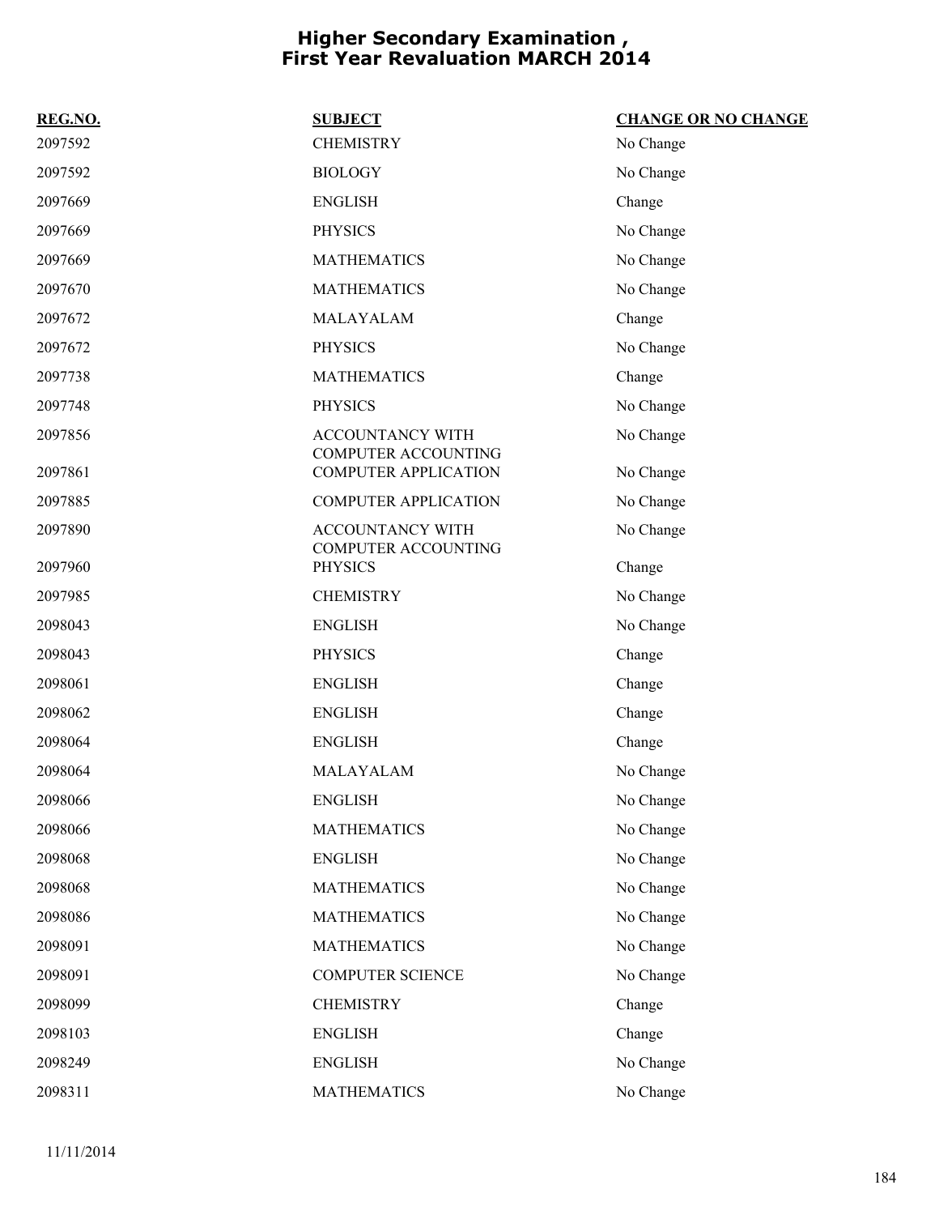# Higher Secondary Examination , First Year Revaluation MARCH 2014

| REG.NO. | SUBJECT | CHANGE OR NO CHANGE |
|---|---|---|
| 2097592 | CHEMISTRY | No Change |
| 2097592 | BIOLOGY | No Change |
| 2097669 | ENGLISH | Change |
| 2097669 | PHYSICS | No Change |
| 2097669 | MATHEMATICS | No Change |
| 2097670 | MATHEMATICS | No Change |
| 2097672 | MALAYALAM | Change |
| 2097672 | PHYSICS | No Change |
| 2097738 | MATHEMATICS | Change |
| 2097748 | PHYSICS | No Change |
| 2097856 | ACCOUNTANCY WITH COMPUTER ACCOUNTING | No Change |
| 2097861 | COMPUTER APPLICATION | No Change |
| 2097885 | COMPUTER APPLICATION | No Change |
| 2097890 | ACCOUNTANCY WITH COMPUTER ACCOUNTING | No Change |
| 2097960 | PHYSICS | Change |
| 2097985 | CHEMISTRY | No Change |
| 2098043 | ENGLISH | No Change |
| 2098043 | PHYSICS | Change |
| 2098061 | ENGLISH | Change |
| 2098062 | ENGLISH | Change |
| 2098064 | ENGLISH | Change |
| 2098064 | MALAYALAM | No Change |
| 2098066 | ENGLISH | No Change |
| 2098066 | MATHEMATICS | No Change |
| 2098068 | ENGLISH | No Change |
| 2098068 | MATHEMATICS | No Change |
| 2098086 | MATHEMATICS | No Change |
| 2098091 | MATHEMATICS | No Change |
| 2098091 | COMPUTER SCIENCE | No Change |
| 2098099 | CHEMISTRY | Change |
| 2098103 | ENGLISH | Change |
| 2098249 | ENGLISH | No Change |
| 2098311 | MATHEMATICS | No Change |

11/11/2014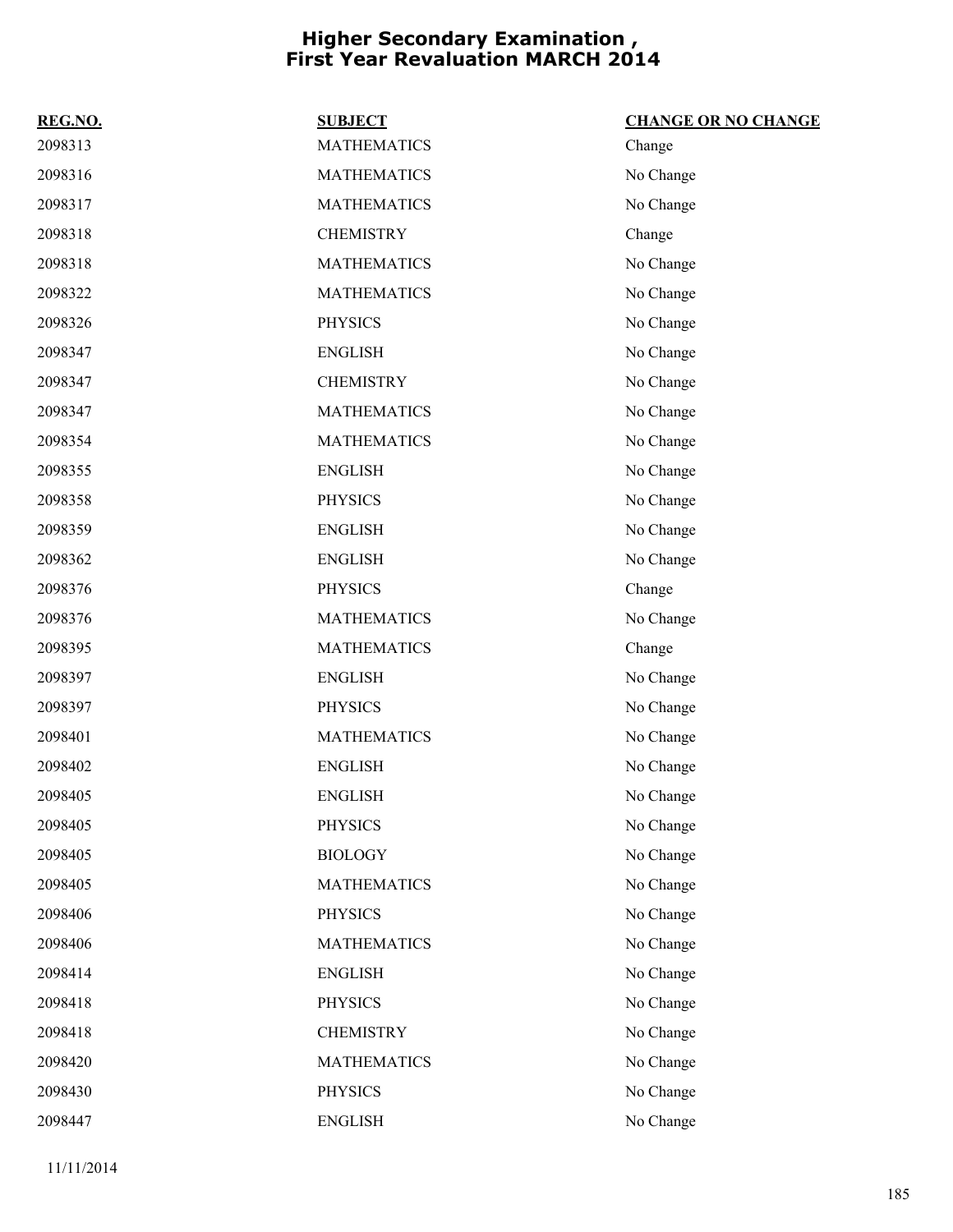# Higher Secondary Examination , First Year Revaluation MARCH 2014

| REG.NO. | SUBJECT | CHANGE OR NO CHANGE |
|---|---|---|
| 2098313 | MATHEMATICS | Change |
| 2098316 | MATHEMATICS | No Change |
| 2098317 | MATHEMATICS | No Change |
| 2098318 | CHEMISTRY | Change |
| 2098318 | MATHEMATICS | No Change |
| 2098322 | MATHEMATICS | No Change |
| 2098326 | PHYSICS | No Change |
| 2098347 | ENGLISH | No Change |
| 2098347 | CHEMISTRY | No Change |
| 2098347 | MATHEMATICS | No Change |
| 2098354 | MATHEMATICS | No Change |
| 2098355 | ENGLISH | No Change |
| 2098358 | PHYSICS | No Change |
| 2098359 | ENGLISH | No Change |
| 2098362 | ENGLISH | No Change |
| 2098376 | PHYSICS | Change |
| 2098376 | MATHEMATICS | No Change |
| 2098395 | MATHEMATICS | Change |
| 2098397 | ENGLISH | No Change |
| 2098397 | PHYSICS | No Change |
| 2098401 | MATHEMATICS | No Change |
| 2098402 | ENGLISH | No Change |
| 2098405 | ENGLISH | No Change |
| 2098405 | PHYSICS | No Change |
| 2098405 | BIOLOGY | No Change |
| 2098405 | MATHEMATICS | No Change |
| 2098406 | PHYSICS | No Change |
| 2098406 | MATHEMATICS | No Change |
| 2098414 | ENGLISH | No Change |
| 2098418 | PHYSICS | No Change |
| 2098418 | CHEMISTRY | No Change |
| 2098420 | MATHEMATICS | No Change |
| 2098430 | PHYSICS | No Change |
| 2098447 | ENGLISH | No Change |

11/11/2014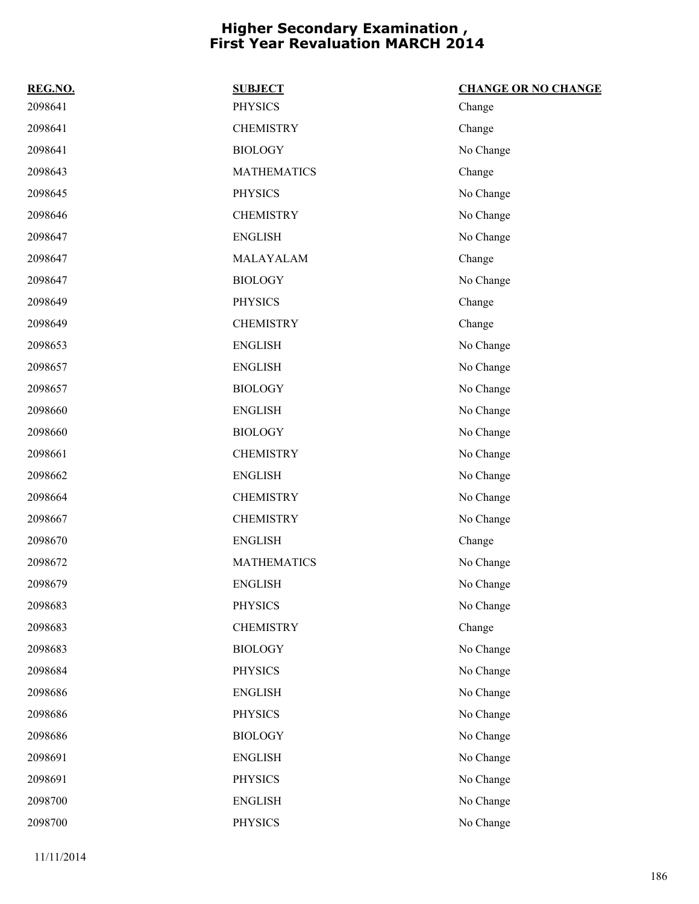# Higher Secondary Examination , First Year Revaluation MARCH 2014

| REG.NO. | SUBJECT | CHANGE OR NO CHANGE |
|---|---|---|
| 2098641 | PHYSICS | Change |
| 2098641 | CHEMISTRY | Change |
| 2098641 | BIOLOGY | No Change |
| 2098643 | MATHEMATICS | Change |
| 2098645 | PHYSICS | No Change |
| 2098646 | CHEMISTRY | No Change |
| 2098647 | ENGLISH | No Change |
| 2098647 | MALAYALAM | Change |
| 2098647 | BIOLOGY | No Change |
| 2098649 | PHYSICS | Change |
| 2098649 | CHEMISTRY | Change |
| 2098653 | ENGLISH | No Change |
| 2098657 | ENGLISH | No Change |
| 2098657 | BIOLOGY | No Change |
| 2098660 | ENGLISH | No Change |
| 2098660 | BIOLOGY | No Change |
| 2098661 | CHEMISTRY | No Change |
| 2098662 | ENGLISH | No Change |
| 2098664 | CHEMISTRY | No Change |
| 2098667 | CHEMISTRY | No Change |
| 2098670 | ENGLISH | Change |
| 2098672 | MATHEMATICS | No Change |
| 2098679 | ENGLISH | No Change |
| 2098683 | PHYSICS | No Change |
| 2098683 | CHEMISTRY | Change |
| 2098683 | BIOLOGY | No Change |
| 2098684 | PHYSICS | No Change |
| 2098686 | ENGLISH | No Change |
| 2098686 | PHYSICS | No Change |
| 2098686 | BIOLOGY | No Change |
| 2098691 | ENGLISH | No Change |
| 2098691 | PHYSICS | No Change |
| 2098700 | ENGLISH | No Change |
| 2098700 | PHYSICS | No Change |

11/11/2014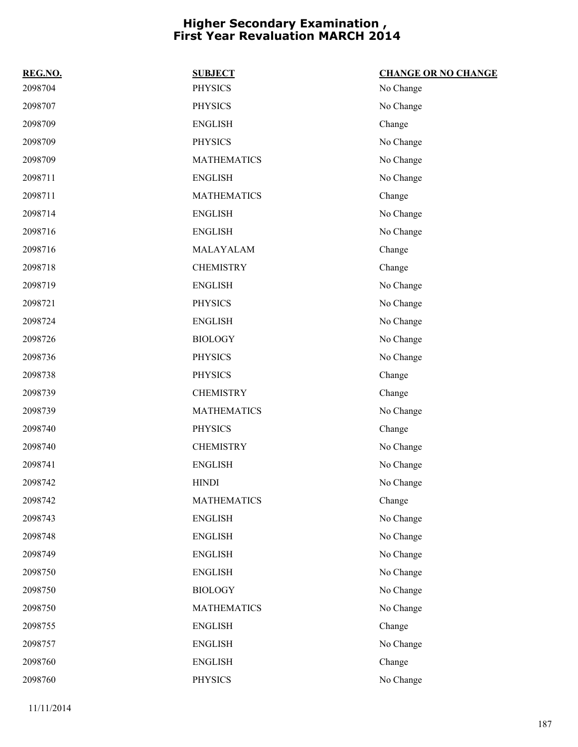# Higher Secondary Examination , First Year Revaluation MARCH 2014

| REG.NO. | SUBJECT | CHANGE OR NO CHANGE |
|---|---|---|
| 2098704 | PHYSICS | No Change |
| 2098707 | PHYSICS | No Change |
| 2098709 | ENGLISH | Change |
| 2098709 | PHYSICS | No Change |
| 2098709 | MATHEMATICS | No Change |
| 2098711 | ENGLISH | No Change |
| 2098711 | MATHEMATICS | Change |
| 2098714 | ENGLISH | No Change |
| 2098716 | ENGLISH | No Change |
| 2098716 | MALAYALAM | Change |
| 2098718 | CHEMISTRY | Change |
| 2098719 | ENGLISH | No Change |
| 2098721 | PHYSICS | No Change |
| 2098724 | ENGLISH | No Change |
| 2098726 | BIOLOGY | No Change |
| 2098736 | PHYSICS | No Change |
| 2098738 | PHYSICS | Change |
| 2098739 | CHEMISTRY | Change |
| 2098739 | MATHEMATICS | No Change |
| 2098740 | PHYSICS | Change |
| 2098740 | CHEMISTRY | No Change |
| 2098741 | ENGLISH | No Change |
| 2098742 | HINDI | No Change |
| 2098742 | MATHEMATICS | Change |
| 2098743 | ENGLISH | No Change |
| 2098748 | ENGLISH | No Change |
| 2098749 | ENGLISH | No Change |
| 2098750 | ENGLISH | No Change |
| 2098750 | BIOLOGY | No Change |
| 2098750 | MATHEMATICS | No Change |
| 2098755 | ENGLISH | Change |
| 2098757 | ENGLISH | No Change |
| 2098760 | ENGLISH | Change |
| 2098760 | PHYSICS | No Change |

11/11/2014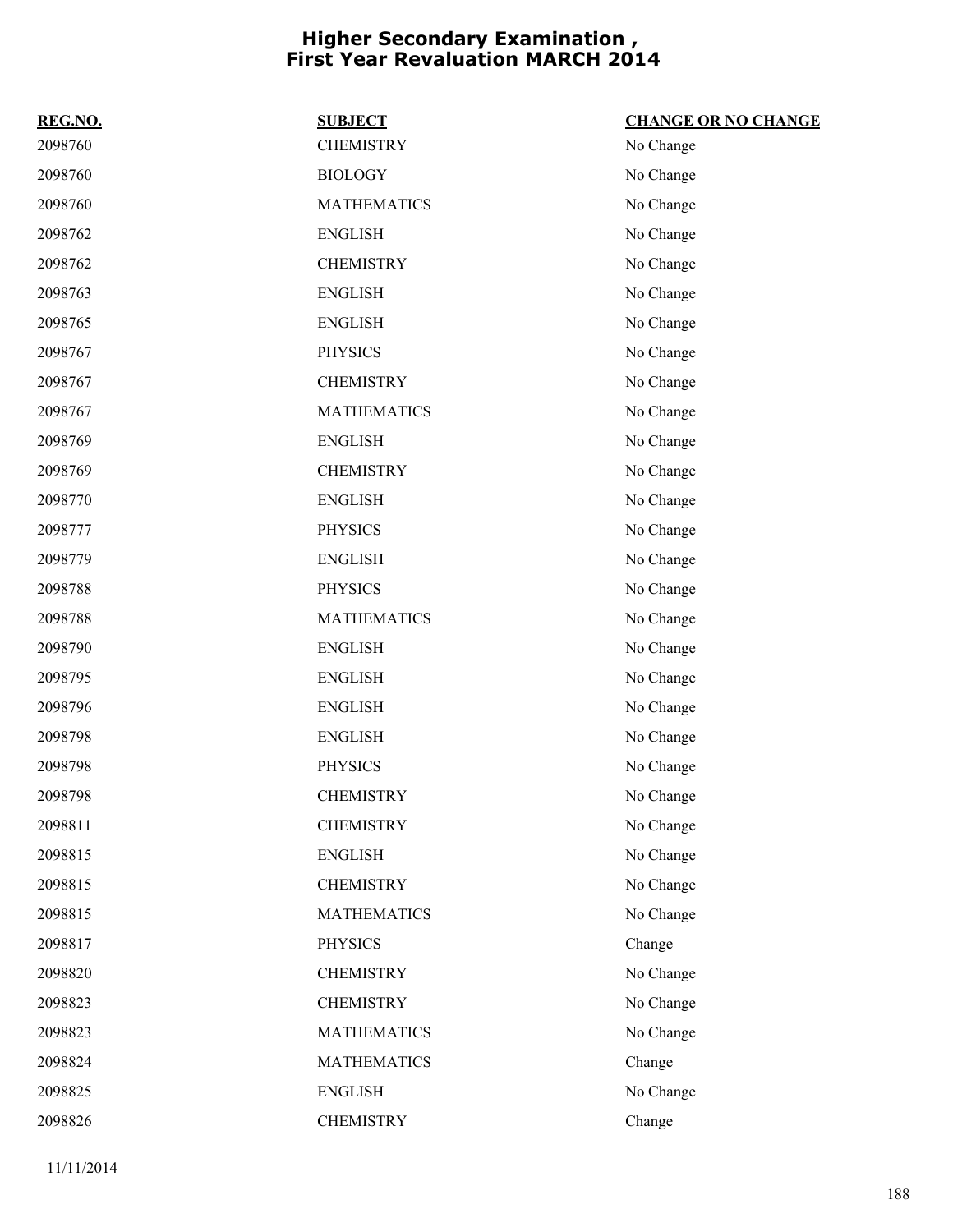# Higher Secondary Examination , First Year Revaluation MARCH 2014

| REG.NO. | SUBJECT | CHANGE OR NO CHANGE |
|---|---|---|
| 2098760 | CHEMISTRY | No Change |
| 2098760 | BIOLOGY | No Change |
| 2098760 | MATHEMATICS | No Change |
| 2098762 | ENGLISH | No Change |
| 2098762 | CHEMISTRY | No Change |
| 2098763 | ENGLISH | No Change |
| 2098765 | ENGLISH | No Change |
| 2098767 | PHYSICS | No Change |
| 2098767 | CHEMISTRY | No Change |
| 2098767 | MATHEMATICS | No Change |
| 2098769 | ENGLISH | No Change |
| 2098769 | CHEMISTRY | No Change |
| 2098770 | ENGLISH | No Change |
| 2098777 | PHYSICS | No Change |
| 2098779 | ENGLISH | No Change |
| 2098788 | PHYSICS | No Change |
| 2098788 | MATHEMATICS | No Change |
| 2098790 | ENGLISH | No Change |
| 2098795 | ENGLISH | No Change |
| 2098796 | ENGLISH | No Change |
| 2098798 | ENGLISH | No Change |
| 2098798 | PHYSICS | No Change |
| 2098798 | CHEMISTRY | No Change |
| 2098811 | CHEMISTRY | No Change |
| 2098815 | ENGLISH | No Change |
| 2098815 | CHEMISTRY | No Change |
| 2098815 | MATHEMATICS | No Change |
| 2098817 | PHYSICS | Change |
| 2098820 | CHEMISTRY | No Change |
| 2098823 | CHEMISTRY | No Change |
| 2098823 | MATHEMATICS | No Change |
| 2098824 | MATHEMATICS | Change |
| 2098825 | ENGLISH | No Change |
| 2098826 | CHEMISTRY | Change |

11/11/2014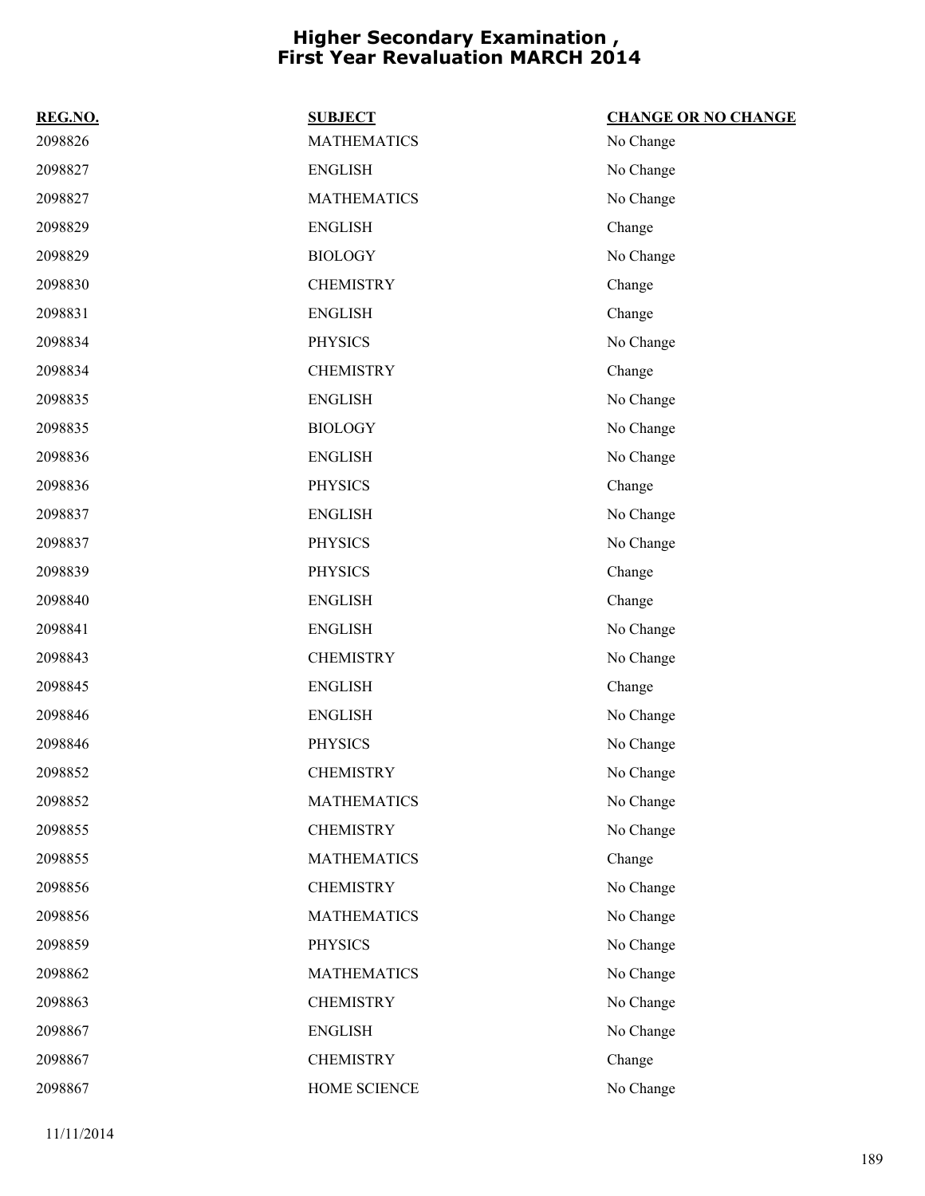# Higher Secondary Examination , First Year Revaluation MARCH 2014

| REG.NO. | SUBJECT | CHANGE OR NO CHANGE |
|---|---|---|
| 2098826 | MATHEMATICS | No Change |
| 2098827 | ENGLISH | No Change |
| 2098827 | MATHEMATICS | No Change |
| 2098829 | ENGLISH | Change |
| 2098829 | BIOLOGY | No Change |
| 2098830 | CHEMISTRY | Change |
| 2098831 | ENGLISH | Change |
| 2098834 | PHYSICS | No Change |
| 2098834 | CHEMISTRY | Change |
| 2098835 | ENGLISH | No Change |
| 2098835 | BIOLOGY | No Change |
| 2098836 | ENGLISH | No Change |
| 2098836 | PHYSICS | Change |
| 2098837 | ENGLISH | No Change |
| 2098837 | PHYSICS | No Change |
| 2098839 | PHYSICS | Change |
| 2098840 | ENGLISH | Change |
| 2098841 | ENGLISH | No Change |
| 2098843 | CHEMISTRY | No Change |
| 2098845 | ENGLISH | Change |
| 2098846 | ENGLISH | No Change |
| 2098846 | PHYSICS | No Change |
| 2098852 | CHEMISTRY | No Change |
| 2098852 | MATHEMATICS | No Change |
| 2098855 | CHEMISTRY | No Change |
| 2098855 | MATHEMATICS | Change |
| 2098856 | CHEMISTRY | No Change |
| 2098856 | MATHEMATICS | No Change |
| 2098859 | PHYSICS | No Change |
| 2098862 | MATHEMATICS | No Change |
| 2098863 | CHEMISTRY | No Change |
| 2098867 | ENGLISH | No Change |
| 2098867 | CHEMISTRY | Change |
| 2098867 | HOME SCIENCE | No Change |

11/11/2014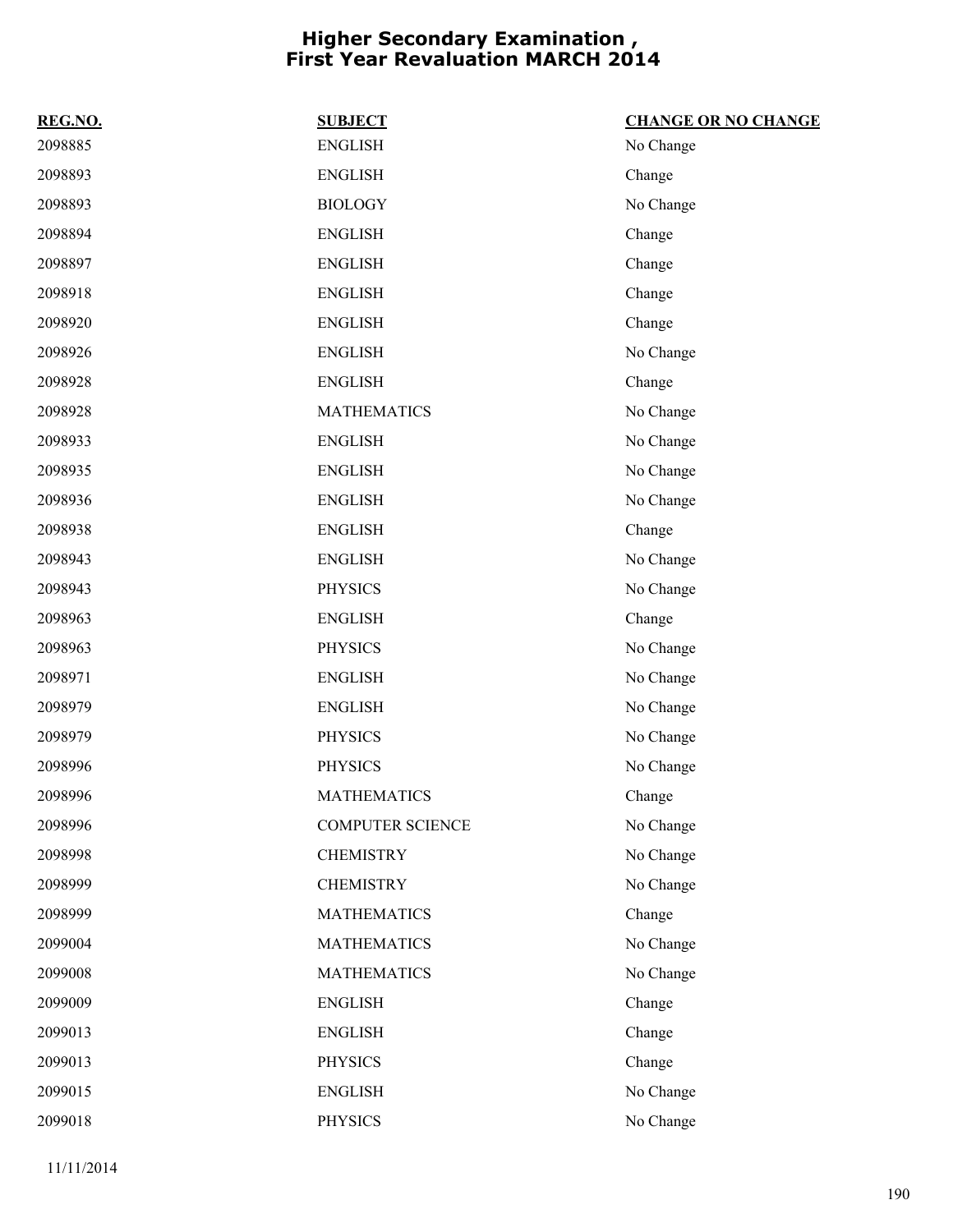# Higher Secondary Examination , First Year Revaluation MARCH 2014

| REG.NO. | SUBJECT | CHANGE OR NO CHANGE |
|---|---|---|
| 2098885 | ENGLISH | No Change |
| 2098893 | ENGLISH | Change |
| 2098893 | BIOLOGY | No Change |
| 2098894 | ENGLISH | Change |
| 2098897 | ENGLISH | Change |
| 2098918 | ENGLISH | Change |
| 2098920 | ENGLISH | Change |
| 2098926 | ENGLISH | No Change |
| 2098928 | ENGLISH | Change |
| 2098928 | MATHEMATICS | No Change |
| 2098933 | ENGLISH | No Change |
| 2098935 | ENGLISH | No Change |
| 2098936 | ENGLISH | No Change |
| 2098938 | ENGLISH | Change |
| 2098943 | ENGLISH | No Change |
| 2098943 | PHYSICS | No Change |
| 2098963 | ENGLISH | Change |
| 2098963 | PHYSICS | No Change |
| 2098971 | ENGLISH | No Change |
| 2098979 | ENGLISH | No Change |
| 2098979 | PHYSICS | No Change |
| 2098996 | PHYSICS | No Change |
| 2098996 | MATHEMATICS | Change |
| 2098996 | COMPUTER SCIENCE | No Change |
| 2098998 | CHEMISTRY | No Change |
| 2098999 | CHEMISTRY | No Change |
| 2098999 | MATHEMATICS | Change |
| 2099004 | MATHEMATICS | No Change |
| 2099008 | MATHEMATICS | No Change |
| 2099009 | ENGLISH | Change |
| 2099013 | ENGLISH | Change |
| 2099013 | PHYSICS | Change |
| 2099015 | ENGLISH | No Change |
| 2099018 | PHYSICS | No Change |

11/11/2014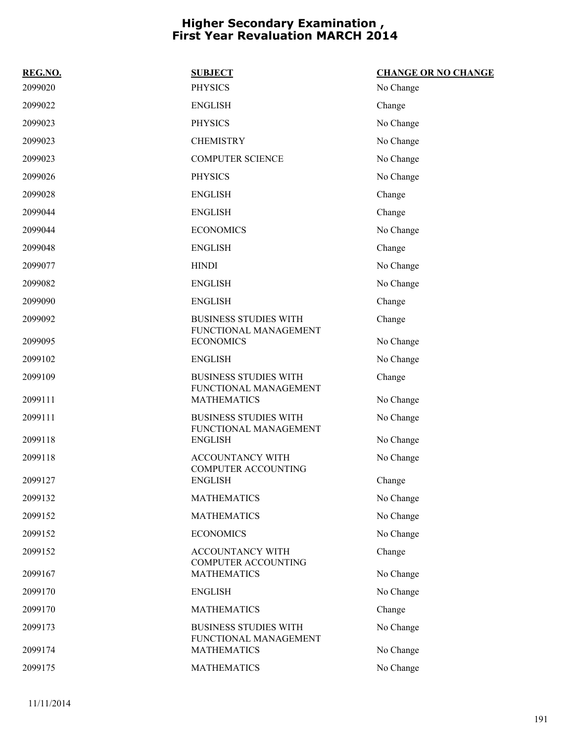# Higher Secondary Examination , First Year Revaluation MARCH 2014

| REG.NO. | SUBJECT | CHANGE OR NO CHANGE |
|---|---|---|
| 2099020 | PHYSICS | No Change |
| 2099022 | ENGLISH | Change |
| 2099023 | PHYSICS | No Change |
| 2099023 | CHEMISTRY | No Change |
| 2099023 | COMPUTER SCIENCE | No Change |
| 2099026 | PHYSICS | No Change |
| 2099028 | ENGLISH | Change |
| 2099044 | ENGLISH | Change |
| 2099044 | ECONOMICS | No Change |
| 2099048 | ENGLISH | Change |
| 2099077 | HINDI | No Change |
| 2099082 | ENGLISH | No Change |
| 2099090 | ENGLISH | Change |
| 2099092 | BUSINESS STUDIES WITH FUNCTIONAL MANAGEMENT | Change |
| 2099095 | ECONOMICS | No Change |
| 2099102 | ENGLISH | No Change |
| 2099109 | BUSINESS STUDIES WITH FUNCTIONAL MANAGEMENT | Change |
| 2099111 | MATHEMATICS | No Change |
| 2099111 | BUSINESS STUDIES WITH FUNCTIONAL MANAGEMENT | No Change |
| 2099118 | ENGLISH | No Change |
| 2099118 | ACCOUNTANCY WITH COMPUTER ACCOUNTING | No Change |
| 2099127 | ENGLISH | Change |
| 2099132 | MATHEMATICS | No Change |
| 2099152 | MATHEMATICS | No Change |
| 2099152 | ECONOMICS | No Change |
| 2099152 | ACCOUNTANCY WITH COMPUTER ACCOUNTING | Change |
| 2099167 | MATHEMATICS | No Change |
| 2099170 | ENGLISH | No Change |
| 2099170 | MATHEMATICS | Change |
| 2099173 | BUSINESS STUDIES WITH FUNCTIONAL MANAGEMENT | No Change |
| 2099174 | MATHEMATICS | No Change |
| 2099175 | MATHEMATICS | No Change |

11/11/2014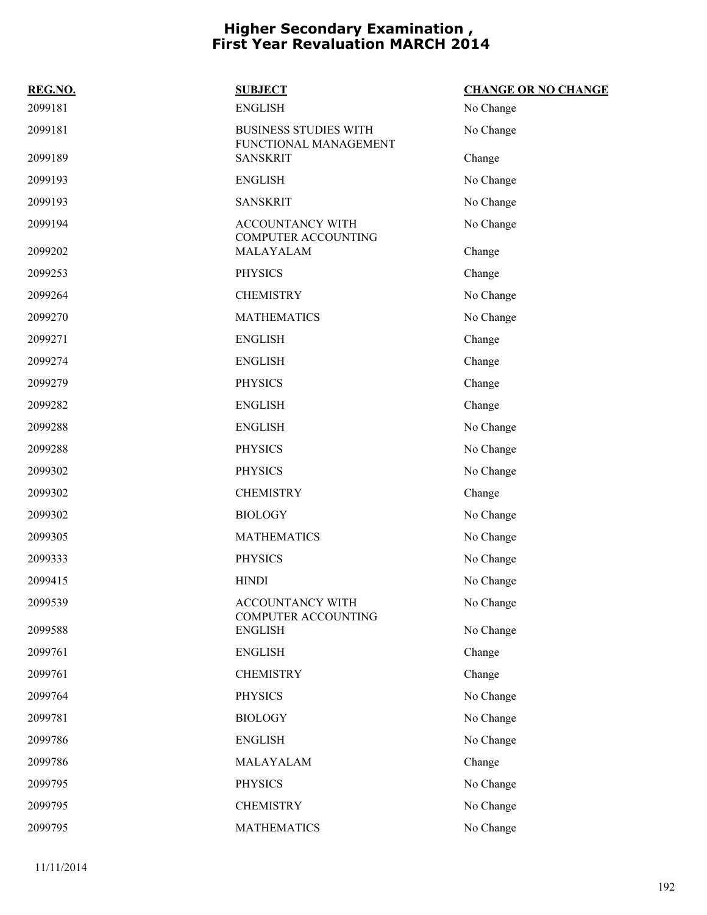# Higher Secondary Examination , First Year Revaluation MARCH 2014

| REG.NO. | SUBJECT | CHANGE OR NO CHANGE |
|---|---|---|
| 2099181 | ENGLISH | No Change |
| 2099181 | BUSINESS STUDIES WITH FUNCTIONAL MANAGEMENT | No Change |
| 2099189 | SANSKRIT | Change |
| 2099193 | ENGLISH | No Change |
| 2099193 | SANSKRIT | No Change |
| 2099194 | ACCOUNTANCY WITH COMPUTER ACCOUNTING | No Change |
| 2099202 | MALAYALAM | Change |
| 2099253 | PHYSICS | Change |
| 2099264 | CHEMISTRY | No Change |
| 2099270 | MATHEMATICS | No Change |
| 2099271 | ENGLISH | Change |
| 2099274 | ENGLISH | Change |
| 2099279 | PHYSICS | Change |
| 2099282 | ENGLISH | Change |
| 2099288 | ENGLISH | No Change |
| 2099288 | PHYSICS | No Change |
| 2099302 | PHYSICS | No Change |
| 2099302 | CHEMISTRY | Change |
| 2099302 | BIOLOGY | No Change |
| 2099305 | MATHEMATICS | No Change |
| 2099333 | PHYSICS | No Change |
| 2099415 | HINDI | No Change |
| 2099539 | ACCOUNTANCY WITH COMPUTER ACCOUNTING | No Change |
| 2099588 | ENGLISH | No Change |
| 2099761 | ENGLISH | Change |
| 2099761 | CHEMISTRY | Change |
| 2099764 | PHYSICS | No Change |
| 2099781 | BIOLOGY | No Change |
| 2099786 | ENGLISH | No Change |
| 2099786 | MALAYALAM | Change |
| 2099795 | PHYSICS | No Change |
| 2099795 | CHEMISTRY | No Change |
| 2099795 | MATHEMATICS | No Change |

11/11/2014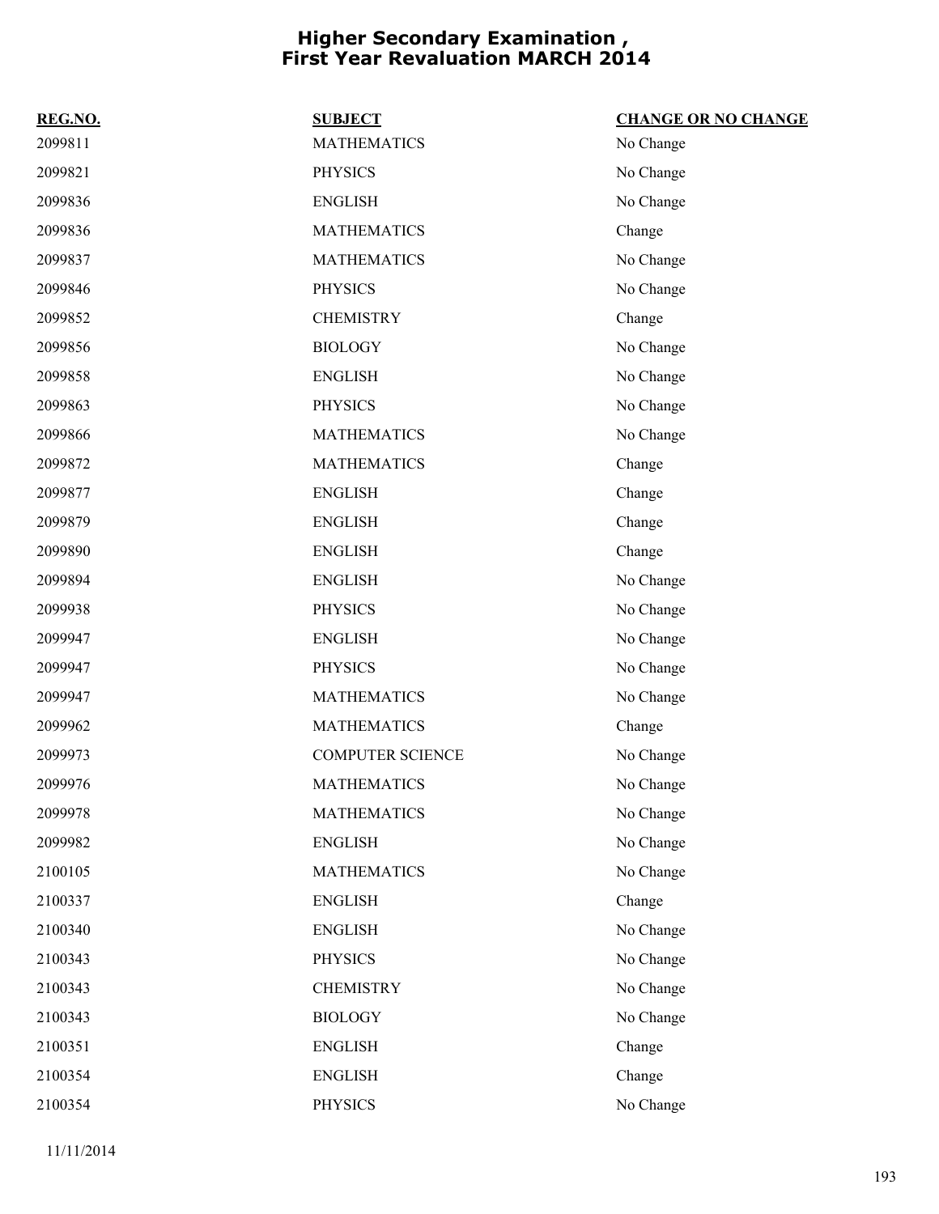# Higher Secondary Examination , First Year Revaluation MARCH 2014

| REG.NO. | SUBJECT | CHANGE OR NO CHANGE |
|---|---|---|
| 2099811 | MATHEMATICS | No Change |
| 2099821 | PHYSICS | No Change |
| 2099836 | ENGLISH | No Change |
| 2099836 | MATHEMATICS | Change |
| 2099837 | MATHEMATICS | No Change |
| 2099846 | PHYSICS | No Change |
| 2099852 | CHEMISTRY | Change |
| 2099856 | BIOLOGY | No Change |
| 2099858 | ENGLISH | No Change |
| 2099863 | PHYSICS | No Change |
| 2099866 | MATHEMATICS | No Change |
| 2099872 | MATHEMATICS | Change |
| 2099877 | ENGLISH | Change |
| 2099879 | ENGLISH | Change |
| 2099890 | ENGLISH | Change |
| 2099894 | ENGLISH | No Change |
| 2099938 | PHYSICS | No Change |
| 2099947 | ENGLISH | No Change |
| 2099947 | PHYSICS | No Change |
| 2099947 | MATHEMATICS | No Change |
| 2099962 | MATHEMATICS | Change |
| 2099973 | COMPUTER SCIENCE | No Change |
| 2099976 | MATHEMATICS | No Change |
| 2099978 | MATHEMATICS | No Change |
| 2099982 | ENGLISH | No Change |
| 2100105 | MATHEMATICS | No Change |
| 2100337 | ENGLISH | Change |
| 2100340 | ENGLISH | No Change |
| 2100343 | PHYSICS | No Change |
| 2100343 | CHEMISTRY | No Change |
| 2100343 | BIOLOGY | No Change |
| 2100351 | ENGLISH | Change |
| 2100354 | ENGLISH | Change |
| 2100354 | PHYSICS | No Change |

11/11/2014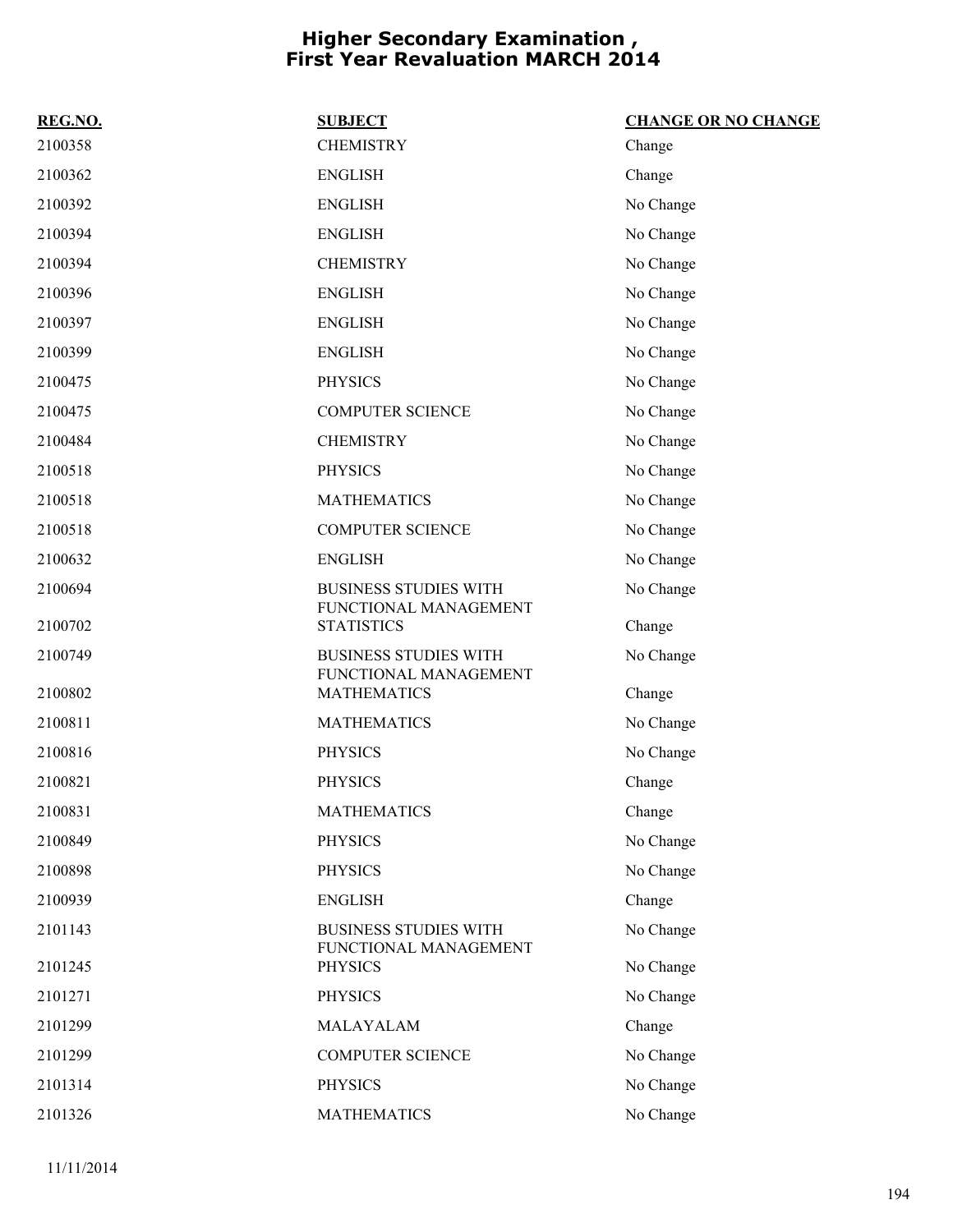# Higher Secondary Examination , First Year Revaluation MARCH 2014

| REG.NO. | SUBJECT | CHANGE OR NO CHANGE |
|---|---|---|
| 2100358 | CHEMISTRY | Change |
| 2100362 | ENGLISH | Change |
| 2100392 | ENGLISH | No Change |
| 2100394 | ENGLISH | No Change |
| 2100394 | CHEMISTRY | No Change |
| 2100396 | ENGLISH | No Change |
| 2100397 | ENGLISH | No Change |
| 2100399 | ENGLISH | No Change |
| 2100475 | PHYSICS | No Change |
| 2100475 | COMPUTER SCIENCE | No Change |
| 2100484 | CHEMISTRY | No Change |
| 2100518 | PHYSICS | No Change |
| 2100518 | MATHEMATICS | No Change |
| 2100518 | COMPUTER SCIENCE | No Change |
| 2100632 | ENGLISH | No Change |
| 2100694 | BUSINESS STUDIES WITH FUNCTIONAL MANAGEMENT | No Change |
| 2100702 | STATISTICS | Change |
| 2100749 | BUSINESS STUDIES WITH FUNCTIONAL MANAGEMENT | No Change |
| 2100802 | MATHEMATICS | Change |
| 2100811 | MATHEMATICS | No Change |
| 2100816 | PHYSICS | No Change |
| 2100821 | PHYSICS | Change |
| 2100831 | MATHEMATICS | Change |
| 2100849 | PHYSICS | No Change |
| 2100898 | PHYSICS | No Change |
| 2100939 | ENGLISH | Change |
| 2101143 | BUSINESS STUDIES WITH FUNCTIONAL MANAGEMENT | No Change |
| 2101245 | PHYSICS | No Change |
| 2101271 | PHYSICS | No Change |
| 2101299 | MALAYALAM | Change |
| 2101299 | COMPUTER SCIENCE | No Change |
| 2101314 | PHYSICS | No Change |
| 2101326 | MATHEMATICS | No Change |

11/11/2014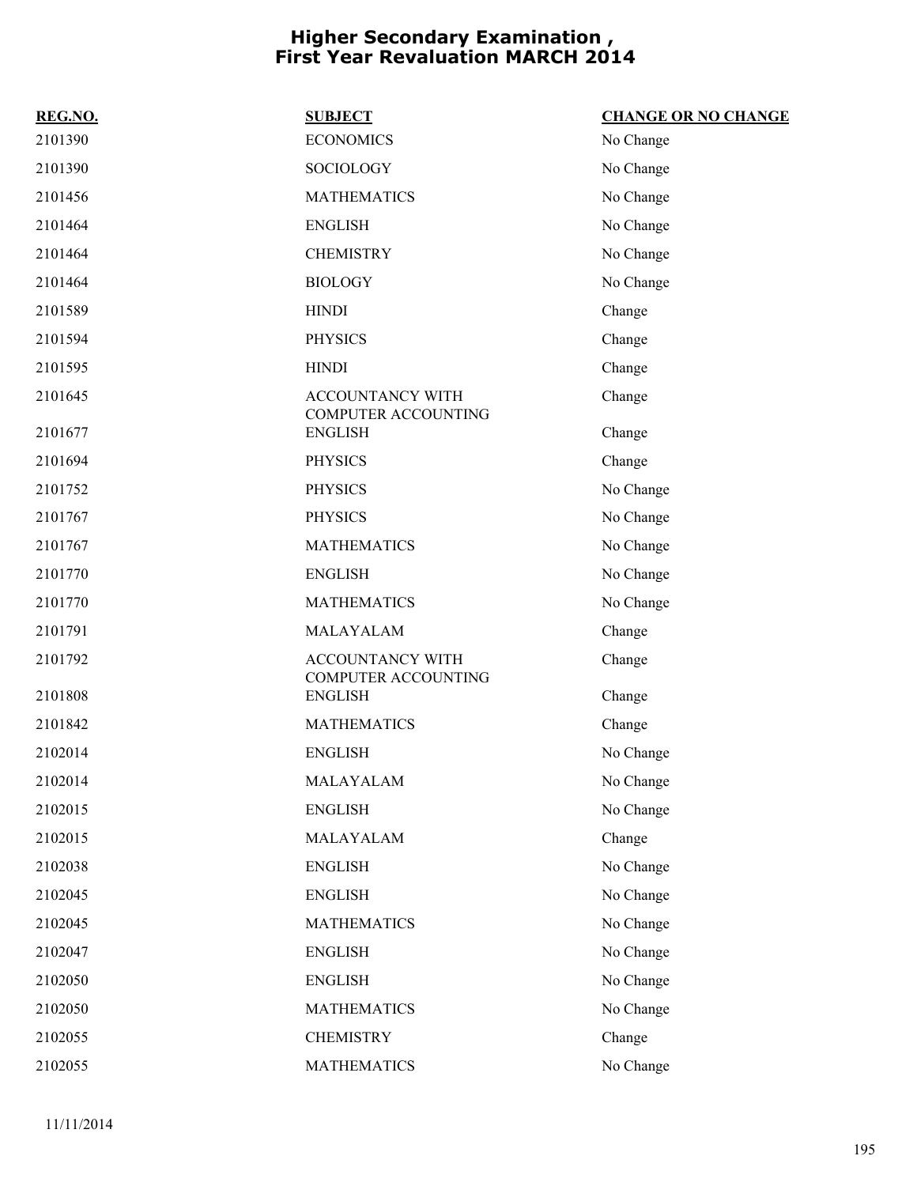# Higher Secondary Examination , First Year Revaluation MARCH 2014

| REG.NO. | SUBJECT | CHANGE OR NO CHANGE |
|---|---|---|
| 2101390 | ECONOMICS | No Change |
| 2101390 | SOCIOLOGY | No Change |
| 2101456 | MATHEMATICS | No Change |
| 2101464 | ENGLISH | No Change |
| 2101464 | CHEMISTRY | No Change |
| 2101464 | BIOLOGY | No Change |
| 2101589 | HINDI | Change |
| 2101594 | PHYSICS | Change |
| 2101595 | HINDI | Change |
| 2101645 | ACCOUNTANCY WITH COMPUTER ACCOUNTING | Change |
| 2101677 | ENGLISH | Change |
| 2101694 | PHYSICS | Change |
| 2101752 | PHYSICS | No Change |
| 2101767 | PHYSICS | No Change |
| 2101767 | MATHEMATICS | No Change |
| 2101770 | ENGLISH | No Change |
| 2101770 | MATHEMATICS | No Change |
| 2101791 | MALAYALAM | Change |
| 2101792 | ACCOUNTANCY WITH COMPUTER ACCOUNTING | Change |
| 2101808 | ENGLISH | Change |
| 2101842 | MATHEMATICS | Change |
| 2102014 | ENGLISH | No Change |
| 2102014 | MALAYALAM | No Change |
| 2102015 | ENGLISH | No Change |
| 2102015 | MALAYALAM | Change |
| 2102038 | ENGLISH | No Change |
| 2102045 | ENGLISH | No Change |
| 2102045 | MATHEMATICS | No Change |
| 2102047 | ENGLISH | No Change |
| 2102050 | ENGLISH | No Change |
| 2102050 | MATHEMATICS | No Change |
| 2102055 | CHEMISTRY | Change |
| 2102055 | MATHEMATICS | No Change |

11/11/2014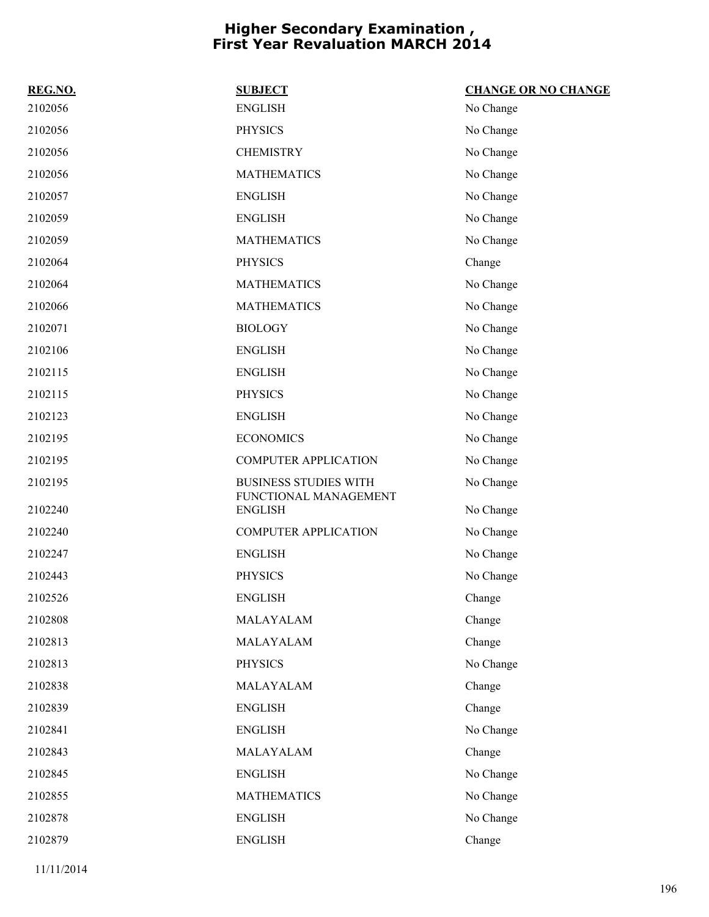# Higher Secondary Examination , First Year Revaluation MARCH 2014

| REG.NO. | SUBJECT | CHANGE OR NO CHANGE |
| --- | --- | --- |
| 2102056 | ENGLISH | No Change |
| 2102056 | PHYSICS | No Change |
| 2102056 | CHEMISTRY | No Change |
| 2102056 | MATHEMATICS | No Change |
| 2102057 | ENGLISH | No Change |
| 2102059 | ENGLISH | No Change |
| 2102059 | MATHEMATICS | No Change |
| 2102064 | PHYSICS | Change |
| 2102064 | MATHEMATICS | No Change |
| 2102066 | MATHEMATICS | No Change |
| 2102071 | BIOLOGY | No Change |
| 2102106 | ENGLISH | No Change |
| 2102115 | ENGLISH | No Change |
| 2102115 | PHYSICS | No Change |
| 2102123 | ENGLISH | No Change |
| 2102195 | ECONOMICS | No Change |
| 2102195 | COMPUTER APPLICATION | No Change |
| 2102195 | BUSINESS STUDIES WITH FUNCTIONAL MANAGEMENT | No Change |
| 2102240 | ENGLISH | No Change |
| 2102240 | COMPUTER APPLICATION | No Change |
| 2102247 | ENGLISH | No Change |
| 2102443 | PHYSICS | No Change |
| 2102526 | ENGLISH | Change |
| 2102808 | MALAYALAM | Change |
| 2102813 | MALAYALAM | Change |
| 2102813 | PHYSICS | No Change |
| 2102838 | MALAYALAM | Change |
| 2102839 | ENGLISH | Change |
| 2102841 | ENGLISH | No Change |
| 2102843 | MALAYALAM | Change |
| 2102845 | ENGLISH | No Change |
| 2102855 | MATHEMATICS | No Change |
| 2102878 | ENGLISH | No Change |
| 2102879 | ENGLISH | Change |

11/11/2014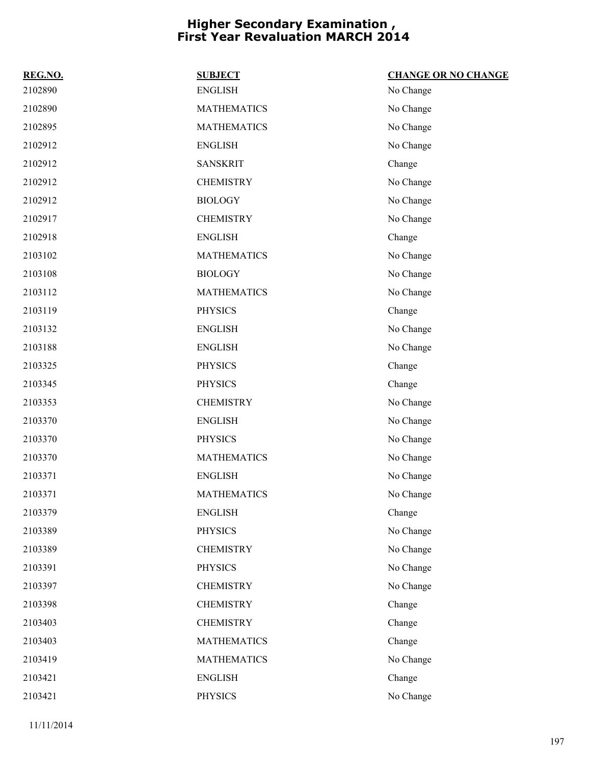# Higher Secondary Examination , First Year Revaluation MARCH 2014

| REG.NO. | SUBJECT | CHANGE OR NO CHANGE |
|---|---|---|
| 2102890 | ENGLISH | No Change |
| 2102890 | MATHEMATICS | No Change |
| 2102895 | MATHEMATICS | No Change |
| 2102912 | ENGLISH | No Change |
| 2102912 | SANSKRIT | Change |
| 2102912 | CHEMISTRY | No Change |
| 2102912 | BIOLOGY | No Change |
| 2102917 | CHEMISTRY | No Change |
| 2102918 | ENGLISH | Change |
| 2103102 | MATHEMATICS | No Change |
| 2103108 | BIOLOGY | No Change |
| 2103112 | MATHEMATICS | No Change |
| 2103119 | PHYSICS | Change |
| 2103132 | ENGLISH | No Change |
| 2103188 | ENGLISH | No Change |
| 2103325 | PHYSICS | Change |
| 2103345 | PHYSICS | Change |
| 2103353 | CHEMISTRY | No Change |
| 2103370 | ENGLISH | No Change |
| 2103370 | PHYSICS | No Change |
| 2103370 | MATHEMATICS | No Change |
| 2103371 | ENGLISH | No Change |
| 2103371 | MATHEMATICS | No Change |
| 2103379 | ENGLISH | Change |
| 2103389 | PHYSICS | No Change |
| 2103389 | CHEMISTRY | No Change |
| 2103391 | PHYSICS | No Change |
| 2103397 | CHEMISTRY | No Change |
| 2103398 | CHEMISTRY | Change |
| 2103403 | CHEMISTRY | Change |
| 2103403 | MATHEMATICS | Change |
| 2103419 | MATHEMATICS | No Change |
| 2103421 | ENGLISH | Change |
| 2103421 | PHYSICS | No Change |

11/11/2014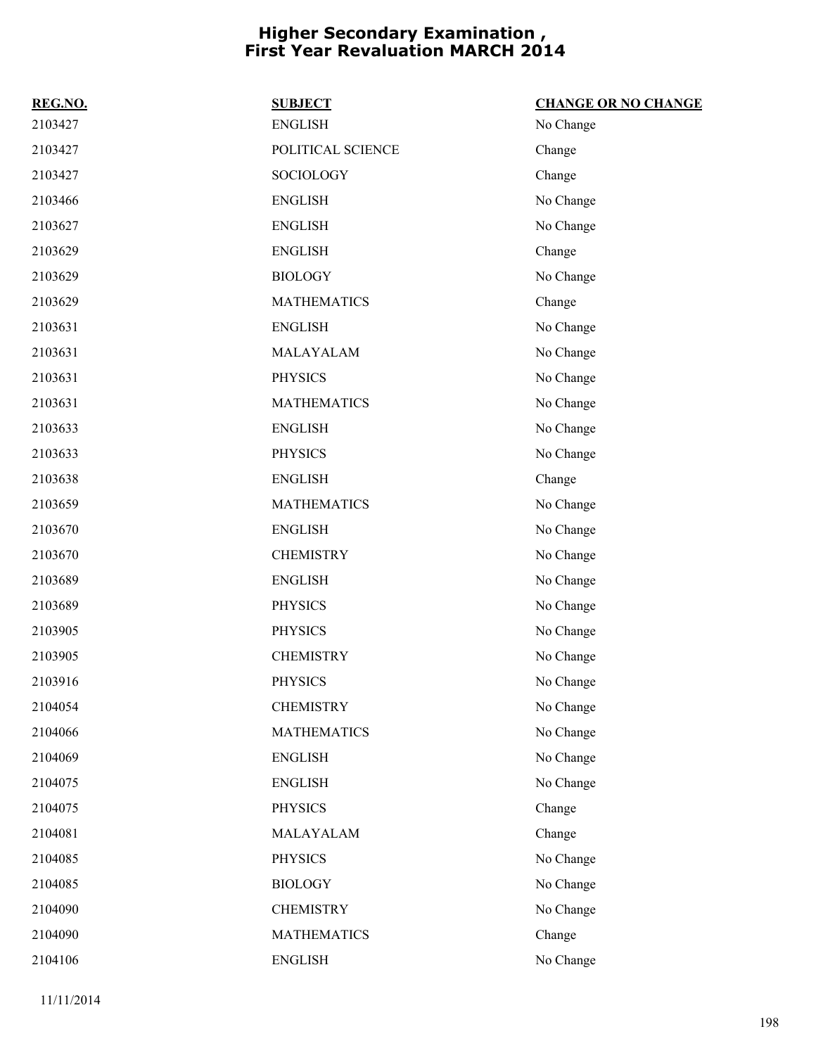# Higher Secondary Examination , First Year Revaluation MARCH 2014

| REG.NO. | SUBJECT | CHANGE OR NO CHANGE |
|---|---|---|
| 2103427 | ENGLISH | No Change |
| 2103427 | POLITICAL SCIENCE | Change |
| 2103427 | SOCIOLOGY | Change |
| 2103466 | ENGLISH | No Change |
| 2103627 | ENGLISH | No Change |
| 2103629 | ENGLISH | Change |
| 2103629 | BIOLOGY | No Change |
| 2103629 | MATHEMATICS | Change |
| 2103631 | ENGLISH | No Change |
| 2103631 | MALAYALAM | No Change |
| 2103631 | PHYSICS | No Change |
| 2103631 | MATHEMATICS | No Change |
| 2103633 | ENGLISH | No Change |
| 2103633 | PHYSICS | No Change |
| 2103638 | ENGLISH | Change |
| 2103659 | MATHEMATICS | No Change |
| 2103670 | ENGLISH | No Change |
| 2103670 | CHEMISTRY | No Change |
| 2103689 | ENGLISH | No Change |
| 2103689 | PHYSICS | No Change |
| 2103905 | PHYSICS | No Change |
| 2103905 | CHEMISTRY | No Change |
| 2103916 | PHYSICS | No Change |
| 2104054 | CHEMISTRY | No Change |
| 2104066 | MATHEMATICS | No Change |
| 2104069 | ENGLISH | No Change |
| 2104075 | ENGLISH | No Change |
| 2104075 | PHYSICS | Change |
| 2104081 | MALAYALAM | Change |
| 2104085 | PHYSICS | No Change |
| 2104085 | BIOLOGY | No Change |
| 2104090 | CHEMISTRY | No Change |
| 2104090 | MATHEMATICS | Change |
| 2104106 | ENGLISH | No Change |

11/11/2014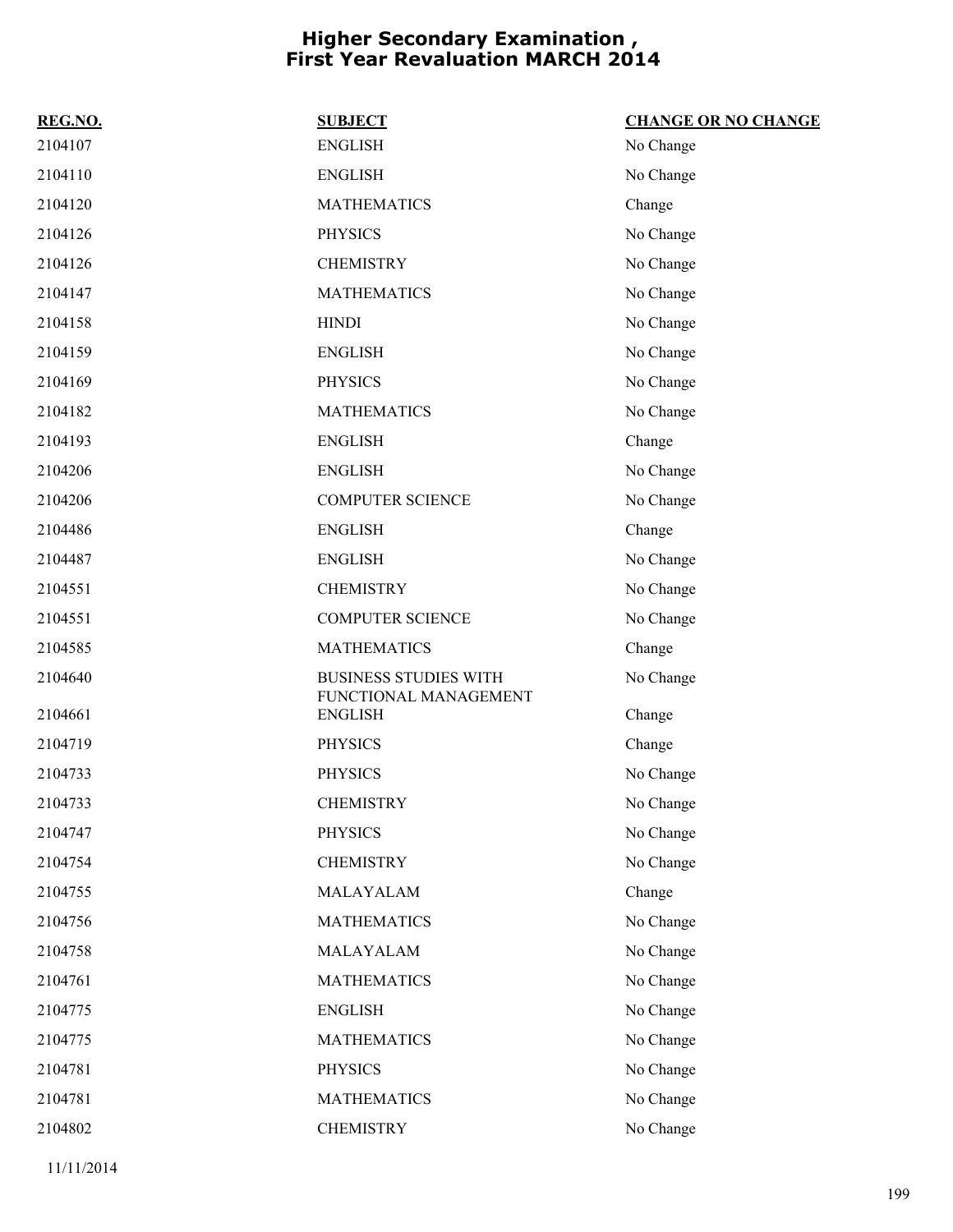# Higher Secondary Examination , First Year Revaluation MARCH 2014

| REG.NO. | SUBJECT | CHANGE OR NO CHANGE |
|---|---|---|
| 2104107 | ENGLISH | No Change |
| 2104110 | ENGLISH | No Change |
| 2104120 | MATHEMATICS | Change |
| 2104126 | PHYSICS | No Change |
| 2104126 | CHEMISTRY | No Change |
| 2104147 | MATHEMATICS | No Change |
| 2104158 | HINDI | No Change |
| 2104159 | ENGLISH | No Change |
| 2104169 | PHYSICS | No Change |
| 2104182 | MATHEMATICS | No Change |
| 2104193 | ENGLISH | Change |
| 2104206 | ENGLISH | No Change |
| 2104206 | COMPUTER SCIENCE | No Change |
| 2104486 | ENGLISH | Change |
| 2104487 | ENGLISH | No Change |
| 2104551 | CHEMISTRY | No Change |
| 2104551 | COMPUTER SCIENCE | No Change |
| 2104585 | MATHEMATICS | Change |
| 2104640 | BUSINESS STUDIES WITH FUNCTIONAL MANAGEMENT | No Change |
| 2104661 | ENGLISH | Change |
| 2104719 | PHYSICS | Change |
| 2104733 | PHYSICS | No Change |
| 2104733 | CHEMISTRY | No Change |
| 2104747 | PHYSICS | No Change |
| 2104754 | CHEMISTRY | No Change |
| 2104755 | MALAYALAM | Change |
| 2104756 | MATHEMATICS | No Change |
| 2104758 | MALAYALAM | No Change |
| 2104761 | MATHEMATICS | No Change |
| 2104775 | ENGLISH | No Change |
| 2104775 | MATHEMATICS | No Change |
| 2104781 | PHYSICS | No Change |
| 2104781 | MATHEMATICS | No Change |
| 2104802 | CHEMISTRY | No Change |

11/11/2014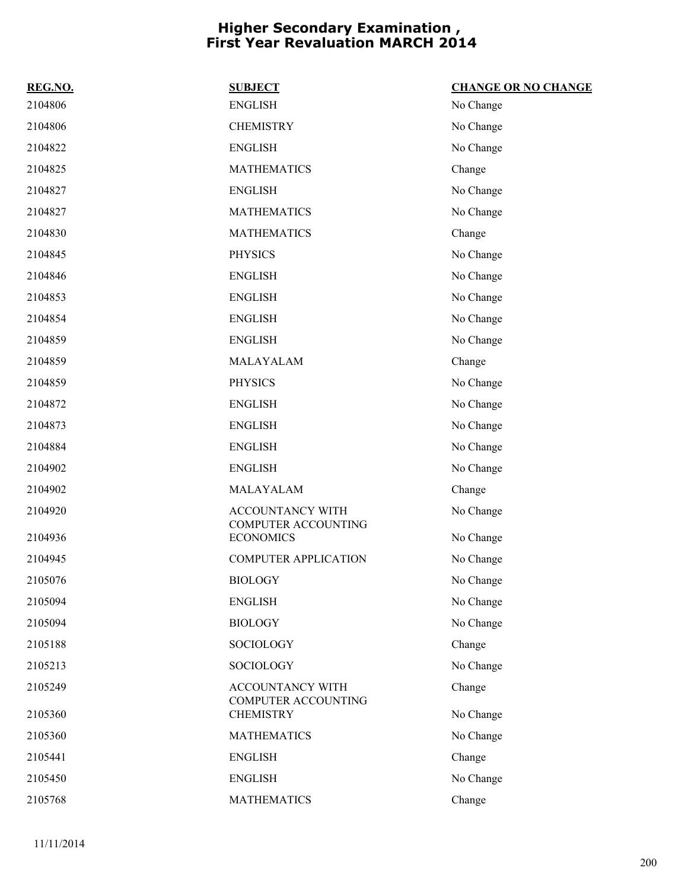# Higher Secondary Examination , First Year Revaluation MARCH 2014

| REG.NO. | SUBJECT | CHANGE OR NO CHANGE |
|---|---|---|
| 2104806 | ENGLISH | No Change |
| 2104806 | CHEMISTRY | No Change |
| 2104822 | ENGLISH | No Change |
| 2104825 | MATHEMATICS | Change |
| 2104827 | ENGLISH | No Change |
| 2104827 | MATHEMATICS | No Change |
| 2104830 | MATHEMATICS | Change |
| 2104845 | PHYSICS | No Change |
| 2104846 | ENGLISH | No Change |
| 2104853 | ENGLISH | No Change |
| 2104854 | ENGLISH | No Change |
| 2104859 | ENGLISH | No Change |
| 2104859 | MALAYALAM | Change |
| 2104859 | PHYSICS | No Change |
| 2104872 | ENGLISH | No Change |
| 2104873 | ENGLISH | No Change |
| 2104884 | ENGLISH | No Change |
| 2104902 | ENGLISH | No Change |
| 2104902 | MALAYALAM | Change |
| 2104920 | ACCOUNTANCY WITH COMPUTER ACCOUNTING | No Change |
| 2104936 | ECONOMICS | No Change |
| 2104945 | COMPUTER APPLICATION | No Change |
| 2105076 | BIOLOGY | No Change |
| 2105094 | ENGLISH | No Change |
| 2105094 | BIOLOGY | No Change |
| 2105188 | SOCIOLOGY | Change |
| 2105213 | SOCIOLOGY | No Change |
| 2105249 | ACCOUNTANCY WITH COMPUTER ACCOUNTING | Change |
| 2105360 | CHEMISTRY | No Change |
| 2105360 | MATHEMATICS | No Change |
| 2105441 | ENGLISH | Change |
| 2105450 | ENGLISH | No Change |
| 2105768 | MATHEMATICS | Change |

11/11/2014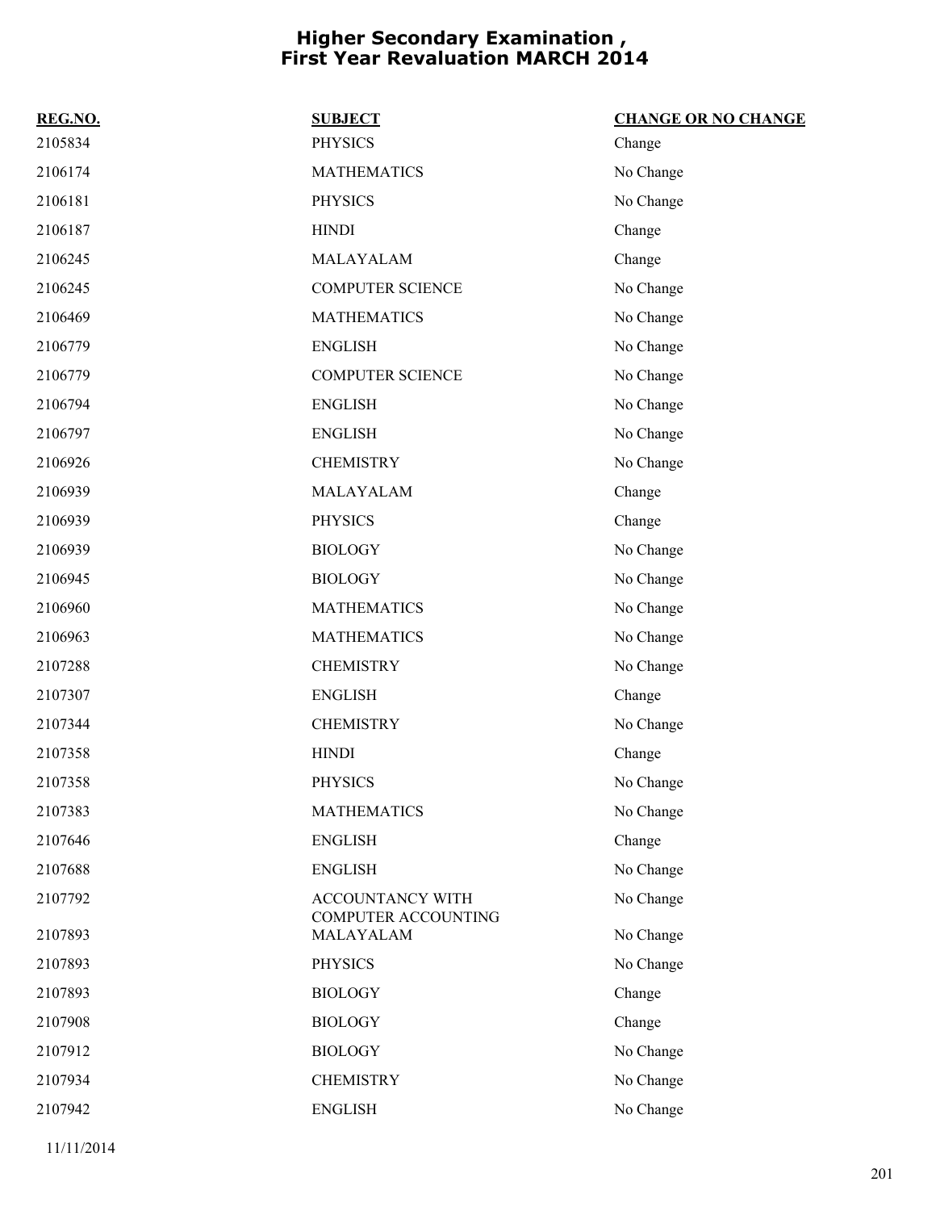# Higher Secondary Examination , First Year Revaluation MARCH 2014

| REG.NO. | SUBJECT | CHANGE OR NO CHANGE |
|---|---|---|
| 2105834 | PHYSICS | Change |
| 2106174 | MATHEMATICS | No Change |
| 2106181 | PHYSICS | No Change |
| 2106187 | HINDI | Change |
| 2106245 | MALAYALAM | Change |
| 2106245 | COMPUTER SCIENCE | No Change |
| 2106469 | MATHEMATICS | No Change |
| 2106779 | ENGLISH | No Change |
| 2106779 | COMPUTER SCIENCE | No Change |
| 2106794 | ENGLISH | No Change |
| 2106797 | ENGLISH | No Change |
| 2106926 | CHEMISTRY | No Change |
| 2106939 | MALAYALAM | Change |
| 2106939 | PHYSICS | Change |
| 2106939 | BIOLOGY | No Change |
| 2106945 | BIOLOGY | No Change |
| 2106960 | MATHEMATICS | No Change |
| 2106963 | MATHEMATICS | No Change |
| 2107288 | CHEMISTRY | No Change |
| 2107307 | ENGLISH | Change |
| 2107344 | CHEMISTRY | No Change |
| 2107358 | HINDI | Change |
| 2107358 | PHYSICS | No Change |
| 2107383 | MATHEMATICS | No Change |
| 2107646 | ENGLISH | Change |
| 2107688 | ENGLISH | No Change |
| 2107792 | ACCOUNTANCY WITH COMPUTER ACCOUNTING | No Change |
| 2107893 | MALAYALAM | No Change |
| 2107893 | PHYSICS | No Change |
| 2107893 | BIOLOGY | Change |
| 2107908 | BIOLOGY | Change |
| 2107912 | BIOLOGY | No Change |
| 2107934 | CHEMISTRY | No Change |
| 2107942 | ENGLISH | No Change |

11/11/2014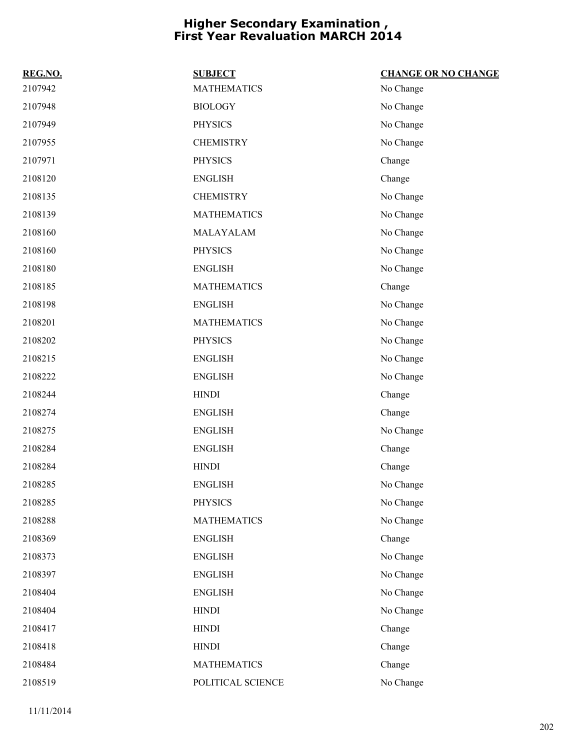# Higher Secondary Examination , First Year Revaluation MARCH 2014

| REG.NO. | SUBJECT | CHANGE OR NO CHANGE |
|---|---|---|
| 2107942 | MATHEMATICS | No Change |
| 2107948 | BIOLOGY | No Change |
| 2107949 | PHYSICS | No Change |
| 2107955 | CHEMISTRY | No Change |
| 2107971 | PHYSICS | Change |
| 2108120 | ENGLISH | Change |
| 2108135 | CHEMISTRY | No Change |
| 2108139 | MATHEMATICS | No Change |
| 2108160 | MALAYALAM | No Change |
| 2108160 | PHYSICS | No Change |
| 2108180 | ENGLISH | No Change |
| 2108185 | MATHEMATICS | Change |
| 2108198 | ENGLISH | No Change |
| 2108201 | MATHEMATICS | No Change |
| 2108202 | PHYSICS | No Change |
| 2108215 | ENGLISH | No Change |
| 2108222 | ENGLISH | No Change |
| 2108244 | HINDI | Change |
| 2108274 | ENGLISH | Change |
| 2108275 | ENGLISH | No Change |
| 2108284 | ENGLISH | Change |
| 2108284 | HINDI | Change |
| 2108285 | ENGLISH | No Change |
| 2108285 | PHYSICS | No Change |
| 2108288 | MATHEMATICS | No Change |
| 2108369 | ENGLISH | Change |
| 2108373 | ENGLISH | No Change |
| 2108397 | ENGLISH | No Change |
| 2108404 | ENGLISH | No Change |
| 2108404 | HINDI | No Change |
| 2108417 | HINDI | Change |
| 2108418 | HINDI | Change |
| 2108484 | MATHEMATICS | Change |
| 2108519 | POLITICAL SCIENCE | No Change |

11/11/2014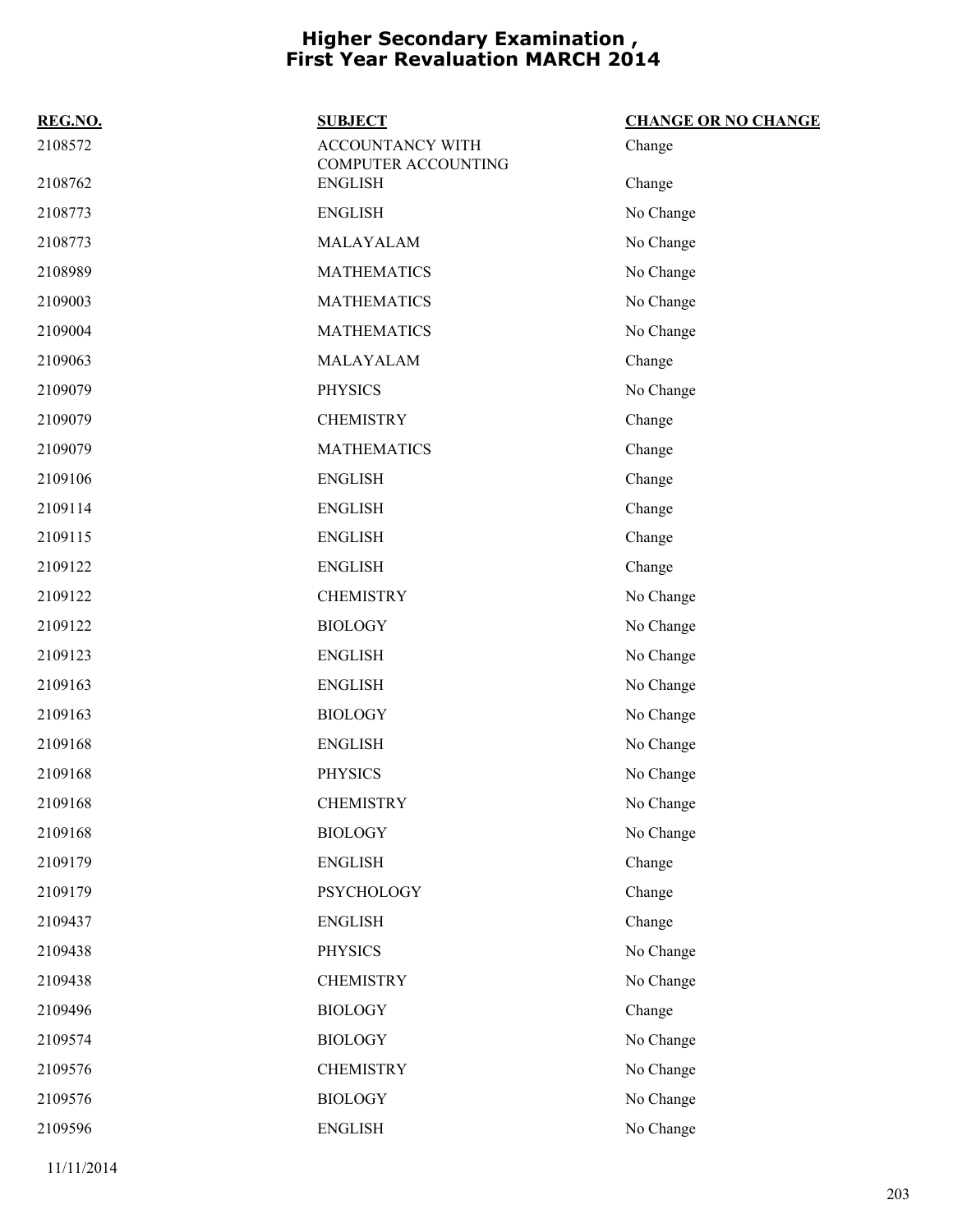# Higher Secondary Examination , First Year Revaluation MARCH 2014

| REG.NO. | SUBJECT | CHANGE OR NO CHANGE |
|---|---|---|
| 2108572 | ACCOUNTANCY WITH COMPUTER ACCOUNTING | Change |
| 2108762 | ENGLISH | Change |
| 2108773 | ENGLISH | No Change |
| 2108773 | MALAYALAM | No Change |
| 2108989 | MATHEMATICS | No Change |
| 2109003 | MATHEMATICS | No Change |
| 2109004 | MATHEMATICS | No Change |
| 2109063 | MALAYALAM | Change |
| 2109079 | PHYSICS | No Change |
| 2109079 | CHEMISTRY | Change |
| 2109079 | MATHEMATICS | Change |
| 2109106 | ENGLISH | Change |
| 2109114 | ENGLISH | Change |
| 2109115 | ENGLISH | Change |
| 2109122 | ENGLISH | Change |
| 2109122 | CHEMISTRY | No Change |
| 2109122 | BIOLOGY | No Change |
| 2109123 | ENGLISH | No Change |
| 2109163 | ENGLISH | No Change |
| 2109163 | BIOLOGY | No Change |
| 2109168 | ENGLISH | No Change |
| 2109168 | PHYSICS | No Change |
| 2109168 | CHEMISTRY | No Change |
| 2109168 | BIOLOGY | No Change |
| 2109179 | ENGLISH | Change |
| 2109179 | PSYCHOLOGY | Change |
| 2109437 | ENGLISH | Change |
| 2109438 | PHYSICS | No Change |
| 2109438 | CHEMISTRY | No Change |
| 2109496 | BIOLOGY | Change |
| 2109574 | BIOLOGY | No Change |
| 2109576 | CHEMISTRY | No Change |
| 2109576 | BIOLOGY | No Change |
| 2109596 | ENGLISH | No Change |

11/11/2014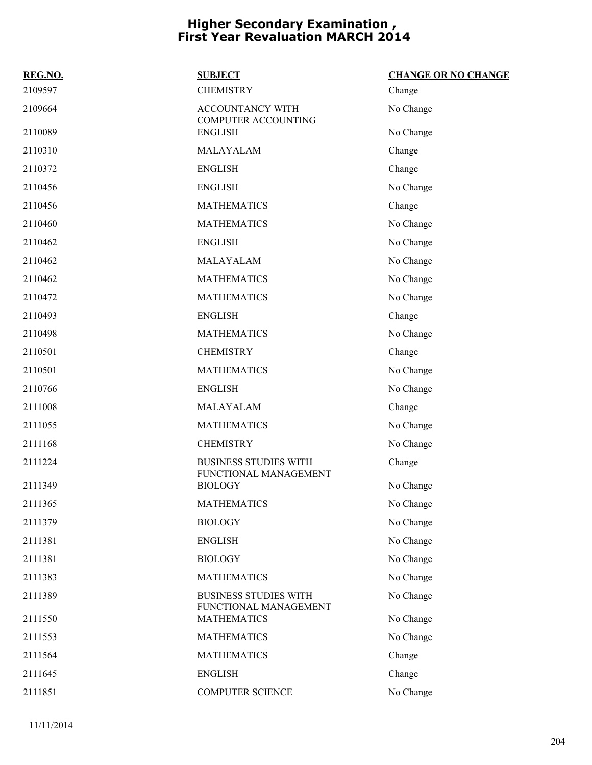# Higher Secondary Examination , First Year Revaluation MARCH 2014

| REG.NO. | SUBJECT | CHANGE OR NO CHANGE |
|---|---|---|
| 2109597 | CHEMISTRY | Change |
| 2109664 | ACCOUNTANCY WITH COMPUTER ACCOUNTING | No Change |
| 2110089 | ENGLISH | No Change |
| 2110310 | MALAYALAM | Change |
| 2110372 | ENGLISH | Change |
| 2110456 | ENGLISH | No Change |
| 2110456 | MATHEMATICS | Change |
| 2110460 | MATHEMATICS | No Change |
| 2110462 | ENGLISH | No Change |
| 2110462 | MALAYALAM | No Change |
| 2110462 | MATHEMATICS | No Change |
| 2110472 | MATHEMATICS | No Change |
| 2110493 | ENGLISH | Change |
| 2110498 | MATHEMATICS | No Change |
| 2110501 | CHEMISTRY | Change |
| 2110501 | MATHEMATICS | No Change |
| 2110766 | ENGLISH | No Change |
| 2111008 | MALAYALAM | Change |
| 2111055 | MATHEMATICS | No Change |
| 2111168 | CHEMISTRY | No Change |
| 2111224 | BUSINESS STUDIES WITH FUNCTIONAL MANAGEMENT | Change |
| 2111349 | BIOLOGY | No Change |
| 2111365 | MATHEMATICS | No Change |
| 2111379 | BIOLOGY | No Change |
| 2111381 | ENGLISH | No Change |
| 2111381 | BIOLOGY | No Change |
| 2111383 | MATHEMATICS | No Change |
| 2111389 | BUSINESS STUDIES WITH FUNCTIONAL MANAGEMENT | No Change |
| 2111550 | MATHEMATICS | No Change |
| 2111553 | MATHEMATICS | No Change |
| 2111564 | MATHEMATICS | Change |
| 2111645 | ENGLISH | Change |
| 2111851 | COMPUTER SCIENCE | No Change |

11/11/2014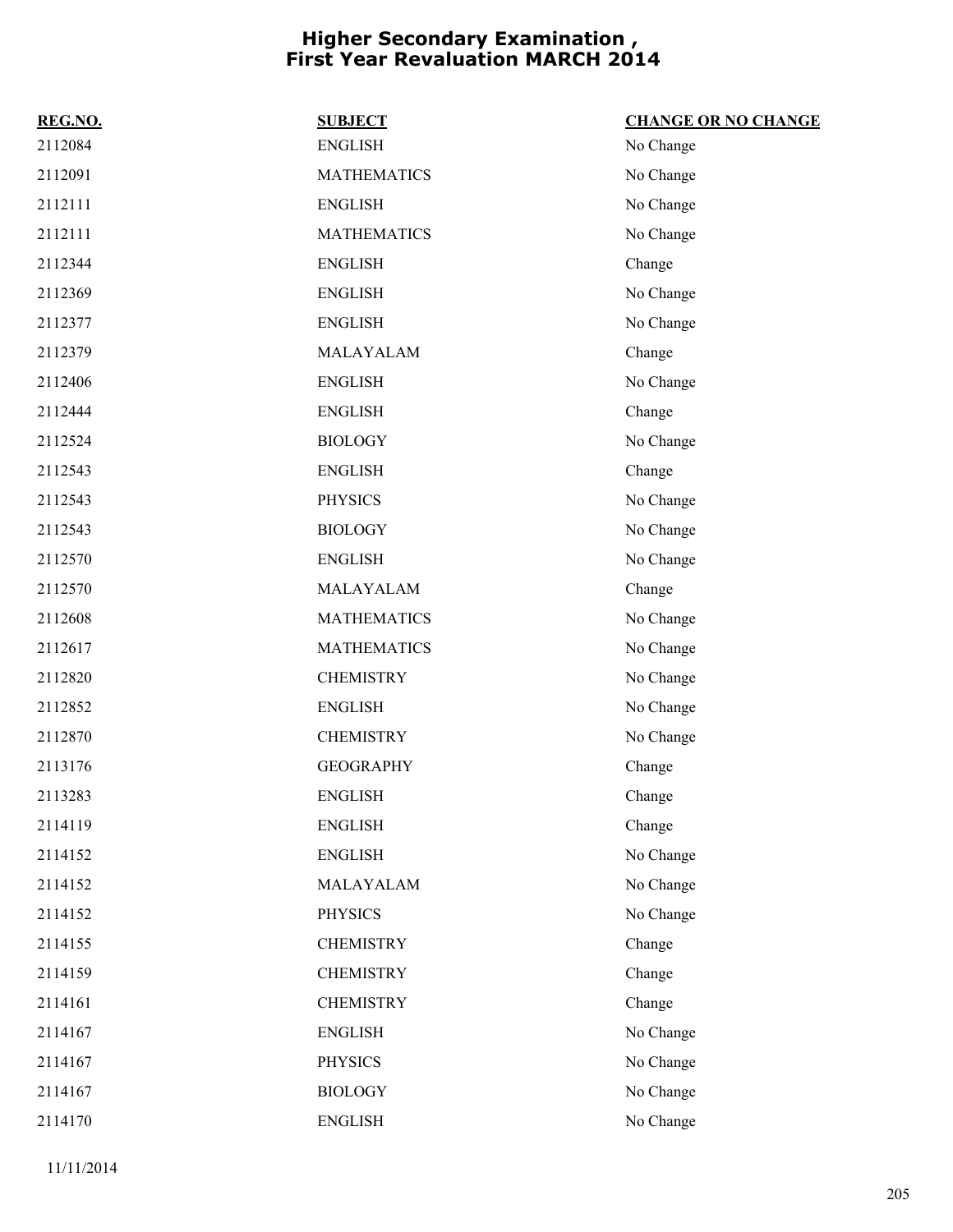# Higher Secondary Examination , First Year Revaluation MARCH 2014

| REG.NO. | SUBJECT | CHANGE OR NO CHANGE |
|---|---|---|
| 2112084 | ENGLISH | No Change |
| 2112091 | MATHEMATICS | No Change |
| 2112111 | ENGLISH | No Change |
| 2112111 | MATHEMATICS | No Change |
| 2112344 | ENGLISH | Change |
| 2112369 | ENGLISH | No Change |
| 2112377 | ENGLISH | No Change |
| 2112379 | MALAYALAM | Change |
| 2112406 | ENGLISH | No Change |
| 2112444 | ENGLISH | Change |
| 2112524 | BIOLOGY | No Change |
| 2112543 | ENGLISH | Change |
| 2112543 | PHYSICS | No Change |
| 2112543 | BIOLOGY | No Change |
| 2112570 | ENGLISH | No Change |
| 2112570 | MALAYALAM | Change |
| 2112608 | MATHEMATICS | No Change |
| 2112617 | MATHEMATICS | No Change |
| 2112820 | CHEMISTRY | No Change |
| 2112852 | ENGLISH | No Change |
| 2112870 | CHEMISTRY | No Change |
| 2113176 | GEOGRAPHY | Change |
| 2113283 | ENGLISH | Change |
| 2114119 | ENGLISH | Change |
| 2114152 | ENGLISH | No Change |
| 2114152 | MALAYALAM | No Change |
| 2114152 | PHYSICS | No Change |
| 2114155 | CHEMISTRY | Change |
| 2114159 | CHEMISTRY | Change |
| 2114161 | CHEMISTRY | Change |
| 2114167 | ENGLISH | No Change |
| 2114167 | PHYSICS | No Change |
| 2114167 | BIOLOGY | No Change |
| 2114170 | ENGLISH | No Change |

11/11/2014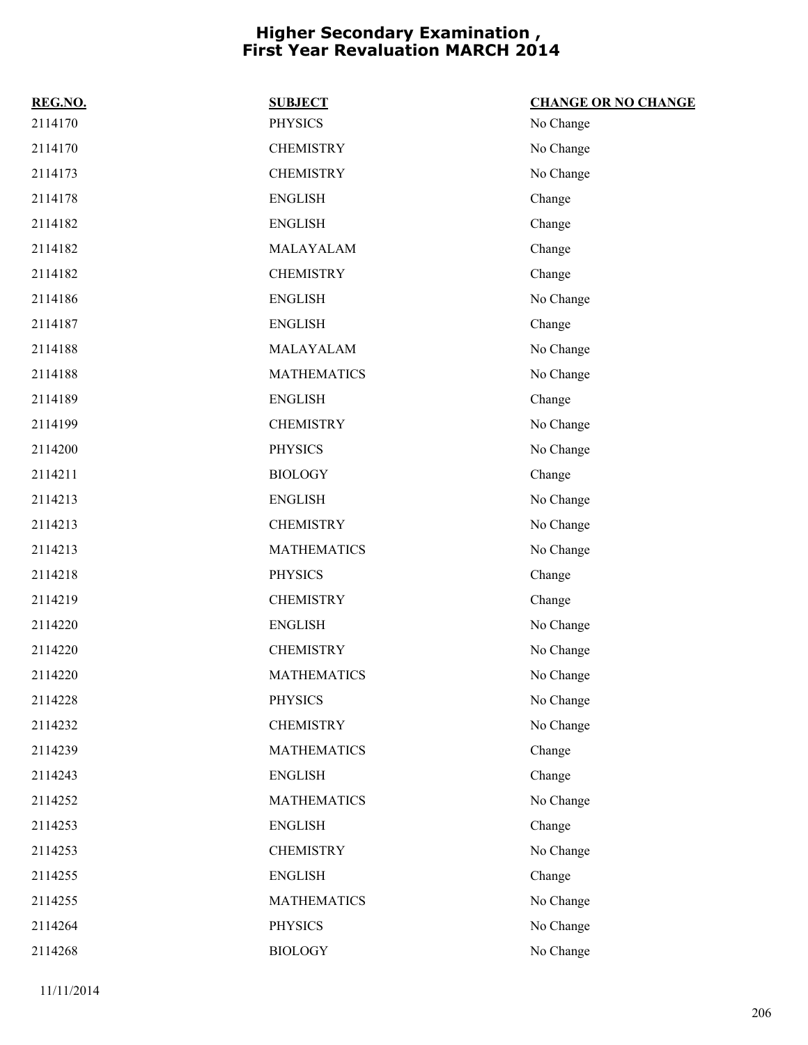# Higher Secondary Examination , First Year Revaluation MARCH 2014

| REG.NO. | SUBJECT | CHANGE OR NO CHANGE |
|---|---|---|
| 2114170 | PHYSICS | No Change |
| 2114170 | CHEMISTRY | No Change |
| 2114173 | CHEMISTRY | No Change |
| 2114178 | ENGLISH | Change |
| 2114182 | ENGLISH | Change |
| 2114182 | MALAYALAM | Change |
| 2114182 | CHEMISTRY | Change |
| 2114186 | ENGLISH | No Change |
| 2114187 | ENGLISH | Change |
| 2114188 | MALAYALAM | No Change |
| 2114188 | MATHEMATICS | No Change |
| 2114189 | ENGLISH | Change |
| 2114199 | CHEMISTRY | No Change |
| 2114200 | PHYSICS | No Change |
| 2114211 | BIOLOGY | Change |
| 2114213 | ENGLISH | No Change |
| 2114213 | CHEMISTRY | No Change |
| 2114213 | MATHEMATICS | No Change |
| 2114218 | PHYSICS | Change |
| 2114219 | CHEMISTRY | Change |
| 2114220 | ENGLISH | No Change |
| 2114220 | CHEMISTRY | No Change |
| 2114220 | MATHEMATICS | No Change |
| 2114228 | PHYSICS | No Change |
| 2114232 | CHEMISTRY | No Change |
| 2114239 | MATHEMATICS | Change |
| 2114243 | ENGLISH | Change |
| 2114252 | MATHEMATICS | No Change |
| 2114253 | ENGLISH | Change |
| 2114253 | CHEMISTRY | No Change |
| 2114255 | ENGLISH | Change |
| 2114255 | MATHEMATICS | No Change |
| 2114264 | PHYSICS | No Change |
| 2114268 | BIOLOGY | No Change |

11/11/2014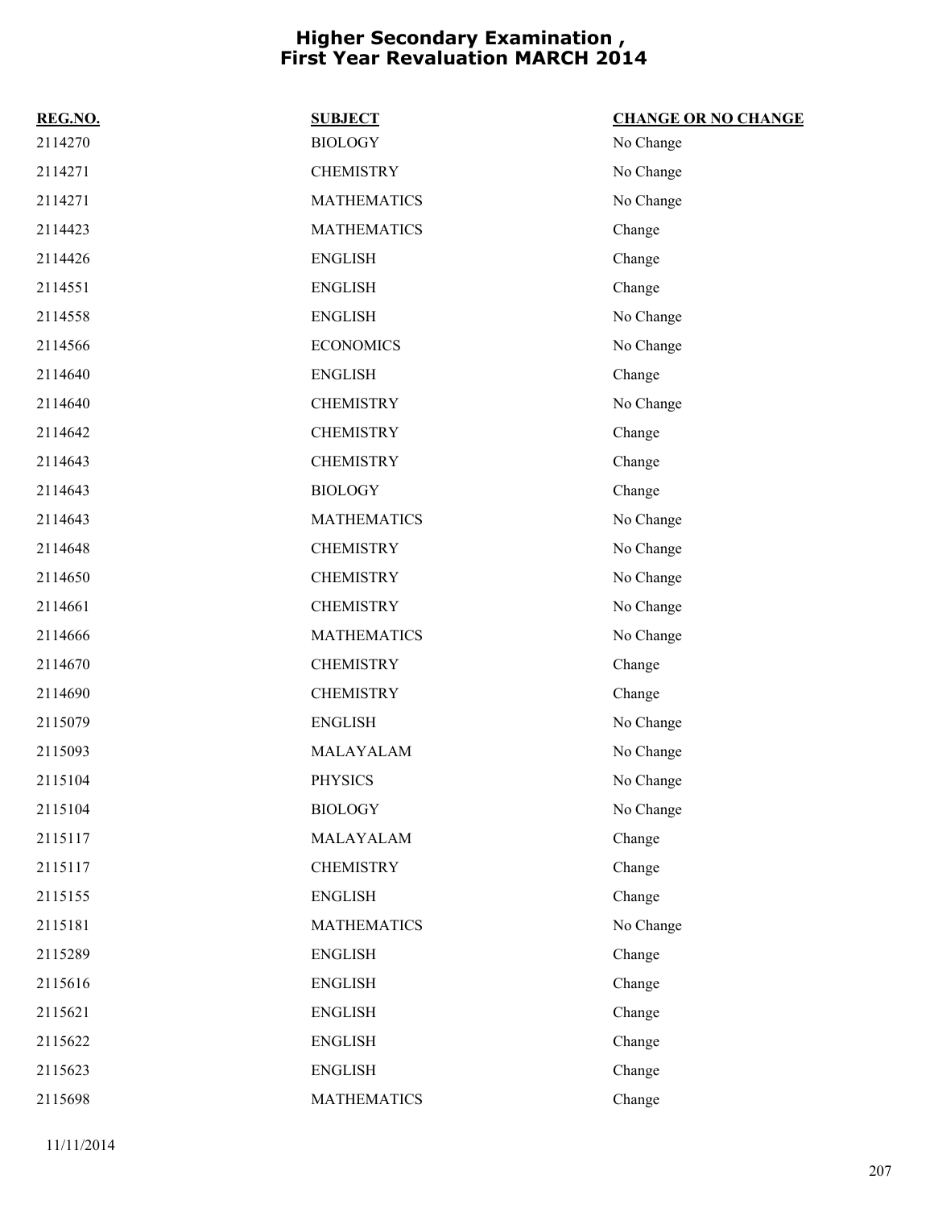# Higher Secondary Examination , First Year Revaluation MARCH 2014

| REG.NO. | SUBJECT | CHANGE OR NO CHANGE |
| --- | --- | --- |
| 2114270 | BIOLOGY | No Change |
| 2114271 | CHEMISTRY | No Change |
| 2114271 | MATHEMATICS | No Change |
| 2114423 | MATHEMATICS | Change |
| 2114426 | ENGLISH | Change |
| 2114551 | ENGLISH | Change |
| 2114558 | ENGLISH | No Change |
| 2114566 | ECONOMICS | No Change |
| 2114640 | ENGLISH | Change |
| 2114640 | CHEMISTRY | No Change |
| 2114642 | CHEMISTRY | Change |
| 2114643 | CHEMISTRY | Change |
| 2114643 | BIOLOGY | Change |
| 2114643 | MATHEMATICS | No Change |
| 2114648 | CHEMISTRY | No Change |
| 2114650 | CHEMISTRY | No Change |
| 2114661 | CHEMISTRY | No Change |
| 2114666 | MATHEMATICS | No Change |
| 2114670 | CHEMISTRY | Change |
| 2114690 | CHEMISTRY | Change |
| 2115079 | ENGLISH | No Change |
| 2115093 | MALAYALAM | No Change |
| 2115104 | PHYSICS | No Change |
| 2115104 | BIOLOGY | No Change |
| 2115117 | MALAYALAM | Change |
| 2115117 | CHEMISTRY | Change |
| 2115155 | ENGLISH | Change |
| 2115181 | MATHEMATICS | No Change |
| 2115289 | ENGLISH | Change |
| 2115616 | ENGLISH | Change |
| 2115621 | ENGLISH | Change |
| 2115622 | ENGLISH | Change |
| 2115623 | ENGLISH | Change |
| 2115698 | MATHEMATICS | Change |

11/11/2014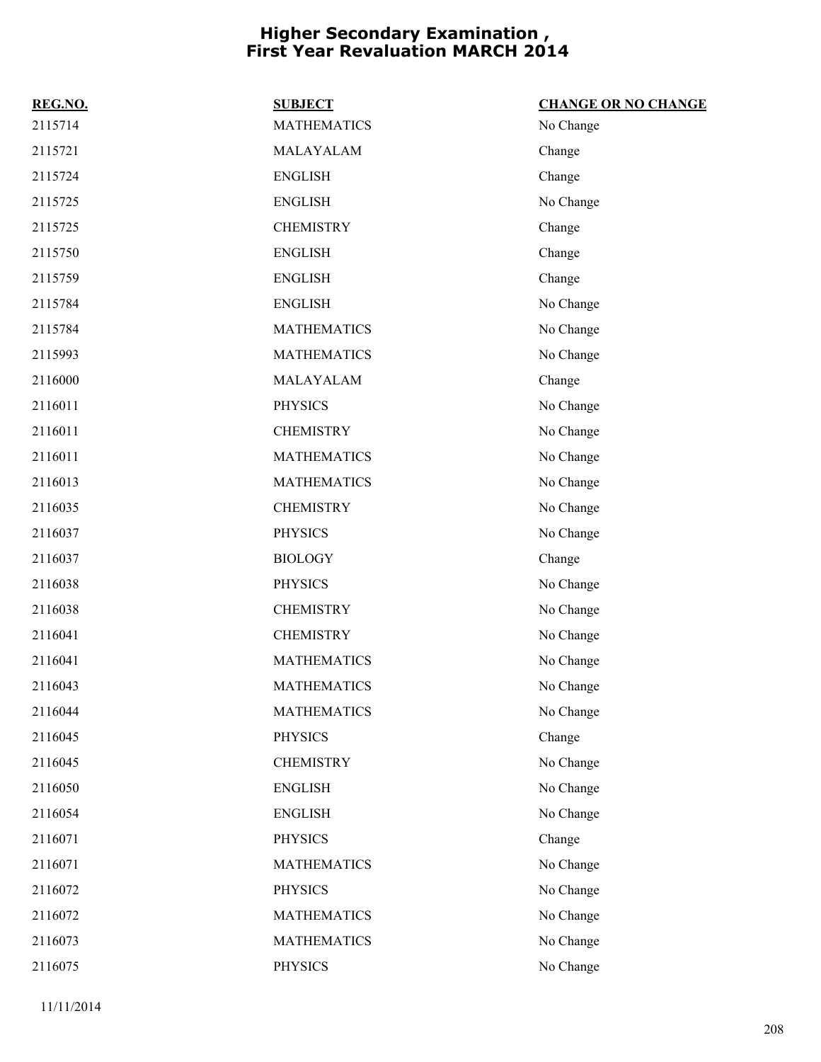# Higher Secondary Examination , First Year Revaluation MARCH 2014

| REG.NO. | SUBJECT | CHANGE OR NO CHANGE |
|---|---|---|
| 2115714 | MATHEMATICS | No Change |
| 2115721 | MALAYALAM | Change |
| 2115724 | ENGLISH | Change |
| 2115725 | ENGLISH | No Change |
| 2115725 | CHEMISTRY | Change |
| 2115750 | ENGLISH | Change |
| 2115759 | ENGLISH | Change |
| 2115784 | ENGLISH | No Change |
| 2115784 | MATHEMATICS | No Change |
| 2115993 | MATHEMATICS | No Change |
| 2116000 | MALAYALAM | Change |
| 2116011 | PHYSICS | No Change |
| 2116011 | CHEMISTRY | No Change |
| 2116011 | MATHEMATICS | No Change |
| 2116013 | MATHEMATICS | No Change |
| 2116035 | CHEMISTRY | No Change |
| 2116037 | PHYSICS | No Change |
| 2116037 | BIOLOGY | Change |
| 2116038 | PHYSICS | No Change |
| 2116038 | CHEMISTRY | No Change |
| 2116041 | CHEMISTRY | No Change |
| 2116041 | MATHEMATICS | No Change |
| 2116043 | MATHEMATICS | No Change |
| 2116044 | MATHEMATICS | No Change |
| 2116045 | PHYSICS | Change |
| 2116045 | CHEMISTRY | No Change |
| 2116050 | ENGLISH | No Change |
| 2116054 | ENGLISH | No Change |
| 2116071 | PHYSICS | Change |
| 2116071 | MATHEMATICS | No Change |
| 2116072 | PHYSICS | No Change |
| 2116072 | MATHEMATICS | No Change |
| 2116073 | MATHEMATICS | No Change |
| 2116075 | PHYSICS | No Change |

11/11/2014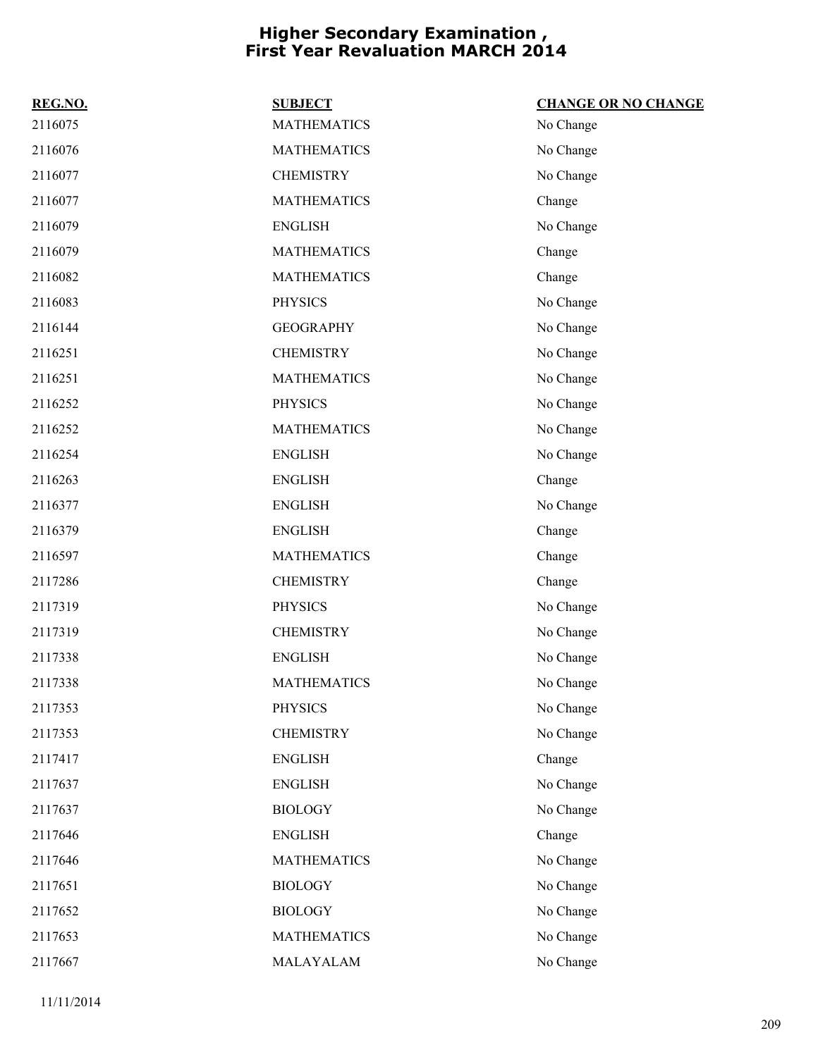# Higher Secondary Examination , First Year Revaluation MARCH 2014

| REG.NO. | SUBJECT | CHANGE OR NO CHANGE |
|---|---|---|
| 2116075 | MATHEMATICS | No Change |
| 2116076 | MATHEMATICS | No Change |
| 2116077 | CHEMISTRY | No Change |
| 2116077 | MATHEMATICS | Change |
| 2116079 | ENGLISH | No Change |
| 2116079 | MATHEMATICS | Change |
| 2116082 | MATHEMATICS | Change |
| 2116083 | PHYSICS | No Change |
| 2116144 | GEOGRAPHY | No Change |
| 2116251 | CHEMISTRY | No Change |
| 2116251 | MATHEMATICS | No Change |
| 2116252 | PHYSICS | No Change |
| 2116252 | MATHEMATICS | No Change |
| 2116254 | ENGLISH | No Change |
| 2116263 | ENGLISH | Change |
| 2116377 | ENGLISH | No Change |
| 2116379 | ENGLISH | Change |
| 2116597 | MATHEMATICS | Change |
| 2117286 | CHEMISTRY | Change |
| 2117319 | PHYSICS | No Change |
| 2117319 | CHEMISTRY | No Change |
| 2117338 | ENGLISH | No Change |
| 2117338 | MATHEMATICS | No Change |
| 2117353 | PHYSICS | No Change |
| 2117353 | CHEMISTRY | No Change |
| 2117417 | ENGLISH | Change |
| 2117637 | ENGLISH | No Change |
| 2117637 | BIOLOGY | No Change |
| 2117646 | ENGLISH | Change |
| 2117646 | MATHEMATICS | No Change |
| 2117651 | BIOLOGY | No Change |
| 2117652 | BIOLOGY | No Change |
| 2117653 | MATHEMATICS | No Change |
| 2117667 | MALAYALAM | No Change |

11/11/2014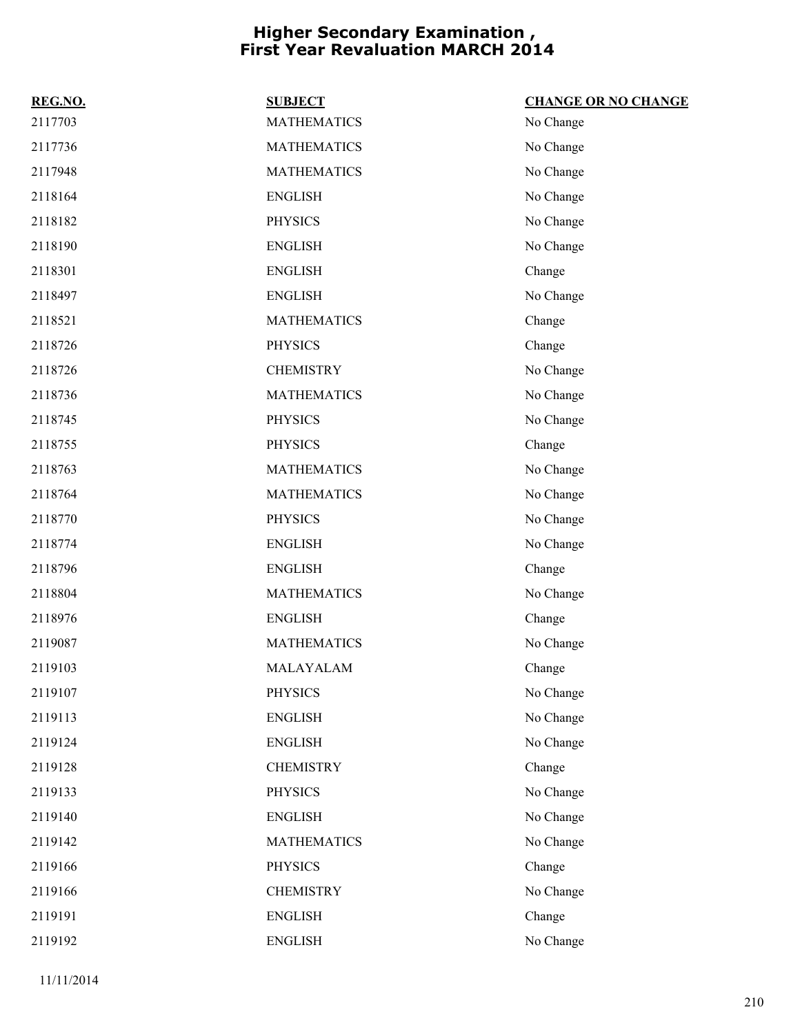# Higher Secondary Examination , First Year Revaluation MARCH 2014

| REG.NO. | SUBJECT | CHANGE OR NO CHANGE |
|---|---|---|
| 2117703 | MATHEMATICS | No Change |
| 2117736 | MATHEMATICS | No Change |
| 2117948 | MATHEMATICS | No Change |
| 2118164 | ENGLISH | No Change |
| 2118182 | PHYSICS | No Change |
| 2118190 | ENGLISH | No Change |
| 2118301 | ENGLISH | Change |
| 2118497 | ENGLISH | No Change |
| 2118521 | MATHEMATICS | Change |
| 2118726 | PHYSICS | Change |
| 2118726 | CHEMISTRY | No Change |
| 2118736 | MATHEMATICS | No Change |
| 2118745 | PHYSICS | No Change |
| 2118755 | PHYSICS | Change |
| 2118763 | MATHEMATICS | No Change |
| 2118764 | MATHEMATICS | No Change |
| 2118770 | PHYSICS | No Change |
| 2118774 | ENGLISH | No Change |
| 2118796 | ENGLISH | Change |
| 2118804 | MATHEMATICS | No Change |
| 2118976 | ENGLISH | Change |
| 2119087 | MATHEMATICS | No Change |
| 2119103 | MALAYALAM | Change |
| 2119107 | PHYSICS | No Change |
| 2119113 | ENGLISH | No Change |
| 2119124 | ENGLISH | No Change |
| 2119128 | CHEMISTRY | Change |
| 2119133 | PHYSICS | No Change |
| 2119140 | ENGLISH | No Change |
| 2119142 | MATHEMATICS | No Change |
| 2119166 | PHYSICS | Change |
| 2119166 | CHEMISTRY | No Change |
| 2119191 | ENGLISH | Change |
| 2119192 | ENGLISH | No Change |

11/11/2014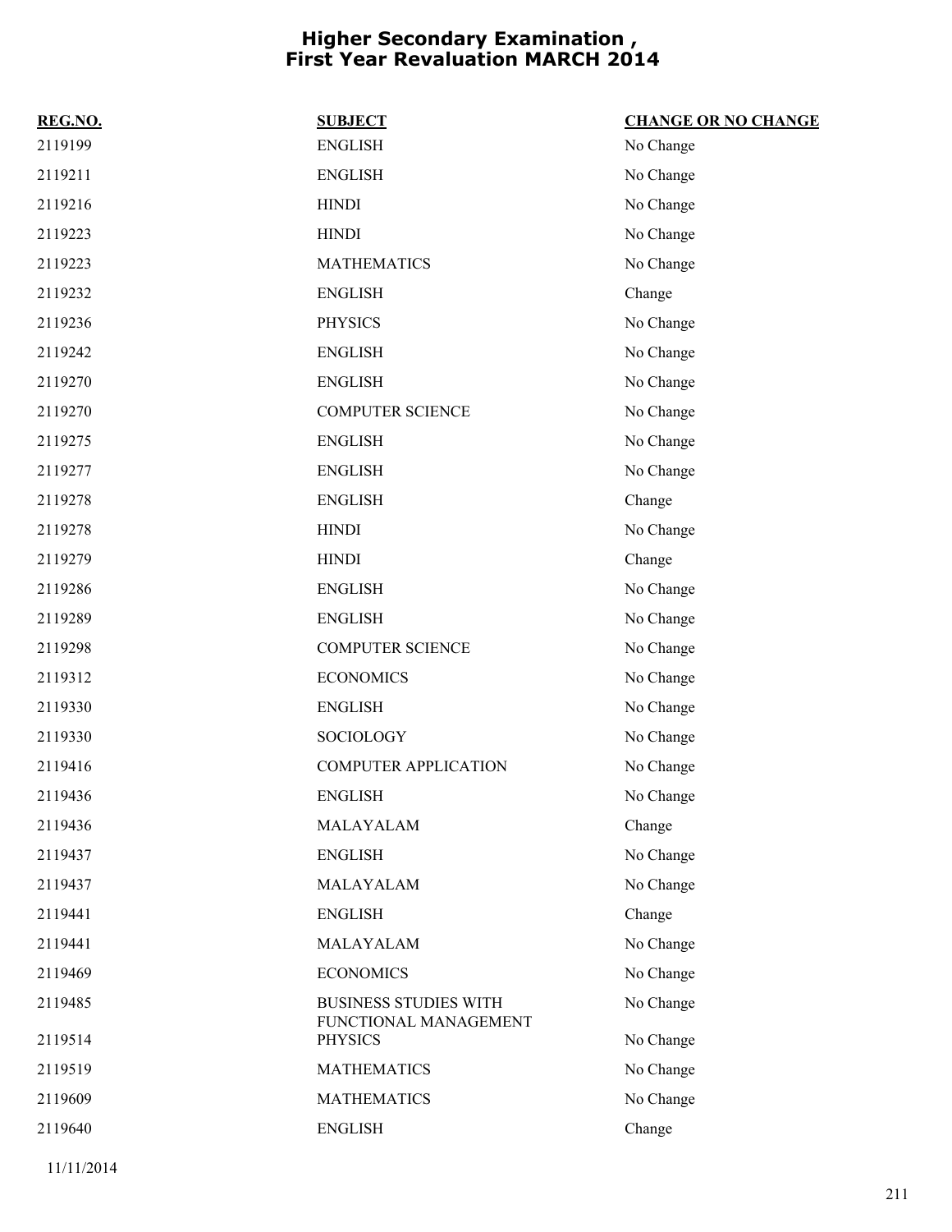# Higher Secondary Examination , First Year Revaluation MARCH 2014

| REG.NO. | SUBJECT | CHANGE OR NO CHANGE |
|---|---|---|
| 2119199 | ENGLISH | No Change |
| 2119211 | ENGLISH | No Change |
| 2119216 | HINDI | No Change |
| 2119223 | HINDI | No Change |
| 2119223 | MATHEMATICS | No Change |
| 2119232 | ENGLISH | Change |
| 2119236 | PHYSICS | No Change |
| 2119242 | ENGLISH | No Change |
| 2119270 | ENGLISH | No Change |
| 2119270 | COMPUTER SCIENCE | No Change |
| 2119275 | ENGLISH | No Change |
| 2119277 | ENGLISH | No Change |
| 2119278 | ENGLISH | Change |
| 2119278 | HINDI | No Change |
| 2119279 | HINDI | Change |
| 2119286 | ENGLISH | No Change |
| 2119289 | ENGLISH | No Change |
| 2119298 | COMPUTER SCIENCE | No Change |
| 2119312 | ECONOMICS | No Change |
| 2119330 | ENGLISH | No Change |
| 2119330 | SOCIOLOGY | No Change |
| 2119416 | COMPUTER APPLICATION | No Change |
| 2119436 | ENGLISH | No Change |
| 2119436 | MALAYALAM | Change |
| 2119437 | ENGLISH | No Change |
| 2119437 | MALAYALAM | No Change |
| 2119441 | ENGLISH | Change |
| 2119441 | MALAYALAM | No Change |
| 2119469 | ECONOMICS | No Change |
| 2119485 | BUSINESS STUDIES WITH FUNCTIONAL MANAGEMENT | No Change |
| 2119514 | PHYSICS | No Change |
| 2119519 | MATHEMATICS | No Change |
| 2119609 | MATHEMATICS | No Change |
| 2119640 | ENGLISH | Change |

11/11/2014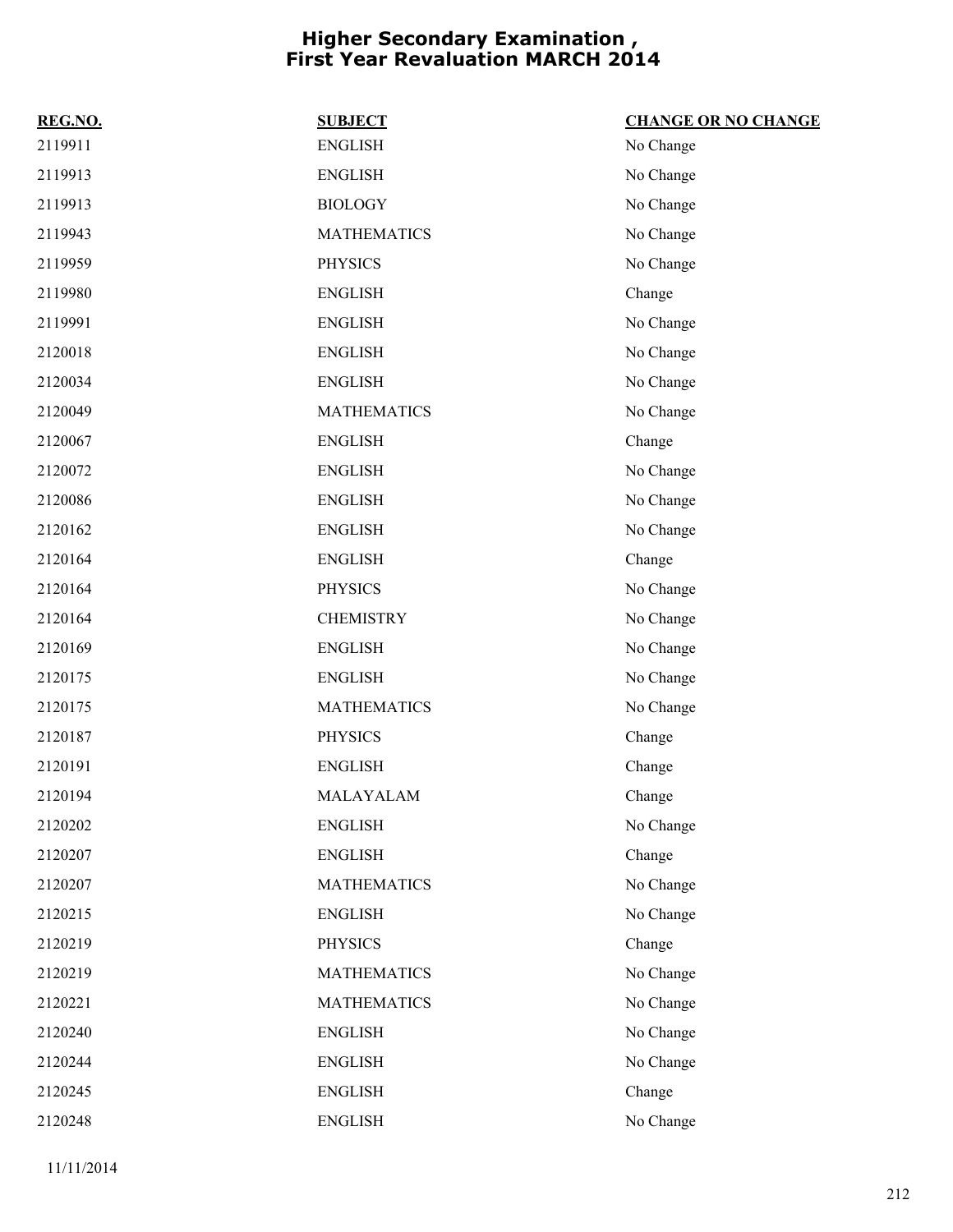# Higher Secondary Examination , First Year Revaluation MARCH 2014

| REG.NO. | SUBJECT | CHANGE OR NO CHANGE |
|---|---|---|
| 2119911 | ENGLISH | No Change |
| 2119913 | ENGLISH | No Change |
| 2119913 | BIOLOGY | No Change |
| 2119943 | MATHEMATICS | No Change |
| 2119959 | PHYSICS | No Change |
| 2119980 | ENGLISH | Change |
| 2119991 | ENGLISH | No Change |
| 2120018 | ENGLISH | No Change |
| 2120034 | ENGLISH | No Change |
| 2120049 | MATHEMATICS | No Change |
| 2120067 | ENGLISH | Change |
| 2120072 | ENGLISH | No Change |
| 2120086 | ENGLISH | No Change |
| 2120162 | ENGLISH | No Change |
| 2120164 | ENGLISH | Change |
| 2120164 | PHYSICS | No Change |
| 2120164 | CHEMISTRY | No Change |
| 2120169 | ENGLISH | No Change |
| 2120175 | ENGLISH | No Change |
| 2120175 | MATHEMATICS | No Change |
| 2120187 | PHYSICS | Change |
| 2120191 | ENGLISH | Change |
| 2120194 | MALAYALAM | Change |
| 2120202 | ENGLISH | No Change |
| 2120207 | ENGLISH | Change |
| 2120207 | MATHEMATICS | No Change |
| 2120215 | ENGLISH | No Change |
| 2120219 | PHYSICS | Change |
| 2120219 | MATHEMATICS | No Change |
| 2120221 | MATHEMATICS | No Change |
| 2120240 | ENGLISH | No Change |
| 2120244 | ENGLISH | No Change |
| 2120245 | ENGLISH | Change |
| 2120248 | ENGLISH | No Change |

11/11/2014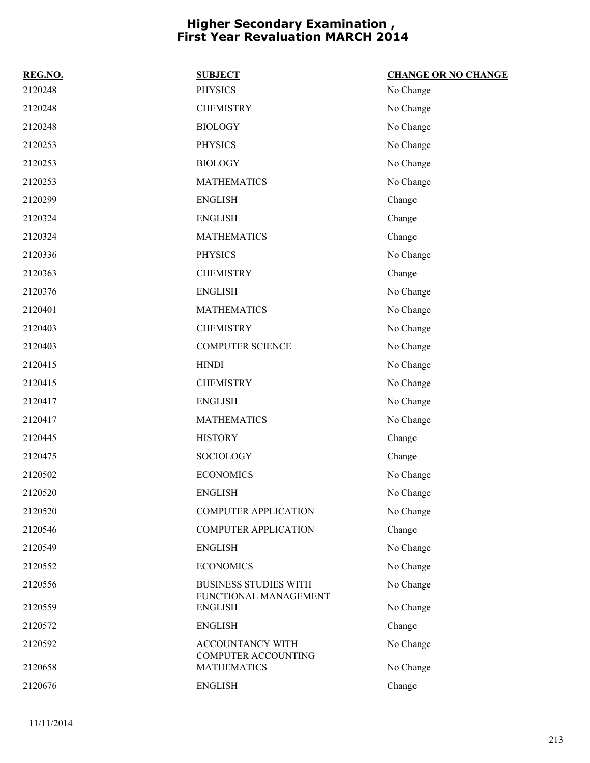# Higher Secondary Examination , First Year Revaluation MARCH 2014

| REG.NO. | SUBJECT | CHANGE OR NO CHANGE |
|---|---|---|
| 2120248 | PHYSICS | No Change |
| 2120248 | CHEMISTRY | No Change |
| 2120248 | BIOLOGY | No Change |
| 2120253 | PHYSICS | No Change |
| 2120253 | BIOLOGY | No Change |
| 2120253 | MATHEMATICS | No Change |
| 2120299 | ENGLISH | Change |
| 2120324 | ENGLISH | Change |
| 2120324 | MATHEMATICS | Change |
| 2120336 | PHYSICS | No Change |
| 2120363 | CHEMISTRY | Change |
| 2120376 | ENGLISH | No Change |
| 2120401 | MATHEMATICS | No Change |
| 2120403 | CHEMISTRY | No Change |
| 2120403 | COMPUTER SCIENCE | No Change |
| 2120415 | HINDI | No Change |
| 2120415 | CHEMISTRY | No Change |
| 2120417 | ENGLISH | No Change |
| 2120417 | MATHEMATICS | No Change |
| 2120445 | HISTORY | Change |
| 2120475 | SOCIOLOGY | Change |
| 2120502 | ECONOMICS | No Change |
| 2120520 | ENGLISH | No Change |
| 2120520 | COMPUTER APPLICATION | No Change |
| 2120546 | COMPUTER APPLICATION | Change |
| 2120549 | ENGLISH | No Change |
| 2120552 | ECONOMICS | No Change |
| 2120556 | BUSINESS STUDIES WITH FUNCTIONAL MANAGEMENT | No Change |
| 2120559 | ENGLISH | No Change |
| 2120572 | ENGLISH | Change |
| 2120592 | ACCOUNTANCY WITH COMPUTER ACCOUNTING | No Change |
| 2120658 | MATHEMATICS | No Change |
| 2120676 | ENGLISH | Change |

11/11/2014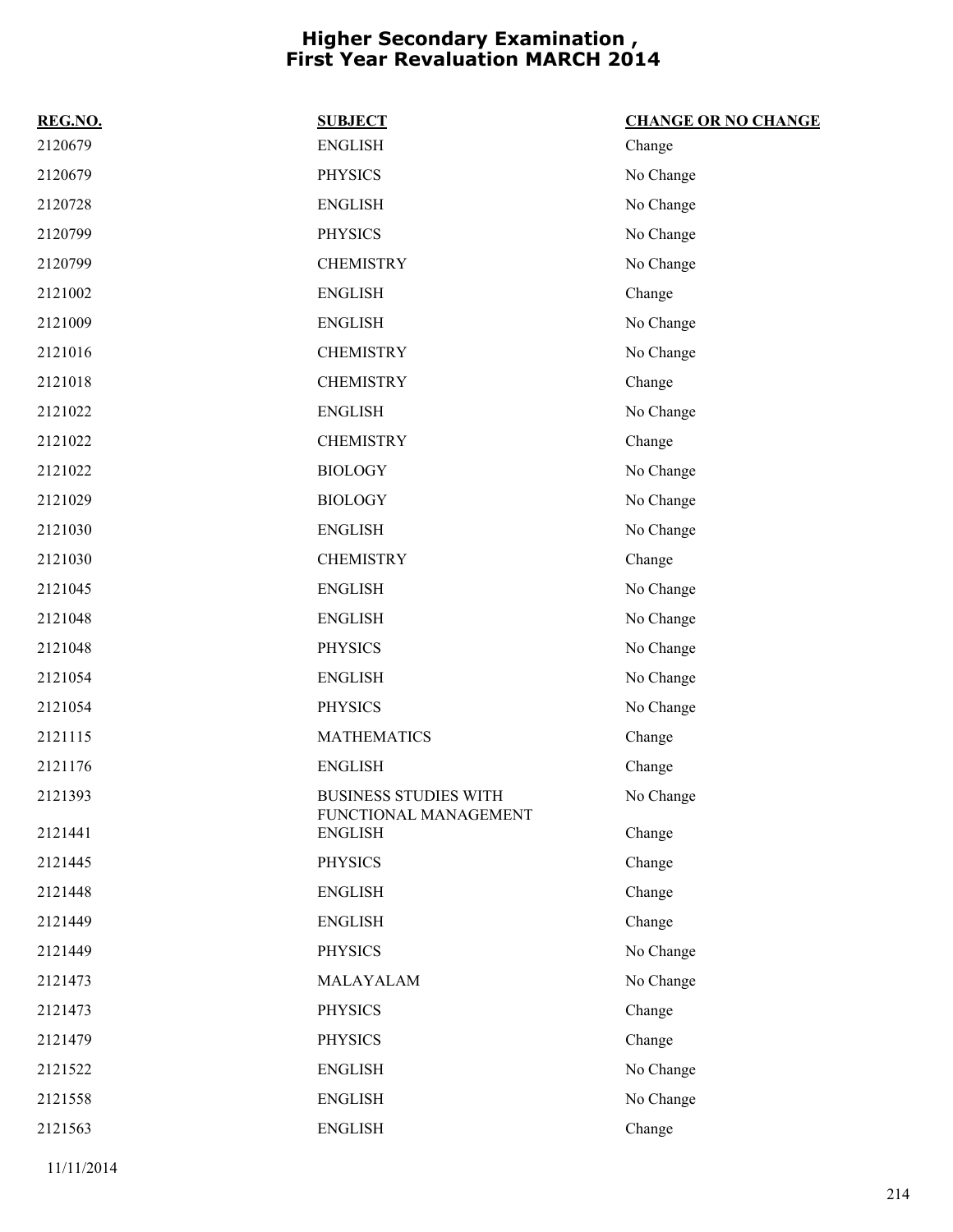# Higher Secondary Examination , First Year Revaluation MARCH 2014

| REG.NO. | SUBJECT | CHANGE OR NO CHANGE |
| --- | --- | --- |
| 2120679 | ENGLISH | Change |
| 2120679 | PHYSICS | No Change |
| 2120728 | ENGLISH | No Change |
| 2120799 | PHYSICS | No Change |
| 2120799 | CHEMISTRY | No Change |
| 2121002 | ENGLISH | Change |
| 2121009 | ENGLISH | No Change |
| 2121016 | CHEMISTRY | No Change |
| 2121018 | CHEMISTRY | Change |
| 2121022 | ENGLISH | No Change |
| 2121022 | CHEMISTRY | Change |
| 2121022 | BIOLOGY | No Change |
| 2121029 | BIOLOGY | No Change |
| 2121030 | ENGLISH | No Change |
| 2121030 | CHEMISTRY | Change |
| 2121045 | ENGLISH | No Change |
| 2121048 | ENGLISH | No Change |
| 2121048 | PHYSICS | No Change |
| 2121054 | ENGLISH | No Change |
| 2121054 | PHYSICS | No Change |
| 2121115 | MATHEMATICS | Change |
| 2121176 | ENGLISH | Change |
| 2121393 | BUSINESS STUDIES WITH FUNCTIONAL MANAGEMENT | No Change |
| 2121441 | ENGLISH | Change |
| 2121445 | PHYSICS | Change |
| 2121448 | ENGLISH | Change |
| 2121449 | ENGLISH | Change |
| 2121449 | PHYSICS | No Change |
| 2121473 | MALAYALAM | No Change |
| 2121473 | PHYSICS | Change |
| 2121479 | PHYSICS | Change |
| 2121522 | ENGLISH | No Change |
| 2121558 | ENGLISH | No Change |
| 2121563 | ENGLISH | Change |

11/11/2014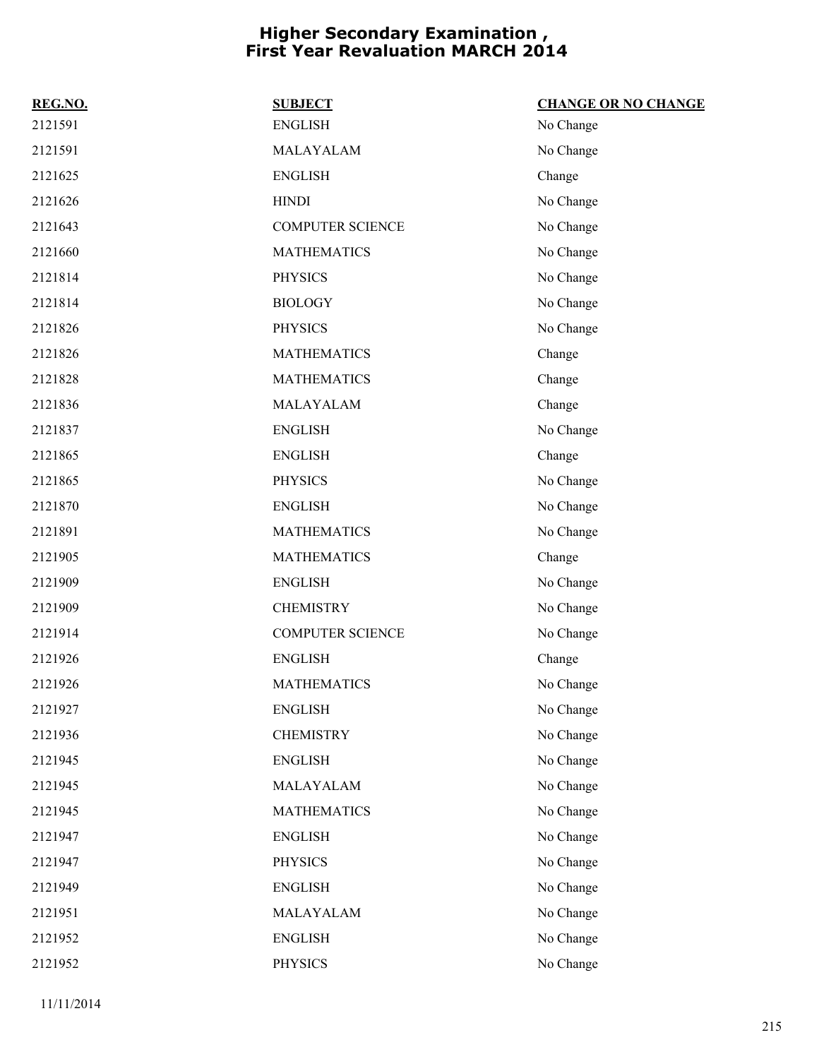# Higher Secondary Examination , First Year Revaluation MARCH 2014

| REG.NO. | SUBJECT | CHANGE OR NO CHANGE |
|---|---|---|
| 2121591 | ENGLISH | No Change |
| 2121591 | MALAYALAM | No Change |
| 2121625 | ENGLISH | Change |
| 2121626 | HINDI | No Change |
| 2121643 | COMPUTER SCIENCE | No Change |
| 2121660 | MATHEMATICS | No Change |
| 2121814 | PHYSICS | No Change |
| 2121814 | BIOLOGY | No Change |
| 2121826 | PHYSICS | No Change |
| 2121826 | MATHEMATICS | Change |
| 2121828 | MATHEMATICS | Change |
| 2121836 | MALAYALAM | Change |
| 2121837 | ENGLISH | No Change |
| 2121865 | ENGLISH | Change |
| 2121865 | PHYSICS | No Change |
| 2121870 | ENGLISH | No Change |
| 2121891 | MATHEMATICS | No Change |
| 2121905 | MATHEMATICS | Change |
| 2121909 | ENGLISH | No Change |
| 2121909 | CHEMISTRY | No Change |
| 2121914 | COMPUTER SCIENCE | No Change |
| 2121926 | ENGLISH | Change |
| 2121926 | MATHEMATICS | No Change |
| 2121927 | ENGLISH | No Change |
| 2121936 | CHEMISTRY | No Change |
| 2121945 | ENGLISH | No Change |
| 2121945 | MALAYALAM | No Change |
| 2121945 | MATHEMATICS | No Change |
| 2121947 | ENGLISH | No Change |
| 2121947 | PHYSICS | No Change |
| 2121949 | ENGLISH | No Change |
| 2121951 | MALAYALAM | No Change |
| 2121952 | ENGLISH | No Change |
| 2121952 | PHYSICS | No Change |

11/11/2014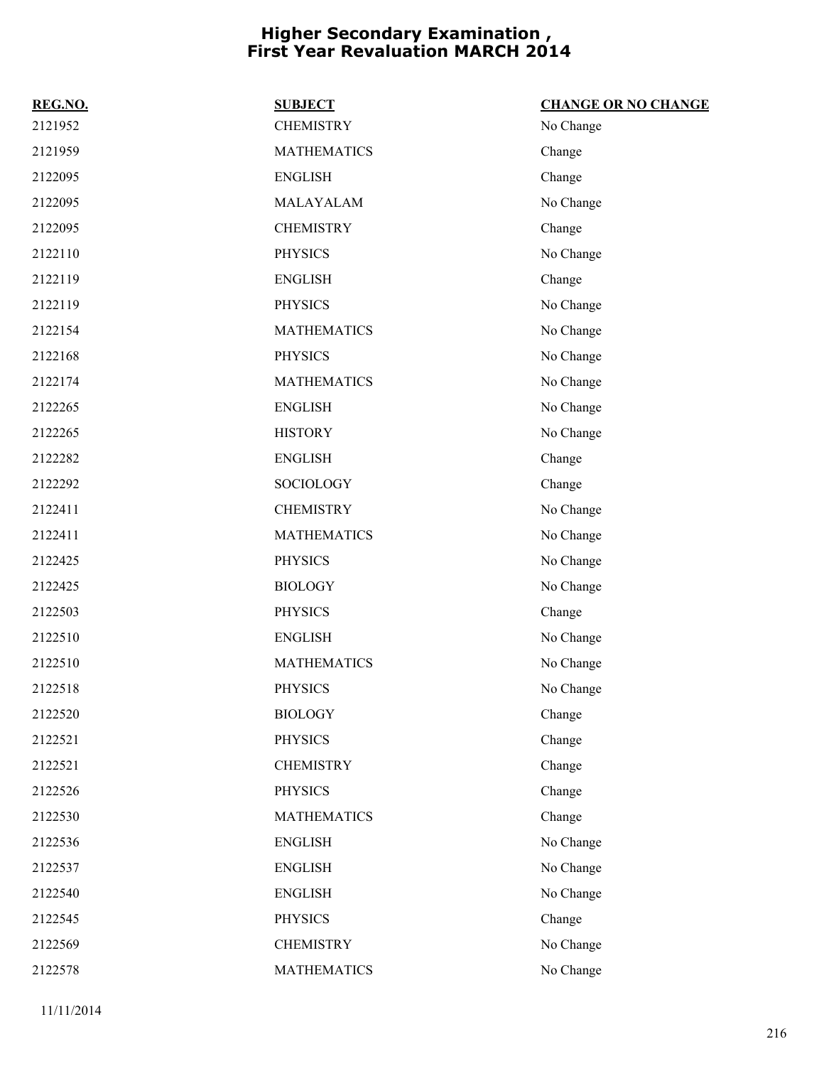# Higher Secondary Examination , First Year Revaluation MARCH 2014

| REG.NO. | SUBJECT | CHANGE OR NO CHANGE |
|---|---|---|
| 2121952 | CHEMISTRY | No Change |
| 2121959 | MATHEMATICS | Change |
| 2122095 | ENGLISH | Change |
| 2122095 | MALAYALAM | No Change |
| 2122095 | CHEMISTRY | Change |
| 2122110 | PHYSICS | No Change |
| 2122119 | ENGLISH | Change |
| 2122119 | PHYSICS | No Change |
| 2122154 | MATHEMATICS | No Change |
| 2122168 | PHYSICS | No Change |
| 2122174 | MATHEMATICS | No Change |
| 2122265 | ENGLISH | No Change |
| 2122265 | HISTORY | No Change |
| 2122282 | ENGLISH | Change |
| 2122292 | SOCIOLOGY | Change |
| 2122411 | CHEMISTRY | No Change |
| 2122411 | MATHEMATICS | No Change |
| 2122425 | PHYSICS | No Change |
| 2122425 | BIOLOGY | No Change |
| 2122503 | PHYSICS | Change |
| 2122510 | ENGLISH | No Change |
| 2122510 | MATHEMATICS | No Change |
| 2122518 | PHYSICS | No Change |
| 2122520 | BIOLOGY | Change |
| 2122521 | PHYSICS | Change |
| 2122521 | CHEMISTRY | Change |
| 2122526 | PHYSICS | Change |
| 2122530 | MATHEMATICS | Change |
| 2122536 | ENGLISH | No Change |
| 2122537 | ENGLISH | No Change |
| 2122540 | ENGLISH | No Change |
| 2122545 | PHYSICS | Change |
| 2122569 | CHEMISTRY | No Change |
| 2122578 | MATHEMATICS | No Change |

11/11/2014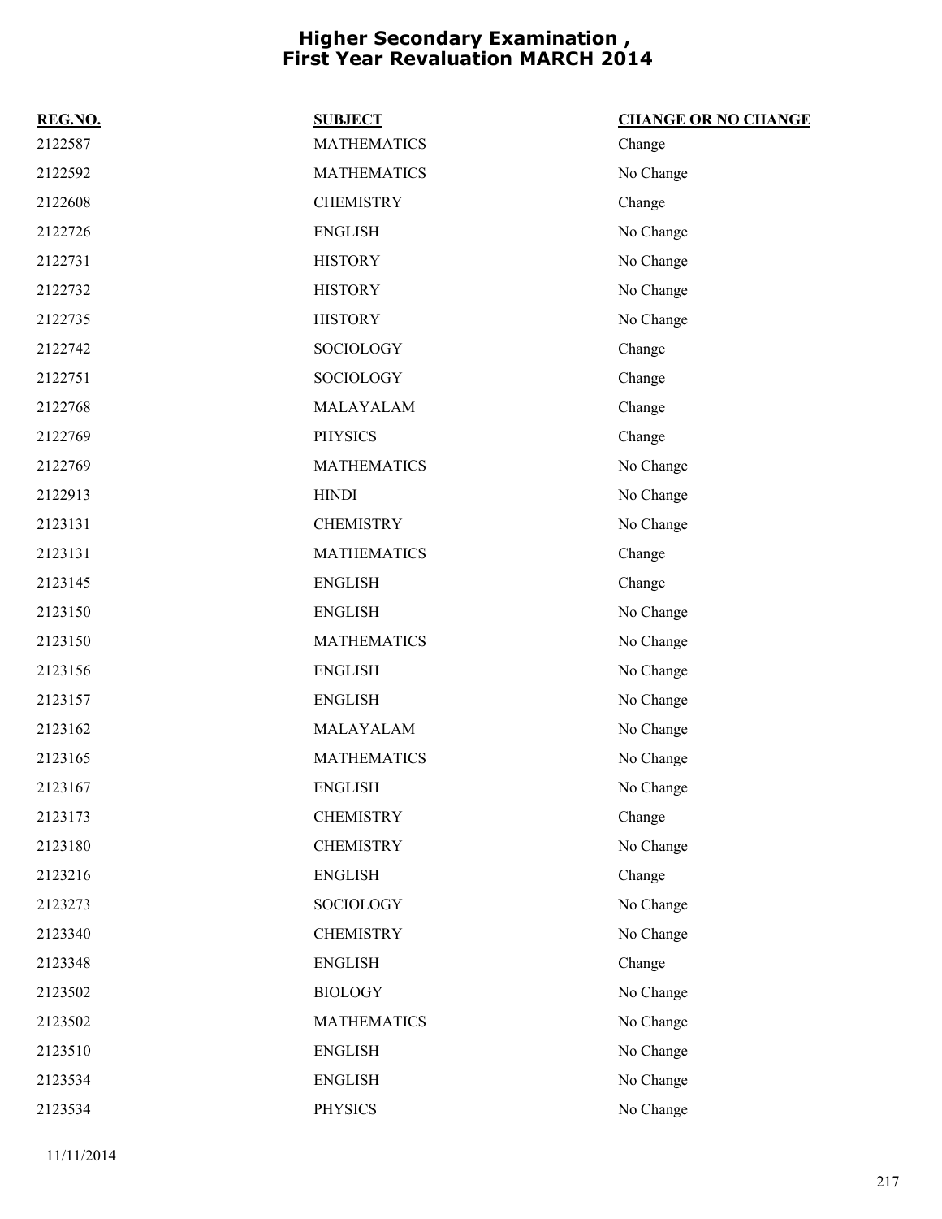# Higher Secondary Examination , First Year Revaluation MARCH 2014

| REG.NO. | SUBJECT | CHANGE OR NO CHANGE |
|---|---|---|
| 2122587 | MATHEMATICS | Change |
| 2122592 | MATHEMATICS | No Change |
| 2122608 | CHEMISTRY | Change |
| 2122726 | ENGLISH | No Change |
| 2122731 | HISTORY | No Change |
| 2122732 | HISTORY | No Change |
| 2122735 | HISTORY | No Change |
| 2122742 | SOCIOLOGY | Change |
| 2122751 | SOCIOLOGY | Change |
| 2122768 | MALAYALAM | Change |
| 2122769 | PHYSICS | Change |
| 2122769 | MATHEMATICS | No Change |
| 2122913 | HINDI | No Change |
| 2123131 | CHEMISTRY | No Change |
| 2123131 | MATHEMATICS | Change |
| 2123145 | ENGLISH | Change |
| 2123150 | ENGLISH | No Change |
| 2123150 | MATHEMATICS | No Change |
| 2123156 | ENGLISH | No Change |
| 2123157 | ENGLISH | No Change |
| 2123162 | MALAYALAM | No Change |
| 2123165 | MATHEMATICS | No Change |
| 2123167 | ENGLISH | No Change |
| 2123173 | CHEMISTRY | Change |
| 2123180 | CHEMISTRY | No Change |
| 2123216 | ENGLISH | Change |
| 2123273 | SOCIOLOGY | No Change |
| 2123340 | CHEMISTRY | No Change |
| 2123348 | ENGLISH | Change |
| 2123502 | BIOLOGY | No Change |
| 2123502 | MATHEMATICS | No Change |
| 2123510 | ENGLISH | No Change |
| 2123534 | ENGLISH | No Change |
| 2123534 | PHYSICS | No Change |

11/11/2014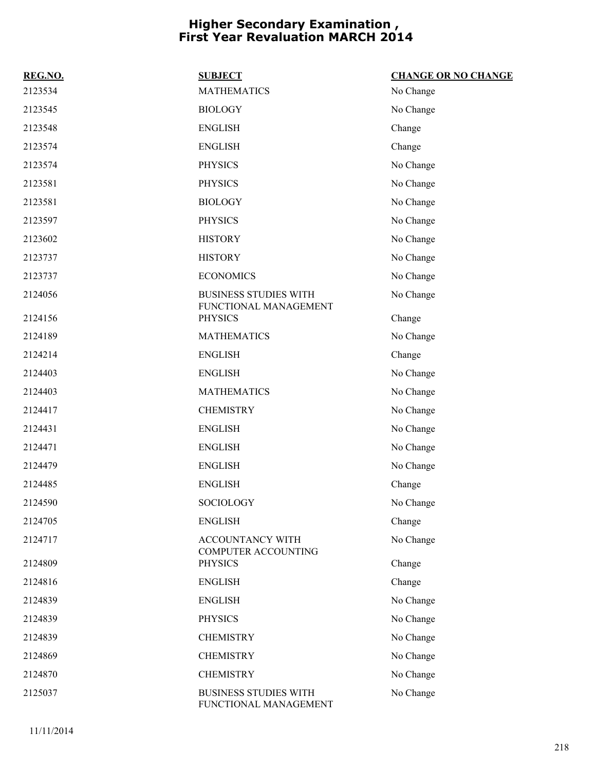# Higher Secondary Examination , First Year Revaluation MARCH 2014

| REG.NO. | SUBJECT | CHANGE OR NO CHANGE |
|---|---|---|
| 2123534 | MATHEMATICS | No Change |
| 2123545 | BIOLOGY | No Change |
| 2123548 | ENGLISH | Change |
| 2123574 | ENGLISH | Change |
| 2123574 | PHYSICS | No Change |
| 2123581 | PHYSICS | No Change |
| 2123581 | BIOLOGY | No Change |
| 2123597 | PHYSICS | No Change |
| 2123602 | HISTORY | No Change |
| 2123737 | HISTORY | No Change |
| 2123737 | ECONOMICS | No Change |
| 2124056 | BUSINESS STUDIES WITH FUNCTIONAL MANAGEMENT | No Change |
| 2124156 | PHYSICS | Change |
| 2124189 | MATHEMATICS | No Change |
| 2124214 | ENGLISH | Change |
| 2124403 | ENGLISH | No Change |
| 2124403 | MATHEMATICS | No Change |
| 2124417 | CHEMISTRY | No Change |
| 2124431 | ENGLISH | No Change |
| 2124471 | ENGLISH | No Change |
| 2124479 | ENGLISH | No Change |
| 2124485 | ENGLISH | Change |
| 2124590 | SOCIOLOGY | No Change |
| 2124705 | ENGLISH | Change |
| 2124717 | ACCOUNTANCY WITH COMPUTER ACCOUNTING | No Change |
| 2124809 | PHYSICS | Change |
| 2124816 | ENGLISH | Change |
| 2124839 | ENGLISH | No Change |
| 2124839 | PHYSICS | No Change |
| 2124839 | CHEMISTRY | No Change |
| 2124869 | CHEMISTRY | No Change |
| 2124870 | CHEMISTRY | No Change |
| 2125037 | BUSINESS STUDIES WITH FUNCTIONAL MANAGEMENT | No Change |

11/11/2014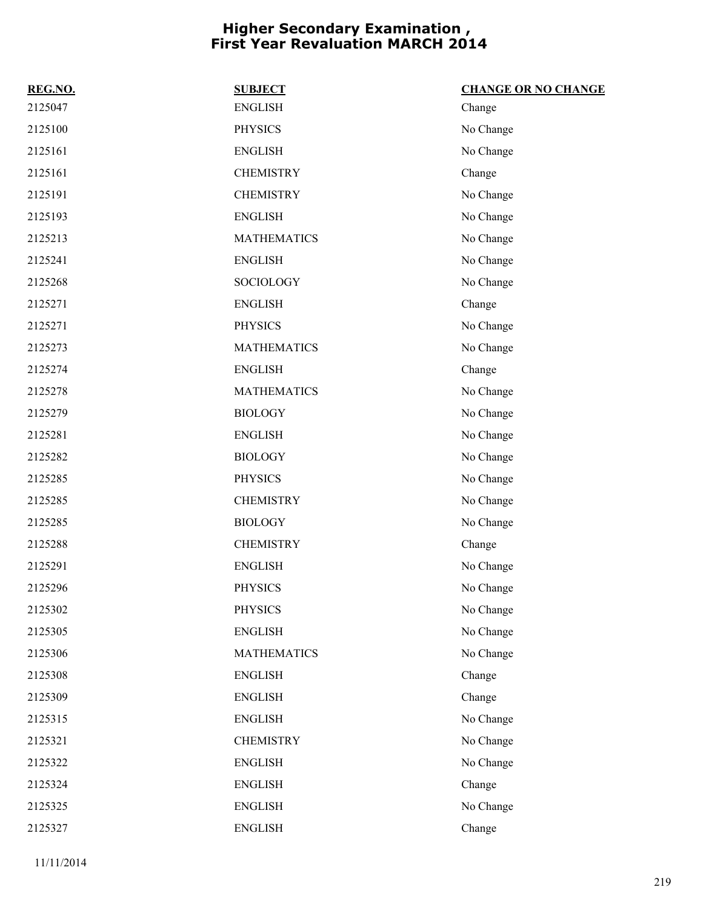# Higher Secondary Examination , First Year Revaluation MARCH 2014

| REG.NO. | SUBJECT | CHANGE OR NO CHANGE |
| --- | --- | --- |
| 2125047 | ENGLISH | Change |
| 2125100 | PHYSICS | No Change |
| 2125161 | ENGLISH | No Change |
| 2125161 | CHEMISTRY | Change |
| 2125191 | CHEMISTRY | No Change |
| 2125193 | ENGLISH | No Change |
| 2125213 | MATHEMATICS | No Change |
| 2125241 | ENGLISH | No Change |
| 2125268 | SOCIOLOGY | No Change |
| 2125271 | ENGLISH | Change |
| 2125271 | PHYSICS | No Change |
| 2125273 | MATHEMATICS | No Change |
| 2125274 | ENGLISH | Change |
| 2125278 | MATHEMATICS | No Change |
| 2125279 | BIOLOGY | No Change |
| 2125281 | ENGLISH | No Change |
| 2125282 | BIOLOGY | No Change |
| 2125285 | PHYSICS | No Change |
| 2125285 | CHEMISTRY | No Change |
| 2125285 | BIOLOGY | No Change |
| 2125288 | CHEMISTRY | Change |
| 2125291 | ENGLISH | No Change |
| 2125296 | PHYSICS | No Change |
| 2125302 | PHYSICS | No Change |
| 2125305 | ENGLISH | No Change |
| 2125306 | MATHEMATICS | No Change |
| 2125308 | ENGLISH | Change |
| 2125309 | ENGLISH | Change |
| 2125315 | ENGLISH | No Change |
| 2125321 | CHEMISTRY | No Change |
| 2125322 | ENGLISH | No Change |
| 2125324 | ENGLISH | Change |
| 2125325 | ENGLISH | No Change |
| 2125327 | ENGLISH | Change |

11/11/2014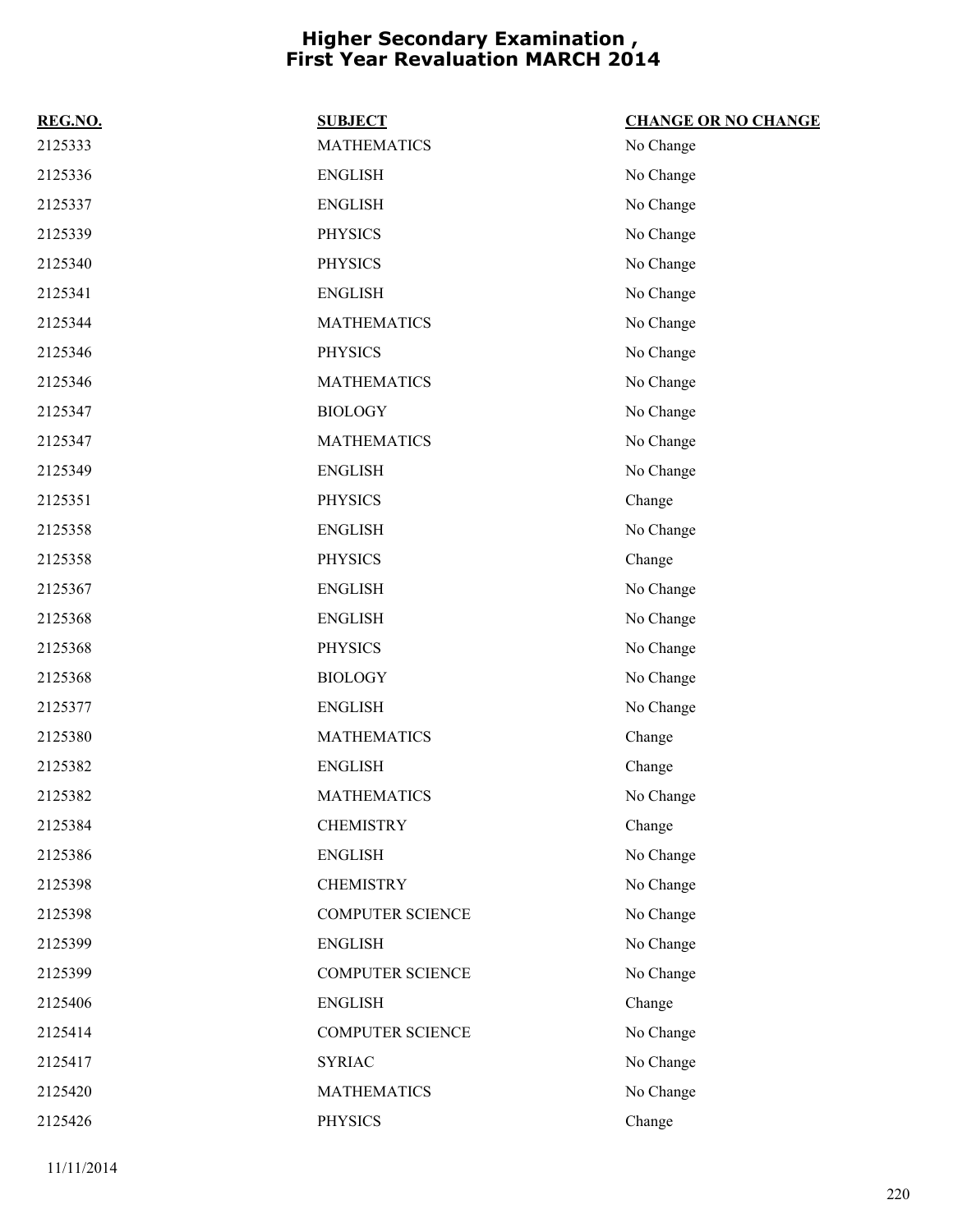# Higher Secondary Examination , First Year Revaluation MARCH 2014

| REG.NO. | SUBJECT | CHANGE OR NO CHANGE |
|---|---|---|
| 2125333 | MATHEMATICS | No Change |
| 2125336 | ENGLISH | No Change |
| 2125337 | ENGLISH | No Change |
| 2125339 | PHYSICS | No Change |
| 2125340 | PHYSICS | No Change |
| 2125341 | ENGLISH | No Change |
| 2125344 | MATHEMATICS | No Change |
| 2125346 | PHYSICS | No Change |
| 2125346 | MATHEMATICS | No Change |
| 2125347 | BIOLOGY | No Change |
| 2125347 | MATHEMATICS | No Change |
| 2125349 | ENGLISH | No Change |
| 2125351 | PHYSICS | Change |
| 2125358 | ENGLISH | No Change |
| 2125358 | PHYSICS | Change |
| 2125367 | ENGLISH | No Change |
| 2125368 | ENGLISH | No Change |
| 2125368 | PHYSICS | No Change |
| 2125368 | BIOLOGY | No Change |
| 2125377 | ENGLISH | No Change |
| 2125380 | MATHEMATICS | Change |
| 2125382 | ENGLISH | Change |
| 2125382 | MATHEMATICS | No Change |
| 2125384 | CHEMISTRY | Change |
| 2125386 | ENGLISH | No Change |
| 2125398 | CHEMISTRY | No Change |
| 2125398 | COMPUTER SCIENCE | No Change |
| 2125399 | ENGLISH | No Change |
| 2125399 | COMPUTER SCIENCE | No Change |
| 2125406 | ENGLISH | Change |
| 2125414 | COMPUTER SCIENCE | No Change |
| 2125417 | SYRIAC | No Change |
| 2125420 | MATHEMATICS | No Change |
| 2125426 | PHYSICS | Change |

11/11/2014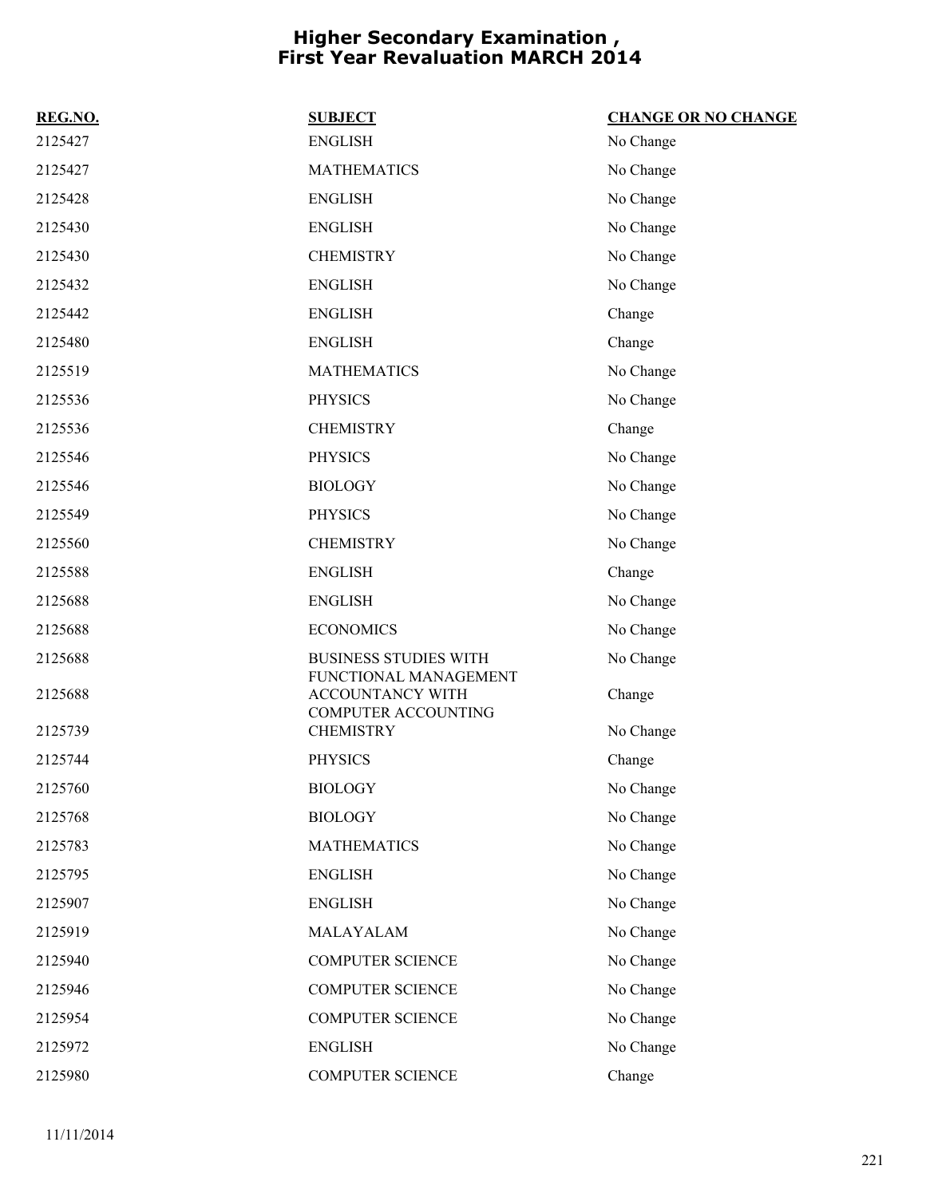# Higher Secondary Examination , First Year Revaluation MARCH 2014

| REG.NO. | SUBJECT | CHANGE OR NO CHANGE |
|---|---|---|
| 2125427 | ENGLISH | No Change |
| 2125427 | MATHEMATICS | No Change |
| 2125428 | ENGLISH | No Change |
| 2125430 | ENGLISH | No Change |
| 2125430 | CHEMISTRY | No Change |
| 2125432 | ENGLISH | No Change |
| 2125442 | ENGLISH | Change |
| 2125480 | ENGLISH | Change |
| 2125519 | MATHEMATICS | No Change |
| 2125536 | PHYSICS | No Change |
| 2125536 | CHEMISTRY | Change |
| 2125546 | PHYSICS | No Change |
| 2125546 | BIOLOGY | No Change |
| 2125549 | PHYSICS | No Change |
| 2125560 | CHEMISTRY | No Change |
| 2125588 | ENGLISH | Change |
| 2125688 | ENGLISH | No Change |
| 2125688 | ECONOMICS | No Change |
| 2125688 | BUSINESS STUDIES WITH FUNCTIONAL MANAGEMENT | No Change |
| 2125688 | ACCOUNTANCY WITH COMPUTER ACCOUNTING | Change |
| 2125739 | CHEMISTRY | No Change |
| 2125744 | PHYSICS | Change |
| 2125760 | BIOLOGY | No Change |
| 2125768 | BIOLOGY | No Change |
| 2125783 | MATHEMATICS | No Change |
| 2125795 | ENGLISH | No Change |
| 2125907 | ENGLISH | No Change |
| 2125919 | MALAYALAM | No Change |
| 2125940 | COMPUTER SCIENCE | No Change |
| 2125946 | COMPUTER SCIENCE | No Change |
| 2125954 | COMPUTER SCIENCE | No Change |
| 2125972 | ENGLISH | No Change |
| 2125980 | COMPUTER SCIENCE | Change |

11/11/2014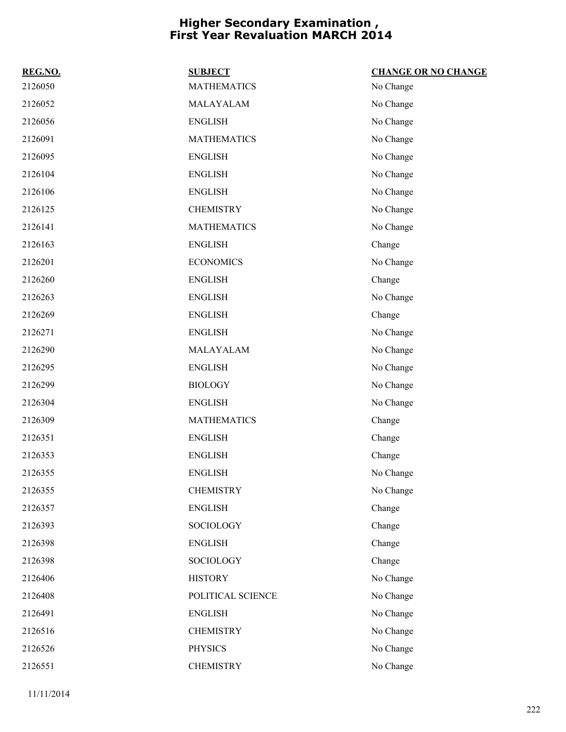# Higher Secondary Examination , First Year Revaluation MARCH 2014

| REG.NO. | SUBJECT | CHANGE OR NO CHANGE |
| --- | --- | --- |
| 2126050 | MATHEMATICS | No Change |
| 2126052 | MALAYALAM | No Change |
| 2126056 | ENGLISH | No Change |
| 2126091 | MATHEMATICS | No Change |
| 2126095 | ENGLISH | No Change |
| 2126104 | ENGLISH | No Change |
| 2126106 | ENGLISH | No Change |
| 2126125 | CHEMISTRY | No Change |
| 2126141 | MATHEMATICS | No Change |
| 2126163 | ENGLISH | Change |
| 2126201 | ECONOMICS | No Change |
| 2126260 | ENGLISH | Change |
| 2126263 | ENGLISH | No Change |
| 2126269 | ENGLISH | Change |
| 2126271 | ENGLISH | No Change |
| 2126290 | MALAYALAM | No Change |
| 2126295 | ENGLISH | No Change |
| 2126299 | BIOLOGY | No Change |
| 2126304 | ENGLISH | No Change |
| 2126309 | MATHEMATICS | Change |
| 2126351 | ENGLISH | Change |
| 2126353 | ENGLISH | Change |
| 2126355 | ENGLISH | No Change |
| 2126355 | CHEMISTRY | No Change |
| 2126357 | ENGLISH | Change |
| 2126393 | SOCIOLOGY | Change |
| 2126398 | ENGLISH | Change |
| 2126398 | SOCIOLOGY | Change |
| 2126406 | HISTORY | No Change |
| 2126408 | POLITICAL SCIENCE | No Change |
| 2126491 | ENGLISH | No Change |
| 2126516 | CHEMISTRY | No Change |
| 2126526 | PHYSICS | No Change |
| 2126551 | CHEMISTRY | No Change |

11/11/2014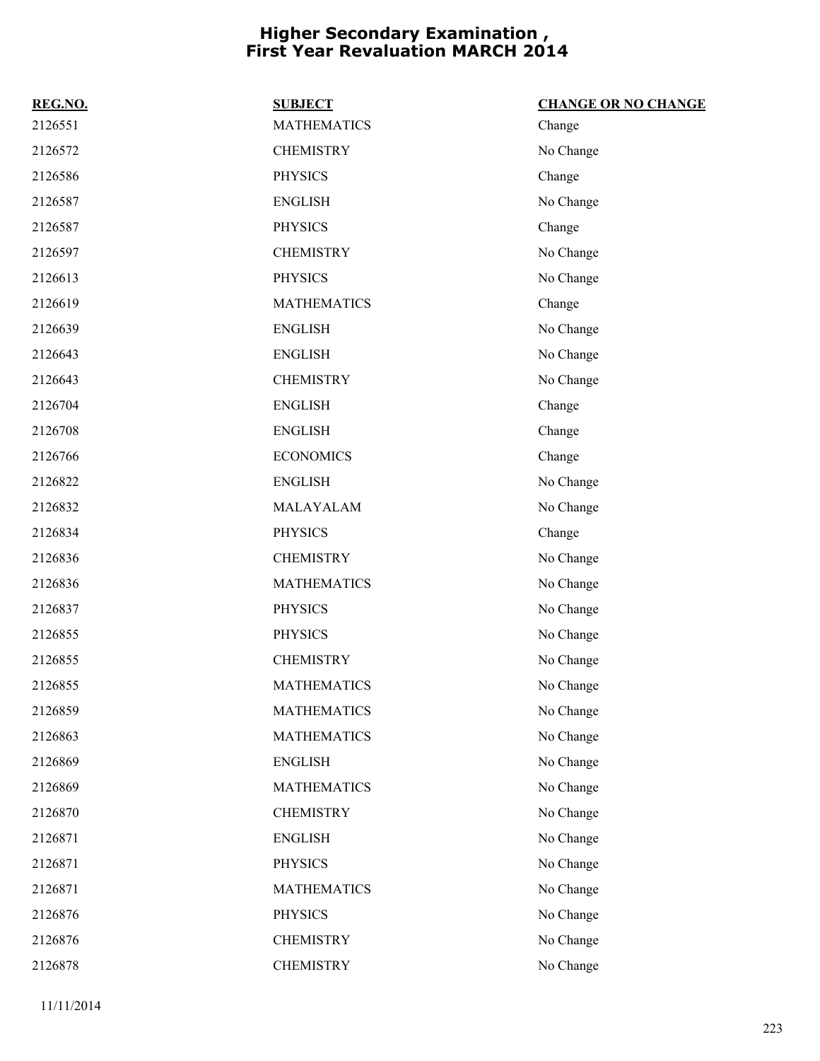# Higher Secondary Examination , First Year Revaluation MARCH 2014

| REG.NO. | SUBJECT | CHANGE OR NO CHANGE |
| --- | --- | --- |
| 2126551 | MATHEMATICS | Change |
| 2126572 | CHEMISTRY | No Change |
| 2126586 | PHYSICS | Change |
| 2126587 | ENGLISH | No Change |
| 2126587 | PHYSICS | Change |
| 2126597 | CHEMISTRY | No Change |
| 2126613 | PHYSICS | No Change |
| 2126619 | MATHEMATICS | Change |
| 2126639 | ENGLISH | No Change |
| 2126643 | ENGLISH | No Change |
| 2126643 | CHEMISTRY | No Change |
| 2126704 | ENGLISH | Change |
| 2126708 | ENGLISH | Change |
| 2126766 | ECONOMICS | Change |
| 2126822 | ENGLISH | No Change |
| 2126832 | MALAYALAM | No Change |
| 2126834 | PHYSICS | Change |
| 2126836 | CHEMISTRY | No Change |
| 2126836 | MATHEMATICS | No Change |
| 2126837 | PHYSICS | No Change |
| 2126855 | PHYSICS | No Change |
| 2126855 | CHEMISTRY | No Change |
| 2126855 | MATHEMATICS | No Change |
| 2126859 | MATHEMATICS | No Change |
| 2126863 | MATHEMATICS | No Change |
| 2126869 | ENGLISH | No Change |
| 2126869 | MATHEMATICS | No Change |
| 2126870 | CHEMISTRY | No Change |
| 2126871 | ENGLISH | No Change |
| 2126871 | PHYSICS | No Change |
| 2126871 | MATHEMATICS | No Change |
| 2126876 | PHYSICS | No Change |
| 2126876 | CHEMISTRY | No Change |
| 2126878 | CHEMISTRY | No Change |

11/11/2014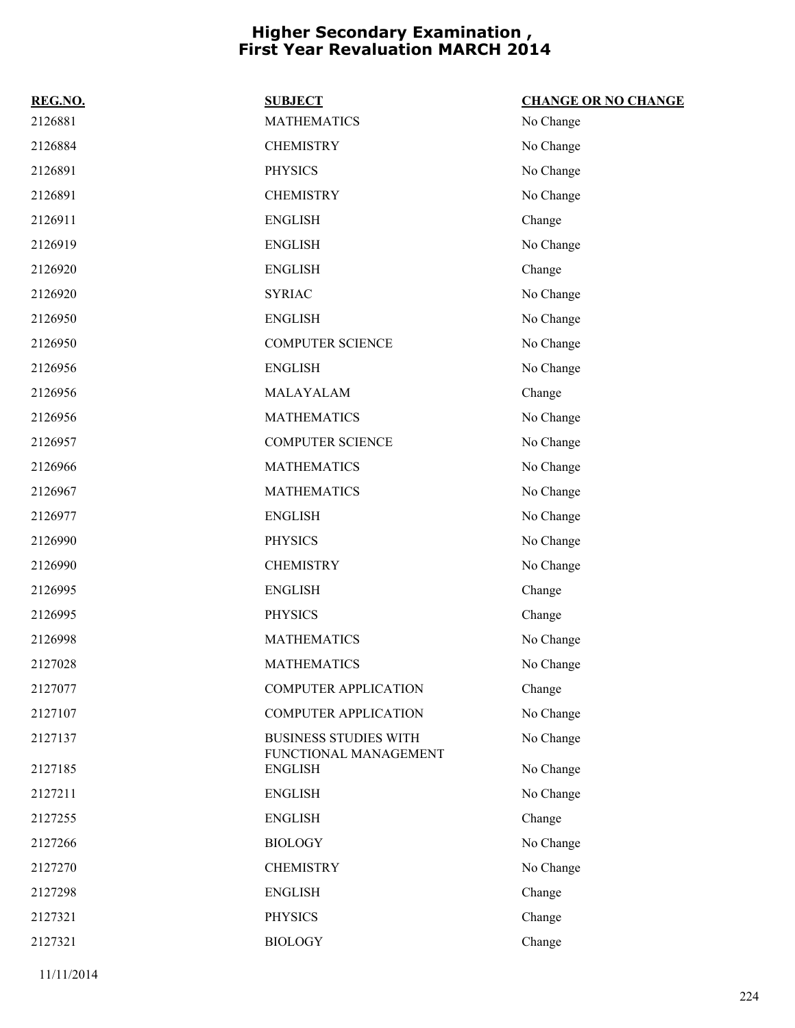# Higher Secondary Examination , First Year Revaluation MARCH 2014

| REG.NO. | SUBJECT | CHANGE OR NO CHANGE |
| --- | --- | --- |
| 2126881 | MATHEMATICS | No Change |
| 2126884 | CHEMISTRY | No Change |
| 2126891 | PHYSICS | No Change |
| 2126891 | CHEMISTRY | No Change |
| 2126911 | ENGLISH | Change |
| 2126919 | ENGLISH | No Change |
| 2126920 | ENGLISH | Change |
| 2126920 | SYRIAC | No Change |
| 2126950 | ENGLISH | No Change |
| 2126950 | COMPUTER SCIENCE | No Change |
| 2126956 | ENGLISH | No Change |
| 2126956 | MALAYALAM | Change |
| 2126956 | MATHEMATICS | No Change |
| 2126957 | COMPUTER SCIENCE | No Change |
| 2126966 | MATHEMATICS | No Change |
| 2126967 | MATHEMATICS | No Change |
| 2126977 | ENGLISH | No Change |
| 2126990 | PHYSICS | No Change |
| 2126990 | CHEMISTRY | No Change |
| 2126995 | ENGLISH | Change |
| 2126995 | PHYSICS | Change |
| 2126998 | MATHEMATICS | No Change |
| 2127028 | MATHEMATICS | No Change |
| 2127077 | COMPUTER APPLICATION | Change |
| 2127107 | COMPUTER APPLICATION | No Change |
| 2127137 | BUSINESS STUDIES WITH FUNCTIONAL MANAGEMENT | No Change |
| 2127185 | ENGLISH | No Change |
| 2127211 | ENGLISH | No Change |
| 2127255 | ENGLISH | Change |
| 2127266 | BIOLOGY | No Change |
| 2127270 | CHEMISTRY | No Change |
| 2127298 | ENGLISH | Change |
| 2127321 | PHYSICS | Change |
| 2127321 | BIOLOGY | Change |

11/11/2014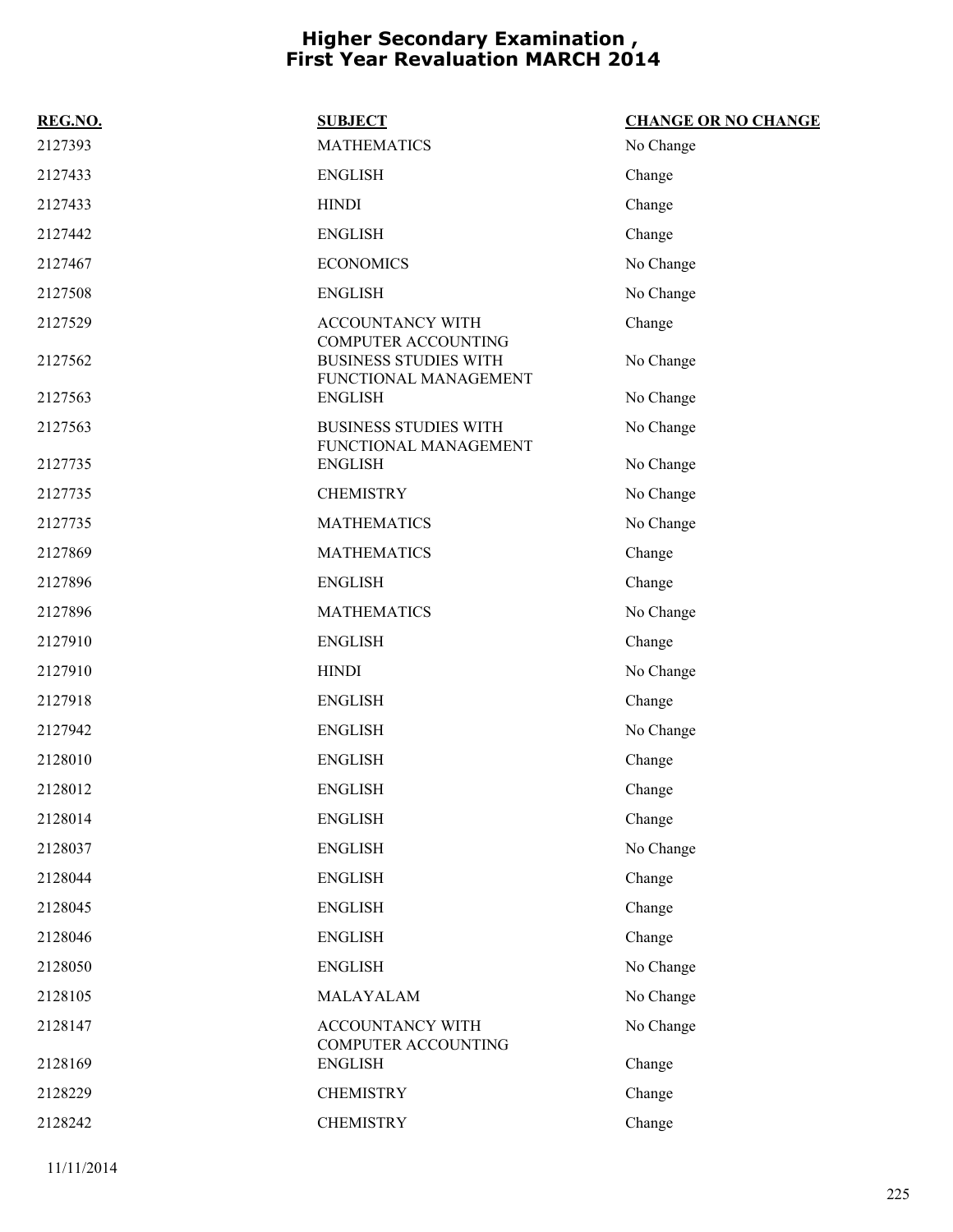# Higher Secondary Examination , First Year Revaluation MARCH 2014

| REG.NO. | SUBJECT | CHANGE OR NO CHANGE |
|---|---|---|
| 2127393 | MATHEMATICS | No Change |
| 2127433 | ENGLISH | Change |
| 2127433 | HINDI | Change |
| 2127442 | ENGLISH | Change |
| 2127467 | ECONOMICS | No Change |
| 2127508 | ENGLISH | No Change |
| 2127529 | ACCOUNTANCY WITH COMPUTER ACCOUNTING | Change |
| 2127562 | BUSINESS STUDIES WITH FUNCTIONAL MANAGEMENT | No Change |
| 2127563 | ENGLISH | No Change |
| 2127563 | BUSINESS STUDIES WITH FUNCTIONAL MANAGEMENT | No Change |
| 2127735 | ENGLISH | No Change |
| 2127735 | CHEMISTRY | No Change |
| 2127735 | MATHEMATICS | No Change |
| 2127869 | MATHEMATICS | Change |
| 2127896 | ENGLISH | Change |
| 2127896 | MATHEMATICS | No Change |
| 2127910 | ENGLISH | Change |
| 2127910 | HINDI | No Change |
| 2127918 | ENGLISH | Change |
| 2127942 | ENGLISH | No Change |
| 2128010 | ENGLISH | Change |
| 2128012 | ENGLISH | Change |
| 2128014 | ENGLISH | Change |
| 2128037 | ENGLISH | No Change |
| 2128044 | ENGLISH | Change |
| 2128045 | ENGLISH | Change |
| 2128046 | ENGLISH | Change |
| 2128050 | ENGLISH | No Change |
| 2128105 | MALAYALAM | No Change |
| 2128147 | ACCOUNTANCY WITH COMPUTER ACCOUNTING | No Change |
| 2128169 | ENGLISH | Change |
| 2128229 | CHEMISTRY | Change |
| 2128242 | CHEMISTRY | Change |

11/11/2014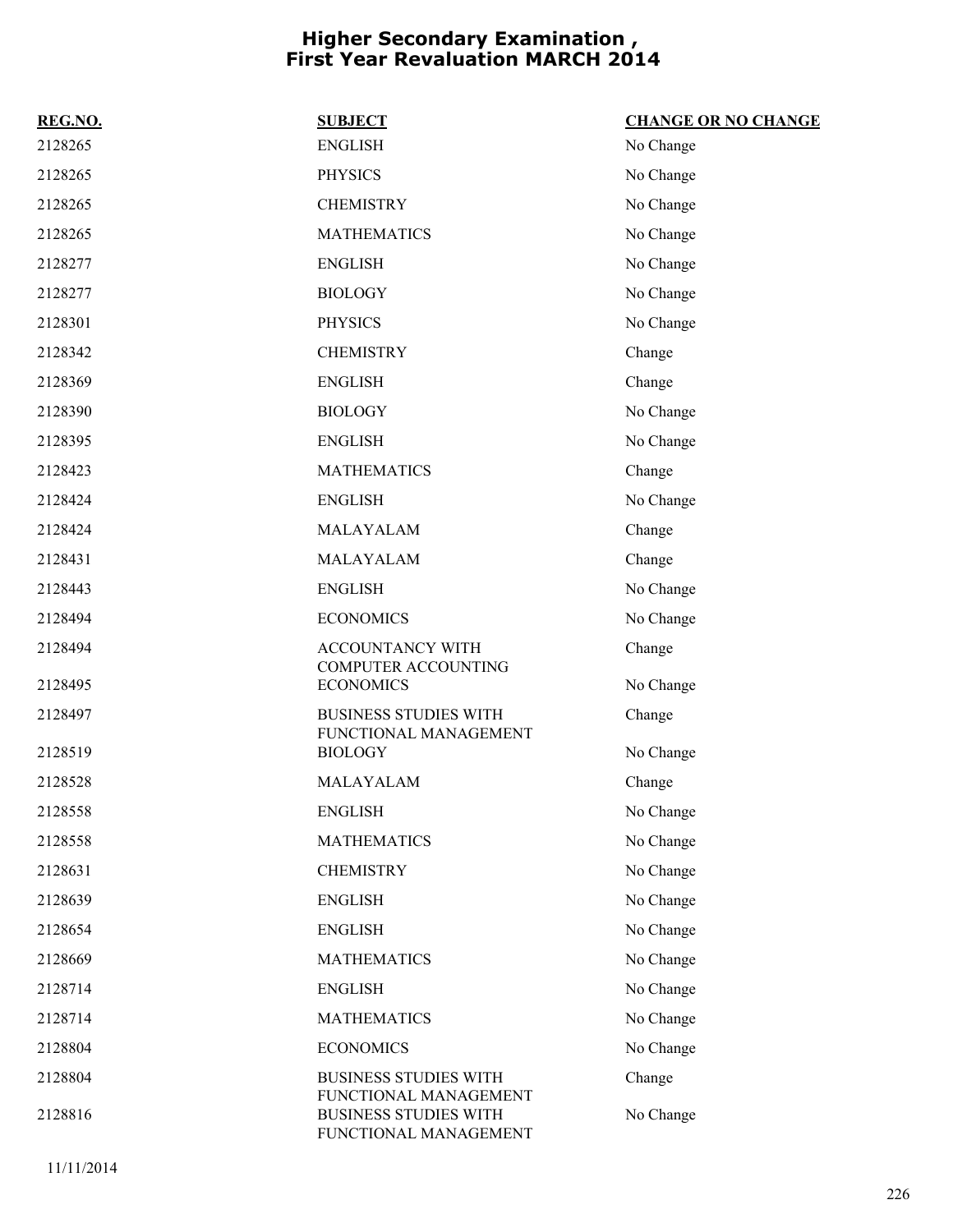# Higher Secondary Examination , First Year Revaluation MARCH 2014

| REG.NO. | SUBJECT | CHANGE OR NO CHANGE |
|---|---|---|
| 2128265 | ENGLISH | No Change |
| 2128265 | PHYSICS | No Change |
| 2128265 | CHEMISTRY | No Change |
| 2128265 | MATHEMATICS | No Change |
| 2128277 | ENGLISH | No Change |
| 2128277 | BIOLOGY | No Change |
| 2128301 | PHYSICS | No Change |
| 2128342 | CHEMISTRY | Change |
| 2128369 | ENGLISH | Change |
| 2128390 | BIOLOGY | No Change |
| 2128395 | ENGLISH | No Change |
| 2128423 | MATHEMATICS | Change |
| 2128424 | ENGLISH | No Change |
| 2128424 | MALAYALAM | Change |
| 2128431 | MALAYALAM | Change |
| 2128443 | ENGLISH | No Change |
| 2128494 | ECONOMICS | No Change |
| 2128494 | ACCOUNTANCY WITH COMPUTER ACCOUNTING | Change |
| 2128495 | ECONOMICS | No Change |
| 2128497 | BUSINESS STUDIES WITH FUNCTIONAL MANAGEMENT | Change |
| 2128519 | BIOLOGY | No Change |
| 2128528 | MALAYALAM | Change |
| 2128558 | ENGLISH | No Change |
| 2128558 | MATHEMATICS | No Change |
| 2128631 | CHEMISTRY | No Change |
| 2128639 | ENGLISH | No Change |
| 2128654 | ENGLISH | No Change |
| 2128669 | MATHEMATICS | No Change |
| 2128714 | ENGLISH | No Change |
| 2128714 | MATHEMATICS | No Change |
| 2128804 | ECONOMICS | No Change |
| 2128804 | BUSINESS STUDIES WITH FUNCTIONAL MANAGEMENT | Change |
| 2128816 | BUSINESS STUDIES WITH FUNCTIONAL MANAGEMENT | No Change |

11/11/2014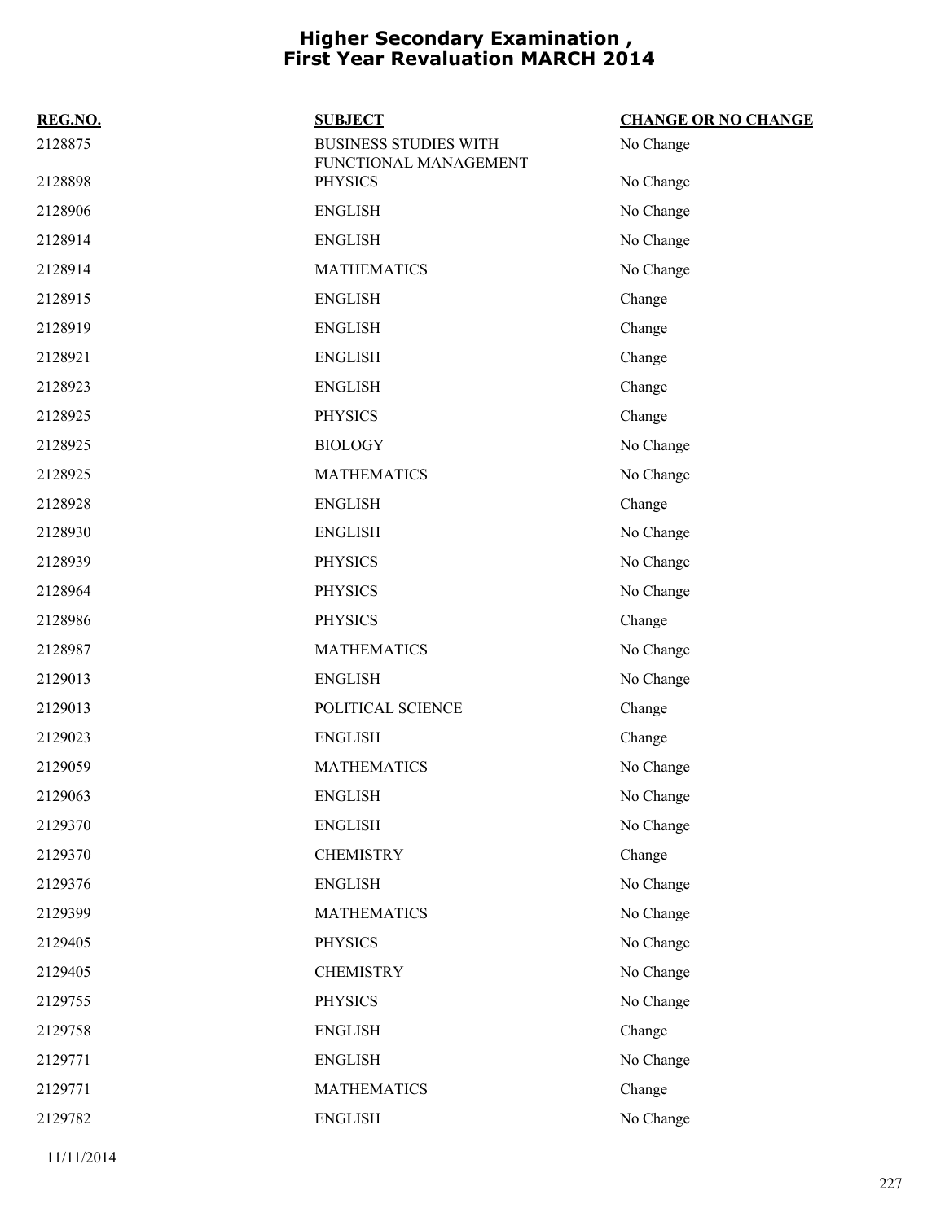# Higher Secondary Examination , First Year Revaluation MARCH 2014

| REG.NO. | SUBJECT | CHANGE OR NO CHANGE |
| --- | --- | --- |
| 2128875 | BUSINESS STUDIES WITH FUNCTIONAL MANAGEMENT | No Change |
| 2128898 | PHYSICS | No Change |
| 2128906 | ENGLISH | No Change |
| 2128914 | ENGLISH | No Change |
| 2128914 | MATHEMATICS | No Change |
| 2128915 | ENGLISH | Change |
| 2128919 | ENGLISH | Change |
| 2128921 | ENGLISH | Change |
| 2128923 | ENGLISH | Change |
| 2128925 | PHYSICS | Change |
| 2128925 | BIOLOGY | No Change |
| 2128925 | MATHEMATICS | No Change |
| 2128928 | ENGLISH | Change |
| 2128930 | ENGLISH | No Change |
| 2128939 | PHYSICS | No Change |
| 2128964 | PHYSICS | No Change |
| 2128986 | PHYSICS | Change |
| 2128987 | MATHEMATICS | No Change |
| 2129013 | ENGLISH | No Change |
| 2129013 | POLITICAL SCIENCE | Change |
| 2129023 | ENGLISH | Change |
| 2129059 | MATHEMATICS | No Change |
| 2129063 | ENGLISH | No Change |
| 2129370 | ENGLISH | No Change |
| 2129370 | CHEMISTRY | Change |
| 2129376 | ENGLISH | No Change |
| 2129399 | MATHEMATICS | No Change |
| 2129405 | PHYSICS | No Change |
| 2129405 | CHEMISTRY | No Change |
| 2129755 | PHYSICS | No Change |
| 2129758 | ENGLISH | Change |
| 2129771 | ENGLISH | No Change |
| 2129771 | MATHEMATICS | Change |
| 2129782 | ENGLISH | No Change |

11/11/2014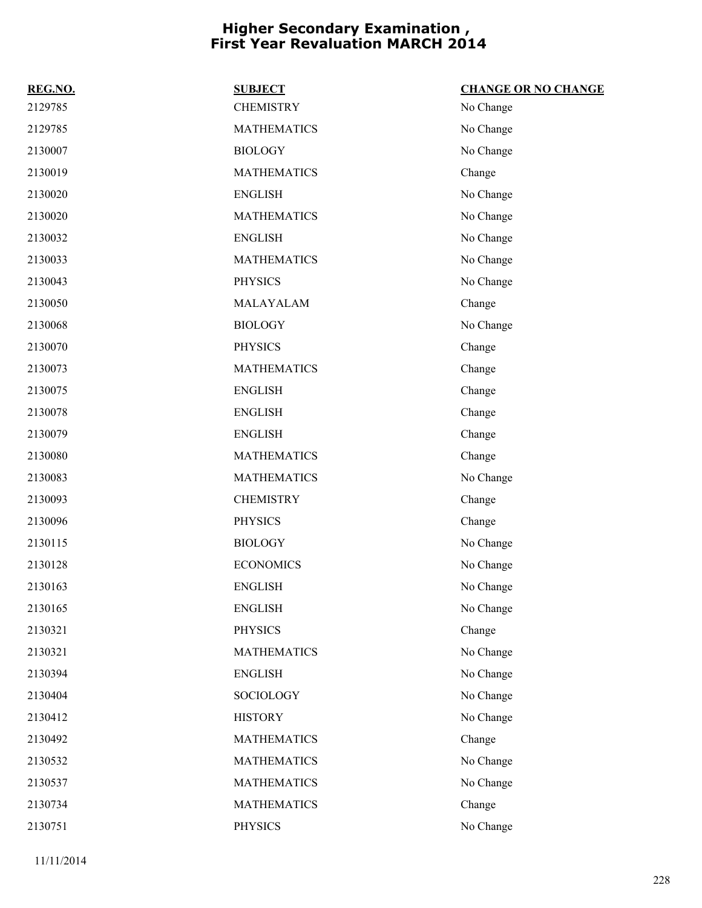# Higher Secondary Examination , First Year Revaluation MARCH 2014

| REG.NO. | SUBJECT | CHANGE OR NO CHANGE |
|---|---|---|
| 2129785 | CHEMISTRY | No Change |
| 2129785 | MATHEMATICS | No Change |
| 2130007 | BIOLOGY | No Change |
| 2130019 | MATHEMATICS | Change |
| 2130020 | ENGLISH | No Change |
| 2130020 | MATHEMATICS | No Change |
| 2130032 | ENGLISH | No Change |
| 2130033 | MATHEMATICS | No Change |
| 2130043 | PHYSICS | No Change |
| 2130050 | MALAYALAM | Change |
| 2130068 | BIOLOGY | No Change |
| 2130070 | PHYSICS | Change |
| 2130073 | MATHEMATICS | Change |
| 2130075 | ENGLISH | Change |
| 2130078 | ENGLISH | Change |
| 2130079 | ENGLISH | Change |
| 2130080 | MATHEMATICS | Change |
| 2130083 | MATHEMATICS | No Change |
| 2130093 | CHEMISTRY | Change |
| 2130096 | PHYSICS | Change |
| 2130115 | BIOLOGY | No Change |
| 2130128 | ECONOMICS | No Change |
| 2130163 | ENGLISH | No Change |
| 2130165 | ENGLISH | No Change |
| 2130321 | PHYSICS | Change |
| 2130321 | MATHEMATICS | No Change |
| 2130394 | ENGLISH | No Change |
| 2130404 | SOCIOLOGY | No Change |
| 2130412 | HISTORY | No Change |
| 2130492 | MATHEMATICS | Change |
| 2130532 | MATHEMATICS | No Change |
| 2130537 | MATHEMATICS | No Change |
| 2130734 | MATHEMATICS | Change |
| 2130751 | PHYSICS | No Change |

11/11/2014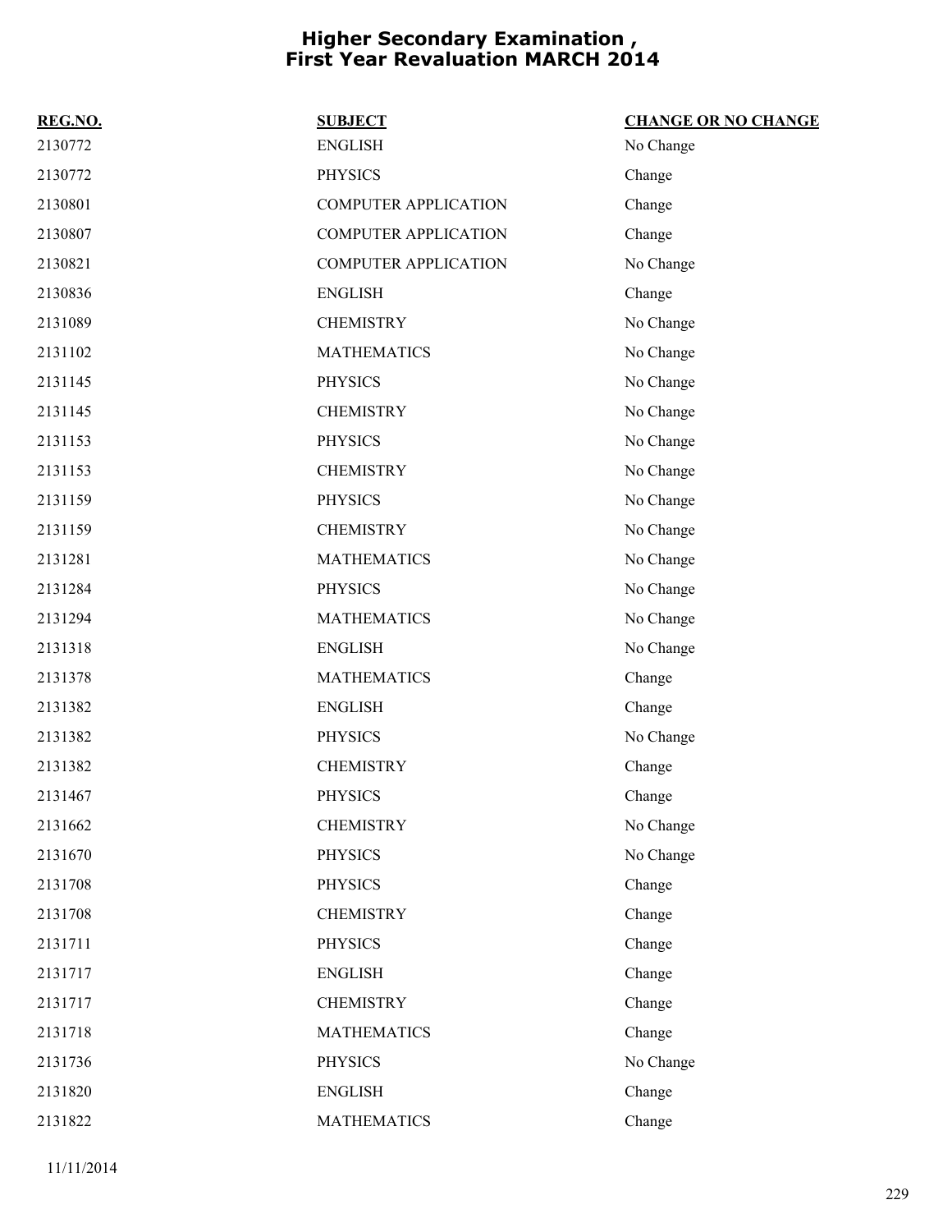# Higher Secondary Examination , First Year Revaluation MARCH 2014

| REG.NO. | SUBJECT | CHANGE OR NO CHANGE |
|---|---|---|
| 2130772 | ENGLISH | No Change |
| 2130772 | PHYSICS | Change |
| 2130801 | COMPUTER APPLICATION | Change |
| 2130807 | COMPUTER APPLICATION | Change |
| 2130821 | COMPUTER APPLICATION | No Change |
| 2130836 | ENGLISH | Change |
| 2131089 | CHEMISTRY | No Change |
| 2131102 | MATHEMATICS | No Change |
| 2131145 | PHYSICS | No Change |
| 2131145 | CHEMISTRY | No Change |
| 2131153 | PHYSICS | No Change |
| 2131153 | CHEMISTRY | No Change |
| 2131159 | PHYSICS | No Change |
| 2131159 | CHEMISTRY | No Change |
| 2131281 | MATHEMATICS | No Change |
| 2131284 | PHYSICS | No Change |
| 2131294 | MATHEMATICS | No Change |
| 2131318 | ENGLISH | No Change |
| 2131378 | MATHEMATICS | Change |
| 2131382 | ENGLISH | Change |
| 2131382 | PHYSICS | No Change |
| 2131382 | CHEMISTRY | Change |
| 2131467 | PHYSICS | Change |
| 2131662 | CHEMISTRY | No Change |
| 2131670 | PHYSICS | No Change |
| 2131708 | PHYSICS | Change |
| 2131708 | CHEMISTRY | Change |
| 2131711 | PHYSICS | Change |
| 2131717 | ENGLISH | Change |
| 2131717 | CHEMISTRY | Change |
| 2131718 | MATHEMATICS | Change |
| 2131736 | PHYSICS | No Change |
| 2131820 | ENGLISH | Change |
| 2131822 | MATHEMATICS | Change |

11/11/2014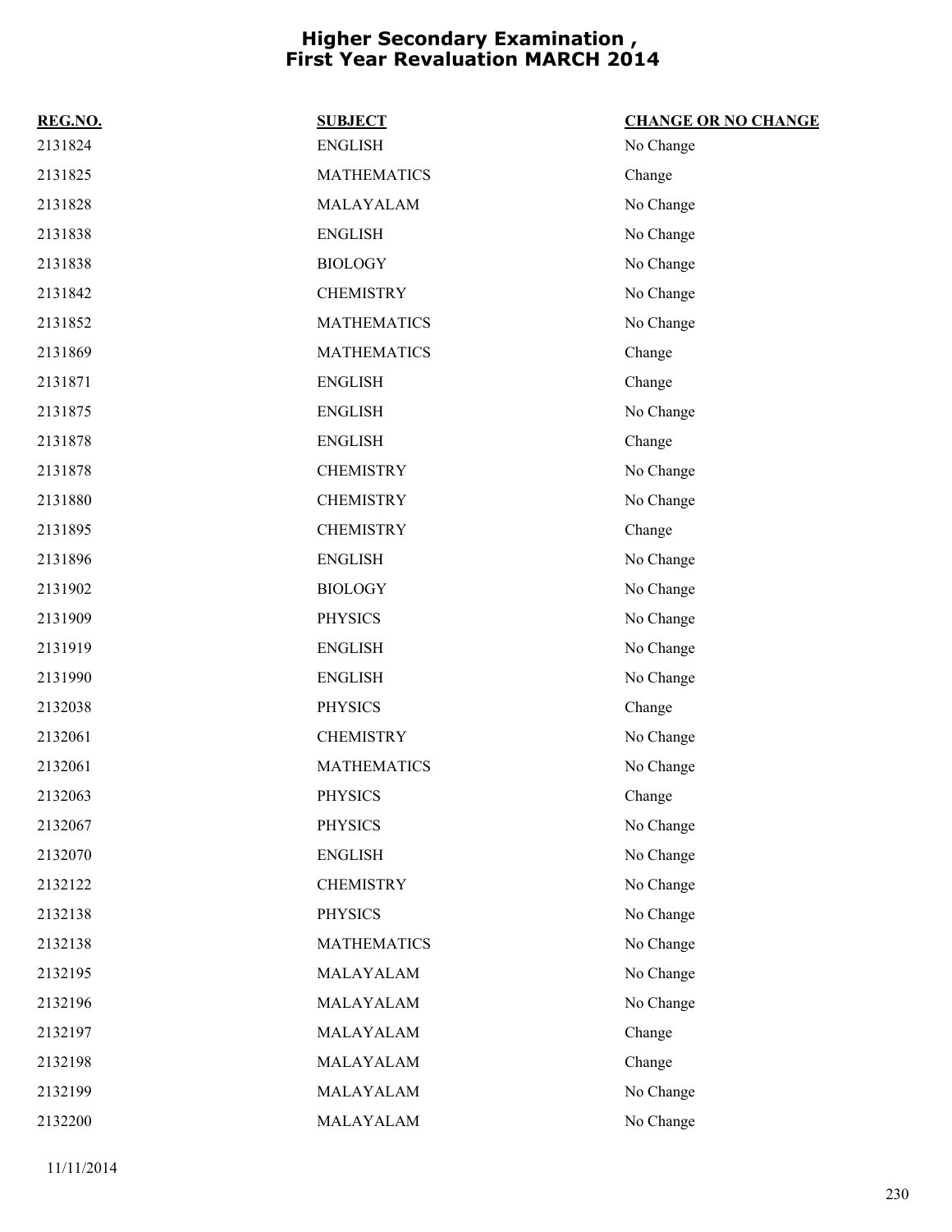# Higher Secondary Examination , First Year Revaluation MARCH 2014

| REG.NO. | SUBJECT | CHANGE OR NO CHANGE |
|---|---|---|
| 2131824 | ENGLISH | No Change |
| 2131825 | MATHEMATICS | Change |
| 2131828 | MALAYALAM | No Change |
| 2131838 | ENGLISH | No Change |
| 2131838 | BIOLOGY | No Change |
| 2131842 | CHEMISTRY | No Change |
| 2131852 | MATHEMATICS | No Change |
| 2131869 | MATHEMATICS | Change |
| 2131871 | ENGLISH | Change |
| 2131875 | ENGLISH | No Change |
| 2131878 | ENGLISH | Change |
| 2131878 | CHEMISTRY | No Change |
| 2131880 | CHEMISTRY | No Change |
| 2131895 | CHEMISTRY | Change |
| 2131896 | ENGLISH | No Change |
| 2131902 | BIOLOGY | No Change |
| 2131909 | PHYSICS | No Change |
| 2131919 | ENGLISH | No Change |
| 2131990 | ENGLISH | No Change |
| 2132038 | PHYSICS | Change |
| 2132061 | CHEMISTRY | No Change |
| 2132061 | MATHEMATICS | No Change |
| 2132063 | PHYSICS | Change |
| 2132067 | PHYSICS | No Change |
| 2132070 | ENGLISH | No Change |
| 2132122 | CHEMISTRY | No Change |
| 2132138 | PHYSICS | No Change |
| 2132138 | MATHEMATICS | No Change |
| 2132195 | MALAYALAM | No Change |
| 2132196 | MALAYALAM | No Change |
| 2132197 | MALAYALAM | Change |
| 2132198 | MALAYALAM | Change |
| 2132199 | MALAYALAM | No Change |
| 2132200 | MALAYALAM | No Change |

11/11/2014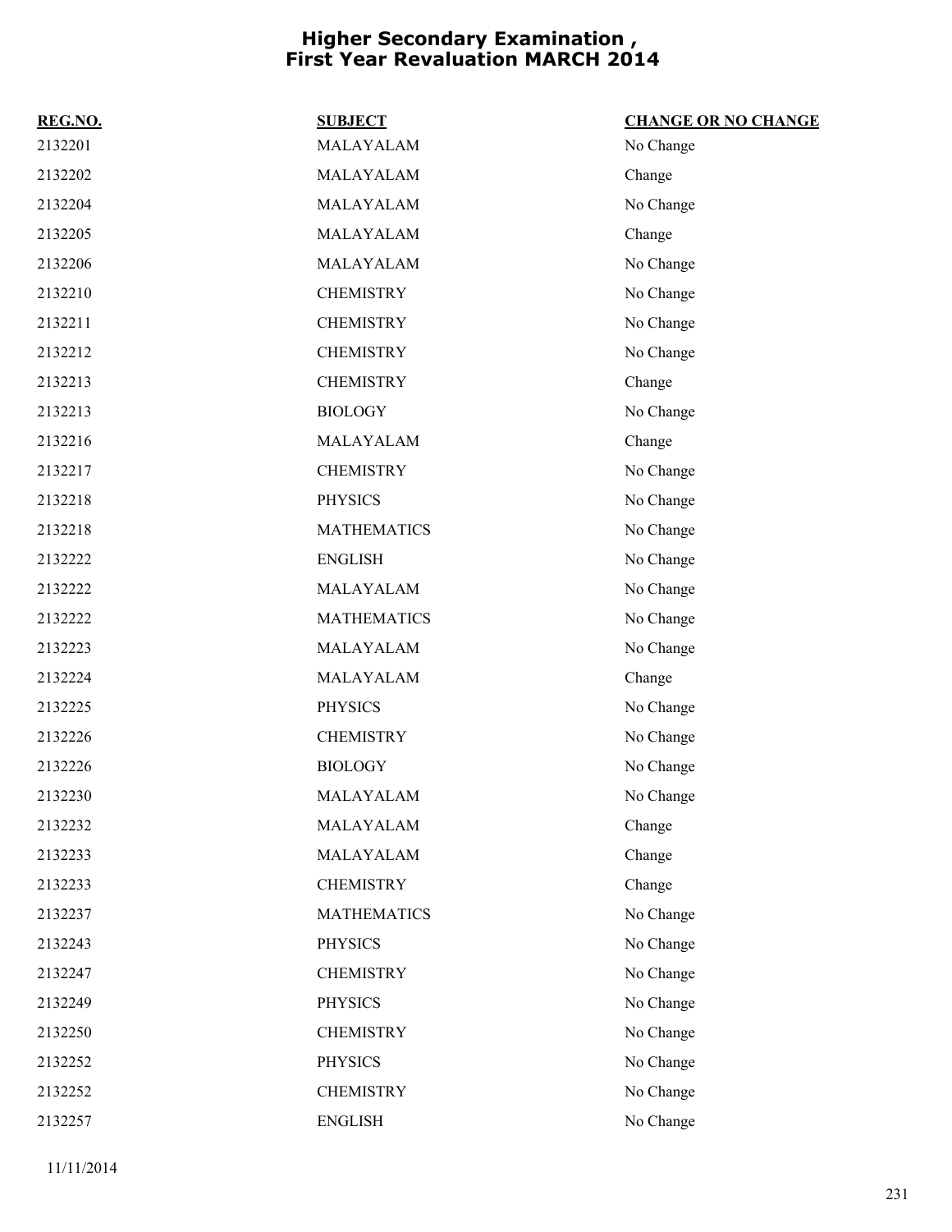# Higher Secondary Examination , First Year Revaluation MARCH 2014

| REG.NO. | SUBJECT | CHANGE OR NO CHANGE |
| --- | --- | --- |
| 2132201 | MALAYALAM | No Change |
| 2132202 | MALAYALAM | Change |
| 2132204 | MALAYALAM | No Change |
| 2132205 | MALAYALAM | Change |
| 2132206 | MALAYALAM | No Change |
| 2132210 | CHEMISTRY | No Change |
| 2132211 | CHEMISTRY | No Change |
| 2132212 | CHEMISTRY | No Change |
| 2132213 | CHEMISTRY | Change |
| 2132213 | BIOLOGY | No Change |
| 2132216 | MALAYALAM | Change |
| 2132217 | CHEMISTRY | No Change |
| 2132218 | PHYSICS | No Change |
| 2132218 | MATHEMATICS | No Change |
| 2132222 | ENGLISH | No Change |
| 2132222 | MALAYALAM | No Change |
| 2132222 | MATHEMATICS | No Change |
| 2132223 | MALAYALAM | No Change |
| 2132224 | MALAYALAM | Change |
| 2132225 | PHYSICS | No Change |
| 2132226 | CHEMISTRY | No Change |
| 2132226 | BIOLOGY | No Change |
| 2132230 | MALAYALAM | No Change |
| 2132232 | MALAYALAM | Change |
| 2132233 | MALAYALAM | Change |
| 2132233 | CHEMISTRY | Change |
| 2132237 | MATHEMATICS | No Change |
| 2132243 | PHYSICS | No Change |
| 2132247 | CHEMISTRY | No Change |
| 2132249 | PHYSICS | No Change |
| 2132250 | CHEMISTRY | No Change |
| 2132252 | PHYSICS | No Change |
| 2132252 | CHEMISTRY | No Change |
| 2132257 | ENGLISH | No Change |

11/11/2014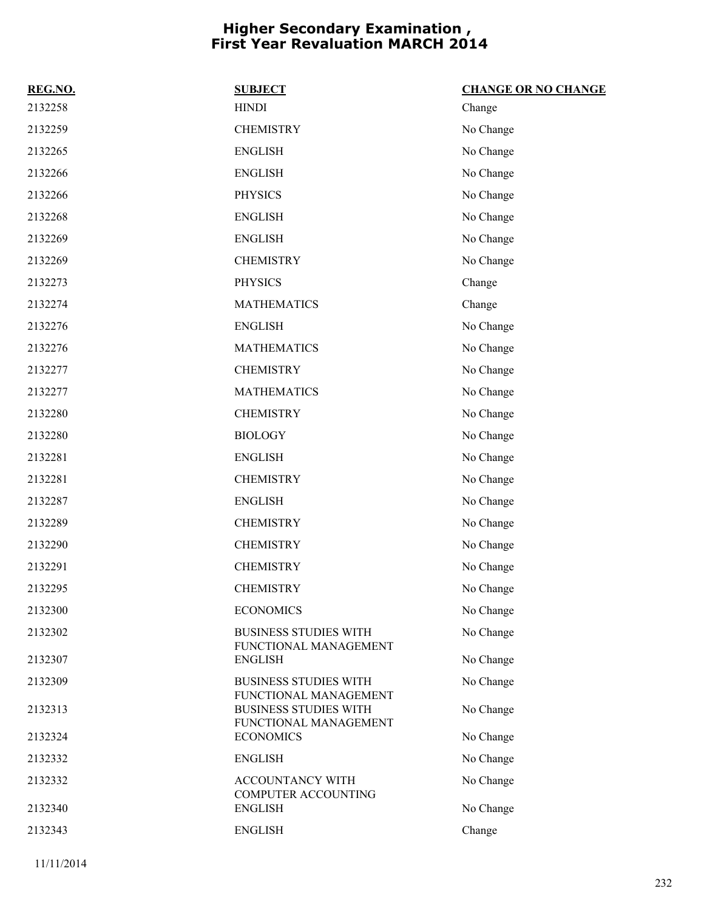# Higher Secondary Examination , First Year Revaluation MARCH 2014

| REG.NO. | SUBJECT | CHANGE OR NO CHANGE |
|---|---|---|
| 2132258 | HINDI | Change |
| 2132259 | CHEMISTRY | No Change |
| 2132265 | ENGLISH | No Change |
| 2132266 | ENGLISH | No Change |
| 2132266 | PHYSICS | No Change |
| 2132268 | ENGLISH | No Change |
| 2132269 | ENGLISH | No Change |
| 2132269 | CHEMISTRY | No Change |
| 2132273 | PHYSICS | Change |
| 2132274 | MATHEMATICS | Change |
| 2132276 | ENGLISH | No Change |
| 2132276 | MATHEMATICS | No Change |
| 2132277 | CHEMISTRY | No Change |
| 2132277 | MATHEMATICS | No Change |
| 2132280 | CHEMISTRY | No Change |
| 2132280 | BIOLOGY | No Change |
| 2132281 | ENGLISH | No Change |
| 2132281 | CHEMISTRY | No Change |
| 2132287 | ENGLISH | No Change |
| 2132289 | CHEMISTRY | No Change |
| 2132290 | CHEMISTRY | No Change |
| 2132291 | CHEMISTRY | No Change |
| 2132295 | CHEMISTRY | No Change |
| 2132300 | ECONOMICS | No Change |
| 2132302 | BUSINESS STUDIES WITH FUNCTIONAL MANAGEMENT | No Change |
| 2132307 | ENGLISH | No Change |
| 2132309 | BUSINESS STUDIES WITH FUNCTIONAL MANAGEMENT | No Change |
| 2132313 | BUSINESS STUDIES WITH FUNCTIONAL MANAGEMENT | No Change |
| 2132324 | ECONOMICS | No Change |
| 2132332 | ENGLISH | No Change |
| 2132332 | ACCOUNTANCY WITH COMPUTER ACCOUNTING | No Change |
| 2132340 | ENGLISH | No Change |
| 2132343 | ENGLISH | Change |

11/11/2014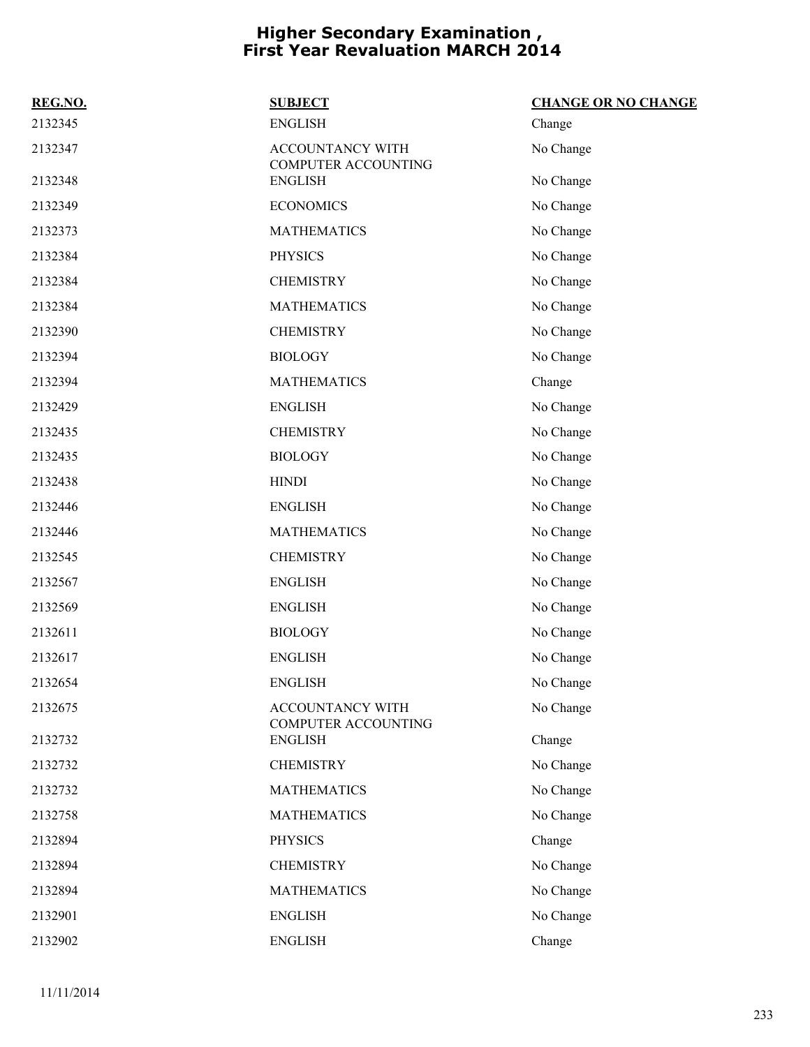# Higher Secondary Examination , First Year Revaluation MARCH 2014

| REG.NO. | SUBJECT | CHANGE OR NO CHANGE |
|---|---|---|
| 2132345 | ENGLISH | Change |
| 2132347 | ACCOUNTANCY WITH COMPUTER ACCOUNTING | No Change |
| 2132348 | ENGLISH | No Change |
| 2132349 | ECONOMICS | No Change |
| 2132373 | MATHEMATICS | No Change |
| 2132384 | PHYSICS | No Change |
| 2132384 | CHEMISTRY | No Change |
| 2132384 | MATHEMATICS | No Change |
| 2132390 | CHEMISTRY | No Change |
| 2132394 | BIOLOGY | No Change |
| 2132394 | MATHEMATICS | Change |
| 2132429 | ENGLISH | No Change |
| 2132435 | CHEMISTRY | No Change |
| 2132435 | BIOLOGY | No Change |
| 2132438 | HINDI | No Change |
| 2132446 | ENGLISH | No Change |
| 2132446 | MATHEMATICS | No Change |
| 2132545 | CHEMISTRY | No Change |
| 2132567 | ENGLISH | No Change |
| 2132569 | ENGLISH | No Change |
| 2132611 | BIOLOGY | No Change |
| 2132617 | ENGLISH | No Change |
| 2132654 | ENGLISH | No Change |
| 2132675 | ACCOUNTANCY WITH COMPUTER ACCOUNTING | No Change |
| 2132732 | ENGLISH | Change |
| 2132732 | CHEMISTRY | No Change |
| 2132732 | MATHEMATICS | No Change |
| 2132758 | MATHEMATICS | No Change |
| 2132894 | PHYSICS | Change |
| 2132894 | CHEMISTRY | No Change |
| 2132894 | MATHEMATICS | No Change |
| 2132901 | ENGLISH | No Change |
| 2132902 | ENGLISH | Change |

11/11/2014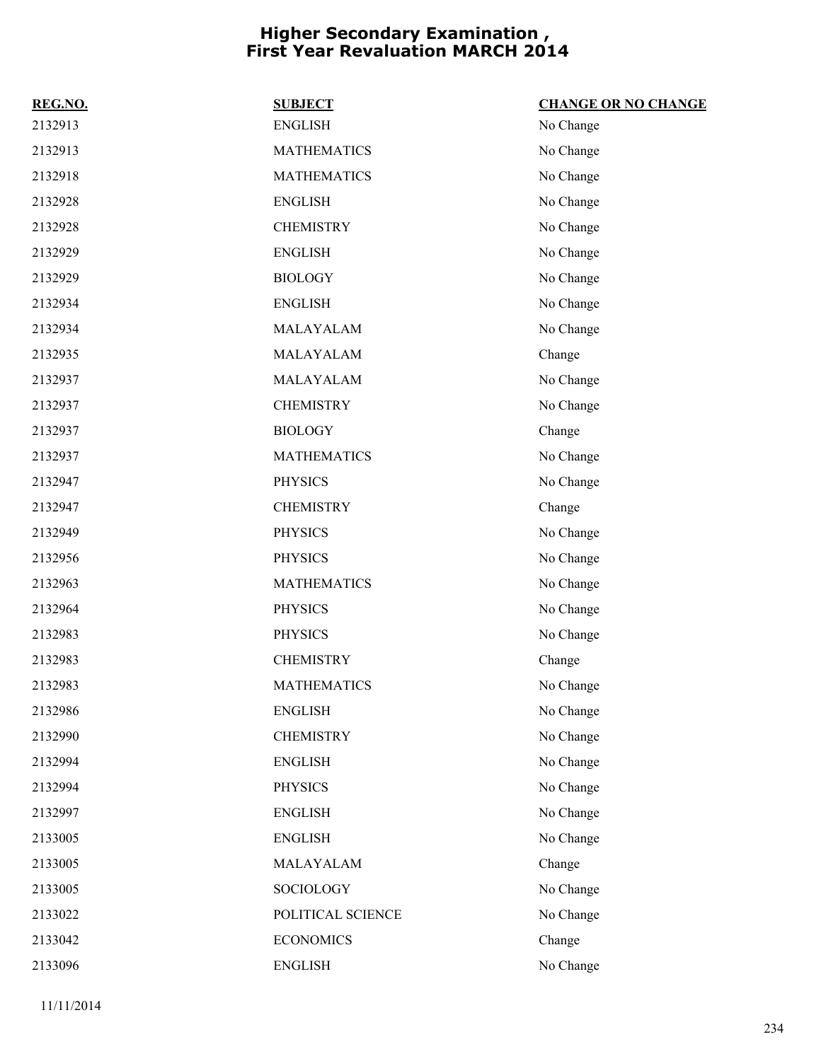# Higher Secondary Examination , First Year Revaluation MARCH 2014

| REG.NO. | SUBJECT | CHANGE OR NO CHANGE |
|---|---|---|
| 2132913 | ENGLISH | No Change |
| 2132913 | MATHEMATICS | No Change |
| 2132918 | MATHEMATICS | No Change |
| 2132928 | ENGLISH | No Change |
| 2132928 | CHEMISTRY | No Change |
| 2132929 | ENGLISH | No Change |
| 2132929 | BIOLOGY | No Change |
| 2132934 | ENGLISH | No Change |
| 2132934 | MALAYALAM | No Change |
| 2132935 | MALAYALAM | Change |
| 2132937 | MALAYALAM | No Change |
| 2132937 | CHEMISTRY | No Change |
| 2132937 | BIOLOGY | Change |
| 2132937 | MATHEMATICS | No Change |
| 2132947 | PHYSICS | No Change |
| 2132947 | CHEMISTRY | Change |
| 2132949 | PHYSICS | No Change |
| 2132956 | PHYSICS | No Change |
| 2132963 | MATHEMATICS | No Change |
| 2132964 | PHYSICS | No Change |
| 2132983 | PHYSICS | No Change |
| 2132983 | CHEMISTRY | Change |
| 2132983 | MATHEMATICS | No Change |
| 2132986 | ENGLISH | No Change |
| 2132990 | CHEMISTRY | No Change |
| 2132994 | ENGLISH | No Change |
| 2132994 | PHYSICS | No Change |
| 2132997 | ENGLISH | No Change |
| 2133005 | ENGLISH | No Change |
| 2133005 | MALAYALAM | Change |
| 2133005 | SOCIOLOGY | No Change |
| 2133022 | POLITICAL SCIENCE | No Change |
| 2133042 | ECONOMICS | Change |
| 2133096 | ENGLISH | No Change |

11/11/2014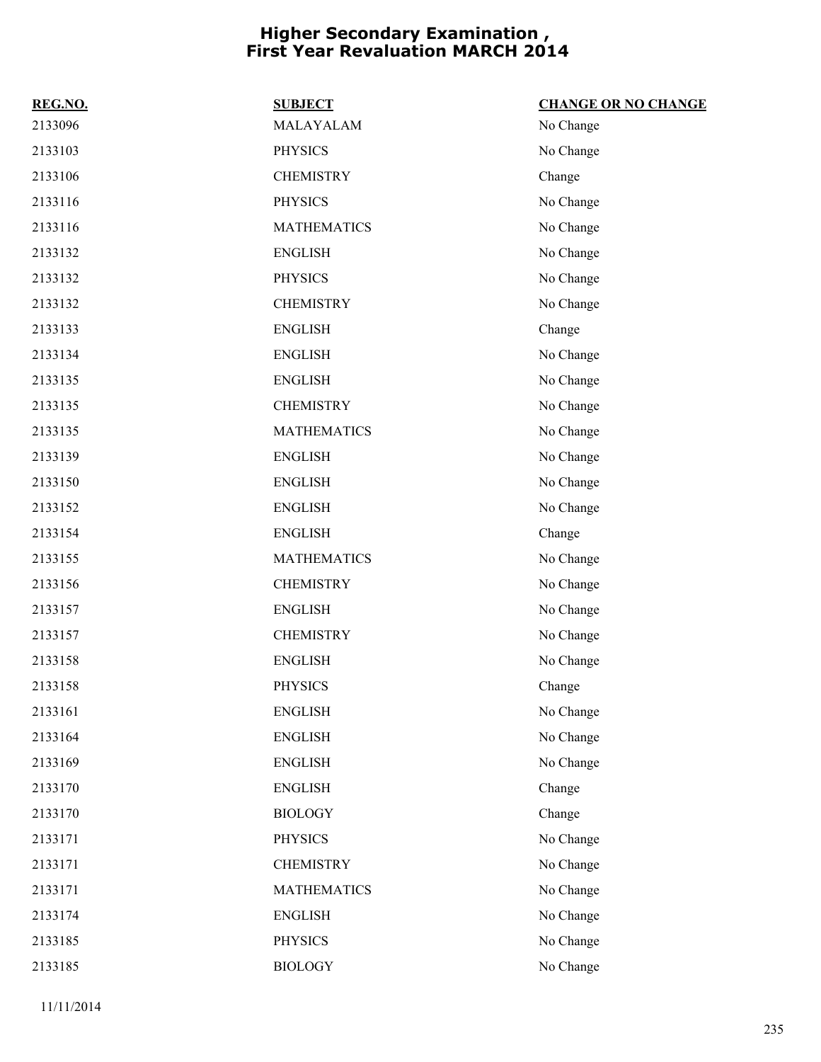# Higher Secondary Examination , First Year Revaluation MARCH 2014

| REG.NO. | SUBJECT | CHANGE OR NO CHANGE |
| --- | --- | --- |
| 2133096 | MALAYALAM | No Change |
| 2133103 | PHYSICS | No Change |
| 2133106 | CHEMISTRY | Change |
| 2133116 | PHYSICS | No Change |
| 2133116 | MATHEMATICS | No Change |
| 2133132 | ENGLISH | No Change |
| 2133132 | PHYSICS | No Change |
| 2133132 | CHEMISTRY | No Change |
| 2133133 | ENGLISH | Change |
| 2133134 | ENGLISH | No Change |
| 2133135 | ENGLISH | No Change |
| 2133135 | CHEMISTRY | No Change |
| 2133135 | MATHEMATICS | No Change |
| 2133139 | ENGLISH | No Change |
| 2133150 | ENGLISH | No Change |
| 2133152 | ENGLISH | No Change |
| 2133154 | ENGLISH | Change |
| 2133155 | MATHEMATICS | No Change |
| 2133156 | CHEMISTRY | No Change |
| 2133157 | ENGLISH | No Change |
| 2133157 | CHEMISTRY | No Change |
| 2133158 | ENGLISH | No Change |
| 2133158 | PHYSICS | Change |
| 2133161 | ENGLISH | No Change |
| 2133164 | ENGLISH | No Change |
| 2133169 | ENGLISH | No Change |
| 2133170 | ENGLISH | Change |
| 2133170 | BIOLOGY | Change |
| 2133171 | PHYSICS | No Change |
| 2133171 | CHEMISTRY | No Change |
| 2133171 | MATHEMATICS | No Change |
| 2133174 | ENGLISH | No Change |
| 2133185 | PHYSICS | No Change |
| 2133185 | BIOLOGY | No Change |

11/11/2014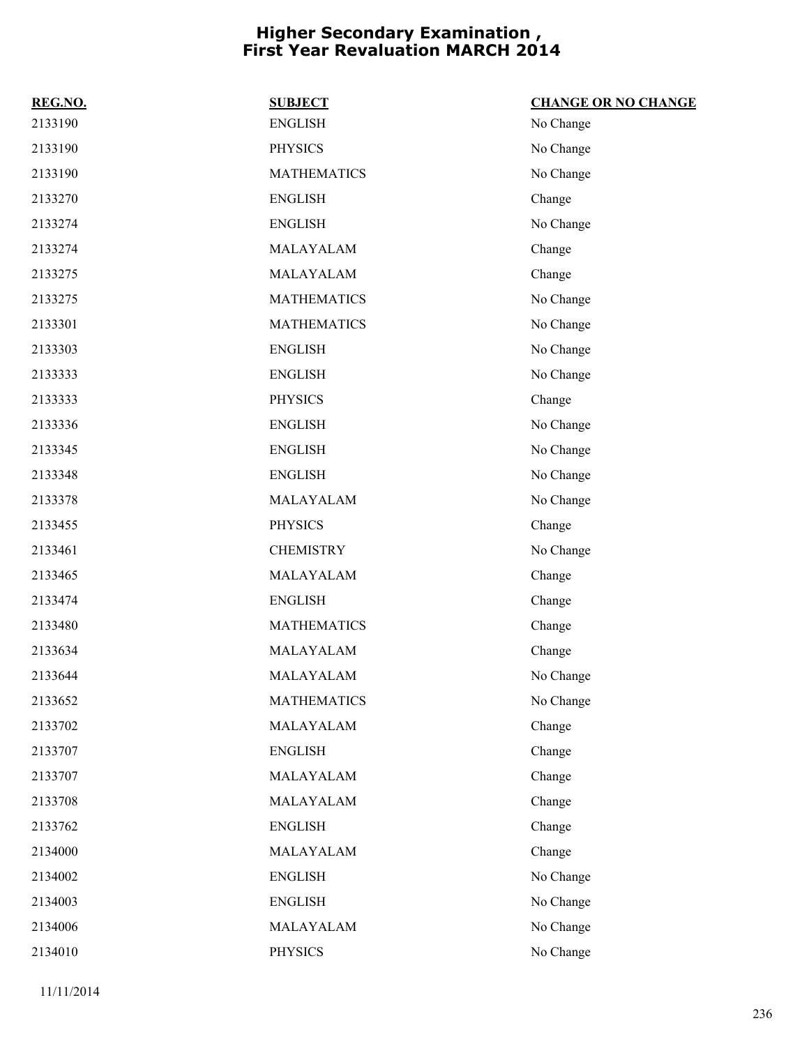# Higher Secondary Examination , First Year Revaluation MARCH 2014

| REG.NO. | SUBJECT | CHANGE OR NO CHANGE |
|---|---|---|
| 2133190 | ENGLISH | No Change |
| 2133190 | PHYSICS | No Change |
| 2133190 | MATHEMATICS | No Change |
| 2133270 | ENGLISH | Change |
| 2133274 | ENGLISH | No Change |
| 2133274 | MALAYALAM | Change |
| 2133275 | MALAYALAM | Change |
| 2133275 | MATHEMATICS | No Change |
| 2133301 | MATHEMATICS | No Change |
| 2133303 | ENGLISH | No Change |
| 2133333 | ENGLISH | No Change |
| 2133333 | PHYSICS | Change |
| 2133336 | ENGLISH | No Change |
| 2133345 | ENGLISH | No Change |
| 2133348 | ENGLISH | No Change |
| 2133378 | MALAYALAM | No Change |
| 2133455 | PHYSICS | Change |
| 2133461 | CHEMISTRY | No Change |
| 2133465 | MALAYALAM | Change |
| 2133474 | ENGLISH | Change |
| 2133480 | MATHEMATICS | Change |
| 2133634 | MALAYALAM | Change |
| 2133644 | MALAYALAM | No Change |
| 2133652 | MATHEMATICS | No Change |
| 2133702 | MALAYALAM | Change |
| 2133707 | ENGLISH | Change |
| 2133707 | MALAYALAM | Change |
| 2133708 | MALAYALAM | Change |
| 2133762 | ENGLISH | Change |
| 2134000 | MALAYALAM | Change |
| 2134002 | ENGLISH | No Change |
| 2134003 | ENGLISH | No Change |
| 2134006 | MALAYALAM | No Change |
| 2134010 | PHYSICS | No Change |

11/11/2014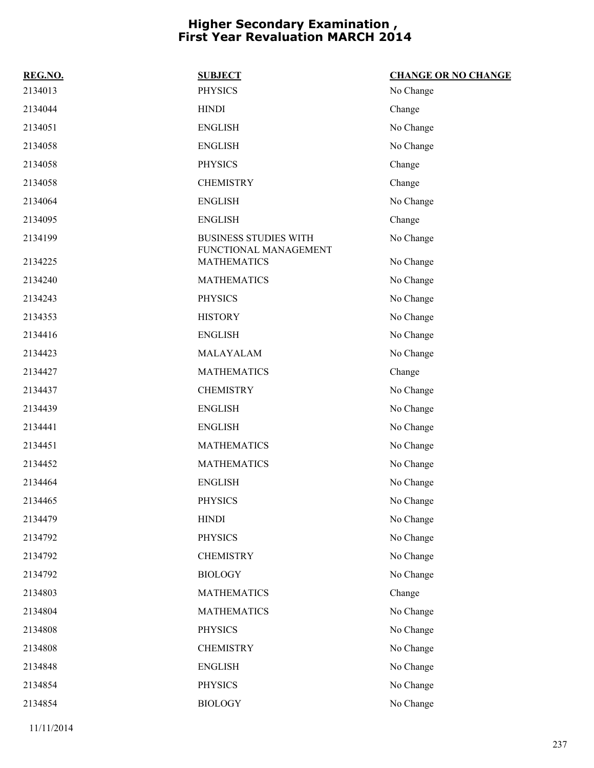# Higher Secondary Examination , First Year Revaluation MARCH 2014

| REG.NO. | SUBJECT | CHANGE OR NO CHANGE |
|---|---|---|
| 2134013 | PHYSICS | No Change |
| 2134044 | HINDI | Change |
| 2134051 | ENGLISH | No Change |
| 2134058 | ENGLISH | No Change |
| 2134058 | PHYSICS | Change |
| 2134058 | CHEMISTRY | Change |
| 2134064 | ENGLISH | No Change |
| 2134095 | ENGLISH | Change |
| 2134199 | BUSINESS STUDIES WITH FUNCTIONAL MANAGEMENT | No Change |
| 2134225 | MATHEMATICS | No Change |
| 2134240 | MATHEMATICS | No Change |
| 2134243 | PHYSICS | No Change |
| 2134353 | HISTORY | No Change |
| 2134416 | ENGLISH | No Change |
| 2134423 | MALAYALAM | No Change |
| 2134427 | MATHEMATICS | Change |
| 2134437 | CHEMISTRY | No Change |
| 2134439 | ENGLISH | No Change |
| 2134441 | ENGLISH | No Change |
| 2134451 | MATHEMATICS | No Change |
| 2134452 | MATHEMATICS | No Change |
| 2134464 | ENGLISH | No Change |
| 2134465 | PHYSICS | No Change |
| 2134479 | HINDI | No Change |
| 2134792 | PHYSICS | No Change |
| 2134792 | CHEMISTRY | No Change |
| 2134792 | BIOLOGY | No Change |
| 2134803 | MATHEMATICS | Change |
| 2134804 | MATHEMATICS | No Change |
| 2134808 | PHYSICS | No Change |
| 2134808 | CHEMISTRY | No Change |
| 2134848 | ENGLISH | No Change |
| 2134854 | PHYSICS | No Change |
| 2134854 | BIOLOGY | No Change |

11/11/2014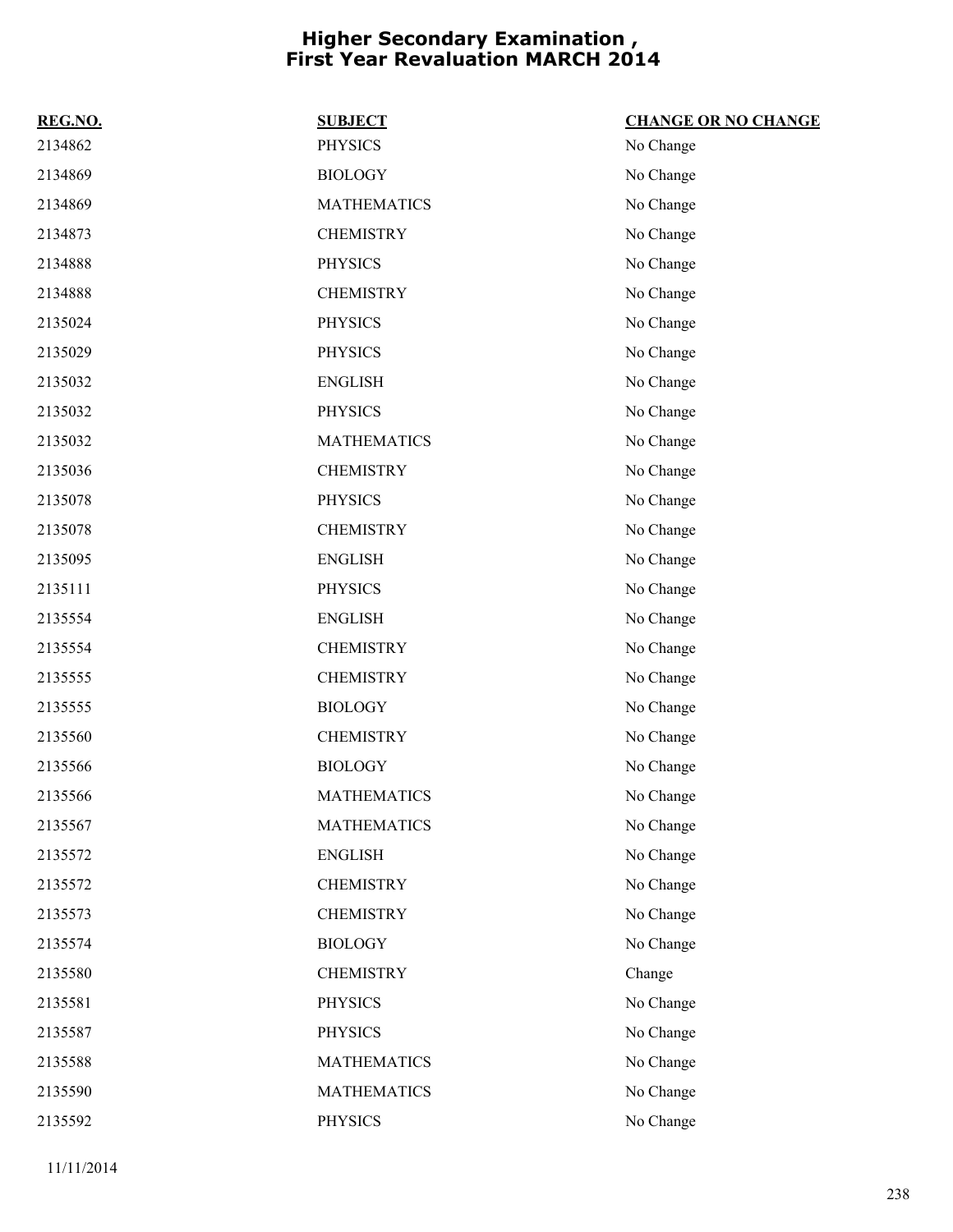# Higher Secondary Examination , First Year Revaluation MARCH 2014

| REG.NO. | SUBJECT | CHANGE OR NO CHANGE |
|---|---|---|
| 2134862 | PHYSICS | No Change |
| 2134869 | BIOLOGY | No Change |
| 2134869 | MATHEMATICS | No Change |
| 2134873 | CHEMISTRY | No Change |
| 2134888 | PHYSICS | No Change |
| 2134888 | CHEMISTRY | No Change |
| 2135024 | PHYSICS | No Change |
| 2135029 | PHYSICS | No Change |
| 2135032 | ENGLISH | No Change |
| 2135032 | PHYSICS | No Change |
| 2135032 | MATHEMATICS | No Change |
| 2135036 | CHEMISTRY | No Change |
| 2135078 | PHYSICS | No Change |
| 2135078 | CHEMISTRY | No Change |
| 2135095 | ENGLISH | No Change |
| 2135111 | PHYSICS | No Change |
| 2135554 | ENGLISH | No Change |
| 2135554 | CHEMISTRY | No Change |
| 2135555 | CHEMISTRY | No Change |
| 2135555 | BIOLOGY | No Change |
| 2135560 | CHEMISTRY | No Change |
| 2135566 | BIOLOGY | No Change |
| 2135566 | MATHEMATICS | No Change |
| 2135567 | MATHEMATICS | No Change |
| 2135572 | ENGLISH | No Change |
| 2135572 | CHEMISTRY | No Change |
| 2135573 | CHEMISTRY | No Change |
| 2135574 | BIOLOGY | No Change |
| 2135580 | CHEMISTRY | Change |
| 2135581 | PHYSICS | No Change |
| 2135587 | PHYSICS | No Change |
| 2135588 | MATHEMATICS | No Change |
| 2135590 | MATHEMATICS | No Change |
| 2135592 | PHYSICS | No Change |

11/11/2014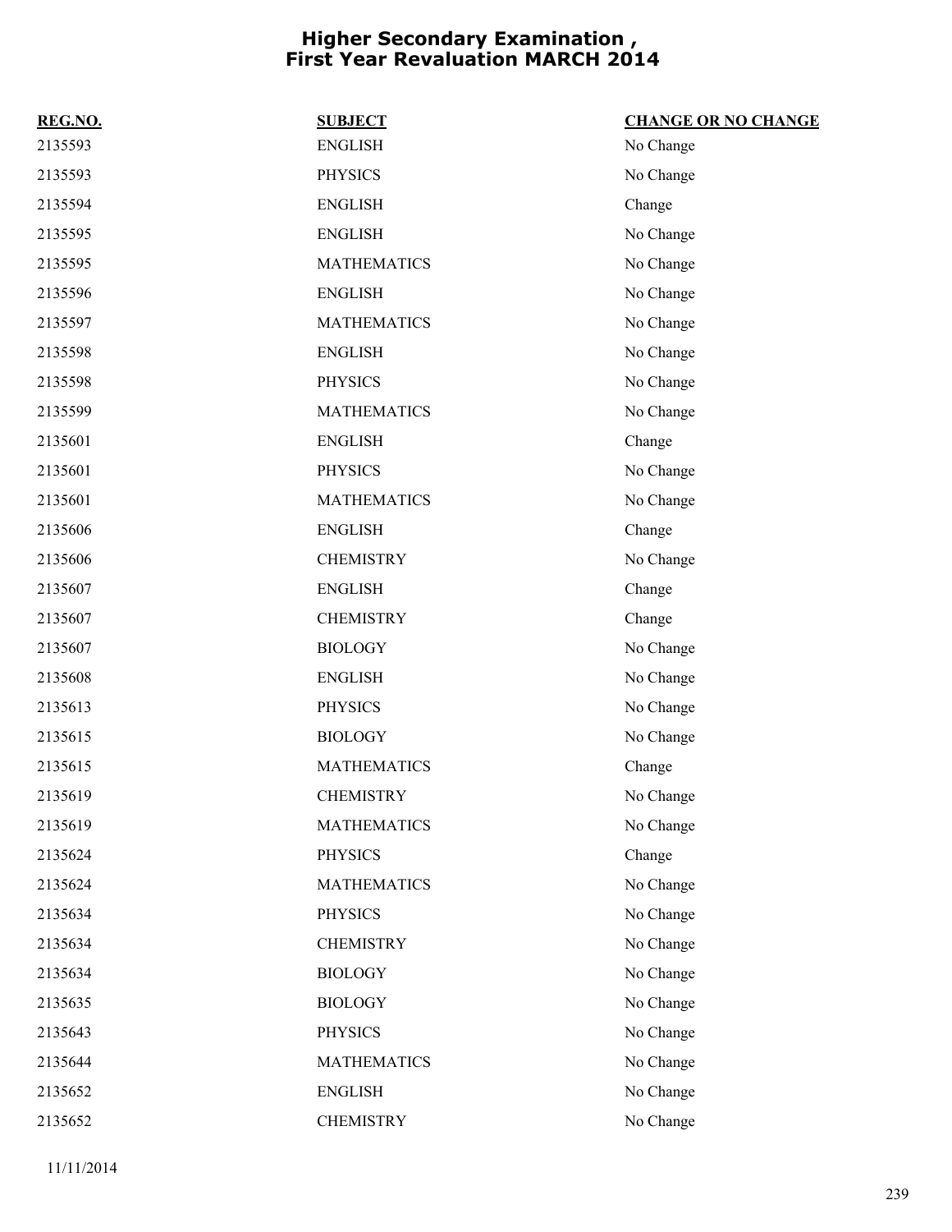# Higher Secondary Examination , First Year Revaluation MARCH 2014

| REG.NO. | SUBJECT | CHANGE OR NO CHANGE |
|---|---|---|
| 2135593 | ENGLISH | No Change |
| 2135593 | PHYSICS | No Change |
| 2135594 | ENGLISH | Change |
| 2135595 | ENGLISH | No Change |
| 2135595 | MATHEMATICS | No Change |
| 2135596 | ENGLISH | No Change |
| 2135597 | MATHEMATICS | No Change |
| 2135598 | ENGLISH | No Change |
| 2135598 | PHYSICS | No Change |
| 2135599 | MATHEMATICS | No Change |
| 2135601 | ENGLISH | Change |
| 2135601 | PHYSICS | No Change |
| 2135601 | MATHEMATICS | No Change |
| 2135606 | ENGLISH | Change |
| 2135606 | CHEMISTRY | No Change |
| 2135607 | ENGLISH | Change |
| 2135607 | CHEMISTRY | Change |
| 2135607 | BIOLOGY | No Change |
| 2135608 | ENGLISH | No Change |
| 2135613 | PHYSICS | No Change |
| 2135615 | BIOLOGY | No Change |
| 2135615 | MATHEMATICS | Change |
| 2135619 | CHEMISTRY | No Change |
| 2135619 | MATHEMATICS | No Change |
| 2135624 | PHYSICS | Change |
| 2135624 | MATHEMATICS | No Change |
| 2135634 | PHYSICS | No Change |
| 2135634 | CHEMISTRY | No Change |
| 2135634 | BIOLOGY | No Change |
| 2135635 | BIOLOGY | No Change |
| 2135643 | PHYSICS | No Change |
| 2135644 | MATHEMATICS | No Change |
| 2135652 | ENGLISH | No Change |
| 2135652 | CHEMISTRY | No Change |

11/11/2014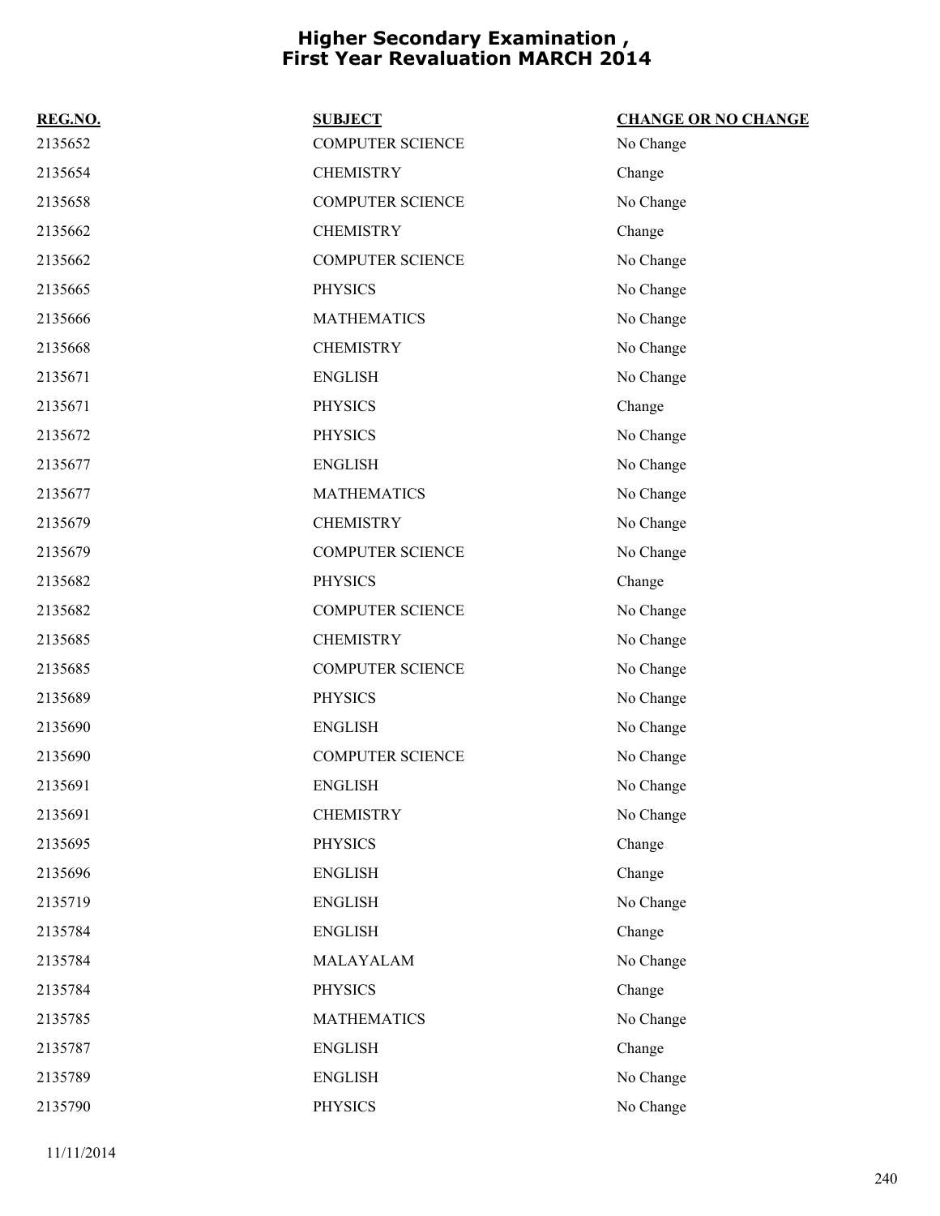# Higher Secondary Examination , First Year Revaluation MARCH 2014

| REG.NO. | SUBJECT | CHANGE OR NO CHANGE |
|---|---|---|
| 2135652 | COMPUTER SCIENCE | No Change |
| 2135654 | CHEMISTRY | Change |
| 2135658 | COMPUTER SCIENCE | No Change |
| 2135662 | CHEMISTRY | Change |
| 2135662 | COMPUTER SCIENCE | No Change |
| 2135665 | PHYSICS | No Change |
| 2135666 | MATHEMATICS | No Change |
| 2135668 | CHEMISTRY | No Change |
| 2135671 | ENGLISH | No Change |
| 2135671 | PHYSICS | Change |
| 2135672 | PHYSICS | No Change |
| 2135677 | ENGLISH | No Change |
| 2135677 | MATHEMATICS | No Change |
| 2135679 | CHEMISTRY | No Change |
| 2135679 | COMPUTER SCIENCE | No Change |
| 2135682 | PHYSICS | Change |
| 2135682 | COMPUTER SCIENCE | No Change |
| 2135685 | CHEMISTRY | No Change |
| 2135685 | COMPUTER SCIENCE | No Change |
| 2135689 | PHYSICS | No Change |
| 2135690 | ENGLISH | No Change |
| 2135690 | COMPUTER SCIENCE | No Change |
| 2135691 | ENGLISH | No Change |
| 2135691 | CHEMISTRY | No Change |
| 2135695 | PHYSICS | Change |
| 2135696 | ENGLISH | Change |
| 2135719 | ENGLISH | No Change |
| 2135784 | ENGLISH | Change |
| 2135784 | MALAYALAM | No Change |
| 2135784 | PHYSICS | Change |
| 2135785 | MATHEMATICS | No Change |
| 2135787 | ENGLISH | Change |
| 2135789 | ENGLISH | No Change |
| 2135790 | PHYSICS | No Change |

11/11/2014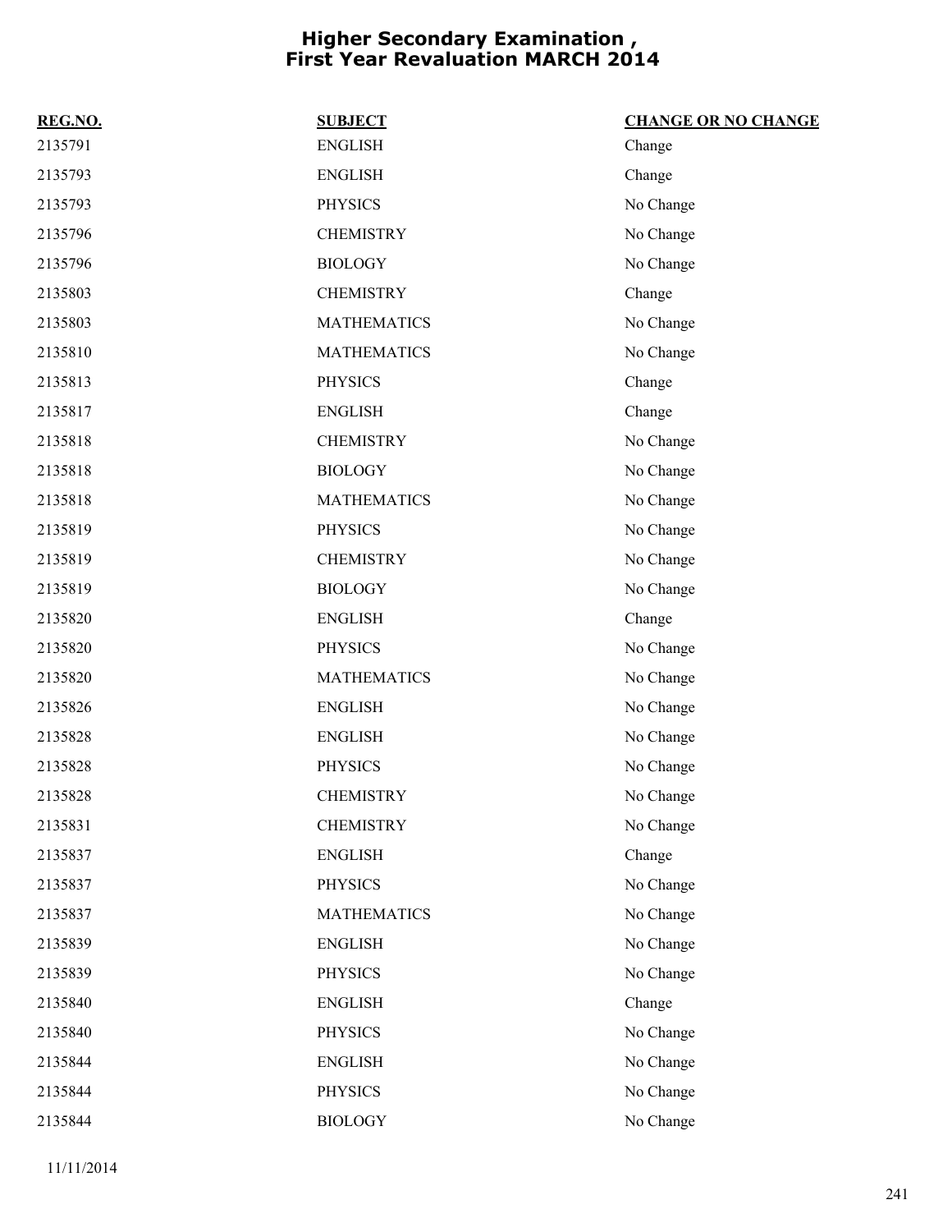# Higher Secondary Examination , First Year Revaluation MARCH 2014

| REG.NO. | SUBJECT | CHANGE OR NO CHANGE |
|---|---|---|
| 2135791 | ENGLISH | Change |
| 2135793 | ENGLISH | Change |
| 2135793 | PHYSICS | No Change |
| 2135796 | CHEMISTRY | No Change |
| 2135796 | BIOLOGY | No Change |
| 2135803 | CHEMISTRY | Change |
| 2135803 | MATHEMATICS | No Change |
| 2135810 | MATHEMATICS | No Change |
| 2135813 | PHYSICS | Change |
| 2135817 | ENGLISH | Change |
| 2135818 | CHEMISTRY | No Change |
| 2135818 | BIOLOGY | No Change |
| 2135818 | MATHEMATICS | No Change |
| 2135819 | PHYSICS | No Change |
| 2135819 | CHEMISTRY | No Change |
| 2135819 | BIOLOGY | No Change |
| 2135820 | ENGLISH | Change |
| 2135820 | PHYSICS | No Change |
| 2135820 | MATHEMATICS | No Change |
| 2135826 | ENGLISH | No Change |
| 2135828 | ENGLISH | No Change |
| 2135828 | PHYSICS | No Change |
| 2135828 | CHEMISTRY | No Change |
| 2135831 | CHEMISTRY | No Change |
| 2135837 | ENGLISH | Change |
| 2135837 | PHYSICS | No Change |
| 2135837 | MATHEMATICS | No Change |
| 2135839 | ENGLISH | No Change |
| 2135839 | PHYSICS | No Change |
| 2135840 | ENGLISH | Change |
| 2135840 | PHYSICS | No Change |
| 2135844 | ENGLISH | No Change |
| 2135844 | PHYSICS | No Change |
| 2135844 | BIOLOGY | No Change |

11/11/2014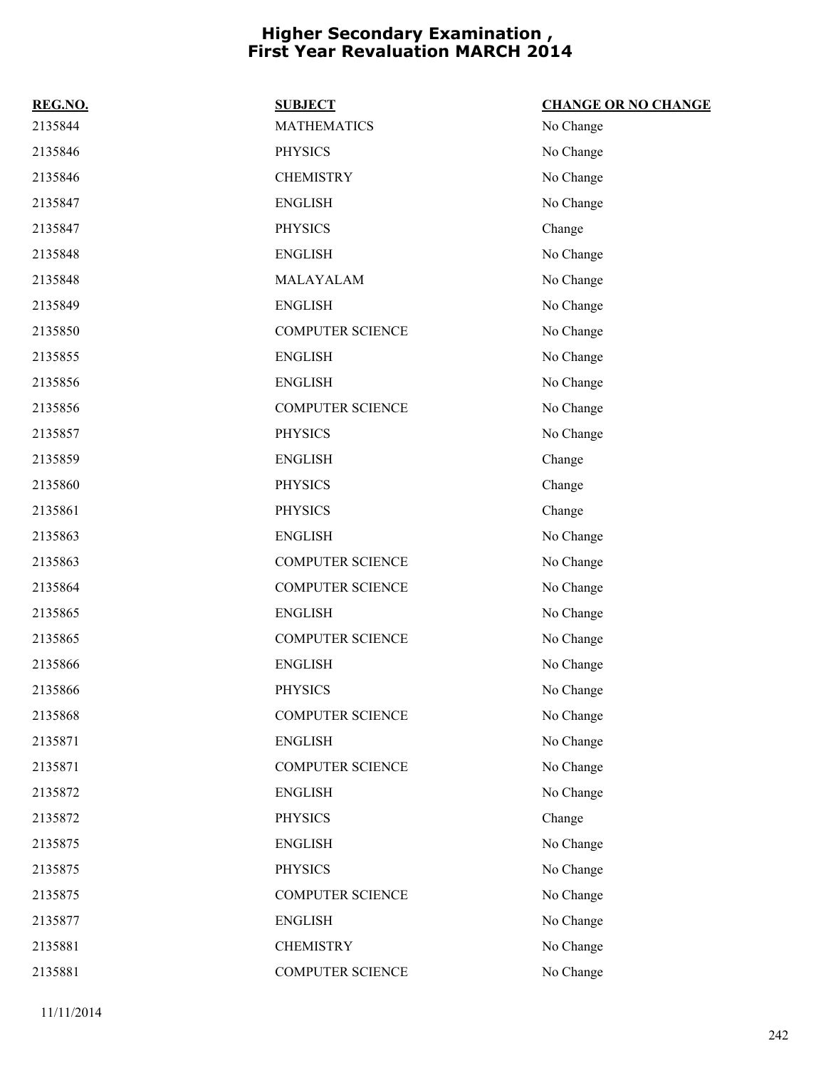# Higher Secondary Examination , First Year Revaluation MARCH 2014

| REG.NO. | SUBJECT | CHANGE OR NO CHANGE |
|---|---|---|
| 2135844 | MATHEMATICS | No Change |
| 2135846 | PHYSICS | No Change |
| 2135846 | CHEMISTRY | No Change |
| 2135847 | ENGLISH | No Change |
| 2135847 | PHYSICS | Change |
| 2135848 | ENGLISH | No Change |
| 2135848 | MALAYALAM | No Change |
| 2135849 | ENGLISH | No Change |
| 2135850 | COMPUTER SCIENCE | No Change |
| 2135855 | ENGLISH | No Change |
| 2135856 | ENGLISH | No Change |
| 2135856 | COMPUTER SCIENCE | No Change |
| 2135857 | PHYSICS | No Change |
| 2135859 | ENGLISH | Change |
| 2135860 | PHYSICS | Change |
| 2135861 | PHYSICS | Change |
| 2135863 | ENGLISH | No Change |
| 2135863 | COMPUTER SCIENCE | No Change |
| 2135864 | COMPUTER SCIENCE | No Change |
| 2135865 | ENGLISH | No Change |
| 2135865 | COMPUTER SCIENCE | No Change |
| 2135866 | ENGLISH | No Change |
| 2135866 | PHYSICS | No Change |
| 2135868 | COMPUTER SCIENCE | No Change |
| 2135871 | ENGLISH | No Change |
| 2135871 | COMPUTER SCIENCE | No Change |
| 2135872 | ENGLISH | No Change |
| 2135872 | PHYSICS | Change |
| 2135875 | ENGLISH | No Change |
| 2135875 | PHYSICS | No Change |
| 2135875 | COMPUTER SCIENCE | No Change |
| 2135877 | ENGLISH | No Change |
| 2135881 | CHEMISTRY | No Change |
| 2135881 | COMPUTER SCIENCE | No Change |

11/11/2014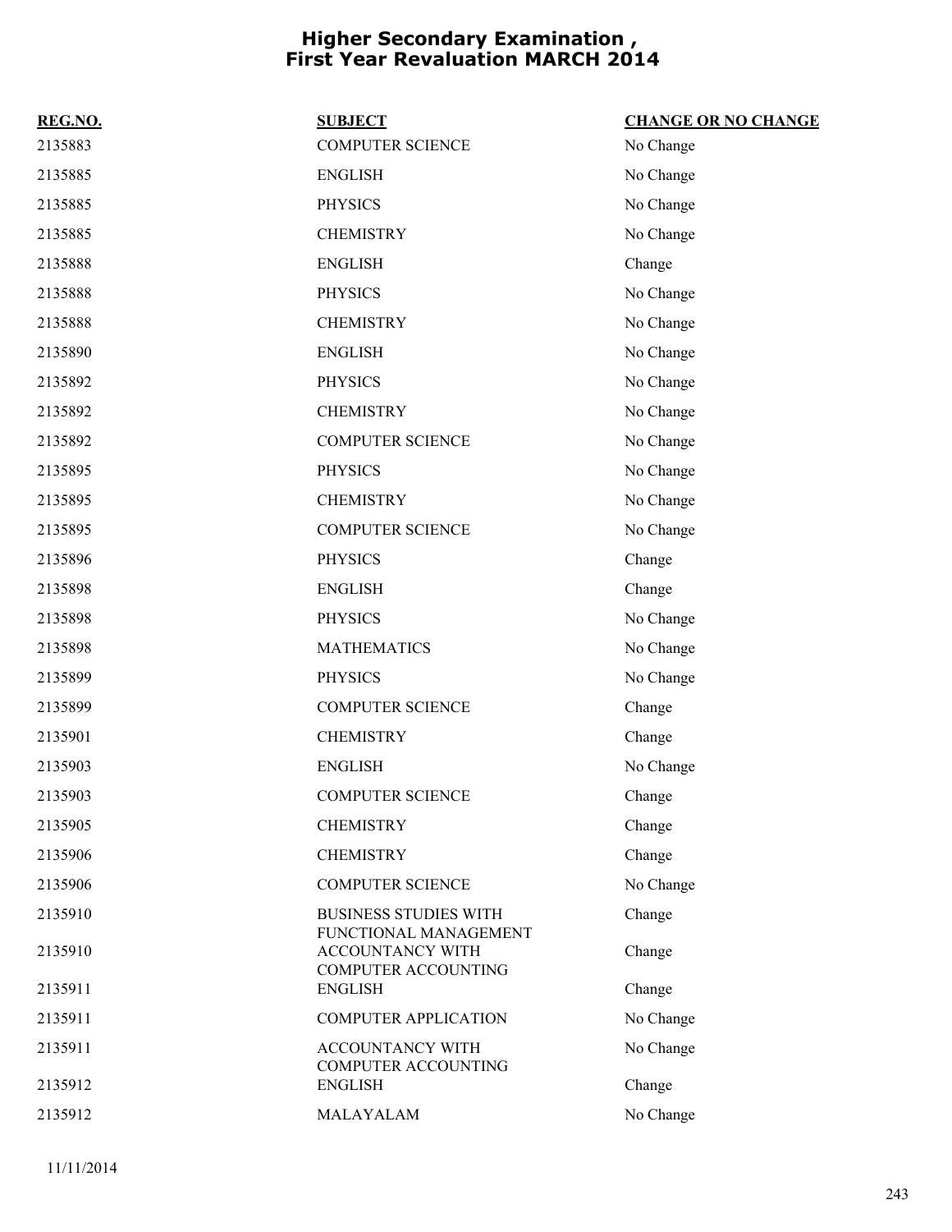# Higher Secondary Examination , First Year Revaluation MARCH 2014

| REG.NO. | SUBJECT | CHANGE OR NO CHANGE |
|---|---|---|
| 2135883 | COMPUTER SCIENCE | No Change |
| 2135885 | ENGLISH | No Change |
| 2135885 | PHYSICS | No Change |
| 2135885 | CHEMISTRY | No Change |
| 2135888 | ENGLISH | Change |
| 2135888 | PHYSICS | No Change |
| 2135888 | CHEMISTRY | No Change |
| 2135890 | ENGLISH | No Change |
| 2135892 | PHYSICS | No Change |
| 2135892 | CHEMISTRY | No Change |
| 2135892 | COMPUTER SCIENCE | No Change |
| 2135895 | PHYSICS | No Change |
| 2135895 | CHEMISTRY | No Change |
| 2135895 | COMPUTER SCIENCE | No Change |
| 2135896 | PHYSICS | Change |
| 2135898 | ENGLISH | Change |
| 2135898 | PHYSICS | No Change |
| 2135898 | MATHEMATICS | No Change |
| 2135899 | PHYSICS | No Change |
| 2135899 | COMPUTER SCIENCE | Change |
| 2135901 | CHEMISTRY | Change |
| 2135903 | ENGLISH | No Change |
| 2135903 | COMPUTER SCIENCE | Change |
| 2135905 | CHEMISTRY | Change |
| 2135906 | CHEMISTRY | Change |
| 2135906 | COMPUTER SCIENCE | No Change |
| 2135910 | BUSINESS STUDIES WITH FUNCTIONAL MANAGEMENT | Change |
| 2135910 | ACCOUNTANCY WITH COMPUTER ACCOUNTING | Change |
| 2135911 | ENGLISH | Change |
| 2135911 | COMPUTER APPLICATION | No Change |
| 2135911 | ACCOUNTANCY WITH COMPUTER ACCOUNTING | No Change |
| 2135912 | ENGLISH | Change |
| 2135912 | MALAYALAM | No Change |

11/11/2014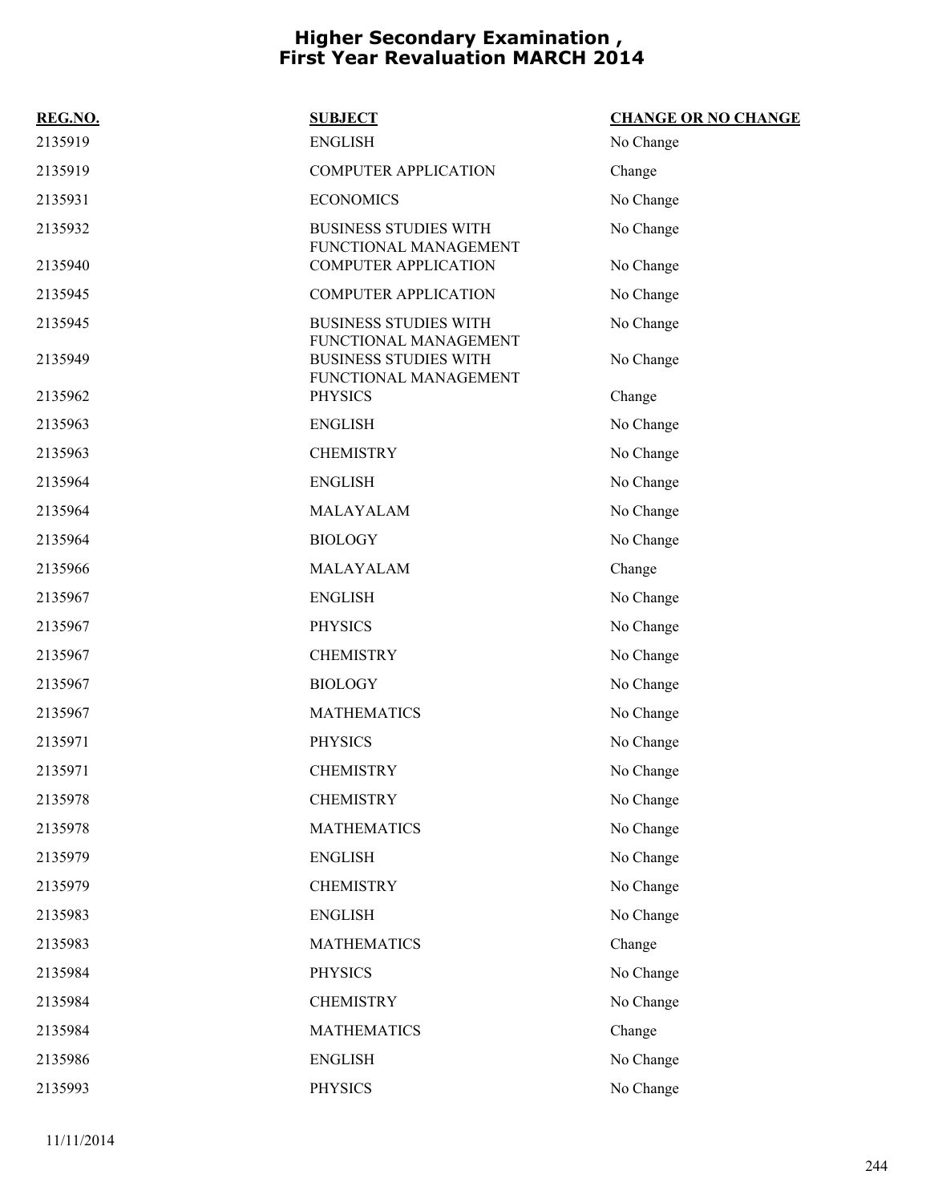# Higher Secondary Examination , First Year Revaluation MARCH 2014

| REG.NO. | SUBJECT | CHANGE OR NO CHANGE |
|---|---|---|
| 2135919 | ENGLISH | No Change |
| 2135919 | COMPUTER APPLICATION | Change |
| 2135931 | ECONOMICS | No Change |
| 2135932 | BUSINESS STUDIES WITH FUNCTIONAL MANAGEMENT | No Change |
| 2135940 | COMPUTER APPLICATION | No Change |
| 2135945 | COMPUTER APPLICATION | No Change |
| 2135945 | BUSINESS STUDIES WITH FUNCTIONAL MANAGEMENT | No Change |
| 2135949 | BUSINESS STUDIES WITH FUNCTIONAL MANAGEMENT | No Change |
| 2135962 | PHYSICS | Change |
| 2135963 | ENGLISH | No Change |
| 2135963 | CHEMISTRY | No Change |
| 2135964 | ENGLISH | No Change |
| 2135964 | MALAYALAM | No Change |
| 2135964 | BIOLOGY | No Change |
| 2135966 | MALAYALAM | Change |
| 2135967 | ENGLISH | No Change |
| 2135967 | PHYSICS | No Change |
| 2135967 | CHEMISTRY | No Change |
| 2135967 | BIOLOGY | No Change |
| 2135967 | MATHEMATICS | No Change |
| 2135971 | PHYSICS | No Change |
| 2135971 | CHEMISTRY | No Change |
| 2135978 | CHEMISTRY | No Change |
| 2135978 | MATHEMATICS | No Change |
| 2135979 | ENGLISH | No Change |
| 2135979 | CHEMISTRY | No Change |
| 2135983 | ENGLISH | No Change |
| 2135983 | MATHEMATICS | Change |
| 2135984 | PHYSICS | No Change |
| 2135984 | CHEMISTRY | No Change |
| 2135984 | MATHEMATICS | Change |
| 2135986 | ENGLISH | No Change |
| 2135993 | PHYSICS | No Change |

11/11/2014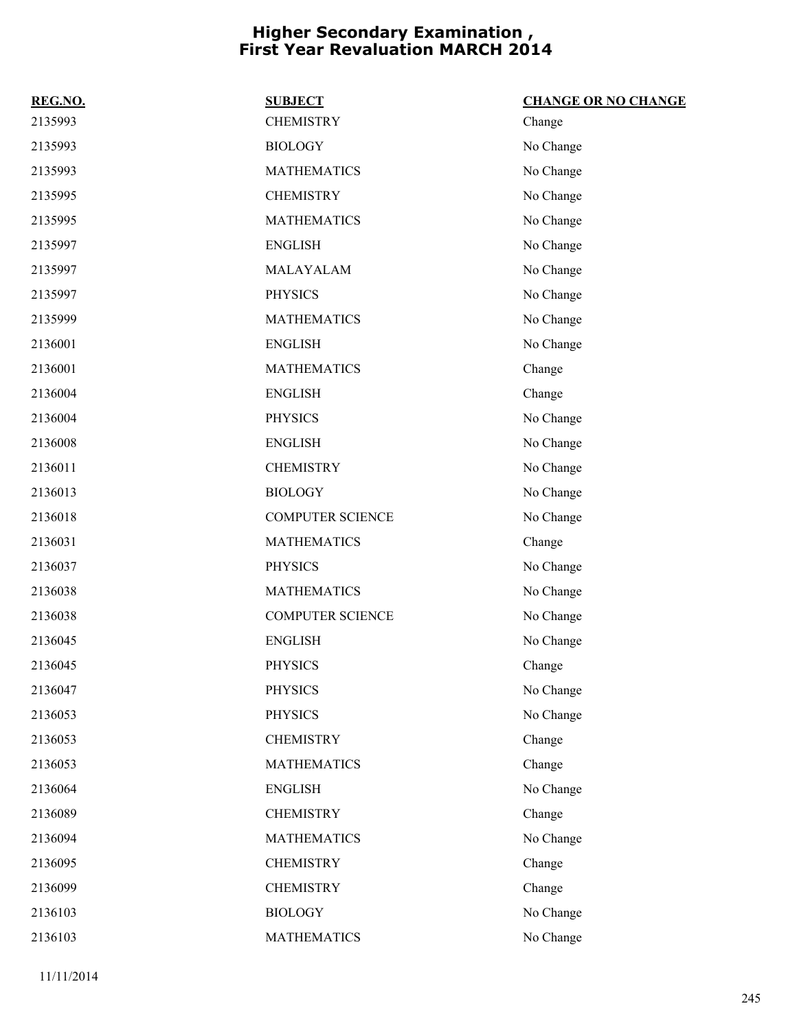# Higher Secondary Examination , First Year Revaluation MARCH 2014

| REG.NO. | SUBJECT | CHANGE OR NO CHANGE |
| --- | --- | --- |
| 2135993 | CHEMISTRY | Change |
| 2135993 | BIOLOGY | No Change |
| 2135993 | MATHEMATICS | No Change |
| 2135995 | CHEMISTRY | No Change |
| 2135995 | MATHEMATICS | No Change |
| 2135997 | ENGLISH | No Change |
| 2135997 | MALAYALAM | No Change |
| 2135997 | PHYSICS | No Change |
| 2135999 | MATHEMATICS | No Change |
| 2136001 | ENGLISH | No Change |
| 2136001 | MATHEMATICS | Change |
| 2136004 | ENGLISH | Change |
| 2136004 | PHYSICS | No Change |
| 2136008 | ENGLISH | No Change |
| 2136011 | CHEMISTRY | No Change |
| 2136013 | BIOLOGY | No Change |
| 2136018 | COMPUTER SCIENCE | No Change |
| 2136031 | MATHEMATICS | Change |
| 2136037 | PHYSICS | No Change |
| 2136038 | MATHEMATICS | No Change |
| 2136038 | COMPUTER SCIENCE | No Change |
| 2136045 | ENGLISH | No Change |
| 2136045 | PHYSICS | Change |
| 2136047 | PHYSICS | No Change |
| 2136053 | PHYSICS | No Change |
| 2136053 | CHEMISTRY | Change |
| 2136053 | MATHEMATICS | Change |
| 2136064 | ENGLISH | No Change |
| 2136089 | CHEMISTRY | Change |
| 2136094 | MATHEMATICS | No Change |
| 2136095 | CHEMISTRY | Change |
| 2136099 | CHEMISTRY | Change |
| 2136103 | BIOLOGY | No Change |
| 2136103 | MATHEMATICS | No Change |

11/11/2014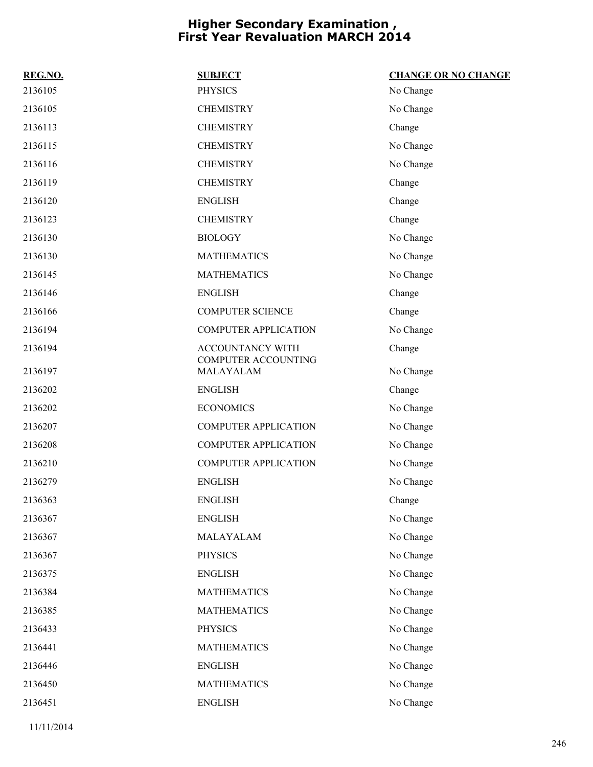# Higher Secondary Examination , First Year Revaluation MARCH 2014

| REG.NO. | SUBJECT | CHANGE OR NO CHANGE |
|---|---|---|
| 2136105 | PHYSICS | No Change |
| 2136105 | CHEMISTRY | No Change |
| 2136113 | CHEMISTRY | Change |
| 2136115 | CHEMISTRY | No Change |
| 2136116 | CHEMISTRY | No Change |
| 2136119 | CHEMISTRY | Change |
| 2136120 | ENGLISH | Change |
| 2136123 | CHEMISTRY | Change |
| 2136130 | BIOLOGY | No Change |
| 2136130 | MATHEMATICS | No Change |
| 2136145 | MATHEMATICS | No Change |
| 2136146 | ENGLISH | Change |
| 2136166 | COMPUTER SCIENCE | Change |
| 2136194 | COMPUTER APPLICATION | No Change |
| 2136194 | ACCOUNTANCY WITH COMPUTER ACCOUNTING | Change |
| 2136197 | MALAYALAM | No Change |
| 2136202 | ENGLISH | Change |
| 2136202 | ECONOMICS | No Change |
| 2136207 | COMPUTER APPLICATION | No Change |
| 2136208 | COMPUTER APPLICATION | No Change |
| 2136210 | COMPUTER APPLICATION | No Change |
| 2136279 | ENGLISH | No Change |
| 2136363 | ENGLISH | Change |
| 2136367 | ENGLISH | No Change |
| 2136367 | MALAYALAM | No Change |
| 2136367 | PHYSICS | No Change |
| 2136375 | ENGLISH | No Change |
| 2136384 | MATHEMATICS | No Change |
| 2136385 | MATHEMATICS | No Change |
| 2136433 | PHYSICS | No Change |
| 2136441 | MATHEMATICS | No Change |
| 2136446 | ENGLISH | No Change |
| 2136450 | MATHEMATICS | No Change |
| 2136451 | ENGLISH | No Change |

11/11/2014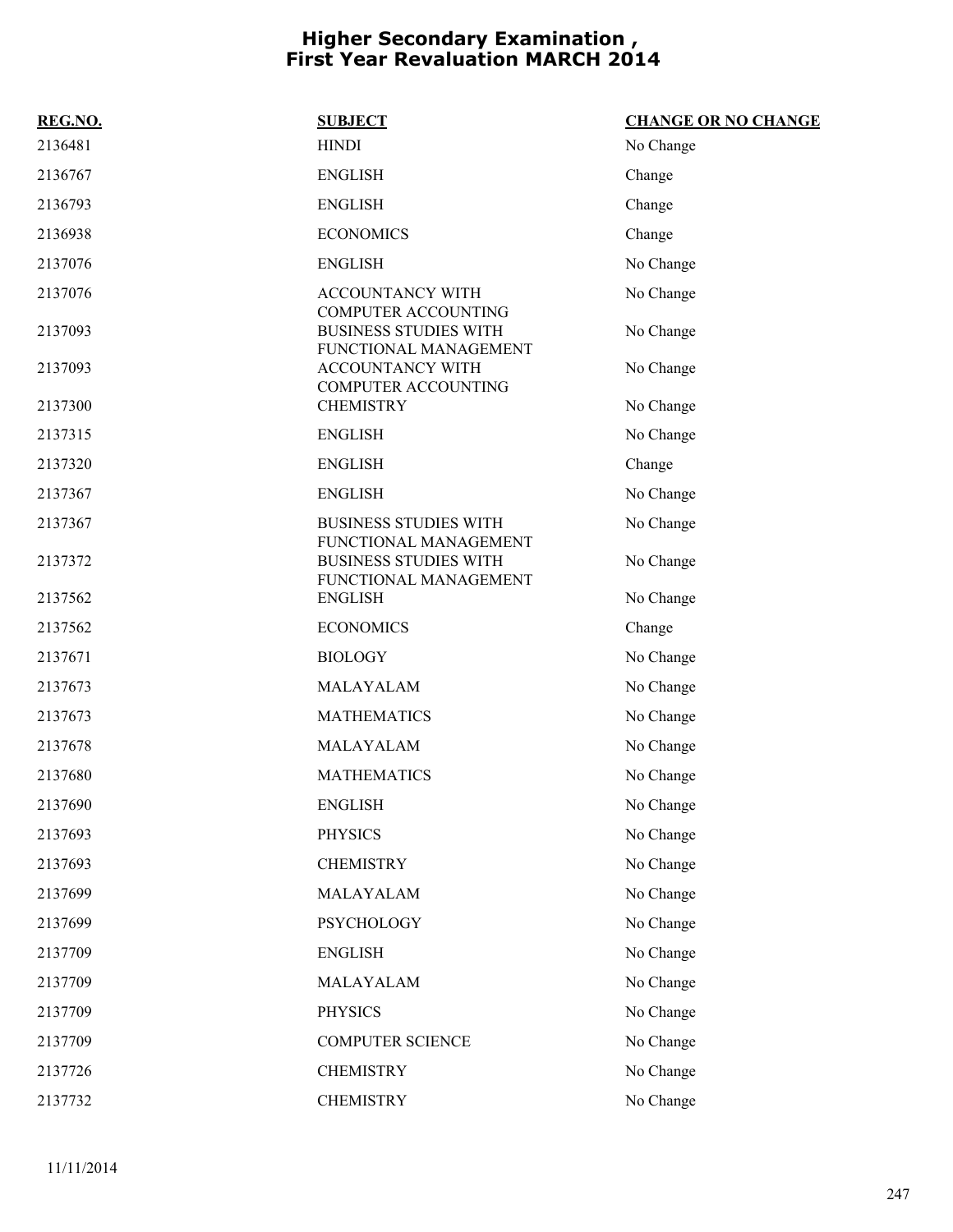# Higher Secondary Examination , First Year Revaluation MARCH 2014

| REG.NO. | SUBJECT | CHANGE OR NO CHANGE |
|---|---|---|
| 2136481 | HINDI | No Change |
| 2136767 | ENGLISH | Change |
| 2136793 | ENGLISH | Change |
| 2136938 | ECONOMICS | Change |
| 2137076 | ENGLISH | No Change |
| 2137076 | ACCOUNTANCY WITH COMPUTER ACCOUNTING | No Change |
| 2137093 | BUSINESS STUDIES WITH FUNCTIONAL MANAGEMENT | No Change |
| 2137093 | ACCOUNTANCY WITH COMPUTER ACCOUNTING | No Change |
| 2137300 | CHEMISTRY | No Change |
| 2137315 | ENGLISH | No Change |
| 2137320 | ENGLISH | Change |
| 2137367 | ENGLISH | No Change |
| 2137367 | BUSINESS STUDIES WITH FUNCTIONAL MANAGEMENT | No Change |
| 2137372 | BUSINESS STUDIES WITH FUNCTIONAL MANAGEMENT | No Change |
| 2137562 | ENGLISH | No Change |
| 2137562 | ECONOMICS | Change |
| 2137671 | BIOLOGY | No Change |
| 2137673 | MALAYALAM | No Change |
| 2137673 | MATHEMATICS | No Change |
| 2137678 | MALAYALAM | No Change |
| 2137680 | MATHEMATICS | No Change |
| 2137690 | ENGLISH | No Change |
| 2137693 | PHYSICS | No Change |
| 2137693 | CHEMISTRY | No Change |
| 2137699 | MALAYALAM | No Change |
| 2137699 | PSYCHOLOGY | No Change |
| 2137709 | ENGLISH | No Change |
| 2137709 | MALAYALAM | No Change |
| 2137709 | PHYSICS | No Change |
| 2137709 | COMPUTER SCIENCE | No Change |
| 2137726 | CHEMISTRY | No Change |
| 2137732 | CHEMISTRY | No Change |

11/11/2014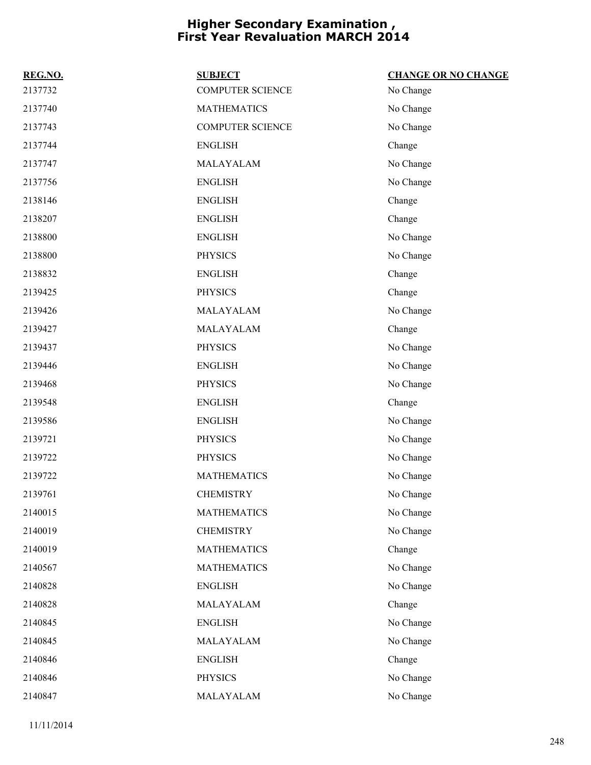# Higher Secondary Examination , First Year Revaluation MARCH 2014

| REG.NO. | SUBJECT | CHANGE OR NO CHANGE |
|---|---|---|
| 2137732 | COMPUTER SCIENCE | No Change |
| 2137740 | MATHEMATICS | No Change |
| 2137743 | COMPUTER SCIENCE | No Change |
| 2137744 | ENGLISH | Change |
| 2137747 | MALAYALAM | No Change |
| 2137756 | ENGLISH | No Change |
| 2138146 | ENGLISH | Change |
| 2138207 | ENGLISH | Change |
| 2138800 | ENGLISH | No Change |
| 2138800 | PHYSICS | No Change |
| 2138832 | ENGLISH | Change |
| 2139425 | PHYSICS | Change |
| 2139426 | MALAYALAM | No Change |
| 2139427 | MALAYALAM | Change |
| 2139437 | PHYSICS | No Change |
| 2139446 | ENGLISH | No Change |
| 2139468 | PHYSICS | No Change |
| 2139548 | ENGLISH | Change |
| 2139586 | ENGLISH | No Change |
| 2139721 | PHYSICS | No Change |
| 2139722 | PHYSICS | No Change |
| 2139722 | MATHEMATICS | No Change |
| 2139761 | CHEMISTRY | No Change |
| 2140015 | MATHEMATICS | No Change |
| 2140019 | CHEMISTRY | No Change |
| 2140019 | MATHEMATICS | Change |
| 2140567 | MATHEMATICS | No Change |
| 2140828 | ENGLISH | No Change |
| 2140828 | MALAYALAM | Change |
| 2140845 | ENGLISH | No Change |
| 2140845 | MALAYALAM | No Change |
| 2140846 | ENGLISH | Change |
| 2140846 | PHYSICS | No Change |
| 2140847 | MALAYALAM | No Change |

11/11/2014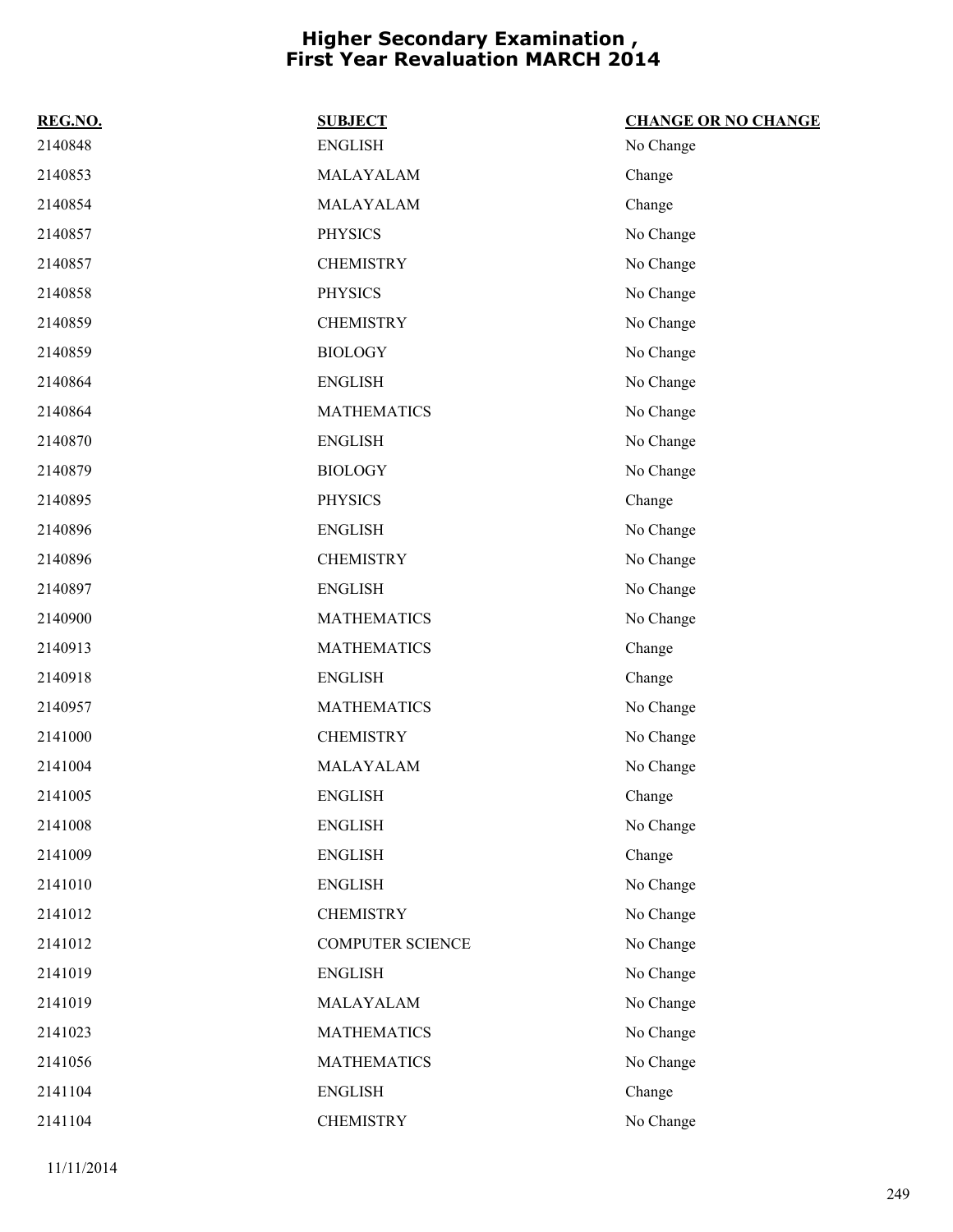# Higher Secondary Examination , First Year Revaluation MARCH 2014

| REG.NO. | SUBJECT | CHANGE OR NO CHANGE |
|---|---|---|
| 2140848 | ENGLISH | No Change |
| 2140853 | MALAYALAM | Change |
| 2140854 | MALAYALAM | Change |
| 2140857 | PHYSICS | No Change |
| 2140857 | CHEMISTRY | No Change |
| 2140858 | PHYSICS | No Change |
| 2140859 | CHEMISTRY | No Change |
| 2140859 | BIOLOGY | No Change |
| 2140864 | ENGLISH | No Change |
| 2140864 | MATHEMATICS | No Change |
| 2140870 | ENGLISH | No Change |
| 2140879 | BIOLOGY | No Change |
| 2140895 | PHYSICS | Change |
| 2140896 | ENGLISH | No Change |
| 2140896 | CHEMISTRY | No Change |
| 2140897 | ENGLISH | No Change |
| 2140900 | MATHEMATICS | No Change |
| 2140913 | MATHEMATICS | Change |
| 2140918 | ENGLISH | Change |
| 2140957 | MATHEMATICS | No Change |
| 2141000 | CHEMISTRY | No Change |
| 2141004 | MALAYALAM | No Change |
| 2141005 | ENGLISH | Change |
| 2141008 | ENGLISH | No Change |
| 2141009 | ENGLISH | Change |
| 2141010 | ENGLISH | No Change |
| 2141012 | CHEMISTRY | No Change |
| 2141012 | COMPUTER SCIENCE | No Change |
| 2141019 | ENGLISH | No Change |
| 2141019 | MALAYALAM | No Change |
| 2141023 | MATHEMATICS | No Change |
| 2141056 | MATHEMATICS | No Change |
| 2141104 | ENGLISH | Change |
| 2141104 | CHEMISTRY | No Change |

11/11/2014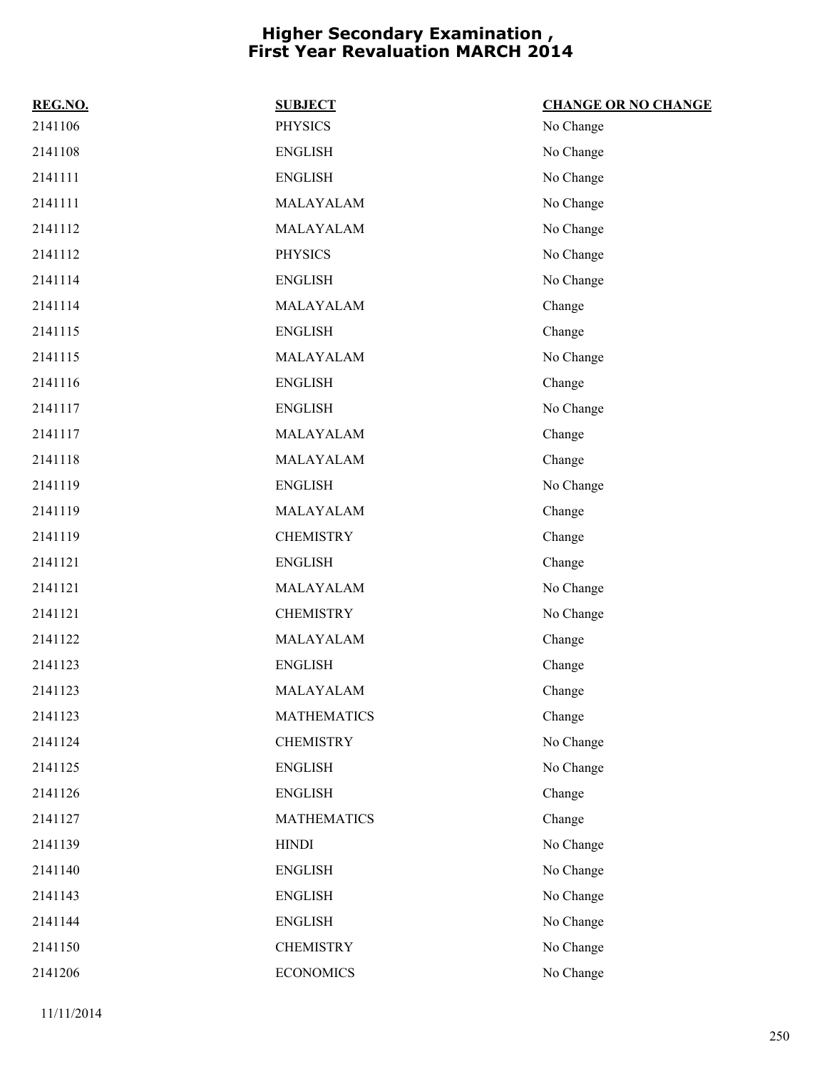# Higher Secondary Examination , First Year Revaluation MARCH 2014

| REG.NO. | SUBJECT | CHANGE OR NO CHANGE |
| --- | --- | --- |
| 2141106 | PHYSICS | No Change |
| 2141108 | ENGLISH | No Change |
| 2141111 | ENGLISH | No Change |
| 2141111 | MALAYALAM | No Change |
| 2141112 | MALAYALAM | No Change |
| 2141112 | PHYSICS | No Change |
| 2141114 | ENGLISH | No Change |
| 2141114 | MALAYALAM | Change |
| 2141115 | ENGLISH | Change |
| 2141115 | MALAYALAM | No Change |
| 2141116 | ENGLISH | Change |
| 2141117 | ENGLISH | No Change |
| 2141117 | MALAYALAM | Change |
| 2141118 | MALAYALAM | Change |
| 2141119 | ENGLISH | No Change |
| 2141119 | MALAYALAM | Change |
| 2141119 | CHEMISTRY | Change |
| 2141121 | ENGLISH | Change |
| 2141121 | MALAYALAM | No Change |
| 2141121 | CHEMISTRY | No Change |
| 2141122 | MALAYALAM | Change |
| 2141123 | ENGLISH | Change |
| 2141123 | MALAYALAM | Change |
| 2141123 | MATHEMATICS | Change |
| 2141124 | CHEMISTRY | No Change |
| 2141125 | ENGLISH | No Change |
| 2141126 | ENGLISH | Change |
| 2141127 | MATHEMATICS | Change |
| 2141139 | HINDI | No Change |
| 2141140 | ENGLISH | No Change |
| 2141143 | ENGLISH | No Change |
| 2141144 | ENGLISH | No Change |
| 2141150 | CHEMISTRY | No Change |
| 2141206 | ECONOMICS | No Change |

11/11/2014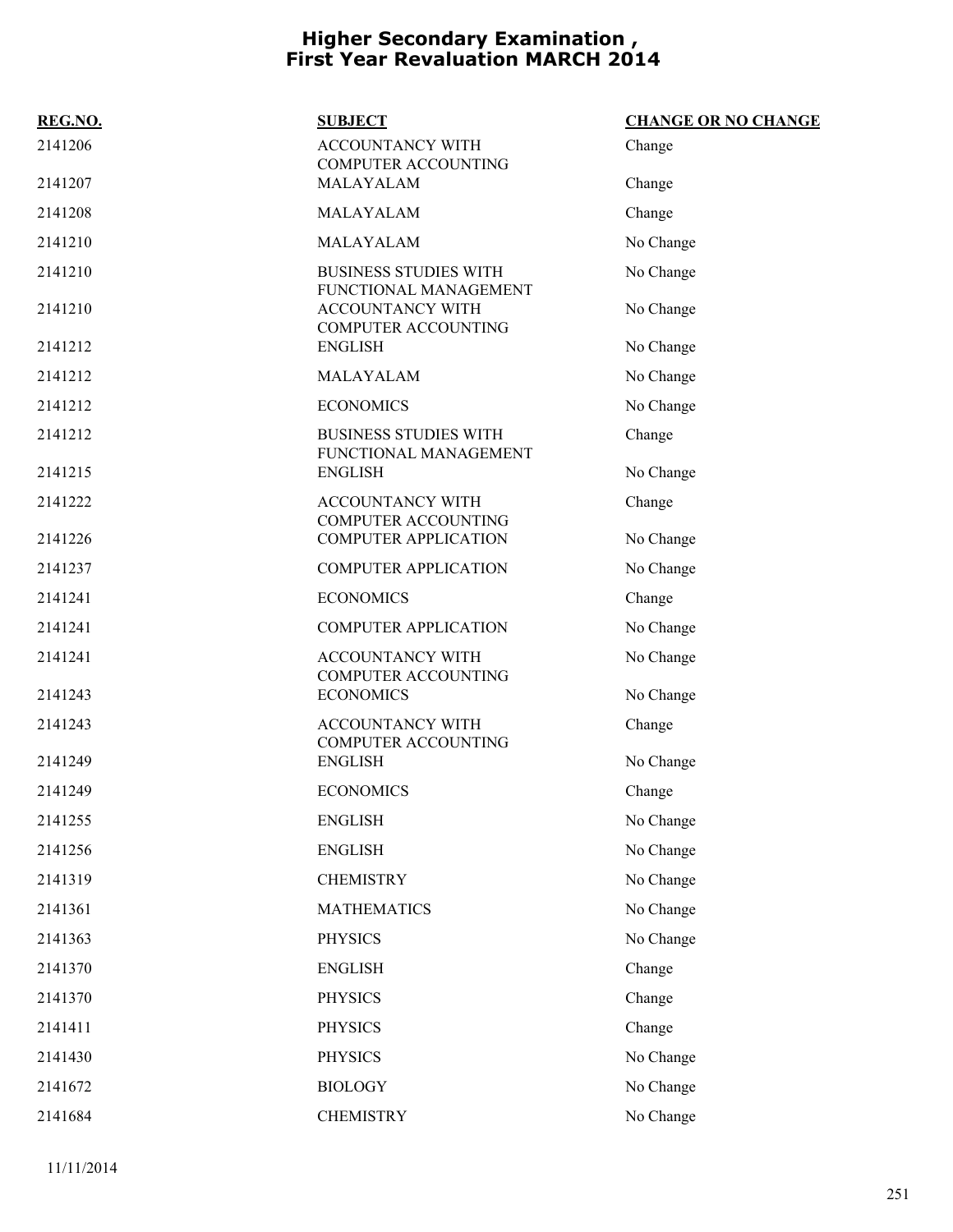# Higher Secondary Examination , First Year Revaluation MARCH 2014

| REG.NO. | SUBJECT | CHANGE OR NO CHANGE |
|---|---|---|
| 2141206 | ACCOUNTANCY WITH COMPUTER ACCOUNTING | Change |
| 2141207 | MALAYALAM | Change |
| 2141208 | MALAYALAM | Change |
| 2141210 | MALAYALAM | No Change |
| 2141210 | BUSINESS STUDIES WITH FUNCTIONAL MANAGEMENT | No Change |
| 2141210 | ACCOUNTANCY WITH COMPUTER ACCOUNTING | No Change |
| 2141212 | ENGLISH | No Change |
| 2141212 | MALAYALAM | No Change |
| 2141212 | ECONOMICS | No Change |
| 2141212 | BUSINESS STUDIES WITH FUNCTIONAL MANAGEMENT | Change |
| 2141215 | ENGLISH | No Change |
| 2141222 | ACCOUNTANCY WITH COMPUTER ACCOUNTING | Change |
| 2141226 | COMPUTER APPLICATION | No Change |
| 2141237 | COMPUTER APPLICATION | No Change |
| 2141241 | ECONOMICS | Change |
| 2141241 | COMPUTER APPLICATION | No Change |
| 2141241 | ACCOUNTANCY WITH COMPUTER ACCOUNTING | No Change |
| 2141243 | ECONOMICS | No Change |
| 2141243 | ACCOUNTANCY WITH COMPUTER ACCOUNTING | Change |
| 2141249 | ENGLISH | No Change |
| 2141249 | ECONOMICS | Change |
| 2141255 | ENGLISH | No Change |
| 2141256 | ENGLISH | No Change |
| 2141319 | CHEMISTRY | No Change |
| 2141361 | MATHEMATICS | No Change |
| 2141363 | PHYSICS | No Change |
| 2141370 | ENGLISH | Change |
| 2141370 | PHYSICS | Change |
| 2141411 | PHYSICS | Change |
| 2141430 | PHYSICS | No Change |
| 2141672 | BIOLOGY | No Change |
| 2141684 | CHEMISTRY | No Change |

11/11/2014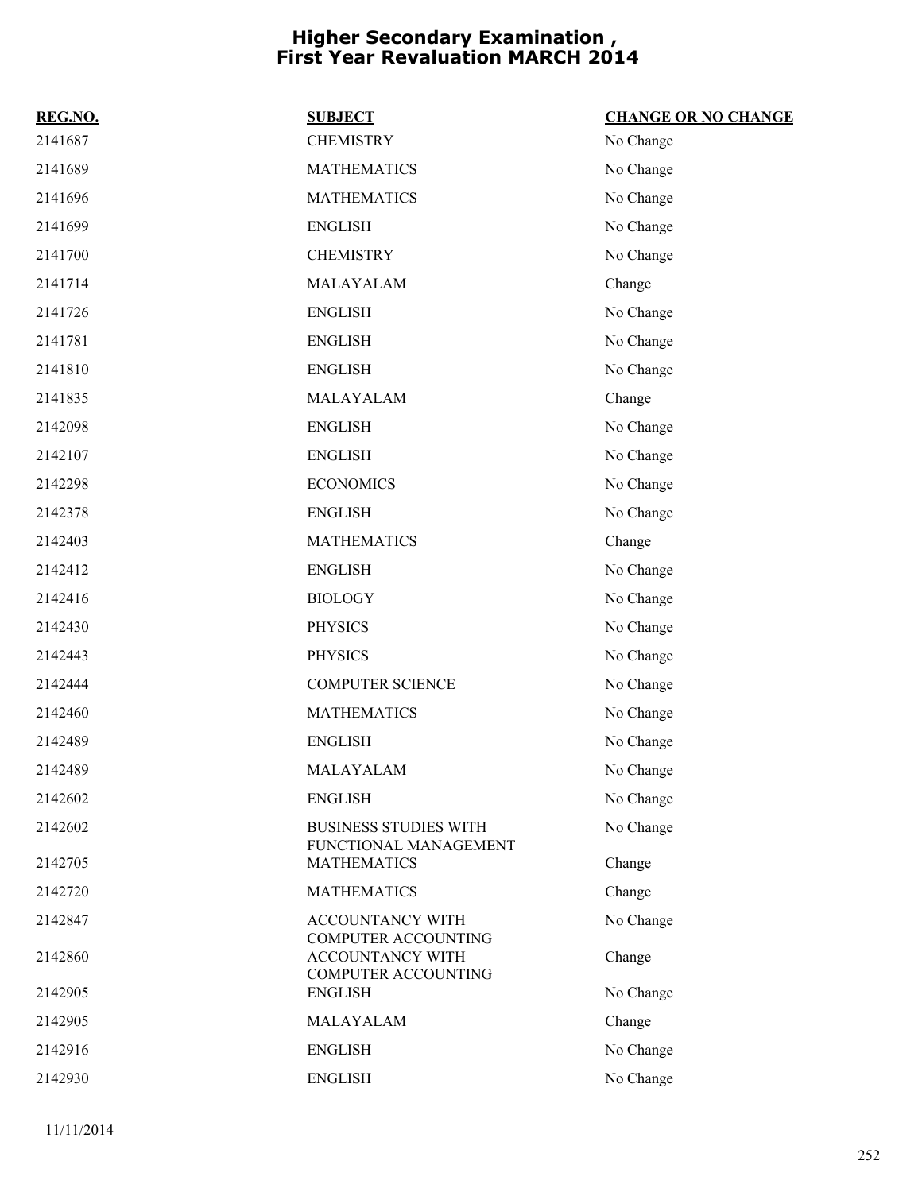# Higher Secondary Examination , First Year Revaluation MARCH 2014

| REG.NO. | SUBJECT | CHANGE OR NO CHANGE |
|---|---|---|
| 2141687 | CHEMISTRY | No Change |
| 2141689 | MATHEMATICS | No Change |
| 2141696 | MATHEMATICS | No Change |
| 2141699 | ENGLISH | No Change |
| 2141700 | CHEMISTRY | No Change |
| 2141714 | MALAYALAM | Change |
| 2141726 | ENGLISH | No Change |
| 2141781 | ENGLISH | No Change |
| 2141810 | ENGLISH | No Change |
| 2141835 | MALAYALAM | Change |
| 2142098 | ENGLISH | No Change |
| 2142107 | ENGLISH | No Change |
| 2142298 | ECONOMICS | No Change |
| 2142378 | ENGLISH | No Change |
| 2142403 | MATHEMATICS | Change |
| 2142412 | ENGLISH | No Change |
| 2142416 | BIOLOGY | No Change |
| 2142430 | PHYSICS | No Change |
| 2142443 | PHYSICS | No Change |
| 2142444 | COMPUTER SCIENCE | No Change |
| 2142460 | MATHEMATICS | No Change |
| 2142489 | ENGLISH | No Change |
| 2142489 | MALAYALAM | No Change |
| 2142602 | ENGLISH | No Change |
| 2142602 | BUSINESS STUDIES WITH FUNCTIONAL MANAGEMENT | No Change |
| 2142705 | MATHEMATICS | Change |
| 2142720 | MATHEMATICS | Change |
| 2142847 | ACCOUNTANCY WITH COMPUTER ACCOUNTING | No Change |
| 2142860 | ACCOUNTANCY WITH COMPUTER ACCOUNTING | Change |
| 2142905 | ENGLISH | No Change |
| 2142905 | MALAYALAM | Change |
| 2142916 | ENGLISH | No Change |
| 2142930 | ENGLISH | No Change |

11/11/2014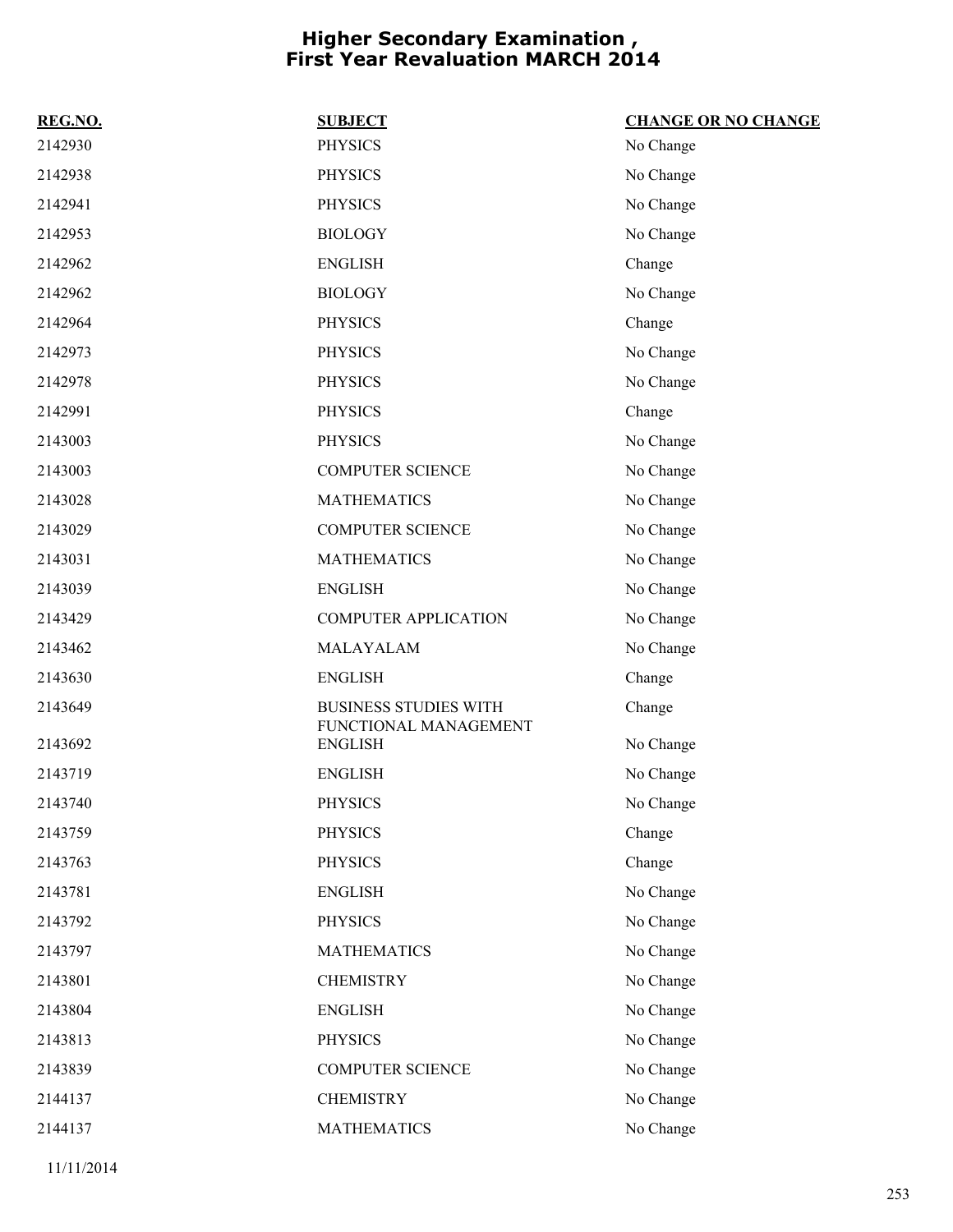# Higher Secondary Examination , First Year Revaluation MARCH 2014

| REG.NO. | SUBJECT | CHANGE OR NO CHANGE |
|---|---|---|
| 2142930 | PHYSICS | No Change |
| 2142938 | PHYSICS | No Change |
| 2142941 | PHYSICS | No Change |
| 2142953 | BIOLOGY | No Change |
| 2142962 | ENGLISH | Change |
| 2142962 | BIOLOGY | No Change |
| 2142964 | PHYSICS | Change |
| 2142973 | PHYSICS | No Change |
| 2142978 | PHYSICS | No Change |
| 2142991 | PHYSICS | Change |
| 2143003 | PHYSICS | No Change |
| 2143003 | COMPUTER SCIENCE | No Change |
| 2143028 | MATHEMATICS | No Change |
| 2143029 | COMPUTER SCIENCE | No Change |
| 2143031 | MATHEMATICS | No Change |
| 2143039 | ENGLISH | No Change |
| 2143429 | COMPUTER APPLICATION | No Change |
| 2143462 | MALAYALAM | No Change |
| 2143630 | ENGLISH | Change |
| 2143649 | BUSINESS STUDIES WITH FUNCTIONAL MANAGEMENT | Change |
| 2143692 | ENGLISH | No Change |
| 2143719 | ENGLISH | No Change |
| 2143740 | PHYSICS | No Change |
| 2143759 | PHYSICS | Change |
| 2143763 | PHYSICS | Change |
| 2143781 | ENGLISH | No Change |
| 2143792 | PHYSICS | No Change |
| 2143797 | MATHEMATICS | No Change |
| 2143801 | CHEMISTRY | No Change |
| 2143804 | ENGLISH | No Change |
| 2143813 | PHYSICS | No Change |
| 2143839 | COMPUTER SCIENCE | No Change |
| 2144137 | CHEMISTRY | No Change |
| 2144137 | MATHEMATICS | No Change |

11/11/2014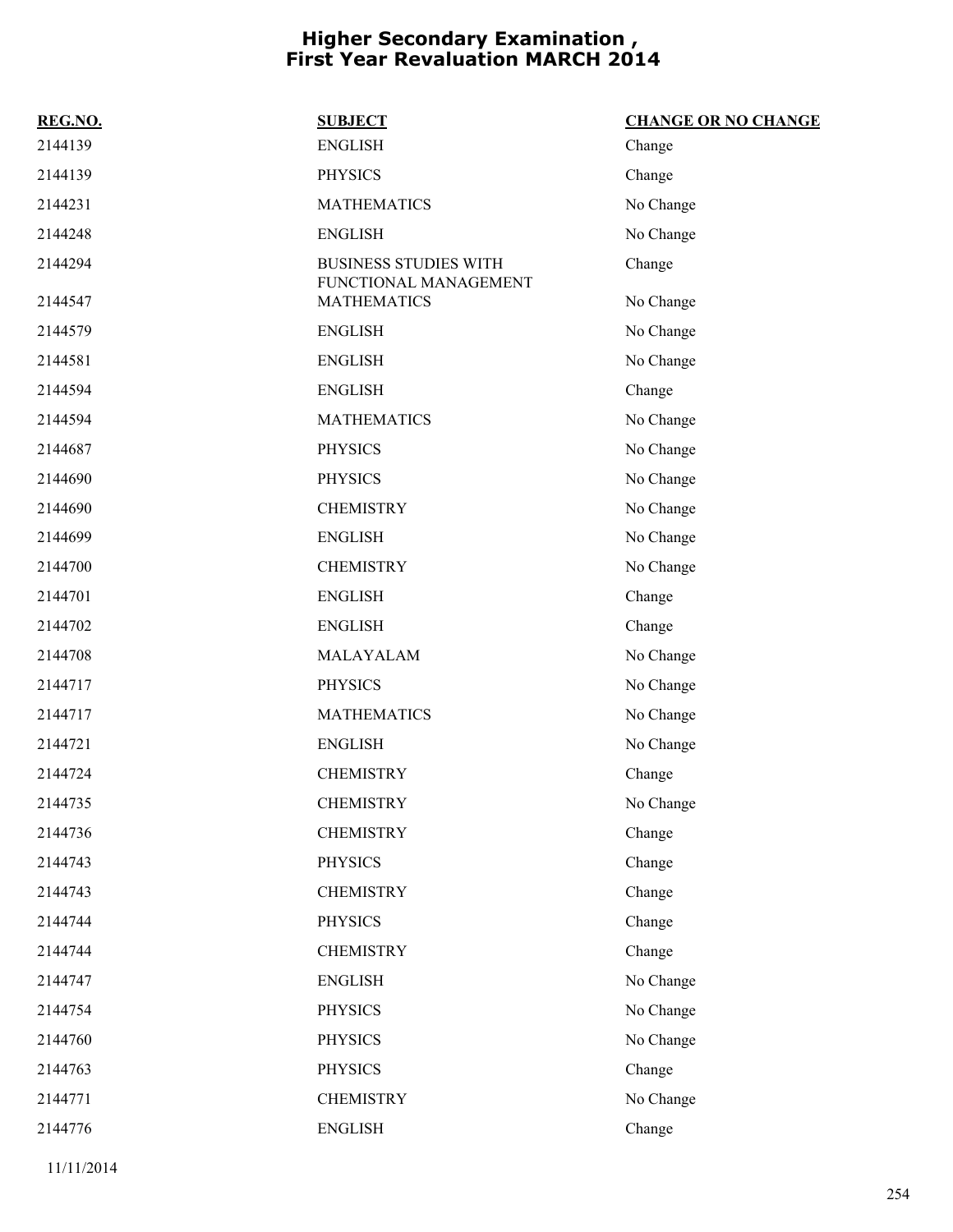# Higher Secondary Examination , First Year Revaluation MARCH 2014

| REG.NO. | SUBJECT | CHANGE OR NO CHANGE |
|---|---|---|
| 2144139 | ENGLISH | Change |
| 2144139 | PHYSICS | Change |
| 2144231 | MATHEMATICS | No Change |
| 2144248 | ENGLISH | No Change |
| 2144294 | BUSINESS STUDIES WITH FUNCTIONAL MANAGEMENT | Change |
| 2144547 | MATHEMATICS | No Change |
| 2144579 | ENGLISH | No Change |
| 2144581 | ENGLISH | No Change |
| 2144594 | ENGLISH | Change |
| 2144594 | MATHEMATICS | No Change |
| 2144687 | PHYSICS | No Change |
| 2144690 | PHYSICS | No Change |
| 2144690 | CHEMISTRY | No Change |
| 2144699 | ENGLISH | No Change |
| 2144700 | CHEMISTRY | No Change |
| 2144701 | ENGLISH | Change |
| 2144702 | ENGLISH | Change |
| 2144708 | MALAYALAM | No Change |
| 2144717 | PHYSICS | No Change |
| 2144717 | MATHEMATICS | No Change |
| 2144721 | ENGLISH | No Change |
| 2144724 | CHEMISTRY | Change |
| 2144735 | CHEMISTRY | No Change |
| 2144736 | CHEMISTRY | Change |
| 2144743 | PHYSICS | Change |
| 2144743 | CHEMISTRY | Change |
| 2144744 | PHYSICS | Change |
| 2144744 | CHEMISTRY | Change |
| 2144747 | ENGLISH | No Change |
| 2144754 | PHYSICS | No Change |
| 2144760 | PHYSICS | No Change |
| 2144763 | PHYSICS | Change |
| 2144771 | CHEMISTRY | No Change |
| 2144776 | ENGLISH | Change |

11/11/2014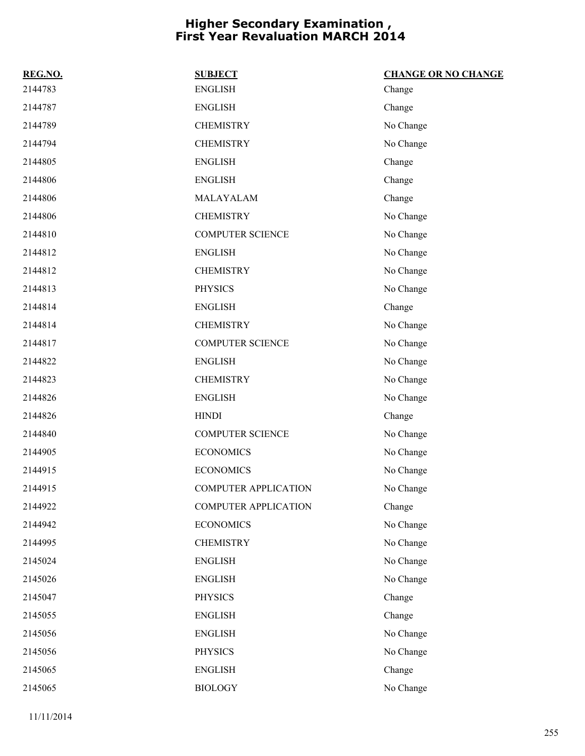# Higher Secondary Examination , First Year Revaluation MARCH 2014

| REG.NO. | SUBJECT | CHANGE OR NO CHANGE |
|---|---|---|
| 2144783 | ENGLISH | Change |
| 2144787 | ENGLISH | Change |
| 2144789 | CHEMISTRY | No Change |
| 2144794 | CHEMISTRY | No Change |
| 2144805 | ENGLISH | Change |
| 2144806 | ENGLISH | Change |
| 2144806 | MALAYALAM | Change |
| 2144806 | CHEMISTRY | No Change |
| 2144810 | COMPUTER SCIENCE | No Change |
| 2144812 | ENGLISH | No Change |
| 2144812 | CHEMISTRY | No Change |
| 2144813 | PHYSICS | No Change |
| 2144814 | ENGLISH | Change |
| 2144814 | CHEMISTRY | No Change |
| 2144817 | COMPUTER SCIENCE | No Change |
| 2144822 | ENGLISH | No Change |
| 2144823 | CHEMISTRY | No Change |
| 2144826 | ENGLISH | No Change |
| 2144826 | HINDI | Change |
| 2144840 | COMPUTER SCIENCE | No Change |
| 2144905 | ECONOMICS | No Change |
| 2144915 | ECONOMICS | No Change |
| 2144915 | COMPUTER APPLICATION | No Change |
| 2144922 | COMPUTER APPLICATION | Change |
| 2144942 | ECONOMICS | No Change |
| 2144995 | CHEMISTRY | No Change |
| 2145024 | ENGLISH | No Change |
| 2145026 | ENGLISH | No Change |
| 2145047 | PHYSICS | Change |
| 2145055 | ENGLISH | Change |
| 2145056 | ENGLISH | No Change |
| 2145056 | PHYSICS | No Change |
| 2145065 | ENGLISH | Change |
| 2145065 | BIOLOGY | No Change |

11/11/2014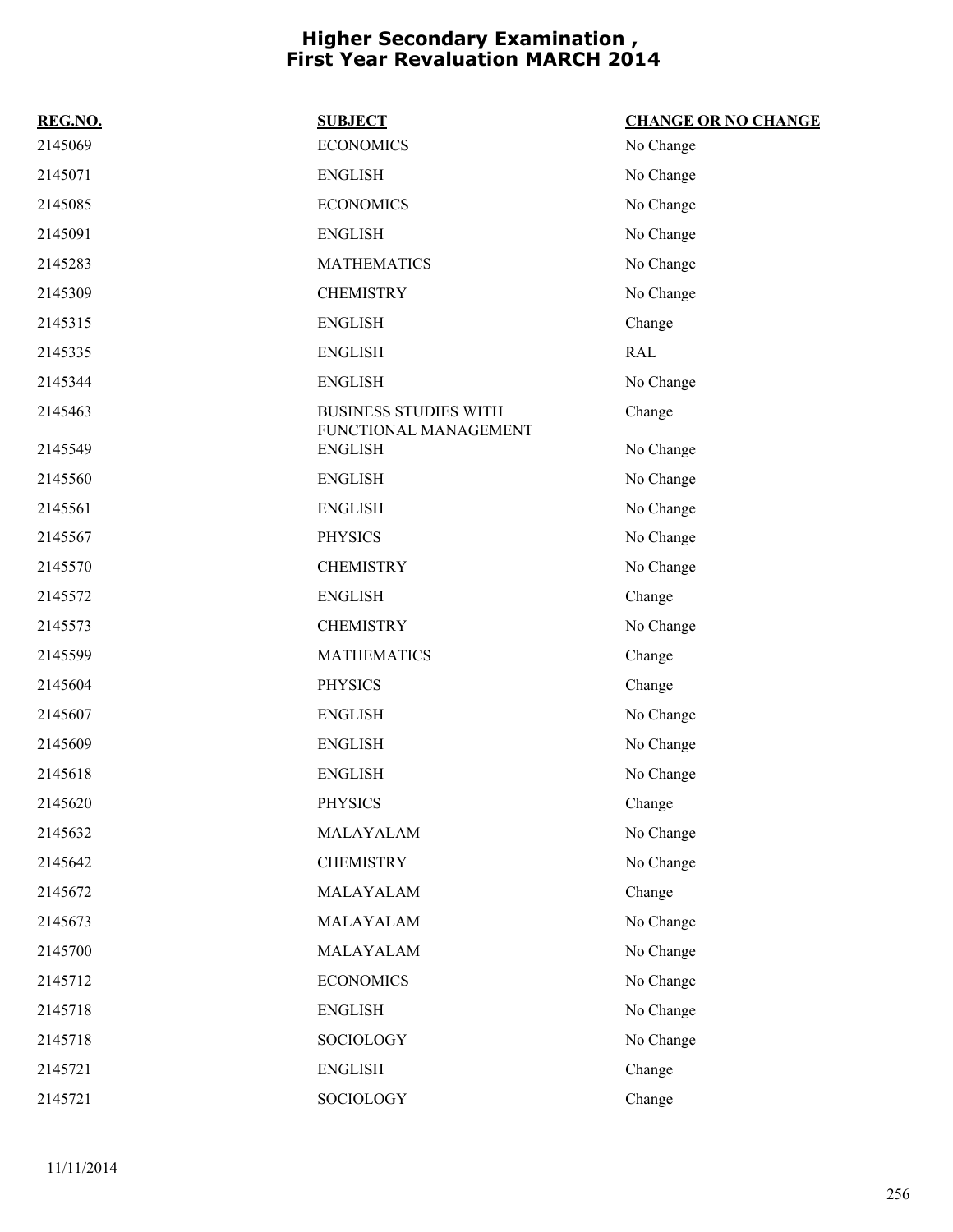# Higher Secondary Examination , First Year Revaluation MARCH 2014

| REG.NO. | SUBJECT | CHANGE OR NO CHANGE |
|---|---|---|
| 2145069 | ECONOMICS | No Change |
| 2145071 | ENGLISH | No Change |
| 2145085 | ECONOMICS | No Change |
| 2145091 | ENGLISH | No Change |
| 2145283 | MATHEMATICS | No Change |
| 2145309 | CHEMISTRY | No Change |
| 2145315 | ENGLISH | Change |
| 2145335 | ENGLISH | RAL |
| 2145344 | ENGLISH | No Change |
| 2145463 | BUSINESS STUDIES WITH FUNCTIONAL MANAGEMENT | Change |
| 2145549 | ENGLISH | No Change |
| 2145560 | ENGLISH | No Change |
| 2145561 | ENGLISH | No Change |
| 2145567 | PHYSICS | No Change |
| 2145570 | CHEMISTRY | No Change |
| 2145572 | ENGLISH | Change |
| 2145573 | CHEMISTRY | No Change |
| 2145599 | MATHEMATICS | Change |
| 2145604 | PHYSICS | Change |
| 2145607 | ENGLISH | No Change |
| 2145609 | ENGLISH | No Change |
| 2145618 | ENGLISH | No Change |
| 2145620 | PHYSICS | Change |
| 2145632 | MALAYALAM | No Change |
| 2145642 | CHEMISTRY | No Change |
| 2145672 | MALAYALAM | Change |
| 2145673 | MALAYALAM | No Change |
| 2145700 | MALAYALAM | No Change |
| 2145712 | ECONOMICS | No Change |
| 2145718 | ENGLISH | No Change |
| 2145718 | SOCIOLOGY | No Change |
| 2145721 | ENGLISH | Change |
| 2145721 | SOCIOLOGY | Change |

11/11/2014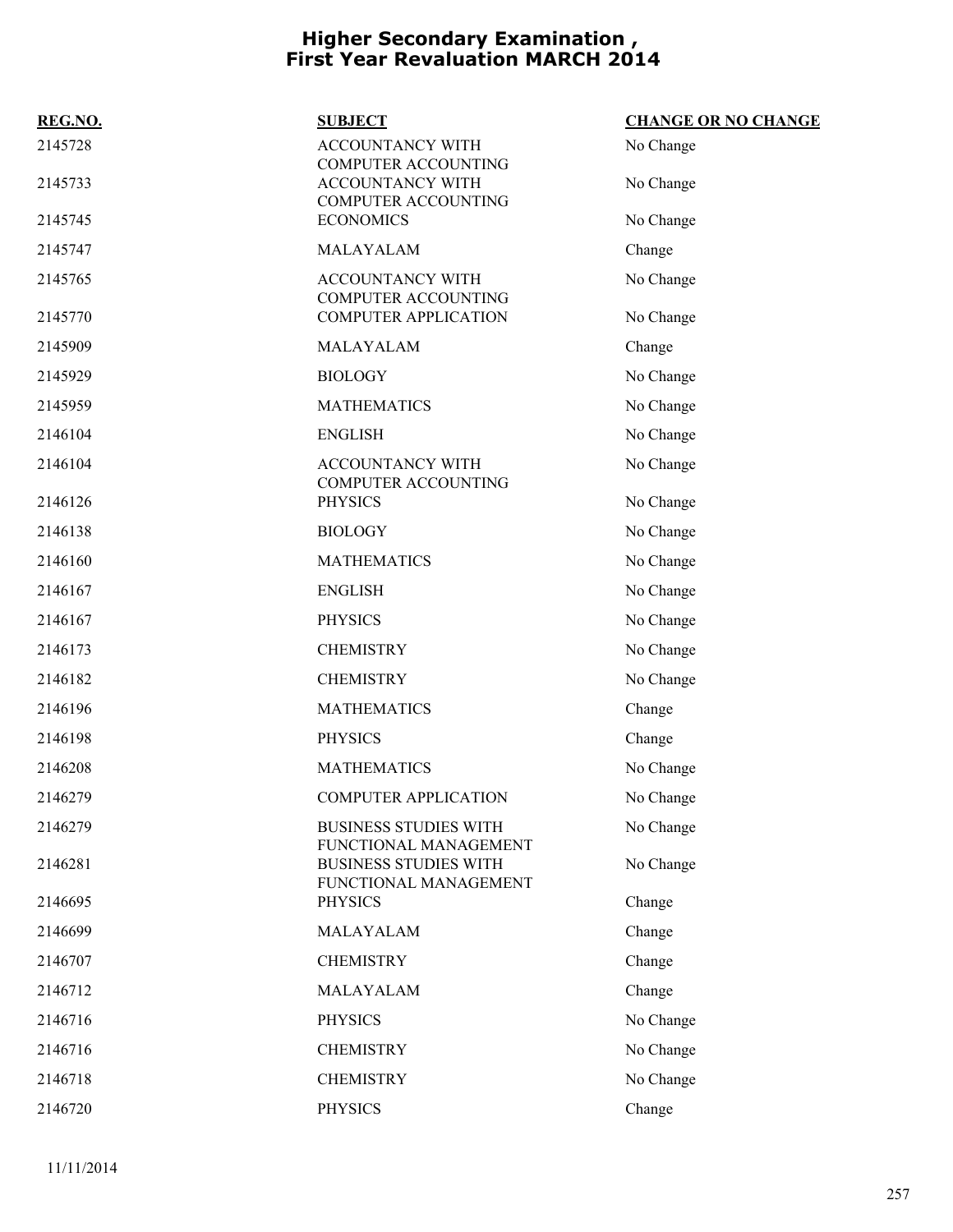# Higher Secondary Examination , First Year Revaluation MARCH 2014

| REG.NO. | SUBJECT | CHANGE OR NO CHANGE |
| --- | --- | --- |
| 2145728 | ACCOUNTANCY WITH COMPUTER ACCOUNTING | No Change |
| 2145733 | ACCOUNTANCY WITH COMPUTER ACCOUNTING | No Change |
| 2145745 | ECONOMICS | No Change |
| 2145747 | MALAYALAM | Change |
| 2145765 | ACCOUNTANCY WITH COMPUTER ACCOUNTING | No Change |
| 2145770 | COMPUTER APPLICATION | No Change |
| 2145909 | MALAYALAM | Change |
| 2145929 | BIOLOGY | No Change |
| 2145959 | MATHEMATICS | No Change |
| 2146104 | ENGLISH | No Change |
| 2146104 | ACCOUNTANCY WITH COMPUTER ACCOUNTING | No Change |
| 2146126 | PHYSICS | No Change |
| 2146138 | BIOLOGY | No Change |
| 2146160 | MATHEMATICS | No Change |
| 2146167 | ENGLISH | No Change |
| 2146167 | PHYSICS | No Change |
| 2146173 | CHEMISTRY | No Change |
| 2146182 | CHEMISTRY | No Change |
| 2146196 | MATHEMATICS | Change |
| 2146198 | PHYSICS | Change |
| 2146208 | MATHEMATICS | No Change |
| 2146279 | COMPUTER APPLICATION | No Change |
| 2146279 | BUSINESS STUDIES WITH FUNCTIONAL MANAGEMENT | No Change |
| 2146281 | BUSINESS STUDIES WITH FUNCTIONAL MANAGEMENT | No Change |
| 2146695 | PHYSICS | Change |
| 2146699 | MALAYALAM | Change |
| 2146707 | CHEMISTRY | Change |
| 2146712 | MALAYALAM | Change |
| 2146716 | PHYSICS | No Change |
| 2146716 | CHEMISTRY | No Change |
| 2146718 | CHEMISTRY | No Change |
| 2146720 | PHYSICS | Change |

11/11/2014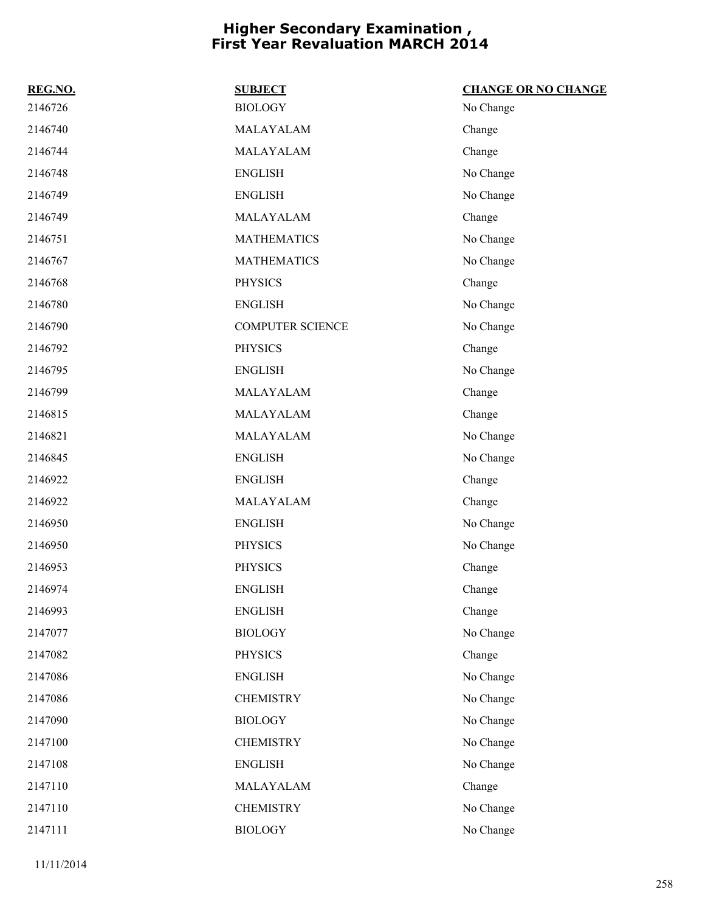# Higher Secondary Examination , First Year Revaluation MARCH 2014

| REG.NO. | SUBJECT | CHANGE OR NO CHANGE |
|---|---|---|
| 2146726 | BIOLOGY | No Change |
| 2146740 | MALAYALAM | Change |
| 2146744 | MALAYALAM | Change |
| 2146748 | ENGLISH | No Change |
| 2146749 | ENGLISH | No Change |
| 2146749 | MALAYALAM | Change |
| 2146751 | MATHEMATICS | No Change |
| 2146767 | MATHEMATICS | No Change |
| 2146768 | PHYSICS | Change |
| 2146780 | ENGLISH | No Change |
| 2146790 | COMPUTER SCIENCE | No Change |
| 2146792 | PHYSICS | Change |
| 2146795 | ENGLISH | No Change |
| 2146799 | MALAYALAM | Change |
| 2146815 | MALAYALAM | Change |
| 2146821 | MALAYALAM | No Change |
| 2146845 | ENGLISH | No Change |
| 2146922 | ENGLISH | Change |
| 2146922 | MALAYALAM | Change |
| 2146950 | ENGLISH | No Change |
| 2146950 | PHYSICS | No Change |
| 2146953 | PHYSICS | Change |
| 2146974 | ENGLISH | Change |
| 2146993 | ENGLISH | Change |
| 2147077 | BIOLOGY | No Change |
| 2147082 | PHYSICS | Change |
| 2147086 | ENGLISH | No Change |
| 2147086 | CHEMISTRY | No Change |
| 2147090 | BIOLOGY | No Change |
| 2147100 | CHEMISTRY | No Change |
| 2147108 | ENGLISH | No Change |
| 2147110 | MALAYALAM | Change |
| 2147110 | CHEMISTRY | No Change |
| 2147111 | BIOLOGY | No Change |

11/11/2014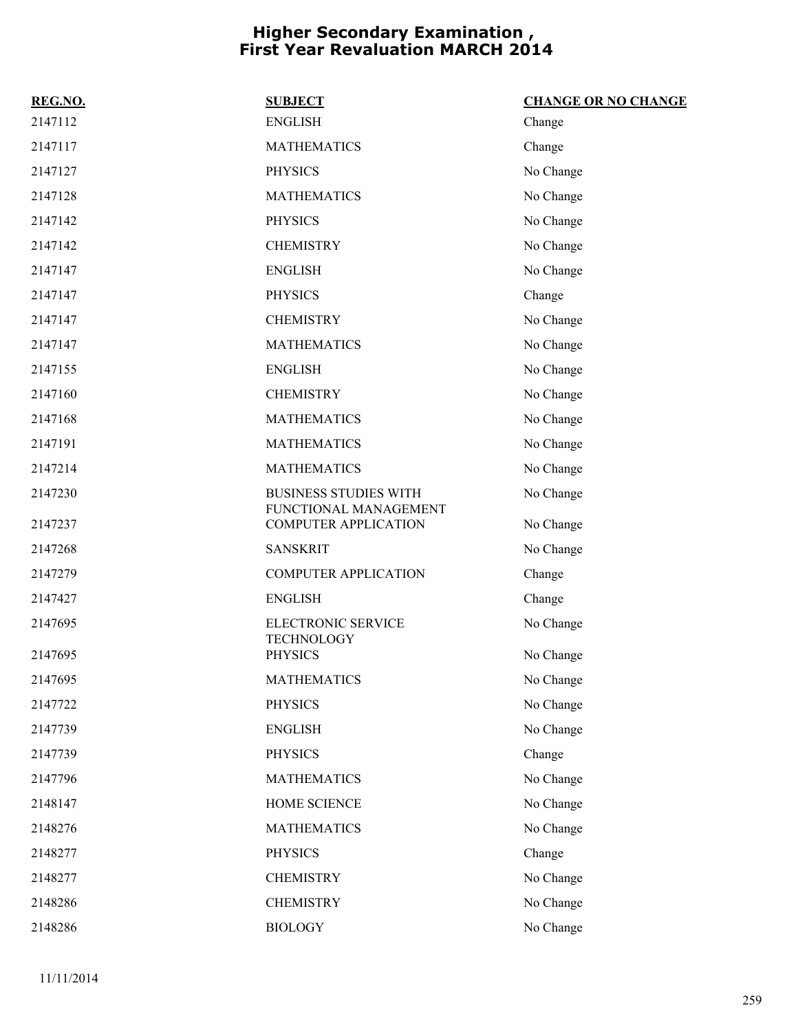# Higher Secondary Examination , First Year Revaluation MARCH 2014

| REG.NO. | SUBJECT | CHANGE OR NO CHANGE |
|---|---|---|
| 2147112 | ENGLISH | Change |
| 2147117 | MATHEMATICS | Change |
| 2147127 | PHYSICS | No Change |
| 2147128 | MATHEMATICS | No Change |
| 2147142 | PHYSICS | No Change |
| 2147142 | CHEMISTRY | No Change |
| 2147147 | ENGLISH | No Change |
| 2147147 | PHYSICS | Change |
| 2147147 | CHEMISTRY | No Change |
| 2147147 | MATHEMATICS | No Change |
| 2147155 | ENGLISH | No Change |
| 2147160 | CHEMISTRY | No Change |
| 2147168 | MATHEMATICS | No Change |
| 2147191 | MATHEMATICS | No Change |
| 2147214 | MATHEMATICS | No Change |
| 2147230 | BUSINESS STUDIES WITH FUNCTIONAL MANAGEMENT | No Change |
| 2147237 | COMPUTER APPLICATION | No Change |
| 2147268 | SANSKRIT | No Change |
| 2147279 | COMPUTER APPLICATION | Change |
| 2147427 | ENGLISH | Change |
| 2147695 | ELECTRONIC SERVICE TECHNOLOGY | No Change |
| 2147695 | PHYSICS | No Change |
| 2147695 | MATHEMATICS | No Change |
| 2147722 | PHYSICS | No Change |
| 2147739 | ENGLISH | No Change |
| 2147739 | PHYSICS | Change |
| 2147796 | MATHEMATICS | No Change |
| 2148147 | HOME SCIENCE | No Change |
| 2148276 | MATHEMATICS | No Change |
| 2148277 | PHYSICS | Change |
| 2148277 | CHEMISTRY | No Change |
| 2148286 | CHEMISTRY | No Change |
| 2148286 | BIOLOGY | No Change |

11/11/2014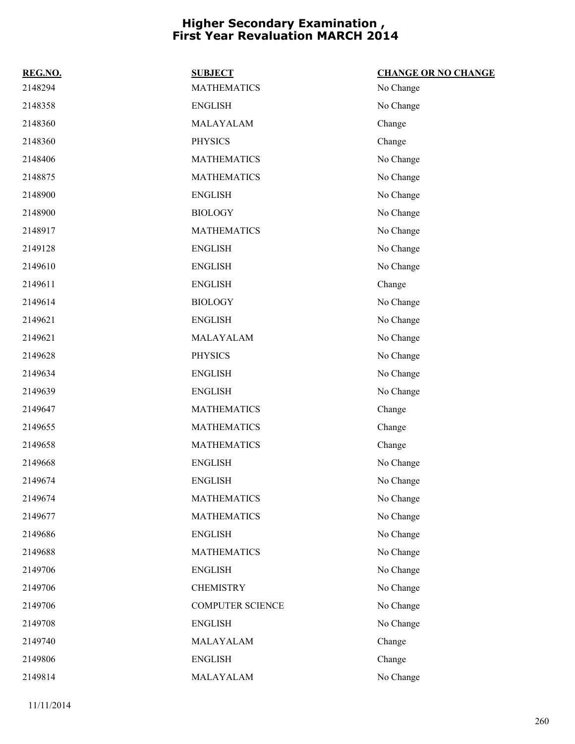# Higher Secondary Examination , First Year Revaluation MARCH 2014

| REG.NO. | SUBJECT | CHANGE OR NO CHANGE |
|---|---|---|
| 2148294 | MATHEMATICS | No Change |
| 2148358 | ENGLISH | No Change |
| 2148360 | MALAYALAM | Change |
| 2148360 | PHYSICS | Change |
| 2148406 | MATHEMATICS | No Change |
| 2148875 | MATHEMATICS | No Change |
| 2148900 | ENGLISH | No Change |
| 2148900 | BIOLOGY | No Change |
| 2148917 | MATHEMATICS | No Change |
| 2149128 | ENGLISH | No Change |
| 2149610 | ENGLISH | No Change |
| 2149611 | ENGLISH | Change |
| 2149614 | BIOLOGY | No Change |
| 2149621 | ENGLISH | No Change |
| 2149621 | MALAYALAM | No Change |
| 2149628 | PHYSICS | No Change |
| 2149634 | ENGLISH | No Change |
| 2149639 | ENGLISH | No Change |
| 2149647 | MATHEMATICS | Change |
| 2149655 | MATHEMATICS | Change |
| 2149658 | MATHEMATICS | Change |
| 2149668 | ENGLISH | No Change |
| 2149674 | ENGLISH | No Change |
| 2149674 | MATHEMATICS | No Change |
| 2149677 | MATHEMATICS | No Change |
| 2149686 | ENGLISH | No Change |
| 2149688 | MATHEMATICS | No Change |
| 2149706 | ENGLISH | No Change |
| 2149706 | CHEMISTRY | No Change |
| 2149706 | COMPUTER SCIENCE | No Change |
| 2149708 | ENGLISH | No Change |
| 2149740 | MALAYALAM | Change |
| 2149806 | ENGLISH | Change |
| 2149814 | MALAYALAM | No Change |

11/11/2014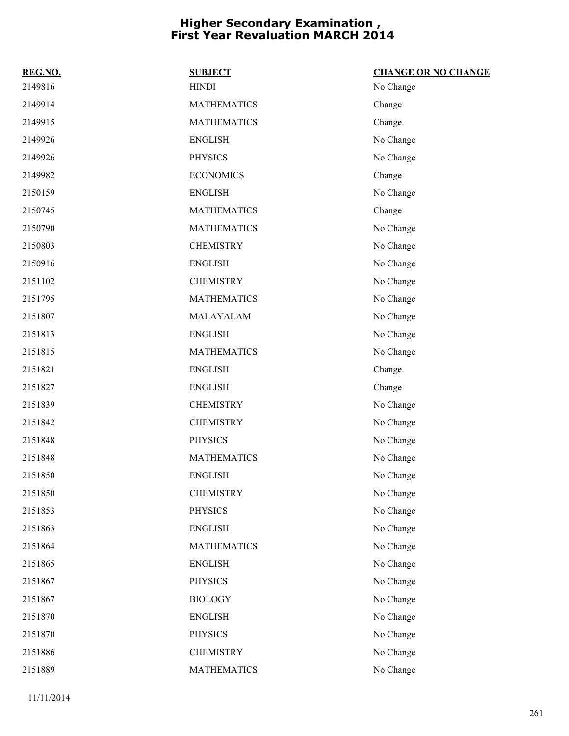# Higher Secondary Examination , First Year Revaluation MARCH 2014

| REG.NO. | SUBJECT | CHANGE OR NO CHANGE |
|---|---|---|
| 2149816 | HINDI | No Change |
| 2149914 | MATHEMATICS | Change |
| 2149915 | MATHEMATICS | Change |
| 2149926 | ENGLISH | No Change |
| 2149926 | PHYSICS | No Change |
| 2149982 | ECONOMICS | Change |
| 2150159 | ENGLISH | No Change |
| 2150745 | MATHEMATICS | Change |
| 2150790 | MATHEMATICS | No Change |
| 2150803 | CHEMISTRY | No Change |
| 2150916 | ENGLISH | No Change |
| 2151102 | CHEMISTRY | No Change |
| 2151795 | MATHEMATICS | No Change |
| 2151807 | MALAYALAM | No Change |
| 2151813 | ENGLISH | No Change |
| 2151815 | MATHEMATICS | No Change |
| 2151821 | ENGLISH | Change |
| 2151827 | ENGLISH | Change |
| 2151839 | CHEMISTRY | No Change |
| 2151842 | CHEMISTRY | No Change |
| 2151848 | PHYSICS | No Change |
| 2151848 | MATHEMATICS | No Change |
| 2151850 | ENGLISH | No Change |
| 2151850 | CHEMISTRY | No Change |
| 2151853 | PHYSICS | No Change |
| 2151863 | ENGLISH | No Change |
| 2151864 | MATHEMATICS | No Change |
| 2151865 | ENGLISH | No Change |
| 2151867 | PHYSICS | No Change |
| 2151867 | BIOLOGY | No Change |
| 2151870 | ENGLISH | No Change |
| 2151870 | PHYSICS | No Change |
| 2151886 | CHEMISTRY | No Change |
| 2151889 | MATHEMATICS | No Change |

11/11/2014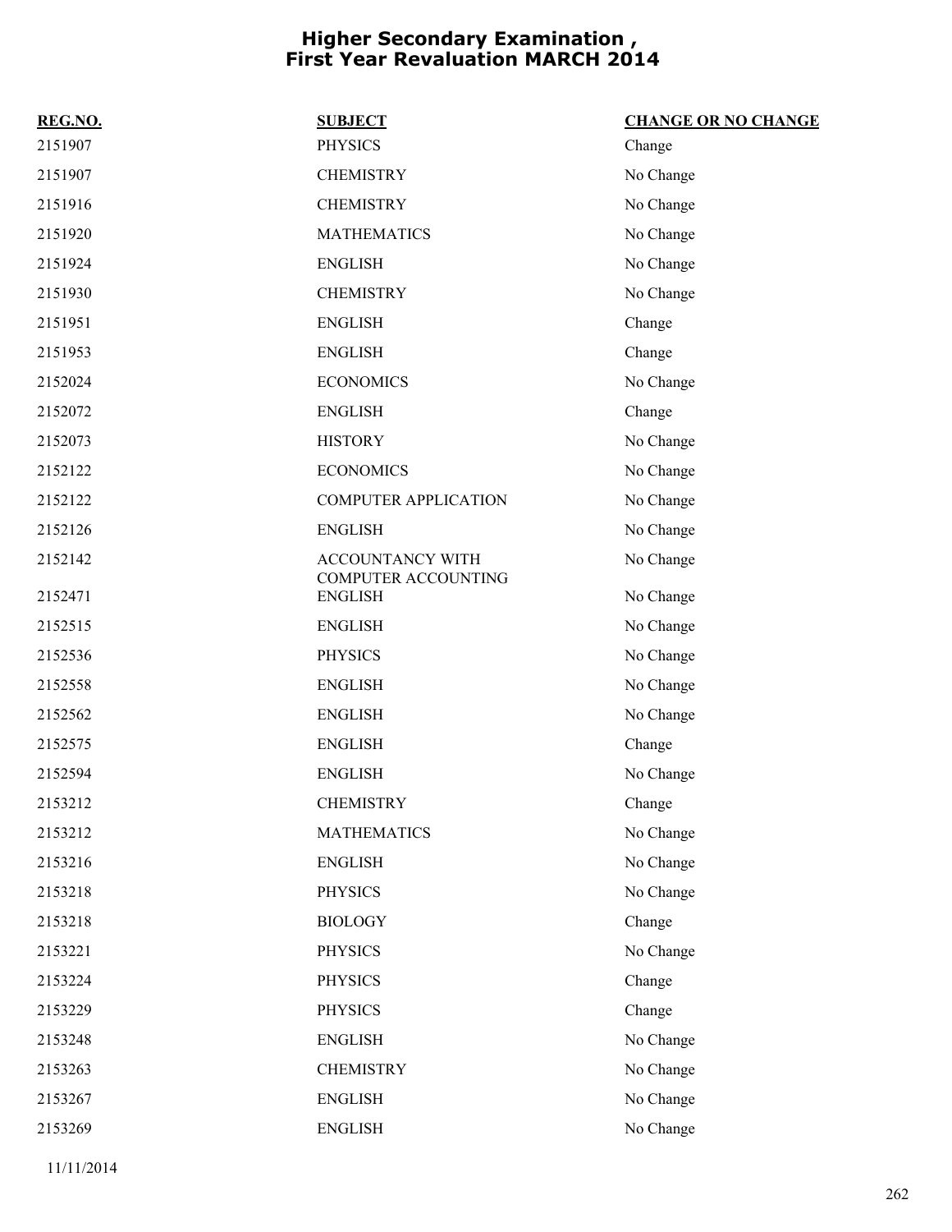# Higher Secondary Examination , First Year Revaluation MARCH 2014

| REG.NO. | SUBJECT | CHANGE OR NO CHANGE |
|---|---|---|
| 2151907 | PHYSICS | Change |
| 2151907 | CHEMISTRY | No Change |
| 2151916 | CHEMISTRY | No Change |
| 2151920 | MATHEMATICS | No Change |
| 2151924 | ENGLISH | No Change |
| 2151930 | CHEMISTRY | No Change |
| 2151951 | ENGLISH | Change |
| 2151953 | ENGLISH | Change |
| 2152024 | ECONOMICS | No Change |
| 2152072 | ENGLISH | Change |
| 2152073 | HISTORY | No Change |
| 2152122 | ECONOMICS | No Change |
| 2152122 | COMPUTER APPLICATION | No Change |
| 2152126 | ENGLISH | No Change |
| 2152142 | ACCOUNTANCY WITH COMPUTER ACCOUNTING | No Change |
| 2152471 | ENGLISH | No Change |
| 2152515 | ENGLISH | No Change |
| 2152536 | PHYSICS | No Change |
| 2152558 | ENGLISH | No Change |
| 2152562 | ENGLISH | No Change |
| 2152575 | ENGLISH | Change |
| 2152594 | ENGLISH | No Change |
| 2153212 | CHEMISTRY | Change |
| 2153212 | MATHEMATICS | No Change |
| 2153216 | ENGLISH | No Change |
| 2153218 | PHYSICS | No Change |
| 2153218 | BIOLOGY | Change |
| 2153221 | PHYSICS | No Change |
| 2153224 | PHYSICS | Change |
| 2153229 | PHYSICS | Change |
| 2153248 | ENGLISH | No Change |
| 2153263 | CHEMISTRY | No Change |
| 2153267 | ENGLISH | No Change |
| 2153269 | ENGLISH | No Change |

11/11/2014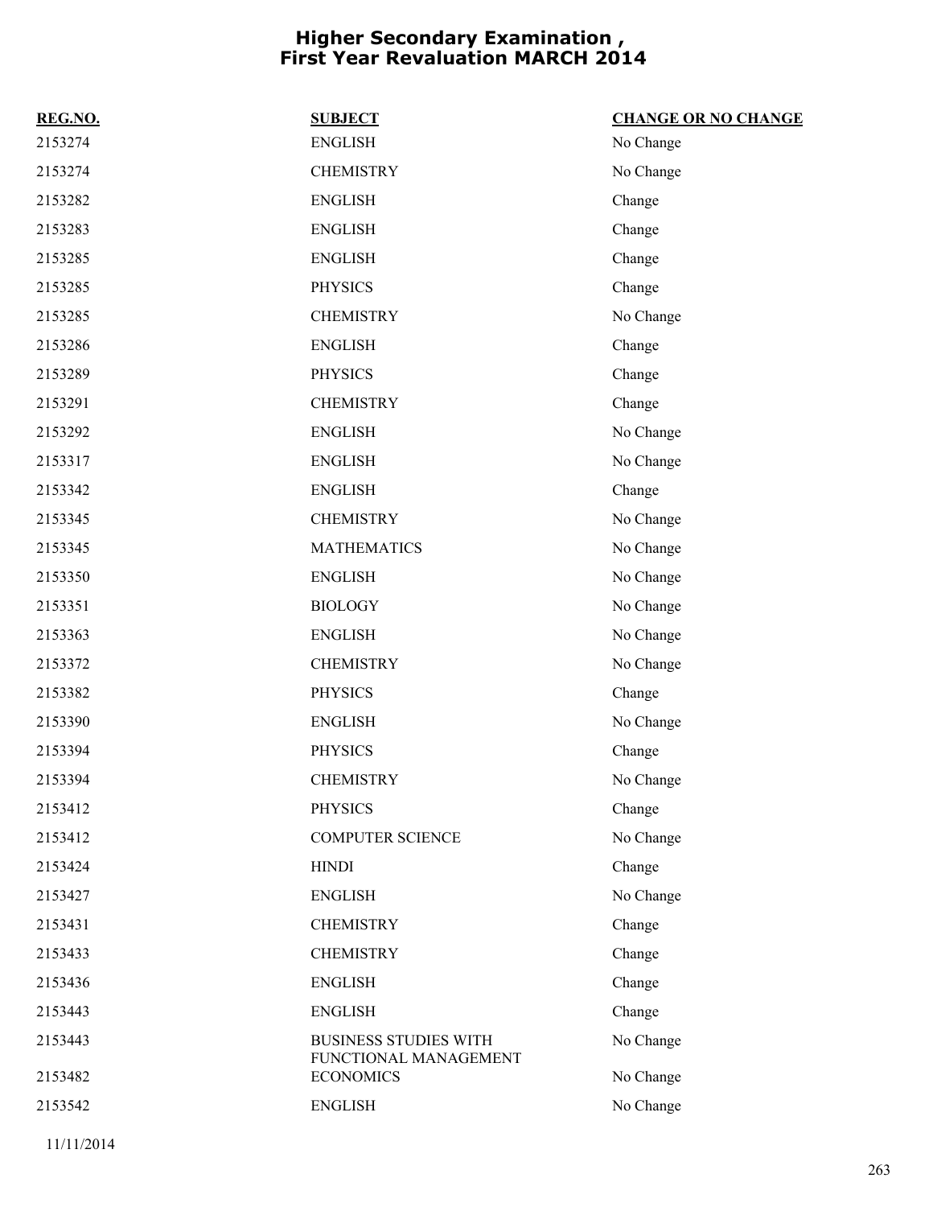# Higher Secondary Examination , First Year Revaluation MARCH 2014

| REG.NO. | SUBJECT | CHANGE OR NO CHANGE |
|---|---|---|
| 2153274 | ENGLISH | No Change |
| 2153274 | CHEMISTRY | No Change |
| 2153282 | ENGLISH | Change |
| 2153283 | ENGLISH | Change |
| 2153285 | ENGLISH | Change |
| 2153285 | PHYSICS | Change |
| 2153285 | CHEMISTRY | No Change |
| 2153286 | ENGLISH | Change |
| 2153289 | PHYSICS | Change |
| 2153291 | CHEMISTRY | Change |
| 2153292 | ENGLISH | No Change |
| 2153317 | ENGLISH | No Change |
| 2153342 | ENGLISH | Change |
| 2153345 | CHEMISTRY | No Change |
| 2153345 | MATHEMATICS | No Change |
| 2153350 | ENGLISH | No Change |
| 2153351 | BIOLOGY | No Change |
| 2153363 | ENGLISH | No Change |
| 2153372 | CHEMISTRY | No Change |
| 2153382 | PHYSICS | Change |
| 2153390 | ENGLISH | No Change |
| 2153394 | PHYSICS | Change |
| 2153394 | CHEMISTRY | No Change |
| 2153412 | PHYSICS | Change |
| 2153412 | COMPUTER SCIENCE | No Change |
| 2153424 | HINDI | Change |
| 2153427 | ENGLISH | No Change |
| 2153431 | CHEMISTRY | Change |
| 2153433 | CHEMISTRY | Change |
| 2153436 | ENGLISH | Change |
| 2153443 | ENGLISH | Change |
| 2153443 | BUSINESS STUDIES WITH FUNCTIONAL MANAGEMENT | No Change |
| 2153482 | ECONOMICS | No Change |
| 2153542 | ENGLISH | No Change |

11/11/2014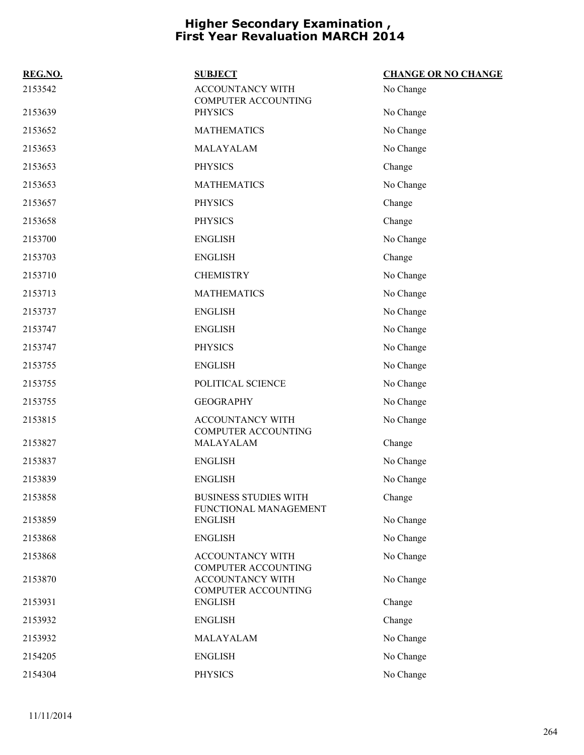# Higher Secondary Examination , First Year Revaluation MARCH 2014

| REG.NO. | SUBJECT | CHANGE OR NO CHANGE |
|---|---|---|
| 2153542 | ACCOUNTANCY WITH COMPUTER ACCOUNTING | No Change |
| 2153639 | PHYSICS | No Change |
| 2153652 | MATHEMATICS | No Change |
| 2153653 | MALAYALAM | No Change |
| 2153653 | PHYSICS | Change |
| 2153653 | MATHEMATICS | No Change |
| 2153657 | PHYSICS | Change |
| 2153658 | PHYSICS | Change |
| 2153700 | ENGLISH | No Change |
| 2153703 | ENGLISH | Change |
| 2153710 | CHEMISTRY | No Change |
| 2153713 | MATHEMATICS | No Change |
| 2153737 | ENGLISH | No Change |
| 2153747 | ENGLISH | No Change |
| 2153747 | PHYSICS | No Change |
| 2153755 | ENGLISH | No Change |
| 2153755 | POLITICAL SCIENCE | No Change |
| 2153755 | GEOGRAPHY | No Change |
| 2153815 | ACCOUNTANCY WITH COMPUTER ACCOUNTING | No Change |
| 2153827 | MALAYALAM | Change |
| 2153837 | ENGLISH | No Change |
| 2153839 | ENGLISH | No Change |
| 2153858 | BUSINESS STUDIES WITH FUNCTIONAL MANAGEMENT | Change |
| 2153859 | ENGLISH | No Change |
| 2153868 | ENGLISH | No Change |
| 2153868 | ACCOUNTANCY WITH COMPUTER ACCOUNTING | No Change |
| 2153870 | ACCOUNTANCY WITH COMPUTER ACCOUNTING | No Change |
| 2153931 | ENGLISH | Change |
| 2153932 | ENGLISH | Change |
| 2153932 | MALAYALAM | No Change |
| 2154205 | ENGLISH | No Change |
| 2154304 | PHYSICS | No Change |

11/11/2014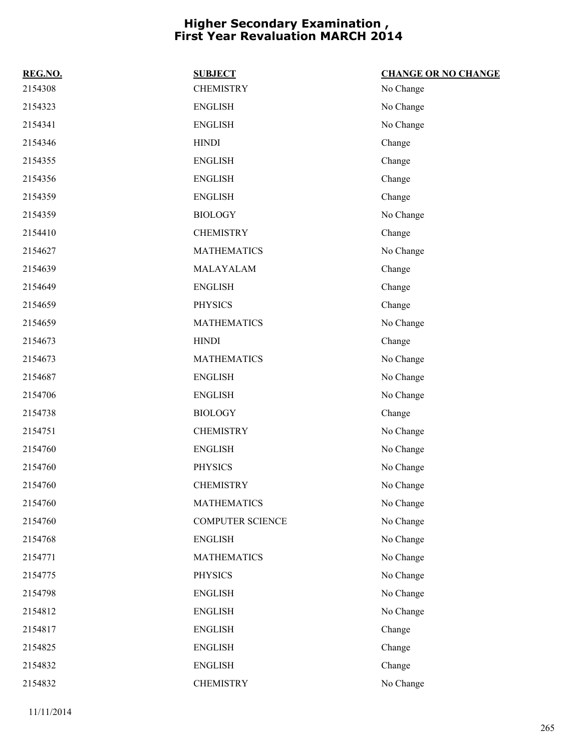# Higher Secondary Examination , First Year Revaluation MARCH 2014

| REG.NO. | SUBJECT | CHANGE OR NO CHANGE |
|---|---|---|
| 2154308 | CHEMISTRY | No Change |
| 2154323 | ENGLISH | No Change |
| 2154341 | ENGLISH | No Change |
| 2154346 | HINDI | Change |
| 2154355 | ENGLISH | Change |
| 2154356 | ENGLISH | Change |
| 2154359 | ENGLISH | Change |
| 2154359 | BIOLOGY | No Change |
| 2154410 | CHEMISTRY | Change |
| 2154627 | MATHEMATICS | No Change |
| 2154639 | MALAYALAM | Change |
| 2154649 | ENGLISH | Change |
| 2154659 | PHYSICS | Change |
| 2154659 | MATHEMATICS | No Change |
| 2154673 | HINDI | Change |
| 2154673 | MATHEMATICS | No Change |
| 2154687 | ENGLISH | No Change |
| 2154706 | ENGLISH | No Change |
| 2154738 | BIOLOGY | Change |
| 2154751 | CHEMISTRY | No Change |
| 2154760 | ENGLISH | No Change |
| 2154760 | PHYSICS | No Change |
| 2154760 | CHEMISTRY | No Change |
| 2154760 | MATHEMATICS | No Change |
| 2154760 | COMPUTER SCIENCE | No Change |
| 2154768 | ENGLISH | No Change |
| 2154771 | MATHEMATICS | No Change |
| 2154775 | PHYSICS | No Change |
| 2154798 | ENGLISH | No Change |
| 2154812 | ENGLISH | No Change |
| 2154817 | ENGLISH | Change |
| 2154825 | ENGLISH | Change |
| 2154832 | ENGLISH | Change |
| 2154832 | CHEMISTRY | No Change |

11/11/2014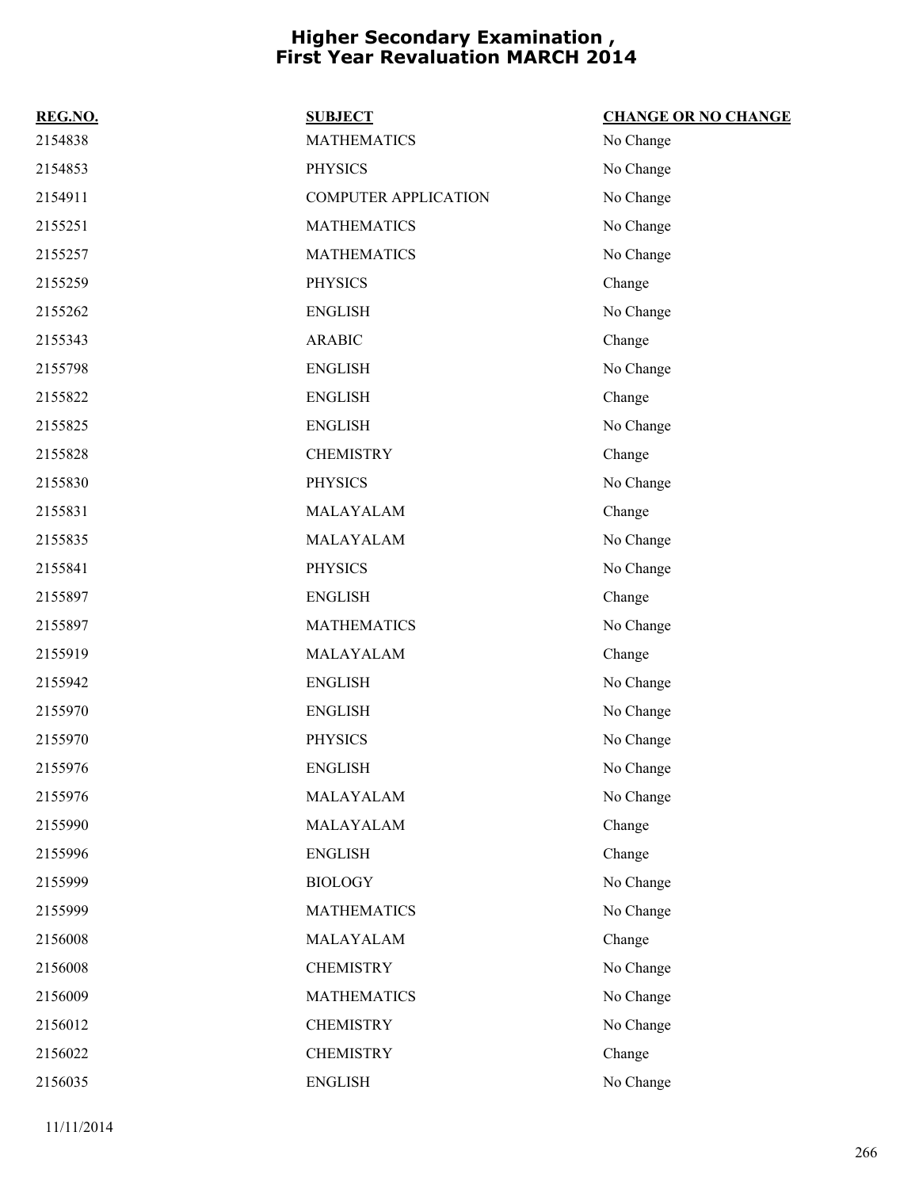# Higher Secondary Examination , First Year Revaluation MARCH 2014

| REG.NO. | SUBJECT | CHANGE OR NO CHANGE |
|---|---|---|
| 2154838 | MATHEMATICS | No Change |
| 2154853 | PHYSICS | No Change |
| 2154911 | COMPUTER APPLICATION | No Change |
| 2155251 | MATHEMATICS | No Change |
| 2155257 | MATHEMATICS | No Change |
| 2155259 | PHYSICS | Change |
| 2155262 | ENGLISH | No Change |
| 2155343 | ARABIC | Change |
| 2155798 | ENGLISH | No Change |
| 2155822 | ENGLISH | Change |
| 2155825 | ENGLISH | No Change |
| 2155828 | CHEMISTRY | Change |
| 2155830 | PHYSICS | No Change |
| 2155831 | MALAYALAM | Change |
| 2155835 | MALAYALAM | No Change |
| 2155841 | PHYSICS | No Change |
| 2155897 | ENGLISH | Change |
| 2155897 | MATHEMATICS | No Change |
| 2155919 | MALAYALAM | Change |
| 2155942 | ENGLISH | No Change |
| 2155970 | ENGLISH | No Change |
| 2155970 | PHYSICS | No Change |
| 2155976 | ENGLISH | No Change |
| 2155976 | MALAYALAM | No Change |
| 2155990 | MALAYALAM | Change |
| 2155996 | ENGLISH | Change |
| 2155999 | BIOLOGY | No Change |
| 2155999 | MATHEMATICS | No Change |
| 2156008 | MALAYALAM | Change |
| 2156008 | CHEMISTRY | No Change |
| 2156009 | MATHEMATICS | No Change |
| 2156012 | CHEMISTRY | No Change |
| 2156022 | CHEMISTRY | Change |
| 2156035 | ENGLISH | No Change |

11/11/2014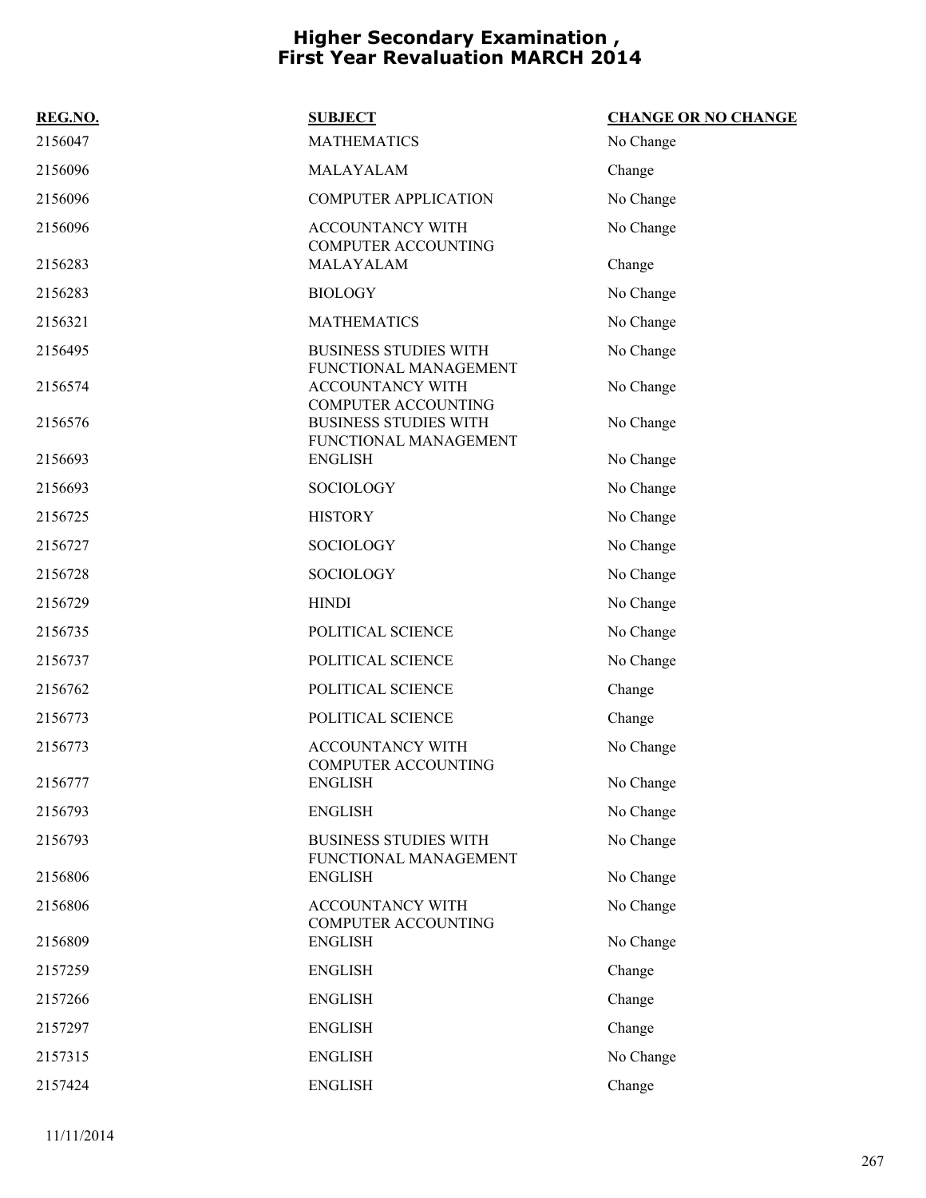# Higher Secondary Examination , First Year Revaluation MARCH 2014

| REG.NO. | SUBJECT | CHANGE OR NO CHANGE |
|---|---|---|
| 2156047 | MATHEMATICS | No Change |
| 2156096 | MALAYALAM | Change |
| 2156096 | COMPUTER APPLICATION | No Change |
| 2156096 | ACCOUNTANCY WITH COMPUTER ACCOUNTING | No Change |
| 2156283 | MALAYALAM | Change |
| 2156283 | BIOLOGY | No Change |
| 2156321 | MATHEMATICS | No Change |
| 2156495 | BUSINESS STUDIES WITH FUNCTIONAL MANAGEMENT | No Change |
| 2156574 | ACCOUNTANCY WITH COMPUTER ACCOUNTING | No Change |
| 2156576 | BUSINESS STUDIES WITH FUNCTIONAL MANAGEMENT | No Change |
| 2156693 | ENGLISH | No Change |
| 2156693 | SOCIOLOGY | No Change |
| 2156725 | HISTORY | No Change |
| 2156727 | SOCIOLOGY | No Change |
| 2156728 | SOCIOLOGY | No Change |
| 2156729 | HINDI | No Change |
| 2156735 | POLITICAL SCIENCE | No Change |
| 2156737 | POLITICAL SCIENCE | No Change |
| 2156762 | POLITICAL SCIENCE | Change |
| 2156773 | POLITICAL SCIENCE | Change |
| 2156773 | ACCOUNTANCY WITH COMPUTER ACCOUNTING | No Change |
| 2156777 | ENGLISH | No Change |
| 2156793 | ENGLISH | No Change |
| 2156793 | BUSINESS STUDIES WITH FUNCTIONAL MANAGEMENT | No Change |
| 2156806 | ENGLISH | No Change |
| 2156806 | ACCOUNTANCY WITH COMPUTER ACCOUNTING | No Change |
| 2156809 | ENGLISH | No Change |
| 2157259 | ENGLISH | Change |
| 2157266 | ENGLISH | Change |
| 2157297 | ENGLISH | Change |
| 2157315 | ENGLISH | No Change |
| 2157424 | ENGLISH | Change |

11/11/2014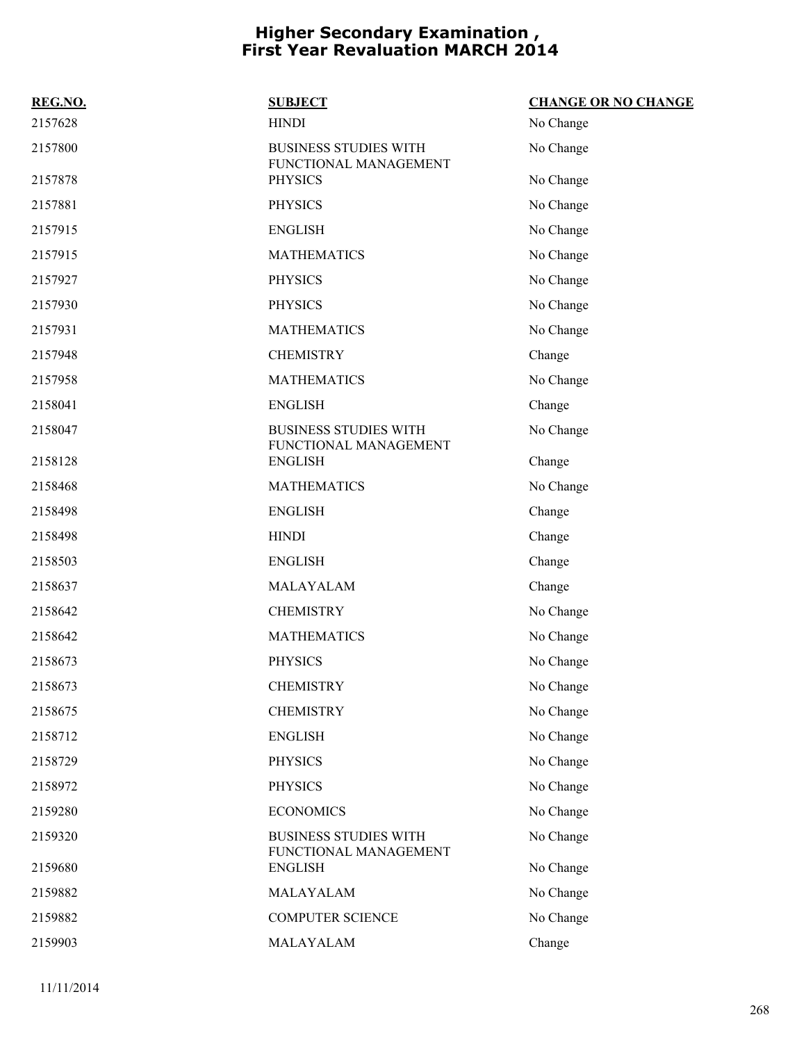# Higher Secondary Examination , First Year Revaluation MARCH 2014

| REG.NO. | SUBJECT | CHANGE OR NO CHANGE |
|---|---|---|
| 2157628 | HINDI | No Change |
| 2157800 | BUSINESS STUDIES WITH FUNCTIONAL MANAGEMENT | No Change |
| 2157878 | PHYSICS | No Change |
| 2157881 | PHYSICS | No Change |
| 2157915 | ENGLISH | No Change |
| 2157915 | MATHEMATICS | No Change |
| 2157927 | PHYSICS | No Change |
| 2157930 | PHYSICS | No Change |
| 2157931 | MATHEMATICS | No Change |
| 2157948 | CHEMISTRY | Change |
| 2157958 | MATHEMATICS | No Change |
| 2158041 | ENGLISH | Change |
| 2158047 | BUSINESS STUDIES WITH FUNCTIONAL MANAGEMENT | No Change |
| 2158128 | ENGLISH | Change |
| 2158468 | MATHEMATICS | No Change |
| 2158498 | ENGLISH | Change |
| 2158498 | HINDI | Change |
| 2158503 | ENGLISH | Change |
| 2158637 | MALAYALAM | Change |
| 2158642 | CHEMISTRY | No Change |
| 2158642 | MATHEMATICS | No Change |
| 2158673 | PHYSICS | No Change |
| 2158673 | CHEMISTRY | No Change |
| 2158675 | CHEMISTRY | No Change |
| 2158712 | ENGLISH | No Change |
| 2158729 | PHYSICS | No Change |
| 2158972 | PHYSICS | No Change |
| 2159280 | ECONOMICS | No Change |
| 2159320 | BUSINESS STUDIES WITH FUNCTIONAL MANAGEMENT | No Change |
| 2159680 | ENGLISH | No Change |
| 2159882 | MALAYALAM | No Change |
| 2159882 | COMPUTER SCIENCE | No Change |
| 2159903 | MALAYALAM | Change |

11/11/2014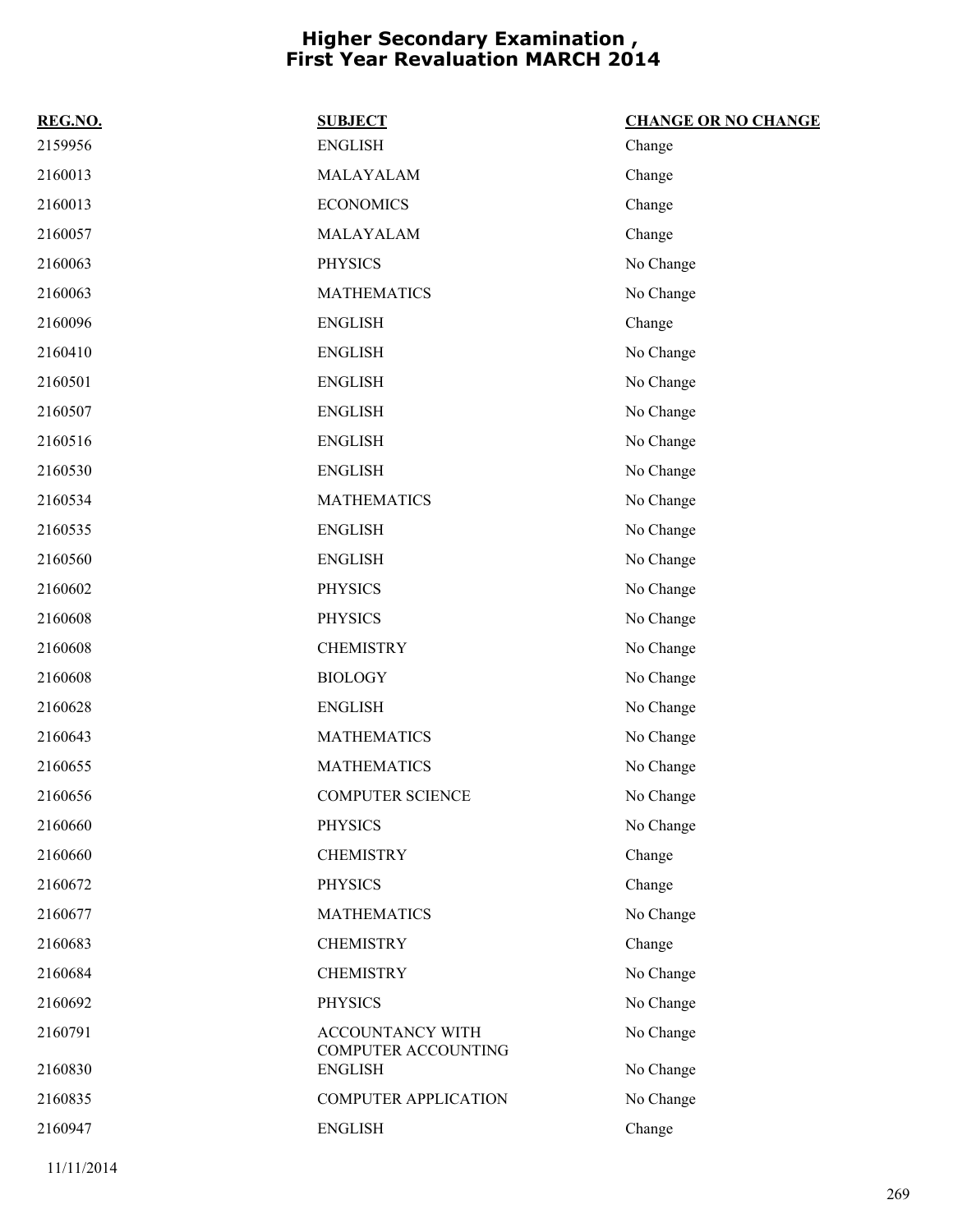# Higher Secondary Examination , First Year Revaluation MARCH 2014

| REG.NO. | SUBJECT | CHANGE OR NO CHANGE |
|---|---|---|
| 2159956 | ENGLISH | Change |
| 2160013 | MALAYALAM | Change |
| 2160013 | ECONOMICS | Change |
| 2160057 | MALAYALAM | Change |
| 2160063 | PHYSICS | No Change |
| 2160063 | MATHEMATICS | No Change |
| 2160096 | ENGLISH | Change |
| 2160410 | ENGLISH | No Change |
| 2160501 | ENGLISH | No Change |
| 2160507 | ENGLISH | No Change |
| 2160516 | ENGLISH | No Change |
| 2160530 | ENGLISH | No Change |
| 2160534 | MATHEMATICS | No Change |
| 2160535 | ENGLISH | No Change |
| 2160560 | ENGLISH | No Change |
| 2160602 | PHYSICS | No Change |
| 2160608 | PHYSICS | No Change |
| 2160608 | CHEMISTRY | No Change |
| 2160608 | BIOLOGY | No Change |
| 2160628 | ENGLISH | No Change |
| 2160643 | MATHEMATICS | No Change |
| 2160655 | MATHEMATICS | No Change |
| 2160656 | COMPUTER SCIENCE | No Change |
| 2160660 | PHYSICS | No Change |
| 2160660 | CHEMISTRY | Change |
| 2160672 | PHYSICS | Change |
| 2160677 | MATHEMATICS | No Change |
| 2160683 | CHEMISTRY | Change |
| 2160684 | CHEMISTRY | No Change |
| 2160692 | PHYSICS | No Change |
| 2160791 | ACCOUNTANCY WITH COMPUTER ACCOUNTING | No Change |
| 2160830 | ENGLISH | No Change |
| 2160835 | COMPUTER APPLICATION | No Change |
| 2160947 | ENGLISH | Change |

11/11/2014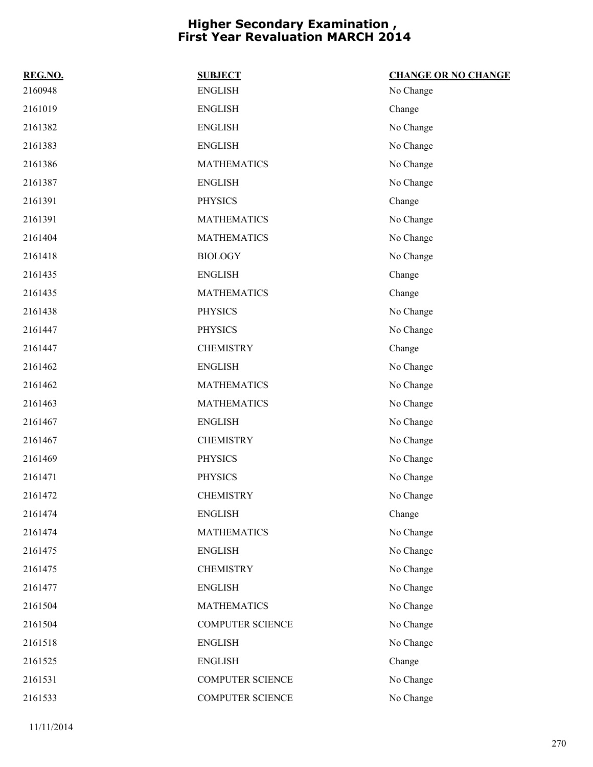# Higher Secondary Examination , First Year Revaluation MARCH 2014

| REG.NO. | SUBJECT | CHANGE OR NO CHANGE |
|---|---|---|
| 2160948 | ENGLISH | No Change |
| 2161019 | ENGLISH | Change |
| 2161382 | ENGLISH | No Change |
| 2161383 | ENGLISH | No Change |
| 2161386 | MATHEMATICS | No Change |
| 2161387 | ENGLISH | No Change |
| 2161391 | PHYSICS | Change |
| 2161391 | MATHEMATICS | No Change |
| 2161404 | MATHEMATICS | No Change |
| 2161418 | BIOLOGY | No Change |
| 2161435 | ENGLISH | Change |
| 2161435 | MATHEMATICS | Change |
| 2161438 | PHYSICS | No Change |
| 2161447 | PHYSICS | No Change |
| 2161447 | CHEMISTRY | Change |
| 2161462 | ENGLISH | No Change |
| 2161462 | MATHEMATICS | No Change |
| 2161463 | MATHEMATICS | No Change |
| 2161467 | ENGLISH | No Change |
| 2161467 | CHEMISTRY | No Change |
| 2161469 | PHYSICS | No Change |
| 2161471 | PHYSICS | No Change |
| 2161472 | CHEMISTRY | No Change |
| 2161474 | ENGLISH | Change |
| 2161474 | MATHEMATICS | No Change |
| 2161475 | ENGLISH | No Change |
| 2161475 | CHEMISTRY | No Change |
| 2161477 | ENGLISH | No Change |
| 2161504 | MATHEMATICS | No Change |
| 2161504 | COMPUTER SCIENCE | No Change |
| 2161518 | ENGLISH | No Change |
| 2161525 | ENGLISH | Change |
| 2161531 | COMPUTER SCIENCE | No Change |
| 2161533 | COMPUTER SCIENCE | No Change |

11/11/2014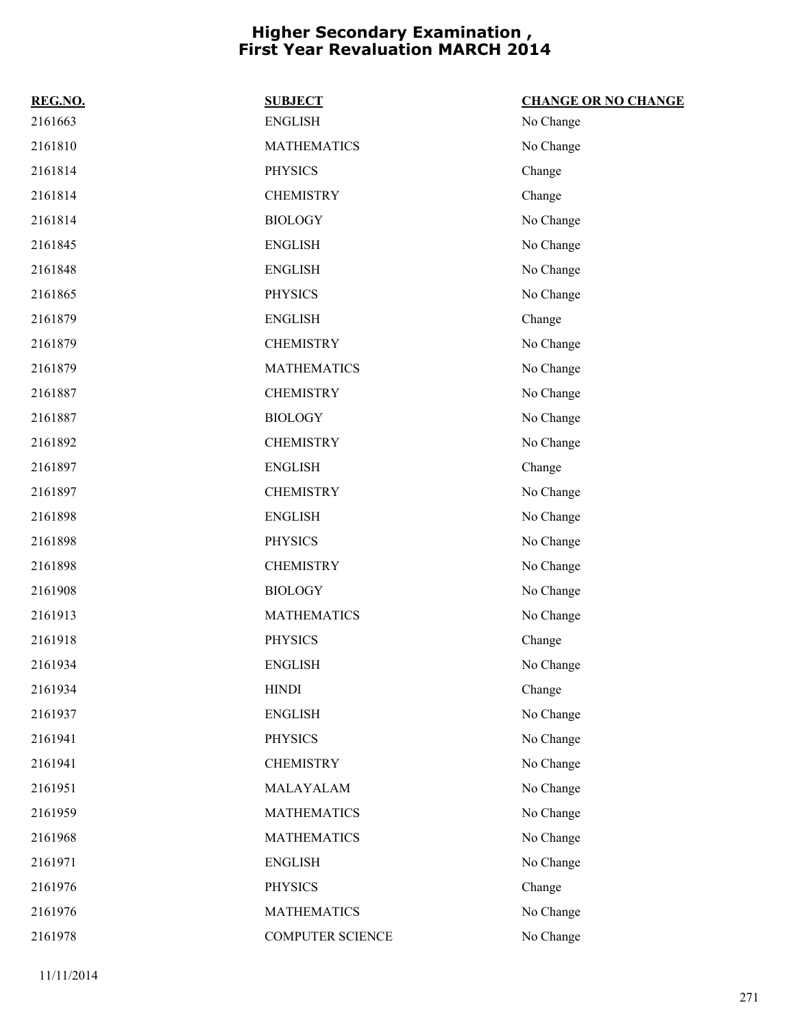# Higher Secondary Examination , First Year Revaluation MARCH 2014

| REG.NO. | SUBJECT | CHANGE OR NO CHANGE |
|---|---|---|
| 2161663 | ENGLISH | No Change |
| 2161810 | MATHEMATICS | No Change |
| 2161814 | PHYSICS | Change |
| 2161814 | CHEMISTRY | Change |
| 2161814 | BIOLOGY | No Change |
| 2161845 | ENGLISH | No Change |
| 2161848 | ENGLISH | No Change |
| 2161865 | PHYSICS | No Change |
| 2161879 | ENGLISH | Change |
| 2161879 | CHEMISTRY | No Change |
| 2161879 | MATHEMATICS | No Change |
| 2161887 | CHEMISTRY | No Change |
| 2161887 | BIOLOGY | No Change |
| 2161892 | CHEMISTRY | No Change |
| 2161897 | ENGLISH | Change |
| 2161897 | CHEMISTRY | No Change |
| 2161898 | ENGLISH | No Change |
| 2161898 | PHYSICS | No Change |
| 2161898 | CHEMISTRY | No Change |
| 2161908 | BIOLOGY | No Change |
| 2161913 | MATHEMATICS | No Change |
| 2161918 | PHYSICS | Change |
| 2161934 | ENGLISH | No Change |
| 2161934 | HINDI | Change |
| 2161937 | ENGLISH | No Change |
| 2161941 | PHYSICS | No Change |
| 2161941 | CHEMISTRY | No Change |
| 2161951 | MALAYALAM | No Change |
| 2161959 | MATHEMATICS | No Change |
| 2161968 | MATHEMATICS | No Change |
| 2161971 | ENGLISH | No Change |
| 2161976 | PHYSICS | Change |
| 2161976 | MATHEMATICS | No Change |
| 2161978 | COMPUTER SCIENCE | No Change |

11/11/2014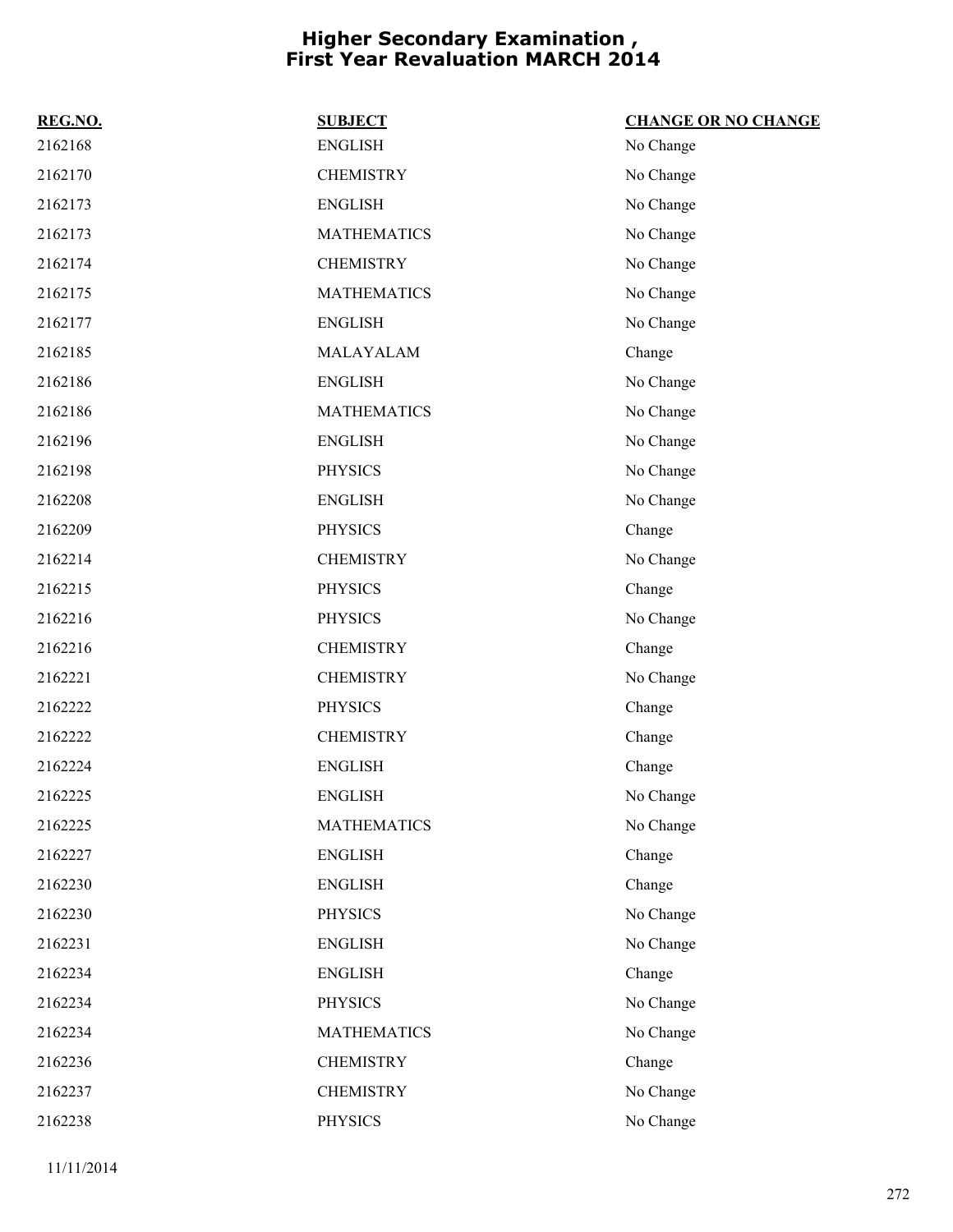# Higher Secondary Examination , First Year Revaluation MARCH 2014

| REG.NO. | SUBJECT | CHANGE OR NO CHANGE |
|---|---|---|
| 2162168 | ENGLISH | No Change |
| 2162170 | CHEMISTRY | No Change |
| 2162173 | ENGLISH | No Change |
| 2162173 | MATHEMATICS | No Change |
| 2162174 | CHEMISTRY | No Change |
| 2162175 | MATHEMATICS | No Change |
| 2162177 | ENGLISH | No Change |
| 2162185 | MALAYALAM | Change |
| 2162186 | ENGLISH | No Change |
| 2162186 | MATHEMATICS | No Change |
| 2162196 | ENGLISH | No Change |
| 2162198 | PHYSICS | No Change |
| 2162208 | ENGLISH | No Change |
| 2162209 | PHYSICS | Change |
| 2162214 | CHEMISTRY | No Change |
| 2162215 | PHYSICS | Change |
| 2162216 | PHYSICS | No Change |
| 2162216 | CHEMISTRY | Change |
| 2162221 | CHEMISTRY | No Change |
| 2162222 | PHYSICS | Change |
| 2162222 | CHEMISTRY | Change |
| 2162224 | ENGLISH | Change |
| 2162225 | ENGLISH | No Change |
| 2162225 | MATHEMATICS | No Change |
| 2162227 | ENGLISH | Change |
| 2162230 | ENGLISH | Change |
| 2162230 | PHYSICS | No Change |
| 2162231 | ENGLISH | No Change |
| 2162234 | ENGLISH | Change |
| 2162234 | PHYSICS | No Change |
| 2162234 | MATHEMATICS | No Change |
| 2162236 | CHEMISTRY | Change |
| 2162237 | CHEMISTRY | No Change |
| 2162238 | PHYSICS | No Change |

11/11/2014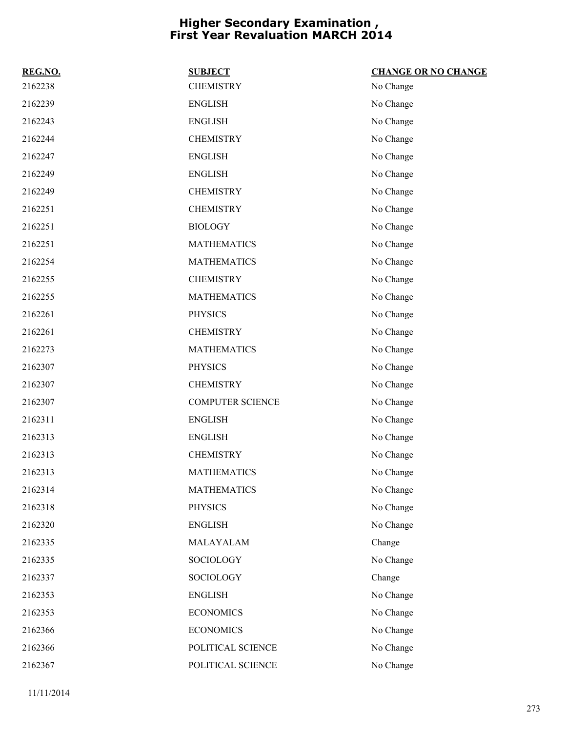# Higher Secondary Examination , First Year Revaluation MARCH 2014

| REG.NO. | SUBJECT | CHANGE OR NO CHANGE |
|---|---|---|
| 2162238 | CHEMISTRY | No Change |
| 2162239 | ENGLISH | No Change |
| 2162243 | ENGLISH | No Change |
| 2162244 | CHEMISTRY | No Change |
| 2162247 | ENGLISH | No Change |
| 2162249 | ENGLISH | No Change |
| 2162249 | CHEMISTRY | No Change |
| 2162251 | CHEMISTRY | No Change |
| 2162251 | BIOLOGY | No Change |
| 2162251 | MATHEMATICS | No Change |
| 2162254 | MATHEMATICS | No Change |
| 2162255 | CHEMISTRY | No Change |
| 2162255 | MATHEMATICS | No Change |
| 2162261 | PHYSICS | No Change |
| 2162261 | CHEMISTRY | No Change |
| 2162273 | MATHEMATICS | No Change |
| 2162307 | PHYSICS | No Change |
| 2162307 | CHEMISTRY | No Change |
| 2162307 | COMPUTER SCIENCE | No Change |
| 2162311 | ENGLISH | No Change |
| 2162313 | ENGLISH | No Change |
| 2162313 | CHEMISTRY | No Change |
| 2162313 | MATHEMATICS | No Change |
| 2162314 | MATHEMATICS | No Change |
| 2162318 | PHYSICS | No Change |
| 2162320 | ENGLISH | No Change |
| 2162335 | MALAYALAM | Change |
| 2162335 | SOCIOLOGY | No Change |
| 2162337 | SOCIOLOGY | Change |
| 2162353 | ENGLISH | No Change |
| 2162353 | ECONOMICS | No Change |
| 2162366 | ECONOMICS | No Change |
| 2162366 | POLITICAL SCIENCE | No Change |
| 2162367 | POLITICAL SCIENCE | No Change |

11/11/2014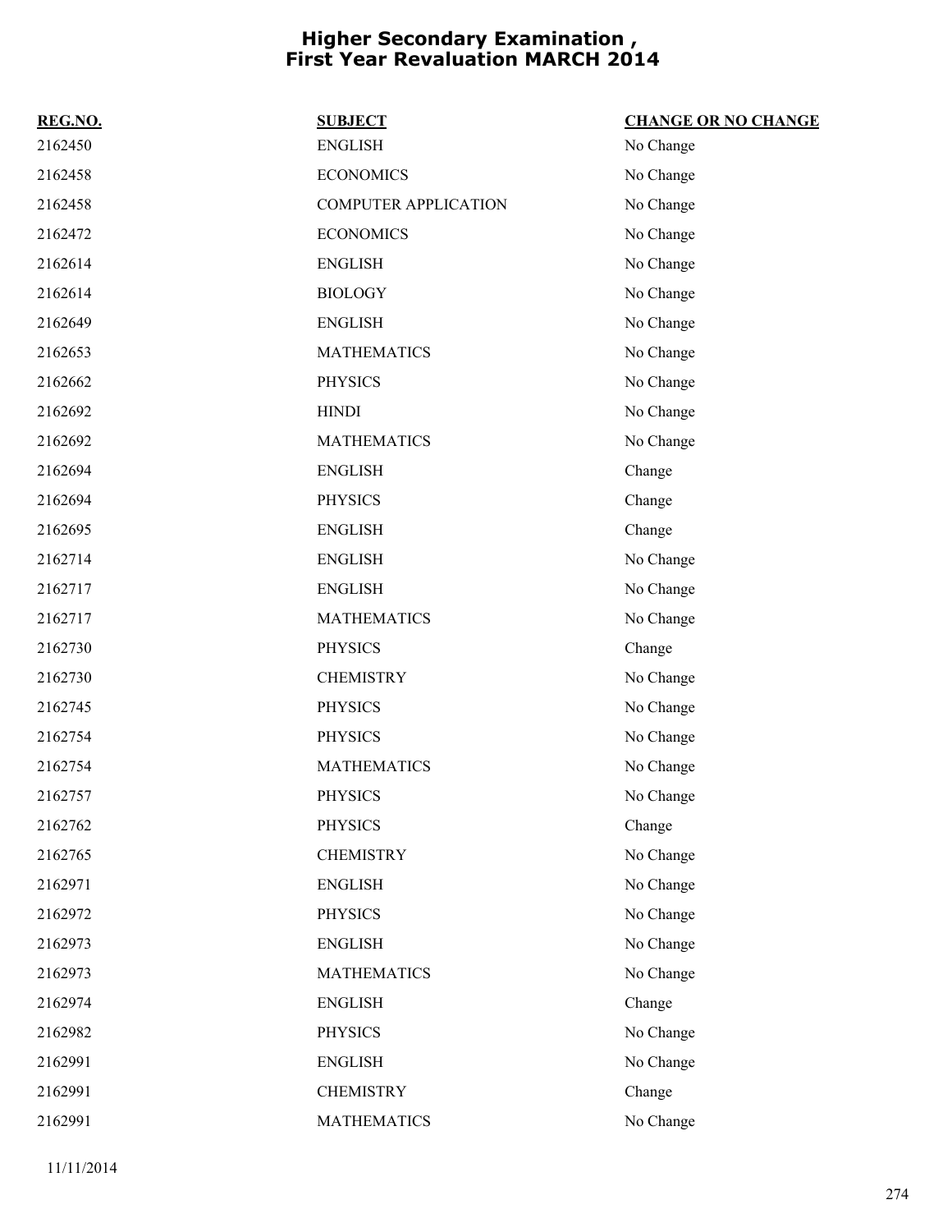# Higher Secondary Examination , First Year Revaluation MARCH 2014

| REG.NO. | SUBJECT | CHANGE OR NO CHANGE |
|---|---|---|
| 2162450 | ENGLISH | No Change |
| 2162458 | ECONOMICS | No Change |
| 2162458 | COMPUTER APPLICATION | No Change |
| 2162472 | ECONOMICS | No Change |
| 2162614 | ENGLISH | No Change |
| 2162614 | BIOLOGY | No Change |
| 2162649 | ENGLISH | No Change |
| 2162653 | MATHEMATICS | No Change |
| 2162662 | PHYSICS | No Change |
| 2162692 | HINDI | No Change |
| 2162692 | MATHEMATICS | No Change |
| 2162694 | ENGLISH | Change |
| 2162694 | PHYSICS | Change |
| 2162695 | ENGLISH | Change |
| 2162714 | ENGLISH | No Change |
| 2162717 | ENGLISH | No Change |
| 2162717 | MATHEMATICS | No Change |
| 2162730 | PHYSICS | Change |
| 2162730 | CHEMISTRY | No Change |
| 2162745 | PHYSICS | No Change |
| 2162754 | PHYSICS | No Change |
| 2162754 | MATHEMATICS | No Change |
| 2162757 | PHYSICS | No Change |
| 2162762 | PHYSICS | Change |
| 2162765 | CHEMISTRY | No Change |
| 2162971 | ENGLISH | No Change |
| 2162972 | PHYSICS | No Change |
| 2162973 | ENGLISH | No Change |
| 2162973 | MATHEMATICS | No Change |
| 2162974 | ENGLISH | Change |
| 2162982 | PHYSICS | No Change |
| 2162991 | ENGLISH | No Change |
| 2162991 | CHEMISTRY | Change |
| 2162991 | MATHEMATICS | No Change |

11/11/2014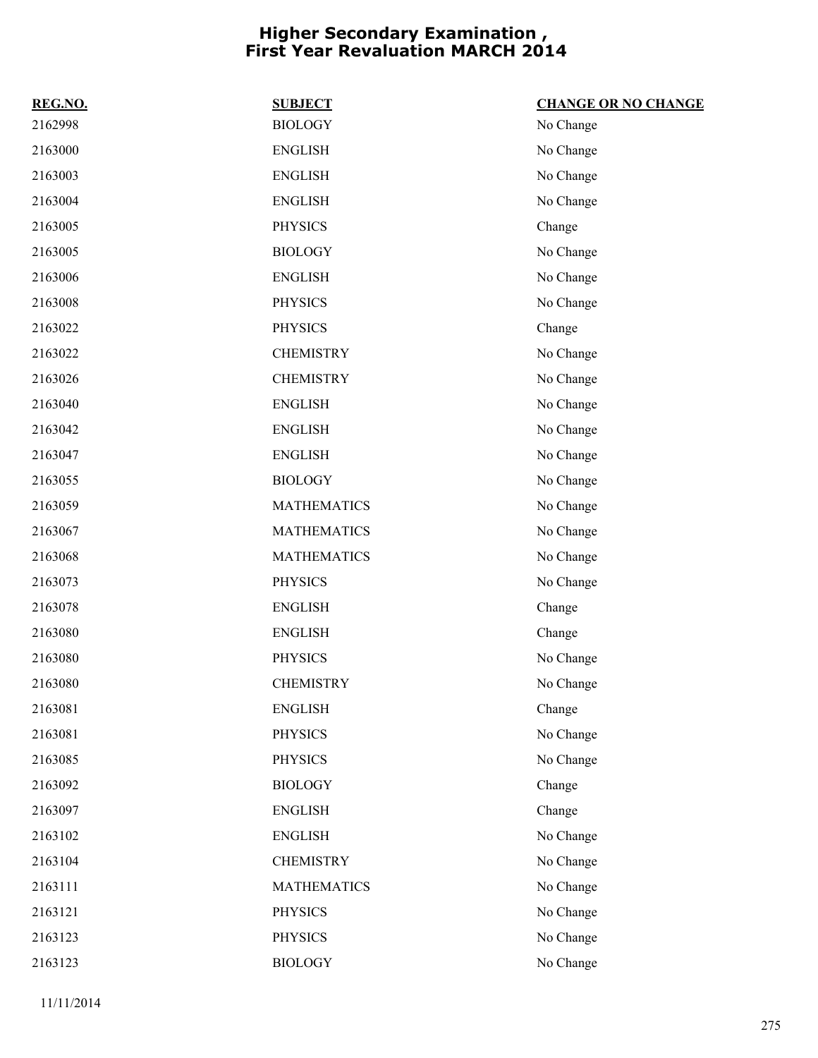# Higher Secondary Examination , First Year Revaluation MARCH 2014

| REG.NO. | SUBJECT | CHANGE OR NO CHANGE |
|---|---|---|
| 2162998 | BIOLOGY | No Change |
| 2163000 | ENGLISH | No Change |
| 2163003 | ENGLISH | No Change |
| 2163004 | ENGLISH | No Change |
| 2163005 | PHYSICS | Change |
| 2163005 | BIOLOGY | No Change |
| 2163006 | ENGLISH | No Change |
| 2163008 | PHYSICS | No Change |
| 2163022 | PHYSICS | Change |
| 2163022 | CHEMISTRY | No Change |
| 2163026 | CHEMISTRY | No Change |
| 2163040 | ENGLISH | No Change |
| 2163042 | ENGLISH | No Change |
| 2163047 | ENGLISH | No Change |
| 2163055 | BIOLOGY | No Change |
| 2163059 | MATHEMATICS | No Change |
| 2163067 | MATHEMATICS | No Change |
| 2163068 | MATHEMATICS | No Change |
| 2163073 | PHYSICS | No Change |
| 2163078 | ENGLISH | Change |
| 2163080 | ENGLISH | Change |
| 2163080 | PHYSICS | No Change |
| 2163080 | CHEMISTRY | No Change |
| 2163081 | ENGLISH | Change |
| 2163081 | PHYSICS | No Change |
| 2163085 | PHYSICS | No Change |
| 2163092 | BIOLOGY | Change |
| 2163097 | ENGLISH | Change |
| 2163102 | ENGLISH | No Change |
| 2163104 | CHEMISTRY | No Change |
| 2163111 | MATHEMATICS | No Change |
| 2163121 | PHYSICS | No Change |
| 2163123 | PHYSICS | No Change |
| 2163123 | BIOLOGY | No Change |

11/11/2014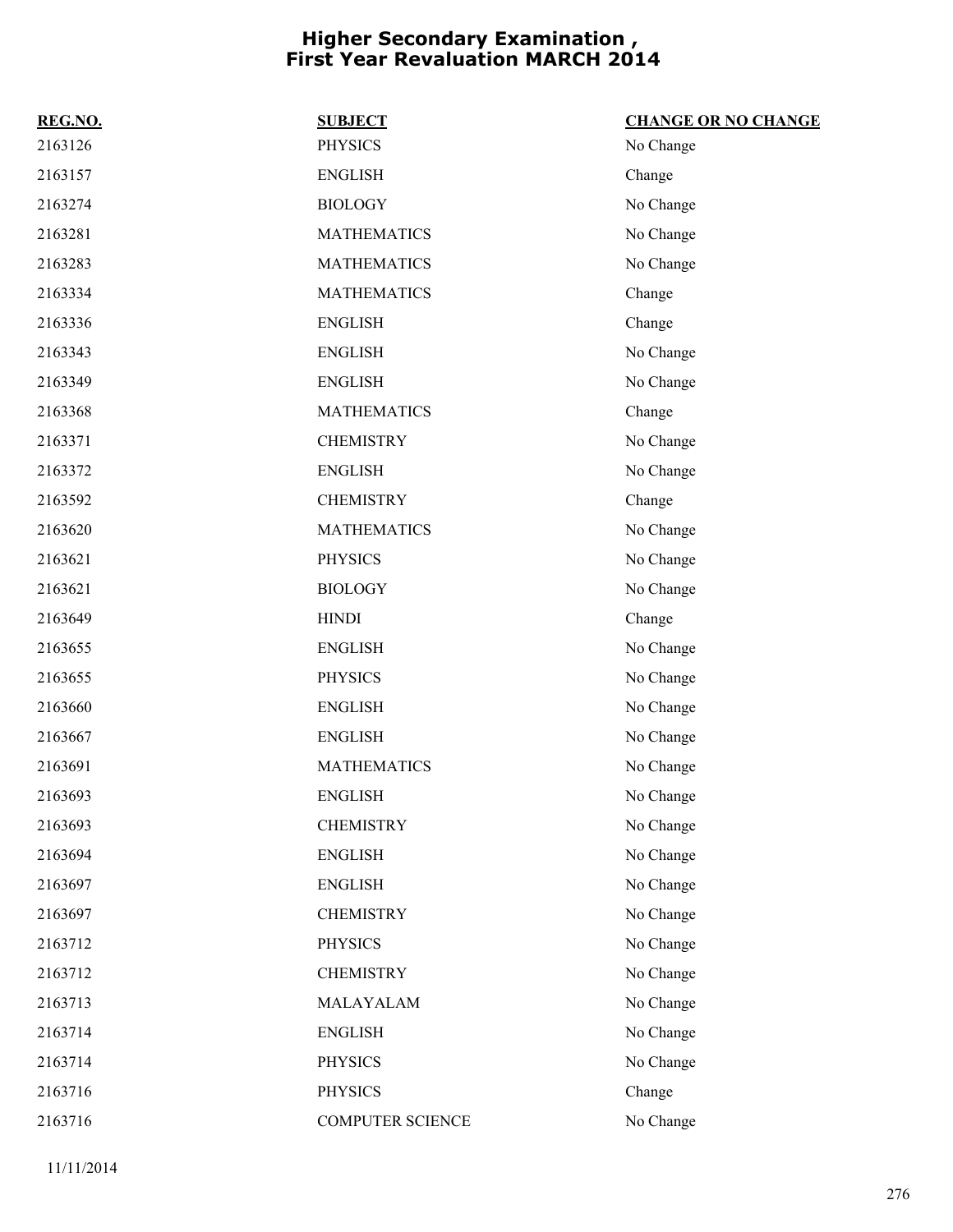# Higher Secondary Examination , First Year Revaluation MARCH 2014

| REG.NO. | SUBJECT | CHANGE OR NO CHANGE |
|---|---|---|
| 2163126 | PHYSICS | No Change |
| 2163157 | ENGLISH | Change |
| 2163274 | BIOLOGY | No Change |
| 2163281 | MATHEMATICS | No Change |
| 2163283 | MATHEMATICS | No Change |
| 2163334 | MATHEMATICS | Change |
| 2163336 | ENGLISH | Change |
| 2163343 | ENGLISH | No Change |
| 2163349 | ENGLISH | No Change |
| 2163368 | MATHEMATICS | Change |
| 2163371 | CHEMISTRY | No Change |
| 2163372 | ENGLISH | No Change |
| 2163592 | CHEMISTRY | Change |
| 2163620 | MATHEMATICS | No Change |
| 2163621 | PHYSICS | No Change |
| 2163621 | BIOLOGY | No Change |
| 2163649 | HINDI | Change |
| 2163655 | ENGLISH | No Change |
| 2163655 | PHYSICS | No Change |
| 2163660 | ENGLISH | No Change |
| 2163667 | ENGLISH | No Change |
| 2163691 | MATHEMATICS | No Change |
| 2163693 | ENGLISH | No Change |
| 2163693 | CHEMISTRY | No Change |
| 2163694 | ENGLISH | No Change |
| 2163697 | ENGLISH | No Change |
| 2163697 | CHEMISTRY | No Change |
| 2163712 | PHYSICS | No Change |
| 2163712 | CHEMISTRY | No Change |
| 2163713 | MALAYALAM | No Change |
| 2163714 | ENGLISH | No Change |
| 2163714 | PHYSICS | No Change |
| 2163716 | PHYSICS | Change |
| 2163716 | COMPUTER SCIENCE | No Change |

11/11/2014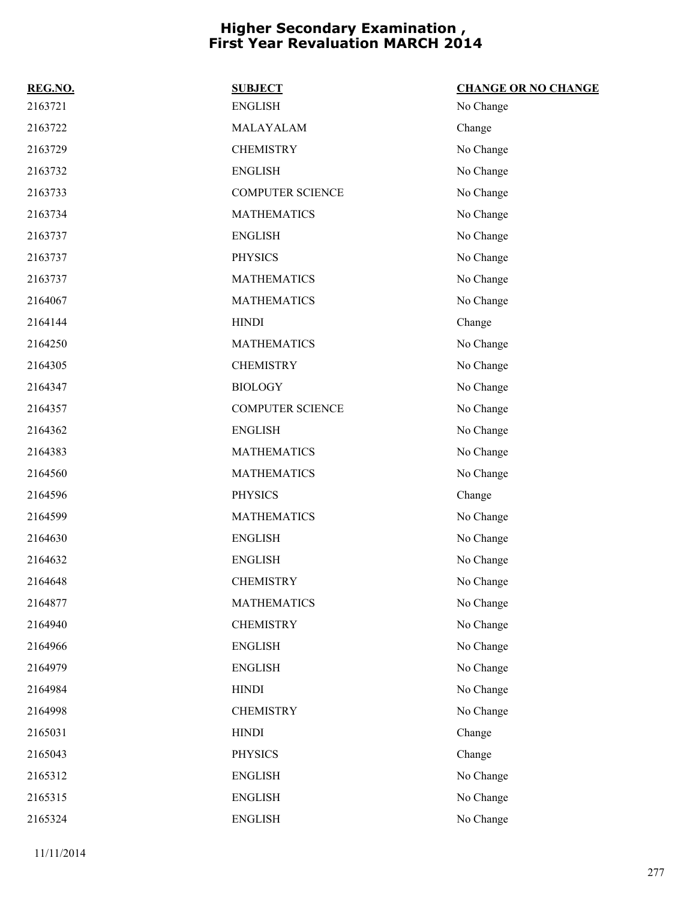# Higher Secondary Examination , First Year Revaluation MARCH 2014

| REG.NO. | SUBJECT | CHANGE OR NO CHANGE |
|---|---|---|
| 2163721 | ENGLISH | No Change |
| 2163722 | MALAYALAM | Change |
| 2163729 | CHEMISTRY | No Change |
| 2163732 | ENGLISH | No Change |
| 2163733 | COMPUTER SCIENCE | No Change |
| 2163734 | MATHEMATICS | No Change |
| 2163737 | ENGLISH | No Change |
| 2163737 | PHYSICS | No Change |
| 2163737 | MATHEMATICS | No Change |
| 2164067 | MATHEMATICS | No Change |
| 2164144 | HINDI | Change |
| 2164250 | MATHEMATICS | No Change |
| 2164305 | CHEMISTRY | No Change |
| 2164347 | BIOLOGY | No Change |
| 2164357 | COMPUTER SCIENCE | No Change |
| 2164362 | ENGLISH | No Change |
| 2164383 | MATHEMATICS | No Change |
| 2164560 | MATHEMATICS | No Change |
| 2164596 | PHYSICS | Change |
| 2164599 | MATHEMATICS | No Change |
| 2164630 | ENGLISH | No Change |
| 2164632 | ENGLISH | No Change |
| 2164648 | CHEMISTRY | No Change |
| 2164877 | MATHEMATICS | No Change |
| 2164940 | CHEMISTRY | No Change |
| 2164966 | ENGLISH | No Change |
| 2164979 | ENGLISH | No Change |
| 2164984 | HINDI | No Change |
| 2164998 | CHEMISTRY | No Change |
| 2165031 | HINDI | Change |
| 2165043 | PHYSICS | Change |
| 2165312 | ENGLISH | No Change |
| 2165315 | ENGLISH | No Change |
| 2165324 | ENGLISH | No Change |

11/11/2014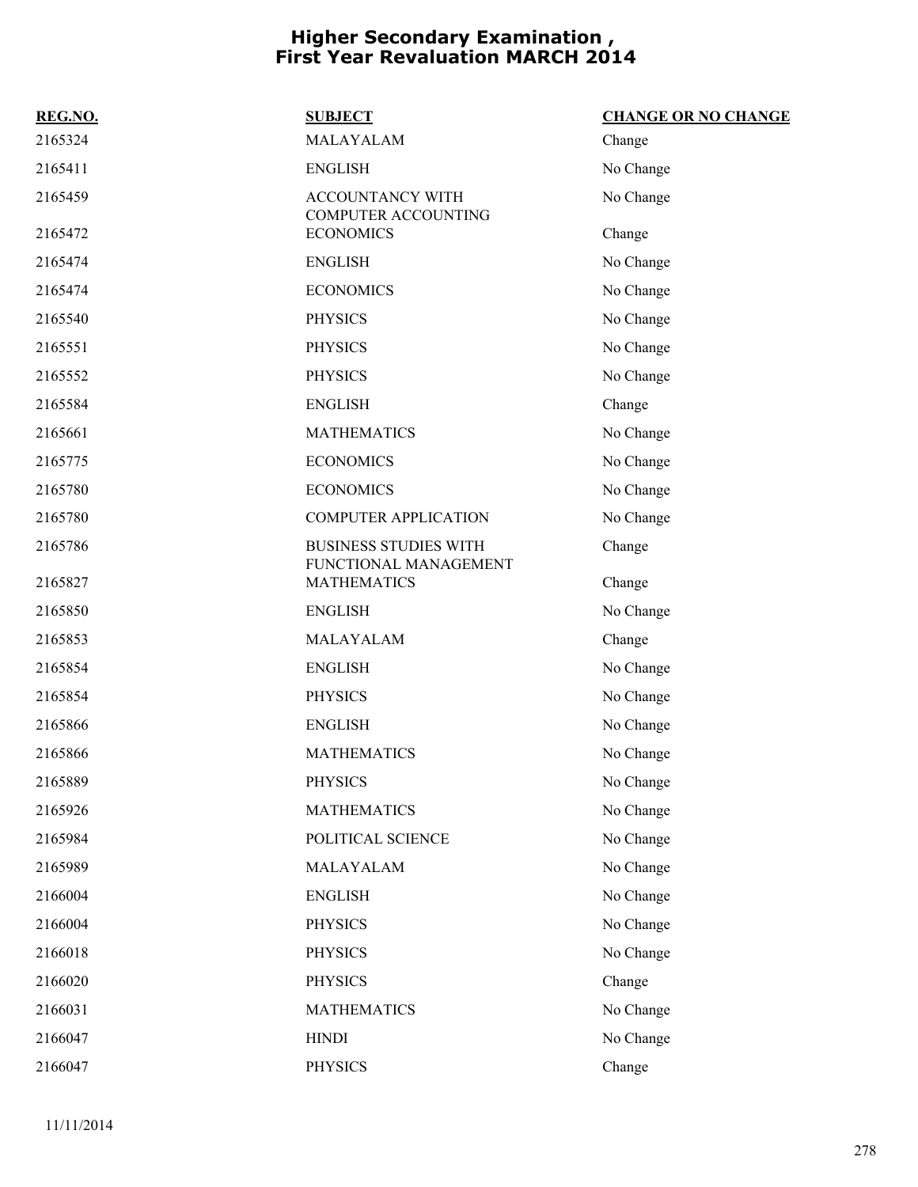# Higher Secondary Examination , First Year Revaluation MARCH 2014

| REG.NO. | SUBJECT | CHANGE OR NO CHANGE |
| --- | --- | --- |
| 2165324 | MALAYALAM | Change |
| 2165411 | ENGLISH | No Change |
| 2165459 | ACCOUNTANCY WITH COMPUTER ACCOUNTING | No Change |
| 2165472 | ECONOMICS | Change |
| 2165474 | ENGLISH | No Change |
| 2165474 | ECONOMICS | No Change |
| 2165540 | PHYSICS | No Change |
| 2165551 | PHYSICS | No Change |
| 2165552 | PHYSICS | No Change |
| 2165584 | ENGLISH | Change |
| 2165661 | MATHEMATICS | No Change |
| 2165775 | ECONOMICS | No Change |
| 2165780 | ECONOMICS | No Change |
| 2165780 | COMPUTER APPLICATION | No Change |
| 2165786 | BUSINESS STUDIES WITH FUNCTIONAL MANAGEMENT | Change |
| 2165827 | MATHEMATICS | Change |
| 2165850 | ENGLISH | No Change |
| 2165853 | MALAYALAM | Change |
| 2165854 | ENGLISH | No Change |
| 2165854 | PHYSICS | No Change |
| 2165866 | ENGLISH | No Change |
| 2165866 | MATHEMATICS | No Change |
| 2165889 | PHYSICS | No Change |
| 2165926 | MATHEMATICS | No Change |
| 2165984 | POLITICAL SCIENCE | No Change |
| 2165989 | MALAYALAM | No Change |
| 2166004 | ENGLISH | No Change |
| 2166004 | PHYSICS | No Change |
| 2166018 | PHYSICS | No Change |
| 2166020 | PHYSICS | Change |
| 2166031 | MATHEMATICS | No Change |
| 2166047 | HINDI | No Change |
| 2166047 | PHYSICS | Change |

11/11/2014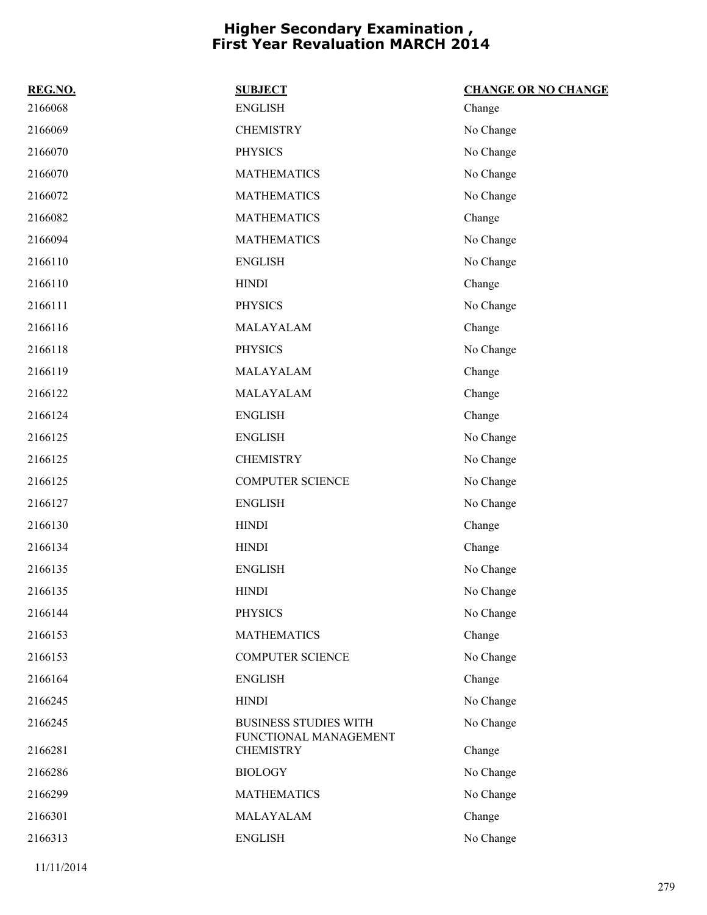# Higher Secondary Examination , First Year Revaluation MARCH 2014

| REG.NO. | SUBJECT | CHANGE OR NO CHANGE |
|---|---|---|
| 2166068 | ENGLISH | Change |
| 2166069 | CHEMISTRY | No Change |
| 2166070 | PHYSICS | No Change |
| 2166070 | MATHEMATICS | No Change |
| 2166072 | MATHEMATICS | No Change |
| 2166082 | MATHEMATICS | Change |
| 2166094 | MATHEMATICS | No Change |
| 2166110 | ENGLISH | No Change |
| 2166110 | HINDI | Change |
| 2166111 | PHYSICS | No Change |
| 2166116 | MALAYALAM | Change |
| 2166118 | PHYSICS | No Change |
| 2166119 | MALAYALAM | Change |
| 2166122 | MALAYALAM | Change |
| 2166124 | ENGLISH | Change |
| 2166125 | ENGLISH | No Change |
| 2166125 | CHEMISTRY | No Change |
| 2166125 | COMPUTER SCIENCE | No Change |
| 2166127 | ENGLISH | No Change |
| 2166130 | HINDI | Change |
| 2166134 | HINDI | Change |
| 2166135 | ENGLISH | No Change |
| 2166135 | HINDI | No Change |
| 2166144 | PHYSICS | No Change |
| 2166153 | MATHEMATICS | Change |
| 2166153 | COMPUTER SCIENCE | No Change |
| 2166164 | ENGLISH | Change |
| 2166245 | HINDI | No Change |
| 2166245 | BUSINESS STUDIES WITH FUNCTIONAL MANAGEMENT | No Change |
| 2166281 | CHEMISTRY | Change |
| 2166286 | BIOLOGY | No Change |
| 2166299 | MATHEMATICS | No Change |
| 2166301 | MALAYALAM | Change |
| 2166313 | ENGLISH | No Change |

11/11/2014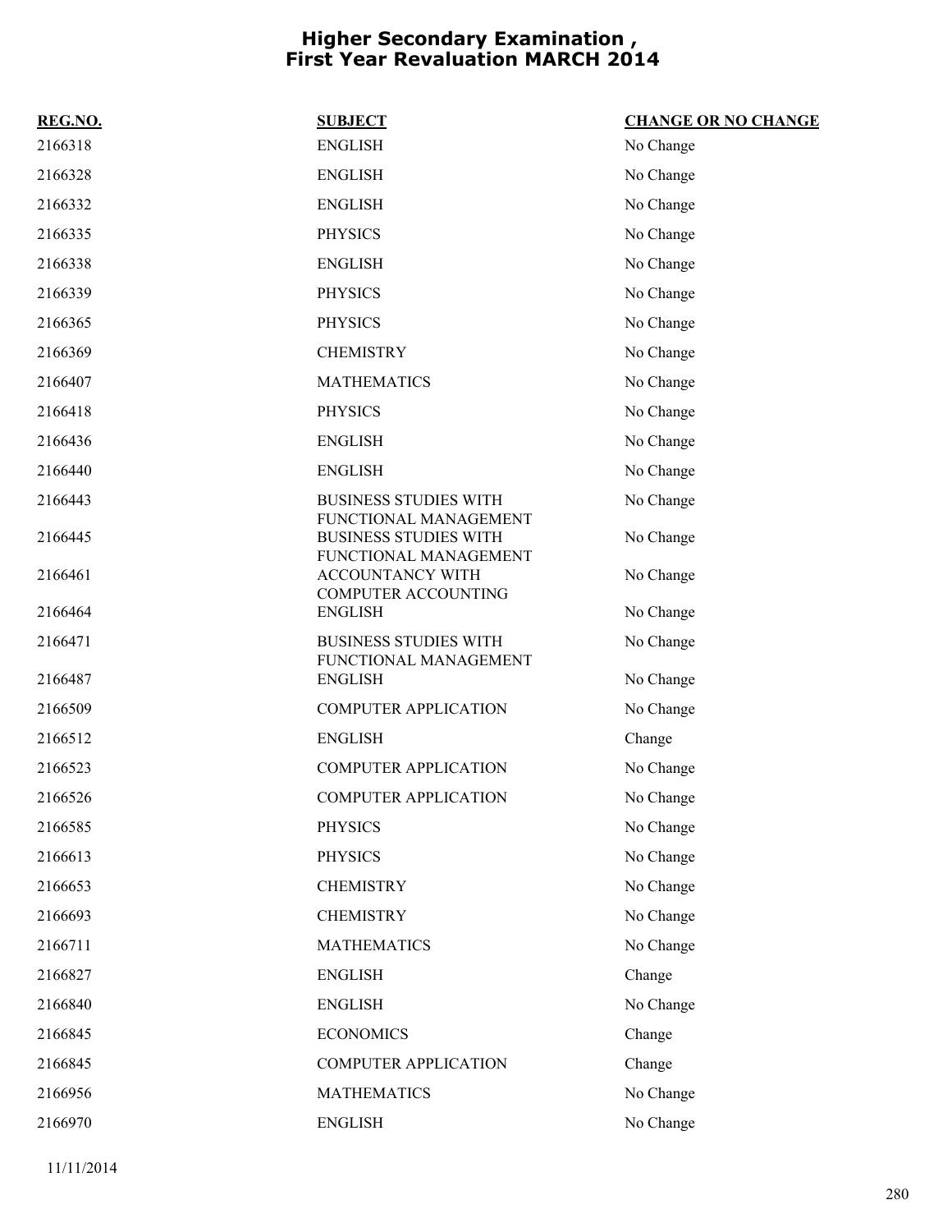# Higher Secondary Examination , First Year Revaluation MARCH 2014

| REG.NO. | SUBJECT | CHANGE OR NO CHANGE |
|---|---|---|
| 2166318 | ENGLISH | No Change |
| 2166328 | ENGLISH | No Change |
| 2166332 | ENGLISH | No Change |
| 2166335 | PHYSICS | No Change |
| 2166338 | ENGLISH | No Change |
| 2166339 | PHYSICS | No Change |
| 2166365 | PHYSICS | No Change |
| 2166369 | CHEMISTRY | No Change |
| 2166407 | MATHEMATICS | No Change |
| 2166418 | PHYSICS | No Change |
| 2166436 | ENGLISH | No Change |
| 2166440 | ENGLISH | No Change |
| 2166443 | BUSINESS STUDIES WITH FUNCTIONAL MANAGEMENT | No Change |
| 2166445 | BUSINESS STUDIES WITH FUNCTIONAL MANAGEMENT | No Change |
| 2166461 | ACCOUNTANCY WITH COMPUTER ACCOUNTING | No Change |
| 2166464 | ENGLISH | No Change |
| 2166471 | BUSINESS STUDIES WITH FUNCTIONAL MANAGEMENT | No Change |
| 2166487 | ENGLISH | No Change |
| 2166509 | COMPUTER APPLICATION | No Change |
| 2166512 | ENGLISH | Change |
| 2166523 | COMPUTER APPLICATION | No Change |
| 2166526 | COMPUTER APPLICATION | No Change |
| 2166585 | PHYSICS | No Change |
| 2166613 | PHYSICS | No Change |
| 2166653 | CHEMISTRY | No Change |
| 2166693 | CHEMISTRY | No Change |
| 2166711 | MATHEMATICS | No Change |
| 2166827 | ENGLISH | Change |
| 2166840 | ENGLISH | No Change |
| 2166845 | ECONOMICS | Change |
| 2166845 | COMPUTER APPLICATION | Change |
| 2166956 | MATHEMATICS | No Change |
| 2166970 | ENGLISH | No Change |

11/11/2014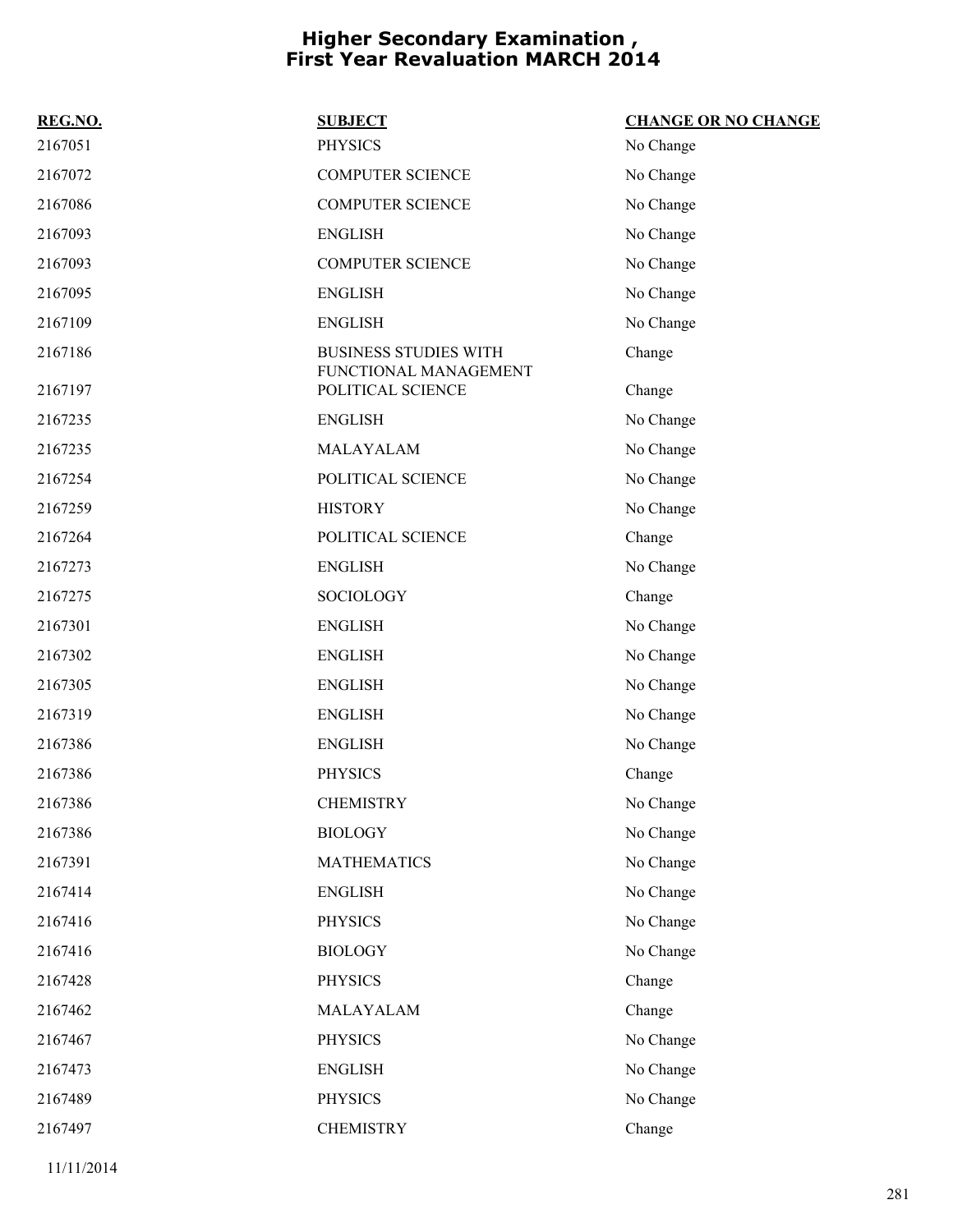# Higher Secondary Examination , First Year Revaluation MARCH 2014

| REG.NO. | SUBJECT | CHANGE OR NO CHANGE |
|---|---|---|
| 2167051 | PHYSICS | No Change |
| 2167072 | COMPUTER SCIENCE | No Change |
| 2167086 | COMPUTER SCIENCE | No Change |
| 2167093 | ENGLISH | No Change |
| 2167093 | COMPUTER SCIENCE | No Change |
| 2167095 | ENGLISH | No Change |
| 2167109 | ENGLISH | No Change |
| 2167186 | BUSINESS STUDIES WITH FUNCTIONAL MANAGEMENT | Change |
| 2167197 | POLITICAL SCIENCE | Change |
| 2167235 | ENGLISH | No Change |
| 2167235 | MALAYALAM | No Change |
| 2167254 | POLITICAL SCIENCE | No Change |
| 2167259 | HISTORY | No Change |
| 2167264 | POLITICAL SCIENCE | Change |
| 2167273 | ENGLISH | No Change |
| 2167275 | SOCIOLOGY | Change |
| 2167301 | ENGLISH | No Change |
| 2167302 | ENGLISH | No Change |
| 2167305 | ENGLISH | No Change |
| 2167319 | ENGLISH | No Change |
| 2167386 | ENGLISH | No Change |
| 2167386 | PHYSICS | Change |
| 2167386 | CHEMISTRY | No Change |
| 2167386 | BIOLOGY | No Change |
| 2167391 | MATHEMATICS | No Change |
| 2167414 | ENGLISH | No Change |
| 2167416 | PHYSICS | No Change |
| 2167416 | BIOLOGY | No Change |
| 2167428 | PHYSICS | Change |
| 2167462 | MALAYALAM | Change |
| 2167467 | PHYSICS | No Change |
| 2167473 | ENGLISH | No Change |
| 2167489 | PHYSICS | No Change |
| 2167497 | CHEMISTRY | Change |

11/11/2014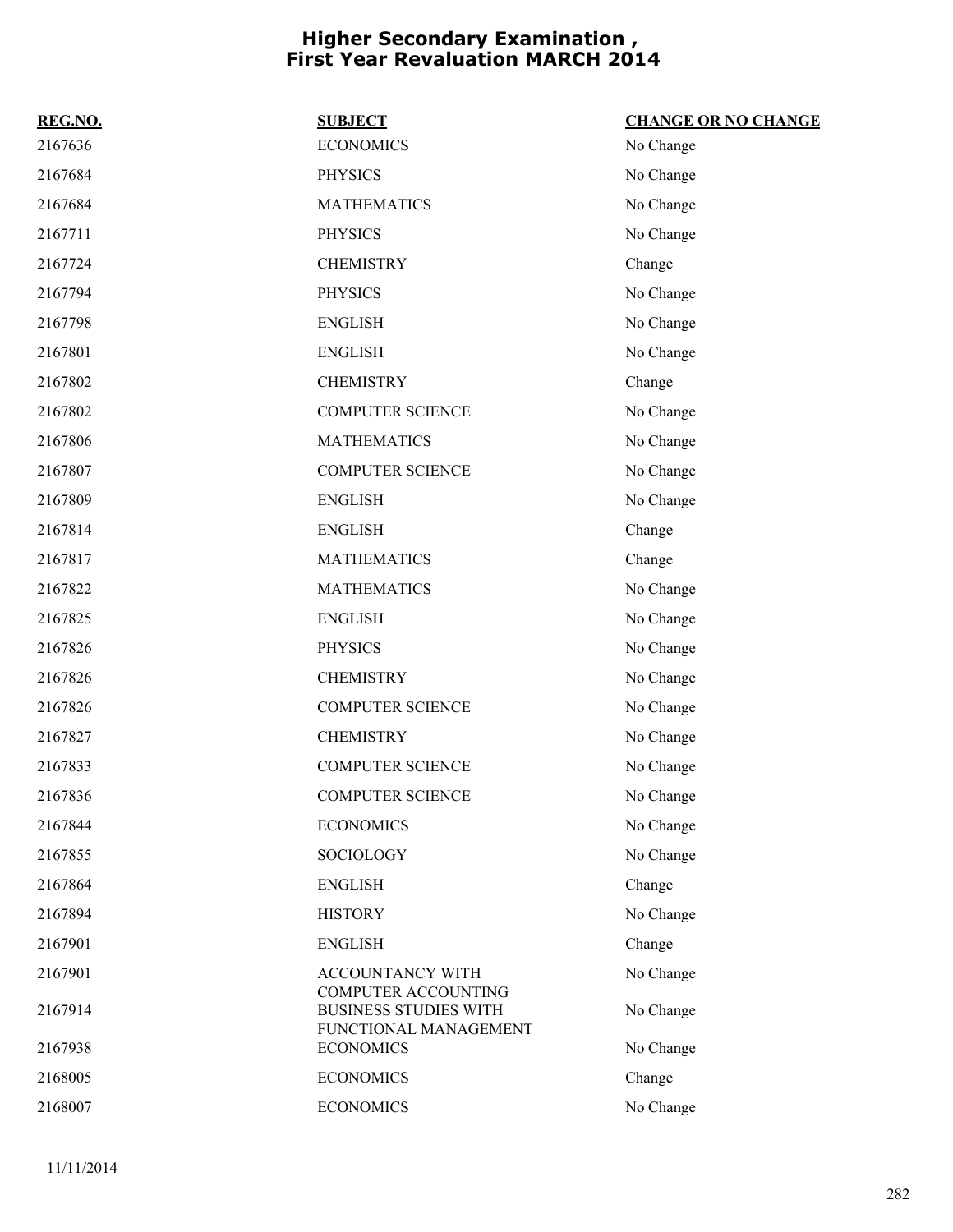# Higher Secondary Examination , First Year Revaluation MARCH 2014

| REG.NO. | SUBJECT | CHANGE OR NO CHANGE |
|---|---|---|
| 2167636 | ECONOMICS | No Change |
| 2167684 | PHYSICS | No Change |
| 2167684 | MATHEMATICS | No Change |
| 2167711 | PHYSICS | No Change |
| 2167724 | CHEMISTRY | Change |
| 2167794 | PHYSICS | No Change |
| 2167798 | ENGLISH | No Change |
| 2167801 | ENGLISH | No Change |
| 2167802 | CHEMISTRY | Change |
| 2167802 | COMPUTER SCIENCE | No Change |
| 2167806 | MATHEMATICS | No Change |
| 2167807 | COMPUTER SCIENCE | No Change |
| 2167809 | ENGLISH | No Change |
| 2167814 | ENGLISH | Change |
| 2167817 | MATHEMATICS | Change |
| 2167822 | MATHEMATICS | No Change |
| 2167825 | ENGLISH | No Change |
| 2167826 | PHYSICS | No Change |
| 2167826 | CHEMISTRY | No Change |
| 2167826 | COMPUTER SCIENCE | No Change |
| 2167827 | CHEMISTRY | No Change |
| 2167833 | COMPUTER SCIENCE | No Change |
| 2167836 | COMPUTER SCIENCE | No Change |
| 2167844 | ECONOMICS | No Change |
| 2167855 | SOCIOLOGY | No Change |
| 2167864 | ENGLISH | Change |
| 2167894 | HISTORY | No Change |
| 2167901 | ENGLISH | Change |
| 2167901 | ACCOUNTANCY WITH COMPUTER ACCOUNTING | No Change |
| 2167914 | BUSINESS STUDIES WITH FUNCTIONAL MANAGEMENT | No Change |
| 2167938 | ECONOMICS | No Change |
| 2168005 | ECONOMICS | Change |
| 2168007 | ECONOMICS | No Change |

11/11/2014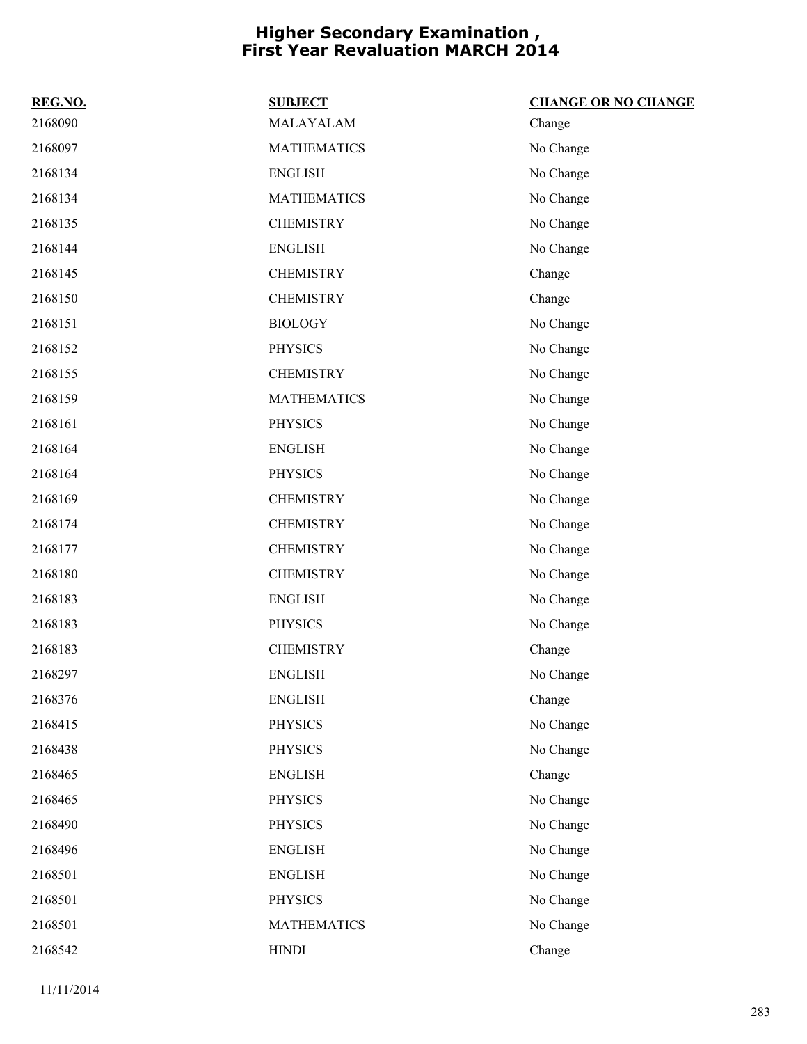# Higher Secondary Examination , First Year Revaluation MARCH 2014

| REG.NO. | SUBJECT | CHANGE OR NO CHANGE |
|---|---|---|
| 2168090 | MALAYALAM | Change |
| 2168097 | MATHEMATICS | No Change |
| 2168134 | ENGLISH | No Change |
| 2168134 | MATHEMATICS | No Change |
| 2168135 | CHEMISTRY | No Change |
| 2168144 | ENGLISH | No Change |
| 2168145 | CHEMISTRY | Change |
| 2168150 | CHEMISTRY | Change |
| 2168151 | BIOLOGY | No Change |
| 2168152 | PHYSICS | No Change |
| 2168155 | CHEMISTRY | No Change |
| 2168159 | MATHEMATICS | No Change |
| 2168161 | PHYSICS | No Change |
| 2168164 | ENGLISH | No Change |
| 2168164 | PHYSICS | No Change |
| 2168169 | CHEMISTRY | No Change |
| 2168174 | CHEMISTRY | No Change |
| 2168177 | CHEMISTRY | No Change |
| 2168180 | CHEMISTRY | No Change |
| 2168183 | ENGLISH | No Change |
| 2168183 | PHYSICS | No Change |
| 2168183 | CHEMISTRY | Change |
| 2168297 | ENGLISH | No Change |
| 2168376 | ENGLISH | Change |
| 2168415 | PHYSICS | No Change |
| 2168438 | PHYSICS | No Change |
| 2168465 | ENGLISH | Change |
| 2168465 | PHYSICS | No Change |
| 2168490 | PHYSICS | No Change |
| 2168496 | ENGLISH | No Change |
| 2168501 | ENGLISH | No Change |
| 2168501 | PHYSICS | No Change |
| 2168501 | MATHEMATICS | No Change |
| 2168542 | HINDI | Change |

11/11/2014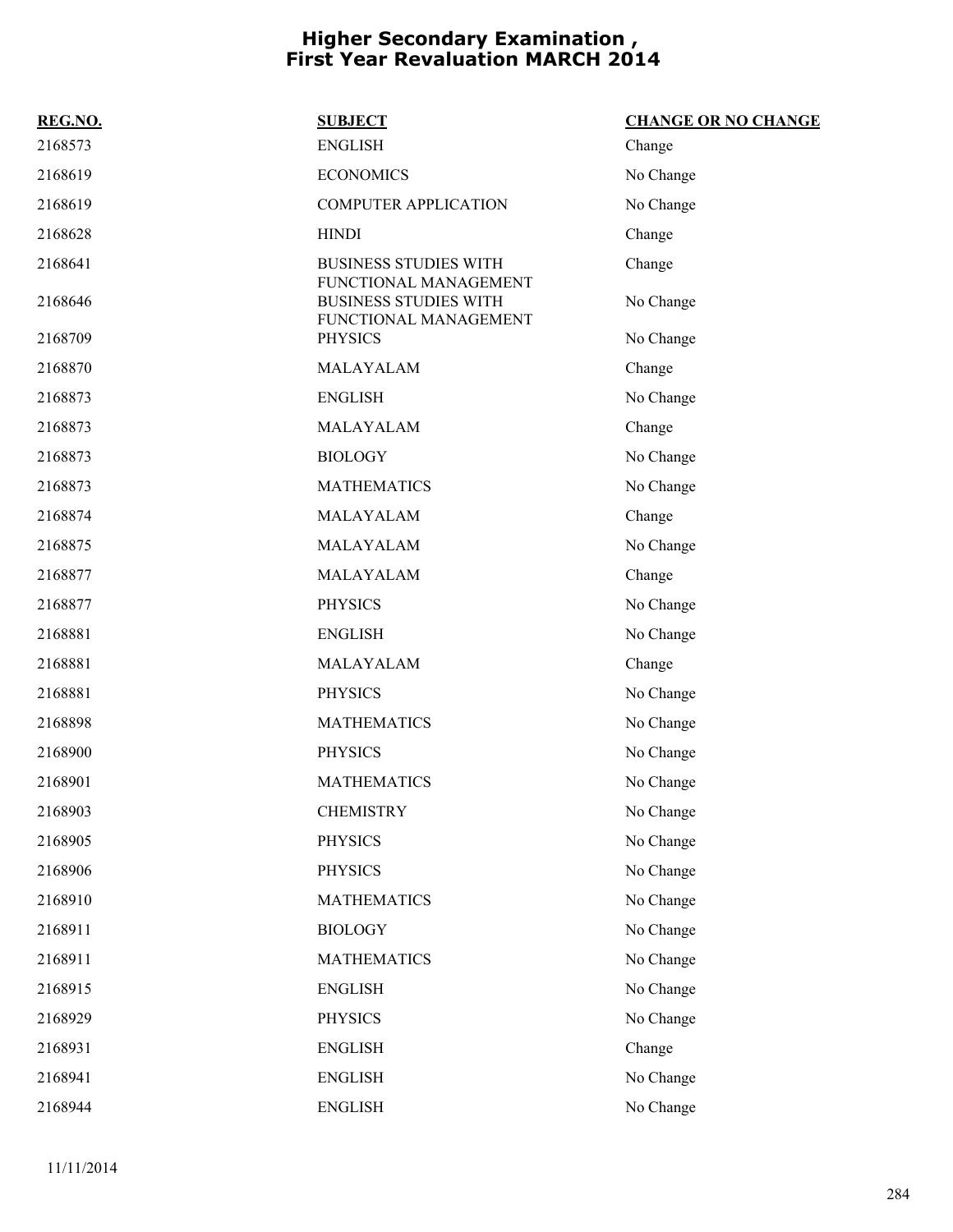# Higher Secondary Examination , First Year Revaluation MARCH 2014

| REG.NO. | SUBJECT | CHANGE OR NO CHANGE |
|---|---|---|
| 2168573 | ENGLISH | Change |
| 2168619 | ECONOMICS | No Change |
| 2168619 | COMPUTER APPLICATION | No Change |
| 2168628 | HINDI | Change |
| 2168641 | BUSINESS STUDIES WITH FUNCTIONAL MANAGEMENT | Change |
| 2168646 | BUSINESS STUDIES WITH FUNCTIONAL MANAGEMENT | No Change |
| 2168709 | PHYSICS | No Change |
| 2168870 | MALAYALAM | Change |
| 2168873 | ENGLISH | No Change |
| 2168873 | MALAYALAM | Change |
| 2168873 | BIOLOGY | No Change |
| 2168873 | MATHEMATICS | No Change |
| 2168874 | MALAYALAM | Change |
| 2168875 | MALAYALAM | No Change |
| 2168877 | MALAYALAM | Change |
| 2168877 | PHYSICS | No Change |
| 2168881 | ENGLISH | No Change |
| 2168881 | MALAYALAM | Change |
| 2168881 | PHYSICS | No Change |
| 2168898 | MATHEMATICS | No Change |
| 2168900 | PHYSICS | No Change |
| 2168901 | MATHEMATICS | No Change |
| 2168903 | CHEMISTRY | No Change |
| 2168905 | PHYSICS | No Change |
| 2168906 | PHYSICS | No Change |
| 2168910 | MATHEMATICS | No Change |
| 2168911 | BIOLOGY | No Change |
| 2168911 | MATHEMATICS | No Change |
| 2168915 | ENGLISH | No Change |
| 2168929 | PHYSICS | No Change |
| 2168931 | ENGLISH | Change |
| 2168941 | ENGLISH | No Change |
| 2168944 | ENGLISH | No Change |

11/11/2014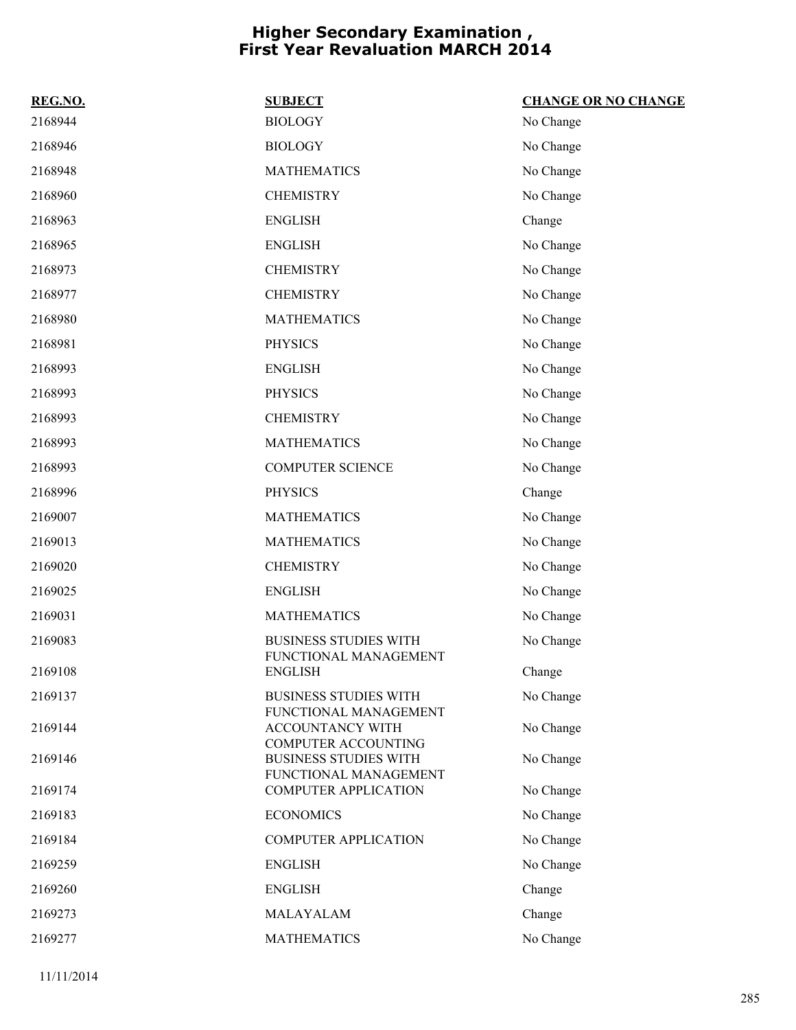# Higher Secondary Examination , First Year Revaluation MARCH 2014

| REG.NO. | SUBJECT | CHANGE OR NO CHANGE |
|---|---|---|
| 2168944 | BIOLOGY | No Change |
| 2168946 | BIOLOGY | No Change |
| 2168948 | MATHEMATICS | No Change |
| 2168960 | CHEMISTRY | No Change |
| 2168963 | ENGLISH | Change |
| 2168965 | ENGLISH | No Change |
| 2168973 | CHEMISTRY | No Change |
| 2168977 | CHEMISTRY | No Change |
| 2168980 | MATHEMATICS | No Change |
| 2168981 | PHYSICS | No Change |
| 2168993 | ENGLISH | No Change |
| 2168993 | PHYSICS | No Change |
| 2168993 | CHEMISTRY | No Change |
| 2168993 | MATHEMATICS | No Change |
| 2168993 | COMPUTER SCIENCE | No Change |
| 2168996 | PHYSICS | Change |
| 2169007 | MATHEMATICS | No Change |
| 2169013 | MATHEMATICS | No Change |
| 2169020 | CHEMISTRY | No Change |
| 2169025 | ENGLISH | No Change |
| 2169031 | MATHEMATICS | No Change |
| 2169083 | BUSINESS STUDIES WITH FUNCTIONAL MANAGEMENT | No Change |
| 2169108 | ENGLISH | Change |
| 2169137 | BUSINESS STUDIES WITH FUNCTIONAL MANAGEMENT | No Change |
| 2169144 | ACCOUNTANCY WITH COMPUTER ACCOUNTING | No Change |
| 2169146 | BUSINESS STUDIES WITH FUNCTIONAL MANAGEMENT | No Change |
| 2169174 | COMPUTER APPLICATION | No Change |
| 2169183 | ECONOMICS | No Change |
| 2169184 | COMPUTER APPLICATION | No Change |
| 2169259 | ENGLISH | No Change |
| 2169260 | ENGLISH | Change |
| 2169273 | MALAYALAM | Change |
| 2169277 | MATHEMATICS | No Change |

11/11/2014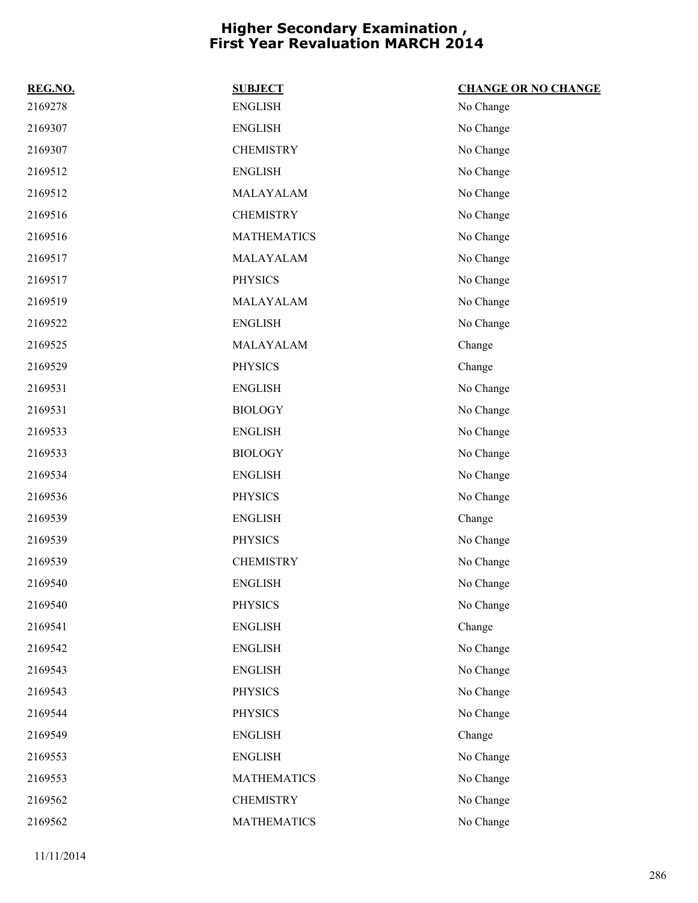# Higher Secondary Examination , First Year Revaluation MARCH 2014

| REG.NO. | SUBJECT | CHANGE OR NO CHANGE |
|---|---|---|
| 2169278 | ENGLISH | No Change |
| 2169307 | ENGLISH | No Change |
| 2169307 | CHEMISTRY | No Change |
| 2169512 | ENGLISH | No Change |
| 2169512 | MALAYALAM | No Change |
| 2169516 | CHEMISTRY | No Change |
| 2169516 | MATHEMATICS | No Change |
| 2169517 | MALAYALAM | No Change |
| 2169517 | PHYSICS | No Change |
| 2169519 | MALAYALAM | No Change |
| 2169522 | ENGLISH | No Change |
| 2169525 | MALAYALAM | Change |
| 2169529 | PHYSICS | Change |
| 2169531 | ENGLISH | No Change |
| 2169531 | BIOLOGY | No Change |
| 2169533 | ENGLISH | No Change |
| 2169533 | BIOLOGY | No Change |
| 2169534 | ENGLISH | No Change |
| 2169536 | PHYSICS | No Change |
| 2169539 | ENGLISH | Change |
| 2169539 | PHYSICS | No Change |
| 2169539 | CHEMISTRY | No Change |
| 2169540 | ENGLISH | No Change |
| 2169540 | PHYSICS | No Change |
| 2169541 | ENGLISH | Change |
| 2169542 | ENGLISH | No Change |
| 2169543 | ENGLISH | No Change |
| 2169543 | PHYSICS | No Change |
| 2169544 | PHYSICS | No Change |
| 2169549 | ENGLISH | Change |
| 2169553 | ENGLISH | No Change |
| 2169553 | MATHEMATICS | No Change |
| 2169562 | CHEMISTRY | No Change |
| 2169562 | MATHEMATICS | No Change |

11/11/2014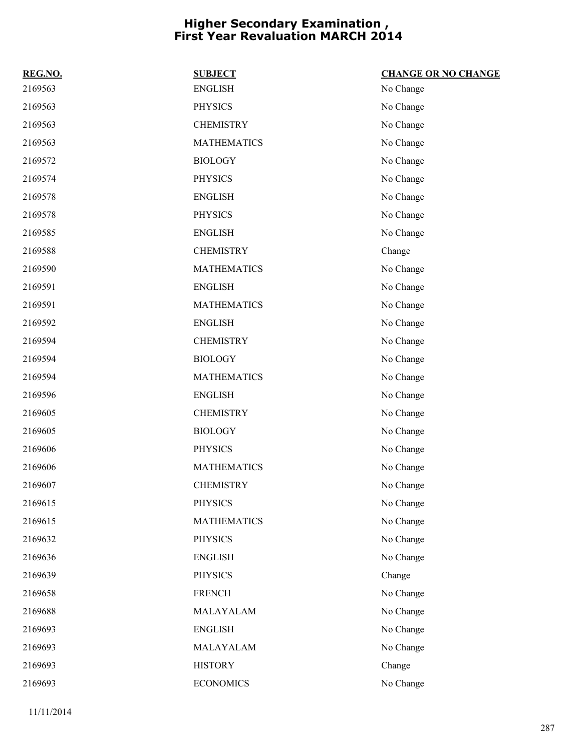# Higher Secondary Examination , First Year Revaluation MARCH 2014

| REG.NO. | SUBJECT | CHANGE OR NO CHANGE |
|---|---|---|
| 2169563 | ENGLISH | No Change |
| 2169563 | PHYSICS | No Change |
| 2169563 | CHEMISTRY | No Change |
| 2169563 | MATHEMATICS | No Change |
| 2169572 | BIOLOGY | No Change |
| 2169574 | PHYSICS | No Change |
| 2169578 | ENGLISH | No Change |
| 2169578 | PHYSICS | No Change |
| 2169585 | ENGLISH | No Change |
| 2169588 | CHEMISTRY | Change |
| 2169590 | MATHEMATICS | No Change |
| 2169591 | ENGLISH | No Change |
| 2169591 | MATHEMATICS | No Change |
| 2169592 | ENGLISH | No Change |
| 2169594 | CHEMISTRY | No Change |
| 2169594 | BIOLOGY | No Change |
| 2169594 | MATHEMATICS | No Change |
| 2169596 | ENGLISH | No Change |
| 2169605 | CHEMISTRY | No Change |
| 2169605 | BIOLOGY | No Change |
| 2169606 | PHYSICS | No Change |
| 2169606 | MATHEMATICS | No Change |
| 2169607 | CHEMISTRY | No Change |
| 2169615 | PHYSICS | No Change |
| 2169615 | MATHEMATICS | No Change |
| 2169632 | PHYSICS | No Change |
| 2169636 | ENGLISH | No Change |
| 2169639 | PHYSICS | Change |
| 2169658 | FRENCH | No Change |
| 2169688 | MALAYALAM | No Change |
| 2169693 | ENGLISH | No Change |
| 2169693 | MALAYALAM | No Change |
| 2169693 | HISTORY | Change |
| 2169693 | ECONOMICS | No Change |

11/11/2014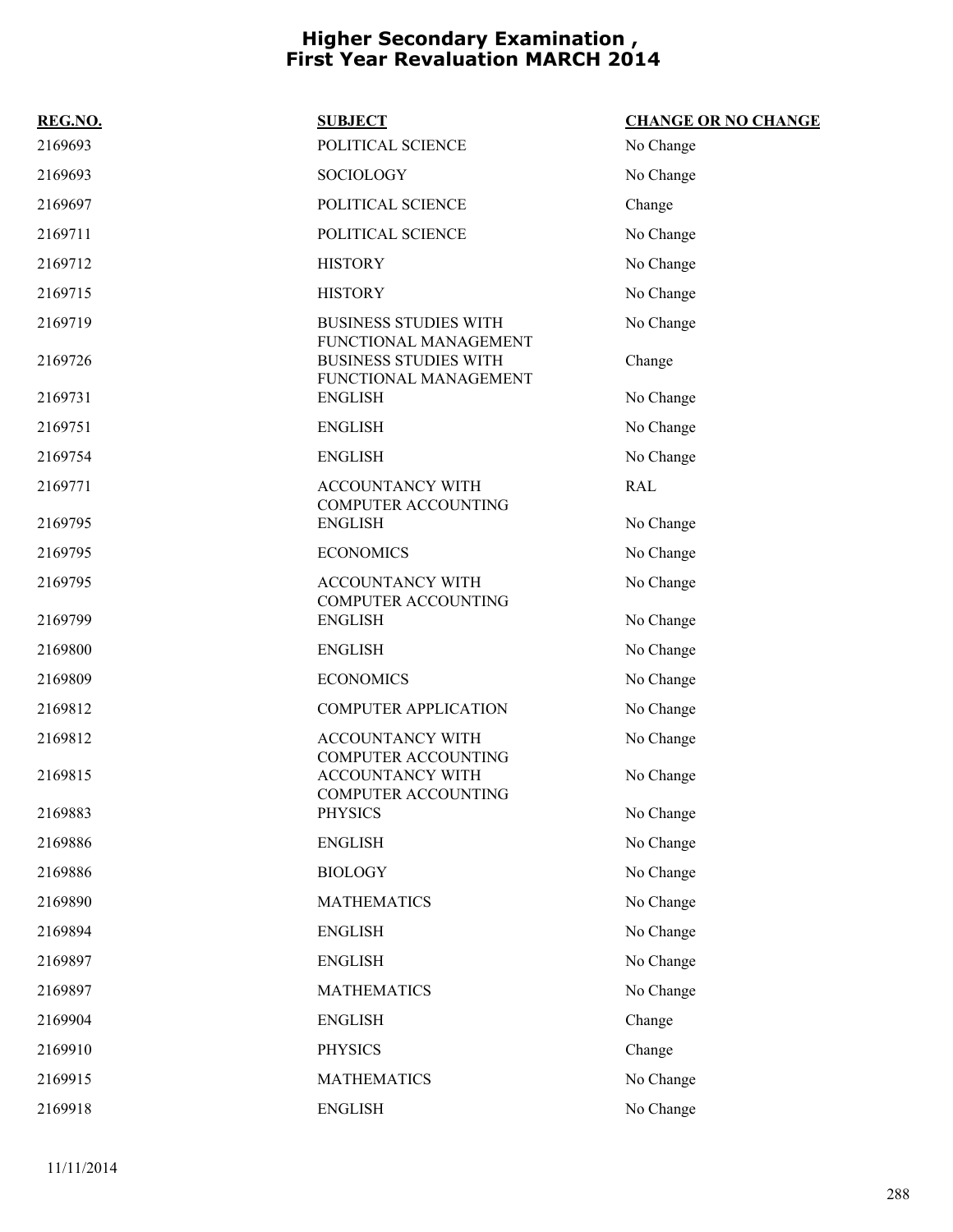# Higher Secondary Examination , First Year Revaluation MARCH 2014

| REG.NO. | SUBJECT | CHANGE OR NO CHANGE |
|---|---|---|
| 2169693 | POLITICAL SCIENCE | No Change |
| 2169693 | SOCIOLOGY | No Change |
| 2169697 | POLITICAL SCIENCE | Change |
| 2169711 | POLITICAL SCIENCE | No Change |
| 2169712 | HISTORY | No Change |
| 2169715 | HISTORY | No Change |
| 2169719 | BUSINESS STUDIES WITH FUNCTIONAL MANAGEMENT | No Change |
| 2169726 | BUSINESS STUDIES WITH FUNCTIONAL MANAGEMENT | Change |
| 2169731 | ENGLISH | No Change |
| 2169751 | ENGLISH | No Change |
| 2169754 | ENGLISH | No Change |
| 2169771 | ACCOUNTANCY WITH COMPUTER ACCOUNTING | RAL |
| 2169795 | ENGLISH | No Change |
| 2169795 | ECONOMICS | No Change |
| 2169795 | ACCOUNTANCY WITH COMPUTER ACCOUNTING | No Change |
| 2169799 | ENGLISH | No Change |
| 2169800 | ENGLISH | No Change |
| 2169809 | ECONOMICS | No Change |
| 2169812 | COMPUTER APPLICATION | No Change |
| 2169812 | ACCOUNTANCY WITH COMPUTER ACCOUNTING | No Change |
| 2169815 | ACCOUNTANCY WITH COMPUTER ACCOUNTING | No Change |
| 2169883 | PHYSICS | No Change |
| 2169886 | ENGLISH | No Change |
| 2169886 | BIOLOGY | No Change |
| 2169890 | MATHEMATICS | No Change |
| 2169894 | ENGLISH | No Change |
| 2169897 | ENGLISH | No Change |
| 2169897 | MATHEMATICS | No Change |
| 2169904 | ENGLISH | Change |
| 2169910 | PHYSICS | Change |
| 2169915 | MATHEMATICS | No Change |
| 2169918 | ENGLISH | No Change |

11/11/2014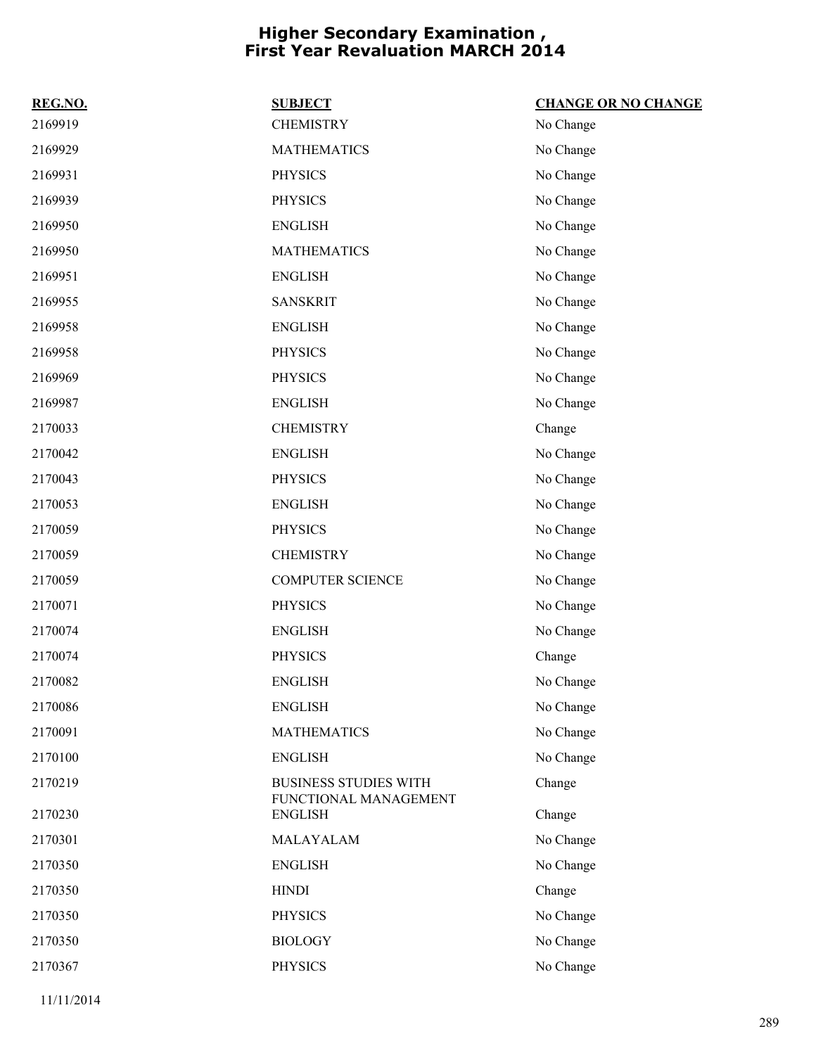# Higher Secondary Examination , First Year Revaluation MARCH 2014

| REG.NO. | SUBJECT | CHANGE OR NO CHANGE |
|---|---|---|
| 2169919 | CHEMISTRY | No Change |
| 2169929 | MATHEMATICS | No Change |
| 2169931 | PHYSICS | No Change |
| 2169939 | PHYSICS | No Change |
| 2169950 | ENGLISH | No Change |
| 2169950 | MATHEMATICS | No Change |
| 2169951 | ENGLISH | No Change |
| 2169955 | SANSKRIT | No Change |
| 2169958 | ENGLISH | No Change |
| 2169958 | PHYSICS | No Change |
| 2169969 | PHYSICS | No Change |
| 2169987 | ENGLISH | No Change |
| 2170033 | CHEMISTRY | Change |
| 2170042 | ENGLISH | No Change |
| 2170043 | PHYSICS | No Change |
| 2170053 | ENGLISH | No Change |
| 2170059 | PHYSICS | No Change |
| 2170059 | CHEMISTRY | No Change |
| 2170059 | COMPUTER SCIENCE | No Change |
| 2170071 | PHYSICS | No Change |
| 2170074 | ENGLISH | No Change |
| 2170074 | PHYSICS | Change |
| 2170082 | ENGLISH | No Change |
| 2170086 | ENGLISH | No Change |
| 2170091 | MATHEMATICS | No Change |
| 2170100 | ENGLISH | No Change |
| 2170219 | BUSINESS STUDIES WITH FUNCTIONAL MANAGEMENT | Change |
| 2170230 | ENGLISH | Change |
| 2170301 | MALAYALAM | No Change |
| 2170350 | ENGLISH | No Change |
| 2170350 | HINDI | Change |
| 2170350 | PHYSICS | No Change |
| 2170350 | BIOLOGY | No Change |
| 2170367 | PHYSICS | No Change |

11/11/2014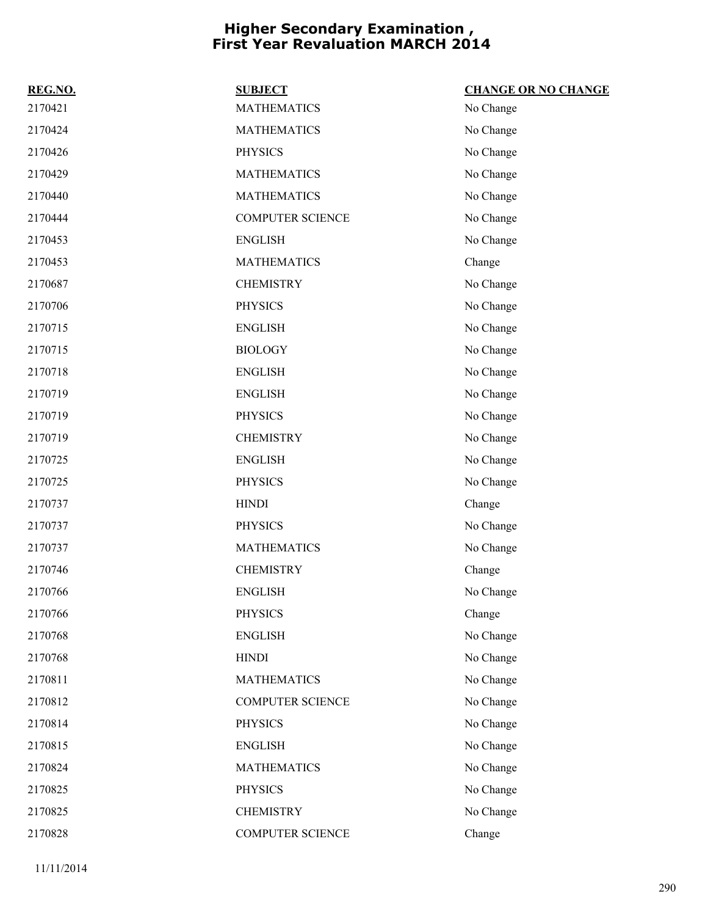# Higher Secondary Examination , First Year Revaluation MARCH 2014

| REG.NO. | SUBJECT | CHANGE OR NO CHANGE |
|---|---|---|
| 2170421 | MATHEMATICS | No Change |
| 2170424 | MATHEMATICS | No Change |
| 2170426 | PHYSICS | No Change |
| 2170429 | MATHEMATICS | No Change |
| 2170440 | MATHEMATICS | No Change |
| 2170444 | COMPUTER SCIENCE | No Change |
| 2170453 | ENGLISH | No Change |
| 2170453 | MATHEMATICS | Change |
| 2170687 | CHEMISTRY | No Change |
| 2170706 | PHYSICS | No Change |
| 2170715 | ENGLISH | No Change |
| 2170715 | BIOLOGY | No Change |
| 2170718 | ENGLISH | No Change |
| 2170719 | ENGLISH | No Change |
| 2170719 | PHYSICS | No Change |
| 2170719 | CHEMISTRY | No Change |
| 2170725 | ENGLISH | No Change |
| 2170725 | PHYSICS | No Change |
| 2170737 | HINDI | Change |
| 2170737 | PHYSICS | No Change |
| 2170737 | MATHEMATICS | No Change |
| 2170746 | CHEMISTRY | Change |
| 2170766 | ENGLISH | No Change |
| 2170766 | PHYSICS | Change |
| 2170768 | ENGLISH | No Change |
| 2170768 | HINDI | No Change |
| 2170811 | MATHEMATICS | No Change |
| 2170812 | COMPUTER SCIENCE | No Change |
| 2170814 | PHYSICS | No Change |
| 2170815 | ENGLISH | No Change |
| 2170824 | MATHEMATICS | No Change |
| 2170825 | PHYSICS | No Change |
| 2170825 | CHEMISTRY | No Change |
| 2170828 | COMPUTER SCIENCE | Change |

11/11/2014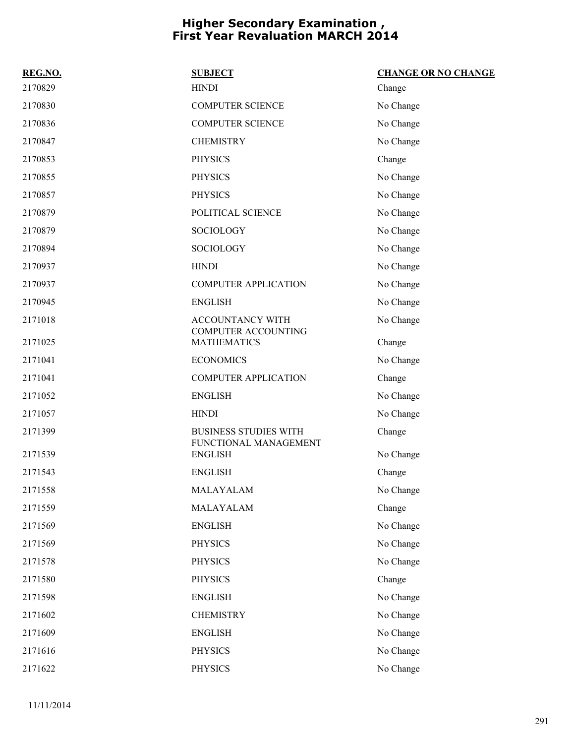# Higher Secondary Examination , First Year Revaluation MARCH 2014

| REG.NO. | SUBJECT | CHANGE OR NO CHANGE |
|---|---|---|
| 2170829 | HINDI | Change |
| 2170830 | COMPUTER SCIENCE | No Change |
| 2170836 | COMPUTER SCIENCE | No Change |
| 2170847 | CHEMISTRY | No Change |
| 2170853 | PHYSICS | Change |
| 2170855 | PHYSICS | No Change |
| 2170857 | PHYSICS | No Change |
| 2170879 | POLITICAL SCIENCE | No Change |
| 2170879 | SOCIOLOGY | No Change |
| 2170894 | SOCIOLOGY | No Change |
| 2170937 | HINDI | No Change |
| 2170937 | COMPUTER APPLICATION | No Change |
| 2170945 | ENGLISH | No Change |
| 2171018 | ACCOUNTANCY WITH COMPUTER ACCOUNTING | No Change |
| 2171025 | MATHEMATICS | Change |
| 2171041 | ECONOMICS | No Change |
| 2171041 | COMPUTER APPLICATION | Change |
| 2171052 | ENGLISH | No Change |
| 2171057 | HINDI | No Change |
| 2171399 | BUSINESS STUDIES WITH FUNCTIONAL MANAGEMENT | Change |
| 2171539 | ENGLISH | No Change |
| 2171543 | ENGLISH | Change |
| 2171558 | MALAYALAM | No Change |
| 2171559 | MALAYALAM | Change |
| 2171569 | ENGLISH | No Change |
| 2171569 | PHYSICS | No Change |
| 2171578 | PHYSICS | No Change |
| 2171580 | PHYSICS | Change |
| 2171598 | ENGLISH | No Change |
| 2171602 | CHEMISTRY | No Change |
| 2171609 | ENGLISH | No Change |
| 2171616 | PHYSICS | No Change |
| 2171622 | PHYSICS | No Change |

11/11/2014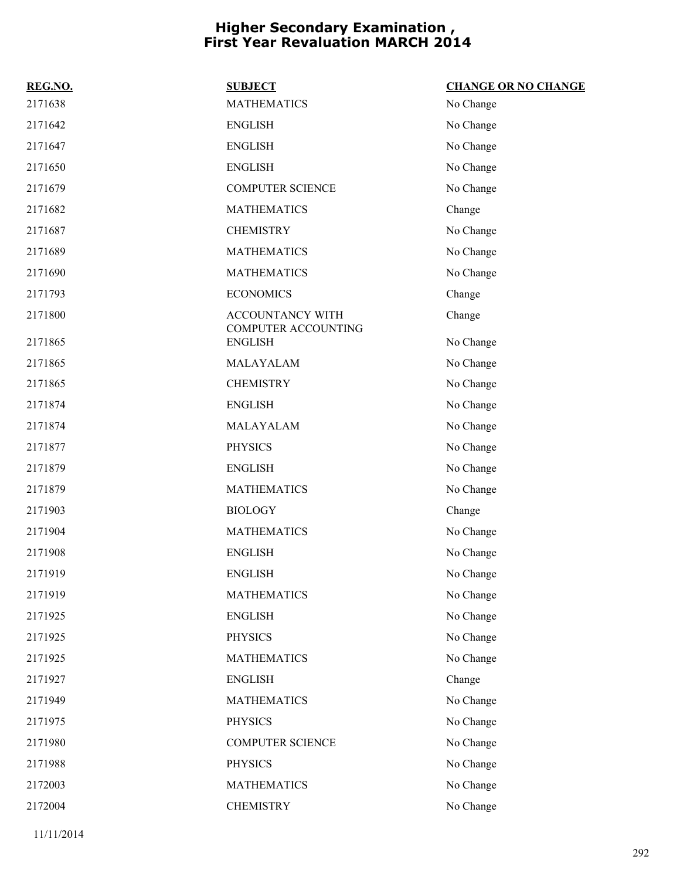# Higher Secondary Examination , First Year Revaluation MARCH 2014

| REG.NO. | SUBJECT | CHANGE OR NO CHANGE |
| --- | --- | --- |
| 2171638 | MATHEMATICS | No Change |
| 2171642 | ENGLISH | No Change |
| 2171647 | ENGLISH | No Change |
| 2171650 | ENGLISH | No Change |
| 2171679 | COMPUTER SCIENCE | No Change |
| 2171682 | MATHEMATICS | Change |
| 2171687 | CHEMISTRY | No Change |
| 2171689 | MATHEMATICS | No Change |
| 2171690 | MATHEMATICS | No Change |
| 2171793 | ECONOMICS | Change |
| 2171800 | ACCOUNTANCY WITH COMPUTER ACCOUNTING | Change |
| 2171865 | ENGLISH | No Change |
| 2171865 | MALAYALAM | No Change |
| 2171865 | CHEMISTRY | No Change |
| 2171874 | ENGLISH | No Change |
| 2171874 | MALAYALAM | No Change |
| 2171877 | PHYSICS | No Change |
| 2171879 | ENGLISH | No Change |
| 2171879 | MATHEMATICS | No Change |
| 2171903 | BIOLOGY | Change |
| 2171904 | MATHEMATICS | No Change |
| 2171908 | ENGLISH | No Change |
| 2171919 | ENGLISH | No Change |
| 2171919 | MATHEMATICS | No Change |
| 2171925 | ENGLISH | No Change |
| 2171925 | PHYSICS | No Change |
| 2171925 | MATHEMATICS | No Change |
| 2171927 | ENGLISH | Change |
| 2171949 | MATHEMATICS | No Change |
| 2171975 | PHYSICS | No Change |
| 2171980 | COMPUTER SCIENCE | No Change |
| 2171988 | PHYSICS | No Change |
| 2172003 | MATHEMATICS | No Change |
| 2172004 | CHEMISTRY | No Change |

11/11/2014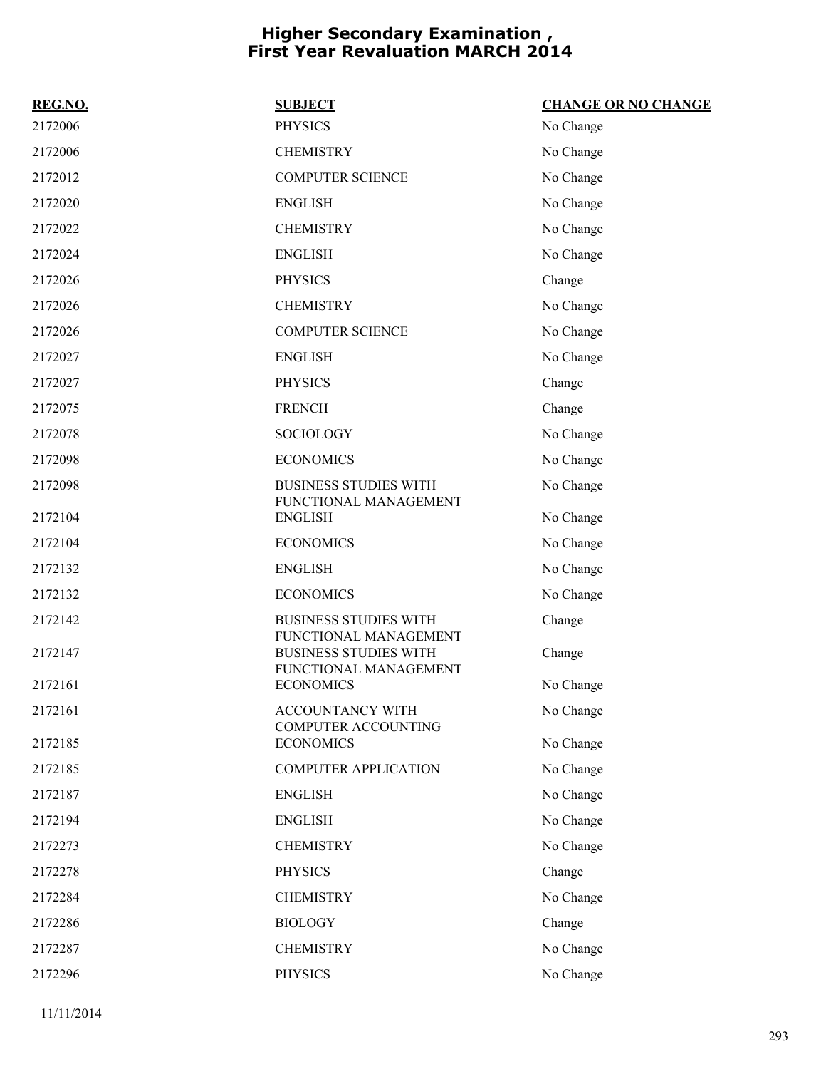# Higher Secondary Examination , First Year Revaluation MARCH 2014

| REG.NO. | SUBJECT | CHANGE OR NO CHANGE |
|---|---|---|
| 2172006 | PHYSICS | No Change |
| 2172006 | CHEMISTRY | No Change |
| 2172012 | COMPUTER SCIENCE | No Change |
| 2172020 | ENGLISH | No Change |
| 2172022 | CHEMISTRY | No Change |
| 2172024 | ENGLISH | No Change |
| 2172026 | PHYSICS | Change |
| 2172026 | CHEMISTRY | No Change |
| 2172026 | COMPUTER SCIENCE | No Change |
| 2172027 | ENGLISH | No Change |
| 2172027 | PHYSICS | Change |
| 2172075 | FRENCH | Change |
| 2172078 | SOCIOLOGY | No Change |
| 2172098 | ECONOMICS | No Change |
| 2172098 | BUSINESS STUDIES WITH FUNCTIONAL MANAGEMENT | No Change |
| 2172104 | ENGLISH | No Change |
| 2172104 | ECONOMICS | No Change |
| 2172132 | ENGLISH | No Change |
| 2172132 | ECONOMICS | No Change |
| 2172142 | BUSINESS STUDIES WITH FUNCTIONAL MANAGEMENT | Change |
| 2172147 | BUSINESS STUDIES WITH FUNCTIONAL MANAGEMENT | Change |
| 2172161 | ECONOMICS | No Change |
| 2172161 | ACCOUNTANCY WITH COMPUTER ACCOUNTING | No Change |
| 2172185 | ECONOMICS | No Change |
| 2172185 | COMPUTER APPLICATION | No Change |
| 2172187 | ENGLISH | No Change |
| 2172194 | ENGLISH | No Change |
| 2172273 | CHEMISTRY | No Change |
| 2172278 | PHYSICS | Change |
| 2172284 | CHEMISTRY | No Change |
| 2172286 | BIOLOGY | Change |
| 2172287 | CHEMISTRY | No Change |
| 2172296 | PHYSICS | No Change |

11/11/2014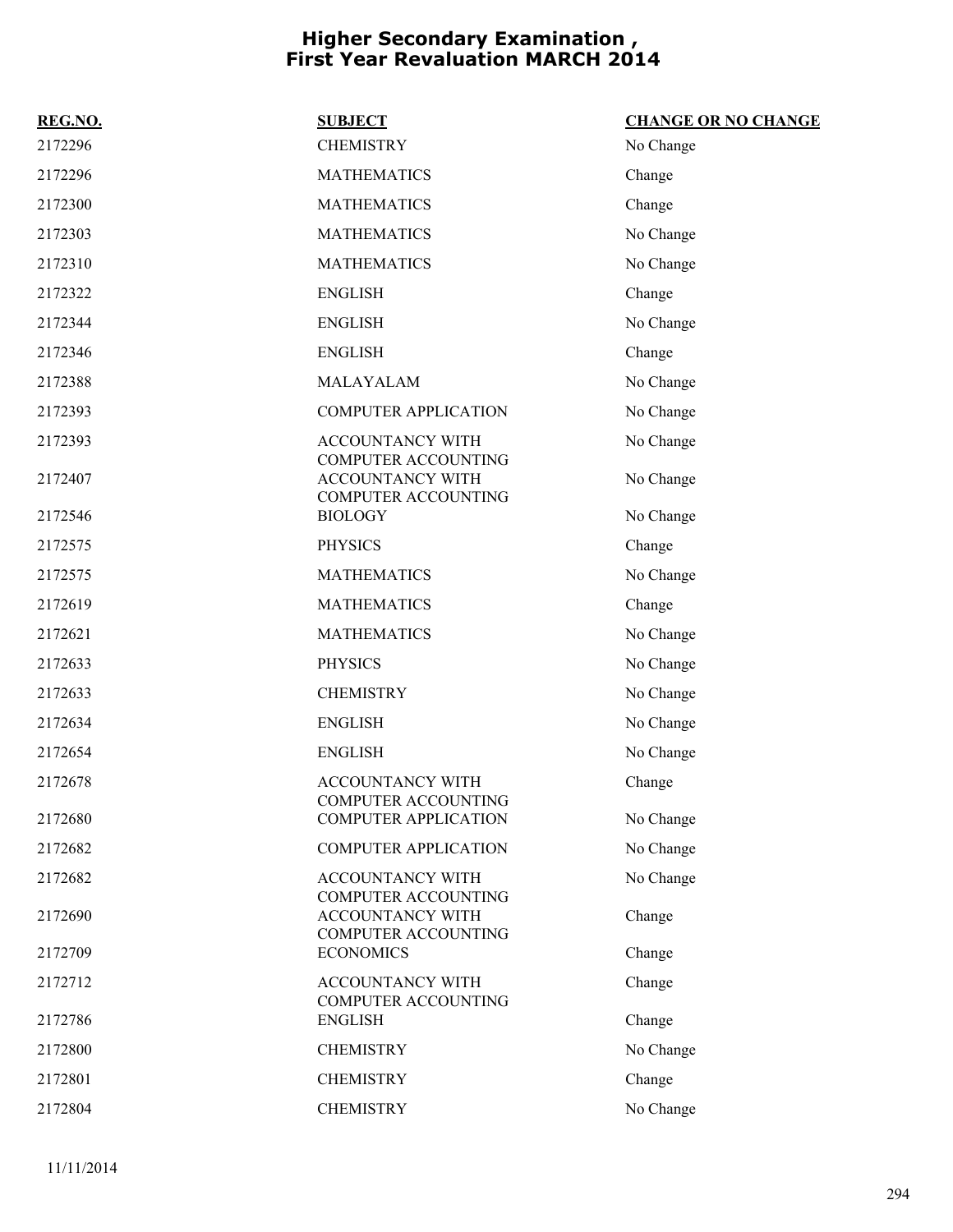# Higher Secondary Examination , First Year Revaluation MARCH 2014

| REG.NO. | SUBJECT | CHANGE OR NO CHANGE |
| --- | --- | --- |
| 2172296 | CHEMISTRY | No Change |
| 2172296 | MATHEMATICS | Change |
| 2172300 | MATHEMATICS | Change |
| 2172303 | MATHEMATICS | No Change |
| 2172310 | MATHEMATICS | No Change |
| 2172322 | ENGLISH | Change |
| 2172344 | ENGLISH | No Change |
| 2172346 | ENGLISH | Change |
| 2172388 | MALAYALAM | No Change |
| 2172393 | COMPUTER APPLICATION | No Change |
| 2172393 | ACCOUNTANCY WITH COMPUTER ACCOUNTING | No Change |
| 2172407 | ACCOUNTANCY WITH COMPUTER ACCOUNTING | No Change |
| 2172546 | BIOLOGY | No Change |
| 2172575 | PHYSICS | Change |
| 2172575 | MATHEMATICS | No Change |
| 2172619 | MATHEMATICS | Change |
| 2172621 | MATHEMATICS | No Change |
| 2172633 | PHYSICS | No Change |
| 2172633 | CHEMISTRY | No Change |
| 2172634 | ENGLISH | No Change |
| 2172654 | ENGLISH | No Change |
| 2172678 | ACCOUNTANCY WITH COMPUTER ACCOUNTING | Change |
| 2172680 | COMPUTER APPLICATION | No Change |
| 2172682 | COMPUTER APPLICATION | No Change |
| 2172682 | ACCOUNTANCY WITH COMPUTER ACCOUNTING | No Change |
| 2172690 | ACCOUNTANCY WITH COMPUTER ACCOUNTING | Change |
| 2172709 | ECONOMICS | Change |
| 2172712 | ACCOUNTANCY WITH COMPUTER ACCOUNTING | Change |
| 2172786 | ENGLISH | Change |
| 2172800 | CHEMISTRY | No Change |
| 2172801 | CHEMISTRY | Change |
| 2172804 | CHEMISTRY | No Change |

11/11/2014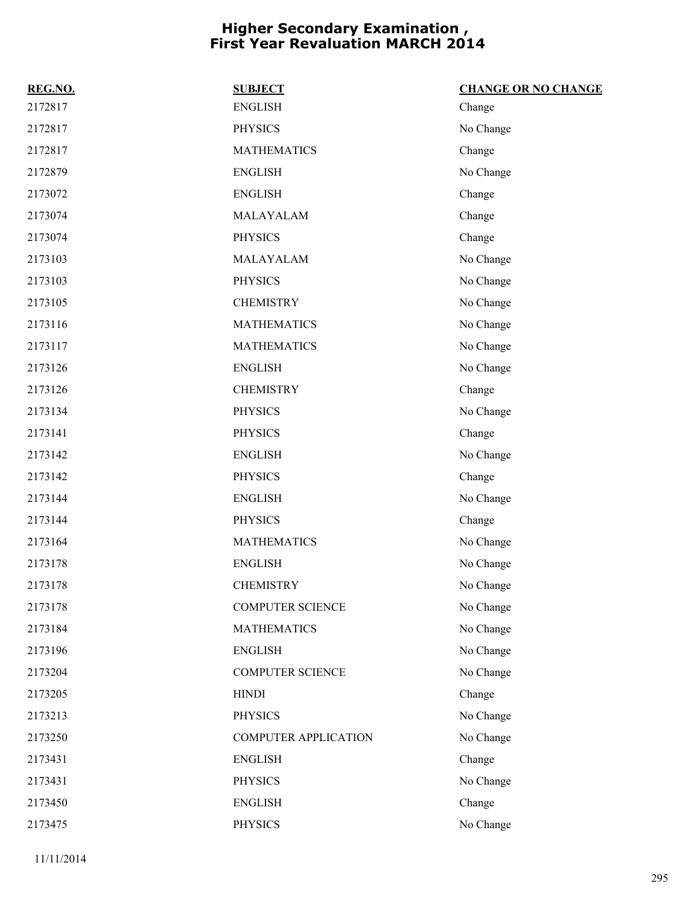# Higher Secondary Examination , First Year Revaluation MARCH 2014

| REG.NO. | SUBJECT | CHANGE OR NO CHANGE |
|---|---|---|
| 2172817 | ENGLISH | Change |
| 2172817 | PHYSICS | No Change |
| 2172817 | MATHEMATICS | Change |
| 2172879 | ENGLISH | No Change |
| 2173072 | ENGLISH | Change |
| 2173074 | MALAYALAM | Change |
| 2173074 | PHYSICS | Change |
| 2173103 | MALAYALAM | No Change |
| 2173103 | PHYSICS | No Change |
| 2173105 | CHEMISTRY | No Change |
| 2173116 | MATHEMATICS | No Change |
| 2173117 | MATHEMATICS | No Change |
| 2173126 | ENGLISH | No Change |
| 2173126 | CHEMISTRY | Change |
| 2173134 | PHYSICS | No Change |
| 2173141 | PHYSICS | Change |
| 2173142 | ENGLISH | No Change |
| 2173142 | PHYSICS | Change |
| 2173144 | ENGLISH | No Change |
| 2173144 | PHYSICS | Change |
| 2173164 | MATHEMATICS | No Change |
| 2173178 | ENGLISH | No Change |
| 2173178 | CHEMISTRY | No Change |
| 2173178 | COMPUTER SCIENCE | No Change |
| 2173184 | MATHEMATICS | No Change |
| 2173196 | ENGLISH | No Change |
| 2173204 | COMPUTER SCIENCE | No Change |
| 2173205 | HINDI | Change |
| 2173213 | PHYSICS | No Change |
| 2173250 | COMPUTER APPLICATION | No Change |
| 2173431 | ENGLISH | Change |
| 2173431 | PHYSICS | No Change |
| 2173450 | ENGLISH | Change |
| 2173475 | PHYSICS | No Change |

11/11/2014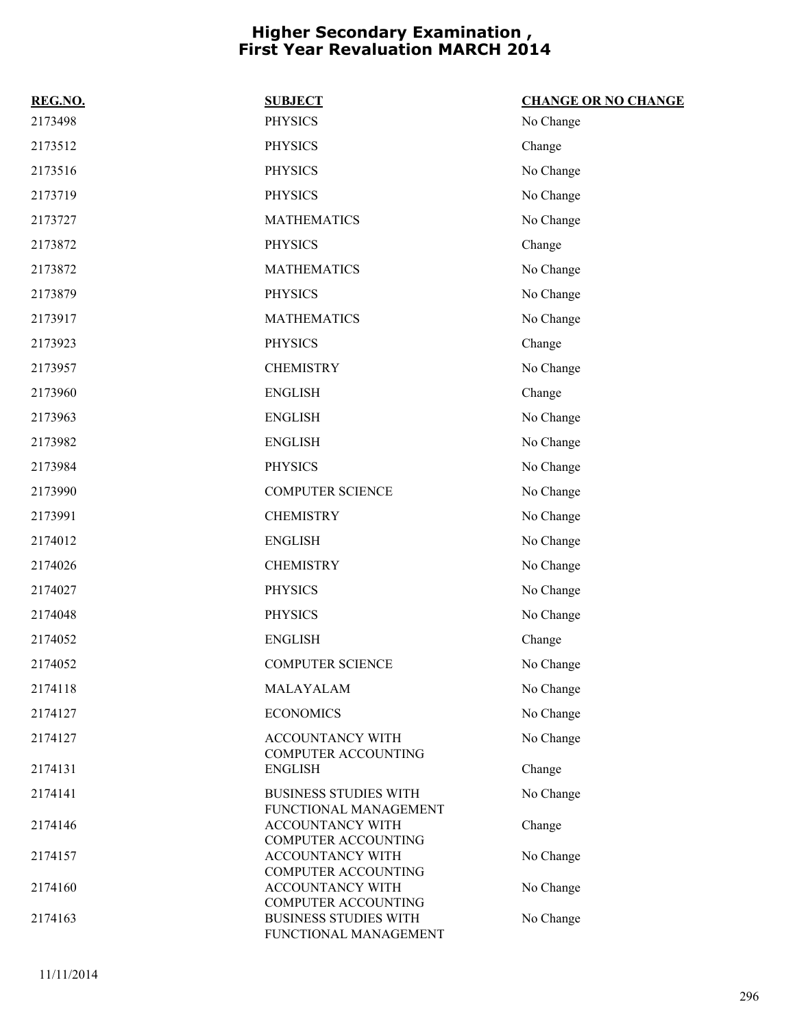# Higher Secondary Examination , First Year Revaluation MARCH 2014

| REG.NO. | SUBJECT | CHANGE OR NO CHANGE |
|---|---|---|
| 2173498 | PHYSICS | No Change |
| 2173512 | PHYSICS | Change |
| 2173516 | PHYSICS | No Change |
| 2173719 | PHYSICS | No Change |
| 2173727 | MATHEMATICS | No Change |
| 2173872 | PHYSICS | Change |
| 2173872 | MATHEMATICS | No Change |
| 2173879 | PHYSICS | No Change |
| 2173917 | MATHEMATICS | No Change |
| 2173923 | PHYSICS | Change |
| 2173957 | CHEMISTRY | No Change |
| 2173960 | ENGLISH | Change |
| 2173963 | ENGLISH | No Change |
| 2173982 | ENGLISH | No Change |
| 2173984 | PHYSICS | No Change |
| 2173990 | COMPUTER SCIENCE | No Change |
| 2173991 | CHEMISTRY | No Change |
| 2174012 | ENGLISH | No Change |
| 2174026 | CHEMISTRY | No Change |
| 2174027 | PHYSICS | No Change |
| 2174048 | PHYSICS | No Change |
| 2174052 | ENGLISH | Change |
| 2174052 | COMPUTER SCIENCE | No Change |
| 2174118 | MALAYALAM | No Change |
| 2174127 | ECONOMICS | No Change |
| 2174127 | ACCOUNTANCY WITH COMPUTER ACCOUNTING | No Change |
| 2174131 | ENGLISH | Change |
| 2174141 | BUSINESS STUDIES WITH FUNCTIONAL MANAGEMENT | No Change |
| 2174146 | ACCOUNTANCY WITH COMPUTER ACCOUNTING | Change |
| 2174157 | ACCOUNTANCY WITH COMPUTER ACCOUNTING | No Change |
| 2174160 | ACCOUNTANCY WITH COMPUTER ACCOUNTING | No Change |
| 2174163 | BUSINESS STUDIES WITH FUNCTIONAL MANAGEMENT | No Change |

11/11/2014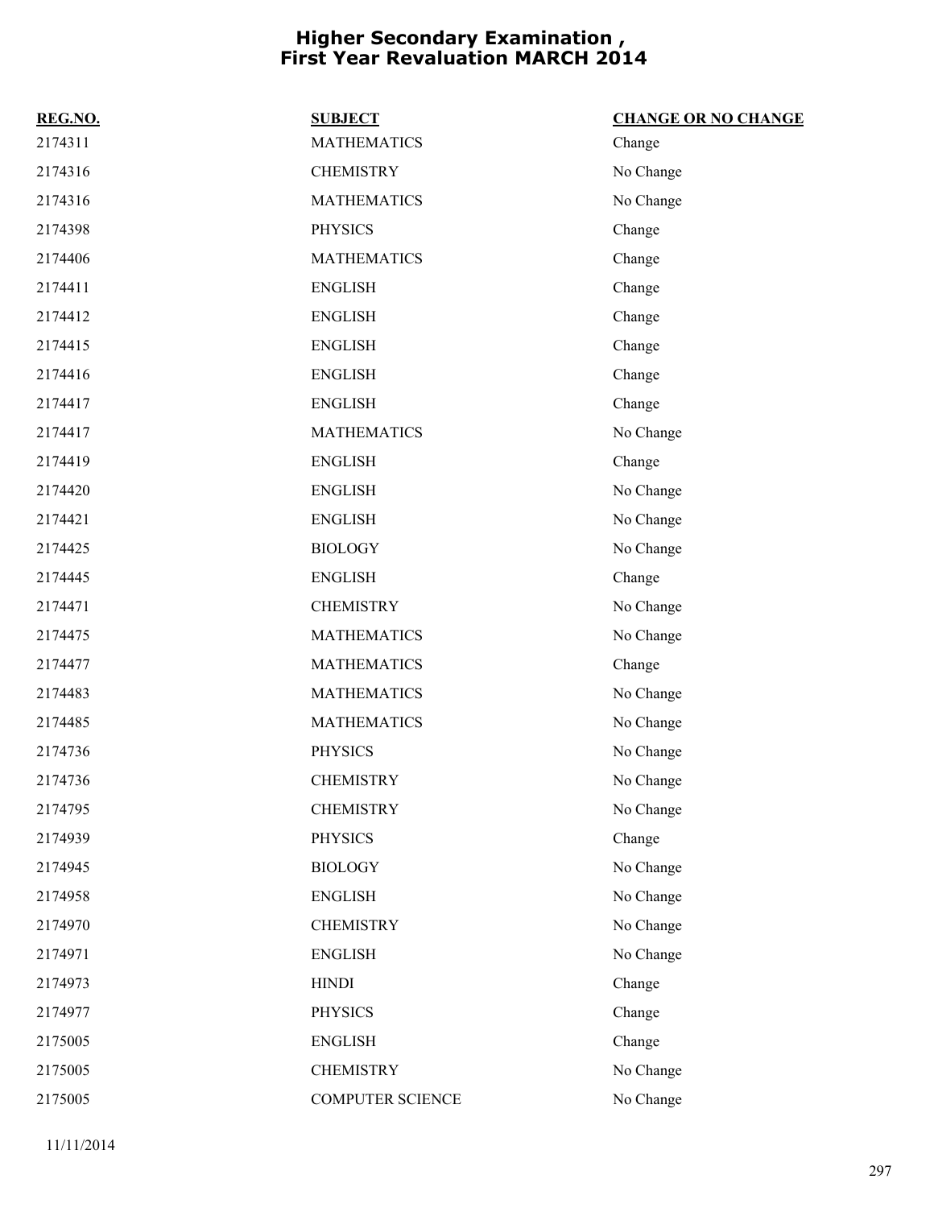# Higher Secondary Examination , First Year Revaluation MARCH 2014

| REG.NO. | SUBJECT | CHANGE OR NO CHANGE |
| --- | --- | --- |
| 2174311 | MATHEMATICS | Change |
| 2174316 | CHEMISTRY | No Change |
| 2174316 | MATHEMATICS | No Change |
| 2174398 | PHYSICS | Change |
| 2174406 | MATHEMATICS | Change |
| 2174411 | ENGLISH | Change |
| 2174412 | ENGLISH | Change |
| 2174415 | ENGLISH | Change |
| 2174416 | ENGLISH | Change |
| 2174417 | ENGLISH | Change |
| 2174417 | MATHEMATICS | No Change |
| 2174419 | ENGLISH | Change |
| 2174420 | ENGLISH | No Change |
| 2174421 | ENGLISH | No Change |
| 2174425 | BIOLOGY | No Change |
| 2174445 | ENGLISH | Change |
| 2174471 | CHEMISTRY | No Change |
| 2174475 | MATHEMATICS | No Change |
| 2174477 | MATHEMATICS | Change |
| 2174483 | MATHEMATICS | No Change |
| 2174485 | MATHEMATICS | No Change |
| 2174736 | PHYSICS | No Change |
| 2174736 | CHEMISTRY | No Change |
| 2174795 | CHEMISTRY | No Change |
| 2174939 | PHYSICS | Change |
| 2174945 | BIOLOGY | No Change |
| 2174958 | ENGLISH | No Change |
| 2174970 | CHEMISTRY | No Change |
| 2174971 | ENGLISH | No Change |
| 2174973 | HINDI | Change |
| 2174977 | PHYSICS | Change |
| 2175005 | ENGLISH | Change |
| 2175005 | CHEMISTRY | No Change |
| 2175005 | COMPUTER SCIENCE | No Change |

11/11/2014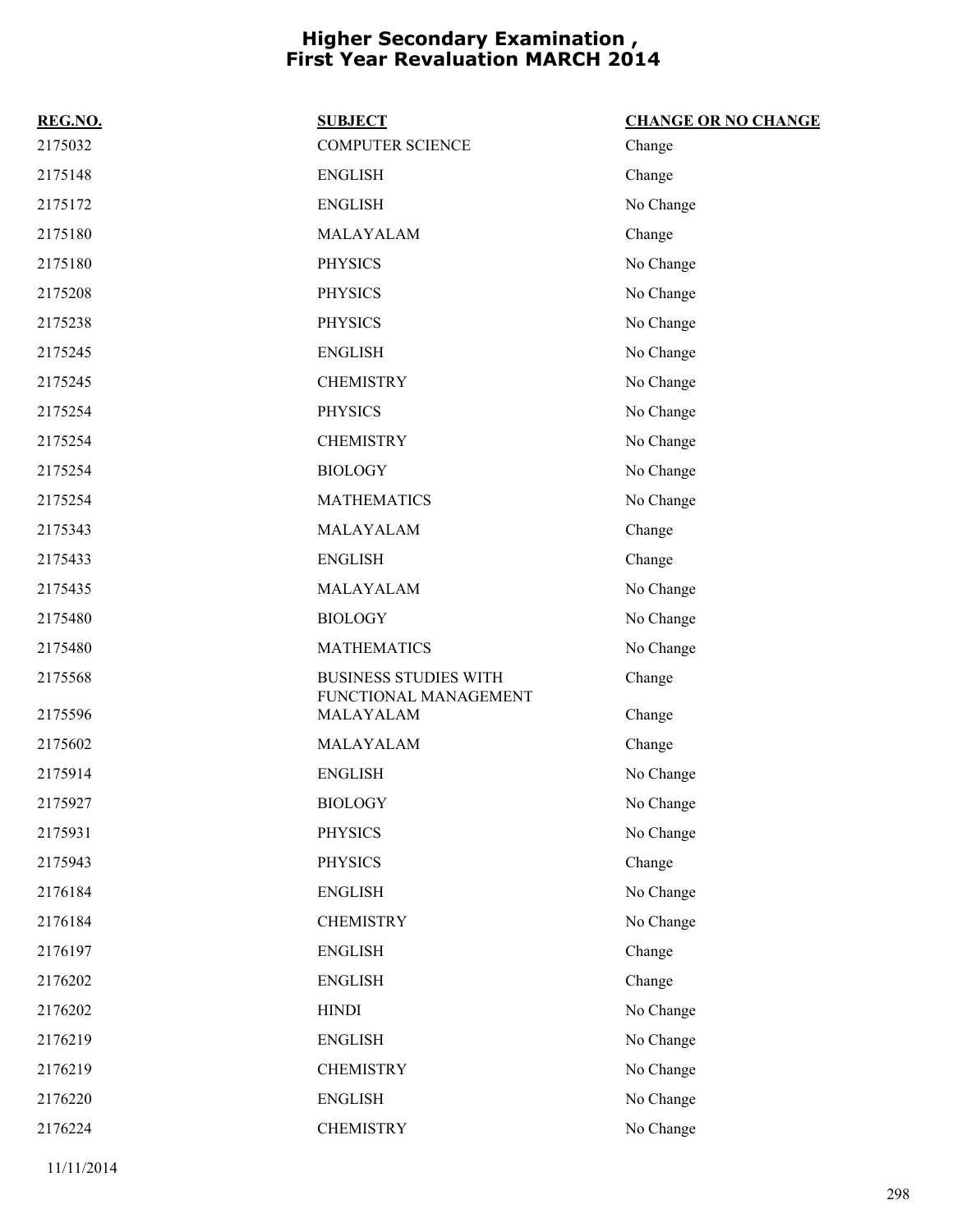# Higher Secondary Examination , First Year Revaluation MARCH 2014

| REG.NO. | SUBJECT | CHANGE OR NO CHANGE |
|---|---|---|
| 2175032 | COMPUTER SCIENCE | Change |
| 2175148 | ENGLISH | Change |
| 2175172 | ENGLISH | No Change |
| 2175180 | MALAYALAM | Change |
| 2175180 | PHYSICS | No Change |
| 2175208 | PHYSICS | No Change |
| 2175238 | PHYSICS | No Change |
| 2175245 | ENGLISH | No Change |
| 2175245 | CHEMISTRY | No Change |
| 2175254 | PHYSICS | No Change |
| 2175254 | CHEMISTRY | No Change |
| 2175254 | BIOLOGY | No Change |
| 2175254 | MATHEMATICS | No Change |
| 2175343 | MALAYALAM | Change |
| 2175433 | ENGLISH | Change |
| 2175435 | MALAYALAM | No Change |
| 2175480 | BIOLOGY | No Change |
| 2175480 | MATHEMATICS | No Change |
| 2175568 | BUSINESS STUDIES WITH FUNCTIONAL MANAGEMENT | Change |
| 2175596 | MALAYALAM | Change |
| 2175602 | MALAYALAM | Change |
| 2175914 | ENGLISH | No Change |
| 2175927 | BIOLOGY | No Change |
| 2175931 | PHYSICS | No Change |
| 2175943 | PHYSICS | Change |
| 2176184 | ENGLISH | No Change |
| 2176184 | CHEMISTRY | No Change |
| 2176197 | ENGLISH | Change |
| 2176202 | ENGLISH | Change |
| 2176202 | HINDI | No Change |
| 2176219 | ENGLISH | No Change |
| 2176219 | CHEMISTRY | No Change |
| 2176220 | ENGLISH | No Change |
| 2176224 | CHEMISTRY | No Change |

11/11/2014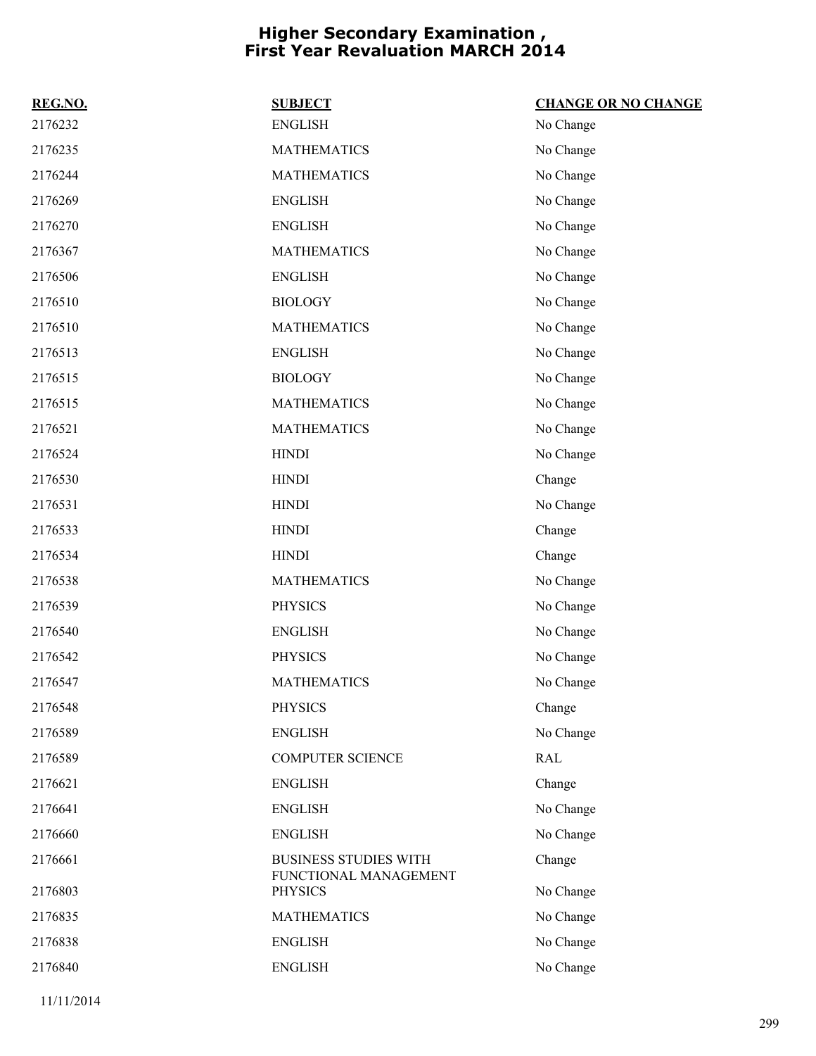# Higher Secondary Examination , First Year Revaluation MARCH 2014

| REG.NO. | SUBJECT | CHANGE OR NO CHANGE |
|---|---|---|
| 2176232 | ENGLISH | No Change |
| 2176235 | MATHEMATICS | No Change |
| 2176244 | MATHEMATICS | No Change |
| 2176269 | ENGLISH | No Change |
| 2176270 | ENGLISH | No Change |
| 2176367 | MATHEMATICS | No Change |
| 2176506 | ENGLISH | No Change |
| 2176510 | BIOLOGY | No Change |
| 2176510 | MATHEMATICS | No Change |
| 2176513 | ENGLISH | No Change |
| 2176515 | BIOLOGY | No Change |
| 2176515 | MATHEMATICS | No Change |
| 2176521 | MATHEMATICS | No Change |
| 2176524 | HINDI | No Change |
| 2176530 | HINDI | Change |
| 2176531 | HINDI | No Change |
| 2176533 | HINDI | Change |
| 2176534 | HINDI | Change |
| 2176538 | MATHEMATICS | No Change |
| 2176539 | PHYSICS | No Change |
| 2176540 | ENGLISH | No Change |
| 2176542 | PHYSICS | No Change |
| 2176547 | MATHEMATICS | No Change |
| 2176548 | PHYSICS | Change |
| 2176589 | ENGLISH | No Change |
| 2176589 | COMPUTER SCIENCE | RAL |
| 2176621 | ENGLISH | Change |
| 2176641 | ENGLISH | No Change |
| 2176660 | ENGLISH | No Change |
| 2176661 | BUSINESS STUDIES WITH FUNCTIONAL MANAGEMENT | Change |
| 2176803 | PHYSICS | No Change |
| 2176835 | MATHEMATICS | No Change |
| 2176838 | ENGLISH | No Change |
| 2176840 | ENGLISH | No Change |

11/11/2014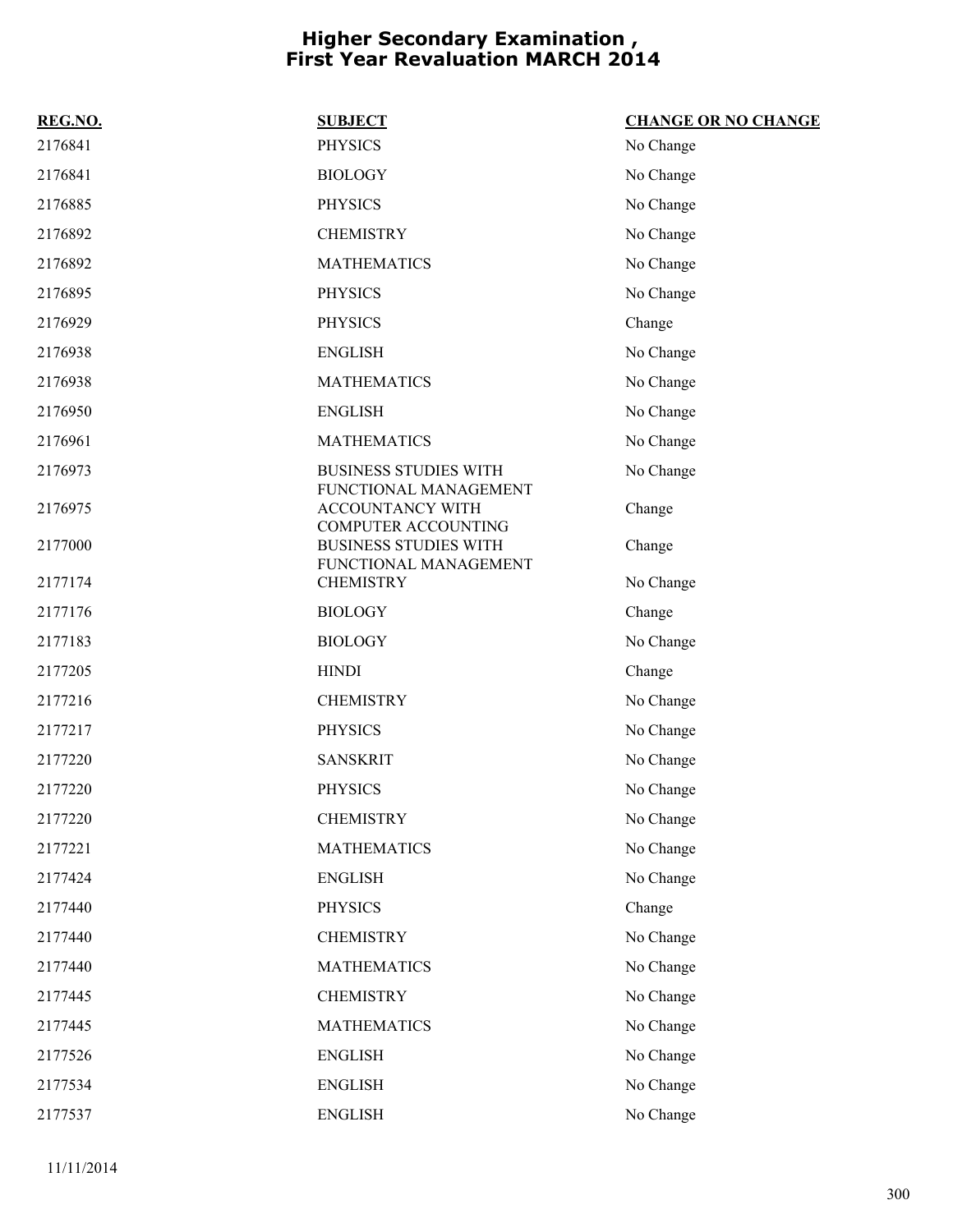# Higher Secondary Examination , First Year Revaluation MARCH 2014

| REG.NO. | SUBJECT | CHANGE OR NO CHANGE |
|---|---|---|
| 2176841 | PHYSICS | No Change |
| 2176841 | BIOLOGY | No Change |
| 2176885 | PHYSICS | No Change |
| 2176892 | CHEMISTRY | No Change |
| 2176892 | MATHEMATICS | No Change |
| 2176895 | PHYSICS | No Change |
| 2176929 | PHYSICS | Change |
| 2176938 | ENGLISH | No Change |
| 2176938 | MATHEMATICS | No Change |
| 2176950 | ENGLISH | No Change |
| 2176961 | MATHEMATICS | No Change |
| 2176973 | BUSINESS STUDIES WITH FUNCTIONAL MANAGEMENT | No Change |
| 2176975 | ACCOUNTANCY WITH COMPUTER ACCOUNTING | Change |
| 2177000 | BUSINESS STUDIES WITH FUNCTIONAL MANAGEMENT | Change |
| 2177174 | CHEMISTRY | No Change |
| 2177176 | BIOLOGY | Change |
| 2177183 | BIOLOGY | No Change |
| 2177205 | HINDI | Change |
| 2177216 | CHEMISTRY | No Change |
| 2177217 | PHYSICS | No Change |
| 2177220 | SANSKRIT | No Change |
| 2177220 | PHYSICS | No Change |
| 2177220 | CHEMISTRY | No Change |
| 2177221 | MATHEMATICS | No Change |
| 2177424 | ENGLISH | No Change |
| 2177440 | PHYSICS | Change |
| 2177440 | CHEMISTRY | No Change |
| 2177440 | MATHEMATICS | No Change |
| 2177445 | CHEMISTRY | No Change |
| 2177445 | MATHEMATICS | No Change |
| 2177526 | ENGLISH | No Change |
| 2177534 | ENGLISH | No Change |
| 2177537 | ENGLISH | No Change |

11/11/2014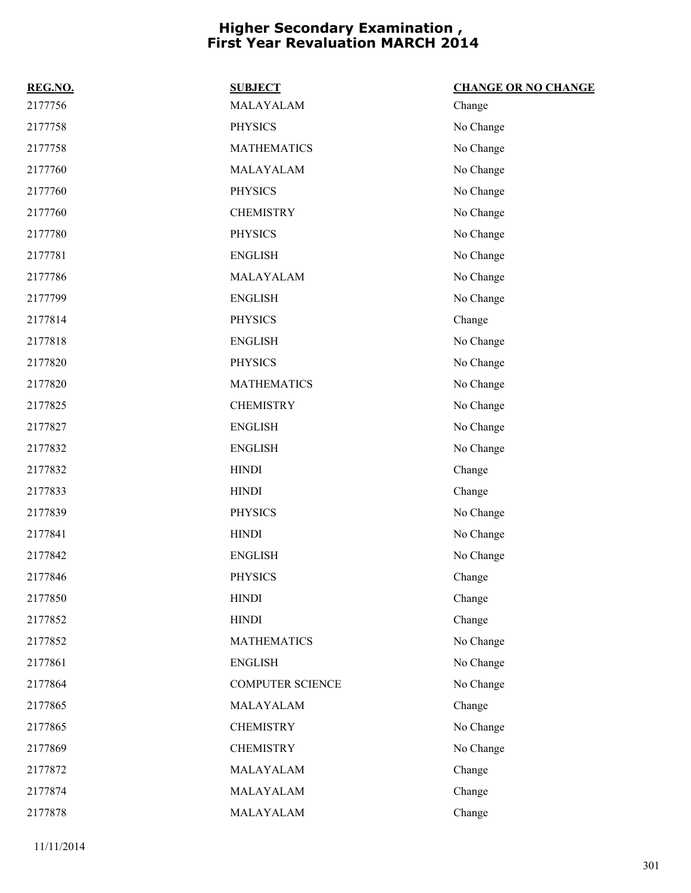# Higher Secondary Examination , First Year Revaluation MARCH 2014

| REG.NO. | SUBJECT | CHANGE OR NO CHANGE |
|---|---|---|
| 2177756 | MALAYALAM | Change |
| 2177758 | PHYSICS | No Change |
| 2177758 | MATHEMATICS | No Change |
| 2177760 | MALAYALAM | No Change |
| 2177760 | PHYSICS | No Change |
| 2177760 | CHEMISTRY | No Change |
| 2177780 | PHYSICS | No Change |
| 2177781 | ENGLISH | No Change |
| 2177786 | MALAYALAM | No Change |
| 2177799 | ENGLISH | No Change |
| 2177814 | PHYSICS | Change |
| 2177818 | ENGLISH | No Change |
| 2177820 | PHYSICS | No Change |
| 2177820 | MATHEMATICS | No Change |
| 2177825 | CHEMISTRY | No Change |
| 2177827 | ENGLISH | No Change |
| 2177832 | ENGLISH | No Change |
| 2177832 | HINDI | Change |
| 2177833 | HINDI | Change |
| 2177839 | PHYSICS | No Change |
| 2177841 | HINDI | No Change |
| 2177842 | ENGLISH | No Change |
| 2177846 | PHYSICS | Change |
| 2177850 | HINDI | Change |
| 2177852 | HINDI | Change |
| 2177852 | MATHEMATICS | No Change |
| 2177861 | ENGLISH | No Change |
| 2177864 | COMPUTER SCIENCE | No Change |
| 2177865 | MALAYALAM | Change |
| 2177865 | CHEMISTRY | No Change |
| 2177869 | CHEMISTRY | No Change |
| 2177872 | MALAYALAM | Change |
| 2177874 | MALAYALAM | Change |
| 2177878 | MALAYALAM | Change |

11/11/2014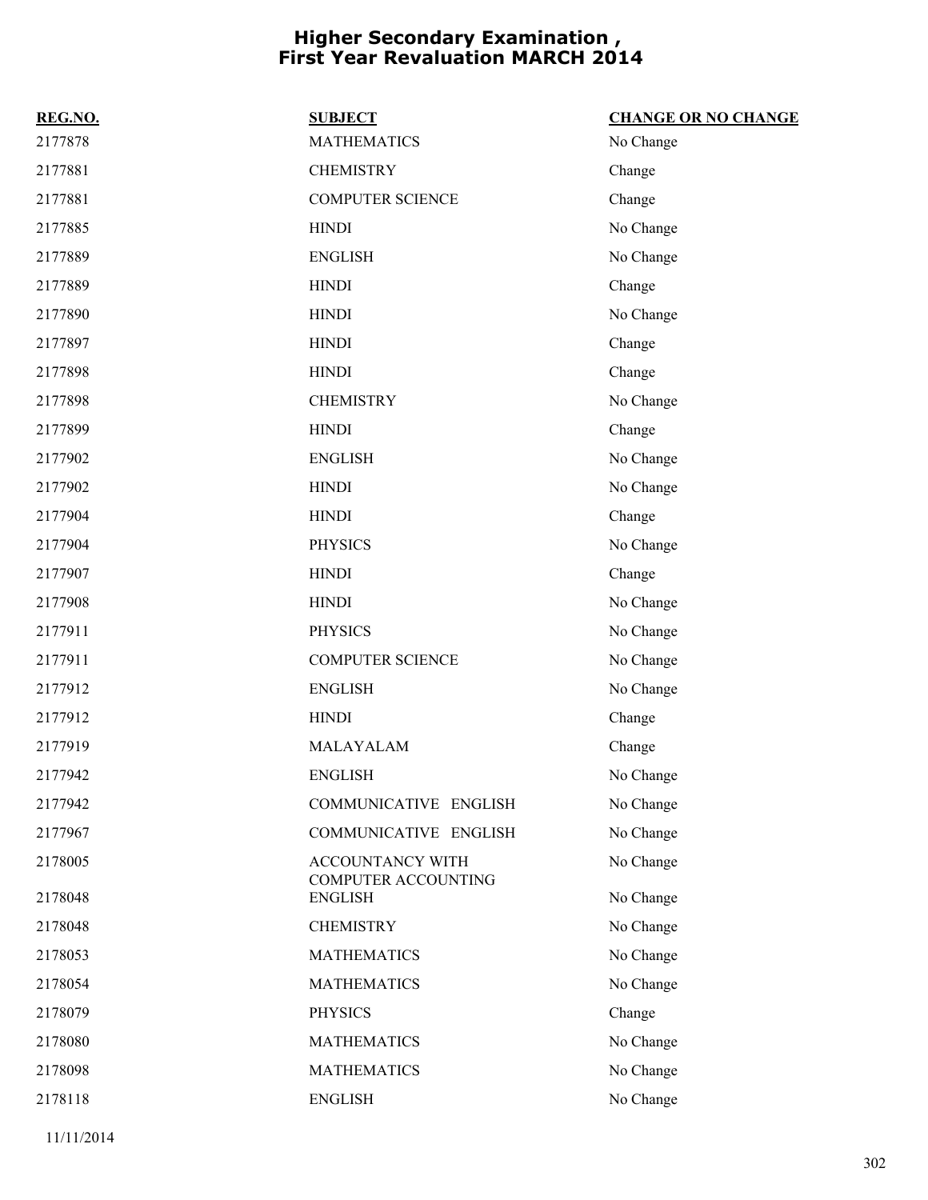# Higher Secondary Examination , First Year Revaluation MARCH 2014

| REG.NO. | SUBJECT | CHANGE OR NO CHANGE |
|---|---|---|
| 2177878 | MATHEMATICS | No Change |
| 2177881 | CHEMISTRY | Change |
| 2177881 | COMPUTER SCIENCE | Change |
| 2177885 | HINDI | No Change |
| 2177889 | ENGLISH | No Change |
| 2177889 | HINDI | Change |
| 2177890 | HINDI | No Change |
| 2177897 | HINDI | Change |
| 2177898 | HINDI | Change |
| 2177898 | CHEMISTRY | No Change |
| 2177899 | HINDI | Change |
| 2177902 | ENGLISH | No Change |
| 2177902 | HINDI | No Change |
| 2177904 | HINDI | Change |
| 2177904 | PHYSICS | No Change |
| 2177907 | HINDI | Change |
| 2177908 | HINDI | No Change |
| 2177911 | PHYSICS | No Change |
| 2177911 | COMPUTER SCIENCE | No Change |
| 2177912 | ENGLISH | No Change |
| 2177912 | HINDI | Change |
| 2177919 | MALAYALAM | Change |
| 2177942 | ENGLISH | No Change |
| 2177942 | COMMUNICATIVE ENGLISH | No Change |
| 2177967 | COMMUNICATIVE ENGLISH | No Change |
| 2178005 | ACCOUNTANCY WITH COMPUTER ACCOUNTING | No Change |
| 2178048 | ENGLISH | No Change |
| 2178048 | CHEMISTRY | No Change |
| 2178053 | MATHEMATICS | No Change |
| 2178054 | MATHEMATICS | No Change |
| 2178079 | PHYSICS | Change |
| 2178080 | MATHEMATICS | No Change |
| 2178098 | MATHEMATICS | No Change |
| 2178118 | ENGLISH | No Change |

11/11/2014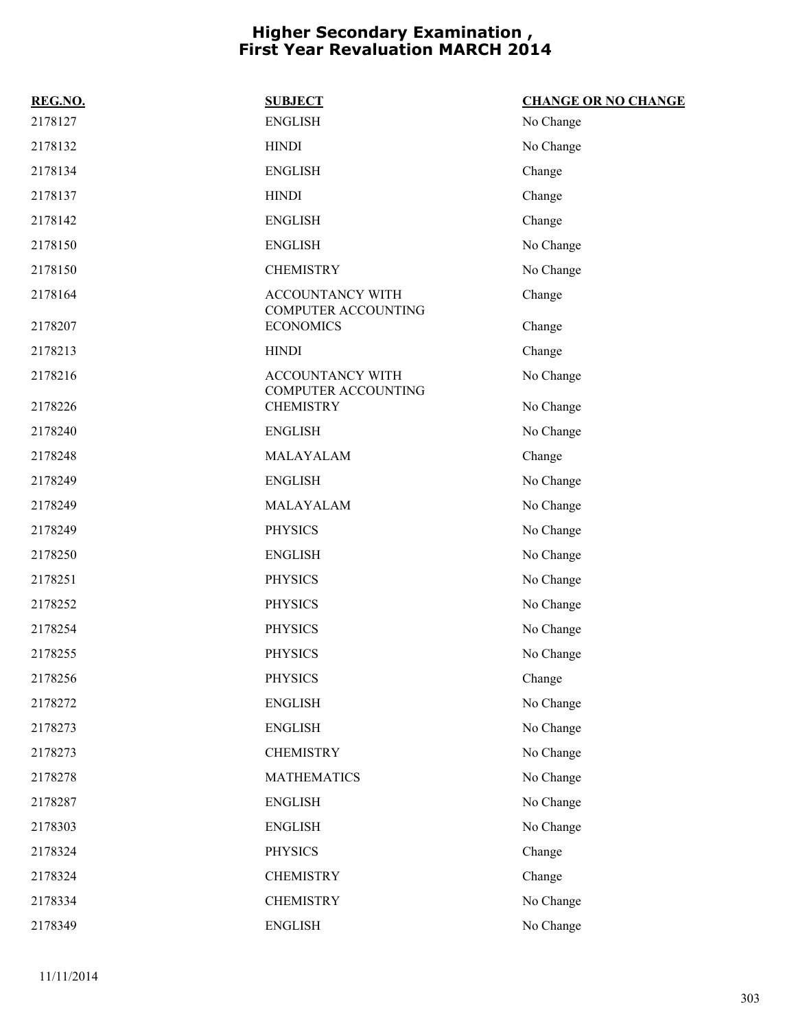# Higher Secondary Examination , First Year Revaluation MARCH 2014

| REG.NO. | SUBJECT | CHANGE OR NO CHANGE |
| --- | --- | --- |
| 2178127 | ENGLISH | No Change |
| 2178132 | HINDI | No Change |
| 2178134 | ENGLISH | Change |
| 2178137 | HINDI | Change |
| 2178142 | ENGLISH | Change |
| 2178150 | ENGLISH | No Change |
| 2178150 | CHEMISTRY | No Change |
| 2178164 | ACCOUNTANCY WITH COMPUTER ACCOUNTING | Change |
| 2178207 | ECONOMICS | Change |
| 2178213 | HINDI | Change |
| 2178216 | ACCOUNTANCY WITH COMPUTER ACCOUNTING | No Change |
| 2178226 | CHEMISTRY | No Change |
| 2178240 | ENGLISH | No Change |
| 2178248 | MALAYALAM | Change |
| 2178249 | ENGLISH | No Change |
| 2178249 | MALAYALAM | No Change |
| 2178249 | PHYSICS | No Change |
| 2178250 | ENGLISH | No Change |
| 2178251 | PHYSICS | No Change |
| 2178252 | PHYSICS | No Change |
| 2178254 | PHYSICS | No Change |
| 2178255 | PHYSICS | No Change |
| 2178256 | PHYSICS | Change |
| 2178272 | ENGLISH | No Change |
| 2178273 | ENGLISH | No Change |
| 2178273 | CHEMISTRY | No Change |
| 2178278 | MATHEMATICS | No Change |
| 2178287 | ENGLISH | No Change |
| 2178303 | ENGLISH | No Change |
| 2178324 | PHYSICS | Change |
| 2178324 | CHEMISTRY | Change |
| 2178334 | CHEMISTRY | No Change |
| 2178349 | ENGLISH | No Change |

11/11/2014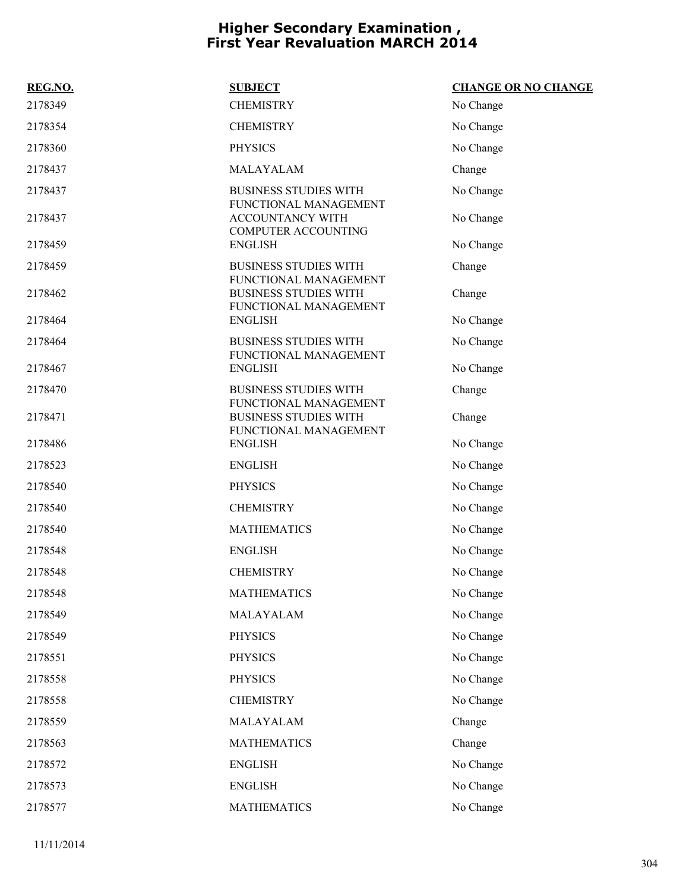# Higher Secondary Examination , First Year Revaluation MARCH 2014

| REG.NO. | SUBJECT | CHANGE OR NO CHANGE |
|---|---|---|
| 2178349 | CHEMISTRY | No Change |
| 2178354 | CHEMISTRY | No Change |
| 2178360 | PHYSICS | No Change |
| 2178437 | MALAYALAM | Change |
| 2178437 | BUSINESS STUDIES WITH FUNCTIONAL MANAGEMENT | No Change |
| 2178437 | ACCOUNTANCY WITH COMPUTER ACCOUNTING | No Change |
| 2178459 | ENGLISH | No Change |
| 2178459 | BUSINESS STUDIES WITH FUNCTIONAL MANAGEMENT | Change |
| 2178462 | BUSINESS STUDIES WITH FUNCTIONAL MANAGEMENT | Change |
| 2178464 | ENGLISH | No Change |
| 2178464 | BUSINESS STUDIES WITH FUNCTIONAL MANAGEMENT | No Change |
| 2178467 | ENGLISH | No Change |
| 2178470 | BUSINESS STUDIES WITH FUNCTIONAL MANAGEMENT | Change |
| 2178471 | BUSINESS STUDIES WITH FUNCTIONAL MANAGEMENT | Change |
| 2178486 | ENGLISH | No Change |
| 2178523 | ENGLISH | No Change |
| 2178540 | PHYSICS | No Change |
| 2178540 | CHEMISTRY | No Change |
| 2178540 | MATHEMATICS | No Change |
| 2178548 | ENGLISH | No Change |
| 2178548 | CHEMISTRY | No Change |
| 2178548 | MATHEMATICS | No Change |
| 2178549 | MALAYALAM | No Change |
| 2178549 | PHYSICS | No Change |
| 2178551 | PHYSICS | No Change |
| 2178558 | PHYSICS | No Change |
| 2178558 | CHEMISTRY | No Change |
| 2178559 | MALAYALAM | Change |
| 2178563 | MATHEMATICS | Change |
| 2178572 | ENGLISH | No Change |
| 2178573 | ENGLISH | No Change |
| 2178577 | MATHEMATICS | No Change |

11/11/2014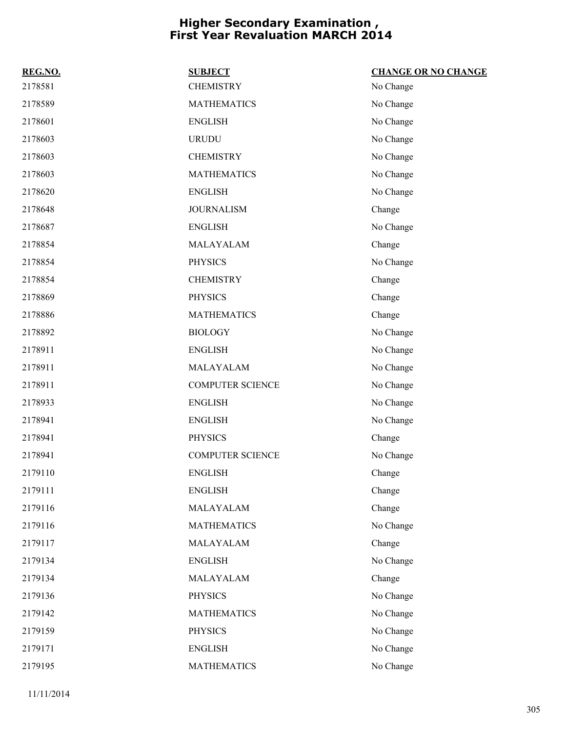# Higher Secondary Examination , First Year Revaluation MARCH 2014

| REG.NO. | SUBJECT | CHANGE OR NO CHANGE |
|---|---|---|
| 2178581 | CHEMISTRY | No Change |
| 2178589 | MATHEMATICS | No Change |
| 2178601 | ENGLISH | No Change |
| 2178603 | URUDU | No Change |
| 2178603 | CHEMISTRY | No Change |
| 2178603 | MATHEMATICS | No Change |
| 2178620 | ENGLISH | No Change |
| 2178648 | JOURNALISM | Change |
| 2178687 | ENGLISH | No Change |
| 2178854 | MALAYALAM | Change |
| 2178854 | PHYSICS | No Change |
| 2178854 | CHEMISTRY | Change |
| 2178869 | PHYSICS | Change |
| 2178886 | MATHEMATICS | Change |
| 2178892 | BIOLOGY | No Change |
| 2178911 | ENGLISH | No Change |
| 2178911 | MALAYALAM | No Change |
| 2178911 | COMPUTER SCIENCE | No Change |
| 2178933 | ENGLISH | No Change |
| 2178941 | ENGLISH | No Change |
| 2178941 | PHYSICS | Change |
| 2178941 | COMPUTER SCIENCE | No Change |
| 2179110 | ENGLISH | Change |
| 2179111 | ENGLISH | Change |
| 2179116 | MALAYALAM | Change |
| 2179116 | MATHEMATICS | No Change |
| 2179117 | MALAYALAM | Change |
| 2179134 | ENGLISH | No Change |
| 2179134 | MALAYALAM | Change |
| 2179136 | PHYSICS | No Change |
| 2179142 | MATHEMATICS | No Change |
| 2179159 | PHYSICS | No Change |
| 2179171 | ENGLISH | No Change |
| 2179195 | MATHEMATICS | No Change |

11/11/2014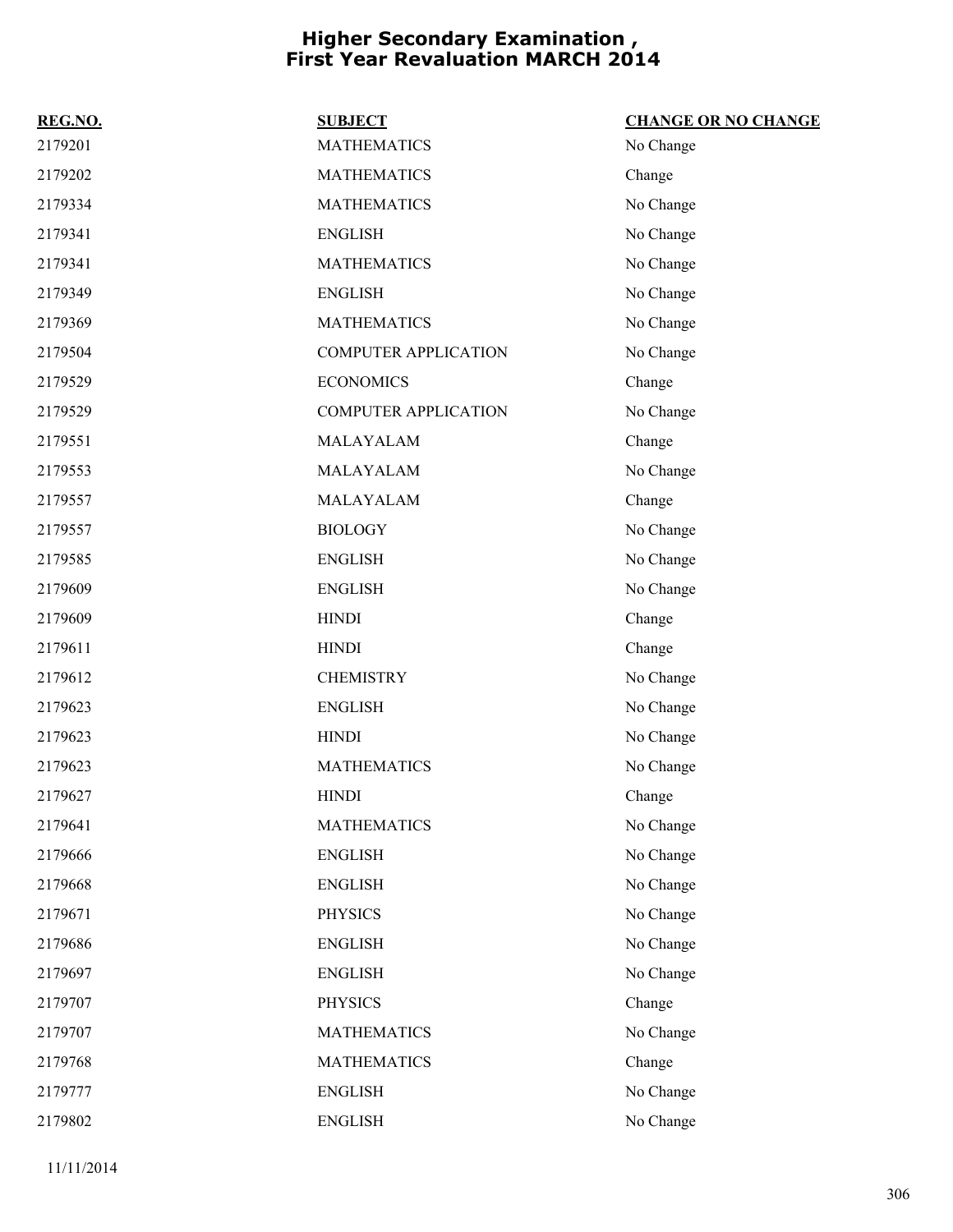# Higher Secondary Examination , First Year Revaluation MARCH 2014

| REG.NO. | SUBJECT | CHANGE OR NO CHANGE |
|---|---|---|
| 2179201 | MATHEMATICS | No Change |
| 2179202 | MATHEMATICS | Change |
| 2179334 | MATHEMATICS | No Change |
| 2179341 | ENGLISH | No Change |
| 2179341 | MATHEMATICS | No Change |
| 2179349 | ENGLISH | No Change |
| 2179369 | MATHEMATICS | No Change |
| 2179504 | COMPUTER APPLICATION | No Change |
| 2179529 | ECONOMICS | Change |
| 2179529 | COMPUTER APPLICATION | No Change |
| 2179551 | MALAYALAM | Change |
| 2179553 | MALAYALAM | No Change |
| 2179557 | MALAYALAM | Change |
| 2179557 | BIOLOGY | No Change |
| 2179585 | ENGLISH | No Change |
| 2179609 | ENGLISH | No Change |
| 2179609 | HINDI | Change |
| 2179611 | HINDI | Change |
| 2179612 | CHEMISTRY | No Change |
| 2179623 | ENGLISH | No Change |
| 2179623 | HINDI | No Change |
| 2179623 | MATHEMATICS | No Change |
| 2179627 | HINDI | Change |
| 2179641 | MATHEMATICS | No Change |
| 2179666 | ENGLISH | No Change |
| 2179668 | ENGLISH | No Change |
| 2179671 | PHYSICS | No Change |
| 2179686 | ENGLISH | No Change |
| 2179697 | ENGLISH | No Change |
| 2179707 | PHYSICS | Change |
| 2179707 | MATHEMATICS | No Change |
| 2179768 | MATHEMATICS | Change |
| 2179777 | ENGLISH | No Change |
| 2179802 | ENGLISH | No Change |

11/11/2014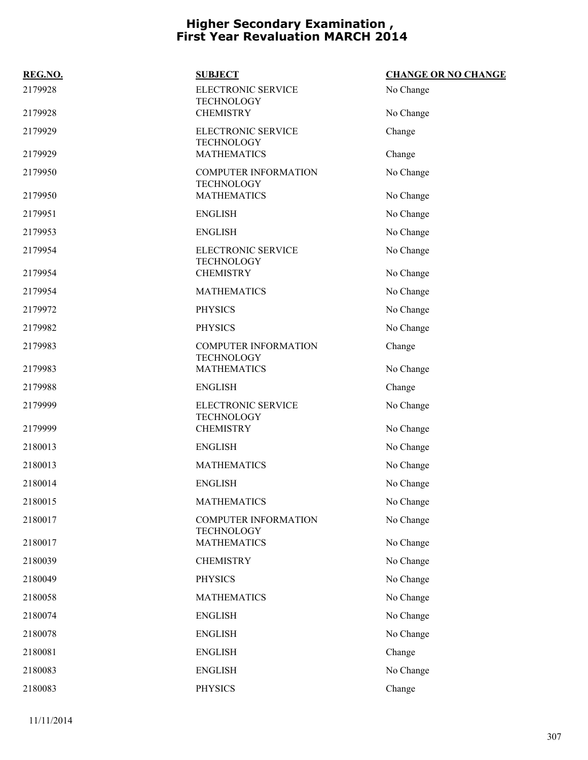# Higher Secondary Examination , First Year Revaluation MARCH 2014

| REG.NO. | SUBJECT | CHANGE OR NO CHANGE |
|---|---|---|
| 2179928 | ELECTRONIC SERVICE TECHNOLOGY | No Change |
| 2179928 | CHEMISTRY | No Change |
| 2179929 | ELECTRONIC SERVICE TECHNOLOGY | Change |
| 2179929 | MATHEMATICS | Change |
| 2179950 | COMPUTER INFORMATION TECHNOLOGY | No Change |
| 2179950 | MATHEMATICS | No Change |
| 2179951 | ENGLISH | No Change |
| 2179953 | ENGLISH | No Change |
| 2179954 | ELECTRONIC SERVICE TECHNOLOGY | No Change |
| 2179954 | CHEMISTRY | No Change |
| 2179954 | MATHEMATICS | No Change |
| 2179972 | PHYSICS | No Change |
| 2179982 | PHYSICS | No Change |
| 2179983 | COMPUTER INFORMATION TECHNOLOGY | Change |
| 2179983 | MATHEMATICS | No Change |
| 2179988 | ENGLISH | Change |
| 2179999 | ELECTRONIC SERVICE TECHNOLOGY | No Change |
| 2179999 | CHEMISTRY | No Change |
| 2180013 | ENGLISH | No Change |
| 2180013 | MATHEMATICS | No Change |
| 2180014 | ENGLISH | No Change |
| 2180015 | MATHEMATICS | No Change |
| 2180017 | COMPUTER INFORMATION TECHNOLOGY | No Change |
| 2180017 | MATHEMATICS | No Change |
| 2180039 | CHEMISTRY | No Change |
| 2180049 | PHYSICS | No Change |
| 2180058 | MATHEMATICS | No Change |
| 2180074 | ENGLISH | No Change |
| 2180078 | ENGLISH | No Change |
| 2180081 | ENGLISH | Change |
| 2180083 | ENGLISH | No Change |
| 2180083 | PHYSICS | Change |

11/11/2014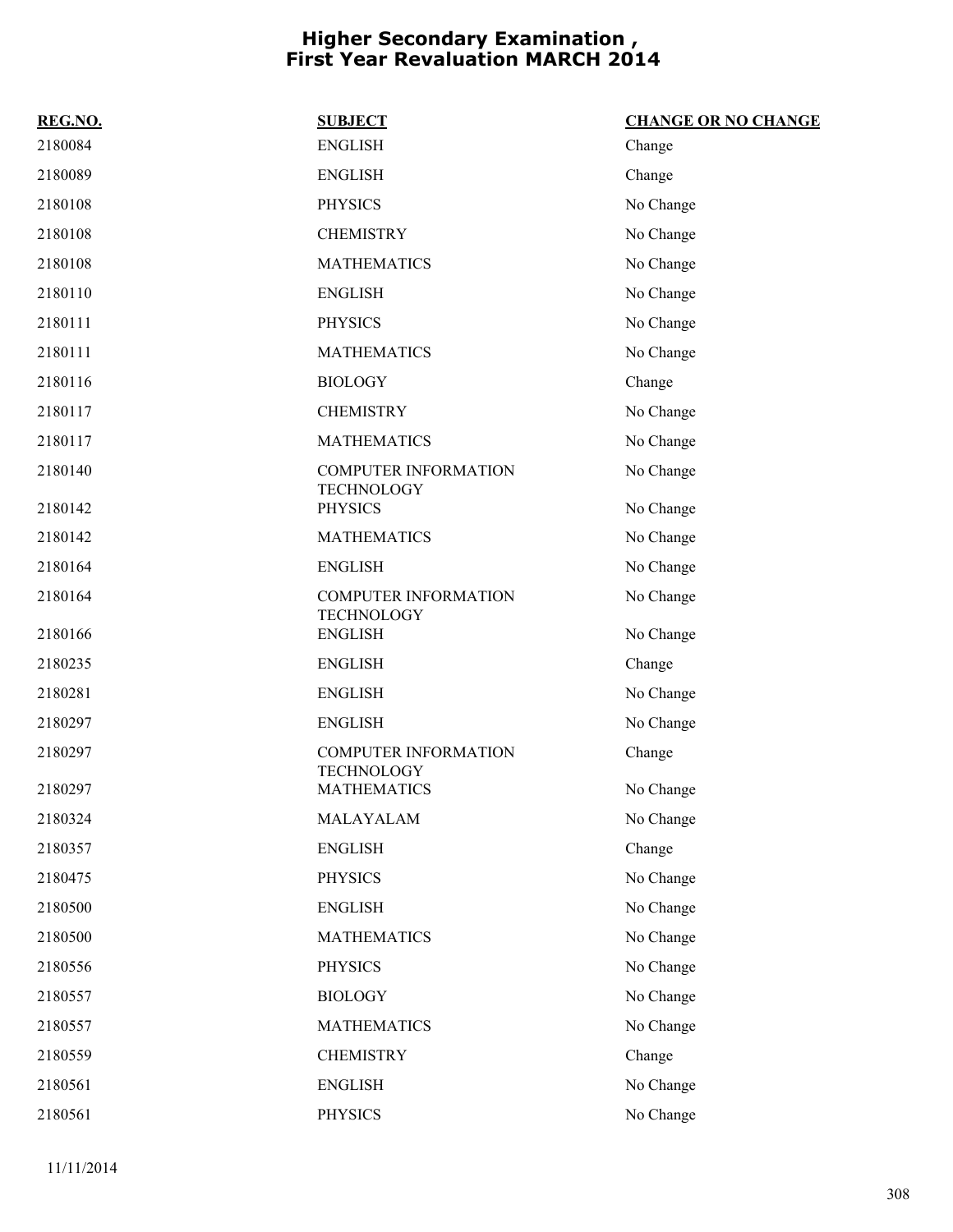# Higher Secondary Examination , First Year Revaluation MARCH 2014

| REG.NO. | SUBJECT | CHANGE OR NO CHANGE |
|---|---|---|
| 2180084 | ENGLISH | Change |
| 2180089 | ENGLISH | Change |
| 2180108 | PHYSICS | No Change |
| 2180108 | CHEMISTRY | No Change |
| 2180108 | MATHEMATICS | No Change |
| 2180110 | ENGLISH | No Change |
| 2180111 | PHYSICS | No Change |
| 2180111 | MATHEMATICS | No Change |
| 2180116 | BIOLOGY | Change |
| 2180117 | CHEMISTRY | No Change |
| 2180117 | MATHEMATICS | No Change |
| 2180140 | COMPUTER INFORMATION TECHNOLOGY | No Change |
| 2180142 | PHYSICS | No Change |
| 2180142 | MATHEMATICS | No Change |
| 2180164 | ENGLISH | No Change |
| 2180164 | COMPUTER INFORMATION TECHNOLOGY | No Change |
| 2180166 | ENGLISH | No Change |
| 2180235 | ENGLISH | Change |
| 2180281 | ENGLISH | No Change |
| 2180297 | ENGLISH | No Change |
| 2180297 | COMPUTER INFORMATION TECHNOLOGY | Change |
| 2180297 | MATHEMATICS | No Change |
| 2180324 | MALAYALAM | No Change |
| 2180357 | ENGLISH | Change |
| 2180475 | PHYSICS | No Change |
| 2180500 | ENGLISH | No Change |
| 2180500 | MATHEMATICS | No Change |
| 2180556 | PHYSICS | No Change |
| 2180557 | BIOLOGY | No Change |
| 2180557 | MATHEMATICS | No Change |
| 2180559 | CHEMISTRY | Change |
| 2180561 | ENGLISH | No Change |
| 2180561 | PHYSICS | No Change |

11/11/2014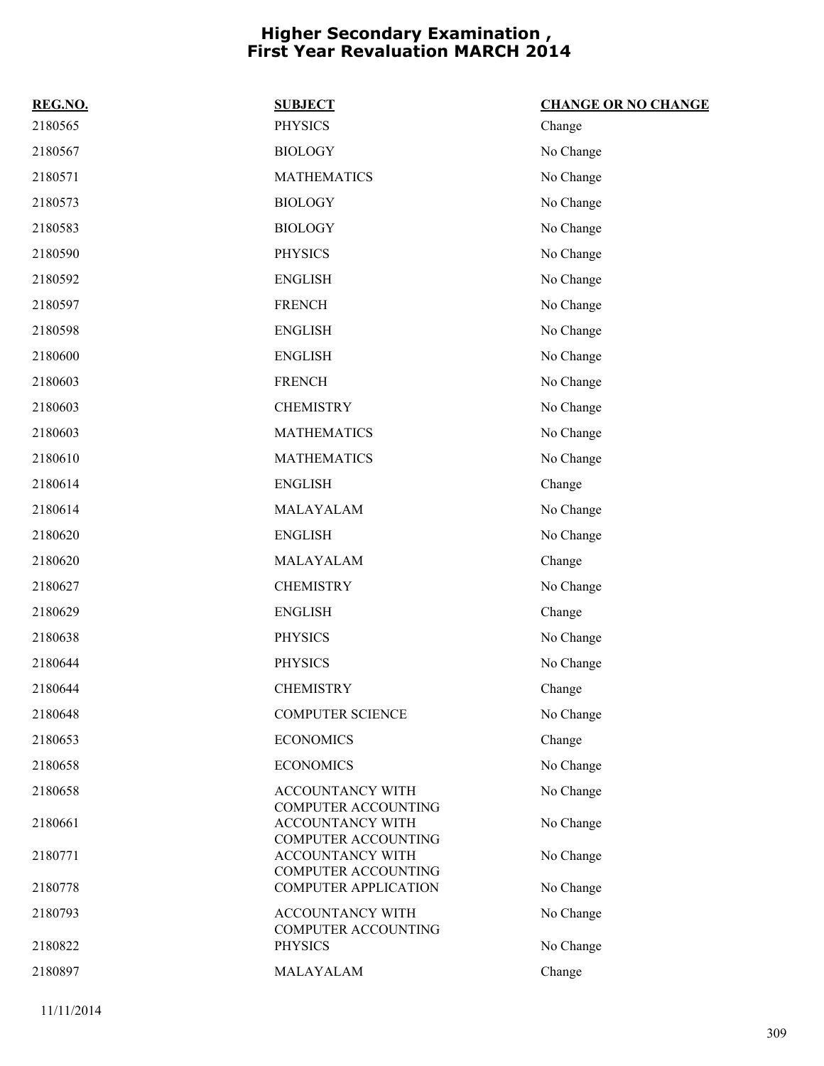# Higher Secondary Examination , First Year Revaluation MARCH 2014

| REG.NO. | SUBJECT | CHANGE OR NO CHANGE |
|---|---|---|
| 2180565 | PHYSICS | Change |
| 2180567 | BIOLOGY | No Change |
| 2180571 | MATHEMATICS | No Change |
| 2180573 | BIOLOGY | No Change |
| 2180583 | BIOLOGY | No Change |
| 2180590 | PHYSICS | No Change |
| 2180592 | ENGLISH | No Change |
| 2180597 | FRENCH | No Change |
| 2180598 | ENGLISH | No Change |
| 2180600 | ENGLISH | No Change |
| 2180603 | FRENCH | No Change |
| 2180603 | CHEMISTRY | No Change |
| 2180603 | MATHEMATICS | No Change |
| 2180610 | MATHEMATICS | No Change |
| 2180614 | ENGLISH | Change |
| 2180614 | MALAYALAM | No Change |
| 2180620 | ENGLISH | No Change |
| 2180620 | MALAYALAM | Change |
| 2180627 | CHEMISTRY | No Change |
| 2180629 | ENGLISH | Change |
| 2180638 | PHYSICS | No Change |
| 2180644 | PHYSICS | No Change |
| 2180644 | CHEMISTRY | Change |
| 2180648 | COMPUTER SCIENCE | No Change |
| 2180653 | ECONOMICS | Change |
| 2180658 | ECONOMICS | No Change |
| 2180658 | ACCOUNTANCY WITH COMPUTER ACCOUNTING | No Change |
| 2180661 | ACCOUNTANCY WITH COMPUTER ACCOUNTING | No Change |
| 2180771 | ACCOUNTANCY WITH COMPUTER ACCOUNTING | No Change |
| 2180778 | COMPUTER APPLICATION | No Change |
| 2180793 | ACCOUNTANCY WITH COMPUTER ACCOUNTING | No Change |
| 2180822 | PHYSICS | No Change |
| 2180897 | MALAYALAM | Change |

11/11/2014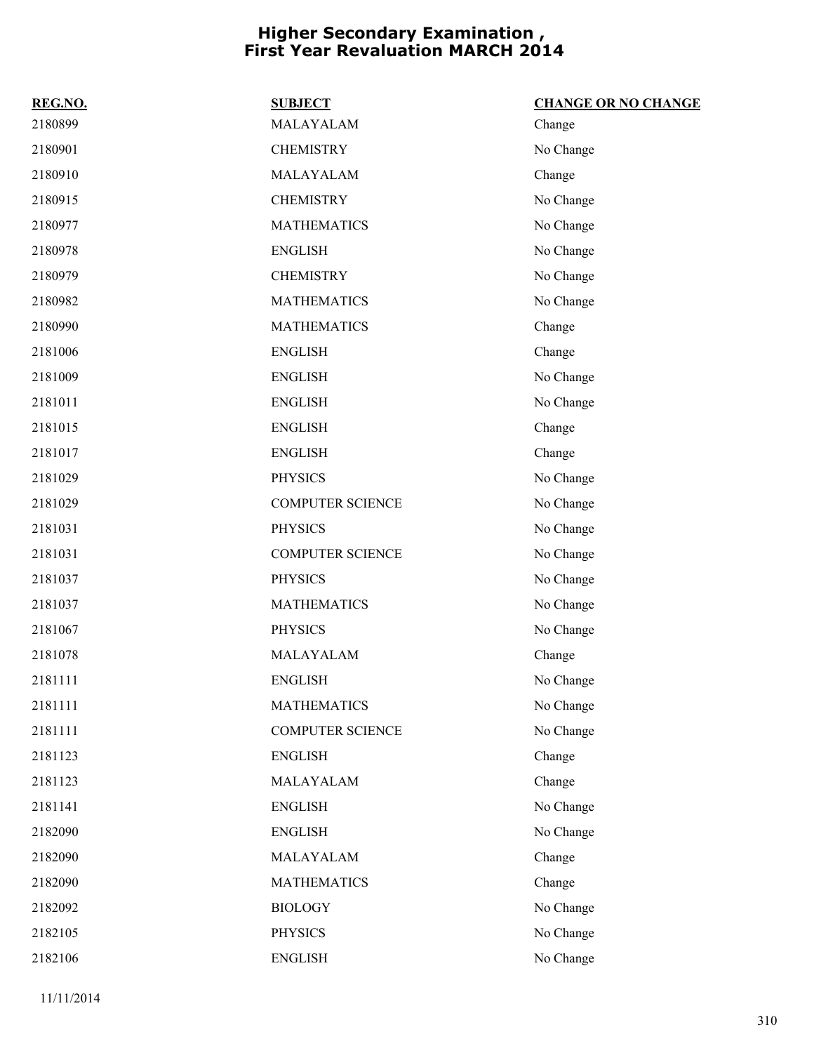# Higher Secondary Examination , First Year Revaluation MARCH 2014

| REG.NO. | SUBJECT | CHANGE OR NO CHANGE |
|---|---|---|
| 2180899 | MALAYALAM | Change |
| 2180901 | CHEMISTRY | No Change |
| 2180910 | MALAYALAM | Change |
| 2180915 | CHEMISTRY | No Change |
| 2180977 | MATHEMATICS | No Change |
| 2180978 | ENGLISH | No Change |
| 2180979 | CHEMISTRY | No Change |
| 2180982 | MATHEMATICS | No Change |
| 2180990 | MATHEMATICS | Change |
| 2181006 | ENGLISH | Change |
| 2181009 | ENGLISH | No Change |
| 2181011 | ENGLISH | No Change |
| 2181015 | ENGLISH | Change |
| 2181017 | ENGLISH | Change |
| 2181029 | PHYSICS | No Change |
| 2181029 | COMPUTER SCIENCE | No Change |
| 2181031 | PHYSICS | No Change |
| 2181031 | COMPUTER SCIENCE | No Change |
| 2181037 | PHYSICS | No Change |
| 2181037 | MATHEMATICS | No Change |
| 2181067 | PHYSICS | No Change |
| 2181078 | MALAYALAM | Change |
| 2181111 | ENGLISH | No Change |
| 2181111 | MATHEMATICS | No Change |
| 2181111 | COMPUTER SCIENCE | No Change |
| 2181123 | ENGLISH | Change |
| 2181123 | MALAYALAM | Change |
| 2181141 | ENGLISH | No Change |
| 2182090 | ENGLISH | No Change |
| 2182090 | MALAYALAM | Change |
| 2182090 | MATHEMATICS | Change |
| 2182092 | BIOLOGY | No Change |
| 2182105 | PHYSICS | No Change |
| 2182106 | ENGLISH | No Change |

11/11/2014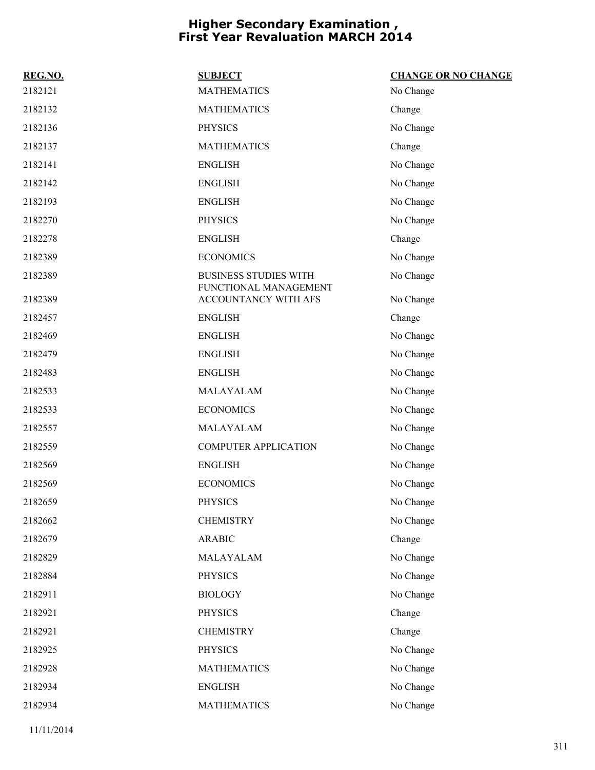# Higher Secondary Examination , First Year Revaluation MARCH 2014

| REG.NO. | SUBJECT | CHANGE OR NO CHANGE |
|---|---|---|
| 2182121 | MATHEMATICS | No Change |
| 2182132 | MATHEMATICS | Change |
| 2182136 | PHYSICS | No Change |
| 2182137 | MATHEMATICS | Change |
| 2182141 | ENGLISH | No Change |
| 2182142 | ENGLISH | No Change |
| 2182193 | ENGLISH | No Change |
| 2182270 | PHYSICS | No Change |
| 2182278 | ENGLISH | Change |
| 2182389 | ECONOMICS | No Change |
| 2182389 | BUSINESS STUDIES WITH FUNCTIONAL MANAGEMENT | No Change |
| 2182389 | ACCOUNTANCY WITH AFS | No Change |
| 2182457 | ENGLISH | Change |
| 2182469 | ENGLISH | No Change |
| 2182479 | ENGLISH | No Change |
| 2182483 | ENGLISH | No Change |
| 2182533 | MALAYALAM | No Change |
| 2182533 | ECONOMICS | No Change |
| 2182557 | MALAYALAM | No Change |
| 2182559 | COMPUTER APPLICATION | No Change |
| 2182569 | ENGLISH | No Change |
| 2182569 | ECONOMICS | No Change |
| 2182659 | PHYSICS | No Change |
| 2182662 | CHEMISTRY | No Change |
| 2182679 | ARABIC | Change |
| 2182829 | MALAYALAM | No Change |
| 2182884 | PHYSICS | No Change |
| 2182911 | BIOLOGY | No Change |
| 2182921 | PHYSICS | Change |
| 2182921 | CHEMISTRY | Change |
| 2182925 | PHYSICS | No Change |
| 2182928 | MATHEMATICS | No Change |
| 2182934 | ENGLISH | No Change |
| 2182934 | MATHEMATICS | No Change |

11/11/2014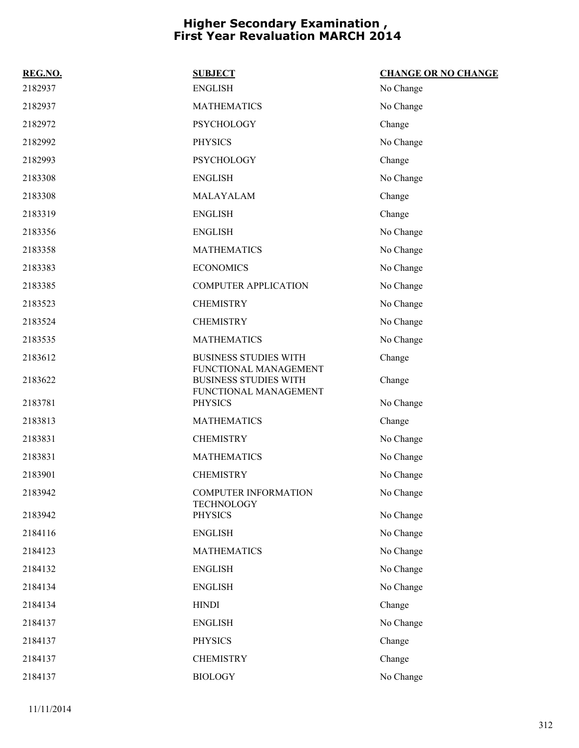# Higher Secondary Examination , First Year Revaluation MARCH 2014

| REG.NO. | SUBJECT | CHANGE OR NO CHANGE |
| --- | --- | --- |
| 2182937 | ENGLISH | No Change |
| 2182937 | MATHEMATICS | No Change |
| 2182972 | PSYCHOLOGY | Change |
| 2182992 | PHYSICS | No Change |
| 2182993 | PSYCHOLOGY | Change |
| 2183308 | ENGLISH | No Change |
| 2183308 | MALAYALAM | Change |
| 2183319 | ENGLISH | Change |
| 2183356 | ENGLISH | No Change |
| 2183358 | MATHEMATICS | No Change |
| 2183383 | ECONOMICS | No Change |
| 2183385 | COMPUTER APPLICATION | No Change |
| 2183523 | CHEMISTRY | No Change |
| 2183524 | CHEMISTRY | No Change |
| 2183535 | MATHEMATICS | No Change |
| 2183612 | BUSINESS STUDIES WITH FUNCTIONAL MANAGEMENT | Change |
| 2183622 | BUSINESS STUDIES WITH FUNCTIONAL MANAGEMENT | Change |
| 2183781 | PHYSICS | No Change |
| 2183813 | MATHEMATICS | Change |
| 2183831 | CHEMISTRY | No Change |
| 2183831 | MATHEMATICS | No Change |
| 2183901 | CHEMISTRY | No Change |
| 2183942 | COMPUTER INFORMATION TECHNOLOGY | No Change |
| 2183942 | PHYSICS | No Change |
| 2184116 | ENGLISH | No Change |
| 2184123 | MATHEMATICS | No Change |
| 2184132 | ENGLISH | No Change |
| 2184134 | ENGLISH | No Change |
| 2184134 | HINDI | Change |
| 2184137 | ENGLISH | No Change |
| 2184137 | PHYSICS | Change |
| 2184137 | CHEMISTRY | Change |
| 2184137 | BIOLOGY | No Change |

11/11/2014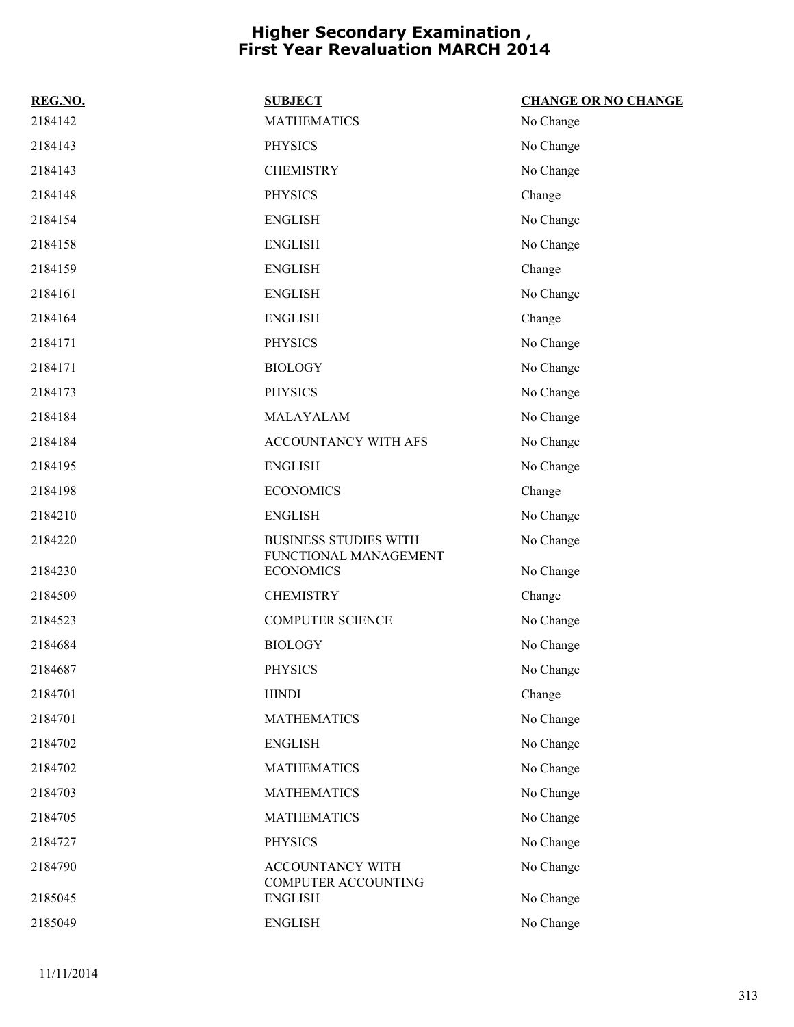# Higher Secondary Examination , First Year Revaluation MARCH 2014

| REG.NO. | SUBJECT | CHANGE OR NO CHANGE |
|---|---|---|
| 2184142 | MATHEMATICS | No Change |
| 2184143 | PHYSICS | No Change |
| 2184143 | CHEMISTRY | No Change |
| 2184148 | PHYSICS | Change |
| 2184154 | ENGLISH | No Change |
| 2184158 | ENGLISH | No Change |
| 2184159 | ENGLISH | Change |
| 2184161 | ENGLISH | No Change |
| 2184164 | ENGLISH | Change |
| 2184171 | PHYSICS | No Change |
| 2184171 | BIOLOGY | No Change |
| 2184173 | PHYSICS | No Change |
| 2184184 | MALAYALAM | No Change |
| 2184184 | ACCOUNTANCY WITH AFS | No Change |
| 2184195 | ENGLISH | No Change |
| 2184198 | ECONOMICS | Change |
| 2184210 | ENGLISH | No Change |
| 2184220 | BUSINESS STUDIES WITH FUNCTIONAL MANAGEMENT | No Change |
| 2184230 | ECONOMICS | No Change |
| 2184509 | CHEMISTRY | Change |
| 2184523 | COMPUTER SCIENCE | No Change |
| 2184684 | BIOLOGY | No Change |
| 2184687 | PHYSICS | No Change |
| 2184701 | HINDI | Change |
| 2184701 | MATHEMATICS | No Change |
| 2184702 | ENGLISH | No Change |
| 2184702 | MATHEMATICS | No Change |
| 2184703 | MATHEMATICS | No Change |
| 2184705 | MATHEMATICS | No Change |
| 2184727 | PHYSICS | No Change |
| 2184790 | ACCOUNTANCY WITH COMPUTER ACCOUNTING | No Change |
| 2185045 | ENGLISH | No Change |
| 2185049 | ENGLISH | No Change |

11/11/2014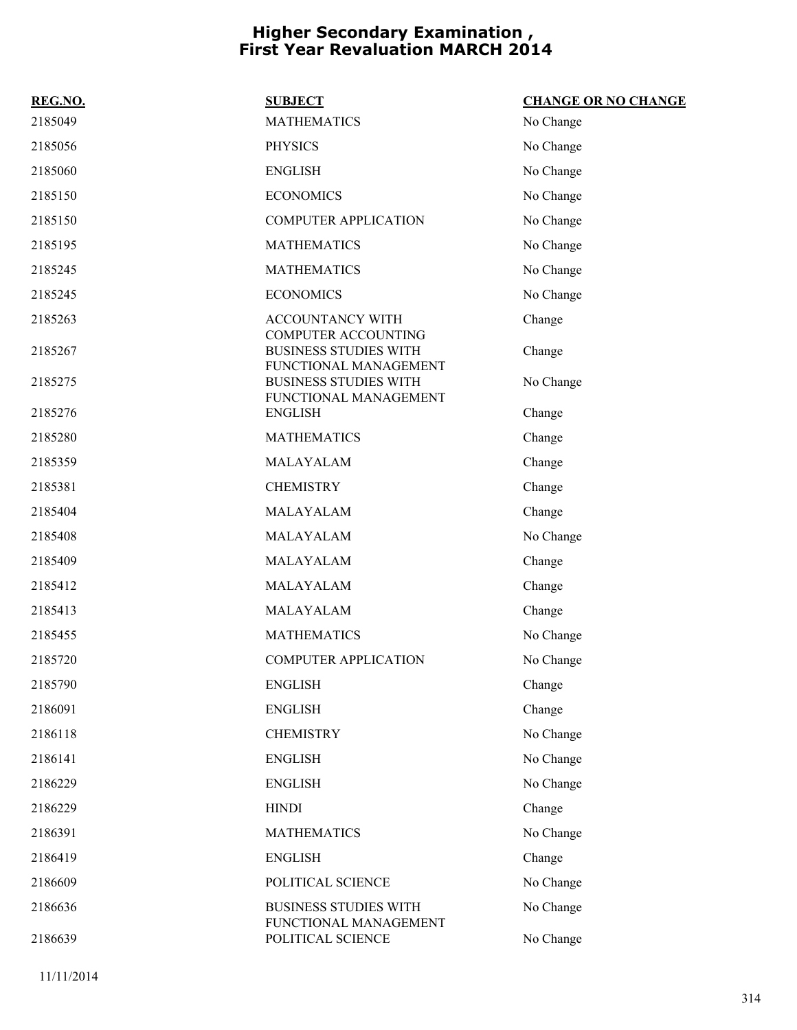# Higher Secondary Examination , First Year Revaluation MARCH 2014

| REG.NO. | SUBJECT | CHANGE OR NO CHANGE |
|---|---|---|
| 2185049 | MATHEMATICS | No Change |
| 2185056 | PHYSICS | No Change |
| 2185060 | ENGLISH | No Change |
| 2185150 | ECONOMICS | No Change |
| 2185150 | COMPUTER APPLICATION | No Change |
| 2185195 | MATHEMATICS | No Change |
| 2185245 | MATHEMATICS | No Change |
| 2185245 | ECONOMICS | No Change |
| 2185263 | ACCOUNTANCY WITH COMPUTER ACCOUNTING | Change |
| 2185267 | BUSINESS STUDIES WITH FUNCTIONAL MANAGEMENT | Change |
| 2185275 | BUSINESS STUDIES WITH FUNCTIONAL MANAGEMENT | No Change |
| 2185276 | ENGLISH | Change |
| 2185280 | MATHEMATICS | Change |
| 2185359 | MALAYALAM | Change |
| 2185381 | CHEMISTRY | Change |
| 2185404 | MALAYALAM | Change |
| 2185408 | MALAYALAM | No Change |
| 2185409 | MALAYALAM | Change |
| 2185412 | MALAYALAM | Change |
| 2185413 | MALAYALAM | Change |
| 2185455 | MATHEMATICS | No Change |
| 2185720 | COMPUTER APPLICATION | No Change |
| 2185790 | ENGLISH | Change |
| 2186091 | ENGLISH | Change |
| 2186118 | CHEMISTRY | No Change |
| 2186141 | ENGLISH | No Change |
| 2186229 | ENGLISH | No Change |
| 2186229 | HINDI | Change |
| 2186391 | MATHEMATICS | No Change |
| 2186419 | ENGLISH | Change |
| 2186609 | POLITICAL SCIENCE | No Change |
| 2186636 | BUSINESS STUDIES WITH FUNCTIONAL MANAGEMENT | No Change |
| 2186639 | POLITICAL SCIENCE | No Change |

11/11/2014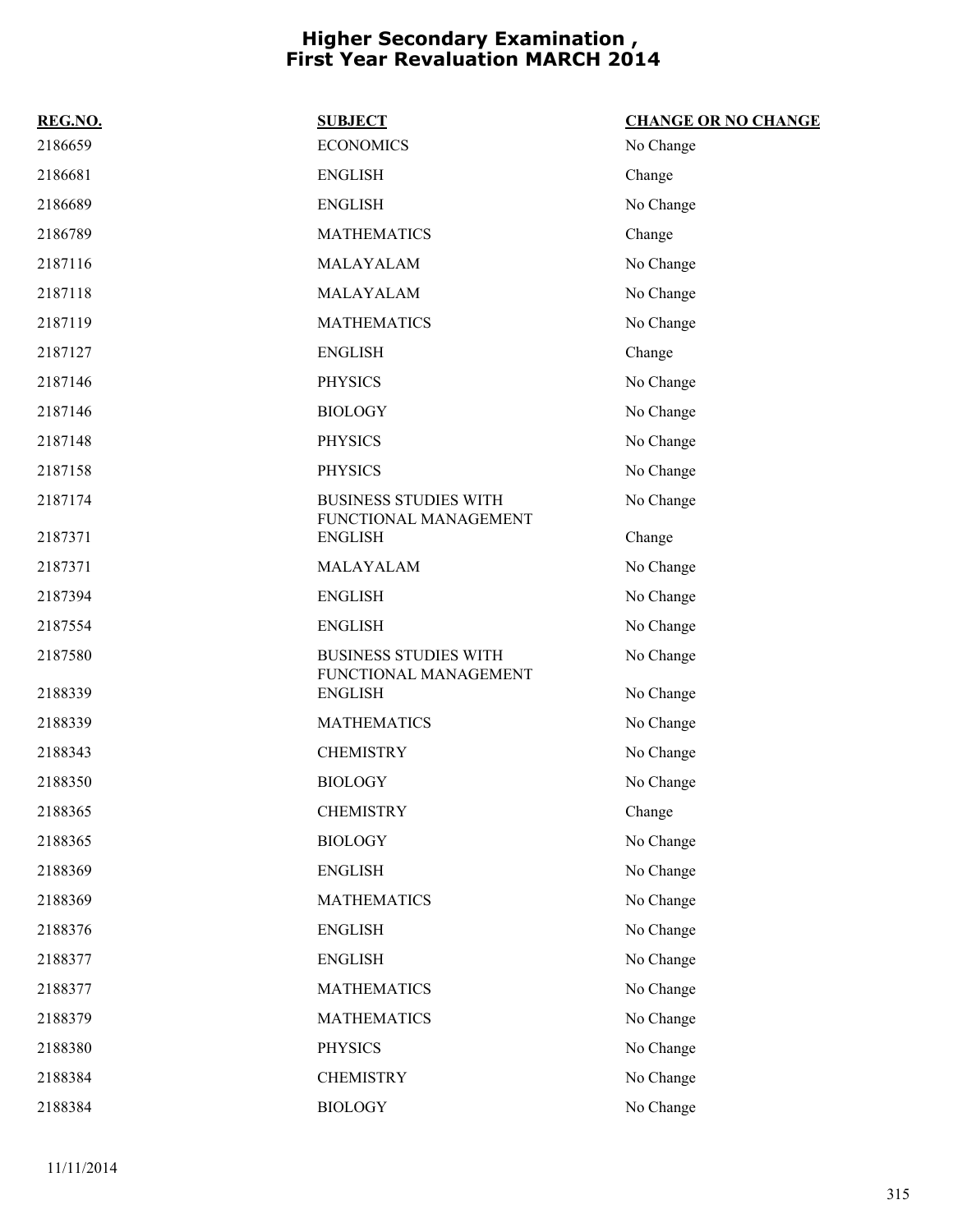# Higher Secondary Examination , First Year Revaluation MARCH 2014

| REG.NO. | SUBJECT | CHANGE OR NO CHANGE |
|---|---|---|
| 2186659 | ECONOMICS | No Change |
| 2186681 | ENGLISH | Change |
| 2186689 | ENGLISH | No Change |
| 2186789 | MATHEMATICS | Change |
| 2187116 | MALAYALAM | No Change |
| 2187118 | MALAYALAM | No Change |
| 2187119 | MATHEMATICS | No Change |
| 2187127 | ENGLISH | Change |
| 2187146 | PHYSICS | No Change |
| 2187146 | BIOLOGY | No Change |
| 2187148 | PHYSICS | No Change |
| 2187158 | PHYSICS | No Change |
| 2187174 | BUSINESS STUDIES WITH FUNCTIONAL MANAGEMENT | No Change |
| 2187371 | ENGLISH | Change |
| 2187371 | MALAYALAM | No Change |
| 2187394 | ENGLISH | No Change |
| 2187554 | ENGLISH | No Change |
| 2187580 | BUSINESS STUDIES WITH FUNCTIONAL MANAGEMENT | No Change |
| 2188339 | ENGLISH | No Change |
| 2188339 | MATHEMATICS | No Change |
| 2188343 | CHEMISTRY | No Change |
| 2188350 | BIOLOGY | No Change |
| 2188365 | CHEMISTRY | Change |
| 2188365 | BIOLOGY | No Change |
| 2188369 | ENGLISH | No Change |
| 2188369 | MATHEMATICS | No Change |
| 2188376 | ENGLISH | No Change |
| 2188377 | ENGLISH | No Change |
| 2188377 | MATHEMATICS | No Change |
| 2188379 | MATHEMATICS | No Change |
| 2188380 | PHYSICS | No Change |
| 2188384 | CHEMISTRY | No Change |
| 2188384 | BIOLOGY | No Change |

11/11/2014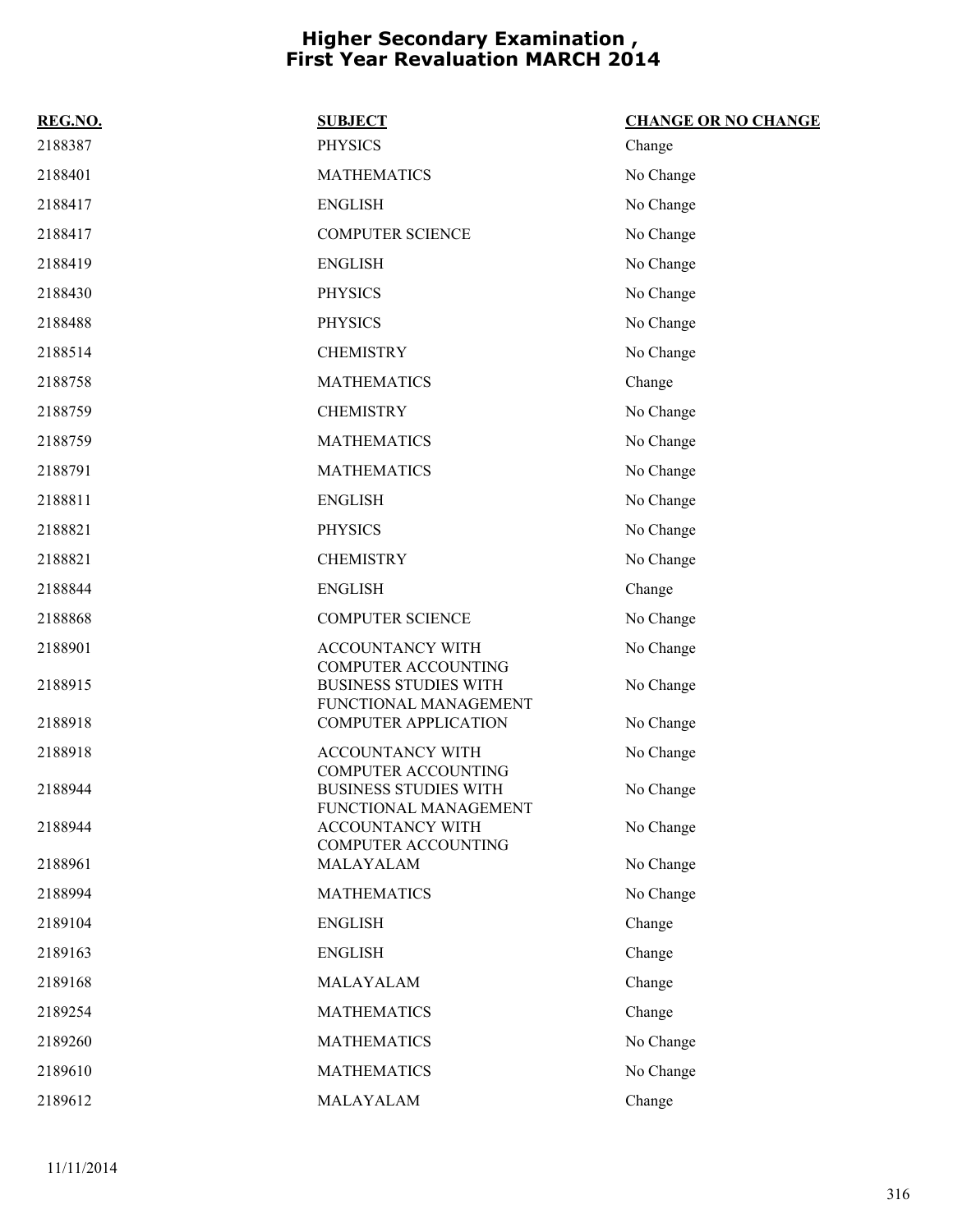# Higher Secondary Examination , First Year Revaluation MARCH 2014

| REG.NO. | SUBJECT | CHANGE OR NO CHANGE |
|---|---|---|
| 2188387 | PHYSICS | Change |
| 2188401 | MATHEMATICS | No Change |
| 2188417 | ENGLISH | No Change |
| 2188417 | COMPUTER SCIENCE | No Change |
| 2188419 | ENGLISH | No Change |
| 2188430 | PHYSICS | No Change |
| 2188488 | PHYSICS | No Change |
| 2188514 | CHEMISTRY | No Change |
| 2188758 | MATHEMATICS | Change |
| 2188759 | CHEMISTRY | No Change |
| 2188759 | MATHEMATICS | No Change |
| 2188791 | MATHEMATICS | No Change |
| 2188811 | ENGLISH | No Change |
| 2188821 | PHYSICS | No Change |
| 2188821 | CHEMISTRY | No Change |
| 2188844 | ENGLISH | Change |
| 2188868 | COMPUTER SCIENCE | No Change |
| 2188901 | ACCOUNTANCY WITH COMPUTER ACCOUNTING | No Change |
| 2188915 | BUSINESS STUDIES WITH FUNCTIONAL MANAGEMENT | No Change |
| 2188918 | COMPUTER APPLICATION | No Change |
| 2188918 | ACCOUNTANCY WITH COMPUTER ACCOUNTING | No Change |
| 2188944 | BUSINESS STUDIES WITH FUNCTIONAL MANAGEMENT | No Change |
| 2188944 | ACCOUNTANCY WITH COMPUTER ACCOUNTING | No Change |
| 2188961 | MALAYALAM | No Change |
| 2188994 | MATHEMATICS | No Change |
| 2189104 | ENGLISH | Change |
| 2189163 | ENGLISH | Change |
| 2189168 | MALAYALAM | Change |
| 2189254 | MATHEMATICS | Change |
| 2189260 | MATHEMATICS | No Change |
| 2189610 | MATHEMATICS | No Change |
| 2189612 | MALAYALAM | Change |

11/11/2014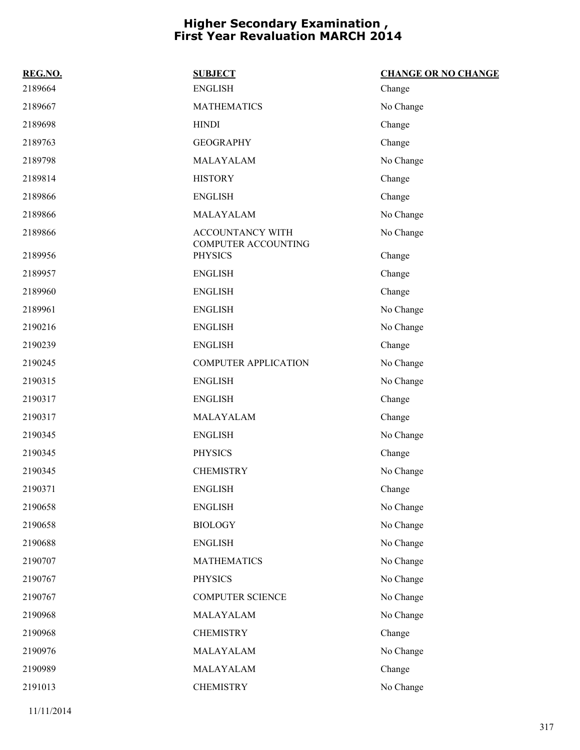# Higher Secondary Examination , First Year Revaluation MARCH 2014

| REG.NO. | SUBJECT | CHANGE OR NO CHANGE |
|---|---|---|
| 2189664 | ENGLISH | Change |
| 2189667 | MATHEMATICS | No Change |
| 2189698 | HINDI | Change |
| 2189763 | GEOGRAPHY | Change |
| 2189798 | MALAYALAM | No Change |
| 2189814 | HISTORY | Change |
| 2189866 | ENGLISH | Change |
| 2189866 | MALAYALAM | No Change |
| 2189866 | ACCOUNTANCY WITH COMPUTER ACCOUNTING | No Change |
| 2189956 | PHYSICS | Change |
| 2189957 | ENGLISH | Change |
| 2189960 | ENGLISH | Change |
| 2189961 | ENGLISH | No Change |
| 2190216 | ENGLISH | No Change |
| 2190239 | ENGLISH | Change |
| 2190245 | COMPUTER APPLICATION | No Change |
| 2190315 | ENGLISH | No Change |
| 2190317 | ENGLISH | Change |
| 2190317 | MALAYALAM | Change |
| 2190345 | ENGLISH | No Change |
| 2190345 | PHYSICS | Change |
| 2190345 | CHEMISTRY | No Change |
| 2190371 | ENGLISH | Change |
| 2190658 | ENGLISH | No Change |
| 2190658 | BIOLOGY | No Change |
| 2190688 | ENGLISH | No Change |
| 2190707 | MATHEMATICS | No Change |
| 2190767 | PHYSICS | No Change |
| 2190767 | COMPUTER SCIENCE | No Change |
| 2190968 | MALAYALAM | No Change |
| 2190968 | CHEMISTRY | Change |
| 2190976 | MALAYALAM | No Change |
| 2190989 | MALAYALAM | Change |
| 2191013 | CHEMISTRY | No Change |

11/11/2014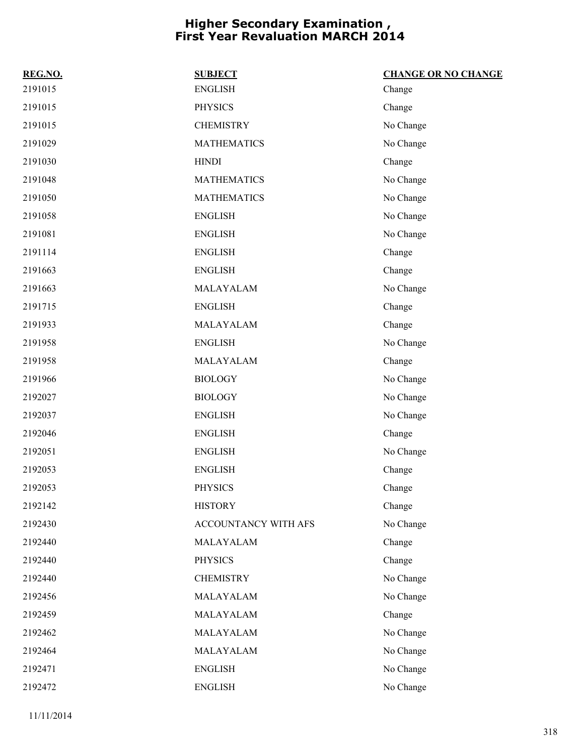# Higher Secondary Examination , First Year Revaluation MARCH 2014

| REG.NO. | SUBJECT | CHANGE OR NO CHANGE |
|---|---|---|
| 2191015 | ENGLISH | Change |
| 2191015 | PHYSICS | Change |
| 2191015 | CHEMISTRY | No Change |
| 2191029 | MATHEMATICS | No Change |
| 2191030 | HINDI | Change |
| 2191048 | MATHEMATICS | No Change |
| 2191050 | MATHEMATICS | No Change |
| 2191058 | ENGLISH | No Change |
| 2191081 | ENGLISH | No Change |
| 2191114 | ENGLISH | Change |
| 2191663 | ENGLISH | Change |
| 2191663 | MALAYALAM | No Change |
| 2191715 | ENGLISH | Change |
| 2191933 | MALAYALAM | Change |
| 2191958 | ENGLISH | No Change |
| 2191958 | MALAYALAM | Change |
| 2191966 | BIOLOGY | No Change |
| 2192027 | BIOLOGY | No Change |
| 2192037 | ENGLISH | No Change |
| 2192046 | ENGLISH | Change |
| 2192051 | ENGLISH | No Change |
| 2192053 | ENGLISH | Change |
| 2192053 | PHYSICS | Change |
| 2192142 | HISTORY | Change |
| 2192430 | ACCOUNTANCY WITH AFS | No Change |
| 2192440 | MALAYALAM | Change |
| 2192440 | PHYSICS | Change |
| 2192440 | CHEMISTRY | No Change |
| 2192456 | MALAYALAM | No Change |
| 2192459 | MALAYALAM | Change |
| 2192462 | MALAYALAM | No Change |
| 2192464 | MALAYALAM | No Change |
| 2192471 | ENGLISH | No Change |
| 2192472 | ENGLISH | No Change |

11/11/2014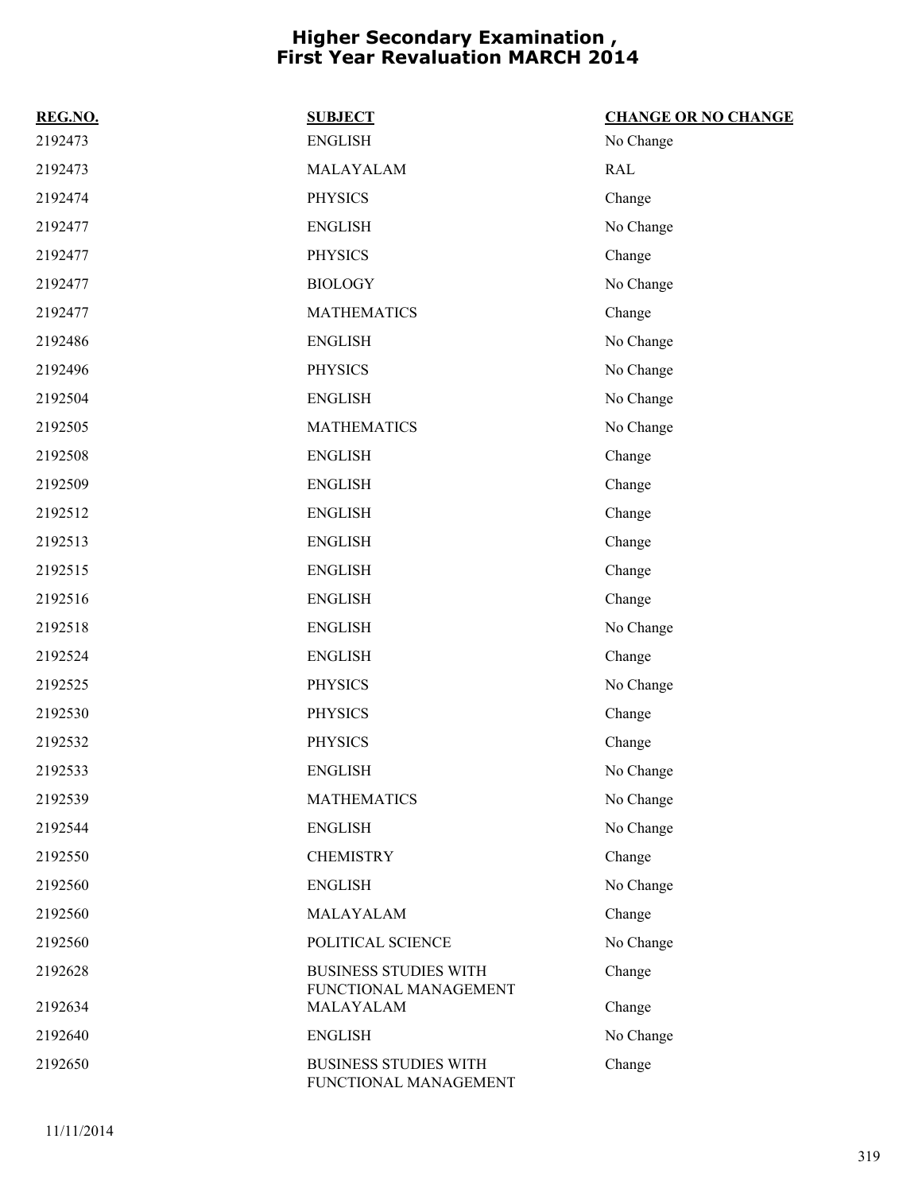# Higher Secondary Examination , First Year Revaluation MARCH 2014

| REG.NO. | SUBJECT | CHANGE OR NO CHANGE |
|---|---|---|
| 2192473 | ENGLISH | No Change |
| 2192473 | MALAYALAM | RAL |
| 2192474 | PHYSICS | Change |
| 2192477 | ENGLISH | No Change |
| 2192477 | PHYSICS | Change |
| 2192477 | BIOLOGY | No Change |
| 2192477 | MATHEMATICS | Change |
| 2192486 | ENGLISH | No Change |
| 2192496 | PHYSICS | No Change |
| 2192504 | ENGLISH | No Change |
| 2192505 | MATHEMATICS | No Change |
| 2192508 | ENGLISH | Change |
| 2192509 | ENGLISH | Change |
| 2192512 | ENGLISH | Change |
| 2192513 | ENGLISH | Change |
| 2192515 | ENGLISH | Change |
| 2192516 | ENGLISH | Change |
| 2192518 | ENGLISH | No Change |
| 2192524 | ENGLISH | Change |
| 2192525 | PHYSICS | No Change |
| 2192530 | PHYSICS | Change |
| 2192532 | PHYSICS | Change |
| 2192533 | ENGLISH | No Change |
| 2192539 | MATHEMATICS | No Change |
| 2192544 | ENGLISH | No Change |
| 2192550 | CHEMISTRY | Change |
| 2192560 | ENGLISH | No Change |
| 2192560 | MALAYALAM | Change |
| 2192560 | POLITICAL SCIENCE | No Change |
| 2192628 | BUSINESS STUDIES WITH FUNCTIONAL MANAGEMENT | Change |
| 2192634 | MALAYALAM | Change |
| 2192640 | ENGLISH | No Change |
| 2192650 | BUSINESS STUDIES WITH FUNCTIONAL MANAGEMENT | Change |

11/11/2014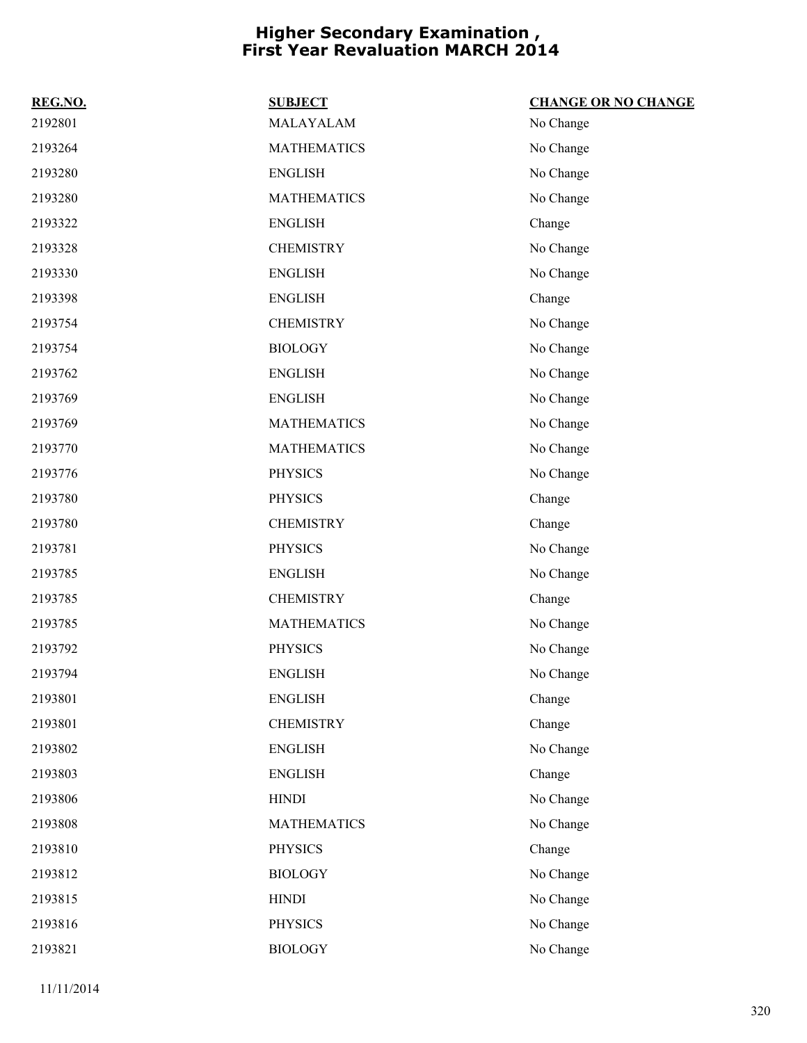# Higher Secondary Examination , First Year Revaluation MARCH 2014

| REG.NO. | SUBJECT | CHANGE OR NO CHANGE |
|---|---|---|
| 2192801 | MALAYALAM | No Change |
| 2193264 | MATHEMATICS | No Change |
| 2193280 | ENGLISH | No Change |
| 2193280 | MATHEMATICS | No Change |
| 2193322 | ENGLISH | Change |
| 2193328 | CHEMISTRY | No Change |
| 2193330 | ENGLISH | No Change |
| 2193398 | ENGLISH | Change |
| 2193754 | CHEMISTRY | No Change |
| 2193754 | BIOLOGY | No Change |
| 2193762 | ENGLISH | No Change |
| 2193769 | ENGLISH | No Change |
| 2193769 | MATHEMATICS | No Change |
| 2193770 | MATHEMATICS | No Change |
| 2193776 | PHYSICS | No Change |
| 2193780 | PHYSICS | Change |
| 2193780 | CHEMISTRY | Change |
| 2193781 | PHYSICS | No Change |
| 2193785 | ENGLISH | No Change |
| 2193785 | CHEMISTRY | Change |
| 2193785 | MATHEMATICS | No Change |
| 2193792 | PHYSICS | No Change |
| 2193794 | ENGLISH | No Change |
| 2193801 | ENGLISH | Change |
| 2193801 | CHEMISTRY | Change |
| 2193802 | ENGLISH | No Change |
| 2193803 | ENGLISH | Change |
| 2193806 | HINDI | No Change |
| 2193808 | MATHEMATICS | No Change |
| 2193810 | PHYSICS | Change |
| 2193812 | BIOLOGY | No Change |
| 2193815 | HINDI | No Change |
| 2193816 | PHYSICS | No Change |
| 2193821 | BIOLOGY | No Change |

11/11/2014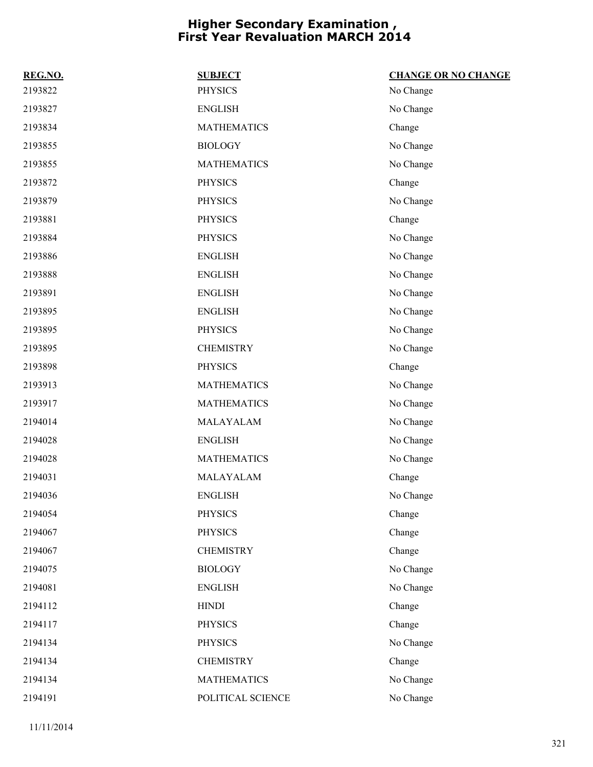# Higher Secondary Examination , First Year Revaluation MARCH 2014

| REG.NO. | SUBJECT | CHANGE OR NO CHANGE |
|---|---|---|
| 2193822 | PHYSICS | No Change |
| 2193827 | ENGLISH | No Change |
| 2193834 | MATHEMATICS | Change |
| 2193855 | BIOLOGY | No Change |
| 2193855 | MATHEMATICS | No Change |
| 2193872 | PHYSICS | Change |
| 2193879 | PHYSICS | No Change |
| 2193881 | PHYSICS | Change |
| 2193884 | PHYSICS | No Change |
| 2193886 | ENGLISH | No Change |
| 2193888 | ENGLISH | No Change |
| 2193891 | ENGLISH | No Change |
| 2193895 | ENGLISH | No Change |
| 2193895 | PHYSICS | No Change |
| 2193895 | CHEMISTRY | No Change |
| 2193898 | PHYSICS | Change |
| 2193913 | MATHEMATICS | No Change |
| 2193917 | MATHEMATICS | No Change |
| 2194014 | MALAYALAM | No Change |
| 2194028 | ENGLISH | No Change |
| 2194028 | MATHEMATICS | No Change |
| 2194031 | MALAYALAM | Change |
| 2194036 | ENGLISH | No Change |
| 2194054 | PHYSICS | Change |
| 2194067 | PHYSICS | Change |
| 2194067 | CHEMISTRY | Change |
| 2194075 | BIOLOGY | No Change |
| 2194081 | ENGLISH | No Change |
| 2194112 | HINDI | Change |
| 2194117 | PHYSICS | Change |
| 2194134 | PHYSICS | No Change |
| 2194134 | CHEMISTRY | Change |
| 2194134 | MATHEMATICS | No Change |
| 2194191 | POLITICAL SCIENCE | No Change |

11/11/2014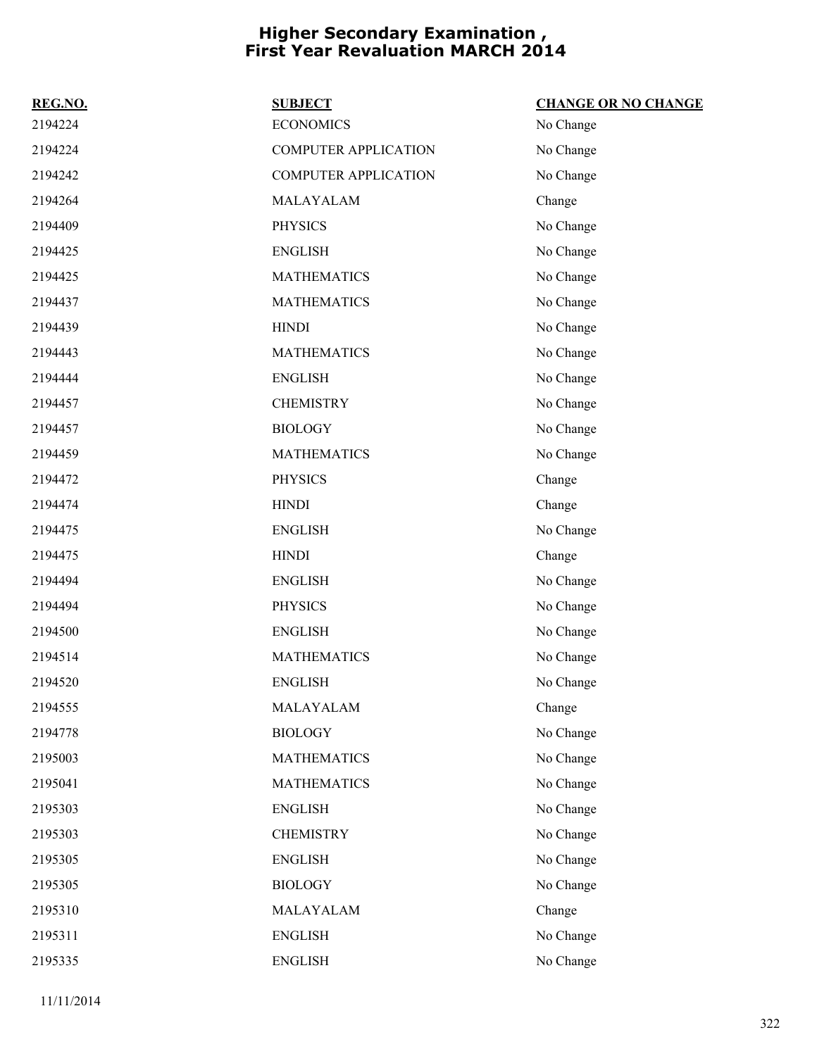# Higher Secondary Examination , First Year Revaluation MARCH 2014

| REG.NO. | SUBJECT | CHANGE OR NO CHANGE |
|---|---|---|
| 2194224 | ECONOMICS | No Change |
| 2194224 | COMPUTER APPLICATION | No Change |
| 2194242 | COMPUTER APPLICATION | No Change |
| 2194264 | MALAYALAM | Change |
| 2194409 | PHYSICS | No Change |
| 2194425 | ENGLISH | No Change |
| 2194425 | MATHEMATICS | No Change |
| 2194437 | MATHEMATICS | No Change |
| 2194439 | HINDI | No Change |
| 2194443 | MATHEMATICS | No Change |
| 2194444 | ENGLISH | No Change |
| 2194457 | CHEMISTRY | No Change |
| 2194457 | BIOLOGY | No Change |
| 2194459 | MATHEMATICS | No Change |
| 2194472 | PHYSICS | Change |
| 2194474 | HINDI | Change |
| 2194475 | ENGLISH | No Change |
| 2194475 | HINDI | Change |
| 2194494 | ENGLISH | No Change |
| 2194494 | PHYSICS | No Change |
| 2194500 | ENGLISH | No Change |
| 2194514 | MATHEMATICS | No Change |
| 2194520 | ENGLISH | No Change |
| 2194555 | MALAYALAM | Change |
| 2194778 | BIOLOGY | No Change |
| 2195003 | MATHEMATICS | No Change |
| 2195041 | MATHEMATICS | No Change |
| 2195303 | ENGLISH | No Change |
| 2195303 | CHEMISTRY | No Change |
| 2195305 | ENGLISH | No Change |
| 2195305 | BIOLOGY | No Change |
| 2195310 | MALAYALAM | Change |
| 2195311 | ENGLISH | No Change |
| 2195335 | ENGLISH | No Change |

11/11/2014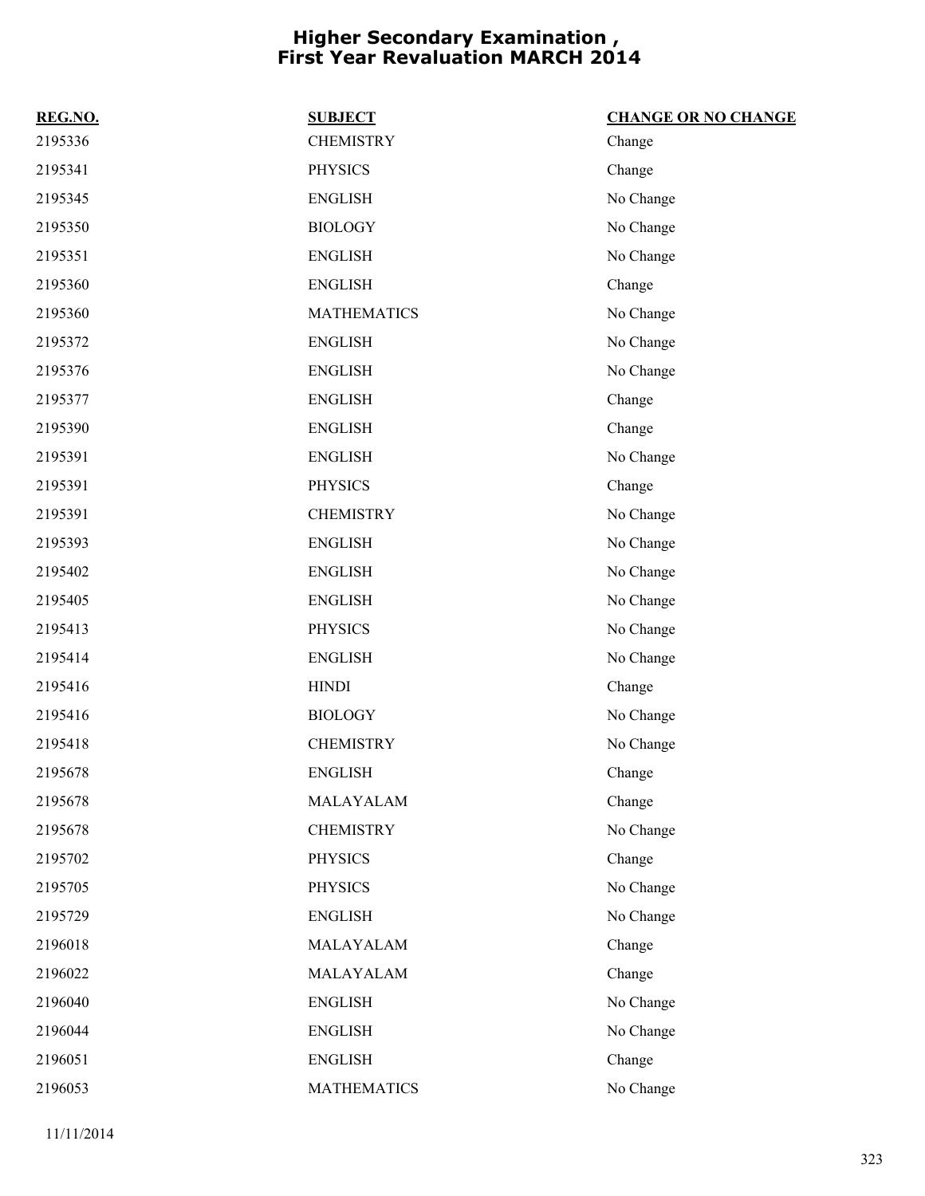# Higher Secondary Examination , First Year Revaluation MARCH 2014

| REG.NO. | SUBJECT | CHANGE OR NO CHANGE |
|---|---|---|
| 2195336 | CHEMISTRY | Change |
| 2195341 | PHYSICS | Change |
| 2195345 | ENGLISH | No Change |
| 2195350 | BIOLOGY | No Change |
| 2195351 | ENGLISH | No Change |
| 2195360 | ENGLISH | Change |
| 2195360 | MATHEMATICS | No Change |
| 2195372 | ENGLISH | No Change |
| 2195376 | ENGLISH | No Change |
| 2195377 | ENGLISH | Change |
| 2195390 | ENGLISH | Change |
| 2195391 | ENGLISH | No Change |
| 2195391 | PHYSICS | Change |
| 2195391 | CHEMISTRY | No Change |
| 2195393 | ENGLISH | No Change |
| 2195402 | ENGLISH | No Change |
| 2195405 | ENGLISH | No Change |
| 2195413 | PHYSICS | No Change |
| 2195414 | ENGLISH | No Change |
| 2195416 | HINDI | Change |
| 2195416 | BIOLOGY | No Change |
| 2195418 | CHEMISTRY | No Change |
| 2195678 | ENGLISH | Change |
| 2195678 | MALAYALAM | Change |
| 2195678 | CHEMISTRY | No Change |
| 2195702 | PHYSICS | Change |
| 2195705 | PHYSICS | No Change |
| 2195729 | ENGLISH | No Change |
| 2196018 | MALAYALAM | Change |
| 2196022 | MALAYALAM | Change |
| 2196040 | ENGLISH | No Change |
| 2196044 | ENGLISH | No Change |
| 2196051 | ENGLISH | Change |
| 2196053 | MATHEMATICS | No Change |

11/11/2014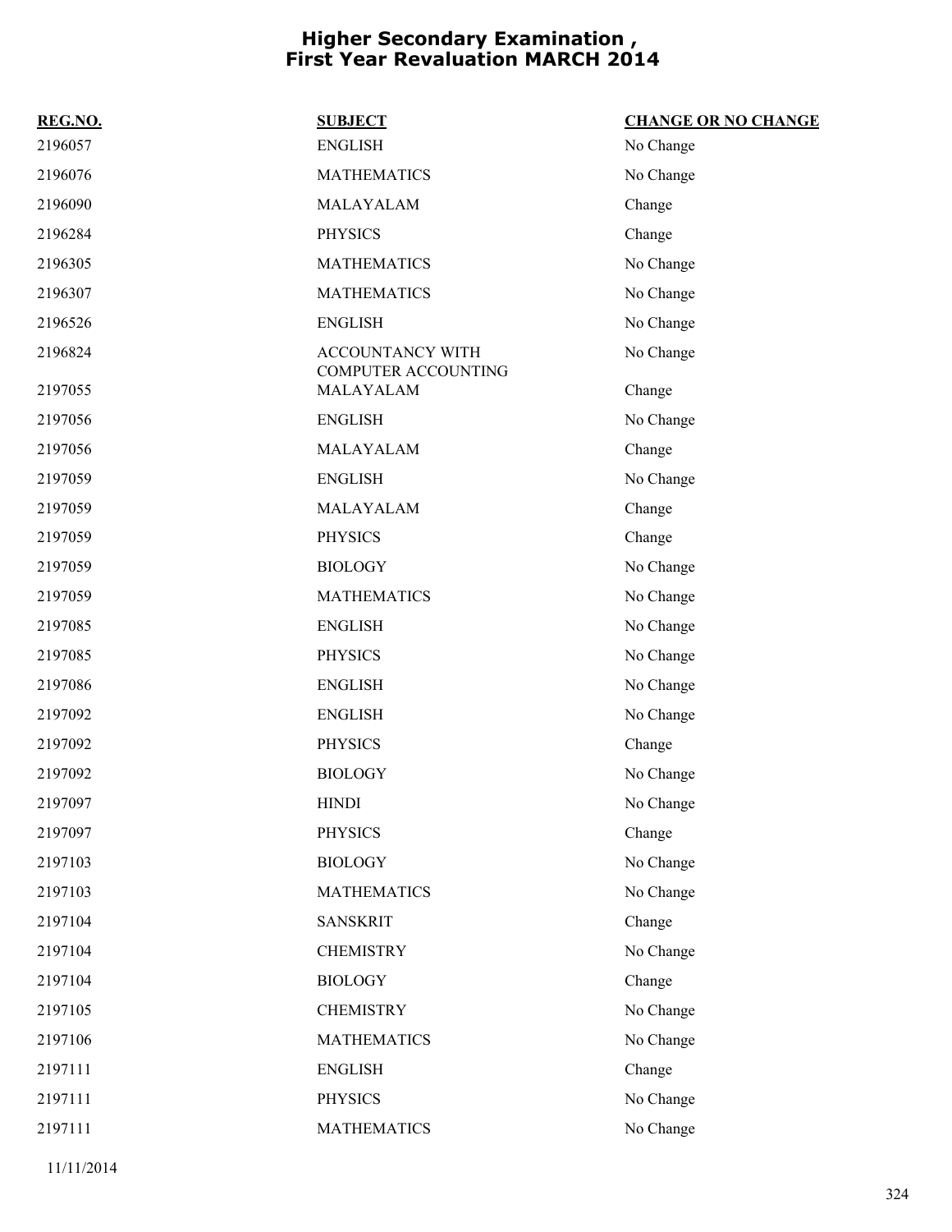# Higher Secondary Examination , First Year Revaluation MARCH 2014

| REG.NO. | SUBJECT | CHANGE OR NO CHANGE |
|---|---|---|
| 2196057 | ENGLISH | No Change |
| 2196076 | MATHEMATICS | No Change |
| 2196090 | MALAYALAM | Change |
| 2196284 | PHYSICS | Change |
| 2196305 | MATHEMATICS | No Change |
| 2196307 | MATHEMATICS | No Change |
| 2196526 | ENGLISH | No Change |
| 2196824 | ACCOUNTANCY WITH COMPUTER ACCOUNTING | No Change |
| 2197055 | MALAYALAM | Change |
| 2197056 | ENGLISH | No Change |
| 2197056 | MALAYALAM | Change |
| 2197059 | ENGLISH | No Change |
| 2197059 | MALAYALAM | Change |
| 2197059 | PHYSICS | Change |
| 2197059 | BIOLOGY | No Change |
| 2197059 | MATHEMATICS | No Change |
| 2197085 | ENGLISH | No Change |
| 2197085 | PHYSICS | No Change |
| 2197086 | ENGLISH | No Change |
| 2197092 | ENGLISH | No Change |
| 2197092 | PHYSICS | Change |
| 2197092 | BIOLOGY | No Change |
| 2197097 | HINDI | No Change |
| 2197097 | PHYSICS | Change |
| 2197103 | BIOLOGY | No Change |
| 2197103 | MATHEMATICS | No Change |
| 2197104 | SANSKRIT | Change |
| 2197104 | CHEMISTRY | No Change |
| 2197104 | BIOLOGY | Change |
| 2197105 | CHEMISTRY | No Change |
| 2197106 | MATHEMATICS | No Change |
| 2197111 | ENGLISH | Change |
| 2197111 | PHYSICS | No Change |
| 2197111 | MATHEMATICS | No Change |

11/11/2014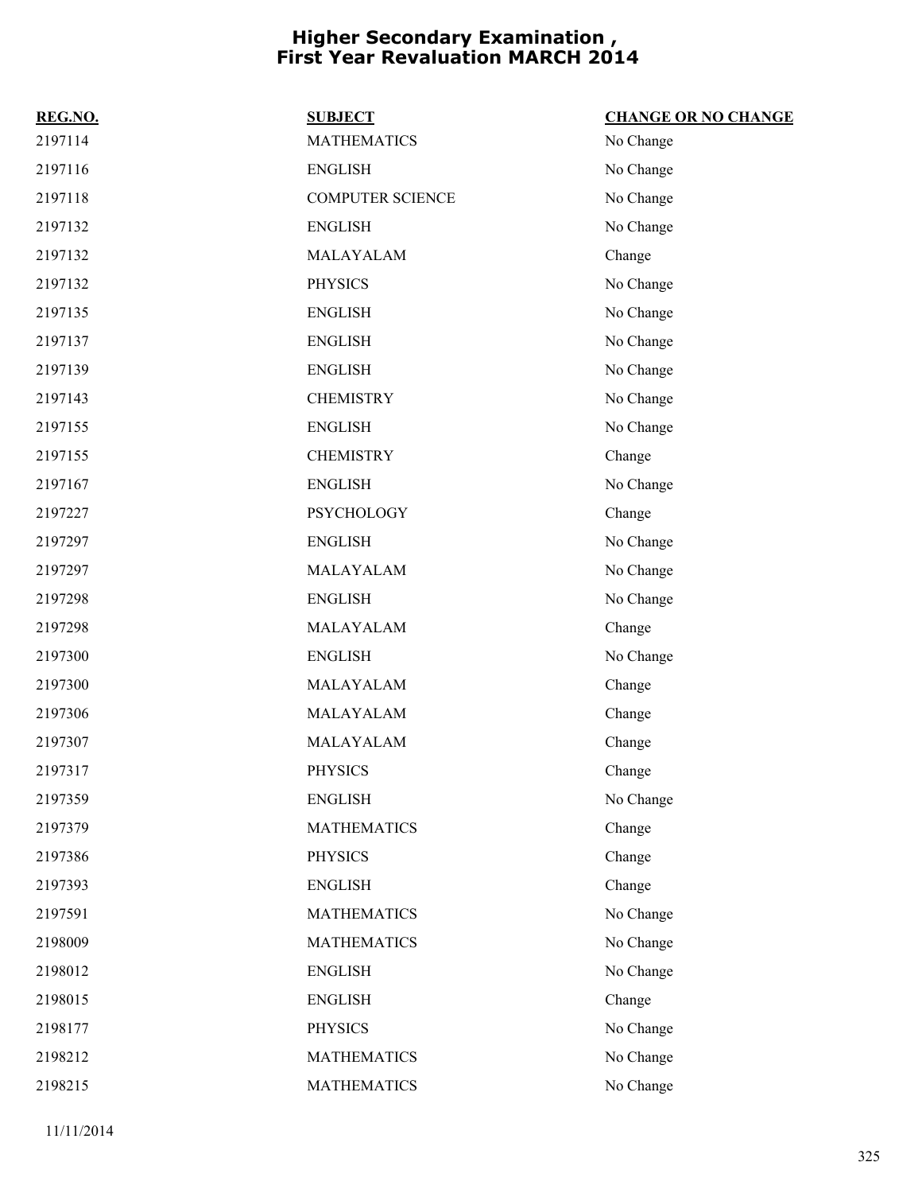# Higher Secondary Examination , First Year Revaluation MARCH 2014

| REG.NO. | SUBJECT | CHANGE OR NO CHANGE |
| --- | --- | --- |
| 2197114 | MATHEMATICS | No Change |
| 2197116 | ENGLISH | No Change |
| 2197118 | COMPUTER SCIENCE | No Change |
| 2197132 | ENGLISH | No Change |
| 2197132 | MALAYALAM | Change |
| 2197132 | PHYSICS | No Change |
| 2197135 | ENGLISH | No Change |
| 2197137 | ENGLISH | No Change |
| 2197139 | ENGLISH | No Change |
| 2197143 | CHEMISTRY | No Change |
| 2197155 | ENGLISH | No Change |
| 2197155 | CHEMISTRY | Change |
| 2197167 | ENGLISH | No Change |
| 2197227 | PSYCHOLOGY | Change |
| 2197297 | ENGLISH | No Change |
| 2197297 | MALAYALAM | No Change |
| 2197298 | ENGLISH | No Change |
| 2197298 | MALAYALAM | Change |
| 2197300 | ENGLISH | No Change |
| 2197300 | MALAYALAM | Change |
| 2197306 | MALAYALAM | Change |
| 2197307 | MALAYALAM | Change |
| 2197317 | PHYSICS | Change |
| 2197359 | ENGLISH | No Change |
| 2197379 | MATHEMATICS | Change |
| 2197386 | PHYSICS | Change |
| 2197393 | ENGLISH | Change |
| 2197591 | MATHEMATICS | No Change |
| 2198009 | MATHEMATICS | No Change |
| 2198012 | ENGLISH | No Change |
| 2198015 | ENGLISH | Change |
| 2198177 | PHYSICS | No Change |
| 2198212 | MATHEMATICS | No Change |
| 2198215 | MATHEMATICS | No Change |

11/11/2014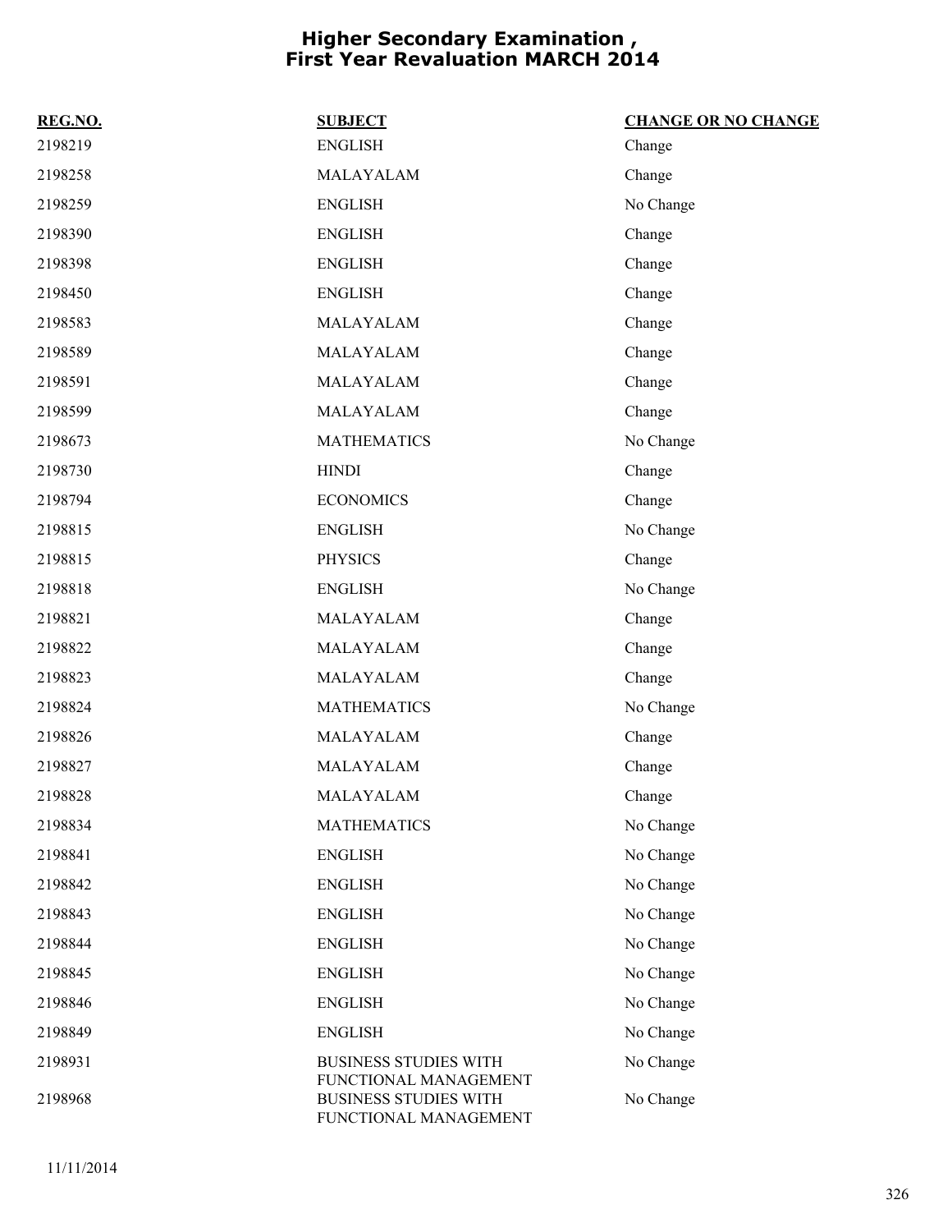# Higher Secondary Examination , First Year Revaluation MARCH 2014

| REG.NO. | SUBJECT | CHANGE OR NO CHANGE |
|---|---|---|
| 2198219 | ENGLISH | Change |
| 2198258 | MALAYALAM | Change |
| 2198259 | ENGLISH | No Change |
| 2198390 | ENGLISH | Change |
| 2198398 | ENGLISH | Change |
| 2198450 | ENGLISH | Change |
| 2198583 | MALAYALAM | Change |
| 2198589 | MALAYALAM | Change |
| 2198591 | MALAYALAM | Change |
| 2198599 | MALAYALAM | Change |
| 2198673 | MATHEMATICS | No Change |
| 2198730 | HINDI | Change |
| 2198794 | ECONOMICS | Change |
| 2198815 | ENGLISH | No Change |
| 2198815 | PHYSICS | Change |
| 2198818 | ENGLISH | No Change |
| 2198821 | MALAYALAM | Change |
| 2198822 | MALAYALAM | Change |
| 2198823 | MALAYALAM | Change |
| 2198824 | MATHEMATICS | No Change |
| 2198826 | MALAYALAM | Change |
| 2198827 | MALAYALAM | Change |
| 2198828 | MALAYALAM | Change |
| 2198834 | MATHEMATICS | No Change |
| 2198841 | ENGLISH | No Change |
| 2198842 | ENGLISH | No Change |
| 2198843 | ENGLISH | No Change |
| 2198844 | ENGLISH | No Change |
| 2198845 | ENGLISH | No Change |
| 2198846 | ENGLISH | No Change |
| 2198849 | ENGLISH | No Change |
| 2198931 | BUSINESS STUDIES WITH FUNCTIONAL MANAGEMENT | No Change |
| 2198968 | BUSINESS STUDIES WITH FUNCTIONAL MANAGEMENT | No Change |

11/11/2014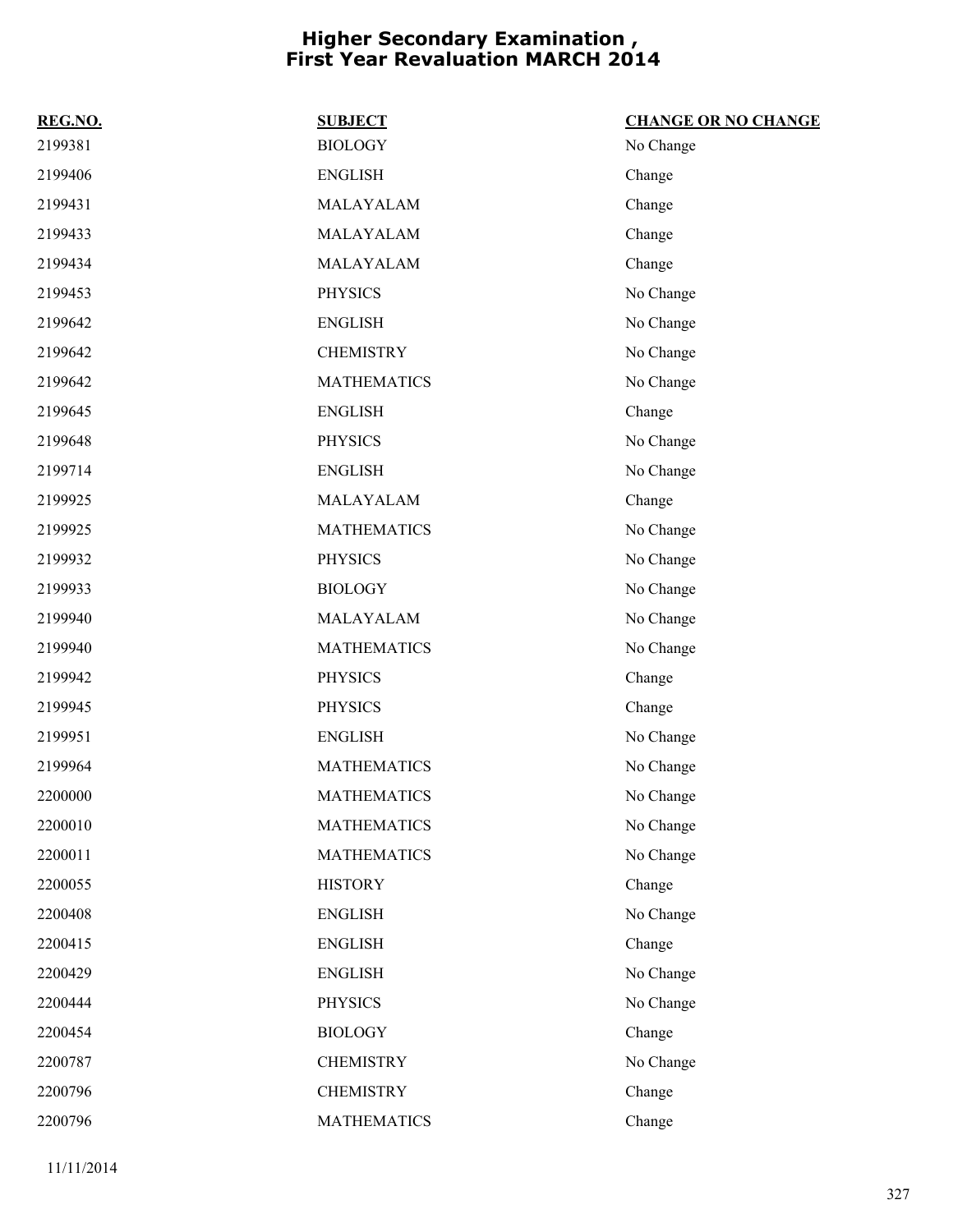# Higher Secondary Examination , First Year Revaluation MARCH 2014

| REG.NO. | SUBJECT | CHANGE OR NO CHANGE |
|---|---|---|
| 2199381 | BIOLOGY | No Change |
| 2199406 | ENGLISH | Change |
| 2199431 | MALAYALAM | Change |
| 2199433 | MALAYALAM | Change |
| 2199434 | MALAYALAM | Change |
| 2199453 | PHYSICS | No Change |
| 2199642 | ENGLISH | No Change |
| 2199642 | CHEMISTRY | No Change |
| 2199642 | MATHEMATICS | No Change |
| 2199645 | ENGLISH | Change |
| 2199648 | PHYSICS | No Change |
| 2199714 | ENGLISH | No Change |
| 2199925 | MALAYALAM | Change |
| 2199925 | MATHEMATICS | No Change |
| 2199932 | PHYSICS | No Change |
| 2199933 | BIOLOGY | No Change |
| 2199940 | MALAYALAM | No Change |
| 2199940 | MATHEMATICS | No Change |
| 2199942 | PHYSICS | Change |
| 2199945 | PHYSICS | Change |
| 2199951 | ENGLISH | No Change |
| 2199964 | MATHEMATICS | No Change |
| 2200000 | MATHEMATICS | No Change |
| 2200010 | MATHEMATICS | No Change |
| 2200011 | MATHEMATICS | No Change |
| 2200055 | HISTORY | Change |
| 2200408 | ENGLISH | No Change |
| 2200415 | ENGLISH | Change |
| 2200429 | ENGLISH | No Change |
| 2200444 | PHYSICS | No Change |
| 2200454 | BIOLOGY | Change |
| 2200787 | CHEMISTRY | No Change |
| 2200796 | CHEMISTRY | Change |
| 2200796 | MATHEMATICS | Change |

11/11/2014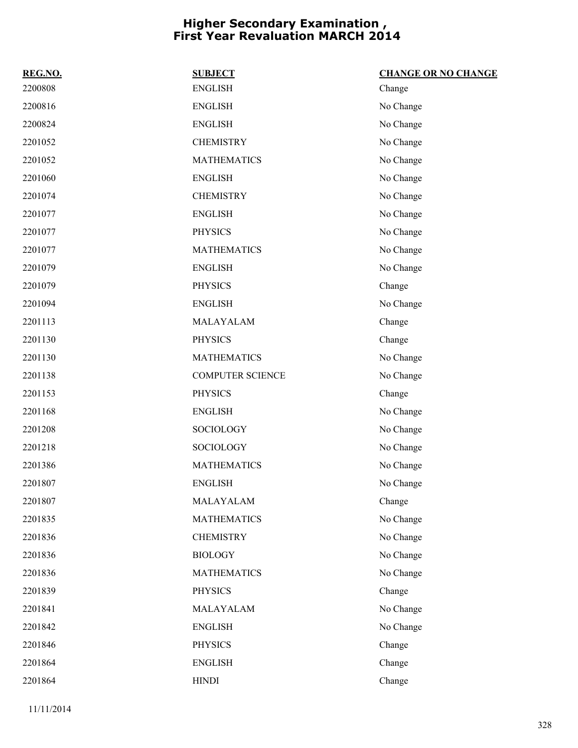# Higher Secondary Examination , First Year Revaluation MARCH 2014

| REG.NO. | SUBJECT | CHANGE OR NO CHANGE |
|---|---|---|
| 2200808 | ENGLISH | Change |
| 2200816 | ENGLISH | No Change |
| 2200824 | ENGLISH | No Change |
| 2201052 | CHEMISTRY | No Change |
| 2201052 | MATHEMATICS | No Change |
| 2201060 | ENGLISH | No Change |
| 2201074 | CHEMISTRY | No Change |
| 2201077 | ENGLISH | No Change |
| 2201077 | PHYSICS | No Change |
| 2201077 | MATHEMATICS | No Change |
| 2201079 | ENGLISH | No Change |
| 2201079 | PHYSICS | Change |
| 2201094 | ENGLISH | No Change |
| 2201113 | MALAYALAM | Change |
| 2201130 | PHYSICS | Change |
| 2201130 | MATHEMATICS | No Change |
| 2201138 | COMPUTER SCIENCE | No Change |
| 2201153 | PHYSICS | Change |
| 2201168 | ENGLISH | No Change |
| 2201208 | SOCIOLOGY | No Change |
| 2201218 | SOCIOLOGY | No Change |
| 2201386 | MATHEMATICS | No Change |
| 2201807 | ENGLISH | No Change |
| 2201807 | MALAYALAM | Change |
| 2201835 | MATHEMATICS | No Change |
| 2201836 | CHEMISTRY | No Change |
| 2201836 | BIOLOGY | No Change |
| 2201836 | MATHEMATICS | No Change |
| 2201839 | PHYSICS | Change |
| 2201841 | MALAYALAM | No Change |
| 2201842 | ENGLISH | No Change |
| 2201846 | PHYSICS | Change |
| 2201864 | ENGLISH | Change |
| 2201864 | HINDI | Change |

11/11/2014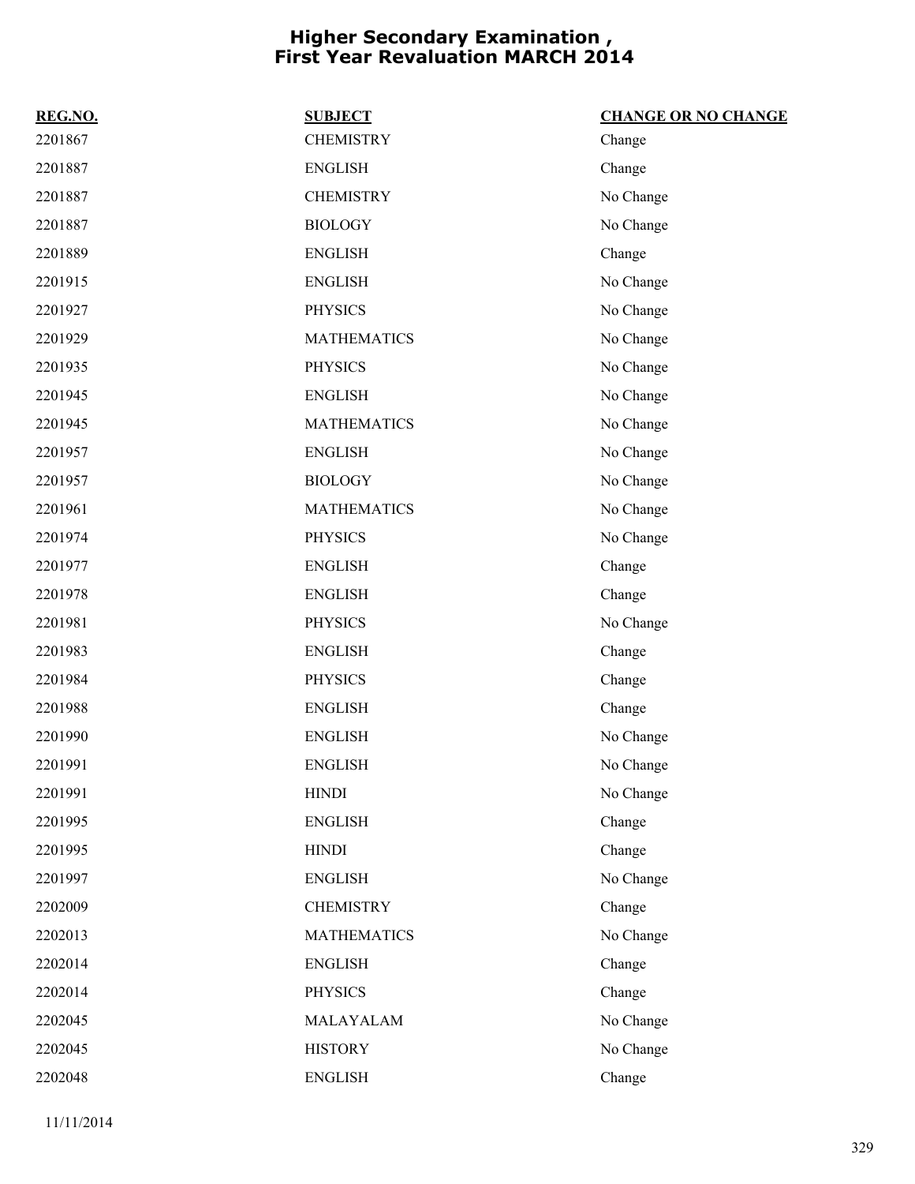# Higher Secondary Examination , First Year Revaluation MARCH 2014

| REG.NO. | SUBJECT | CHANGE OR NO CHANGE |
|---|---|---|
| 2201867 | CHEMISTRY | Change |
| 2201887 | ENGLISH | Change |
| 2201887 | CHEMISTRY | No Change |
| 2201887 | BIOLOGY | No Change |
| 2201889 | ENGLISH | Change |
| 2201915 | ENGLISH | No Change |
| 2201927 | PHYSICS | No Change |
| 2201929 | MATHEMATICS | No Change |
| 2201935 | PHYSICS | No Change |
| 2201945 | ENGLISH | No Change |
| 2201945 | MATHEMATICS | No Change |
| 2201957 | ENGLISH | No Change |
| 2201957 | BIOLOGY | No Change |
| 2201961 | MATHEMATICS | No Change |
| 2201974 | PHYSICS | No Change |
| 2201977 | ENGLISH | Change |
| 2201978 | ENGLISH | Change |
| 2201981 | PHYSICS | No Change |
| 2201983 | ENGLISH | Change |
| 2201984 | PHYSICS | Change |
| 2201988 | ENGLISH | Change |
| 2201990 | ENGLISH | No Change |
| 2201991 | ENGLISH | No Change |
| 2201991 | HINDI | No Change |
| 2201995 | ENGLISH | Change |
| 2201995 | HINDI | Change |
| 2201997 | ENGLISH | No Change |
| 2202009 | CHEMISTRY | Change |
| 2202013 | MATHEMATICS | No Change |
| 2202014 | ENGLISH | Change |
| 2202014 | PHYSICS | Change |
| 2202045 | MALAYALAM | No Change |
| 2202045 | HISTORY | No Change |
| 2202048 | ENGLISH | Change |

11/11/2014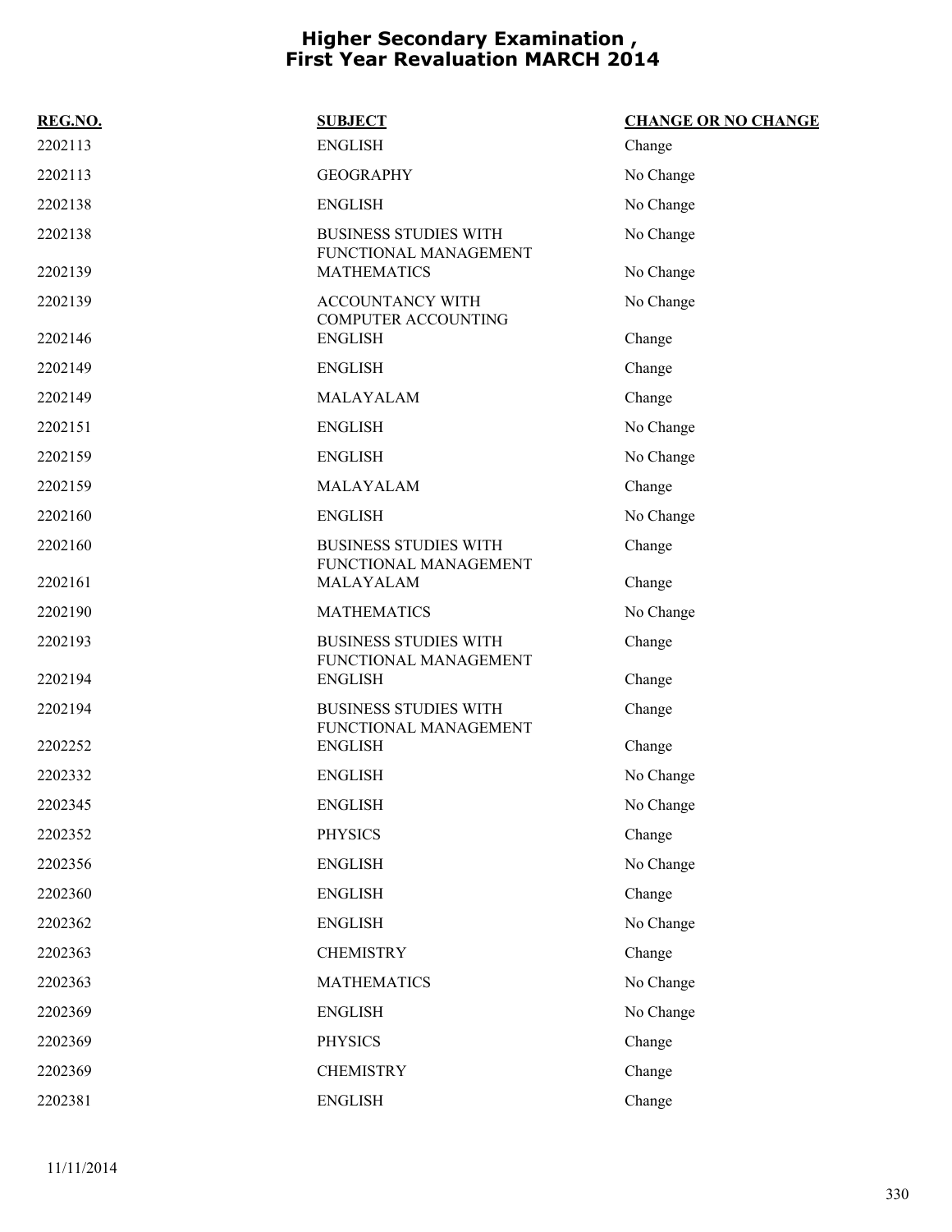# Higher Secondary Examination , First Year Revaluation MARCH 2014

| REG.NO. | SUBJECT | CHANGE OR NO CHANGE |
|---|---|---|
| 2202113 | ENGLISH | Change |
| 2202113 | GEOGRAPHY | No Change |
| 2202138 | ENGLISH | No Change |
| 2202138 | BUSINESS STUDIES WITH FUNCTIONAL MANAGEMENT | No Change |
| 2202139 | MATHEMATICS | No Change |
| 2202139 | ACCOUNTANCY WITH COMPUTER ACCOUNTING | No Change |
| 2202146 | ENGLISH | Change |
| 2202149 | ENGLISH | Change |
| 2202149 | MALAYALAM | Change |
| 2202151 | ENGLISH | No Change |
| 2202159 | ENGLISH | No Change |
| 2202159 | MALAYALAM | Change |
| 2202160 | ENGLISH | No Change |
| 2202160 | BUSINESS STUDIES WITH FUNCTIONAL MANAGEMENT | Change |
| 2202161 | MALAYALAM | Change |
| 2202190 | MATHEMATICS | No Change |
| 2202193 | BUSINESS STUDIES WITH FUNCTIONAL MANAGEMENT | Change |
| 2202194 | ENGLISH | Change |
| 2202194 | BUSINESS STUDIES WITH FUNCTIONAL MANAGEMENT | Change |
| 2202252 | ENGLISH | Change |
| 2202332 | ENGLISH | No Change |
| 2202345 | ENGLISH | No Change |
| 2202352 | PHYSICS | Change |
| 2202356 | ENGLISH | No Change |
| 2202360 | ENGLISH | Change |
| 2202362 | ENGLISH | No Change |
| 2202363 | CHEMISTRY | Change |
| 2202363 | MATHEMATICS | No Change |
| 2202369 | ENGLISH | No Change |
| 2202369 | PHYSICS | Change |
| 2202369 | CHEMISTRY | Change |
| 2202381 | ENGLISH | Change |

11/11/2014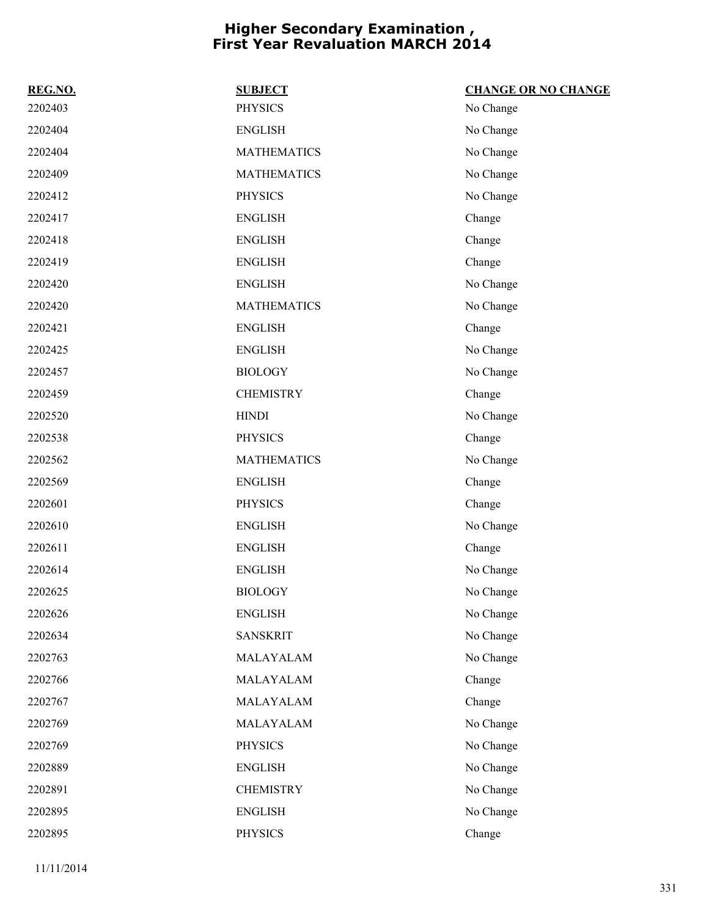# Higher Secondary Examination , First Year Revaluation MARCH 2014

| REG.NO. | SUBJECT | CHANGE OR NO CHANGE |
|---|---|---|
| 2202403 | PHYSICS | No Change |
| 2202404 | ENGLISH | No Change |
| 2202404 | MATHEMATICS | No Change |
| 2202409 | MATHEMATICS | No Change |
| 2202412 | PHYSICS | No Change |
| 2202417 | ENGLISH | Change |
| 2202418 | ENGLISH | Change |
| 2202419 | ENGLISH | Change |
| 2202420 | ENGLISH | No Change |
| 2202420 | MATHEMATICS | No Change |
| 2202421 | ENGLISH | Change |
| 2202425 | ENGLISH | No Change |
| 2202457 | BIOLOGY | No Change |
| 2202459 | CHEMISTRY | Change |
| 2202520 | HINDI | No Change |
| 2202538 | PHYSICS | Change |
| 2202562 | MATHEMATICS | No Change |
| 2202569 | ENGLISH | Change |
| 2202601 | PHYSICS | Change |
| 2202610 | ENGLISH | No Change |
| 2202611 | ENGLISH | Change |
| 2202614 | ENGLISH | No Change |
| 2202625 | BIOLOGY | No Change |
| 2202626 | ENGLISH | No Change |
| 2202634 | SANSKRIT | No Change |
| 2202763 | MALAYALAM | No Change |
| 2202766 | MALAYALAM | Change |
| 2202767 | MALAYALAM | Change |
| 2202769 | MALAYALAM | No Change |
| 2202769 | PHYSICS | No Change |
| 2202889 | ENGLISH | No Change |
| 2202891 | CHEMISTRY | No Change |
| 2202895 | ENGLISH | No Change |
| 2202895 | PHYSICS | Change |

11/11/2014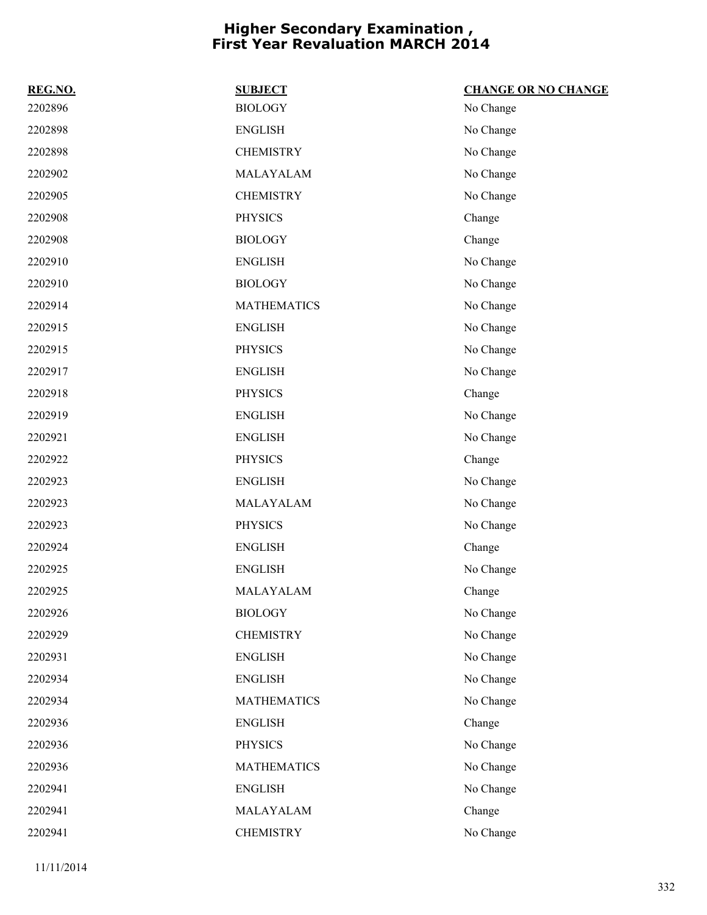# Higher Secondary Examination , First Year Revaluation MARCH 2014

| REG.NO. | SUBJECT | CHANGE OR NO CHANGE |
|---|---|---|
| 2202896 | BIOLOGY | No Change |
| 2202898 | ENGLISH | No Change |
| 2202898 | CHEMISTRY | No Change |
| 2202902 | MALAYALAM | No Change |
| 2202905 | CHEMISTRY | No Change |
| 2202908 | PHYSICS | Change |
| 2202908 | BIOLOGY | Change |
| 2202910 | ENGLISH | No Change |
| 2202910 | BIOLOGY | No Change |
| 2202914 | MATHEMATICS | No Change |
| 2202915 | ENGLISH | No Change |
| 2202915 | PHYSICS | No Change |
| 2202917 | ENGLISH | No Change |
| 2202918 | PHYSICS | Change |
| 2202919 | ENGLISH | No Change |
| 2202921 | ENGLISH | No Change |
| 2202922 | PHYSICS | Change |
| 2202923 | ENGLISH | No Change |
| 2202923 | MALAYALAM | No Change |
| 2202923 | PHYSICS | No Change |
| 2202924 | ENGLISH | Change |
| 2202925 | ENGLISH | No Change |
| 2202925 | MALAYALAM | Change |
| 2202926 | BIOLOGY | No Change |
| 2202929 | CHEMISTRY | No Change |
| 2202931 | ENGLISH | No Change |
| 2202934 | ENGLISH | No Change |
| 2202934 | MATHEMATICS | No Change |
| 2202936 | ENGLISH | Change |
| 2202936 | PHYSICS | No Change |
| 2202936 | MATHEMATICS | No Change |
| 2202941 | ENGLISH | No Change |
| 2202941 | MALAYALAM | Change |
| 2202941 | CHEMISTRY | No Change |

11/11/2014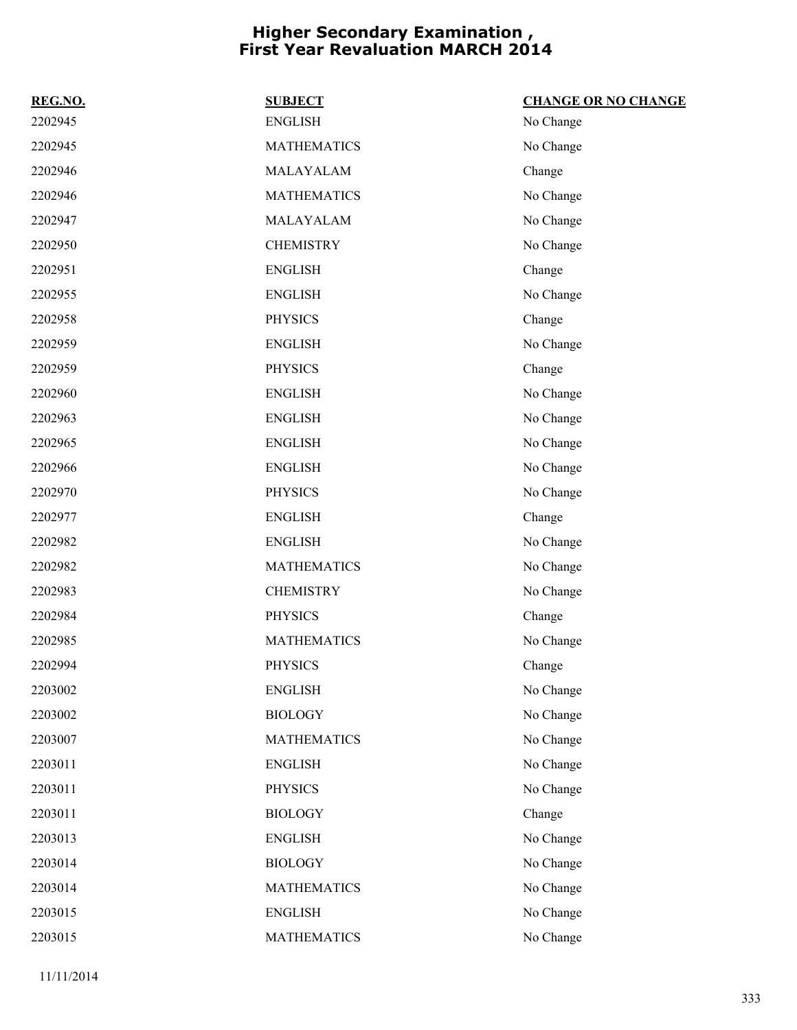# Higher Secondary Examination , First Year Revaluation MARCH 2014

| REG.NO. | SUBJECT | CHANGE OR NO CHANGE |
|---|---|---|
| 2202945 | ENGLISH | No Change |
| 2202945 | MATHEMATICS | No Change |
| 2202946 | MALAYALAM | Change |
| 2202946 | MATHEMATICS | No Change |
| 2202947 | MALAYALAM | No Change |
| 2202950 | CHEMISTRY | No Change |
| 2202951 | ENGLISH | Change |
| 2202955 | ENGLISH | No Change |
| 2202958 | PHYSICS | Change |
| 2202959 | ENGLISH | No Change |
| 2202959 | PHYSICS | Change |
| 2202960 | ENGLISH | No Change |
| 2202963 | ENGLISH | No Change |
| 2202965 | ENGLISH | No Change |
| 2202966 | ENGLISH | No Change |
| 2202970 | PHYSICS | No Change |
| 2202977 | ENGLISH | Change |
| 2202982 | ENGLISH | No Change |
| 2202982 | MATHEMATICS | No Change |
| 2202983 | CHEMISTRY | No Change |
| 2202984 | PHYSICS | Change |
| 2202985 | MATHEMATICS | No Change |
| 2202994 | PHYSICS | Change |
| 2203002 | ENGLISH | No Change |
| 2203002 | BIOLOGY | No Change |
| 2203007 | MATHEMATICS | No Change |
| 2203011 | ENGLISH | No Change |
| 2203011 | PHYSICS | No Change |
| 2203011 | BIOLOGY | Change |
| 2203013 | ENGLISH | No Change |
| 2203014 | BIOLOGY | No Change |
| 2203014 | MATHEMATICS | No Change |
| 2203015 | ENGLISH | No Change |
| 2203015 | MATHEMATICS | No Change |

11/11/2014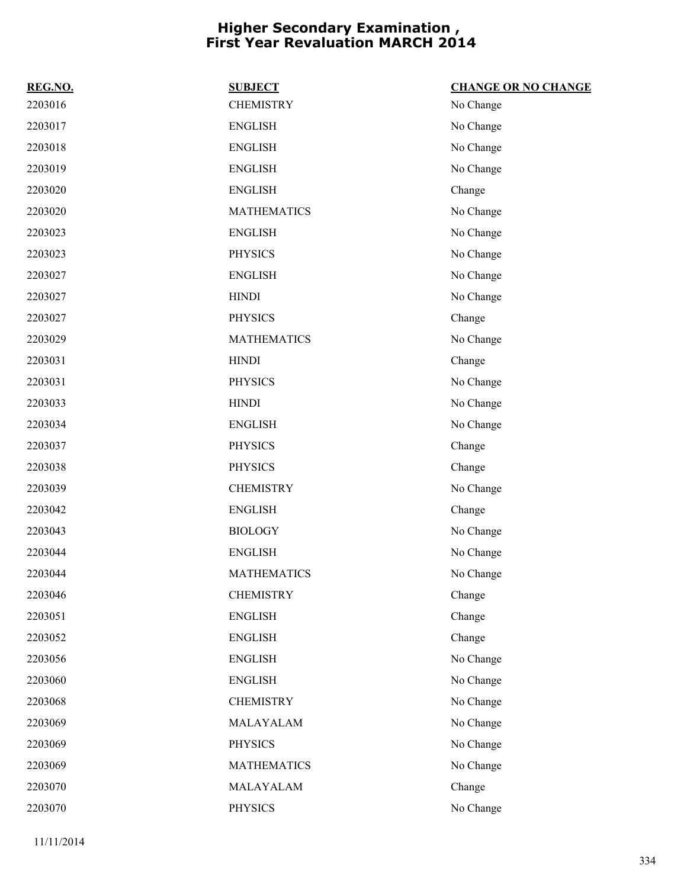# Higher Secondary Examination , First Year Revaluation MARCH 2014

| REG.NO. | SUBJECT | CHANGE OR NO CHANGE |
|---|---|---|
| 2203016 | CHEMISTRY | No Change |
| 2203017 | ENGLISH | No Change |
| 2203018 | ENGLISH | No Change |
| 2203019 | ENGLISH | No Change |
| 2203020 | ENGLISH | Change |
| 2203020 | MATHEMATICS | No Change |
| 2203023 | ENGLISH | No Change |
| 2203023 | PHYSICS | No Change |
| 2203027 | ENGLISH | No Change |
| 2203027 | HINDI | No Change |
| 2203027 | PHYSICS | Change |
| 2203029 | MATHEMATICS | No Change |
| 2203031 | HINDI | Change |
| 2203031 | PHYSICS | No Change |
| 2203033 | HINDI | No Change |
| 2203034 | ENGLISH | No Change |
| 2203037 | PHYSICS | Change |
| 2203038 | PHYSICS | Change |
| 2203039 | CHEMISTRY | No Change |
| 2203042 | ENGLISH | Change |
| 2203043 | BIOLOGY | No Change |
| 2203044 | ENGLISH | No Change |
| 2203044 | MATHEMATICS | No Change |
| 2203046 | CHEMISTRY | Change |
| 2203051 | ENGLISH | Change |
| 2203052 | ENGLISH | Change |
| 2203056 | ENGLISH | No Change |
| 2203060 | ENGLISH | No Change |
| 2203068 | CHEMISTRY | No Change |
| 2203069 | MALAYALAM | No Change |
| 2203069 | PHYSICS | No Change |
| 2203069 | MATHEMATICS | No Change |
| 2203070 | MALAYALAM | Change |
| 2203070 | PHYSICS | No Change |

11/11/2014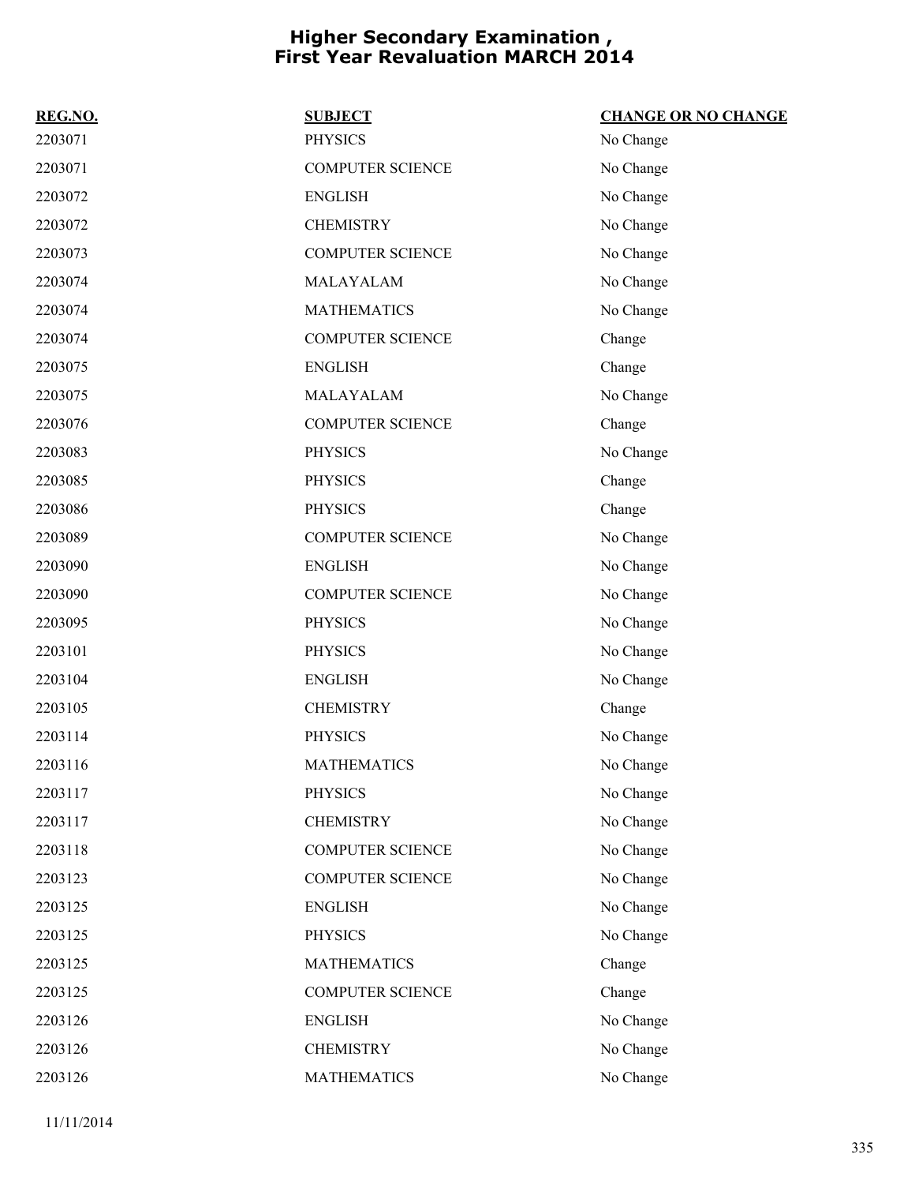# Higher Secondary Examination , First Year Revaluation MARCH 2014

| REG.NO. | SUBJECT | CHANGE OR NO CHANGE |
| --- | --- | --- |
| 2203071 | PHYSICS | No Change |
| 2203071 | COMPUTER SCIENCE | No Change |
| 2203072 | ENGLISH | No Change |
| 2203072 | CHEMISTRY | No Change |
| 2203073 | COMPUTER SCIENCE | No Change |
| 2203074 | MALAYALAM | No Change |
| 2203074 | MATHEMATICS | No Change |
| 2203074 | COMPUTER SCIENCE | Change |
| 2203075 | ENGLISH | Change |
| 2203075 | MALAYALAM | No Change |
| 2203076 | COMPUTER SCIENCE | Change |
| 2203083 | PHYSICS | No Change |
| 2203085 | PHYSICS | Change |
| 2203086 | PHYSICS | Change |
| 2203089 | COMPUTER SCIENCE | No Change |
| 2203090 | ENGLISH | No Change |
| 2203090 | COMPUTER SCIENCE | No Change |
| 2203095 | PHYSICS | No Change |
| 2203101 | PHYSICS | No Change |
| 2203104 | ENGLISH | No Change |
| 2203105 | CHEMISTRY | Change |
| 2203114 | PHYSICS | No Change |
| 2203116 | MATHEMATICS | No Change |
| 2203117 | PHYSICS | No Change |
| 2203117 | CHEMISTRY | No Change |
| 2203118 | COMPUTER SCIENCE | No Change |
| 2203123 | COMPUTER SCIENCE | No Change |
| 2203125 | ENGLISH | No Change |
| 2203125 | PHYSICS | No Change |
| 2203125 | MATHEMATICS | Change |
| 2203125 | COMPUTER SCIENCE | Change |
| 2203126 | ENGLISH | No Change |
| 2203126 | CHEMISTRY | No Change |
| 2203126 | MATHEMATICS | No Change |

11/11/2014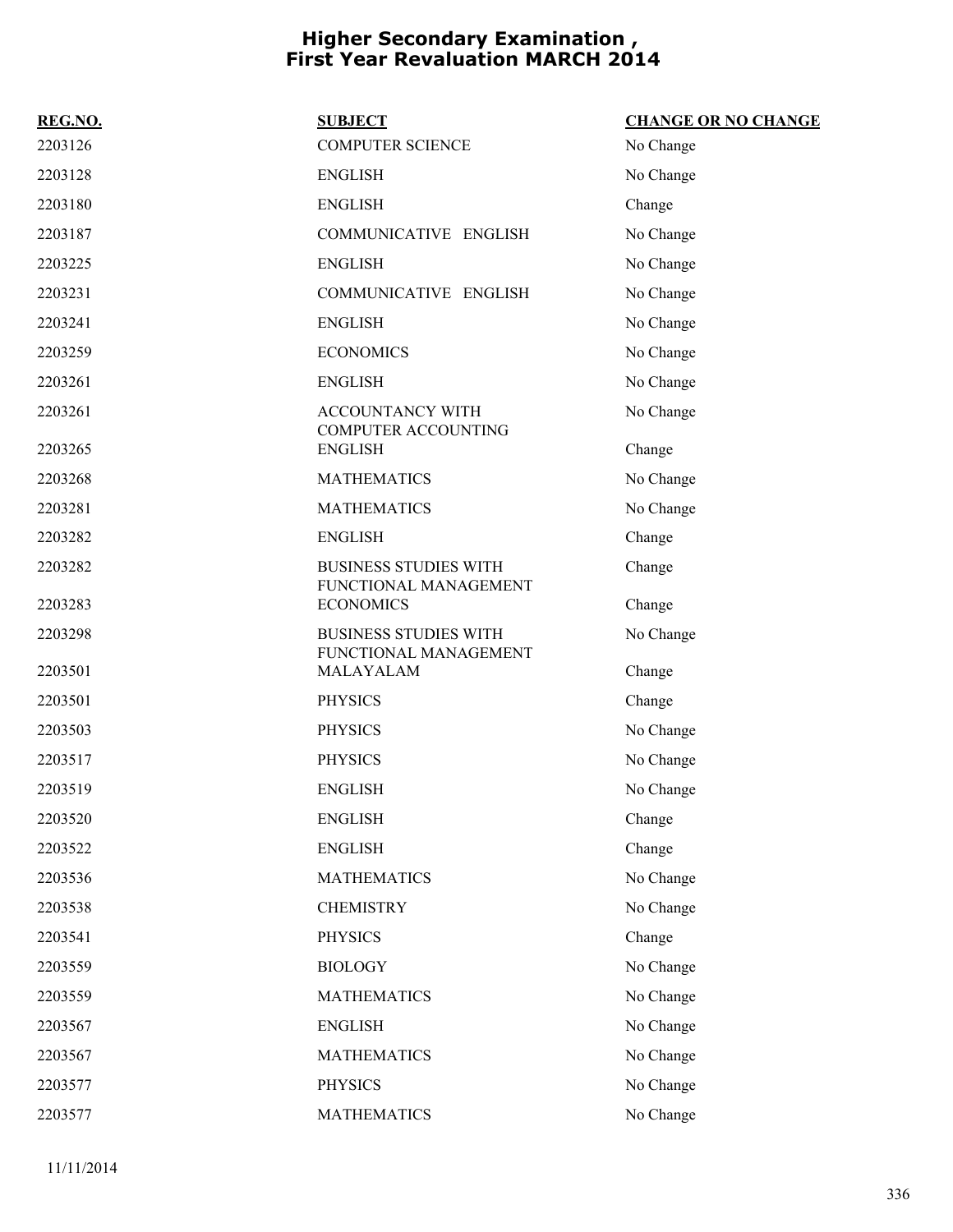# Higher Secondary Examination , First Year Revaluation MARCH 2014

| REG.NO. | SUBJECT | CHANGE OR NO CHANGE |
|---|---|---|
| 2203126 | COMPUTER SCIENCE | No Change |
| 2203128 | ENGLISH | No Change |
| 2203180 | ENGLISH | Change |
| 2203187 | COMMUNICATIVE ENGLISH | No Change |
| 2203225 | ENGLISH | No Change |
| 2203231 | COMMUNICATIVE ENGLISH | No Change |
| 2203241 | ENGLISH | No Change |
| 2203259 | ECONOMICS | No Change |
| 2203261 | ENGLISH | No Change |
| 2203261 | ACCOUNTANCY WITH COMPUTER ACCOUNTING | No Change |
| 2203265 | ENGLISH | Change |
| 2203268 | MATHEMATICS | No Change |
| 2203281 | MATHEMATICS | No Change |
| 2203282 | ENGLISH | Change |
| 2203282 | BUSINESS STUDIES WITH FUNCTIONAL MANAGEMENT | Change |
| 2203283 | ECONOMICS | Change |
| 2203298 | BUSINESS STUDIES WITH FUNCTIONAL MANAGEMENT | No Change |
| 2203501 | MALAYALAM | Change |
| 2203501 | PHYSICS | Change |
| 2203503 | PHYSICS | No Change |
| 2203517 | PHYSICS | No Change |
| 2203519 | ENGLISH | No Change |
| 2203520 | ENGLISH | Change |
| 2203522 | ENGLISH | Change |
| 2203536 | MATHEMATICS | No Change |
| 2203538 | CHEMISTRY | No Change |
| 2203541 | PHYSICS | Change |
| 2203559 | BIOLOGY | No Change |
| 2203559 | MATHEMATICS | No Change |
| 2203567 | ENGLISH | No Change |
| 2203567 | MATHEMATICS | No Change |
| 2203577 | PHYSICS | No Change |
| 2203577 | MATHEMATICS | No Change |

11/11/2014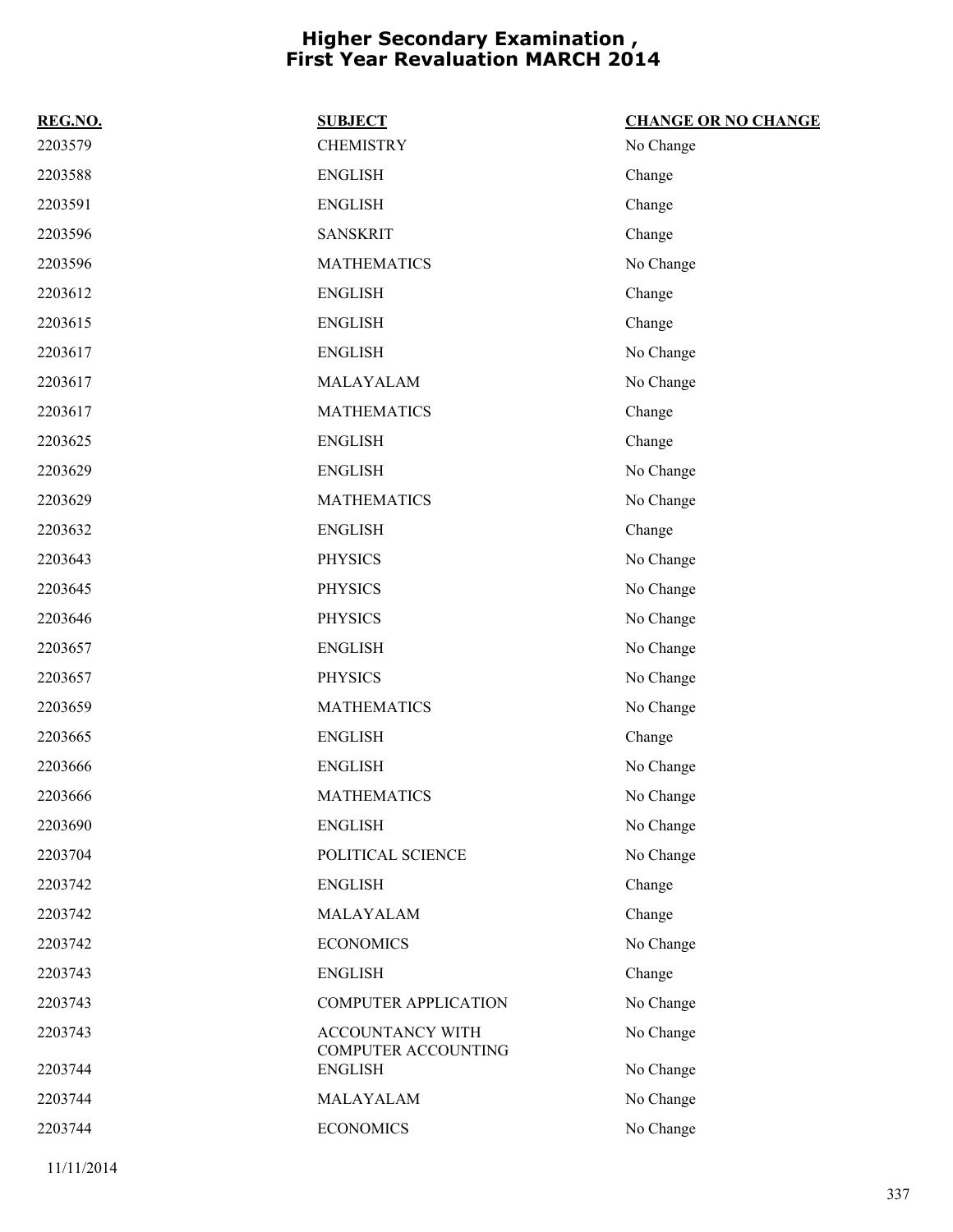# Higher Secondary Examination , First Year Revaluation MARCH 2014

| REG.NO. | SUBJECT | CHANGE OR NO CHANGE |
|---|---|---|
| 2203579 | CHEMISTRY | No Change |
| 2203588 | ENGLISH | Change |
| 2203591 | ENGLISH | Change |
| 2203596 | SANSKRIT | Change |
| 2203596 | MATHEMATICS | No Change |
| 2203612 | ENGLISH | Change |
| 2203615 | ENGLISH | Change |
| 2203617 | ENGLISH | No Change |
| 2203617 | MALAYALAM | No Change |
| 2203617 | MATHEMATICS | Change |
| 2203625 | ENGLISH | Change |
| 2203629 | ENGLISH | No Change |
| 2203629 | MATHEMATICS | No Change |
| 2203632 | ENGLISH | Change |
| 2203643 | PHYSICS | No Change |
| 2203645 | PHYSICS | No Change |
| 2203646 | PHYSICS | No Change |
| 2203657 | ENGLISH | No Change |
| 2203657 | PHYSICS | No Change |
| 2203659 | MATHEMATICS | No Change |
| 2203665 | ENGLISH | Change |
| 2203666 | ENGLISH | No Change |
| 2203666 | MATHEMATICS | No Change |
| 2203690 | ENGLISH | No Change |
| 2203704 | POLITICAL SCIENCE | No Change |
| 2203742 | ENGLISH | Change |
| 2203742 | MALAYALAM | Change |
| 2203742 | ECONOMICS | No Change |
| 2203743 | ENGLISH | Change |
| 2203743 | COMPUTER APPLICATION | No Change |
| 2203743 | ACCOUNTANCY WITH COMPUTER ACCOUNTING | No Change |
| 2203744 | ENGLISH | No Change |
| 2203744 | MALAYALAM | No Change |
| 2203744 | ECONOMICS | No Change |

11/11/2014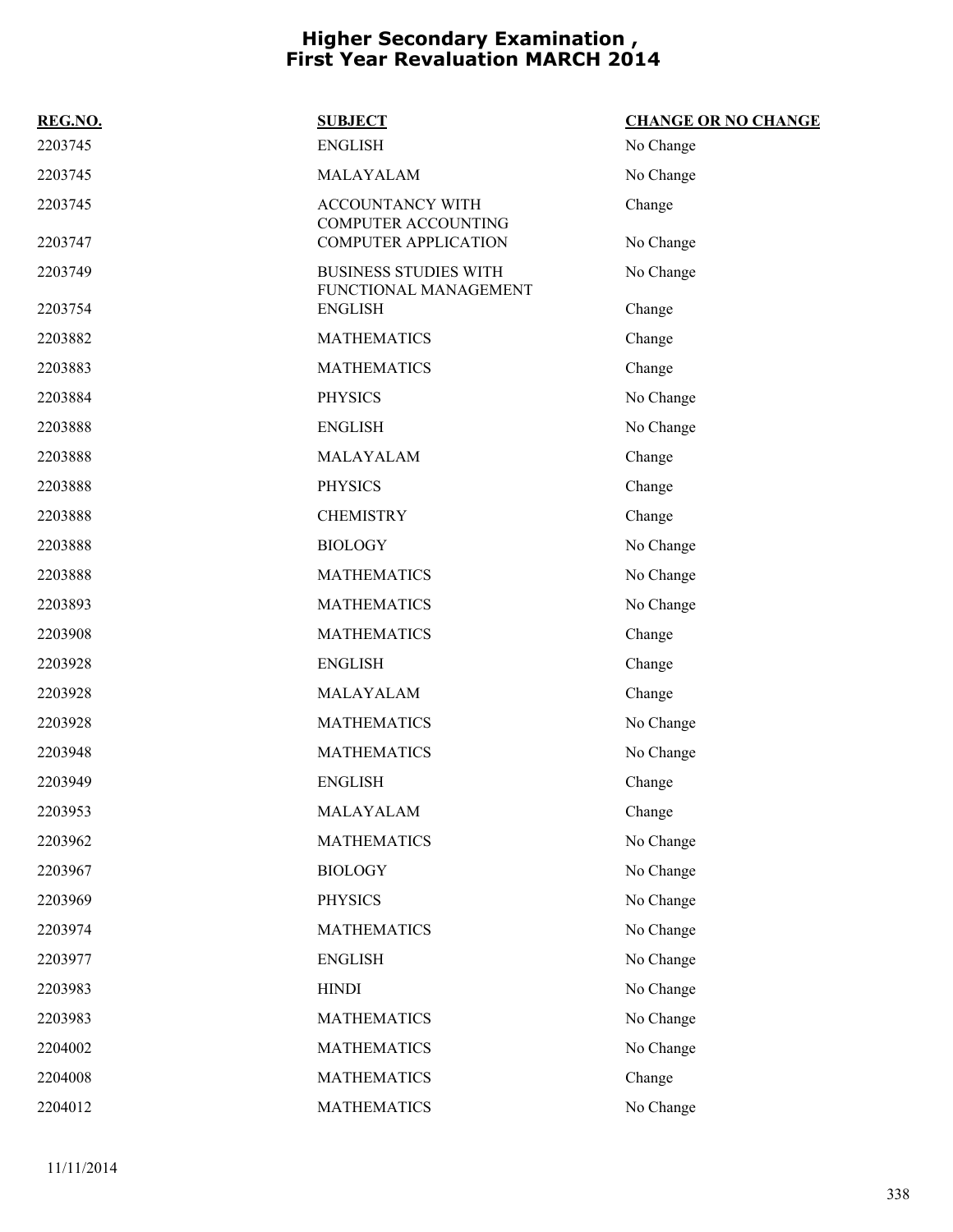# Higher Secondary Examination , First Year Revaluation MARCH 2014

| REG.NO. | SUBJECT | CHANGE OR NO CHANGE |
|---|---|---|
| 2203745 | ENGLISH | No Change |
| 2203745 | MALAYALAM | No Change |
| 2203745 | ACCOUNTANCY WITH COMPUTER ACCOUNTING | Change |
| 2203747 | COMPUTER APPLICATION | No Change |
| 2203749 | BUSINESS STUDIES WITH FUNCTIONAL MANAGEMENT | No Change |
| 2203754 | ENGLISH | Change |
| 2203882 | MATHEMATICS | Change |
| 2203883 | MATHEMATICS | Change |
| 2203884 | PHYSICS | No Change |
| 2203888 | ENGLISH | No Change |
| 2203888 | MALAYALAM | Change |
| 2203888 | PHYSICS | Change |
| 2203888 | CHEMISTRY | Change |
| 2203888 | BIOLOGY | No Change |
| 2203888 | MATHEMATICS | No Change |
| 2203893 | MATHEMATICS | No Change |
| 2203908 | MATHEMATICS | Change |
| 2203928 | ENGLISH | Change |
| 2203928 | MALAYALAM | Change |
| 2203928 | MATHEMATICS | No Change |
| 2203948 | MATHEMATICS | No Change |
| 2203949 | ENGLISH | Change |
| 2203953 | MALAYALAM | Change |
| 2203962 | MATHEMATICS | No Change |
| 2203967 | BIOLOGY | No Change |
| 2203969 | PHYSICS | No Change |
| 2203974 | MATHEMATICS | No Change |
| 2203977 | ENGLISH | No Change |
| 2203983 | HINDI | No Change |
| 2203983 | MATHEMATICS | No Change |
| 2204002 | MATHEMATICS | No Change |
| 2204008 | MATHEMATICS | Change |
| 2204012 | MATHEMATICS | No Change |

11/11/2014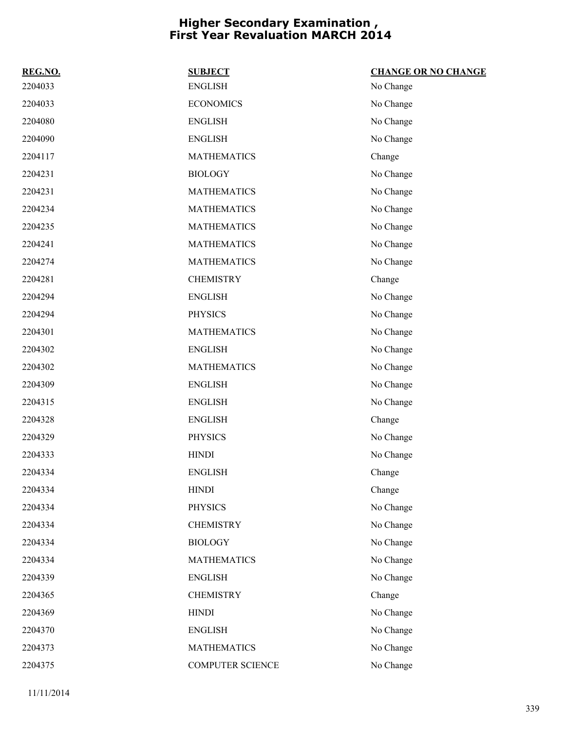# Higher Secondary Examination , First Year Revaluation MARCH 2014

| REG.NO. | SUBJECT | CHANGE OR NO CHANGE |
| --- | --- | --- |
| 2204033 | ENGLISH | No Change |
| 2204033 | ECONOMICS | No Change |
| 2204080 | ENGLISH | No Change |
| 2204090 | ENGLISH | No Change |
| 2204117 | MATHEMATICS | Change |
| 2204231 | BIOLOGY | No Change |
| 2204231 | MATHEMATICS | No Change |
| 2204234 | MATHEMATICS | No Change |
| 2204235 | MATHEMATICS | No Change |
| 2204241 | MATHEMATICS | No Change |
| 2204274 | MATHEMATICS | No Change |
| 2204281 | CHEMISTRY | Change |
| 2204294 | ENGLISH | No Change |
| 2204294 | PHYSICS | No Change |
| 2204301 | MATHEMATICS | No Change |
| 2204302 | ENGLISH | No Change |
| 2204302 | MATHEMATICS | No Change |
| 2204309 | ENGLISH | No Change |
| 2204315 | ENGLISH | No Change |
| 2204328 | ENGLISH | Change |
| 2204329 | PHYSICS | No Change |
| 2204333 | HINDI | No Change |
| 2204334 | ENGLISH | Change |
| 2204334 | HINDI | Change |
| 2204334 | PHYSICS | No Change |
| 2204334 | CHEMISTRY | No Change |
| 2204334 | BIOLOGY | No Change |
| 2204334 | MATHEMATICS | No Change |
| 2204339 | ENGLISH | No Change |
| 2204365 | CHEMISTRY | Change |
| 2204369 | HINDI | No Change |
| 2204370 | ENGLISH | No Change |
| 2204373 | MATHEMATICS | No Change |
| 2204375 | COMPUTER SCIENCE | No Change |

11/11/2014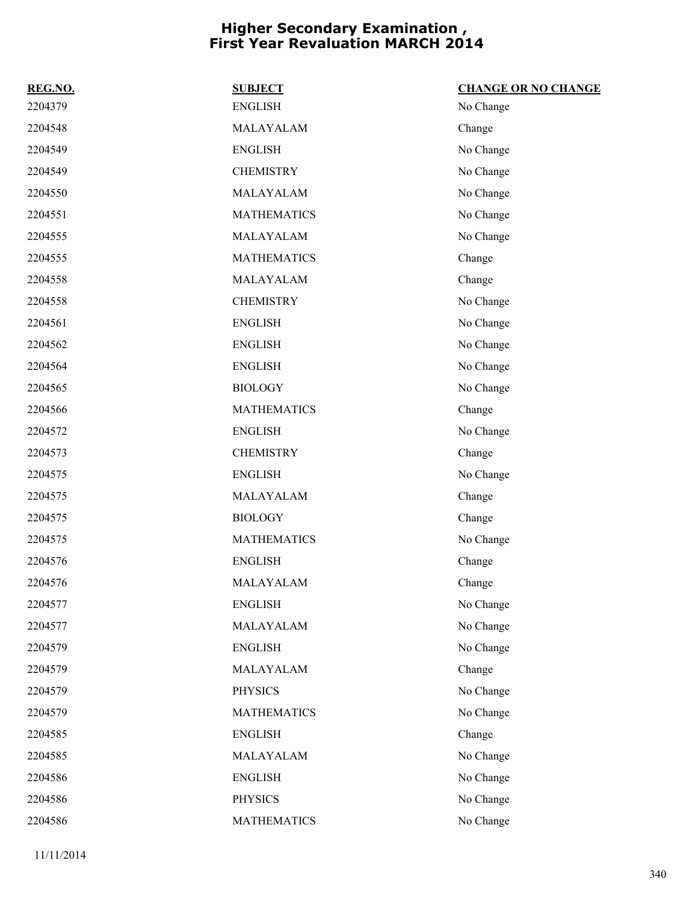# Higher Secondary Examination , First Year Revaluation MARCH 2014

| REG.NO. | SUBJECT | CHANGE OR NO CHANGE |
|---|---|---|
| 2204379 | ENGLISH | No Change |
| 2204548 | MALAYALAM | Change |
| 2204549 | ENGLISH | No Change |
| 2204549 | CHEMISTRY | No Change |
| 2204550 | MALAYALAM | No Change |
| 2204551 | MATHEMATICS | No Change |
| 2204555 | MALAYALAM | No Change |
| 2204555 | MATHEMATICS | Change |
| 2204558 | MALAYALAM | Change |
| 2204558 | CHEMISTRY | No Change |
| 2204561 | ENGLISH | No Change |
| 2204562 | ENGLISH | No Change |
| 2204564 | ENGLISH | No Change |
| 2204565 | BIOLOGY | No Change |
| 2204566 | MATHEMATICS | Change |
| 2204572 | ENGLISH | No Change |
| 2204573 | CHEMISTRY | Change |
| 2204575 | ENGLISH | No Change |
| 2204575 | MALAYALAM | Change |
| 2204575 | BIOLOGY | Change |
| 2204575 | MATHEMATICS | No Change |
| 2204576 | ENGLISH | Change |
| 2204576 | MALAYALAM | Change |
| 2204577 | ENGLISH | No Change |
| 2204577 | MALAYALAM | No Change |
| 2204579 | ENGLISH | No Change |
| 2204579 | MALAYALAM | Change |
| 2204579 | PHYSICS | No Change |
| 2204579 | MATHEMATICS | No Change |
| 2204585 | ENGLISH | Change |
| 2204585 | MALAYALAM | No Change |
| 2204586 | ENGLISH | No Change |
| 2204586 | PHYSICS | No Change |
| 2204586 | MATHEMATICS | No Change |

11/11/2014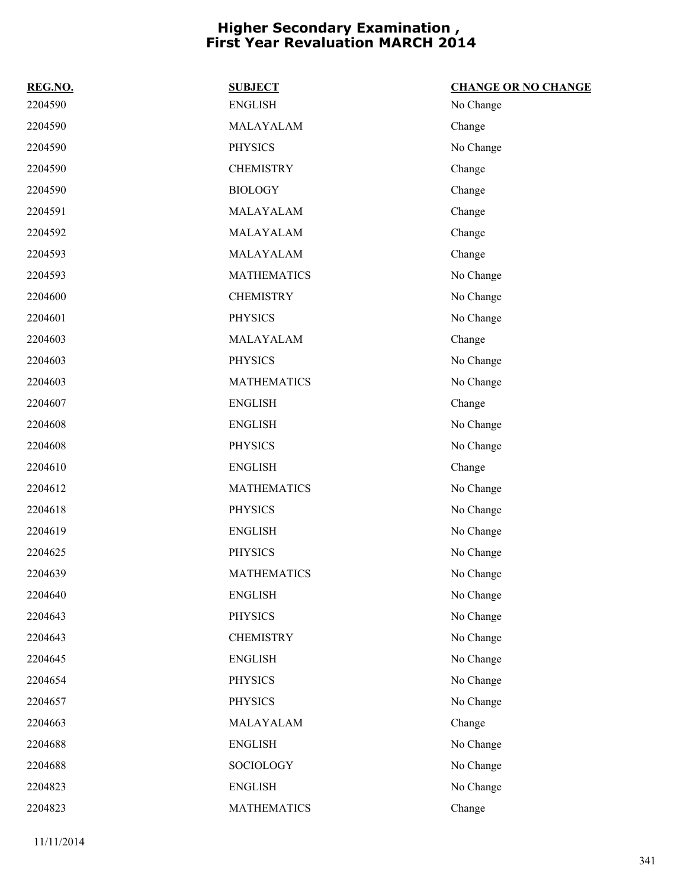# Higher Secondary Examination , First Year Revaluation MARCH 2014

| REG.NO. | SUBJECT | CHANGE OR NO CHANGE |
|---|---|---|
| 2204590 | ENGLISH | No Change |
| 2204590 | MALAYALAM | Change |
| 2204590 | PHYSICS | No Change |
| 2204590 | CHEMISTRY | Change |
| 2204590 | BIOLOGY | Change |
| 2204591 | MALAYALAM | Change |
| 2204592 | MALAYALAM | Change |
| 2204593 | MALAYALAM | Change |
| 2204593 | MATHEMATICS | No Change |
| 2204600 | CHEMISTRY | No Change |
| 2204601 | PHYSICS | No Change |
| 2204603 | MALAYALAM | Change |
| 2204603 | PHYSICS | No Change |
| 2204603 | MATHEMATICS | No Change |
| 2204607 | ENGLISH | Change |
| 2204608 | ENGLISH | No Change |
| 2204608 | PHYSICS | No Change |
| 2204610 | ENGLISH | Change |
| 2204612 | MATHEMATICS | No Change |
| 2204618 | PHYSICS | No Change |
| 2204619 | ENGLISH | No Change |
| 2204625 | PHYSICS | No Change |
| 2204639 | MATHEMATICS | No Change |
| 2204640 | ENGLISH | No Change |
| 2204643 | PHYSICS | No Change |
| 2204643 | CHEMISTRY | No Change |
| 2204645 | ENGLISH | No Change |
| 2204654 | PHYSICS | No Change |
| 2204657 | PHYSICS | No Change |
| 2204663 | MALAYALAM | Change |
| 2204688 | ENGLISH | No Change |
| 2204688 | SOCIOLOGY | No Change |
| 2204823 | ENGLISH | No Change |
| 2204823 | MATHEMATICS | Change |

11/11/2014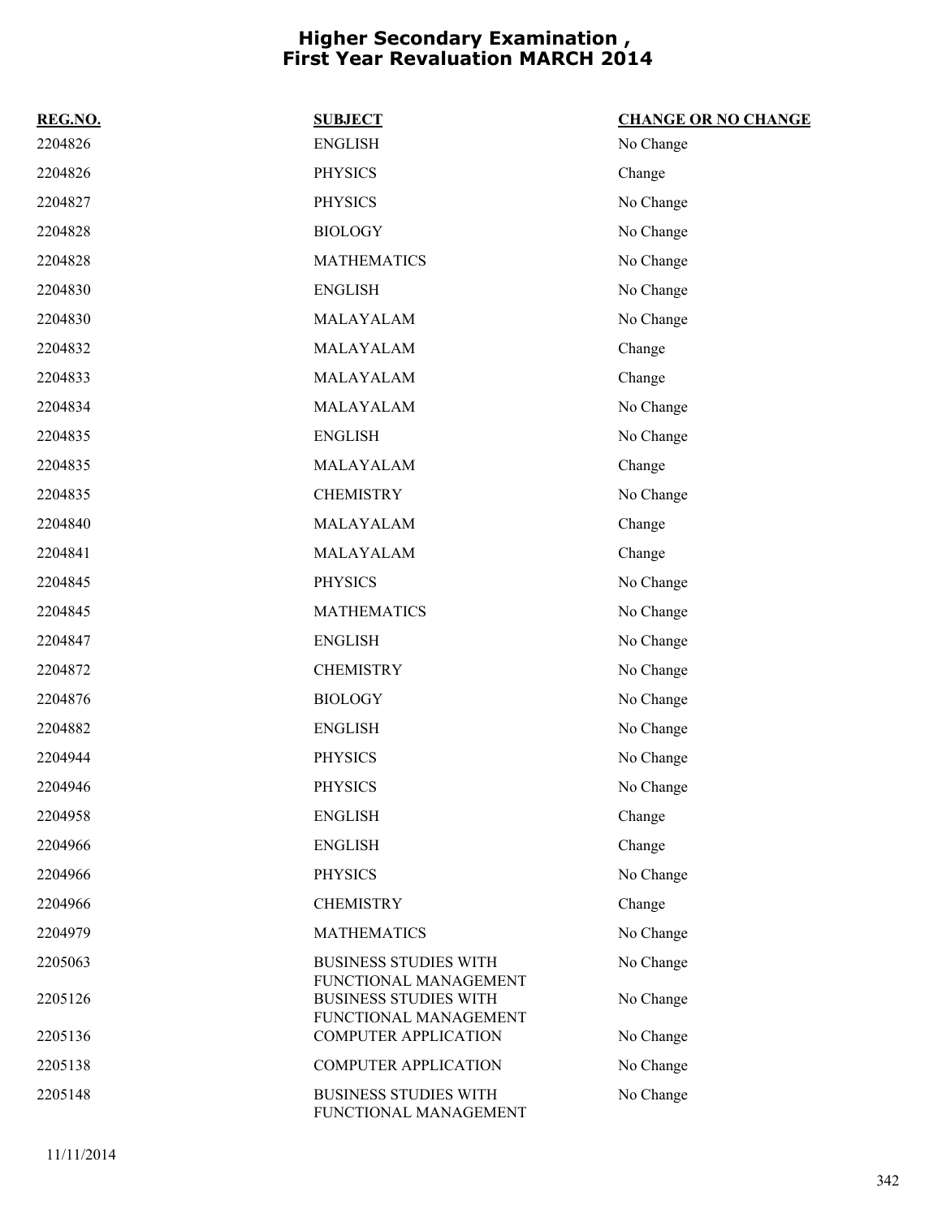# Higher Secondary Examination , First Year Revaluation MARCH 2014

| REG.NO. | SUBJECT | CHANGE OR NO CHANGE |
| --- | --- | --- |
| 2204826 | ENGLISH | No Change |
| 2204826 | PHYSICS | Change |
| 2204827 | PHYSICS | No Change |
| 2204828 | BIOLOGY | No Change |
| 2204828 | MATHEMATICS | No Change |
| 2204830 | ENGLISH | No Change |
| 2204830 | MALAYALAM | No Change |
| 2204832 | MALAYALAM | Change |
| 2204833 | MALAYALAM | Change |
| 2204834 | MALAYALAM | No Change |
| 2204835 | ENGLISH | No Change |
| 2204835 | MALAYALAM | Change |
| 2204835 | CHEMISTRY | No Change |
| 2204840 | MALAYALAM | Change |
| 2204841 | MALAYALAM | Change |
| 2204845 | PHYSICS | No Change |
| 2204845 | MATHEMATICS | No Change |
| 2204847 | ENGLISH | No Change |
| 2204872 | CHEMISTRY | No Change |
| 2204876 | BIOLOGY | No Change |
| 2204882 | ENGLISH | No Change |
| 2204944 | PHYSICS | No Change |
| 2204946 | PHYSICS | No Change |
| 2204958 | ENGLISH | Change |
| 2204966 | ENGLISH | Change |
| 2204966 | PHYSICS | No Change |
| 2204966 | CHEMISTRY | Change |
| 2204979 | MATHEMATICS | No Change |
| 2205063 | BUSINESS STUDIES WITH FUNCTIONAL MANAGEMENT | No Change |
| 2205126 | BUSINESS STUDIES WITH FUNCTIONAL MANAGEMENT | No Change |
| 2205136 | COMPUTER APPLICATION | No Change |
| 2205138 | COMPUTER APPLICATION | No Change |
| 2205148 | BUSINESS STUDIES WITH FUNCTIONAL MANAGEMENT | No Change |

11/11/2014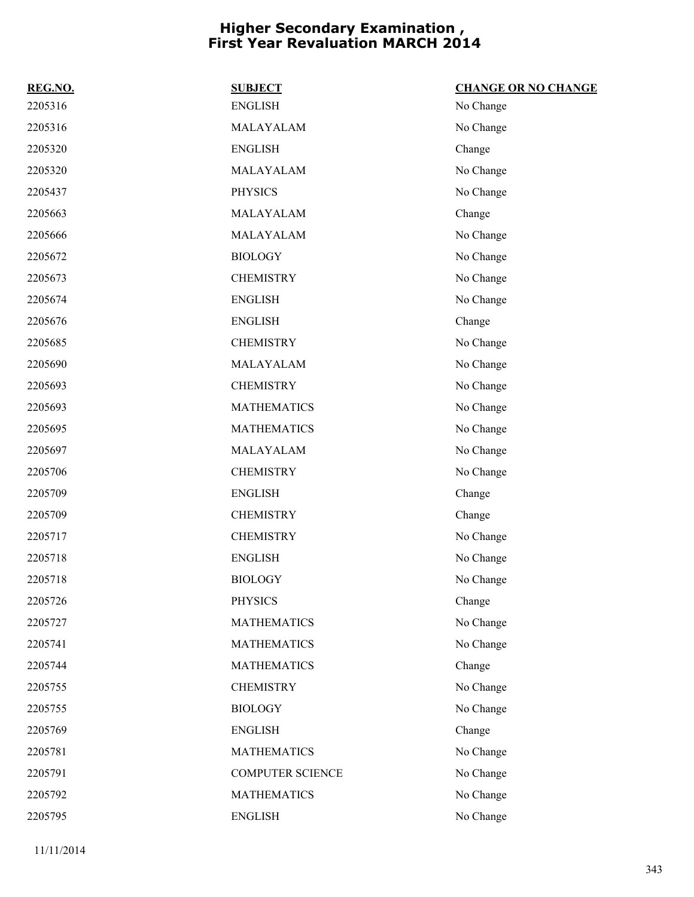# Higher Secondary Examination , First Year Revaluation MARCH 2014

| REG.NO. | SUBJECT | CHANGE OR NO CHANGE |
|---|---|---|
| 2205316 | ENGLISH | No Change |
| 2205316 | MALAYALAM | No Change |
| 2205320 | ENGLISH | Change |
| 2205320 | MALAYALAM | No Change |
| 2205437 | PHYSICS | No Change |
| 2205663 | MALAYALAM | Change |
| 2205666 | MALAYALAM | No Change |
| 2205672 | BIOLOGY | No Change |
| 2205673 | CHEMISTRY | No Change |
| 2205674 | ENGLISH | No Change |
| 2205676 | ENGLISH | Change |
| 2205685 | CHEMISTRY | No Change |
| 2205690 | MALAYALAM | No Change |
| 2205693 | CHEMISTRY | No Change |
| 2205693 | MATHEMATICS | No Change |
| 2205695 | MATHEMATICS | No Change |
| 2205697 | MALAYALAM | No Change |
| 2205706 | CHEMISTRY | No Change |
| 2205709 | ENGLISH | Change |
| 2205709 | CHEMISTRY | Change |
| 2205717 | CHEMISTRY | No Change |
| 2205718 | ENGLISH | No Change |
| 2205718 | BIOLOGY | No Change |
| 2205726 | PHYSICS | Change |
| 2205727 | MATHEMATICS | No Change |
| 2205741 | MATHEMATICS | No Change |
| 2205744 | MATHEMATICS | Change |
| 2205755 | CHEMISTRY | No Change |
| 2205755 | BIOLOGY | No Change |
| 2205769 | ENGLISH | Change |
| 2205781 | MATHEMATICS | No Change |
| 2205791 | COMPUTER SCIENCE | No Change |
| 2205792 | MATHEMATICS | No Change |
| 2205795 | ENGLISH | No Change |

11/11/2014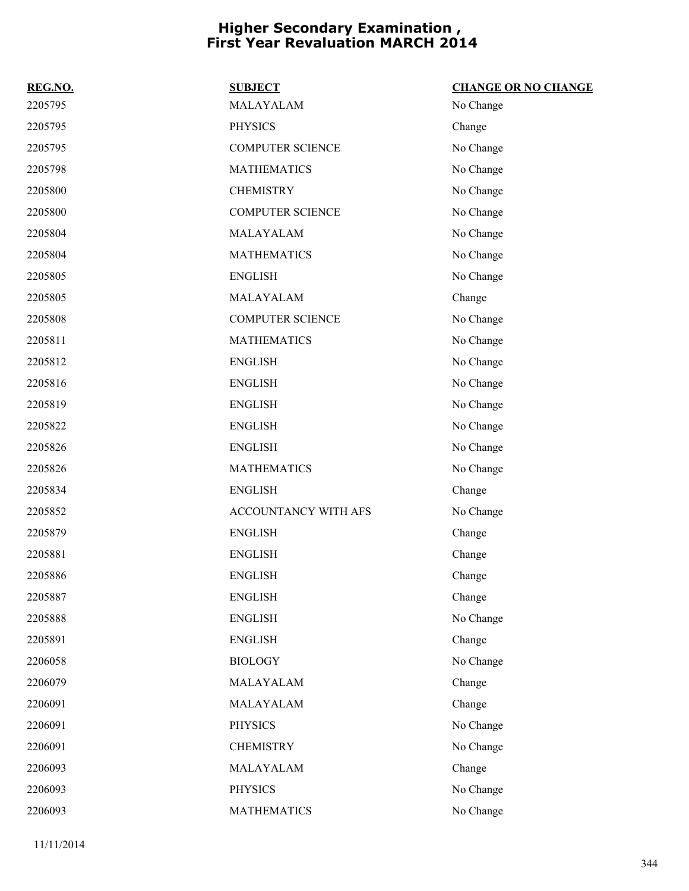# Higher Secondary Examination , First Year Revaluation MARCH 2014

| REG.NO. | SUBJECT | CHANGE OR NO CHANGE |
|---|---|---|
| 2205795 | MALAYALAM | No Change |
| 2205795 | PHYSICS | Change |
| 2205795 | COMPUTER SCIENCE | No Change |
| 2205798 | MATHEMATICS | No Change |
| 2205800 | CHEMISTRY | No Change |
| 2205800 | COMPUTER SCIENCE | No Change |
| 2205804 | MALAYALAM | No Change |
| 2205804 | MATHEMATICS | No Change |
| 2205805 | ENGLISH | No Change |
| 2205805 | MALAYALAM | Change |
| 2205808 | COMPUTER SCIENCE | No Change |
| 2205811 | MATHEMATICS | No Change |
| 2205812 | ENGLISH | No Change |
| 2205816 | ENGLISH | No Change |
| 2205819 | ENGLISH | No Change |
| 2205822 | ENGLISH | No Change |
| 2205826 | ENGLISH | No Change |
| 2205826 | MATHEMATICS | No Change |
| 2205834 | ENGLISH | Change |
| 2205852 | ACCOUNTANCY WITH AFS | No Change |
| 2205879 | ENGLISH | Change |
| 2205881 | ENGLISH | Change |
| 2205886 | ENGLISH | Change |
| 2205887 | ENGLISH | Change |
| 2205888 | ENGLISH | No Change |
| 2205891 | ENGLISH | Change |
| 2206058 | BIOLOGY | No Change |
| 2206079 | MALAYALAM | Change |
| 2206091 | MALAYALAM | Change |
| 2206091 | PHYSICS | No Change |
| 2206091 | CHEMISTRY | No Change |
| 2206093 | MALAYALAM | Change |
| 2206093 | PHYSICS | No Change |
| 2206093 | MATHEMATICS | No Change |

11/11/2014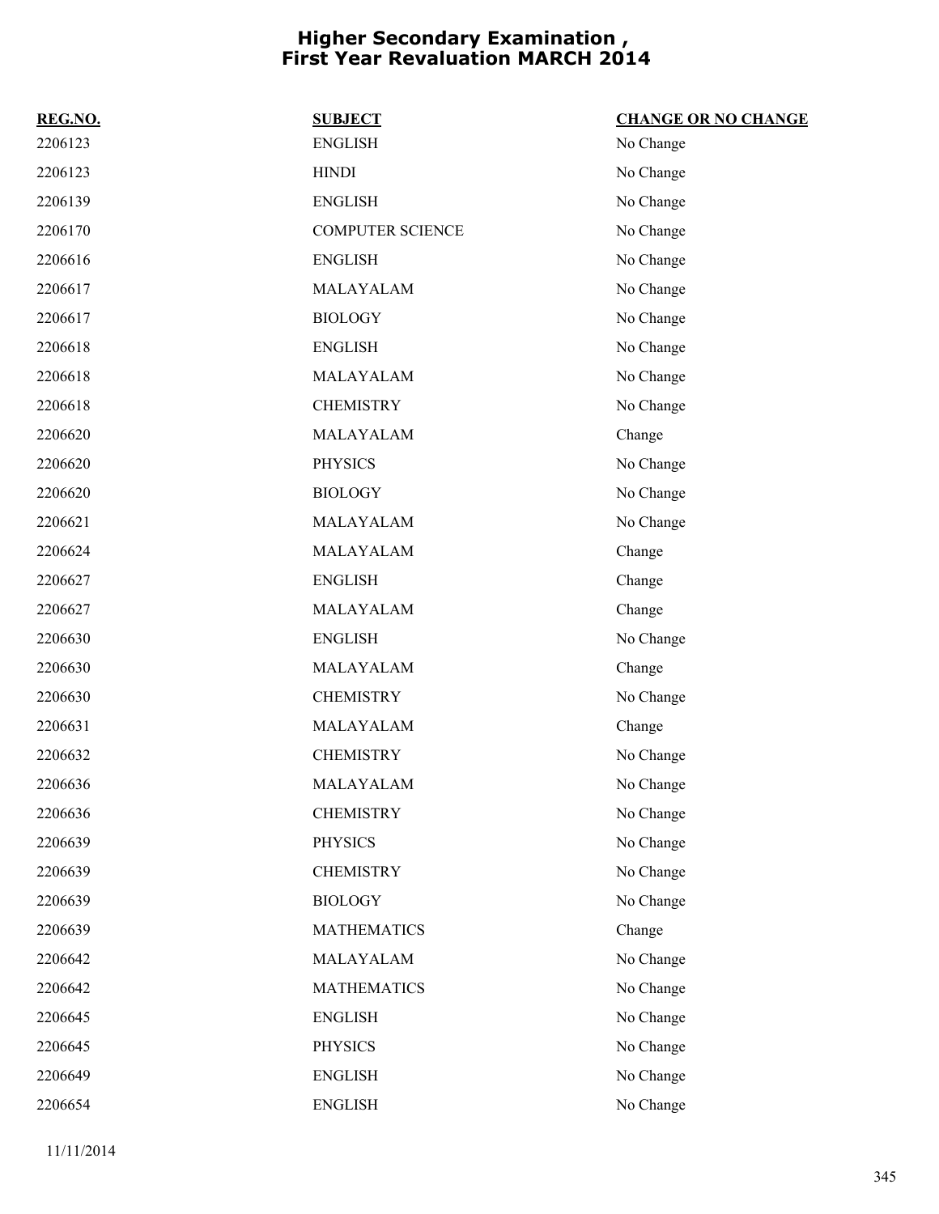# Higher Secondary Examination , First Year Revaluation MARCH 2014

| REG.NO. | SUBJECT | CHANGE OR NO CHANGE |
|---|---|---|
| 2206123 | ENGLISH | No Change |
| 2206123 | HINDI | No Change |
| 2206139 | ENGLISH | No Change |
| 2206170 | COMPUTER SCIENCE | No Change |
| 2206616 | ENGLISH | No Change |
| 2206617 | MALAYALAM | No Change |
| 2206617 | BIOLOGY | No Change |
| 2206618 | ENGLISH | No Change |
| 2206618 | MALAYALAM | No Change |
| 2206618 | CHEMISTRY | No Change |
| 2206620 | MALAYALAM | Change |
| 2206620 | PHYSICS | No Change |
| 2206620 | BIOLOGY | No Change |
| 2206621 | MALAYALAM | No Change |
| 2206624 | MALAYALAM | Change |
| 2206627 | ENGLISH | Change |
| 2206627 | MALAYALAM | Change |
| 2206630 | ENGLISH | No Change |
| 2206630 | MALAYALAM | Change |
| 2206630 | CHEMISTRY | No Change |
| 2206631 | MALAYALAM | Change |
| 2206632 | CHEMISTRY | No Change |
| 2206636 | MALAYALAM | No Change |
| 2206636 | CHEMISTRY | No Change |
| 2206639 | PHYSICS | No Change |
| 2206639 | CHEMISTRY | No Change |
| 2206639 | BIOLOGY | No Change |
| 2206639 | MATHEMATICS | Change |
| 2206642 | MALAYALAM | No Change |
| 2206642 | MATHEMATICS | No Change |
| 2206645 | ENGLISH | No Change |
| 2206645 | PHYSICS | No Change |
| 2206649 | ENGLISH | No Change |
| 2206654 | ENGLISH | No Change |

11/11/2014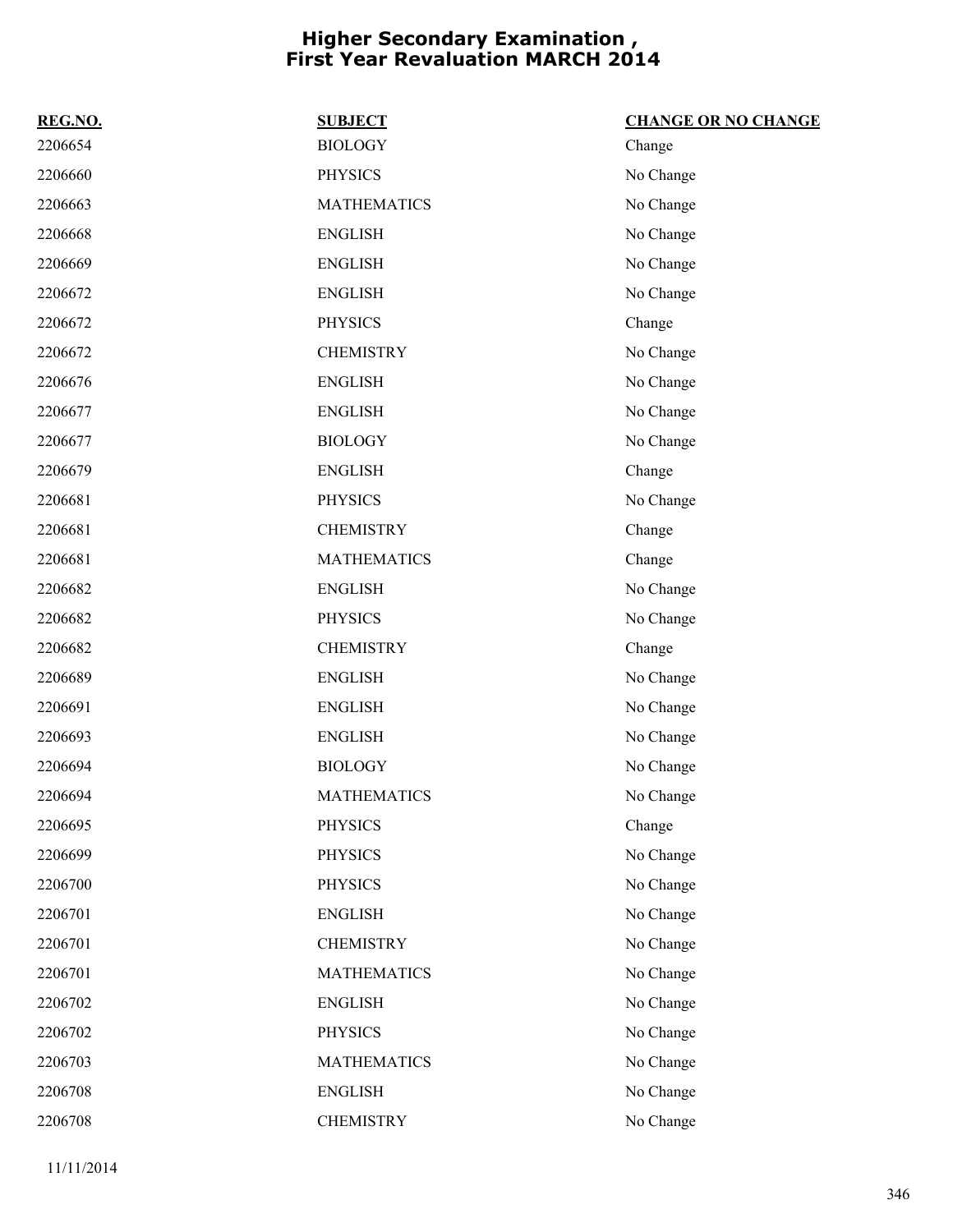# Higher Secondary Examination , First Year Revaluation MARCH 2014

| REG.NO. | SUBJECT | CHANGE OR NO CHANGE |
|---|---|---|
| 2206654 | BIOLOGY | Change |
| 2206660 | PHYSICS | No Change |
| 2206663 | MATHEMATICS | No Change |
| 2206668 | ENGLISH | No Change |
| 2206669 | ENGLISH | No Change |
| 2206672 | ENGLISH | No Change |
| 2206672 | PHYSICS | Change |
| 2206672 | CHEMISTRY | No Change |
| 2206676 | ENGLISH | No Change |
| 2206677 | ENGLISH | No Change |
| 2206677 | BIOLOGY | No Change |
| 2206679 | ENGLISH | Change |
| 2206681 | PHYSICS | No Change |
| 2206681 | CHEMISTRY | Change |
| 2206681 | MATHEMATICS | Change |
| 2206682 | ENGLISH | No Change |
| 2206682 | PHYSICS | No Change |
| 2206682 | CHEMISTRY | Change |
| 2206689 | ENGLISH | No Change |
| 2206691 | ENGLISH | No Change |
| 2206693 | ENGLISH | No Change |
| 2206694 | BIOLOGY | No Change |
| 2206694 | MATHEMATICS | No Change |
| 2206695 | PHYSICS | Change |
| 2206699 | PHYSICS | No Change |
| 2206700 | PHYSICS | No Change |
| 2206701 | ENGLISH | No Change |
| 2206701 | CHEMISTRY | No Change |
| 2206701 | MATHEMATICS | No Change |
| 2206702 | ENGLISH | No Change |
| 2206702 | PHYSICS | No Change |
| 2206703 | MATHEMATICS | No Change |
| 2206708 | ENGLISH | No Change |
| 2206708 | CHEMISTRY | No Change |

11/11/2014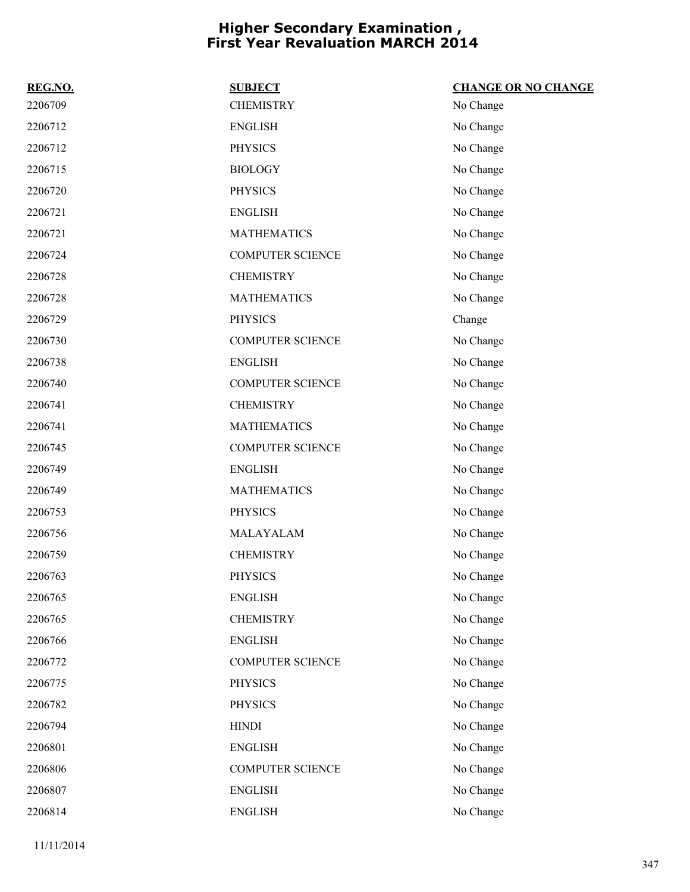# Higher Secondary Examination , First Year Revaluation MARCH 2014

| REG.NO. | SUBJECT | CHANGE OR NO CHANGE |
|---|---|---|
| 2206709 | CHEMISTRY | No Change |
| 2206712 | ENGLISH | No Change |
| 2206712 | PHYSICS | No Change |
| 2206715 | BIOLOGY | No Change |
| 2206720 | PHYSICS | No Change |
| 2206721 | ENGLISH | No Change |
| 2206721 | MATHEMATICS | No Change |
| 2206724 | COMPUTER SCIENCE | No Change |
| 2206728 | CHEMISTRY | No Change |
| 2206728 | MATHEMATICS | No Change |
| 2206729 | PHYSICS | Change |
| 2206730 | COMPUTER SCIENCE | No Change |
| 2206738 | ENGLISH | No Change |
| 2206740 | COMPUTER SCIENCE | No Change |
| 2206741 | CHEMISTRY | No Change |
| 2206741 | MATHEMATICS | No Change |
| 2206745 | COMPUTER SCIENCE | No Change |
| 2206749 | ENGLISH | No Change |
| 2206749 | MATHEMATICS | No Change |
| 2206753 | PHYSICS | No Change |
| 2206756 | MALAYALAM | No Change |
| 2206759 | CHEMISTRY | No Change |
| 2206763 | PHYSICS | No Change |
| 2206765 | ENGLISH | No Change |
| 2206765 | CHEMISTRY | No Change |
| 2206766 | ENGLISH | No Change |
| 2206772 | COMPUTER SCIENCE | No Change |
| 2206775 | PHYSICS | No Change |
| 2206782 | PHYSICS | No Change |
| 2206794 | HINDI | No Change |
| 2206801 | ENGLISH | No Change |
| 2206806 | COMPUTER SCIENCE | No Change |
| 2206807 | ENGLISH | No Change |
| 2206814 | ENGLISH | No Change |

11/11/2014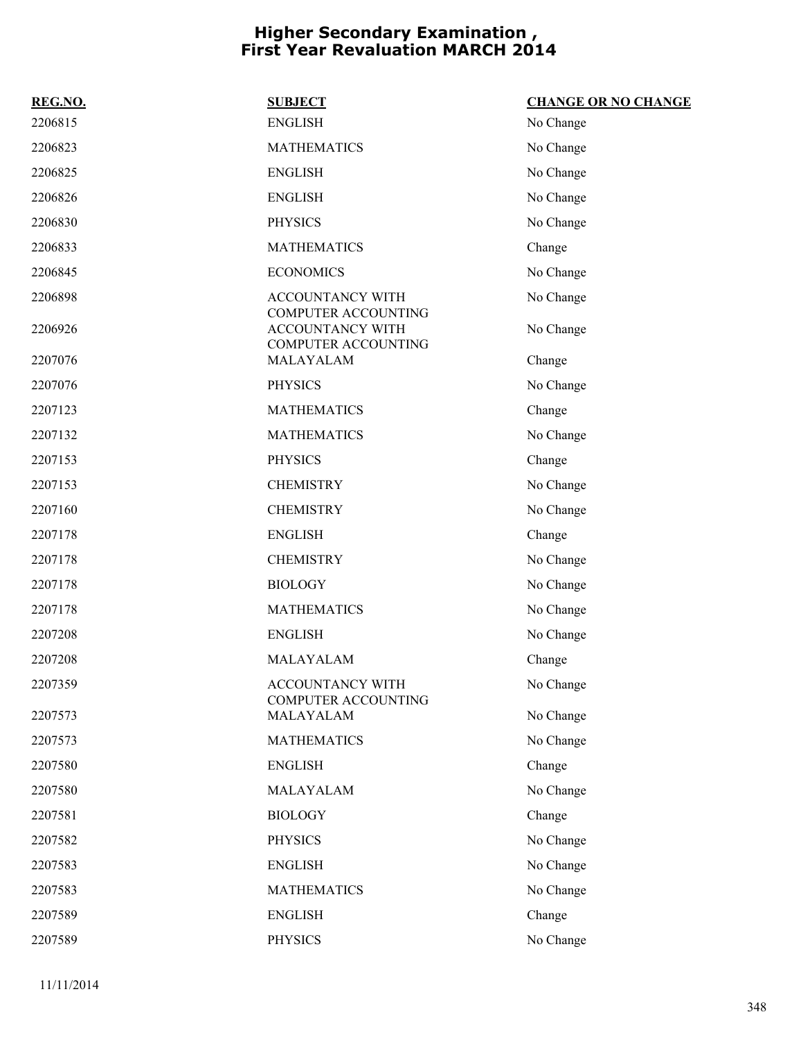# Higher Secondary Examination , First Year Revaluation MARCH 2014

| REG.NO. | SUBJECT | CHANGE OR NO CHANGE |
|---|---|---|
| 2206815 | ENGLISH | No Change |
| 2206823 | MATHEMATICS | No Change |
| 2206825 | ENGLISH | No Change |
| 2206826 | ENGLISH | No Change |
| 2206830 | PHYSICS | No Change |
| 2206833 | MATHEMATICS | Change |
| 2206845 | ECONOMICS | No Change |
| 2206898 | ACCOUNTANCY WITH COMPUTER ACCOUNTING | No Change |
| 2206926 | ACCOUNTANCY WITH COMPUTER ACCOUNTING | No Change |
| 2207076 | MALAYALAM | Change |
| 2207076 | PHYSICS | No Change |
| 2207123 | MATHEMATICS | Change |
| 2207132 | MATHEMATICS | No Change |
| 2207153 | PHYSICS | Change |
| 2207153 | CHEMISTRY | No Change |
| 2207160 | CHEMISTRY | No Change |
| 2207178 | ENGLISH | Change |
| 2207178 | CHEMISTRY | No Change |
| 2207178 | BIOLOGY | No Change |
| 2207178 | MATHEMATICS | No Change |
| 2207208 | ENGLISH | No Change |
| 2207208 | MALAYALAM | Change |
| 2207359 | ACCOUNTANCY WITH COMPUTER ACCOUNTING | No Change |
| 2207573 | MALAYALAM | No Change |
| 2207573 | MATHEMATICS | No Change |
| 2207580 | ENGLISH | Change |
| 2207580 | MALAYALAM | No Change |
| 2207581 | BIOLOGY | Change |
| 2207582 | PHYSICS | No Change |
| 2207583 | ENGLISH | No Change |
| 2207583 | MATHEMATICS | No Change |
| 2207589 | ENGLISH | Change |
| 2207589 | PHYSICS | No Change |

11/11/2014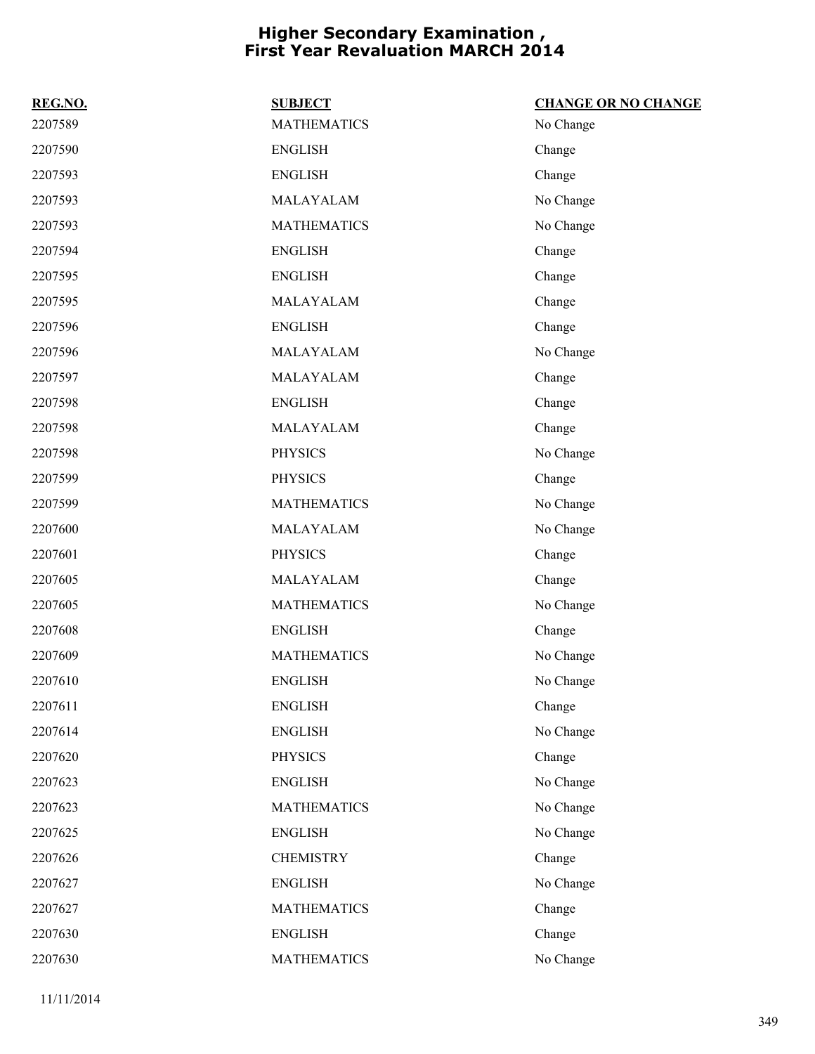# Higher Secondary Examination , First Year Revaluation MARCH 2014

| REG.NO. | SUBJECT | CHANGE OR NO CHANGE |
| --- | --- | --- |
| 2207589 | MATHEMATICS | No Change |
| 2207590 | ENGLISH | Change |
| 2207593 | ENGLISH | Change |
| 2207593 | MALAYALAM | No Change |
| 2207593 | MATHEMATICS | No Change |
| 2207594 | ENGLISH | Change |
| 2207595 | ENGLISH | Change |
| 2207595 | MALAYALAM | Change |
| 2207596 | ENGLISH | Change |
| 2207596 | MALAYALAM | No Change |
| 2207597 | MALAYALAM | Change |
| 2207598 | ENGLISH | Change |
| 2207598 | MALAYALAM | Change |
| 2207598 | PHYSICS | No Change |
| 2207599 | PHYSICS | Change |
| 2207599 | MATHEMATICS | No Change |
| 2207600 | MALAYALAM | No Change |
| 2207601 | PHYSICS | Change |
| 2207605 | MALAYALAM | Change |
| 2207605 | MATHEMATICS | No Change |
| 2207608 | ENGLISH | Change |
| 2207609 | MATHEMATICS | No Change |
| 2207610 | ENGLISH | No Change |
| 2207611 | ENGLISH | Change |
| 2207614 | ENGLISH | No Change |
| 2207620 | PHYSICS | Change |
| 2207623 | ENGLISH | No Change |
| 2207623 | MATHEMATICS | No Change |
| 2207625 | ENGLISH | No Change |
| 2207626 | CHEMISTRY | Change |
| 2207627 | ENGLISH | No Change |
| 2207627 | MATHEMATICS | Change |
| 2207630 | ENGLISH | Change |
| 2207630 | MATHEMATICS | No Change |

11/11/2014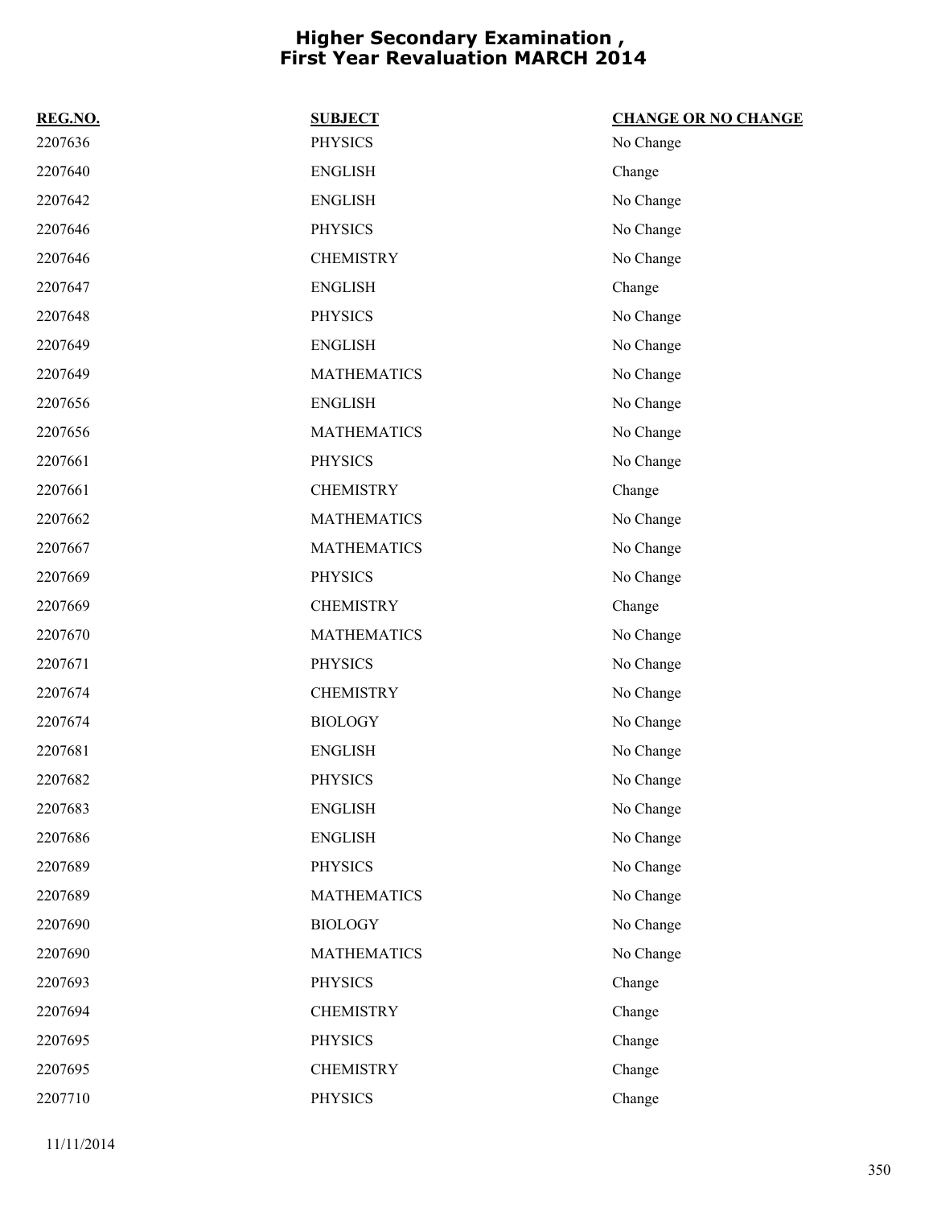# Higher Secondary Examination , First Year Revaluation MARCH 2014

| REG.NO. | SUBJECT | CHANGE OR NO CHANGE |
|---|---|---|
| 2207636 | PHYSICS | No Change |
| 2207640 | ENGLISH | Change |
| 2207642 | ENGLISH | No Change |
| 2207646 | PHYSICS | No Change |
| 2207646 | CHEMISTRY | No Change |
| 2207647 | ENGLISH | Change |
| 2207648 | PHYSICS | No Change |
| 2207649 | ENGLISH | No Change |
| 2207649 | MATHEMATICS | No Change |
| 2207656 | ENGLISH | No Change |
| 2207656 | MATHEMATICS | No Change |
| 2207661 | PHYSICS | No Change |
| 2207661 | CHEMISTRY | Change |
| 2207662 | MATHEMATICS | No Change |
| 2207667 | MATHEMATICS | No Change |
| 2207669 | PHYSICS | No Change |
| 2207669 | CHEMISTRY | Change |
| 2207670 | MATHEMATICS | No Change |
| 2207671 | PHYSICS | No Change |
| 2207674 | CHEMISTRY | No Change |
| 2207674 | BIOLOGY | No Change |
| 2207681 | ENGLISH | No Change |
| 2207682 | PHYSICS | No Change |
| 2207683 | ENGLISH | No Change |
| 2207686 | ENGLISH | No Change |
| 2207689 | PHYSICS | No Change |
| 2207689 | MATHEMATICS | No Change |
| 2207690 | BIOLOGY | No Change |
| 2207690 | MATHEMATICS | No Change |
| 2207693 | PHYSICS | Change |
| 2207694 | CHEMISTRY | Change |
| 2207695 | PHYSICS | Change |
| 2207695 | CHEMISTRY | Change |
| 2207710 | PHYSICS | Change |

11/11/2014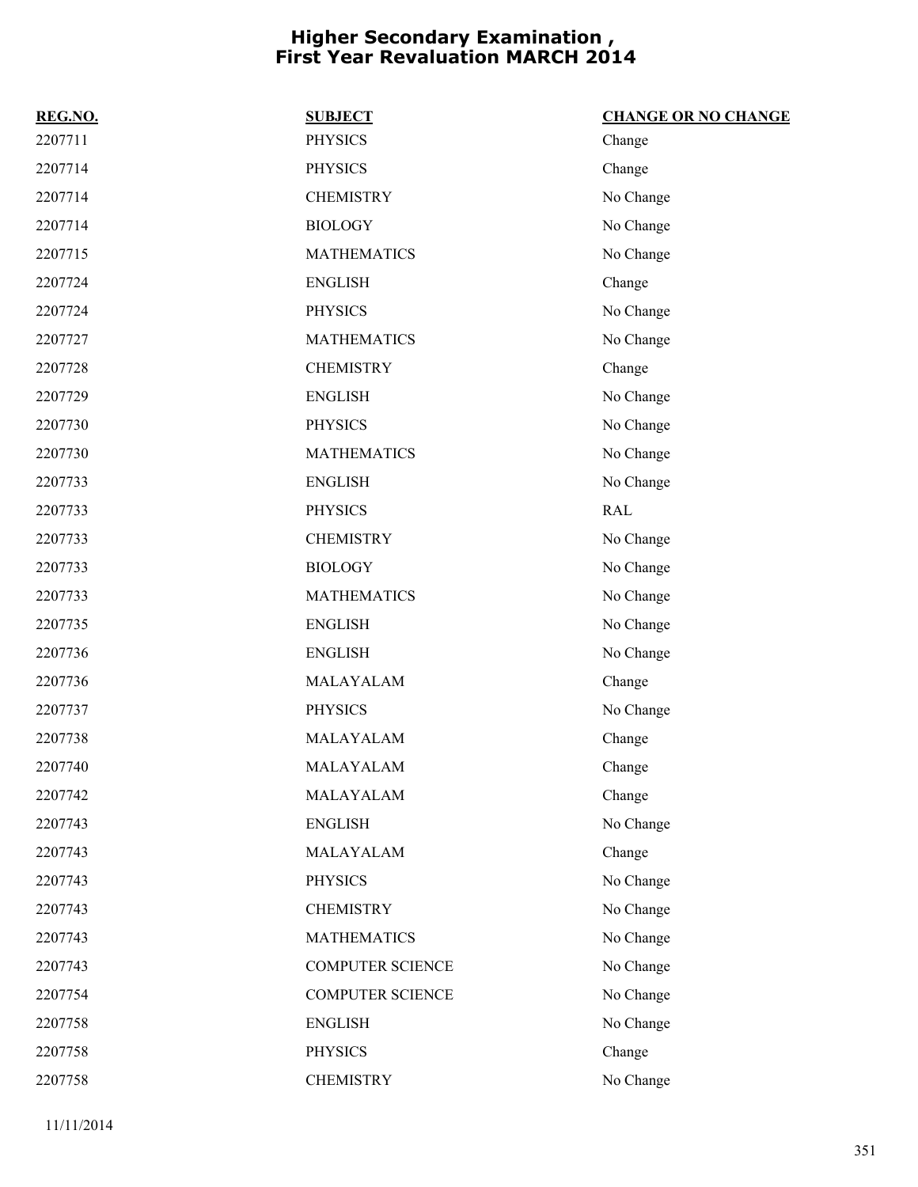# Higher Secondary Examination , First Year Revaluation MARCH 2014

| REG.NO. | SUBJECT | CHANGE OR NO CHANGE |
|---|---|---|
| 2207711 | PHYSICS | Change |
| 2207714 | PHYSICS | Change |
| 2207714 | CHEMISTRY | No Change |
| 2207714 | BIOLOGY | No Change |
| 2207715 | MATHEMATICS | No Change |
| 2207724 | ENGLISH | Change |
| 2207724 | PHYSICS | No Change |
| 2207727 | MATHEMATICS | No Change |
| 2207728 | CHEMISTRY | Change |
| 2207729 | ENGLISH | No Change |
| 2207730 | PHYSICS | No Change |
| 2207730 | MATHEMATICS | No Change |
| 2207733 | ENGLISH | No Change |
| 2207733 | PHYSICS | RAL |
| 2207733 | CHEMISTRY | No Change |
| 2207733 | BIOLOGY | No Change |
| 2207733 | MATHEMATICS | No Change |
| 2207735 | ENGLISH | No Change |
| 2207736 | ENGLISH | No Change |
| 2207736 | MALAYALAM | Change |
| 2207737 | PHYSICS | No Change |
| 2207738 | MALAYALAM | Change |
| 2207740 | MALAYALAM | Change |
| 2207742 | MALAYALAM | Change |
| 2207743 | ENGLISH | No Change |
| 2207743 | MALAYALAM | Change |
| 2207743 | PHYSICS | No Change |
| 2207743 | CHEMISTRY | No Change |
| 2207743 | MATHEMATICS | No Change |
| 2207743 | COMPUTER SCIENCE | No Change |
| 2207754 | COMPUTER SCIENCE | No Change |
| 2207758 | ENGLISH | No Change |
| 2207758 | PHYSICS | Change |
| 2207758 | CHEMISTRY | No Change |

11/11/2014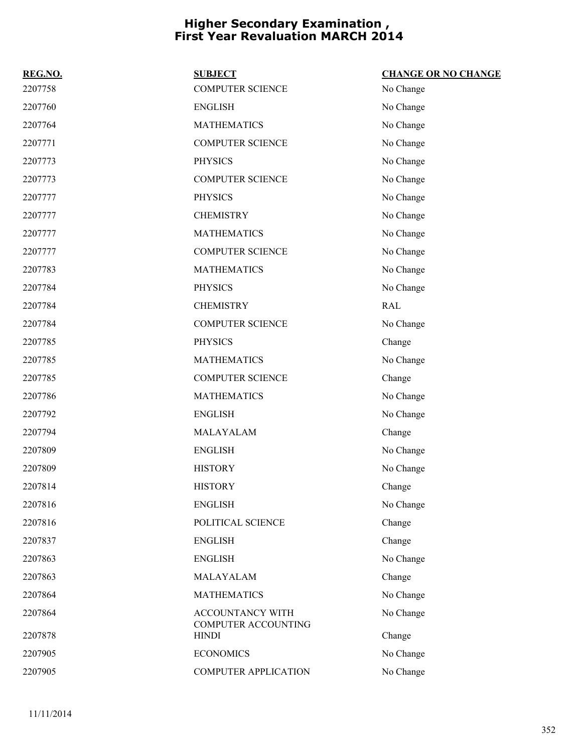# Higher Secondary Examination , First Year Revaluation MARCH 2014

| REG.NO. | SUBJECT | CHANGE OR NO CHANGE |
| --- | --- | --- |
| 2207758 | COMPUTER SCIENCE | No Change |
| 2207760 | ENGLISH | No Change |
| 2207764 | MATHEMATICS | No Change |
| 2207771 | COMPUTER SCIENCE | No Change |
| 2207773 | PHYSICS | No Change |
| 2207773 | COMPUTER SCIENCE | No Change |
| 2207777 | PHYSICS | No Change |
| 2207777 | CHEMISTRY | No Change |
| 2207777 | MATHEMATICS | No Change |
| 2207777 | COMPUTER SCIENCE | No Change |
| 2207783 | MATHEMATICS | No Change |
| 2207784 | PHYSICS | No Change |
| 2207784 | CHEMISTRY | RAL |
| 2207784 | COMPUTER SCIENCE | No Change |
| 2207785 | PHYSICS | Change |
| 2207785 | MATHEMATICS | No Change |
| 2207785 | COMPUTER SCIENCE | Change |
| 2207786 | MATHEMATICS | No Change |
| 2207792 | ENGLISH | No Change |
| 2207794 | MALAYALAM | Change |
| 2207809 | ENGLISH | No Change |
| 2207809 | HISTORY | No Change |
| 2207814 | HISTORY | Change |
| 2207816 | ENGLISH | No Change |
| 2207816 | POLITICAL SCIENCE | Change |
| 2207837 | ENGLISH | Change |
| 2207863 | ENGLISH | No Change |
| 2207863 | MALAYALAM | Change |
| 2207864 | MATHEMATICS | No Change |
| 2207864 | ACCOUNTANCY WITH COMPUTER ACCOUNTING | No Change |
| 2207878 | HINDI | Change |
| 2207905 | ECONOMICS | No Change |
| 2207905 | COMPUTER APPLICATION | No Change |

11/11/2014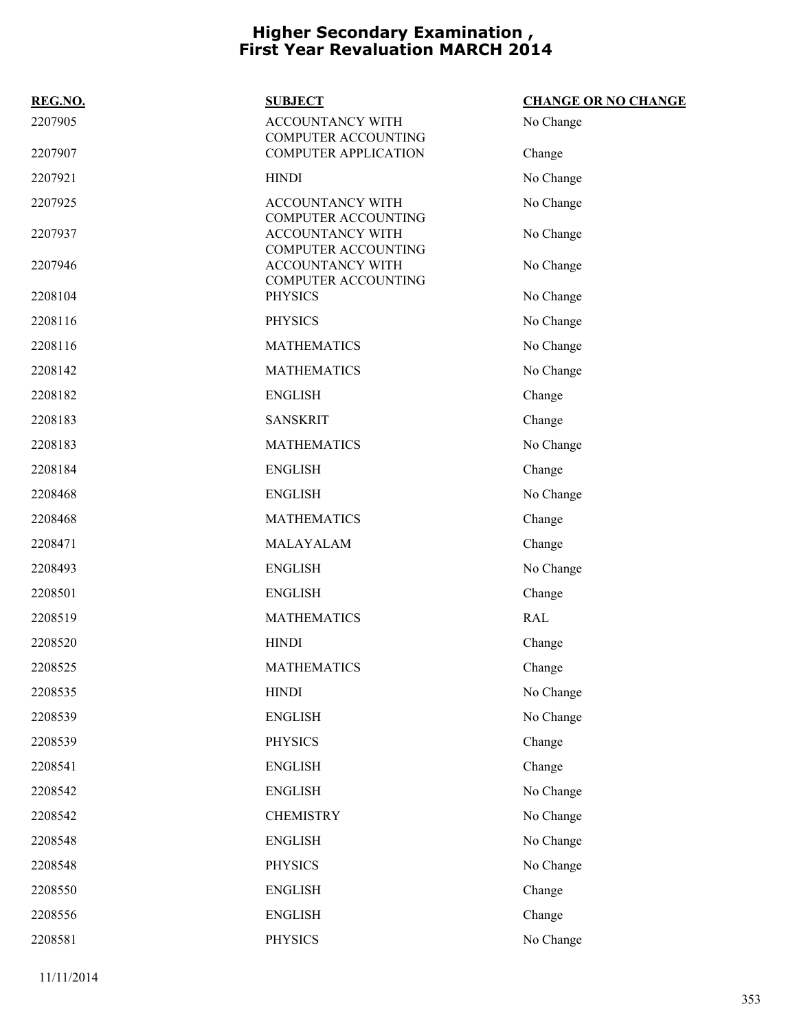# Higher Secondary Examination , First Year Revaluation MARCH 2014

| REG.NO. | SUBJECT | CHANGE OR NO CHANGE |
|---|---|---|
| 2207905 | ACCOUNTANCY WITH COMPUTER ACCOUNTING | No Change |
| 2207907 | COMPUTER APPLICATION | Change |
| 2207921 | HINDI | No Change |
| 2207925 | ACCOUNTANCY WITH COMPUTER ACCOUNTING | No Change |
| 2207937 | ACCOUNTANCY WITH COMPUTER ACCOUNTING | No Change |
| 2207946 | ACCOUNTANCY WITH COMPUTER ACCOUNTING | No Change |
| 2208104 | PHYSICS | No Change |
| 2208116 | PHYSICS | No Change |
| 2208116 | MATHEMATICS | No Change |
| 2208142 | MATHEMATICS | No Change |
| 2208182 | ENGLISH | Change |
| 2208183 | SANSKRIT | Change |
| 2208183 | MATHEMATICS | No Change |
| 2208184 | ENGLISH | Change |
| 2208468 | ENGLISH | No Change |
| 2208468 | MATHEMATICS | Change |
| 2208471 | MALAYALAM | Change |
| 2208493 | ENGLISH | No Change |
| 2208501 | ENGLISH | Change |
| 2208519 | MATHEMATICS | RAL |
| 2208520 | HINDI | Change |
| 2208525 | MATHEMATICS | Change |
| 2208535 | HINDI | No Change |
| 2208539 | ENGLISH | No Change |
| 2208539 | PHYSICS | Change |
| 2208541 | ENGLISH | Change |
| 2208542 | ENGLISH | No Change |
| 2208542 | CHEMISTRY | No Change |
| 2208548 | ENGLISH | No Change |
| 2208548 | PHYSICS | No Change |
| 2208550 | ENGLISH | Change |
| 2208556 | ENGLISH | Change |
| 2208581 | PHYSICS | No Change |

11/11/2014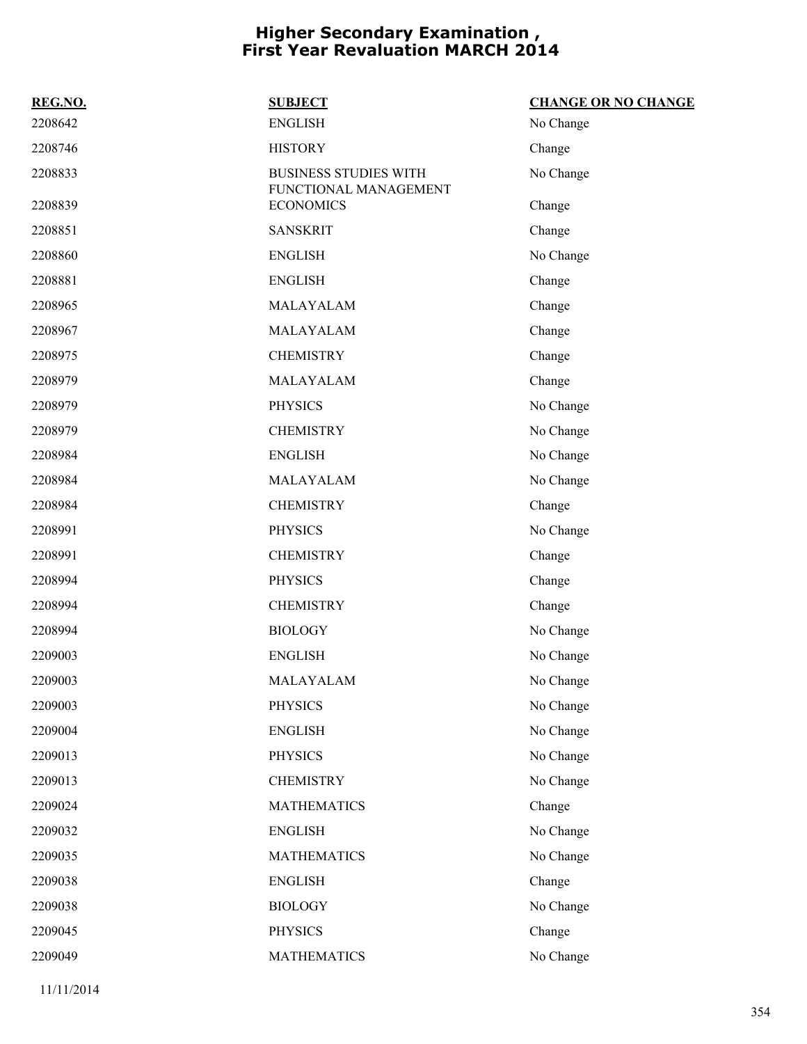# Higher Secondary Examination , First Year Revaluation MARCH 2014

| REG.NO. | SUBJECT | CHANGE OR NO CHANGE |
|---|---|---|
| 2208642 | ENGLISH | No Change |
| 2208746 | HISTORY | Change |
| 2208833 | BUSINESS STUDIES WITH FUNCTIONAL MANAGEMENT | No Change |
| 2208839 | ECONOMICS | Change |
| 2208851 | SANSKRIT | Change |
| 2208860 | ENGLISH | No Change |
| 2208881 | ENGLISH | Change |
| 2208965 | MALAYALAM | Change |
| 2208967 | MALAYALAM | Change |
| 2208975 | CHEMISTRY | Change |
| 2208979 | MALAYALAM | Change |
| 2208979 | PHYSICS | No Change |
| 2208979 | CHEMISTRY | No Change |
| 2208984 | ENGLISH | No Change |
| 2208984 | MALAYALAM | No Change |
| 2208984 | CHEMISTRY | Change |
| 2208991 | PHYSICS | No Change |
| 2208991 | CHEMISTRY | Change |
| 2208994 | PHYSICS | Change |
| 2208994 | CHEMISTRY | Change |
| 2208994 | BIOLOGY | No Change |
| 2209003 | ENGLISH | No Change |
| 2209003 | MALAYALAM | No Change |
| 2209003 | PHYSICS | No Change |
| 2209004 | ENGLISH | No Change |
| 2209013 | PHYSICS | No Change |
| 2209013 | CHEMISTRY | No Change |
| 2209024 | MATHEMATICS | Change |
| 2209032 | ENGLISH | No Change |
| 2209035 | MATHEMATICS | No Change |
| 2209038 | ENGLISH | Change |
| 2209038 | BIOLOGY | No Change |
| 2209045 | PHYSICS | Change |
| 2209049 | MATHEMATICS | No Change |

11/11/2014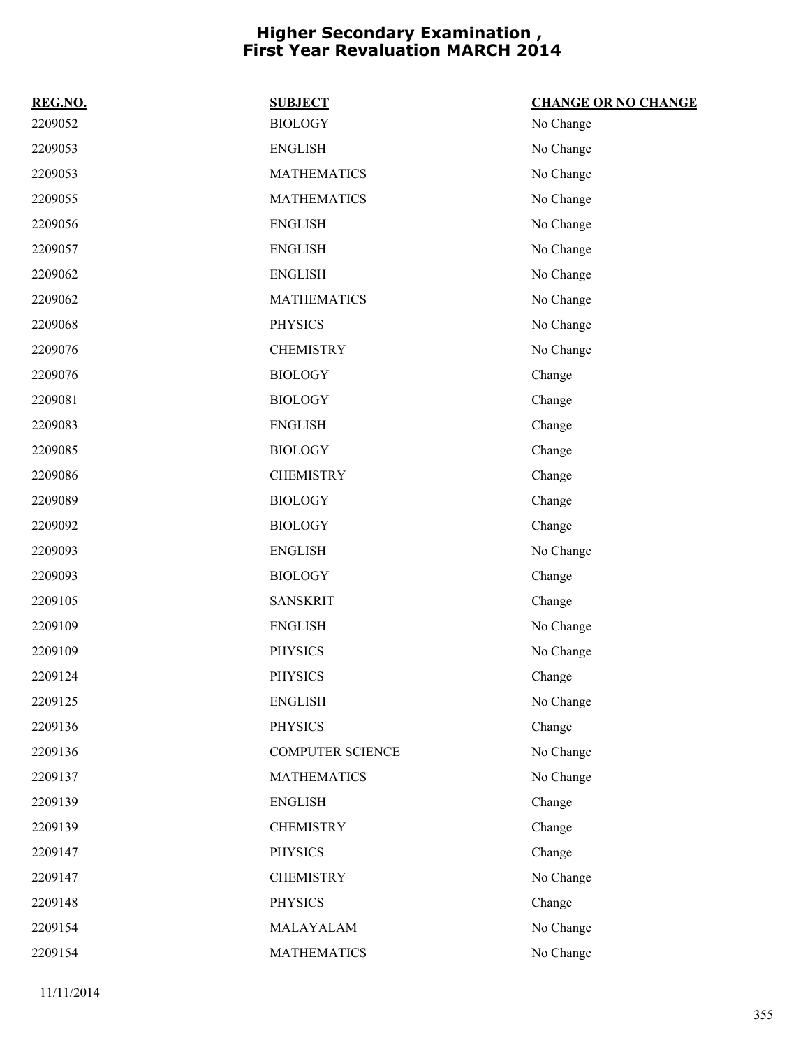# Higher Secondary Examination , First Year Revaluation MARCH 2014

| REG.NO. | SUBJECT | CHANGE OR NO CHANGE |
|---|---|---|
| 2209052 | BIOLOGY | No Change |
| 2209053 | ENGLISH | No Change |
| 2209053 | MATHEMATICS | No Change |
| 2209055 | MATHEMATICS | No Change |
| 2209056 | ENGLISH | No Change |
| 2209057 | ENGLISH | No Change |
| 2209062 | ENGLISH | No Change |
| 2209062 | MATHEMATICS | No Change |
| 2209068 | PHYSICS | No Change |
| 2209076 | CHEMISTRY | No Change |
| 2209076 | BIOLOGY | Change |
| 2209081 | BIOLOGY | Change |
| 2209083 | ENGLISH | Change |
| 2209085 | BIOLOGY | Change |
| 2209086 | CHEMISTRY | Change |
| 2209089 | BIOLOGY | Change |
| 2209092 | BIOLOGY | Change |
| 2209093 | ENGLISH | No Change |
| 2209093 | BIOLOGY | Change |
| 2209105 | SANSKRIT | Change |
| 2209109 | ENGLISH | No Change |
| 2209109 | PHYSICS | No Change |
| 2209124 | PHYSICS | Change |
| 2209125 | ENGLISH | No Change |
| 2209136 | PHYSICS | Change |
| 2209136 | COMPUTER SCIENCE | No Change |
| 2209137 | MATHEMATICS | No Change |
| 2209139 | ENGLISH | Change |
| 2209139 | CHEMISTRY | Change |
| 2209147 | PHYSICS | Change |
| 2209147 | CHEMISTRY | No Change |
| 2209148 | PHYSICS | Change |
| 2209154 | MALAYALAM | No Change |
| 2209154 | MATHEMATICS | No Change |

11/11/2014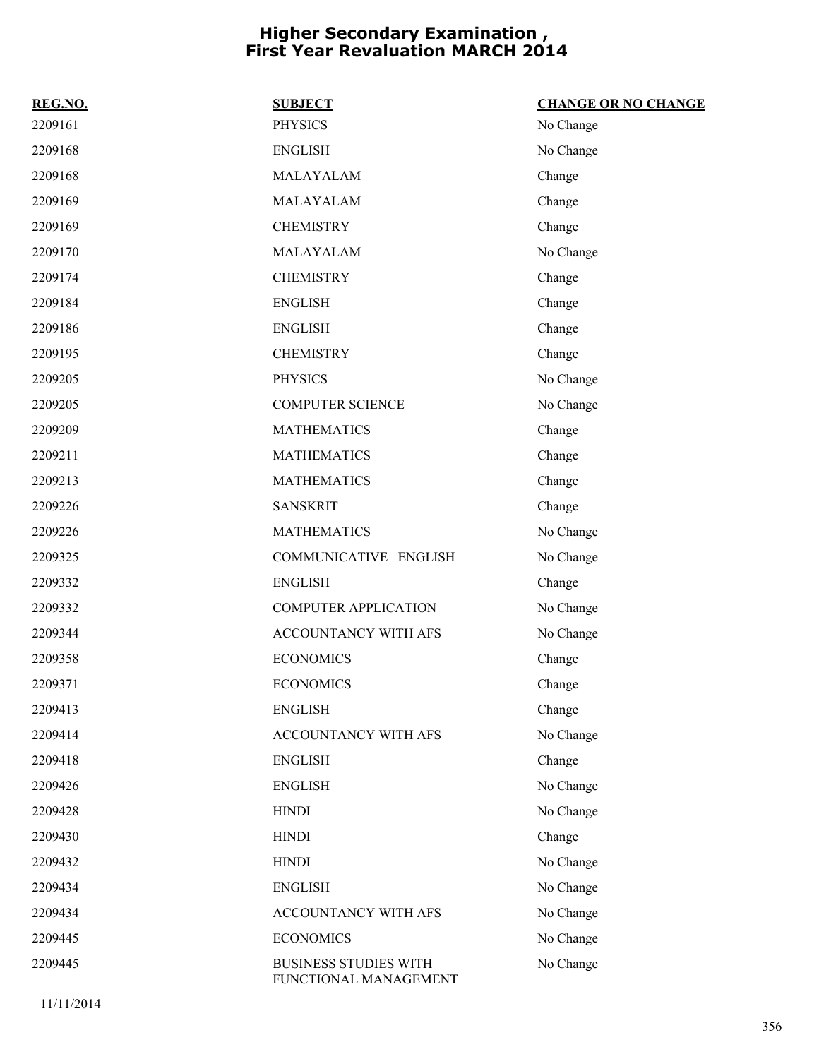# Higher Secondary Examination , First Year Revaluation MARCH 2014

| REG.NO. | SUBJECT | CHANGE OR NO CHANGE |
|---|---|---|
| 2209161 | PHYSICS | No Change |
| 2209168 | ENGLISH | No Change |
| 2209168 | MALAYALAM | Change |
| 2209169 | MALAYALAM | Change |
| 2209169 | CHEMISTRY | Change |
| 2209170 | MALAYALAM | No Change |
| 2209174 | CHEMISTRY | Change |
| 2209184 | ENGLISH | Change |
| 2209186 | ENGLISH | Change |
| 2209195 | CHEMISTRY | Change |
| 2209205 | PHYSICS | No Change |
| 2209205 | COMPUTER SCIENCE | No Change |
| 2209209 | MATHEMATICS | Change |
| 2209211 | MATHEMATICS | Change |
| 2209213 | MATHEMATICS | Change |
| 2209226 | SANSKRIT | Change |
| 2209226 | MATHEMATICS | No Change |
| 2209325 | COMMUNICATIVE ENGLISH | No Change |
| 2209332 | ENGLISH | Change |
| 2209332 | COMPUTER APPLICATION | No Change |
| 2209344 | ACCOUNTANCY WITH AFS | No Change |
| 2209358 | ECONOMICS | Change |
| 2209371 | ECONOMICS | Change |
| 2209413 | ENGLISH | Change |
| 2209414 | ACCOUNTANCY WITH AFS | No Change |
| 2209418 | ENGLISH | Change |
| 2209426 | ENGLISH | No Change |
| 2209428 | HINDI | No Change |
| 2209430 | HINDI | Change |
| 2209432 | HINDI | No Change |
| 2209434 | ENGLISH | No Change |
| 2209434 | ACCOUNTANCY WITH AFS | No Change |
| 2209445 | ECONOMICS | No Change |
| 2209445 | BUSINESS STUDIES WITH FUNCTIONAL MANAGEMENT | No Change |

11/11/2014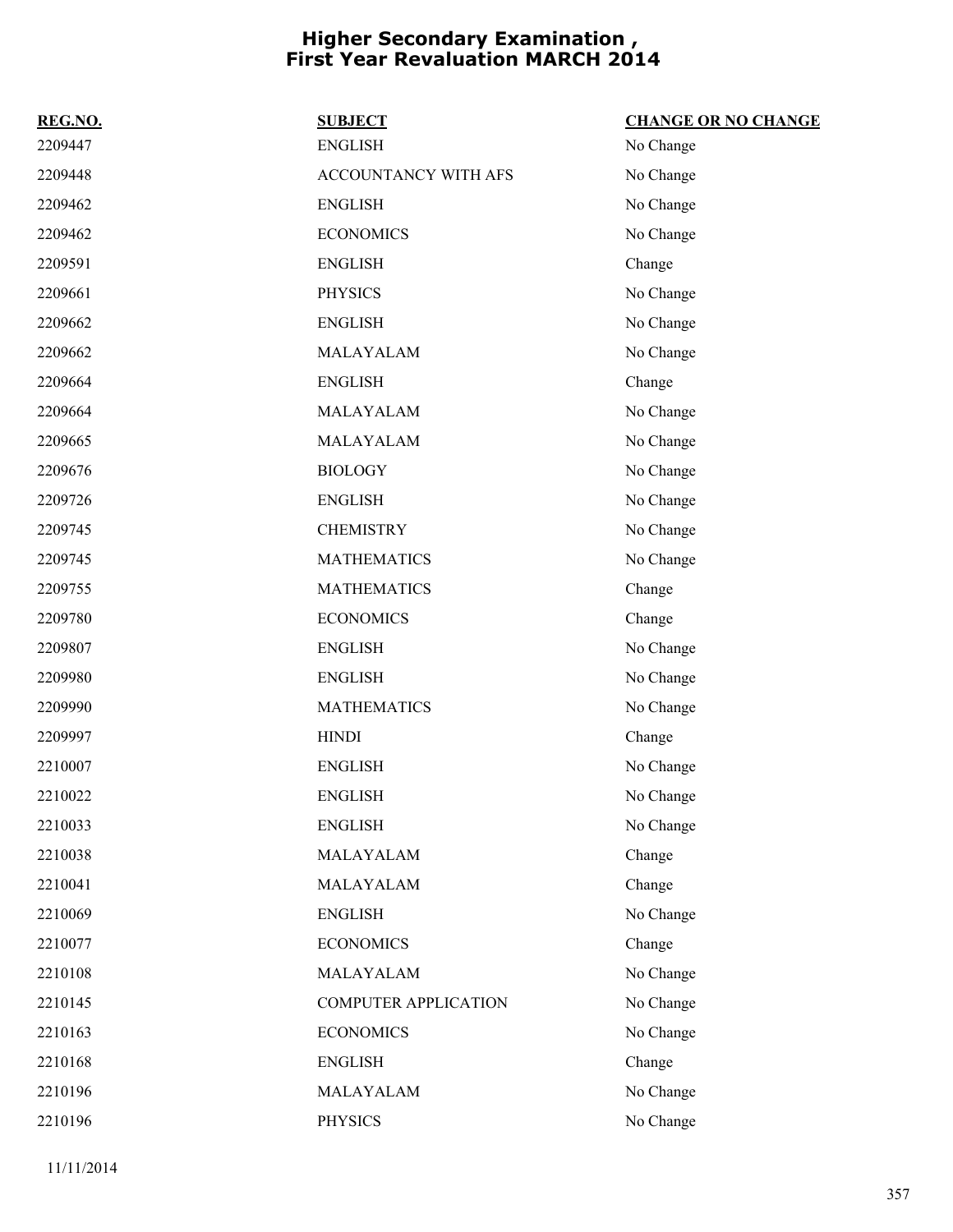# Higher Secondary Examination , First Year Revaluation MARCH 2014

| REG.NO. | SUBJECT | CHANGE OR NO CHANGE |
|---|---|---|
| 2209447 | ENGLISH | No Change |
| 2209448 | ACCOUNTANCY WITH AFS | No Change |
| 2209462 | ENGLISH | No Change |
| 2209462 | ECONOMICS | No Change |
| 2209591 | ENGLISH | Change |
| 2209661 | PHYSICS | No Change |
| 2209662 | ENGLISH | No Change |
| 2209662 | MALAYALAM | No Change |
| 2209664 | ENGLISH | Change |
| 2209664 | MALAYALAM | No Change |
| 2209665 | MALAYALAM | No Change |
| 2209676 | BIOLOGY | No Change |
| 2209726 | ENGLISH | No Change |
| 2209745 | CHEMISTRY | No Change |
| 2209745 | MATHEMATICS | No Change |
| 2209755 | MATHEMATICS | Change |
| 2209780 | ECONOMICS | Change |
| 2209807 | ENGLISH | No Change |
| 2209980 | ENGLISH | No Change |
| 2209990 | MATHEMATICS | No Change |
| 2209997 | HINDI | Change |
| 2210007 | ENGLISH | No Change |
| 2210022 | ENGLISH | No Change |
| 2210033 | ENGLISH | No Change |
| 2210038 | MALAYALAM | Change |
| 2210041 | MALAYALAM | Change |
| 2210069 | ENGLISH | No Change |
| 2210077 | ECONOMICS | Change |
| 2210108 | MALAYALAM | No Change |
| 2210145 | COMPUTER APPLICATION | No Change |
| 2210163 | ECONOMICS | No Change |
| 2210168 | ENGLISH | Change |
| 2210196 | MALAYALAM | No Change |
| 2210196 | PHYSICS | No Change |

11/11/2014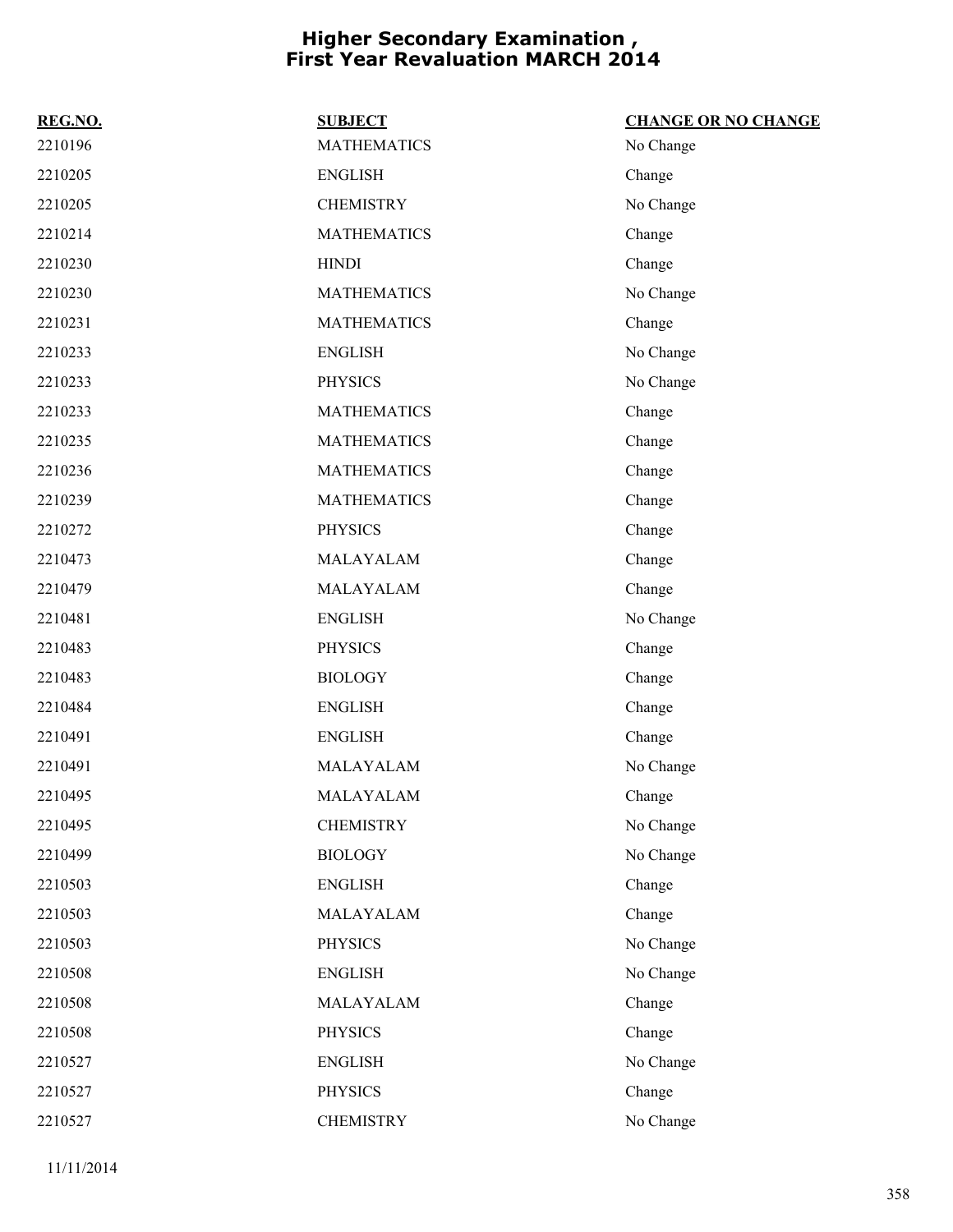# Higher Secondary Examination , First Year Revaluation MARCH 2014

| REG.NO. | SUBJECT | CHANGE OR NO CHANGE |
|---|---|---|
| 2210196 | MATHEMATICS | No Change |
| 2210205 | ENGLISH | Change |
| 2210205 | CHEMISTRY | No Change |
| 2210214 | MATHEMATICS | Change |
| 2210230 | HINDI | Change |
| 2210230 | MATHEMATICS | No Change |
| 2210231 | MATHEMATICS | Change |
| 2210233 | ENGLISH | No Change |
| 2210233 | PHYSICS | No Change |
| 2210233 | MATHEMATICS | Change |
| 2210235 | MATHEMATICS | Change |
| 2210236 | MATHEMATICS | Change |
| 2210239 | MATHEMATICS | Change |
| 2210272 | PHYSICS | Change |
| 2210473 | MALAYALAM | Change |
| 2210479 | MALAYALAM | Change |
| 2210481 | ENGLISH | No Change |
| 2210483 | PHYSICS | Change |
| 2210483 | BIOLOGY | Change |
| 2210484 | ENGLISH | Change |
| 2210491 | ENGLISH | Change |
| 2210491 | MALAYALAM | No Change |
| 2210495 | MALAYALAM | Change |
| 2210495 | CHEMISTRY | No Change |
| 2210499 | BIOLOGY | No Change |
| 2210503 | ENGLISH | Change |
| 2210503 | MALAYALAM | Change |
| 2210503 | PHYSICS | No Change |
| 2210508 | ENGLISH | No Change |
| 2210508 | MALAYALAM | Change |
| 2210508 | PHYSICS | Change |
| 2210527 | ENGLISH | No Change |
| 2210527 | PHYSICS | Change |
| 2210527 | CHEMISTRY | No Change |

11/11/2014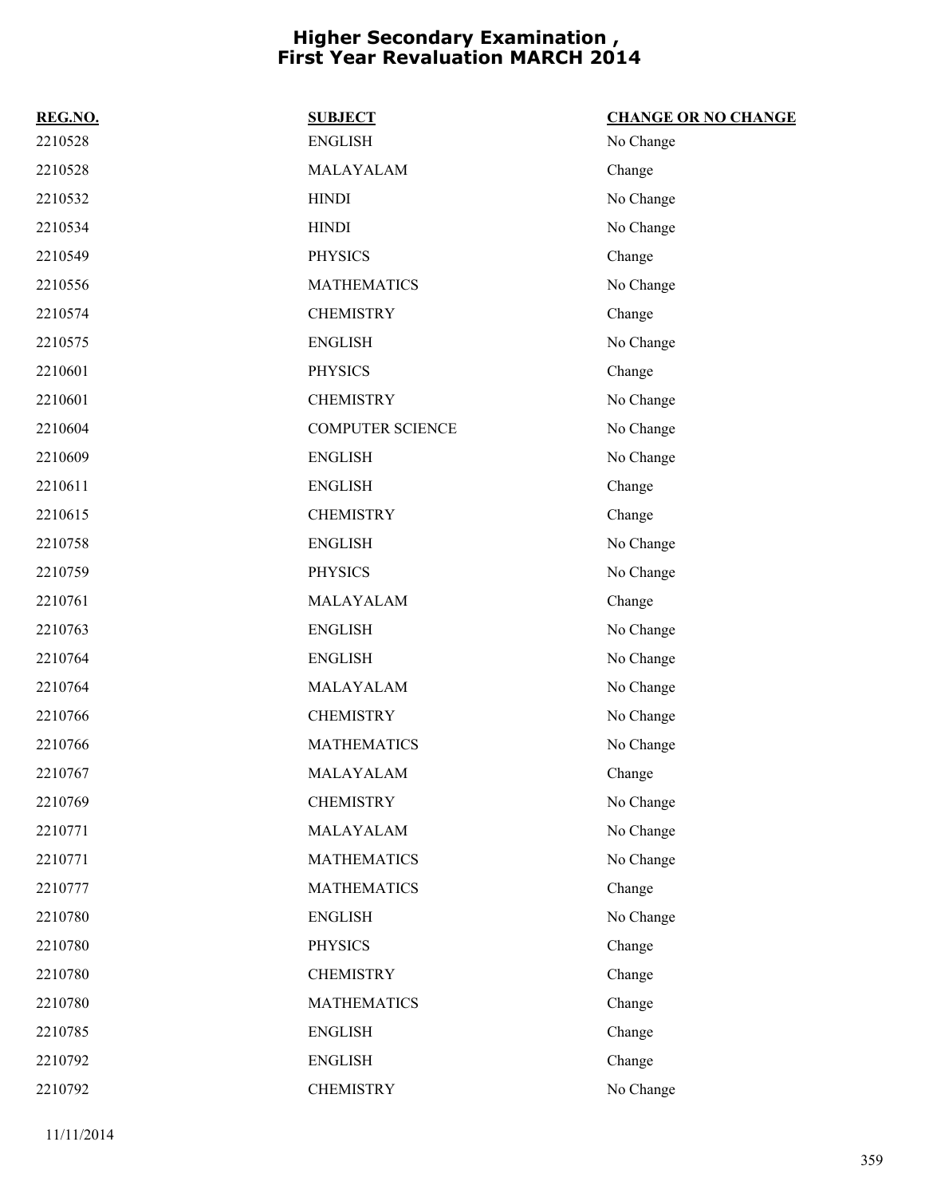# Higher Secondary Examination , First Year Revaluation MARCH 2014

| REG.NO. | SUBJECT | CHANGE OR NO CHANGE |
|---|---|---|
| 2210528 | ENGLISH | No Change |
| 2210528 | MALAYALAM | Change |
| 2210532 | HINDI | No Change |
| 2210534 | HINDI | No Change |
| 2210549 | PHYSICS | Change |
| 2210556 | MATHEMATICS | No Change |
| 2210574 | CHEMISTRY | Change |
| 2210575 | ENGLISH | No Change |
| 2210601 | PHYSICS | Change |
| 2210601 | CHEMISTRY | No Change |
| 2210604 | COMPUTER SCIENCE | No Change |
| 2210609 | ENGLISH | No Change |
| 2210611 | ENGLISH | Change |
| 2210615 | CHEMISTRY | Change |
| 2210758 | ENGLISH | No Change |
| 2210759 | PHYSICS | No Change |
| 2210761 | MALAYALAM | Change |
| 2210763 | ENGLISH | No Change |
| 2210764 | ENGLISH | No Change |
| 2210764 | MALAYALAM | No Change |
| 2210766 | CHEMISTRY | No Change |
| 2210766 | MATHEMATICS | No Change |
| 2210767 | MALAYALAM | Change |
| 2210769 | CHEMISTRY | No Change |
| 2210771 | MALAYALAM | No Change |
| 2210771 | MATHEMATICS | No Change |
| 2210777 | MATHEMATICS | Change |
| 2210780 | ENGLISH | No Change |
| 2210780 | PHYSICS | Change |
| 2210780 | CHEMISTRY | Change |
| 2210780 | MATHEMATICS | Change |
| 2210785 | ENGLISH | Change |
| 2210792 | ENGLISH | Change |
| 2210792 | CHEMISTRY | No Change |

11/11/2014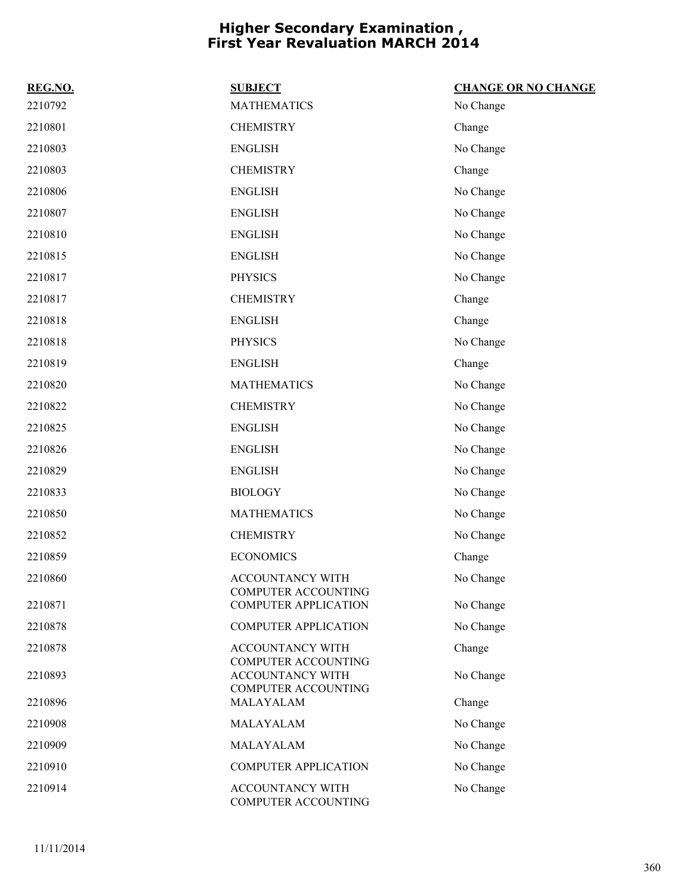# Higher Secondary Examination , First Year Revaluation MARCH 2014

| REG.NO. | SUBJECT | CHANGE OR NO CHANGE |
|---|---|---|
| 2210792 | MATHEMATICS | No Change |
| 2210801 | CHEMISTRY | Change |
| 2210803 | ENGLISH | No Change |
| 2210803 | CHEMISTRY | Change |
| 2210806 | ENGLISH | No Change |
| 2210807 | ENGLISH | No Change |
| 2210810 | ENGLISH | No Change |
| 2210815 | ENGLISH | No Change |
| 2210817 | PHYSICS | No Change |
| 2210817 | CHEMISTRY | Change |
| 2210818 | ENGLISH | Change |
| 2210818 | PHYSICS | No Change |
| 2210819 | ENGLISH | Change |
| 2210820 | MATHEMATICS | No Change |
| 2210822 | CHEMISTRY | No Change |
| 2210825 | ENGLISH | No Change |
| 2210826 | ENGLISH | No Change |
| 2210829 | ENGLISH | No Change |
| 2210833 | BIOLOGY | No Change |
| 2210850 | MATHEMATICS | No Change |
| 2210852 | CHEMISTRY | No Change |
| 2210859 | ECONOMICS | Change |
| 2210860 | ACCOUNTANCY WITH COMPUTER ACCOUNTING | No Change |
| 2210871 | COMPUTER APPLICATION | No Change |
| 2210878 | COMPUTER APPLICATION | No Change |
| 2210878 | ACCOUNTANCY WITH COMPUTER ACCOUNTING | Change |
| 2210893 | ACCOUNTANCY WITH COMPUTER ACCOUNTING | No Change |
| 2210896 | MALAYALAM | Change |
| 2210908 | MALAYALAM | No Change |
| 2210909 | MALAYALAM | No Change |
| 2210910 | COMPUTER APPLICATION | No Change |
| 2210914 | ACCOUNTANCY WITH COMPUTER ACCOUNTING | No Change |

11/11/2014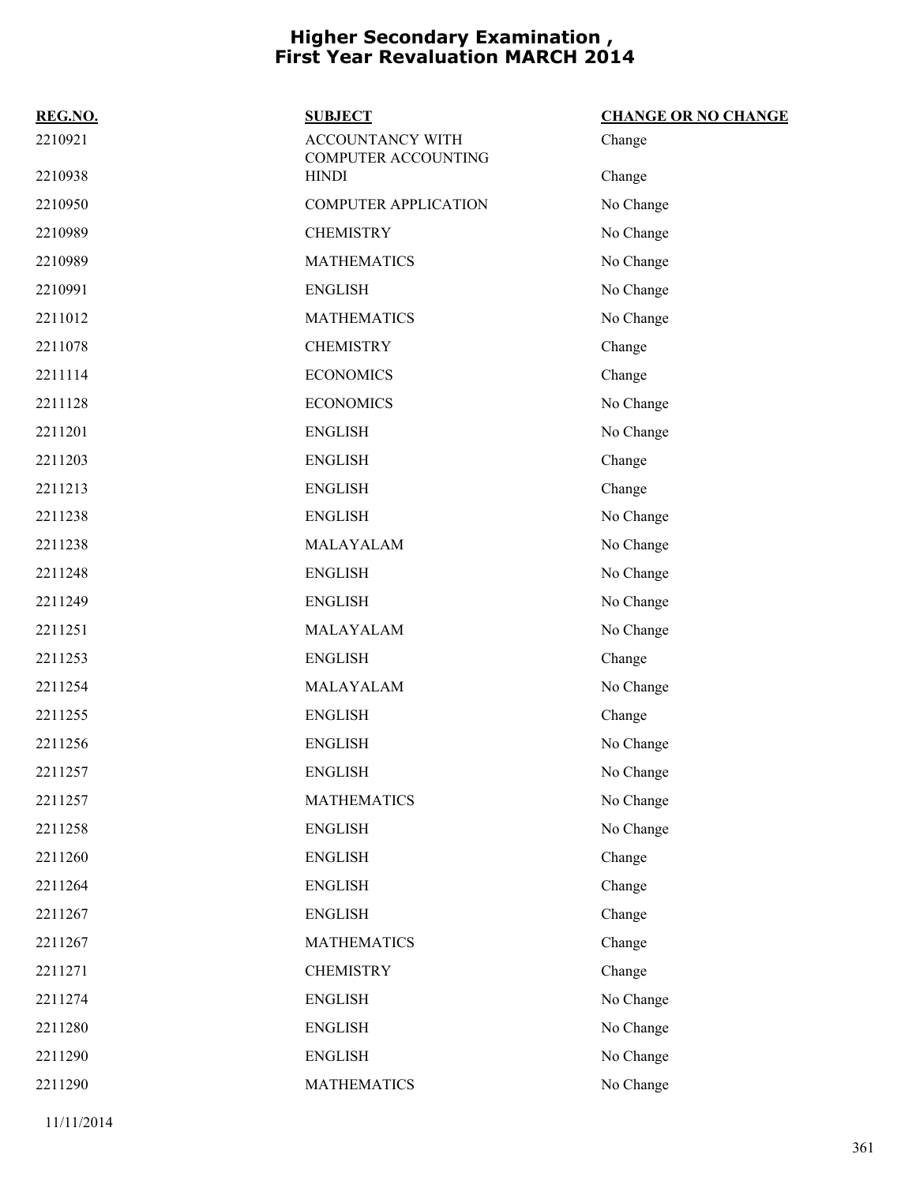# Higher Secondary Examination , First Year Revaluation MARCH 2014

| REG.NO. | SUBJECT | CHANGE OR NO CHANGE |
|---|---|---|
| 2210921 | ACCOUNTANCY WITH COMPUTER ACCOUNTING | Change |
| 2210938 | HINDI | Change |
| 2210950 | COMPUTER APPLICATION | No Change |
| 2210989 | CHEMISTRY | No Change |
| 2210989 | MATHEMATICS | No Change |
| 2210991 | ENGLISH | No Change |
| 2211012 | MATHEMATICS | No Change |
| 2211078 | CHEMISTRY | Change |
| 2211114 | ECONOMICS | Change |
| 2211128 | ECONOMICS | No Change |
| 2211201 | ENGLISH | No Change |
| 2211203 | ENGLISH | Change |
| 2211213 | ENGLISH | Change |
| 2211238 | ENGLISH | No Change |
| 2211238 | MALAYALAM | No Change |
| 2211248 | ENGLISH | No Change |
| 2211249 | ENGLISH | No Change |
| 2211251 | MALAYALAM | No Change |
| 2211253 | ENGLISH | Change |
| 2211254 | MALAYALAM | No Change |
| 2211255 | ENGLISH | Change |
| 2211256 | ENGLISH | No Change |
| 2211257 | ENGLISH | No Change |
| 2211257 | MATHEMATICS | No Change |
| 2211258 | ENGLISH | No Change |
| 2211260 | ENGLISH | Change |
| 2211264 | ENGLISH | Change |
| 2211267 | ENGLISH | Change |
| 2211267 | MATHEMATICS | Change |
| 2211271 | CHEMISTRY | Change |
| 2211274 | ENGLISH | No Change |
| 2211280 | ENGLISH | No Change |
| 2211290 | ENGLISH | No Change |
| 2211290 | MATHEMATICS | No Change |

11/11/2014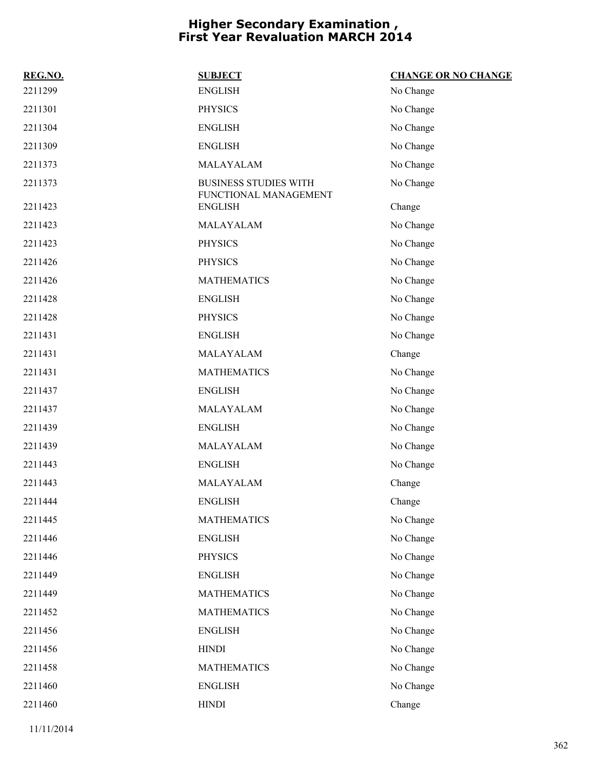# Higher Secondary Examination ,
# First Year Revaluation MARCH 2014

| REG.NO. | SUBJECT | CHANGE OR NO CHANGE |
|---|---|---|
| 2211299 | ENGLISH | No Change |
| 2211301 | PHYSICS | No Change |
| 2211304 | ENGLISH | No Change |
| 2211309 | ENGLISH | No Change |
| 2211373 | MALAYALAM | No Change |
| 2211373 | BUSINESS STUDIES WITH FUNCTIONAL MANAGEMENT | No Change |
| 2211423 | ENGLISH | Change |
| 2211423 | MALAYALAM | No Change |
| 2211423 | PHYSICS | No Change |
| 2211426 | PHYSICS | No Change |
| 2211426 | MATHEMATICS | No Change |
| 2211428 | ENGLISH | No Change |
| 2211428 | PHYSICS | No Change |
| 2211431 | ENGLISH | No Change |
| 2211431 | MALAYALAM | Change |
| 2211431 | MATHEMATICS | No Change |
| 2211437 | ENGLISH | No Change |
| 2211437 | MALAYALAM | No Change |
| 2211439 | ENGLISH | No Change |
| 2211439 | MALAYALAM | No Change |
| 2211443 | ENGLISH | No Change |
| 2211443 | MALAYALAM | Change |
| 2211444 | ENGLISH | Change |
| 2211445 | MATHEMATICS | No Change |
| 2211446 | ENGLISH | No Change |
| 2211446 | PHYSICS | No Change |
| 2211449 | ENGLISH | No Change |
| 2211449 | MATHEMATICS | No Change |
| 2211452 | MATHEMATICS | No Change |
| 2211456 | ENGLISH | No Change |
| 2211456 | HINDI | No Change |
| 2211458 | MATHEMATICS | No Change |
| 2211460 | ENGLISH | No Change |
| 2211460 | HINDI | Change |

11/11/2014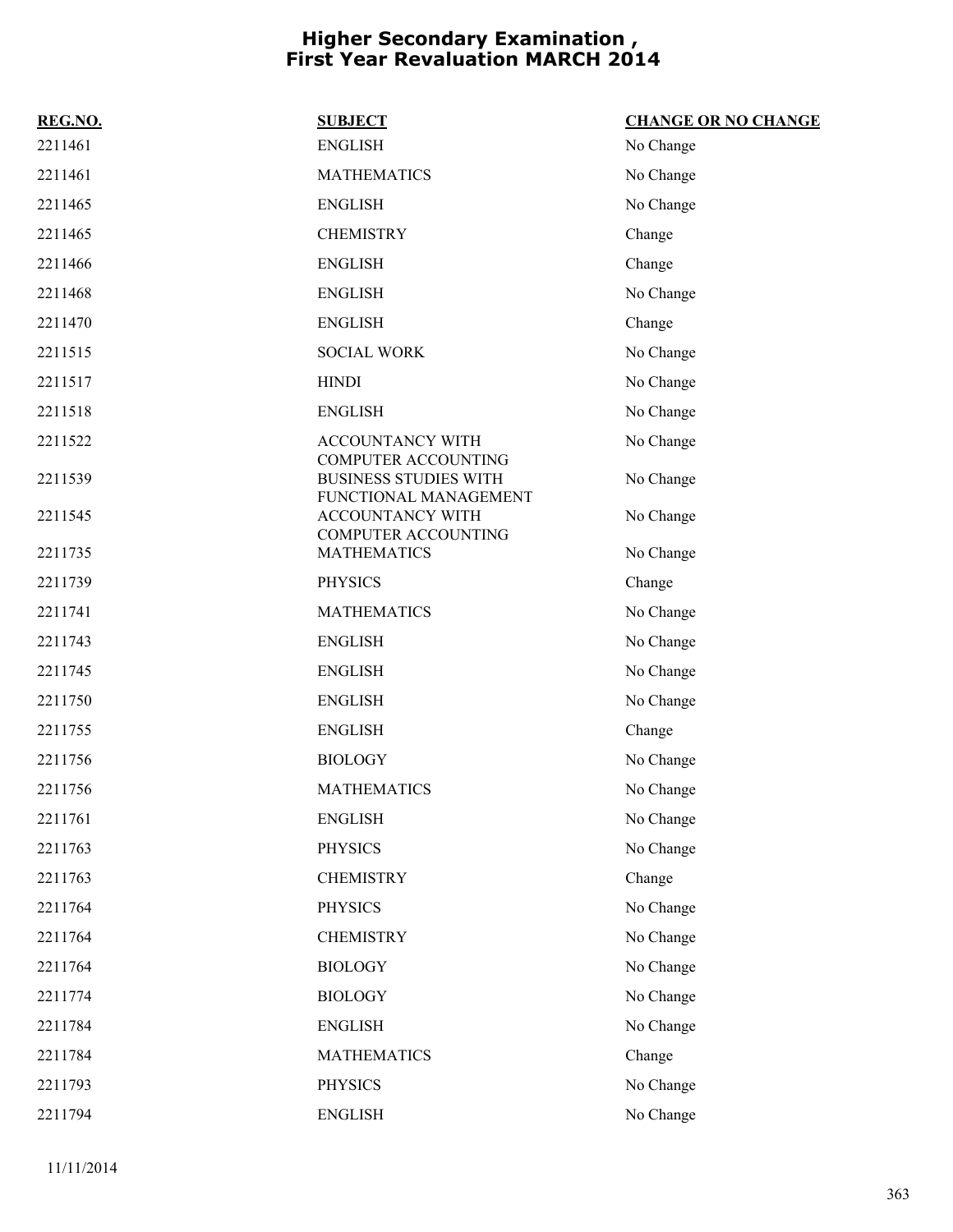# Higher Secondary Examination , First Year Revaluation MARCH 2014

| REG.NO. | SUBJECT | CHANGE OR NO CHANGE |
|---|---|---|
| 2211461 | ENGLISH | No Change |
| 2211461 | MATHEMATICS | No Change |
| 2211465 | ENGLISH | No Change |
| 2211465 | CHEMISTRY | Change |
| 2211466 | ENGLISH | Change |
| 2211468 | ENGLISH | No Change |
| 2211470 | ENGLISH | Change |
| 2211515 | SOCIAL WORK | No Change |
| 2211517 | HINDI | No Change |
| 2211518 | ENGLISH | No Change |
| 2211522 | ACCOUNTANCY WITH COMPUTER ACCOUNTING | No Change |
| 2211539 | BUSINESS STUDIES WITH FUNCTIONAL MANAGEMENT | No Change |
| 2211545 | ACCOUNTANCY WITH COMPUTER ACCOUNTING | No Change |
| 2211735 | MATHEMATICS | No Change |
| 2211739 | PHYSICS | Change |
| 2211741 | MATHEMATICS | No Change |
| 2211743 | ENGLISH | No Change |
| 2211745 | ENGLISH | No Change |
| 2211750 | ENGLISH | No Change |
| 2211755 | ENGLISH | Change |
| 2211756 | BIOLOGY | No Change |
| 2211756 | MATHEMATICS | No Change |
| 2211761 | ENGLISH | No Change |
| 2211763 | PHYSICS | No Change |
| 2211763 | CHEMISTRY | Change |
| 2211764 | PHYSICS | No Change |
| 2211764 | CHEMISTRY | No Change |
| 2211764 | BIOLOGY | No Change |
| 2211774 | BIOLOGY | No Change |
| 2211784 | ENGLISH | No Change |
| 2211784 | MATHEMATICS | Change |
| 2211793 | PHYSICS | No Change |
| 2211794 | ENGLISH | No Change |

11/11/2014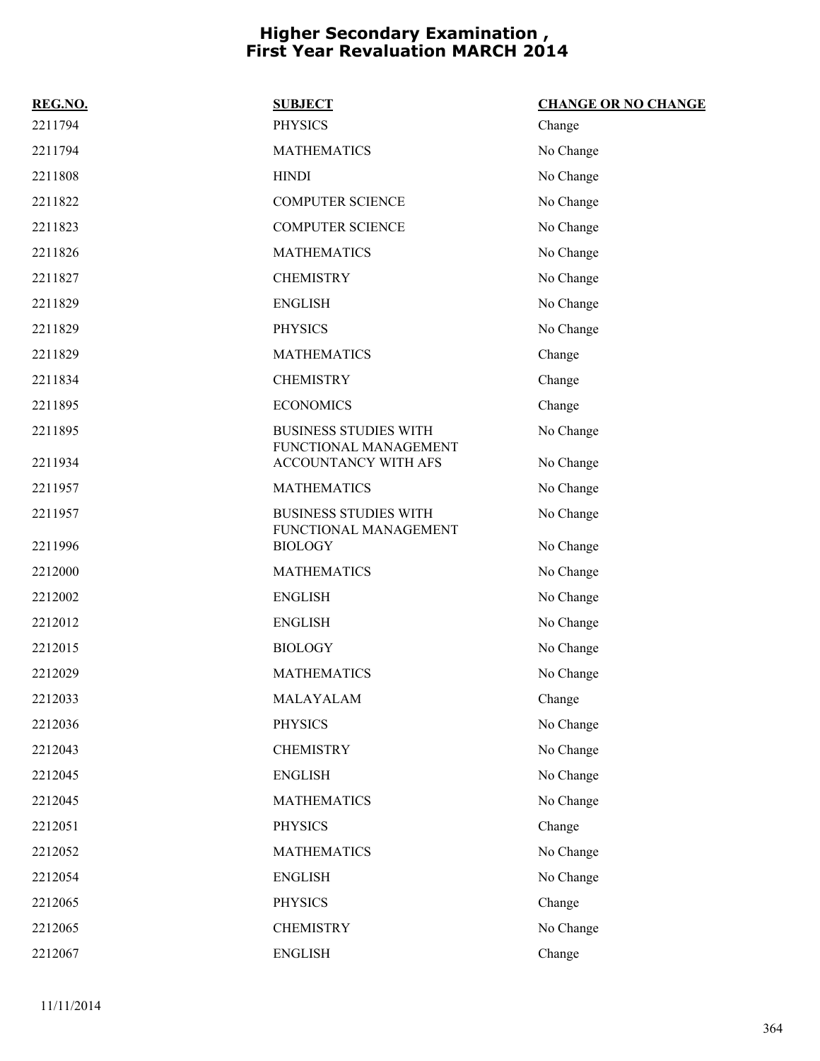# Higher Secondary Examination , First Year Revaluation MARCH 2014

| REG.NO. | SUBJECT | CHANGE OR NO CHANGE |
|---|---|---|
| 2211794 | PHYSICS | Change |
| 2211794 | MATHEMATICS | No Change |
| 2211808 | HINDI | No Change |
| 2211822 | COMPUTER SCIENCE | No Change |
| 2211823 | COMPUTER SCIENCE | No Change |
| 2211826 | MATHEMATICS | No Change |
| 2211827 | CHEMISTRY | No Change |
| 2211829 | ENGLISH | No Change |
| 2211829 | PHYSICS | No Change |
| 2211829 | MATHEMATICS | Change |
| 2211834 | CHEMISTRY | Change |
| 2211895 | ECONOMICS | Change |
| 2211895 | BUSINESS STUDIES WITH FUNCTIONAL MANAGEMENT | No Change |
| 2211934 | ACCOUNTANCY WITH AFS | No Change |
| 2211957 | MATHEMATICS | No Change |
| 2211957 | BUSINESS STUDIES WITH FUNCTIONAL MANAGEMENT | No Change |
| 2211996 | BIOLOGY | No Change |
| 2212000 | MATHEMATICS | No Change |
| 2212002 | ENGLISH | No Change |
| 2212012 | ENGLISH | No Change |
| 2212015 | BIOLOGY | No Change |
| 2212029 | MATHEMATICS | No Change |
| 2212033 | MALAYALAM | Change |
| 2212036 | PHYSICS | No Change |
| 2212043 | CHEMISTRY | No Change |
| 2212045 | ENGLISH | No Change |
| 2212045 | MATHEMATICS | No Change |
| 2212051 | PHYSICS | Change |
| 2212052 | MATHEMATICS | No Change |
| 2212054 | ENGLISH | No Change |
| 2212065 | PHYSICS | Change |
| 2212065 | CHEMISTRY | No Change |
| 2212067 | ENGLISH | Change |

11/11/2014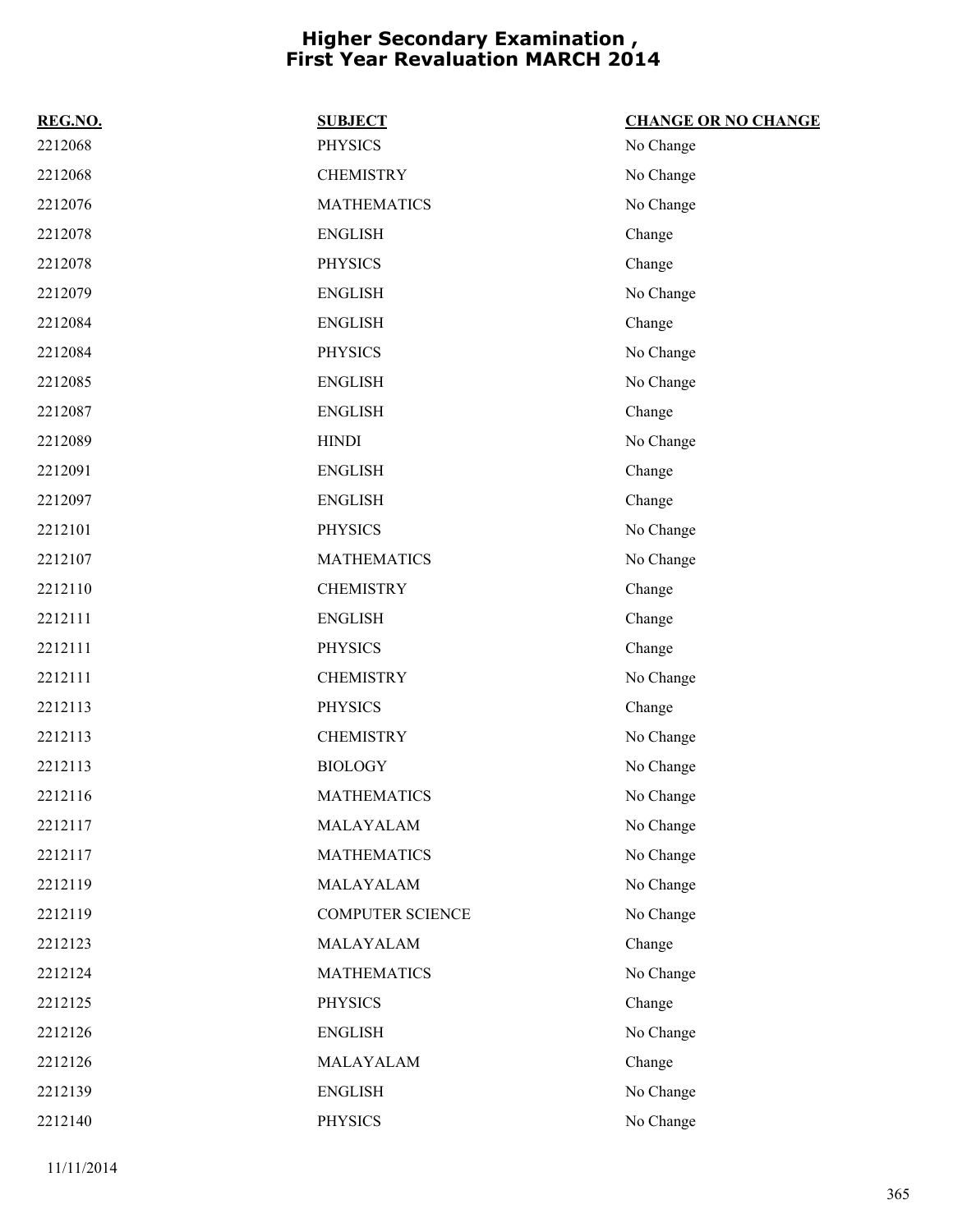# Higher Secondary Examination , First Year Revaluation MARCH 2014

| REG.NO. | SUBJECT | CHANGE OR NO CHANGE |
| --- | --- | --- |
| 2212068 | PHYSICS | No Change |
| 2212068 | CHEMISTRY | No Change |
| 2212076 | MATHEMATICS | No Change |
| 2212078 | ENGLISH | Change |
| 2212078 | PHYSICS | Change |
| 2212079 | ENGLISH | No Change |
| 2212084 | ENGLISH | Change |
| 2212084 | PHYSICS | No Change |
| 2212085 | ENGLISH | No Change |
| 2212087 | ENGLISH | Change |
| 2212089 | HINDI | No Change |
| 2212091 | ENGLISH | Change |
| 2212097 | ENGLISH | Change |
| 2212101 | PHYSICS | No Change |
| 2212107 | MATHEMATICS | No Change |
| 2212110 | CHEMISTRY | Change |
| 2212111 | ENGLISH | Change |
| 2212111 | PHYSICS | Change |
| 2212111 | CHEMISTRY | No Change |
| 2212113 | PHYSICS | Change |
| 2212113 | CHEMISTRY | No Change |
| 2212113 | BIOLOGY | No Change |
| 2212116 | MATHEMATICS | No Change |
| 2212117 | MALAYALAM | No Change |
| 2212117 | MATHEMATICS | No Change |
| 2212119 | MALAYALAM | No Change |
| 2212119 | COMPUTER SCIENCE | No Change |
| 2212123 | MALAYALAM | Change |
| 2212124 | MATHEMATICS | No Change |
| 2212125 | PHYSICS | Change |
| 2212126 | ENGLISH | No Change |
| 2212126 | MALAYALAM | Change |
| 2212139 | ENGLISH | No Change |
| 2212140 | PHYSICS | No Change |

11/11/2014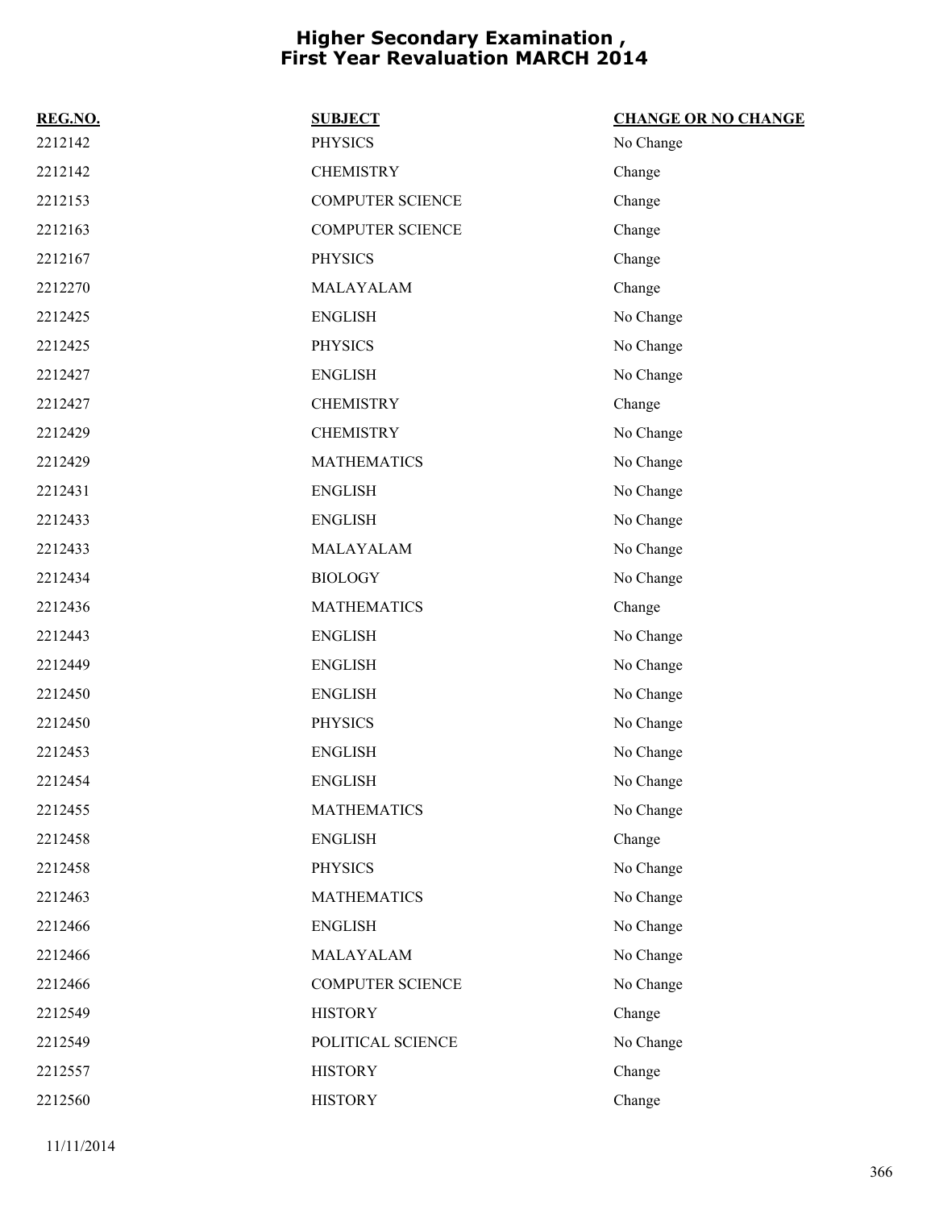# Higher Secondary Examination , First Year Revaluation MARCH 2014

| REG.NO. | SUBJECT | CHANGE OR NO CHANGE |
|---|---|---|
| 2212142 | PHYSICS | No Change |
| 2212142 | CHEMISTRY | Change |
| 2212153 | COMPUTER SCIENCE | Change |
| 2212163 | COMPUTER SCIENCE | Change |
| 2212167 | PHYSICS | Change |
| 2212270 | MALAYALAM | Change |
| 2212425 | ENGLISH | No Change |
| 2212425 | PHYSICS | No Change |
| 2212427 | ENGLISH | No Change |
| 2212427 | CHEMISTRY | Change |
| 2212429 | CHEMISTRY | No Change |
| 2212429 | MATHEMATICS | No Change |
| 2212431 | ENGLISH | No Change |
| 2212433 | ENGLISH | No Change |
| 2212433 | MALAYALAM | No Change |
| 2212434 | BIOLOGY | No Change |
| 2212436 | MATHEMATICS | Change |
| 2212443 | ENGLISH | No Change |
| 2212449 | ENGLISH | No Change |
| 2212450 | ENGLISH | No Change |
| 2212450 | PHYSICS | No Change |
| 2212453 | ENGLISH | No Change |
| 2212454 | ENGLISH | No Change |
| 2212455 | MATHEMATICS | No Change |
| 2212458 | ENGLISH | Change |
| 2212458 | PHYSICS | No Change |
| 2212463 | MATHEMATICS | No Change |
| 2212466 | ENGLISH | No Change |
| 2212466 | MALAYALAM | No Change |
| 2212466 | COMPUTER SCIENCE | No Change |
| 2212549 | HISTORY | Change |
| 2212549 | POLITICAL SCIENCE | No Change |
| 2212557 | HISTORY | Change |
| 2212560 | HISTORY | Change |

11/11/2014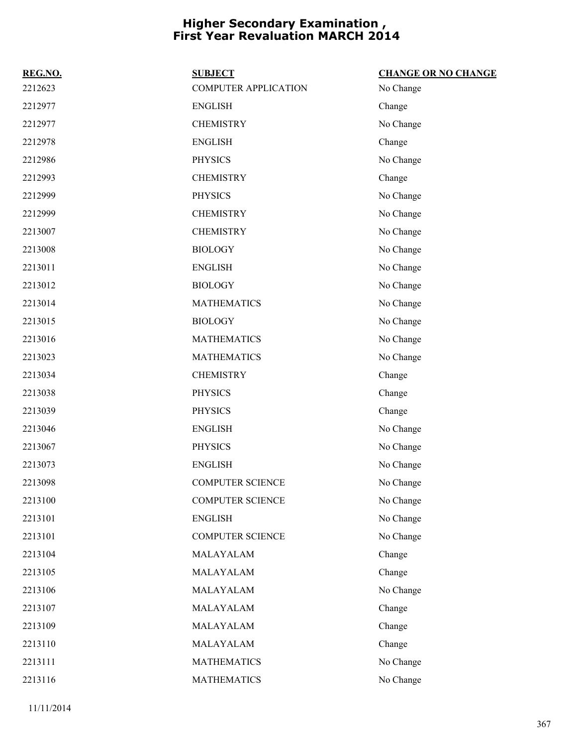# Higher Secondary Examination , First Year Revaluation MARCH 2014

| REG.NO. | SUBJECT | CHANGE OR NO CHANGE |
|---|---|---|
| 2212623 | COMPUTER APPLICATION | No Change |
| 2212977 | ENGLISH | Change |
| 2212977 | CHEMISTRY | No Change |
| 2212978 | ENGLISH | Change |
| 2212986 | PHYSICS | No Change |
| 2212993 | CHEMISTRY | Change |
| 2212999 | PHYSICS | No Change |
| 2212999 | CHEMISTRY | No Change |
| 2213007 | CHEMISTRY | No Change |
| 2213008 | BIOLOGY | No Change |
| 2213011 | ENGLISH | No Change |
| 2213012 | BIOLOGY | No Change |
| 2213014 | MATHEMATICS | No Change |
| 2213015 | BIOLOGY | No Change |
| 2213016 | MATHEMATICS | No Change |
| 2213023 | MATHEMATICS | No Change |
| 2213034 | CHEMISTRY | Change |
| 2213038 | PHYSICS | Change |
| 2213039 | PHYSICS | Change |
| 2213046 | ENGLISH | No Change |
| 2213067 | PHYSICS | No Change |
| 2213073 | ENGLISH | No Change |
| 2213098 | COMPUTER SCIENCE | No Change |
| 2213100 | COMPUTER SCIENCE | No Change |
| 2213101 | ENGLISH | No Change |
| 2213101 | COMPUTER SCIENCE | No Change |
| 2213104 | MALAYALAM | Change |
| 2213105 | MALAYALAM | Change |
| 2213106 | MALAYALAM | No Change |
| 2213107 | MALAYALAM | Change |
| 2213109 | MALAYALAM | Change |
| 2213110 | MALAYALAM | Change |
| 2213111 | MATHEMATICS | No Change |
| 2213116 | MATHEMATICS | No Change |

11/11/2014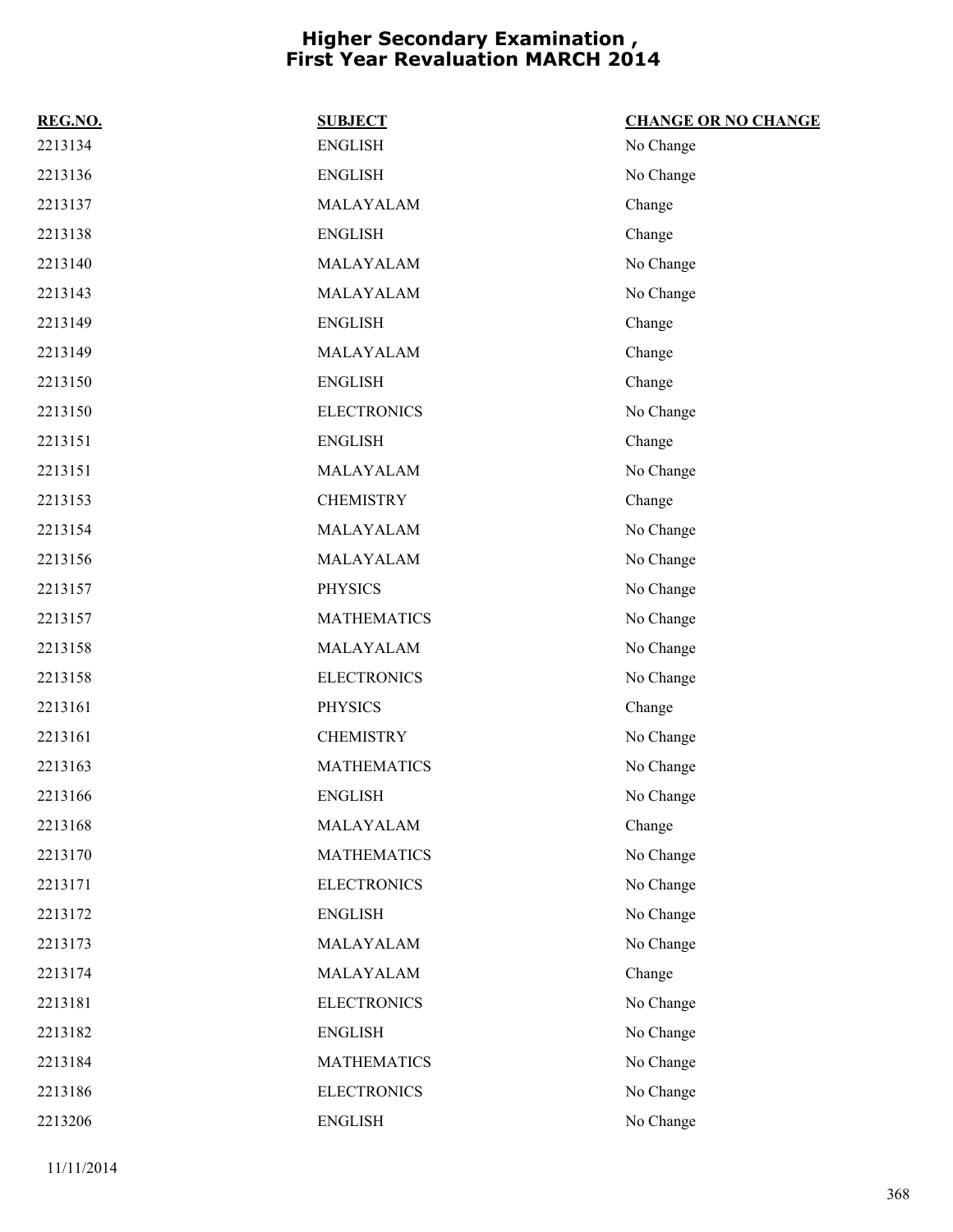# Higher Secondary Examination , First Year Revaluation MARCH 2014

| REG.NO. | SUBJECT | CHANGE OR NO CHANGE |
|---|---|---|
| 2213134 | ENGLISH | No Change |
| 2213136 | ENGLISH | No Change |
| 2213137 | MALAYALAM | Change |
| 2213138 | ENGLISH | Change |
| 2213140 | MALAYALAM | No Change |
| 2213143 | MALAYALAM | No Change |
| 2213149 | ENGLISH | Change |
| 2213149 | MALAYALAM | Change |
| 2213150 | ENGLISH | Change |
| 2213150 | ELECTRONICS | No Change |
| 2213151 | ENGLISH | Change |
| 2213151 | MALAYALAM | No Change |
| 2213153 | CHEMISTRY | Change |
| 2213154 | MALAYALAM | No Change |
| 2213156 | MALAYALAM | No Change |
| 2213157 | PHYSICS | No Change |
| 2213157 | MATHEMATICS | No Change |
| 2213158 | MALAYALAM | No Change |
| 2213158 | ELECTRONICS | No Change |
| 2213161 | PHYSICS | Change |
| 2213161 | CHEMISTRY | No Change |
| 2213163 | MATHEMATICS | No Change |
| 2213166 | ENGLISH | No Change |
| 2213168 | MALAYALAM | Change |
| 2213170 | MATHEMATICS | No Change |
| 2213171 | ELECTRONICS | No Change |
| 2213172 | ENGLISH | No Change |
| 2213173 | MALAYALAM | No Change |
| 2213174 | MALAYALAM | Change |
| 2213181 | ELECTRONICS | No Change |
| 2213182 | ENGLISH | No Change |
| 2213184 | MATHEMATICS | No Change |
| 2213186 | ELECTRONICS | No Change |
| 2213206 | ENGLISH | No Change |

11/11/2014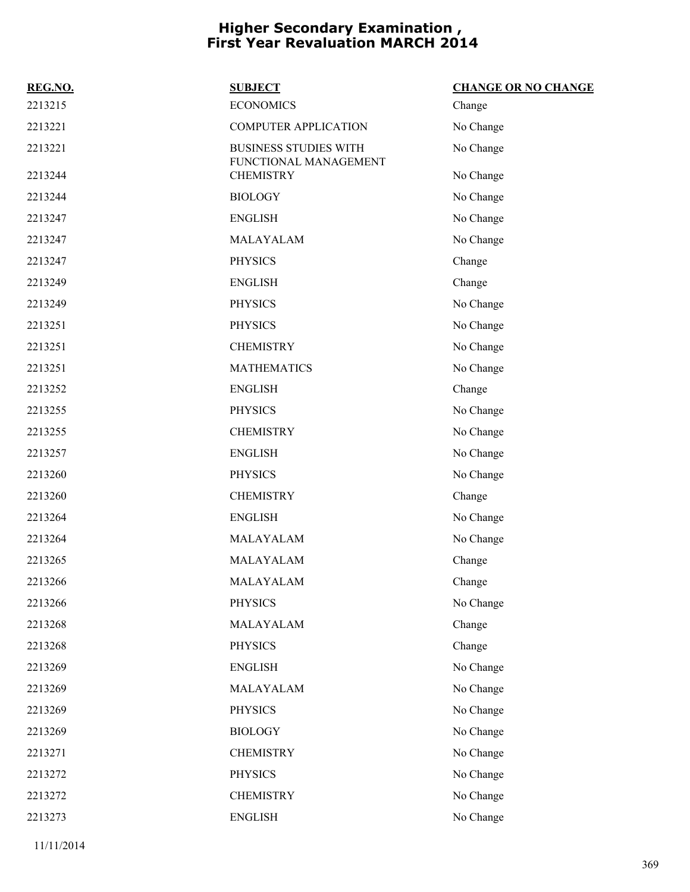# Higher Secondary Examination , First Year Revaluation MARCH 2014

| REG.NO. | SUBJECT | CHANGE OR NO CHANGE |
| --- | --- | --- |
| 2213215 | ECONOMICS | Change |
| 2213221 | COMPUTER APPLICATION | No Change |
| 2213221 | BUSINESS STUDIES WITH FUNCTIONAL MANAGEMENT | No Change |
| 2213244 | CHEMISTRY | No Change |
| 2213244 | BIOLOGY | No Change |
| 2213247 | ENGLISH | No Change |
| 2213247 | MALAYALAM | No Change |
| 2213247 | PHYSICS | Change |
| 2213249 | ENGLISH | Change |
| 2213249 | PHYSICS | No Change |
| 2213251 | PHYSICS | No Change |
| 2213251 | CHEMISTRY | No Change |
| 2213251 | MATHEMATICS | No Change |
| 2213252 | ENGLISH | Change |
| 2213255 | PHYSICS | No Change |
| 2213255 | CHEMISTRY | No Change |
| 2213257 | ENGLISH | No Change |
| 2213260 | PHYSICS | No Change |
| 2213260 | CHEMISTRY | Change |
| 2213264 | ENGLISH | No Change |
| 2213264 | MALAYALAM | No Change |
| 2213265 | MALAYALAM | Change |
| 2213266 | MALAYALAM | Change |
| 2213266 | PHYSICS | No Change |
| 2213268 | MALAYALAM | Change |
| 2213268 | PHYSICS | Change |
| 2213269 | ENGLISH | No Change |
| 2213269 | MALAYALAM | No Change |
| 2213269 | PHYSICS | No Change |
| 2213269 | BIOLOGY | No Change |
| 2213271 | CHEMISTRY | No Change |
| 2213272 | PHYSICS | No Change |
| 2213272 | CHEMISTRY | No Change |
| 2213273 | ENGLISH | No Change |

11/11/2014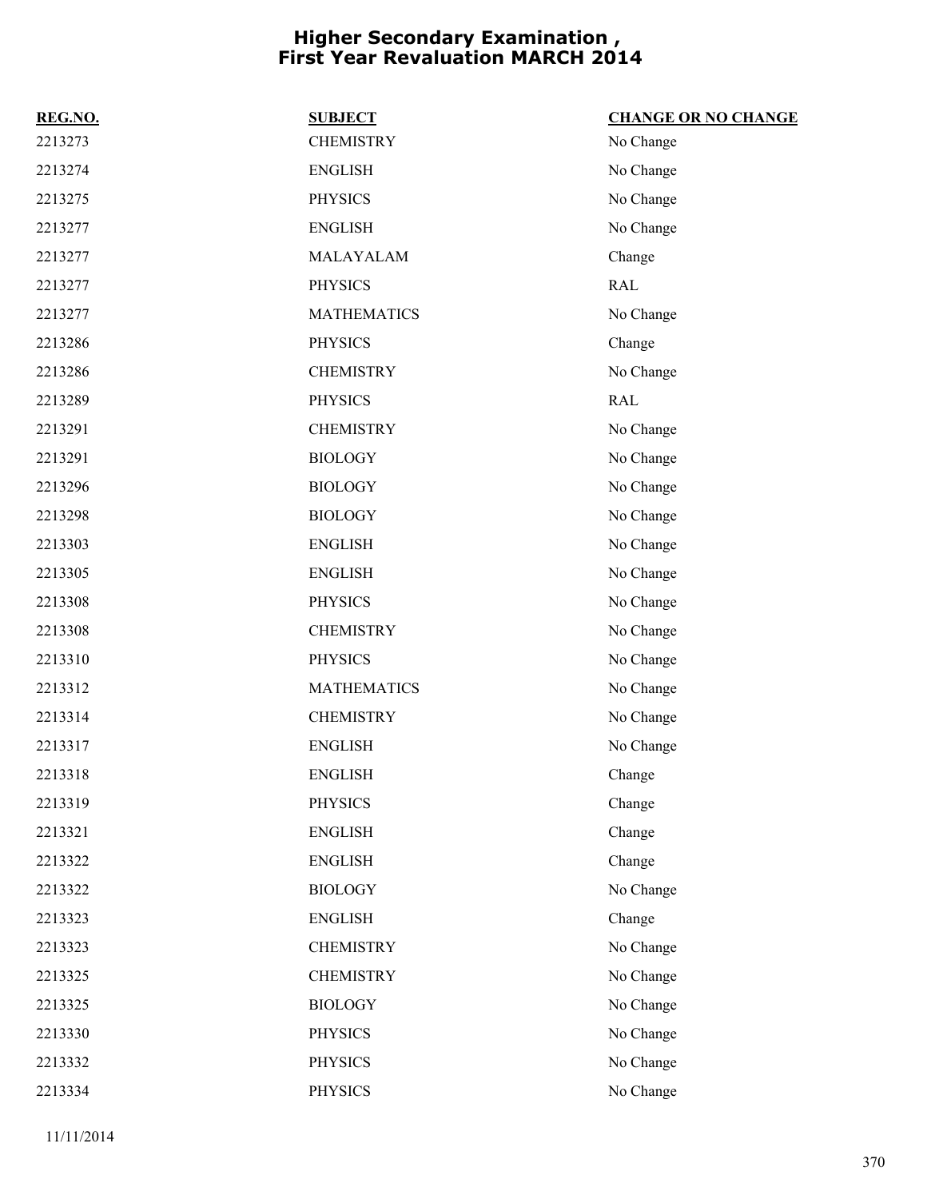# Higher Secondary Examination , First Year Revaluation MARCH 2014

| REG.NO. | SUBJECT | CHANGE OR NO CHANGE |
| --- | --- | --- |
| 2213273 | CHEMISTRY | No Change |
| 2213274 | ENGLISH | No Change |
| 2213275 | PHYSICS | No Change |
| 2213277 | ENGLISH | No Change |
| 2213277 | MALAYALAM | Change |
| 2213277 | PHYSICS | RAL |
| 2213277 | MATHEMATICS | No Change |
| 2213286 | PHYSICS | Change |
| 2213286 | CHEMISTRY | No Change |
| 2213289 | PHYSICS | RAL |
| 2213291 | CHEMISTRY | No Change |
| 2213291 | BIOLOGY | No Change |
| 2213296 | BIOLOGY | No Change |
| 2213298 | BIOLOGY | No Change |
| 2213303 | ENGLISH | No Change |
| 2213305 | ENGLISH | No Change |
| 2213308 | PHYSICS | No Change |
| 2213308 | CHEMISTRY | No Change |
| 2213310 | PHYSICS | No Change |
| 2213312 | MATHEMATICS | No Change |
| 2213314 | CHEMISTRY | No Change |
| 2213317 | ENGLISH | No Change |
| 2213318 | ENGLISH | Change |
| 2213319 | PHYSICS | Change |
| 2213321 | ENGLISH | Change |
| 2213322 | ENGLISH | Change |
| 2213322 | BIOLOGY | No Change |
| 2213323 | ENGLISH | Change |
| 2213323 | CHEMISTRY | No Change |
| 2213325 | CHEMISTRY | No Change |
| 2213325 | BIOLOGY | No Change |
| 2213330 | PHYSICS | No Change |
| 2213332 | PHYSICS | No Change |
| 2213334 | PHYSICS | No Change |

11/11/2014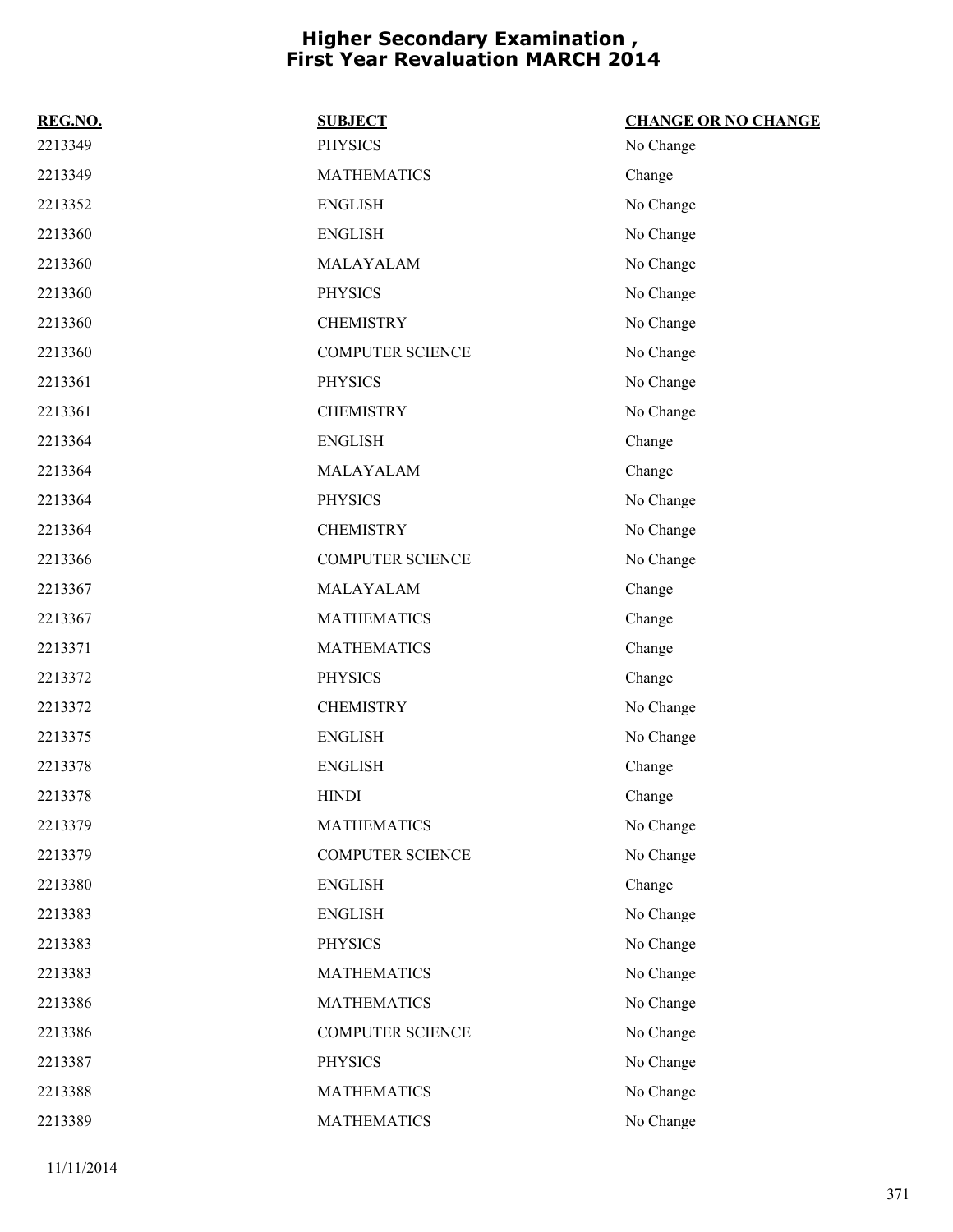# Higher Secondary Examination , First Year Revaluation MARCH 2014

| REG.NO. | SUBJECT | CHANGE OR NO CHANGE |
|---|---|---|
| 2213349 | PHYSICS | No Change |
| 2213349 | MATHEMATICS | Change |
| 2213352 | ENGLISH | No Change |
| 2213360 | ENGLISH | No Change |
| 2213360 | MALAYALAM | No Change |
| 2213360 | PHYSICS | No Change |
| 2213360 | CHEMISTRY | No Change |
| 2213360 | COMPUTER SCIENCE | No Change |
| 2213361 | PHYSICS | No Change |
| 2213361 | CHEMISTRY | No Change |
| 2213364 | ENGLISH | Change |
| 2213364 | MALAYALAM | Change |
| 2213364 | PHYSICS | No Change |
| 2213364 | CHEMISTRY | No Change |
| 2213366 | COMPUTER SCIENCE | No Change |
| 2213367 | MALAYALAM | Change |
| 2213367 | MATHEMATICS | Change |
| 2213371 | MATHEMATICS | Change |
| 2213372 | PHYSICS | Change |
| 2213372 | CHEMISTRY | No Change |
| 2213375 | ENGLISH | No Change |
| 2213378 | ENGLISH | Change |
| 2213378 | HINDI | Change |
| 2213379 | MATHEMATICS | No Change |
| 2213379 | COMPUTER SCIENCE | No Change |
| 2213380 | ENGLISH | Change |
| 2213383 | ENGLISH | No Change |
| 2213383 | PHYSICS | No Change |
| 2213383 | MATHEMATICS | No Change |
| 2213386 | MATHEMATICS | No Change |
| 2213386 | COMPUTER SCIENCE | No Change |
| 2213387 | PHYSICS | No Change |
| 2213388 | MATHEMATICS | No Change |
| 2213389 | MATHEMATICS | No Change |

11/11/2014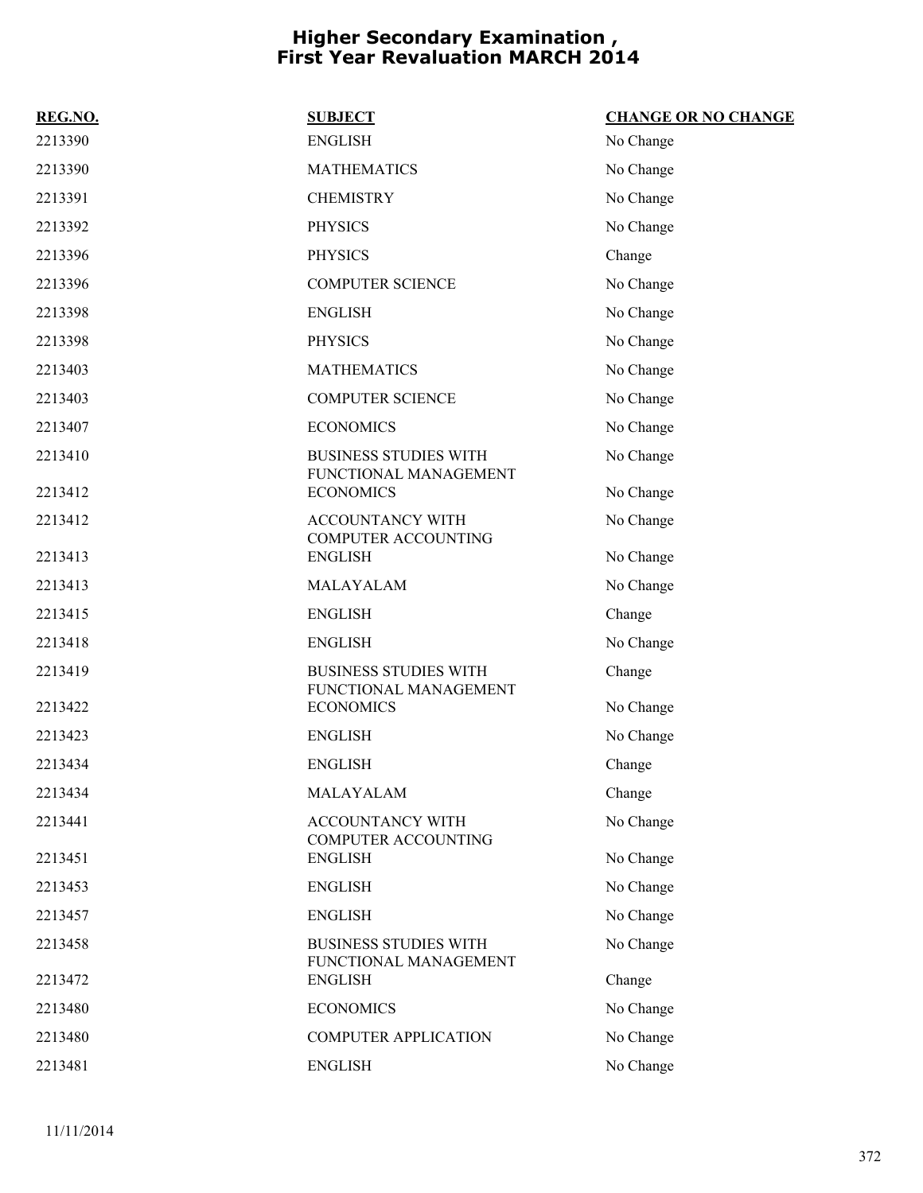# Higher Secondary Examination , First Year Revaluation MARCH 2014

| REG.NO. | SUBJECT | CHANGE OR NO CHANGE |
|---|---|---|
| 2213390 | ENGLISH | No Change |
| 2213390 | MATHEMATICS | No Change |
| 2213391 | CHEMISTRY | No Change |
| 2213392 | PHYSICS | No Change |
| 2213396 | PHYSICS | Change |
| 2213396 | COMPUTER SCIENCE | No Change |
| 2213398 | ENGLISH | No Change |
| 2213398 | PHYSICS | No Change |
| 2213403 | MATHEMATICS | No Change |
| 2213403 | COMPUTER SCIENCE | No Change |
| 2213407 | ECONOMICS | No Change |
| 2213410 | BUSINESS STUDIES WITH FUNCTIONAL MANAGEMENT | No Change |
| 2213412 | ECONOMICS | No Change |
| 2213412 | ACCOUNTANCY WITH COMPUTER ACCOUNTING | No Change |
| 2213413 | ENGLISH | No Change |
| 2213413 | MALAYALAM | No Change |
| 2213415 | ENGLISH | Change |
| 2213418 | ENGLISH | No Change |
| 2213419 | BUSINESS STUDIES WITH FUNCTIONAL MANAGEMENT | Change |
| 2213422 | ECONOMICS | No Change |
| 2213423 | ENGLISH | No Change |
| 2213434 | ENGLISH | Change |
| 2213434 | MALAYALAM | Change |
| 2213441 | ACCOUNTANCY WITH COMPUTER ACCOUNTING | No Change |
| 2213451 | ENGLISH | No Change |
| 2213453 | ENGLISH | No Change |
| 2213457 | ENGLISH | No Change |
| 2213458 | BUSINESS STUDIES WITH FUNCTIONAL MANAGEMENT | No Change |
| 2213472 | ENGLISH | Change |
| 2213480 | ECONOMICS | No Change |
| 2213480 | COMPUTER APPLICATION | No Change |
| 2213481 | ENGLISH | No Change |

11/11/2014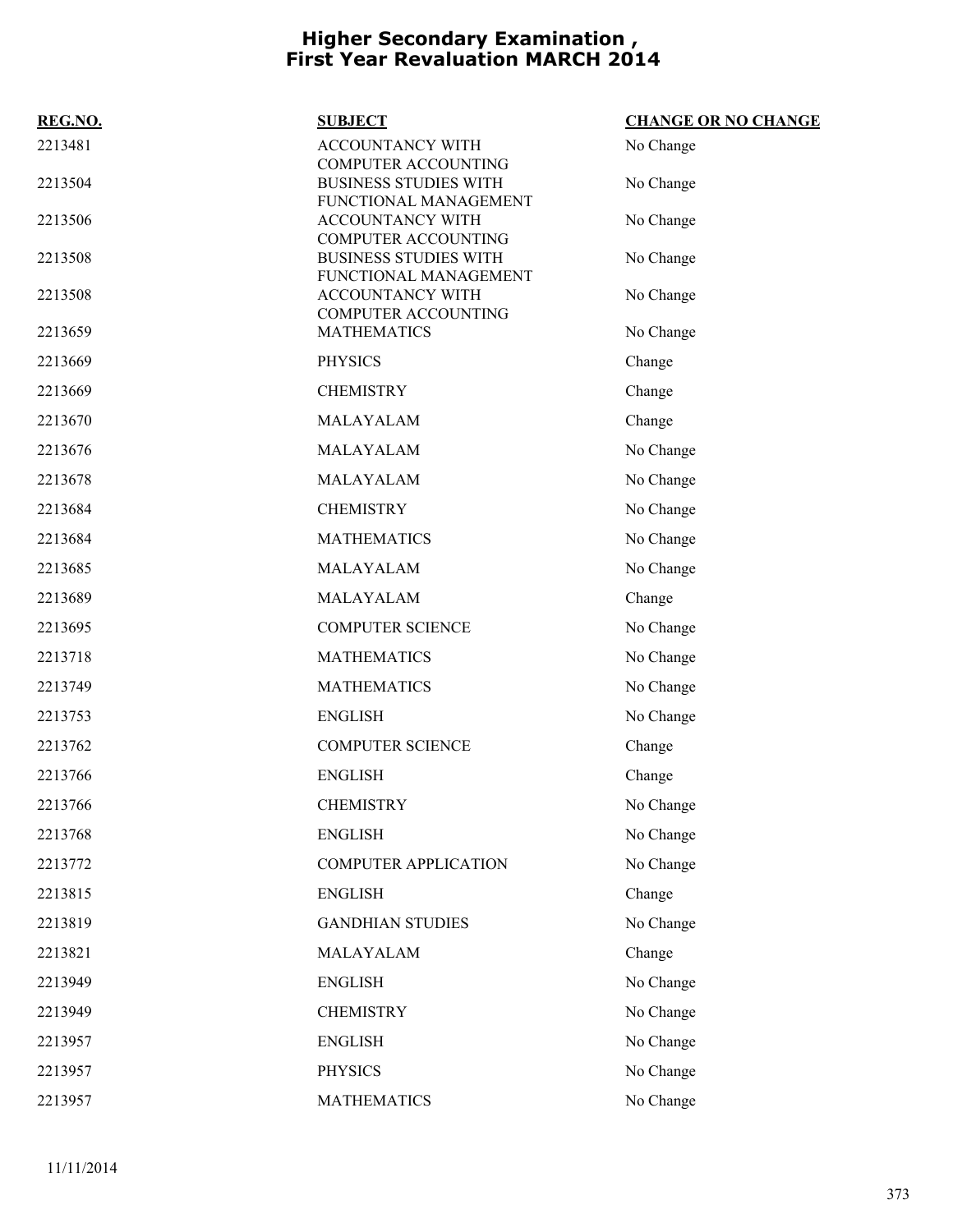# Higher Secondary Examination , First Year Revaluation MARCH 2014

| REG.NO. | SUBJECT | CHANGE OR NO CHANGE |
|---|---|---|
| 2213481 | ACCOUNTANCY WITH COMPUTER ACCOUNTING | No Change |
| 2213504 | BUSINESS STUDIES WITH FUNCTIONAL MANAGEMENT | No Change |
| 2213506 | ACCOUNTANCY WITH COMPUTER ACCOUNTING | No Change |
| 2213508 | BUSINESS STUDIES WITH FUNCTIONAL MANAGEMENT | No Change |
| 2213508 | ACCOUNTANCY WITH COMPUTER ACCOUNTING | No Change |
| 2213659 | MATHEMATICS | No Change |
| 2213669 | PHYSICS | Change |
| 2213669 | CHEMISTRY | Change |
| 2213670 | MALAYALAM | Change |
| 2213676 | MALAYALAM | No Change |
| 2213678 | MALAYALAM | No Change |
| 2213684 | CHEMISTRY | No Change |
| 2213684 | MATHEMATICS | No Change |
| 2213685 | MALAYALAM | No Change |
| 2213689 | MALAYALAM | Change |
| 2213695 | COMPUTER SCIENCE | No Change |
| 2213718 | MATHEMATICS | No Change |
| 2213749 | MATHEMATICS | No Change |
| 2213753 | ENGLISH | No Change |
| 2213762 | COMPUTER SCIENCE | Change |
| 2213766 | ENGLISH | Change |
| 2213766 | CHEMISTRY | No Change |
| 2213768 | ENGLISH | No Change |
| 2213772 | COMPUTER APPLICATION | No Change |
| 2213815 | ENGLISH | Change |
| 2213819 | GANDHIAN STUDIES | No Change |
| 2213821 | MALAYALAM | Change |
| 2213949 | ENGLISH | No Change |
| 2213949 | CHEMISTRY | No Change |
| 2213957 | ENGLISH | No Change |
| 2213957 | PHYSICS | No Change |
| 2213957 | MATHEMATICS | No Change |

11/11/2014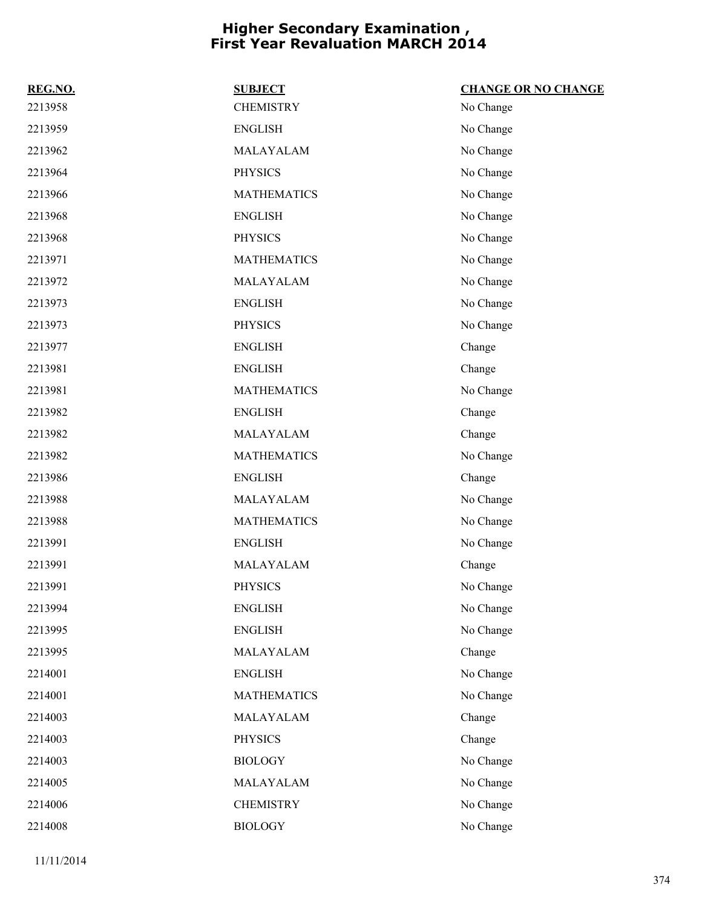# Higher Secondary Examination , First Year Revaluation MARCH 2014

| REG.NO. | SUBJECT | CHANGE OR NO CHANGE |
|---|---|---|
| 2213958 | CHEMISTRY | No Change |
| 2213959 | ENGLISH | No Change |
| 2213962 | MALAYALAM | No Change |
| 2213964 | PHYSICS | No Change |
| 2213966 | MATHEMATICS | No Change |
| 2213968 | ENGLISH | No Change |
| 2213968 | PHYSICS | No Change |
| 2213971 | MATHEMATICS | No Change |
| 2213972 | MALAYALAM | No Change |
| 2213973 | ENGLISH | No Change |
| 2213973 | PHYSICS | No Change |
| 2213977 | ENGLISH | Change |
| 2213981 | ENGLISH | Change |
| 2213981 | MATHEMATICS | No Change |
| 2213982 | ENGLISH | Change |
| 2213982 | MALAYALAM | Change |
| 2213982 | MATHEMATICS | No Change |
| 2213986 | ENGLISH | Change |
| 2213988 | MALAYALAM | No Change |
| 2213988 | MATHEMATICS | No Change |
| 2213991 | ENGLISH | No Change |
| 2213991 | MALAYALAM | Change |
| 2213991 | PHYSICS | No Change |
| 2213994 | ENGLISH | No Change |
| 2213995 | ENGLISH | No Change |
| 2213995 | MALAYALAM | Change |
| 2214001 | ENGLISH | No Change |
| 2214001 | MATHEMATICS | No Change |
| 2214003 | MALAYALAM | Change |
| 2214003 | PHYSICS | Change |
| 2214003 | BIOLOGY | No Change |
| 2214005 | MALAYALAM | No Change |
| 2214006 | CHEMISTRY | No Change |
| 2214008 | BIOLOGY | No Change |

11/11/2014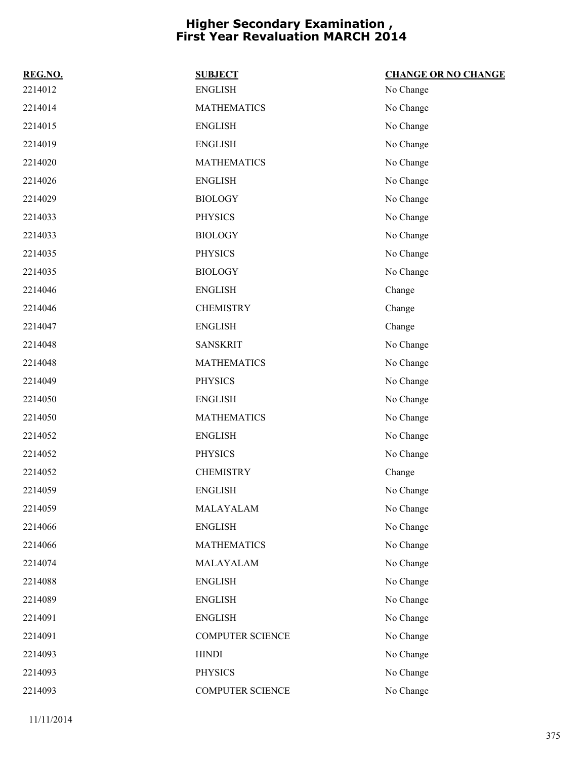# Higher Secondary Examination , First Year Revaluation MARCH 2014

| REG.NO. | SUBJECT | CHANGE OR NO CHANGE |
| --- | --- | --- |
| 2214012 | ENGLISH | No Change |
| 2214014 | MATHEMATICS | No Change |
| 2214015 | ENGLISH | No Change |
| 2214019 | ENGLISH | No Change |
| 2214020 | MATHEMATICS | No Change |
| 2214026 | ENGLISH | No Change |
| 2214029 | BIOLOGY | No Change |
| 2214033 | PHYSICS | No Change |
| 2214033 | BIOLOGY | No Change |
| 2214035 | PHYSICS | No Change |
| 2214035 | BIOLOGY | No Change |
| 2214046 | ENGLISH | Change |
| 2214046 | CHEMISTRY | Change |
| 2214047 | ENGLISH | Change |
| 2214048 | SANSKRIT | No Change |
| 2214048 | MATHEMATICS | No Change |
| 2214049 | PHYSICS | No Change |
| 2214050 | ENGLISH | No Change |
| 2214050 | MATHEMATICS | No Change |
| 2214052 | ENGLISH | No Change |
| 2214052 | PHYSICS | No Change |
| 2214052 | CHEMISTRY | Change |
| 2214059 | ENGLISH | No Change |
| 2214059 | MALAYALAM | No Change |
| 2214066 | ENGLISH | No Change |
| 2214066 | MATHEMATICS | No Change |
| 2214074 | MALAYALAM | No Change |
| 2214088 | ENGLISH | No Change |
| 2214089 | ENGLISH | No Change |
| 2214091 | ENGLISH | No Change |
| 2214091 | COMPUTER SCIENCE | No Change |
| 2214093 | HINDI | No Change |
| 2214093 | PHYSICS | No Change |
| 2214093 | COMPUTER SCIENCE | No Change |

11/11/2014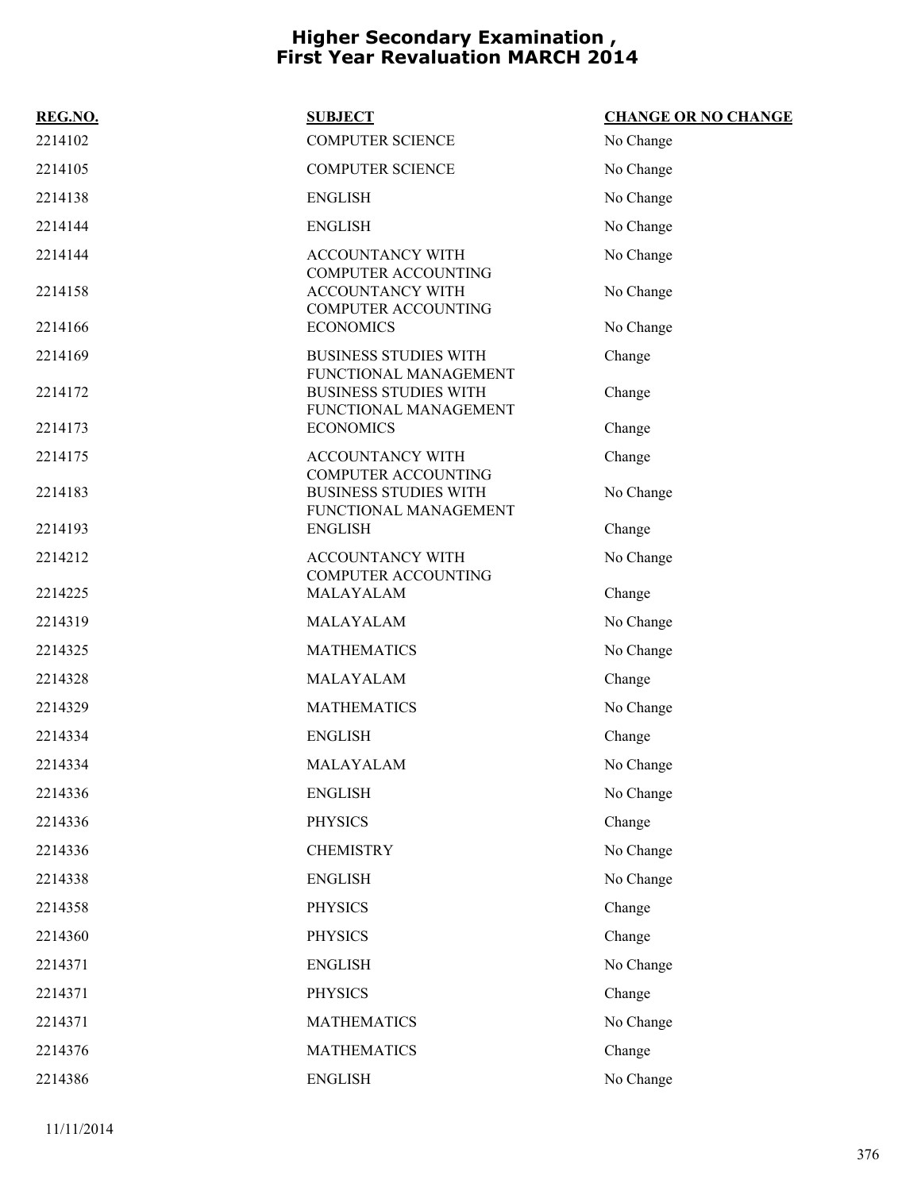# Higher Secondary Examination , First Year Revaluation MARCH 2014

| REG.NO. | SUBJECT | CHANGE OR NO CHANGE |
| --- | --- | --- |
| 2214102 | COMPUTER SCIENCE | No Change |
| 2214105 | COMPUTER SCIENCE | No Change |
| 2214138 | ENGLISH | No Change |
| 2214144 | ENGLISH | No Change |
| 2214144 | ACCOUNTANCY WITH COMPUTER ACCOUNTING | No Change |
| 2214158 | ACCOUNTANCY WITH COMPUTER ACCOUNTING | No Change |
| 2214166 | ECONOMICS | No Change |
| 2214169 | BUSINESS STUDIES WITH FUNCTIONAL MANAGEMENT | Change |
| 2214172 | BUSINESS STUDIES WITH FUNCTIONAL MANAGEMENT | Change |
| 2214173 | ECONOMICS | Change |
| 2214175 | ACCOUNTANCY WITH COMPUTER ACCOUNTING | Change |
| 2214183 | BUSINESS STUDIES WITH FUNCTIONAL MANAGEMENT | No Change |
| 2214193 | ENGLISH | Change |
| 2214212 | ACCOUNTANCY WITH COMPUTER ACCOUNTING | No Change |
| 2214225 | MALAYALAM | Change |
| 2214319 | MALAYALAM | No Change |
| 2214325 | MATHEMATICS | No Change |
| 2214328 | MALAYALAM | Change |
| 2214329 | MATHEMATICS | No Change |
| 2214334 | ENGLISH | Change |
| 2214334 | MALAYALAM | No Change |
| 2214336 | ENGLISH | No Change |
| 2214336 | PHYSICS | Change |
| 2214336 | CHEMISTRY | No Change |
| 2214338 | ENGLISH | No Change |
| 2214358 | PHYSICS | Change |
| 2214360 | PHYSICS | Change |
| 2214371 | ENGLISH | No Change |
| 2214371 | PHYSICS | Change |
| 2214371 | MATHEMATICS | No Change |
| 2214376 | MATHEMATICS | Change |
| 2214386 | ENGLISH | No Change |

11/11/2014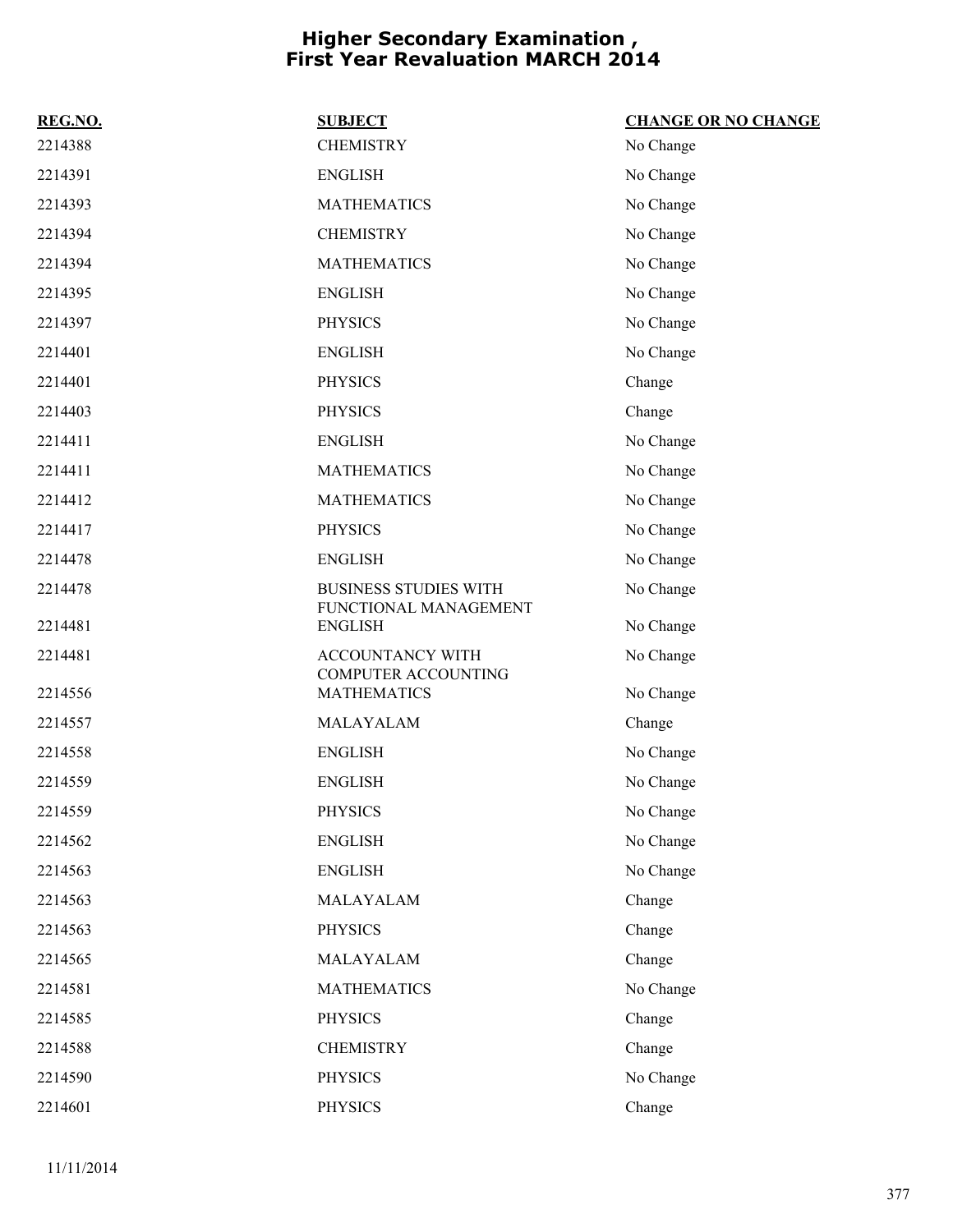# Higher Secondary Examination , First Year Revaluation MARCH 2014

| REG.NO. | SUBJECT | CHANGE OR NO CHANGE |
|---|---|---|
| 2214388 | CHEMISTRY | No Change |
| 2214391 | ENGLISH | No Change |
| 2214393 | MATHEMATICS | No Change |
| 2214394 | CHEMISTRY | No Change |
| 2214394 | MATHEMATICS | No Change |
| 2214395 | ENGLISH | No Change |
| 2214397 | PHYSICS | No Change |
| 2214401 | ENGLISH | No Change |
| 2214401 | PHYSICS | Change |
| 2214403 | PHYSICS | Change |
| 2214411 | ENGLISH | No Change |
| 2214411 | MATHEMATICS | No Change |
| 2214412 | MATHEMATICS | No Change |
| 2214417 | PHYSICS | No Change |
| 2214478 | ENGLISH | No Change |
| 2214478 | BUSINESS STUDIES WITH FUNCTIONAL MANAGEMENT | No Change |
| 2214481 | ENGLISH | No Change |
| 2214481 | ACCOUNTANCY WITH COMPUTER ACCOUNTING | No Change |
| 2214556 | MATHEMATICS | No Change |
| 2214557 | MALAYALAM | Change |
| 2214558 | ENGLISH | No Change |
| 2214559 | ENGLISH | No Change |
| 2214559 | PHYSICS | No Change |
| 2214562 | ENGLISH | No Change |
| 2214563 | ENGLISH | No Change |
| 2214563 | MALAYALAM | Change |
| 2214563 | PHYSICS | Change |
| 2214565 | MALAYALAM | Change |
| 2214581 | MATHEMATICS | No Change |
| 2214585 | PHYSICS | Change |
| 2214588 | CHEMISTRY | Change |
| 2214590 | PHYSICS | No Change |
| 2214601 | PHYSICS | Change |

11/11/2014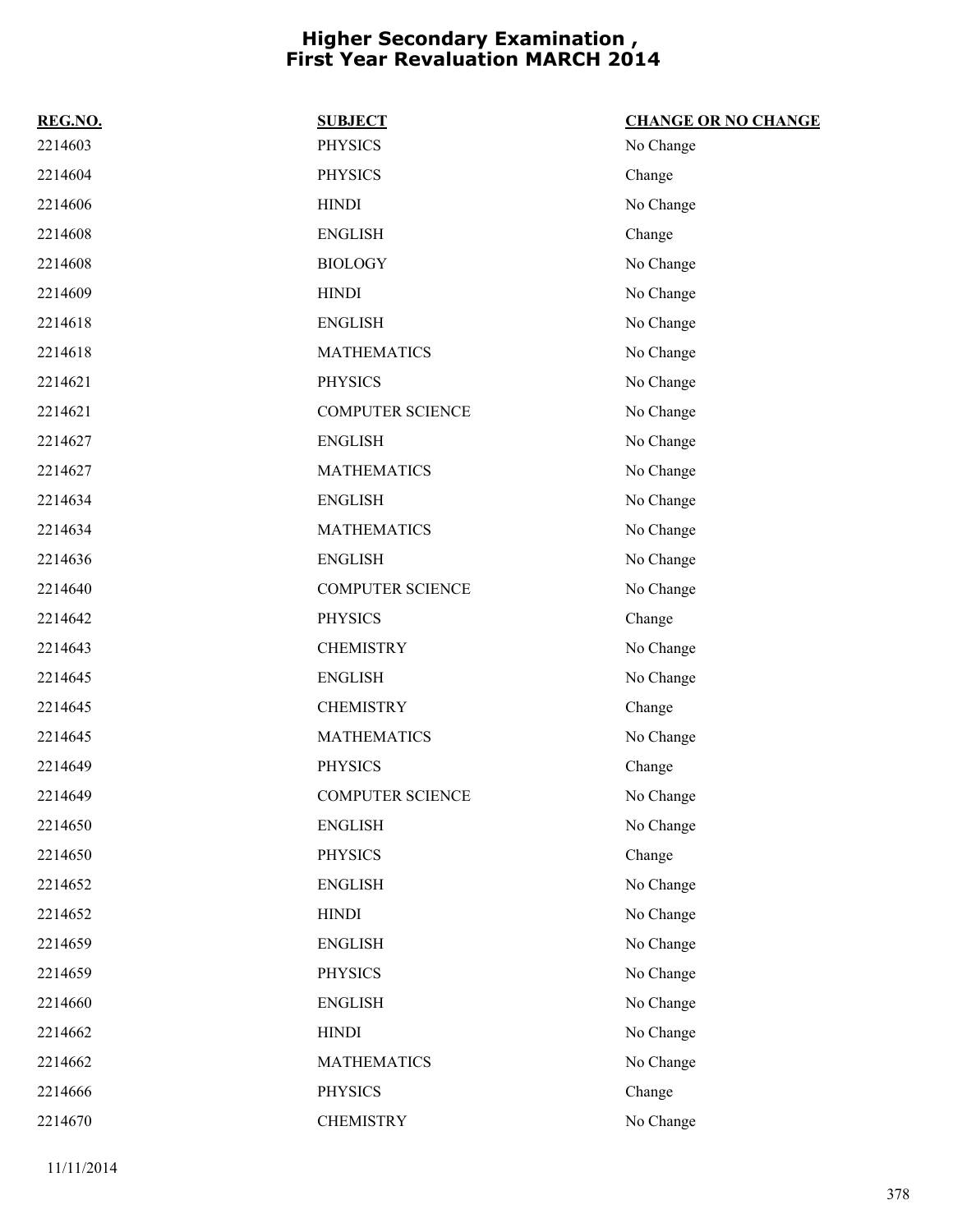# Higher Secondary Examination , First Year Revaluation MARCH 2014

| REG.NO. | SUBJECT | CHANGE OR NO CHANGE |
|---|---|---|
| 2214603 | PHYSICS | No Change |
| 2214604 | PHYSICS | Change |
| 2214606 | HINDI | No Change |
| 2214608 | ENGLISH | Change |
| 2214608 | BIOLOGY | No Change |
| 2214609 | HINDI | No Change |
| 2214618 | ENGLISH | No Change |
| 2214618 | MATHEMATICS | No Change |
| 2214621 | PHYSICS | No Change |
| 2214621 | COMPUTER SCIENCE | No Change |
| 2214627 | ENGLISH | No Change |
| 2214627 | MATHEMATICS | No Change |
| 2214634 | ENGLISH | No Change |
| 2214634 | MATHEMATICS | No Change |
| 2214636 | ENGLISH | No Change |
| 2214640 | COMPUTER SCIENCE | No Change |
| 2214642 | PHYSICS | Change |
| 2214643 | CHEMISTRY | No Change |
| 2214645 | ENGLISH | No Change |
| 2214645 | CHEMISTRY | Change |
| 2214645 | MATHEMATICS | No Change |
| 2214649 | PHYSICS | Change |
| 2214649 | COMPUTER SCIENCE | No Change |
| 2214650 | ENGLISH | No Change |
| 2214650 | PHYSICS | Change |
| 2214652 | ENGLISH | No Change |
| 2214652 | HINDI | No Change |
| 2214659 | ENGLISH | No Change |
| 2214659 | PHYSICS | No Change |
| 2214660 | ENGLISH | No Change |
| 2214662 | HINDI | No Change |
| 2214662 | MATHEMATICS | No Change |
| 2214666 | PHYSICS | Change |
| 2214670 | CHEMISTRY | No Change |

11/11/2014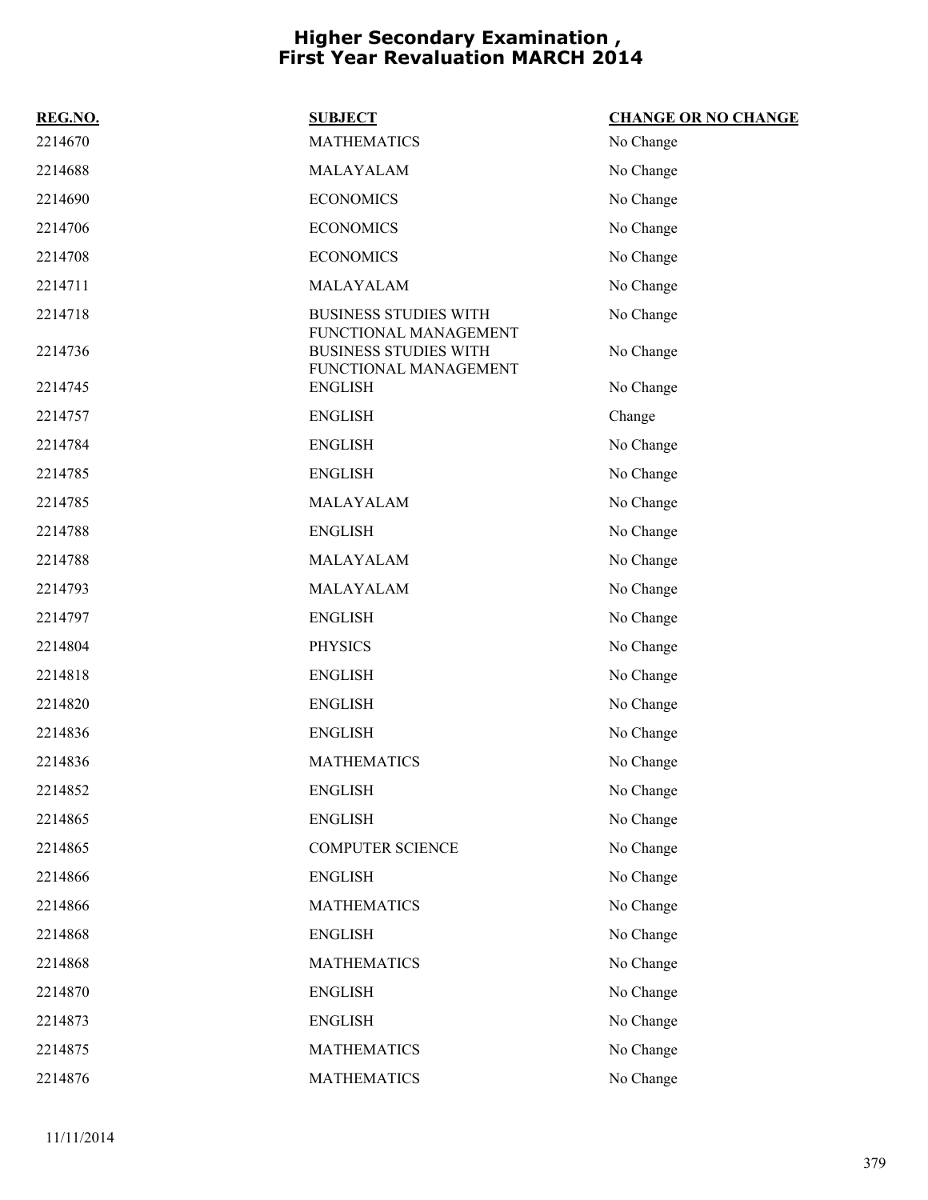# Higher Secondary Examination , First Year Revaluation MARCH 2014

| REG.NO. | SUBJECT | CHANGE OR NO CHANGE |
|---|---|---|
| 2214670 | MATHEMATICS | No Change |
| 2214688 | MALAYALAM | No Change |
| 2214690 | ECONOMICS | No Change |
| 2214706 | ECONOMICS | No Change |
| 2214708 | ECONOMICS | No Change |
| 2214711 | MALAYALAM | No Change |
| 2214718 | BUSINESS STUDIES WITH FUNCTIONAL MANAGEMENT | No Change |
| 2214736 | BUSINESS STUDIES WITH FUNCTIONAL MANAGEMENT | No Change |
| 2214745 | ENGLISH | No Change |
| 2214757 | ENGLISH | Change |
| 2214784 | ENGLISH | No Change |
| 2214785 | ENGLISH | No Change |
| 2214785 | MALAYALAM | No Change |
| 2214788 | ENGLISH | No Change |
| 2214788 | MALAYALAM | No Change |
| 2214793 | MALAYALAM | No Change |
| 2214797 | ENGLISH | No Change |
| 2214804 | PHYSICS | No Change |
| 2214818 | ENGLISH | No Change |
| 2214820 | ENGLISH | No Change |
| 2214836 | ENGLISH | No Change |
| 2214836 | MATHEMATICS | No Change |
| 2214852 | ENGLISH | No Change |
| 2214865 | ENGLISH | No Change |
| 2214865 | COMPUTER SCIENCE | No Change |
| 2214866 | ENGLISH | No Change |
| 2214866 | MATHEMATICS | No Change |
| 2214868 | ENGLISH | No Change |
| 2214868 | MATHEMATICS | No Change |
| 2214870 | ENGLISH | No Change |
| 2214873 | ENGLISH | No Change |
| 2214875 | MATHEMATICS | No Change |
| 2214876 | MATHEMATICS | No Change |

11/11/2014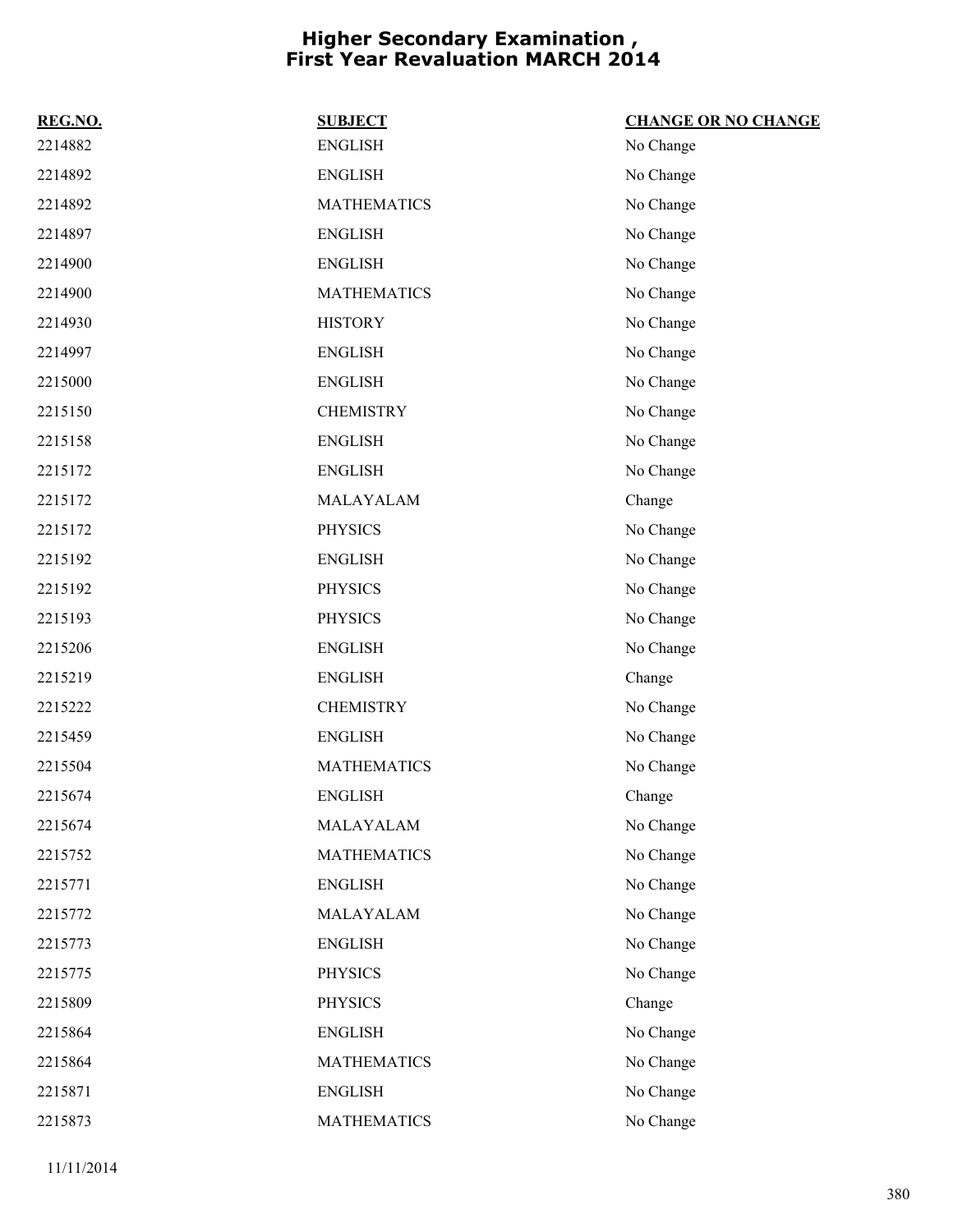# Higher Secondary Examination , First Year Revaluation MARCH 2014

| REG.NO. | SUBJECT | CHANGE OR NO CHANGE |
|---|---|---|
| 2214882 | ENGLISH | No Change |
| 2214892 | ENGLISH | No Change |
| 2214892 | MATHEMATICS | No Change |
| 2214897 | ENGLISH | No Change |
| 2214900 | ENGLISH | No Change |
| 2214900 | MATHEMATICS | No Change |
| 2214930 | HISTORY | No Change |
| 2214997 | ENGLISH | No Change |
| 2215000 | ENGLISH | No Change |
| 2215150 | CHEMISTRY | No Change |
| 2215158 | ENGLISH | No Change |
| 2215172 | ENGLISH | No Change |
| 2215172 | MALAYALAM | Change |
| 2215172 | PHYSICS | No Change |
| 2215192 | ENGLISH | No Change |
| 2215192 | PHYSICS | No Change |
| 2215193 | PHYSICS | No Change |
| 2215206 | ENGLISH | No Change |
| 2215219 | ENGLISH | Change |
| 2215222 | CHEMISTRY | No Change |
| 2215459 | ENGLISH | No Change |
| 2215504 | MATHEMATICS | No Change |
| 2215674 | ENGLISH | Change |
| 2215674 | MALAYALAM | No Change |
| 2215752 | MATHEMATICS | No Change |
| 2215771 | ENGLISH | No Change |
| 2215772 | MALAYALAM | No Change |
| 2215773 | ENGLISH | No Change |
| 2215775 | PHYSICS | No Change |
| 2215809 | PHYSICS | Change |
| 2215864 | ENGLISH | No Change |
| 2215864 | MATHEMATICS | No Change |
| 2215871 | ENGLISH | No Change |
| 2215873 | MATHEMATICS | No Change |

11/11/2014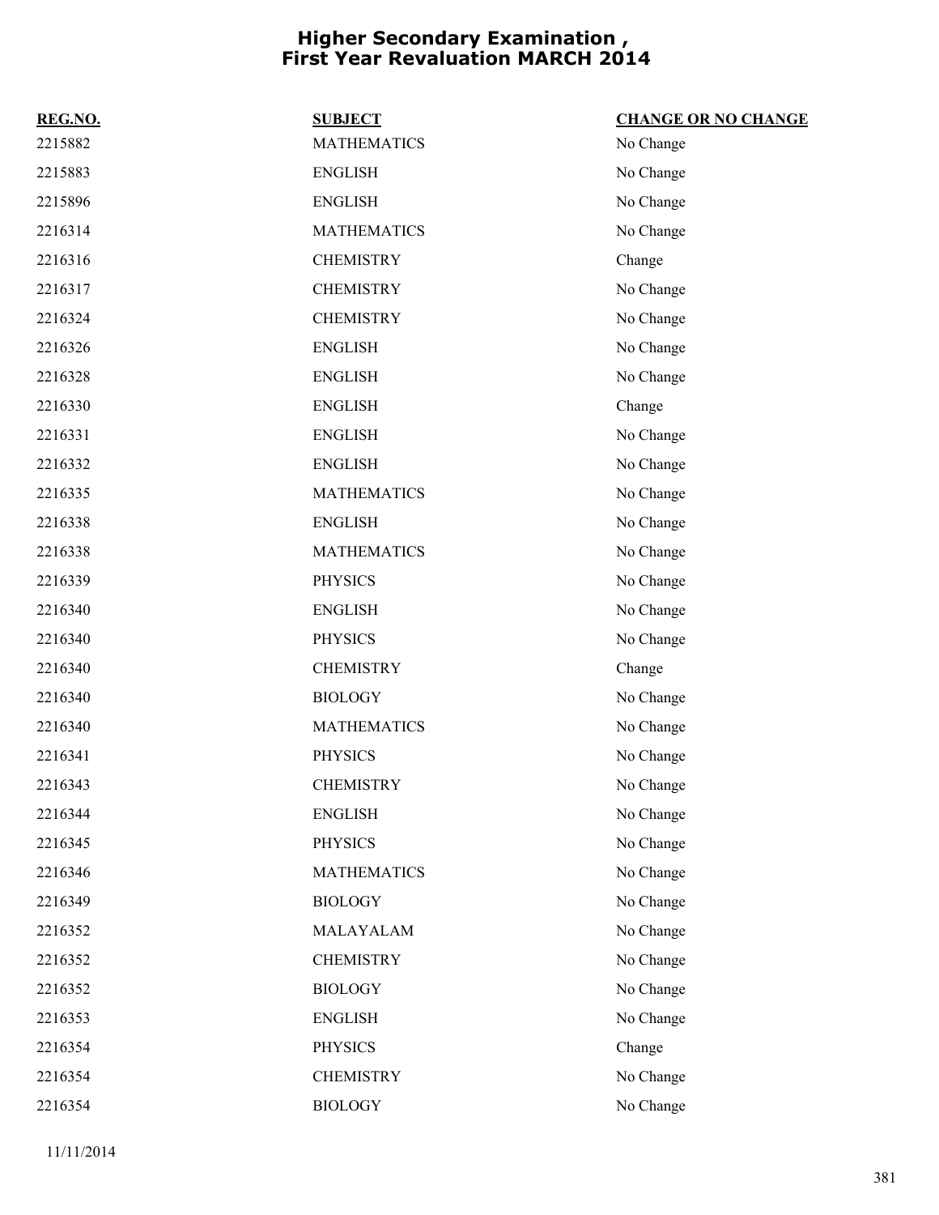# Higher Secondary Examination , First Year Revaluation MARCH 2014

| REG.NO. | SUBJECT | CHANGE OR NO CHANGE |
|---|---|---|
| 2215882 | MATHEMATICS | No Change |
| 2215883 | ENGLISH | No Change |
| 2215896 | ENGLISH | No Change |
| 2216314 | MATHEMATICS | No Change |
| 2216316 | CHEMISTRY | Change |
| 2216317 | CHEMISTRY | No Change |
| 2216324 | CHEMISTRY | No Change |
| 2216326 | ENGLISH | No Change |
| 2216328 | ENGLISH | No Change |
| 2216330 | ENGLISH | Change |
| 2216331 | ENGLISH | No Change |
| 2216332 | ENGLISH | No Change |
| 2216335 | MATHEMATICS | No Change |
| 2216338 | ENGLISH | No Change |
| 2216338 | MATHEMATICS | No Change |
| 2216339 | PHYSICS | No Change |
| 2216340 | ENGLISH | No Change |
| 2216340 | PHYSICS | No Change |
| 2216340 | CHEMISTRY | Change |
| 2216340 | BIOLOGY | No Change |
| 2216340 | MATHEMATICS | No Change |
| 2216341 | PHYSICS | No Change |
| 2216343 | CHEMISTRY | No Change |
| 2216344 | ENGLISH | No Change |
| 2216345 | PHYSICS | No Change |
| 2216346 | MATHEMATICS | No Change |
| 2216349 | BIOLOGY | No Change |
| 2216352 | MALAYALAM | No Change |
| 2216352 | CHEMISTRY | No Change |
| 2216352 | BIOLOGY | No Change |
| 2216353 | ENGLISH | No Change |
| 2216354 | PHYSICS | Change |
| 2216354 | CHEMISTRY | No Change |
| 2216354 | BIOLOGY | No Change |

11/11/2014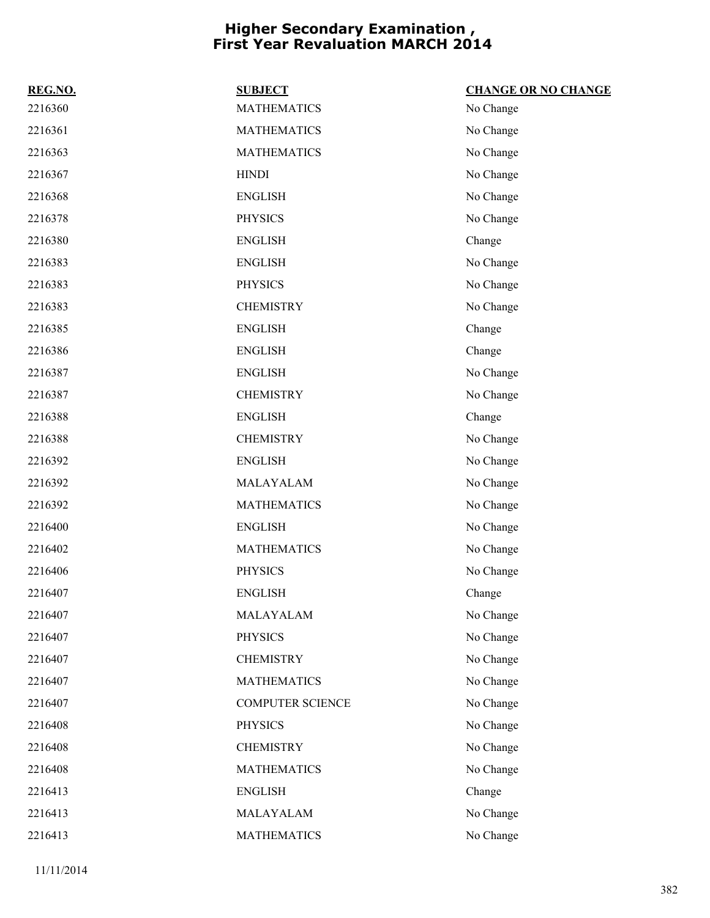# Higher Secondary Examination , First Year Revaluation MARCH 2014

| REG.NO. | SUBJECT | CHANGE OR NO CHANGE |
|---|---|---|
| 2216360 | MATHEMATICS | No Change |
| 2216361 | MATHEMATICS | No Change |
| 2216363 | MATHEMATICS | No Change |
| 2216367 | HINDI | No Change |
| 2216368 | ENGLISH | No Change |
| 2216378 | PHYSICS | No Change |
| 2216380 | ENGLISH | Change |
| 2216383 | ENGLISH | No Change |
| 2216383 | PHYSICS | No Change |
| 2216383 | CHEMISTRY | No Change |
| 2216385 | ENGLISH | Change |
| 2216386 | ENGLISH | Change |
| 2216387 | ENGLISH | No Change |
| 2216387 | CHEMISTRY | No Change |
| 2216388 | ENGLISH | Change |
| 2216388 | CHEMISTRY | No Change |
| 2216392 | ENGLISH | No Change |
| 2216392 | MALAYALAM | No Change |
| 2216392 | MATHEMATICS | No Change |
| 2216400 | ENGLISH | No Change |
| 2216402 | MATHEMATICS | No Change |
| 2216406 | PHYSICS | No Change |
| 2216407 | ENGLISH | Change |
| 2216407 | MALAYALAM | No Change |
| 2216407 | PHYSICS | No Change |
| 2216407 | CHEMISTRY | No Change |
| 2216407 | MATHEMATICS | No Change |
| 2216407 | COMPUTER SCIENCE | No Change |
| 2216408 | PHYSICS | No Change |
| 2216408 | CHEMISTRY | No Change |
| 2216408 | MATHEMATICS | No Change |
| 2216413 | ENGLISH | Change |
| 2216413 | MALAYALAM | No Change |
| 2216413 | MATHEMATICS | No Change |

11/11/2014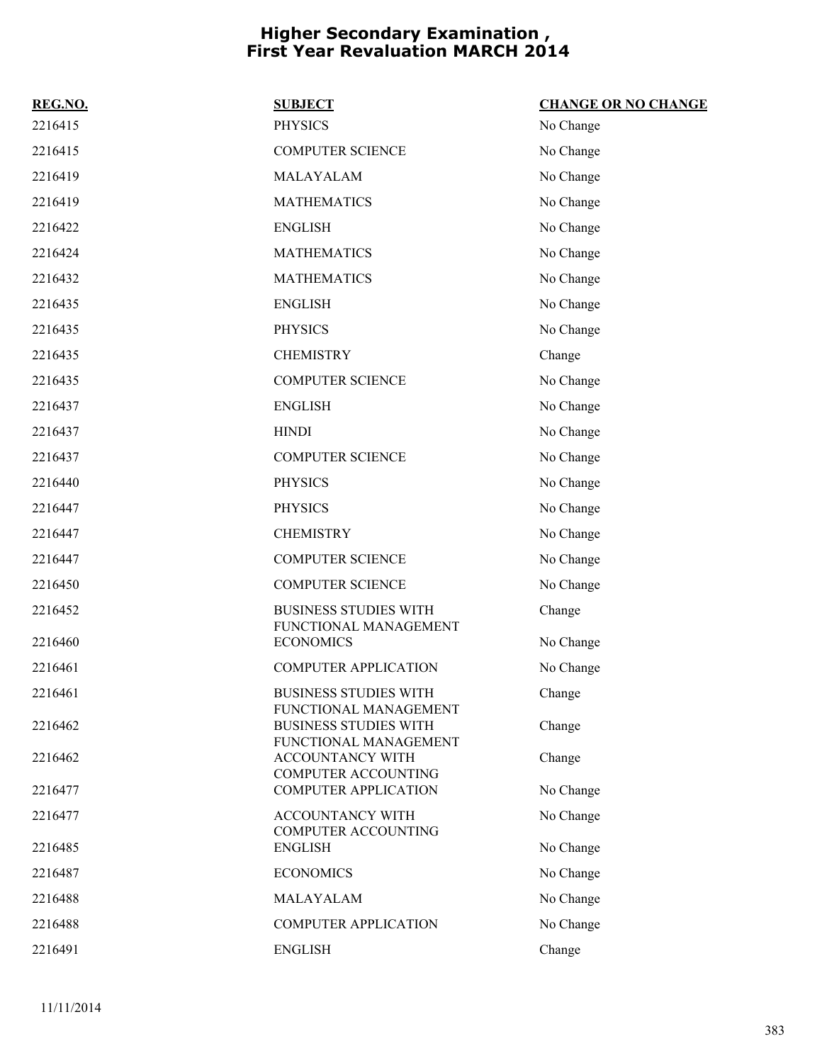# Higher Secondary Examination , First Year Revaluation MARCH 2014

| REG.NO. | SUBJECT | CHANGE OR NO CHANGE |
|---|---|---|
| 2216415 | PHYSICS | No Change |
| 2216415 | COMPUTER SCIENCE | No Change |
| 2216419 | MALAYALAM | No Change |
| 2216419 | MATHEMATICS | No Change |
| 2216422 | ENGLISH | No Change |
| 2216424 | MATHEMATICS | No Change |
| 2216432 | MATHEMATICS | No Change |
| 2216435 | ENGLISH | No Change |
| 2216435 | PHYSICS | No Change |
| 2216435 | CHEMISTRY | Change |
| 2216435 | COMPUTER SCIENCE | No Change |
| 2216437 | ENGLISH | No Change |
| 2216437 | HINDI | No Change |
| 2216437 | COMPUTER SCIENCE | No Change |
| 2216440 | PHYSICS | No Change |
| 2216447 | PHYSICS | No Change |
| 2216447 | CHEMISTRY | No Change |
| 2216447 | COMPUTER SCIENCE | No Change |
| 2216450 | COMPUTER SCIENCE | No Change |
| 2216452 | BUSINESS STUDIES WITH FUNCTIONAL MANAGEMENT | Change |
| 2216460 | ECONOMICS | No Change |
| 2216461 | COMPUTER APPLICATION | No Change |
| 2216461 | BUSINESS STUDIES WITH FUNCTIONAL MANAGEMENT | Change |
| 2216462 | BUSINESS STUDIES WITH FUNCTIONAL MANAGEMENT | Change |
| 2216462 | ACCOUNTANCY WITH COMPUTER ACCOUNTING | Change |
| 2216477 | COMPUTER APPLICATION | No Change |
| 2216477 | ACCOUNTANCY WITH COMPUTER ACCOUNTING | No Change |
| 2216485 | ENGLISH | No Change |
| 2216487 | ECONOMICS | No Change |
| 2216488 | MALAYALAM | No Change |
| 2216488 | COMPUTER APPLICATION | No Change |
| 2216491 | ENGLISH | Change |

11/11/2014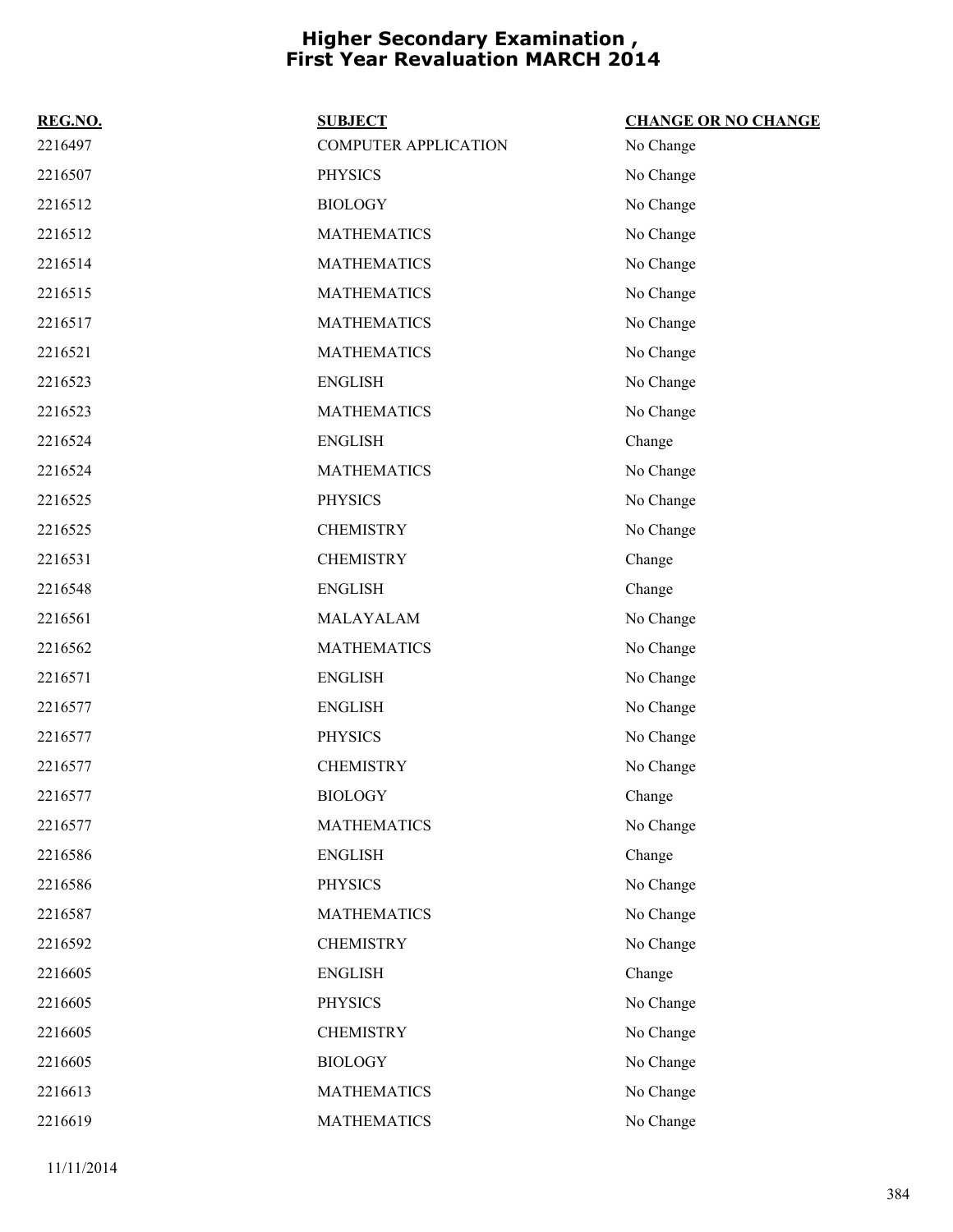# Higher Secondary Examination , First Year Revaluation MARCH 2014

| REG.NO. | SUBJECT | CHANGE OR NO CHANGE |
|---|---|---|
| 2216497 | COMPUTER APPLICATION | No Change |
| 2216507 | PHYSICS | No Change |
| 2216512 | BIOLOGY | No Change |
| 2216512 | MATHEMATICS | No Change |
| 2216514 | MATHEMATICS | No Change |
| 2216515 | MATHEMATICS | No Change |
| 2216517 | MATHEMATICS | No Change |
| 2216521 | MATHEMATICS | No Change |
| 2216523 | ENGLISH | No Change |
| 2216523 | MATHEMATICS | No Change |
| 2216524 | ENGLISH | Change |
| 2216524 | MATHEMATICS | No Change |
| 2216525 | PHYSICS | No Change |
| 2216525 | CHEMISTRY | No Change |
| 2216531 | CHEMISTRY | Change |
| 2216548 | ENGLISH | Change |
| 2216561 | MALAYALAM | No Change |
| 2216562 | MATHEMATICS | No Change |
| 2216571 | ENGLISH | No Change |
| 2216577 | ENGLISH | No Change |
| 2216577 | PHYSICS | No Change |
| 2216577 | CHEMISTRY | No Change |
| 2216577 | BIOLOGY | Change |
| 2216577 | MATHEMATICS | No Change |
| 2216586 | ENGLISH | Change |
| 2216586 | PHYSICS | No Change |
| 2216587 | MATHEMATICS | No Change |
| 2216592 | CHEMISTRY | No Change |
| 2216605 | ENGLISH | Change |
| 2216605 | PHYSICS | No Change |
| 2216605 | CHEMISTRY | No Change |
| 2216605 | BIOLOGY | No Change |
| 2216613 | MATHEMATICS | No Change |
| 2216619 | MATHEMATICS | No Change |

11/11/2014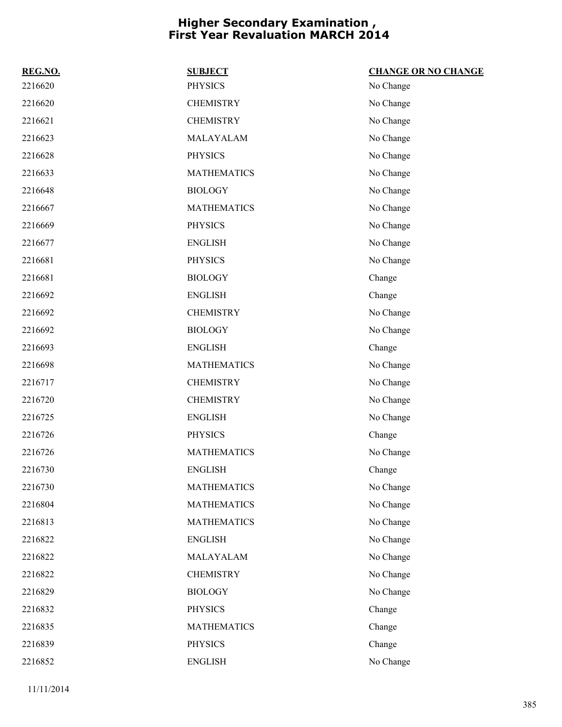# Higher Secondary Examination , First Year Revaluation MARCH 2014

| REG.NO. | SUBJECT | CHANGE OR NO CHANGE |
| --- | --- | --- |
| 2216620 | PHYSICS | No Change |
| 2216620 | CHEMISTRY | No Change |
| 2216621 | CHEMISTRY | No Change |
| 2216623 | MALAYALAM | No Change |
| 2216628 | PHYSICS | No Change |
| 2216633 | MATHEMATICS | No Change |
| 2216648 | BIOLOGY | No Change |
| 2216667 | MATHEMATICS | No Change |
| 2216669 | PHYSICS | No Change |
| 2216677 | ENGLISH | No Change |
| 2216681 | PHYSICS | No Change |
| 2216681 | BIOLOGY | Change |
| 2216692 | ENGLISH | Change |
| 2216692 | CHEMISTRY | No Change |
| 2216692 | BIOLOGY | No Change |
| 2216693 | ENGLISH | Change |
| 2216698 | MATHEMATICS | No Change |
| 2216717 | CHEMISTRY | No Change |
| 2216720 | CHEMISTRY | No Change |
| 2216725 | ENGLISH | No Change |
| 2216726 | PHYSICS | Change |
| 2216726 | MATHEMATICS | No Change |
| 2216730 | ENGLISH | Change |
| 2216730 | MATHEMATICS | No Change |
| 2216804 | MATHEMATICS | No Change |
| 2216813 | MATHEMATICS | No Change |
| 2216822 | ENGLISH | No Change |
| 2216822 | MALAYALAM | No Change |
| 2216822 | CHEMISTRY | No Change |
| 2216829 | BIOLOGY | No Change |
| 2216832 | PHYSICS | Change |
| 2216835 | MATHEMATICS | Change |
| 2216839 | PHYSICS | Change |
| 2216852 | ENGLISH | No Change |

11/11/2014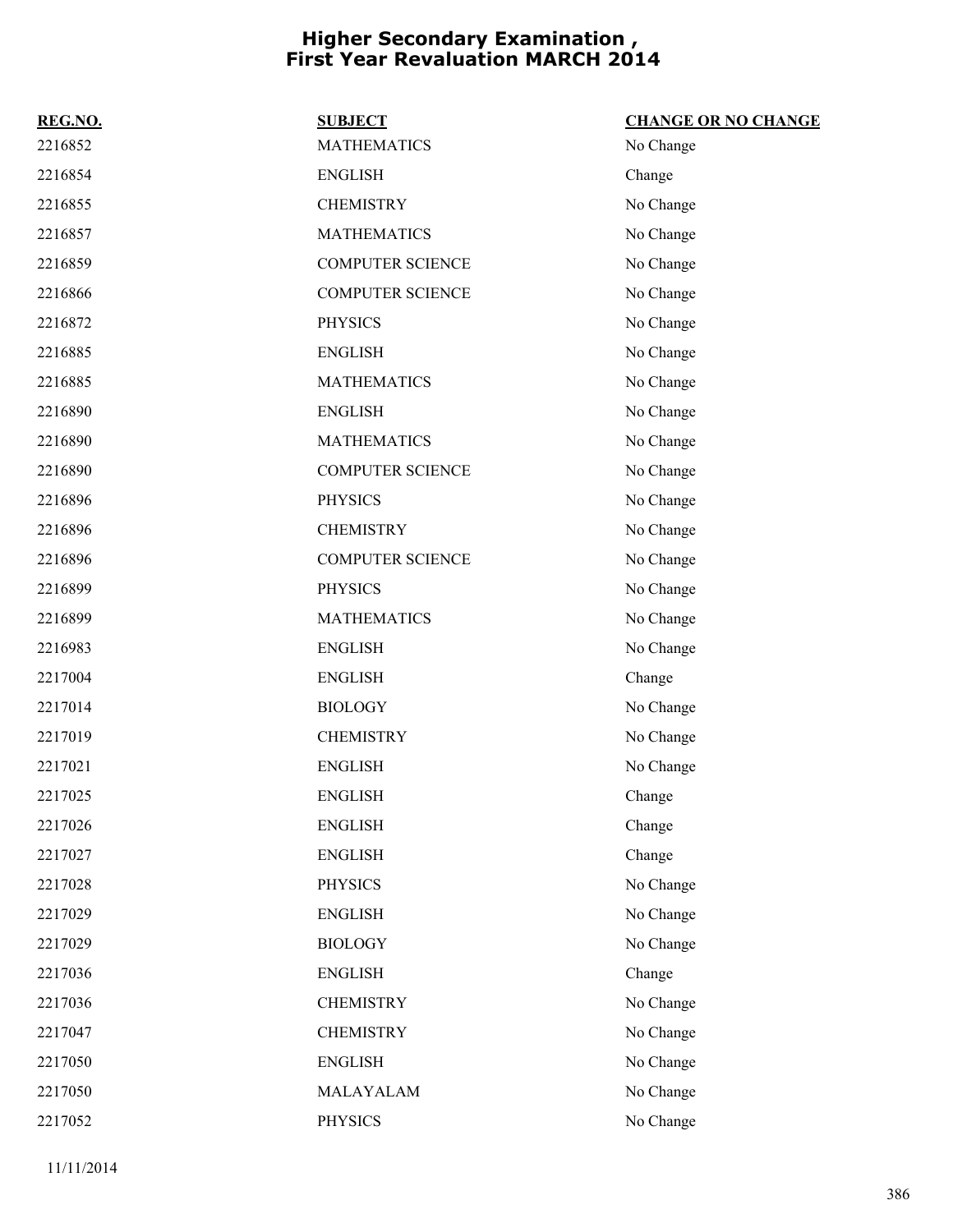# Higher Secondary Examination , First Year Revaluation MARCH 2014

| REG.NO. | SUBJECT | CHANGE OR NO CHANGE |
|---|---|---|
| 2216852 | MATHEMATICS | No Change |
| 2216854 | ENGLISH | Change |
| 2216855 | CHEMISTRY | No Change |
| 2216857 | MATHEMATICS | No Change |
| 2216859 | COMPUTER SCIENCE | No Change |
| 2216866 | COMPUTER SCIENCE | No Change |
| 2216872 | PHYSICS | No Change |
| 2216885 | ENGLISH | No Change |
| 2216885 | MATHEMATICS | No Change |
| 2216890 | ENGLISH | No Change |
| 2216890 | MATHEMATICS | No Change |
| 2216890 | COMPUTER SCIENCE | No Change |
| 2216896 | PHYSICS | No Change |
| 2216896 | CHEMISTRY | No Change |
| 2216896 | COMPUTER SCIENCE | No Change |
| 2216899 | PHYSICS | No Change |
| 2216899 | MATHEMATICS | No Change |
| 2216983 | ENGLISH | No Change |
| 2217004 | ENGLISH | Change |
| 2217014 | BIOLOGY | No Change |
| 2217019 | CHEMISTRY | No Change |
| 2217021 | ENGLISH | No Change |
| 2217025 | ENGLISH | Change |
| 2217026 | ENGLISH | Change |
| 2217027 | ENGLISH | Change |
| 2217028 | PHYSICS | No Change |
| 2217029 | ENGLISH | No Change |
| 2217029 | BIOLOGY | No Change |
| 2217036 | ENGLISH | Change |
| 2217036 | CHEMISTRY | No Change |
| 2217047 | CHEMISTRY | No Change |
| 2217050 | ENGLISH | No Change |
| 2217050 | MALAYALAM | No Change |
| 2217052 | PHYSICS | No Change |

11/11/2014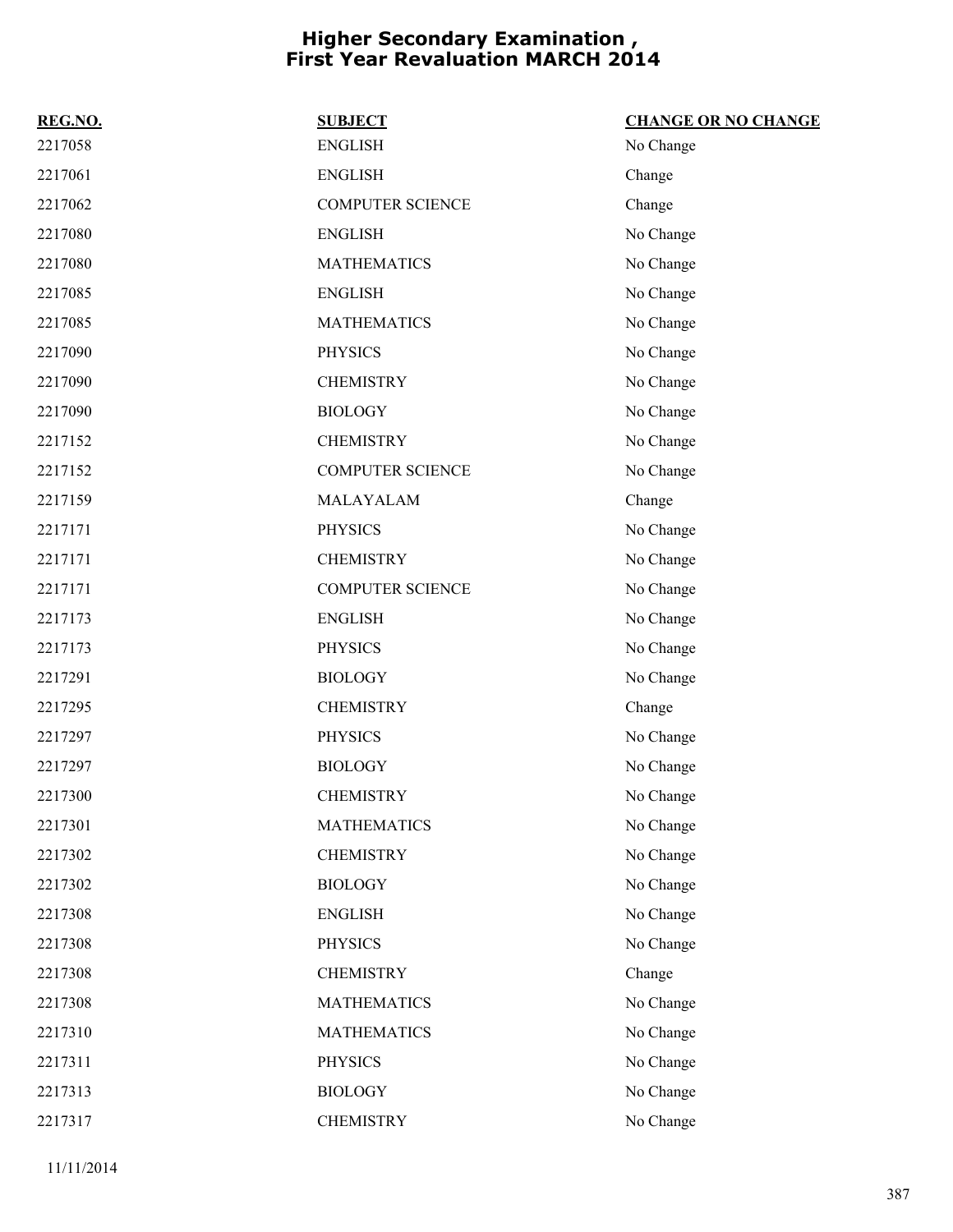# Higher Secondary Examination , First Year Revaluation MARCH 2014

| REG.NO. | SUBJECT | CHANGE OR NO CHANGE |
|---|---|---|
| 2217058 | ENGLISH | No Change |
| 2217061 | ENGLISH | Change |
| 2217062 | COMPUTER SCIENCE | Change |
| 2217080 | ENGLISH | No Change |
| 2217080 | MATHEMATICS | No Change |
| 2217085 | ENGLISH | No Change |
| 2217085 | MATHEMATICS | No Change |
| 2217090 | PHYSICS | No Change |
| 2217090 | CHEMISTRY | No Change |
| 2217090 | BIOLOGY | No Change |
| 2217152 | CHEMISTRY | No Change |
| 2217152 | COMPUTER SCIENCE | No Change |
| 2217159 | MALAYALAM | Change |
| 2217171 | PHYSICS | No Change |
| 2217171 | CHEMISTRY | No Change |
| 2217171 | COMPUTER SCIENCE | No Change |
| 2217173 | ENGLISH | No Change |
| 2217173 | PHYSICS | No Change |
| 2217291 | BIOLOGY | No Change |
| 2217295 | CHEMISTRY | Change |
| 2217297 | PHYSICS | No Change |
| 2217297 | BIOLOGY | No Change |
| 2217300 | CHEMISTRY | No Change |
| 2217301 | MATHEMATICS | No Change |
| 2217302 | CHEMISTRY | No Change |
| 2217302 | BIOLOGY | No Change |
| 2217308 | ENGLISH | No Change |
| 2217308 | PHYSICS | No Change |
| 2217308 | CHEMISTRY | Change |
| 2217308 | MATHEMATICS | No Change |
| 2217310 | MATHEMATICS | No Change |
| 2217311 | PHYSICS | No Change |
| 2217313 | BIOLOGY | No Change |
| 2217317 | CHEMISTRY | No Change |

11/11/2014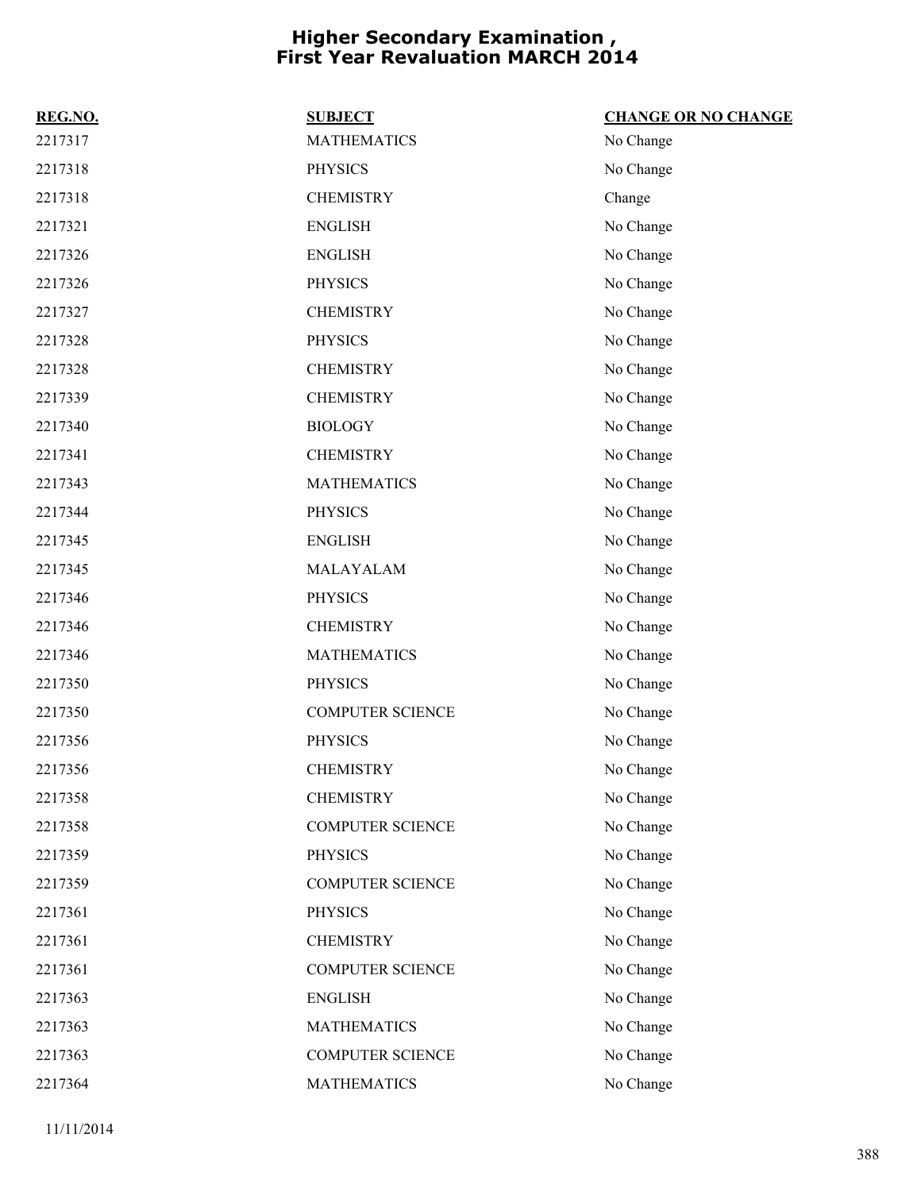# Higher Secondary Examination , First Year Revaluation MARCH 2014

| REG.NO. | SUBJECT | CHANGE OR NO CHANGE |
| --- | --- | --- |
| 2217317 | MATHEMATICS | No Change |
| 2217318 | PHYSICS | No Change |
| 2217318 | CHEMISTRY | Change |
| 2217321 | ENGLISH | No Change |
| 2217326 | ENGLISH | No Change |
| 2217326 | PHYSICS | No Change |
| 2217327 | CHEMISTRY | No Change |
| 2217328 | PHYSICS | No Change |
| 2217328 | CHEMISTRY | No Change |
| 2217339 | CHEMISTRY | No Change |
| 2217340 | BIOLOGY | No Change |
| 2217341 | CHEMISTRY | No Change |
| 2217343 | MATHEMATICS | No Change |
| 2217344 | PHYSICS | No Change |
| 2217345 | ENGLISH | No Change |
| 2217345 | MALAYALAM | No Change |
| 2217346 | PHYSICS | No Change |
| 2217346 | CHEMISTRY | No Change |
| 2217346 | MATHEMATICS | No Change |
| 2217350 | PHYSICS | No Change |
| 2217350 | COMPUTER SCIENCE | No Change |
| 2217356 | PHYSICS | No Change |
| 2217356 | CHEMISTRY | No Change |
| 2217358 | CHEMISTRY | No Change |
| 2217358 | COMPUTER SCIENCE | No Change |
| 2217359 | PHYSICS | No Change |
| 2217359 | COMPUTER SCIENCE | No Change |
| 2217361 | PHYSICS | No Change |
| 2217361 | CHEMISTRY | No Change |
| 2217361 | COMPUTER SCIENCE | No Change |
| 2217363 | ENGLISH | No Change |
| 2217363 | MATHEMATICS | No Change |
| 2217363 | COMPUTER SCIENCE | No Change |
| 2217364 | MATHEMATICS | No Change |

11/11/2014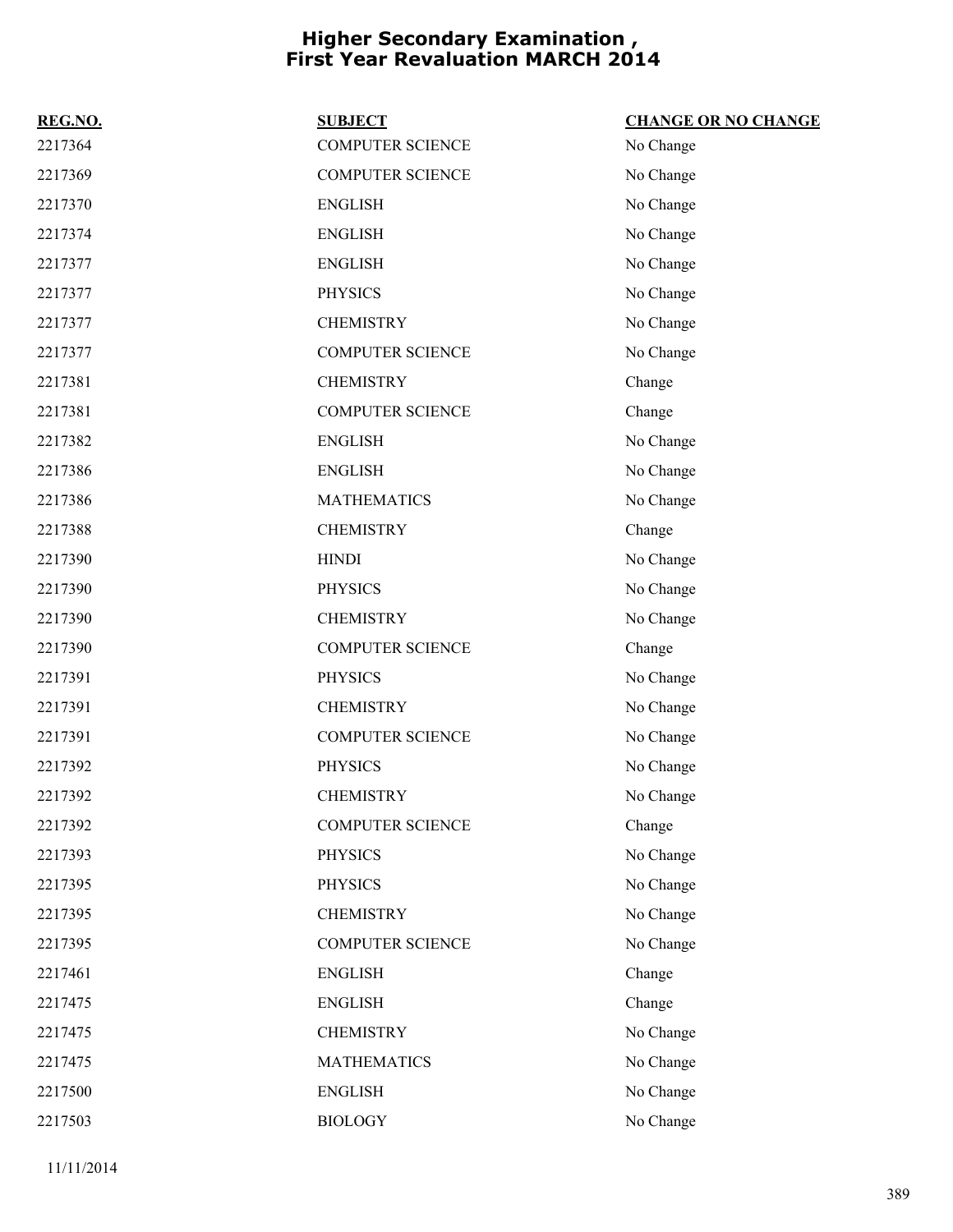# Higher Secondary Examination , First Year Revaluation MARCH 2014

| REG.NO. | SUBJECT | CHANGE OR NO CHANGE |
|---|---|---|
| 2217364 | COMPUTER SCIENCE | No Change |
| 2217369 | COMPUTER SCIENCE | No Change |
| 2217370 | ENGLISH | No Change |
| 2217374 | ENGLISH | No Change |
| 2217377 | ENGLISH | No Change |
| 2217377 | PHYSICS | No Change |
| 2217377 | CHEMISTRY | No Change |
| 2217377 | COMPUTER SCIENCE | No Change |
| 2217381 | CHEMISTRY | Change |
| 2217381 | COMPUTER SCIENCE | Change |
| 2217382 | ENGLISH | No Change |
| 2217386 | ENGLISH | No Change |
| 2217386 | MATHEMATICS | No Change |
| 2217388 | CHEMISTRY | Change |
| 2217390 | HINDI | No Change |
| 2217390 | PHYSICS | No Change |
| 2217390 | CHEMISTRY | No Change |
| 2217390 | COMPUTER SCIENCE | Change |
| 2217391 | PHYSICS | No Change |
| 2217391 | CHEMISTRY | No Change |
| 2217391 | COMPUTER SCIENCE | No Change |
| 2217392 | PHYSICS | No Change |
| 2217392 | CHEMISTRY | No Change |
| 2217392 | COMPUTER SCIENCE | Change |
| 2217393 | PHYSICS | No Change |
| 2217395 | PHYSICS | No Change |
| 2217395 | CHEMISTRY | No Change |
| 2217395 | COMPUTER SCIENCE | No Change |
| 2217461 | ENGLISH | Change |
| 2217475 | ENGLISH | Change |
| 2217475 | CHEMISTRY | No Change |
| 2217475 | MATHEMATICS | No Change |
| 2217500 | ENGLISH | No Change |
| 2217503 | BIOLOGY | No Change |

11/11/2014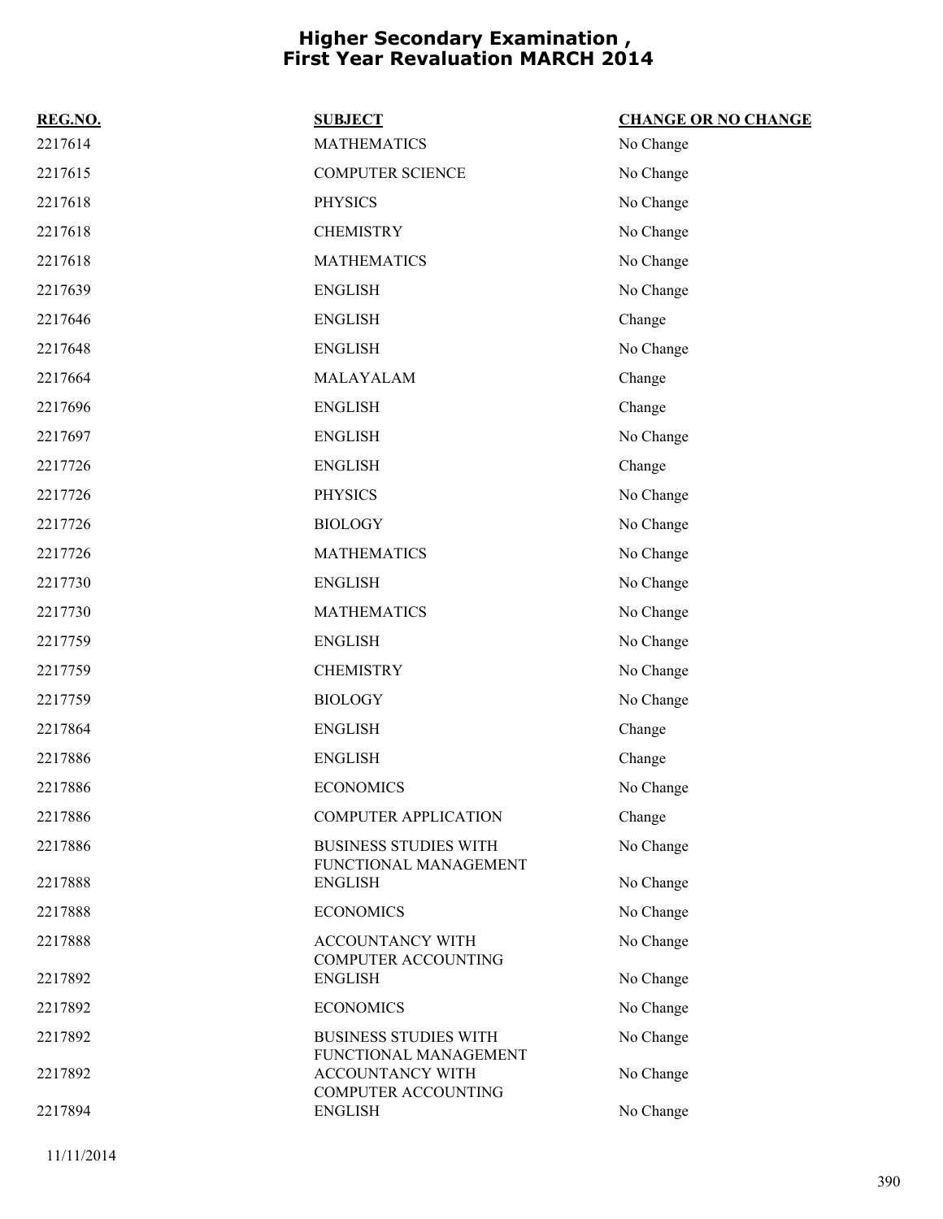# Higher Secondary Examination , First Year Revaluation MARCH 2014

| REG.NO. | SUBJECT | CHANGE OR NO CHANGE |
|---|---|---|
| 2217614 | MATHEMATICS | No Change |
| 2217615 | COMPUTER SCIENCE | No Change |
| 2217618 | PHYSICS | No Change |
| 2217618 | CHEMISTRY | No Change |
| 2217618 | MATHEMATICS | No Change |
| 2217639 | ENGLISH | No Change |
| 2217646 | ENGLISH | Change |
| 2217648 | ENGLISH | No Change |
| 2217664 | MALAYALAM | Change |
| 2217696 | ENGLISH | Change |
| 2217697 | ENGLISH | No Change |
| 2217726 | ENGLISH | Change |
| 2217726 | PHYSICS | No Change |
| 2217726 | BIOLOGY | No Change |
| 2217726 | MATHEMATICS | No Change |
| 2217730 | ENGLISH | No Change |
| 2217730 | MATHEMATICS | No Change |
| 2217759 | ENGLISH | No Change |
| 2217759 | CHEMISTRY | No Change |
| 2217759 | BIOLOGY | No Change |
| 2217864 | ENGLISH | Change |
| 2217886 | ENGLISH | Change |
| 2217886 | ECONOMICS | No Change |
| 2217886 | COMPUTER APPLICATION | Change |
| 2217886 | BUSINESS STUDIES WITH FUNCTIONAL MANAGEMENT | No Change |
| 2217888 | ENGLISH | No Change |
| 2217888 | ECONOMICS | No Change |
| 2217888 | ACCOUNTANCY WITH COMPUTER ACCOUNTING | No Change |
| 2217892 | ENGLISH | No Change |
| 2217892 | ECONOMICS | No Change |
| 2217892 | BUSINESS STUDIES WITH FUNCTIONAL MANAGEMENT | No Change |
| 2217892 | ACCOUNTANCY WITH COMPUTER ACCOUNTING | No Change |
| 2217894 | ENGLISH | No Change |

11/11/2014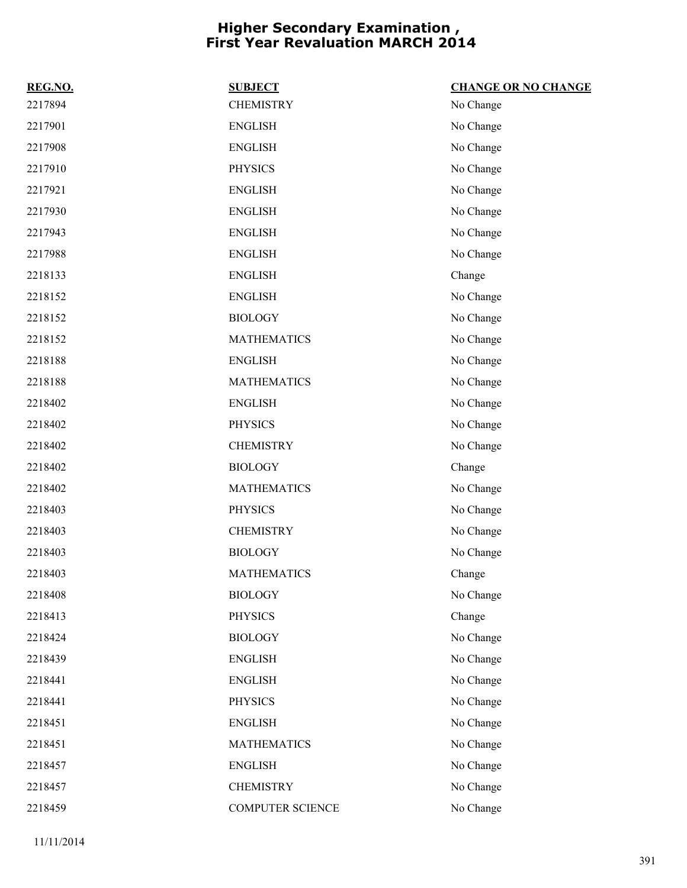# Higher Secondary Examination , First Year Revaluation MARCH 2014

| REG.NO. | SUBJECT | CHANGE OR NO CHANGE |
|---|---|---|
| 2217894 | CHEMISTRY | No Change |
| 2217901 | ENGLISH | No Change |
| 2217908 | ENGLISH | No Change |
| 2217910 | PHYSICS | No Change |
| 2217921 | ENGLISH | No Change |
| 2217930 | ENGLISH | No Change |
| 2217943 | ENGLISH | No Change |
| 2217988 | ENGLISH | No Change |
| 2218133 | ENGLISH | Change |
| 2218152 | ENGLISH | No Change |
| 2218152 | BIOLOGY | No Change |
| 2218152 | MATHEMATICS | No Change |
| 2218188 | ENGLISH | No Change |
| 2218188 | MATHEMATICS | No Change |
| 2218402 | ENGLISH | No Change |
| 2218402 | PHYSICS | No Change |
| 2218402 | CHEMISTRY | No Change |
| 2218402 | BIOLOGY | Change |
| 2218402 | MATHEMATICS | No Change |
| 2218403 | PHYSICS | No Change |
| 2218403 | CHEMISTRY | No Change |
| 2218403 | BIOLOGY | No Change |
| 2218403 | MATHEMATICS | Change |
| 2218408 | BIOLOGY | No Change |
| 2218413 | PHYSICS | Change |
| 2218424 | BIOLOGY | No Change |
| 2218439 | ENGLISH | No Change |
| 2218441 | ENGLISH | No Change |
| 2218441 | PHYSICS | No Change |
| 2218451 | ENGLISH | No Change |
| 2218451 | MATHEMATICS | No Change |
| 2218457 | ENGLISH | No Change |
| 2218457 | CHEMISTRY | No Change |
| 2218459 | COMPUTER SCIENCE | No Change |

11/11/2014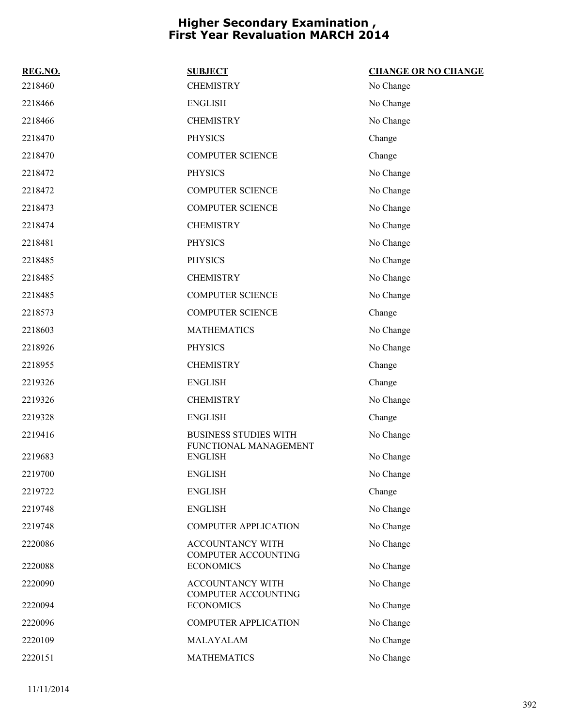# Higher Secondary Examination , First Year Revaluation MARCH 2014

| REG.NO. | SUBJECT | CHANGE OR NO CHANGE |
|---|---|---|
| 2218460 | CHEMISTRY | No Change |
| 2218466 | ENGLISH | No Change |
| 2218466 | CHEMISTRY | No Change |
| 2218470 | PHYSICS | Change |
| 2218470 | COMPUTER SCIENCE | Change |
| 2218472 | PHYSICS | No Change |
| 2218472 | COMPUTER SCIENCE | No Change |
| 2218473 | COMPUTER SCIENCE | No Change |
| 2218474 | CHEMISTRY | No Change |
| 2218481 | PHYSICS | No Change |
| 2218485 | PHYSICS | No Change |
| 2218485 | CHEMISTRY | No Change |
| 2218485 | COMPUTER SCIENCE | No Change |
| 2218573 | COMPUTER SCIENCE | Change |
| 2218603 | MATHEMATICS | No Change |
| 2218926 | PHYSICS | No Change |
| 2218955 | CHEMISTRY | Change |
| 2219326 | ENGLISH | Change |
| 2219326 | CHEMISTRY | No Change |
| 2219328 | ENGLISH | Change |
| 2219416 | BUSINESS STUDIES WITH FUNCTIONAL MANAGEMENT | No Change |
| 2219683 | ENGLISH | No Change |
| 2219700 | ENGLISH | No Change |
| 2219722 | ENGLISH | Change |
| 2219748 | ENGLISH | No Change |
| 2219748 | COMPUTER APPLICATION | No Change |
| 2220086 | ACCOUNTANCY WITH COMPUTER ACCOUNTING | No Change |
| 2220088 | ECONOMICS | No Change |
| 2220090 | ACCOUNTANCY WITH COMPUTER ACCOUNTING | No Change |
| 2220094 | ECONOMICS | No Change |
| 2220096 | COMPUTER APPLICATION | No Change |
| 2220109 | MALAYALAM | No Change |
| 2220151 | MATHEMATICS | No Change |

11/11/2014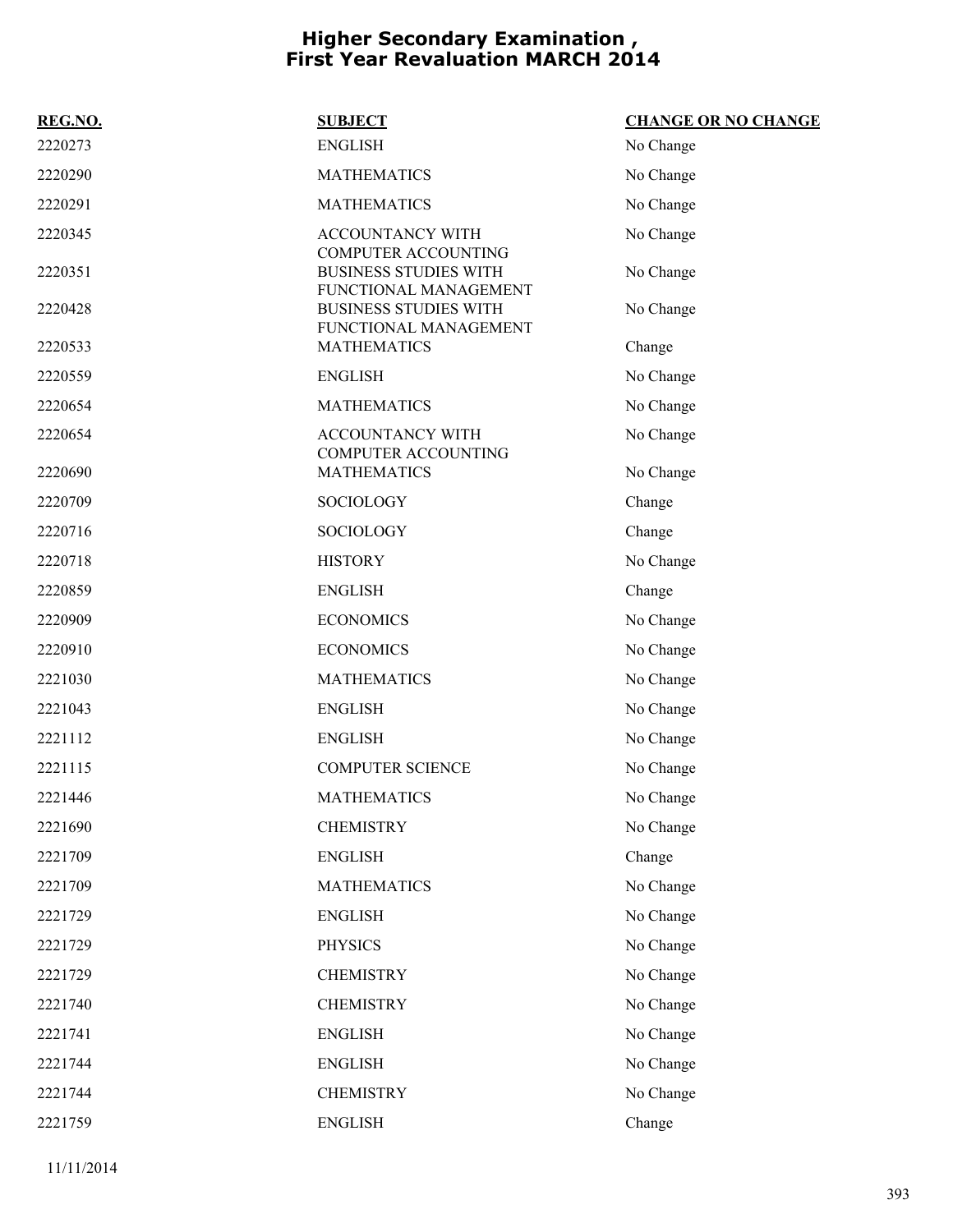# Higher Secondary Examination , First Year Revaluation MARCH 2014

| REG.NO. | SUBJECT | CHANGE OR NO CHANGE |
|---|---|---|
| 2220273 | ENGLISH | No Change |
| 2220290 | MATHEMATICS | No Change |
| 2220291 | MATHEMATICS | No Change |
| 2220345 | ACCOUNTANCY WITH COMPUTER ACCOUNTING | No Change |
| 2220351 | BUSINESS STUDIES WITH FUNCTIONAL MANAGEMENT | No Change |
| 2220428 | BUSINESS STUDIES WITH FUNCTIONAL MANAGEMENT | No Change |
| 2220533 | MATHEMATICS | Change |
| 2220559 | ENGLISH | No Change |
| 2220654 | MATHEMATICS | No Change |
| 2220654 | ACCOUNTANCY WITH COMPUTER ACCOUNTING | No Change |
| 2220690 | MATHEMATICS | No Change |
| 2220709 | SOCIOLOGY | Change |
| 2220716 | SOCIOLOGY | Change |
| 2220718 | HISTORY | No Change |
| 2220859 | ENGLISH | Change |
| 2220909 | ECONOMICS | No Change |
| 2220910 | ECONOMICS | No Change |
| 2221030 | MATHEMATICS | No Change |
| 2221043 | ENGLISH | No Change |
| 2221112 | ENGLISH | No Change |
| 2221115 | COMPUTER SCIENCE | No Change |
| 2221446 | MATHEMATICS | No Change |
| 2221690 | CHEMISTRY | No Change |
| 2221709 | ENGLISH | Change |
| 2221709 | MATHEMATICS | No Change |
| 2221729 | ENGLISH | No Change |
| 2221729 | PHYSICS | No Change |
| 2221729 | CHEMISTRY | No Change |
| 2221740 | CHEMISTRY | No Change |
| 2221741 | ENGLISH | No Change |
| 2221744 | ENGLISH | No Change |
| 2221744 | CHEMISTRY | No Change |
| 2221759 | ENGLISH | Change |

11/11/2014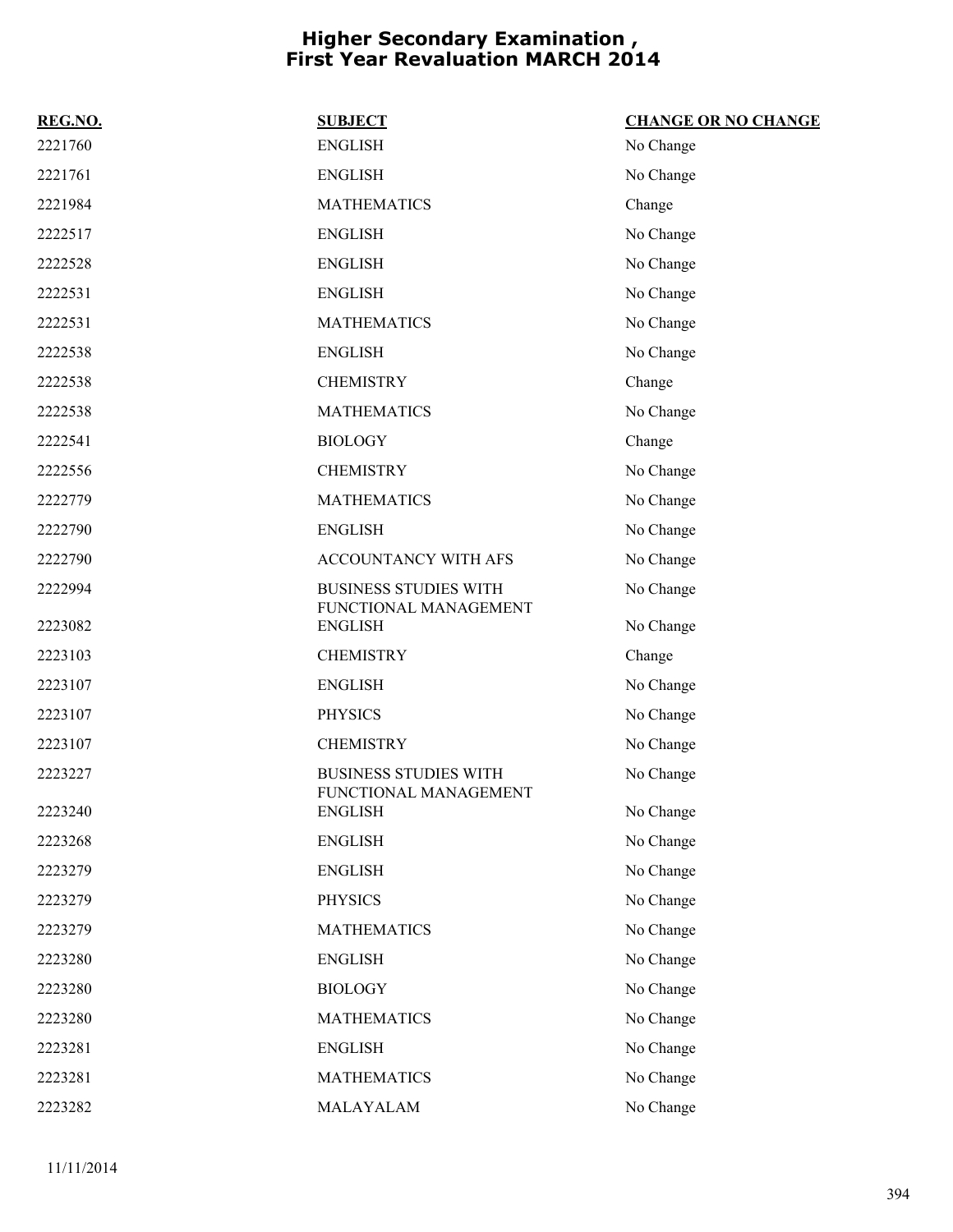# Higher Secondary Examination , First Year Revaluation MARCH 2014

| REG.NO. | SUBJECT | CHANGE OR NO CHANGE |
| --- | --- | --- |
| 2221760 | ENGLISH | No Change |
| 2221761 | ENGLISH | No Change |
| 2221984 | MATHEMATICS | Change |
| 2222517 | ENGLISH | No Change |
| 2222528 | ENGLISH | No Change |
| 2222531 | ENGLISH | No Change |
| 2222531 | MATHEMATICS | No Change |
| 2222538 | ENGLISH | No Change |
| 2222538 | CHEMISTRY | Change |
| 2222538 | MATHEMATICS | No Change |
| 2222541 | BIOLOGY | Change |
| 2222556 | CHEMISTRY | No Change |
| 2222779 | MATHEMATICS | No Change |
| 2222790 | ENGLISH | No Change |
| 2222790 | ACCOUNTANCY WITH AFS | No Change |
| 2222994 | BUSINESS STUDIES WITH FUNCTIONAL MANAGEMENT | No Change |
| 2223082 | ENGLISH | No Change |
| 2223103 | CHEMISTRY | Change |
| 2223107 | ENGLISH | No Change |
| 2223107 | PHYSICS | No Change |
| 2223107 | CHEMISTRY | No Change |
| 2223227 | BUSINESS STUDIES WITH FUNCTIONAL MANAGEMENT | No Change |
| 2223240 | ENGLISH | No Change |
| 2223268 | ENGLISH | No Change |
| 2223279 | ENGLISH | No Change |
| 2223279 | PHYSICS | No Change |
| 2223279 | MATHEMATICS | No Change |
| 2223280 | ENGLISH | No Change |
| 2223280 | BIOLOGY | No Change |
| 2223280 | MATHEMATICS | No Change |
| 2223281 | ENGLISH | No Change |
| 2223281 | MATHEMATICS | No Change |
| 2223282 | MALAYALAM | No Change |

11/11/2014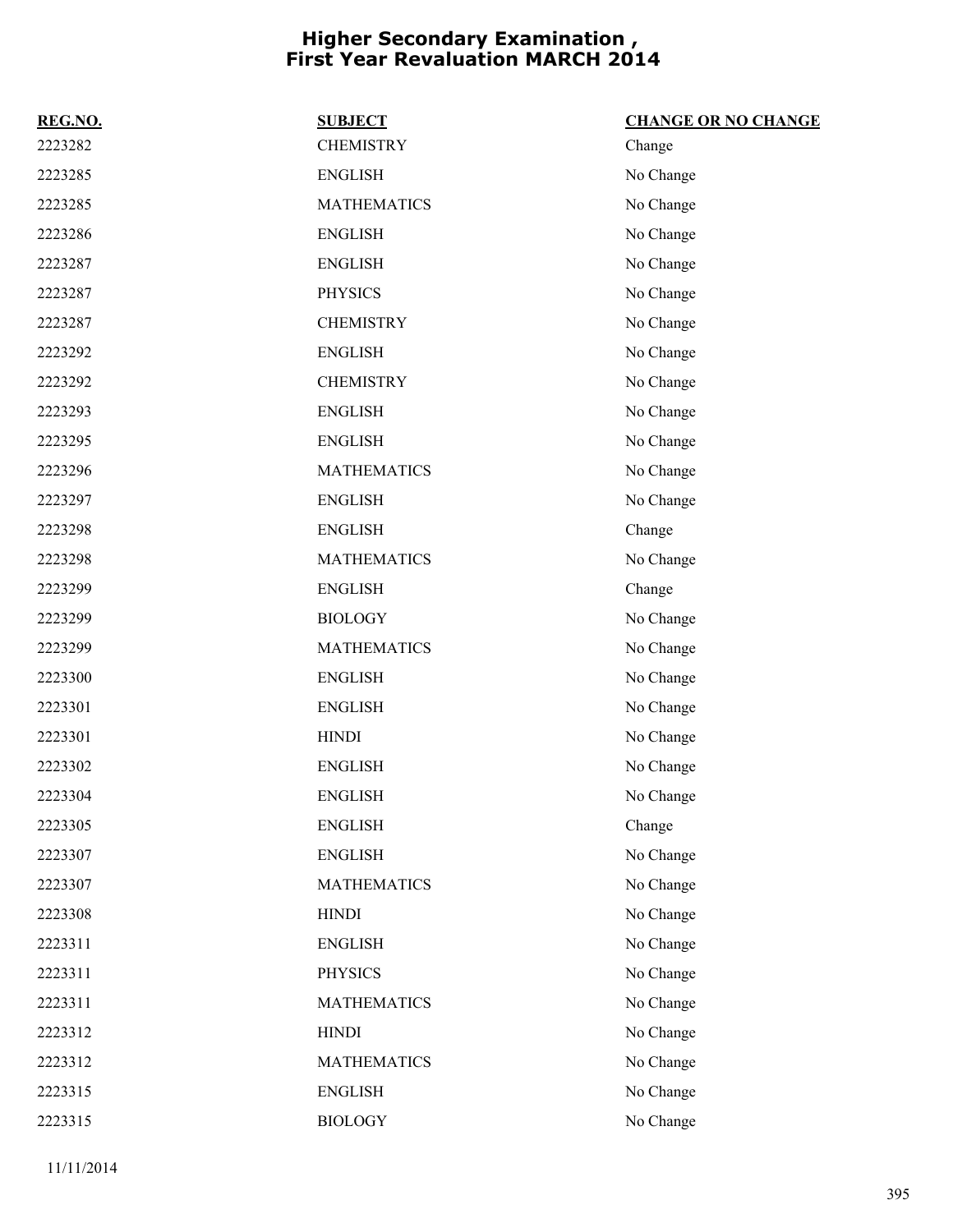# Higher Secondary Examination , First Year Revaluation MARCH 2014

| REG.NO. | SUBJECT | CHANGE OR NO CHANGE |
|---|---|---|
| 2223282 | CHEMISTRY | Change |
| 2223285 | ENGLISH | No Change |
| 2223285 | MATHEMATICS | No Change |
| 2223286 | ENGLISH | No Change |
| 2223287 | ENGLISH | No Change |
| 2223287 | PHYSICS | No Change |
| 2223287 | CHEMISTRY | No Change |
| 2223292 | ENGLISH | No Change |
| 2223292 | CHEMISTRY | No Change |
| 2223293 | ENGLISH | No Change |
| 2223295 | ENGLISH | No Change |
| 2223296 | MATHEMATICS | No Change |
| 2223297 | ENGLISH | No Change |
| 2223298 | ENGLISH | Change |
| 2223298 | MATHEMATICS | No Change |
| 2223299 | ENGLISH | Change |
| 2223299 | BIOLOGY | No Change |
| 2223299 | MATHEMATICS | No Change |
| 2223300 | ENGLISH | No Change |
| 2223301 | ENGLISH | No Change |
| 2223301 | HINDI | No Change |
| 2223302 | ENGLISH | No Change |
| 2223304 | ENGLISH | No Change |
| 2223305 | ENGLISH | Change |
| 2223307 | ENGLISH | No Change |
| 2223307 | MATHEMATICS | No Change |
| 2223308 | HINDI | No Change |
| 2223311 | ENGLISH | No Change |
| 2223311 | PHYSICS | No Change |
| 2223311 | MATHEMATICS | No Change |
| 2223312 | HINDI | No Change |
| 2223312 | MATHEMATICS | No Change |
| 2223315 | ENGLISH | No Change |
| 2223315 | BIOLOGY | No Change |

11/11/2014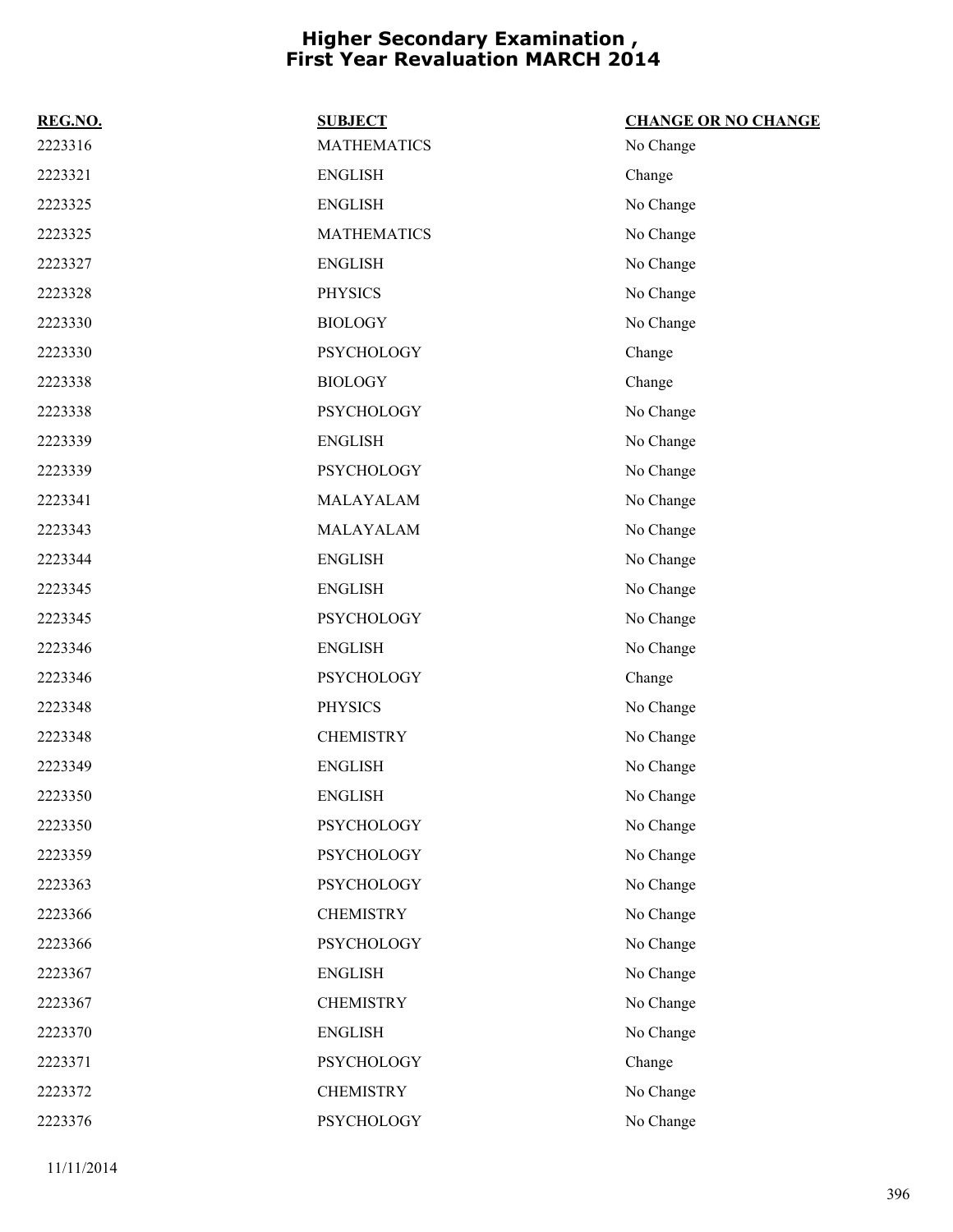# Higher Secondary Examination , First Year Revaluation MARCH 2014

| REG.NO. | SUBJECT | CHANGE OR NO CHANGE |
|---|---|---|
| 2223316 | MATHEMATICS | No Change |
| 2223321 | ENGLISH | Change |
| 2223325 | ENGLISH | No Change |
| 2223325 | MATHEMATICS | No Change |
| 2223327 | ENGLISH | No Change |
| 2223328 | PHYSICS | No Change |
| 2223330 | BIOLOGY | No Change |
| 2223330 | PSYCHOLOGY | Change |
| 2223338 | BIOLOGY | Change |
| 2223338 | PSYCHOLOGY | No Change |
| 2223339 | ENGLISH | No Change |
| 2223339 | PSYCHOLOGY | No Change |
| 2223341 | MALAYALAM | No Change |
| 2223343 | MALAYALAM | No Change |
| 2223344 | ENGLISH | No Change |
| 2223345 | ENGLISH | No Change |
| 2223345 | PSYCHOLOGY | No Change |
| 2223346 | ENGLISH | No Change |
| 2223346 | PSYCHOLOGY | Change |
| 2223348 | PHYSICS | No Change |
| 2223348 | CHEMISTRY | No Change |
| 2223349 | ENGLISH | No Change |
| 2223350 | ENGLISH | No Change |
| 2223350 | PSYCHOLOGY | No Change |
| 2223359 | PSYCHOLOGY | No Change |
| 2223363 | PSYCHOLOGY | No Change |
| 2223366 | CHEMISTRY | No Change |
| 2223366 | PSYCHOLOGY | No Change |
| 2223367 | ENGLISH | No Change |
| 2223367 | CHEMISTRY | No Change |
| 2223370 | ENGLISH | No Change |
| 2223371 | PSYCHOLOGY | Change |
| 2223372 | CHEMISTRY | No Change |
| 2223376 | PSYCHOLOGY | No Change |

11/11/2014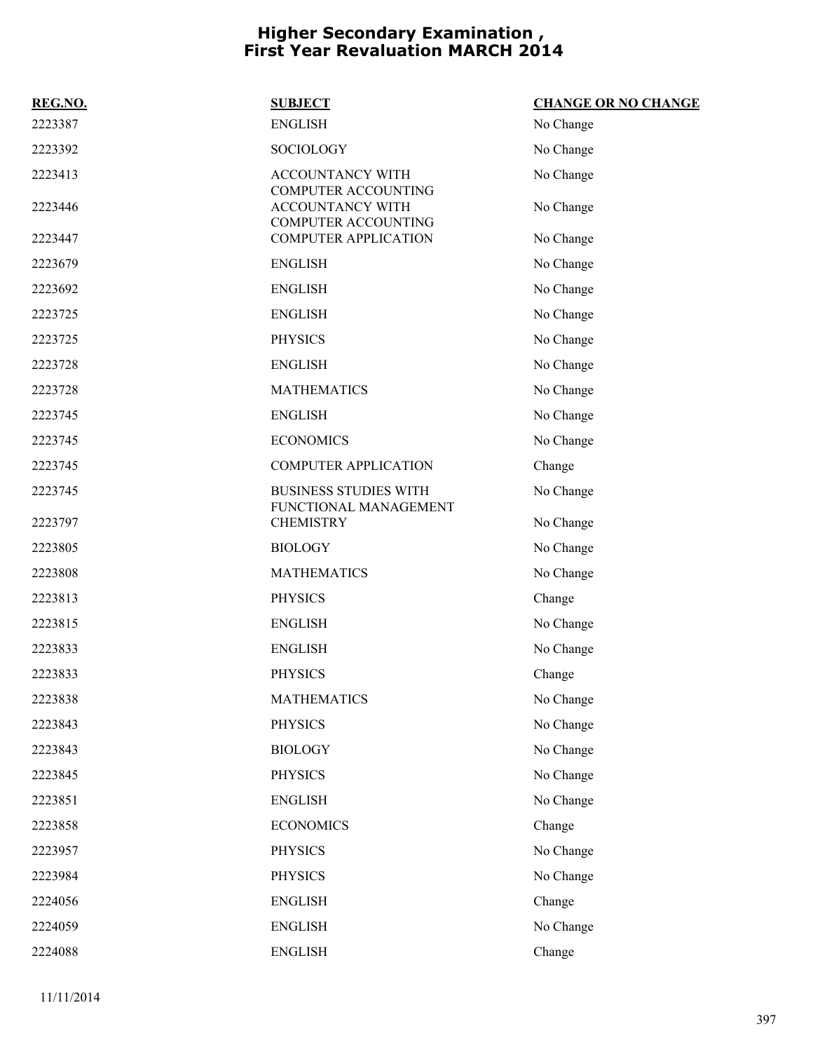# Higher Secondary Examination , First Year Revaluation MARCH 2014

| REG.NO. | SUBJECT | CHANGE OR NO CHANGE |
|---|---|---|
| 2223387 | ENGLISH | No Change |
| 2223392 | SOCIOLOGY | No Change |
| 2223413 | ACCOUNTANCY WITH COMPUTER ACCOUNTING | No Change |
| 2223446 | ACCOUNTANCY WITH COMPUTER ACCOUNTING | No Change |
| 2223447 | COMPUTER APPLICATION | No Change |
| 2223679 | ENGLISH | No Change |
| 2223692 | ENGLISH | No Change |
| 2223725 | ENGLISH | No Change |
| 2223725 | PHYSICS | No Change |
| 2223728 | ENGLISH | No Change |
| 2223728 | MATHEMATICS | No Change |
| 2223745 | ENGLISH | No Change |
| 2223745 | ECONOMICS | No Change |
| 2223745 | COMPUTER APPLICATION | Change |
| 2223745 | BUSINESS STUDIES WITH FUNCTIONAL MANAGEMENT | No Change |
| 2223797 | CHEMISTRY | No Change |
| 2223805 | BIOLOGY | No Change |
| 2223808 | MATHEMATICS | No Change |
| 2223813 | PHYSICS | Change |
| 2223815 | ENGLISH | No Change |
| 2223833 | ENGLISH | No Change |
| 2223833 | PHYSICS | Change |
| 2223838 | MATHEMATICS | No Change |
| 2223843 | PHYSICS | No Change |
| 2223843 | BIOLOGY | No Change |
| 2223845 | PHYSICS | No Change |
| 2223851 | ENGLISH | No Change |
| 2223858 | ECONOMICS | Change |
| 2223957 | PHYSICS | No Change |
| 2223984 | PHYSICS | No Change |
| 2224056 | ENGLISH | Change |
| 2224059 | ENGLISH | No Change |
| 2224088 | ENGLISH | Change |

11/11/2014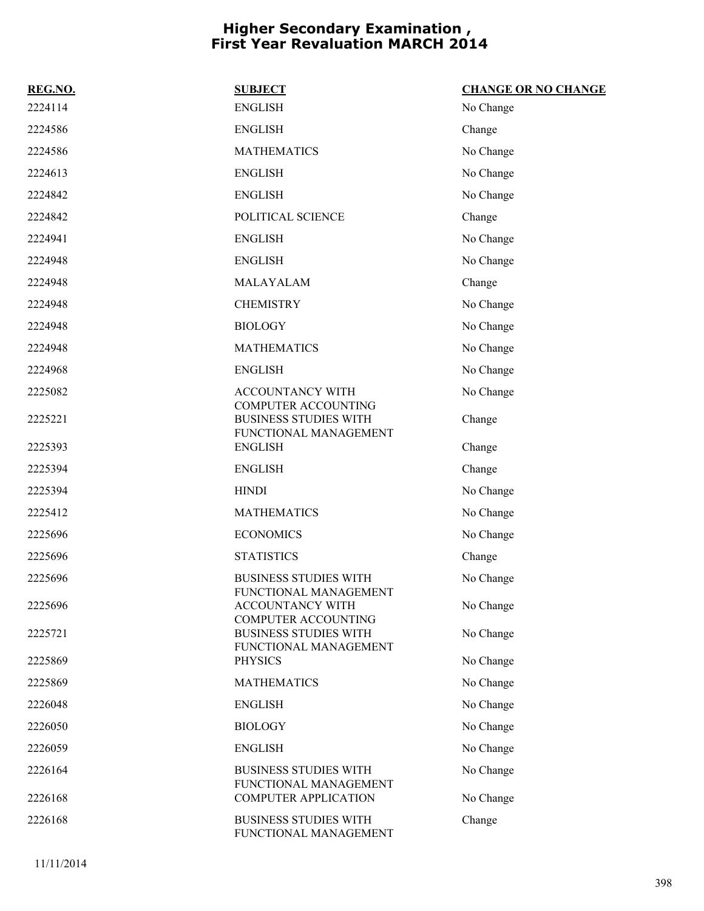# Higher Secondary Examination , First Year Revaluation MARCH 2014

| REG.NO. | SUBJECT | CHANGE OR NO CHANGE |
|---|---|---|
| 2224114 | ENGLISH | No Change |
| 2224586 | ENGLISH | Change |
| 2224586 | MATHEMATICS | No Change |
| 2224613 | ENGLISH | No Change |
| 2224842 | ENGLISH | No Change |
| 2224842 | POLITICAL SCIENCE | Change |
| 2224941 | ENGLISH | No Change |
| 2224948 | ENGLISH | No Change |
| 2224948 | MALAYALAM | Change |
| 2224948 | CHEMISTRY | No Change |
| 2224948 | BIOLOGY | No Change |
| 2224948 | MATHEMATICS | No Change |
| 2224968 | ENGLISH | No Change |
| 2225082 | ACCOUNTANCY WITH COMPUTER ACCOUNTING | No Change |
| 2225221 | BUSINESS STUDIES WITH FUNCTIONAL MANAGEMENT | Change |
| 2225393 | ENGLISH | Change |
| 2225394 | ENGLISH | Change |
| 2225394 | HINDI | No Change |
| 2225412 | MATHEMATICS | No Change |
| 2225696 | ECONOMICS | No Change |
| 2225696 | STATISTICS | Change |
| 2225696 | BUSINESS STUDIES WITH FUNCTIONAL MANAGEMENT | No Change |
| 2225696 | ACCOUNTANCY WITH COMPUTER ACCOUNTING | No Change |
| 2225721 | BUSINESS STUDIES WITH FUNCTIONAL MANAGEMENT | No Change |
| 2225869 | PHYSICS | No Change |
| 2225869 | MATHEMATICS | No Change |
| 2226048 | ENGLISH | No Change |
| 2226050 | BIOLOGY | No Change |
| 2226059 | ENGLISH | No Change |
| 2226164 | BUSINESS STUDIES WITH FUNCTIONAL MANAGEMENT | No Change |
| 2226168 | COMPUTER APPLICATION | No Change |
| 2226168 | BUSINESS STUDIES WITH FUNCTIONAL MANAGEMENT | Change |

11/11/2014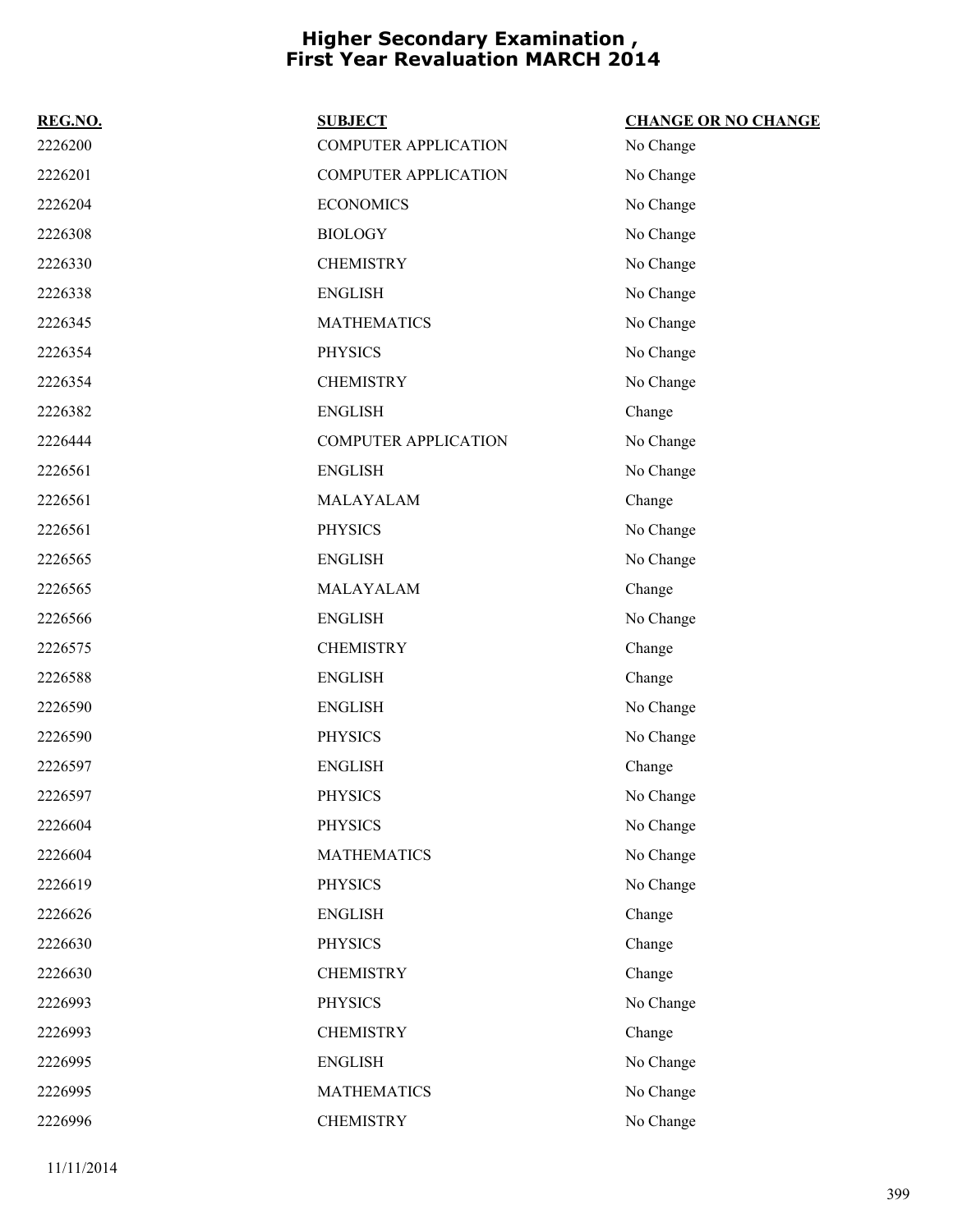# Higher Secondary Examination , First Year Revaluation MARCH 2014

| REG.NO. | SUBJECT | CHANGE OR NO CHANGE |
|---|---|---|
| 2226200 | COMPUTER APPLICATION | No Change |
| 2226201 | COMPUTER APPLICATION | No Change |
| 2226204 | ECONOMICS | No Change |
| 2226308 | BIOLOGY | No Change |
| 2226330 | CHEMISTRY | No Change |
| 2226338 | ENGLISH | No Change |
| 2226345 | MATHEMATICS | No Change |
| 2226354 | PHYSICS | No Change |
| 2226354 | CHEMISTRY | No Change |
| 2226382 | ENGLISH | Change |
| 2226444 | COMPUTER APPLICATION | No Change |
| 2226561 | ENGLISH | No Change |
| 2226561 | MALAYALAM | Change |
| 2226561 | PHYSICS | No Change |
| 2226565 | ENGLISH | No Change |
| 2226565 | MALAYALAM | Change |
| 2226566 | ENGLISH | No Change |
| 2226575 | CHEMISTRY | Change |
| 2226588 | ENGLISH | Change |
| 2226590 | ENGLISH | No Change |
| 2226590 | PHYSICS | No Change |
| 2226597 | ENGLISH | Change |
| 2226597 | PHYSICS | No Change |
| 2226604 | PHYSICS | No Change |
| 2226604 | MATHEMATICS | No Change |
| 2226619 | PHYSICS | No Change |
| 2226626 | ENGLISH | Change |
| 2226630 | PHYSICS | Change |
| 2226630 | CHEMISTRY | Change |
| 2226993 | PHYSICS | No Change |
| 2226993 | CHEMISTRY | Change |
| 2226995 | ENGLISH | No Change |
| 2226995 | MATHEMATICS | No Change |
| 2226996 | CHEMISTRY | No Change |

11/11/2014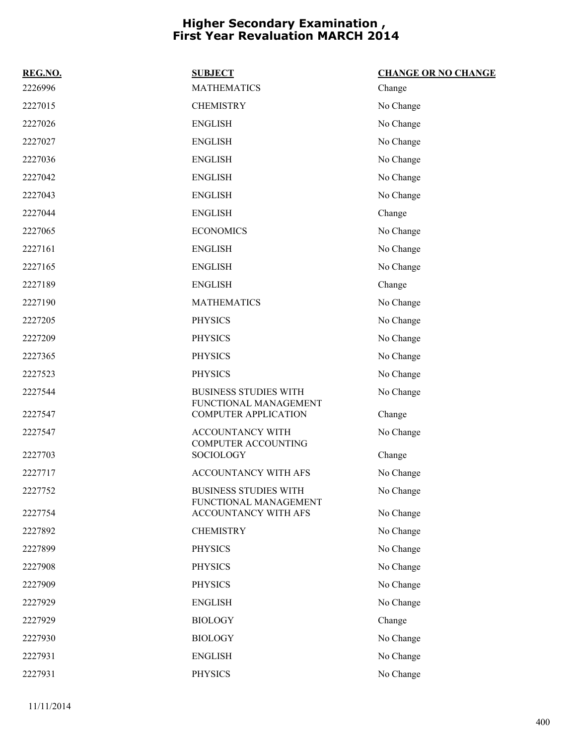# Higher Secondary Examination , First Year Revaluation MARCH 2014

| REG.NO. | SUBJECT | CHANGE OR NO CHANGE |
|---|---|---|
| 2226996 | MATHEMATICS | Change |
| 2227015 | CHEMISTRY | No Change |
| 2227026 | ENGLISH | No Change |
| 2227027 | ENGLISH | No Change |
| 2227036 | ENGLISH | No Change |
| 2227042 | ENGLISH | No Change |
| 2227043 | ENGLISH | No Change |
| 2227044 | ENGLISH | Change |
| 2227065 | ECONOMICS | No Change |
| 2227161 | ENGLISH | No Change |
| 2227165 | ENGLISH | No Change |
| 2227189 | ENGLISH | Change |
| 2227190 | MATHEMATICS | No Change |
| 2227205 | PHYSICS | No Change |
| 2227209 | PHYSICS | No Change |
| 2227365 | PHYSICS | No Change |
| 2227523 | PHYSICS | No Change |
| 2227544 | BUSINESS STUDIES WITH FUNCTIONAL MANAGEMENT | No Change |
| 2227547 | COMPUTER APPLICATION | Change |
| 2227547 | ACCOUNTANCY WITH COMPUTER ACCOUNTING | No Change |
| 2227703 | SOCIOLOGY | Change |
| 2227717 | ACCOUNTANCY WITH AFS | No Change |
| 2227752 | BUSINESS STUDIES WITH FUNCTIONAL MANAGEMENT | No Change |
| 2227754 | ACCOUNTANCY WITH AFS | No Change |
| 2227892 | CHEMISTRY | No Change |
| 2227899 | PHYSICS | No Change |
| 2227908 | PHYSICS | No Change |
| 2227909 | PHYSICS | No Change |
| 2227929 | ENGLISH | No Change |
| 2227929 | BIOLOGY | Change |
| 2227930 | BIOLOGY | No Change |
| 2227931 | ENGLISH | No Change |
| 2227931 | PHYSICS | No Change |

11/11/2014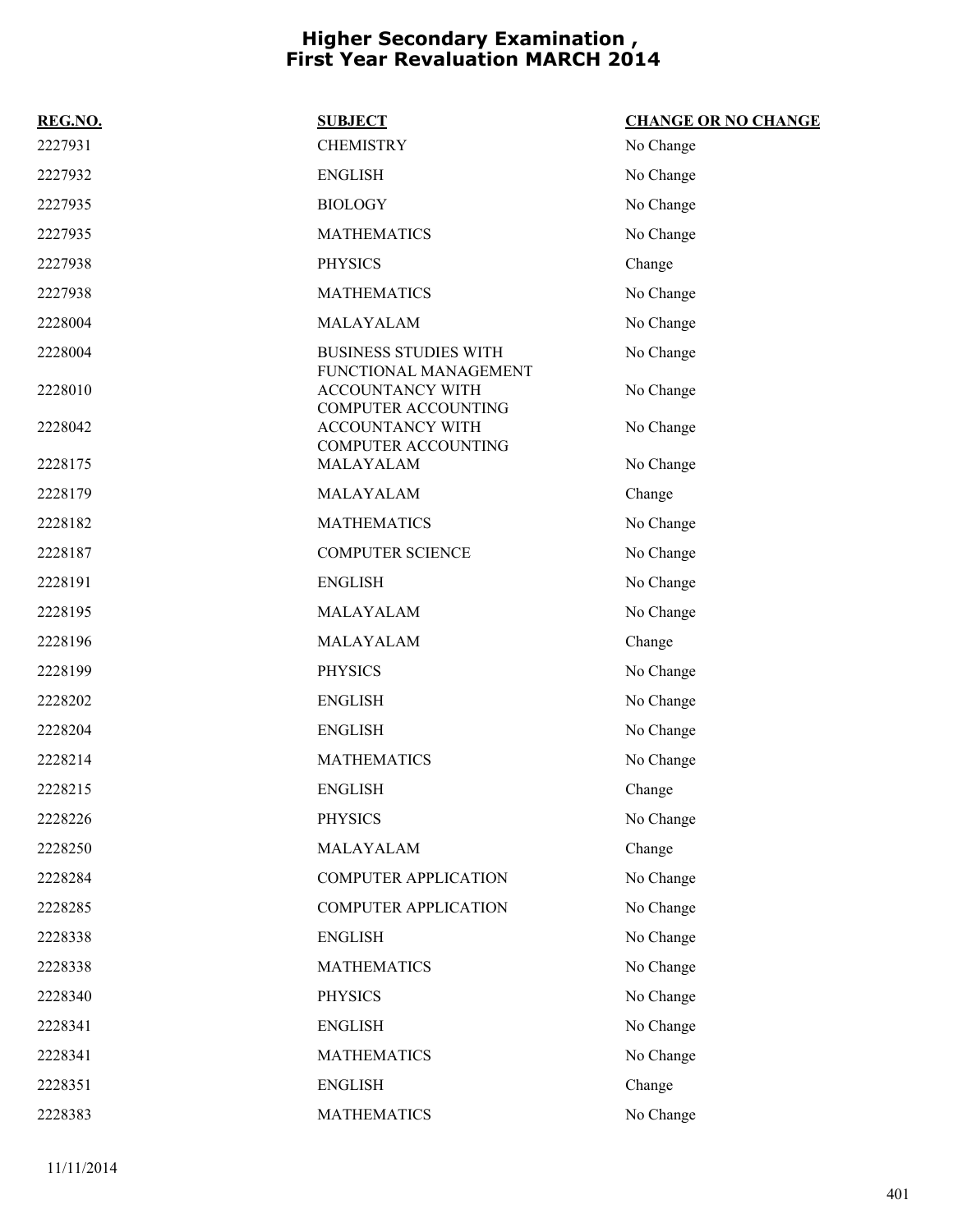# Higher Secondary Examination , First Year Revaluation MARCH 2014

| REG.NO. | SUBJECT | CHANGE OR NO CHANGE |
|---|---|---|
| 2227931 | CHEMISTRY | No Change |
| 2227932 | ENGLISH | No Change |
| 2227935 | BIOLOGY | No Change |
| 2227935 | MATHEMATICS | No Change |
| 2227938 | PHYSICS | Change |
| 2227938 | MATHEMATICS | No Change |
| 2228004 | MALAYALAM | No Change |
| 2228004 | BUSINESS STUDIES WITH FUNCTIONAL MANAGEMENT | No Change |
| 2228010 | ACCOUNTANCY WITH COMPUTER ACCOUNTING | No Change |
| 2228042 | ACCOUNTANCY WITH COMPUTER ACCOUNTING | No Change |
| 2228175 | MALAYALAM | No Change |
| 2228179 | MALAYALAM | Change |
| 2228182 | MATHEMATICS | No Change |
| 2228187 | COMPUTER SCIENCE | No Change |
| 2228191 | ENGLISH | No Change |
| 2228195 | MALAYALAM | No Change |
| 2228196 | MALAYALAM | Change |
| 2228199 | PHYSICS | No Change |
| 2228202 | ENGLISH | No Change |
| 2228204 | ENGLISH | No Change |
| 2228214 | MATHEMATICS | No Change |
| 2228215 | ENGLISH | Change |
| 2228226 | PHYSICS | No Change |
| 2228250 | MALAYALAM | Change |
| 2228284 | COMPUTER APPLICATION | No Change |
| 2228285 | COMPUTER APPLICATION | No Change |
| 2228338 | ENGLISH | No Change |
| 2228338 | MATHEMATICS | No Change |
| 2228340 | PHYSICS | No Change |
| 2228341 | ENGLISH | No Change |
| 2228341 | MATHEMATICS | No Change |
| 2228351 | ENGLISH | Change |
| 2228383 | MATHEMATICS | No Change |

11/11/2014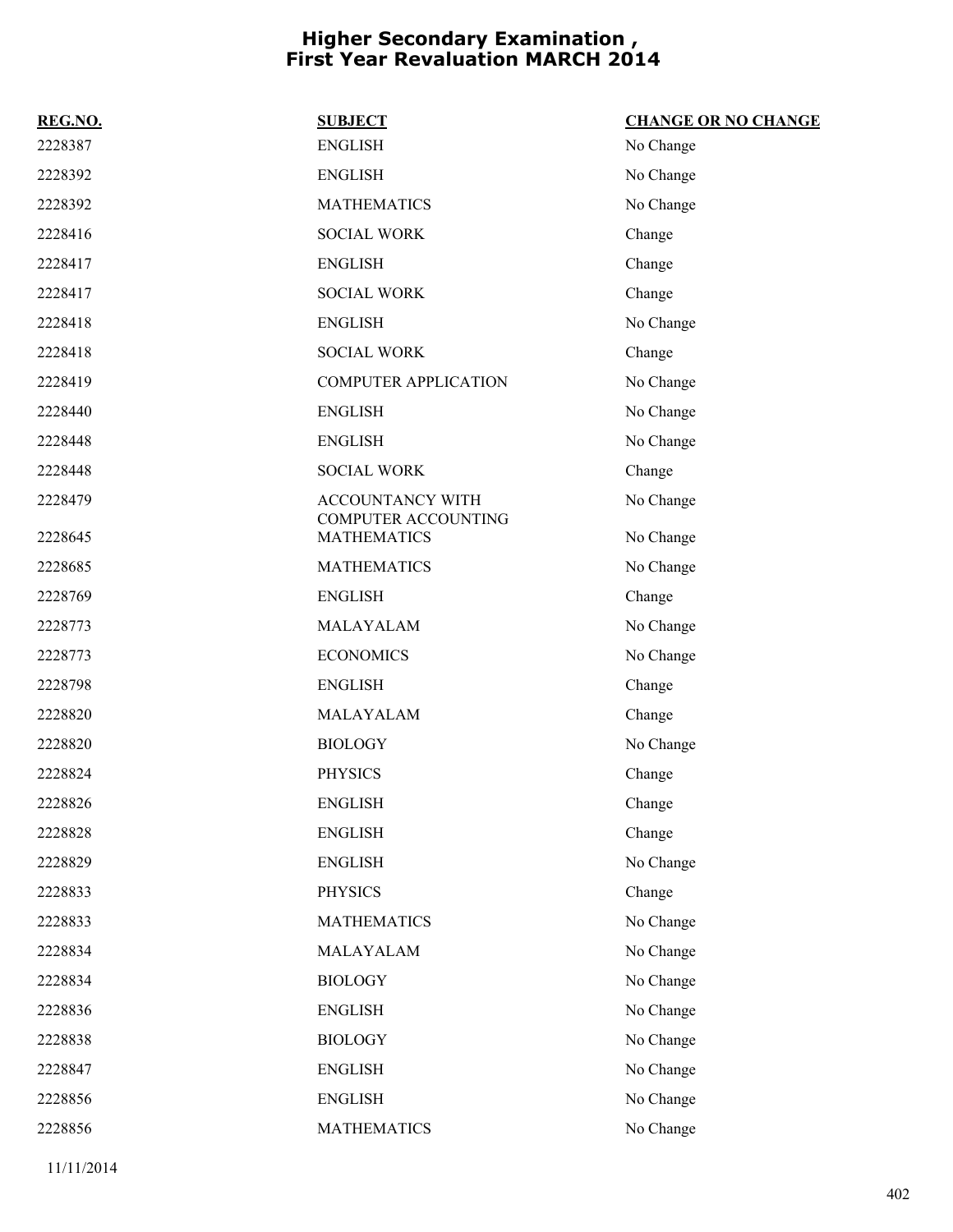# Higher Secondary Examination , First Year Revaluation MARCH 2014

| REG.NO. | SUBJECT | CHANGE OR NO CHANGE |
| --- | --- | --- |
| 2228387 | ENGLISH | No Change |
| 2228392 | ENGLISH | No Change |
| 2228392 | MATHEMATICS | No Change |
| 2228416 | SOCIAL WORK | Change |
| 2228417 | ENGLISH | Change |
| 2228417 | SOCIAL WORK | Change |
| 2228418 | ENGLISH | No Change |
| 2228418 | SOCIAL WORK | Change |
| 2228419 | COMPUTER APPLICATION | No Change |
| 2228440 | ENGLISH | No Change |
| 2228448 | ENGLISH | No Change |
| 2228448 | SOCIAL WORK | Change |
| 2228479 | ACCOUNTANCY WITH COMPUTER ACCOUNTING | No Change |
| 2228645 | MATHEMATICS | No Change |
| 2228685 | MATHEMATICS | No Change |
| 2228769 | ENGLISH | Change |
| 2228773 | MALAYALAM | No Change |
| 2228773 | ECONOMICS | No Change |
| 2228798 | ENGLISH | Change |
| 2228820 | MALAYALAM | Change |
| 2228820 | BIOLOGY | No Change |
| 2228824 | PHYSICS | Change |
| 2228826 | ENGLISH | Change |
| 2228828 | ENGLISH | Change |
| 2228829 | ENGLISH | No Change |
| 2228833 | PHYSICS | Change |
| 2228833 | MATHEMATICS | No Change |
| 2228834 | MALAYALAM | No Change |
| 2228834 | BIOLOGY | No Change |
| 2228836 | ENGLISH | No Change |
| 2228838 | BIOLOGY | No Change |
| 2228847 | ENGLISH | No Change |
| 2228856 | ENGLISH | No Change |
| 2228856 | MATHEMATICS | No Change |

11/11/2014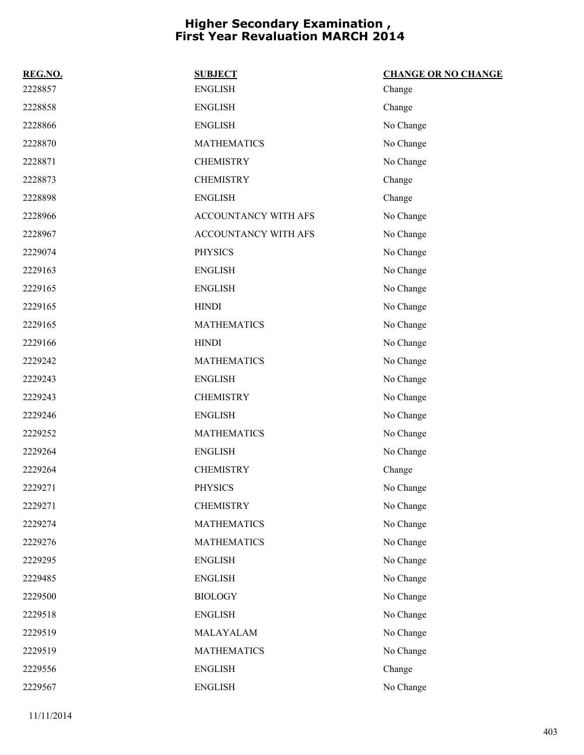# Higher Secondary Examination , First Year Revaluation MARCH 2014

| REG.NO. | SUBJECT | CHANGE OR NO CHANGE |
|---|---|---|
| 2228857 | ENGLISH | Change |
| 2228858 | ENGLISH | Change |
| 2228866 | ENGLISH | No Change |
| 2228870 | MATHEMATICS | No Change |
| 2228871 | CHEMISTRY | No Change |
| 2228873 | CHEMISTRY | Change |
| 2228898 | ENGLISH | Change |
| 2228966 | ACCOUNTANCY WITH AFS | No Change |
| 2228967 | ACCOUNTANCY WITH AFS | No Change |
| 2229074 | PHYSICS | No Change |
| 2229163 | ENGLISH | No Change |
| 2229165 | ENGLISH | No Change |
| 2229165 | HINDI | No Change |
| 2229165 | MATHEMATICS | No Change |
| 2229166 | HINDI | No Change |
| 2229242 | MATHEMATICS | No Change |
| 2229243 | ENGLISH | No Change |
| 2229243 | CHEMISTRY | No Change |
| 2229246 | ENGLISH | No Change |
| 2229252 | MATHEMATICS | No Change |
| 2229264 | ENGLISH | No Change |
| 2229264 | CHEMISTRY | Change |
| 2229271 | PHYSICS | No Change |
| 2229271 | CHEMISTRY | No Change |
| 2229274 | MATHEMATICS | No Change |
| 2229276 | MATHEMATICS | No Change |
| 2229295 | ENGLISH | No Change |
| 2229485 | ENGLISH | No Change |
| 2229500 | BIOLOGY | No Change |
| 2229518 | ENGLISH | No Change |
| 2229519 | MALAYALAM | No Change |
| 2229519 | MATHEMATICS | No Change |
| 2229556 | ENGLISH | Change |
| 2229567 | ENGLISH | No Change |

11/11/2014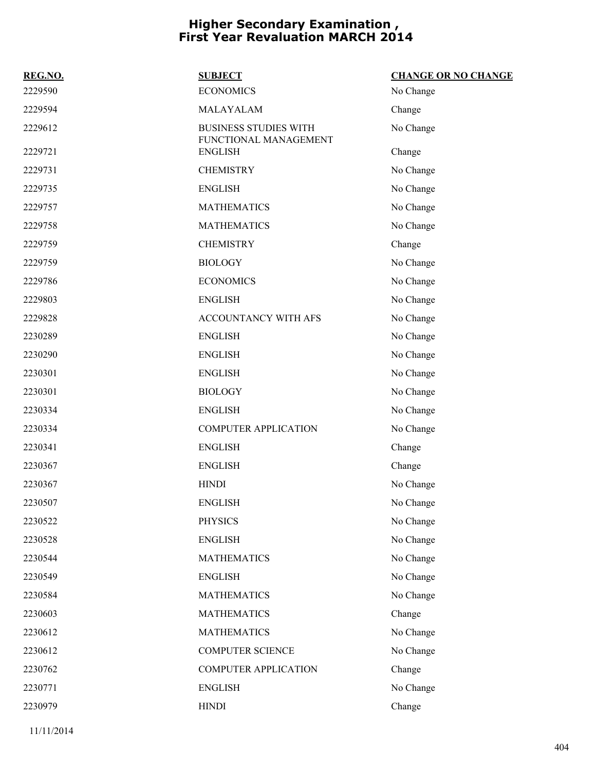# Higher Secondary Examination , First Year Revaluation MARCH 2014

| REG.NO. | SUBJECT | CHANGE OR NO CHANGE |
| --- | --- | --- |
| 2229590 | ECONOMICS | No Change |
| 2229594 | MALAYALAM | Change |
| 2229612 | BUSINESS STUDIES WITH FUNCTIONAL MANAGEMENT | No Change |
| 2229721 | ENGLISH | Change |
| 2229731 | CHEMISTRY | No Change |
| 2229735 | ENGLISH | No Change |
| 2229757 | MATHEMATICS | No Change |
| 2229758 | MATHEMATICS | No Change |
| 2229759 | CHEMISTRY | Change |
| 2229759 | BIOLOGY | No Change |
| 2229786 | ECONOMICS | No Change |
| 2229803 | ENGLISH | No Change |
| 2229828 | ACCOUNTANCY WITH AFS | No Change |
| 2230289 | ENGLISH | No Change |
| 2230290 | ENGLISH | No Change |
| 2230301 | ENGLISH | No Change |
| 2230301 | BIOLOGY | No Change |
| 2230334 | ENGLISH | No Change |
| 2230334 | COMPUTER APPLICATION | No Change |
| 2230341 | ENGLISH | Change |
| 2230367 | ENGLISH | Change |
| 2230367 | HINDI | No Change |
| 2230507 | ENGLISH | No Change |
| 2230522 | PHYSICS | No Change |
| 2230528 | ENGLISH | No Change |
| 2230544 | MATHEMATICS | No Change |
| 2230549 | ENGLISH | No Change |
| 2230584 | MATHEMATICS | No Change |
| 2230603 | MATHEMATICS | Change |
| 2230612 | MATHEMATICS | No Change |
| 2230612 | COMPUTER SCIENCE | No Change |
| 2230762 | COMPUTER APPLICATION | Change |
| 2230771 | ENGLISH | No Change |
| 2230979 | HINDI | Change |

11/11/2014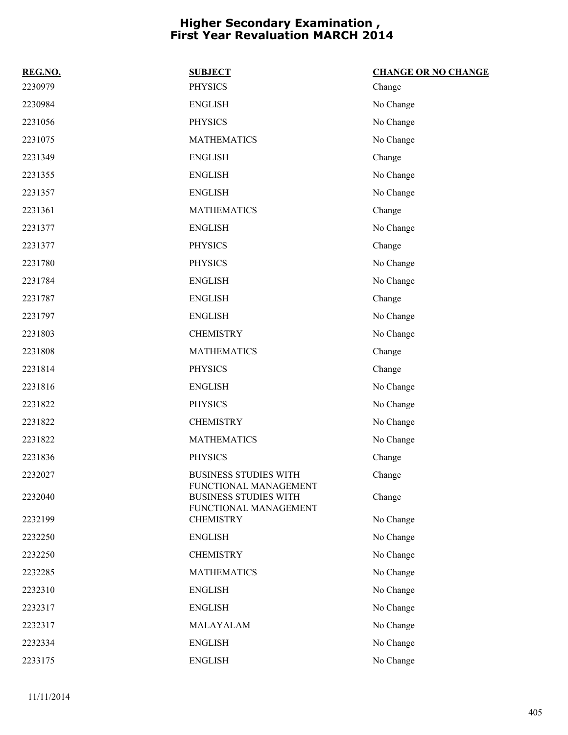# Higher Secondary Examination , First Year Revaluation MARCH 2014

| REG.NO. | SUBJECT | CHANGE OR NO CHANGE |
|---|---|---|
| 2230979 | PHYSICS | Change |
| 2230984 | ENGLISH | No Change |
| 2231056 | PHYSICS | No Change |
| 2231075 | MATHEMATICS | No Change |
| 2231349 | ENGLISH | Change |
| 2231355 | ENGLISH | No Change |
| 2231357 | ENGLISH | No Change |
| 2231361 | MATHEMATICS | Change |
| 2231377 | ENGLISH | No Change |
| 2231377 | PHYSICS | Change |
| 2231780 | PHYSICS | No Change |
| 2231784 | ENGLISH | No Change |
| 2231787 | ENGLISH | Change |
| 2231797 | ENGLISH | No Change |
| 2231803 | CHEMISTRY | No Change |
| 2231808 | MATHEMATICS | Change |
| 2231814 | PHYSICS | Change |
| 2231816 | ENGLISH | No Change |
| 2231822 | PHYSICS | No Change |
| 2231822 | CHEMISTRY | No Change |
| 2231822 | MATHEMATICS | No Change |
| 2231836 | PHYSICS | Change |
| 2232027 | BUSINESS STUDIES WITH FUNCTIONAL MANAGEMENT | Change |
| 2232040 | BUSINESS STUDIES WITH FUNCTIONAL MANAGEMENT | Change |
| 2232199 | CHEMISTRY | No Change |
| 2232250 | ENGLISH | No Change |
| 2232250 | CHEMISTRY | No Change |
| 2232285 | MATHEMATICS | No Change |
| 2232310 | ENGLISH | No Change |
| 2232317 | ENGLISH | No Change |
| 2232317 | MALAYALAM | No Change |
| 2232334 | ENGLISH | No Change |
| 2233175 | ENGLISH | No Change |

11/11/2014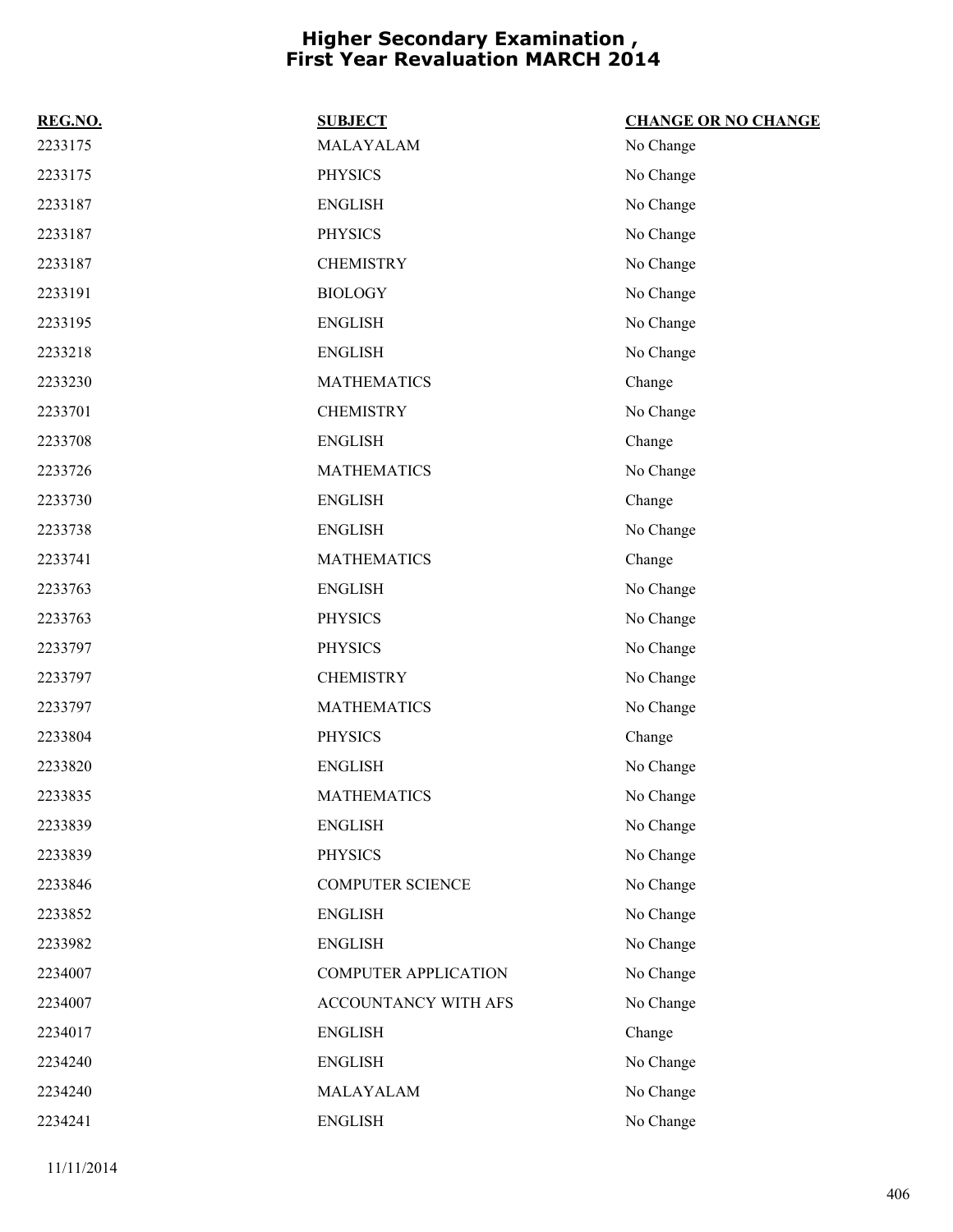# Higher Secondary Examination , First Year Revaluation MARCH 2014

| REG.NO. | SUBJECT | CHANGE OR NO CHANGE |
|---|---|---|
| 2233175 | MALAYALAM | No Change |
| 2233175 | PHYSICS | No Change |
| 2233187 | ENGLISH | No Change |
| 2233187 | PHYSICS | No Change |
| 2233187 | CHEMISTRY | No Change |
| 2233191 | BIOLOGY | No Change |
| 2233195 | ENGLISH | No Change |
| 2233218 | ENGLISH | No Change |
| 2233230 | MATHEMATICS | Change |
| 2233701 | CHEMISTRY | No Change |
| 2233708 | ENGLISH | Change |
| 2233726 | MATHEMATICS | No Change |
| 2233730 | ENGLISH | Change |
| 2233738 | ENGLISH | No Change |
| 2233741 | MATHEMATICS | Change |
| 2233763 | ENGLISH | No Change |
| 2233763 | PHYSICS | No Change |
| 2233797 | PHYSICS | No Change |
| 2233797 | CHEMISTRY | No Change |
| 2233797 | MATHEMATICS | No Change |
| 2233804 | PHYSICS | Change |
| 2233820 | ENGLISH | No Change |
| 2233835 | MATHEMATICS | No Change |
| 2233839 | ENGLISH | No Change |
| 2233839 | PHYSICS | No Change |
| 2233846 | COMPUTER SCIENCE | No Change |
| 2233852 | ENGLISH | No Change |
| 2233982 | ENGLISH | No Change |
| 2234007 | COMPUTER APPLICATION | No Change |
| 2234007 | ACCOUNTANCY WITH AFS | No Change |
| 2234017 | ENGLISH | Change |
| 2234240 | ENGLISH | No Change |
| 2234240 | MALAYALAM | No Change |
| 2234241 | ENGLISH | No Change |

11/11/2014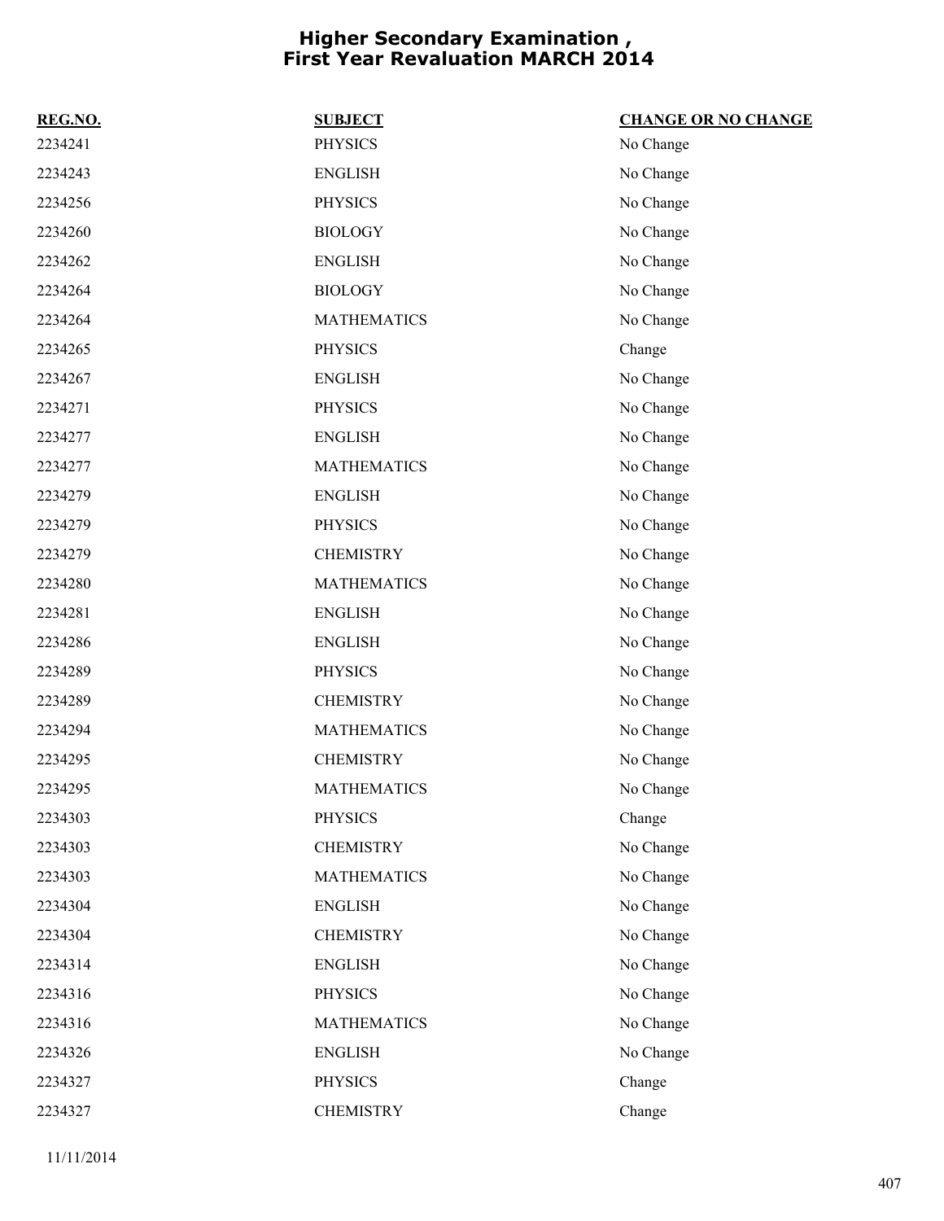# Higher Secondary Examination , First Year Revaluation MARCH 2014

| REG.NO. | SUBJECT | CHANGE OR NO CHANGE |
|---|---|---|
| 2234241 | PHYSICS | No Change |
| 2234243 | ENGLISH | No Change |
| 2234256 | PHYSICS | No Change |
| 2234260 | BIOLOGY | No Change |
| 2234262 | ENGLISH | No Change |
| 2234264 | BIOLOGY | No Change |
| 2234264 | MATHEMATICS | No Change |
| 2234265 | PHYSICS | Change |
| 2234267 | ENGLISH | No Change |
| 2234271 | PHYSICS | No Change |
| 2234277 | ENGLISH | No Change |
| 2234277 | MATHEMATICS | No Change |
| 2234279 | ENGLISH | No Change |
| 2234279 | PHYSICS | No Change |
| 2234279 | CHEMISTRY | No Change |
| 2234280 | MATHEMATICS | No Change |
| 2234281 | ENGLISH | No Change |
| 2234286 | ENGLISH | No Change |
| 2234289 | PHYSICS | No Change |
| 2234289 | CHEMISTRY | No Change |
| 2234294 | MATHEMATICS | No Change |
| 2234295 | CHEMISTRY | No Change |
| 2234295 | MATHEMATICS | No Change |
| 2234303 | PHYSICS | Change |
| 2234303 | CHEMISTRY | No Change |
| 2234303 | MATHEMATICS | No Change |
| 2234304 | ENGLISH | No Change |
| 2234304 | CHEMISTRY | No Change |
| 2234314 | ENGLISH | No Change |
| 2234316 | PHYSICS | No Change |
| 2234316 | MATHEMATICS | No Change |
| 2234326 | ENGLISH | No Change |
| 2234327 | PHYSICS | Change |
| 2234327 | CHEMISTRY | Change |

11/11/2014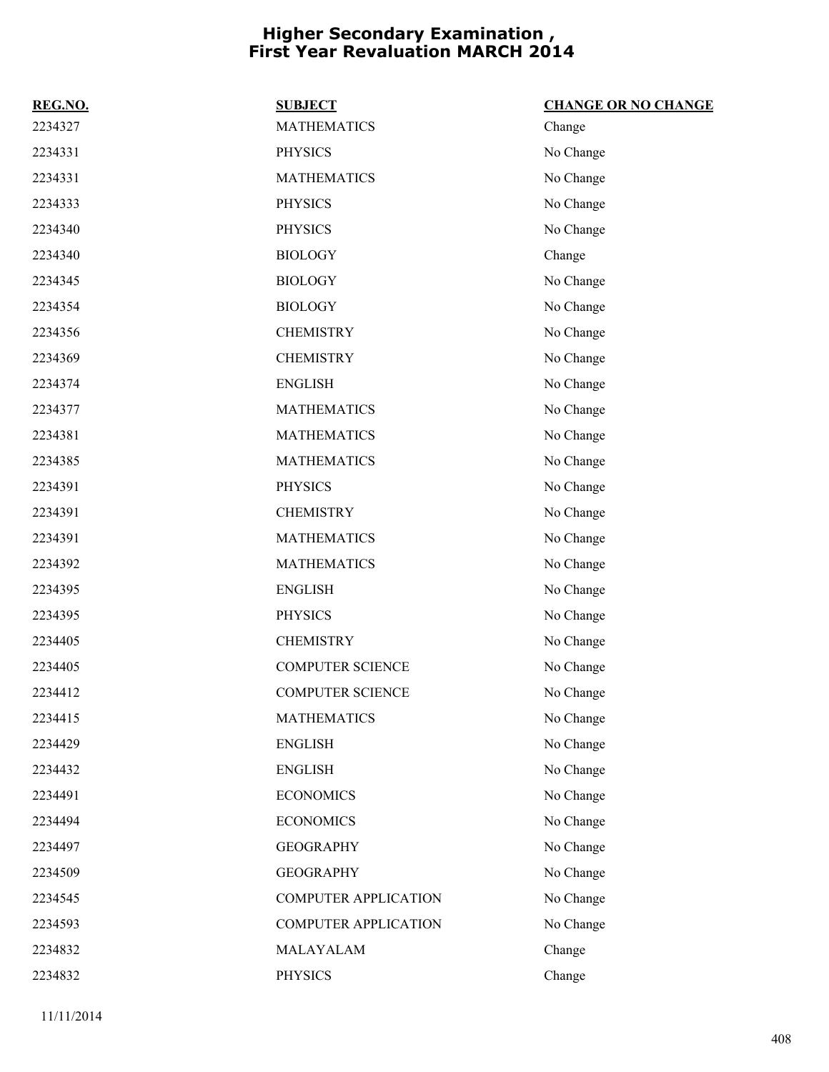# Higher Secondary Examination , First Year Revaluation MARCH 2014

| REG.NO. | SUBJECT | CHANGE OR NO CHANGE |
|---|---|---|
| 2234327 | MATHEMATICS | Change |
| 2234331 | PHYSICS | No Change |
| 2234331 | MATHEMATICS | No Change |
| 2234333 | PHYSICS | No Change |
| 2234340 | PHYSICS | No Change |
| 2234340 | BIOLOGY | Change |
| 2234345 | BIOLOGY | No Change |
| 2234354 | BIOLOGY | No Change |
| 2234356 | CHEMISTRY | No Change |
| 2234369 | CHEMISTRY | No Change |
| 2234374 | ENGLISH | No Change |
| 2234377 | MATHEMATICS | No Change |
| 2234381 | MATHEMATICS | No Change |
| 2234385 | MATHEMATICS | No Change |
| 2234391 | PHYSICS | No Change |
| 2234391 | CHEMISTRY | No Change |
| 2234391 | MATHEMATICS | No Change |
| 2234392 | MATHEMATICS | No Change |
| 2234395 | ENGLISH | No Change |
| 2234395 | PHYSICS | No Change |
| 2234405 | CHEMISTRY | No Change |
| 2234405 | COMPUTER SCIENCE | No Change |
| 2234412 | COMPUTER SCIENCE | No Change |
| 2234415 | MATHEMATICS | No Change |
| 2234429 | ENGLISH | No Change |
| 2234432 | ENGLISH | No Change |
| 2234491 | ECONOMICS | No Change |
| 2234494 | ECONOMICS | No Change |
| 2234497 | GEOGRAPHY | No Change |
| 2234509 | GEOGRAPHY | No Change |
| 2234545 | COMPUTER APPLICATION | No Change |
| 2234593 | COMPUTER APPLICATION | No Change |
| 2234832 | MALAYALAM | Change |
| 2234832 | PHYSICS | Change |

11/11/2014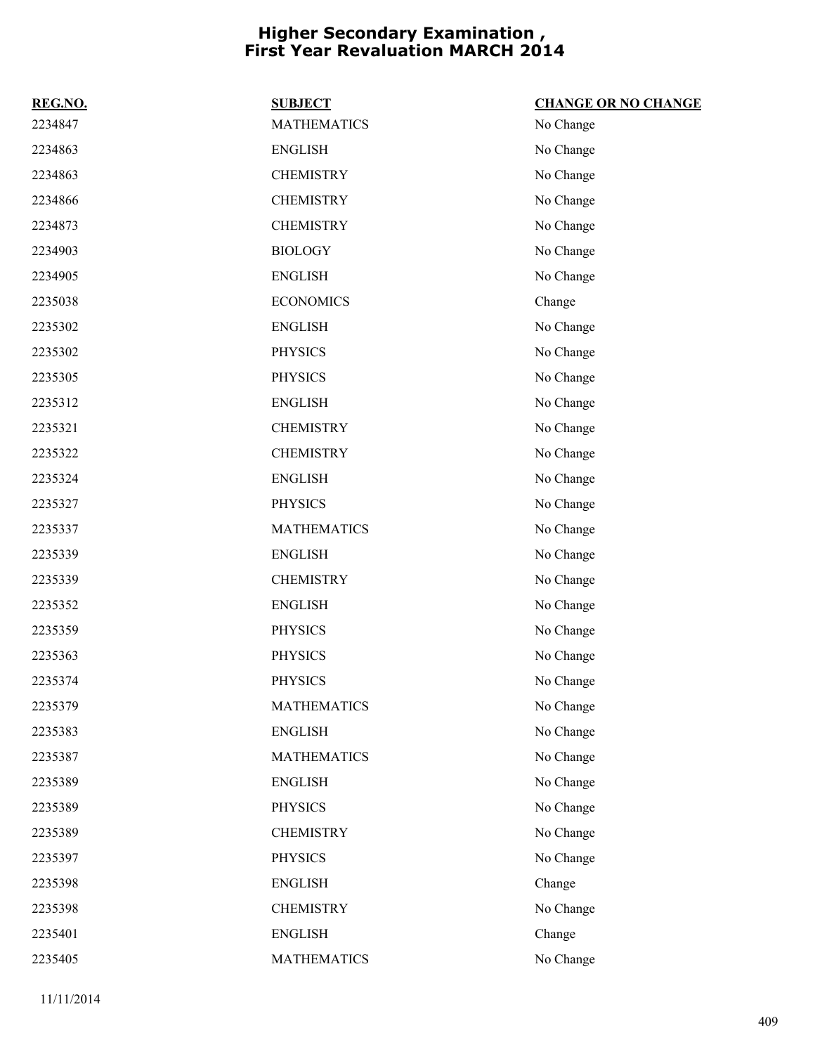# Higher Secondary Examination , First Year Revaluation MARCH 2014

| REG.NO. | SUBJECT | CHANGE OR NO CHANGE |
|---|---|---|
| 2234847 | MATHEMATICS | No Change |
| 2234863 | ENGLISH | No Change |
| 2234863 | CHEMISTRY | No Change |
| 2234866 | CHEMISTRY | No Change |
| 2234873 | CHEMISTRY | No Change |
| 2234903 | BIOLOGY | No Change |
| 2234905 | ENGLISH | No Change |
| 2235038 | ECONOMICS | Change |
| 2235302 | ENGLISH | No Change |
| 2235302 | PHYSICS | No Change |
| 2235305 | PHYSICS | No Change |
| 2235312 | ENGLISH | No Change |
| 2235321 | CHEMISTRY | No Change |
| 2235322 | CHEMISTRY | No Change |
| 2235324 | ENGLISH | No Change |
| 2235327 | PHYSICS | No Change |
| 2235337 | MATHEMATICS | No Change |
| 2235339 | ENGLISH | No Change |
| 2235339 | CHEMISTRY | No Change |
| 2235352 | ENGLISH | No Change |
| 2235359 | PHYSICS | No Change |
| 2235363 | PHYSICS | No Change |
| 2235374 | PHYSICS | No Change |
| 2235379 | MATHEMATICS | No Change |
| 2235383 | ENGLISH | No Change |
| 2235387 | MATHEMATICS | No Change |
| 2235389 | ENGLISH | No Change |
| 2235389 | PHYSICS | No Change |
| 2235389 | CHEMISTRY | No Change |
| 2235397 | PHYSICS | No Change |
| 2235398 | ENGLISH | Change |
| 2235398 | CHEMISTRY | No Change |
| 2235401 | ENGLISH | Change |
| 2235405 | MATHEMATICS | No Change |

11/11/2014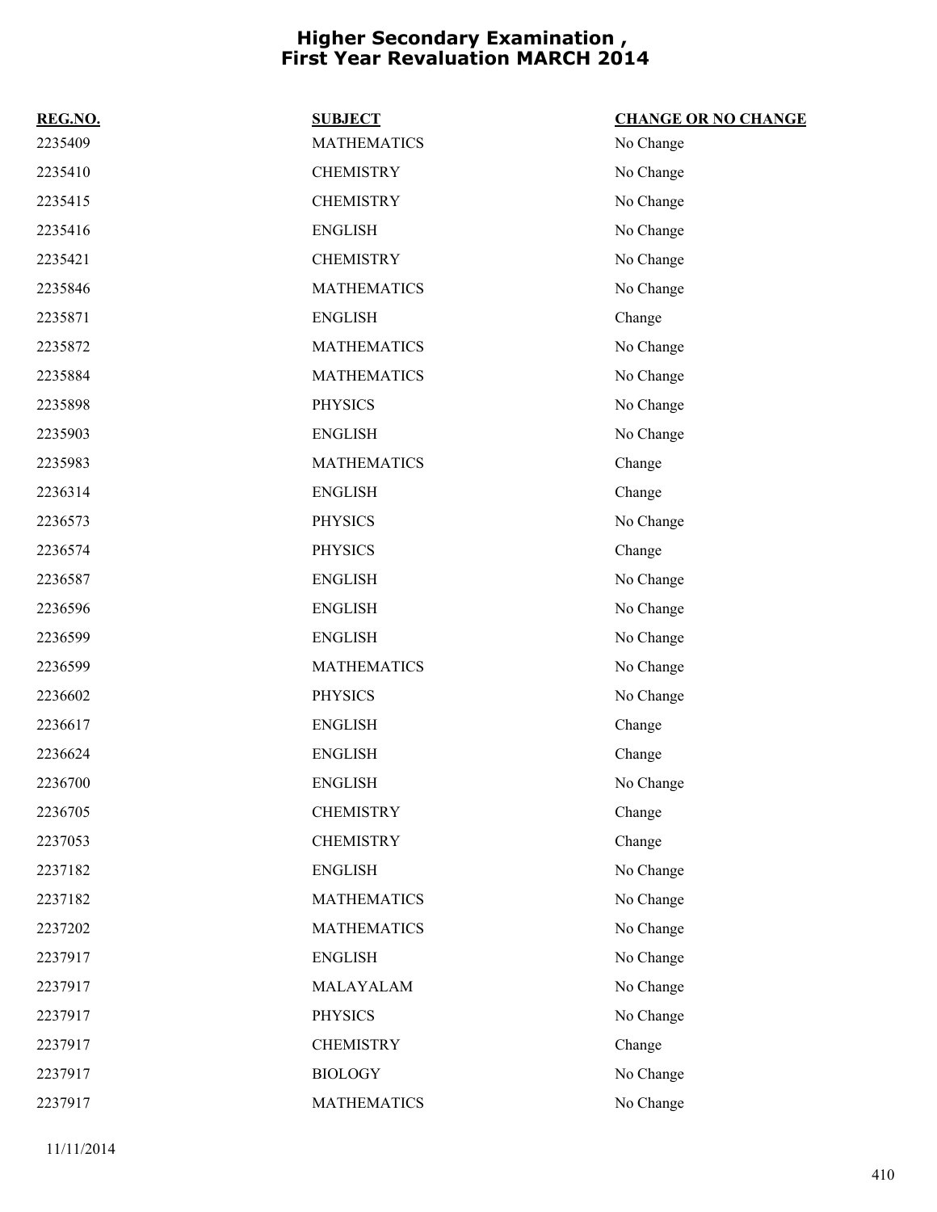# Higher Secondary Examination , First Year Revaluation MARCH 2014

| REG.NO. | SUBJECT | CHANGE OR NO CHANGE |
|---|---|---|
| 2235409 | MATHEMATICS | No Change |
| 2235410 | CHEMISTRY | No Change |
| 2235415 | CHEMISTRY | No Change |
| 2235416 | ENGLISH | No Change |
| 2235421 | CHEMISTRY | No Change |
| 2235846 | MATHEMATICS | No Change |
| 2235871 | ENGLISH | Change |
| 2235872 | MATHEMATICS | No Change |
| 2235884 | MATHEMATICS | No Change |
| 2235898 | PHYSICS | No Change |
| 2235903 | ENGLISH | No Change |
| 2235983 | MATHEMATICS | Change |
| 2236314 | ENGLISH | Change |
| 2236573 | PHYSICS | No Change |
| 2236574 | PHYSICS | Change |
| 2236587 | ENGLISH | No Change |
| 2236596 | ENGLISH | No Change |
| 2236599 | ENGLISH | No Change |
| 2236599 | MATHEMATICS | No Change |
| 2236602 | PHYSICS | No Change |
| 2236617 | ENGLISH | Change |
| 2236624 | ENGLISH | Change |
| 2236700 | ENGLISH | No Change |
| 2236705 | CHEMISTRY | Change |
| 2237053 | CHEMISTRY | Change |
| 2237182 | ENGLISH | No Change |
| 2237182 | MATHEMATICS | No Change |
| 2237202 | MATHEMATICS | No Change |
| 2237917 | ENGLISH | No Change |
| 2237917 | MALAYALAM | No Change |
| 2237917 | PHYSICS | No Change |
| 2237917 | CHEMISTRY | Change |
| 2237917 | BIOLOGY | No Change |
| 2237917 | MATHEMATICS | No Change |

11/11/2014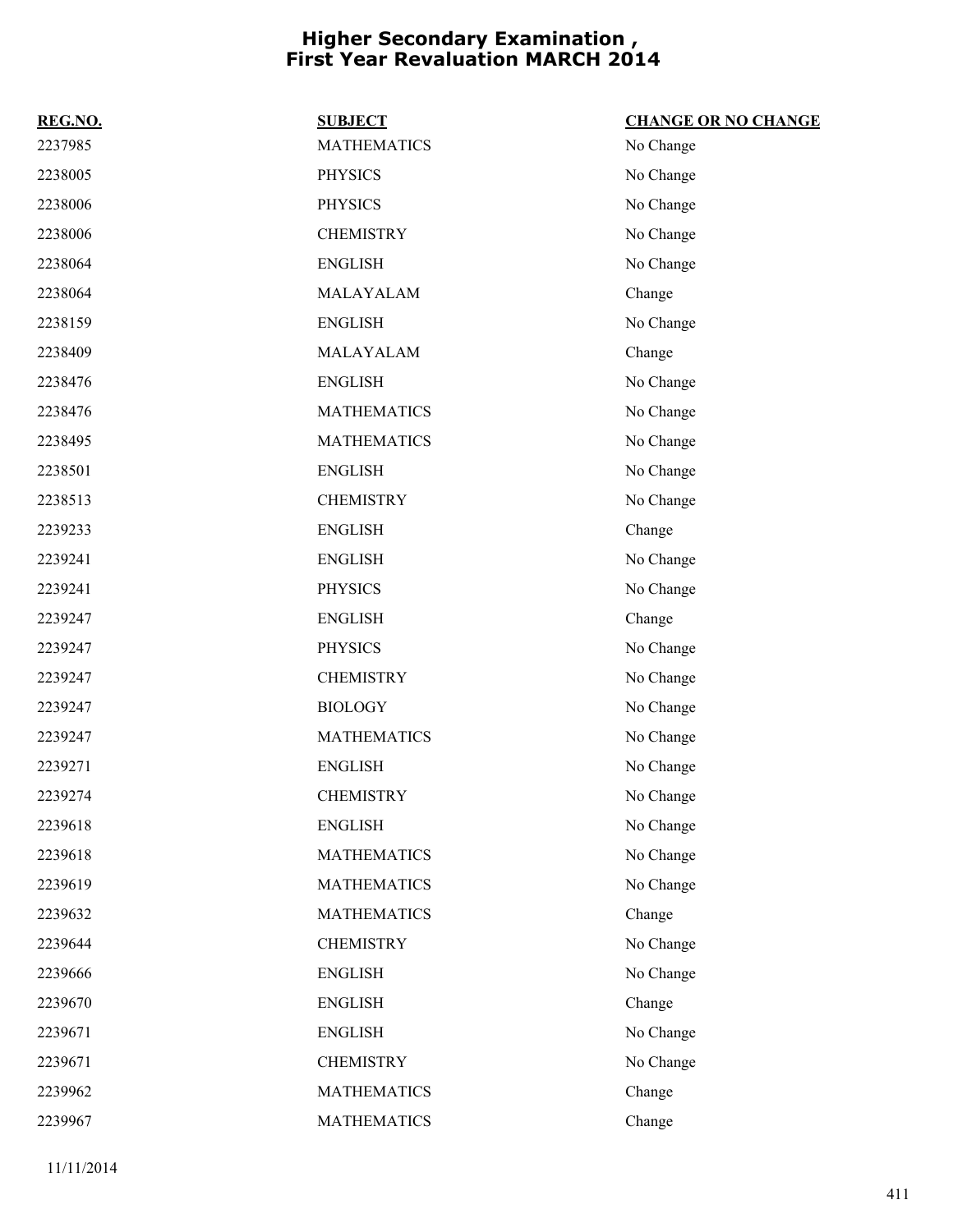# Higher Secondary Examination , First Year Revaluation MARCH 2014

| REG.NO. | SUBJECT | CHANGE OR NO CHANGE |
|---|---|---|
| 2237985 | MATHEMATICS | No Change |
| 2238005 | PHYSICS | No Change |
| 2238006 | PHYSICS | No Change |
| 2238006 | CHEMISTRY | No Change |
| 2238064 | ENGLISH | No Change |
| 2238064 | MALAYALAM | Change |
| 2238159 | ENGLISH | No Change |
| 2238409 | MALAYALAM | Change |
| 2238476 | ENGLISH | No Change |
| 2238476 | MATHEMATICS | No Change |
| 2238495 | MATHEMATICS | No Change |
| 2238501 | ENGLISH | No Change |
| 2238513 | CHEMISTRY | No Change |
| 2239233 | ENGLISH | Change |
| 2239241 | ENGLISH | No Change |
| 2239241 | PHYSICS | No Change |
| 2239247 | ENGLISH | Change |
| 2239247 | PHYSICS | No Change |
| 2239247 | CHEMISTRY | No Change |
| 2239247 | BIOLOGY | No Change |
| 2239247 | MATHEMATICS | No Change |
| 2239271 | ENGLISH | No Change |
| 2239274 | CHEMISTRY | No Change |
| 2239618 | ENGLISH | No Change |
| 2239618 | MATHEMATICS | No Change |
| 2239619 | MATHEMATICS | No Change |
| 2239632 | MATHEMATICS | Change |
| 2239644 | CHEMISTRY | No Change |
| 2239666 | ENGLISH | No Change |
| 2239670 | ENGLISH | Change |
| 2239671 | ENGLISH | No Change |
| 2239671 | CHEMISTRY | No Change |
| 2239962 | MATHEMATICS | Change |
| 2239967 | MATHEMATICS | Change |

11/11/2014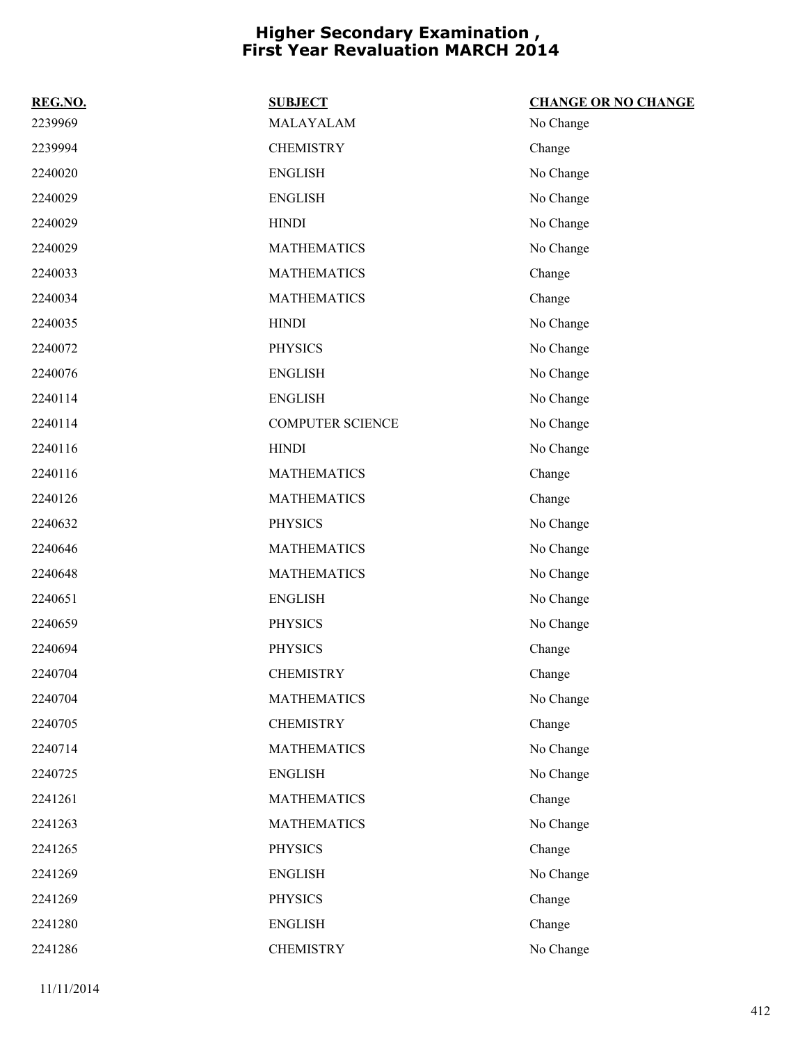# Higher Secondary Examination , First Year Revaluation MARCH 2014

| REG.NO. | SUBJECT | CHANGE OR NO CHANGE |
|---|---|---|
| 2239969 | MALAYALAM | No Change |
| 2239994 | CHEMISTRY | Change |
| 2240020 | ENGLISH | No Change |
| 2240029 | ENGLISH | No Change |
| 2240029 | HINDI | No Change |
| 2240029 | MATHEMATICS | No Change |
| 2240033 | MATHEMATICS | Change |
| 2240034 | MATHEMATICS | Change |
| 2240035 | HINDI | No Change |
| 2240072 | PHYSICS | No Change |
| 2240076 | ENGLISH | No Change |
| 2240114 | ENGLISH | No Change |
| 2240114 | COMPUTER SCIENCE | No Change |
| 2240116 | HINDI | No Change |
| 2240116 | MATHEMATICS | Change |
| 2240126 | MATHEMATICS | Change |
| 2240632 | PHYSICS | No Change |
| 2240646 | MATHEMATICS | No Change |
| 2240648 | MATHEMATICS | No Change |
| 2240651 | ENGLISH | No Change |
| 2240659 | PHYSICS | No Change |
| 2240694 | PHYSICS | Change |
| 2240704 | CHEMISTRY | Change |
| 2240704 | MATHEMATICS | No Change |
| 2240705 | CHEMISTRY | Change |
| 2240714 | MATHEMATICS | No Change |
| 2240725 | ENGLISH | No Change |
| 2241261 | MATHEMATICS | Change |
| 2241263 | MATHEMATICS | No Change |
| 2241265 | PHYSICS | Change |
| 2241269 | ENGLISH | No Change |
| 2241269 | PHYSICS | Change |
| 2241280 | ENGLISH | Change |
| 2241286 | CHEMISTRY | No Change |

11/11/2014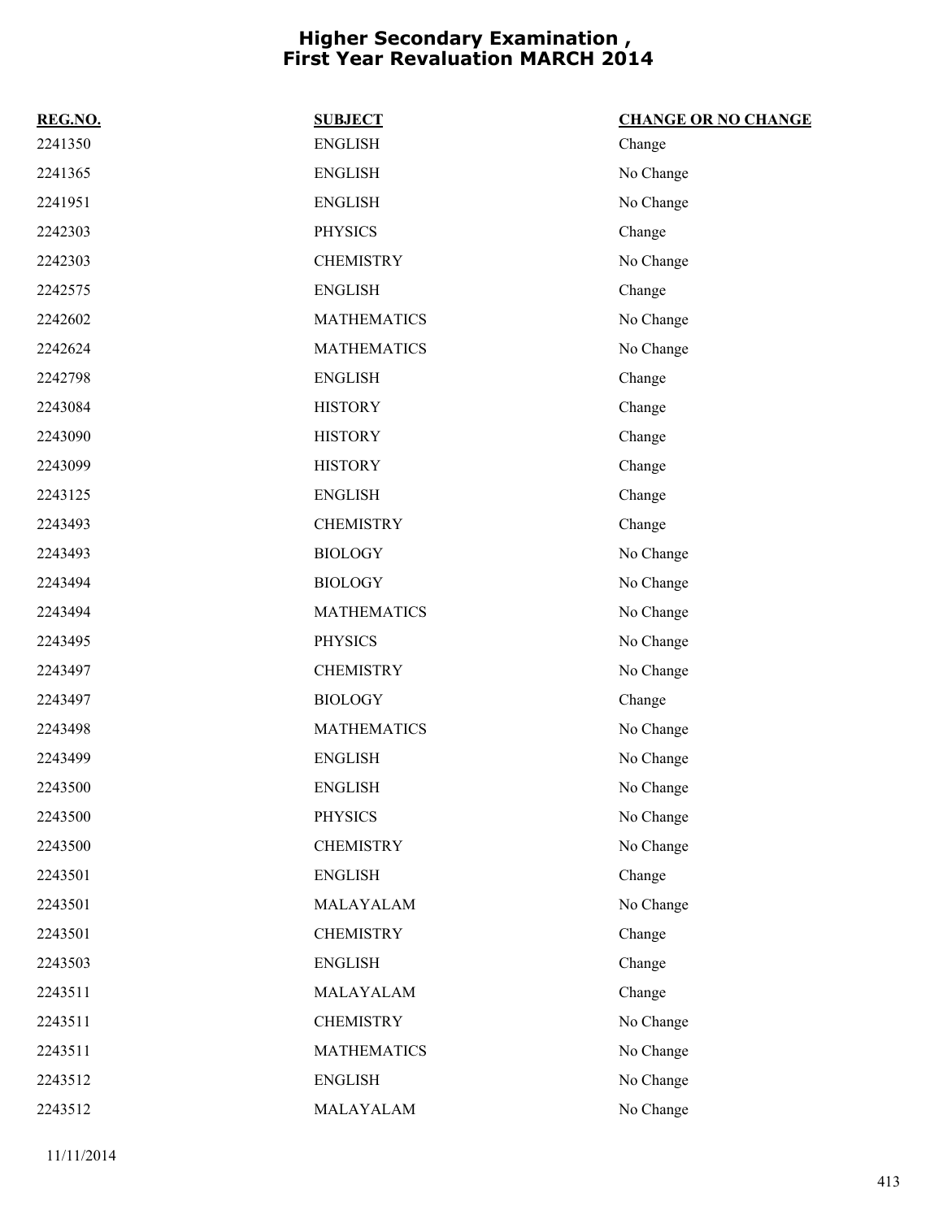# Higher Secondary Examination , First Year Revaluation MARCH 2014

| REG.NO. | SUBJECT | CHANGE OR NO CHANGE |
|---|---|---|
| 2241350 | ENGLISH | Change |
| 2241365 | ENGLISH | No Change |
| 2241951 | ENGLISH | No Change |
| 2242303 | PHYSICS | Change |
| 2242303 | CHEMISTRY | No Change |
| 2242575 | ENGLISH | Change |
| 2242602 | MATHEMATICS | No Change |
| 2242624 | MATHEMATICS | No Change |
| 2242798 | ENGLISH | Change |
| 2243084 | HISTORY | Change |
| 2243090 | HISTORY | Change |
| 2243099 | HISTORY | Change |
| 2243125 | ENGLISH | Change |
| 2243493 | CHEMISTRY | Change |
| 2243493 | BIOLOGY | No Change |
| 2243494 | BIOLOGY | No Change |
| 2243494 | MATHEMATICS | No Change |
| 2243495 | PHYSICS | No Change |
| 2243497 | CHEMISTRY | No Change |
| 2243497 | BIOLOGY | Change |
| 2243498 | MATHEMATICS | No Change |
| 2243499 | ENGLISH | No Change |
| 2243500 | ENGLISH | No Change |
| 2243500 | PHYSICS | No Change |
| 2243500 | CHEMISTRY | No Change |
| 2243501 | ENGLISH | Change |
| 2243501 | MALAYALAM | No Change |
| 2243501 | CHEMISTRY | Change |
| 2243503 | ENGLISH | Change |
| 2243511 | MALAYALAM | Change |
| 2243511 | CHEMISTRY | No Change |
| 2243511 | MATHEMATICS | No Change |
| 2243512 | ENGLISH | No Change |
| 2243512 | MALAYALAM | No Change |

11/11/2014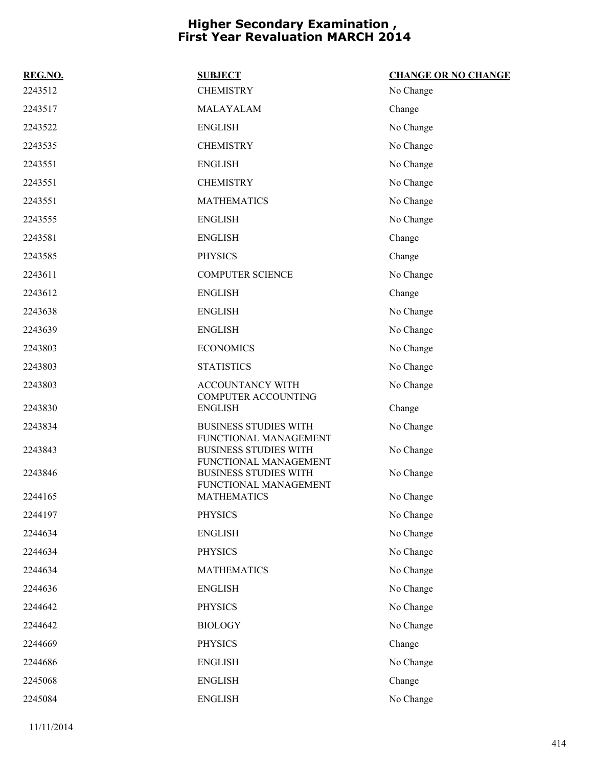# Higher Secondary Examination , First Year Revaluation MARCH 2014

| REG.NO. | SUBJECT | CHANGE OR NO CHANGE |
|---|---|---|
| 2243512 | CHEMISTRY | No Change |
| 2243517 | MALAYALAM | Change |
| 2243522 | ENGLISH | No Change |
| 2243535 | CHEMISTRY | No Change |
| 2243551 | ENGLISH | No Change |
| 2243551 | CHEMISTRY | No Change |
| 2243551 | MATHEMATICS | No Change |
| 2243555 | ENGLISH | No Change |
| 2243581 | ENGLISH | Change |
| 2243585 | PHYSICS | Change |
| 2243611 | COMPUTER SCIENCE | No Change |
| 2243612 | ENGLISH | Change |
| 2243638 | ENGLISH | No Change |
| 2243639 | ENGLISH | No Change |
| 2243803 | ECONOMICS | No Change |
| 2243803 | STATISTICS | No Change |
| 2243803 | ACCOUNTANCY WITH COMPUTER ACCOUNTING | No Change |
| 2243830 | ENGLISH | Change |
| 2243834 | BUSINESS STUDIES WITH FUNCTIONAL MANAGEMENT | No Change |
| 2243843 | BUSINESS STUDIES WITH FUNCTIONAL MANAGEMENT | No Change |
| 2243846 | BUSINESS STUDIES WITH FUNCTIONAL MANAGEMENT | No Change |
| 2244165 | MATHEMATICS | No Change |
| 2244197 | PHYSICS | No Change |
| 2244634 | ENGLISH | No Change |
| 2244634 | PHYSICS | No Change |
| 2244634 | MATHEMATICS | No Change |
| 2244636 | ENGLISH | No Change |
| 2244642 | PHYSICS | No Change |
| 2244642 | BIOLOGY | No Change |
| 2244669 | PHYSICS | Change |
| 2244686 | ENGLISH | No Change |
| 2245068 | ENGLISH | Change |
| 2245084 | ENGLISH | No Change |

11/11/2014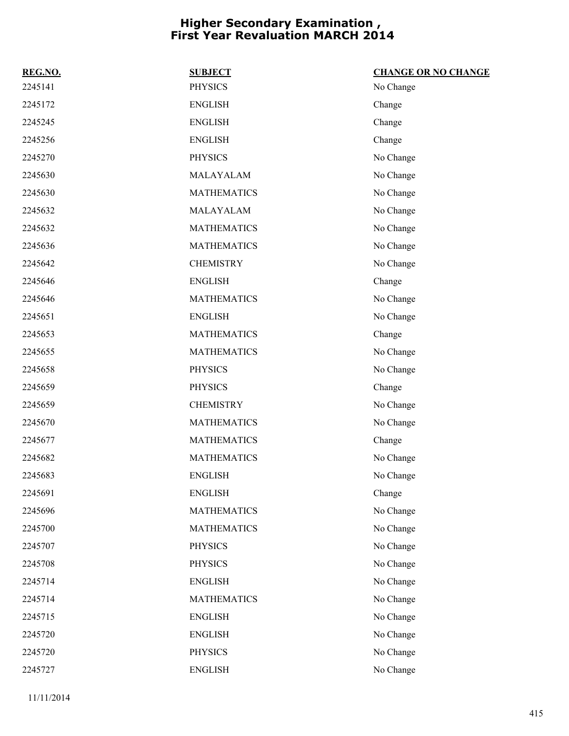# Higher Secondary Examination , First Year Revaluation MARCH 2014

| REG.NO. | SUBJECT | CHANGE OR NO CHANGE |
|---|---|---|
| 2245141 | PHYSICS | No Change |
| 2245172 | ENGLISH | Change |
| 2245245 | ENGLISH | Change |
| 2245256 | ENGLISH | Change |
| 2245270 | PHYSICS | No Change |
| 2245630 | MALAYALAM | No Change |
| 2245630 | MATHEMATICS | No Change |
| 2245632 | MALAYALAM | No Change |
| 2245632 | MATHEMATICS | No Change |
| 2245636 | MATHEMATICS | No Change |
| 2245642 | CHEMISTRY | No Change |
| 2245646 | ENGLISH | Change |
| 2245646 | MATHEMATICS | No Change |
| 2245651 | ENGLISH | No Change |
| 2245653 | MATHEMATICS | Change |
| 2245655 | MATHEMATICS | No Change |
| 2245658 | PHYSICS | No Change |
| 2245659 | PHYSICS | Change |
| 2245659 | CHEMISTRY | No Change |
| 2245670 | MATHEMATICS | No Change |
| 2245677 | MATHEMATICS | Change |
| 2245682 | MATHEMATICS | No Change |
| 2245683 | ENGLISH | No Change |
| 2245691 | ENGLISH | Change |
| 2245696 | MATHEMATICS | No Change |
| 2245700 | MATHEMATICS | No Change |
| 2245707 | PHYSICS | No Change |
| 2245708 | PHYSICS | No Change |
| 2245714 | ENGLISH | No Change |
| 2245714 | MATHEMATICS | No Change |
| 2245715 | ENGLISH | No Change |
| 2245720 | ENGLISH | No Change |
| 2245720 | PHYSICS | No Change |
| 2245727 | ENGLISH | No Change |

11/11/2014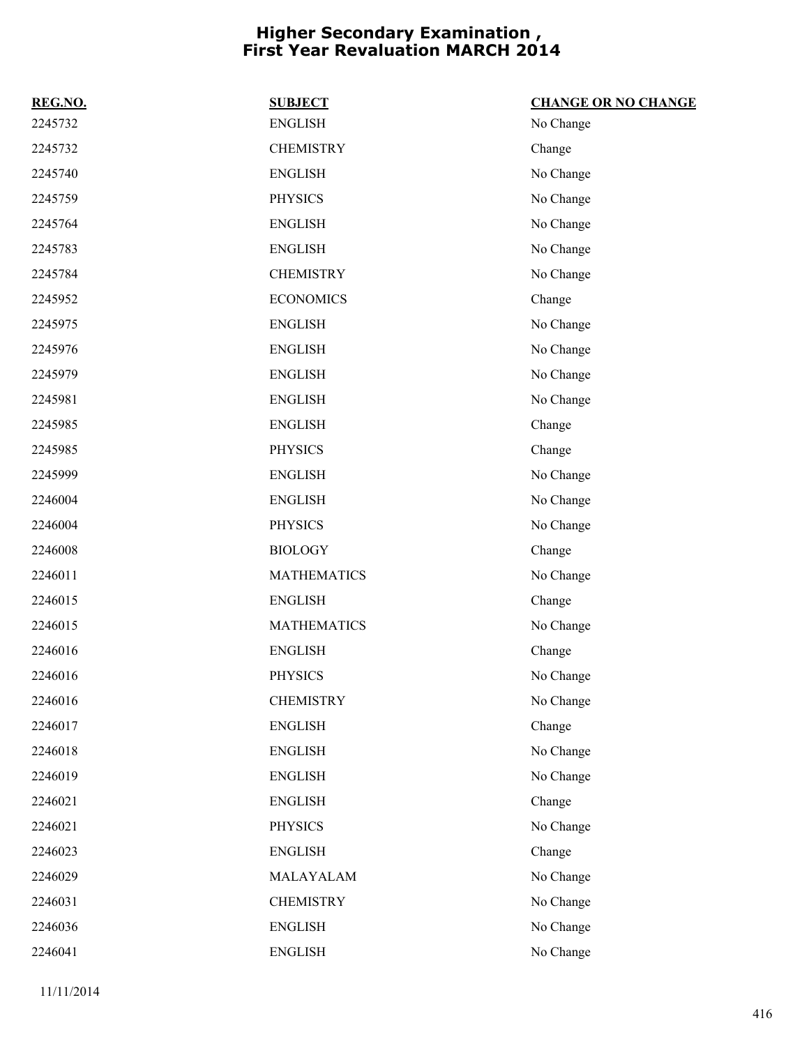# Higher Secondary Examination , First Year Revaluation MARCH 2014

| REG.NO. | SUBJECT | CHANGE OR NO CHANGE |
|---|---|---|
| 2245732 | ENGLISH | No Change |
| 2245732 | CHEMISTRY | Change |
| 2245740 | ENGLISH | No Change |
| 2245759 | PHYSICS | No Change |
| 2245764 | ENGLISH | No Change |
| 2245783 | ENGLISH | No Change |
| 2245784 | CHEMISTRY | No Change |
| 2245952 | ECONOMICS | Change |
| 2245975 | ENGLISH | No Change |
| 2245976 | ENGLISH | No Change |
| 2245979 | ENGLISH | No Change |
| 2245981 | ENGLISH | No Change |
| 2245985 | ENGLISH | Change |
| 2245985 | PHYSICS | Change |
| 2245999 | ENGLISH | No Change |
| 2246004 | ENGLISH | No Change |
| 2246004 | PHYSICS | No Change |
| 2246008 | BIOLOGY | Change |
| 2246011 | MATHEMATICS | No Change |
| 2246015 | ENGLISH | Change |
| 2246015 | MATHEMATICS | No Change |
| 2246016 | ENGLISH | Change |
| 2246016 | PHYSICS | No Change |
| 2246016 | CHEMISTRY | No Change |
| 2246017 | ENGLISH | Change |
| 2246018 | ENGLISH | No Change |
| 2246019 | ENGLISH | No Change |
| 2246021 | ENGLISH | Change |
| 2246021 | PHYSICS | No Change |
| 2246023 | ENGLISH | Change |
| 2246029 | MALAYALAM | No Change |
| 2246031 | CHEMISTRY | No Change |
| 2246036 | ENGLISH | No Change |
| 2246041 | ENGLISH | No Change |

11/11/2014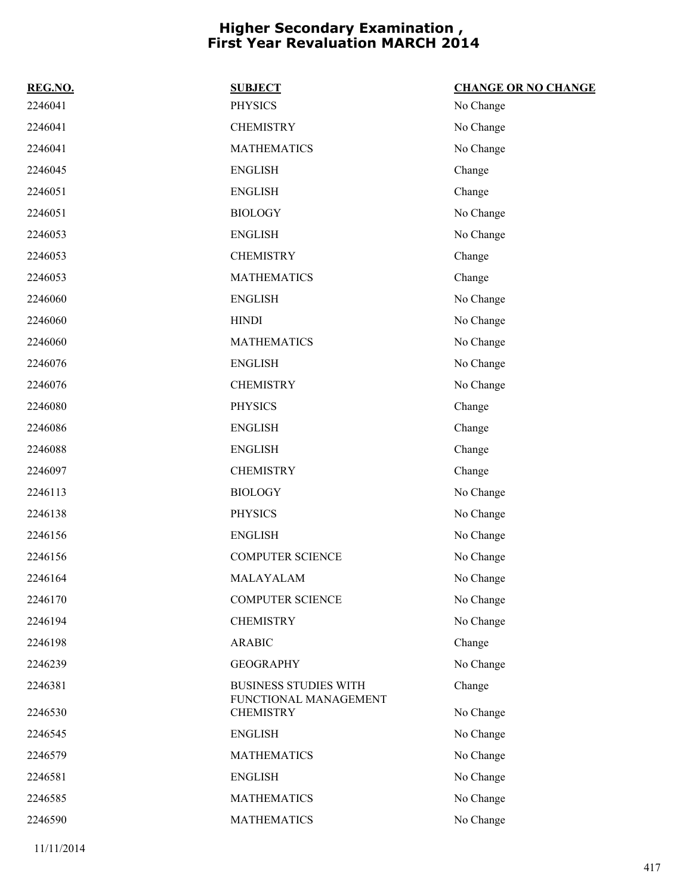# Higher Secondary Examination , First Year Revaluation MARCH 2014

| REG.NO. | SUBJECT | CHANGE OR NO CHANGE |
|---|---|---|
| 2246041 | PHYSICS | No Change |
| 2246041 | CHEMISTRY | No Change |
| 2246041 | MATHEMATICS | No Change |
| 2246045 | ENGLISH | Change |
| 2246051 | ENGLISH | Change |
| 2246051 | BIOLOGY | No Change |
| 2246053 | ENGLISH | No Change |
| 2246053 | CHEMISTRY | Change |
| 2246053 | MATHEMATICS | Change |
| 2246060 | ENGLISH | No Change |
| 2246060 | HINDI | No Change |
| 2246060 | MATHEMATICS | No Change |
| 2246076 | ENGLISH | No Change |
| 2246076 | CHEMISTRY | No Change |
| 2246080 | PHYSICS | Change |
| 2246086 | ENGLISH | Change |
| 2246088 | ENGLISH | Change |
| 2246097 | CHEMISTRY | Change |
| 2246113 | BIOLOGY | No Change |
| 2246138 | PHYSICS | No Change |
| 2246156 | ENGLISH | No Change |
| 2246156 | COMPUTER SCIENCE | No Change |
| 2246164 | MALAYALAM | No Change |
| 2246170 | COMPUTER SCIENCE | No Change |
| 2246194 | CHEMISTRY | No Change |
| 2246198 | ARABIC | Change |
| 2246239 | GEOGRAPHY | No Change |
| 2246381 | BUSINESS STUDIES WITH FUNCTIONAL MANAGEMENT | Change |
| 2246530 | CHEMISTRY | No Change |
| 2246545 | ENGLISH | No Change |
| 2246579 | MATHEMATICS | No Change |
| 2246581 | ENGLISH | No Change |
| 2246585 | MATHEMATICS | No Change |
| 2246590 | MATHEMATICS | No Change |

11/11/2014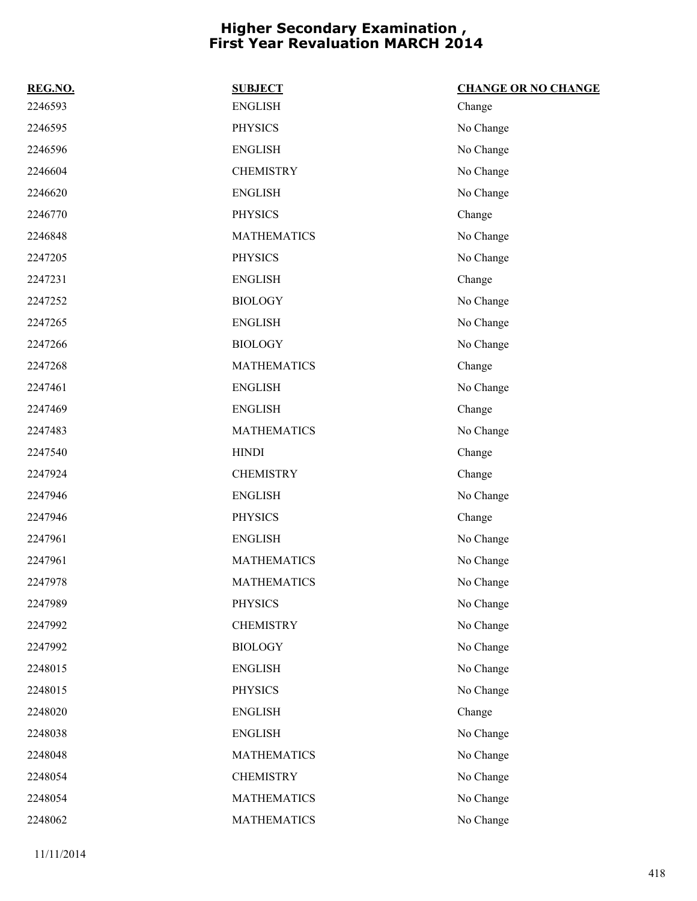# Higher Secondary Examination , First Year Revaluation MARCH 2014

| REG.NO. | SUBJECT | CHANGE OR NO CHANGE |
|---|---|---|
| 2246593 | ENGLISH | Change |
| 2246595 | PHYSICS | No Change |
| 2246596 | ENGLISH | No Change |
| 2246604 | CHEMISTRY | No Change |
| 2246620 | ENGLISH | No Change |
| 2246770 | PHYSICS | Change |
| 2246848 | MATHEMATICS | No Change |
| 2247205 | PHYSICS | No Change |
| 2247231 | ENGLISH | Change |
| 2247252 | BIOLOGY | No Change |
| 2247265 | ENGLISH | No Change |
| 2247266 | BIOLOGY | No Change |
| 2247268 | MATHEMATICS | Change |
| 2247461 | ENGLISH | No Change |
| 2247469 | ENGLISH | Change |
| 2247483 | MATHEMATICS | No Change |
| 2247540 | HINDI | Change |
| 2247924 | CHEMISTRY | Change |
| 2247946 | ENGLISH | No Change |
| 2247946 | PHYSICS | Change |
| 2247961 | ENGLISH | No Change |
| 2247961 | MATHEMATICS | No Change |
| 2247978 | MATHEMATICS | No Change |
| 2247989 | PHYSICS | No Change |
| 2247992 | CHEMISTRY | No Change |
| 2247992 | BIOLOGY | No Change |
| 2248015 | ENGLISH | No Change |
| 2248015 | PHYSICS | No Change |
| 2248020 | ENGLISH | Change |
| 2248038 | ENGLISH | No Change |
| 2248048 | MATHEMATICS | No Change |
| 2248054 | CHEMISTRY | No Change |
| 2248054 | MATHEMATICS | No Change |
| 2248062 | MATHEMATICS | No Change |

11/11/2014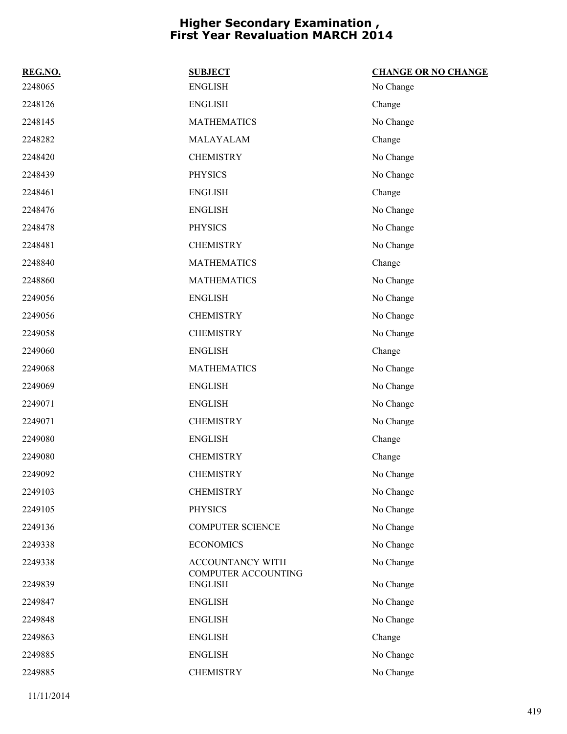# Higher Secondary Examination , First Year Revaluation MARCH 2014

| REG.NO. | SUBJECT | CHANGE OR NO CHANGE |
|---|---|---|
| 2248065 | ENGLISH | No Change |
| 2248126 | ENGLISH | Change |
| 2248145 | MATHEMATICS | No Change |
| 2248282 | MALAYALAM | Change |
| 2248420 | CHEMISTRY | No Change |
| 2248439 | PHYSICS | No Change |
| 2248461 | ENGLISH | Change |
| 2248476 | ENGLISH | No Change |
| 2248478 | PHYSICS | No Change |
| 2248481 | CHEMISTRY | No Change |
| 2248840 | MATHEMATICS | Change |
| 2248860 | MATHEMATICS | No Change |
| 2249056 | ENGLISH | No Change |
| 2249056 | CHEMISTRY | No Change |
| 2249058 | CHEMISTRY | No Change |
| 2249060 | ENGLISH | Change |
| 2249068 | MATHEMATICS | No Change |
| 2249069 | ENGLISH | No Change |
| 2249071 | ENGLISH | No Change |
| 2249071 | CHEMISTRY | No Change |
| 2249080 | ENGLISH | Change |
| 2249080 | CHEMISTRY | Change |
| 2249092 | CHEMISTRY | No Change |
| 2249103 | CHEMISTRY | No Change |
| 2249105 | PHYSICS | No Change |
| 2249136 | COMPUTER SCIENCE | No Change |
| 2249338 | ECONOMICS | No Change |
| 2249338 | ACCOUNTANCY WITH COMPUTER ACCOUNTING | No Change |
| 2249839 | ENGLISH | No Change |
| 2249847 | ENGLISH | No Change |
| 2249848 | ENGLISH | No Change |
| 2249863 | ENGLISH | Change |
| 2249885 | ENGLISH | No Change |
| 2249885 | CHEMISTRY | No Change |

11/11/2014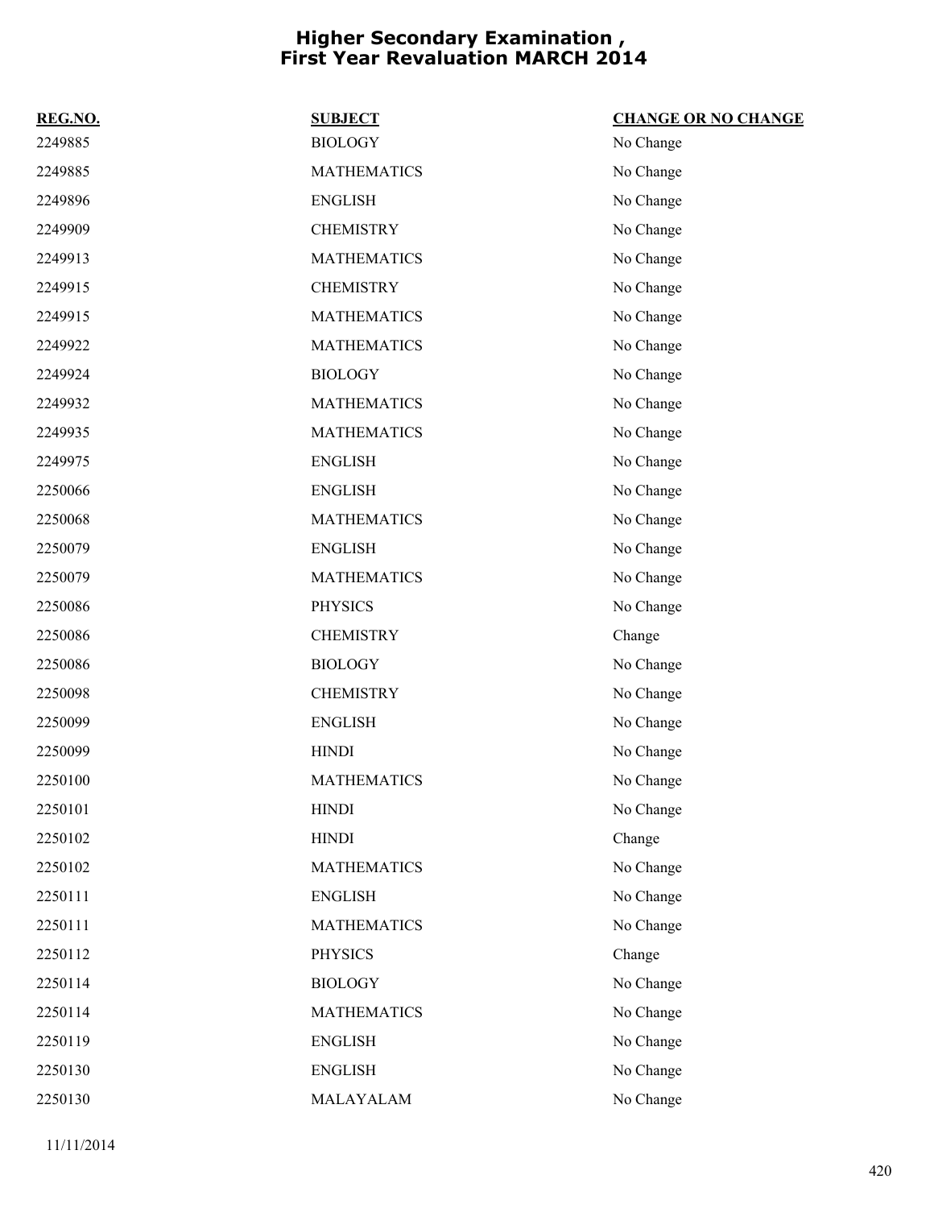# Higher Secondary Examination , First Year Revaluation MARCH 2014

| REG.NO. | SUBJECT | CHANGE OR NO CHANGE |
|---|---|---|
| 2249885 | BIOLOGY | No Change |
| 2249885 | MATHEMATICS | No Change |
| 2249896 | ENGLISH | No Change |
| 2249909 | CHEMISTRY | No Change |
| 2249913 | MATHEMATICS | No Change |
| 2249915 | CHEMISTRY | No Change |
| 2249915 | MATHEMATICS | No Change |
| 2249922 | MATHEMATICS | No Change |
| 2249924 | BIOLOGY | No Change |
| 2249932 | MATHEMATICS | No Change |
| 2249935 | MATHEMATICS | No Change |
| 2249975 | ENGLISH | No Change |
| 2250066 | ENGLISH | No Change |
| 2250068 | MATHEMATICS | No Change |
| 2250079 | ENGLISH | No Change |
| 2250079 | MATHEMATICS | No Change |
| 2250086 | PHYSICS | No Change |
| 2250086 | CHEMISTRY | Change |
| 2250086 | BIOLOGY | No Change |
| 2250098 | CHEMISTRY | No Change |
| 2250099 | ENGLISH | No Change |
| 2250099 | HINDI | No Change |
| 2250100 | MATHEMATICS | No Change |
| 2250101 | HINDI | No Change |
| 2250102 | HINDI | Change |
| 2250102 | MATHEMATICS | No Change |
| 2250111 | ENGLISH | No Change |
| 2250111 | MATHEMATICS | No Change |
| 2250112 | PHYSICS | Change |
| 2250114 | BIOLOGY | No Change |
| 2250114 | MATHEMATICS | No Change |
| 2250119 | ENGLISH | No Change |
| 2250130 | ENGLISH | No Change |
| 2250130 | MALAYALAM | No Change |

11/11/2014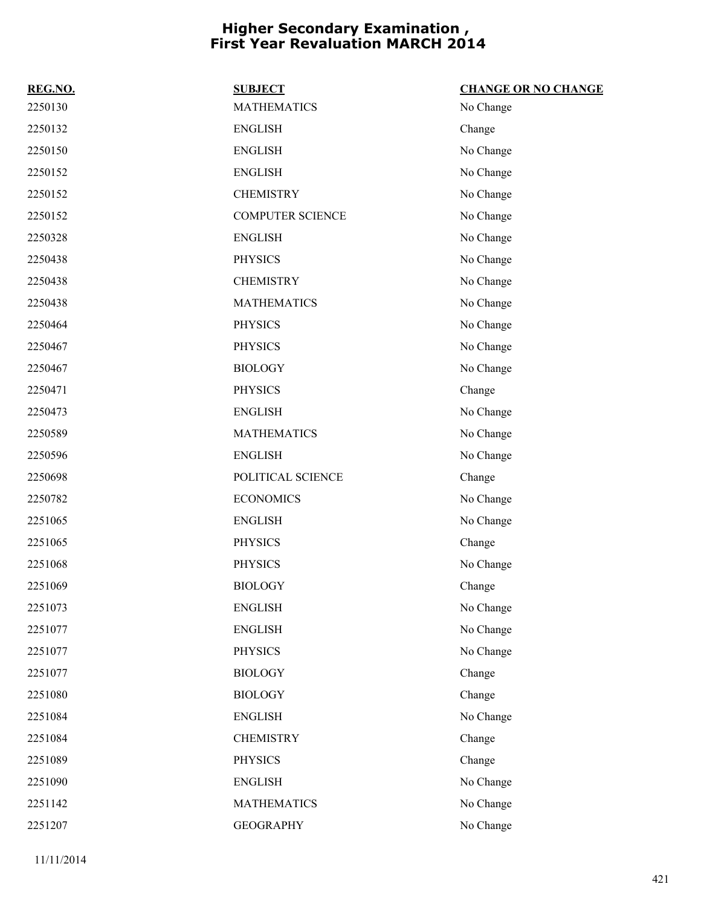# Higher Secondary Examination , First Year Revaluation MARCH 2014

| REG.NO. | SUBJECT | CHANGE OR NO CHANGE |
| --- | --- | --- |
| 2250130 | MATHEMATICS | No Change |
| 2250132 | ENGLISH | Change |
| 2250150 | ENGLISH | No Change |
| 2250152 | ENGLISH | No Change |
| 2250152 | CHEMISTRY | No Change |
| 2250152 | COMPUTER SCIENCE | No Change |
| 2250328 | ENGLISH | No Change |
| 2250438 | PHYSICS | No Change |
| 2250438 | CHEMISTRY | No Change |
| 2250438 | MATHEMATICS | No Change |
| 2250464 | PHYSICS | No Change |
| 2250467 | PHYSICS | No Change |
| 2250467 | BIOLOGY | No Change |
| 2250471 | PHYSICS | Change |
| 2250473 | ENGLISH | No Change |
| 2250589 | MATHEMATICS | No Change |
| 2250596 | ENGLISH | No Change |
| 2250698 | POLITICAL SCIENCE | Change |
| 2250782 | ECONOMICS | No Change |
| 2251065 | ENGLISH | No Change |
| 2251065 | PHYSICS | Change |
| 2251068 | PHYSICS | No Change |
| 2251069 | BIOLOGY | Change |
| 2251073 | ENGLISH | No Change |
| 2251077 | ENGLISH | No Change |
| 2251077 | PHYSICS | No Change |
| 2251077 | BIOLOGY | Change |
| 2251080 | BIOLOGY | Change |
| 2251084 | ENGLISH | No Change |
| 2251084 | CHEMISTRY | Change |
| 2251089 | PHYSICS | Change |
| 2251090 | ENGLISH | No Change |
| 2251142 | MATHEMATICS | No Change |
| 2251207 | GEOGRAPHY | No Change |

11/11/2014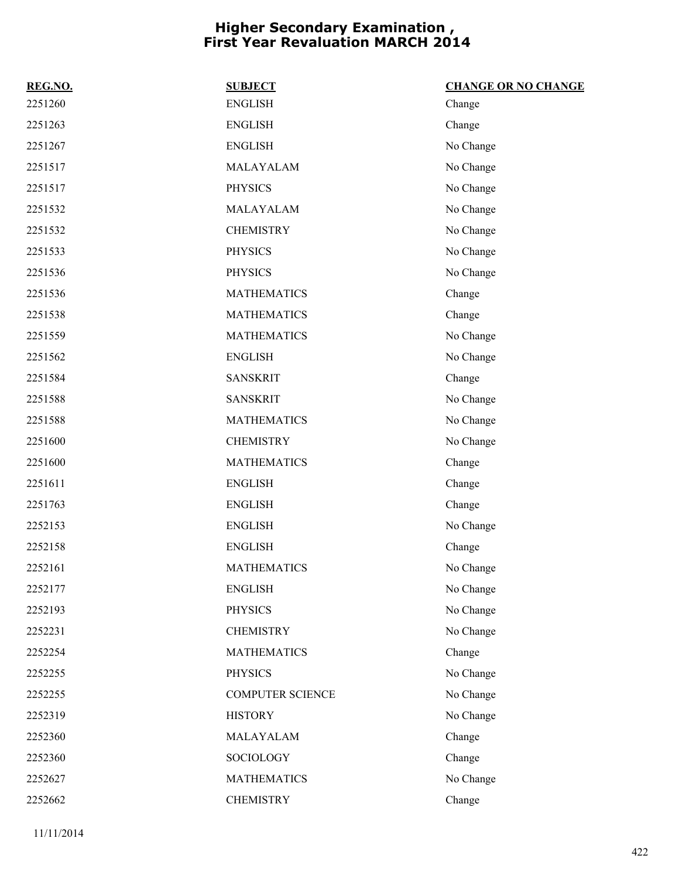# Higher Secondary Examination , First Year Revaluation MARCH 2014

| REG.NO. | SUBJECT | CHANGE OR NO CHANGE |
|---|---|---|
| 2251260 | ENGLISH | Change |
| 2251263 | ENGLISH | Change |
| 2251267 | ENGLISH | No Change |
| 2251517 | MALAYALAM | No Change |
| 2251517 | PHYSICS | No Change |
| 2251532 | MALAYALAM | No Change |
| 2251532 | CHEMISTRY | No Change |
| 2251533 | PHYSICS | No Change |
| 2251536 | PHYSICS | No Change |
| 2251536 | MATHEMATICS | Change |
| 2251538 | MATHEMATICS | Change |
| 2251559 | MATHEMATICS | No Change |
| 2251562 | ENGLISH | No Change |
| 2251584 | SANSKRIT | Change |
| 2251588 | SANSKRIT | No Change |
| 2251588 | MATHEMATICS | No Change |
| 2251600 | CHEMISTRY | No Change |
| 2251600 | MATHEMATICS | Change |
| 2251611 | ENGLISH | Change |
| 2251763 | ENGLISH | Change |
| 2252153 | ENGLISH | No Change |
| 2252158 | ENGLISH | Change |
| 2252161 | MATHEMATICS | No Change |
| 2252177 | ENGLISH | No Change |
| 2252193 | PHYSICS | No Change |
| 2252231 | CHEMISTRY | No Change |
| 2252254 | MATHEMATICS | Change |
| 2252255 | PHYSICS | No Change |
| 2252255 | COMPUTER SCIENCE | No Change |
| 2252319 | HISTORY | No Change |
| 2252360 | MALAYALAM | Change |
| 2252360 | SOCIOLOGY | Change |
| 2252627 | MATHEMATICS | No Change |
| 2252662 | CHEMISTRY | Change |

11/11/2014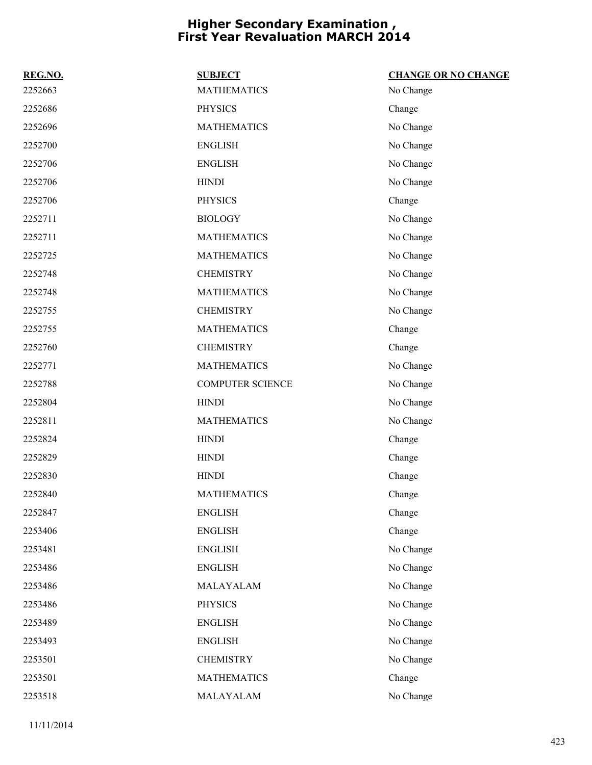# Higher Secondary Examination , First Year Revaluation MARCH 2014

| REG.NO. | SUBJECT | CHANGE OR NO CHANGE |
|---|---|---|
| 2252663 | MATHEMATICS | No Change |
| 2252686 | PHYSICS | Change |
| 2252696 | MATHEMATICS | No Change |
| 2252700 | ENGLISH | No Change |
| 2252706 | ENGLISH | No Change |
| 2252706 | HINDI | No Change |
| 2252706 | PHYSICS | Change |
| 2252711 | BIOLOGY | No Change |
| 2252711 | MATHEMATICS | No Change |
| 2252725 | MATHEMATICS | No Change |
| 2252748 | CHEMISTRY | No Change |
| 2252748 | MATHEMATICS | No Change |
| 2252755 | CHEMISTRY | No Change |
| 2252755 | MATHEMATICS | Change |
| 2252760 | CHEMISTRY | Change |
| 2252771 | MATHEMATICS | No Change |
| 2252788 | COMPUTER SCIENCE | No Change |
| 2252804 | HINDI | No Change |
| 2252811 | MATHEMATICS | No Change |
| 2252824 | HINDI | Change |
| 2252829 | HINDI | Change |
| 2252830 | HINDI | Change |
| 2252840 | MATHEMATICS | Change |
| 2252847 | ENGLISH | Change |
| 2253406 | ENGLISH | Change |
| 2253481 | ENGLISH | No Change |
| 2253486 | ENGLISH | No Change |
| 2253486 | MALAYALAM | No Change |
| 2253486 | PHYSICS | No Change |
| 2253489 | ENGLISH | No Change |
| 2253493 | ENGLISH | No Change |
| 2253501 | CHEMISTRY | No Change |
| 2253501 | MATHEMATICS | Change |
| 2253518 | MALAYALAM | No Change |

11/11/2014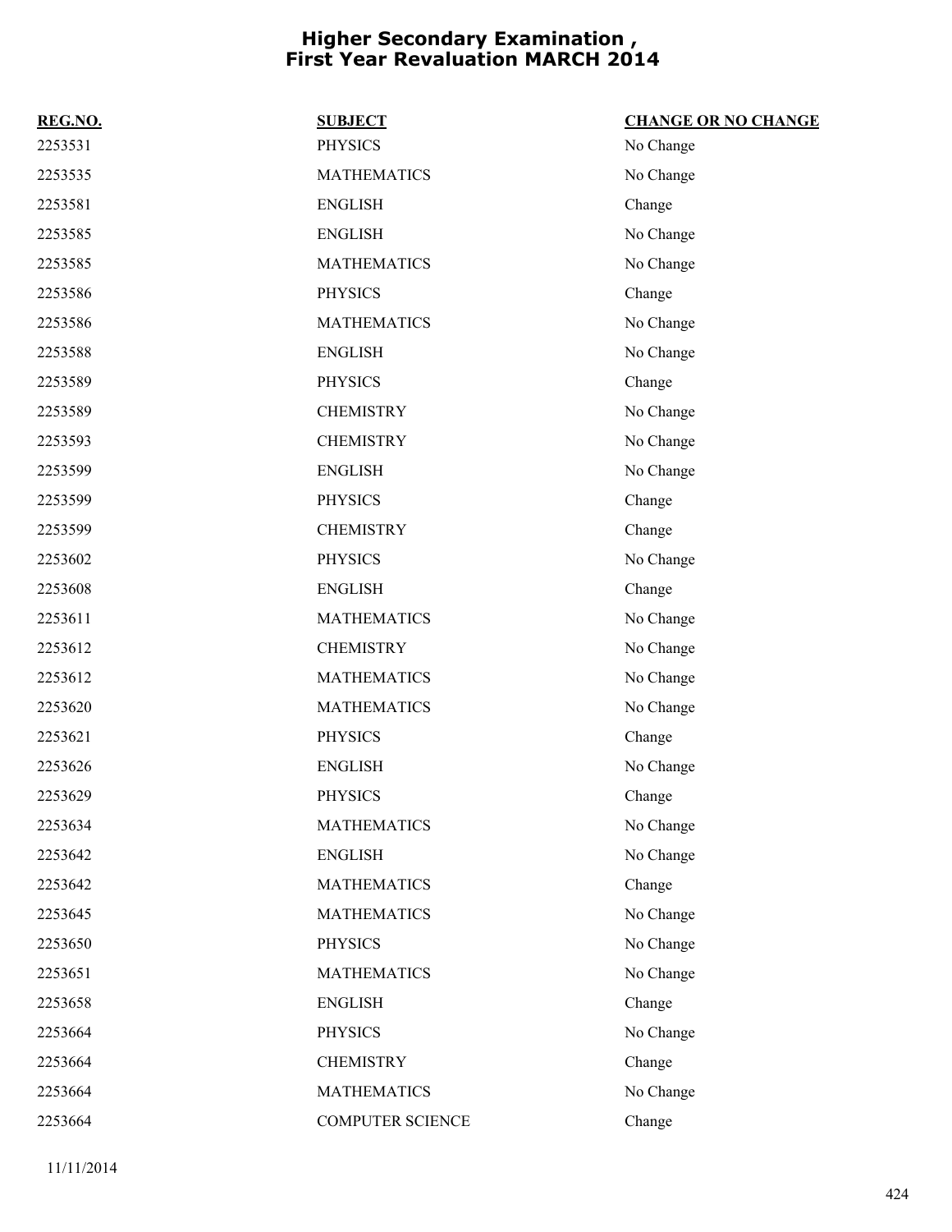# Higher Secondary Examination , First Year Revaluation MARCH 2014

| REG.NO. | SUBJECT | CHANGE OR NO CHANGE |
| --- | --- | --- |
| 2253531 | PHYSICS | No Change |
| 2253535 | MATHEMATICS | No Change |
| 2253581 | ENGLISH | Change |
| 2253585 | ENGLISH | No Change |
| 2253585 | MATHEMATICS | No Change |
| 2253586 | PHYSICS | Change |
| 2253586 | MATHEMATICS | No Change |
| 2253588 | ENGLISH | No Change |
| 2253589 | PHYSICS | Change |
| 2253589 | CHEMISTRY | No Change |
| 2253593 | CHEMISTRY | No Change |
| 2253599 | ENGLISH | No Change |
| 2253599 | PHYSICS | Change |
| 2253599 | CHEMISTRY | Change |
| 2253602 | PHYSICS | No Change |
| 2253608 | ENGLISH | Change |
| 2253611 | MATHEMATICS | No Change |
| 2253612 | CHEMISTRY | No Change |
| 2253612 | MATHEMATICS | No Change |
| 2253620 | MATHEMATICS | No Change |
| 2253621 | PHYSICS | Change |
| 2253626 | ENGLISH | No Change |
| 2253629 | PHYSICS | Change |
| 2253634 | MATHEMATICS | No Change |
| 2253642 | ENGLISH | No Change |
| 2253642 | MATHEMATICS | Change |
| 2253645 | MATHEMATICS | No Change |
| 2253650 | PHYSICS | No Change |
| 2253651 | MATHEMATICS | No Change |
| 2253658 | ENGLISH | Change |
| 2253664 | PHYSICS | No Change |
| 2253664 | CHEMISTRY | Change |
| 2253664 | MATHEMATICS | No Change |
| 2253664 | COMPUTER SCIENCE | Change |

11/11/2014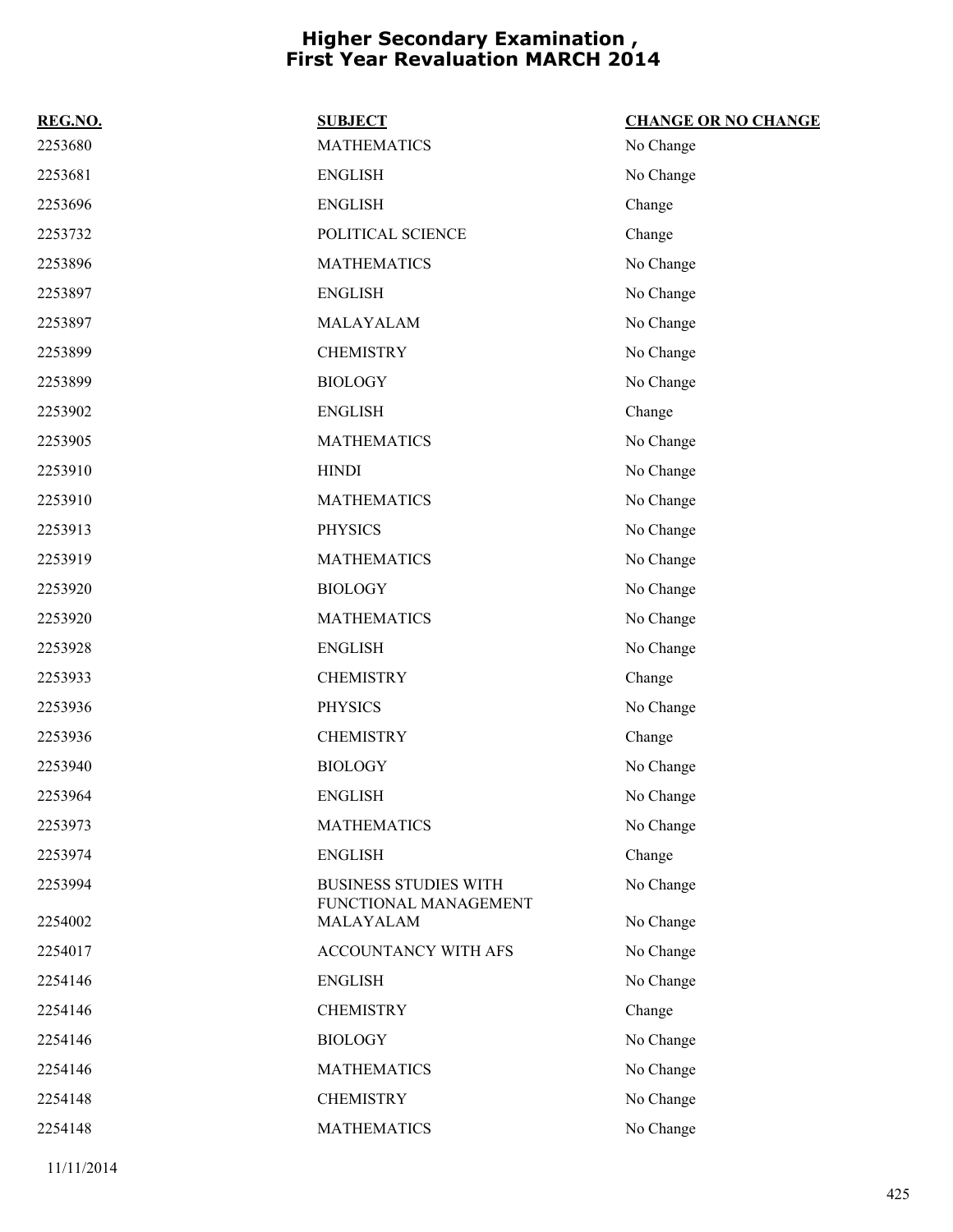# Higher Secondary Examination , First Year Revaluation MARCH 2014

| REG.NO. | SUBJECT | CHANGE OR NO CHANGE |
|---|---|---|
| 2253680 | MATHEMATICS | No Change |
| 2253681 | ENGLISH | No Change |
| 2253696 | ENGLISH | Change |
| 2253732 | POLITICAL SCIENCE | Change |
| 2253896 | MATHEMATICS | No Change |
| 2253897 | ENGLISH | No Change |
| 2253897 | MALAYALAM | No Change |
| 2253899 | CHEMISTRY | No Change |
| 2253899 | BIOLOGY | No Change |
| 2253902 | ENGLISH | Change |
| 2253905 | MATHEMATICS | No Change |
| 2253910 | HINDI | No Change |
| 2253910 | MATHEMATICS | No Change |
| 2253913 | PHYSICS | No Change |
| 2253919 | MATHEMATICS | No Change |
| 2253920 | BIOLOGY | No Change |
| 2253920 | MATHEMATICS | No Change |
| 2253928 | ENGLISH | No Change |
| 2253933 | CHEMISTRY | Change |
| 2253936 | PHYSICS | No Change |
| 2253936 | CHEMISTRY | Change |
| 2253940 | BIOLOGY | No Change |
| 2253964 | ENGLISH | No Change |
| 2253973 | MATHEMATICS | No Change |
| 2253974 | ENGLISH | Change |
| 2253994 | BUSINESS STUDIES WITH FUNCTIONAL MANAGEMENT | No Change |
| 2254002 | MALAYALAM | No Change |
| 2254017 | ACCOUNTANCY WITH AFS | No Change |
| 2254146 | ENGLISH | No Change |
| 2254146 | CHEMISTRY | Change |
| 2254146 | BIOLOGY | No Change |
| 2254146 | MATHEMATICS | No Change |
| 2254148 | CHEMISTRY | No Change |
| 2254148 | MATHEMATICS | No Change |

11/11/2014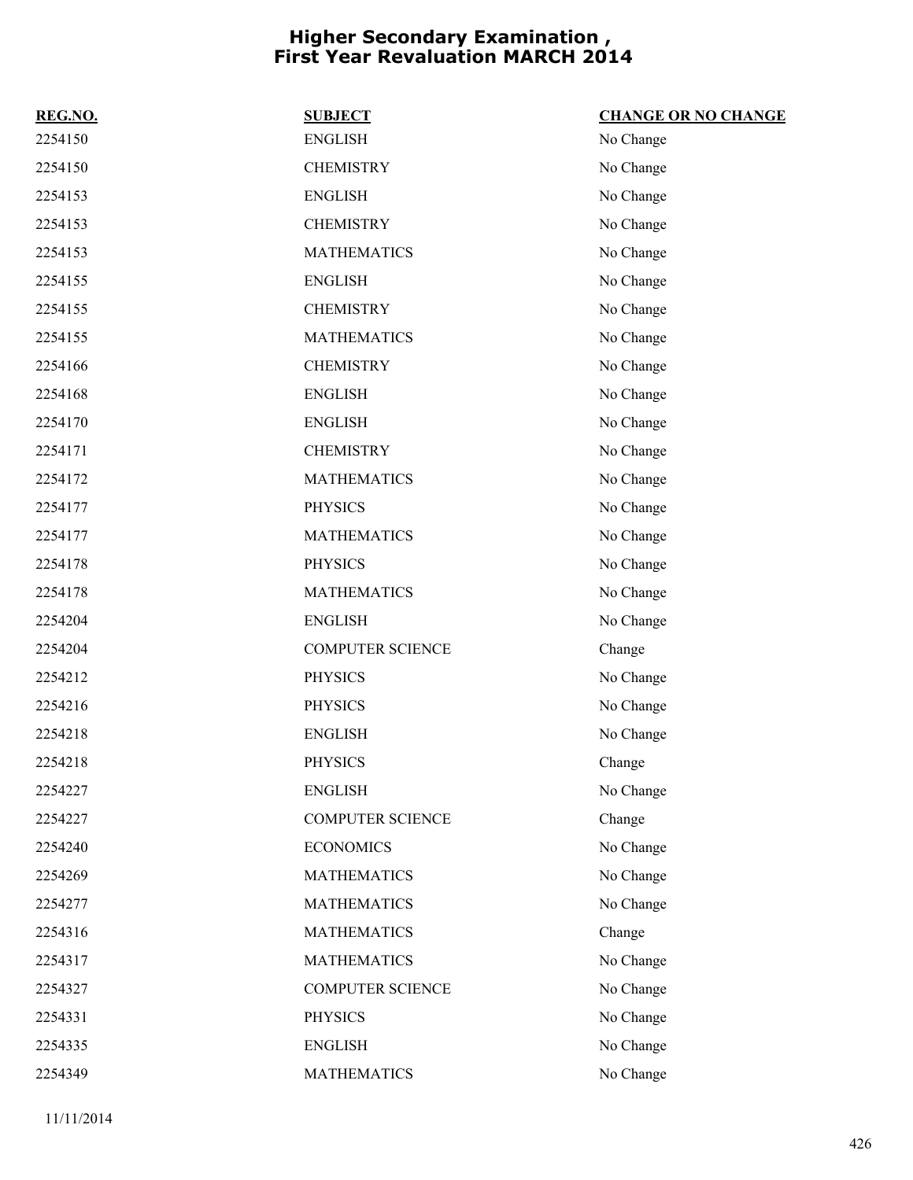# Higher Secondary Examination , First Year Revaluation MARCH 2014

| REG.NO. | SUBJECT | CHANGE OR NO CHANGE |
|---|---|---|
| 2254150 | ENGLISH | No Change |
| 2254150 | CHEMISTRY | No Change |
| 2254153 | ENGLISH | No Change |
| 2254153 | CHEMISTRY | No Change |
| 2254153 | MATHEMATICS | No Change |
| 2254155 | ENGLISH | No Change |
| 2254155 | CHEMISTRY | No Change |
| 2254155 | MATHEMATICS | No Change |
| 2254166 | CHEMISTRY | No Change |
| 2254168 | ENGLISH | No Change |
| 2254170 | ENGLISH | No Change |
| 2254171 | CHEMISTRY | No Change |
| 2254172 | MATHEMATICS | No Change |
| 2254177 | PHYSICS | No Change |
| 2254177 | MATHEMATICS | No Change |
| 2254178 | PHYSICS | No Change |
| 2254178 | MATHEMATICS | No Change |
| 2254204 | ENGLISH | No Change |
| 2254204 | COMPUTER SCIENCE | Change |
| 2254212 | PHYSICS | No Change |
| 2254216 | PHYSICS | No Change |
| 2254218 | ENGLISH | No Change |
| 2254218 | PHYSICS | Change |
| 2254227 | ENGLISH | No Change |
| 2254227 | COMPUTER SCIENCE | Change |
| 2254240 | ECONOMICS | No Change |
| 2254269 | MATHEMATICS | No Change |
| 2254277 | MATHEMATICS | No Change |
| 2254316 | MATHEMATICS | Change |
| 2254317 | MATHEMATICS | No Change |
| 2254327 | COMPUTER SCIENCE | No Change |
| 2254331 | PHYSICS | No Change |
| 2254335 | ENGLISH | No Change |
| 2254349 | MATHEMATICS | No Change |

11/11/2014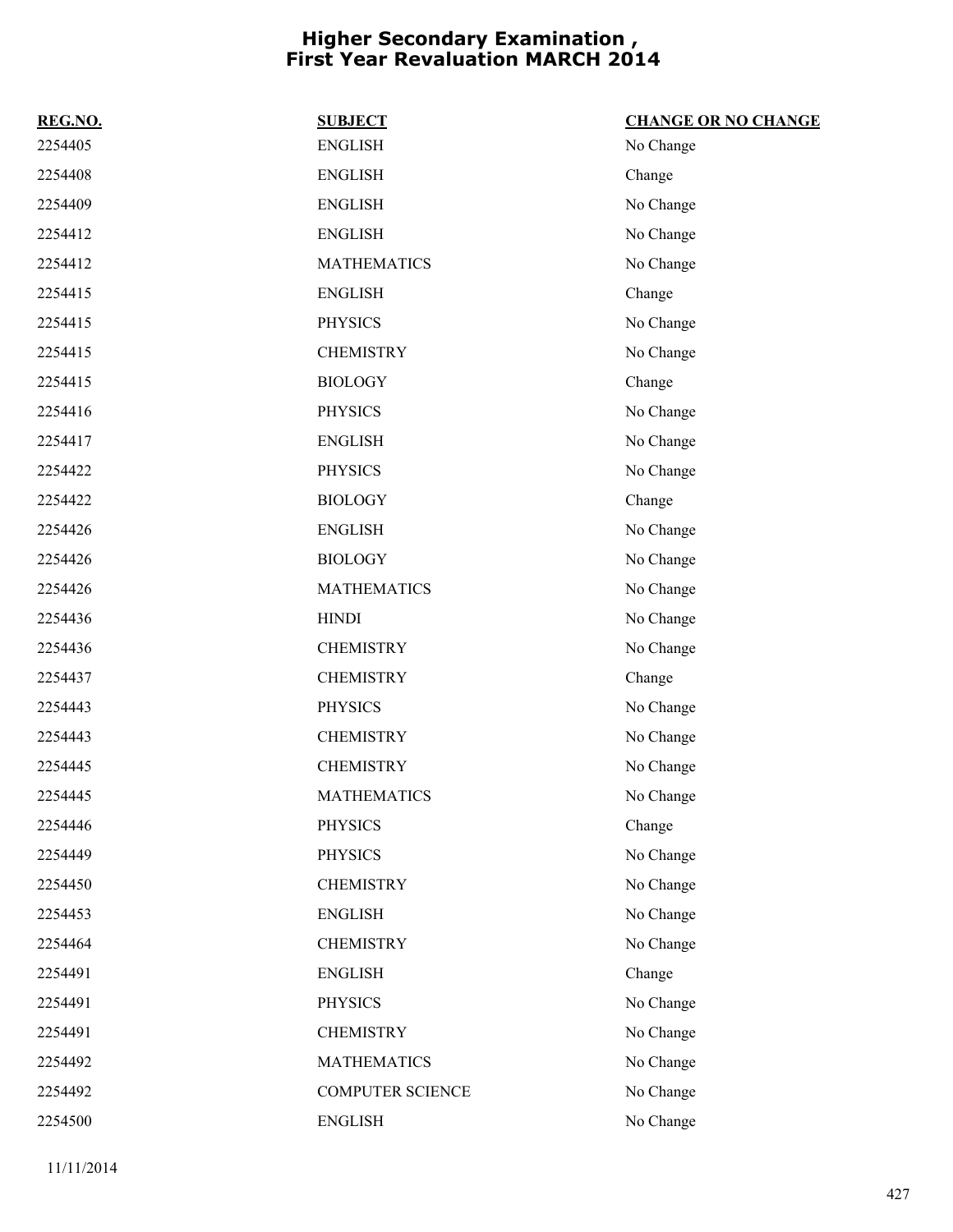# Higher Secondary Examination , First Year Revaluation MARCH 2014

| REG.NO. | SUBJECT | CHANGE OR NO CHANGE |
|---|---|---|
| 2254405 | ENGLISH | No Change |
| 2254408 | ENGLISH | Change |
| 2254409 | ENGLISH | No Change |
| 2254412 | ENGLISH | No Change |
| 2254412 | MATHEMATICS | No Change |
| 2254415 | ENGLISH | Change |
| 2254415 | PHYSICS | No Change |
| 2254415 | CHEMISTRY | No Change |
| 2254415 | BIOLOGY | Change |
| 2254416 | PHYSICS | No Change |
| 2254417 | ENGLISH | No Change |
| 2254422 | PHYSICS | No Change |
| 2254422 | BIOLOGY | Change |
| 2254426 | ENGLISH | No Change |
| 2254426 | BIOLOGY | No Change |
| 2254426 | MATHEMATICS | No Change |
| 2254436 | HINDI | No Change |
| 2254436 | CHEMISTRY | No Change |
| 2254437 | CHEMISTRY | Change |
| 2254443 | PHYSICS | No Change |
| 2254443 | CHEMISTRY | No Change |
| 2254445 | CHEMISTRY | No Change |
| 2254445 | MATHEMATICS | No Change |
| 2254446 | PHYSICS | Change |
| 2254449 | PHYSICS | No Change |
| 2254450 | CHEMISTRY | No Change |
| 2254453 | ENGLISH | No Change |
| 2254464 | CHEMISTRY | No Change |
| 2254491 | ENGLISH | Change |
| 2254491 | PHYSICS | No Change |
| 2254491 | CHEMISTRY | No Change |
| 2254492 | MATHEMATICS | No Change |
| 2254492 | COMPUTER SCIENCE | No Change |
| 2254500 | ENGLISH | No Change |

11/11/2014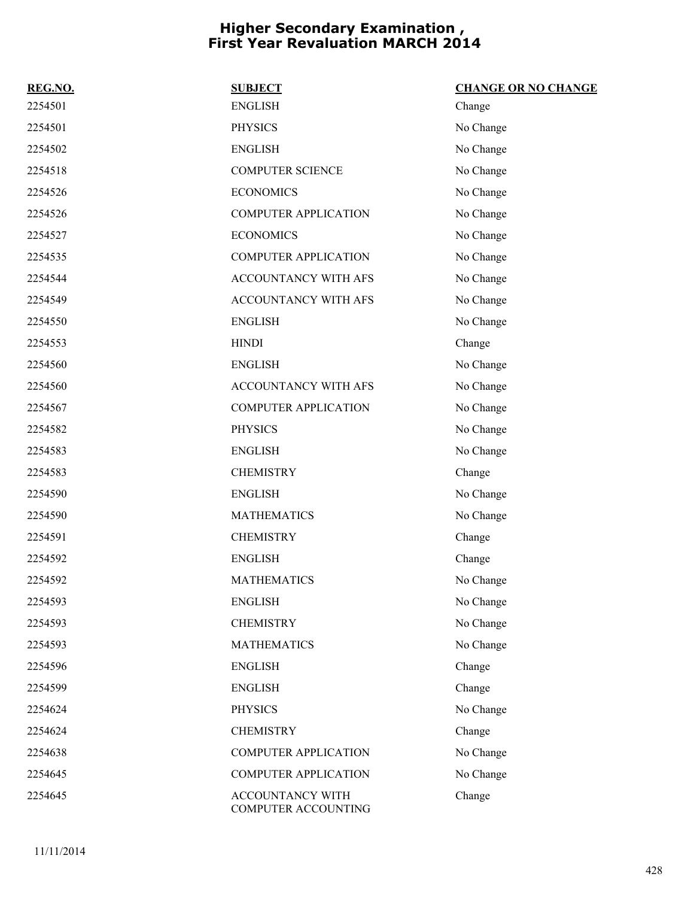# Higher Secondary Examination , First Year Revaluation MARCH 2014

| REG.NO. | SUBJECT | CHANGE OR NO CHANGE |
|---|---|---|
| 2254501 | ENGLISH | Change |
| 2254501 | PHYSICS | No Change |
| 2254502 | ENGLISH | No Change |
| 2254518 | COMPUTER SCIENCE | No Change |
| 2254526 | ECONOMICS | No Change |
| 2254526 | COMPUTER APPLICATION | No Change |
| 2254527 | ECONOMICS | No Change |
| 2254535 | COMPUTER APPLICATION | No Change |
| 2254544 | ACCOUNTANCY WITH AFS | No Change |
| 2254549 | ACCOUNTANCY WITH AFS | No Change |
| 2254550 | ENGLISH | No Change |
| 2254553 | HINDI | Change |
| 2254560 | ENGLISH | No Change |
| 2254560 | ACCOUNTANCY WITH AFS | No Change |
| 2254567 | COMPUTER APPLICATION | No Change |
| 2254582 | PHYSICS | No Change |
| 2254583 | ENGLISH | No Change |
| 2254583 | CHEMISTRY | Change |
| 2254590 | ENGLISH | No Change |
| 2254590 | MATHEMATICS | No Change |
| 2254591 | CHEMISTRY | Change |
| 2254592 | ENGLISH | Change |
| 2254592 | MATHEMATICS | No Change |
| 2254593 | ENGLISH | No Change |
| 2254593 | CHEMISTRY | No Change |
| 2254593 | MATHEMATICS | No Change |
| 2254596 | ENGLISH | Change |
| 2254599 | ENGLISH | Change |
| 2254624 | PHYSICS | No Change |
| 2254624 | CHEMISTRY | Change |
| 2254638 | COMPUTER APPLICATION | No Change |
| 2254645 | COMPUTER APPLICATION | No Change |
| 2254645 | ACCOUNTANCY WITH COMPUTER ACCOUNTING | Change |

11/11/2014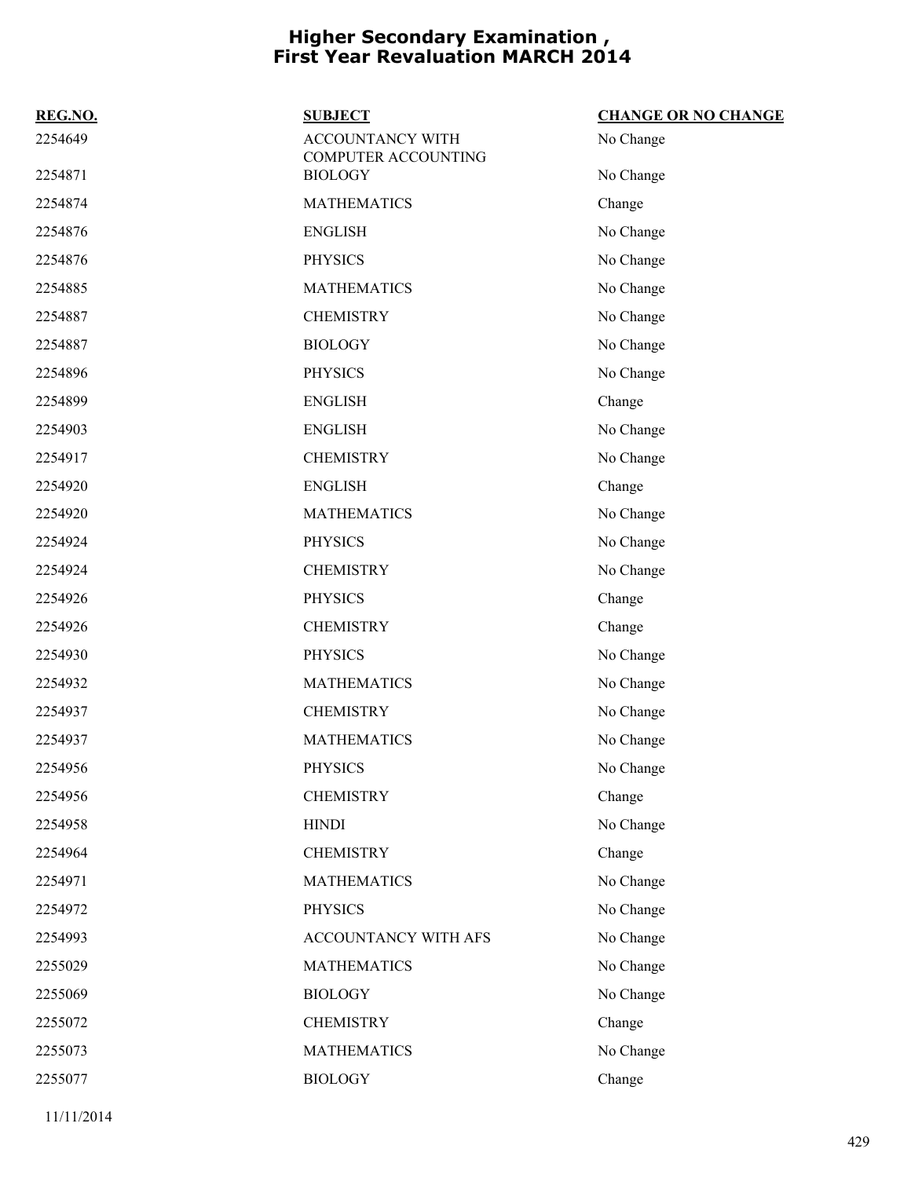# Higher Secondary Examination , First Year Revaluation MARCH 2014

| REG.NO. | SUBJECT | CHANGE OR NO CHANGE |
|---|---|---|
| 2254649 | ACCOUNTANCY WITH COMPUTER ACCOUNTING | No Change |
| 2254871 | BIOLOGY | No Change |
| 2254874 | MATHEMATICS | Change |
| 2254876 | ENGLISH | No Change |
| 2254876 | PHYSICS | No Change |
| 2254885 | MATHEMATICS | No Change |
| 2254887 | CHEMISTRY | No Change |
| 2254887 | BIOLOGY | No Change |
| 2254896 | PHYSICS | No Change |
| 2254899 | ENGLISH | Change |
| 2254903 | ENGLISH | No Change |
| 2254917 | CHEMISTRY | No Change |
| 2254920 | ENGLISH | Change |
| 2254920 | MATHEMATICS | No Change |
| 2254924 | PHYSICS | No Change |
| 2254924 | CHEMISTRY | No Change |
| 2254926 | PHYSICS | Change |
| 2254926 | CHEMISTRY | Change |
| 2254930 | PHYSICS | No Change |
| 2254932 | MATHEMATICS | No Change |
| 2254937 | CHEMISTRY | No Change |
| 2254937 | MATHEMATICS | No Change |
| 2254956 | PHYSICS | No Change |
| 2254956 | CHEMISTRY | Change |
| 2254958 | HINDI | No Change |
| 2254964 | CHEMISTRY | Change |
| 2254971 | MATHEMATICS | No Change |
| 2254972 | PHYSICS | No Change |
| 2254993 | ACCOUNTANCY WITH AFS | No Change |
| 2255029 | MATHEMATICS | No Change |
| 2255069 | BIOLOGY | No Change |
| 2255072 | CHEMISTRY | Change |
| 2255073 | MATHEMATICS | No Change |
| 2255077 | BIOLOGY | Change |

11/11/2014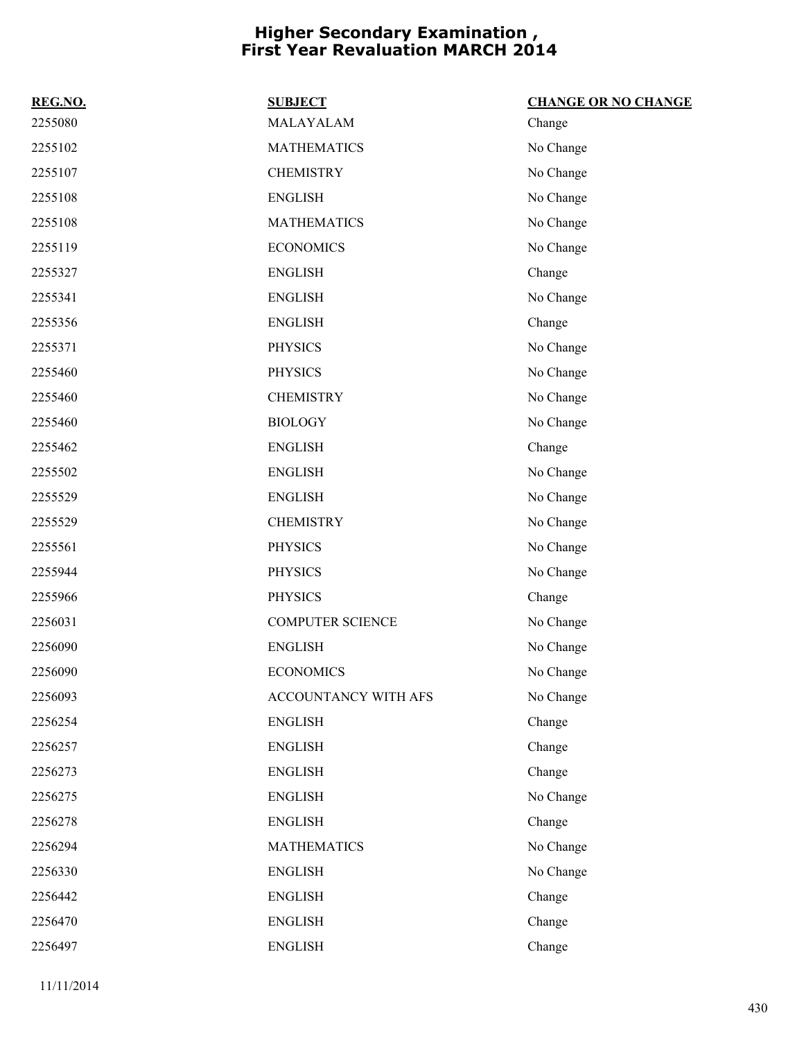# Higher Secondary Examination , First Year Revaluation MARCH 2014

| REG.NO. | SUBJECT | CHANGE OR NO CHANGE |
|---|---|---|
| 2255080 | MALAYALAM | Change |
| 2255102 | MATHEMATICS | No Change |
| 2255107 | CHEMISTRY | No Change |
| 2255108 | ENGLISH | No Change |
| 2255108 | MATHEMATICS | No Change |
| 2255119 | ECONOMICS | No Change |
| 2255327 | ENGLISH | Change |
| 2255341 | ENGLISH | No Change |
| 2255356 | ENGLISH | Change |
| 2255371 | PHYSICS | No Change |
| 2255460 | PHYSICS | No Change |
| 2255460 | CHEMISTRY | No Change |
| 2255460 | BIOLOGY | No Change |
| 2255462 | ENGLISH | Change |
| 2255502 | ENGLISH | No Change |
| 2255529 | ENGLISH | No Change |
| 2255529 | CHEMISTRY | No Change |
| 2255561 | PHYSICS | No Change |
| 2255944 | PHYSICS | No Change |
| 2255966 | PHYSICS | Change |
| 2256031 | COMPUTER SCIENCE | No Change |
| 2256090 | ENGLISH | No Change |
| 2256090 | ECONOMICS | No Change |
| 2256093 | ACCOUNTANCY WITH AFS | No Change |
| 2256254 | ENGLISH | Change |
| 2256257 | ENGLISH | Change |
| 2256273 | ENGLISH | Change |
| 2256275 | ENGLISH | No Change |
| 2256278 | ENGLISH | Change |
| 2256294 | MATHEMATICS | No Change |
| 2256330 | ENGLISH | No Change |
| 2256442 | ENGLISH | Change |
| 2256470 | ENGLISH | Change |
| 2256497 | ENGLISH | Change |

11/11/2014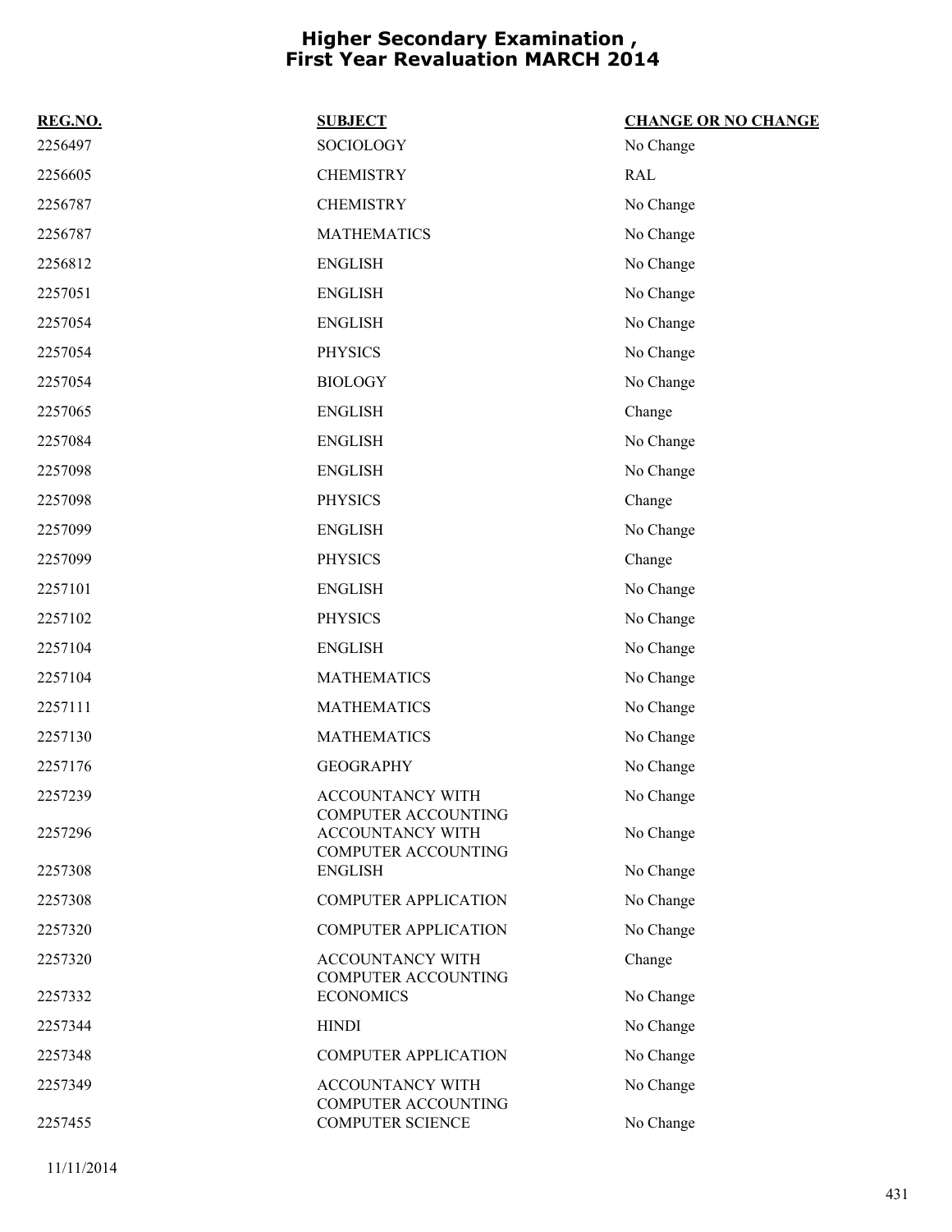# Higher Secondary Examination , First Year Revaluation MARCH 2014

| REG.NO. | SUBJECT | CHANGE OR NO CHANGE |
|---|---|---|
| 2256497 | SOCIOLOGY | No Change |
| 2256605 | CHEMISTRY | RAL |
| 2256787 | CHEMISTRY | No Change |
| 2256787 | MATHEMATICS | No Change |
| 2256812 | ENGLISH | No Change |
| 2257051 | ENGLISH | No Change |
| 2257054 | ENGLISH | No Change |
| 2257054 | PHYSICS | No Change |
| 2257054 | BIOLOGY | No Change |
| 2257065 | ENGLISH | Change |
| 2257084 | ENGLISH | No Change |
| 2257098 | ENGLISH | No Change |
| 2257098 | PHYSICS | Change |
| 2257099 | ENGLISH | No Change |
| 2257099 | PHYSICS | Change |
| 2257101 | ENGLISH | No Change |
| 2257102 | PHYSICS | No Change |
| 2257104 | ENGLISH | No Change |
| 2257104 | MATHEMATICS | No Change |
| 2257111 | MATHEMATICS | No Change |
| 2257130 | MATHEMATICS | No Change |
| 2257176 | GEOGRAPHY | No Change |
| 2257239 | ACCOUNTANCY WITH COMPUTER ACCOUNTING | No Change |
| 2257296 | ACCOUNTANCY WITH COMPUTER ACCOUNTING | No Change |
| 2257308 | ENGLISH | No Change |
| 2257308 | COMPUTER APPLICATION | No Change |
| 2257320 | COMPUTER APPLICATION | No Change |
| 2257320 | ACCOUNTANCY WITH COMPUTER ACCOUNTING | Change |
| 2257332 | ECONOMICS | No Change |
| 2257344 | HINDI | No Change |
| 2257348 | COMPUTER APPLICATION | No Change |
| 2257349 | ACCOUNTANCY WITH COMPUTER ACCOUNTING | No Change |
| 2257455 | COMPUTER SCIENCE | No Change |

11/11/2014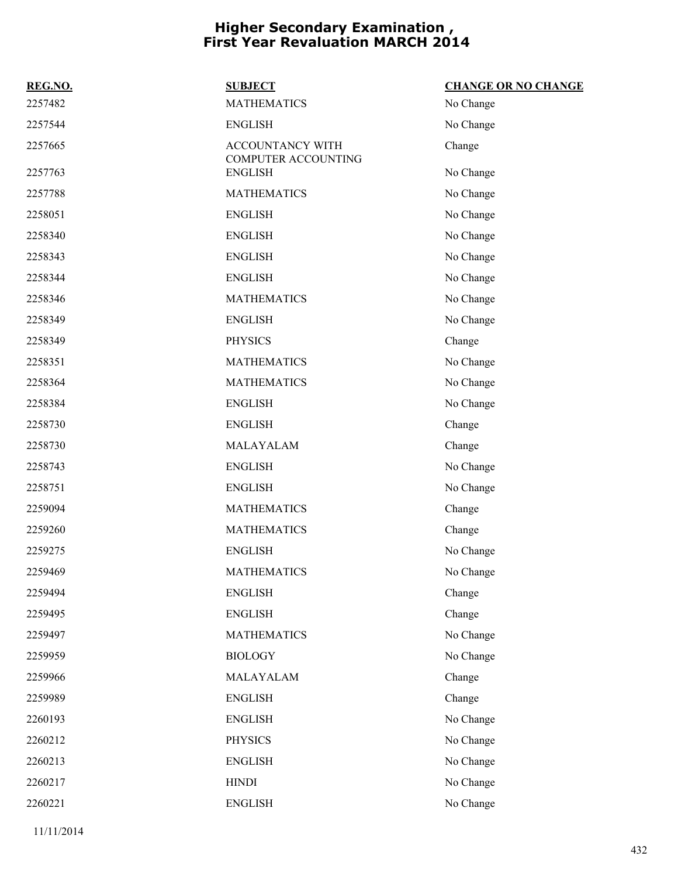# Higher Secondary Examination , First Year Revaluation MARCH 2014

| REG.NO. | SUBJECT | CHANGE OR NO CHANGE |
| --- | --- | --- |
| 2257482 | MATHEMATICS | No Change |
| 2257544 | ENGLISH | No Change |
| 2257665 | ACCOUNTANCY WITH COMPUTER ACCOUNTING | Change |
| 2257763 | ENGLISH | No Change |
| 2257788 | MATHEMATICS | No Change |
| 2258051 | ENGLISH | No Change |
| 2258340 | ENGLISH | No Change |
| 2258343 | ENGLISH | No Change |
| 2258344 | ENGLISH | No Change |
| 2258346 | MATHEMATICS | No Change |
| 2258349 | ENGLISH | No Change |
| 2258349 | PHYSICS | Change |
| 2258351 | MATHEMATICS | No Change |
| 2258364 | MATHEMATICS | No Change |
| 2258384 | ENGLISH | No Change |
| 2258730 | ENGLISH | Change |
| 2258730 | MALAYALAM | Change |
| 2258743 | ENGLISH | No Change |
| 2258751 | ENGLISH | No Change |
| 2259094 | MATHEMATICS | Change |
| 2259260 | MATHEMATICS | Change |
| 2259275 | ENGLISH | No Change |
| 2259469 | MATHEMATICS | No Change |
| 2259494 | ENGLISH | Change |
| 2259495 | ENGLISH | Change |
| 2259497 | MATHEMATICS | No Change |
| 2259959 | BIOLOGY | No Change |
| 2259966 | MALAYALAM | Change |
| 2259989 | ENGLISH | Change |
| 2260193 | ENGLISH | No Change |
| 2260212 | PHYSICS | No Change |
| 2260213 | ENGLISH | No Change |
| 2260217 | HINDI | No Change |
| 2260221 | ENGLISH | No Change |

11/11/2014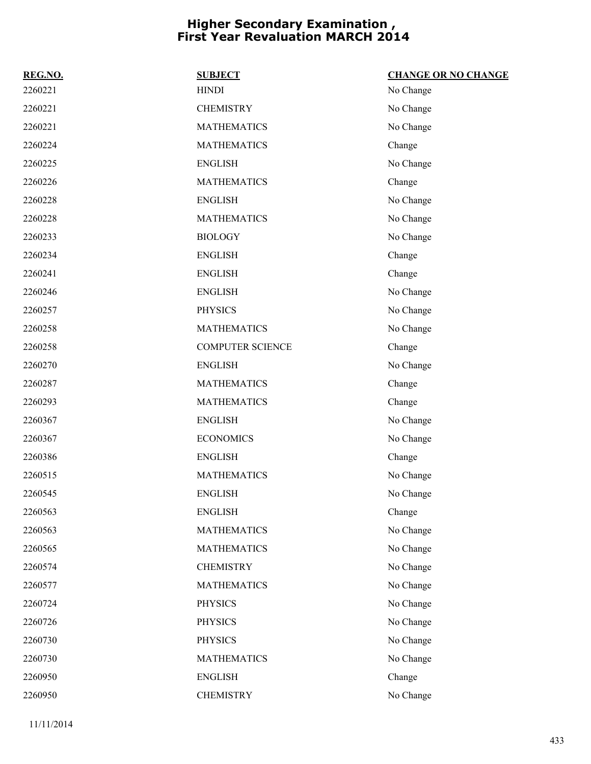# Higher Secondary Examination , First Year Revaluation MARCH 2014

| REG.NO. | SUBJECT | CHANGE OR NO CHANGE |
|---|---|---|
| 2260221 | HINDI | No Change |
| 2260221 | CHEMISTRY | No Change |
| 2260221 | MATHEMATICS | No Change |
| 2260224 | MATHEMATICS | Change |
| 2260225 | ENGLISH | No Change |
| 2260226 | MATHEMATICS | Change |
| 2260228 | ENGLISH | No Change |
| 2260228 | MATHEMATICS | No Change |
| 2260233 | BIOLOGY | No Change |
| 2260234 | ENGLISH | Change |
| 2260241 | ENGLISH | Change |
| 2260246 | ENGLISH | No Change |
| 2260257 | PHYSICS | No Change |
| 2260258 | MATHEMATICS | No Change |
| 2260258 | COMPUTER SCIENCE | Change |
| 2260270 | ENGLISH | No Change |
| 2260287 | MATHEMATICS | Change |
| 2260293 | MATHEMATICS | Change |
| 2260367 | ENGLISH | No Change |
| 2260367 | ECONOMICS | No Change |
| 2260386 | ENGLISH | Change |
| 2260515 | MATHEMATICS | No Change |
| 2260545 | ENGLISH | No Change |
| 2260563 | ENGLISH | Change |
| 2260563 | MATHEMATICS | No Change |
| 2260565 | MATHEMATICS | No Change |
| 2260574 | CHEMISTRY | No Change |
| 2260577 | MATHEMATICS | No Change |
| 2260724 | PHYSICS | No Change |
| 2260726 | PHYSICS | No Change |
| 2260730 | PHYSICS | No Change |
| 2260730 | MATHEMATICS | No Change |
| 2260950 | ENGLISH | Change |
| 2260950 | CHEMISTRY | No Change |

11/11/2014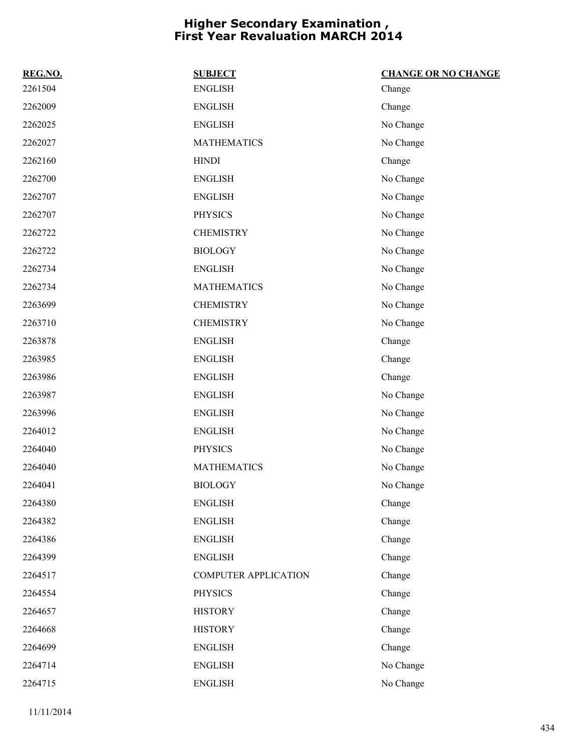# Higher Secondary Examination , First Year Revaluation MARCH 2014

| REG.NO. | SUBJECT | CHANGE OR NO CHANGE |
|---|---|---|
| 2261504 | ENGLISH | Change |
| 2262009 | ENGLISH | Change |
| 2262025 | ENGLISH | No Change |
| 2262027 | MATHEMATICS | No Change |
| 2262160 | HINDI | Change |
| 2262700 | ENGLISH | No Change |
| 2262707 | ENGLISH | No Change |
| 2262707 | PHYSICS | No Change |
| 2262722 | CHEMISTRY | No Change |
| 2262722 | BIOLOGY | No Change |
| 2262734 | ENGLISH | No Change |
| 2262734 | MATHEMATICS | No Change |
| 2263699 | CHEMISTRY | No Change |
| 2263710 | CHEMISTRY | No Change |
| 2263878 | ENGLISH | Change |
| 2263985 | ENGLISH | Change |
| 2263986 | ENGLISH | Change |
| 2263987 | ENGLISH | No Change |
| 2263996 | ENGLISH | No Change |
| 2264012 | ENGLISH | No Change |
| 2264040 | PHYSICS | No Change |
| 2264040 | MATHEMATICS | No Change |
| 2264041 | BIOLOGY | No Change |
| 2264380 | ENGLISH | Change |
| 2264382 | ENGLISH | Change |
| 2264386 | ENGLISH | Change |
| 2264399 | ENGLISH | Change |
| 2264517 | COMPUTER APPLICATION | Change |
| 2264554 | PHYSICS | Change |
| 2264657 | HISTORY | Change |
| 2264668 | HISTORY | Change |
| 2264699 | ENGLISH | Change |
| 2264714 | ENGLISH | No Change |
| 2264715 | ENGLISH | No Change |

11/11/2014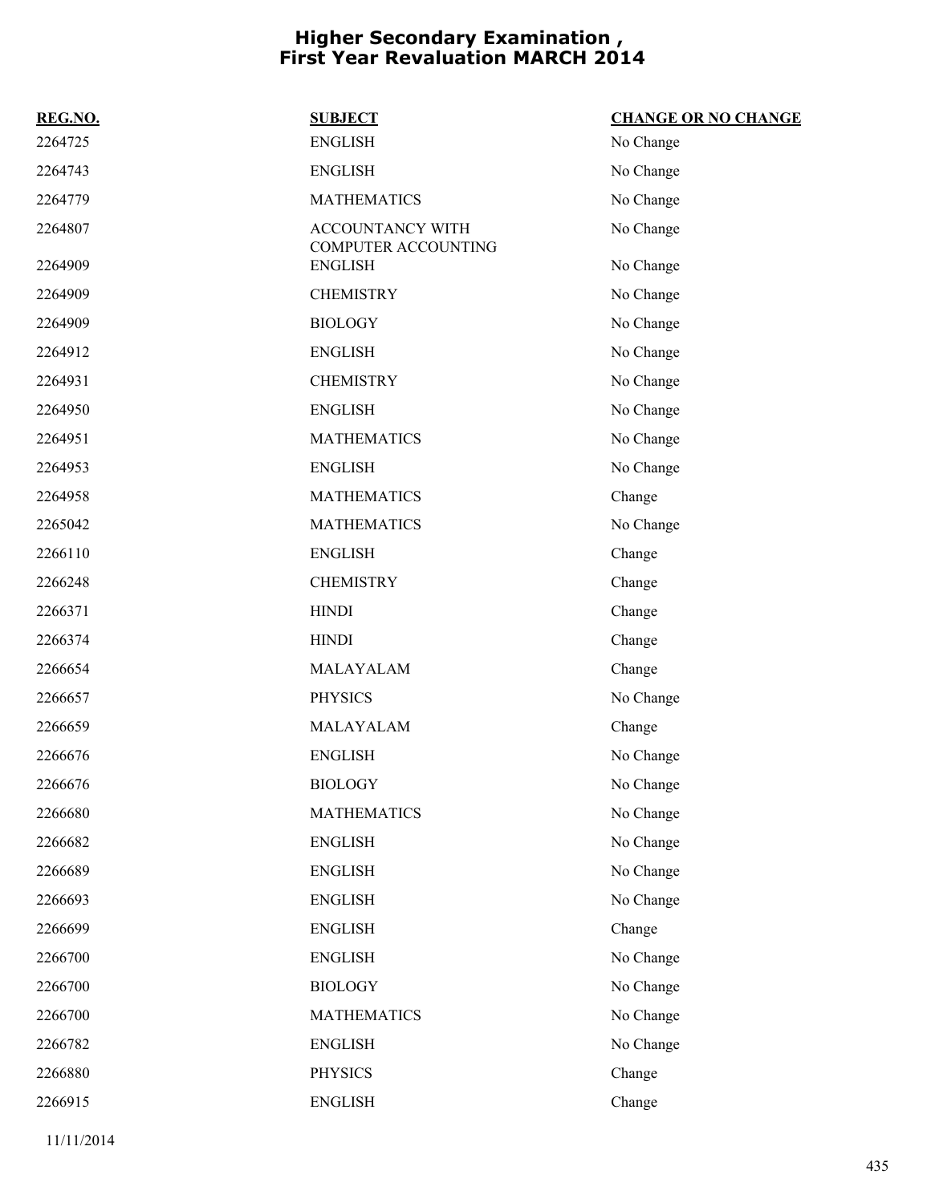# Higher Secondary Examination , First Year Revaluation MARCH 2014

| REG.NO. | SUBJECT | CHANGE OR NO CHANGE |
|---|---|---|
| 2264725 | ENGLISH | No Change |
| 2264743 | ENGLISH | No Change |
| 2264779 | MATHEMATICS | No Change |
| 2264807 | ACCOUNTANCY WITH COMPUTER ACCOUNTING | No Change |
| 2264909 | ENGLISH | No Change |
| 2264909 | CHEMISTRY | No Change |
| 2264909 | BIOLOGY | No Change |
| 2264912 | ENGLISH | No Change |
| 2264931 | CHEMISTRY | No Change |
| 2264950 | ENGLISH | No Change |
| 2264951 | MATHEMATICS | No Change |
| 2264953 | ENGLISH | No Change |
| 2264958 | MATHEMATICS | Change |
| 2265042 | MATHEMATICS | No Change |
| 2266110 | ENGLISH | Change |
| 2266248 | CHEMISTRY | Change |
| 2266371 | HINDI | Change |
| 2266374 | HINDI | Change |
| 2266654 | MALAYALAM | Change |
| 2266657 | PHYSICS | No Change |
| 2266659 | MALAYALAM | Change |
| 2266676 | ENGLISH | No Change |
| 2266676 | BIOLOGY | No Change |
| 2266680 | MATHEMATICS | No Change |
| 2266682 | ENGLISH | No Change |
| 2266689 | ENGLISH | No Change |
| 2266693 | ENGLISH | No Change |
| 2266699 | ENGLISH | Change |
| 2266700 | ENGLISH | No Change |
| 2266700 | BIOLOGY | No Change |
| 2266700 | MATHEMATICS | No Change |
| 2266782 | ENGLISH | No Change |
| 2266880 | PHYSICS | Change |
| 2266915 | ENGLISH | Change |

11/11/2014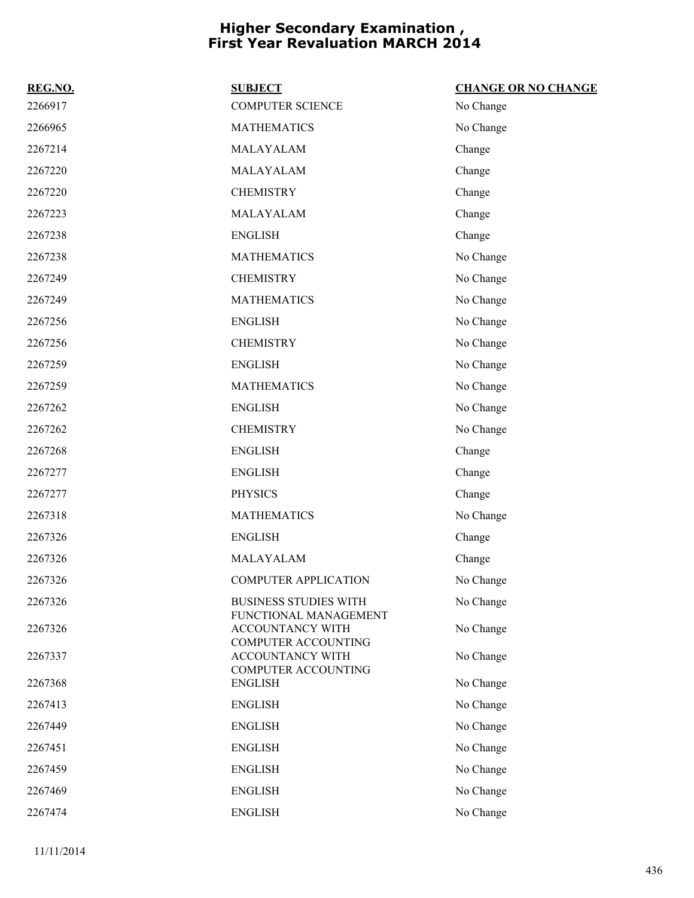# Higher Secondary Examination , First Year Revaluation MARCH 2014

| REG.NO. | SUBJECT | CHANGE OR NO CHANGE |
|---|---|---|
| 2266917 | COMPUTER SCIENCE | No Change |
| 2266965 | MATHEMATICS | No Change |
| 2267214 | MALAYALAM | Change |
| 2267220 | MALAYALAM | Change |
| 2267220 | CHEMISTRY | Change |
| 2267223 | MALAYALAM | Change |
| 2267238 | ENGLISH | Change |
| 2267238 | MATHEMATICS | No Change |
| 2267249 | CHEMISTRY | No Change |
| 2267249 | MATHEMATICS | No Change |
| 2267256 | ENGLISH | No Change |
| 2267256 | CHEMISTRY | No Change |
| 2267259 | ENGLISH | No Change |
| 2267259 | MATHEMATICS | No Change |
| 2267262 | ENGLISH | No Change |
| 2267262 | CHEMISTRY | No Change |
| 2267268 | ENGLISH | Change |
| 2267277 | ENGLISH | Change |
| 2267277 | PHYSICS | Change |
| 2267318 | MATHEMATICS | No Change |
| 2267326 | ENGLISH | Change |
| 2267326 | MALAYALAM | Change |
| 2267326 | COMPUTER APPLICATION | No Change |
| 2267326 | BUSINESS STUDIES WITH FUNCTIONAL MANAGEMENT | No Change |
| 2267326 | ACCOUNTANCY WITH COMPUTER ACCOUNTING | No Change |
| 2267337 | ACCOUNTANCY WITH COMPUTER ACCOUNTING | No Change |
| 2267368 | ENGLISH | No Change |
| 2267413 | ENGLISH | No Change |
| 2267449 | ENGLISH | No Change |
| 2267451 | ENGLISH | No Change |
| 2267459 | ENGLISH | No Change |
| 2267469 | ENGLISH | No Change |
| 2267474 | ENGLISH | No Change |

11/11/2014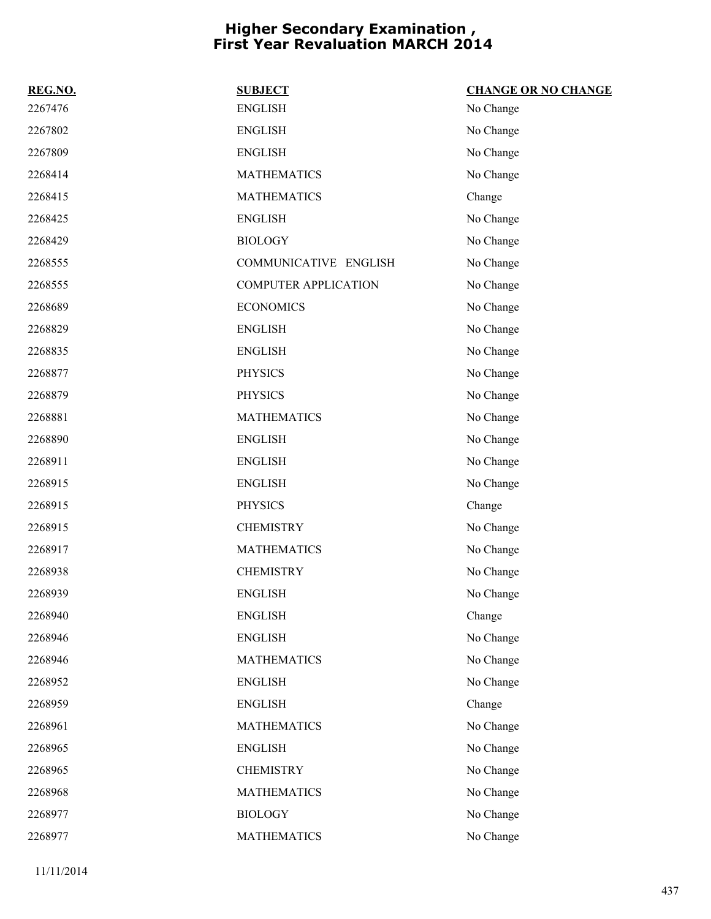# Higher Secondary Examination , First Year Revaluation MARCH 2014

| REG.NO. | SUBJECT | CHANGE OR NO CHANGE |
|---|---|---|
| 2267476 | ENGLISH | No Change |
| 2267802 | ENGLISH | No Change |
| 2267809 | ENGLISH | No Change |
| 2268414 | MATHEMATICS | No Change |
| 2268415 | MATHEMATICS | Change |
| 2268425 | ENGLISH | No Change |
| 2268429 | BIOLOGY | No Change |
| 2268555 | COMMUNICATIVE ENGLISH | No Change |
| 2268555 | COMPUTER APPLICATION | No Change |
| 2268689 | ECONOMICS | No Change |
| 2268829 | ENGLISH | No Change |
| 2268835 | ENGLISH | No Change |
| 2268877 | PHYSICS | No Change |
| 2268879 | PHYSICS | No Change |
| 2268881 | MATHEMATICS | No Change |
| 2268890 | ENGLISH | No Change |
| 2268911 | ENGLISH | No Change |
| 2268915 | ENGLISH | No Change |
| 2268915 | PHYSICS | Change |
| 2268915 | CHEMISTRY | No Change |
| 2268917 | MATHEMATICS | No Change |
| 2268938 | CHEMISTRY | No Change |
| 2268939 | ENGLISH | No Change |
| 2268940 | ENGLISH | Change |
| 2268946 | ENGLISH | No Change |
| 2268946 | MATHEMATICS | No Change |
| 2268952 | ENGLISH | No Change |
| 2268959 | ENGLISH | Change |
| 2268961 | MATHEMATICS | No Change |
| 2268965 | ENGLISH | No Change |
| 2268965 | CHEMISTRY | No Change |
| 2268968 | MATHEMATICS | No Change |
| 2268977 | BIOLOGY | No Change |
| 2268977 | MATHEMATICS | No Change |

11/11/2014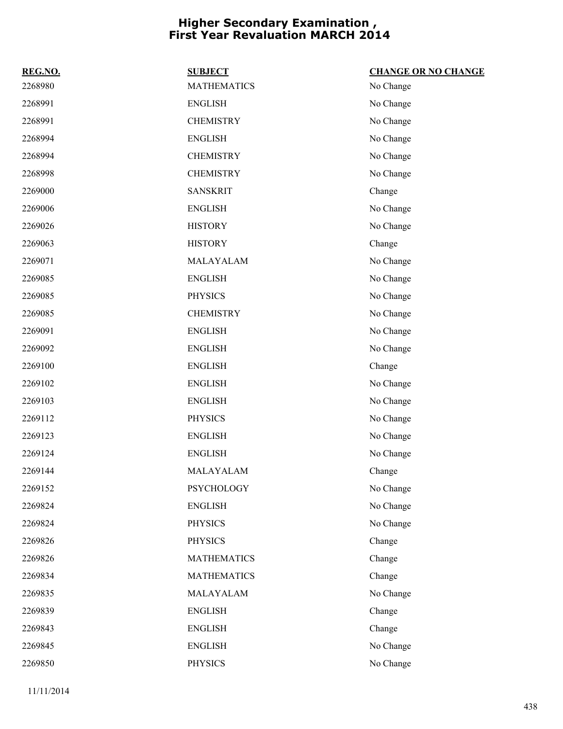# Higher Secondary Examination , First Year Revaluation MARCH 2014

| REG.NO. | SUBJECT | CHANGE OR NO CHANGE |
|---|---|---|
| 2268980 | MATHEMATICS | No Change |
| 2268991 | ENGLISH | No Change |
| 2268991 | CHEMISTRY | No Change |
| 2268994 | ENGLISH | No Change |
| 2268994 | CHEMISTRY | No Change |
| 2268998 | CHEMISTRY | No Change |
| 2269000 | SANSKRIT | Change |
| 2269006 | ENGLISH | No Change |
| 2269026 | HISTORY | No Change |
| 2269063 | HISTORY | Change |
| 2269071 | MALAYALAM | No Change |
| 2269085 | ENGLISH | No Change |
| 2269085 | PHYSICS | No Change |
| 2269085 | CHEMISTRY | No Change |
| 2269091 | ENGLISH | No Change |
| 2269092 | ENGLISH | No Change |
| 2269100 | ENGLISH | Change |
| 2269102 | ENGLISH | No Change |
| 2269103 | ENGLISH | No Change |
| 2269112 | PHYSICS | No Change |
| 2269123 | ENGLISH | No Change |
| 2269124 | ENGLISH | No Change |
| 2269144 | MALAYALAM | Change |
| 2269152 | PSYCHOLOGY | No Change |
| 2269824 | ENGLISH | No Change |
| 2269824 | PHYSICS | No Change |
| 2269826 | PHYSICS | Change |
| 2269826 | MATHEMATICS | Change |
| 2269834 | MATHEMATICS | Change |
| 2269835 | MALAYALAM | No Change |
| 2269839 | ENGLISH | Change |
| 2269843 | ENGLISH | Change |
| 2269845 | ENGLISH | No Change |
| 2269850 | PHYSICS | No Change |

11/11/2014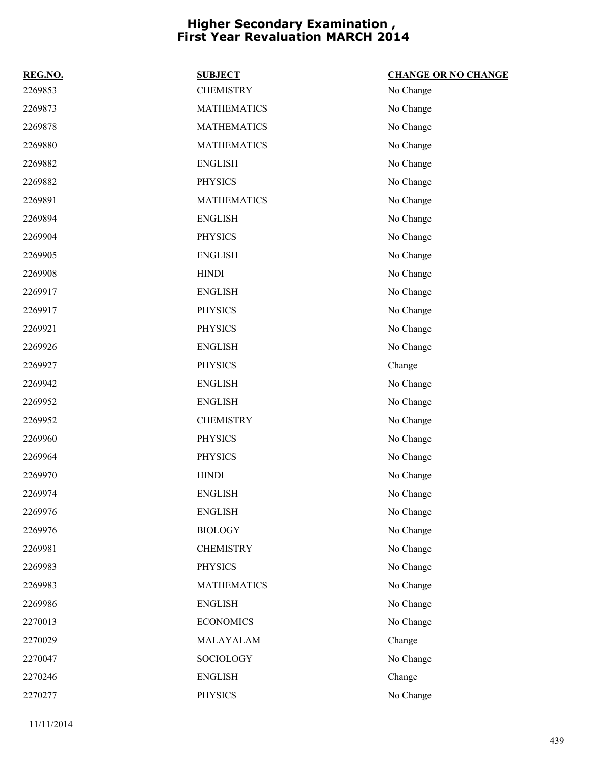# Higher Secondary Examination , First Year Revaluation MARCH 2014

| REG.NO. | SUBJECT | CHANGE OR NO CHANGE |
| --- | --- | --- |
| 2269853 | CHEMISTRY | No Change |
| 2269873 | MATHEMATICS | No Change |
| 2269878 | MATHEMATICS | No Change |
| 2269880 | MATHEMATICS | No Change |
| 2269882 | ENGLISH | No Change |
| 2269882 | PHYSICS | No Change |
| 2269891 | MATHEMATICS | No Change |
| 2269894 | ENGLISH | No Change |
| 2269904 | PHYSICS | No Change |
| 2269905 | ENGLISH | No Change |
| 2269908 | HINDI | No Change |
| 2269917 | ENGLISH | No Change |
| 2269917 | PHYSICS | No Change |
| 2269921 | PHYSICS | No Change |
| 2269926 | ENGLISH | No Change |
| 2269927 | PHYSICS | Change |
| 2269942 | ENGLISH | No Change |
| 2269952 | ENGLISH | No Change |
| 2269952 | CHEMISTRY | No Change |
| 2269960 | PHYSICS | No Change |
| 2269964 | PHYSICS | No Change |
| 2269970 | HINDI | No Change |
| 2269974 | ENGLISH | No Change |
| 2269976 | ENGLISH | No Change |
| 2269976 | BIOLOGY | No Change |
| 2269981 | CHEMISTRY | No Change |
| 2269983 | PHYSICS | No Change |
| 2269983 | MATHEMATICS | No Change |
| 2269986 | ENGLISH | No Change |
| 2270013 | ECONOMICS | No Change |
| 2270029 | MALAYALAM | Change |
| 2270047 | SOCIOLOGY | No Change |
| 2270246 | ENGLISH | Change |
| 2270277 | PHYSICS | No Change |

11/11/2014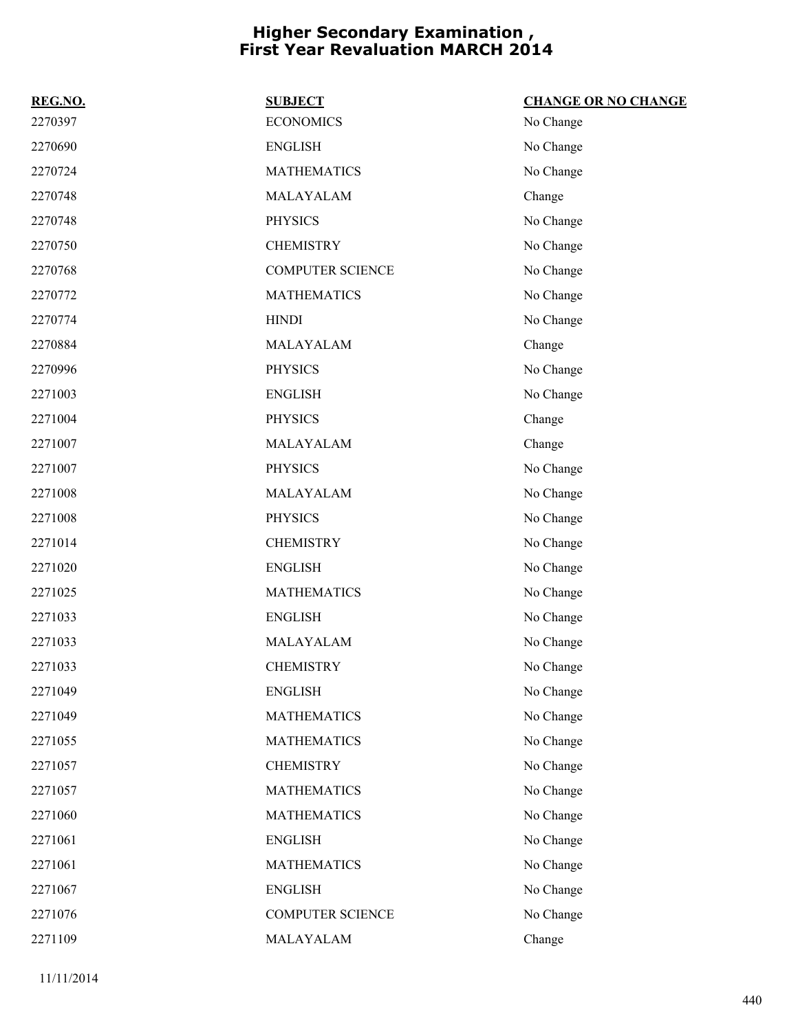# Higher Secondary Examination , First Year Revaluation MARCH 2014

| REG.NO. | SUBJECT | CHANGE OR NO CHANGE |
|---|---|---|
| 2270397 | ECONOMICS | No Change |
| 2270690 | ENGLISH | No Change |
| 2270724 | MATHEMATICS | No Change |
| 2270748 | MALAYALAM | Change |
| 2270748 | PHYSICS | No Change |
| 2270750 | CHEMISTRY | No Change |
| 2270768 | COMPUTER SCIENCE | No Change |
| 2270772 | MATHEMATICS | No Change |
| 2270774 | HINDI | No Change |
| 2270884 | MALAYALAM | Change |
| 2270996 | PHYSICS | No Change |
| 2271003 | ENGLISH | No Change |
| 2271004 | PHYSICS | Change |
| 2271007 | MALAYALAM | Change |
| 2271007 | PHYSICS | No Change |
| 2271008 | MALAYALAM | No Change |
| 2271008 | PHYSICS | No Change |
| 2271014 | CHEMISTRY | No Change |
| 2271020 | ENGLISH | No Change |
| 2271025 | MATHEMATICS | No Change |
| 2271033 | ENGLISH | No Change |
| 2271033 | MALAYALAM | No Change |
| 2271033 | CHEMISTRY | No Change |
| 2271049 | ENGLISH | No Change |
| 2271049 | MATHEMATICS | No Change |
| 2271055 | MATHEMATICS | No Change |
| 2271057 | CHEMISTRY | No Change |
| 2271057 | MATHEMATICS | No Change |
| 2271060 | MATHEMATICS | No Change |
| 2271061 | ENGLISH | No Change |
| 2271061 | MATHEMATICS | No Change |
| 2271067 | ENGLISH | No Change |
| 2271076 | COMPUTER SCIENCE | No Change |
| 2271109 | MALAYALAM | Change |

11/11/2014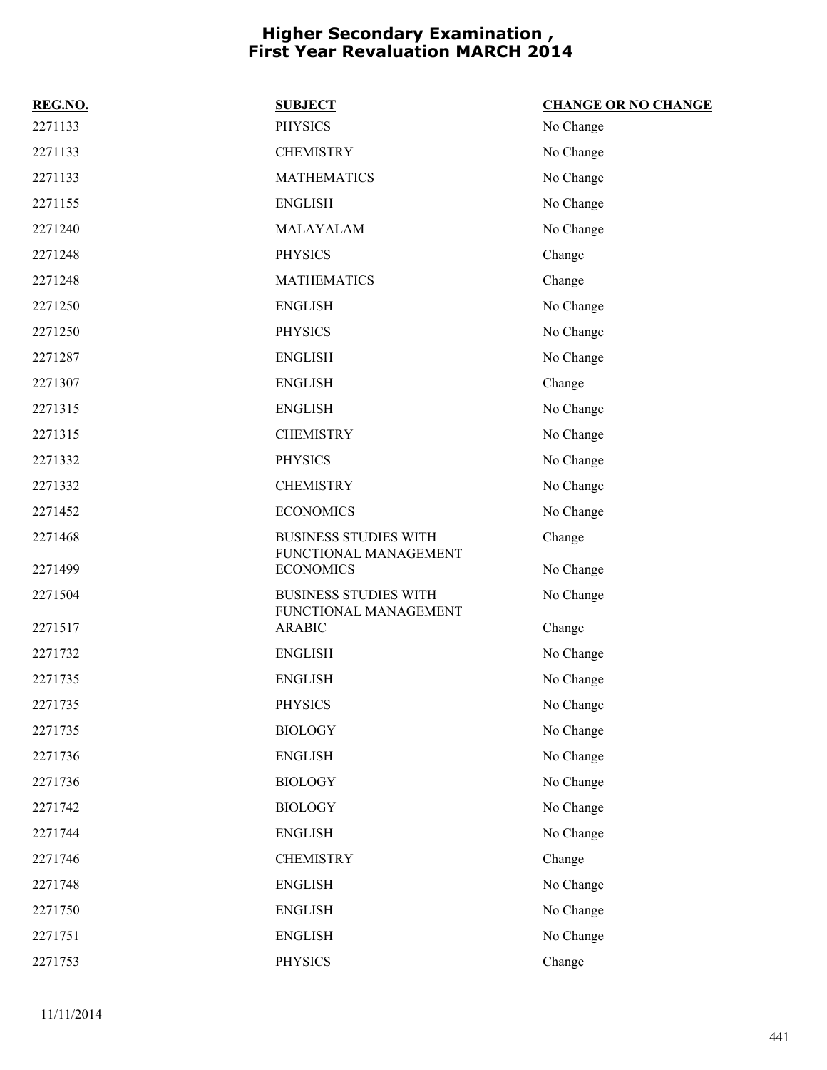# Higher Secondary Examination , First Year Revaluation MARCH 2014

| REG.NO. | SUBJECT | CHANGE OR NO CHANGE |
|---|---|---|
| 2271133 | PHYSICS | No Change |
| 2271133 | CHEMISTRY | No Change |
| 2271133 | MATHEMATICS | No Change |
| 2271155 | ENGLISH | No Change |
| 2271240 | MALAYALAM | No Change |
| 2271248 | PHYSICS | Change |
| 2271248 | MATHEMATICS | Change |
| 2271250 | ENGLISH | No Change |
| 2271250 | PHYSICS | No Change |
| 2271287 | ENGLISH | No Change |
| 2271307 | ENGLISH | Change |
| 2271315 | ENGLISH | No Change |
| 2271315 | CHEMISTRY | No Change |
| 2271332 | PHYSICS | No Change |
| 2271332 | CHEMISTRY | No Change |
| 2271452 | ECONOMICS | No Change |
| 2271468 | BUSINESS STUDIES WITH FUNCTIONAL MANAGEMENT | Change |
| 2271499 | ECONOMICS | No Change |
| 2271504 | BUSINESS STUDIES WITH FUNCTIONAL MANAGEMENT | No Change |
| 2271517 | ARABIC | Change |
| 2271732 | ENGLISH | No Change |
| 2271735 | ENGLISH | No Change |
| 2271735 | PHYSICS | No Change |
| 2271735 | BIOLOGY | No Change |
| 2271736 | ENGLISH | No Change |
| 2271736 | BIOLOGY | No Change |
| 2271742 | BIOLOGY | No Change |
| 2271744 | ENGLISH | No Change |
| 2271746 | CHEMISTRY | Change |
| 2271748 | ENGLISH | No Change |
| 2271750 | ENGLISH | No Change |
| 2271751 | ENGLISH | No Change |
| 2271753 | PHYSICS | Change |

11/11/2014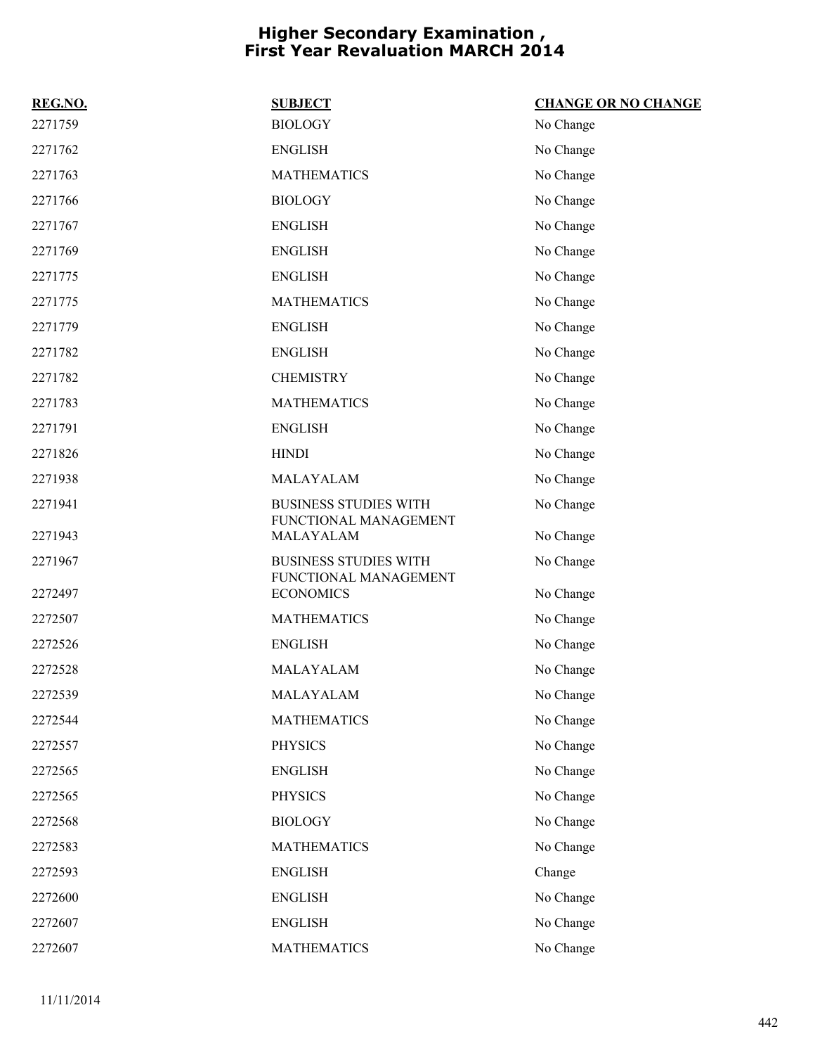# Higher Secondary Examination , First Year Revaluation MARCH 2014

| REG.NO. | SUBJECT | CHANGE OR NO CHANGE |
|---|---|---|
| 2271759 | BIOLOGY | No Change |
| 2271762 | ENGLISH | No Change |
| 2271763 | MATHEMATICS | No Change |
| 2271766 | BIOLOGY | No Change |
| 2271767 | ENGLISH | No Change |
| 2271769 | ENGLISH | No Change |
| 2271775 | ENGLISH | No Change |
| 2271775 | MATHEMATICS | No Change |
| 2271779 | ENGLISH | No Change |
| 2271782 | ENGLISH | No Change |
| 2271782 | CHEMISTRY | No Change |
| 2271783 | MATHEMATICS | No Change |
| 2271791 | ENGLISH | No Change |
| 2271826 | HINDI | No Change |
| 2271938 | MALAYALAM | No Change |
| 2271941 | BUSINESS STUDIES WITH FUNCTIONAL MANAGEMENT | No Change |
| 2271943 | MALAYALAM | No Change |
| 2271967 | BUSINESS STUDIES WITH FUNCTIONAL MANAGEMENT | No Change |
| 2272497 | ECONOMICS | No Change |
| 2272507 | MATHEMATICS | No Change |
| 2272526 | ENGLISH | No Change |
| 2272528 | MALAYALAM | No Change |
| 2272539 | MALAYALAM | No Change |
| 2272544 | MATHEMATICS | No Change |
| 2272557 | PHYSICS | No Change |
| 2272565 | ENGLISH | No Change |
| 2272565 | PHYSICS | No Change |
| 2272568 | BIOLOGY | No Change |
| 2272583 | MATHEMATICS | No Change |
| 2272593 | ENGLISH | Change |
| 2272600 | ENGLISH | No Change |
| 2272607 | ENGLISH | No Change |
| 2272607 | MATHEMATICS | No Change |

11/11/2014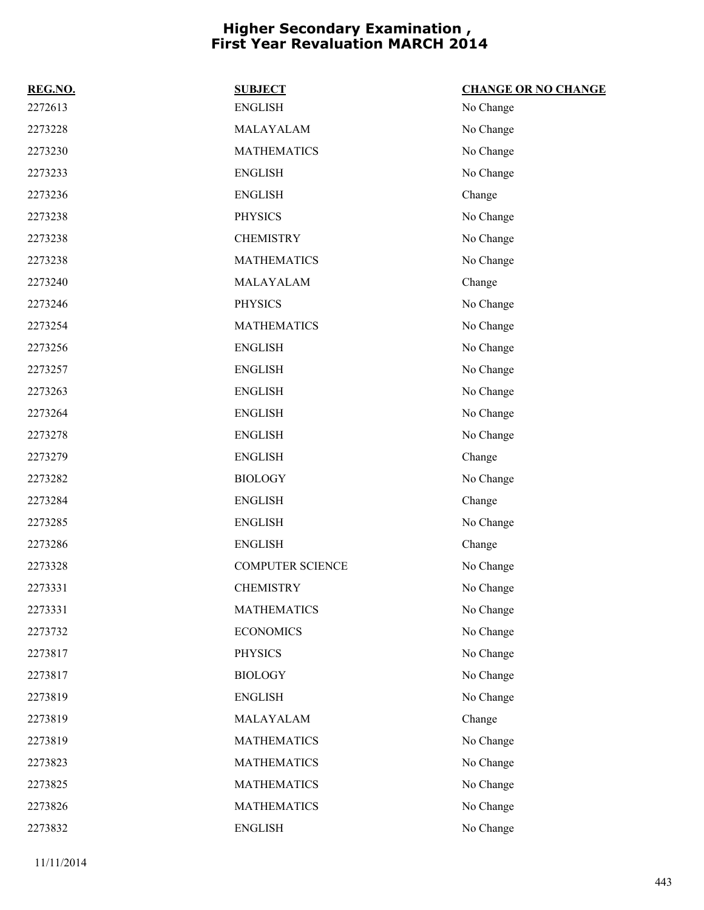# Higher Secondary Examination , First Year Revaluation MARCH 2014

| REG.NO. | SUBJECT | CHANGE OR NO CHANGE |
|---|---|---|
| 2272613 | ENGLISH | No Change |
| 2273228 | MALAYALAM | No Change |
| 2273230 | MATHEMATICS | No Change |
| 2273233 | ENGLISH | No Change |
| 2273236 | ENGLISH | Change |
| 2273238 | PHYSICS | No Change |
| 2273238 | CHEMISTRY | No Change |
| 2273238 | MATHEMATICS | No Change |
| 2273240 | MALAYALAM | Change |
| 2273246 | PHYSICS | No Change |
| 2273254 | MATHEMATICS | No Change |
| 2273256 | ENGLISH | No Change |
| 2273257 | ENGLISH | No Change |
| 2273263 | ENGLISH | No Change |
| 2273264 | ENGLISH | No Change |
| 2273278 | ENGLISH | No Change |
| 2273279 | ENGLISH | Change |
| 2273282 | BIOLOGY | No Change |
| 2273284 | ENGLISH | Change |
| 2273285 | ENGLISH | No Change |
| 2273286 | ENGLISH | Change |
| 2273328 | COMPUTER SCIENCE | No Change |
| 2273331 | CHEMISTRY | No Change |
| 2273331 | MATHEMATICS | No Change |
| 2273732 | ECONOMICS | No Change |
| 2273817 | PHYSICS | No Change |
| 2273817 | BIOLOGY | No Change |
| 2273819 | ENGLISH | No Change |
| 2273819 | MALAYALAM | Change |
| 2273819 | MATHEMATICS | No Change |
| 2273823 | MATHEMATICS | No Change |
| 2273825 | MATHEMATICS | No Change |
| 2273826 | MATHEMATICS | No Change |
| 2273832 | ENGLISH | No Change |

11/11/2014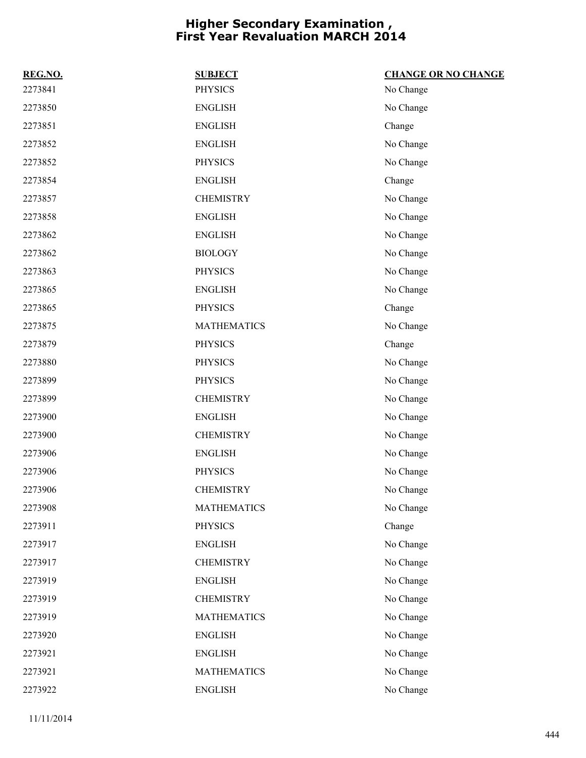# Higher Secondary Examination , First Year Revaluation MARCH 2014

| REG.NO. | SUBJECT | CHANGE OR NO CHANGE |
| --- | --- | --- |
| 2273841 | PHYSICS | No Change |
| 2273850 | ENGLISH | No Change |
| 2273851 | ENGLISH | Change |
| 2273852 | ENGLISH | No Change |
| 2273852 | PHYSICS | No Change |
| 2273854 | ENGLISH | Change |
| 2273857 | CHEMISTRY | No Change |
| 2273858 | ENGLISH | No Change |
| 2273862 | ENGLISH | No Change |
| 2273862 | BIOLOGY | No Change |
| 2273863 | PHYSICS | No Change |
| 2273865 | ENGLISH | No Change |
| 2273865 | PHYSICS | Change |
| 2273875 | MATHEMATICS | No Change |
| 2273879 | PHYSICS | Change |
| 2273880 | PHYSICS | No Change |
| 2273899 | PHYSICS | No Change |
| 2273899 | CHEMISTRY | No Change |
| 2273900 | ENGLISH | No Change |
| 2273900 | CHEMISTRY | No Change |
| 2273906 | ENGLISH | No Change |
| 2273906 | PHYSICS | No Change |
| 2273906 | CHEMISTRY | No Change |
| 2273908 | MATHEMATICS | No Change |
| 2273911 | PHYSICS | Change |
| 2273917 | ENGLISH | No Change |
| 2273917 | CHEMISTRY | No Change |
| 2273919 | ENGLISH | No Change |
| 2273919 | CHEMISTRY | No Change |
| 2273919 | MATHEMATICS | No Change |
| 2273920 | ENGLISH | No Change |
| 2273921 | ENGLISH | No Change |
| 2273921 | MATHEMATICS | No Change |
| 2273922 | ENGLISH | No Change |

11/11/2014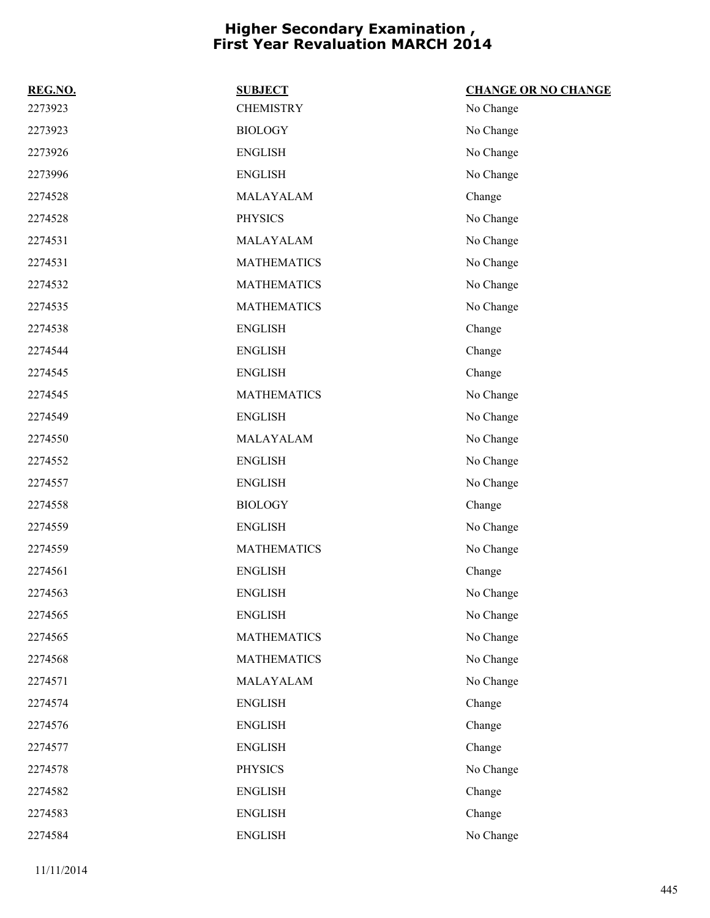# Higher Secondary Examination , First Year Revaluation MARCH 2014

| REG.NO. | SUBJECT | CHANGE OR NO CHANGE |
| --- | --- | --- |
| 2273923 | CHEMISTRY | No Change |
| 2273923 | BIOLOGY | No Change |
| 2273926 | ENGLISH | No Change |
| 2273996 | ENGLISH | No Change |
| 2274528 | MALAYALAM | Change |
| 2274528 | PHYSICS | No Change |
| 2274531 | MALAYALAM | No Change |
| 2274531 | MATHEMATICS | No Change |
| 2274532 | MATHEMATICS | No Change |
| 2274535 | MATHEMATICS | No Change |
| 2274538 | ENGLISH | Change |
| 2274544 | ENGLISH | Change |
| 2274545 | ENGLISH | Change |
| 2274545 | MATHEMATICS | No Change |
| 2274549 | ENGLISH | No Change |
| 2274550 | MALAYALAM | No Change |
| 2274552 | ENGLISH | No Change |
| 2274557 | ENGLISH | No Change |
| 2274558 | BIOLOGY | Change |
| 2274559 | ENGLISH | No Change |
| 2274559 | MATHEMATICS | No Change |
| 2274561 | ENGLISH | Change |
| 2274563 | ENGLISH | No Change |
| 2274565 | ENGLISH | No Change |
| 2274565 | MATHEMATICS | No Change |
| 2274568 | MATHEMATICS | No Change |
| 2274571 | MALAYALAM | No Change |
| 2274574 | ENGLISH | Change |
| 2274576 | ENGLISH | Change |
| 2274577 | ENGLISH | Change |
| 2274578 | PHYSICS | No Change |
| 2274582 | ENGLISH | Change |
| 2274583 | ENGLISH | Change |
| 2274584 | ENGLISH | No Change |

11/11/2014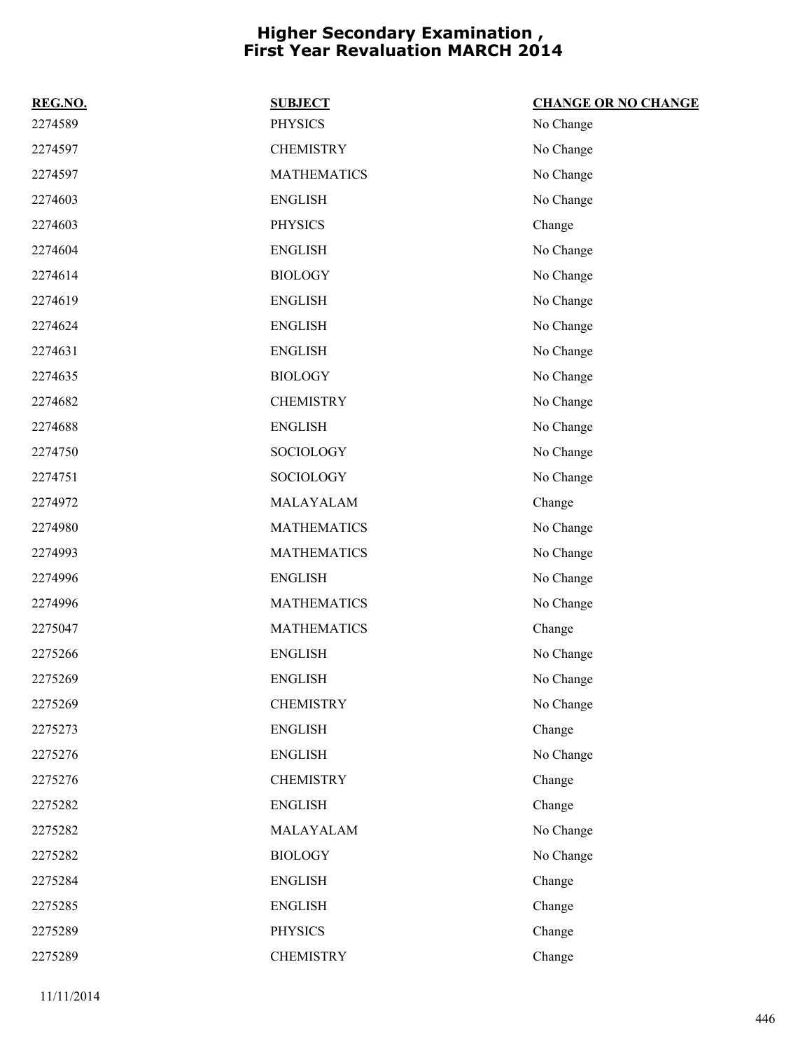# Higher Secondary Examination , First Year Revaluation MARCH 2014

| REG.NO. | SUBJECT | CHANGE OR NO CHANGE |
|---|---|---|
| 2274589 | PHYSICS | No Change |
| 2274597 | CHEMISTRY | No Change |
| 2274597 | MATHEMATICS | No Change |
| 2274603 | ENGLISH | No Change |
| 2274603 | PHYSICS | Change |
| 2274604 | ENGLISH | No Change |
| 2274614 | BIOLOGY | No Change |
| 2274619 | ENGLISH | No Change |
| 2274624 | ENGLISH | No Change |
| 2274631 | ENGLISH | No Change |
| 2274635 | BIOLOGY | No Change |
| 2274682 | CHEMISTRY | No Change |
| 2274688 | ENGLISH | No Change |
| 2274750 | SOCIOLOGY | No Change |
| 2274751 | SOCIOLOGY | No Change |
| 2274972 | MALAYALAM | Change |
| 2274980 | MATHEMATICS | No Change |
| 2274993 | MATHEMATICS | No Change |
| 2274996 | ENGLISH | No Change |
| 2274996 | MATHEMATICS | No Change |
| 2275047 | MATHEMATICS | Change |
| 2275266 | ENGLISH | No Change |
| 2275269 | ENGLISH | No Change |
| 2275269 | CHEMISTRY | No Change |
| 2275273 | ENGLISH | Change |
| 2275276 | ENGLISH | No Change |
| 2275276 | CHEMISTRY | Change |
| 2275282 | ENGLISH | Change |
| 2275282 | MALAYALAM | No Change |
| 2275282 | BIOLOGY | No Change |
| 2275284 | ENGLISH | Change |
| 2275285 | ENGLISH | Change |
| 2275289 | PHYSICS | Change |
| 2275289 | CHEMISTRY | Change |

11/11/2014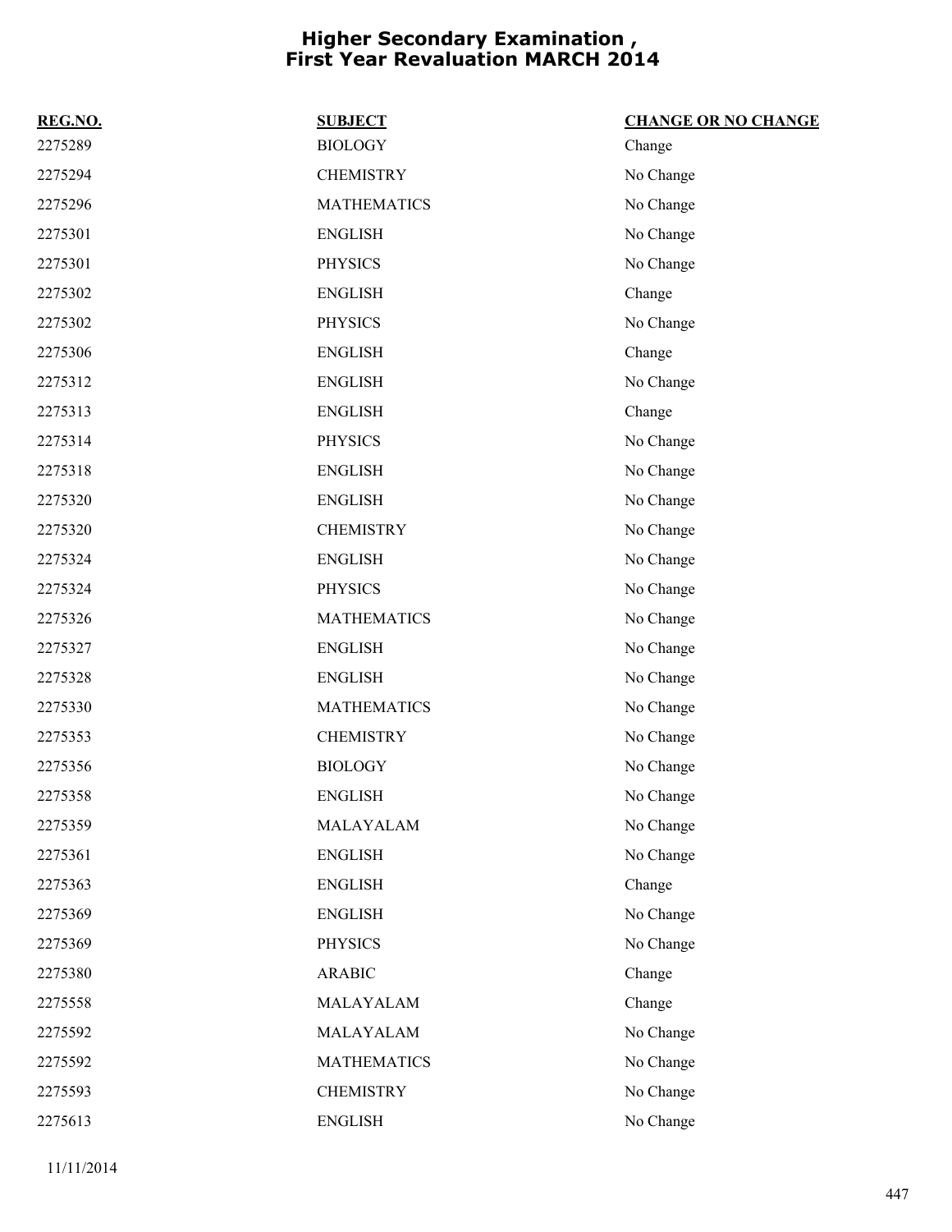# Higher Secondary Examination , First Year Revaluation MARCH 2014

| REG.NO. | SUBJECT | CHANGE OR NO CHANGE |
|---|---|---|
| 2275289 | BIOLOGY | Change |
| 2275294 | CHEMISTRY | No Change |
| 2275296 | MATHEMATICS | No Change |
| 2275301 | ENGLISH | No Change |
| 2275301 | PHYSICS | No Change |
| 2275302 | ENGLISH | Change |
| 2275302 | PHYSICS | No Change |
| 2275306 | ENGLISH | Change |
| 2275312 | ENGLISH | No Change |
| 2275313 | ENGLISH | Change |
| 2275314 | PHYSICS | No Change |
| 2275318 | ENGLISH | No Change |
| 2275320 | ENGLISH | No Change |
| 2275320 | CHEMISTRY | No Change |
| 2275324 | ENGLISH | No Change |
| 2275324 | PHYSICS | No Change |
| 2275326 | MATHEMATICS | No Change |
| 2275327 | ENGLISH | No Change |
| 2275328 | ENGLISH | No Change |
| 2275330 | MATHEMATICS | No Change |
| 2275353 | CHEMISTRY | No Change |
| 2275356 | BIOLOGY | No Change |
| 2275358 | ENGLISH | No Change |
| 2275359 | MALAYALAM | No Change |
| 2275361 | ENGLISH | No Change |
| 2275363 | ENGLISH | Change |
| 2275369 | ENGLISH | No Change |
| 2275369 | PHYSICS | No Change |
| 2275380 | ARABIC | Change |
| 2275558 | MALAYALAM | Change |
| 2275592 | MALAYALAM | No Change |
| 2275592 | MATHEMATICS | No Change |
| 2275593 | CHEMISTRY | No Change |
| 2275613 | ENGLISH | No Change |

11/11/2014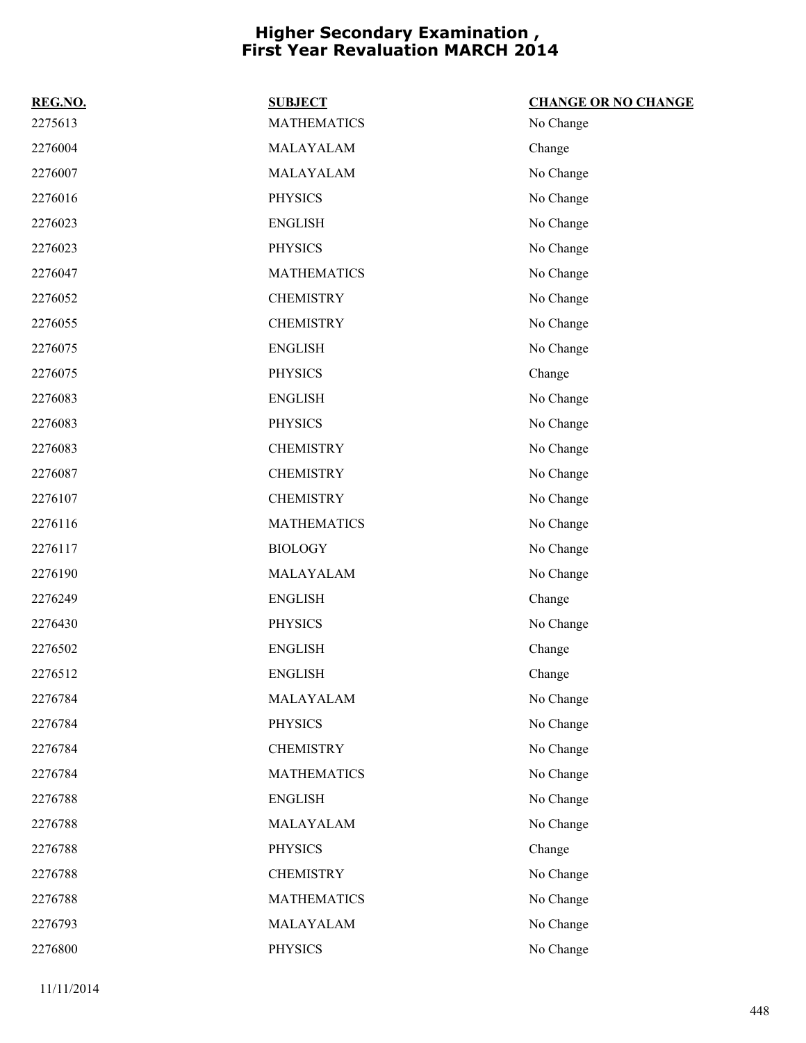# Higher Secondary Examination , First Year Revaluation MARCH 2014

| REG.NO. | SUBJECT | CHANGE OR NO CHANGE |
|---|---|---|
| 2275613 | MATHEMATICS | No Change |
| 2276004 | MALAYALAM | Change |
| 2276007 | MALAYALAM | No Change |
| 2276016 | PHYSICS | No Change |
| 2276023 | ENGLISH | No Change |
| 2276023 | PHYSICS | No Change |
| 2276047 | MATHEMATICS | No Change |
| 2276052 | CHEMISTRY | No Change |
| 2276055 | CHEMISTRY | No Change |
| 2276075 | ENGLISH | No Change |
| 2276075 | PHYSICS | Change |
| 2276083 | ENGLISH | No Change |
| 2276083 | PHYSICS | No Change |
| 2276083 | CHEMISTRY | No Change |
| 2276087 | CHEMISTRY | No Change |
| 2276107 | CHEMISTRY | No Change |
| 2276116 | MATHEMATICS | No Change |
| 2276117 | BIOLOGY | No Change |
| 2276190 | MALAYALAM | No Change |
| 2276249 | ENGLISH | Change |
| 2276430 | PHYSICS | No Change |
| 2276502 | ENGLISH | Change |
| 2276512 | ENGLISH | Change |
| 2276784 | MALAYALAM | No Change |
| 2276784 | PHYSICS | No Change |
| 2276784 | CHEMISTRY | No Change |
| 2276784 | MATHEMATICS | No Change |
| 2276788 | ENGLISH | No Change |
| 2276788 | MALAYALAM | No Change |
| 2276788 | PHYSICS | Change |
| 2276788 | CHEMISTRY | No Change |
| 2276788 | MATHEMATICS | No Change |
| 2276793 | MALAYALAM | No Change |
| 2276800 | PHYSICS | No Change |

11/11/2014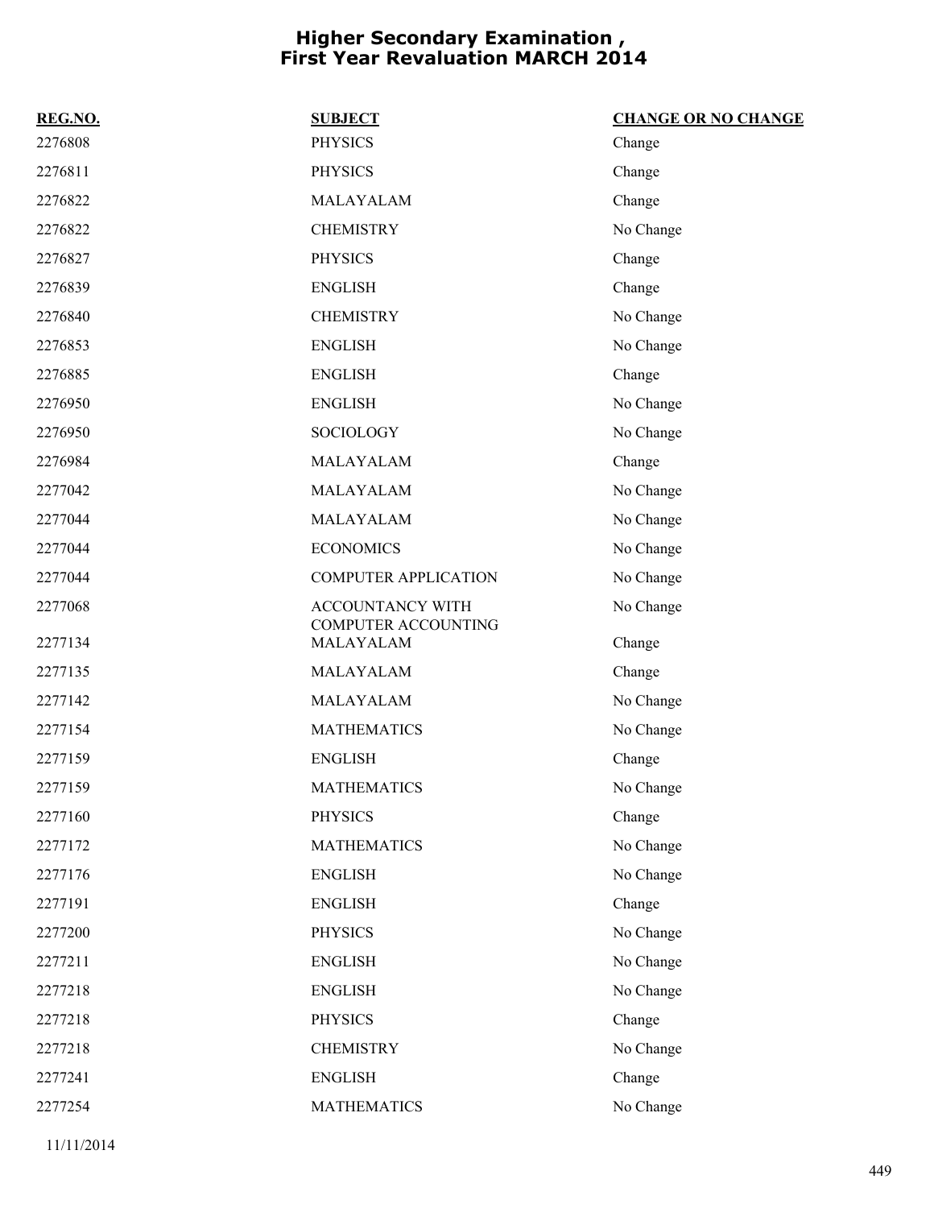# Higher Secondary Examination , First Year Revaluation MARCH 2014

| REG.NO. | SUBJECT | CHANGE OR NO CHANGE |
|---|---|---|
| 2276808 | PHYSICS | Change |
| 2276811 | PHYSICS | Change |
| 2276822 | MALAYALAM | Change |
| 2276822 | CHEMISTRY | No Change |
| 2276827 | PHYSICS | Change |
| 2276839 | ENGLISH | Change |
| 2276840 | CHEMISTRY | No Change |
| 2276853 | ENGLISH | No Change |
| 2276885 | ENGLISH | Change |
| 2276950 | ENGLISH | No Change |
| 2276950 | SOCIOLOGY | No Change |
| 2276984 | MALAYALAM | Change |
| 2277042 | MALAYALAM | No Change |
| 2277044 | MALAYALAM | No Change |
| 2277044 | ECONOMICS | No Change |
| 2277044 | COMPUTER APPLICATION | No Change |
| 2277068 | ACCOUNTANCY WITH COMPUTER ACCOUNTING | No Change |
| 2277134 | MALAYALAM | Change |
| 2277135 | MALAYALAM | Change |
| 2277142 | MALAYALAM | No Change |
| 2277154 | MATHEMATICS | No Change |
| 2277159 | ENGLISH | Change |
| 2277159 | MATHEMATICS | No Change |
| 2277160 | PHYSICS | Change |
| 2277172 | MATHEMATICS | No Change |
| 2277176 | ENGLISH | No Change |
| 2277191 | ENGLISH | Change |
| 2277200 | PHYSICS | No Change |
| 2277211 | ENGLISH | No Change |
| 2277218 | ENGLISH | No Change |
| 2277218 | PHYSICS | Change |
| 2277218 | CHEMISTRY | No Change |
| 2277241 | ENGLISH | Change |
| 2277254 | MATHEMATICS | No Change |

11/11/2014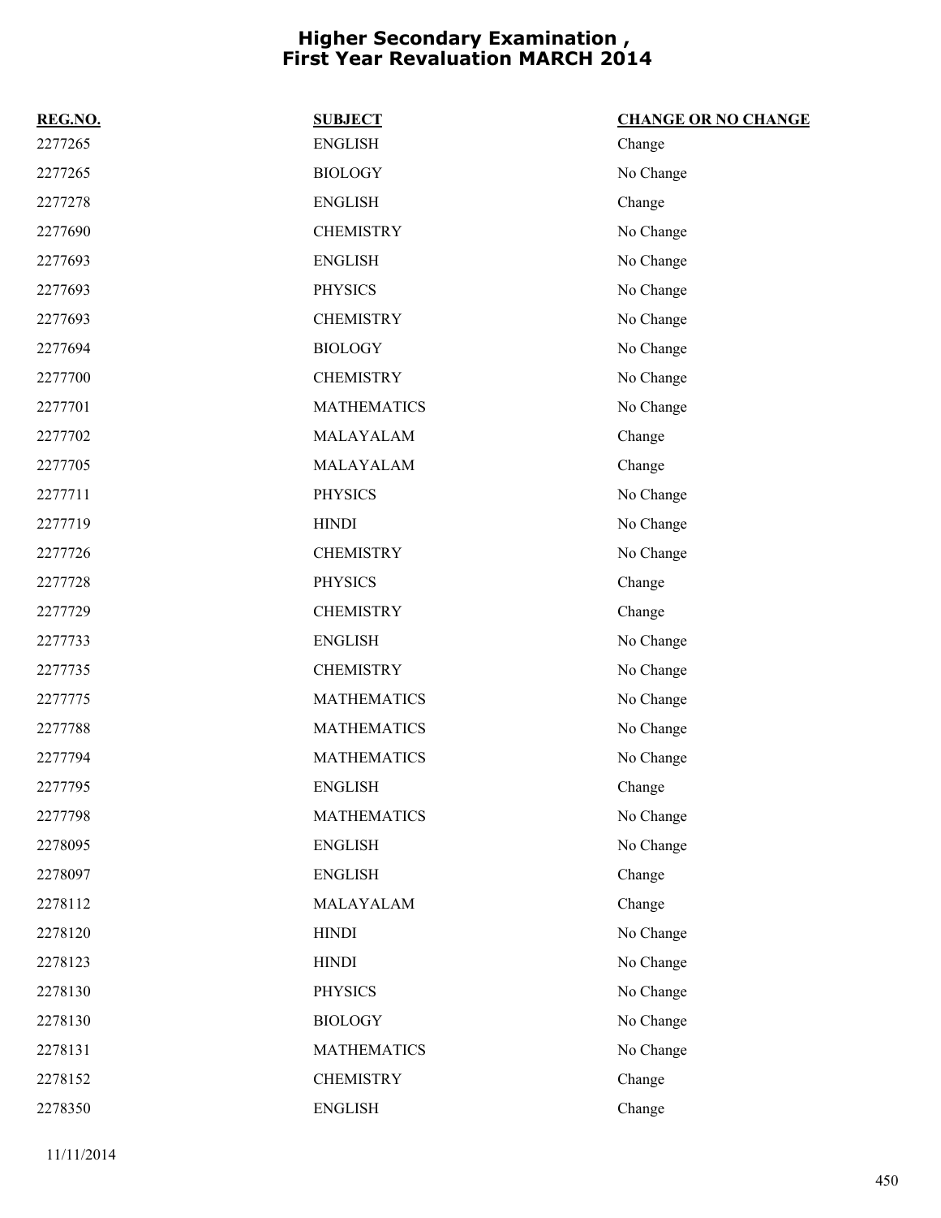# Higher Secondary Examination , First Year Revaluation MARCH 2014

| REG.NO. | SUBJECT | CHANGE OR NO CHANGE |
|---|---|---|
| 2277265 | ENGLISH | Change |
| 2277265 | BIOLOGY | No Change |
| 2277278 | ENGLISH | Change |
| 2277690 | CHEMISTRY | No Change |
| 2277693 | ENGLISH | No Change |
| 2277693 | PHYSICS | No Change |
| 2277693 | CHEMISTRY | No Change |
| 2277694 | BIOLOGY | No Change |
| 2277700 | CHEMISTRY | No Change |
| 2277701 | MATHEMATICS | No Change |
| 2277702 | MALAYALAM | Change |
| 2277705 | MALAYALAM | Change |
| 2277711 | PHYSICS | No Change |
| 2277719 | HINDI | No Change |
| 2277726 | CHEMISTRY | No Change |
| 2277728 | PHYSICS | Change |
| 2277729 | CHEMISTRY | Change |
| 2277733 | ENGLISH | No Change |
| 2277735 | CHEMISTRY | No Change |
| 2277775 | MATHEMATICS | No Change |
| 2277788 | MATHEMATICS | No Change |
| 2277794 | MATHEMATICS | No Change |
| 2277795 | ENGLISH | Change |
| 2277798 | MATHEMATICS | No Change |
| 2278095 | ENGLISH | No Change |
| 2278097 | ENGLISH | Change |
| 2278112 | MALAYALAM | Change |
| 2278120 | HINDI | No Change |
| 2278123 | HINDI | No Change |
| 2278130 | PHYSICS | No Change |
| 2278130 | BIOLOGY | No Change |
| 2278131 | MATHEMATICS | No Change |
| 2278152 | CHEMISTRY | Change |
| 2278350 | ENGLISH | Change |

11/11/2014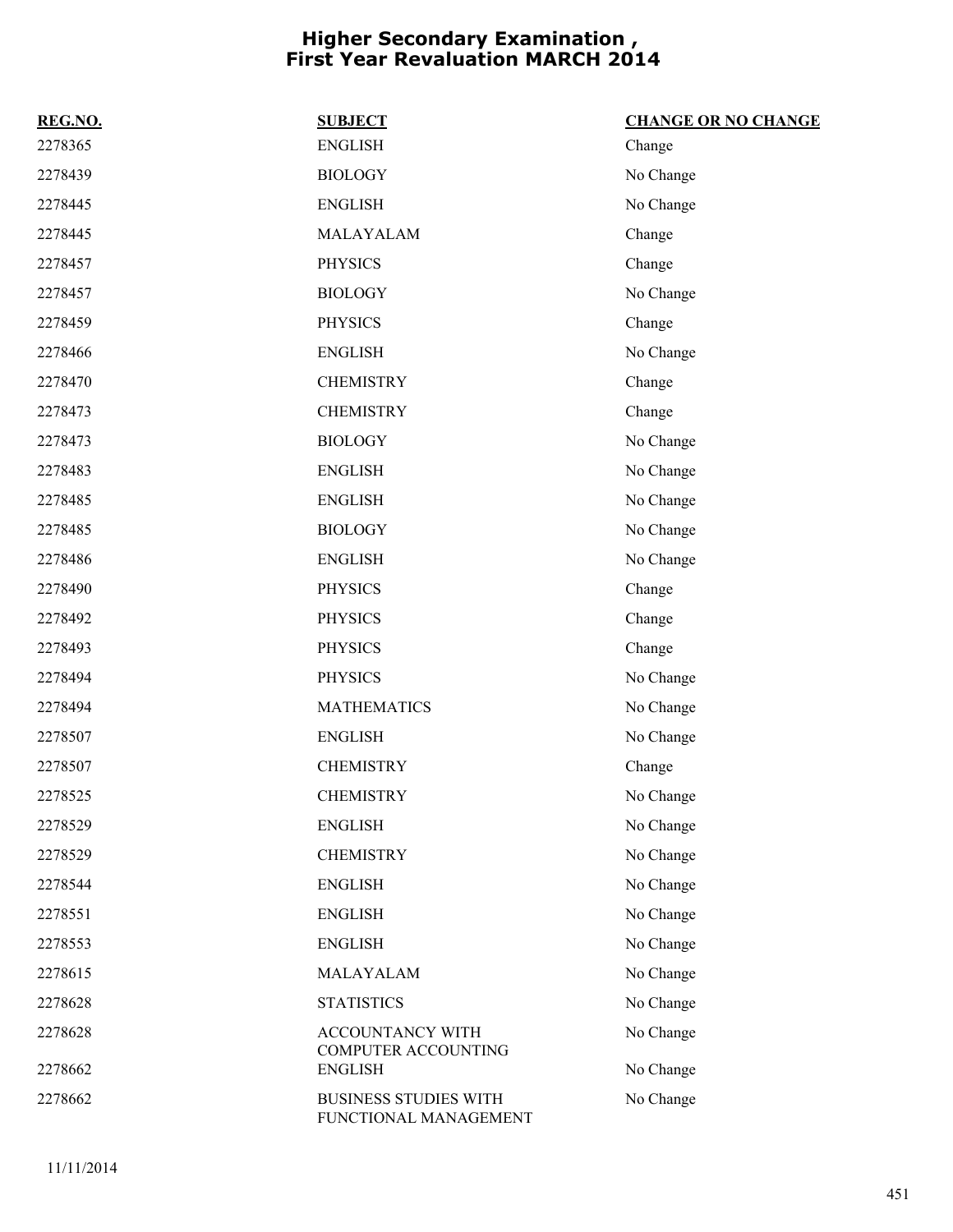# Higher Secondary Examination , First Year Revaluation MARCH 2014

| REG.NO. | SUBJECT | CHANGE OR NO CHANGE |
|---|---|---|
| 2278365 | ENGLISH | Change |
| 2278439 | BIOLOGY | No Change |
| 2278445 | ENGLISH | No Change |
| 2278445 | MALAYALAM | Change |
| 2278457 | PHYSICS | Change |
| 2278457 | BIOLOGY | No Change |
| 2278459 | PHYSICS | Change |
| 2278466 | ENGLISH | No Change |
| 2278470 | CHEMISTRY | Change |
| 2278473 | CHEMISTRY | Change |
| 2278473 | BIOLOGY | No Change |
| 2278483 | ENGLISH | No Change |
| 2278485 | ENGLISH | No Change |
| 2278485 | BIOLOGY | No Change |
| 2278486 | ENGLISH | No Change |
| 2278490 | PHYSICS | Change |
| 2278492 | PHYSICS | Change |
| 2278493 | PHYSICS | Change |
| 2278494 | PHYSICS | No Change |
| 2278494 | MATHEMATICS | No Change |
| 2278507 | ENGLISH | No Change |
| 2278507 | CHEMISTRY | Change |
| 2278525 | CHEMISTRY | No Change |
| 2278529 | ENGLISH | No Change |
| 2278529 | CHEMISTRY | No Change |
| 2278544 | ENGLISH | No Change |
| 2278551 | ENGLISH | No Change |
| 2278553 | ENGLISH | No Change |
| 2278615 | MALAYALAM | No Change |
| 2278628 | STATISTICS | No Change |
| 2278628 | ACCOUNTANCY WITH COMPUTER ACCOUNTING | No Change |
| 2278662 | ENGLISH | No Change |
| 2278662 | BUSINESS STUDIES WITH FUNCTIONAL MANAGEMENT | No Change |

11/11/2014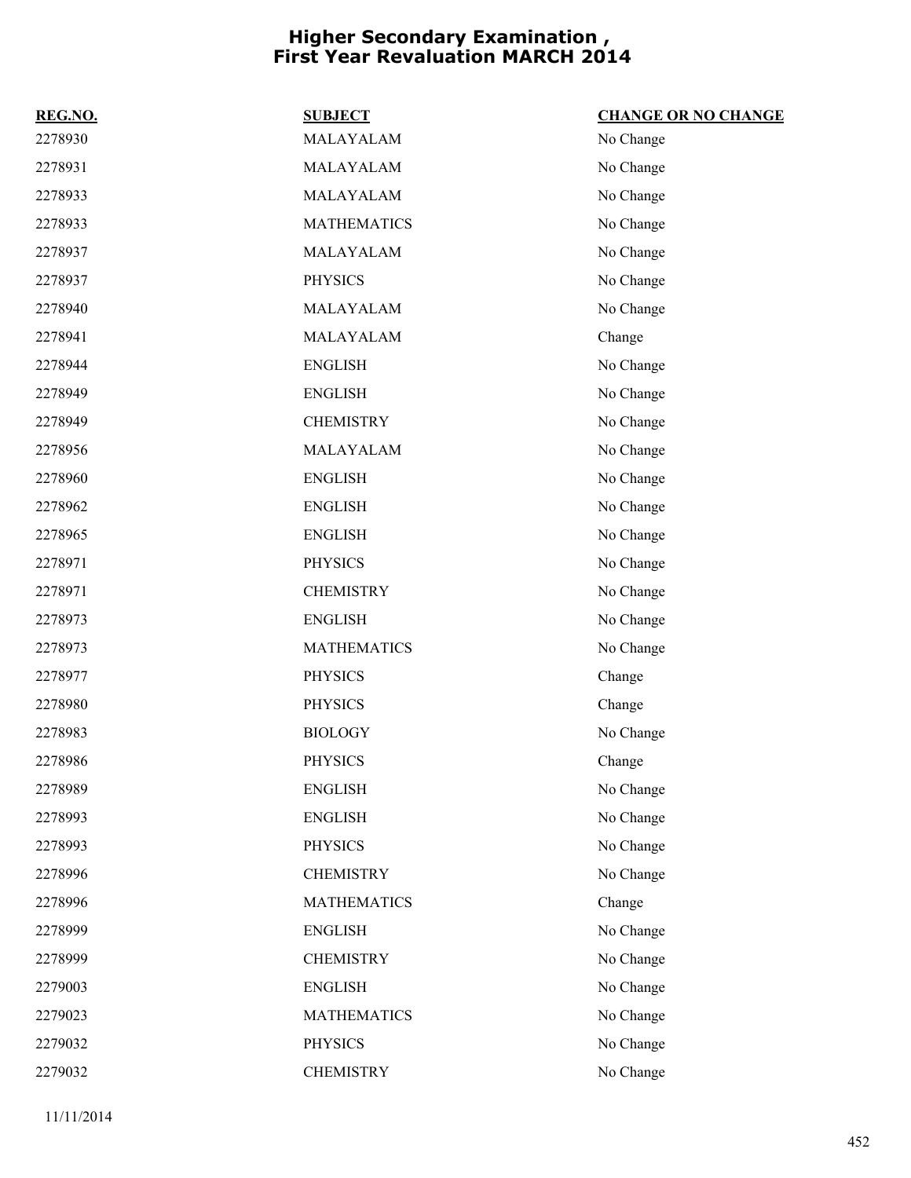# Higher Secondary Examination , First Year Revaluation MARCH 2014

| REG.NO. | SUBJECT | CHANGE OR NO CHANGE |
|---|---|---|
| 2278930 | MALAYALAM | No Change |
| 2278931 | MALAYALAM | No Change |
| 2278933 | MALAYALAM | No Change |
| 2278933 | MATHEMATICS | No Change |
| 2278937 | MALAYALAM | No Change |
| 2278937 | PHYSICS | No Change |
| 2278940 | MALAYALAM | No Change |
| 2278941 | MALAYALAM | Change |
| 2278944 | ENGLISH | No Change |
| 2278949 | ENGLISH | No Change |
| 2278949 | CHEMISTRY | No Change |
| 2278956 | MALAYALAM | No Change |
| 2278960 | ENGLISH | No Change |
| 2278962 | ENGLISH | No Change |
| 2278965 | ENGLISH | No Change |
| 2278971 | PHYSICS | No Change |
| 2278971 | CHEMISTRY | No Change |
| 2278973 | ENGLISH | No Change |
| 2278973 | MATHEMATICS | No Change |
| 2278977 | PHYSICS | Change |
| 2278980 | PHYSICS | Change |
| 2278983 | BIOLOGY | No Change |
| 2278986 | PHYSICS | Change |
| 2278989 | ENGLISH | No Change |
| 2278993 | ENGLISH | No Change |
| 2278993 | PHYSICS | No Change |
| 2278996 | CHEMISTRY | No Change |
| 2278996 | MATHEMATICS | Change |
| 2278999 | ENGLISH | No Change |
| 2278999 | CHEMISTRY | No Change |
| 2279003 | ENGLISH | No Change |
| 2279023 | MATHEMATICS | No Change |
| 2279032 | PHYSICS | No Change |
| 2279032 | CHEMISTRY | No Change |

11/11/2014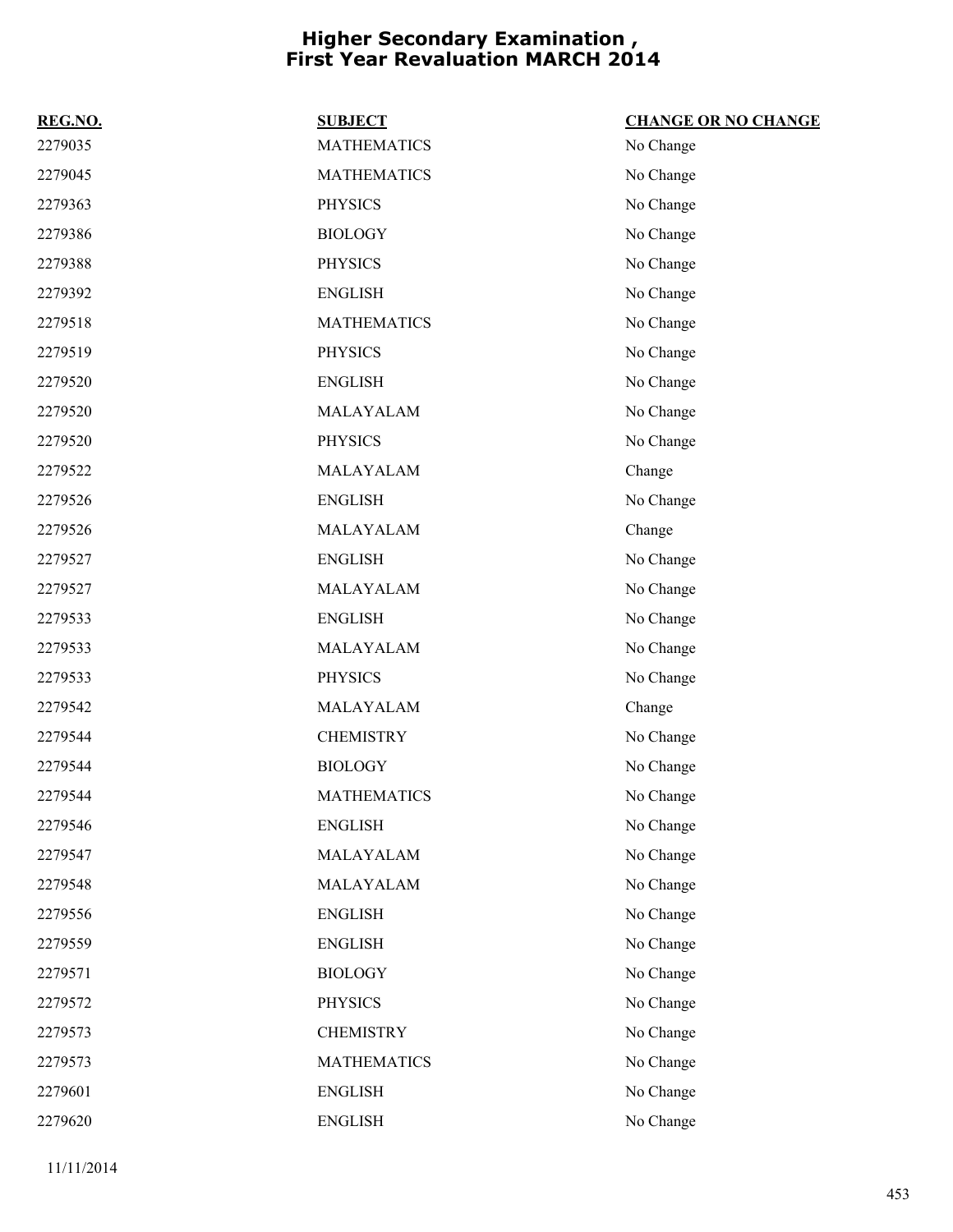# Higher Secondary Examination , First Year Revaluation MARCH 2014

| REG.NO. | SUBJECT | CHANGE OR NO CHANGE |
|---|---|---|
| 2279035 | MATHEMATICS | No Change |
| 2279045 | MATHEMATICS | No Change |
| 2279363 | PHYSICS | No Change |
| 2279386 | BIOLOGY | No Change |
| 2279388 | PHYSICS | No Change |
| 2279392 | ENGLISH | No Change |
| 2279518 | MATHEMATICS | No Change |
| 2279519 | PHYSICS | No Change |
| 2279520 | ENGLISH | No Change |
| 2279520 | MALAYALAM | No Change |
| 2279520 | PHYSICS | No Change |
| 2279522 | MALAYALAM | Change |
| 2279526 | ENGLISH | No Change |
| 2279526 | MALAYALAM | Change |
| 2279527 | ENGLISH | No Change |
| 2279527 | MALAYALAM | No Change |
| 2279533 | ENGLISH | No Change |
| 2279533 | MALAYALAM | No Change |
| 2279533 | PHYSICS | No Change |
| 2279542 | MALAYALAM | Change |
| 2279544 | CHEMISTRY | No Change |
| 2279544 | BIOLOGY | No Change |
| 2279544 | MATHEMATICS | No Change |
| 2279546 | ENGLISH | No Change |
| 2279547 | MALAYALAM | No Change |
| 2279548 | MALAYALAM | No Change |
| 2279556 | ENGLISH | No Change |
| 2279559 | ENGLISH | No Change |
| 2279571 | BIOLOGY | No Change |
| 2279572 | PHYSICS | No Change |
| 2279573 | CHEMISTRY | No Change |
| 2279573 | MATHEMATICS | No Change |
| 2279601 | ENGLISH | No Change |
| 2279620 | ENGLISH | No Change |

11/11/2014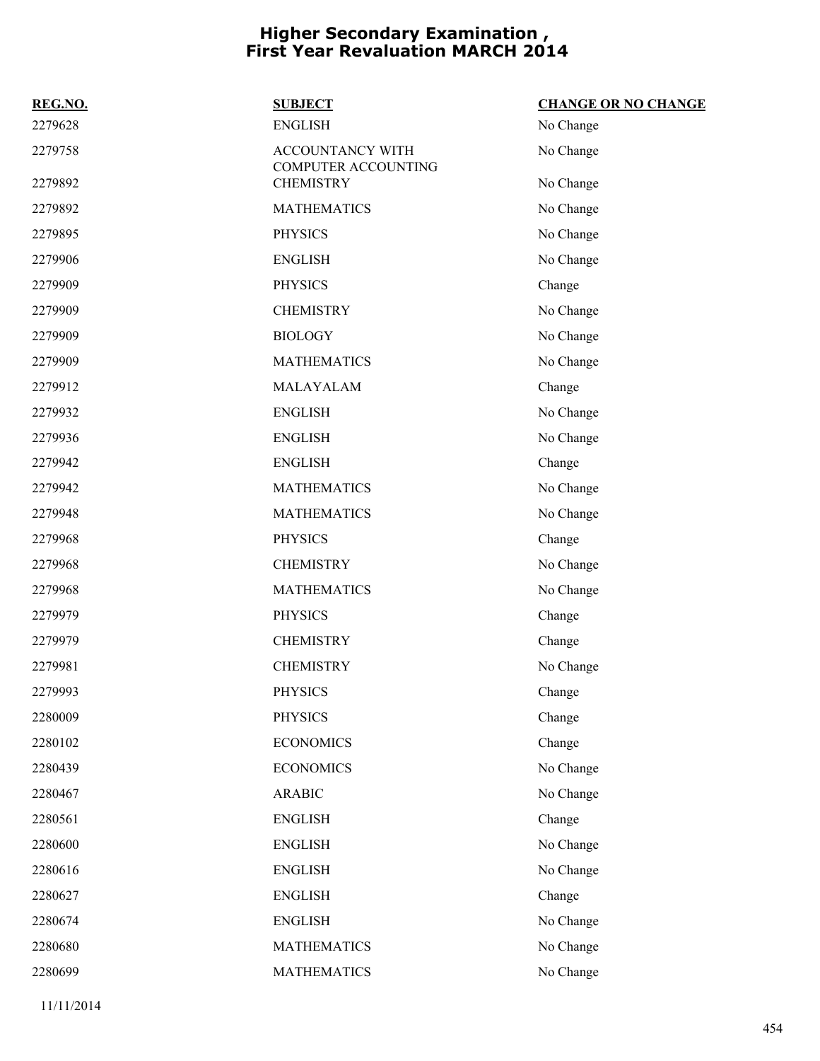# Higher Secondary Examination , First Year Revaluation MARCH 2014

| REG.NO. | SUBJECT | CHANGE OR NO CHANGE |
| --- | --- | --- |
| 2279628 | ENGLISH | No Change |
| 2279758 | ACCOUNTANCY WITH COMPUTER ACCOUNTING | No Change |
| 2279892 | CHEMISTRY | No Change |
| 2279892 | MATHEMATICS | No Change |
| 2279895 | PHYSICS | No Change |
| 2279906 | ENGLISH | No Change |
| 2279909 | PHYSICS | Change |
| 2279909 | CHEMISTRY | No Change |
| 2279909 | BIOLOGY | No Change |
| 2279909 | MATHEMATICS | No Change |
| 2279912 | MALAYALAM | Change |
| 2279932 | ENGLISH | No Change |
| 2279936 | ENGLISH | No Change |
| 2279942 | ENGLISH | Change |
| 2279942 | MATHEMATICS | No Change |
| 2279948 | MATHEMATICS | No Change |
| 2279968 | PHYSICS | Change |
| 2279968 | CHEMISTRY | No Change |
| 2279968 | MATHEMATICS | No Change |
| 2279979 | PHYSICS | Change |
| 2279979 | CHEMISTRY | Change |
| 2279981 | CHEMISTRY | No Change |
| 2279993 | PHYSICS | Change |
| 2280009 | PHYSICS | Change |
| 2280102 | ECONOMICS | Change |
| 2280439 | ECONOMICS | No Change |
| 2280467 | ARABIC | No Change |
| 2280561 | ENGLISH | Change |
| 2280600 | ENGLISH | No Change |
| 2280616 | ENGLISH | No Change |
| 2280627 | ENGLISH | Change |
| 2280674 | ENGLISH | No Change |
| 2280680 | MATHEMATICS | No Change |
| 2280699 | MATHEMATICS | No Change |

11/11/2014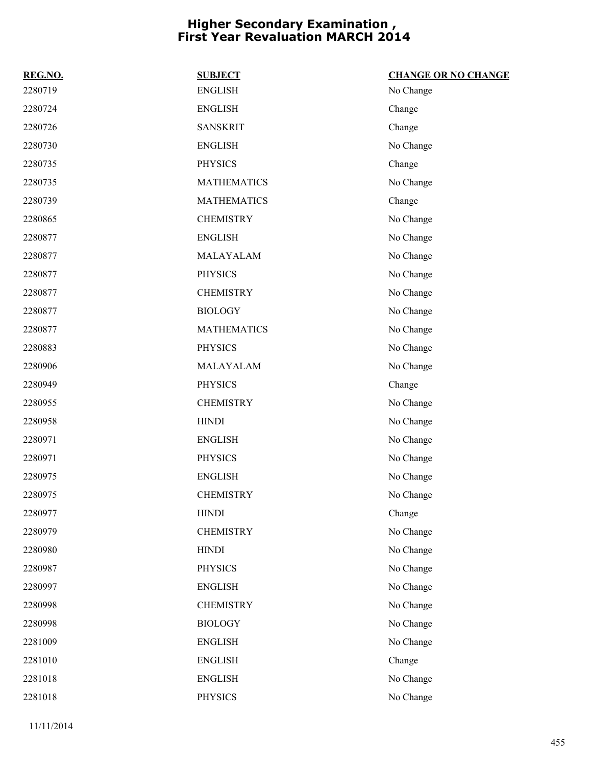# Higher Secondary Examination , First Year Revaluation MARCH 2014

| REG.NO. | SUBJECT | CHANGE OR NO CHANGE |
|---|---|---|
| 2280719 | ENGLISH | No Change |
| 2280724 | ENGLISH | Change |
| 2280726 | SANSKRIT | Change |
| 2280730 | ENGLISH | No Change |
| 2280735 | PHYSICS | Change |
| 2280735 | MATHEMATICS | No Change |
| 2280739 | MATHEMATICS | Change |
| 2280865 | CHEMISTRY | No Change |
| 2280877 | ENGLISH | No Change |
| 2280877 | MALAYALAM | No Change |
| 2280877 | PHYSICS | No Change |
| 2280877 | CHEMISTRY | No Change |
| 2280877 | BIOLOGY | No Change |
| 2280877 | MATHEMATICS | No Change |
| 2280883 | PHYSICS | No Change |
| 2280906 | MALAYALAM | No Change |
| 2280949 | PHYSICS | Change |
| 2280955 | CHEMISTRY | No Change |
| 2280958 | HINDI | No Change |
| 2280971 | ENGLISH | No Change |
| 2280971 | PHYSICS | No Change |
| 2280975 | ENGLISH | No Change |
| 2280975 | CHEMISTRY | No Change |
| 2280977 | HINDI | Change |
| 2280979 | CHEMISTRY | No Change |
| 2280980 | HINDI | No Change |
| 2280987 | PHYSICS | No Change |
| 2280997 | ENGLISH | No Change |
| 2280998 | CHEMISTRY | No Change |
| 2280998 | BIOLOGY | No Change |
| 2281009 | ENGLISH | No Change |
| 2281010 | ENGLISH | Change |
| 2281018 | ENGLISH | No Change |
| 2281018 | PHYSICS | No Change |

11/11/2014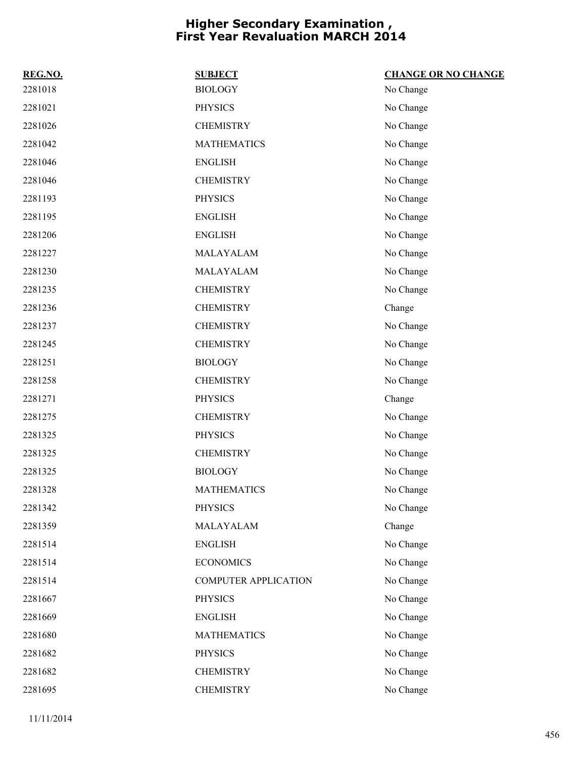# Higher Secondary Examination , First Year Revaluation MARCH 2014

| REG.NO. | SUBJECT | CHANGE OR NO CHANGE |
|---|---|---|
| 2281018 | BIOLOGY | No Change |
| 2281021 | PHYSICS | No Change |
| 2281026 | CHEMISTRY | No Change |
| 2281042 | MATHEMATICS | No Change |
| 2281046 | ENGLISH | No Change |
| 2281046 | CHEMISTRY | No Change |
| 2281193 | PHYSICS | No Change |
| 2281195 | ENGLISH | No Change |
| 2281206 | ENGLISH | No Change |
| 2281227 | MALAYALAM | No Change |
| 2281230 | MALAYALAM | No Change |
| 2281235 | CHEMISTRY | No Change |
| 2281236 | CHEMISTRY | Change |
| 2281237 | CHEMISTRY | No Change |
| 2281245 | CHEMISTRY | No Change |
| 2281251 | BIOLOGY | No Change |
| 2281258 | CHEMISTRY | No Change |
| 2281271 | PHYSICS | Change |
| 2281275 | CHEMISTRY | No Change |
| 2281325 | PHYSICS | No Change |
| 2281325 | CHEMISTRY | No Change |
| 2281325 | BIOLOGY | No Change |
| 2281328 | MATHEMATICS | No Change |
| 2281342 | PHYSICS | No Change |
| 2281359 | MALAYALAM | Change |
| 2281514 | ENGLISH | No Change |
| 2281514 | ECONOMICS | No Change |
| 2281514 | COMPUTER APPLICATION | No Change |
| 2281667 | PHYSICS | No Change |
| 2281669 | ENGLISH | No Change |
| 2281680 | MATHEMATICS | No Change |
| 2281682 | PHYSICS | No Change |
| 2281682 | CHEMISTRY | No Change |
| 2281695 | CHEMISTRY | No Change |

11/11/2014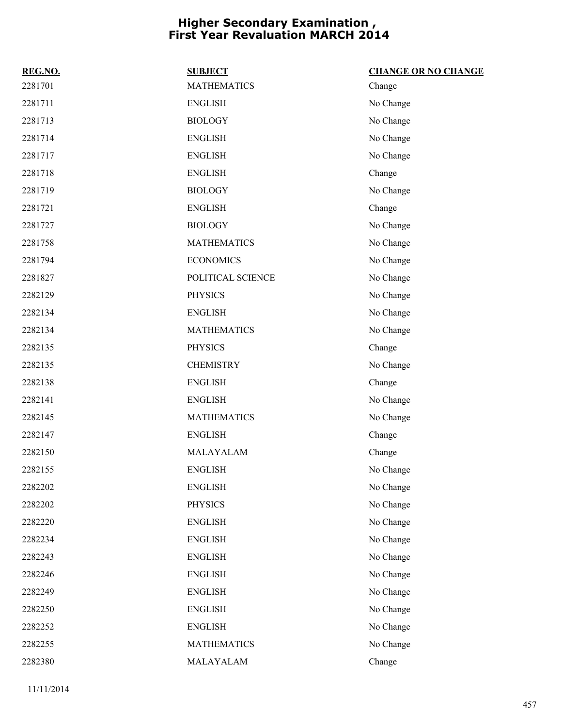# Higher Secondary Examination , First Year Revaluation MARCH 2014

| REG.NO. | SUBJECT | CHANGE OR NO CHANGE |
|---|---|---|
| 2281701 | MATHEMATICS | Change |
| 2281711 | ENGLISH | No Change |
| 2281713 | BIOLOGY | No Change |
| 2281714 | ENGLISH | No Change |
| 2281717 | ENGLISH | No Change |
| 2281718 | ENGLISH | Change |
| 2281719 | BIOLOGY | No Change |
| 2281721 | ENGLISH | Change |
| 2281727 | BIOLOGY | No Change |
| 2281758 | MATHEMATICS | No Change |
| 2281794 | ECONOMICS | No Change |
| 2281827 | POLITICAL SCIENCE | No Change |
| 2282129 | PHYSICS | No Change |
| 2282134 | ENGLISH | No Change |
| 2282134 | MATHEMATICS | No Change |
| 2282135 | PHYSICS | Change |
| 2282135 | CHEMISTRY | No Change |
| 2282138 | ENGLISH | Change |
| 2282141 | ENGLISH | No Change |
| 2282145 | MATHEMATICS | No Change |
| 2282147 | ENGLISH | Change |
| 2282150 | MALAYALAM | Change |
| 2282155 | ENGLISH | No Change |
| 2282202 | ENGLISH | No Change |
| 2282202 | PHYSICS | No Change |
| 2282220 | ENGLISH | No Change |
| 2282234 | ENGLISH | No Change |
| 2282243 | ENGLISH | No Change |
| 2282246 | ENGLISH | No Change |
| 2282249 | ENGLISH | No Change |
| 2282250 | ENGLISH | No Change |
| 2282252 | ENGLISH | No Change |
| 2282255 | MATHEMATICS | No Change |
| 2282380 | MALAYALAM | Change |

11/11/2014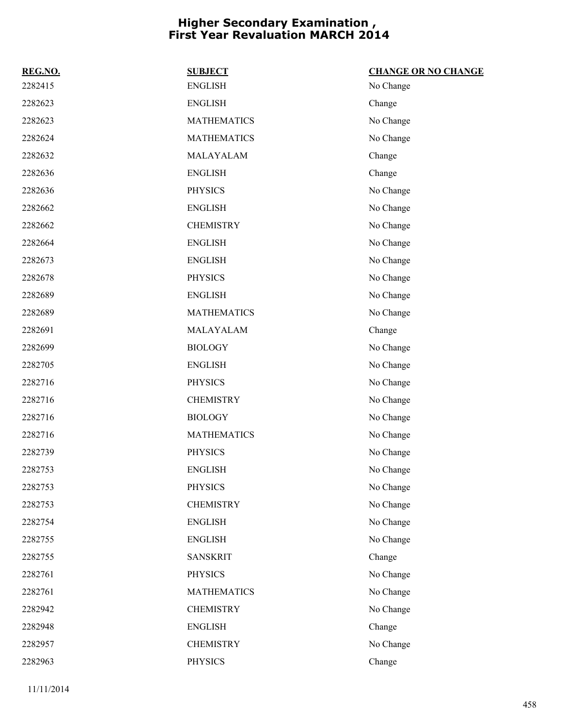# Higher Secondary Examination , First Year Revaluation MARCH 2014

| REG.NO. | SUBJECT | CHANGE OR NO CHANGE |
|---|---|---|
| 2282415 | ENGLISH | No Change |
| 2282623 | ENGLISH | Change |
| 2282623 | MATHEMATICS | No Change |
| 2282624 | MATHEMATICS | No Change |
| 2282632 | MALAYALAM | Change |
| 2282636 | ENGLISH | Change |
| 2282636 | PHYSICS | No Change |
| 2282662 | ENGLISH | No Change |
| 2282662 | CHEMISTRY | No Change |
| 2282664 | ENGLISH | No Change |
| 2282673 | ENGLISH | No Change |
| 2282678 | PHYSICS | No Change |
| 2282689 | ENGLISH | No Change |
| 2282689 | MATHEMATICS | No Change |
| 2282691 | MALAYALAM | Change |
| 2282699 | BIOLOGY | No Change |
| 2282705 | ENGLISH | No Change |
| 2282716 | PHYSICS | No Change |
| 2282716 | CHEMISTRY | No Change |
| 2282716 | BIOLOGY | No Change |
| 2282716 | MATHEMATICS | No Change |
| 2282739 | PHYSICS | No Change |
| 2282753 | ENGLISH | No Change |
| 2282753 | PHYSICS | No Change |
| 2282753 | CHEMISTRY | No Change |
| 2282754 | ENGLISH | No Change |
| 2282755 | ENGLISH | No Change |
| 2282755 | SANSKRIT | Change |
| 2282761 | PHYSICS | No Change |
| 2282761 | MATHEMATICS | No Change |
| 2282942 | CHEMISTRY | No Change |
| 2282948 | ENGLISH | Change |
| 2282957 | CHEMISTRY | No Change |
| 2282963 | PHYSICS | Change |

11/11/2014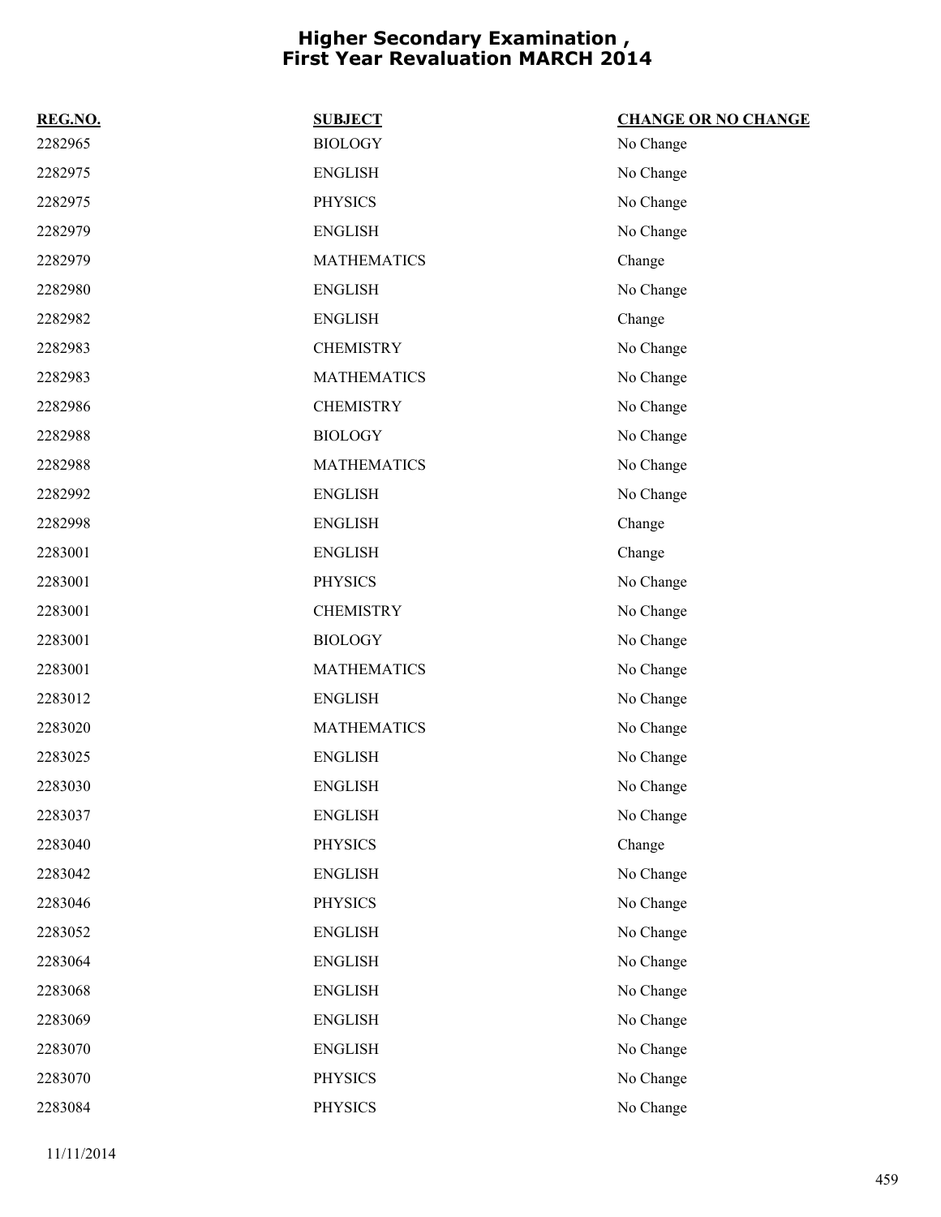# Higher Secondary Examination , First Year Revaluation MARCH 2014

| REG.NO. | SUBJECT | CHANGE OR NO CHANGE |
|---|---|---|
| 2282965 | BIOLOGY | No Change |
| 2282975 | ENGLISH | No Change |
| 2282975 | PHYSICS | No Change |
| 2282979 | ENGLISH | No Change |
| 2282979 | MATHEMATICS | Change |
| 2282980 | ENGLISH | No Change |
| 2282982 | ENGLISH | Change |
| 2282983 | CHEMISTRY | No Change |
| 2282983 | MATHEMATICS | No Change |
| 2282986 | CHEMISTRY | No Change |
| 2282988 | BIOLOGY | No Change |
| 2282988 | MATHEMATICS | No Change |
| 2282992 | ENGLISH | No Change |
| 2282998 | ENGLISH | Change |
| 2283001 | ENGLISH | Change |
| 2283001 | PHYSICS | No Change |
| 2283001 | CHEMISTRY | No Change |
| 2283001 | BIOLOGY | No Change |
| 2283001 | MATHEMATICS | No Change |
| 2283012 | ENGLISH | No Change |
| 2283020 | MATHEMATICS | No Change |
| 2283025 | ENGLISH | No Change |
| 2283030 | ENGLISH | No Change |
| 2283037 | ENGLISH | No Change |
| 2283040 | PHYSICS | Change |
| 2283042 | ENGLISH | No Change |
| 2283046 | PHYSICS | No Change |
| 2283052 | ENGLISH | No Change |
| 2283064 | ENGLISH | No Change |
| 2283068 | ENGLISH | No Change |
| 2283069 | ENGLISH | No Change |
| 2283070 | ENGLISH | No Change |
| 2283070 | PHYSICS | No Change |
| 2283084 | PHYSICS | No Change |

11/11/2014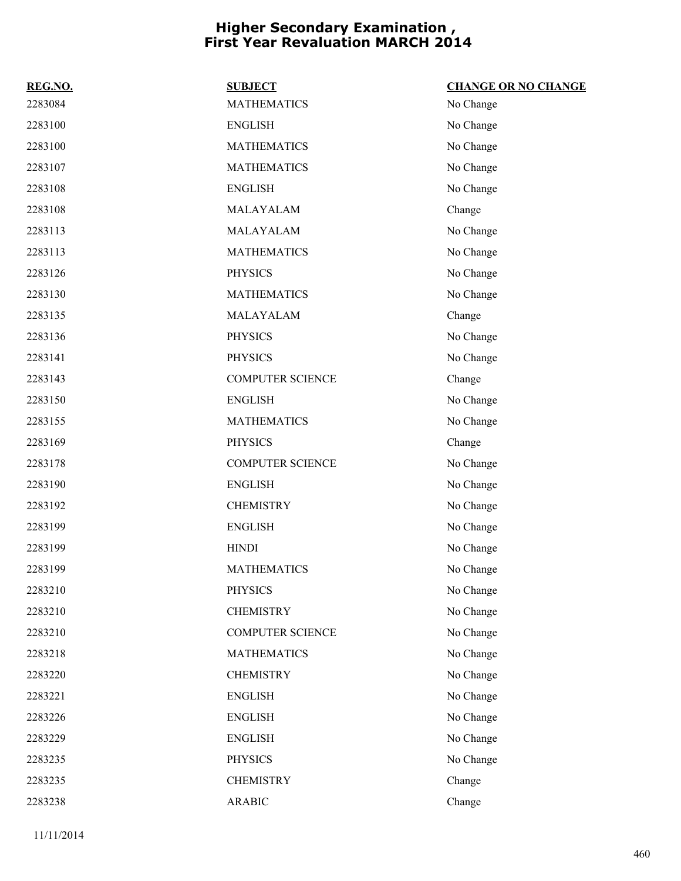# Higher Secondary Examination , First Year Revaluation MARCH 2014

| REG.NO. | SUBJECT | CHANGE OR NO CHANGE |
|---|---|---|
| 2283084 | MATHEMATICS | No Change |
| 2283100 | ENGLISH | No Change |
| 2283100 | MATHEMATICS | No Change |
| 2283107 | MATHEMATICS | No Change |
| 2283108 | ENGLISH | No Change |
| 2283108 | MALAYALAM | Change |
| 2283113 | MALAYALAM | No Change |
| 2283113 | MATHEMATICS | No Change |
| 2283126 | PHYSICS | No Change |
| 2283130 | MATHEMATICS | No Change |
| 2283135 | MALAYALAM | Change |
| 2283136 | PHYSICS | No Change |
| 2283141 | PHYSICS | No Change |
| 2283143 | COMPUTER SCIENCE | Change |
| 2283150 | ENGLISH | No Change |
| 2283155 | MATHEMATICS | No Change |
| 2283169 | PHYSICS | Change |
| 2283178 | COMPUTER SCIENCE | No Change |
| 2283190 | ENGLISH | No Change |
| 2283192 | CHEMISTRY | No Change |
| 2283199 | ENGLISH | No Change |
| 2283199 | HINDI | No Change |
| 2283199 | MATHEMATICS | No Change |
| 2283210 | PHYSICS | No Change |
| 2283210 | CHEMISTRY | No Change |
| 2283210 | COMPUTER SCIENCE | No Change |
| 2283218 | MATHEMATICS | No Change |
| 2283220 | CHEMISTRY | No Change |
| 2283221 | ENGLISH | No Change |
| 2283226 | ENGLISH | No Change |
| 2283229 | ENGLISH | No Change |
| 2283235 | PHYSICS | No Change |
| 2283235 | CHEMISTRY | Change |
| 2283238 | ARABIC | Change |

11/11/2014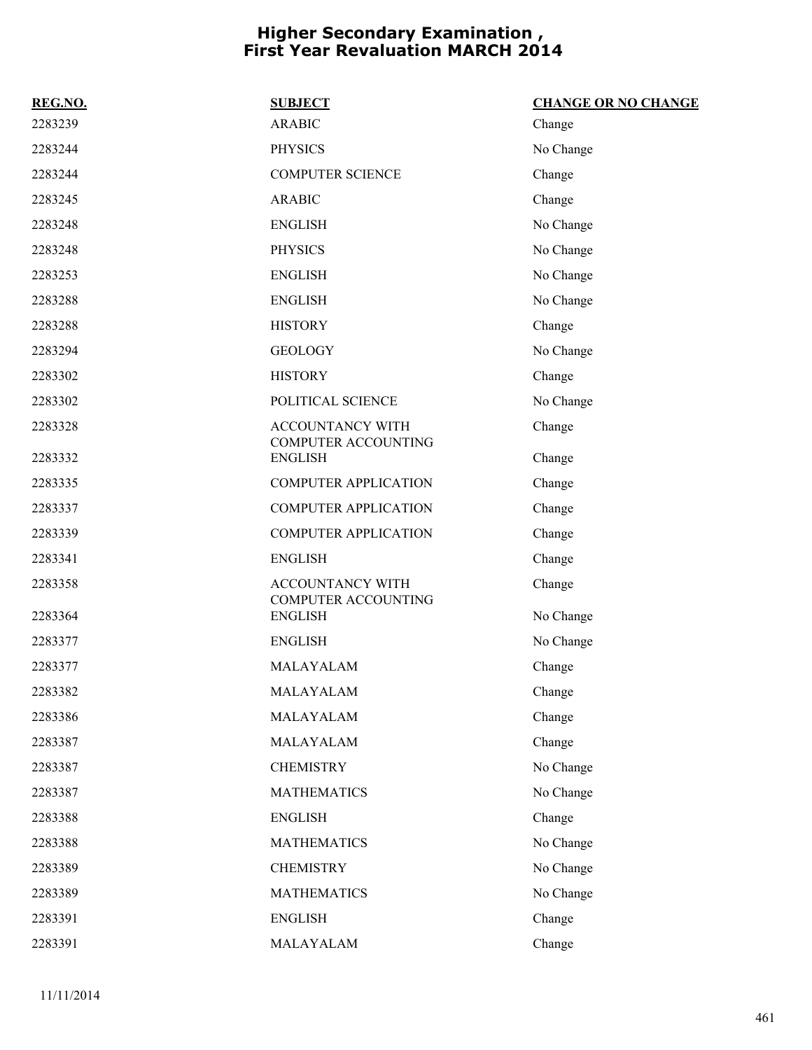# Higher Secondary Examination , First Year Revaluation MARCH 2014

| REG.NO. | SUBJECT | CHANGE OR NO CHANGE |
|---|---|---|
| 2283239 | ARABIC | Change |
| 2283244 | PHYSICS | No Change |
| 2283244 | COMPUTER SCIENCE | Change |
| 2283245 | ARABIC | Change |
| 2283248 | ENGLISH | No Change |
| 2283248 | PHYSICS | No Change |
| 2283253 | ENGLISH | No Change |
| 2283288 | ENGLISH | No Change |
| 2283288 | HISTORY | Change |
| 2283294 | GEOLOGY | No Change |
| 2283302 | HISTORY | Change |
| 2283302 | POLITICAL SCIENCE | No Change |
| 2283328 | ACCOUNTANCY WITH COMPUTER ACCOUNTING | Change |
| 2283332 | ENGLISH | Change |
| 2283335 | COMPUTER APPLICATION | Change |
| 2283337 | COMPUTER APPLICATION | Change |
| 2283339 | COMPUTER APPLICATION | Change |
| 2283341 | ENGLISH | Change |
| 2283358 | ACCOUNTANCY WITH COMPUTER ACCOUNTING | Change |
| 2283364 | ENGLISH | No Change |
| 2283377 | ENGLISH | No Change |
| 2283377 | MALAYALAM | Change |
| 2283382 | MALAYALAM | Change |
| 2283386 | MALAYALAM | Change |
| 2283387 | MALAYALAM | Change |
| 2283387 | CHEMISTRY | No Change |
| 2283387 | MATHEMATICS | No Change |
| 2283388 | ENGLISH | Change |
| 2283388 | MATHEMATICS | No Change |
| 2283389 | CHEMISTRY | No Change |
| 2283389 | MATHEMATICS | No Change |
| 2283391 | ENGLISH | Change |
| 2283391 | MALAYALAM | Change |

11/11/2014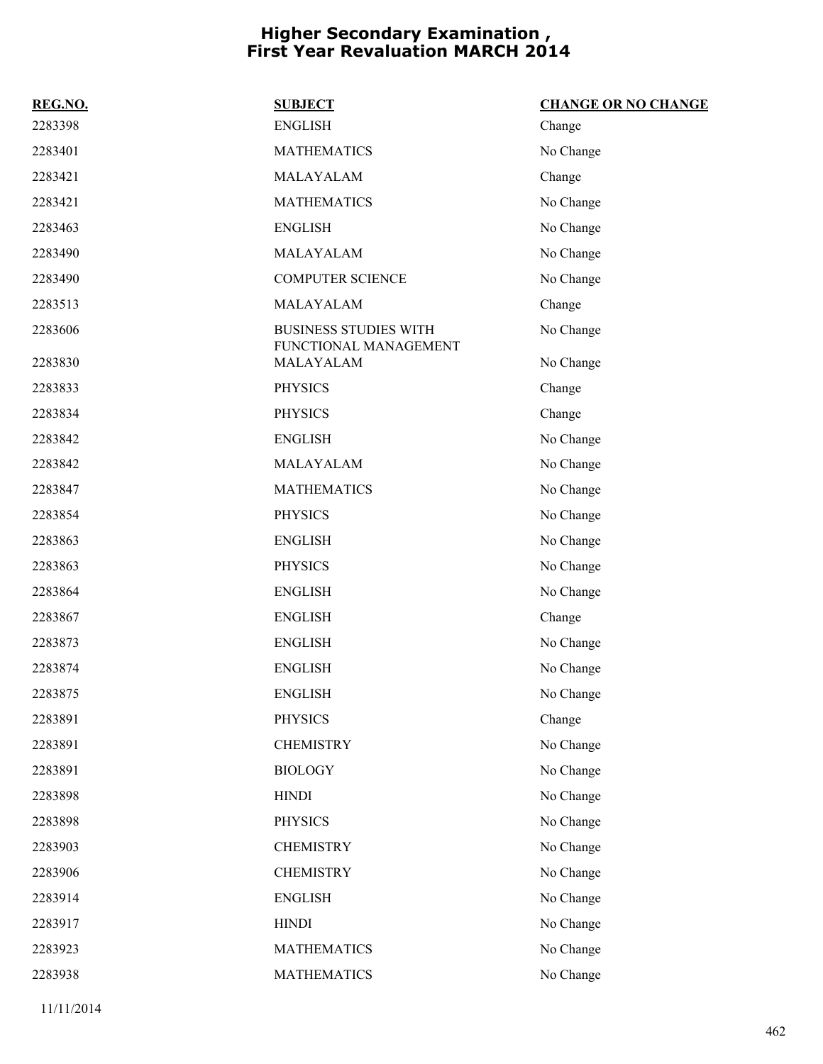# Higher Secondary Examination , First Year Revaluation MARCH 2014

| REG.NO. | SUBJECT | CHANGE OR NO CHANGE |
|---|---|---|
| 2283398 | ENGLISH | Change |
| 2283401 | MATHEMATICS | No Change |
| 2283421 | MALAYALAM | Change |
| 2283421 | MATHEMATICS | No Change |
| 2283463 | ENGLISH | No Change |
| 2283490 | MALAYALAM | No Change |
| 2283490 | COMPUTER SCIENCE | No Change |
| 2283513 | MALAYALAM | Change |
| 2283606 | BUSINESS STUDIES WITH FUNCTIONAL MANAGEMENT | No Change |
| 2283830 | MALAYALAM | No Change |
| 2283833 | PHYSICS | Change |
| 2283834 | PHYSICS | Change |
| 2283842 | ENGLISH | No Change |
| 2283842 | MALAYALAM | No Change |
| 2283847 | MATHEMATICS | No Change |
| 2283854 | PHYSICS | No Change |
| 2283863 | ENGLISH | No Change |
| 2283863 | PHYSICS | No Change |
| 2283864 | ENGLISH | No Change |
| 2283867 | ENGLISH | Change |
| 2283873 | ENGLISH | No Change |
| 2283874 | ENGLISH | No Change |
| 2283875 | ENGLISH | No Change |
| 2283891 | PHYSICS | Change |
| 2283891 | CHEMISTRY | No Change |
| 2283891 | BIOLOGY | No Change |
| 2283898 | HINDI | No Change |
| 2283898 | PHYSICS | No Change |
| 2283903 | CHEMISTRY | No Change |
| 2283906 | CHEMISTRY | No Change |
| 2283914 | ENGLISH | No Change |
| 2283917 | HINDI | No Change |
| 2283923 | MATHEMATICS | No Change |
| 2283938 | MATHEMATICS | No Change |

11/11/2014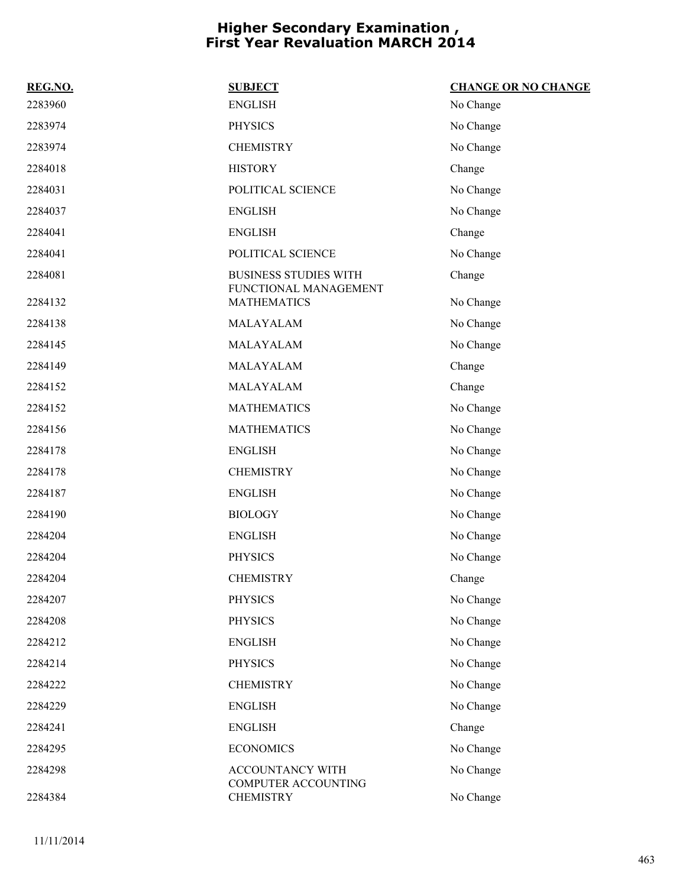# Higher Secondary Examination , First Year Revaluation MARCH 2014

| REG.NO. | SUBJECT | CHANGE OR NO CHANGE |
|---|---|---|
| 2283960 | ENGLISH | No Change |
| 2283974 | PHYSICS | No Change |
| 2283974 | CHEMISTRY | No Change |
| 2284018 | HISTORY | Change |
| 2284031 | POLITICAL SCIENCE | No Change |
| 2284037 | ENGLISH | No Change |
| 2284041 | ENGLISH | Change |
| 2284041 | POLITICAL SCIENCE | No Change |
| 2284081 | BUSINESS STUDIES WITH FUNCTIONAL MANAGEMENT | Change |
| 2284132 | MATHEMATICS | No Change |
| 2284138 | MALAYALAM | No Change |
| 2284145 | MALAYALAM | No Change |
| 2284149 | MALAYALAM | Change |
| 2284152 | MALAYALAM | Change |
| 2284152 | MATHEMATICS | No Change |
| 2284156 | MATHEMATICS | No Change |
| 2284178 | ENGLISH | No Change |
| 2284178 | CHEMISTRY | No Change |
| 2284187 | ENGLISH | No Change |
| 2284190 | BIOLOGY | No Change |
| 2284204 | ENGLISH | No Change |
| 2284204 | PHYSICS | No Change |
| 2284204 | CHEMISTRY | Change |
| 2284207 | PHYSICS | No Change |
| 2284208 | PHYSICS | No Change |
| 2284212 | ENGLISH | No Change |
| 2284214 | PHYSICS | No Change |
| 2284222 | CHEMISTRY | No Change |
| 2284229 | ENGLISH | No Change |
| 2284241 | ENGLISH | Change |
| 2284295 | ECONOMICS | No Change |
| 2284298 | ACCOUNTANCY WITH COMPUTER ACCOUNTING | No Change |
| 2284384 | CHEMISTRY | No Change |

11/11/2014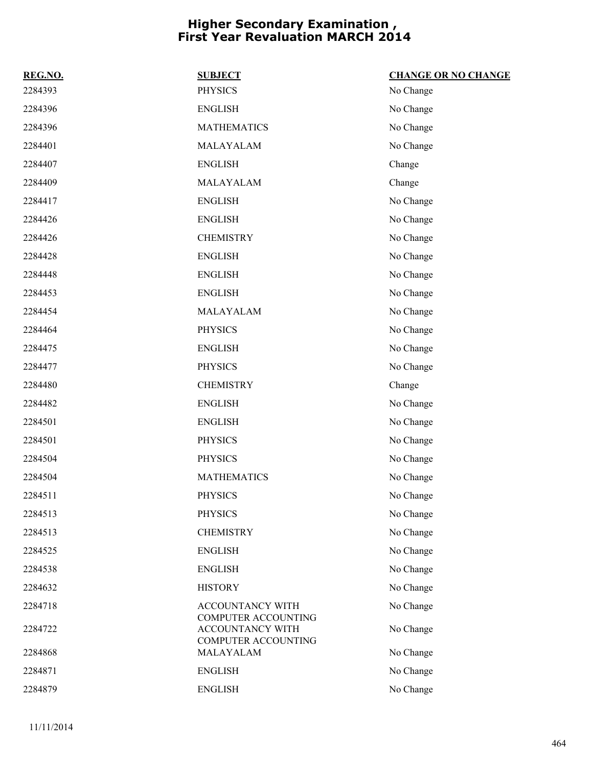# Higher Secondary Examination , First Year Revaluation MARCH 2014

| REG.NO. | SUBJECT | CHANGE OR NO CHANGE |
|---|---|---|
| 2284393 | PHYSICS | No Change |
| 2284396 | ENGLISH | No Change |
| 2284396 | MATHEMATICS | No Change |
| 2284401 | MALAYALAM | No Change |
| 2284407 | ENGLISH | Change |
| 2284409 | MALAYALAM | Change |
| 2284417 | ENGLISH | No Change |
| 2284426 | ENGLISH | No Change |
| 2284426 | CHEMISTRY | No Change |
| 2284428 | ENGLISH | No Change |
| 2284448 | ENGLISH | No Change |
| 2284453 | ENGLISH | No Change |
| 2284454 | MALAYALAM | No Change |
| 2284464 | PHYSICS | No Change |
| 2284475 | ENGLISH | No Change |
| 2284477 | PHYSICS | No Change |
| 2284480 | CHEMISTRY | Change |
| 2284482 | ENGLISH | No Change |
| 2284501 | ENGLISH | No Change |
| 2284501 | PHYSICS | No Change |
| 2284504 | PHYSICS | No Change |
| 2284504 | MATHEMATICS | No Change |
| 2284511 | PHYSICS | No Change |
| 2284513 | PHYSICS | No Change |
| 2284513 | CHEMISTRY | No Change |
| 2284525 | ENGLISH | No Change |
| 2284538 | ENGLISH | No Change |
| 2284632 | HISTORY | No Change |
| 2284718 | ACCOUNTANCY WITH COMPUTER ACCOUNTING | No Change |
| 2284722 | ACCOUNTANCY WITH COMPUTER ACCOUNTING | No Change |
| 2284868 | MALAYALAM | No Change |
| 2284871 | ENGLISH | No Change |
| 2284879 | ENGLISH | No Change |

11/11/2014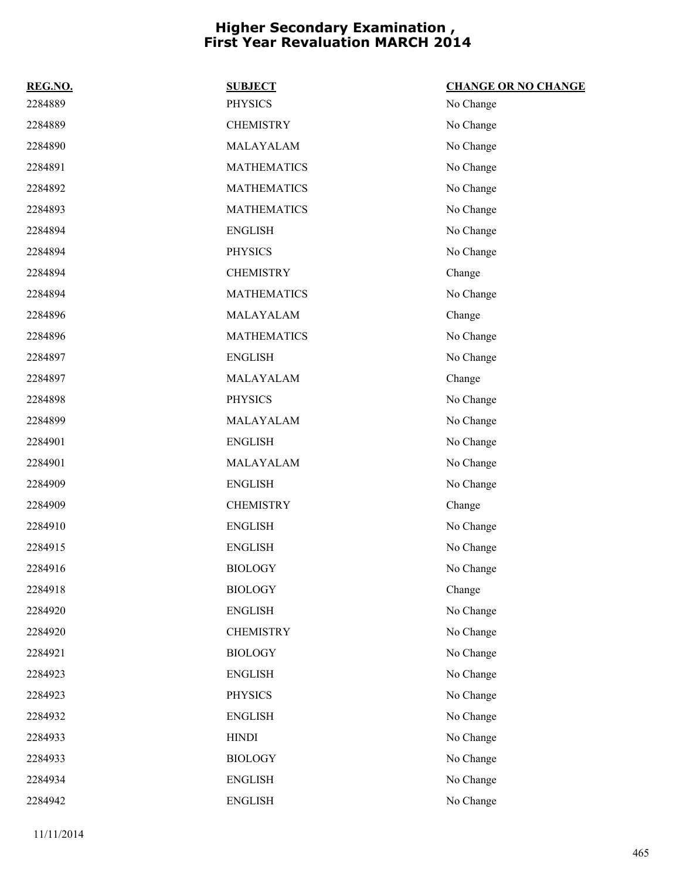# Higher Secondary Examination , First Year Revaluation MARCH 2014

| REG.NO. | SUBJECT | CHANGE OR NO CHANGE |
|---|---|---|
| 2284889 | PHYSICS | No Change |
| 2284889 | CHEMISTRY | No Change |
| 2284890 | MALAYALAM | No Change |
| 2284891 | MATHEMATICS | No Change |
| 2284892 | MATHEMATICS | No Change |
| 2284893 | MATHEMATICS | No Change |
| 2284894 | ENGLISH | No Change |
| 2284894 | PHYSICS | No Change |
| 2284894 | CHEMISTRY | Change |
| 2284894 | MATHEMATICS | No Change |
| 2284896 | MALAYALAM | Change |
| 2284896 | MATHEMATICS | No Change |
| 2284897 | ENGLISH | No Change |
| 2284897 | MALAYALAM | Change |
| 2284898 | PHYSICS | No Change |
| 2284899 | MALAYALAM | No Change |
| 2284901 | ENGLISH | No Change |
| 2284901 | MALAYALAM | No Change |
| 2284909 | ENGLISH | No Change |
| 2284909 | CHEMISTRY | Change |
| 2284910 | ENGLISH | No Change |
| 2284915 | ENGLISH | No Change |
| 2284916 | BIOLOGY | No Change |
| 2284918 | BIOLOGY | Change |
| 2284920 | ENGLISH | No Change |
| 2284920 | CHEMISTRY | No Change |
| 2284921 | BIOLOGY | No Change |
| 2284923 | ENGLISH | No Change |
| 2284923 | PHYSICS | No Change |
| 2284932 | ENGLISH | No Change |
| 2284933 | HINDI | No Change |
| 2284933 | BIOLOGY | No Change |
| 2284934 | ENGLISH | No Change |
| 2284942 | ENGLISH | No Change |

11/11/2014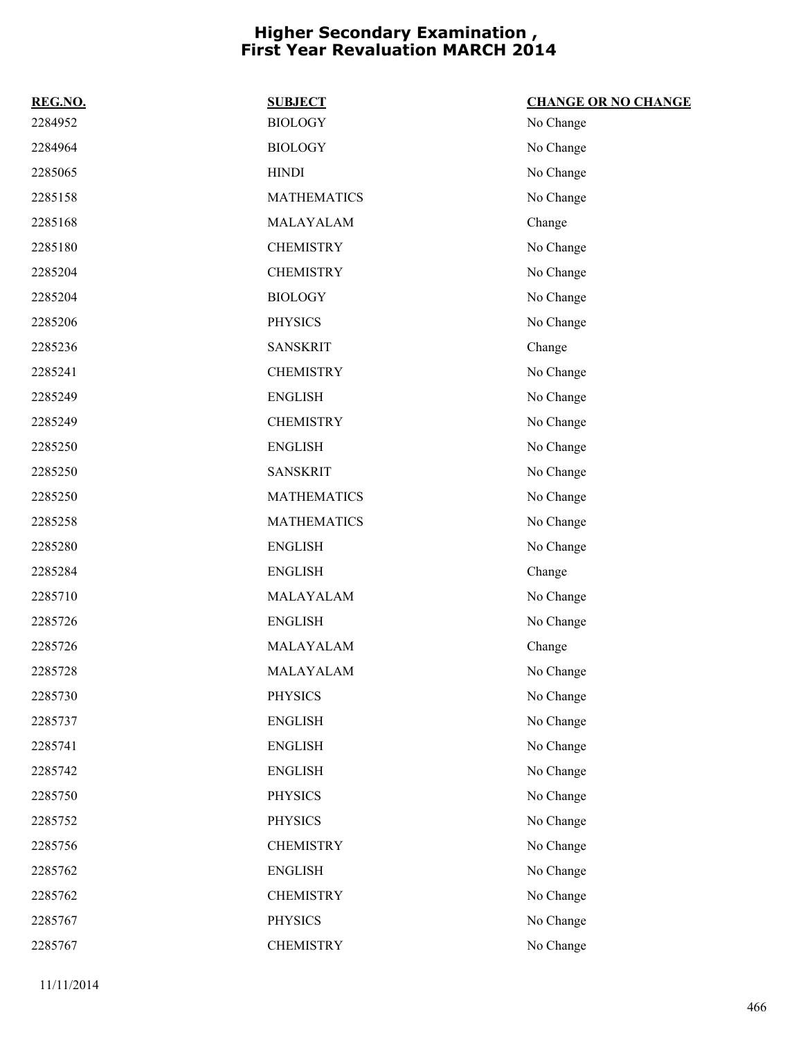# Higher Secondary Examination , First Year Revaluation MARCH 2014

| REG.NO. | SUBJECT | CHANGE OR NO CHANGE |
|---|---|---|
| 2284952 | BIOLOGY | No Change |
| 2284964 | BIOLOGY | No Change |
| 2285065 | HINDI | No Change |
| 2285158 | MATHEMATICS | No Change |
| 2285168 | MALAYALAM | Change |
| 2285180 | CHEMISTRY | No Change |
| 2285204 | CHEMISTRY | No Change |
| 2285204 | BIOLOGY | No Change |
| 2285206 | PHYSICS | No Change |
| 2285236 | SANSKRIT | Change |
| 2285241 | CHEMISTRY | No Change |
| 2285249 | ENGLISH | No Change |
| 2285249 | CHEMISTRY | No Change |
| 2285250 | ENGLISH | No Change |
| 2285250 | SANSKRIT | No Change |
| 2285250 | MATHEMATICS | No Change |
| 2285258 | MATHEMATICS | No Change |
| 2285280 | ENGLISH | No Change |
| 2285284 | ENGLISH | Change |
| 2285710 | MALAYALAM | No Change |
| 2285726 | ENGLISH | No Change |
| 2285726 | MALAYALAM | Change |
| 2285728 | MALAYALAM | No Change |
| 2285730 | PHYSICS | No Change |
| 2285737 | ENGLISH | No Change |
| 2285741 | ENGLISH | No Change |
| 2285742 | ENGLISH | No Change |
| 2285750 | PHYSICS | No Change |
| 2285752 | PHYSICS | No Change |
| 2285756 | CHEMISTRY | No Change |
| 2285762 | ENGLISH | No Change |
| 2285762 | CHEMISTRY | No Change |
| 2285767 | PHYSICS | No Change |
| 2285767 | CHEMISTRY | No Change |

11/11/2014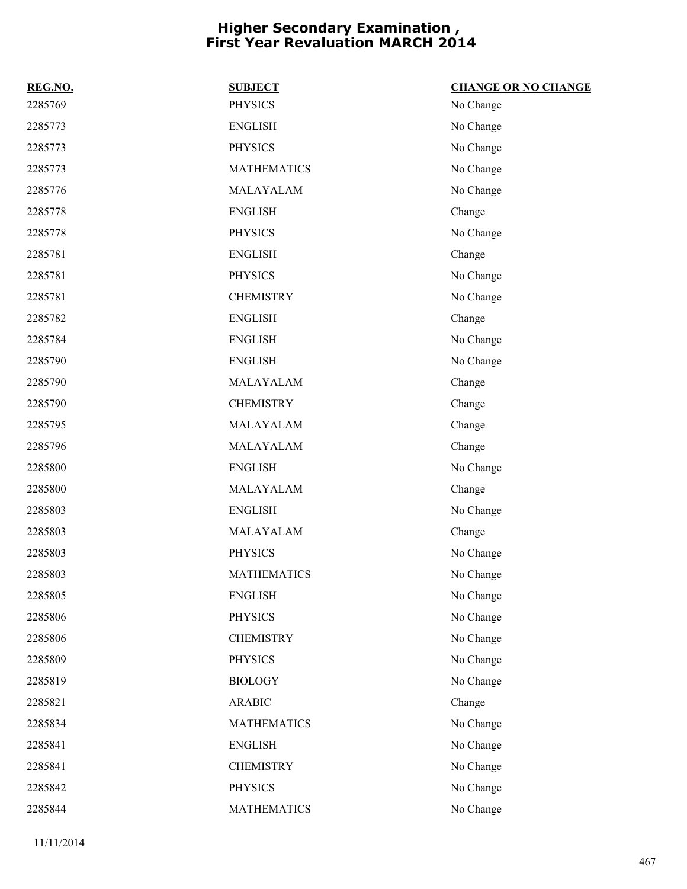# Higher Secondary Examination , First Year Revaluation MARCH 2014

| REG.NO. | SUBJECT | CHANGE OR NO CHANGE |
|---|---|---|
| 2285769 | PHYSICS | No Change |
| 2285773 | ENGLISH | No Change |
| 2285773 | PHYSICS | No Change |
| 2285773 | MATHEMATICS | No Change |
| 2285776 | MALAYALAM | No Change |
| 2285778 | ENGLISH | Change |
| 2285778 | PHYSICS | No Change |
| 2285781 | ENGLISH | Change |
| 2285781 | PHYSICS | No Change |
| 2285781 | CHEMISTRY | No Change |
| 2285782 | ENGLISH | Change |
| 2285784 | ENGLISH | No Change |
| 2285790 | ENGLISH | No Change |
| 2285790 | MALAYALAM | Change |
| 2285790 | CHEMISTRY | Change |
| 2285795 | MALAYALAM | Change |
| 2285796 | MALAYALAM | Change |
| 2285800 | ENGLISH | No Change |
| 2285800 | MALAYALAM | Change |
| 2285803 | ENGLISH | No Change |
| 2285803 | MALAYALAM | Change |
| 2285803 | PHYSICS | No Change |
| 2285803 | MATHEMATICS | No Change |
| 2285805 | ENGLISH | No Change |
| 2285806 | PHYSICS | No Change |
| 2285806 | CHEMISTRY | No Change |
| 2285809 | PHYSICS | No Change |
| 2285819 | BIOLOGY | No Change |
| 2285821 | ARABIC | Change |
| 2285834 | MATHEMATICS | No Change |
| 2285841 | ENGLISH | No Change |
| 2285841 | CHEMISTRY | No Change |
| 2285842 | PHYSICS | No Change |
| 2285844 | MATHEMATICS | No Change |

11/11/2014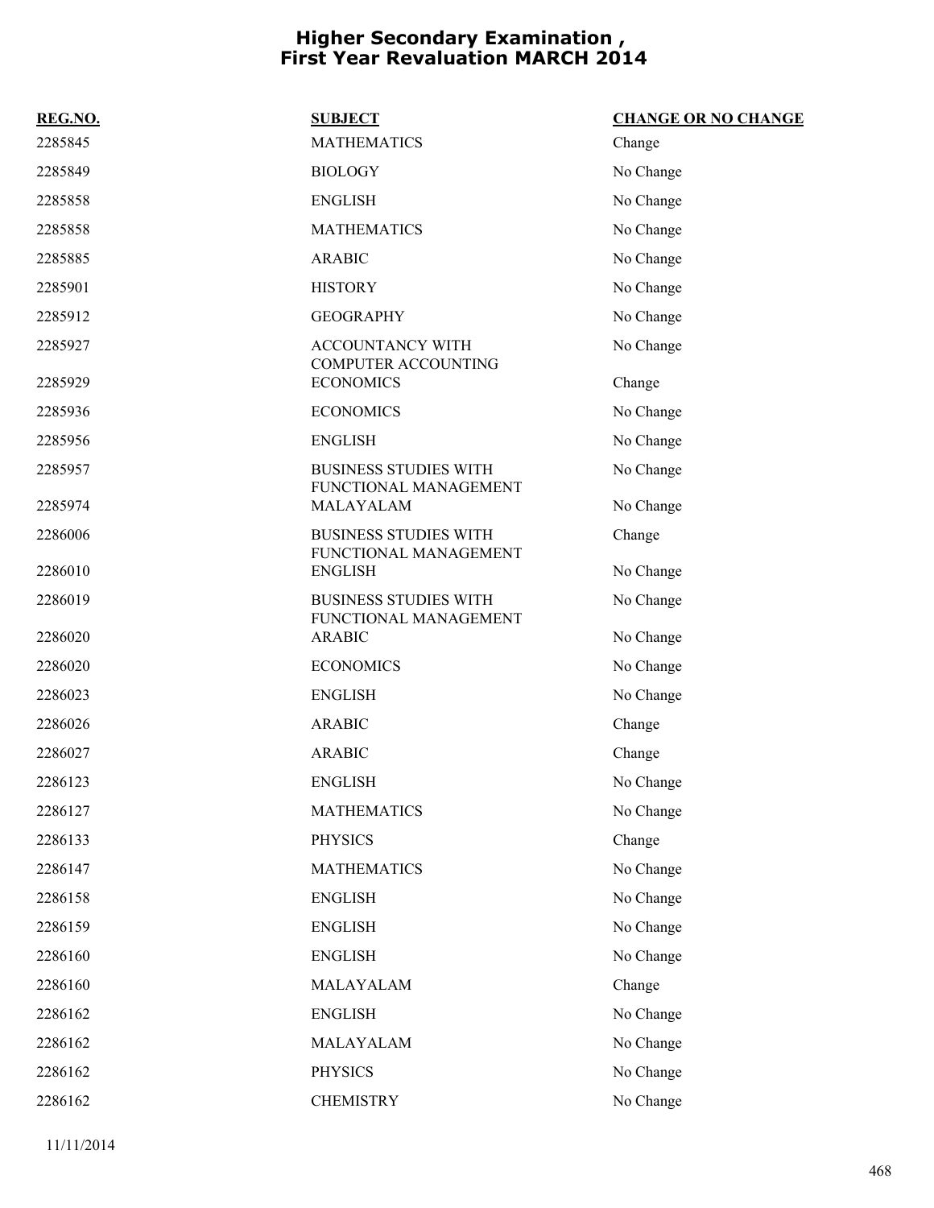# Higher Secondary Examination , First Year Revaluation MARCH 2014

| REG.NO. | SUBJECT | CHANGE OR NO CHANGE |
|---|---|---|
| 2285845 | MATHEMATICS | Change |
| 2285849 | BIOLOGY | No Change |
| 2285858 | ENGLISH | No Change |
| 2285858 | MATHEMATICS | No Change |
| 2285885 | ARABIC | No Change |
| 2285901 | HISTORY | No Change |
| 2285912 | GEOGRAPHY | No Change |
| 2285927 | ACCOUNTANCY WITH COMPUTER ACCOUNTING | No Change |
| 2285929 | ECONOMICS | Change |
| 2285936 | ECONOMICS | No Change |
| 2285956 | ENGLISH | No Change |
| 2285957 | BUSINESS STUDIES WITH FUNCTIONAL MANAGEMENT | No Change |
| 2285974 | MALAYALAM | No Change |
| 2286006 | BUSINESS STUDIES WITH FUNCTIONAL MANAGEMENT | Change |
| 2286010 | ENGLISH | No Change |
| 2286019 | BUSINESS STUDIES WITH FUNCTIONAL MANAGEMENT | No Change |
| 2286020 | ARABIC | No Change |
| 2286020 | ECONOMICS | No Change |
| 2286023 | ENGLISH | No Change |
| 2286026 | ARABIC | Change |
| 2286027 | ARABIC | Change |
| 2286123 | ENGLISH | No Change |
| 2286127 | MATHEMATICS | No Change |
| 2286133 | PHYSICS | Change |
| 2286147 | MATHEMATICS | No Change |
| 2286158 | ENGLISH | No Change |
| 2286159 | ENGLISH | No Change |
| 2286160 | ENGLISH | No Change |
| 2286160 | MALAYALAM | Change |
| 2286162 | ENGLISH | No Change |
| 2286162 | MALAYALAM | No Change |
| 2286162 | PHYSICS | No Change |
| 2286162 | CHEMISTRY | No Change |

11/11/2014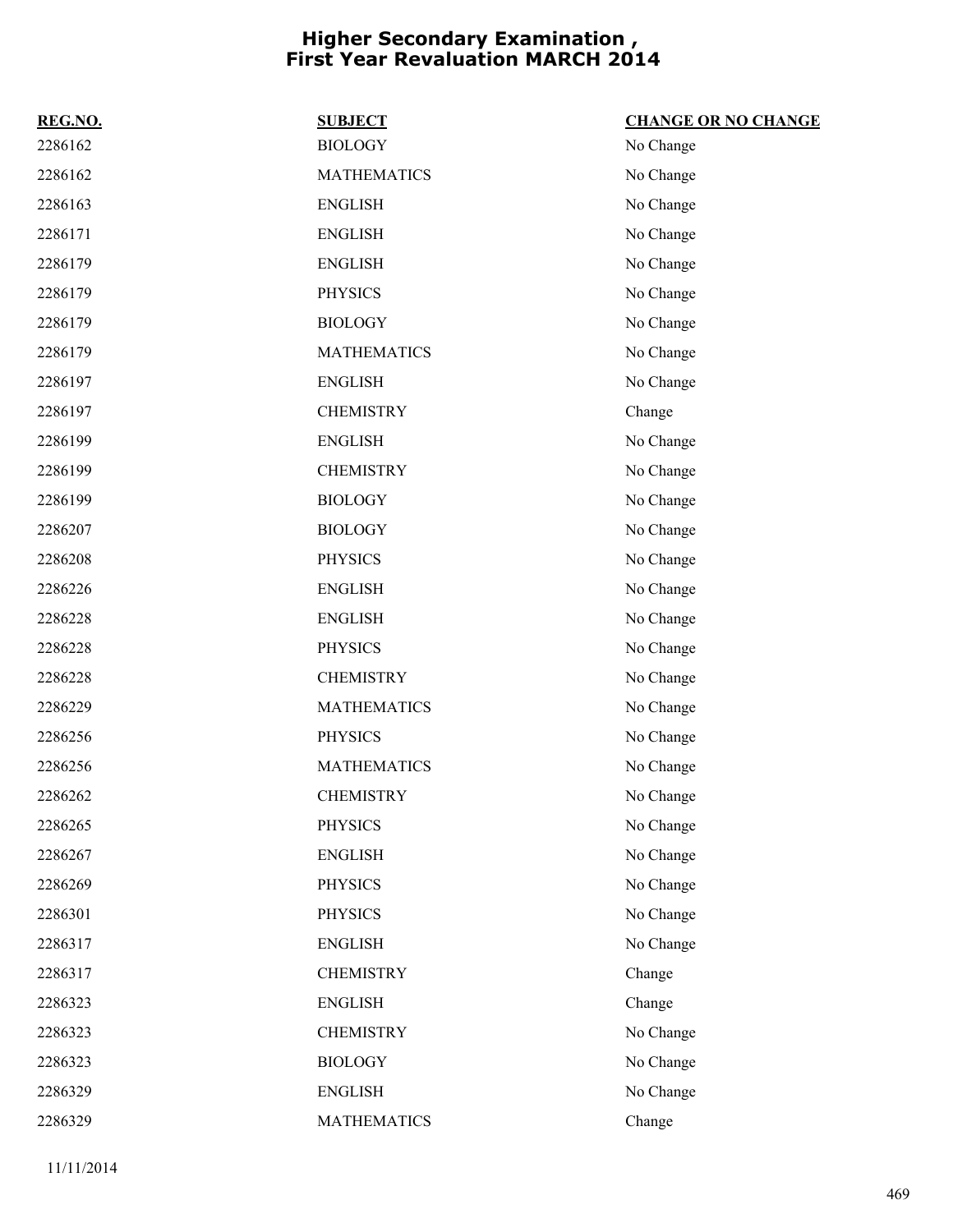# Higher Secondary Examination , First Year Revaluation MARCH 2014

| REG.NO. | SUBJECT | CHANGE OR NO CHANGE |
| --- | --- | --- |
| 2286162 | BIOLOGY | No Change |
| 2286162 | MATHEMATICS | No Change |
| 2286163 | ENGLISH | No Change |
| 2286171 | ENGLISH | No Change |
| 2286179 | ENGLISH | No Change |
| 2286179 | PHYSICS | No Change |
| 2286179 | BIOLOGY | No Change |
| 2286179 | MATHEMATICS | No Change |
| 2286197 | ENGLISH | No Change |
| 2286197 | CHEMISTRY | Change |
| 2286199 | ENGLISH | No Change |
| 2286199 | CHEMISTRY | No Change |
| 2286199 | BIOLOGY | No Change |
| 2286207 | BIOLOGY | No Change |
| 2286208 | PHYSICS | No Change |
| 2286226 | ENGLISH | No Change |
| 2286228 | ENGLISH | No Change |
| 2286228 | PHYSICS | No Change |
| 2286228 | CHEMISTRY | No Change |
| 2286229 | MATHEMATICS | No Change |
| 2286256 | PHYSICS | No Change |
| 2286256 | MATHEMATICS | No Change |
| 2286262 | CHEMISTRY | No Change |
| 2286265 | PHYSICS | No Change |
| 2286267 | ENGLISH | No Change |
| 2286269 | PHYSICS | No Change |
| 2286301 | PHYSICS | No Change |
| 2286317 | ENGLISH | No Change |
| 2286317 | CHEMISTRY | Change |
| 2286323 | ENGLISH | Change |
| 2286323 | CHEMISTRY | No Change |
| 2286323 | BIOLOGY | No Change |
| 2286329 | ENGLISH | No Change |
| 2286329 | MATHEMATICS | Change |

11/11/2014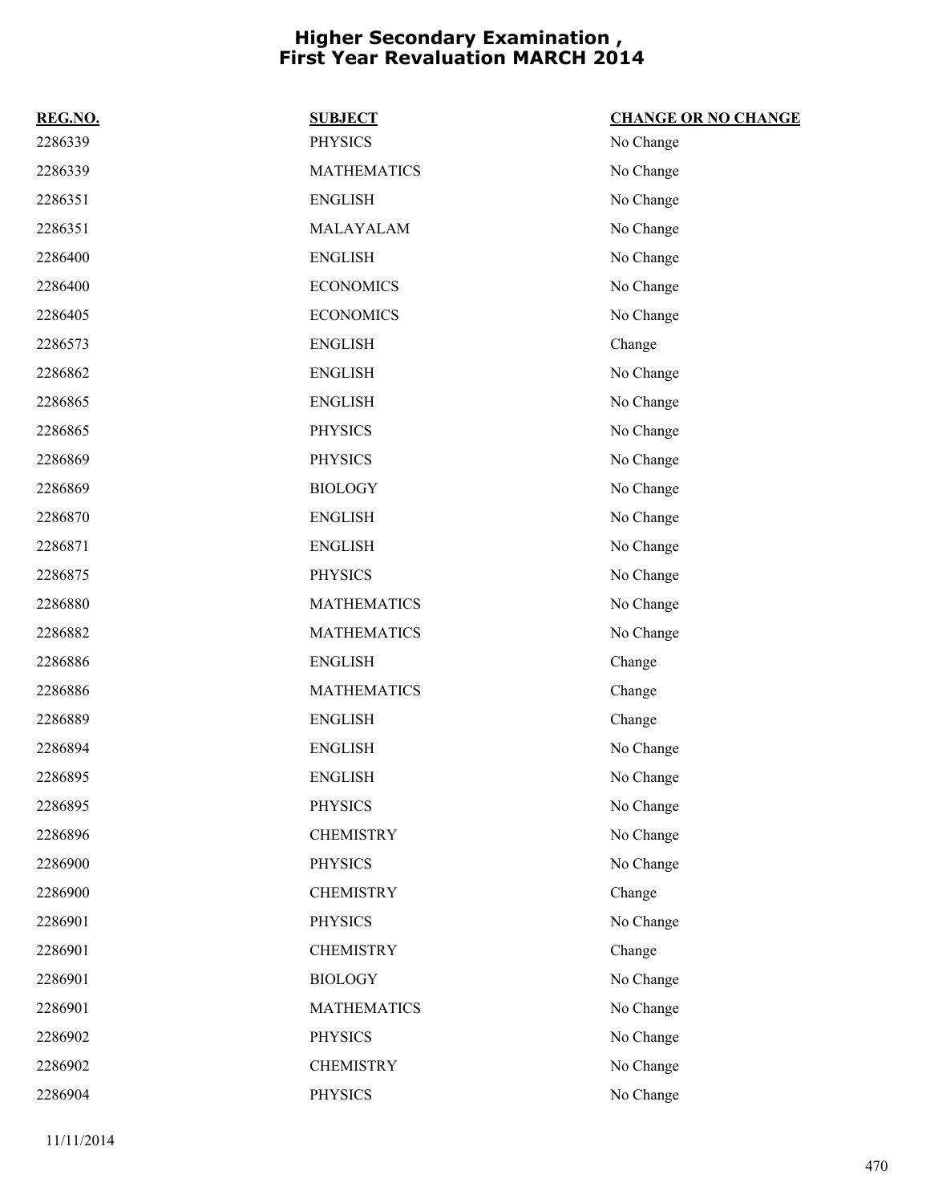# Higher Secondary Examination , First Year Revaluation MARCH 2014

| REG.NO. | SUBJECT | CHANGE OR NO CHANGE |
| --- | --- | --- |
| 2286339 | PHYSICS | No Change |
| 2286339 | MATHEMATICS | No Change |
| 2286351 | ENGLISH | No Change |
| 2286351 | MALAYALAM | No Change |
| 2286400 | ENGLISH | No Change |
| 2286400 | ECONOMICS | No Change |
| 2286405 | ECONOMICS | No Change |
| 2286573 | ENGLISH | Change |
| 2286862 | ENGLISH | No Change |
| 2286865 | ENGLISH | No Change |
| 2286865 | PHYSICS | No Change |
| 2286869 | PHYSICS | No Change |
| 2286869 | BIOLOGY | No Change |
| 2286870 | ENGLISH | No Change |
| 2286871 | ENGLISH | No Change |
| 2286875 | PHYSICS | No Change |
| 2286880 | MATHEMATICS | No Change |
| 2286882 | MATHEMATICS | No Change |
| 2286886 | ENGLISH | Change |
| 2286886 | MATHEMATICS | Change |
| 2286889 | ENGLISH | Change |
| 2286894 | ENGLISH | No Change |
| 2286895 | ENGLISH | No Change |
| 2286895 | PHYSICS | No Change |
| 2286896 | CHEMISTRY | No Change |
| 2286900 | PHYSICS | No Change |
| 2286900 | CHEMISTRY | Change |
| 2286901 | PHYSICS | No Change |
| 2286901 | CHEMISTRY | Change |
| 2286901 | BIOLOGY | No Change |
| 2286901 | MATHEMATICS | No Change |
| 2286902 | PHYSICS | No Change |
| 2286902 | CHEMISTRY | No Change |
| 2286904 | PHYSICS | No Change |

11/11/2014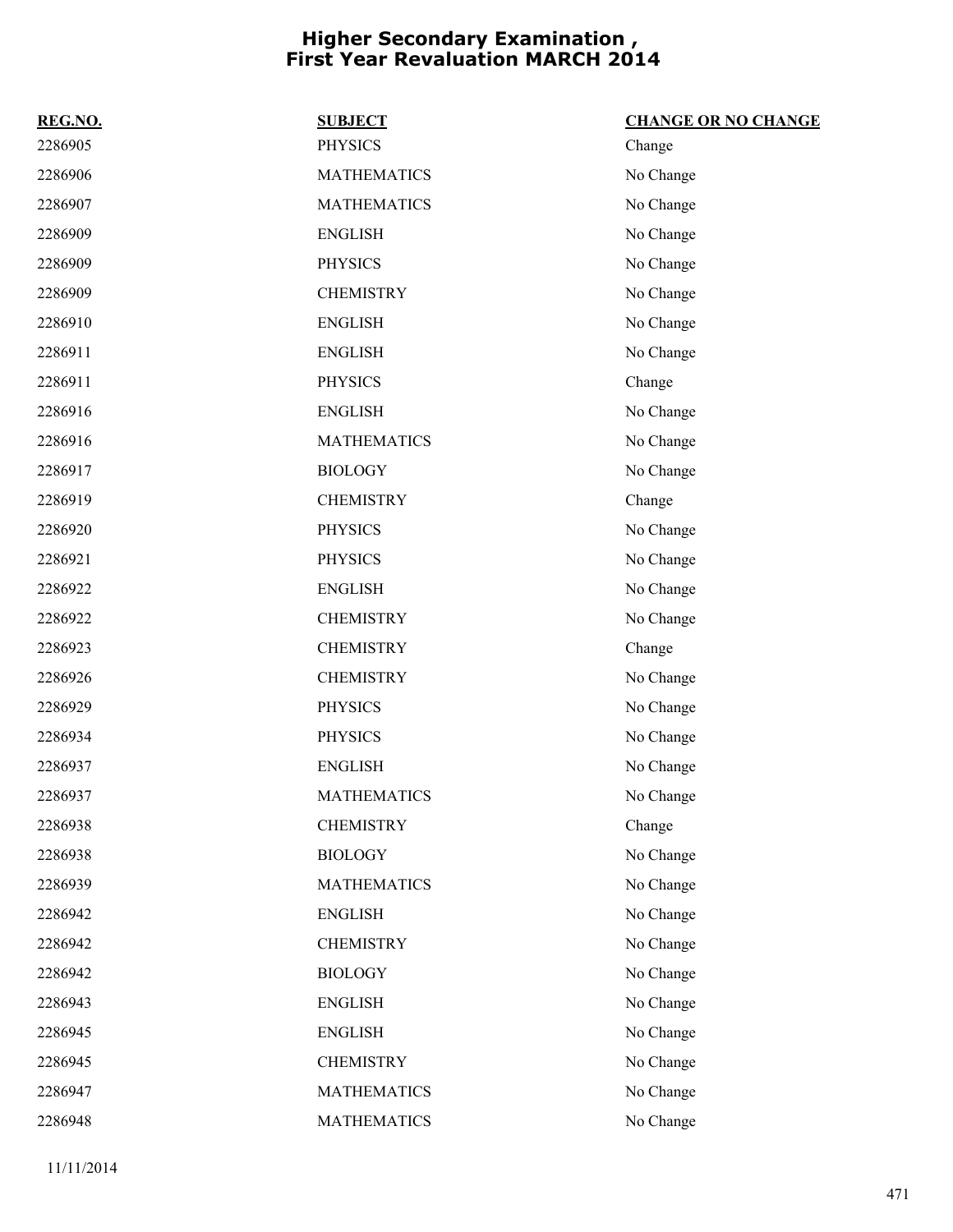# Higher Secondary Examination , First Year Revaluation MARCH 2014

| REG.NO. | SUBJECT | CHANGE OR NO CHANGE |
|---|---|---|
| 2286905 | PHYSICS | Change |
| 2286906 | MATHEMATICS | No Change |
| 2286907 | MATHEMATICS | No Change |
| 2286909 | ENGLISH | No Change |
| 2286909 | PHYSICS | No Change |
| 2286909 | CHEMISTRY | No Change |
| 2286910 | ENGLISH | No Change |
| 2286911 | ENGLISH | No Change |
| 2286911 | PHYSICS | Change |
| 2286916 | ENGLISH | No Change |
| 2286916 | MATHEMATICS | No Change |
| 2286917 | BIOLOGY | No Change |
| 2286919 | CHEMISTRY | Change |
| 2286920 | PHYSICS | No Change |
| 2286921 | PHYSICS | No Change |
| 2286922 | ENGLISH | No Change |
| 2286922 | CHEMISTRY | No Change |
| 2286923 | CHEMISTRY | Change |
| 2286926 | CHEMISTRY | No Change |
| 2286929 | PHYSICS | No Change |
| 2286934 | PHYSICS | No Change |
| 2286937 | ENGLISH | No Change |
| 2286937 | MATHEMATICS | No Change |
| 2286938 | CHEMISTRY | Change |
| 2286938 | BIOLOGY | No Change |
| 2286939 | MATHEMATICS | No Change |
| 2286942 | ENGLISH | No Change |
| 2286942 | CHEMISTRY | No Change |
| 2286942 | BIOLOGY | No Change |
| 2286943 | ENGLISH | No Change |
| 2286945 | ENGLISH | No Change |
| 2286945 | CHEMISTRY | No Change |
| 2286947 | MATHEMATICS | No Change |
| 2286948 | MATHEMATICS | No Change |

11/11/2014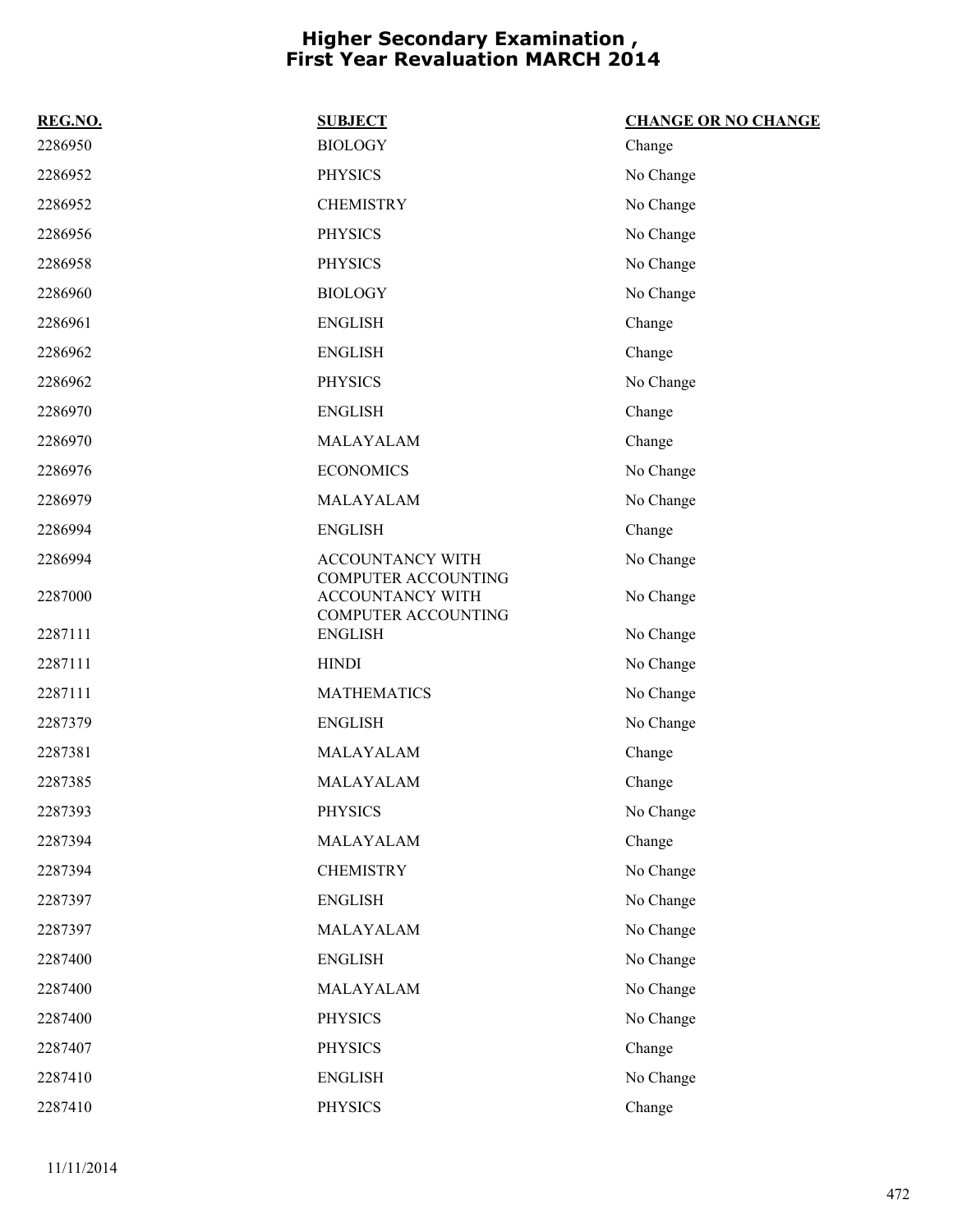# Higher Secondary Examination , First Year Revaluation MARCH 2014

| REG.NO. | SUBJECT | CHANGE OR NO CHANGE |
|---|---|---|
| 2286950 | BIOLOGY | Change |
| 2286952 | PHYSICS | No Change |
| 2286952 | CHEMISTRY | No Change |
| 2286956 | PHYSICS | No Change |
| 2286958 | PHYSICS | No Change |
| 2286960 | BIOLOGY | No Change |
| 2286961 | ENGLISH | Change |
| 2286962 | ENGLISH | Change |
| 2286962 | PHYSICS | No Change |
| 2286970 | ENGLISH | Change |
| 2286970 | MALAYALAM | Change |
| 2286976 | ECONOMICS | No Change |
| 2286979 | MALAYALAM | No Change |
| 2286994 | ENGLISH | Change |
| 2286994 | ACCOUNTANCY WITH COMPUTER ACCOUNTING | No Change |
| 2287000 | ACCOUNTANCY WITH COMPUTER ACCOUNTING | No Change |
| 2287111 | ENGLISH | No Change |
| 2287111 | HINDI | No Change |
| 2287111 | MATHEMATICS | No Change |
| 2287379 | ENGLISH | No Change |
| 2287381 | MALAYALAM | Change |
| 2287385 | MALAYALAM | Change |
| 2287393 | PHYSICS | No Change |
| 2287394 | MALAYALAM | Change |
| 2287394 | CHEMISTRY | No Change |
| 2287397 | ENGLISH | No Change |
| 2287397 | MALAYALAM | No Change |
| 2287400 | ENGLISH | No Change |
| 2287400 | MALAYALAM | No Change |
| 2287400 | PHYSICS | No Change |
| 2287407 | PHYSICS | Change |
| 2287410 | ENGLISH | No Change |
| 2287410 | PHYSICS | Change |

11/11/2014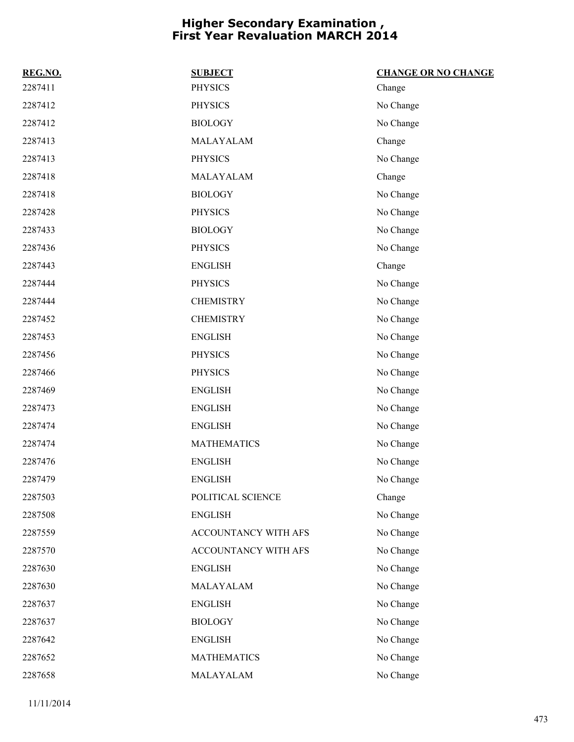# Higher Secondary Examination , First Year Revaluation MARCH 2014

| REG.NO. | SUBJECT | CHANGE OR NO CHANGE |
|---|---|---|
| 2287411 | PHYSICS | Change |
| 2287412 | PHYSICS | No Change |
| 2287412 | BIOLOGY | No Change |
| 2287413 | MALAYALAM | Change |
| 2287413 | PHYSICS | No Change |
| 2287418 | MALAYALAM | Change |
| 2287418 | BIOLOGY | No Change |
| 2287428 | PHYSICS | No Change |
| 2287433 | BIOLOGY | No Change |
| 2287436 | PHYSICS | No Change |
| 2287443 | ENGLISH | Change |
| 2287444 | PHYSICS | No Change |
| 2287444 | CHEMISTRY | No Change |
| 2287452 | CHEMISTRY | No Change |
| 2287453 | ENGLISH | No Change |
| 2287456 | PHYSICS | No Change |
| 2287466 | PHYSICS | No Change |
| 2287469 | ENGLISH | No Change |
| 2287473 | ENGLISH | No Change |
| 2287474 | ENGLISH | No Change |
| 2287474 | MATHEMATICS | No Change |
| 2287476 | ENGLISH | No Change |
| 2287479 | ENGLISH | No Change |
| 2287503 | POLITICAL SCIENCE | Change |
| 2287508 | ENGLISH | No Change |
| 2287559 | ACCOUNTANCY WITH AFS | No Change |
| 2287570 | ACCOUNTANCY WITH AFS | No Change |
| 2287630 | ENGLISH | No Change |
| 2287630 | MALAYALAM | No Change |
| 2287637 | ENGLISH | No Change |
| 2287637 | BIOLOGY | No Change |
| 2287642 | ENGLISH | No Change |
| 2287652 | MATHEMATICS | No Change |
| 2287658 | MALAYALAM | No Change |

11/11/2014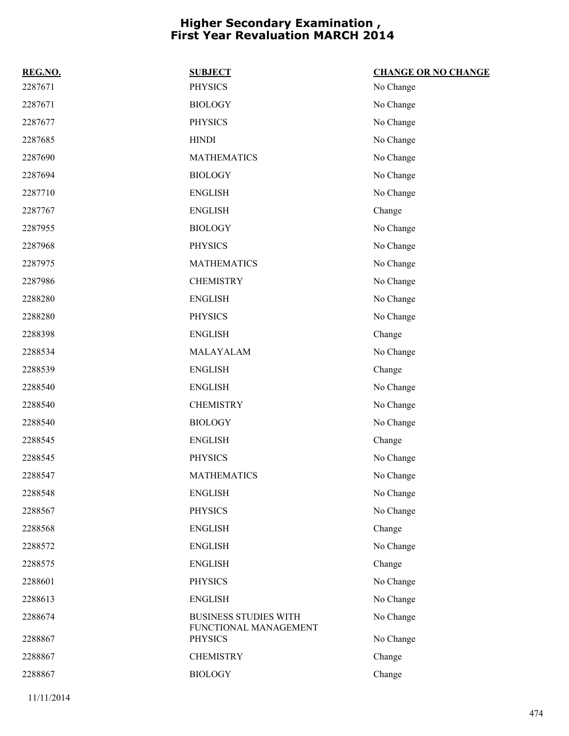# Higher Secondary Examination , First Year Revaluation MARCH 2014

| REG.NO. | SUBJECT | CHANGE OR NO CHANGE |
|---|---|---|
| 2287671 | PHYSICS | No Change |
| 2287671 | BIOLOGY | No Change |
| 2287677 | PHYSICS | No Change |
| 2287685 | HINDI | No Change |
| 2287690 | MATHEMATICS | No Change |
| 2287694 | BIOLOGY | No Change |
| 2287710 | ENGLISH | No Change |
| 2287767 | ENGLISH | Change |
| 2287955 | BIOLOGY | No Change |
| 2287968 | PHYSICS | No Change |
| 2287975 | MATHEMATICS | No Change |
| 2287986 | CHEMISTRY | No Change |
| 2288280 | ENGLISH | No Change |
| 2288280 | PHYSICS | No Change |
| 2288398 | ENGLISH | Change |
| 2288534 | MALAYALAM | No Change |
| 2288539 | ENGLISH | Change |
| 2288540 | ENGLISH | No Change |
| 2288540 | CHEMISTRY | No Change |
| 2288540 | BIOLOGY | No Change |
| 2288545 | ENGLISH | Change |
| 2288545 | PHYSICS | No Change |
| 2288547 | MATHEMATICS | No Change |
| 2288548 | ENGLISH | No Change |
| 2288567 | PHYSICS | No Change |
| 2288568 | ENGLISH | Change |
| 2288572 | ENGLISH | No Change |
| 2288575 | ENGLISH | Change |
| 2288601 | PHYSICS | No Change |
| 2288613 | ENGLISH | No Change |
| 2288674 | BUSINESS STUDIES WITH FUNCTIONAL MANAGEMENT | No Change |
| 2288867 | PHYSICS | No Change |
| 2288867 | CHEMISTRY | Change |
| 2288867 | BIOLOGY | Change |

11/11/2014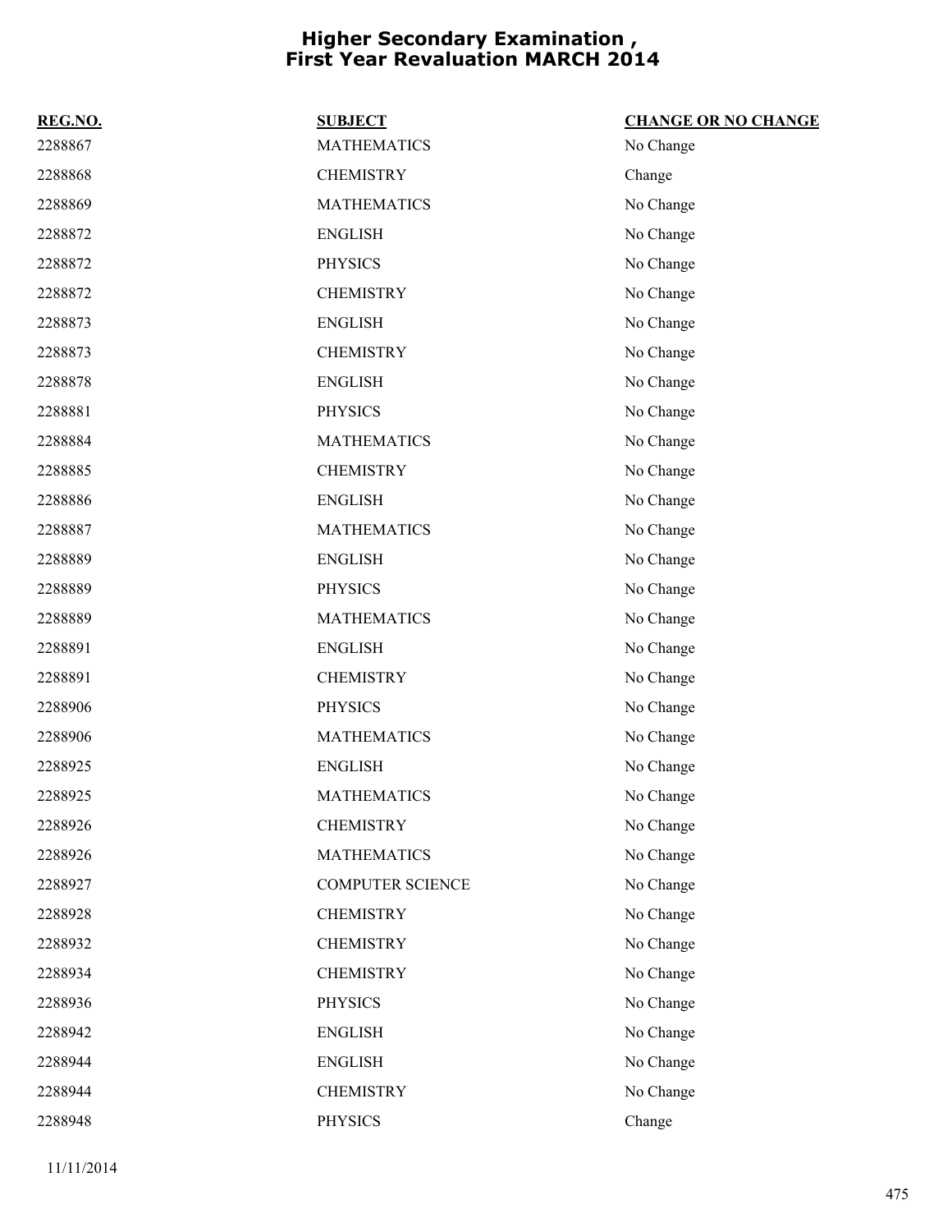# Higher Secondary Examination , First Year Revaluation MARCH 2014

| REG.NO. | SUBJECT | CHANGE OR NO CHANGE |
|---|---|---|
| 2288867 | MATHEMATICS | No Change |
| 2288868 | CHEMISTRY | Change |
| 2288869 | MATHEMATICS | No Change |
| 2288872 | ENGLISH | No Change |
| 2288872 | PHYSICS | No Change |
| 2288872 | CHEMISTRY | No Change |
| 2288873 | ENGLISH | No Change |
| 2288873 | CHEMISTRY | No Change |
| 2288878 | ENGLISH | No Change |
| 2288881 | PHYSICS | No Change |
| 2288884 | MATHEMATICS | No Change |
| 2288885 | CHEMISTRY | No Change |
| 2288886 | ENGLISH | No Change |
| 2288887 | MATHEMATICS | No Change |
| 2288889 | ENGLISH | No Change |
| 2288889 | PHYSICS | No Change |
| 2288889 | MATHEMATICS | No Change |
| 2288891 | ENGLISH | No Change |
| 2288891 | CHEMISTRY | No Change |
| 2288906 | PHYSICS | No Change |
| 2288906 | MATHEMATICS | No Change |
| 2288925 | ENGLISH | No Change |
| 2288925 | MATHEMATICS | No Change |
| 2288926 | CHEMISTRY | No Change |
| 2288926 | MATHEMATICS | No Change |
| 2288927 | COMPUTER SCIENCE | No Change |
| 2288928 | CHEMISTRY | No Change |
| 2288932 | CHEMISTRY | No Change |
| 2288934 | CHEMISTRY | No Change |
| 2288936 | PHYSICS | No Change |
| 2288942 | ENGLISH | No Change |
| 2288944 | ENGLISH | No Change |
| 2288944 | CHEMISTRY | No Change |
| 2288948 | PHYSICS | Change |

11/11/2014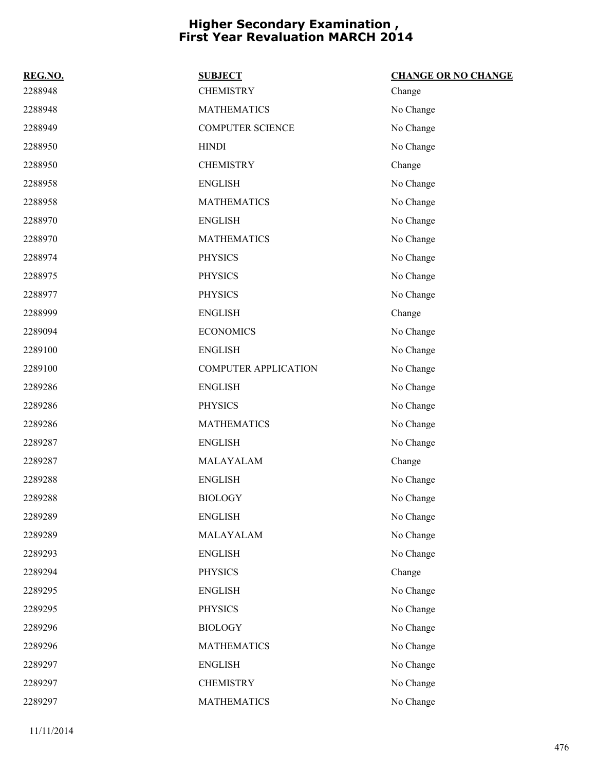# Higher Secondary Examination , First Year Revaluation MARCH 2014

| REG.NO. | SUBJECT | CHANGE OR NO CHANGE |
| --- | --- | --- |
| 2288948 | CHEMISTRY | Change |
| 2288948 | MATHEMATICS | No Change |
| 2288949 | COMPUTER SCIENCE | No Change |
| 2288950 | HINDI | No Change |
| 2288950 | CHEMISTRY | Change |
| 2288958 | ENGLISH | No Change |
| 2288958 | MATHEMATICS | No Change |
| 2288970 | ENGLISH | No Change |
| 2288970 | MATHEMATICS | No Change |
| 2288974 | PHYSICS | No Change |
| 2288975 | PHYSICS | No Change |
| 2288977 | PHYSICS | No Change |
| 2288999 | ENGLISH | Change |
| 2289094 | ECONOMICS | No Change |
| 2289100 | ENGLISH | No Change |
| 2289100 | COMPUTER APPLICATION | No Change |
| 2289286 | ENGLISH | No Change |
| 2289286 | PHYSICS | No Change |
| 2289286 | MATHEMATICS | No Change |
| 2289287 | ENGLISH | No Change |
| 2289287 | MALAYALAM | Change |
| 2289288 | ENGLISH | No Change |
| 2289288 | BIOLOGY | No Change |
| 2289289 | ENGLISH | No Change |
| 2289289 | MALAYALAM | No Change |
| 2289293 | ENGLISH | No Change |
| 2289294 | PHYSICS | Change |
| 2289295 | ENGLISH | No Change |
| 2289295 | PHYSICS | No Change |
| 2289296 | BIOLOGY | No Change |
| 2289296 | MATHEMATICS | No Change |
| 2289297 | ENGLISH | No Change |
| 2289297 | CHEMISTRY | No Change |
| 2289297 | MATHEMATICS | No Change |

11/11/2014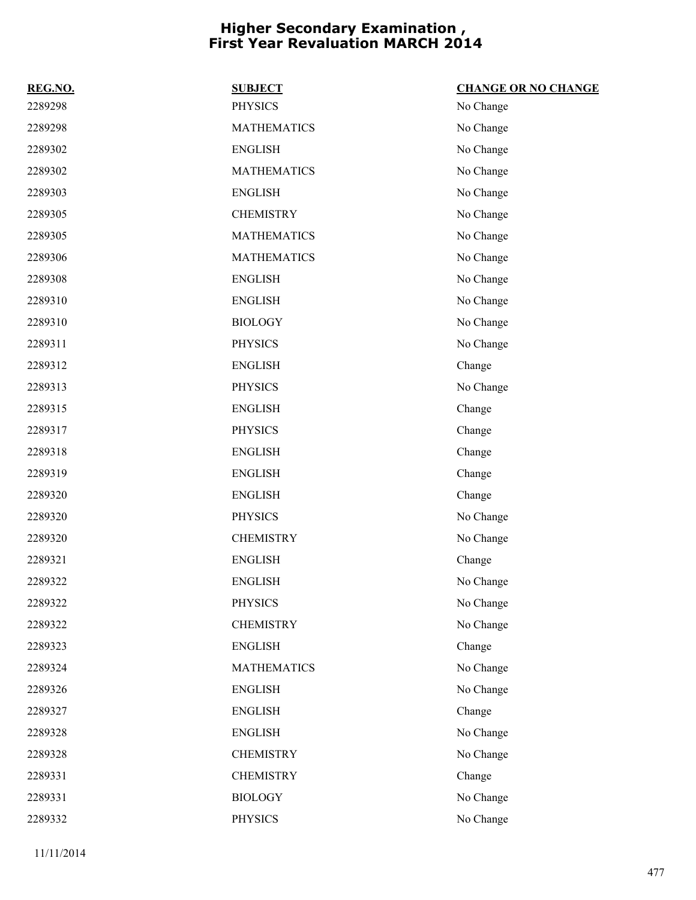# Higher Secondary Examination , First Year Revaluation MARCH 2014

| REG.NO. | SUBJECT | CHANGE OR NO CHANGE |
|---|---|---|
| 2289298 | PHYSICS | No Change |
| 2289298 | MATHEMATICS | No Change |
| 2289302 | ENGLISH | No Change |
| 2289302 | MATHEMATICS | No Change |
| 2289303 | ENGLISH | No Change |
| 2289305 | CHEMISTRY | No Change |
| 2289305 | MATHEMATICS | No Change |
| 2289306 | MATHEMATICS | No Change |
| 2289308 | ENGLISH | No Change |
| 2289310 | ENGLISH | No Change |
| 2289310 | BIOLOGY | No Change |
| 2289311 | PHYSICS | No Change |
| 2289312 | ENGLISH | Change |
| 2289313 | PHYSICS | No Change |
| 2289315 | ENGLISH | Change |
| 2289317 | PHYSICS | Change |
| 2289318 | ENGLISH | Change |
| 2289319 | ENGLISH | Change |
| 2289320 | ENGLISH | Change |
| 2289320 | PHYSICS | No Change |
| 2289320 | CHEMISTRY | No Change |
| 2289321 | ENGLISH | Change |
| 2289322 | ENGLISH | No Change |
| 2289322 | PHYSICS | No Change |
| 2289322 | CHEMISTRY | No Change |
| 2289323 | ENGLISH | Change |
| 2289324 | MATHEMATICS | No Change |
| 2289326 | ENGLISH | No Change |
| 2289327 | ENGLISH | Change |
| 2289328 | ENGLISH | No Change |
| 2289328 | CHEMISTRY | No Change |
| 2289331 | CHEMISTRY | Change |
| 2289331 | BIOLOGY | No Change |
| 2289332 | PHYSICS | No Change |

11/11/2014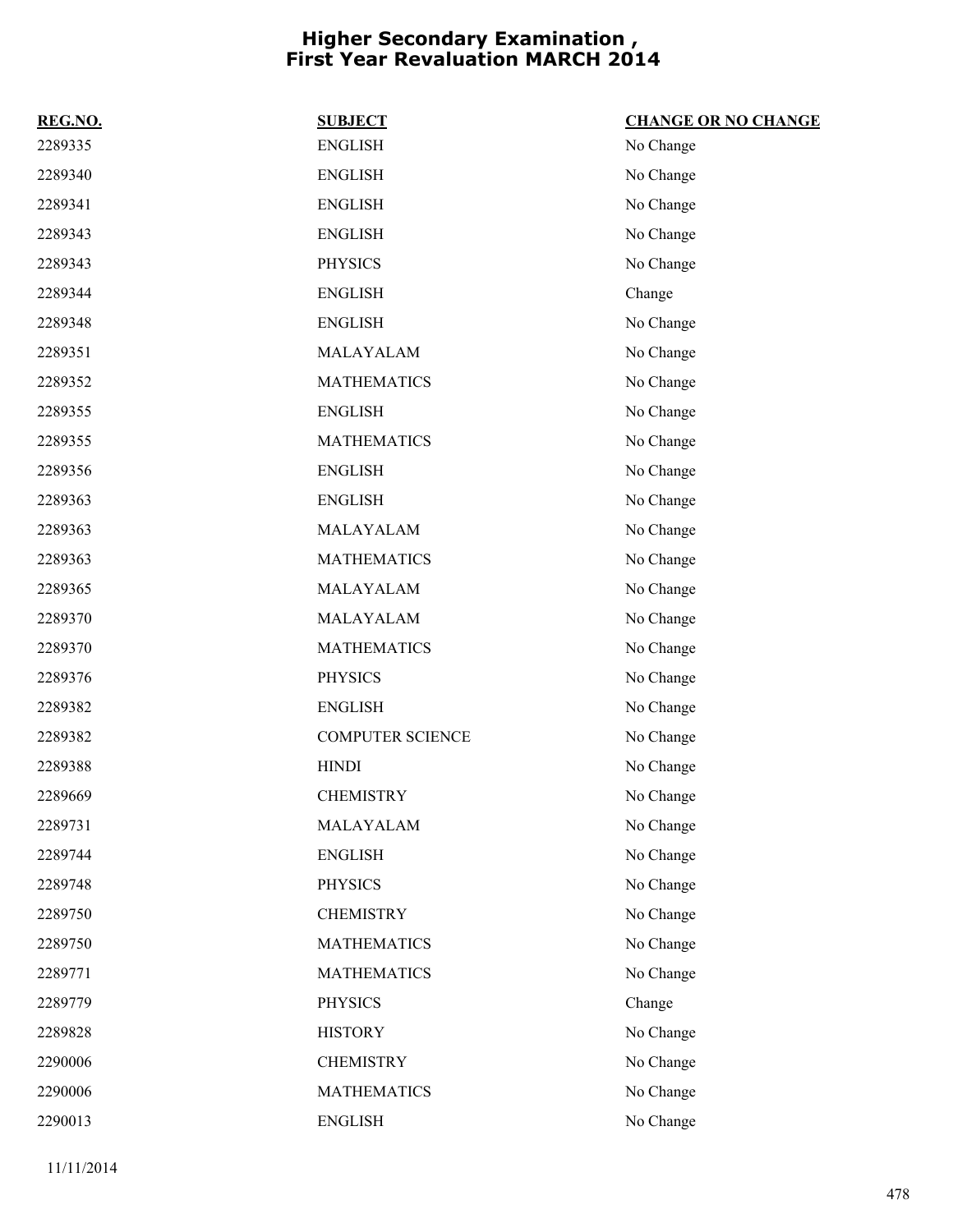# Higher Secondary Examination , First Year Revaluation MARCH 2014

| REG.NO. | SUBJECT | CHANGE OR NO CHANGE |
| --- | --- | --- |
| 2289335 | ENGLISH | No Change |
| 2289340 | ENGLISH | No Change |
| 2289341 | ENGLISH | No Change |
| 2289343 | ENGLISH | No Change |
| 2289343 | PHYSICS | No Change |
| 2289344 | ENGLISH | Change |
| 2289348 | ENGLISH | No Change |
| 2289351 | MALAYALAM | No Change |
| 2289352 | MATHEMATICS | No Change |
| 2289355 | ENGLISH | No Change |
| 2289355 | MATHEMATICS | No Change |
| 2289356 | ENGLISH | No Change |
| 2289363 | ENGLISH | No Change |
| 2289363 | MALAYALAM | No Change |
| 2289363 | MATHEMATICS | No Change |
| 2289365 | MALAYALAM | No Change |
| 2289370 | MALAYALAM | No Change |
| 2289370 | MATHEMATICS | No Change |
| 2289376 | PHYSICS | No Change |
| 2289382 | ENGLISH | No Change |
| 2289382 | COMPUTER SCIENCE | No Change |
| 2289388 | HINDI | No Change |
| 2289669 | CHEMISTRY | No Change |
| 2289731 | MALAYALAM | No Change |
| 2289744 | ENGLISH | No Change |
| 2289748 | PHYSICS | No Change |
| 2289750 | CHEMISTRY | No Change |
| 2289750 | MATHEMATICS | No Change |
| 2289771 | MATHEMATICS | No Change |
| 2289779 | PHYSICS | Change |
| 2289828 | HISTORY | No Change |
| 2290006 | CHEMISTRY | No Change |
| 2290006 | MATHEMATICS | No Change |
| 2290013 | ENGLISH | No Change |

11/11/2014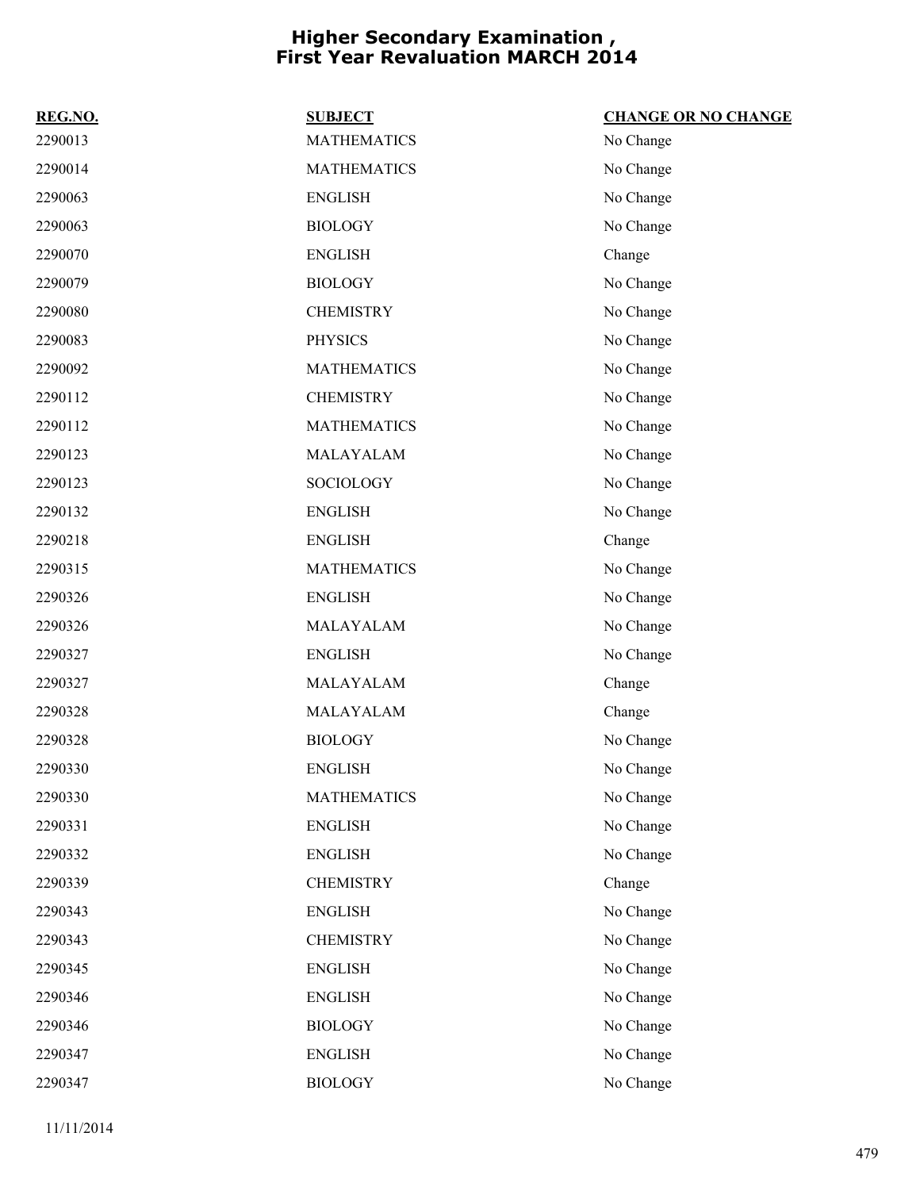# Higher Secondary Examination , First Year Revaluation MARCH 2014

| REG.NO. | SUBJECT | CHANGE OR NO CHANGE |
|---|---|---|
| 2290013 | MATHEMATICS | No Change |
| 2290014 | MATHEMATICS | No Change |
| 2290063 | ENGLISH | No Change |
| 2290063 | BIOLOGY | No Change |
| 2290070 | ENGLISH | Change |
| 2290079 | BIOLOGY | No Change |
| 2290080 | CHEMISTRY | No Change |
| 2290083 | PHYSICS | No Change |
| 2290092 | MATHEMATICS | No Change |
| 2290112 | CHEMISTRY | No Change |
| 2290112 | MATHEMATICS | No Change |
| 2290123 | MALAYALAM | No Change |
| 2290123 | SOCIOLOGY | No Change |
| 2290132 | ENGLISH | No Change |
| 2290218 | ENGLISH | Change |
| 2290315 | MATHEMATICS | No Change |
| 2290326 | ENGLISH | No Change |
| 2290326 | MALAYALAM | No Change |
| 2290327 | ENGLISH | No Change |
| 2290327 | MALAYALAM | Change |
| 2290328 | MALAYALAM | Change |
| 2290328 | BIOLOGY | No Change |
| 2290330 | ENGLISH | No Change |
| 2290330 | MATHEMATICS | No Change |
| 2290331 | ENGLISH | No Change |
| 2290332 | ENGLISH | No Change |
| 2290339 | CHEMISTRY | Change |
| 2290343 | ENGLISH | No Change |
| 2290343 | CHEMISTRY | No Change |
| 2290345 | ENGLISH | No Change |
| 2290346 | ENGLISH | No Change |
| 2290346 | BIOLOGY | No Change |
| 2290347 | ENGLISH | No Change |
| 2290347 | BIOLOGY | No Change |

11/11/2014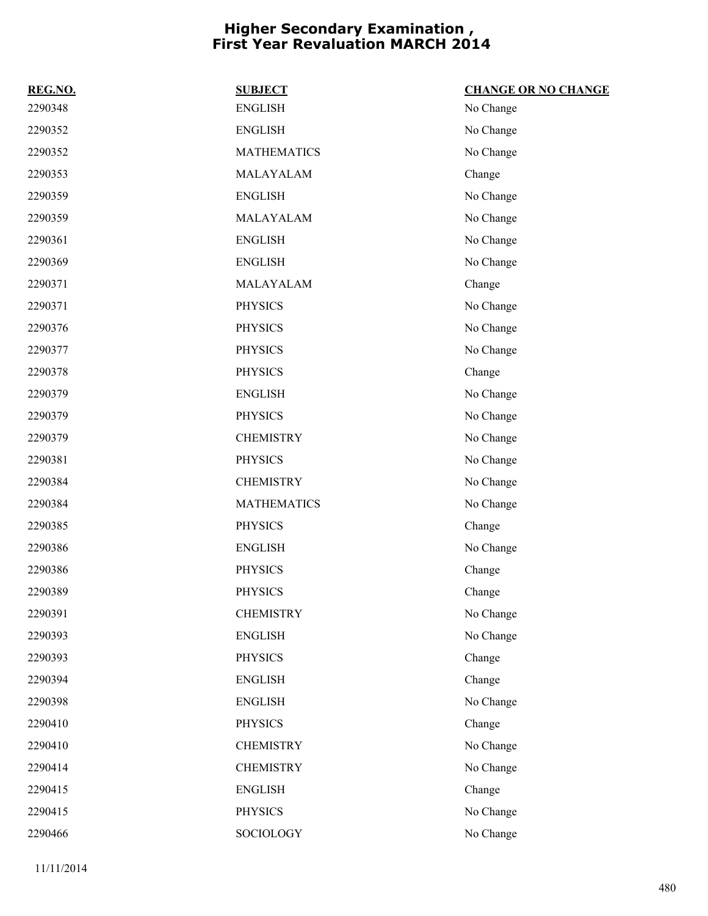# Higher Secondary Examination , First Year Revaluation MARCH 2014

| REG.NO. | SUBJECT | CHANGE OR NO CHANGE |
|---|---|---|
| 2290348 | ENGLISH | No Change |
| 2290352 | ENGLISH | No Change |
| 2290352 | MATHEMATICS | No Change |
| 2290353 | MALAYALAM | Change |
| 2290359 | ENGLISH | No Change |
| 2290359 | MALAYALAM | No Change |
| 2290361 | ENGLISH | No Change |
| 2290369 | ENGLISH | No Change |
| 2290371 | MALAYALAM | Change |
| 2290371 | PHYSICS | No Change |
| 2290376 | PHYSICS | No Change |
| 2290377 | PHYSICS | No Change |
| 2290378 | PHYSICS | Change |
| 2290379 | ENGLISH | No Change |
| 2290379 | PHYSICS | No Change |
| 2290379 | CHEMISTRY | No Change |
| 2290381 | PHYSICS | No Change |
| 2290384 | CHEMISTRY | No Change |
| 2290384 | MATHEMATICS | No Change |
| 2290385 | PHYSICS | Change |
| 2290386 | ENGLISH | No Change |
| 2290386 | PHYSICS | Change |
| 2290389 | PHYSICS | Change |
| 2290391 | CHEMISTRY | No Change |
| 2290393 | ENGLISH | No Change |
| 2290393 | PHYSICS | Change |
| 2290394 | ENGLISH | Change |
| 2290398 | ENGLISH | No Change |
| 2290410 | PHYSICS | Change |
| 2290410 | CHEMISTRY | No Change |
| 2290414 | CHEMISTRY | No Change |
| 2290415 | ENGLISH | Change |
| 2290415 | PHYSICS | No Change |
| 2290466 | SOCIOLOGY | No Change |

11/11/2014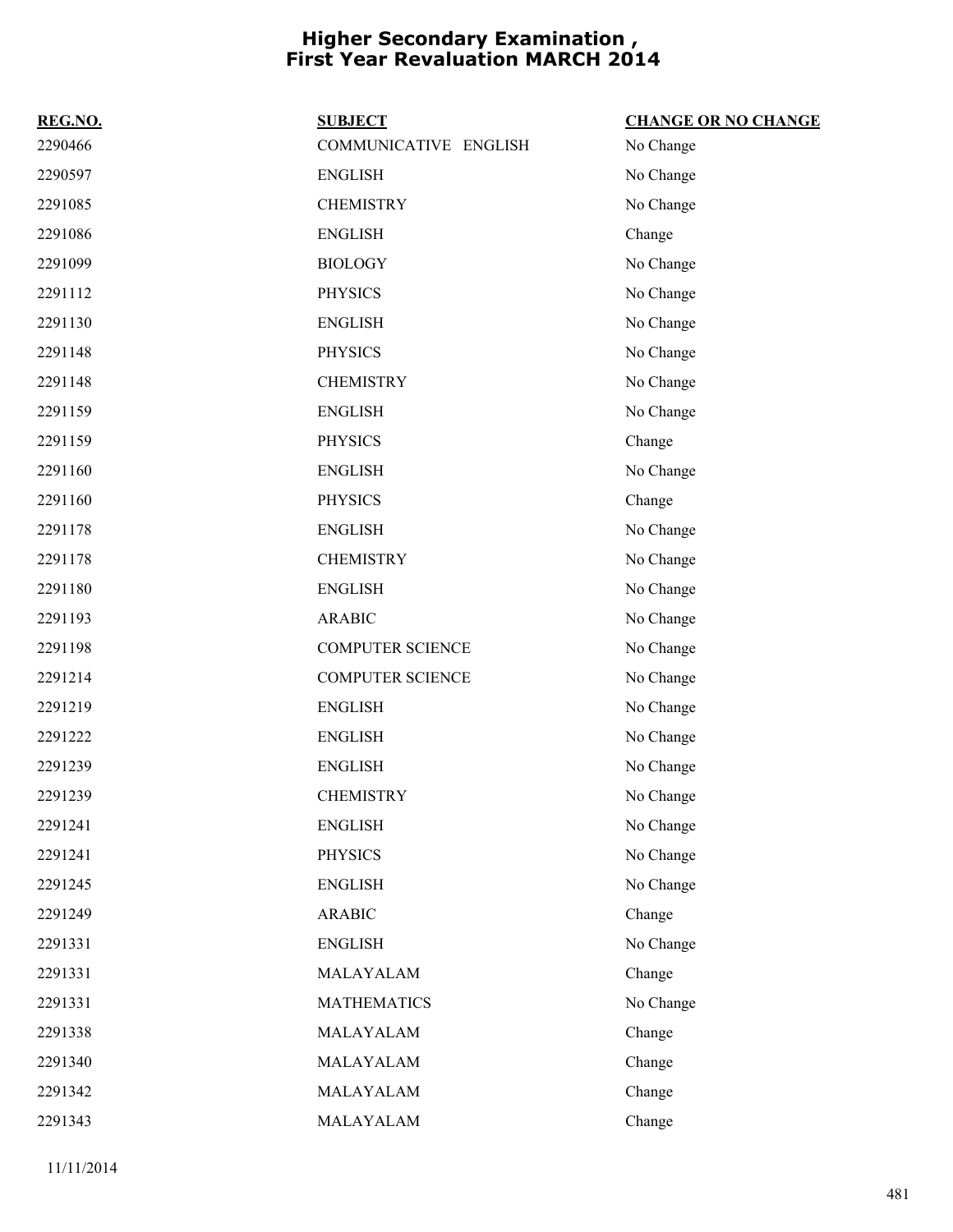# Higher Secondary Examination , First Year Revaluation MARCH 2014

| REG.NO. | SUBJECT | CHANGE OR NO CHANGE |
|---|---|---|
| 2290466 | COMMUNICATIVE ENGLISH | No Change |
| 2290597 | ENGLISH | No Change |
| 2291085 | CHEMISTRY | No Change |
| 2291086 | ENGLISH | Change |
| 2291099 | BIOLOGY | No Change |
| 2291112 | PHYSICS | No Change |
| 2291130 | ENGLISH | No Change |
| 2291148 | PHYSICS | No Change |
| 2291148 | CHEMISTRY | No Change |
| 2291159 | ENGLISH | No Change |
| 2291159 | PHYSICS | Change |
| 2291160 | ENGLISH | No Change |
| 2291160 | PHYSICS | Change |
| 2291178 | ENGLISH | No Change |
| 2291178 | CHEMISTRY | No Change |
| 2291180 | ENGLISH | No Change |
| 2291193 | ARABIC | No Change |
| 2291198 | COMPUTER SCIENCE | No Change |
| 2291214 | COMPUTER SCIENCE | No Change |
| 2291219 | ENGLISH | No Change |
| 2291222 | ENGLISH | No Change |
| 2291239 | ENGLISH | No Change |
| 2291239 | CHEMISTRY | No Change |
| 2291241 | ENGLISH | No Change |
| 2291241 | PHYSICS | No Change |
| 2291245 | ENGLISH | No Change |
| 2291249 | ARABIC | Change |
| 2291331 | ENGLISH | No Change |
| 2291331 | MALAYALAM | Change |
| 2291331 | MATHEMATICS | No Change |
| 2291338 | MALAYALAM | Change |
| 2291340 | MALAYALAM | Change |
| 2291342 | MALAYALAM | Change |
| 2291343 | MALAYALAM | Change |

11/11/2014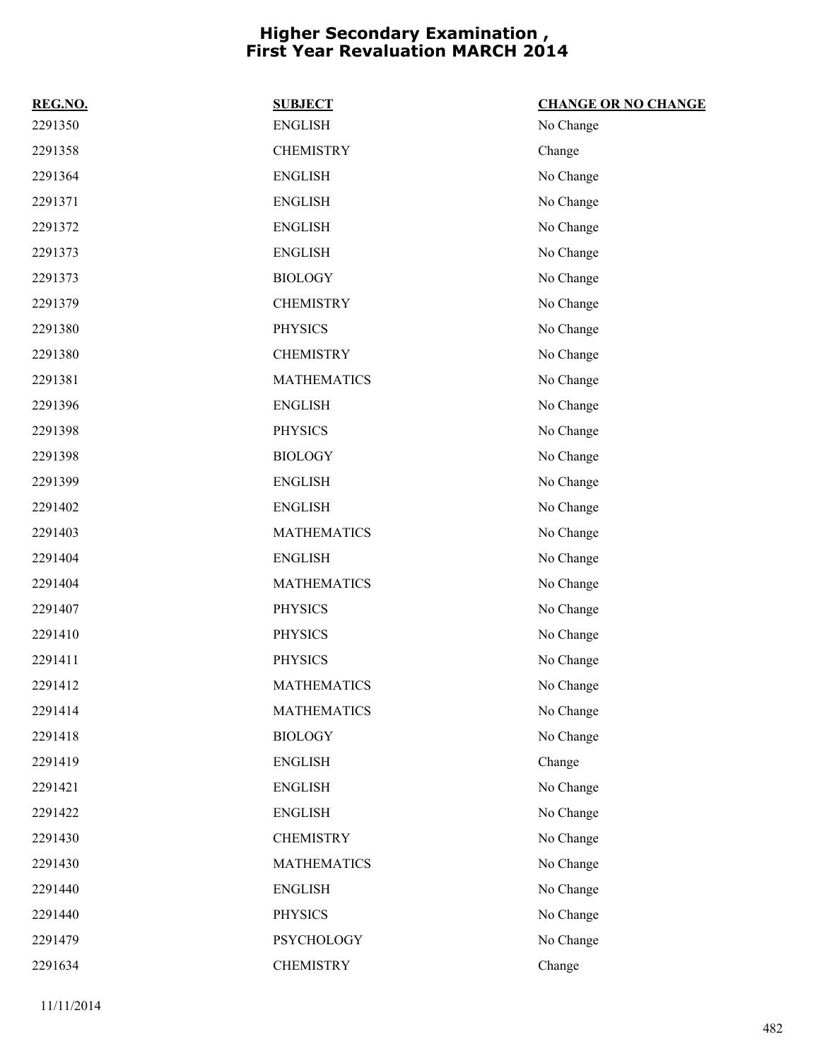# Higher Secondary Examination , First Year Revaluation MARCH 2014

| REG.NO. | SUBJECT | CHANGE OR NO CHANGE |
|---|---|---|
| 2291350 | ENGLISH | No Change |
| 2291358 | CHEMISTRY | Change |
| 2291364 | ENGLISH | No Change |
| 2291371 | ENGLISH | No Change |
| 2291372 | ENGLISH | No Change |
| 2291373 | ENGLISH | No Change |
| 2291373 | BIOLOGY | No Change |
| 2291379 | CHEMISTRY | No Change |
| 2291380 | PHYSICS | No Change |
| 2291380 | CHEMISTRY | No Change |
| 2291381 | MATHEMATICS | No Change |
| 2291396 | ENGLISH | No Change |
| 2291398 | PHYSICS | No Change |
| 2291398 | BIOLOGY | No Change |
| 2291399 | ENGLISH | No Change |
| 2291402 | ENGLISH | No Change |
| 2291403 | MATHEMATICS | No Change |
| 2291404 | ENGLISH | No Change |
| 2291404 | MATHEMATICS | No Change |
| 2291407 | PHYSICS | No Change |
| 2291410 | PHYSICS | No Change |
| 2291411 | PHYSICS | No Change |
| 2291412 | MATHEMATICS | No Change |
| 2291414 | MATHEMATICS | No Change |
| 2291418 | BIOLOGY | No Change |
| 2291419 | ENGLISH | Change |
| 2291421 | ENGLISH | No Change |
| 2291422 | ENGLISH | No Change |
| 2291430 | CHEMISTRY | No Change |
| 2291430 | MATHEMATICS | No Change |
| 2291440 | ENGLISH | No Change |
| 2291440 | PHYSICS | No Change |
| 2291479 | PSYCHOLOGY | No Change |
| 2291634 | CHEMISTRY | Change |

11/11/2014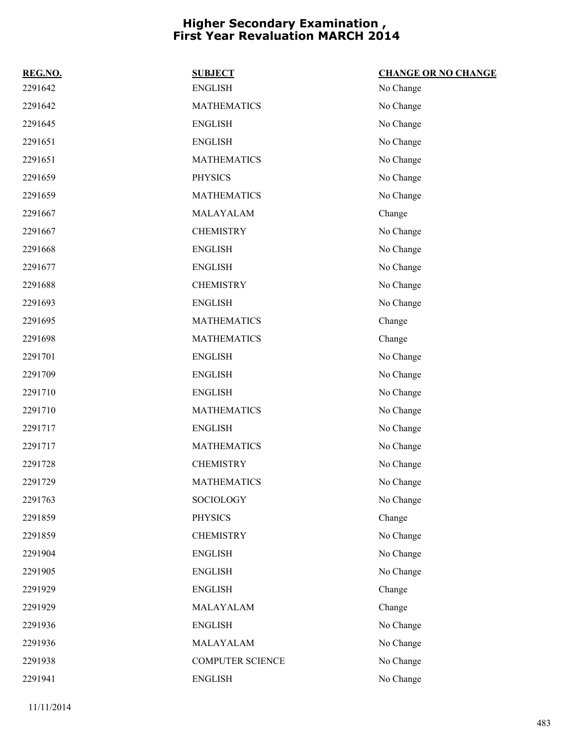# Higher Secondary Examination , First Year Revaluation MARCH 2014

| REG.NO. | SUBJECT | CHANGE OR NO CHANGE |
|---|---|---|
| 2291642 | ENGLISH | No Change |
| 2291642 | MATHEMATICS | No Change |
| 2291645 | ENGLISH | No Change |
| 2291651 | ENGLISH | No Change |
| 2291651 | MATHEMATICS | No Change |
| 2291659 | PHYSICS | No Change |
| 2291659 | MATHEMATICS | No Change |
| 2291667 | MALAYALAM | Change |
| 2291667 | CHEMISTRY | No Change |
| 2291668 | ENGLISH | No Change |
| 2291677 | ENGLISH | No Change |
| 2291688 | CHEMISTRY | No Change |
| 2291693 | ENGLISH | No Change |
| 2291695 | MATHEMATICS | Change |
| 2291698 | MATHEMATICS | Change |
| 2291701 | ENGLISH | No Change |
| 2291709 | ENGLISH | No Change |
| 2291710 | ENGLISH | No Change |
| 2291710 | MATHEMATICS | No Change |
| 2291717 | ENGLISH | No Change |
| 2291717 | MATHEMATICS | No Change |
| 2291728 | CHEMISTRY | No Change |
| 2291729 | MATHEMATICS | No Change |
| 2291763 | SOCIOLOGY | No Change |
| 2291859 | PHYSICS | Change |
| 2291859 | CHEMISTRY | No Change |
| 2291904 | ENGLISH | No Change |
| 2291905 | ENGLISH | No Change |
| 2291929 | ENGLISH | Change |
| 2291929 | MALAYALAM | Change |
| 2291936 | ENGLISH | No Change |
| 2291936 | MALAYALAM | No Change |
| 2291938 | COMPUTER SCIENCE | No Change |
| 2291941 | ENGLISH | No Change |

11/11/2014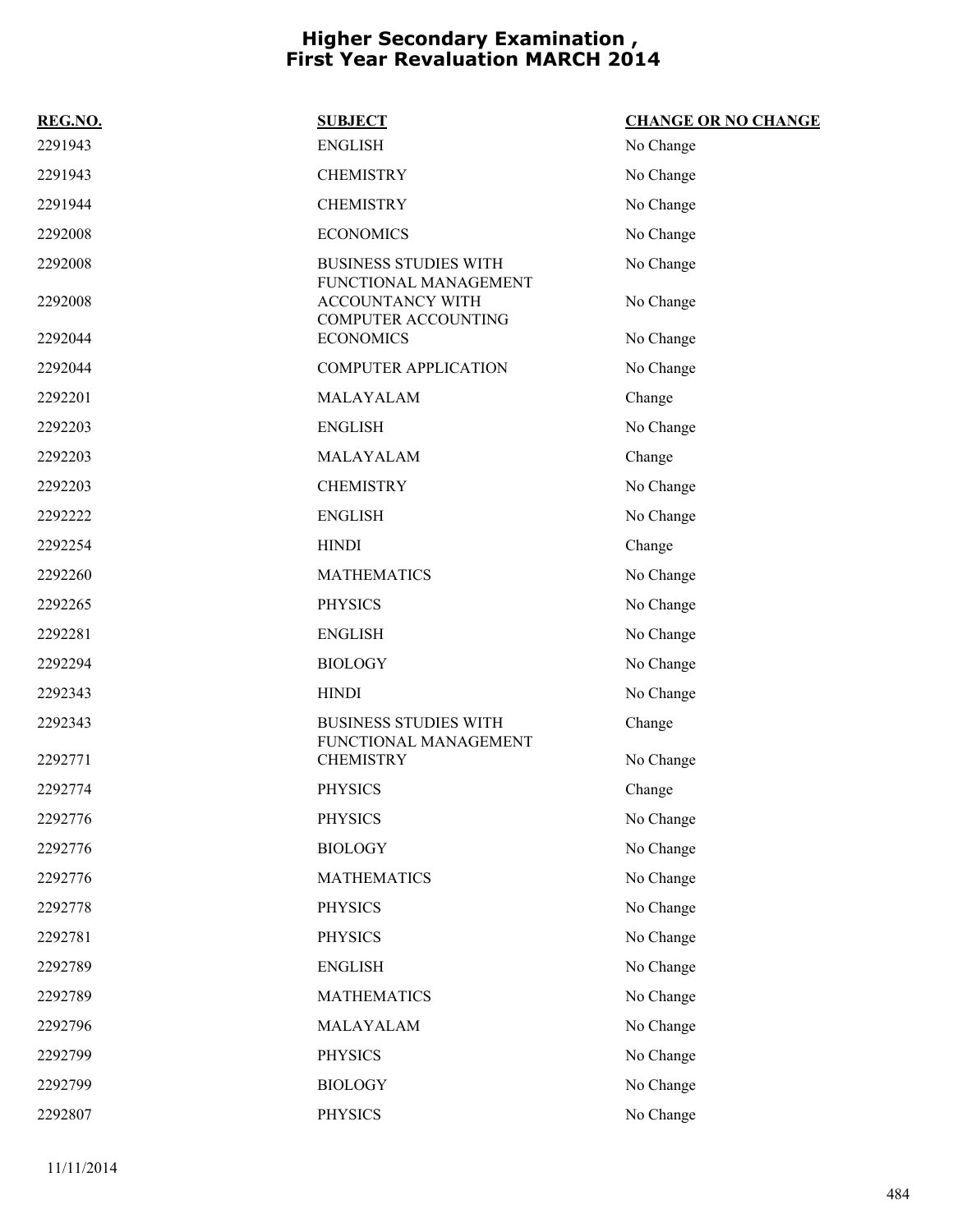# Higher Secondary Examination , First Year Revaluation MARCH 2014

| REG.NO. | SUBJECT | CHANGE OR NO CHANGE |
|---|---|---|
| 2291943 | ENGLISH | No Change |
| 2291943 | CHEMISTRY | No Change |
| 2291944 | CHEMISTRY | No Change |
| 2292008 | ECONOMICS | No Change |
| 2292008 | BUSINESS STUDIES WITH FUNCTIONAL MANAGEMENT | No Change |
| 2292008 | ACCOUNTANCY WITH COMPUTER ACCOUNTING | No Change |
| 2292044 | ECONOMICS | No Change |
| 2292044 | COMPUTER APPLICATION | No Change |
| 2292201 | MALAYALAM | Change |
| 2292203 | ENGLISH | No Change |
| 2292203 | MALAYALAM | Change |
| 2292203 | CHEMISTRY | No Change |
| 2292222 | ENGLISH | No Change |
| 2292254 | HINDI | Change |
| 2292260 | MATHEMATICS | No Change |
| 2292265 | PHYSICS | No Change |
| 2292281 | ENGLISH | No Change |
| 2292294 | BIOLOGY | No Change |
| 2292343 | HINDI | No Change |
| 2292343 | BUSINESS STUDIES WITH FUNCTIONAL MANAGEMENT | Change |
| 2292771 | CHEMISTRY | No Change |
| 2292774 | PHYSICS | Change |
| 2292776 | PHYSICS | No Change |
| 2292776 | BIOLOGY | No Change |
| 2292776 | MATHEMATICS | No Change |
| 2292778 | PHYSICS | No Change |
| 2292781 | PHYSICS | No Change |
| 2292789 | ENGLISH | No Change |
| 2292789 | MATHEMATICS | No Change |
| 2292796 | MALAYALAM | No Change |
| 2292799 | PHYSICS | No Change |
| 2292799 | BIOLOGY | No Change |
| 2292807 | PHYSICS | No Change |

11/11/2014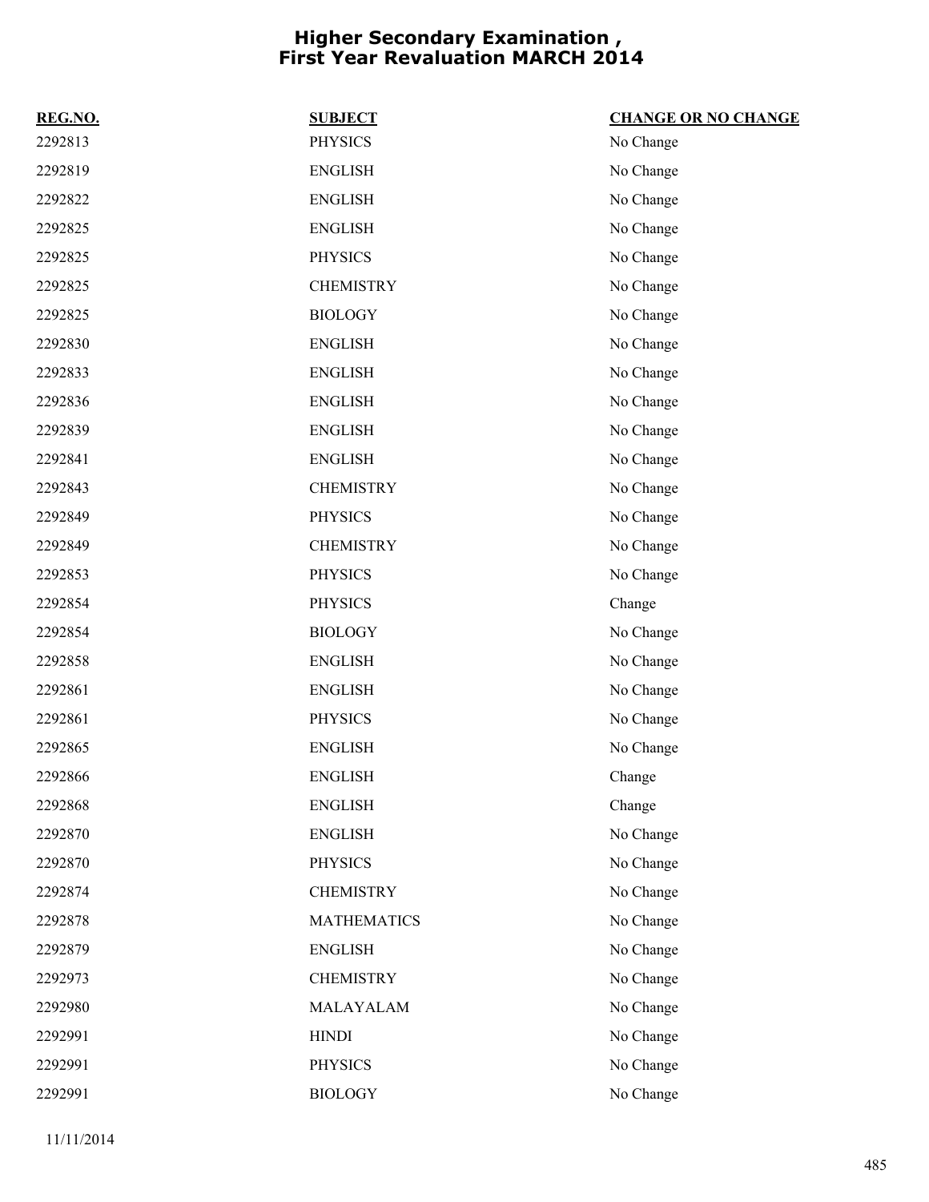# Higher Secondary Examination , First Year Revaluation MARCH 2014

| REG.NO. | SUBJECT | CHANGE OR NO CHANGE |
|---|---|---|
| 2292813 | PHYSICS | No Change |
| 2292819 | ENGLISH | No Change |
| 2292822 | ENGLISH | No Change |
| 2292825 | ENGLISH | No Change |
| 2292825 | PHYSICS | No Change |
| 2292825 | CHEMISTRY | No Change |
| 2292825 | BIOLOGY | No Change |
| 2292830 | ENGLISH | No Change |
| 2292833 | ENGLISH | No Change |
| 2292836 | ENGLISH | No Change |
| 2292839 | ENGLISH | No Change |
| 2292841 | ENGLISH | No Change |
| 2292843 | CHEMISTRY | No Change |
| 2292849 | PHYSICS | No Change |
| 2292849 | CHEMISTRY | No Change |
| 2292853 | PHYSICS | No Change |
| 2292854 | PHYSICS | Change |
| 2292854 | BIOLOGY | No Change |
| 2292858 | ENGLISH | No Change |
| 2292861 | ENGLISH | No Change |
| 2292861 | PHYSICS | No Change |
| 2292865 | ENGLISH | No Change |
| 2292866 | ENGLISH | Change |
| 2292868 | ENGLISH | Change |
| 2292870 | ENGLISH | No Change |
| 2292870 | PHYSICS | No Change |
| 2292874 | CHEMISTRY | No Change |
| 2292878 | MATHEMATICS | No Change |
| 2292879 | ENGLISH | No Change |
| 2292973 | CHEMISTRY | No Change |
| 2292980 | MALAYALAM | No Change |
| 2292991 | HINDI | No Change |
| 2292991 | PHYSICS | No Change |
| 2292991 | BIOLOGY | No Change |

11/11/2014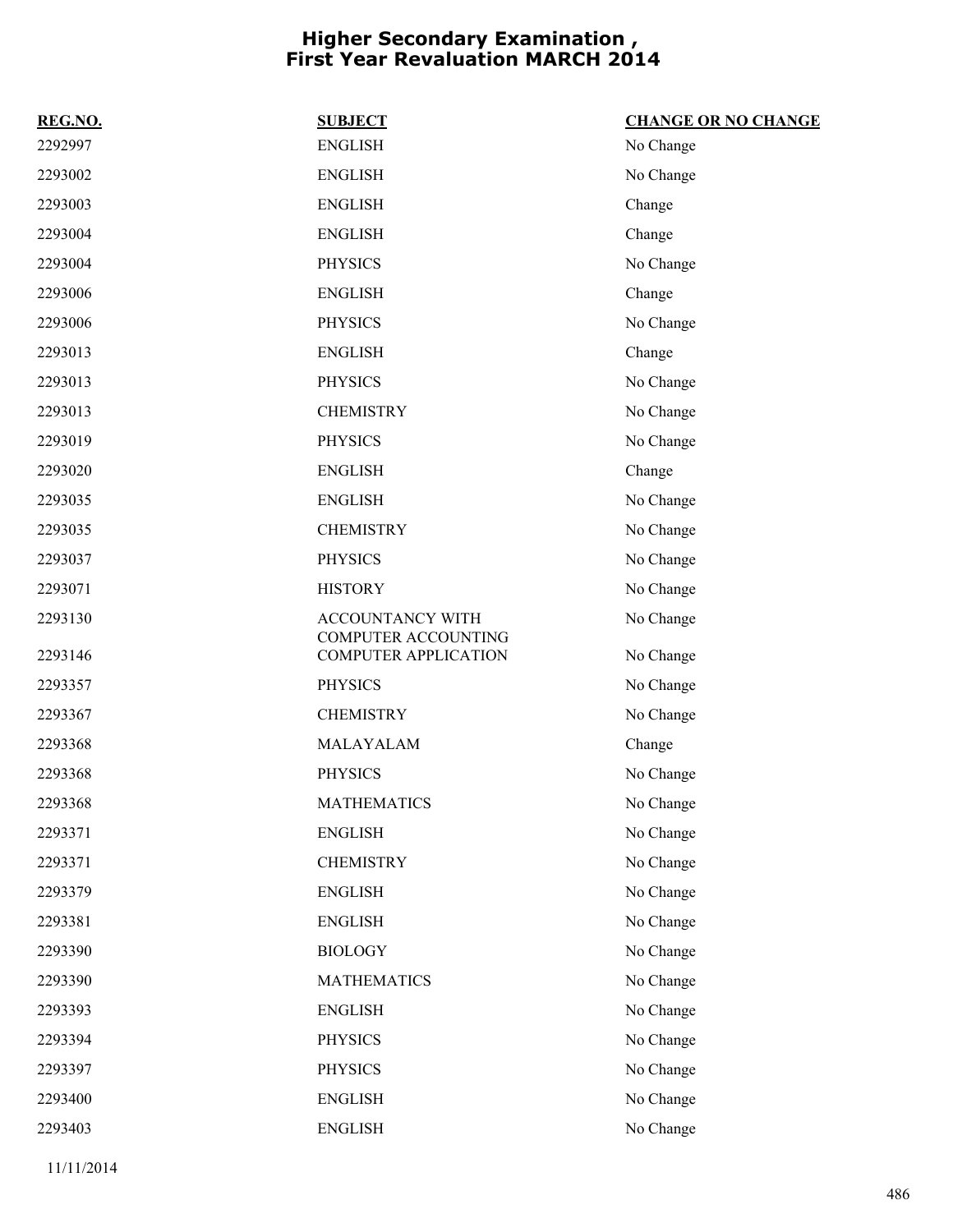# Higher Secondary Examination , First Year Revaluation MARCH 2014

| REG.NO. | SUBJECT | CHANGE OR NO CHANGE |
|---|---|---|
| 2292997 | ENGLISH | No Change |
| 2293002 | ENGLISH | No Change |
| 2293003 | ENGLISH | Change |
| 2293004 | ENGLISH | Change |
| 2293004 | PHYSICS | No Change |
| 2293006 | ENGLISH | Change |
| 2293006 | PHYSICS | No Change |
| 2293013 | ENGLISH | Change |
| 2293013 | PHYSICS | No Change |
| 2293013 | CHEMISTRY | No Change |
| 2293019 | PHYSICS | No Change |
| 2293020 | ENGLISH | Change |
| 2293035 | ENGLISH | No Change |
| 2293035 | CHEMISTRY | No Change |
| 2293037 | PHYSICS | No Change |
| 2293071 | HISTORY | No Change |
| 2293130 | ACCOUNTANCY WITH COMPUTER ACCOUNTING | No Change |
| 2293146 | COMPUTER APPLICATION | No Change |
| 2293357 | PHYSICS | No Change |
| 2293367 | CHEMISTRY | No Change |
| 2293368 | MALAYALAM | Change |
| 2293368 | PHYSICS | No Change |
| 2293368 | MATHEMATICS | No Change |
| 2293371 | ENGLISH | No Change |
| 2293371 | CHEMISTRY | No Change |
| 2293379 | ENGLISH | No Change |
| 2293381 | ENGLISH | No Change |
| 2293390 | BIOLOGY | No Change |
| 2293390 | MATHEMATICS | No Change |
| 2293393 | ENGLISH | No Change |
| 2293394 | PHYSICS | No Change |
| 2293397 | PHYSICS | No Change |
| 2293400 | ENGLISH | No Change |
| 2293403 | ENGLISH | No Change |

11/11/2014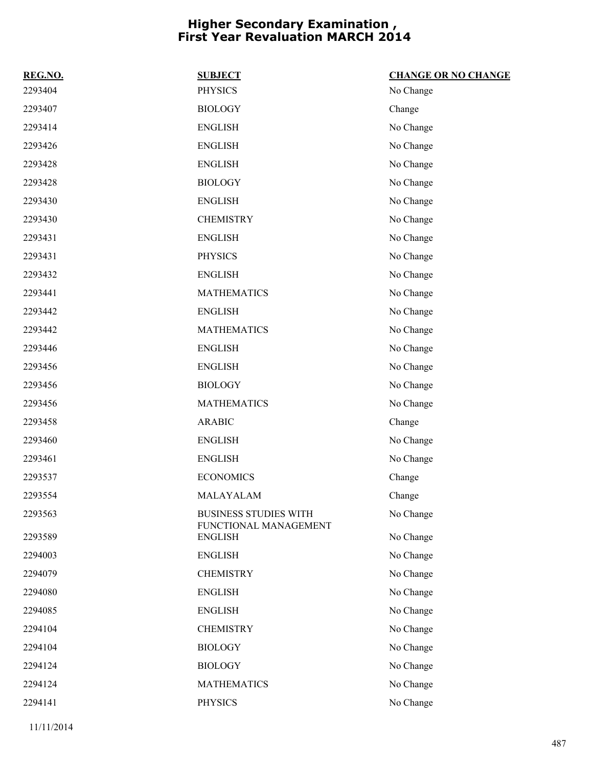# Higher Secondary Examination , First Year Revaluation MARCH 2014

| REG.NO. | SUBJECT | CHANGE OR NO CHANGE |
|---|---|---|
| 2293404 | PHYSICS | No Change |
| 2293407 | BIOLOGY | Change |
| 2293414 | ENGLISH | No Change |
| 2293426 | ENGLISH | No Change |
| 2293428 | ENGLISH | No Change |
| 2293428 | BIOLOGY | No Change |
| 2293430 | ENGLISH | No Change |
| 2293430 | CHEMISTRY | No Change |
| 2293431 | ENGLISH | No Change |
| 2293431 | PHYSICS | No Change |
| 2293432 | ENGLISH | No Change |
| 2293441 | MATHEMATICS | No Change |
| 2293442 | ENGLISH | No Change |
| 2293442 | MATHEMATICS | No Change |
| 2293446 | ENGLISH | No Change |
| 2293456 | ENGLISH | No Change |
| 2293456 | BIOLOGY | No Change |
| 2293456 | MATHEMATICS | No Change |
| 2293458 | ARABIC | Change |
| 2293460 | ENGLISH | No Change |
| 2293461 | ENGLISH | No Change |
| 2293537 | ECONOMICS | Change |
| 2293554 | MALAYALAM | Change |
| 2293563 | BUSINESS STUDIES WITH FUNCTIONAL MANAGEMENT | No Change |
| 2293589 | ENGLISH | No Change |
| 2294003 | ENGLISH | No Change |
| 2294079 | CHEMISTRY | No Change |
| 2294080 | ENGLISH | No Change |
| 2294085 | ENGLISH | No Change |
| 2294104 | CHEMISTRY | No Change |
| 2294104 | BIOLOGY | No Change |
| 2294124 | BIOLOGY | No Change |
| 2294124 | MATHEMATICS | No Change |
| 2294141 | PHYSICS | No Change |

11/11/2014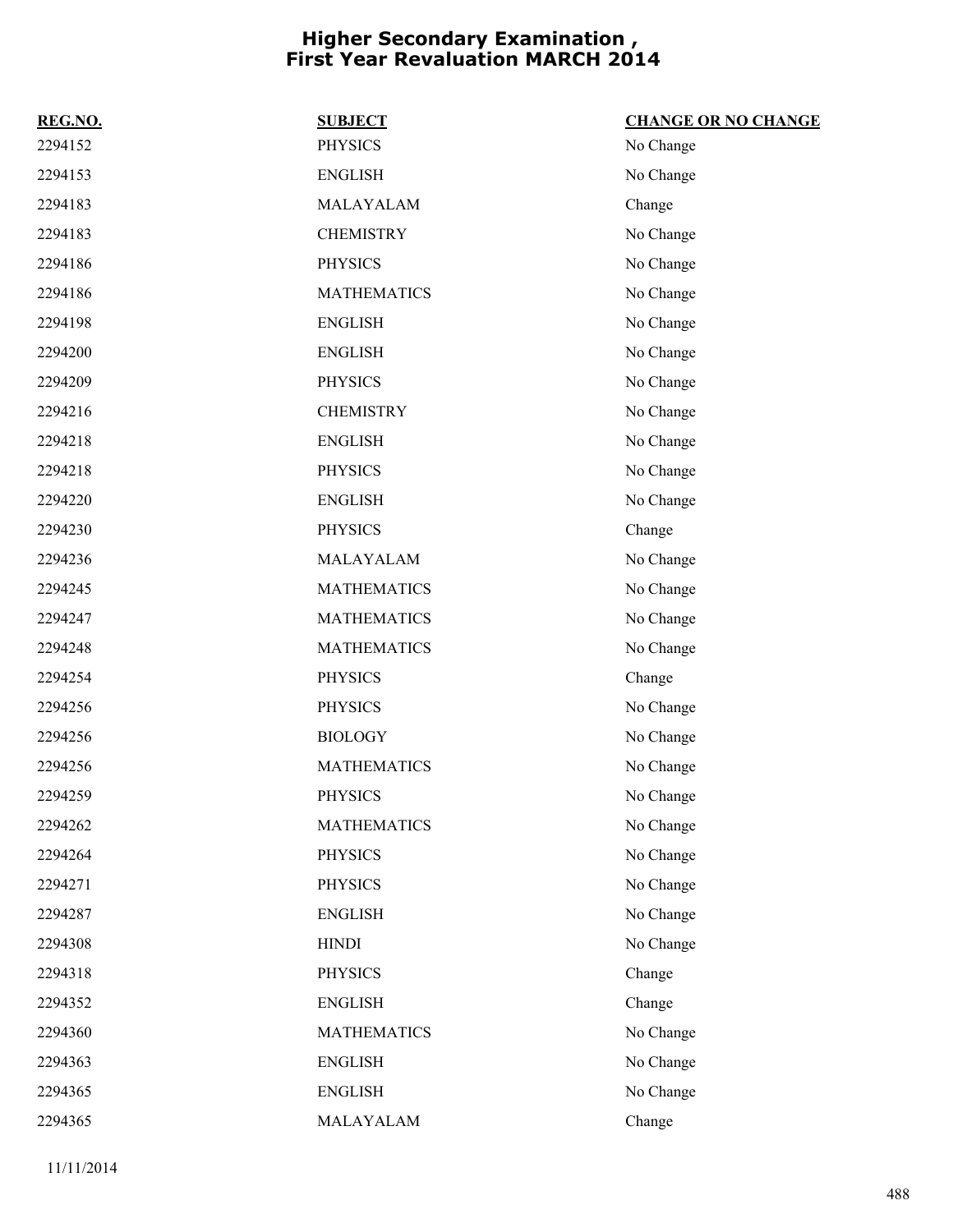# Higher Secondary Examination , First Year Revaluation MARCH 2014

| REG.NO. | SUBJECT | CHANGE OR NO CHANGE |
|---|---|---|
| 2294152 | PHYSICS | No Change |
| 2294153 | ENGLISH | No Change |
| 2294183 | MALAYALAM | Change |
| 2294183 | CHEMISTRY | No Change |
| 2294186 | PHYSICS | No Change |
| 2294186 | MATHEMATICS | No Change |
| 2294198 | ENGLISH | No Change |
| 2294200 | ENGLISH | No Change |
| 2294209 | PHYSICS | No Change |
| 2294216 | CHEMISTRY | No Change |
| 2294218 | ENGLISH | No Change |
| 2294218 | PHYSICS | No Change |
| 2294220 | ENGLISH | No Change |
| 2294230 | PHYSICS | Change |
| 2294236 | MALAYALAM | No Change |
| 2294245 | MATHEMATICS | No Change |
| 2294247 | MATHEMATICS | No Change |
| 2294248 | MATHEMATICS | No Change |
| 2294254 | PHYSICS | Change |
| 2294256 | PHYSICS | No Change |
| 2294256 | BIOLOGY | No Change |
| 2294256 | MATHEMATICS | No Change |
| 2294259 | PHYSICS | No Change |
| 2294262 | MATHEMATICS | No Change |
| 2294264 | PHYSICS | No Change |
| 2294271 | PHYSICS | No Change |
| 2294287 | ENGLISH | No Change |
| 2294308 | HINDI | No Change |
| 2294318 | PHYSICS | Change |
| 2294352 | ENGLISH | Change |
| 2294360 | MATHEMATICS | No Change |
| 2294363 | ENGLISH | No Change |
| 2294365 | ENGLISH | No Change |
| 2294365 | MALAYALAM | Change |

11/11/2014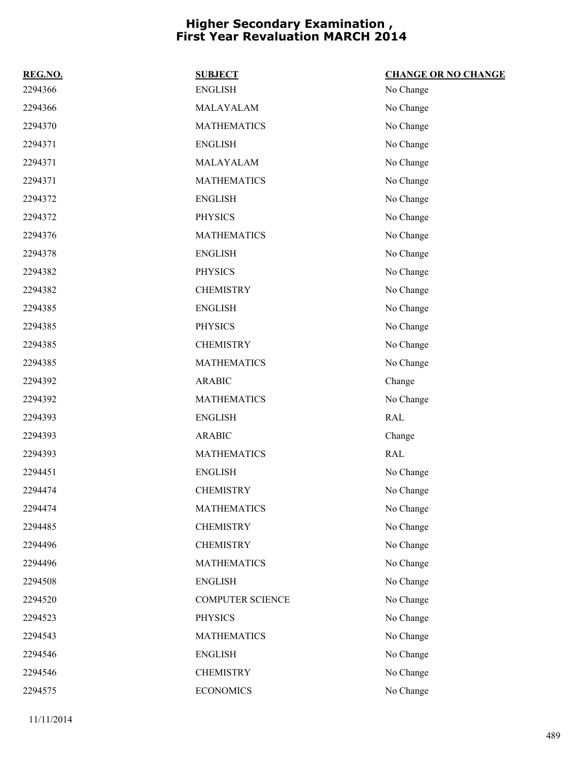# Higher Secondary Examination , First Year Revaluation MARCH 2014

| REG.NO. | SUBJECT | CHANGE OR NO CHANGE |
|---|---|---|
| 2294366 | ENGLISH | No Change |
| 2294366 | MALAYALAM | No Change |
| 2294370 | MATHEMATICS | No Change |
| 2294371 | ENGLISH | No Change |
| 2294371 | MALAYALAM | No Change |
| 2294371 | MATHEMATICS | No Change |
| 2294372 | ENGLISH | No Change |
| 2294372 | PHYSICS | No Change |
| 2294376 | MATHEMATICS | No Change |
| 2294378 | ENGLISH | No Change |
| 2294382 | PHYSICS | No Change |
| 2294382 | CHEMISTRY | No Change |
| 2294385 | ENGLISH | No Change |
| 2294385 | PHYSICS | No Change |
| 2294385 | CHEMISTRY | No Change |
| 2294385 | MATHEMATICS | No Change |
| 2294392 | ARABIC | Change |
| 2294392 | MATHEMATICS | No Change |
| 2294393 | ENGLISH | RAL |
| 2294393 | ARABIC | Change |
| 2294393 | MATHEMATICS | RAL |
| 2294451 | ENGLISH | No Change |
| 2294474 | CHEMISTRY | No Change |
| 2294474 | MATHEMATICS | No Change |
| 2294485 | CHEMISTRY | No Change |
| 2294496 | CHEMISTRY | No Change |
| 2294496 | MATHEMATICS | No Change |
| 2294508 | ENGLISH | No Change |
| 2294520 | COMPUTER SCIENCE | No Change |
| 2294523 | PHYSICS | No Change |
| 2294543 | MATHEMATICS | No Change |
| 2294546 | ENGLISH | No Change |
| 2294546 | CHEMISTRY | No Change |
| 2294575 | ECONOMICS | No Change |

11/11/2014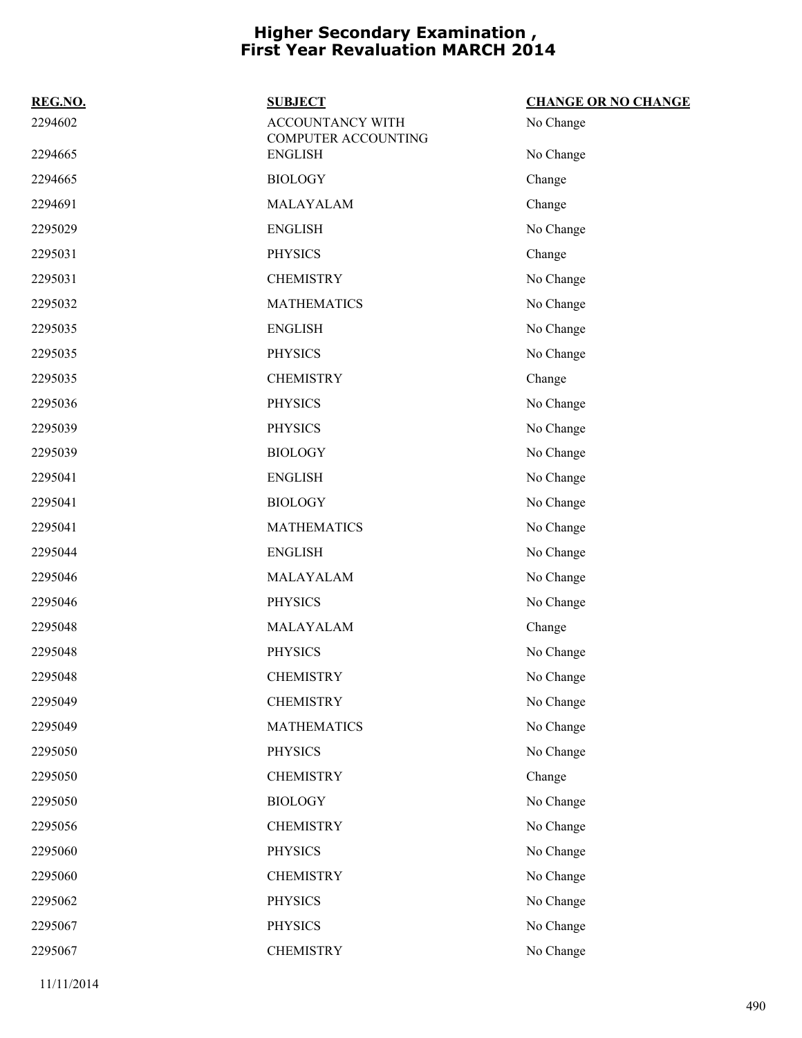# Higher Secondary Examination , First Year Revaluation MARCH 2014

| REG.NO. | SUBJECT | CHANGE OR NO CHANGE |
|---|---|---|
| 2294602 | ACCOUNTANCY WITH COMPUTER ACCOUNTING | No Change |
| 2294665 | ENGLISH | No Change |
| 2294665 | BIOLOGY | Change |
| 2294691 | MALAYALAM | Change |
| 2295029 | ENGLISH | No Change |
| 2295031 | PHYSICS | Change |
| 2295031 | CHEMISTRY | No Change |
| 2295032 | MATHEMATICS | No Change |
| 2295035 | ENGLISH | No Change |
| 2295035 | PHYSICS | No Change |
| 2295035 | CHEMISTRY | Change |
| 2295036 | PHYSICS | No Change |
| 2295039 | PHYSICS | No Change |
| 2295039 | BIOLOGY | No Change |
| 2295041 | ENGLISH | No Change |
| 2295041 | BIOLOGY | No Change |
| 2295041 | MATHEMATICS | No Change |
| 2295044 | ENGLISH | No Change |
| 2295046 | MALAYALAM | No Change |
| 2295046 | PHYSICS | No Change |
| 2295048 | MALAYALAM | Change |
| 2295048 | PHYSICS | No Change |
| 2295048 | CHEMISTRY | No Change |
| 2295049 | CHEMISTRY | No Change |
| 2295049 | MATHEMATICS | No Change |
| 2295050 | PHYSICS | No Change |
| 2295050 | CHEMISTRY | Change |
| 2295050 | BIOLOGY | No Change |
| 2295056 | CHEMISTRY | No Change |
| 2295060 | PHYSICS | No Change |
| 2295060 | CHEMISTRY | No Change |
| 2295062 | PHYSICS | No Change |
| 2295067 | PHYSICS | No Change |
| 2295067 | CHEMISTRY | No Change |

11/11/2014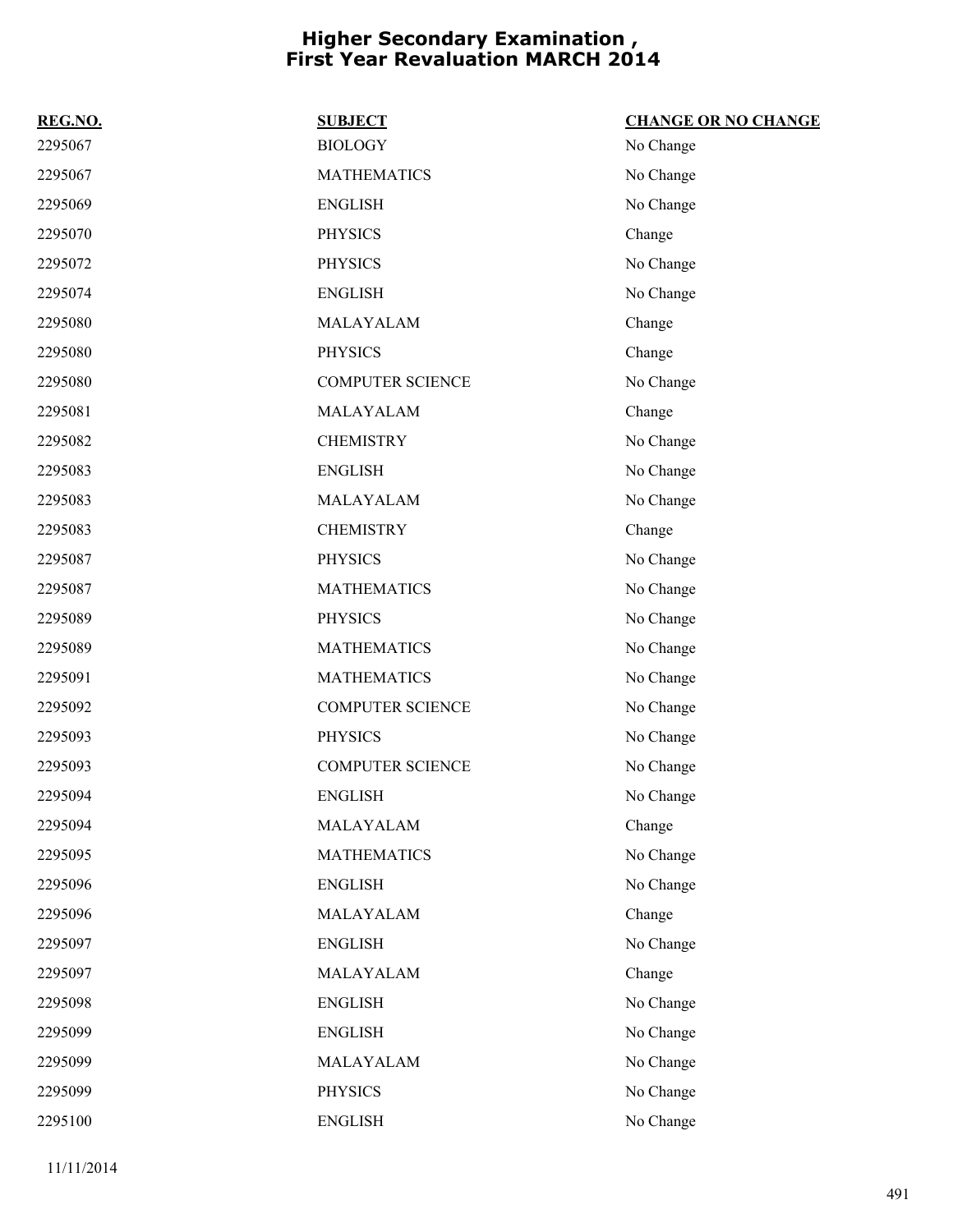# Higher Secondary Examination , First Year Revaluation MARCH 2014

| REG.NO. | SUBJECT | CHANGE OR NO CHANGE |
|---|---|---|
| 2295067 | BIOLOGY | No Change |
| 2295067 | MATHEMATICS | No Change |
| 2295069 | ENGLISH | No Change |
| 2295070 | PHYSICS | Change |
| 2295072 | PHYSICS | No Change |
| 2295074 | ENGLISH | No Change |
| 2295080 | MALAYALAM | Change |
| 2295080 | PHYSICS | Change |
| 2295080 | COMPUTER SCIENCE | No Change |
| 2295081 | MALAYALAM | Change |
| 2295082 | CHEMISTRY | No Change |
| 2295083 | ENGLISH | No Change |
| 2295083 | MALAYALAM | No Change |
| 2295083 | CHEMISTRY | Change |
| 2295087 | PHYSICS | No Change |
| 2295087 | MATHEMATICS | No Change |
| 2295089 | PHYSICS | No Change |
| 2295089 | MATHEMATICS | No Change |
| 2295091 | MATHEMATICS | No Change |
| 2295092 | COMPUTER SCIENCE | No Change |
| 2295093 | PHYSICS | No Change |
| 2295093 | COMPUTER SCIENCE | No Change |
| 2295094 | ENGLISH | No Change |
| 2295094 | MALAYALAM | Change |
| 2295095 | MATHEMATICS | No Change |
| 2295096 | ENGLISH | No Change |
| 2295096 | MALAYALAM | Change |
| 2295097 | ENGLISH | No Change |
| 2295097 | MALAYALAM | Change |
| 2295098 | ENGLISH | No Change |
| 2295099 | ENGLISH | No Change |
| 2295099 | MALAYALAM | No Change |
| 2295099 | PHYSICS | No Change |
| 2295100 | ENGLISH | No Change |

11/11/2014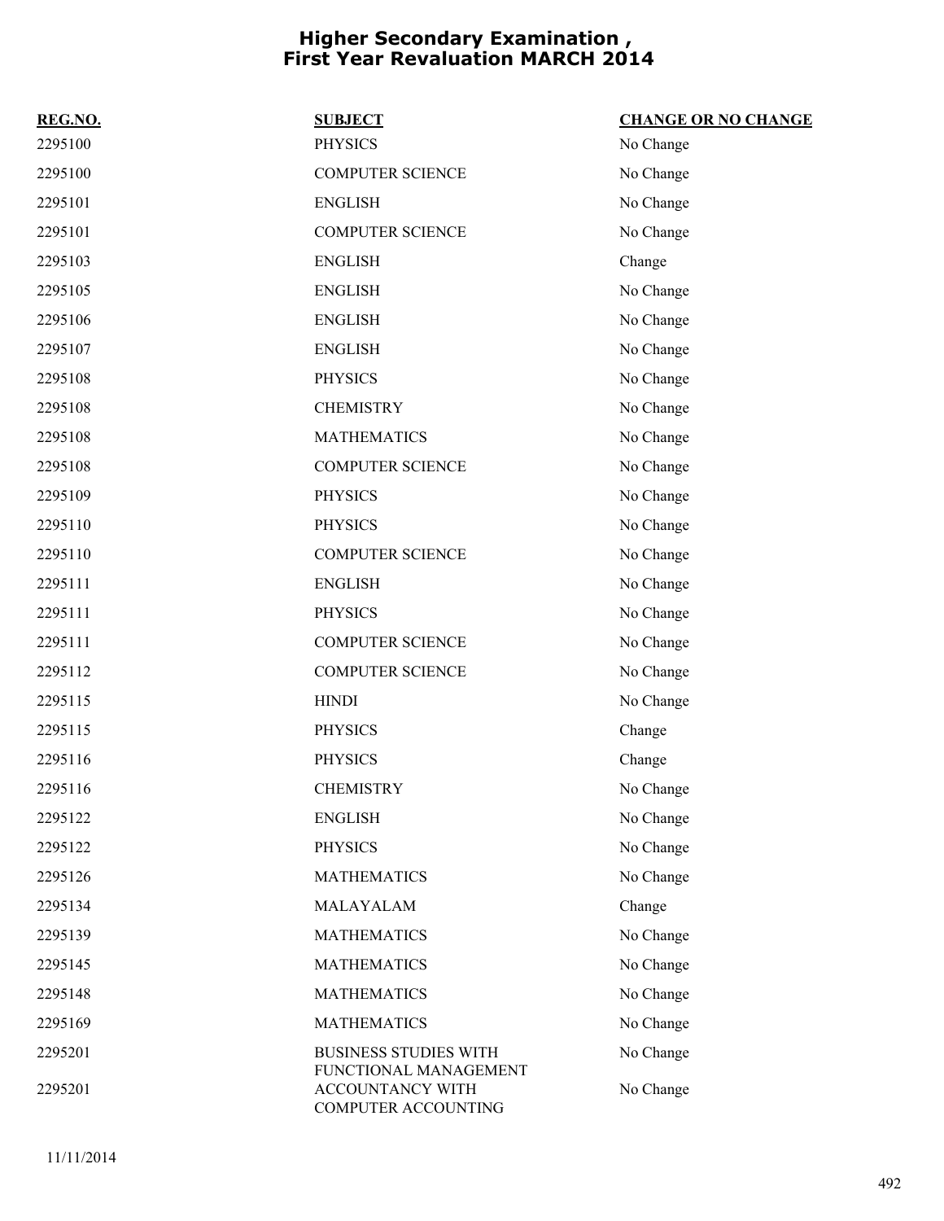# Higher Secondary Examination , First Year Revaluation MARCH 2014

| REG.NO. | SUBJECT | CHANGE OR NO CHANGE |
|---|---|---|
| 2295100 | PHYSICS | No Change |
| 2295100 | COMPUTER SCIENCE | No Change |
| 2295101 | ENGLISH | No Change |
| 2295101 | COMPUTER SCIENCE | No Change |
| 2295103 | ENGLISH | Change |
| 2295105 | ENGLISH | No Change |
| 2295106 | ENGLISH | No Change |
| 2295107 | ENGLISH | No Change |
| 2295108 | PHYSICS | No Change |
| 2295108 | CHEMISTRY | No Change |
| 2295108 | MATHEMATICS | No Change |
| 2295108 | COMPUTER SCIENCE | No Change |
| 2295109 | PHYSICS | No Change |
| 2295110 | PHYSICS | No Change |
| 2295110 | COMPUTER SCIENCE | No Change |
| 2295111 | ENGLISH | No Change |
| 2295111 | PHYSICS | No Change |
| 2295111 | COMPUTER SCIENCE | No Change |
| 2295112 | COMPUTER SCIENCE | No Change |
| 2295115 | HINDI | No Change |
| 2295115 | PHYSICS | Change |
| 2295116 | PHYSICS | Change |
| 2295116 | CHEMISTRY | No Change |
| 2295122 | ENGLISH | No Change |
| 2295122 | PHYSICS | No Change |
| 2295126 | MATHEMATICS | No Change |
| 2295134 | MALAYALAM | Change |
| 2295139 | MATHEMATICS | No Change |
| 2295145 | MATHEMATICS | No Change |
| 2295148 | MATHEMATICS | No Change |
| 2295169 | MATHEMATICS | No Change |
| 2295201 | BUSINESS STUDIES WITH FUNCTIONAL MANAGEMENT | No Change |
| 2295201 | ACCOUNTANCY WITH COMPUTER ACCOUNTING | No Change |

11/11/2014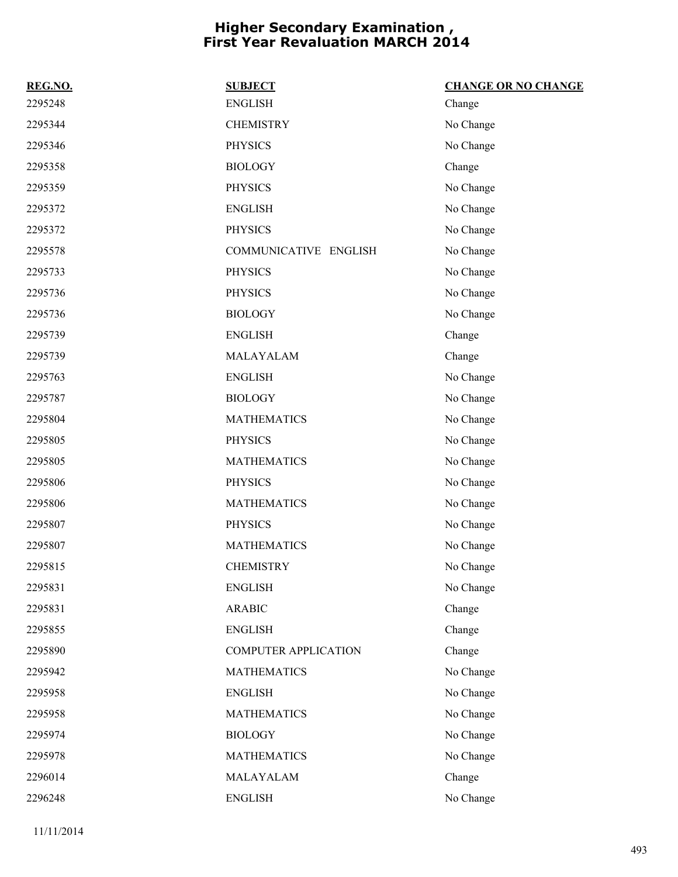# Higher Secondary Examination , First Year Revaluation MARCH 2014

| REG.NO. | SUBJECT | CHANGE OR NO CHANGE |
|---|---|---|
| 2295248 | ENGLISH | Change |
| 2295344 | CHEMISTRY | No Change |
| 2295346 | PHYSICS | No Change |
| 2295358 | BIOLOGY | Change |
| 2295359 | PHYSICS | No Change |
| 2295372 | ENGLISH | No Change |
| 2295372 | PHYSICS | No Change |
| 2295578 | COMMUNICATIVE ENGLISH | No Change |
| 2295733 | PHYSICS | No Change |
| 2295736 | PHYSICS | No Change |
| 2295736 | BIOLOGY | No Change |
| 2295739 | ENGLISH | Change |
| 2295739 | MALAYALAM | Change |
| 2295763 | ENGLISH | No Change |
| 2295787 | BIOLOGY | No Change |
| 2295804 | MATHEMATICS | No Change |
| 2295805 | PHYSICS | No Change |
| 2295805 | MATHEMATICS | No Change |
| 2295806 | PHYSICS | No Change |
| 2295806 | MATHEMATICS | No Change |
| 2295807 | PHYSICS | No Change |
| 2295807 | MATHEMATICS | No Change |
| 2295815 | CHEMISTRY | No Change |
| 2295831 | ENGLISH | No Change |
| 2295831 | ARABIC | Change |
| 2295855 | ENGLISH | Change |
| 2295890 | COMPUTER APPLICATION | Change |
| 2295942 | MATHEMATICS | No Change |
| 2295958 | ENGLISH | No Change |
| 2295958 | MATHEMATICS | No Change |
| 2295974 | BIOLOGY | No Change |
| 2295978 | MATHEMATICS | No Change |
| 2296014 | MALAYALAM | Change |
| 2296248 | ENGLISH | No Change |

11/11/2014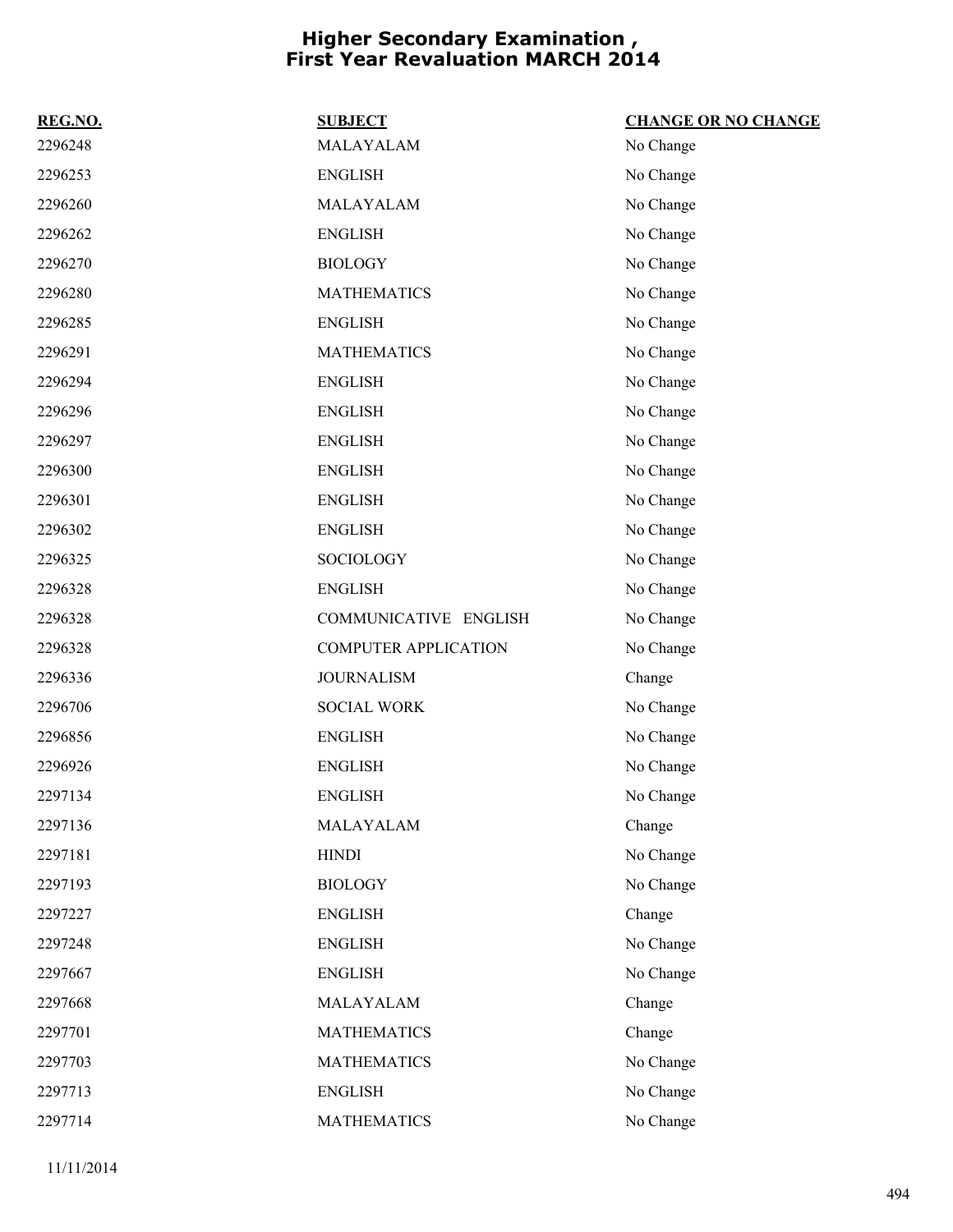# Higher Secondary Examination , First Year Revaluation MARCH 2014

| REG.NO. | SUBJECT | CHANGE OR NO CHANGE |
| --- | --- | --- |
| 2296248 | MALAYALAM | No Change |
| 2296253 | ENGLISH | No Change |
| 2296260 | MALAYALAM | No Change |
| 2296262 | ENGLISH | No Change |
| 2296270 | BIOLOGY | No Change |
| 2296280 | MATHEMATICS | No Change |
| 2296285 | ENGLISH | No Change |
| 2296291 | MATHEMATICS | No Change |
| 2296294 | ENGLISH | No Change |
| 2296296 | ENGLISH | No Change |
| 2296297 | ENGLISH | No Change |
| 2296300 | ENGLISH | No Change |
| 2296301 | ENGLISH | No Change |
| 2296302 | ENGLISH | No Change |
| 2296325 | SOCIOLOGY | No Change |
| 2296328 | ENGLISH | No Change |
| 2296328 | COMMUNICATIVE ENGLISH | No Change |
| 2296328 | COMPUTER APPLICATION | No Change |
| 2296336 | JOURNALISM | Change |
| 2296706 | SOCIAL WORK | No Change |
| 2296856 | ENGLISH | No Change |
| 2296926 | ENGLISH | No Change |
| 2297134 | ENGLISH | No Change |
| 2297136 | MALAYALAM | Change |
| 2297181 | HINDI | No Change |
| 2297193 | BIOLOGY | No Change |
| 2297227 | ENGLISH | Change |
| 2297248 | ENGLISH | No Change |
| 2297667 | ENGLISH | No Change |
| 2297668 | MALAYALAM | Change |
| 2297701 | MATHEMATICS | Change |
| 2297703 | MATHEMATICS | No Change |
| 2297713 | ENGLISH | No Change |
| 2297714 | MATHEMATICS | No Change |

11/11/2014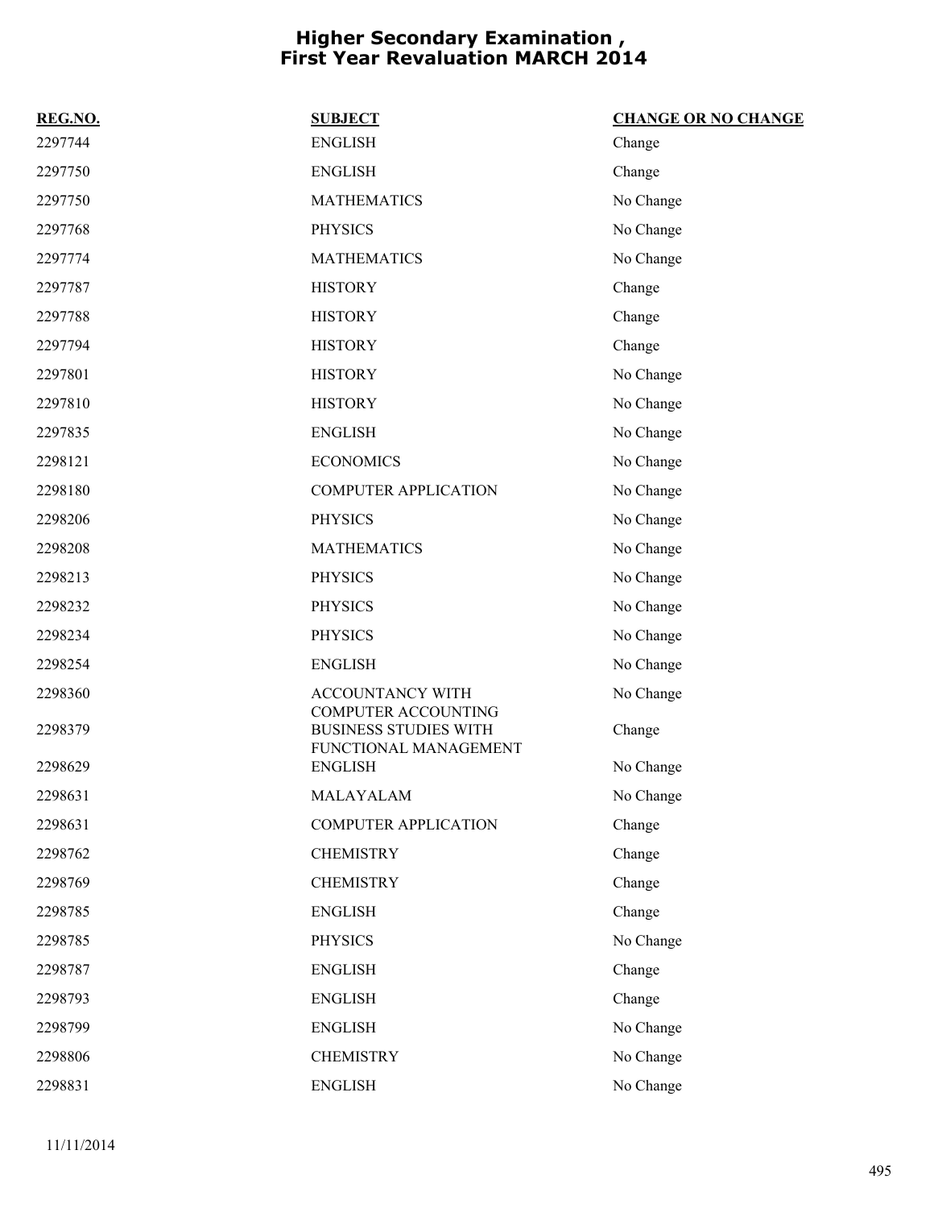# Higher Secondary Examination , First Year Revaluation MARCH 2014

| REG.NO. | SUBJECT | CHANGE OR NO CHANGE |
|---|---|---|
| 2297744 | ENGLISH | Change |
| 2297750 | ENGLISH | Change |
| 2297750 | MATHEMATICS | No Change |
| 2297768 | PHYSICS | No Change |
| 2297774 | MATHEMATICS | No Change |
| 2297787 | HISTORY | Change |
| 2297788 | HISTORY | Change |
| 2297794 | HISTORY | Change |
| 2297801 | HISTORY | No Change |
| 2297810 | HISTORY | No Change |
| 2297835 | ENGLISH | No Change |
| 2298121 | ECONOMICS | No Change |
| 2298180 | COMPUTER APPLICATION | No Change |
| 2298206 | PHYSICS | No Change |
| 2298208 | MATHEMATICS | No Change |
| 2298213 | PHYSICS | No Change |
| 2298232 | PHYSICS | No Change |
| 2298234 | PHYSICS | No Change |
| 2298254 | ENGLISH | No Change |
| 2298360 | ACCOUNTANCY WITH COMPUTER ACCOUNTING | No Change |
| 2298379 | BUSINESS STUDIES WITH FUNCTIONAL MANAGEMENT | Change |
| 2298629 | ENGLISH | No Change |
| 2298631 | MALAYALAM | No Change |
| 2298631 | COMPUTER APPLICATION | Change |
| 2298762 | CHEMISTRY | Change |
| 2298769 | CHEMISTRY | Change |
| 2298785 | ENGLISH | Change |
| 2298785 | PHYSICS | No Change |
| 2298787 | ENGLISH | Change |
| 2298793 | ENGLISH | Change |
| 2298799 | ENGLISH | No Change |
| 2298806 | CHEMISTRY | No Change |
| 2298831 | ENGLISH | No Change |

11/11/2014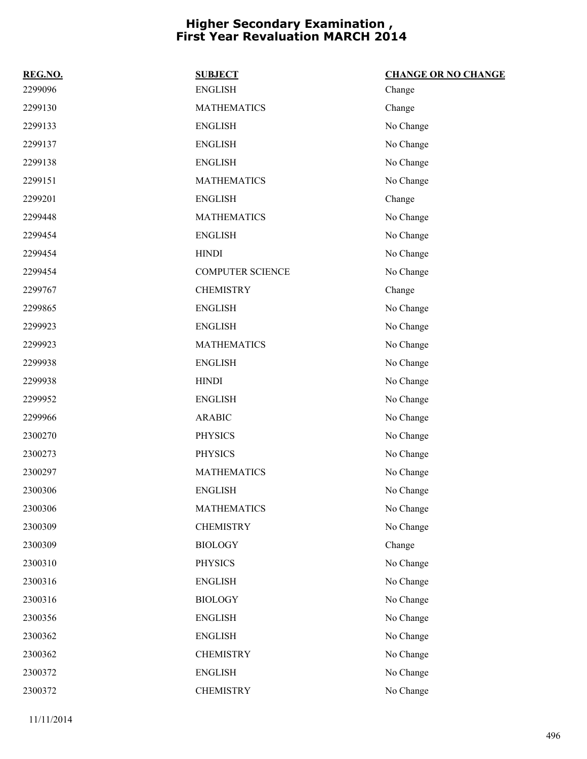# Higher Secondary Examination , First Year Revaluation MARCH 2014

| REG.NO. | SUBJECT | CHANGE OR NO CHANGE |
|---|---|---|
| 2299096 | ENGLISH | Change |
| 2299130 | MATHEMATICS | Change |
| 2299133 | ENGLISH | No Change |
| 2299137 | ENGLISH | No Change |
| 2299138 | ENGLISH | No Change |
| 2299151 | MATHEMATICS | No Change |
| 2299201 | ENGLISH | Change |
| 2299448 | MATHEMATICS | No Change |
| 2299454 | ENGLISH | No Change |
| 2299454 | HINDI | No Change |
| 2299454 | COMPUTER SCIENCE | No Change |
| 2299767 | CHEMISTRY | Change |
| 2299865 | ENGLISH | No Change |
| 2299923 | ENGLISH | No Change |
| 2299923 | MATHEMATICS | No Change |
| 2299938 | ENGLISH | No Change |
| 2299938 | HINDI | No Change |
| 2299952 | ENGLISH | No Change |
| 2299966 | ARABIC | No Change |
| 2300270 | PHYSICS | No Change |
| 2300273 | PHYSICS | No Change |
| 2300297 | MATHEMATICS | No Change |
| 2300306 | ENGLISH | No Change |
| 2300306 | MATHEMATICS | No Change |
| 2300309 | CHEMISTRY | No Change |
| 2300309 | BIOLOGY | Change |
| 2300310 | PHYSICS | No Change |
| 2300316 | ENGLISH | No Change |
| 2300316 | BIOLOGY | No Change |
| 2300356 | ENGLISH | No Change |
| 2300362 | ENGLISH | No Change |
| 2300362 | CHEMISTRY | No Change |
| 2300372 | ENGLISH | No Change |
| 2300372 | CHEMISTRY | No Change |

11/11/2014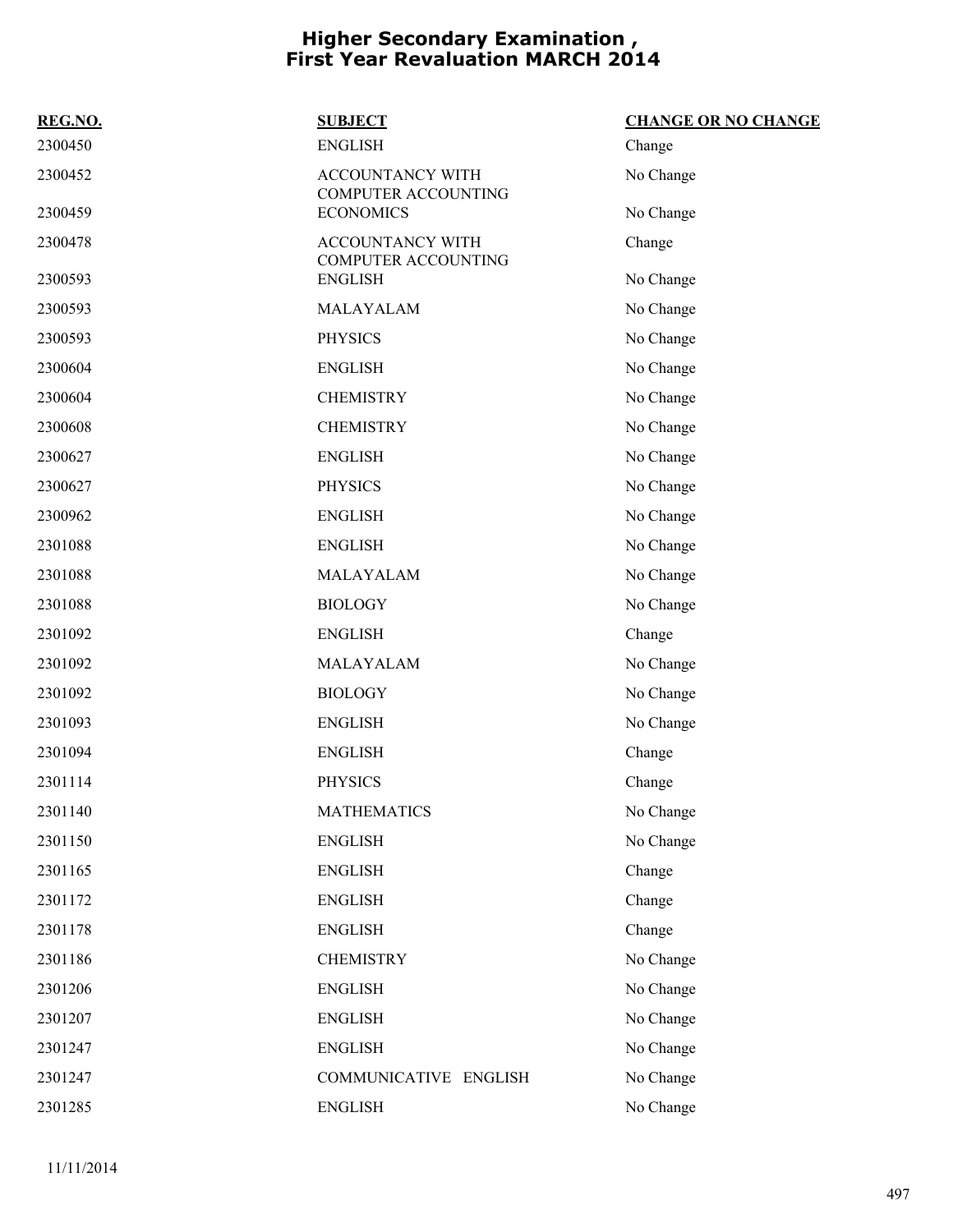# Higher Secondary Examination , First Year Revaluation MARCH 2014

| REG.NO. | SUBJECT | CHANGE OR NO CHANGE |
| --- | --- | --- |
| 2300450 | ENGLISH | Change |
| 2300452 | ACCOUNTANCY WITH COMPUTER ACCOUNTING | No Change |
| 2300459 | ECONOMICS | No Change |
| 2300478 | ACCOUNTANCY WITH COMPUTER ACCOUNTING | Change |
| 2300593 | ENGLISH | No Change |
| 2300593 | MALAYALAM | No Change |
| 2300593 | PHYSICS | No Change |
| 2300604 | ENGLISH | No Change |
| 2300604 | CHEMISTRY | No Change |
| 2300608 | CHEMISTRY | No Change |
| 2300627 | ENGLISH | No Change |
| 2300627 | PHYSICS | No Change |
| 2300962 | ENGLISH | No Change |
| 2301088 | ENGLISH | No Change |
| 2301088 | MALAYALAM | No Change |
| 2301088 | BIOLOGY | No Change |
| 2301092 | ENGLISH | Change |
| 2301092 | MALAYALAM | No Change |
| 2301092 | BIOLOGY | No Change |
| 2301093 | ENGLISH | No Change |
| 2301094 | ENGLISH | Change |
| 2301114 | PHYSICS | Change |
| 2301140 | MATHEMATICS | No Change |
| 2301150 | ENGLISH | No Change |
| 2301165 | ENGLISH | Change |
| 2301172 | ENGLISH | Change |
| 2301178 | ENGLISH | Change |
| 2301186 | CHEMISTRY | No Change |
| 2301206 | ENGLISH | No Change |
| 2301207 | ENGLISH | No Change |
| 2301247 | ENGLISH | No Change |
| 2301247 | COMMUNICATIVE ENGLISH | No Change |
| 2301285 | ENGLISH | No Change |

11/11/2014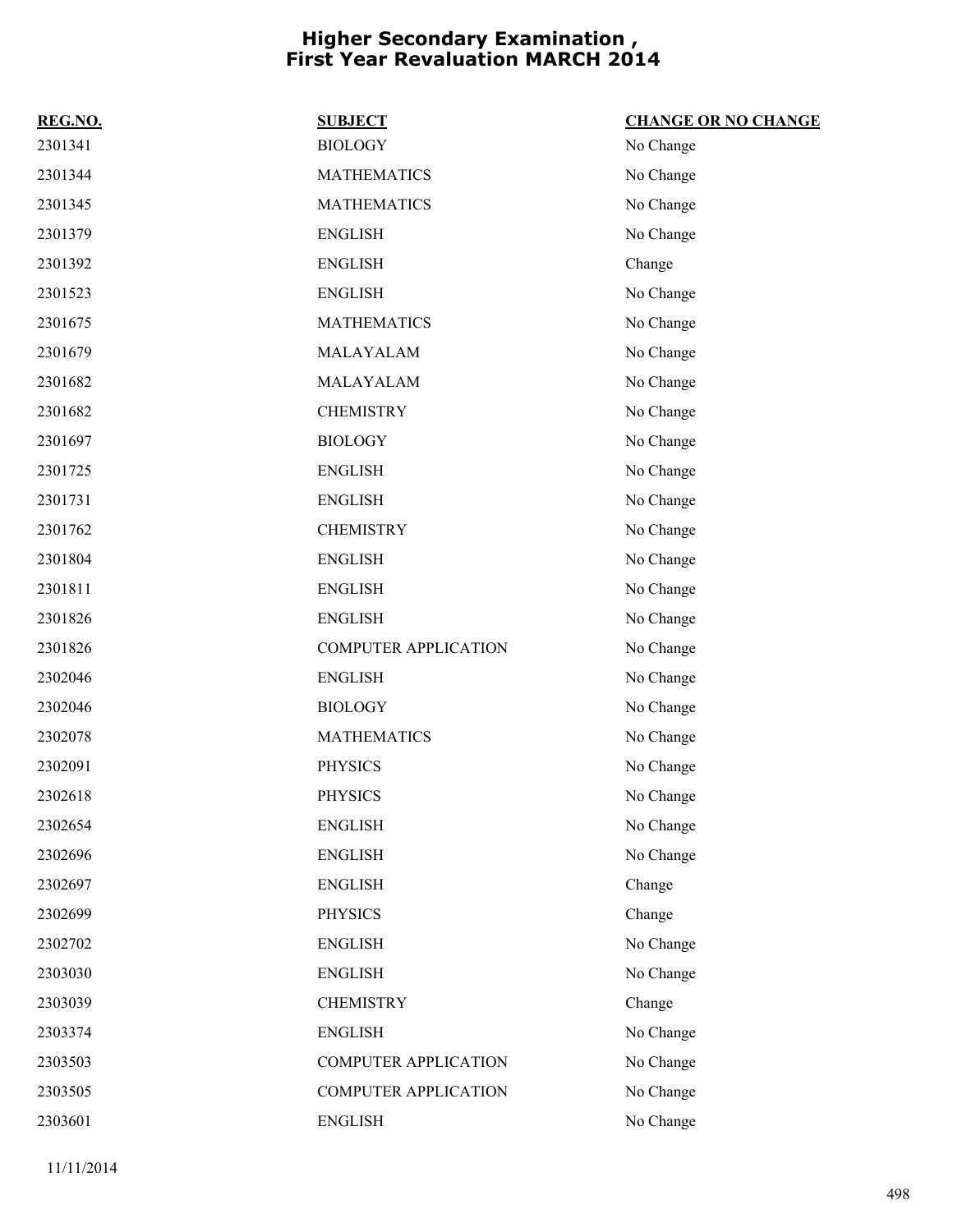# Higher Secondary Examination , First Year Revaluation MARCH 2014

| REG.NO. | SUBJECT | CHANGE OR NO CHANGE |
|---|---|---|
| 2301341 | BIOLOGY | No Change |
| 2301344 | MATHEMATICS | No Change |
| 2301345 | MATHEMATICS | No Change |
| 2301379 | ENGLISH | No Change |
| 2301392 | ENGLISH | Change |
| 2301523 | ENGLISH | No Change |
| 2301675 | MATHEMATICS | No Change |
| 2301679 | MALAYALAM | No Change |
| 2301682 | MALAYALAM | No Change |
| 2301682 | CHEMISTRY | No Change |
| 2301697 | BIOLOGY | No Change |
| 2301725 | ENGLISH | No Change |
| 2301731 | ENGLISH | No Change |
| 2301762 | CHEMISTRY | No Change |
| 2301804 | ENGLISH | No Change |
| 2301811 | ENGLISH | No Change |
| 2301826 | ENGLISH | No Change |
| 2301826 | COMPUTER APPLICATION | No Change |
| 2302046 | ENGLISH | No Change |
| 2302046 | BIOLOGY | No Change |
| 2302078 | MATHEMATICS | No Change |
| 2302091 | PHYSICS | No Change |
| 2302618 | PHYSICS | No Change |
| 2302654 | ENGLISH | No Change |
| 2302696 | ENGLISH | No Change |
| 2302697 | ENGLISH | Change |
| 2302699 | PHYSICS | Change |
| 2302702 | ENGLISH | No Change |
| 2303030 | ENGLISH | No Change |
| 2303039 | CHEMISTRY | Change |
| 2303374 | ENGLISH | No Change |
| 2303503 | COMPUTER APPLICATION | No Change |
| 2303505 | COMPUTER APPLICATION | No Change |
| 2303601 | ENGLISH | No Change |

11/11/2014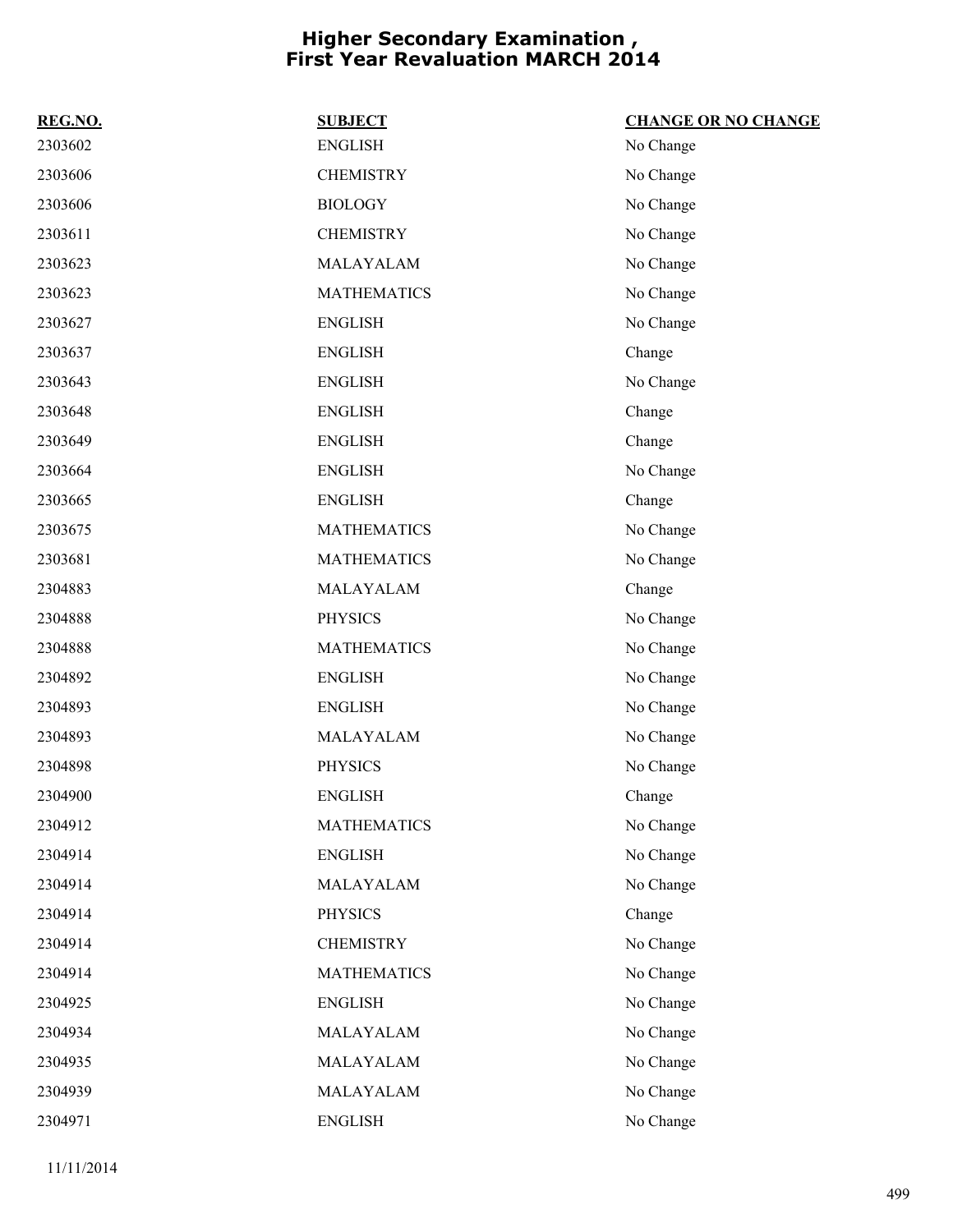# Higher Secondary Examination , First Year Revaluation MARCH 2014

| REG.NO. | SUBJECT | CHANGE OR NO CHANGE |
|---|---|---|
| 2303602 | ENGLISH | No Change |
| 2303606 | CHEMISTRY | No Change |
| 2303606 | BIOLOGY | No Change |
| 2303611 | CHEMISTRY | No Change |
| 2303623 | MALAYALAM | No Change |
| 2303623 | MATHEMATICS | No Change |
| 2303627 | ENGLISH | No Change |
| 2303637 | ENGLISH | Change |
| 2303643 | ENGLISH | No Change |
| 2303648 | ENGLISH | Change |
| 2303649 | ENGLISH | Change |
| 2303664 | ENGLISH | No Change |
| 2303665 | ENGLISH | Change |
| 2303675 | MATHEMATICS | No Change |
| 2303681 | MATHEMATICS | No Change |
| 2304883 | MALAYALAM | Change |
| 2304888 | PHYSICS | No Change |
| 2304888 | MATHEMATICS | No Change |
| 2304892 | ENGLISH | No Change |
| 2304893 | ENGLISH | No Change |
| 2304893 | MALAYALAM | No Change |
| 2304898 | PHYSICS | No Change |
| 2304900 | ENGLISH | Change |
| 2304912 | MATHEMATICS | No Change |
| 2304914 | ENGLISH | No Change |
| 2304914 | MALAYALAM | No Change |
| 2304914 | PHYSICS | Change |
| 2304914 | CHEMISTRY | No Change |
| 2304914 | MATHEMATICS | No Change |
| 2304925 | ENGLISH | No Change |
| 2304934 | MALAYALAM | No Change |
| 2304935 | MALAYALAM | No Change |
| 2304939 | MALAYALAM | No Change |
| 2304971 | ENGLISH | No Change |

11/11/2014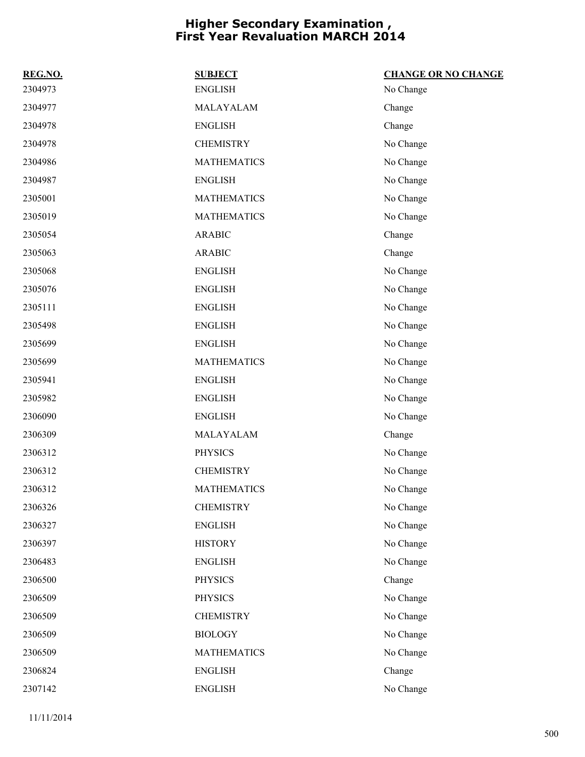# Higher Secondary Examination , First Year Revaluation MARCH 2014

| REG.NO. | SUBJECT | CHANGE OR NO CHANGE |
|---|---|---|
| 2304973 | ENGLISH | No Change |
| 2304977 | MALAYALAM | Change |
| 2304978 | ENGLISH | Change |
| 2304978 | CHEMISTRY | No Change |
| 2304986 | MATHEMATICS | No Change |
| 2304987 | ENGLISH | No Change |
| 2305001 | MATHEMATICS | No Change |
| 2305019 | MATHEMATICS | No Change |
| 2305054 | ARABIC | Change |
| 2305063 | ARABIC | Change |
| 2305068 | ENGLISH | No Change |
| 2305076 | ENGLISH | No Change |
| 2305111 | ENGLISH | No Change |
| 2305498 | ENGLISH | No Change |
| 2305699 | ENGLISH | No Change |
| 2305699 | MATHEMATICS | No Change |
| 2305941 | ENGLISH | No Change |
| 2305982 | ENGLISH | No Change |
| 2306090 | ENGLISH | No Change |
| 2306309 | MALAYALAM | Change |
| 2306312 | PHYSICS | No Change |
| 2306312 | CHEMISTRY | No Change |
| 2306312 | MATHEMATICS | No Change |
| 2306326 | CHEMISTRY | No Change |
| 2306327 | ENGLISH | No Change |
| 2306397 | HISTORY | No Change |
| 2306483 | ENGLISH | No Change |
| 2306500 | PHYSICS | Change |
| 2306509 | PHYSICS | No Change |
| 2306509 | CHEMISTRY | No Change |
| 2306509 | BIOLOGY | No Change |
| 2306509 | MATHEMATICS | No Change |
| 2306824 | ENGLISH | Change |
| 2307142 | ENGLISH | No Change |

11/11/2014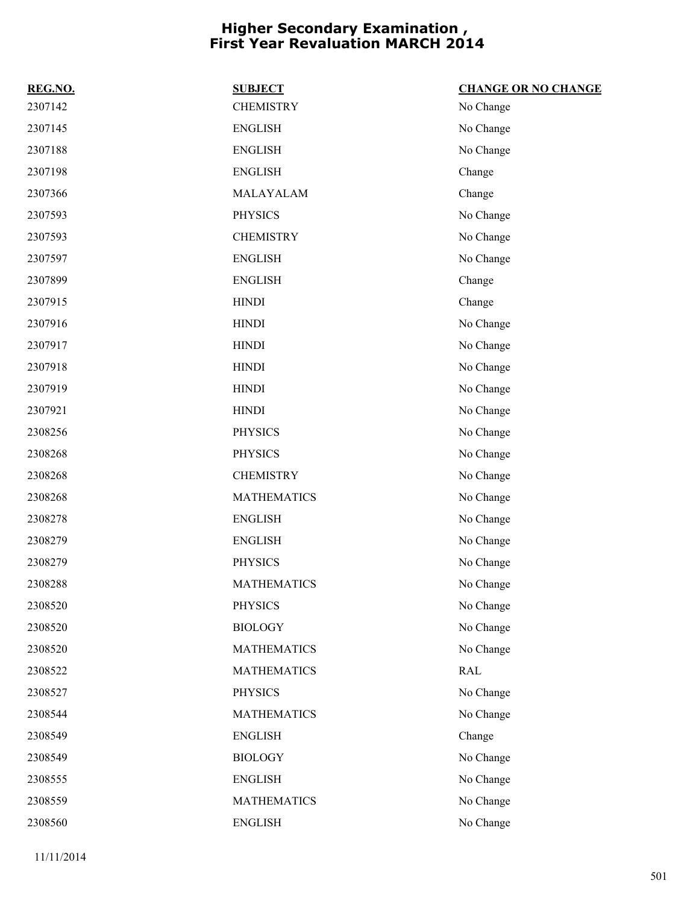# Higher Secondary Examination , First Year Revaluation MARCH 2014

| REG.NO. | SUBJECT | CHANGE OR NO CHANGE |
|---|---|---|
| 2307142 | CHEMISTRY | No Change |
| 2307145 | ENGLISH | No Change |
| 2307188 | ENGLISH | No Change |
| 2307198 | ENGLISH | Change |
| 2307366 | MALAYALAM | Change |
| 2307593 | PHYSICS | No Change |
| 2307593 | CHEMISTRY | No Change |
| 2307597 | ENGLISH | No Change |
| 2307899 | ENGLISH | Change |
| 2307915 | HINDI | Change |
| 2307916 | HINDI | No Change |
| 2307917 | HINDI | No Change |
| 2307918 | HINDI | No Change |
| 2307919 | HINDI | No Change |
| 2307921 | HINDI | No Change |
| 2308256 | PHYSICS | No Change |
| 2308268 | PHYSICS | No Change |
| 2308268 | CHEMISTRY | No Change |
| 2308268 | MATHEMATICS | No Change |
| 2308278 | ENGLISH | No Change |
| 2308279 | ENGLISH | No Change |
| 2308279 | PHYSICS | No Change |
| 2308288 | MATHEMATICS | No Change |
| 2308520 | PHYSICS | No Change |
| 2308520 | BIOLOGY | No Change |
| 2308520 | MATHEMATICS | No Change |
| 2308522 | MATHEMATICS | RAL |
| 2308527 | PHYSICS | No Change |
| 2308544 | MATHEMATICS | No Change |
| 2308549 | ENGLISH | Change |
| 2308549 | BIOLOGY | No Change |
| 2308555 | ENGLISH | No Change |
| 2308559 | MATHEMATICS | No Change |
| 2308560 | ENGLISH | No Change |

11/11/2014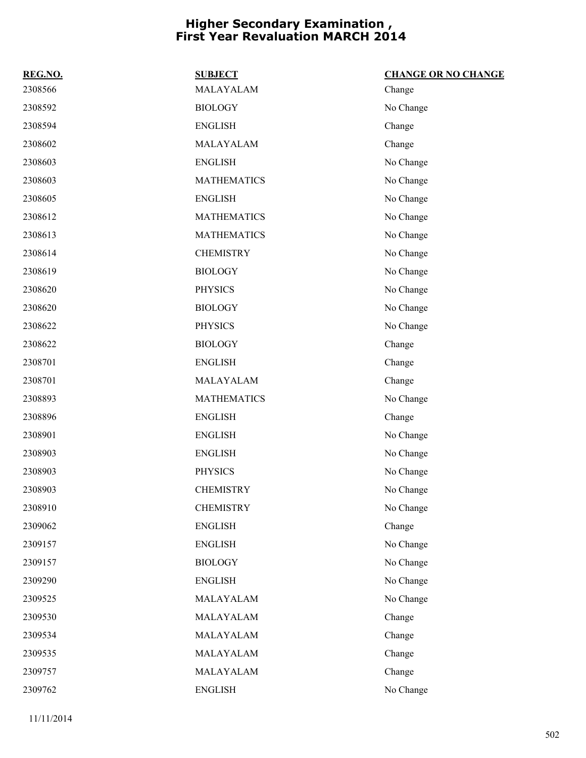# Higher Secondary Examination , First Year Revaluation MARCH 2014

| REG.NO. | SUBJECT | CHANGE OR NO CHANGE |
|---|---|---|
| 2308566 | MALAYALAM | Change |
| 2308592 | BIOLOGY | No Change |
| 2308594 | ENGLISH | Change |
| 2308602 | MALAYALAM | Change |
| 2308603 | ENGLISH | No Change |
| 2308603 | MATHEMATICS | No Change |
| 2308605 | ENGLISH | No Change |
| 2308612 | MATHEMATICS | No Change |
| 2308613 | MATHEMATICS | No Change |
| 2308614 | CHEMISTRY | No Change |
| 2308619 | BIOLOGY | No Change |
| 2308620 | PHYSICS | No Change |
| 2308620 | BIOLOGY | No Change |
| 2308622 | PHYSICS | No Change |
| 2308622 | BIOLOGY | Change |
| 2308701 | ENGLISH | Change |
| 2308701 | MALAYALAM | Change |
| 2308893 | MATHEMATICS | No Change |
| 2308896 | ENGLISH | Change |
| 2308901 | ENGLISH | No Change |
| 2308903 | ENGLISH | No Change |
| 2308903 | PHYSICS | No Change |
| 2308903 | CHEMISTRY | No Change |
| 2308910 | CHEMISTRY | No Change |
| 2309062 | ENGLISH | Change |
| 2309157 | ENGLISH | No Change |
| 2309157 | BIOLOGY | No Change |
| 2309290 | ENGLISH | No Change |
| 2309525 | MALAYALAM | No Change |
| 2309530 | MALAYALAM | Change |
| 2309534 | MALAYALAM | Change |
| 2309535 | MALAYALAM | Change |
| 2309757 | MALAYALAM | Change |
| 2309762 | ENGLISH | No Change |

11/11/2014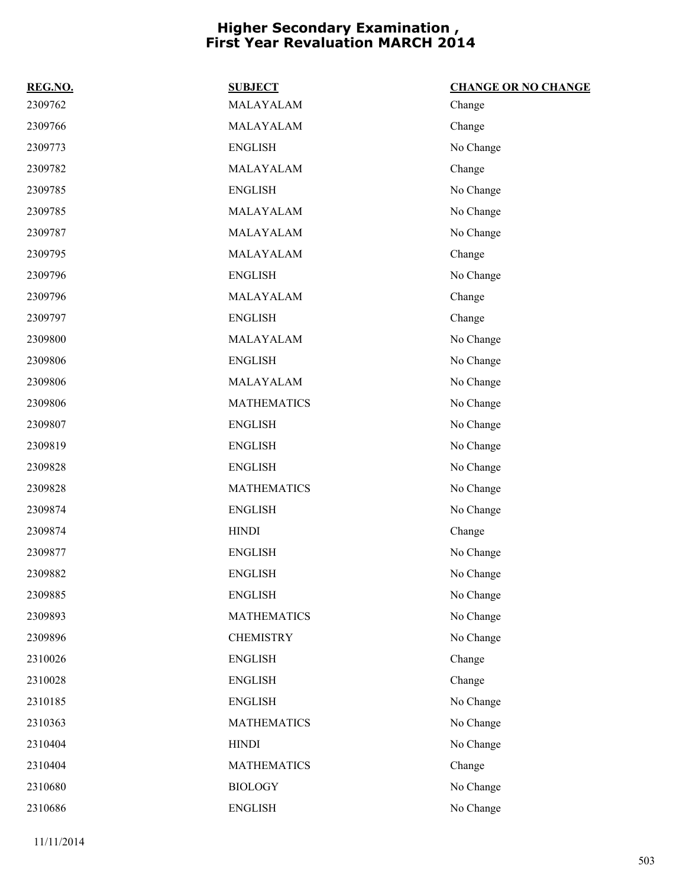# Higher Secondary Examination , First Year Revaluation MARCH 2014

| REG.NO. | SUBJECT | CHANGE OR NO CHANGE |
| --- | --- | --- |
| 2309762 | MALAYALAM | Change |
| 2309766 | MALAYALAM | Change |
| 2309773 | ENGLISH | No Change |
| 2309782 | MALAYALAM | Change |
| 2309785 | ENGLISH | No Change |
| 2309785 | MALAYALAM | No Change |
| 2309787 | MALAYALAM | No Change |
| 2309795 | MALAYALAM | Change |
| 2309796 | ENGLISH | No Change |
| 2309796 | MALAYALAM | Change |
| 2309797 | ENGLISH | Change |
| 2309800 | MALAYALAM | No Change |
| 2309806 | ENGLISH | No Change |
| 2309806 | MALAYALAM | No Change |
| 2309806 | MATHEMATICS | No Change |
| 2309807 | ENGLISH | No Change |
| 2309819 | ENGLISH | No Change |
| 2309828 | ENGLISH | No Change |
| 2309828 | MATHEMATICS | No Change |
| 2309874 | ENGLISH | No Change |
| 2309874 | HINDI | Change |
| 2309877 | ENGLISH | No Change |
| 2309882 | ENGLISH | No Change |
| 2309885 | ENGLISH | No Change |
| 2309893 | MATHEMATICS | No Change |
| 2309896 | CHEMISTRY | No Change |
| 2310026 | ENGLISH | Change |
| 2310028 | ENGLISH | Change |
| 2310185 | ENGLISH | No Change |
| 2310363 | MATHEMATICS | No Change |
| 2310404 | HINDI | No Change |
| 2310404 | MATHEMATICS | Change |
| 2310680 | BIOLOGY | No Change |
| 2310686 | ENGLISH | No Change |

11/11/2014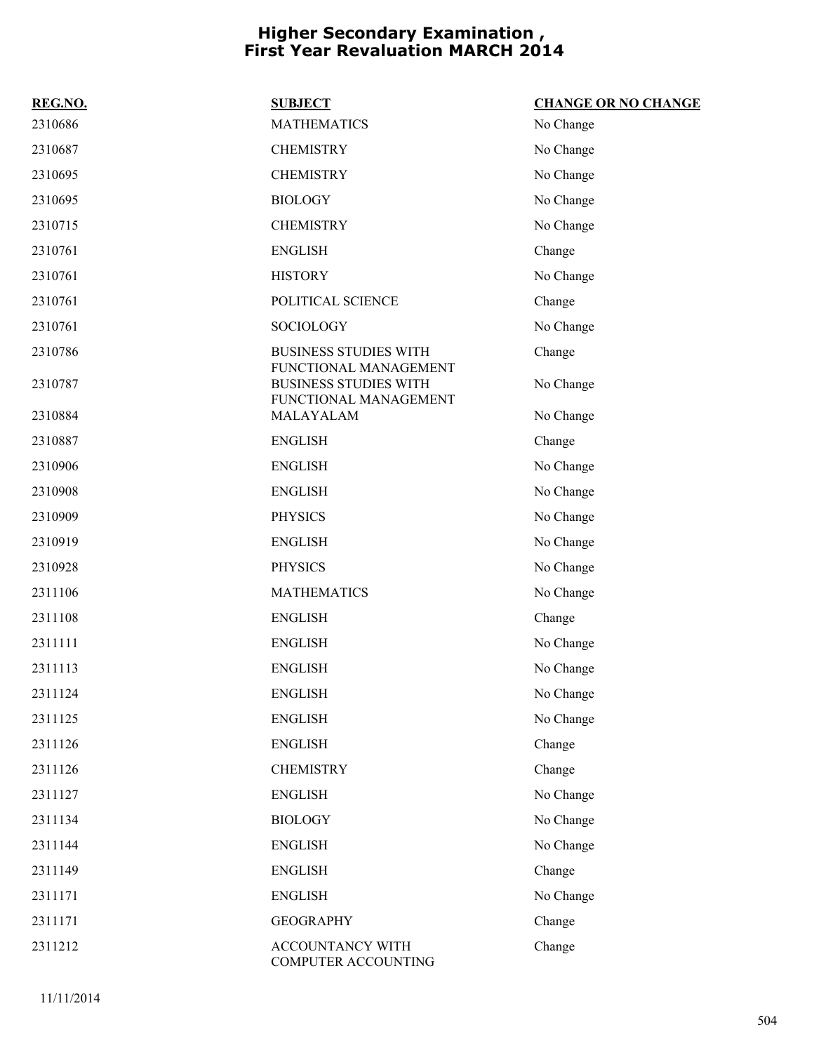# Higher Secondary Examination , First Year Revaluation MARCH 2014

| REG.NO. | SUBJECT | CHANGE OR NO CHANGE |
|---|---|---|
| 2310686 | MATHEMATICS | No Change |
| 2310687 | CHEMISTRY | No Change |
| 2310695 | CHEMISTRY | No Change |
| 2310695 | BIOLOGY | No Change |
| 2310715 | CHEMISTRY | No Change |
| 2310761 | ENGLISH | Change |
| 2310761 | HISTORY | No Change |
| 2310761 | POLITICAL SCIENCE | Change |
| 2310761 | SOCIOLOGY | No Change |
| 2310786 | BUSINESS STUDIES WITH FUNCTIONAL MANAGEMENT | Change |
| 2310787 | BUSINESS STUDIES WITH FUNCTIONAL MANAGEMENT | No Change |
| 2310884 | MALAYALAM | No Change |
| 2310887 | ENGLISH | Change |
| 2310906 | ENGLISH | No Change |
| 2310908 | ENGLISH | No Change |
| 2310909 | PHYSICS | No Change |
| 2310919 | ENGLISH | No Change |
| 2310928 | PHYSICS | No Change |
| 2311106 | MATHEMATICS | No Change |
| 2311108 | ENGLISH | Change |
| 2311111 | ENGLISH | No Change |
| 2311113 | ENGLISH | No Change |
| 2311124 | ENGLISH | No Change |
| 2311125 | ENGLISH | No Change |
| 2311126 | ENGLISH | Change |
| 2311126 | CHEMISTRY | Change |
| 2311127 | ENGLISH | No Change |
| 2311134 | BIOLOGY | No Change |
| 2311144 | ENGLISH | No Change |
| 2311149 | ENGLISH | Change |
| 2311171 | ENGLISH | No Change |
| 2311171 | GEOGRAPHY | Change |
| 2311212 | ACCOUNTANCY WITH COMPUTER ACCOUNTING | Change |

11/11/2014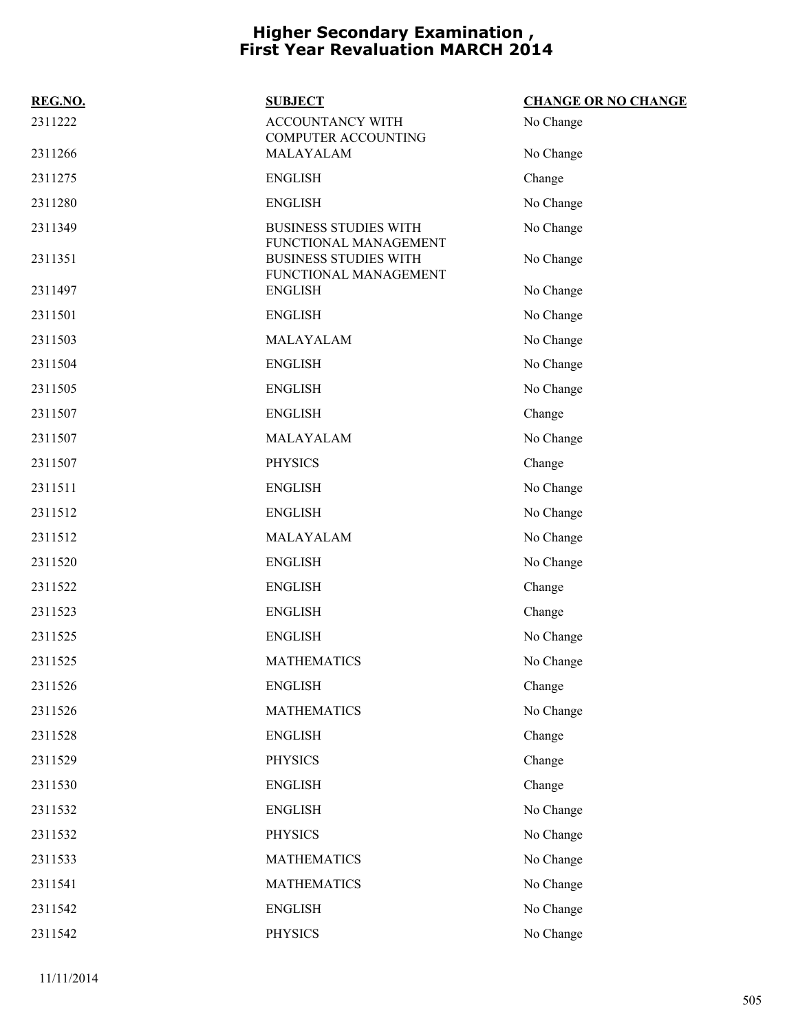# Higher Secondary Examination , First Year Revaluation MARCH 2014

| REG.NO. | SUBJECT | CHANGE OR NO CHANGE |
|---|---|---|
| 2311222 | ACCOUNTANCY WITH COMPUTER ACCOUNTING | No Change |
| 2311266 | MALAYALAM | No Change |
| 2311275 | ENGLISH | Change |
| 2311280 | ENGLISH | No Change |
| 2311349 | BUSINESS STUDIES WITH FUNCTIONAL MANAGEMENT | No Change |
| 2311351 | BUSINESS STUDIES WITH FUNCTIONAL MANAGEMENT | No Change |
| 2311497 | ENGLISH | No Change |
| 2311501 | ENGLISH | No Change |
| 2311503 | MALAYALAM | No Change |
| 2311504 | ENGLISH | No Change |
| 2311505 | ENGLISH | No Change |
| 2311507 | ENGLISH | Change |
| 2311507 | MALAYALAM | No Change |
| 2311507 | PHYSICS | Change |
| 2311511 | ENGLISH | No Change |
| 2311512 | ENGLISH | No Change |
| 2311512 | MALAYALAM | No Change |
| 2311520 | ENGLISH | No Change |
| 2311522 | ENGLISH | Change |
| 2311523 | ENGLISH | Change |
| 2311525 | ENGLISH | No Change |
| 2311525 | MATHEMATICS | No Change |
| 2311526 | ENGLISH | Change |
| 2311526 | MATHEMATICS | No Change |
| 2311528 | ENGLISH | Change |
| 2311529 | PHYSICS | Change |
| 2311530 | ENGLISH | Change |
| 2311532 | ENGLISH | No Change |
| 2311532 | PHYSICS | No Change |
| 2311533 | MATHEMATICS | No Change |
| 2311541 | MATHEMATICS | No Change |
| 2311542 | ENGLISH | No Change |
| 2311542 | PHYSICS | No Change |

11/11/2014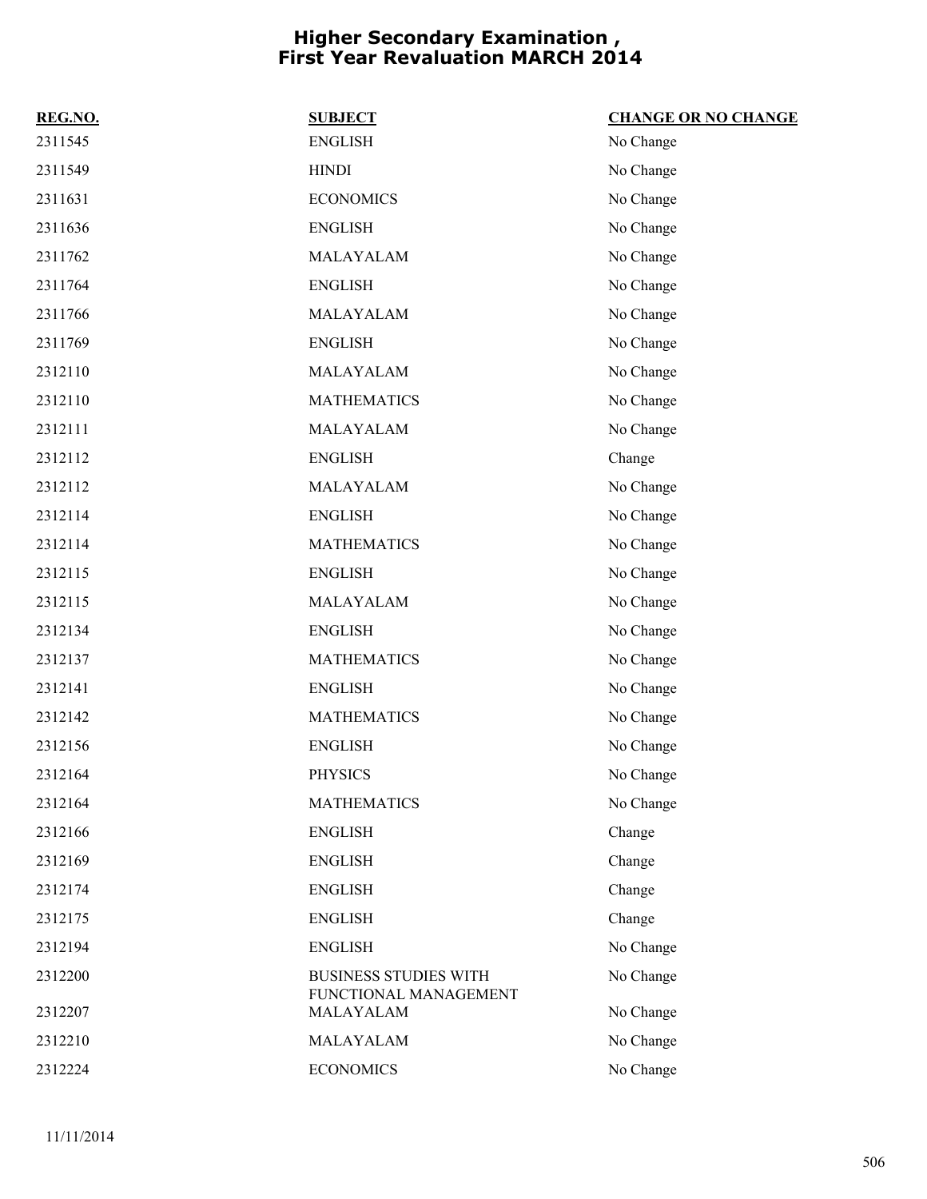# Higher Secondary Examination , First Year Revaluation MARCH 2014

| REG.NO. | SUBJECT | CHANGE OR NO CHANGE |
|---|---|---|
| 2311545 | ENGLISH | No Change |
| 2311549 | HINDI | No Change |
| 2311631 | ECONOMICS | No Change |
| 2311636 | ENGLISH | No Change |
| 2311762 | MALAYALAM | No Change |
| 2311764 | ENGLISH | No Change |
| 2311766 | MALAYALAM | No Change |
| 2311769 | ENGLISH | No Change |
| 2312110 | MALAYALAM | No Change |
| 2312110 | MATHEMATICS | No Change |
| 2312111 | MALAYALAM | No Change |
| 2312112 | ENGLISH | Change |
| 2312112 | MALAYALAM | No Change |
| 2312114 | ENGLISH | No Change |
| 2312114 | MATHEMATICS | No Change |
| 2312115 | ENGLISH | No Change |
| 2312115 | MALAYALAM | No Change |
| 2312134 | ENGLISH | No Change |
| 2312137 | MATHEMATICS | No Change |
| 2312141 | ENGLISH | No Change |
| 2312142 | MATHEMATICS | No Change |
| 2312156 | ENGLISH | No Change |
| 2312164 | PHYSICS | No Change |
| 2312164 | MATHEMATICS | No Change |
| 2312166 | ENGLISH | Change |
| 2312169 | ENGLISH | Change |
| 2312174 | ENGLISH | Change |
| 2312175 | ENGLISH | Change |
| 2312194 | ENGLISH | No Change |
| 2312200 | BUSINESS STUDIES WITH FUNCTIONAL MANAGEMENT | No Change |
| 2312207 | MALAYALAM | No Change |
| 2312210 | MALAYALAM | No Change |
| 2312224 | ECONOMICS | No Change |

11/11/2014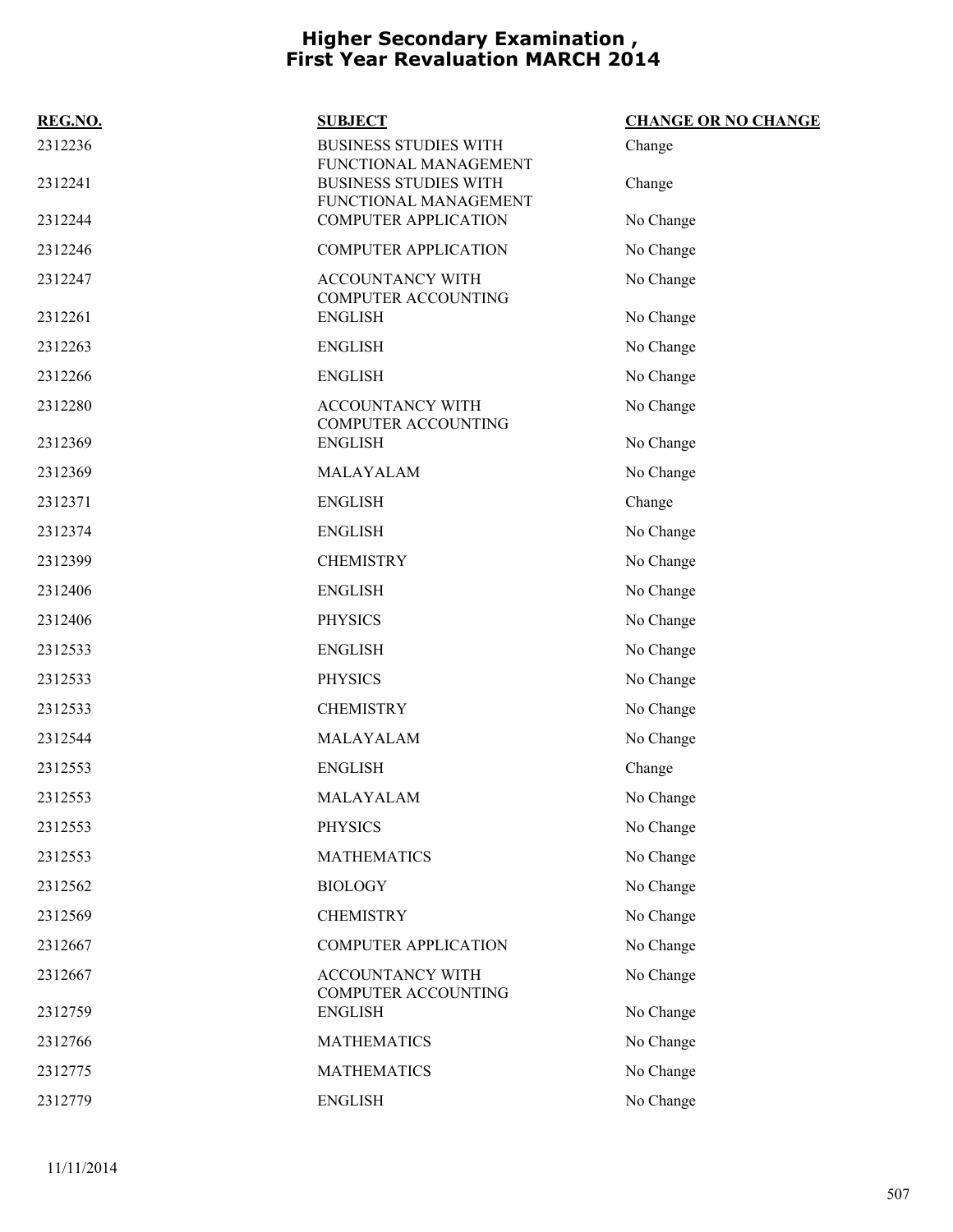# Higher Secondary Examination , First Year Revaluation MARCH 2014

| REG.NO. | SUBJECT | CHANGE OR NO CHANGE |
|---|---|---|
| 2312236 | BUSINESS STUDIES WITH FUNCTIONAL MANAGEMENT | Change |
| 2312241 | BUSINESS STUDIES WITH FUNCTIONAL MANAGEMENT | Change |
| 2312244 | COMPUTER APPLICATION | No Change |
| 2312246 | COMPUTER APPLICATION | No Change |
| 2312247 | ACCOUNTANCY WITH COMPUTER ACCOUNTING | No Change |
| 2312261 | ENGLISH | No Change |
| 2312263 | ENGLISH | No Change |
| 2312266 | ENGLISH | No Change |
| 2312280 | ACCOUNTANCY WITH COMPUTER ACCOUNTING | No Change |
| 2312369 | ENGLISH | No Change |
| 2312369 | MALAYALAM | No Change |
| 2312371 | ENGLISH | Change |
| 2312374 | ENGLISH | No Change |
| 2312399 | CHEMISTRY | No Change |
| 2312406 | ENGLISH | No Change |
| 2312406 | PHYSICS | No Change |
| 2312533 | ENGLISH | No Change |
| 2312533 | PHYSICS | No Change |
| 2312533 | CHEMISTRY | No Change |
| 2312544 | MALAYALAM | No Change |
| 2312553 | ENGLISH | Change |
| 2312553 | MALAYALAM | No Change |
| 2312553 | PHYSICS | No Change |
| 2312553 | MATHEMATICS | No Change |
| 2312562 | BIOLOGY | No Change |
| 2312569 | CHEMISTRY | No Change |
| 2312667 | COMPUTER APPLICATION | No Change |
| 2312667 | ACCOUNTANCY WITH COMPUTER ACCOUNTING | No Change |
| 2312759 | ENGLISH | No Change |
| 2312766 | MATHEMATICS | No Change |
| 2312775 | MATHEMATICS | No Change |
| 2312779 | ENGLISH | No Change |

11/11/2014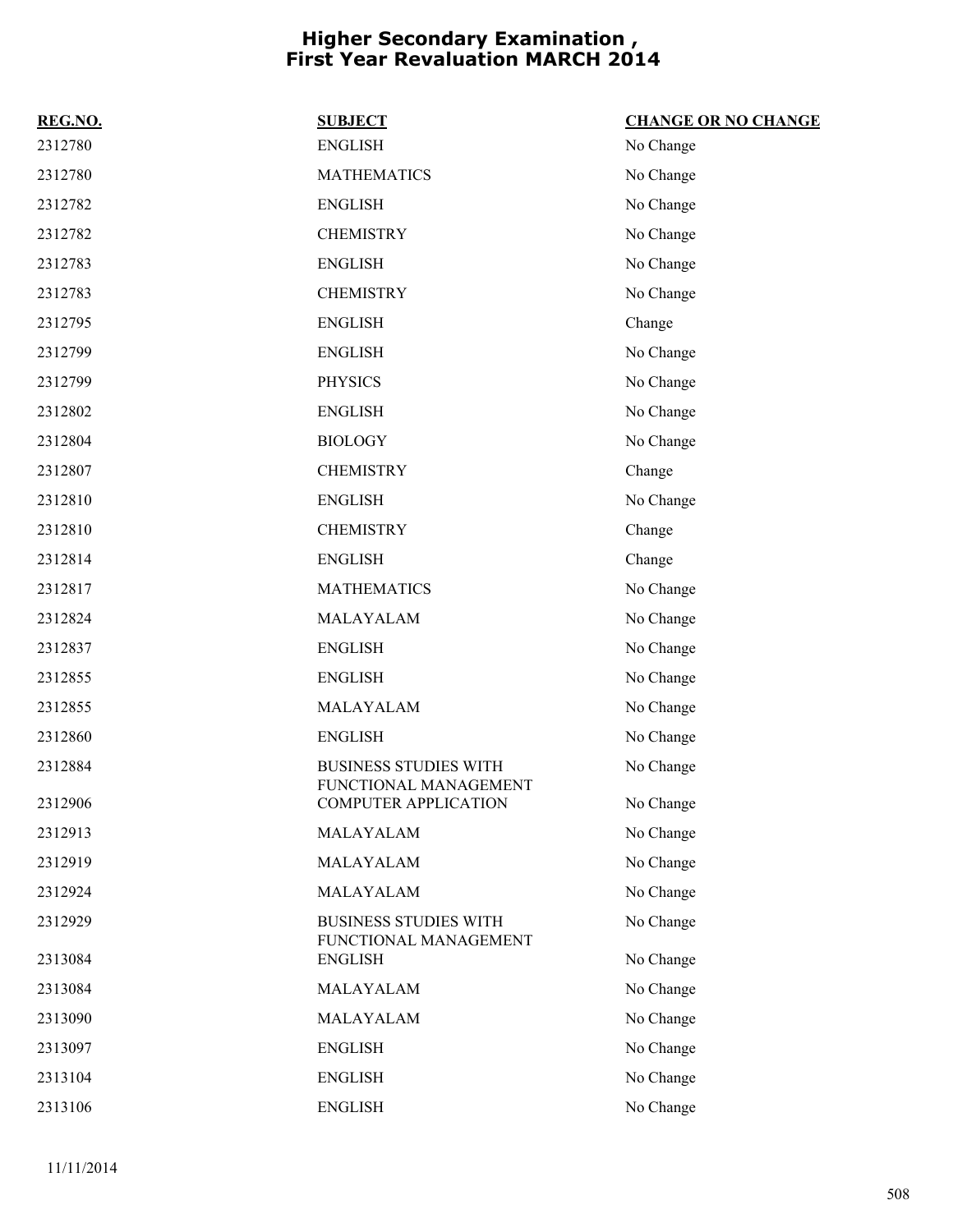# Higher Secondary Examination , First Year Revaluation MARCH 2014

| REG.NO. | SUBJECT | CHANGE OR NO CHANGE |
|---|---|---|
| 2312780 | ENGLISH | No Change |
| 2312780 | MATHEMATICS | No Change |
| 2312782 | ENGLISH | No Change |
| 2312782 | CHEMISTRY | No Change |
| 2312783 | ENGLISH | No Change |
| 2312783 | CHEMISTRY | No Change |
| 2312795 | ENGLISH | Change |
| 2312799 | ENGLISH | No Change |
| 2312799 | PHYSICS | No Change |
| 2312802 | ENGLISH | No Change |
| 2312804 | BIOLOGY | No Change |
| 2312807 | CHEMISTRY | Change |
| 2312810 | ENGLISH | No Change |
| 2312810 | CHEMISTRY | Change |
| 2312814 | ENGLISH | Change |
| 2312817 | MATHEMATICS | No Change |
| 2312824 | MALAYALAM | No Change |
| 2312837 | ENGLISH | No Change |
| 2312855 | ENGLISH | No Change |
| 2312855 | MALAYALAM | No Change |
| 2312860 | ENGLISH | No Change |
| 2312884 | BUSINESS STUDIES WITH FUNCTIONAL MANAGEMENT | No Change |
| 2312906 | COMPUTER APPLICATION | No Change |
| 2312913 | MALAYALAM | No Change |
| 2312919 | MALAYALAM | No Change |
| 2312924 | MALAYALAM | No Change |
| 2312929 | BUSINESS STUDIES WITH FUNCTIONAL MANAGEMENT | No Change |
| 2313084 | ENGLISH | No Change |
| 2313084 | MALAYALAM | No Change |
| 2313090 | MALAYALAM | No Change |
| 2313097 | ENGLISH | No Change |
| 2313104 | ENGLISH | No Change |
| 2313106 | ENGLISH | No Change |

11/11/2014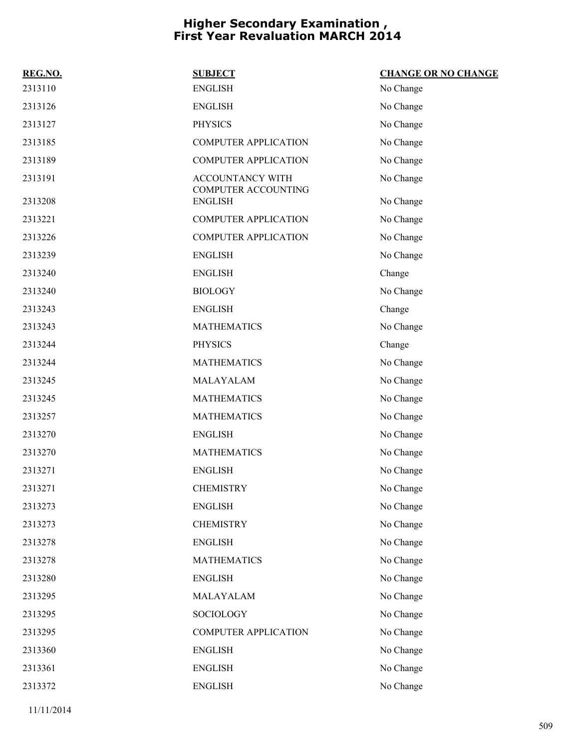# Higher Secondary Examination , First Year Revaluation MARCH 2014

| REG.NO. | SUBJECT | CHANGE OR NO CHANGE |
|---|---|---|
| 2313110 | ENGLISH | No Change |
| 2313126 | ENGLISH | No Change |
| 2313127 | PHYSICS | No Change |
| 2313185 | COMPUTER APPLICATION | No Change |
| 2313189 | COMPUTER APPLICATION | No Change |
| 2313191 | ACCOUNTANCY WITH COMPUTER ACCOUNTING | No Change |
| 2313208 | ENGLISH | No Change |
| 2313221 | COMPUTER APPLICATION | No Change |
| 2313226 | COMPUTER APPLICATION | No Change |
| 2313239 | ENGLISH | No Change |
| 2313240 | ENGLISH | Change |
| 2313240 | BIOLOGY | No Change |
| 2313243 | ENGLISH | Change |
| 2313243 | MATHEMATICS | No Change |
| 2313244 | PHYSICS | Change |
| 2313244 | MATHEMATICS | No Change |
| 2313245 | MALAYALAM | No Change |
| 2313245 | MATHEMATICS | No Change |
| 2313257 | MATHEMATICS | No Change |
| 2313270 | ENGLISH | No Change |
| 2313270 | MATHEMATICS | No Change |
| 2313271 | ENGLISH | No Change |
| 2313271 | CHEMISTRY | No Change |
| 2313273 | ENGLISH | No Change |
| 2313273 | CHEMISTRY | No Change |
| 2313278 | ENGLISH | No Change |
| 2313278 | MATHEMATICS | No Change |
| 2313280 | ENGLISH | No Change |
| 2313295 | MALAYALAM | No Change |
| 2313295 | SOCIOLOGY | No Change |
| 2313295 | COMPUTER APPLICATION | No Change |
| 2313360 | ENGLISH | No Change |
| 2313361 | ENGLISH | No Change |
| 2313372 | ENGLISH | No Change |

11/11/2014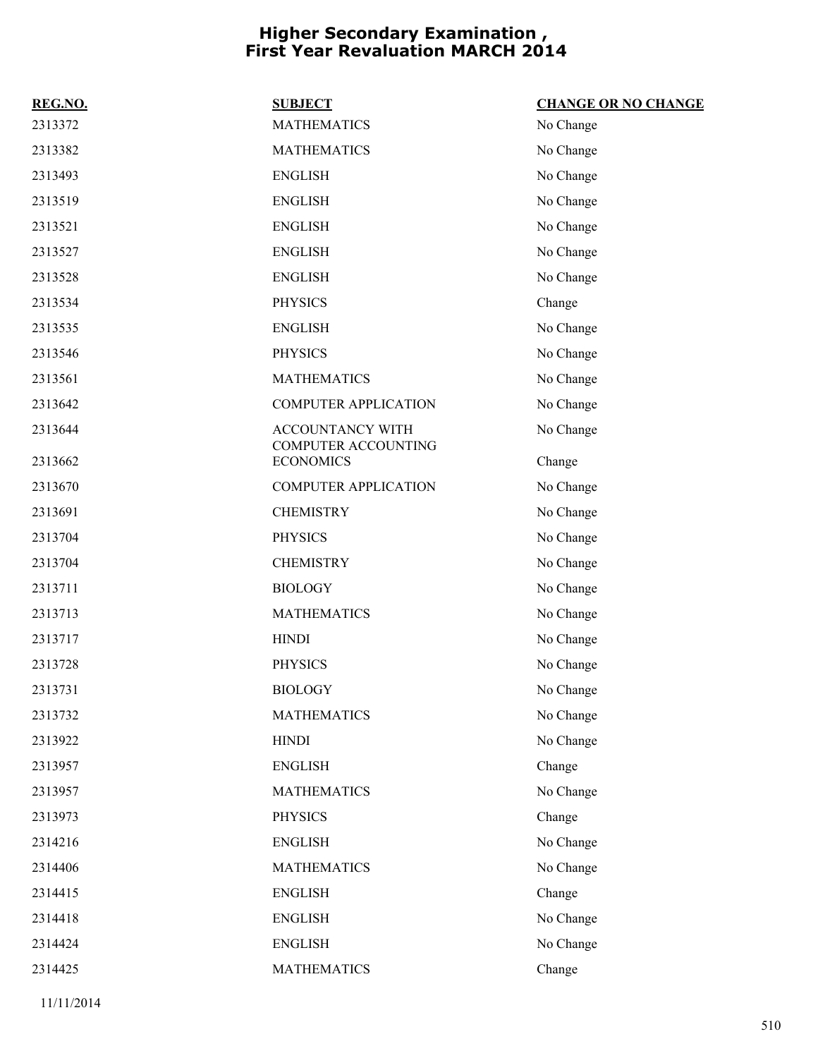# Higher Secondary Examination , First Year Revaluation MARCH 2014

| REG.NO. | SUBJECT | CHANGE OR NO CHANGE |
|---|---|---|
| 2313372 | MATHEMATICS | No Change |
| 2313382 | MATHEMATICS | No Change |
| 2313493 | ENGLISH | No Change |
| 2313519 | ENGLISH | No Change |
| 2313521 | ENGLISH | No Change |
| 2313527 | ENGLISH | No Change |
| 2313528 | ENGLISH | No Change |
| 2313534 | PHYSICS | Change |
| 2313535 | ENGLISH | No Change |
| 2313546 | PHYSICS | No Change |
| 2313561 | MATHEMATICS | No Change |
| 2313642 | COMPUTER APPLICATION | No Change |
| 2313644 | ACCOUNTANCY WITH COMPUTER ACCOUNTING | No Change |
| 2313662 | ECONOMICS | Change |
| 2313670 | COMPUTER APPLICATION | No Change |
| 2313691 | CHEMISTRY | No Change |
| 2313704 | PHYSICS | No Change |
| 2313704 | CHEMISTRY | No Change |
| 2313711 | BIOLOGY | No Change |
| 2313713 | MATHEMATICS | No Change |
| 2313717 | HINDI | No Change |
| 2313728 | PHYSICS | No Change |
| 2313731 | BIOLOGY | No Change |
| 2313732 | MATHEMATICS | No Change |
| 2313922 | HINDI | No Change |
| 2313957 | ENGLISH | Change |
| 2313957 | MATHEMATICS | No Change |
| 2313973 | PHYSICS | Change |
| 2314216 | ENGLISH | No Change |
| 2314406 | MATHEMATICS | No Change |
| 2314415 | ENGLISH | Change |
| 2314418 | ENGLISH | No Change |
| 2314424 | ENGLISH | No Change |
| 2314425 | MATHEMATICS | Change |

11/11/2014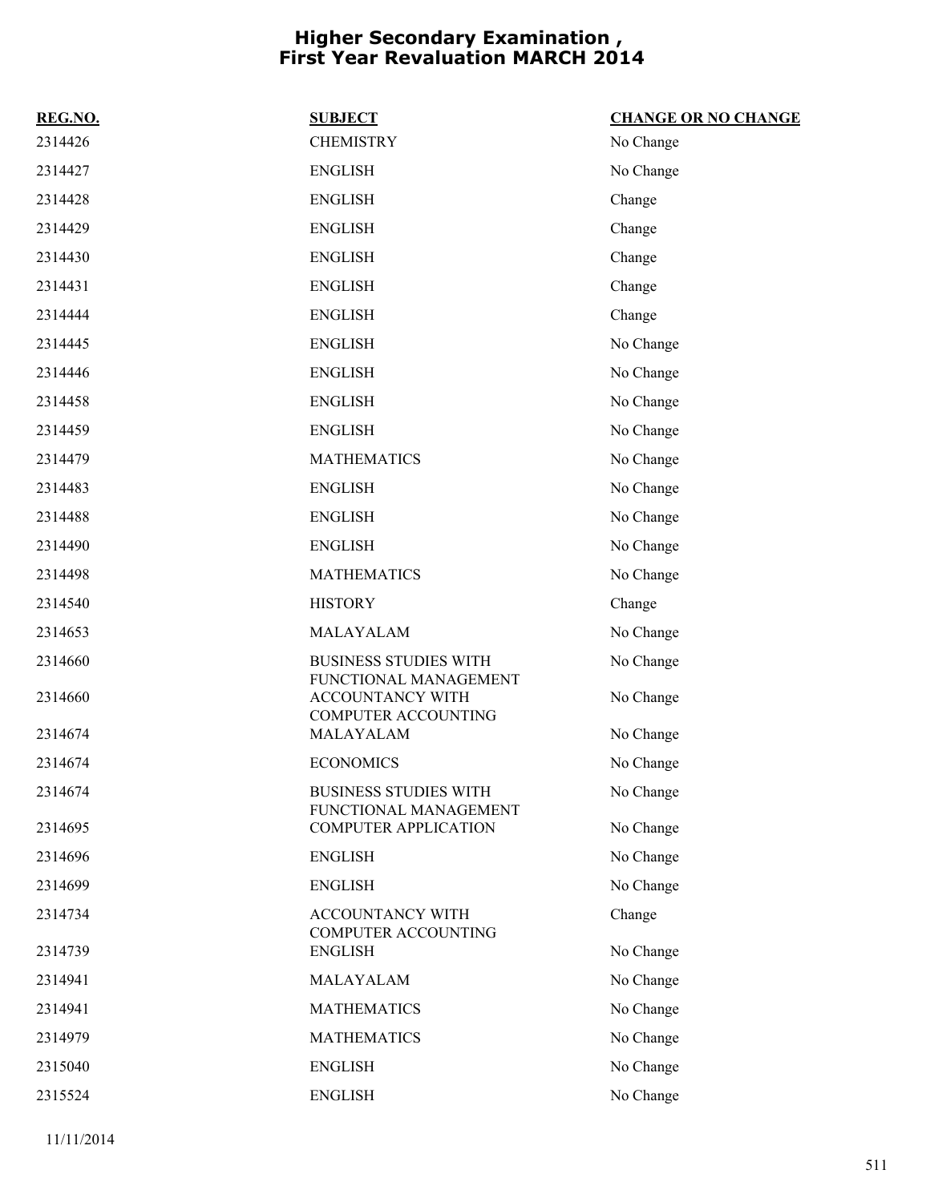# Higher Secondary Examination , First Year Revaluation MARCH 2014

| REG.NO. | SUBJECT | CHANGE OR NO CHANGE |
|---|---|---|
| 2314426 | CHEMISTRY | No Change |
| 2314427 | ENGLISH | No Change |
| 2314428 | ENGLISH | Change |
| 2314429 | ENGLISH | Change |
| 2314430 | ENGLISH | Change |
| 2314431 | ENGLISH | Change |
| 2314444 | ENGLISH | Change |
| 2314445 | ENGLISH | No Change |
| 2314446 | ENGLISH | No Change |
| 2314458 | ENGLISH | No Change |
| 2314459 | ENGLISH | No Change |
| 2314479 | MATHEMATICS | No Change |
| 2314483 | ENGLISH | No Change |
| 2314488 | ENGLISH | No Change |
| 2314490 | ENGLISH | No Change |
| 2314498 | MATHEMATICS | No Change |
| 2314540 | HISTORY | Change |
| 2314653 | MALAYALAM | No Change |
| 2314660 | BUSINESS STUDIES WITH FUNCTIONAL MANAGEMENT | No Change |
| 2314660 | ACCOUNTANCY WITH COMPUTER ACCOUNTING | No Change |
| 2314674 | MALAYALAM | No Change |
| 2314674 | ECONOMICS | No Change |
| 2314674 | BUSINESS STUDIES WITH FUNCTIONAL MANAGEMENT | No Change |
| 2314695 | COMPUTER APPLICATION | No Change |
| 2314696 | ENGLISH | No Change |
| 2314699 | ENGLISH | No Change |
| 2314734 | ACCOUNTANCY WITH COMPUTER ACCOUNTING | Change |
| 2314739 | ENGLISH | No Change |
| 2314941 | MALAYALAM | No Change |
| 2314941 | MATHEMATICS | No Change |
| 2314979 | MATHEMATICS | No Change |
| 2315040 | ENGLISH | No Change |
| 2315524 | ENGLISH | No Change |

11/11/2014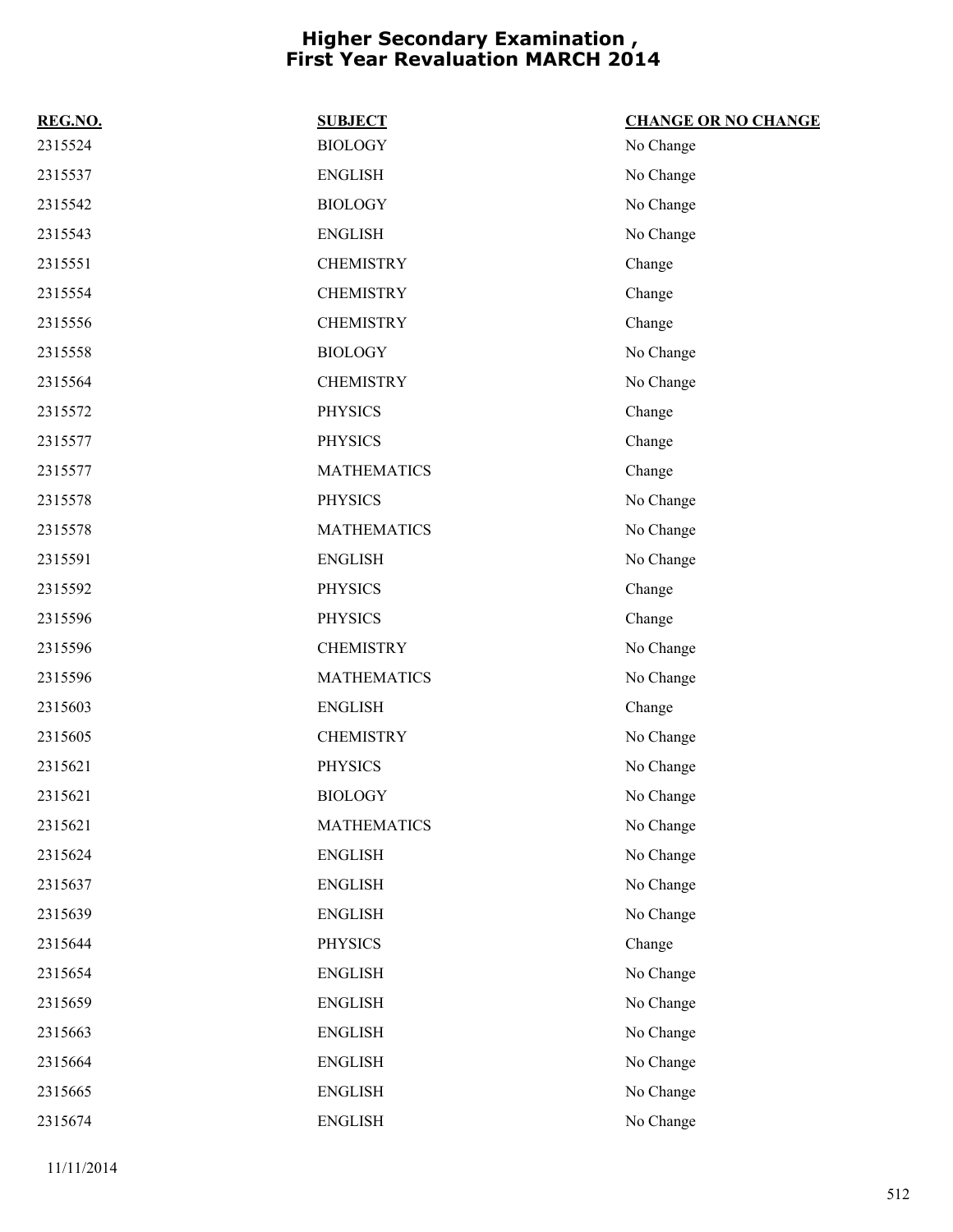# Higher Secondary Examination , First Year Revaluation MARCH 2014

| REG.NO. | SUBJECT | CHANGE OR NO CHANGE |
|---|---|---|
| 2315524 | BIOLOGY | No Change |
| 2315537 | ENGLISH | No Change |
| 2315542 | BIOLOGY | No Change |
| 2315543 | ENGLISH | No Change |
| 2315551 | CHEMISTRY | Change |
| 2315554 | CHEMISTRY | Change |
| 2315556 | CHEMISTRY | Change |
| 2315558 | BIOLOGY | No Change |
| 2315564 | CHEMISTRY | No Change |
| 2315572 | PHYSICS | Change |
| 2315577 | PHYSICS | Change |
| 2315577 | MATHEMATICS | Change |
| 2315578 | PHYSICS | No Change |
| 2315578 | MATHEMATICS | No Change |
| 2315591 | ENGLISH | No Change |
| 2315592 | PHYSICS | Change |
| 2315596 | PHYSICS | Change |
| 2315596 | CHEMISTRY | No Change |
| 2315596 | MATHEMATICS | No Change |
| 2315603 | ENGLISH | Change |
| 2315605 | CHEMISTRY | No Change |
| 2315621 | PHYSICS | No Change |
| 2315621 | BIOLOGY | No Change |
| 2315621 | MATHEMATICS | No Change |
| 2315624 | ENGLISH | No Change |
| 2315637 | ENGLISH | No Change |
| 2315639 | ENGLISH | No Change |
| 2315644 | PHYSICS | Change |
| 2315654 | ENGLISH | No Change |
| 2315659 | ENGLISH | No Change |
| 2315663 | ENGLISH | No Change |
| 2315664 | ENGLISH | No Change |
| 2315665 | ENGLISH | No Change |
| 2315674 | ENGLISH | No Change |

11/11/2014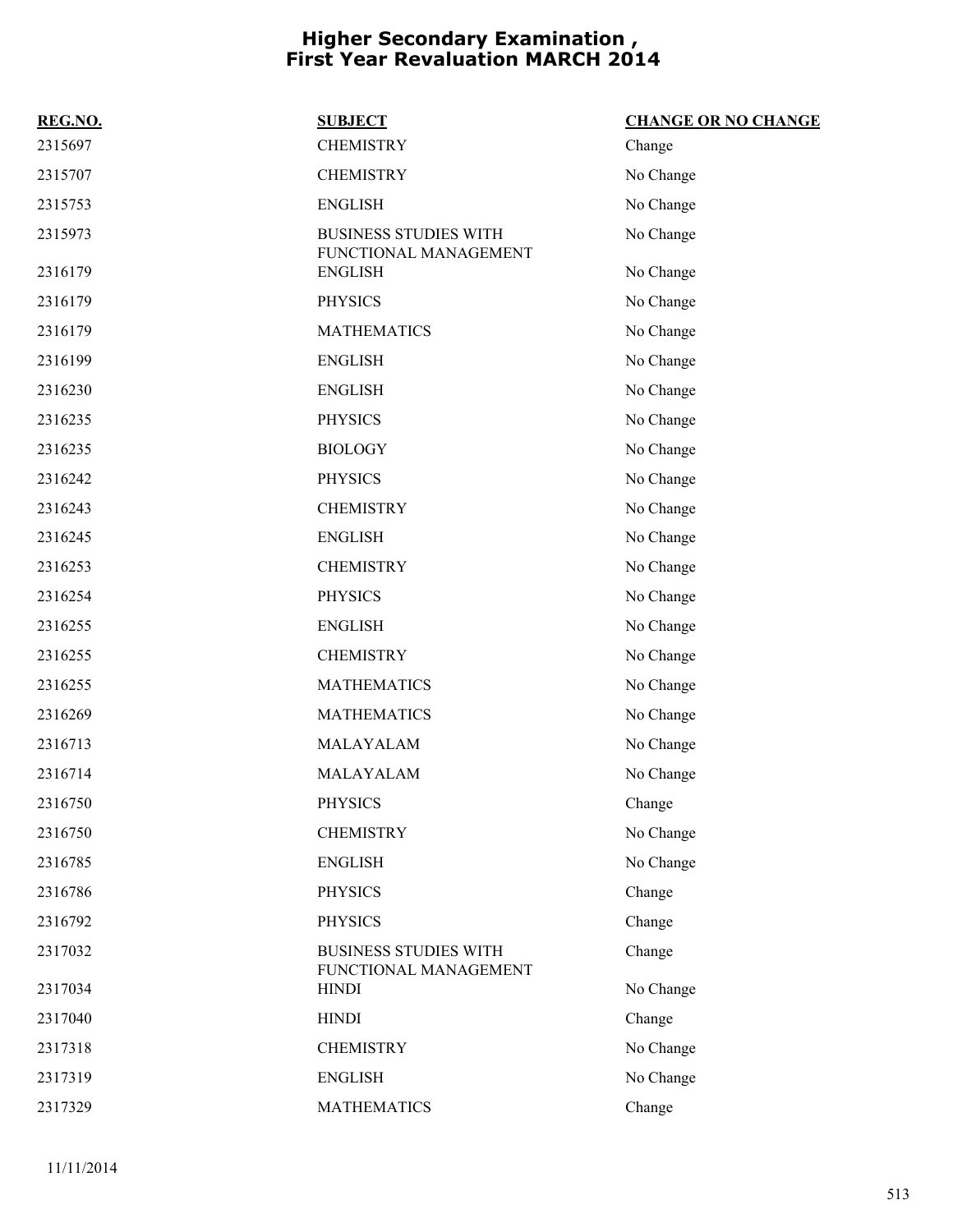# Higher Secondary Examination , First Year Revaluation MARCH 2014

| REG.NO. | SUBJECT | CHANGE OR NO CHANGE |
|---|---|---|
| 2315697 | CHEMISTRY | Change |
| 2315707 | CHEMISTRY | No Change |
| 2315753 | ENGLISH | No Change |
| 2315973 | BUSINESS STUDIES WITH FUNCTIONAL MANAGEMENT | No Change |
| 2316179 | ENGLISH | No Change |
| 2316179 | PHYSICS | No Change |
| 2316179 | MATHEMATICS | No Change |
| 2316199 | ENGLISH | No Change |
| 2316230 | ENGLISH | No Change |
| 2316235 | PHYSICS | No Change |
| 2316235 | BIOLOGY | No Change |
| 2316242 | PHYSICS | No Change |
| 2316243 | CHEMISTRY | No Change |
| 2316245 | ENGLISH | No Change |
| 2316253 | CHEMISTRY | No Change |
| 2316254 | PHYSICS | No Change |
| 2316255 | ENGLISH | No Change |
| 2316255 | CHEMISTRY | No Change |
| 2316255 | MATHEMATICS | No Change |
| 2316269 | MATHEMATICS | No Change |
| 2316713 | MALAYALAM | No Change |
| 2316714 | MALAYALAM | No Change |
| 2316750 | PHYSICS | Change |
| 2316750 | CHEMISTRY | No Change |
| 2316785 | ENGLISH | No Change |
| 2316786 | PHYSICS | Change |
| 2316792 | PHYSICS | Change |
| 2317032 | BUSINESS STUDIES WITH FUNCTIONAL MANAGEMENT | Change |
| 2317034 | HINDI | No Change |
| 2317040 | HINDI | Change |
| 2317318 | CHEMISTRY | No Change |
| 2317319 | ENGLISH | No Change |
| 2317329 | MATHEMATICS | Change |

11/11/2014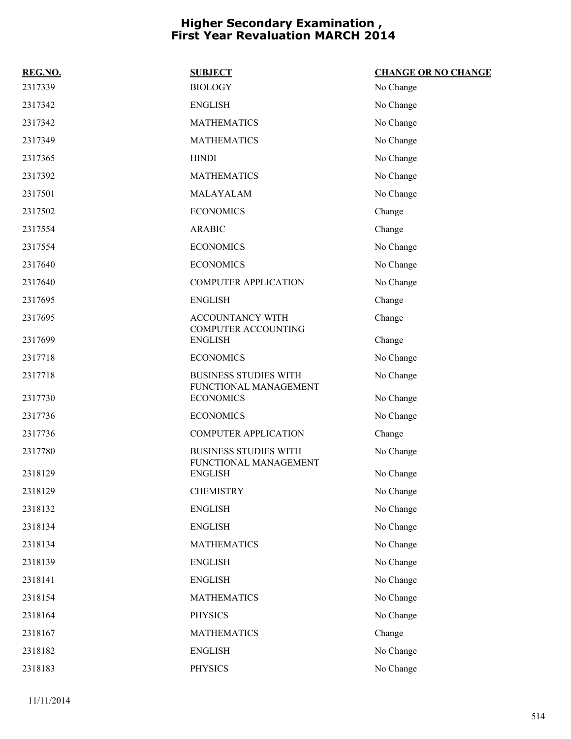# Higher Secondary Examination , First Year Revaluation MARCH 2014

| REG.NO. | SUBJECT | CHANGE OR NO CHANGE |
| --- | --- | --- |
| 2317339 | BIOLOGY | No Change |
| 2317342 | ENGLISH | No Change |
| 2317342 | MATHEMATICS | No Change |
| 2317349 | MATHEMATICS | No Change |
| 2317365 | HINDI | No Change |
| 2317392 | MATHEMATICS | No Change |
| 2317501 | MALAYALAM | No Change |
| 2317502 | ECONOMICS | Change |
| 2317554 | ARABIC | Change |
| 2317554 | ECONOMICS | No Change |
| 2317640 | ECONOMICS | No Change |
| 2317640 | COMPUTER APPLICATION | No Change |
| 2317695 | ENGLISH | Change |
| 2317695 | ACCOUNTANCY WITH COMPUTER ACCOUNTING | Change |
| 2317699 | ENGLISH | Change |
| 2317718 | ECONOMICS | No Change |
| 2317718 | BUSINESS STUDIES WITH FUNCTIONAL MANAGEMENT | No Change |
| 2317730 | ECONOMICS | No Change |
| 2317736 | ECONOMICS | No Change |
| 2317736 | COMPUTER APPLICATION | Change |
| 2317780 | BUSINESS STUDIES WITH FUNCTIONAL MANAGEMENT | No Change |
| 2318129 | ENGLISH | No Change |
| 2318129 | CHEMISTRY | No Change |
| 2318132 | ENGLISH | No Change |
| 2318134 | ENGLISH | No Change |
| 2318134 | MATHEMATICS | No Change |
| 2318139 | ENGLISH | No Change |
| 2318141 | ENGLISH | No Change |
| 2318154 | MATHEMATICS | No Change |
| 2318164 | PHYSICS | No Change |
| 2318167 | MATHEMATICS | Change |
| 2318182 | ENGLISH | No Change |
| 2318183 | PHYSICS | No Change |

11/11/2014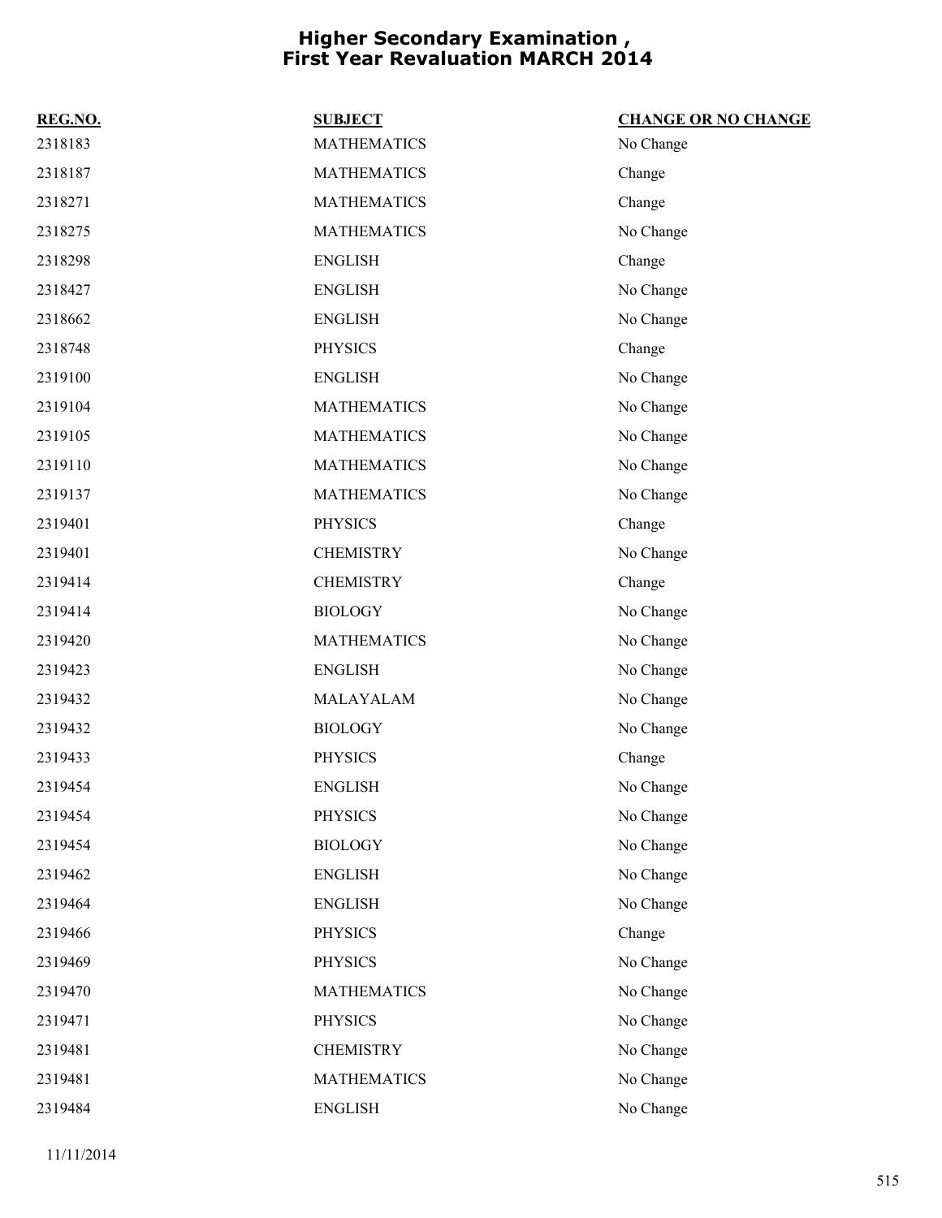# Higher Secondary Examination , First Year Revaluation MARCH 2014

| REG.NO. | SUBJECT | CHANGE OR NO CHANGE |
|---|---|---|
| 2318183 | MATHEMATICS | No Change |
| 2318187 | MATHEMATICS | Change |
| 2318271 | MATHEMATICS | Change |
| 2318275 | MATHEMATICS | No Change |
| 2318298 | ENGLISH | Change |
| 2318427 | ENGLISH | No Change |
| 2318662 | ENGLISH | No Change |
| 2318748 | PHYSICS | Change |
| 2319100 | ENGLISH | No Change |
| 2319104 | MATHEMATICS | No Change |
| 2319105 | MATHEMATICS | No Change |
| 2319110 | MATHEMATICS | No Change |
| 2319137 | MATHEMATICS | No Change |
| 2319401 | PHYSICS | Change |
| 2319401 | CHEMISTRY | No Change |
| 2319414 | CHEMISTRY | Change |
| 2319414 | BIOLOGY | No Change |
| 2319420 | MATHEMATICS | No Change |
| 2319423 | ENGLISH | No Change |
| 2319432 | MALAYALAM | No Change |
| 2319432 | BIOLOGY | No Change |
| 2319433 | PHYSICS | Change |
| 2319454 | ENGLISH | No Change |
| 2319454 | PHYSICS | No Change |
| 2319454 | BIOLOGY | No Change |
| 2319462 | ENGLISH | No Change |
| 2319464 | ENGLISH | No Change |
| 2319466 | PHYSICS | Change |
| 2319469 | PHYSICS | No Change |
| 2319470 | MATHEMATICS | No Change |
| 2319471 | PHYSICS | No Change |
| 2319481 | CHEMISTRY | No Change |
| 2319481 | MATHEMATICS | No Change |
| 2319484 | ENGLISH | No Change |

11/11/2014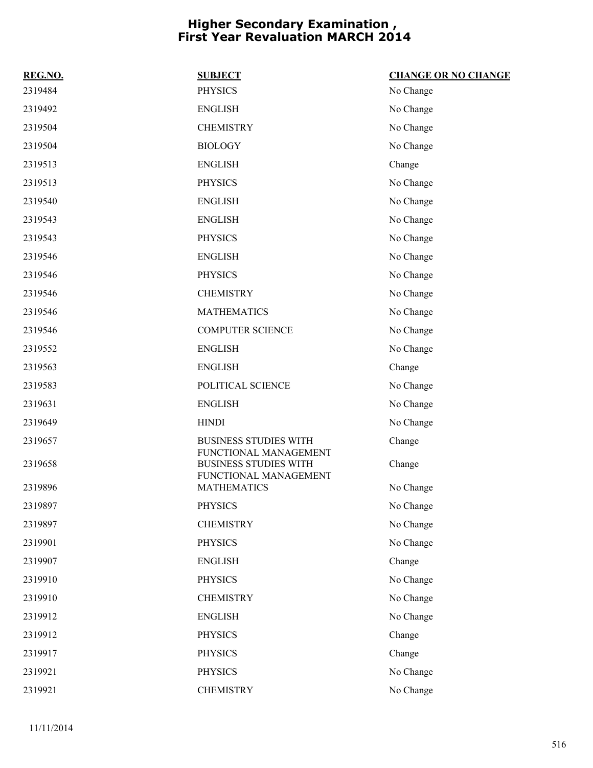# Higher Secondary Examination , First Year Revaluation MARCH 2014

| REG.NO. | SUBJECT | CHANGE OR NO CHANGE |
|---|---|---|
| 2319484 | PHYSICS | No Change |
| 2319492 | ENGLISH | No Change |
| 2319504 | CHEMISTRY | No Change |
| 2319504 | BIOLOGY | No Change |
| 2319513 | ENGLISH | Change |
| 2319513 | PHYSICS | No Change |
| 2319540 | ENGLISH | No Change |
| 2319543 | ENGLISH | No Change |
| 2319543 | PHYSICS | No Change |
| 2319546 | ENGLISH | No Change |
| 2319546 | PHYSICS | No Change |
| 2319546 | CHEMISTRY | No Change |
| 2319546 | MATHEMATICS | No Change |
| 2319546 | COMPUTER SCIENCE | No Change |
| 2319552 | ENGLISH | No Change |
| 2319563 | ENGLISH | Change |
| 2319583 | POLITICAL SCIENCE | No Change |
| 2319631 | ENGLISH | No Change |
| 2319649 | HINDI | No Change |
| 2319657 | BUSINESS STUDIES WITH FUNCTIONAL MANAGEMENT | Change |
| 2319658 | BUSINESS STUDIES WITH FUNCTIONAL MANAGEMENT | Change |
| 2319896 | MATHEMATICS | No Change |
| 2319897 | PHYSICS | No Change |
| 2319897 | CHEMISTRY | No Change |
| 2319901 | PHYSICS | No Change |
| 2319907 | ENGLISH | Change |
| 2319910 | PHYSICS | No Change |
| 2319910 | CHEMISTRY | No Change |
| 2319912 | ENGLISH | No Change |
| 2319912 | PHYSICS | Change |
| 2319917 | PHYSICS | Change |
| 2319921 | PHYSICS | No Change |
| 2319921 | CHEMISTRY | No Change |

11/11/2014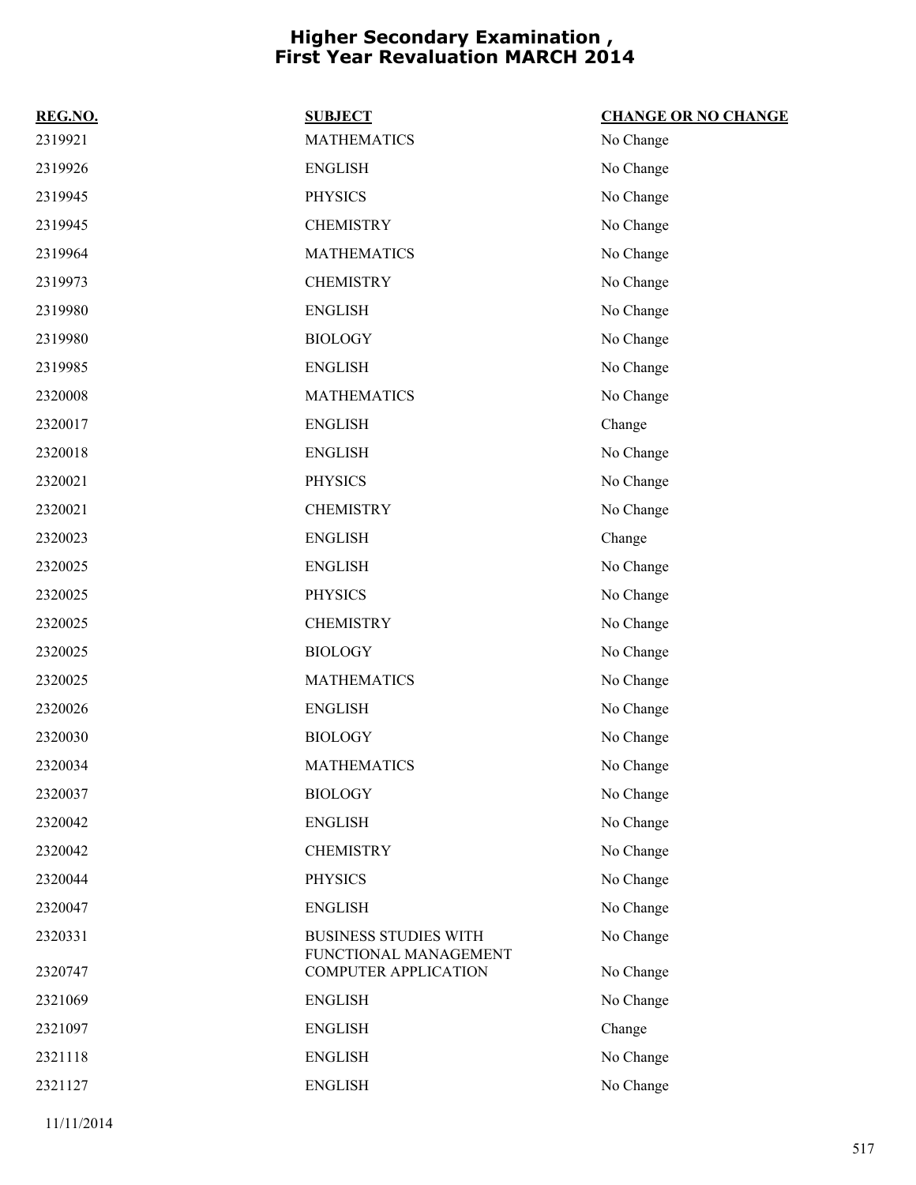# Higher Secondary Examination , First Year Revaluation MARCH 2014

| REG.NO. | SUBJECT | CHANGE OR NO CHANGE |
|---|---|---|
| 2319921 | MATHEMATICS | No Change |
| 2319926 | ENGLISH | No Change |
| 2319945 | PHYSICS | No Change |
| 2319945 | CHEMISTRY | No Change |
| 2319964 | MATHEMATICS | No Change |
| 2319973 | CHEMISTRY | No Change |
| 2319980 | ENGLISH | No Change |
| 2319980 | BIOLOGY | No Change |
| 2319985 | ENGLISH | No Change |
| 2320008 | MATHEMATICS | No Change |
| 2320017 | ENGLISH | Change |
| 2320018 | ENGLISH | No Change |
| 2320021 | PHYSICS | No Change |
| 2320021 | CHEMISTRY | No Change |
| 2320023 | ENGLISH | Change |
| 2320025 | ENGLISH | No Change |
| 2320025 | PHYSICS | No Change |
| 2320025 | CHEMISTRY | No Change |
| 2320025 | BIOLOGY | No Change |
| 2320025 | MATHEMATICS | No Change |
| 2320026 | ENGLISH | No Change |
| 2320030 | BIOLOGY | No Change |
| 2320034 | MATHEMATICS | No Change |
| 2320037 | BIOLOGY | No Change |
| 2320042 | ENGLISH | No Change |
| 2320042 | CHEMISTRY | No Change |
| 2320044 | PHYSICS | No Change |
| 2320047 | ENGLISH | No Change |
| 2320331 | BUSINESS STUDIES WITH FUNCTIONAL MANAGEMENT | No Change |
| 2320747 | COMPUTER APPLICATION | No Change |
| 2321069 | ENGLISH | No Change |
| 2321097 | ENGLISH | Change |
| 2321118 | ENGLISH | No Change |
| 2321127 | ENGLISH | No Change |

11/11/2014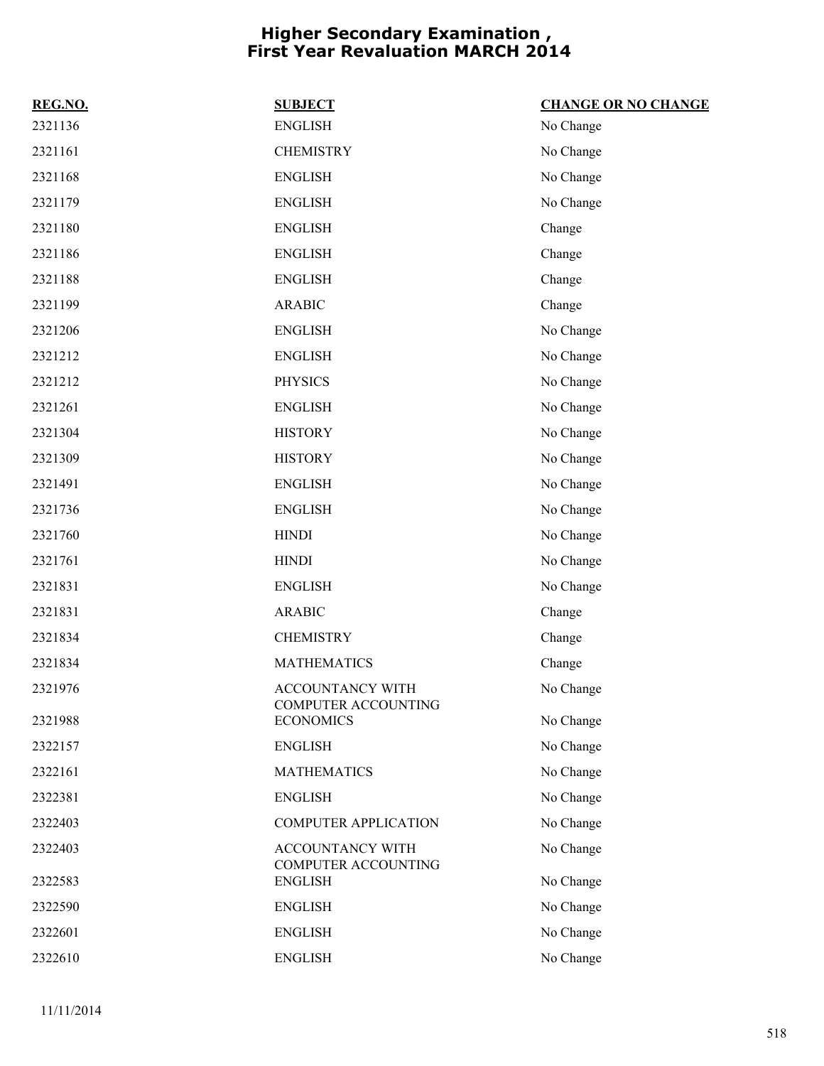# Higher Secondary Examination , First Year Revaluation MARCH 2014

| REG.NO. | SUBJECT | CHANGE OR NO CHANGE |
| --- | --- | --- |
| 2321136 | ENGLISH | No Change |
| 2321161 | CHEMISTRY | No Change |
| 2321168 | ENGLISH | No Change |
| 2321179 | ENGLISH | No Change |
| 2321180 | ENGLISH | Change |
| 2321186 | ENGLISH | Change |
| 2321188 | ENGLISH | Change |
| 2321199 | ARABIC | Change |
| 2321206 | ENGLISH | No Change |
| 2321212 | ENGLISH | No Change |
| 2321212 | PHYSICS | No Change |
| 2321261 | ENGLISH | No Change |
| 2321304 | HISTORY | No Change |
| 2321309 | HISTORY | No Change |
| 2321491 | ENGLISH | No Change |
| 2321736 | ENGLISH | No Change |
| 2321760 | HINDI | No Change |
| 2321761 | HINDI | No Change |
| 2321831 | ENGLISH | No Change |
| 2321831 | ARABIC | Change |
| 2321834 | CHEMISTRY | Change |
| 2321834 | MATHEMATICS | Change |
| 2321976 | ACCOUNTANCY WITH COMPUTER ACCOUNTING | No Change |
| 2321988 | ECONOMICS | No Change |
| 2322157 | ENGLISH | No Change |
| 2322161 | MATHEMATICS | No Change |
| 2322381 | ENGLISH | No Change |
| 2322403 | COMPUTER APPLICATION | No Change |
| 2322403 | ACCOUNTANCY WITH COMPUTER ACCOUNTING | No Change |
| 2322583 | ENGLISH | No Change |
| 2322590 | ENGLISH | No Change |
| 2322601 | ENGLISH | No Change |
| 2322610 | ENGLISH | No Change |

11/11/2014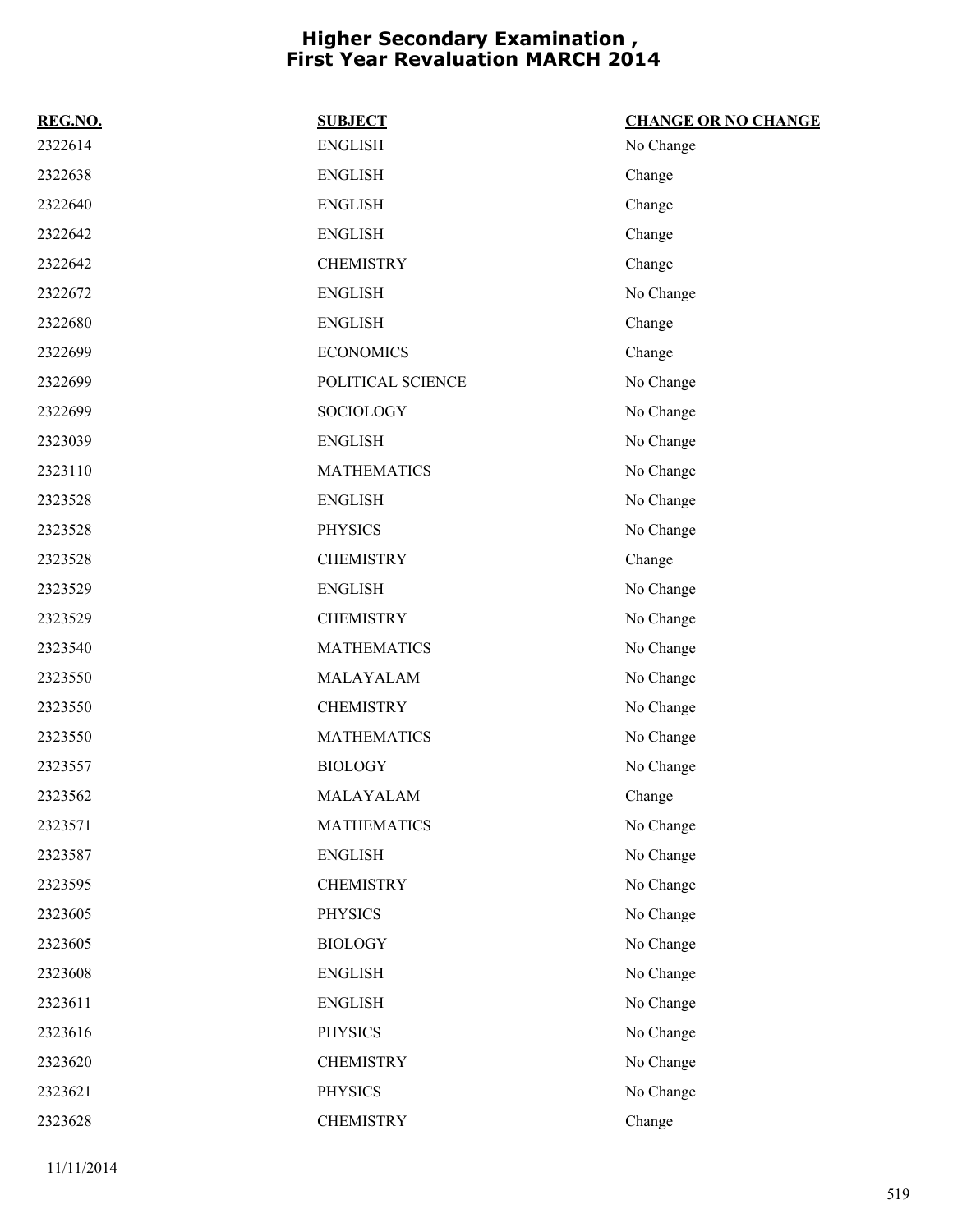# Higher Secondary Examination , First Year Revaluation MARCH 2014

| REG.NO. | SUBJECT | CHANGE OR NO CHANGE |
|---|---|---|
| 2322614 | ENGLISH | No Change |
| 2322638 | ENGLISH | Change |
| 2322640 | ENGLISH | Change |
| 2322642 | ENGLISH | Change |
| 2322642 | CHEMISTRY | Change |
| 2322672 | ENGLISH | No Change |
| 2322680 | ENGLISH | Change |
| 2322699 | ECONOMICS | Change |
| 2322699 | POLITICAL SCIENCE | No Change |
| 2322699 | SOCIOLOGY | No Change |
| 2323039 | ENGLISH | No Change |
| 2323110 | MATHEMATICS | No Change |
| 2323528 | ENGLISH | No Change |
| 2323528 | PHYSICS | No Change |
| 2323528 | CHEMISTRY | Change |
| 2323529 | ENGLISH | No Change |
| 2323529 | CHEMISTRY | No Change |
| 2323540 | MATHEMATICS | No Change |
| 2323550 | MALAYALAM | No Change |
| 2323550 | CHEMISTRY | No Change |
| 2323550 | MATHEMATICS | No Change |
| 2323557 | BIOLOGY | No Change |
| 2323562 | MALAYALAM | Change |
| 2323571 | MATHEMATICS | No Change |
| 2323587 | ENGLISH | No Change |
| 2323595 | CHEMISTRY | No Change |
| 2323605 | PHYSICS | No Change |
| 2323605 | BIOLOGY | No Change |
| 2323608 | ENGLISH | No Change |
| 2323611 | ENGLISH | No Change |
| 2323616 | PHYSICS | No Change |
| 2323620 | CHEMISTRY | No Change |
| 2323621 | PHYSICS | No Change |
| 2323628 | CHEMISTRY | Change |

11/11/2014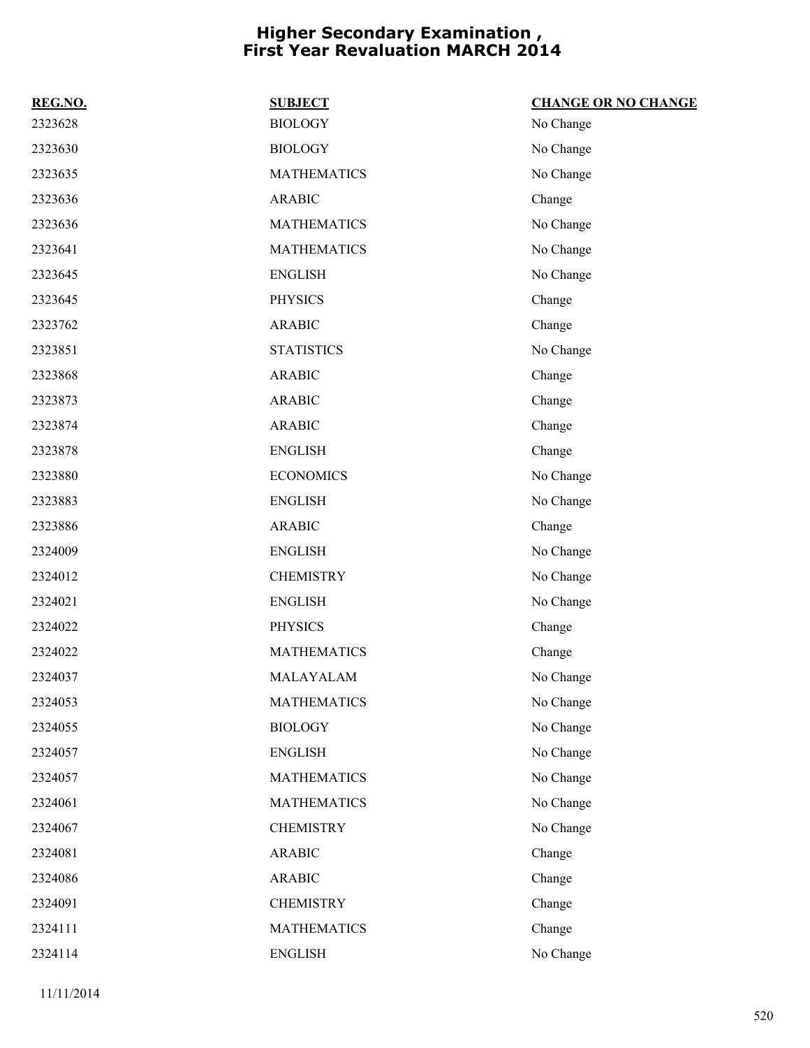# Higher Secondary Examination , First Year Revaluation MARCH 2014

| REG.NO. | SUBJECT | CHANGE OR NO CHANGE |
|---|---|---|
| 2323628 | BIOLOGY | No Change |
| 2323630 | BIOLOGY | No Change |
| 2323635 | MATHEMATICS | No Change |
| 2323636 | ARABIC | Change |
| 2323636 | MATHEMATICS | No Change |
| 2323641 | MATHEMATICS | No Change |
| 2323645 | ENGLISH | No Change |
| 2323645 | PHYSICS | Change |
| 2323762 | ARABIC | Change |
| 2323851 | STATISTICS | No Change |
| 2323868 | ARABIC | Change |
| 2323873 | ARABIC | Change |
| 2323874 | ARABIC | Change |
| 2323878 | ENGLISH | Change |
| 2323880 | ECONOMICS | No Change |
| 2323883 | ENGLISH | No Change |
| 2323886 | ARABIC | Change |
| 2324009 | ENGLISH | No Change |
| 2324012 | CHEMISTRY | No Change |
| 2324021 | ENGLISH | No Change |
| 2324022 | PHYSICS | Change |
| 2324022 | MATHEMATICS | Change |
| 2324037 | MALAYALAM | No Change |
| 2324053 | MATHEMATICS | No Change |
| 2324055 | BIOLOGY | No Change |
| 2324057 | ENGLISH | No Change |
| 2324057 | MATHEMATICS | No Change |
| 2324061 | MATHEMATICS | No Change |
| 2324067 | CHEMISTRY | No Change |
| 2324081 | ARABIC | Change |
| 2324086 | ARABIC | Change |
| 2324091 | CHEMISTRY | Change |
| 2324111 | MATHEMATICS | Change |
| 2324114 | ENGLISH | No Change |

11/11/2014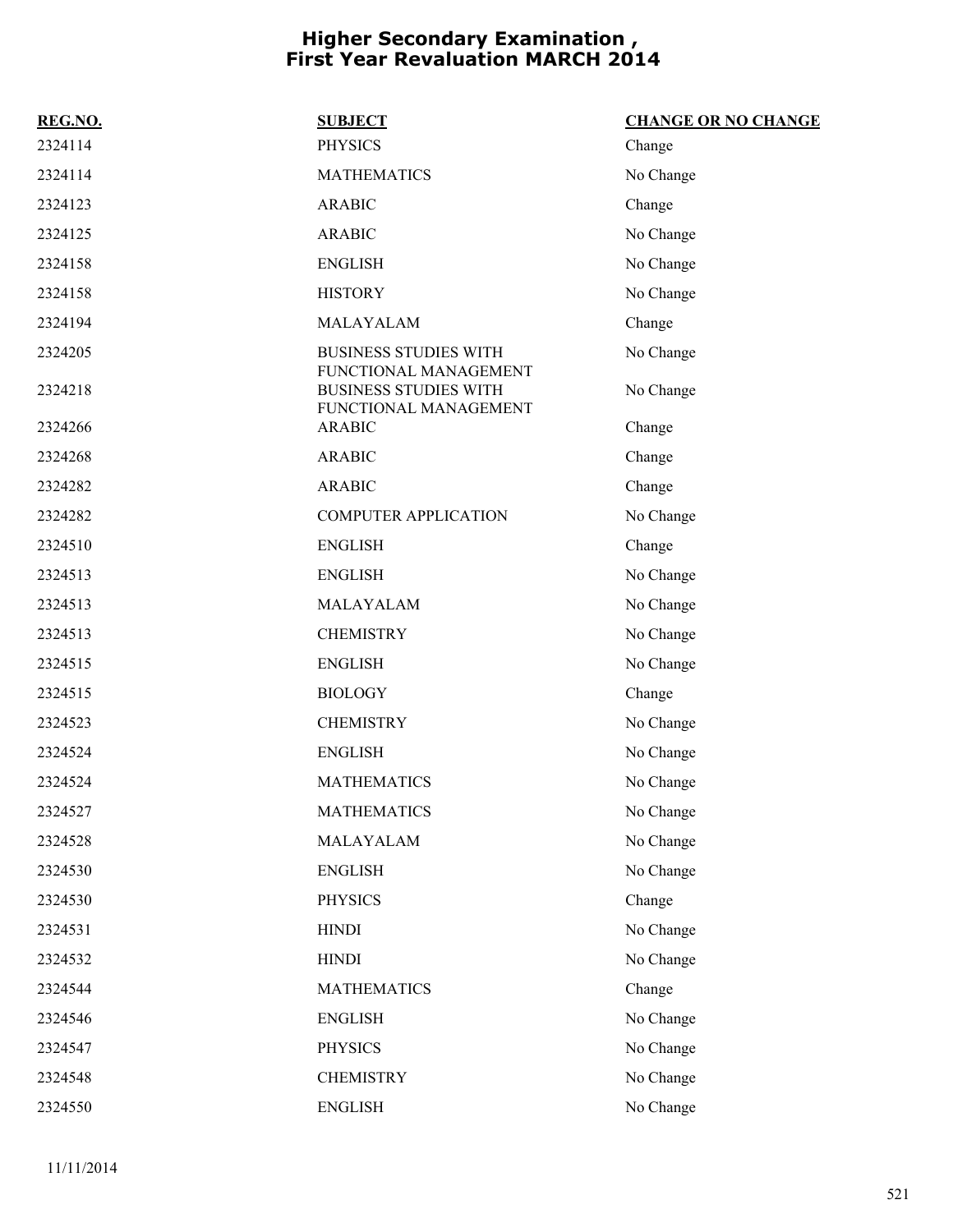# Higher Secondary Examination , First Year Revaluation MARCH 2014

| REG.NO. | SUBJECT | CHANGE OR NO CHANGE |
|---|---|---|
| 2324114 | PHYSICS | Change |
| 2324114 | MATHEMATICS | No Change |
| 2324123 | ARABIC | Change |
| 2324125 | ARABIC | No Change |
| 2324158 | ENGLISH | No Change |
| 2324158 | HISTORY | No Change |
| 2324194 | MALAYALAM | Change |
| 2324205 | BUSINESS STUDIES WITH FUNCTIONAL MANAGEMENT | No Change |
| 2324218 | BUSINESS STUDIES WITH FUNCTIONAL MANAGEMENT | No Change |
| 2324266 | ARABIC | Change |
| 2324268 | ARABIC | Change |
| 2324282 | ARABIC | Change |
| 2324282 | COMPUTER APPLICATION | No Change |
| 2324510 | ENGLISH | Change |
| 2324513 | ENGLISH | No Change |
| 2324513 | MALAYALAM | No Change |
| 2324513 | CHEMISTRY | No Change |
| 2324515 | ENGLISH | No Change |
| 2324515 | BIOLOGY | Change |
| 2324523 | CHEMISTRY | No Change |
| 2324524 | ENGLISH | No Change |
| 2324524 | MATHEMATICS | No Change |
| 2324527 | MATHEMATICS | No Change |
| 2324528 | MALAYALAM | No Change |
| 2324530 | ENGLISH | No Change |
| 2324530 | PHYSICS | Change |
| 2324531 | HINDI | No Change |
| 2324532 | HINDI | No Change |
| 2324544 | MATHEMATICS | Change |
| 2324546 | ENGLISH | No Change |
| 2324547 | PHYSICS | No Change |
| 2324548 | CHEMISTRY | No Change |
| 2324550 | ENGLISH | No Change |

11/11/2014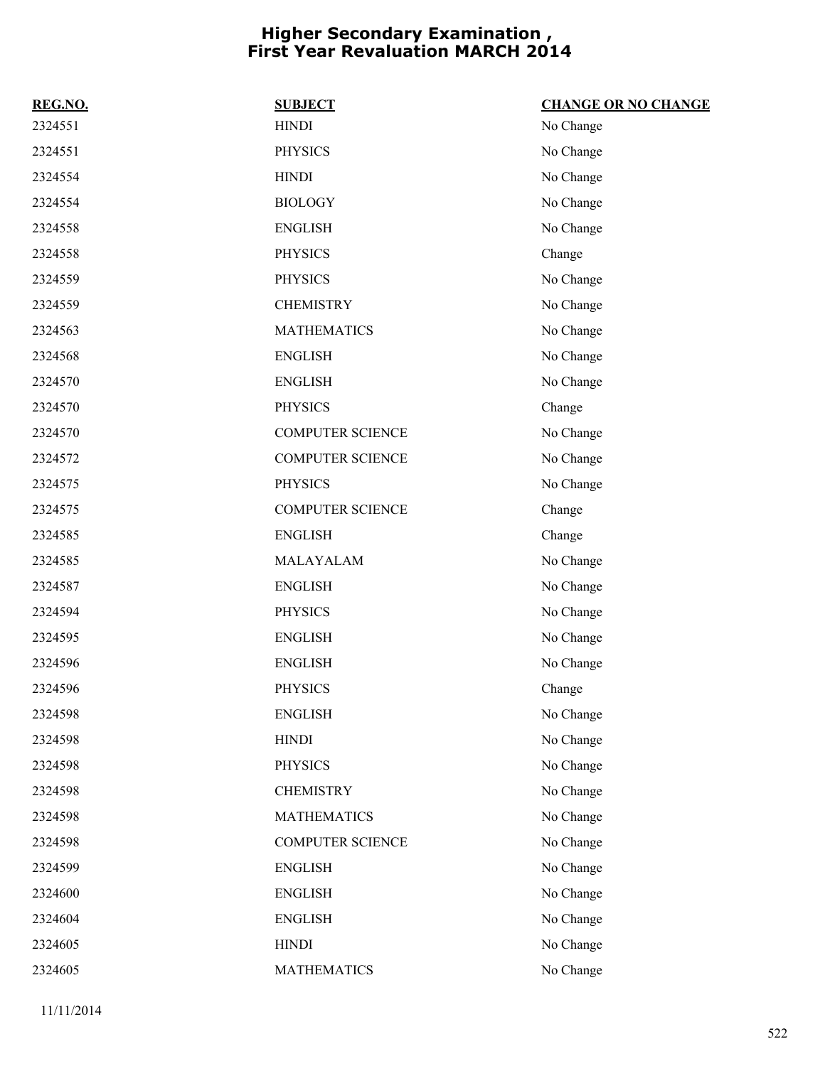# Higher Secondary Examination , First Year Revaluation MARCH 2014

| REG.NO. | SUBJECT | CHANGE OR NO CHANGE |
|---|---|---|
| 2324551 | HINDI | No Change |
| 2324551 | PHYSICS | No Change |
| 2324554 | HINDI | No Change |
| 2324554 | BIOLOGY | No Change |
| 2324558 | ENGLISH | No Change |
| 2324558 | PHYSICS | Change |
| 2324559 | PHYSICS | No Change |
| 2324559 | CHEMISTRY | No Change |
| 2324563 | MATHEMATICS | No Change |
| 2324568 | ENGLISH | No Change |
| 2324570 | ENGLISH | No Change |
| 2324570 | PHYSICS | Change |
| 2324570 | COMPUTER SCIENCE | No Change |
| 2324572 | COMPUTER SCIENCE | No Change |
| 2324575 | PHYSICS | No Change |
| 2324575 | COMPUTER SCIENCE | Change |
| 2324585 | ENGLISH | Change |
| 2324585 | MALAYALAM | No Change |
| 2324587 | ENGLISH | No Change |
| 2324594 | PHYSICS | No Change |
| 2324595 | ENGLISH | No Change |
| 2324596 | ENGLISH | No Change |
| 2324596 | PHYSICS | Change |
| 2324598 | ENGLISH | No Change |
| 2324598 | HINDI | No Change |
| 2324598 | PHYSICS | No Change |
| 2324598 | CHEMISTRY | No Change |
| 2324598 | MATHEMATICS | No Change |
| 2324598 | COMPUTER SCIENCE | No Change |
| 2324599 | ENGLISH | No Change |
| 2324600 | ENGLISH | No Change |
| 2324604 | ENGLISH | No Change |
| 2324605 | HINDI | No Change |
| 2324605 | MATHEMATICS | No Change |

11/11/2014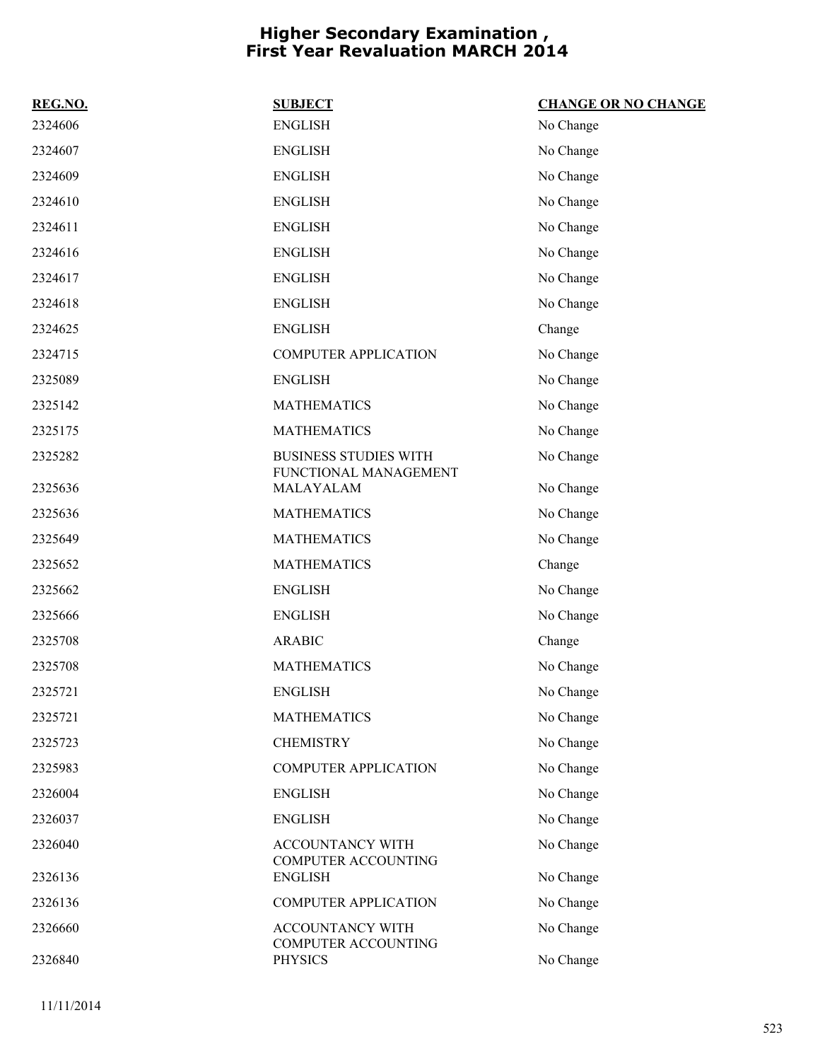# Higher Secondary Examination , First Year Revaluation MARCH 2014

| REG.NO. | SUBJECT | CHANGE OR NO CHANGE |
|---|---|---|
| 2324606 | ENGLISH | No Change |
| 2324607 | ENGLISH | No Change |
| 2324609 | ENGLISH | No Change |
| 2324610 | ENGLISH | No Change |
| 2324611 | ENGLISH | No Change |
| 2324616 | ENGLISH | No Change |
| 2324617 | ENGLISH | No Change |
| 2324618 | ENGLISH | No Change |
| 2324625 | ENGLISH | Change |
| 2324715 | COMPUTER APPLICATION | No Change |
| 2325089 | ENGLISH | No Change |
| 2325142 | MATHEMATICS | No Change |
| 2325175 | MATHEMATICS | No Change |
| 2325282 | BUSINESS STUDIES WITH FUNCTIONAL MANAGEMENT | No Change |
| 2325636 | MALAYALAM | No Change |
| 2325636 | MATHEMATICS | No Change |
| 2325649 | MATHEMATICS | No Change |
| 2325652 | MATHEMATICS | Change |
| 2325662 | ENGLISH | No Change |
| 2325666 | ENGLISH | No Change |
| 2325708 | ARABIC | Change |
| 2325708 | MATHEMATICS | No Change |
| 2325721 | ENGLISH | No Change |
| 2325721 | MATHEMATICS | No Change |
| 2325723 | CHEMISTRY | No Change |
| 2325983 | COMPUTER APPLICATION | No Change |
| 2326004 | ENGLISH | No Change |
| 2326037 | ENGLISH | No Change |
| 2326040 | ACCOUNTANCY WITH COMPUTER ACCOUNTING | No Change |
| 2326136 | ENGLISH | No Change |
| 2326136 | COMPUTER APPLICATION | No Change |
| 2326660 | ACCOUNTANCY WITH COMPUTER ACCOUNTING | No Change |
| 2326840 | PHYSICS | No Change |

11/11/2014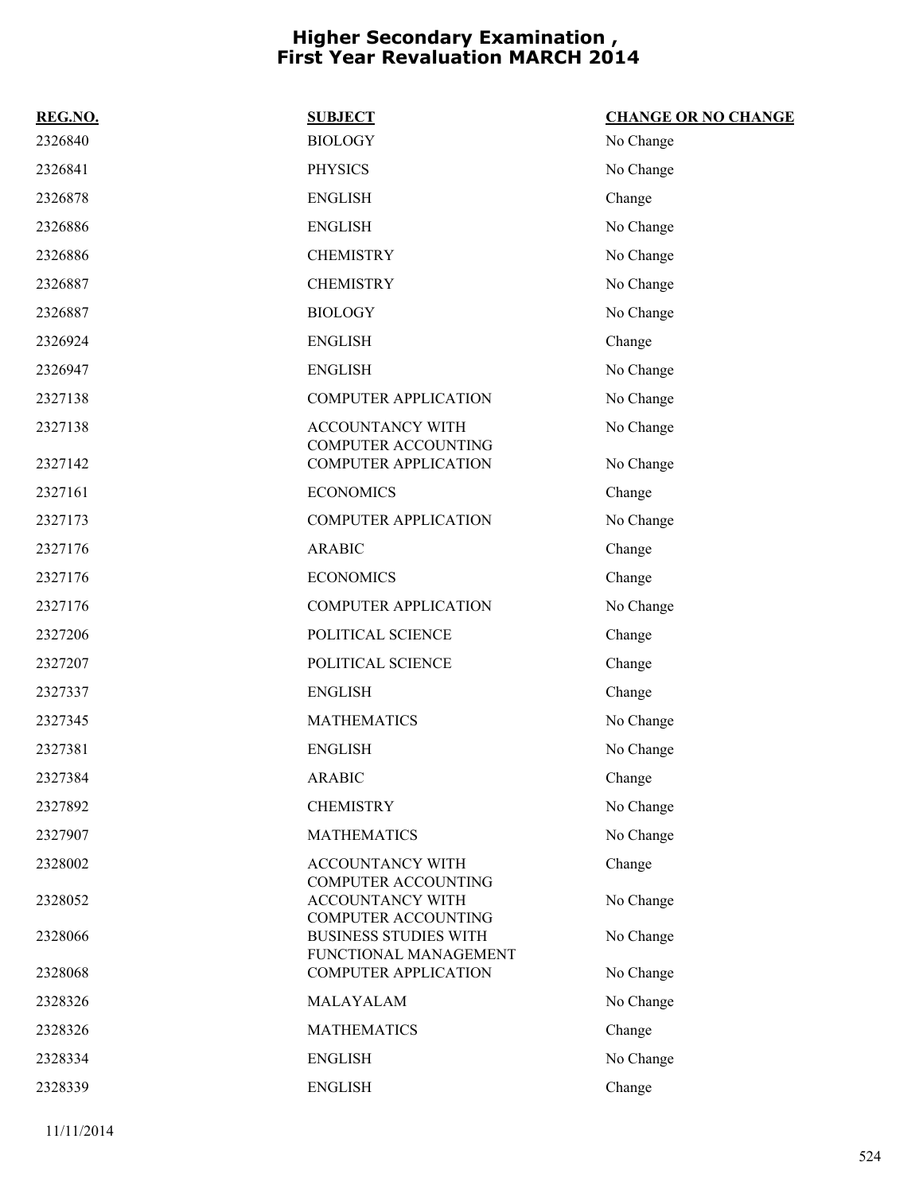# Higher Secondary Examination , First Year Revaluation MARCH 2014

| REG.NO. | SUBJECT | CHANGE OR NO CHANGE |
|---|---|---|
| 2326840 | BIOLOGY | No Change |
| 2326841 | PHYSICS | No Change |
| 2326878 | ENGLISH | Change |
| 2326886 | ENGLISH | No Change |
| 2326886 | CHEMISTRY | No Change |
| 2326887 | CHEMISTRY | No Change |
| 2326887 | BIOLOGY | No Change |
| 2326924 | ENGLISH | Change |
| 2326947 | ENGLISH | No Change |
| 2327138 | COMPUTER APPLICATION | No Change |
| 2327138 | ACCOUNTANCY WITH COMPUTER ACCOUNTING | No Change |
| 2327142 | COMPUTER APPLICATION | No Change |
| 2327161 | ECONOMICS | Change |
| 2327173 | COMPUTER APPLICATION | No Change |
| 2327176 | ARABIC | Change |
| 2327176 | ECONOMICS | Change |
| 2327176 | COMPUTER APPLICATION | No Change |
| 2327206 | POLITICAL SCIENCE | Change |
| 2327207 | POLITICAL SCIENCE | Change |
| 2327337 | ENGLISH | Change |
| 2327345 | MATHEMATICS | No Change |
| 2327381 | ENGLISH | No Change |
| 2327384 | ARABIC | Change |
| 2327892 | CHEMISTRY | No Change |
| 2327907 | MATHEMATICS | No Change |
| 2328002 | ACCOUNTANCY WITH COMPUTER ACCOUNTING | Change |
| 2328052 | ACCOUNTANCY WITH COMPUTER ACCOUNTING | No Change |
| 2328066 | BUSINESS STUDIES WITH FUNCTIONAL MANAGEMENT | No Change |
| 2328068 | COMPUTER APPLICATION | No Change |
| 2328326 | MALAYALAM | No Change |
| 2328326 | MATHEMATICS | Change |
| 2328334 | ENGLISH | No Change |
| 2328339 | ENGLISH | Change |

11/11/2014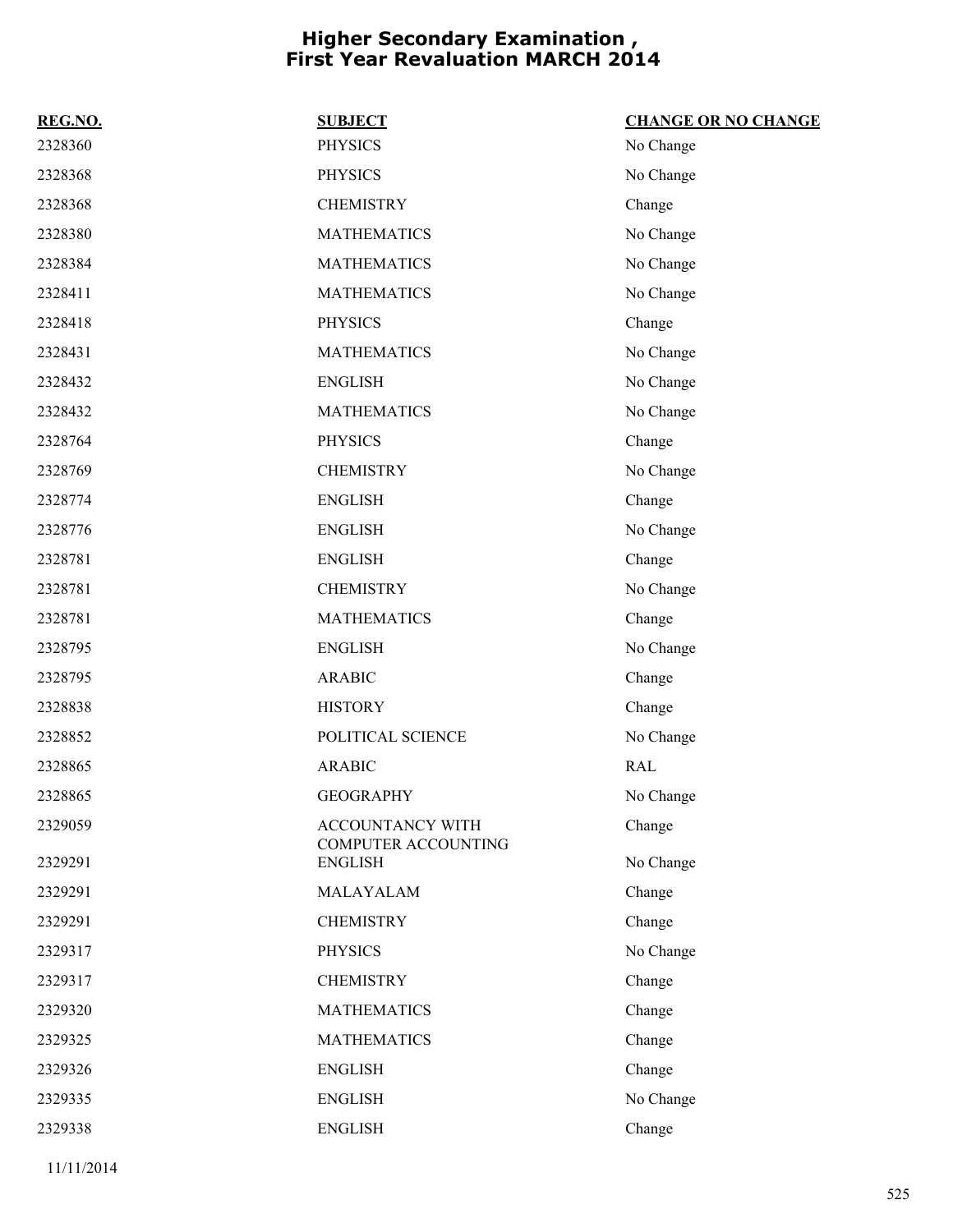# Higher Secondary Examination , First Year Revaluation MARCH 2014

| REG.NO. | SUBJECT | CHANGE OR NO CHANGE |
| --- | --- | --- |
| 2328360 | PHYSICS | No Change |
| 2328368 | PHYSICS | No Change |
| 2328368 | CHEMISTRY | Change |
| 2328380 | MATHEMATICS | No Change |
| 2328384 | MATHEMATICS | No Change |
| 2328411 | MATHEMATICS | No Change |
| 2328418 | PHYSICS | Change |
| 2328431 | MATHEMATICS | No Change |
| 2328432 | ENGLISH | No Change |
| 2328432 | MATHEMATICS | No Change |
| 2328764 | PHYSICS | Change |
| 2328769 | CHEMISTRY | No Change |
| 2328774 | ENGLISH | Change |
| 2328776 | ENGLISH | No Change |
| 2328781 | ENGLISH | Change |
| 2328781 | CHEMISTRY | No Change |
| 2328781 | MATHEMATICS | Change |
| 2328795 | ENGLISH | No Change |
| 2328795 | ARABIC | Change |
| 2328838 | HISTORY | Change |
| 2328852 | POLITICAL SCIENCE | No Change |
| 2328865 | ARABIC | RAL |
| 2328865 | GEOGRAPHY | No Change |
| 2329059 | ACCOUNTANCY WITH COMPUTER ACCOUNTING | Change |
| 2329291 | ENGLISH | No Change |
| 2329291 | MALAYALAM | Change |
| 2329291 | CHEMISTRY | Change |
| 2329317 | PHYSICS | No Change |
| 2329317 | CHEMISTRY | Change |
| 2329320 | MATHEMATICS | Change |
| 2329325 | MATHEMATICS | Change |
| 2329326 | ENGLISH | Change |
| 2329335 | ENGLISH | No Change |
| 2329338 | ENGLISH | Change |

11/11/2014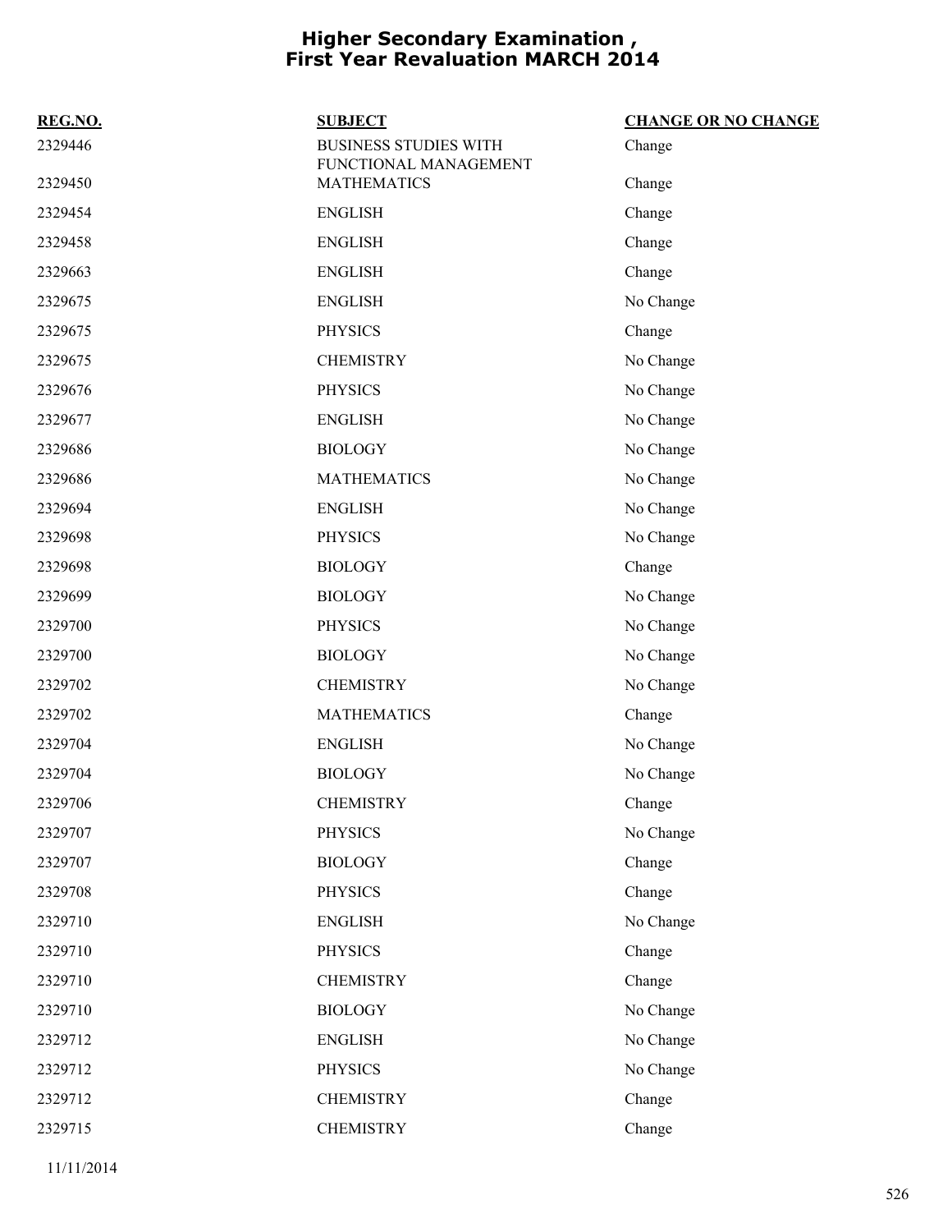# Higher Secondary Examination , First Year Revaluation MARCH 2014

| REG.NO. | SUBJECT | CHANGE OR NO CHANGE |
|---|---|---|
| 2329446 | BUSINESS STUDIES WITH FUNCTIONAL MANAGEMENT | Change |
| 2329450 | MATHEMATICS | Change |
| 2329454 | ENGLISH | Change |
| 2329458 | ENGLISH | Change |
| 2329663 | ENGLISH | Change |
| 2329675 | ENGLISH | No Change |
| 2329675 | PHYSICS | Change |
| 2329675 | CHEMISTRY | No Change |
| 2329676 | PHYSICS | No Change |
| 2329677 | ENGLISH | No Change |
| 2329686 | BIOLOGY | No Change |
| 2329686 | MATHEMATICS | No Change |
| 2329694 | ENGLISH | No Change |
| 2329698 | PHYSICS | No Change |
| 2329698 | BIOLOGY | Change |
| 2329699 | BIOLOGY | No Change |
| 2329700 | PHYSICS | No Change |
| 2329700 | BIOLOGY | No Change |
| 2329702 | CHEMISTRY | No Change |
| 2329702 | MATHEMATICS | Change |
| 2329704 | ENGLISH | No Change |
| 2329704 | BIOLOGY | No Change |
| 2329706 | CHEMISTRY | Change |
| 2329707 | PHYSICS | No Change |
| 2329707 | BIOLOGY | Change |
| 2329708 | PHYSICS | Change |
| 2329710 | ENGLISH | No Change |
| 2329710 | PHYSICS | Change |
| 2329710 | CHEMISTRY | Change |
| 2329710 | BIOLOGY | No Change |
| 2329712 | ENGLISH | No Change |
| 2329712 | PHYSICS | No Change |
| 2329712 | CHEMISTRY | Change |
| 2329715 | CHEMISTRY | Change |

11/11/2014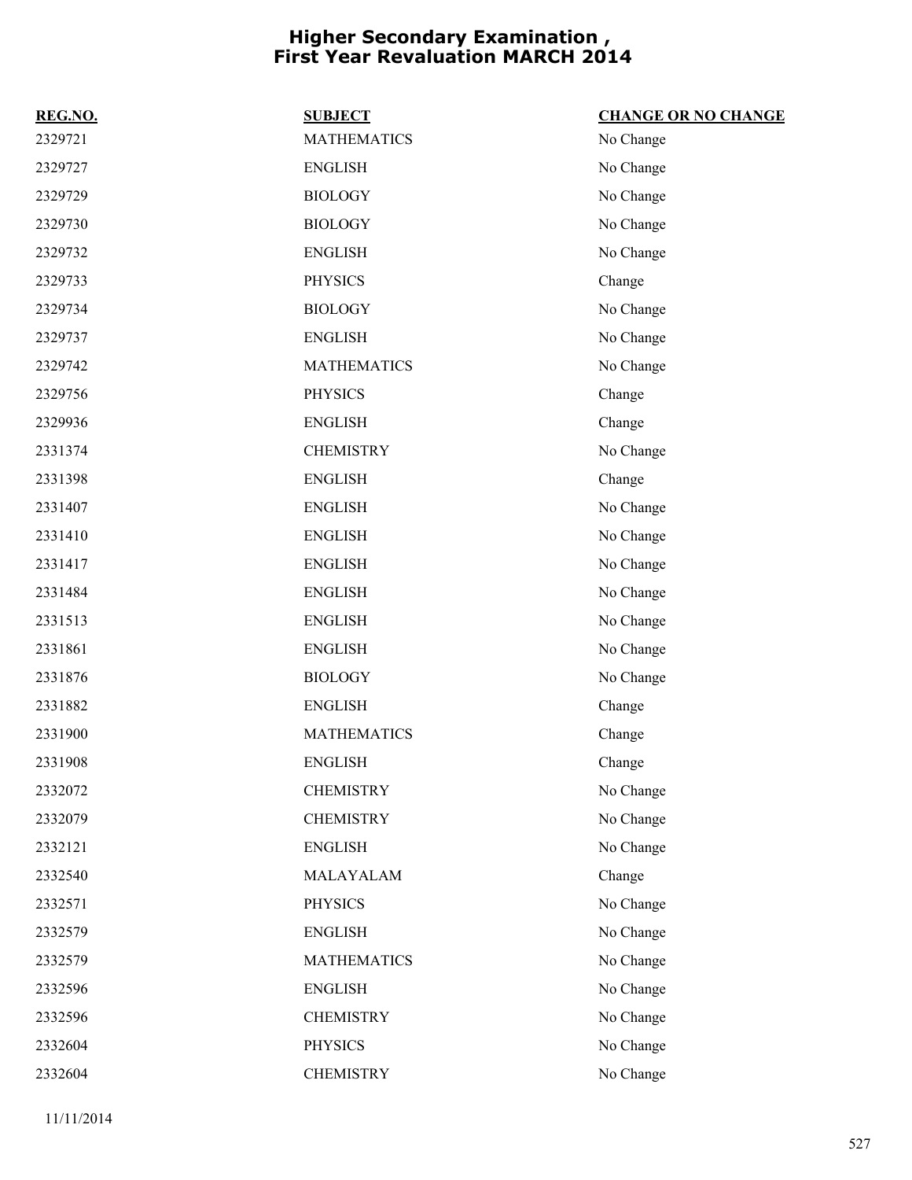# Higher Secondary Examination , First Year Revaluation MARCH 2014

| REG.NO. | SUBJECT | CHANGE OR NO CHANGE |
|---|---|---|
| 2329721 | MATHEMATICS | No Change |
| 2329727 | ENGLISH | No Change |
| 2329729 | BIOLOGY | No Change |
| 2329730 | BIOLOGY | No Change |
| 2329732 | ENGLISH | No Change |
| 2329733 | PHYSICS | Change |
| 2329734 | BIOLOGY | No Change |
| 2329737 | ENGLISH | No Change |
| 2329742 | MATHEMATICS | No Change |
| 2329756 | PHYSICS | Change |
| 2329936 | ENGLISH | Change |
| 2331374 | CHEMISTRY | No Change |
| 2331398 | ENGLISH | Change |
| 2331407 | ENGLISH | No Change |
| 2331410 | ENGLISH | No Change |
| 2331417 | ENGLISH | No Change |
| 2331484 | ENGLISH | No Change |
| 2331513 | ENGLISH | No Change |
| 2331861 | ENGLISH | No Change |
| 2331876 | BIOLOGY | No Change |
| 2331882 | ENGLISH | Change |
| 2331900 | MATHEMATICS | Change |
| 2331908 | ENGLISH | Change |
| 2332072 | CHEMISTRY | No Change |
| 2332079 | CHEMISTRY | No Change |
| 2332121 | ENGLISH | No Change |
| 2332540 | MALAYALAM | Change |
| 2332571 | PHYSICS | No Change |
| 2332579 | ENGLISH | No Change |
| 2332579 | MATHEMATICS | No Change |
| 2332596 | ENGLISH | No Change |
| 2332596 | CHEMISTRY | No Change |
| 2332604 | PHYSICS | No Change |
| 2332604 | CHEMISTRY | No Change |

11/11/2014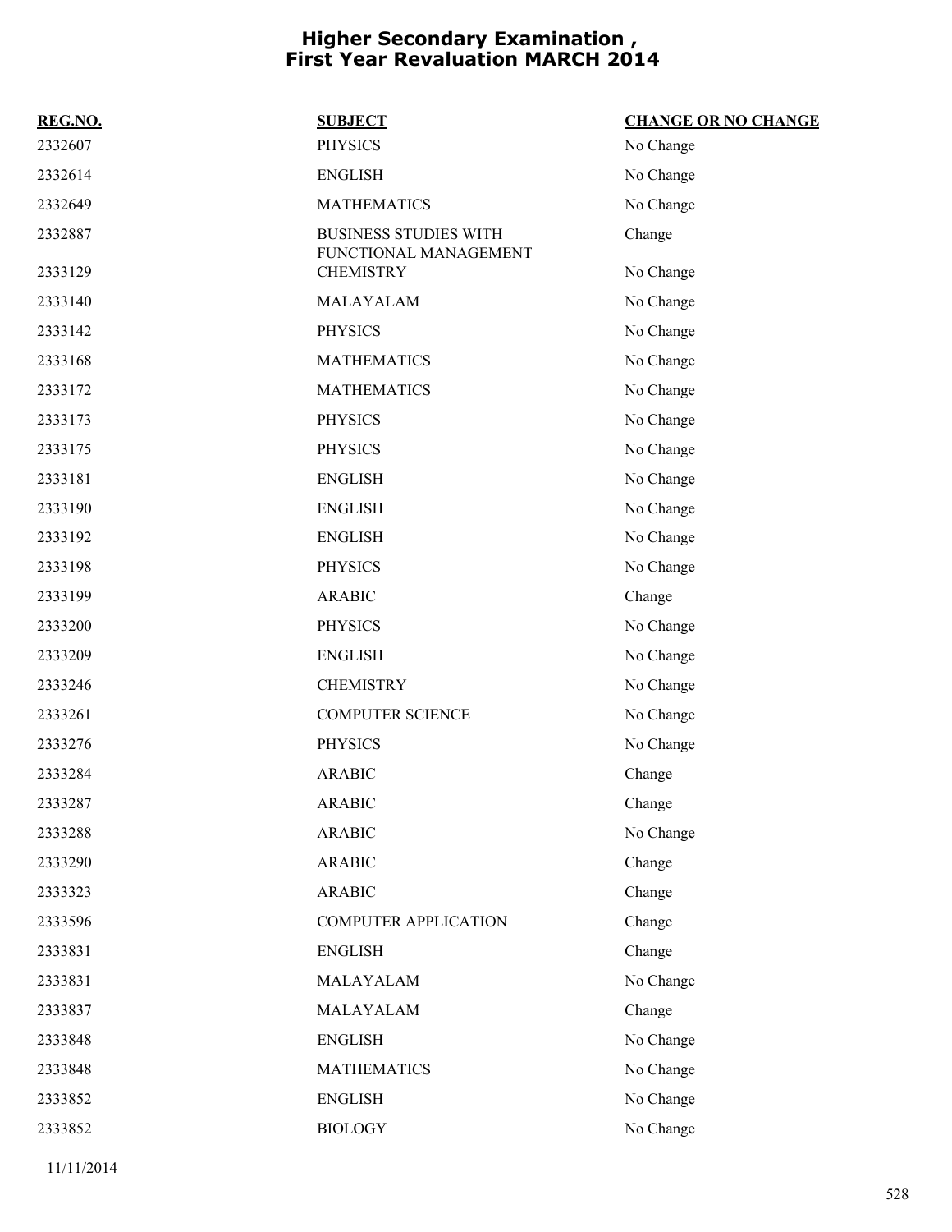# Higher Secondary Examination , First Year Revaluation MARCH 2014

| REG.NO. | SUBJECT | CHANGE OR NO CHANGE |
|---|---|---|
| 2332607 | PHYSICS | No Change |
| 2332614 | ENGLISH | No Change |
| 2332649 | MATHEMATICS | No Change |
| 2332887 | BUSINESS STUDIES WITH FUNCTIONAL MANAGEMENT | Change |
| 2333129 | CHEMISTRY | No Change |
| 2333140 | MALAYALAM | No Change |
| 2333142 | PHYSICS | No Change |
| 2333168 | MATHEMATICS | No Change |
| 2333172 | MATHEMATICS | No Change |
| 2333173 | PHYSICS | No Change |
| 2333175 | PHYSICS | No Change |
| 2333181 | ENGLISH | No Change |
| 2333190 | ENGLISH | No Change |
| 2333192 | ENGLISH | No Change |
| 2333198 | PHYSICS | No Change |
| 2333199 | ARABIC | Change |
| 2333200 | PHYSICS | No Change |
| 2333209 | ENGLISH | No Change |
| 2333246 | CHEMISTRY | No Change |
| 2333261 | COMPUTER SCIENCE | No Change |
| 2333276 | PHYSICS | No Change |
| 2333284 | ARABIC | Change |
| 2333287 | ARABIC | Change |
| 2333288 | ARABIC | No Change |
| 2333290 | ARABIC | Change |
| 2333323 | ARABIC | Change |
| 2333596 | COMPUTER APPLICATION | Change |
| 2333831 | ENGLISH | Change |
| 2333831 | MALAYALAM | No Change |
| 2333837 | MALAYALAM | Change |
| 2333848 | ENGLISH | No Change |
| 2333848 | MATHEMATICS | No Change |
| 2333852 | ENGLISH | No Change |
| 2333852 | BIOLOGY | No Change |

11/11/2014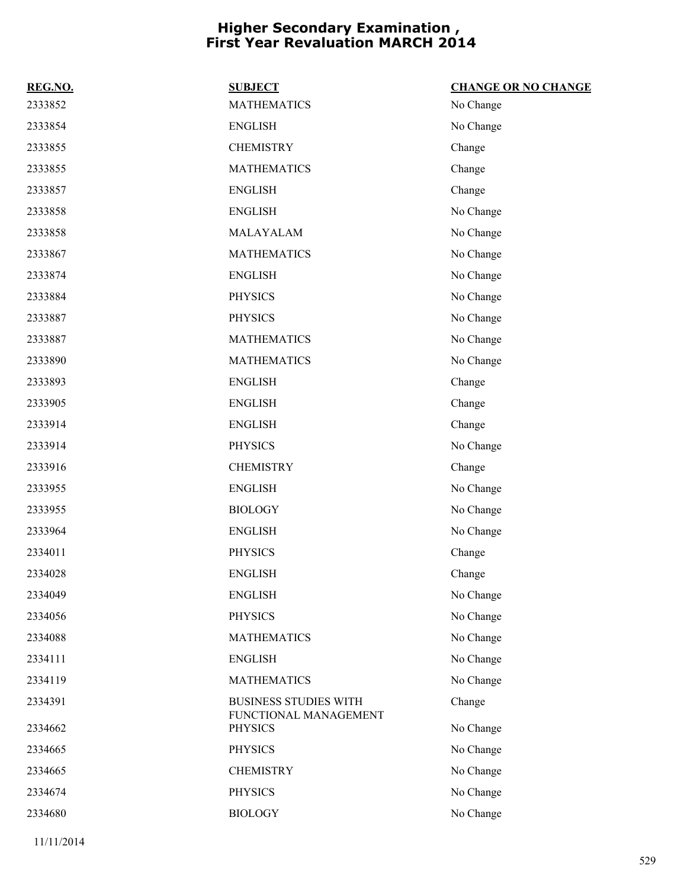# Higher Secondary Examination , First Year Revaluation MARCH 2014

| REG.NO. | SUBJECT | CHANGE OR NO CHANGE |
|---|---|---|
| 2333852 | MATHEMATICS | No Change |
| 2333854 | ENGLISH | No Change |
| 2333855 | CHEMISTRY | Change |
| 2333855 | MATHEMATICS | Change |
| 2333857 | ENGLISH | Change |
| 2333858 | ENGLISH | No Change |
| 2333858 | MALAYALAM | No Change |
| 2333867 | MATHEMATICS | No Change |
| 2333874 | ENGLISH | No Change |
| 2333884 | PHYSICS | No Change |
| 2333887 | PHYSICS | No Change |
| 2333887 | MATHEMATICS | No Change |
| 2333890 | MATHEMATICS | No Change |
| 2333893 | ENGLISH | Change |
| 2333905 | ENGLISH | Change |
| 2333914 | ENGLISH | Change |
| 2333914 | PHYSICS | No Change |
| 2333916 | CHEMISTRY | Change |
| 2333955 | ENGLISH | No Change |
| 2333955 | BIOLOGY | No Change |
| 2333964 | ENGLISH | No Change |
| 2334011 | PHYSICS | Change |
| 2334028 | ENGLISH | Change |
| 2334049 | ENGLISH | No Change |
| 2334056 | PHYSICS | No Change |
| 2334088 | MATHEMATICS | No Change |
| 2334111 | ENGLISH | No Change |
| 2334119 | MATHEMATICS | No Change |
| 2334391 | BUSINESS STUDIES WITH FUNCTIONAL MANAGEMENT | Change |
| 2334662 | PHYSICS | No Change |
| 2334665 | PHYSICS | No Change |
| 2334665 | CHEMISTRY | No Change |
| 2334674 | PHYSICS | No Change |
| 2334680 | BIOLOGY | No Change |

11/11/2014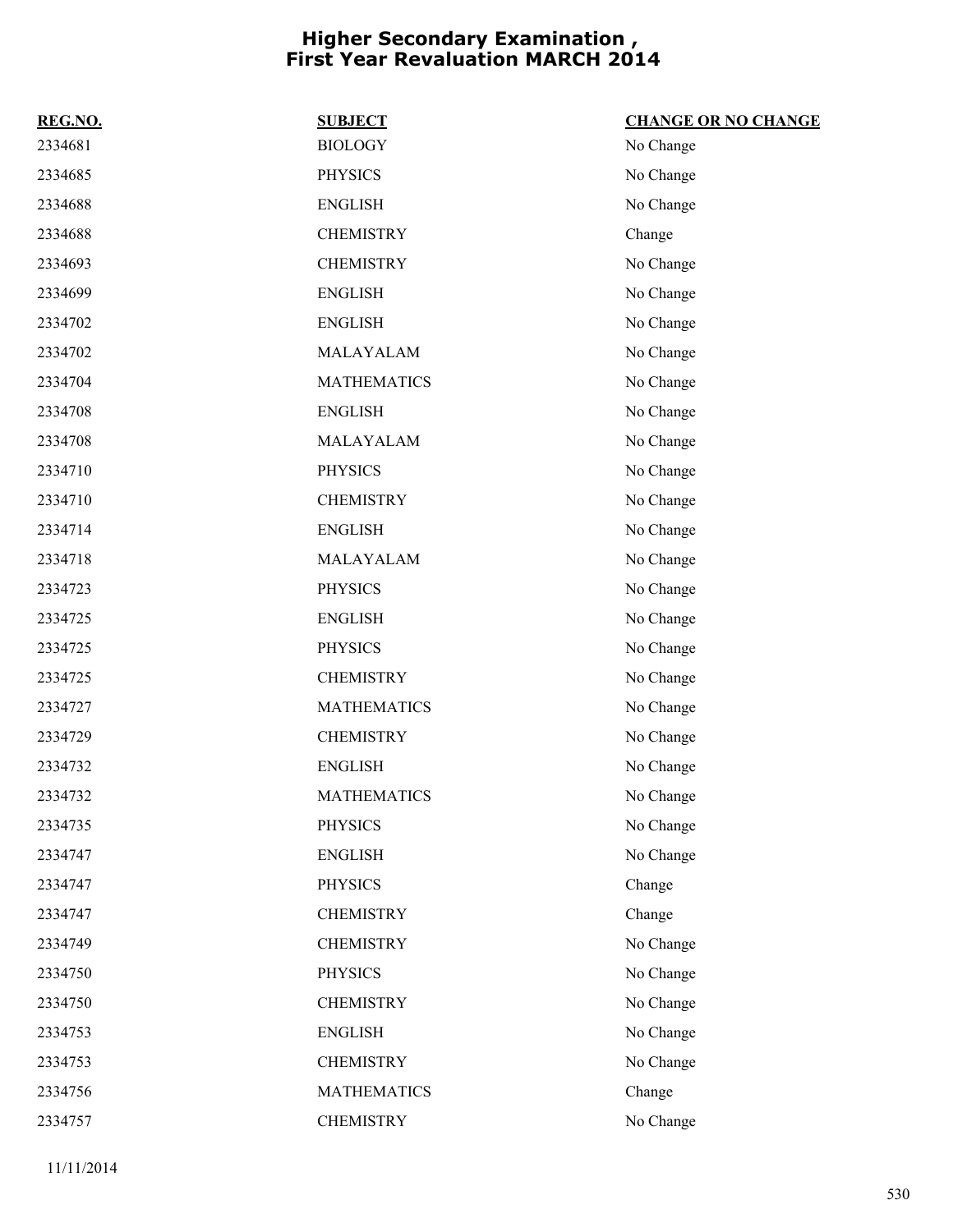# Higher Secondary Examination , First Year Revaluation MARCH 2014

| REG.NO. | SUBJECT | CHANGE OR NO CHANGE |
|---|---|---|
| 2334681 | BIOLOGY | No Change |
| 2334685 | PHYSICS | No Change |
| 2334688 | ENGLISH | No Change |
| 2334688 | CHEMISTRY | Change |
| 2334693 | CHEMISTRY | No Change |
| 2334699 | ENGLISH | No Change |
| 2334702 | ENGLISH | No Change |
| 2334702 | MALAYALAM | No Change |
| 2334704 | MATHEMATICS | No Change |
| 2334708 | ENGLISH | No Change |
| 2334708 | MALAYALAM | No Change |
| 2334710 | PHYSICS | No Change |
| 2334710 | CHEMISTRY | No Change |
| 2334714 | ENGLISH | No Change |
| 2334718 | MALAYALAM | No Change |
| 2334723 | PHYSICS | No Change |
| 2334725 | ENGLISH | No Change |
| 2334725 | PHYSICS | No Change |
| 2334725 | CHEMISTRY | No Change |
| 2334727 | MATHEMATICS | No Change |
| 2334729 | CHEMISTRY | No Change |
| 2334732 | ENGLISH | No Change |
| 2334732 | MATHEMATICS | No Change |
| 2334735 | PHYSICS | No Change |
| 2334747 | ENGLISH | No Change |
| 2334747 | PHYSICS | Change |
| 2334747 | CHEMISTRY | Change |
| 2334749 | CHEMISTRY | No Change |
| 2334750 | PHYSICS | No Change |
| 2334750 | CHEMISTRY | No Change |
| 2334753 | ENGLISH | No Change |
| 2334753 | CHEMISTRY | No Change |
| 2334756 | MATHEMATICS | Change |
| 2334757 | CHEMISTRY | No Change |

11/11/2014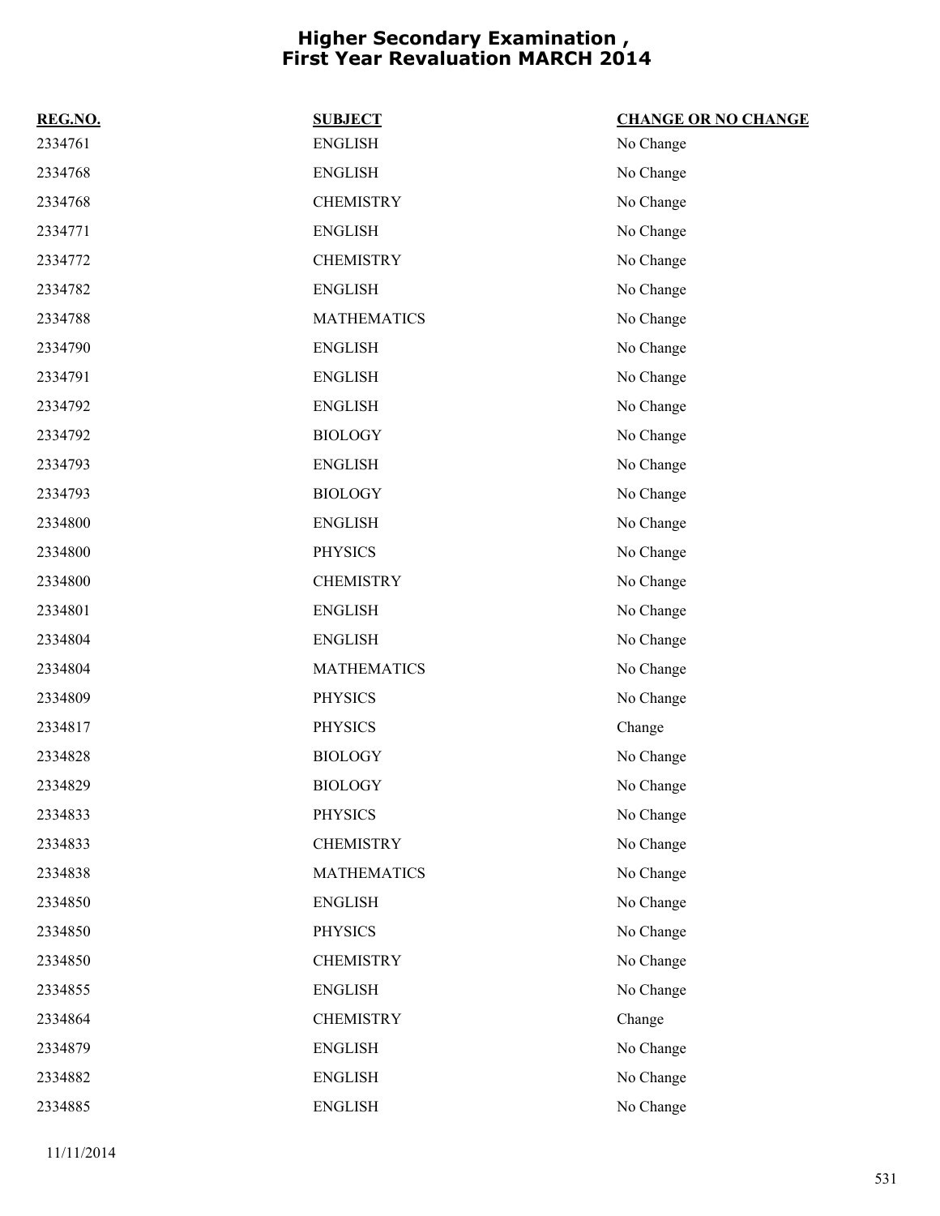# Higher Secondary Examination , First Year Revaluation MARCH 2014

| REG.NO. | SUBJECT | CHANGE OR NO CHANGE |
| --- | --- | --- |
| 2334761 | ENGLISH | No Change |
| 2334768 | ENGLISH | No Change |
| 2334768 | CHEMISTRY | No Change |
| 2334771 | ENGLISH | No Change |
| 2334772 | CHEMISTRY | No Change |
| 2334782 | ENGLISH | No Change |
| 2334788 | MATHEMATICS | No Change |
| 2334790 | ENGLISH | No Change |
| 2334791 | ENGLISH | No Change |
| 2334792 | ENGLISH | No Change |
| 2334792 | BIOLOGY | No Change |
| 2334793 | ENGLISH | No Change |
| 2334793 | BIOLOGY | No Change |
| 2334800 | ENGLISH | No Change |
| 2334800 | PHYSICS | No Change |
| 2334800 | CHEMISTRY | No Change |
| 2334801 | ENGLISH | No Change |
| 2334804 | ENGLISH | No Change |
| 2334804 | MATHEMATICS | No Change |
| 2334809 | PHYSICS | No Change |
| 2334817 | PHYSICS | Change |
| 2334828 | BIOLOGY | No Change |
| 2334829 | BIOLOGY | No Change |
| 2334833 | PHYSICS | No Change |
| 2334833 | CHEMISTRY | No Change |
| 2334838 | MATHEMATICS | No Change |
| 2334850 | ENGLISH | No Change |
| 2334850 | PHYSICS | No Change |
| 2334850 | CHEMISTRY | No Change |
| 2334855 | ENGLISH | No Change |
| 2334864 | CHEMISTRY | Change |
| 2334879 | ENGLISH | No Change |
| 2334882 | ENGLISH | No Change |
| 2334885 | ENGLISH | No Change |

11/11/2014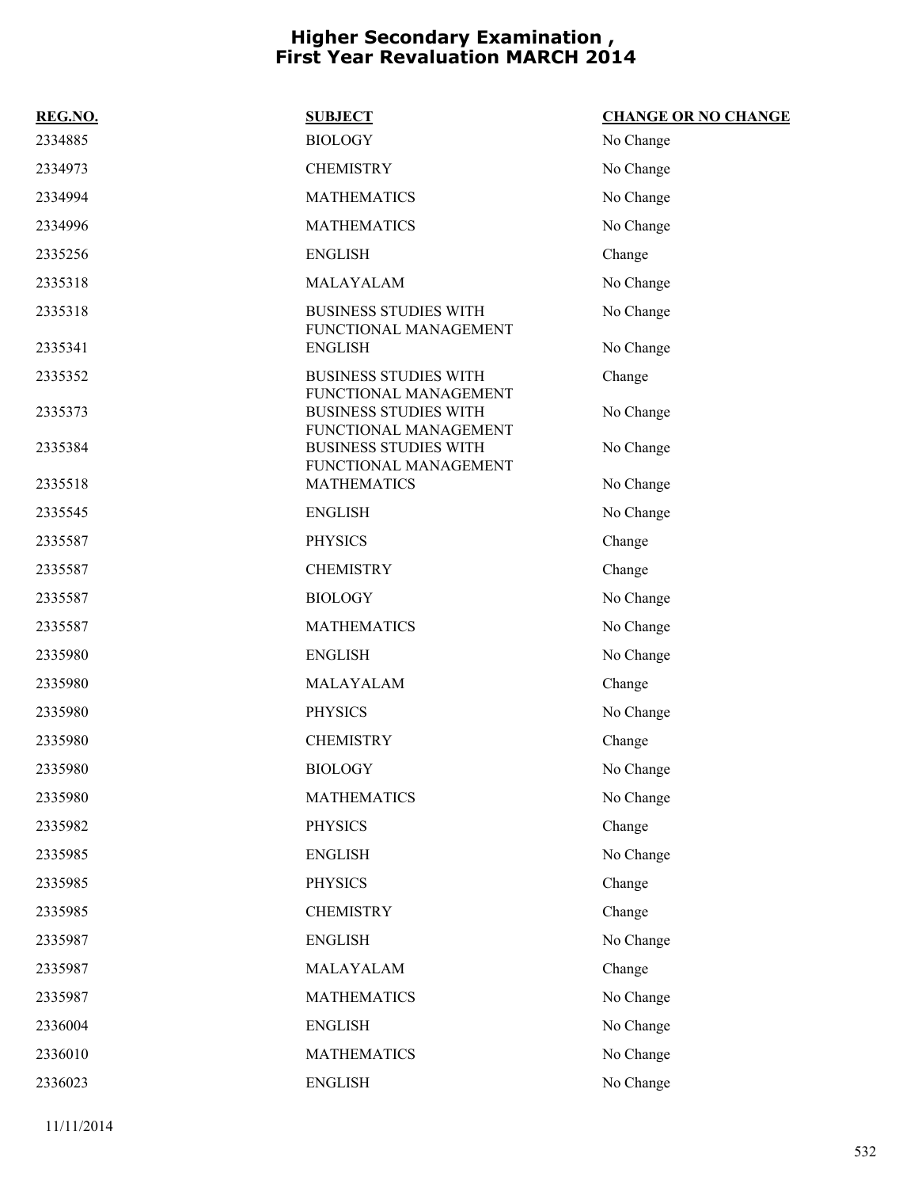# Higher Secondary Examination , First Year Revaluation MARCH 2014

| REG.NO. | SUBJECT | CHANGE OR NO CHANGE |
|---|---|---|
| 2334885 | BIOLOGY | No Change |
| 2334973 | CHEMISTRY | No Change |
| 2334994 | MATHEMATICS | No Change |
| 2334996 | MATHEMATICS | No Change |
| 2335256 | ENGLISH | Change |
| 2335318 | MALAYALAM | No Change |
| 2335318 | BUSINESS STUDIES WITH FUNCTIONAL MANAGEMENT | No Change |
| 2335341 | ENGLISH | No Change |
| 2335352 | BUSINESS STUDIES WITH FUNCTIONAL MANAGEMENT | Change |
| 2335373 | BUSINESS STUDIES WITH FUNCTIONAL MANAGEMENT | No Change |
| 2335384 | BUSINESS STUDIES WITH FUNCTIONAL MANAGEMENT | No Change |
| 2335518 | MATHEMATICS | No Change |
| 2335545 | ENGLISH | No Change |
| 2335587 | PHYSICS | Change |
| 2335587 | CHEMISTRY | Change |
| 2335587 | BIOLOGY | No Change |
| 2335587 | MATHEMATICS | No Change |
| 2335980 | ENGLISH | No Change |
| 2335980 | MALAYALAM | Change |
| 2335980 | PHYSICS | No Change |
| 2335980 | CHEMISTRY | Change |
| 2335980 | BIOLOGY | No Change |
| 2335980 | MATHEMATICS | No Change |
| 2335982 | PHYSICS | Change |
| 2335985 | ENGLISH | No Change |
| 2335985 | PHYSICS | Change |
| 2335985 | CHEMISTRY | Change |
| 2335987 | ENGLISH | No Change |
| 2335987 | MALAYALAM | Change |
| 2335987 | MATHEMATICS | No Change |
| 2336004 | ENGLISH | No Change |
| 2336010 | MATHEMATICS | No Change |
| 2336023 | ENGLISH | No Change |

11/11/2014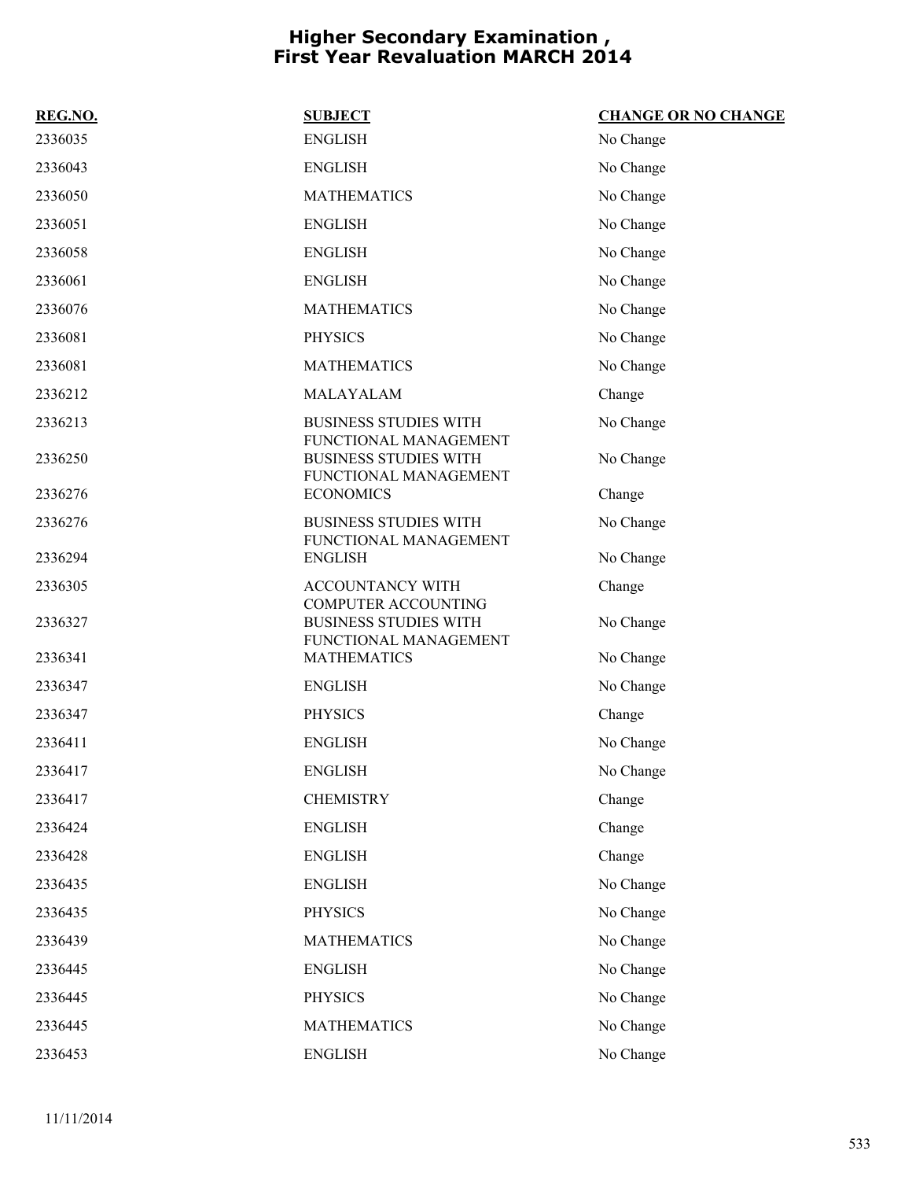# Higher Secondary Examination , First Year Revaluation MARCH 2014

| REG.NO. | SUBJECT | CHANGE OR NO CHANGE |
|---|---|---|
| 2336035 | ENGLISH | No Change |
| 2336043 | ENGLISH | No Change |
| 2336050 | MATHEMATICS | No Change |
| 2336051 | ENGLISH | No Change |
| 2336058 | ENGLISH | No Change |
| 2336061 | ENGLISH | No Change |
| 2336076 | MATHEMATICS | No Change |
| 2336081 | PHYSICS | No Change |
| 2336081 | MATHEMATICS | No Change |
| 2336212 | MALAYALAM | Change |
| 2336213 | BUSINESS STUDIES WITH FUNCTIONAL MANAGEMENT | No Change |
| 2336250 | BUSINESS STUDIES WITH FUNCTIONAL MANAGEMENT | No Change |
| 2336276 | ECONOMICS | Change |
| 2336276 | BUSINESS STUDIES WITH FUNCTIONAL MANAGEMENT | No Change |
| 2336294 | ENGLISH | No Change |
| 2336305 | ACCOUNTANCY WITH COMPUTER ACCOUNTING | Change |
| 2336327 | BUSINESS STUDIES WITH FUNCTIONAL MANAGEMENT | No Change |
| 2336341 | MATHEMATICS | No Change |
| 2336347 | ENGLISH | No Change |
| 2336347 | PHYSICS | Change |
| 2336411 | ENGLISH | No Change |
| 2336417 | ENGLISH | No Change |
| 2336417 | CHEMISTRY | Change |
| 2336424 | ENGLISH | Change |
| 2336428 | ENGLISH | Change |
| 2336435 | ENGLISH | No Change |
| 2336435 | PHYSICS | No Change |
| 2336439 | MATHEMATICS | No Change |
| 2336445 | ENGLISH | No Change |
| 2336445 | PHYSICS | No Change |
| 2336445 | MATHEMATICS | No Change |
| 2336453 | ENGLISH | No Change |

11/11/2014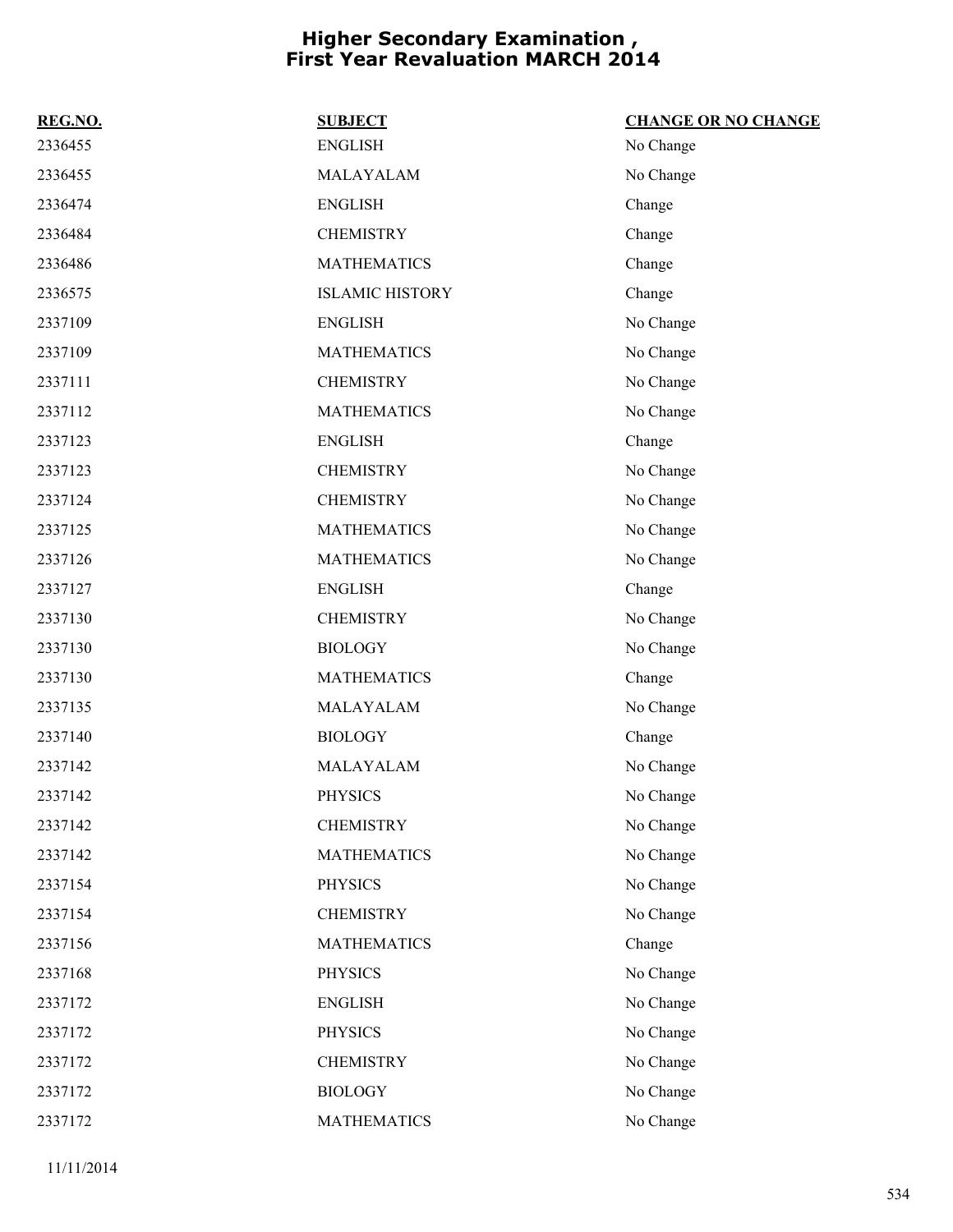# Higher Secondary Examination , First Year Revaluation MARCH 2014

| REG.NO. | SUBJECT | CHANGE OR NO CHANGE |
|---|---|---|
| 2336455 | ENGLISH | No Change |
| 2336455 | MALAYALAM | No Change |
| 2336474 | ENGLISH | Change |
| 2336484 | CHEMISTRY | Change |
| 2336486 | MATHEMATICS | Change |
| 2336575 | ISLAMIC HISTORY | Change |
| 2337109 | ENGLISH | No Change |
| 2337109 | MATHEMATICS | No Change |
| 2337111 | CHEMISTRY | No Change |
| 2337112 | MATHEMATICS | No Change |
| 2337123 | ENGLISH | Change |
| 2337123 | CHEMISTRY | No Change |
| 2337124 | CHEMISTRY | No Change |
| 2337125 | MATHEMATICS | No Change |
| 2337126 | MATHEMATICS | No Change |
| 2337127 | ENGLISH | Change |
| 2337130 | CHEMISTRY | No Change |
| 2337130 | BIOLOGY | No Change |
| 2337130 | MATHEMATICS | Change |
| 2337135 | MALAYALAM | No Change |
| 2337140 | BIOLOGY | Change |
| 2337142 | MALAYALAM | No Change |
| 2337142 | PHYSICS | No Change |
| 2337142 | CHEMISTRY | No Change |
| 2337142 | MATHEMATICS | No Change |
| 2337154 | PHYSICS | No Change |
| 2337154 | CHEMISTRY | No Change |
| 2337156 | MATHEMATICS | Change |
| 2337168 | PHYSICS | No Change |
| 2337172 | ENGLISH | No Change |
| 2337172 | PHYSICS | No Change |
| 2337172 | CHEMISTRY | No Change |
| 2337172 | BIOLOGY | No Change |
| 2337172 | MATHEMATICS | No Change |

11/11/2014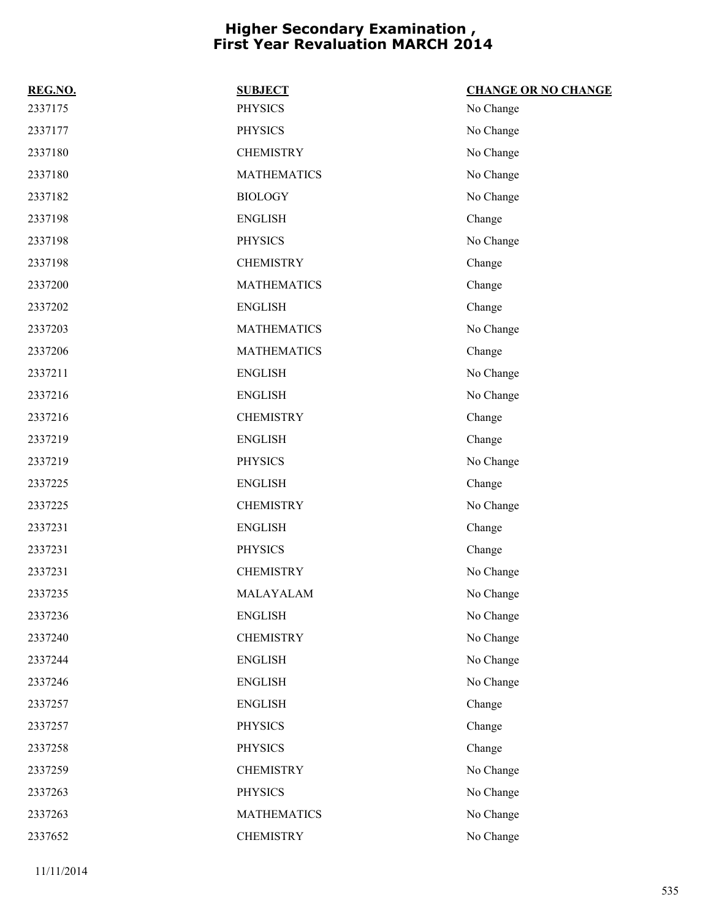# Higher Secondary Examination , First Year Revaluation MARCH 2014

| REG.NO. | SUBJECT | CHANGE OR NO CHANGE |
|---|---|---|
| 2337175 | PHYSICS | No Change |
| 2337177 | PHYSICS | No Change |
| 2337180 | CHEMISTRY | No Change |
| 2337180 | MATHEMATICS | No Change |
| 2337182 | BIOLOGY | No Change |
| 2337198 | ENGLISH | Change |
| 2337198 | PHYSICS | No Change |
| 2337198 | CHEMISTRY | Change |
| 2337200 | MATHEMATICS | Change |
| 2337202 | ENGLISH | Change |
| 2337203 | MATHEMATICS | No Change |
| 2337206 | MATHEMATICS | Change |
| 2337211 | ENGLISH | No Change |
| 2337216 | ENGLISH | No Change |
| 2337216 | CHEMISTRY | Change |
| 2337219 | ENGLISH | Change |
| 2337219 | PHYSICS | No Change |
| 2337225 | ENGLISH | Change |
| 2337225 | CHEMISTRY | No Change |
| 2337231 | ENGLISH | Change |
| 2337231 | PHYSICS | Change |
| 2337231 | CHEMISTRY | No Change |
| 2337235 | MALAYALAM | No Change |
| 2337236 | ENGLISH | No Change |
| 2337240 | CHEMISTRY | No Change |
| 2337244 | ENGLISH | No Change |
| 2337246 | ENGLISH | No Change |
| 2337257 | ENGLISH | Change |
| 2337257 | PHYSICS | Change |
| 2337258 | PHYSICS | Change |
| 2337259 | CHEMISTRY | No Change |
| 2337263 | PHYSICS | No Change |
| 2337263 | MATHEMATICS | No Change |
| 2337652 | CHEMISTRY | No Change |

11/11/2014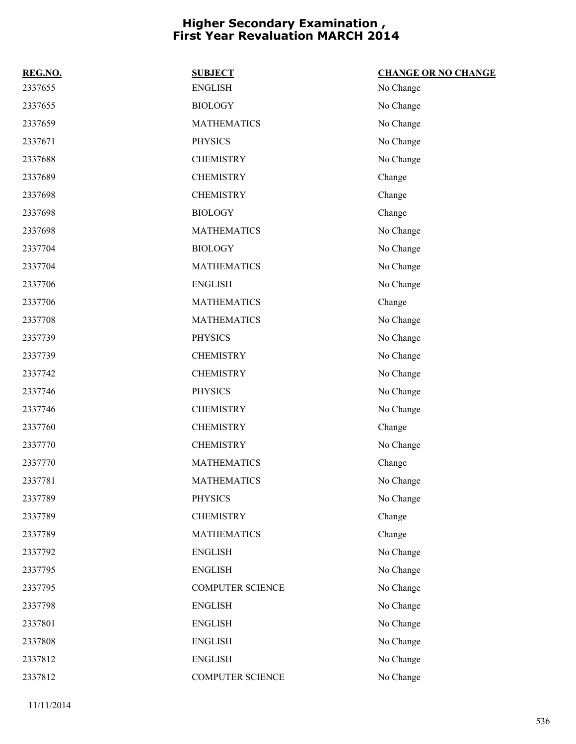# Higher Secondary Examination , First Year Revaluation MARCH 2014

| REG.NO. | SUBJECT | CHANGE OR NO CHANGE |
|---|---|---|
| 2337655 | ENGLISH | No Change |
| 2337655 | BIOLOGY | No Change |
| 2337659 | MATHEMATICS | No Change |
| 2337671 | PHYSICS | No Change |
| 2337688 | CHEMISTRY | No Change |
| 2337689 | CHEMISTRY | Change |
| 2337698 | CHEMISTRY | Change |
| 2337698 | BIOLOGY | Change |
| 2337698 | MATHEMATICS | No Change |
| 2337704 | BIOLOGY | No Change |
| 2337704 | MATHEMATICS | No Change |
| 2337706 | ENGLISH | No Change |
| 2337706 | MATHEMATICS | Change |
| 2337708 | MATHEMATICS | No Change |
| 2337739 | PHYSICS | No Change |
| 2337739 | CHEMISTRY | No Change |
| 2337742 | CHEMISTRY | No Change |
| 2337746 | PHYSICS | No Change |
| 2337746 | CHEMISTRY | No Change |
| 2337760 | CHEMISTRY | Change |
| 2337770 | CHEMISTRY | No Change |
| 2337770 | MATHEMATICS | Change |
| 2337781 | MATHEMATICS | No Change |
| 2337789 | PHYSICS | No Change |
| 2337789 | CHEMISTRY | Change |
| 2337789 | MATHEMATICS | Change |
| 2337792 | ENGLISH | No Change |
| 2337795 | ENGLISH | No Change |
| 2337795 | COMPUTER SCIENCE | No Change |
| 2337798 | ENGLISH | No Change |
| 2337801 | ENGLISH | No Change |
| 2337808 | ENGLISH | No Change |
| 2337812 | ENGLISH | No Change |
| 2337812 | COMPUTER SCIENCE | No Change |

11/11/2014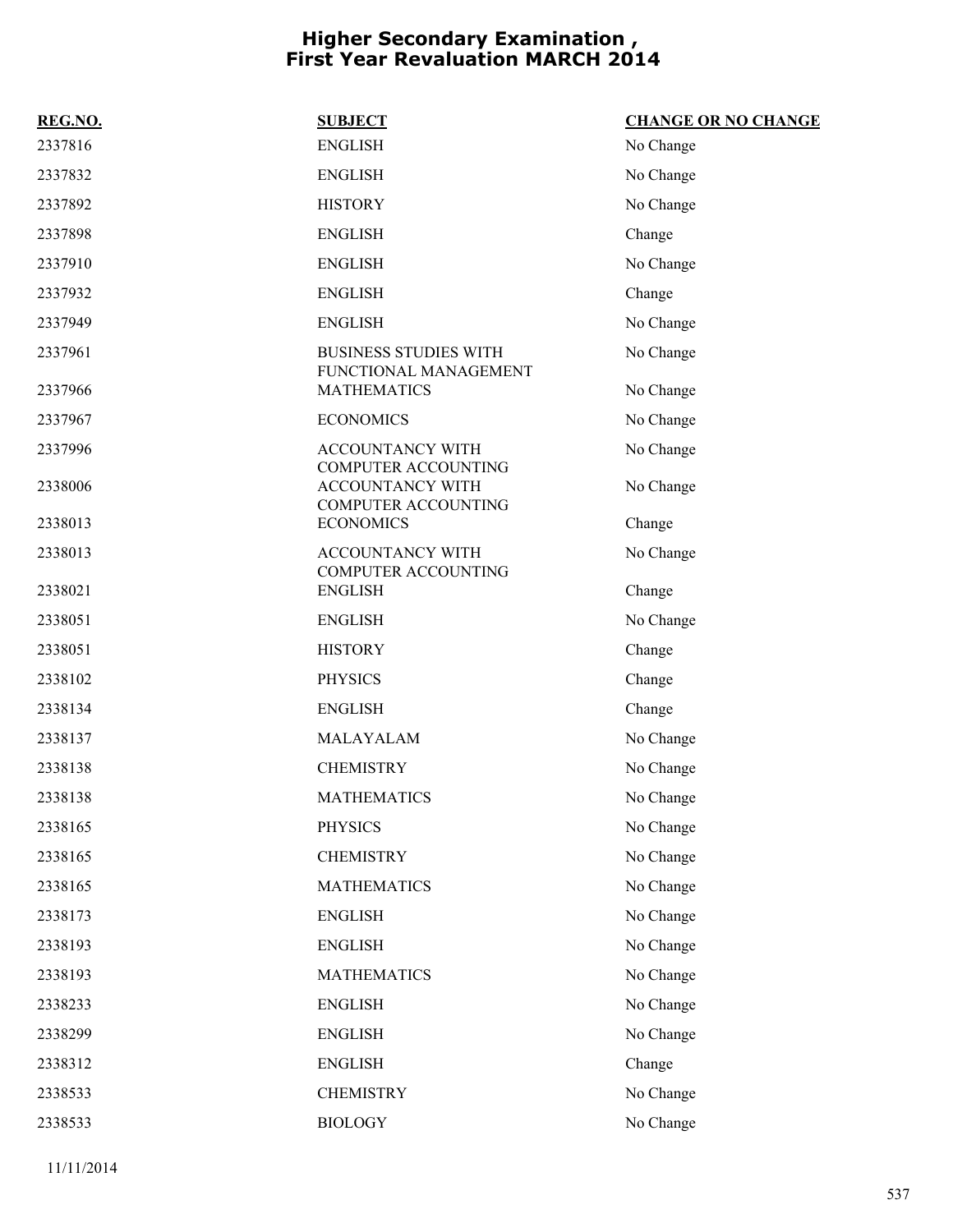# Higher Secondary Examination , First Year Revaluation MARCH 2014

| REG.NO. | SUBJECT | CHANGE OR NO CHANGE |
|---|---|---|
| 2337816 | ENGLISH | No Change |
| 2337832 | ENGLISH | No Change |
| 2337892 | HISTORY | No Change |
| 2337898 | ENGLISH | Change |
| 2337910 | ENGLISH | No Change |
| 2337932 | ENGLISH | Change |
| 2337949 | ENGLISH | No Change |
| 2337961 | BUSINESS STUDIES WITH FUNCTIONAL MANAGEMENT | No Change |
| 2337966 | MATHEMATICS | No Change |
| 2337967 | ECONOMICS | No Change |
| 2337996 | ACCOUNTANCY WITH COMPUTER ACCOUNTING | No Change |
| 2338006 | ACCOUNTANCY WITH COMPUTER ACCOUNTING | No Change |
| 2338013 | ECONOMICS | Change |
| 2338013 | ACCOUNTANCY WITH COMPUTER ACCOUNTING | No Change |
| 2338021 | ENGLISH | Change |
| 2338051 | ENGLISH | No Change |
| 2338051 | HISTORY | Change |
| 2338102 | PHYSICS | Change |
| 2338134 | ENGLISH | Change |
| 2338137 | MALAYALAM | No Change |
| 2338138 | CHEMISTRY | No Change |
| 2338138 | MATHEMATICS | No Change |
| 2338165 | PHYSICS | No Change |
| 2338165 | CHEMISTRY | No Change |
| 2338165 | MATHEMATICS | No Change |
| 2338173 | ENGLISH | No Change |
| 2338193 | ENGLISH | No Change |
| 2338193 | MATHEMATICS | No Change |
| 2338233 | ENGLISH | No Change |
| 2338299 | ENGLISH | No Change |
| 2338312 | ENGLISH | Change |
| 2338533 | CHEMISTRY | No Change |
| 2338533 | BIOLOGY | No Change |

11/11/2014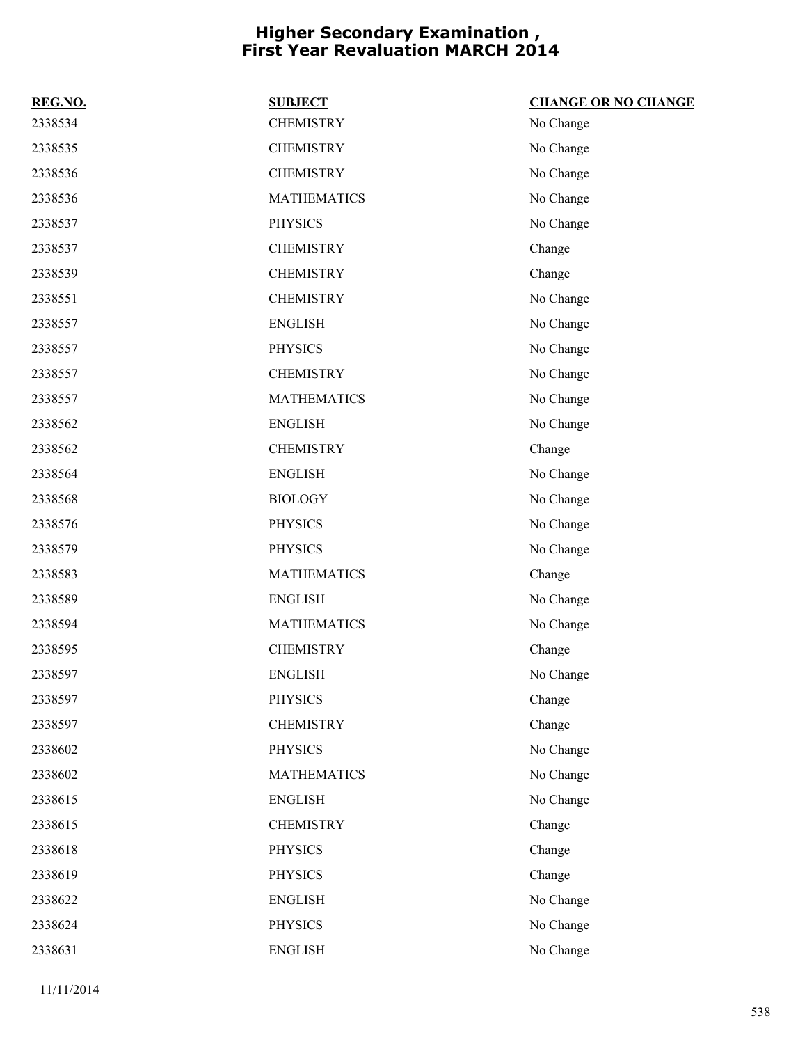# Higher Secondary Examination , First Year Revaluation MARCH 2014

| REG.NO. | SUBJECT | CHANGE OR NO CHANGE |
| --- | --- | --- |
| 2338534 | CHEMISTRY | No Change |
| 2338535 | CHEMISTRY | No Change |
| 2338536 | CHEMISTRY | No Change |
| 2338536 | MATHEMATICS | No Change |
| 2338537 | PHYSICS | No Change |
| 2338537 | CHEMISTRY | Change |
| 2338539 | CHEMISTRY | Change |
| 2338551 | CHEMISTRY | No Change |
| 2338557 | ENGLISH | No Change |
| 2338557 | PHYSICS | No Change |
| 2338557 | CHEMISTRY | No Change |
| 2338557 | MATHEMATICS | No Change |
| 2338562 | ENGLISH | No Change |
| 2338562 | CHEMISTRY | Change |
| 2338564 | ENGLISH | No Change |
| 2338568 | BIOLOGY | No Change |
| 2338576 | PHYSICS | No Change |
| 2338579 | PHYSICS | No Change |
| 2338583 | MATHEMATICS | Change |
| 2338589 | ENGLISH | No Change |
| 2338594 | MATHEMATICS | No Change |
| 2338595 | CHEMISTRY | Change |
| 2338597 | ENGLISH | No Change |
| 2338597 | PHYSICS | Change |
| 2338597 | CHEMISTRY | Change |
| 2338602 | PHYSICS | No Change |
| 2338602 | MATHEMATICS | No Change |
| 2338615 | ENGLISH | No Change |
| 2338615 | CHEMISTRY | Change |
| 2338618 | PHYSICS | Change |
| 2338619 | PHYSICS | Change |
| 2338622 | ENGLISH | No Change |
| 2338624 | PHYSICS | No Change |
| 2338631 | ENGLISH | No Change |

11/11/2014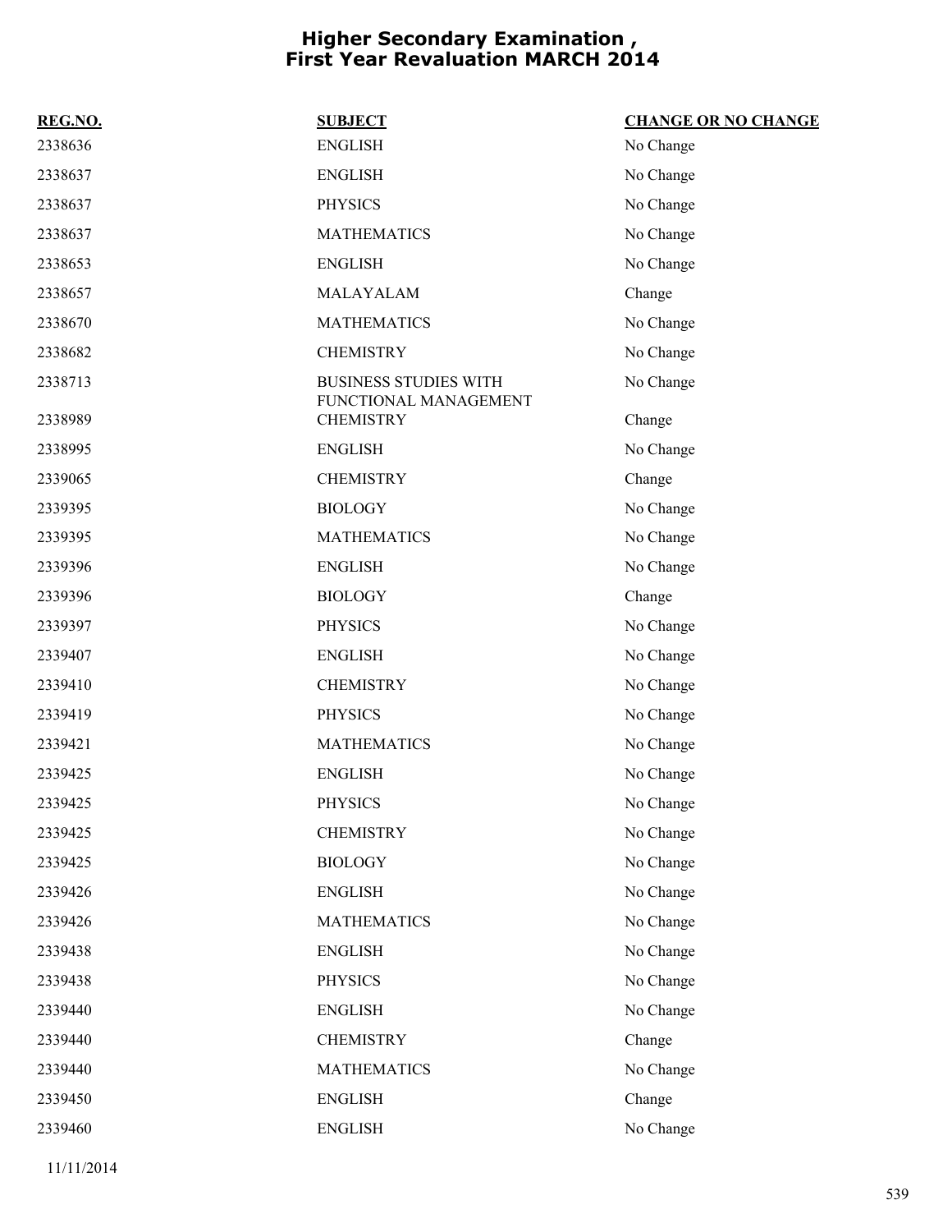# Higher Secondary Examination ,
# First Year Revaluation MARCH 2014

| REG.NO. | SUBJECT | CHANGE OR NO CHANGE |
|---|---|---|
| 2338636 | ENGLISH | No Change |
| 2338637 | ENGLISH | No Change |
| 2338637 | PHYSICS | No Change |
| 2338637 | MATHEMATICS | No Change |
| 2338653 | ENGLISH | No Change |
| 2338657 | MALAYALAM | Change |
| 2338670 | MATHEMATICS | No Change |
| 2338682 | CHEMISTRY | No Change |
| 2338713 | BUSINESS STUDIES WITH FUNCTIONAL MANAGEMENT | No Change |
| 2338989 | CHEMISTRY | Change |
| 2338995 | ENGLISH | No Change |
| 2339065 | CHEMISTRY | Change |
| 2339395 | BIOLOGY | No Change |
| 2339395 | MATHEMATICS | No Change |
| 2339396 | ENGLISH | No Change |
| 2339396 | BIOLOGY | Change |
| 2339397 | PHYSICS | No Change |
| 2339407 | ENGLISH | No Change |
| 2339410 | CHEMISTRY | No Change |
| 2339419 | PHYSICS | No Change |
| 2339421 | MATHEMATICS | No Change |
| 2339425 | ENGLISH | No Change |
| 2339425 | PHYSICS | No Change |
| 2339425 | CHEMISTRY | No Change |
| 2339425 | BIOLOGY | No Change |
| 2339426 | ENGLISH | No Change |
| 2339426 | MATHEMATICS | No Change |
| 2339438 | ENGLISH | No Change |
| 2339438 | PHYSICS | No Change |
| 2339440 | ENGLISH | No Change |
| 2339440 | CHEMISTRY | Change |
| 2339440 | MATHEMATICS | No Change |
| 2339450 | ENGLISH | Change |
| 2339460 | ENGLISH | No Change |

11/11/2014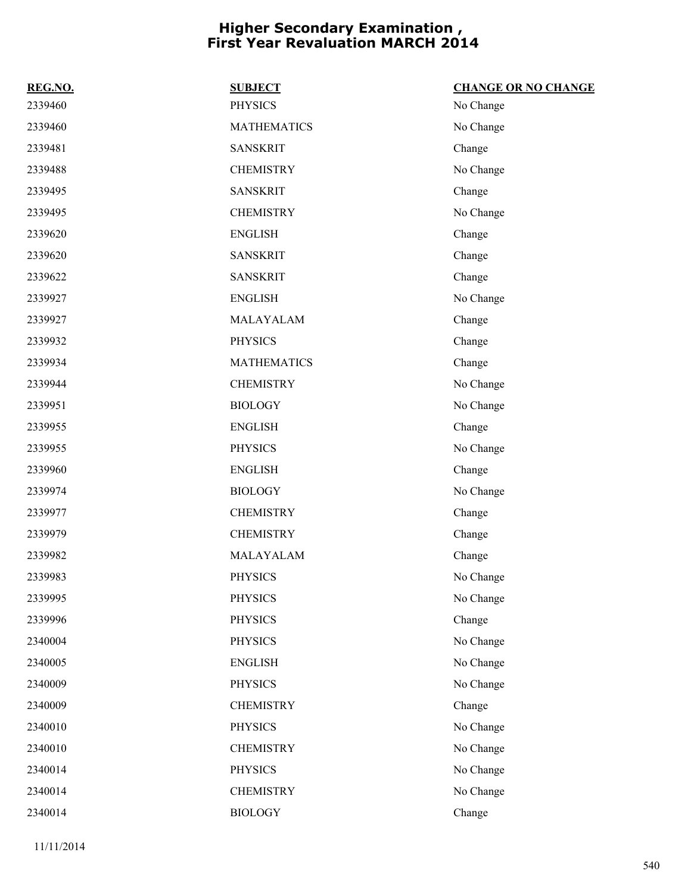# Higher Secondary Examination , First Year Revaluation MARCH 2014

| REG.NO. | SUBJECT | CHANGE OR NO CHANGE |
|---|---|---|
| 2339460 | PHYSICS | No Change |
| 2339460 | MATHEMATICS | No Change |
| 2339481 | SANSKRIT | Change |
| 2339488 | CHEMISTRY | No Change |
| 2339495 | SANSKRIT | Change |
| 2339495 | CHEMISTRY | No Change |
| 2339620 | ENGLISH | Change |
| 2339620 | SANSKRIT | Change |
| 2339622 | SANSKRIT | Change |
| 2339927 | ENGLISH | No Change |
| 2339927 | MALAYALAM | Change |
| 2339932 | PHYSICS | Change |
| 2339934 | MATHEMATICS | Change |
| 2339944 | CHEMISTRY | No Change |
| 2339951 | BIOLOGY | No Change |
| 2339955 | ENGLISH | Change |
| 2339955 | PHYSICS | No Change |
| 2339960 | ENGLISH | Change |
| 2339974 | BIOLOGY | No Change |
| 2339977 | CHEMISTRY | Change |
| 2339979 | CHEMISTRY | Change |
| 2339982 | MALAYALAM | Change |
| 2339983 | PHYSICS | No Change |
| 2339995 | PHYSICS | No Change |
| 2339996 | PHYSICS | Change |
| 2340004 | PHYSICS | No Change |
| 2340005 | ENGLISH | No Change |
| 2340009 | PHYSICS | No Change |
| 2340009 | CHEMISTRY | Change |
| 2340010 | PHYSICS | No Change |
| 2340010 | CHEMISTRY | No Change |
| 2340014 | PHYSICS | No Change |
| 2340014 | CHEMISTRY | No Change |
| 2340014 | BIOLOGY | Change |

11/11/2014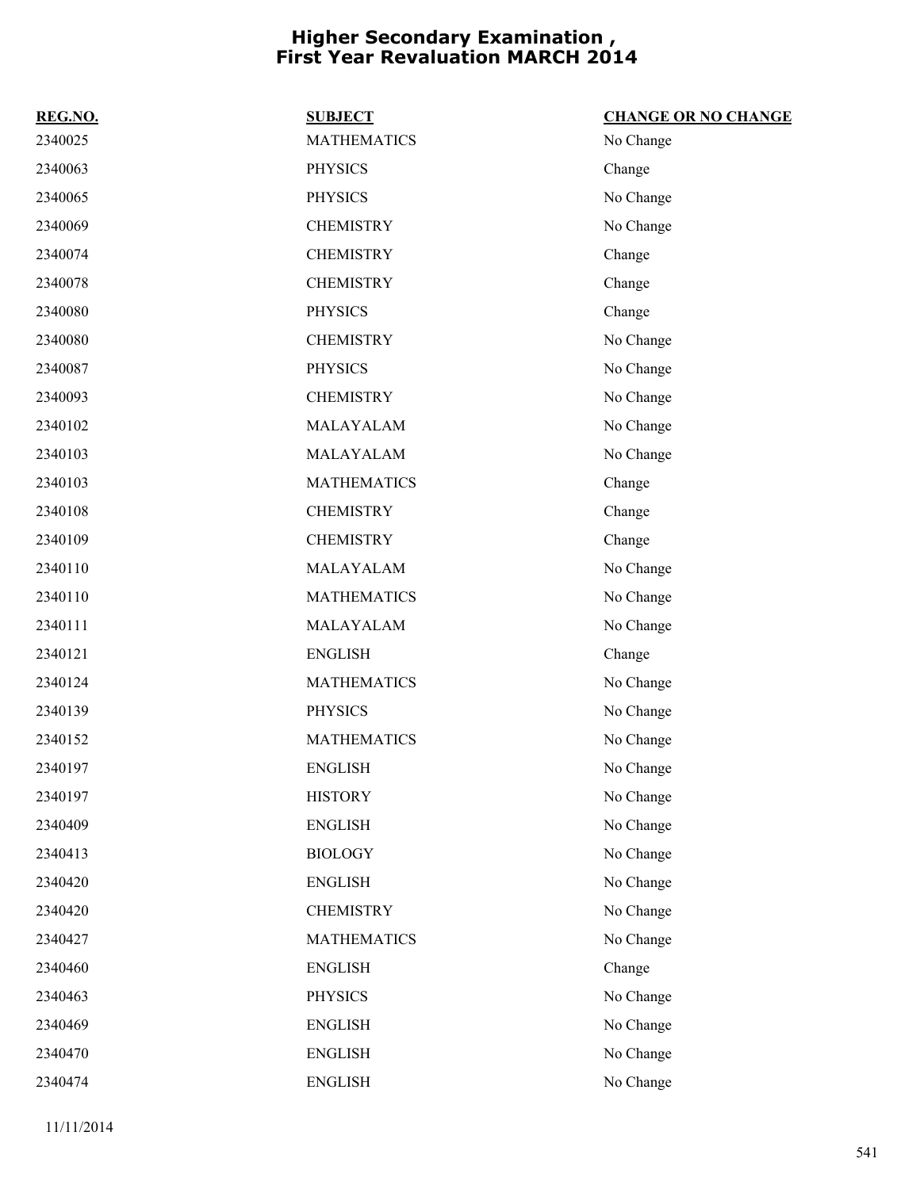# Higher Secondary Examination , First Year Revaluation MARCH 2014

| REG.NO. | SUBJECT | CHANGE OR NO CHANGE |
| --- | --- | --- |
| 2340025 | MATHEMATICS | No Change |
| 2340063 | PHYSICS | Change |
| 2340065 | PHYSICS | No Change |
| 2340069 | CHEMISTRY | No Change |
| 2340074 | CHEMISTRY | Change |
| 2340078 | CHEMISTRY | Change |
| 2340080 | PHYSICS | Change |
| 2340080 | CHEMISTRY | No Change |
| 2340087 | PHYSICS | No Change |
| 2340093 | CHEMISTRY | No Change |
| 2340102 | MALAYALAM | No Change |
| 2340103 | MALAYALAM | No Change |
| 2340103 | MATHEMATICS | Change |
| 2340108 | CHEMISTRY | Change |
| 2340109 | CHEMISTRY | Change |
| 2340110 | MALAYALAM | No Change |
| 2340110 | MATHEMATICS | No Change |
| 2340111 | MALAYALAM | No Change |
| 2340121 | ENGLISH | Change |
| 2340124 | MATHEMATICS | No Change |
| 2340139 | PHYSICS | No Change |
| 2340152 | MATHEMATICS | No Change |
| 2340197 | ENGLISH | No Change |
| 2340197 | HISTORY | No Change |
| 2340409 | ENGLISH | No Change |
| 2340413 | BIOLOGY | No Change |
| 2340420 | ENGLISH | No Change |
| 2340420 | CHEMISTRY | No Change |
| 2340427 | MATHEMATICS | No Change |
| 2340460 | ENGLISH | Change |
| 2340463 | PHYSICS | No Change |
| 2340469 | ENGLISH | No Change |
| 2340470 | ENGLISH | No Change |
| 2340474 | ENGLISH | No Change |

11/11/2014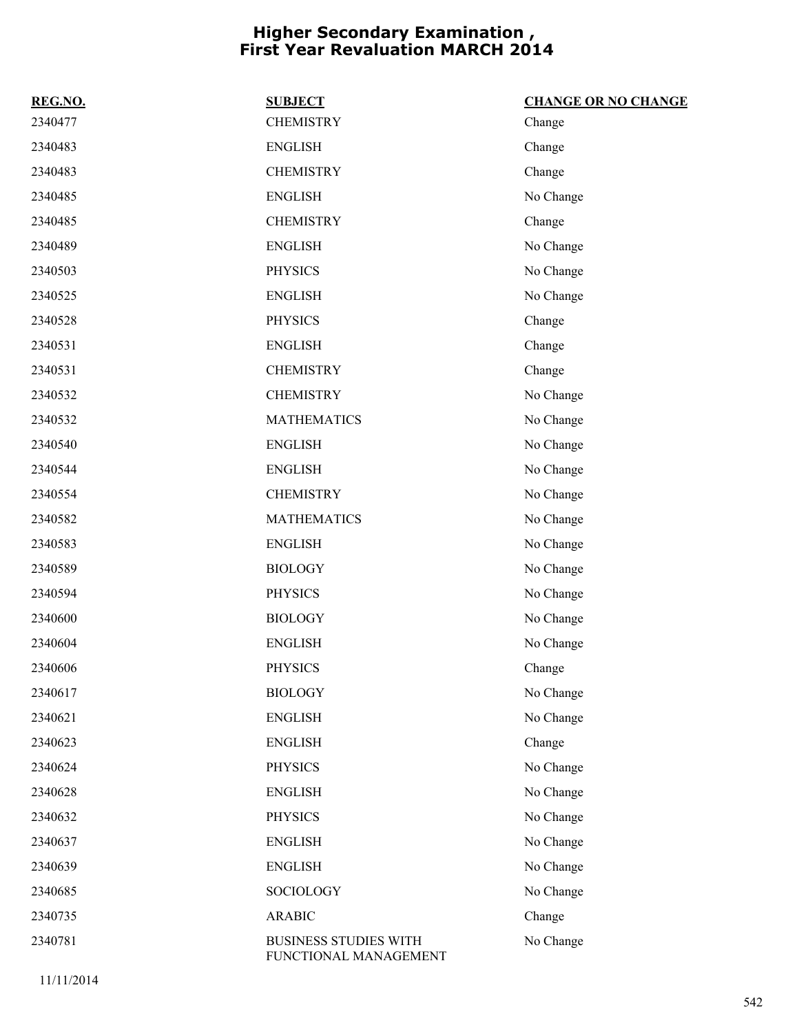# Higher Secondary Examination , First Year Revaluation MARCH 2014

| REG.NO. | SUBJECT | CHANGE OR NO CHANGE |
|---|---|---|
| 2340477 | CHEMISTRY | Change |
| 2340483 | ENGLISH | Change |
| 2340483 | CHEMISTRY | Change |
| 2340485 | ENGLISH | No Change |
| 2340485 | CHEMISTRY | Change |
| 2340489 | ENGLISH | No Change |
| 2340503 | PHYSICS | No Change |
| 2340525 | ENGLISH | No Change |
| 2340528 | PHYSICS | Change |
| 2340531 | ENGLISH | Change |
| 2340531 | CHEMISTRY | Change |
| 2340532 | CHEMISTRY | No Change |
| 2340532 | MATHEMATICS | No Change |
| 2340540 | ENGLISH | No Change |
| 2340544 | ENGLISH | No Change |
| 2340554 | CHEMISTRY | No Change |
| 2340582 | MATHEMATICS | No Change |
| 2340583 | ENGLISH | No Change |
| 2340589 | BIOLOGY | No Change |
| 2340594 | PHYSICS | No Change |
| 2340600 | BIOLOGY | No Change |
| 2340604 | ENGLISH | No Change |
| 2340606 | PHYSICS | Change |
| 2340617 | BIOLOGY | No Change |
| 2340621 | ENGLISH | No Change |
| 2340623 | ENGLISH | Change |
| 2340624 | PHYSICS | No Change |
| 2340628 | ENGLISH | No Change |
| 2340632 | PHYSICS | No Change |
| 2340637 | ENGLISH | No Change |
| 2340639 | ENGLISH | No Change |
| 2340685 | SOCIOLOGY | No Change |
| 2340735 | ARABIC | Change |
| 2340781 | BUSINESS STUDIES WITH FUNCTIONAL MANAGEMENT | No Change |

11/11/2014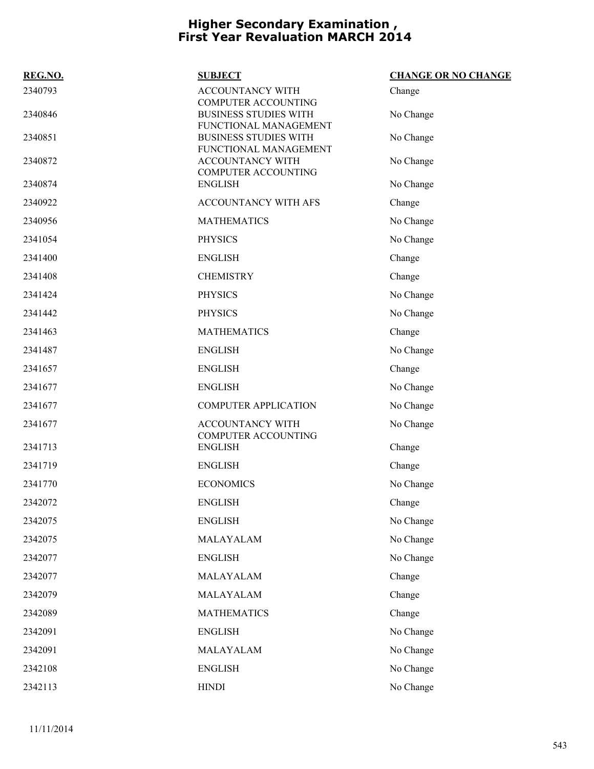# Higher Secondary Examination , First Year Revaluation MARCH 2014

| REG.NO. | SUBJECT | CHANGE OR NO CHANGE |
|---|---|---|
| 2340793 | ACCOUNTANCY WITH COMPUTER ACCOUNTING | Change |
| 2340846 | BUSINESS STUDIES WITH FUNCTIONAL MANAGEMENT | No Change |
| 2340851 | BUSINESS STUDIES WITH FUNCTIONAL MANAGEMENT | No Change |
| 2340872 | ACCOUNTANCY WITH COMPUTER ACCOUNTING | No Change |
| 2340874 | ENGLISH | No Change |
| 2340922 | ACCOUNTANCY WITH AFS | Change |
| 2340956 | MATHEMATICS | No Change |
| 2341054 | PHYSICS | No Change |
| 2341400 | ENGLISH | Change |
| 2341408 | CHEMISTRY | Change |
| 2341424 | PHYSICS | No Change |
| 2341442 | PHYSICS | No Change |
| 2341463 | MATHEMATICS | Change |
| 2341487 | ENGLISH | No Change |
| 2341657 | ENGLISH | Change |
| 2341677 | ENGLISH | No Change |
| 2341677 | COMPUTER APPLICATION | No Change |
| 2341677 | ACCOUNTANCY WITH COMPUTER ACCOUNTING | No Change |
| 2341713 | ENGLISH | Change |
| 2341719 | ENGLISH | Change |
| 2341770 | ECONOMICS | No Change |
| 2342072 | ENGLISH | Change |
| 2342075 | ENGLISH | No Change |
| 2342075 | MALAYALAM | No Change |
| 2342077 | ENGLISH | No Change |
| 2342077 | MALAYALAM | Change |
| 2342079 | MALAYALAM | Change |
| 2342089 | MATHEMATICS | Change |
| 2342091 | ENGLISH | No Change |
| 2342091 | MALAYALAM | No Change |
| 2342108 | ENGLISH | No Change |
| 2342113 | HINDI | No Change |

11/11/2014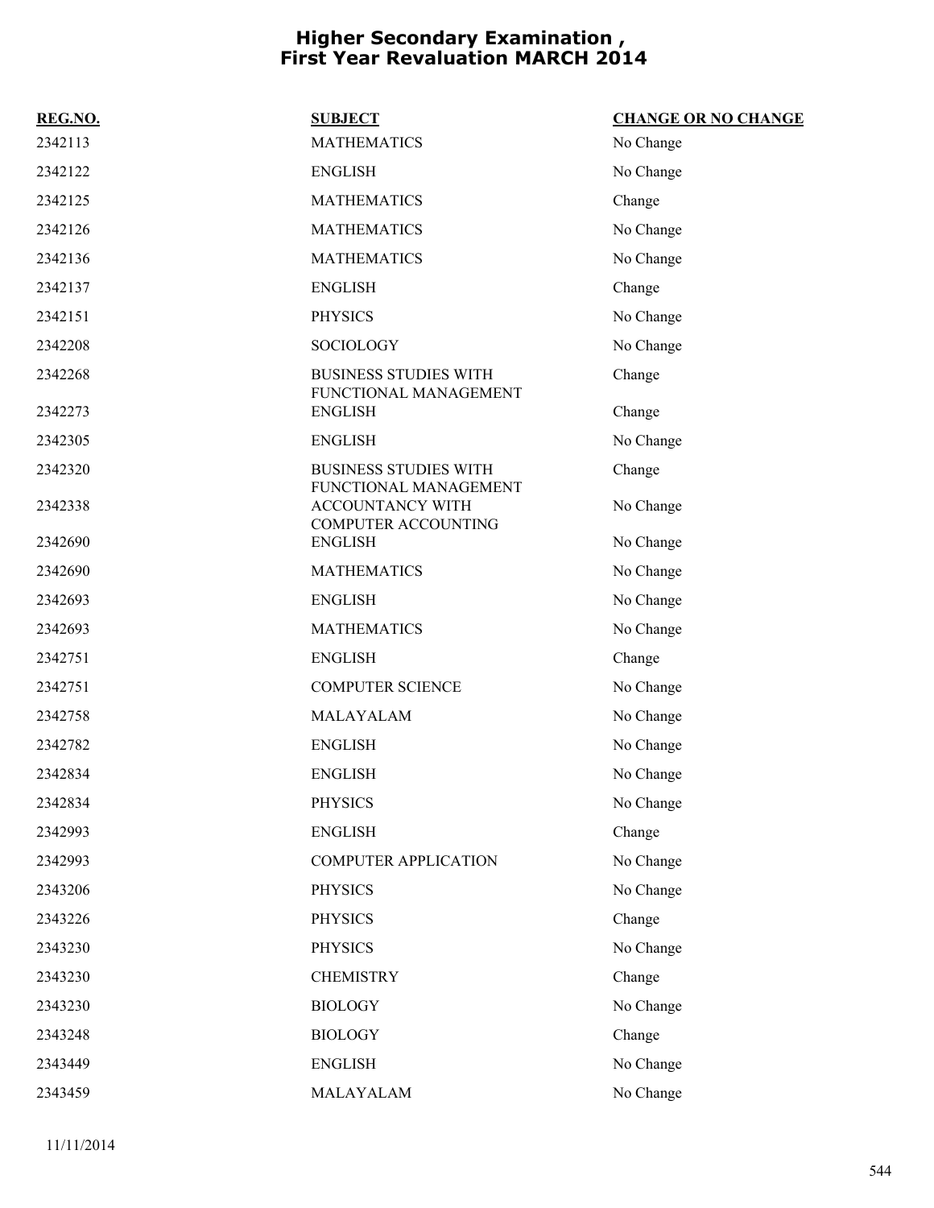# Higher Secondary Examination , First Year Revaluation MARCH 2014

| REG.NO. | SUBJECT | CHANGE OR NO CHANGE |
|---|---|---|
| 2342113 | MATHEMATICS | No Change |
| 2342122 | ENGLISH | No Change |
| 2342125 | MATHEMATICS | Change |
| 2342126 | MATHEMATICS | No Change |
| 2342136 | MATHEMATICS | No Change |
| 2342137 | ENGLISH | Change |
| 2342151 | PHYSICS | No Change |
| 2342208 | SOCIOLOGY | No Change |
| 2342268 | BUSINESS STUDIES WITH FUNCTIONAL MANAGEMENT | Change |
| 2342273 | ENGLISH | Change |
| 2342305 | ENGLISH | No Change |
| 2342320 | BUSINESS STUDIES WITH FUNCTIONAL MANAGEMENT | Change |
| 2342338 | ACCOUNTANCY WITH COMPUTER ACCOUNTING | No Change |
| 2342690 | ENGLISH | No Change |
| 2342690 | MATHEMATICS | No Change |
| 2342693 | ENGLISH | No Change |
| 2342693 | MATHEMATICS | No Change |
| 2342751 | ENGLISH | Change |
| 2342751 | COMPUTER SCIENCE | No Change |
| 2342758 | MALAYALAM | No Change |
| 2342782 | ENGLISH | No Change |
| 2342834 | ENGLISH | No Change |
| 2342834 | PHYSICS | No Change |
| 2342993 | ENGLISH | Change |
| 2342993 | COMPUTER APPLICATION | No Change |
| 2343206 | PHYSICS | No Change |
| 2343226 | PHYSICS | Change |
| 2343230 | PHYSICS | No Change |
| 2343230 | CHEMISTRY | Change |
| 2343230 | BIOLOGY | No Change |
| 2343248 | BIOLOGY | Change |
| 2343449 | ENGLISH | No Change |
| 2343459 | MALAYALAM | No Change |

11/11/2014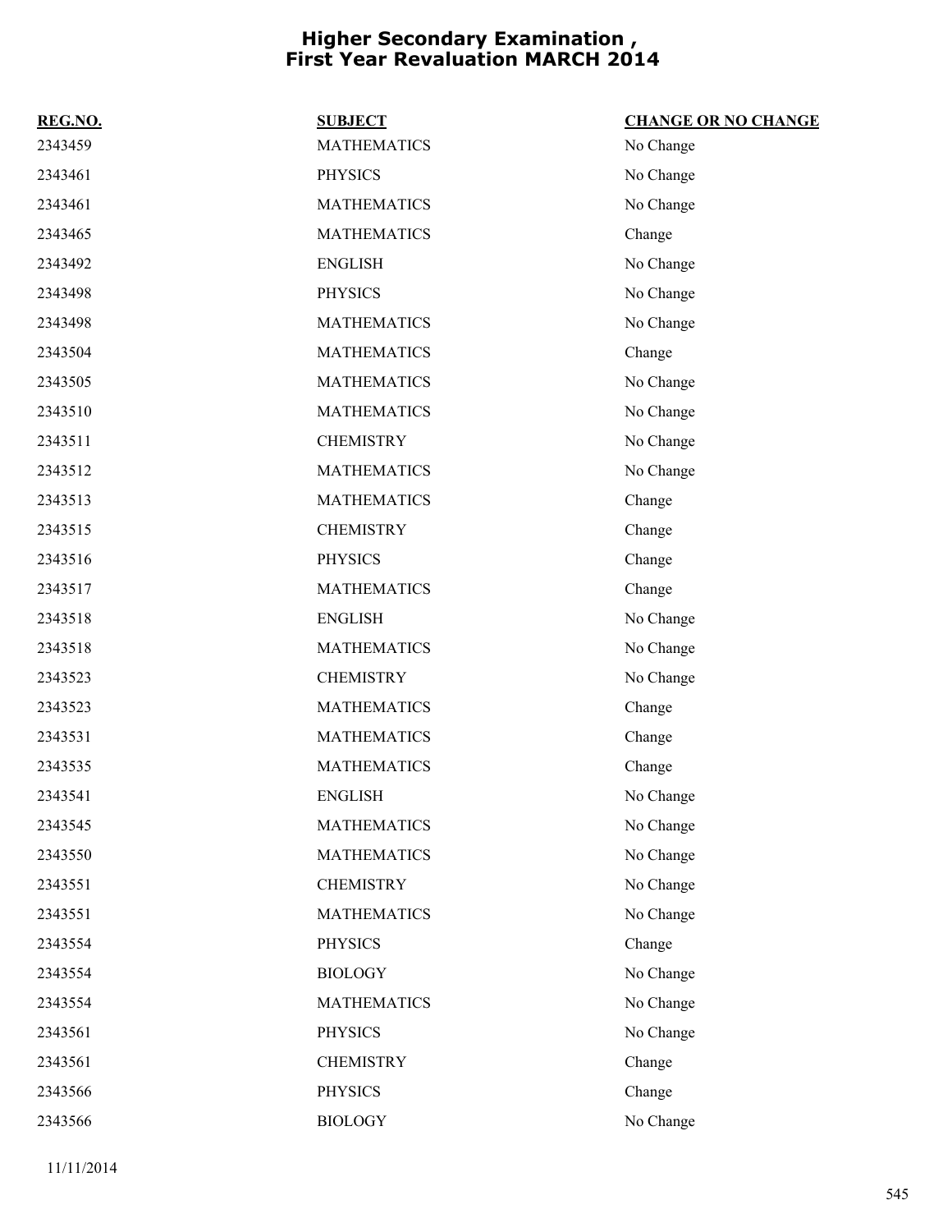# Higher Secondary Examination , First Year Revaluation MARCH 2014

| REG.NO. | SUBJECT | CHANGE OR NO CHANGE |
|---|---|---|
| 2343459 | MATHEMATICS | No Change |
| 2343461 | PHYSICS | No Change |
| 2343461 | MATHEMATICS | No Change |
| 2343465 | MATHEMATICS | Change |
| 2343492 | ENGLISH | No Change |
| 2343498 | PHYSICS | No Change |
| 2343498 | MATHEMATICS | No Change |
| 2343504 | MATHEMATICS | Change |
| 2343505 | MATHEMATICS | No Change |
| 2343510 | MATHEMATICS | No Change |
| 2343511 | CHEMISTRY | No Change |
| 2343512 | MATHEMATICS | No Change |
| 2343513 | MATHEMATICS | Change |
| 2343515 | CHEMISTRY | Change |
| 2343516 | PHYSICS | Change |
| 2343517 | MATHEMATICS | Change |
| 2343518 | ENGLISH | No Change |
| 2343518 | MATHEMATICS | No Change |
| 2343523 | CHEMISTRY | No Change |
| 2343523 | MATHEMATICS | Change |
| 2343531 | MATHEMATICS | Change |
| 2343535 | MATHEMATICS | Change |
| 2343541 | ENGLISH | No Change |
| 2343545 | MATHEMATICS | No Change |
| 2343550 | MATHEMATICS | No Change |
| 2343551 | CHEMISTRY | No Change |
| 2343551 | MATHEMATICS | No Change |
| 2343554 | PHYSICS | Change |
| 2343554 | BIOLOGY | No Change |
| 2343554 | MATHEMATICS | No Change |
| 2343561 | PHYSICS | No Change |
| 2343561 | CHEMISTRY | Change |
| 2343566 | PHYSICS | Change |
| 2343566 | BIOLOGY | No Change |

11/11/2014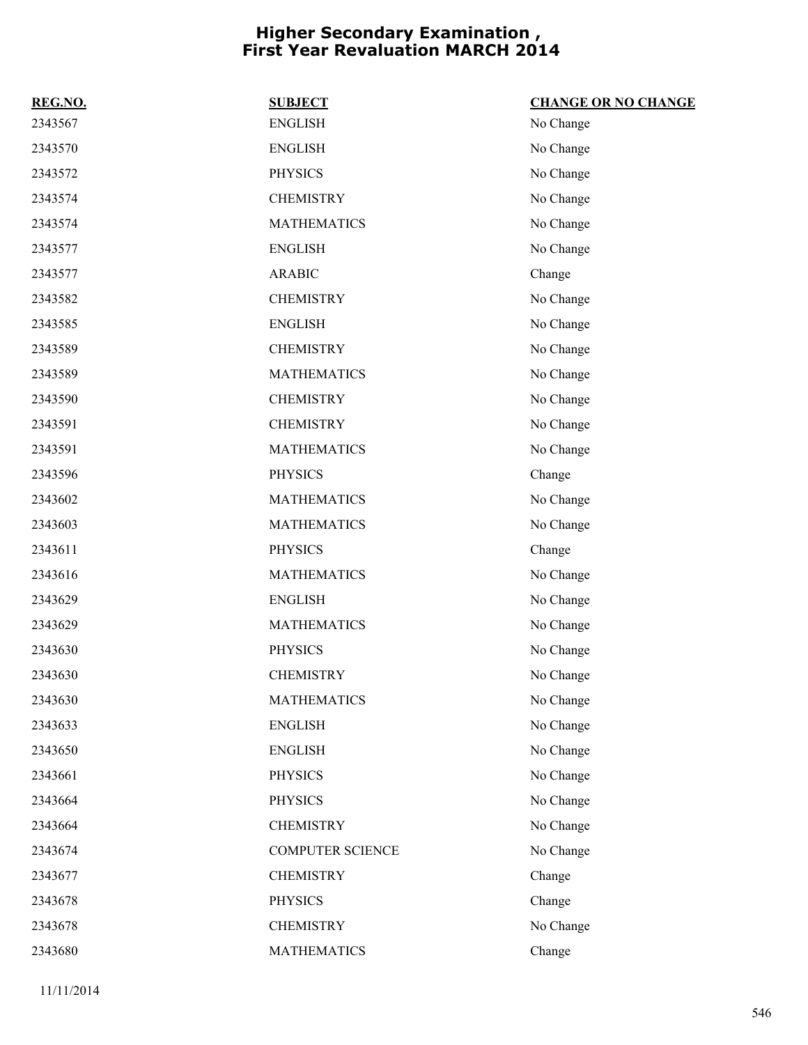# Higher Secondary Examination , First Year Revaluation MARCH 2014

| REG.NO. | SUBJECT | CHANGE OR NO CHANGE |
| --- | --- | --- |
| 2343567 | ENGLISH | No Change |
| 2343570 | ENGLISH | No Change |
| 2343572 | PHYSICS | No Change |
| 2343574 | CHEMISTRY | No Change |
| 2343574 | MATHEMATICS | No Change |
| 2343577 | ENGLISH | No Change |
| 2343577 | ARABIC | Change |
| 2343582 | CHEMISTRY | No Change |
| 2343585 | ENGLISH | No Change |
| 2343589 | CHEMISTRY | No Change |
| 2343589 | MATHEMATICS | No Change |
| 2343590 | CHEMISTRY | No Change |
| 2343591 | CHEMISTRY | No Change |
| 2343591 | MATHEMATICS | No Change |
| 2343596 | PHYSICS | Change |
| 2343602 | MATHEMATICS | No Change |
| 2343603 | MATHEMATICS | No Change |
| 2343611 | PHYSICS | Change |
| 2343616 | MATHEMATICS | No Change |
| 2343629 | ENGLISH | No Change |
| 2343629 | MATHEMATICS | No Change |
| 2343630 | PHYSICS | No Change |
| 2343630 | CHEMISTRY | No Change |
| 2343630 | MATHEMATICS | No Change |
| 2343633 | ENGLISH | No Change |
| 2343650 | ENGLISH | No Change |
| 2343661 | PHYSICS | No Change |
| 2343664 | PHYSICS | No Change |
| 2343664 | CHEMISTRY | No Change |
| 2343674 | COMPUTER SCIENCE | No Change |
| 2343677 | CHEMISTRY | Change |
| 2343678 | PHYSICS | Change |
| 2343678 | CHEMISTRY | No Change |
| 2343680 | MATHEMATICS | Change |

11/11/2014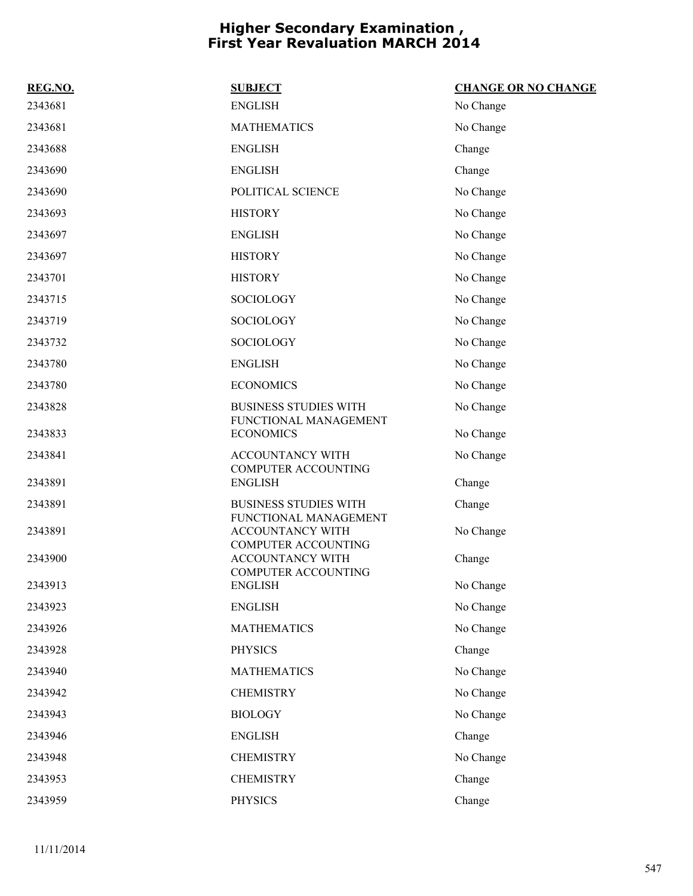# Higher Secondary Examination , First Year Revaluation MARCH 2014

| REG.NO. | SUBJECT | CHANGE OR NO CHANGE |
|---|---|---|
| 2343681 | ENGLISH | No Change |
| 2343681 | MATHEMATICS | No Change |
| 2343688 | ENGLISH | Change |
| 2343690 | ENGLISH | Change |
| 2343690 | POLITICAL SCIENCE | No Change |
| 2343693 | HISTORY | No Change |
| 2343697 | ENGLISH | No Change |
| 2343697 | HISTORY | No Change |
| 2343701 | HISTORY | No Change |
| 2343715 | SOCIOLOGY | No Change |
| 2343719 | SOCIOLOGY | No Change |
| 2343732 | SOCIOLOGY | No Change |
| 2343780 | ENGLISH | No Change |
| 2343780 | ECONOMICS | No Change |
| 2343828 | BUSINESS STUDIES WITH FUNCTIONAL MANAGEMENT | No Change |
| 2343833 | ECONOMICS | No Change |
| 2343841 | ACCOUNTANCY WITH COMPUTER ACCOUNTING | No Change |
| 2343891 | ENGLISH | Change |
| 2343891 | BUSINESS STUDIES WITH FUNCTIONAL MANAGEMENT | Change |
| 2343891 | ACCOUNTANCY WITH COMPUTER ACCOUNTING | No Change |
| 2343900 | ACCOUNTANCY WITH COMPUTER ACCOUNTING | Change |
| 2343913 | ENGLISH | No Change |
| 2343923 | ENGLISH | No Change |
| 2343926 | MATHEMATICS | No Change |
| 2343928 | PHYSICS | Change |
| 2343940 | MATHEMATICS | No Change |
| 2343942 | CHEMISTRY | No Change |
| 2343943 | BIOLOGY | No Change |
| 2343946 | ENGLISH | Change |
| 2343948 | CHEMISTRY | No Change |
| 2343953 | CHEMISTRY | Change |
| 2343959 | PHYSICS | Change |

11/11/2014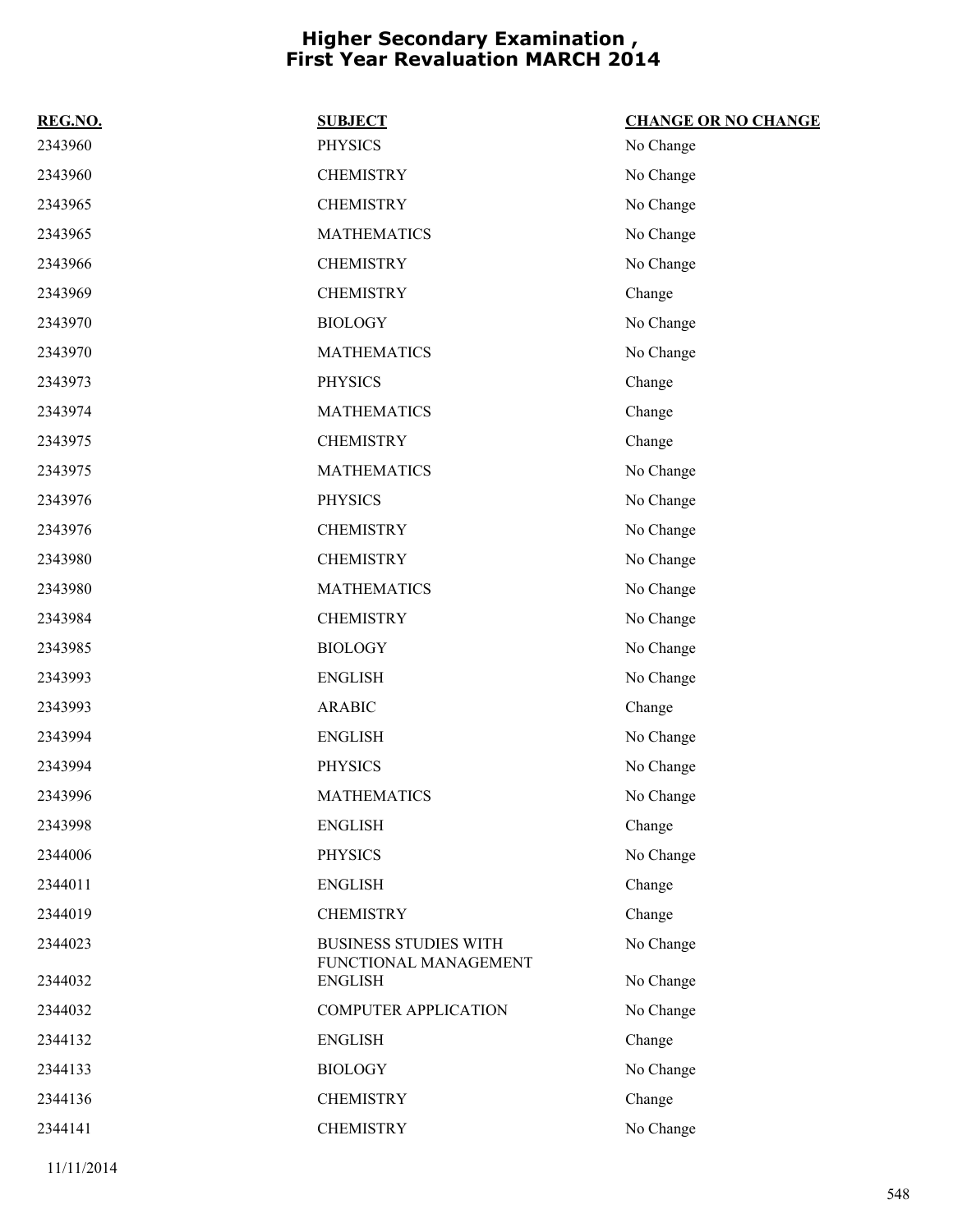# Higher Secondary Examination , First Year Revaluation MARCH 2014

| REG.NO. | SUBJECT | CHANGE OR NO CHANGE |
|---|---|---|
| 2343960 | PHYSICS | No Change |
| 2343960 | CHEMISTRY | No Change |
| 2343965 | CHEMISTRY | No Change |
| 2343965 | MATHEMATICS | No Change |
| 2343966 | CHEMISTRY | No Change |
| 2343969 | CHEMISTRY | Change |
| 2343970 | BIOLOGY | No Change |
| 2343970 | MATHEMATICS | No Change |
| 2343973 | PHYSICS | Change |
| 2343974 | MATHEMATICS | Change |
| 2343975 | CHEMISTRY | Change |
| 2343975 | MATHEMATICS | No Change |
| 2343976 | PHYSICS | No Change |
| 2343976 | CHEMISTRY | No Change |
| 2343980 | CHEMISTRY | No Change |
| 2343980 | MATHEMATICS | No Change |
| 2343984 | CHEMISTRY | No Change |
| 2343985 | BIOLOGY | No Change |
| 2343993 | ENGLISH | No Change |
| 2343993 | ARABIC | Change |
| 2343994 | ENGLISH | No Change |
| 2343994 | PHYSICS | No Change |
| 2343996 | MATHEMATICS | No Change |
| 2343998 | ENGLISH | Change |
| 2344006 | PHYSICS | No Change |
| 2344011 | ENGLISH | Change |
| 2344019 | CHEMISTRY | Change |
| 2344023 | BUSINESS STUDIES WITH FUNCTIONAL MANAGEMENT | No Change |
| 2344032 | ENGLISH | No Change |
| 2344032 | COMPUTER APPLICATION | No Change |
| 2344132 | ENGLISH | Change |
| 2344133 | BIOLOGY | No Change |
| 2344136 | CHEMISTRY | Change |
| 2344141 | CHEMISTRY | No Change |

11/11/2014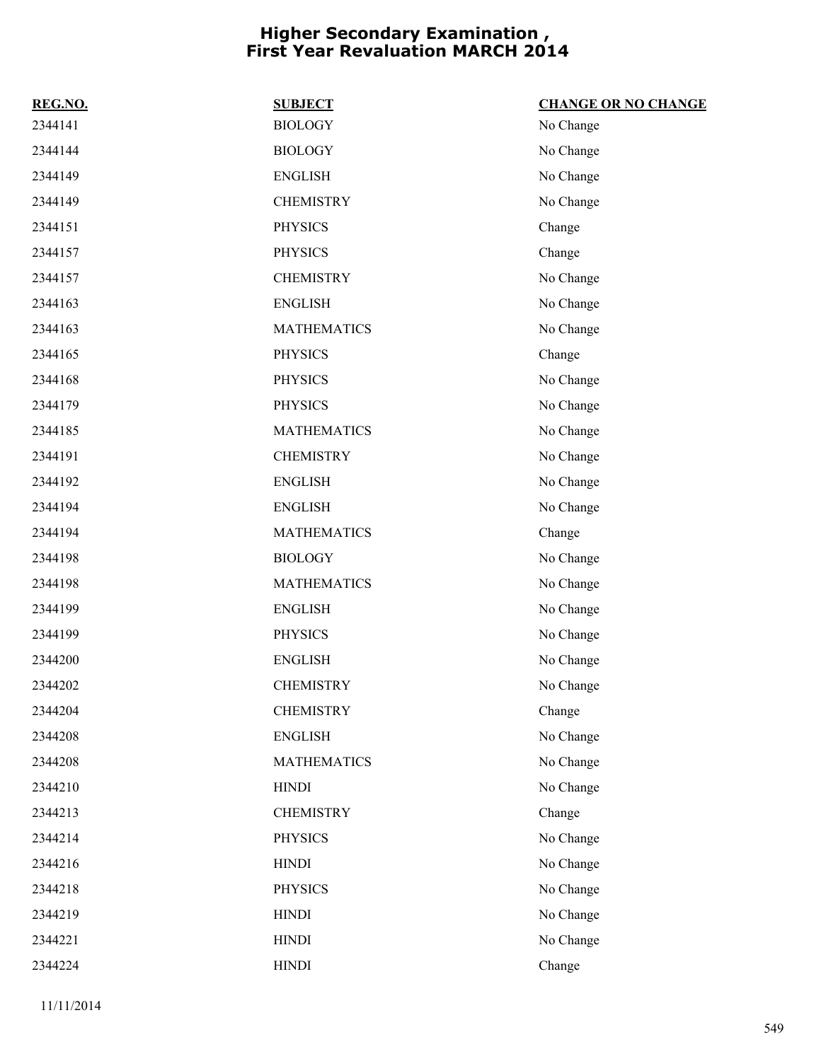# Higher Secondary Examination , First Year Revaluation MARCH 2014

| REG.NO. | SUBJECT | CHANGE OR NO CHANGE |
|---|---|---|
| 2344141 | BIOLOGY | No Change |
| 2344144 | BIOLOGY | No Change |
| 2344149 | ENGLISH | No Change |
| 2344149 | CHEMISTRY | No Change |
| 2344151 | PHYSICS | Change |
| 2344157 | PHYSICS | Change |
| 2344157 | CHEMISTRY | No Change |
| 2344163 | ENGLISH | No Change |
| 2344163 | MATHEMATICS | No Change |
| 2344165 | PHYSICS | Change |
| 2344168 | PHYSICS | No Change |
| 2344179 | PHYSICS | No Change |
| 2344185 | MATHEMATICS | No Change |
| 2344191 | CHEMISTRY | No Change |
| 2344192 | ENGLISH | No Change |
| 2344194 | ENGLISH | No Change |
| 2344194 | MATHEMATICS | Change |
| 2344198 | BIOLOGY | No Change |
| 2344198 | MATHEMATICS | No Change |
| 2344199 | ENGLISH | No Change |
| 2344199 | PHYSICS | No Change |
| 2344200 | ENGLISH | No Change |
| 2344202 | CHEMISTRY | No Change |
| 2344204 | CHEMISTRY | Change |
| 2344208 | ENGLISH | No Change |
| 2344208 | MATHEMATICS | No Change |
| 2344210 | HINDI | No Change |
| 2344213 | CHEMISTRY | Change |
| 2344214 | PHYSICS | No Change |
| 2344216 | HINDI | No Change |
| 2344218 | PHYSICS | No Change |
| 2344219 | HINDI | No Change |
| 2344221 | HINDI | No Change |
| 2344224 | HINDI | Change |

11/11/2014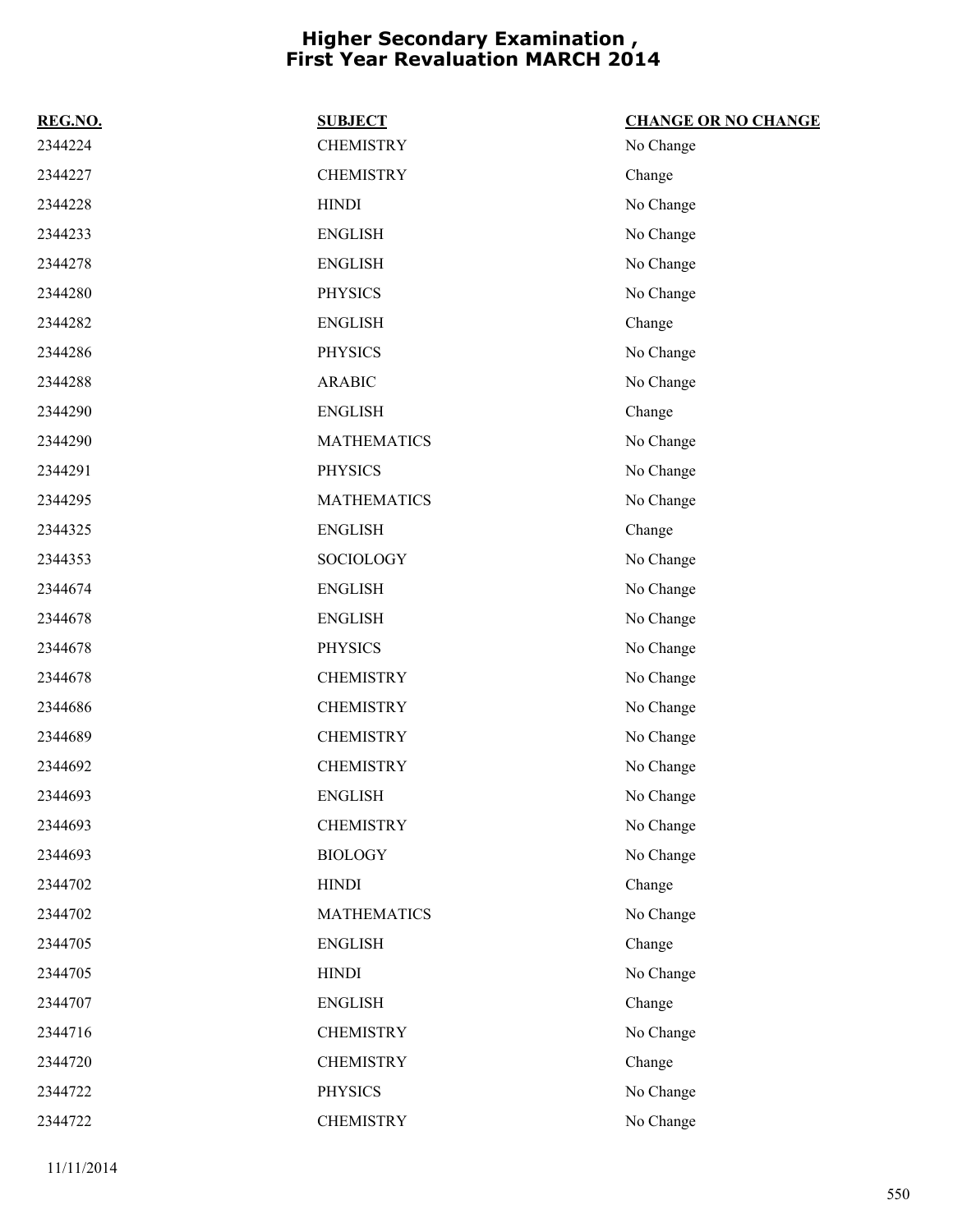# Higher Secondary Examination , First Year Revaluation MARCH 2014

| REG.NO. | SUBJECT | CHANGE OR NO CHANGE |
|---|---|---|
| 2344224 | CHEMISTRY | No Change |
| 2344227 | CHEMISTRY | Change |
| 2344228 | HINDI | No Change |
| 2344233 | ENGLISH | No Change |
| 2344278 | ENGLISH | No Change |
| 2344280 | PHYSICS | No Change |
| 2344282 | ENGLISH | Change |
| 2344286 | PHYSICS | No Change |
| 2344288 | ARABIC | No Change |
| 2344290 | ENGLISH | Change |
| 2344290 | MATHEMATICS | No Change |
| 2344291 | PHYSICS | No Change |
| 2344295 | MATHEMATICS | No Change |
| 2344325 | ENGLISH | Change |
| 2344353 | SOCIOLOGY | No Change |
| 2344674 | ENGLISH | No Change |
| 2344678 | ENGLISH | No Change |
| 2344678 | PHYSICS | No Change |
| 2344678 | CHEMISTRY | No Change |
| 2344686 | CHEMISTRY | No Change |
| 2344689 | CHEMISTRY | No Change |
| 2344692 | CHEMISTRY | No Change |
| 2344693 | ENGLISH | No Change |
| 2344693 | CHEMISTRY | No Change |
| 2344693 | BIOLOGY | No Change |
| 2344702 | HINDI | Change |
| 2344702 | MATHEMATICS | No Change |
| 2344705 | ENGLISH | Change |
| 2344705 | HINDI | No Change |
| 2344707 | ENGLISH | Change |
| 2344716 | CHEMISTRY | No Change |
| 2344720 | CHEMISTRY | Change |
| 2344722 | PHYSICS | No Change |
| 2344722 | CHEMISTRY | No Change |

11/11/2014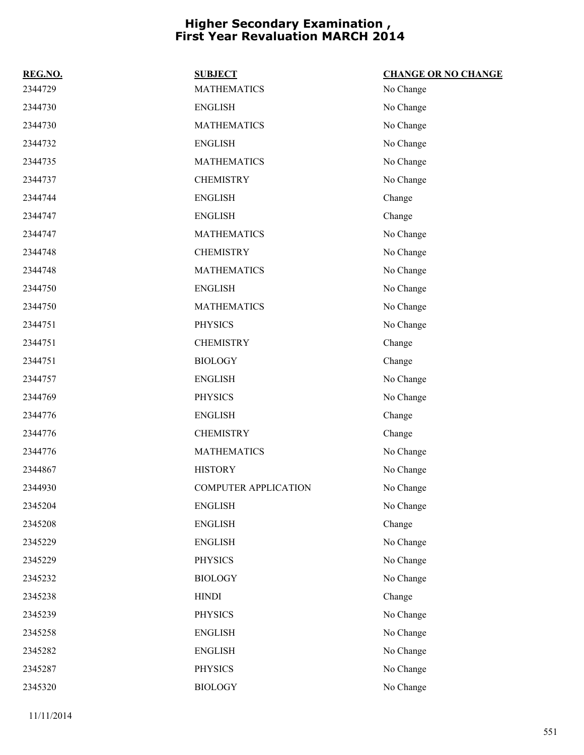# Higher Secondary Examination , First Year Revaluation MARCH 2014

| REG.NO. | SUBJECT | CHANGE OR NO CHANGE |
|---|---|---|
| 2344729 | MATHEMATICS | No Change |
| 2344730 | ENGLISH | No Change |
| 2344730 | MATHEMATICS | No Change |
| 2344732 | ENGLISH | No Change |
| 2344735 | MATHEMATICS | No Change |
| 2344737 | CHEMISTRY | No Change |
| 2344744 | ENGLISH | Change |
| 2344747 | ENGLISH | Change |
| 2344747 | MATHEMATICS | No Change |
| 2344748 | CHEMISTRY | No Change |
| 2344748 | MATHEMATICS | No Change |
| 2344750 | ENGLISH | No Change |
| 2344750 | MATHEMATICS | No Change |
| 2344751 | PHYSICS | No Change |
| 2344751 | CHEMISTRY | Change |
| 2344751 | BIOLOGY | Change |
| 2344757 | ENGLISH | No Change |
| 2344769 | PHYSICS | No Change |
| 2344776 | ENGLISH | Change |
| 2344776 | CHEMISTRY | Change |
| 2344776 | MATHEMATICS | No Change |
| 2344867 | HISTORY | No Change |
| 2344930 | COMPUTER APPLICATION | No Change |
| 2345204 | ENGLISH | No Change |
| 2345208 | ENGLISH | Change |
| 2345229 | ENGLISH | No Change |
| 2345229 | PHYSICS | No Change |
| 2345232 | BIOLOGY | No Change |
| 2345238 | HINDI | Change |
| 2345239 | PHYSICS | No Change |
| 2345258 | ENGLISH | No Change |
| 2345282 | ENGLISH | No Change |
| 2345287 | PHYSICS | No Change |
| 2345320 | BIOLOGY | No Change |

11/11/2014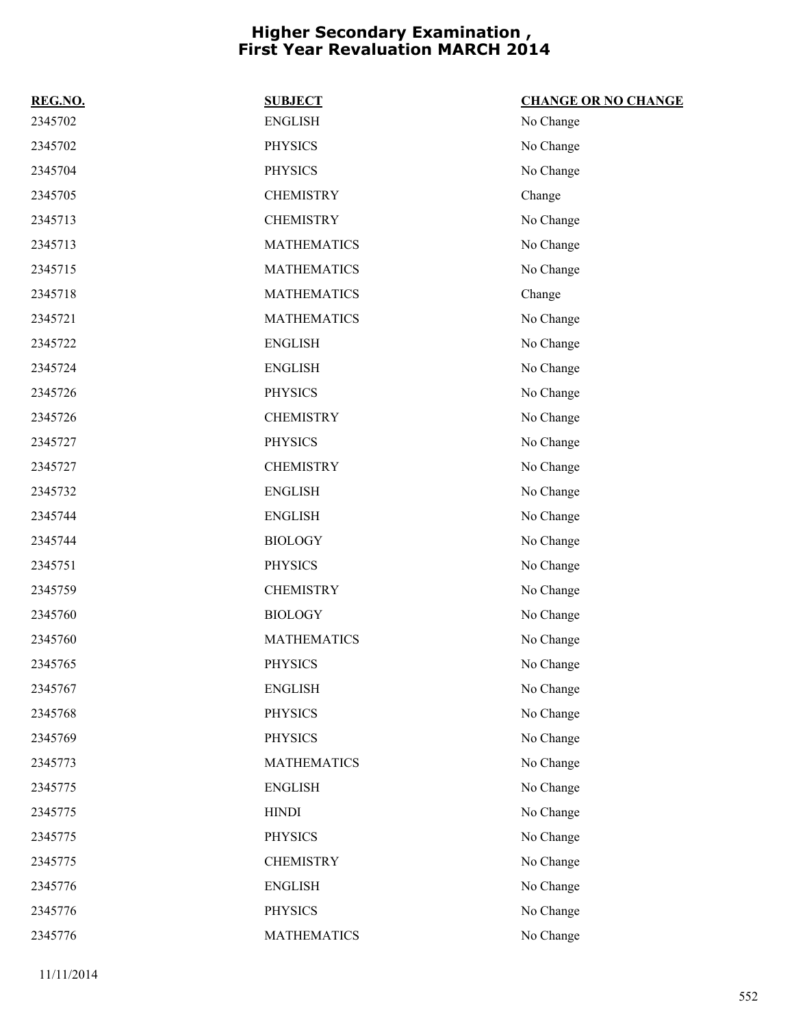# Higher Secondary Examination , First Year Revaluation MARCH 2014

| REG.NO. | SUBJECT | CHANGE OR NO CHANGE |
|---|---|---|
| 2345702 | ENGLISH | No Change |
| 2345702 | PHYSICS | No Change |
| 2345704 | PHYSICS | No Change |
| 2345705 | CHEMISTRY | Change |
| 2345713 | CHEMISTRY | No Change |
| 2345713 | MATHEMATICS | No Change |
| 2345715 | MATHEMATICS | No Change |
| 2345718 | MATHEMATICS | Change |
| 2345721 | MATHEMATICS | No Change |
| 2345722 | ENGLISH | No Change |
| 2345724 | ENGLISH | No Change |
| 2345726 | PHYSICS | No Change |
| 2345726 | CHEMISTRY | No Change |
| 2345727 | PHYSICS | No Change |
| 2345727 | CHEMISTRY | No Change |
| 2345732 | ENGLISH | No Change |
| 2345744 | ENGLISH | No Change |
| 2345744 | BIOLOGY | No Change |
| 2345751 | PHYSICS | No Change |
| 2345759 | CHEMISTRY | No Change |
| 2345760 | BIOLOGY | No Change |
| 2345760 | MATHEMATICS | No Change |
| 2345765 | PHYSICS | No Change |
| 2345767 | ENGLISH | No Change |
| 2345768 | PHYSICS | No Change |
| 2345769 | PHYSICS | No Change |
| 2345773 | MATHEMATICS | No Change |
| 2345775 | ENGLISH | No Change |
| 2345775 | HINDI | No Change |
| 2345775 | PHYSICS | No Change |
| 2345775 | CHEMISTRY | No Change |
| 2345776 | ENGLISH | No Change |
| 2345776 | PHYSICS | No Change |
| 2345776 | MATHEMATICS | No Change |

11/11/2014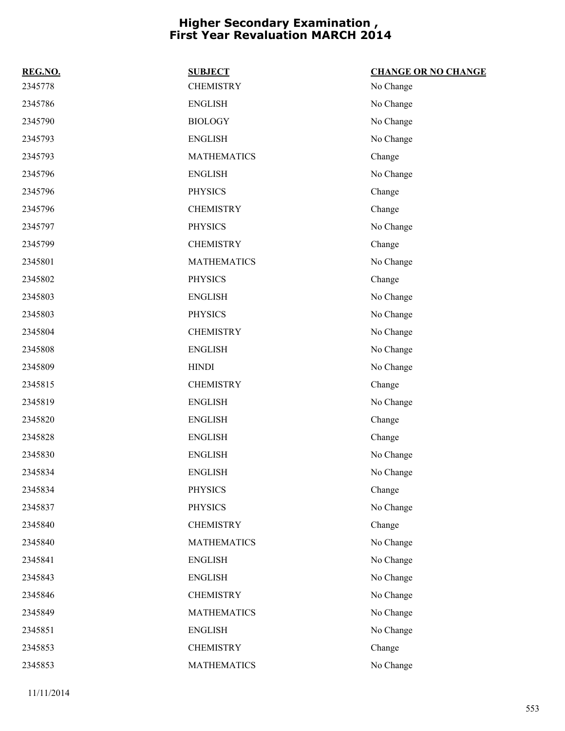# Higher Secondary Examination , First Year Revaluation MARCH 2014

| REG.NO. | SUBJECT | CHANGE OR NO CHANGE |
|---|---|---|
| 2345778 | CHEMISTRY | No Change |
| 2345786 | ENGLISH | No Change |
| 2345790 | BIOLOGY | No Change |
| 2345793 | ENGLISH | No Change |
| 2345793 | MATHEMATICS | Change |
| 2345796 | ENGLISH | No Change |
| 2345796 | PHYSICS | Change |
| 2345796 | CHEMISTRY | Change |
| 2345797 | PHYSICS | No Change |
| 2345799 | CHEMISTRY | Change |
| 2345801 | MATHEMATICS | No Change |
| 2345802 | PHYSICS | Change |
| 2345803 | ENGLISH | No Change |
| 2345803 | PHYSICS | No Change |
| 2345804 | CHEMISTRY | No Change |
| 2345808 | ENGLISH | No Change |
| 2345809 | HINDI | No Change |
| 2345815 | CHEMISTRY | Change |
| 2345819 | ENGLISH | No Change |
| 2345820 | ENGLISH | Change |
| 2345828 | ENGLISH | Change |
| 2345830 | ENGLISH | No Change |
| 2345834 | ENGLISH | No Change |
| 2345834 | PHYSICS | Change |
| 2345837 | PHYSICS | No Change |
| 2345840 | CHEMISTRY | Change |
| 2345840 | MATHEMATICS | No Change |
| 2345841 | ENGLISH | No Change |
| 2345843 | ENGLISH | No Change |
| 2345846 | CHEMISTRY | No Change |
| 2345849 | MATHEMATICS | No Change |
| 2345851 | ENGLISH | No Change |
| 2345853 | CHEMISTRY | Change |
| 2345853 | MATHEMATICS | No Change |

11/11/2014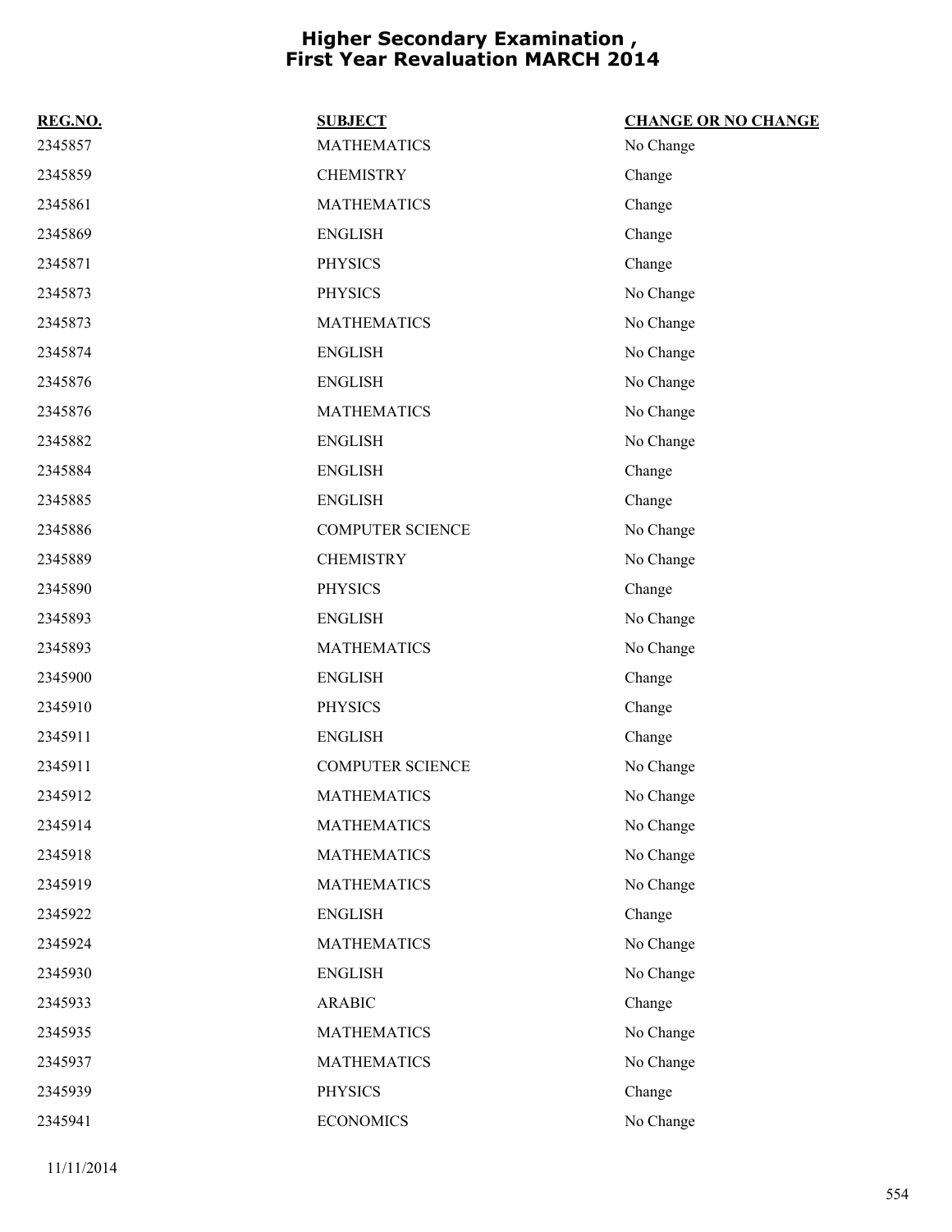# Higher Secondary Examination , First Year Revaluation MARCH 2014

| REG.NO. | SUBJECT | CHANGE OR NO CHANGE |
|---|---|---|
| 2345857 | MATHEMATICS | No Change |
| 2345859 | CHEMISTRY | Change |
| 2345861 | MATHEMATICS | Change |
| 2345869 | ENGLISH | Change |
| 2345871 | PHYSICS | Change |
| 2345873 | PHYSICS | No Change |
| 2345873 | MATHEMATICS | No Change |
| 2345874 | ENGLISH | No Change |
| 2345876 | ENGLISH | No Change |
| 2345876 | MATHEMATICS | No Change |
| 2345882 | ENGLISH | No Change |
| 2345884 | ENGLISH | Change |
| 2345885 | ENGLISH | Change |
| 2345886 | COMPUTER SCIENCE | No Change |
| 2345889 | CHEMISTRY | No Change |
| 2345890 | PHYSICS | Change |
| 2345893 | ENGLISH | No Change |
| 2345893 | MATHEMATICS | No Change |
| 2345900 | ENGLISH | Change |
| 2345910 | PHYSICS | Change |
| 2345911 | ENGLISH | Change |
| 2345911 | COMPUTER SCIENCE | No Change |
| 2345912 | MATHEMATICS | No Change |
| 2345914 | MATHEMATICS | No Change |
| 2345918 | MATHEMATICS | No Change |
| 2345919 | MATHEMATICS | No Change |
| 2345922 | ENGLISH | Change |
| 2345924 | MATHEMATICS | No Change |
| 2345930 | ENGLISH | No Change |
| 2345933 | ARABIC | Change |
| 2345935 | MATHEMATICS | No Change |
| 2345937 | MATHEMATICS | No Change |
| 2345939 | PHYSICS | Change |
| 2345941 | ECONOMICS | No Change |

11/11/2014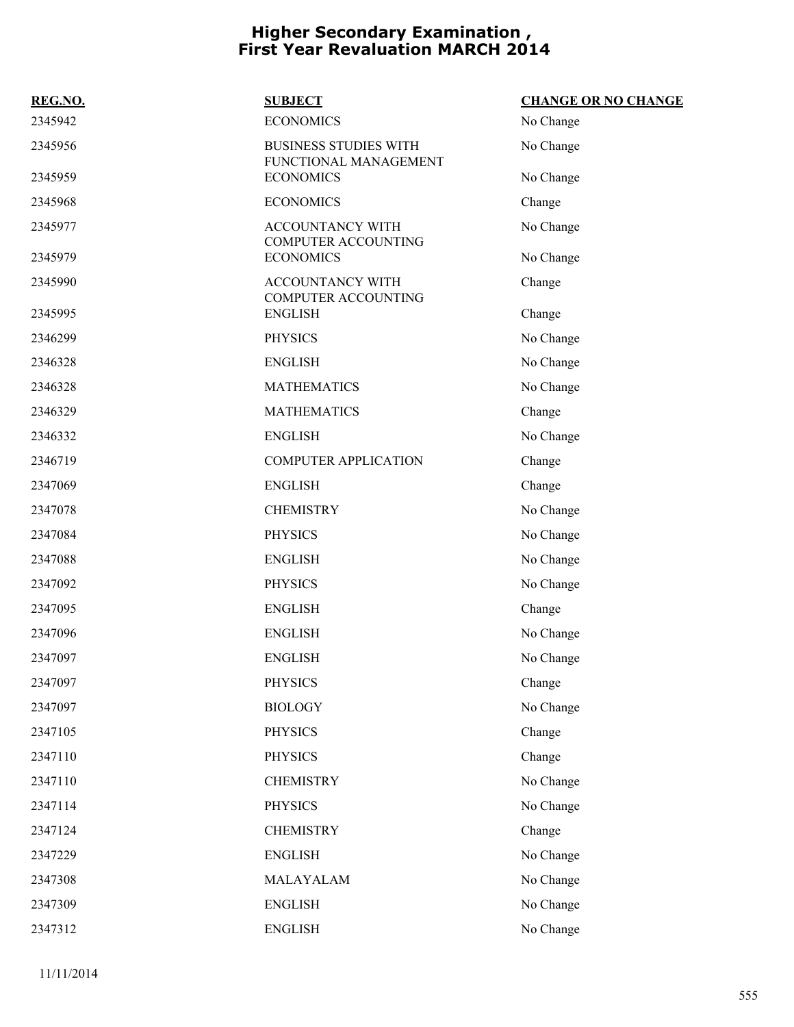# Higher Secondary Examination , First Year Revaluation MARCH 2014

| REG.NO. | SUBJECT | CHANGE OR NO CHANGE |
|---|---|---|
| 2345942 | ECONOMICS | No Change |
| 2345956 | BUSINESS STUDIES WITH FUNCTIONAL MANAGEMENT | No Change |
| 2345959 | ECONOMICS | No Change |
| 2345968 | ECONOMICS | Change |
| 2345977 | ACCOUNTANCY WITH COMPUTER ACCOUNTING | No Change |
| 2345979 | ECONOMICS | No Change |
| 2345990 | ACCOUNTANCY WITH COMPUTER ACCOUNTING | Change |
| 2345995 | ENGLISH | Change |
| 2346299 | PHYSICS | No Change |
| 2346328 | ENGLISH | No Change |
| 2346328 | MATHEMATICS | No Change |
| 2346329 | MATHEMATICS | Change |
| 2346332 | ENGLISH | No Change |
| 2346719 | COMPUTER APPLICATION | Change |
| 2347069 | ENGLISH | Change |
| 2347078 | CHEMISTRY | No Change |
| 2347084 | PHYSICS | No Change |
| 2347088 | ENGLISH | No Change |
| 2347092 | PHYSICS | No Change |
| 2347095 | ENGLISH | Change |
| 2347096 | ENGLISH | No Change |
| 2347097 | ENGLISH | No Change |
| 2347097 | PHYSICS | Change |
| 2347097 | BIOLOGY | No Change |
| 2347105 | PHYSICS | Change |
| 2347110 | PHYSICS | Change |
| 2347110 | CHEMISTRY | No Change |
| 2347114 | PHYSICS | No Change |
| 2347124 | CHEMISTRY | Change |
| 2347229 | ENGLISH | No Change |
| 2347308 | MALAYALAM | No Change |
| 2347309 | ENGLISH | No Change |
| 2347312 | ENGLISH | No Change |

11/11/2014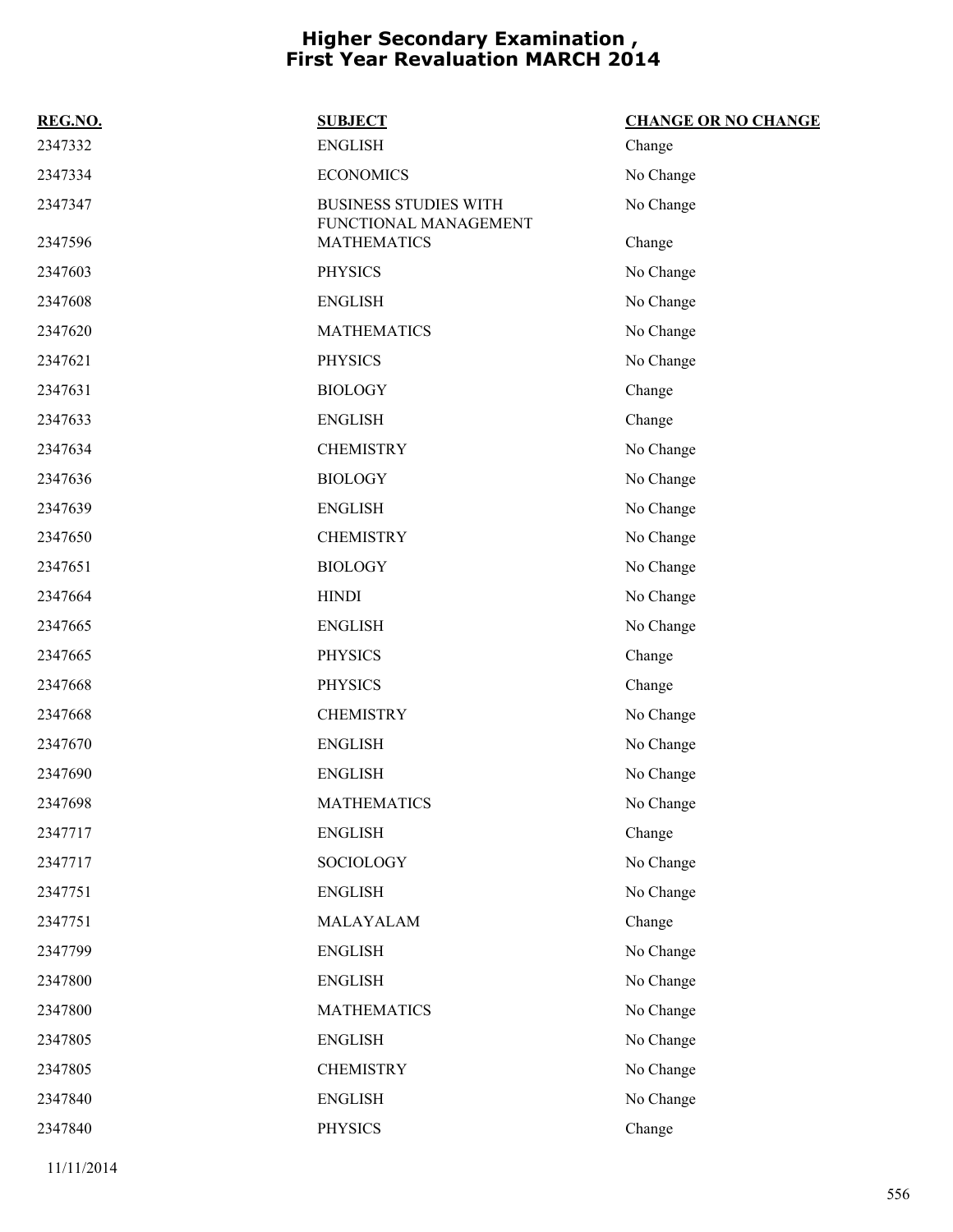# Higher Secondary Examination , First Year Revaluation MARCH 2014

| REG.NO. | SUBJECT | CHANGE OR NO CHANGE |
|---|---|---|
| 2347332 | ENGLISH | Change |
| 2347334 | ECONOMICS | No Change |
| 2347347 | BUSINESS STUDIES WITH FUNCTIONAL MANAGEMENT | No Change |
| 2347596 | MATHEMATICS | Change |
| 2347603 | PHYSICS | No Change |
| 2347608 | ENGLISH | No Change |
| 2347620 | MATHEMATICS | No Change |
| 2347621 | PHYSICS | No Change |
| 2347631 | BIOLOGY | Change |
| 2347633 | ENGLISH | Change |
| 2347634 | CHEMISTRY | No Change |
| 2347636 | BIOLOGY | No Change |
| 2347639 | ENGLISH | No Change |
| 2347650 | CHEMISTRY | No Change |
| 2347651 | BIOLOGY | No Change |
| 2347664 | HINDI | No Change |
| 2347665 | ENGLISH | No Change |
| 2347665 | PHYSICS | Change |
| 2347668 | PHYSICS | Change |
| 2347668 | CHEMISTRY | No Change |
| 2347670 | ENGLISH | No Change |
| 2347690 | ENGLISH | No Change |
| 2347698 | MATHEMATICS | No Change |
| 2347717 | ENGLISH | Change |
| 2347717 | SOCIOLOGY | No Change |
| 2347751 | ENGLISH | No Change |
| 2347751 | MALAYALAM | Change |
| 2347799 | ENGLISH | No Change |
| 2347800 | ENGLISH | No Change |
| 2347800 | MATHEMATICS | No Change |
| 2347805 | ENGLISH | No Change |
| 2347805 | CHEMISTRY | No Change |
| 2347840 | ENGLISH | No Change |
| 2347840 | PHYSICS | Change |

11/11/2014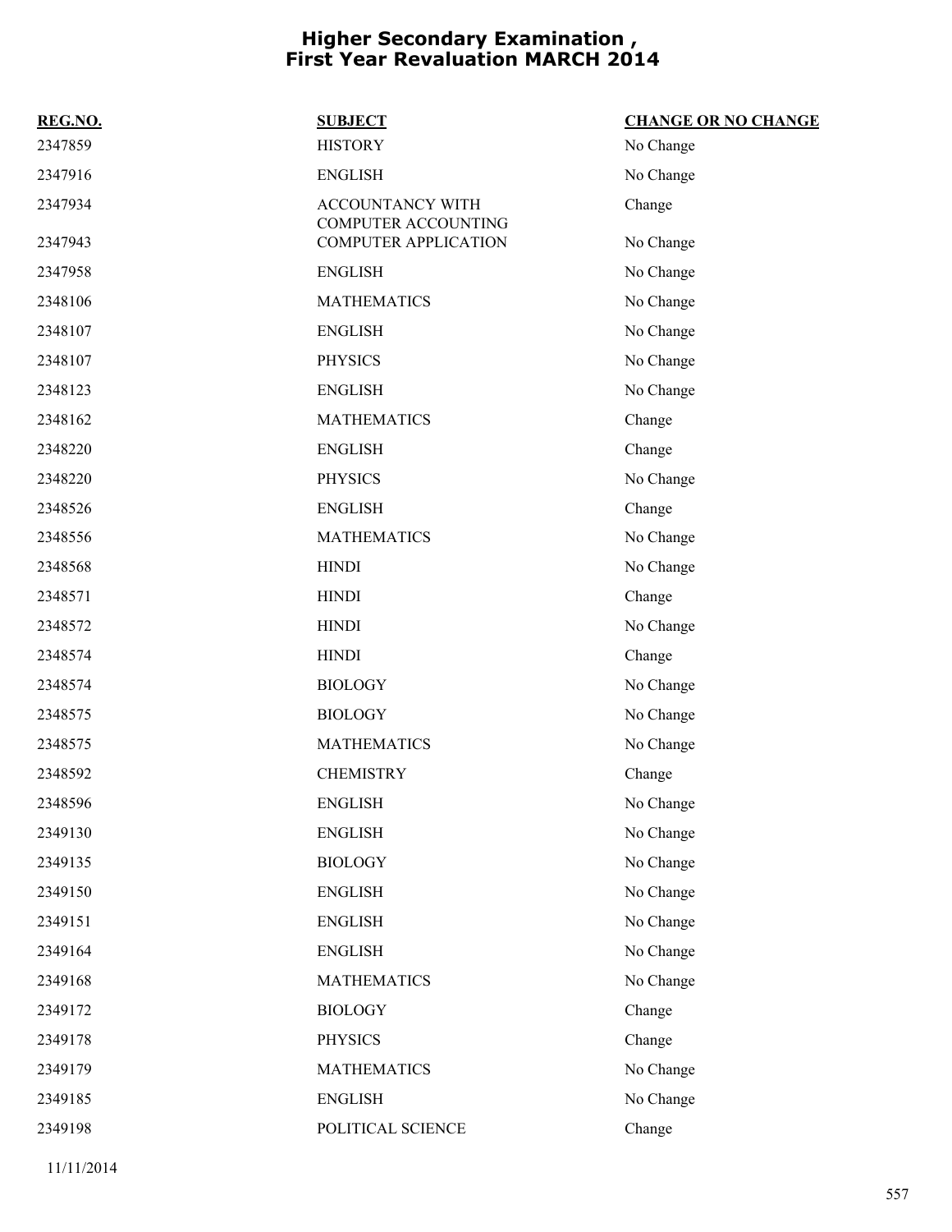# Higher Secondary Examination , First Year Revaluation MARCH 2014

| REG.NO. | SUBJECT | CHANGE OR NO CHANGE |
|---|---|---|
| 2347859 | HISTORY | No Change |
| 2347916 | ENGLISH | No Change |
| 2347934 | ACCOUNTANCY WITH COMPUTER ACCOUNTING | Change |
| 2347943 | COMPUTER APPLICATION | No Change |
| 2347958 | ENGLISH | No Change |
| 2348106 | MATHEMATICS | No Change |
| 2348107 | ENGLISH | No Change |
| 2348107 | PHYSICS | No Change |
| 2348123 | ENGLISH | No Change |
| 2348162 | MATHEMATICS | Change |
| 2348220 | ENGLISH | Change |
| 2348220 | PHYSICS | No Change |
| 2348526 | ENGLISH | Change |
| 2348556 | MATHEMATICS | No Change |
| 2348568 | HINDI | No Change |
| 2348571 | HINDI | Change |
| 2348572 | HINDI | No Change |
| 2348574 | HINDI | Change |
| 2348574 | BIOLOGY | No Change |
| 2348575 | BIOLOGY | No Change |
| 2348575 | MATHEMATICS | No Change |
| 2348592 | CHEMISTRY | Change |
| 2348596 | ENGLISH | No Change |
| 2349130 | ENGLISH | No Change |
| 2349135 | BIOLOGY | No Change |
| 2349150 | ENGLISH | No Change |
| 2349151 | ENGLISH | No Change |
| 2349164 | ENGLISH | No Change |
| 2349168 | MATHEMATICS | No Change |
| 2349172 | BIOLOGY | Change |
| 2349178 | PHYSICS | Change |
| 2349179 | MATHEMATICS | No Change |
| 2349185 | ENGLISH | No Change |
| 2349198 | POLITICAL SCIENCE | Change |

11/11/2014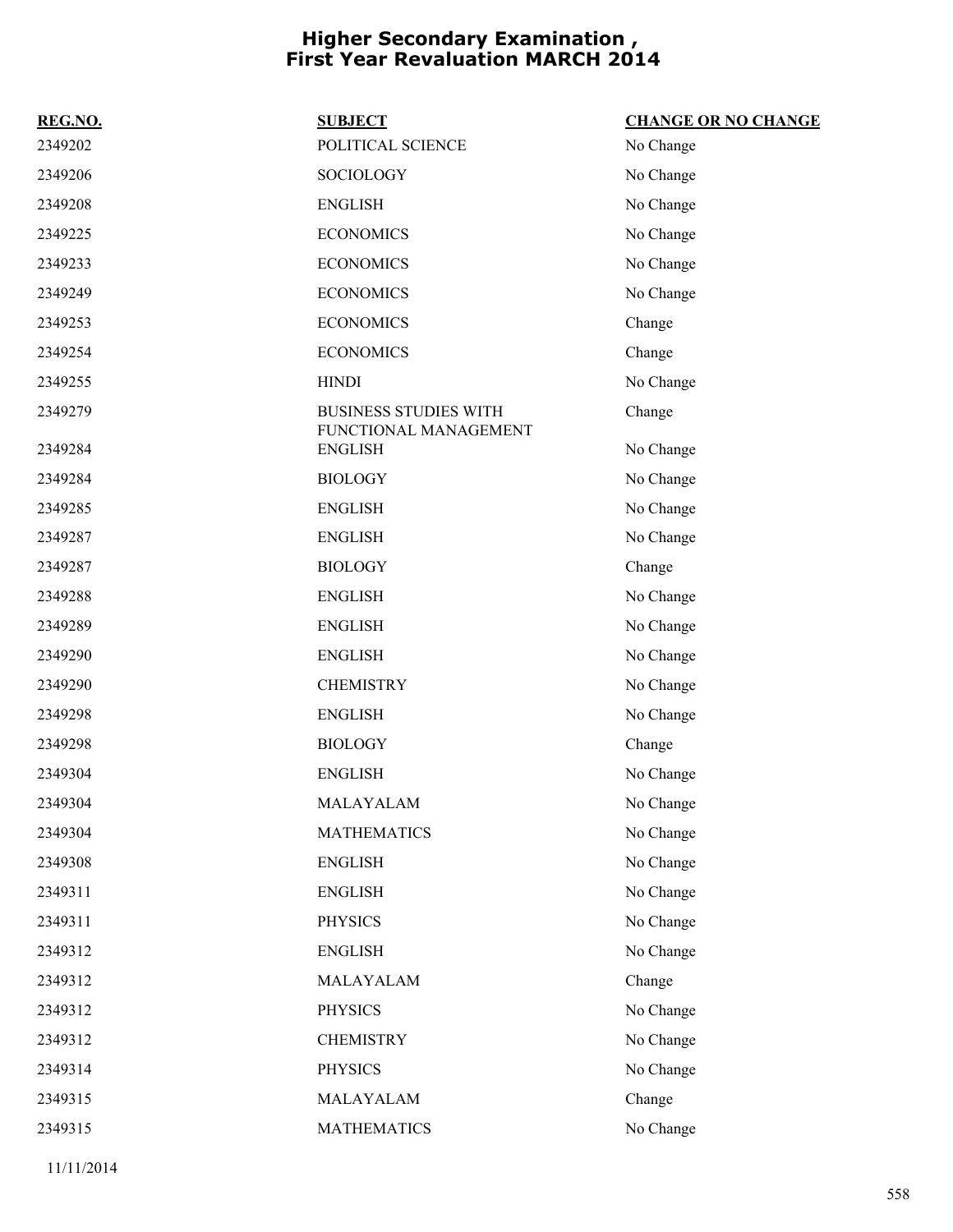# Higher Secondary Examination , First Year Revaluation MARCH 2014

| REG.NO. | SUBJECT | CHANGE OR NO CHANGE |
|---|---|---|
| 2349202 | POLITICAL SCIENCE | No Change |
| 2349206 | SOCIOLOGY | No Change |
| 2349208 | ENGLISH | No Change |
| 2349225 | ECONOMICS | No Change |
| 2349233 | ECONOMICS | No Change |
| 2349249 | ECONOMICS | No Change |
| 2349253 | ECONOMICS | Change |
| 2349254 | ECONOMICS | Change |
| 2349255 | HINDI | No Change |
| 2349279 | BUSINESS STUDIES WITH FUNCTIONAL MANAGEMENT | Change |
| 2349284 | ENGLISH | No Change |
| 2349284 | BIOLOGY | No Change |
| 2349285 | ENGLISH | No Change |
| 2349287 | ENGLISH | No Change |
| 2349287 | BIOLOGY | Change |
| 2349288 | ENGLISH | No Change |
| 2349289 | ENGLISH | No Change |
| 2349290 | ENGLISH | No Change |
| 2349290 | CHEMISTRY | No Change |
| 2349298 | ENGLISH | No Change |
| 2349298 | BIOLOGY | Change |
| 2349304 | ENGLISH | No Change |
| 2349304 | MALAYALAM | No Change |
| 2349304 | MATHEMATICS | No Change |
| 2349308 | ENGLISH | No Change |
| 2349311 | ENGLISH | No Change |
| 2349311 | PHYSICS | No Change |
| 2349312 | ENGLISH | No Change |
| 2349312 | MALAYALAM | Change |
| 2349312 | PHYSICS | No Change |
| 2349312 | CHEMISTRY | No Change |
| 2349314 | PHYSICS | No Change |
| 2349315 | MALAYALAM | Change |
| 2349315 | MATHEMATICS | No Change |

11/11/2014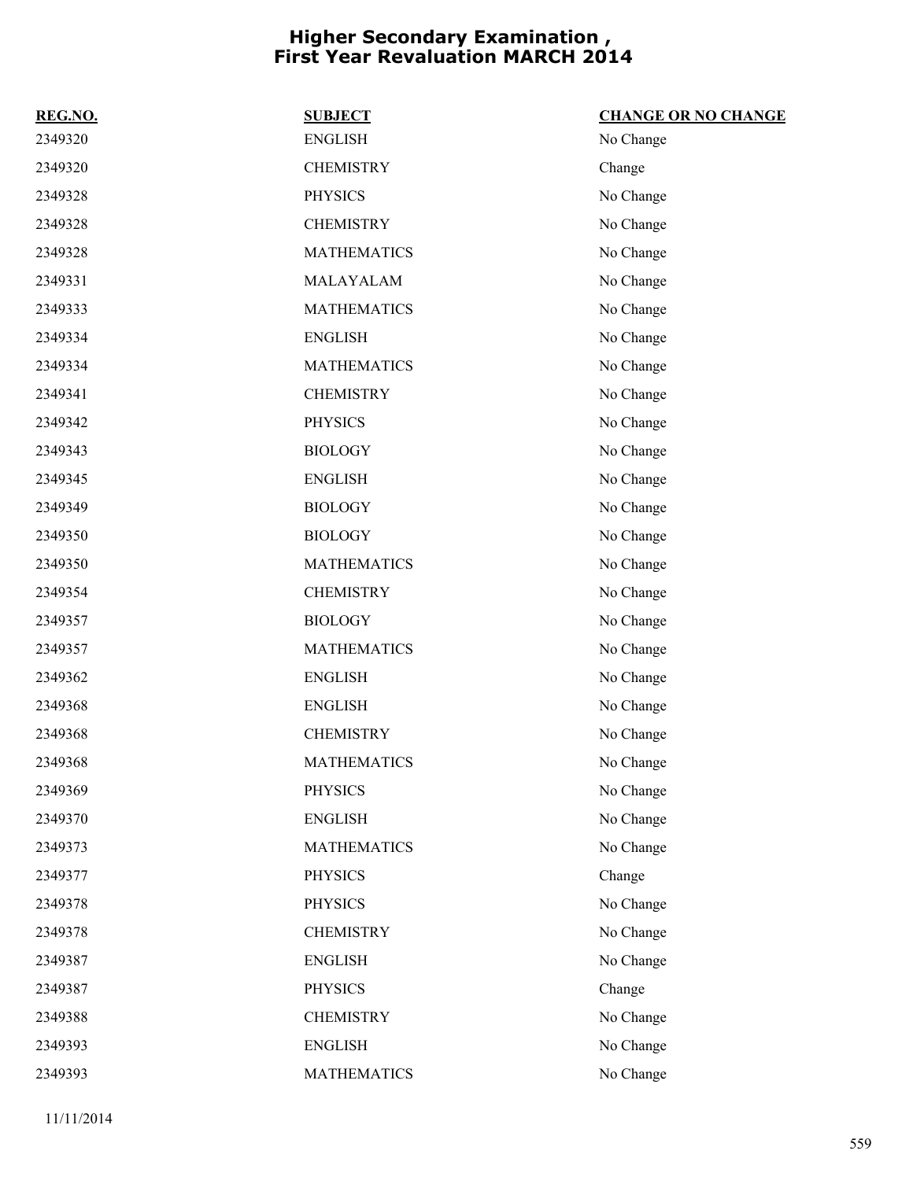# Higher Secondary Examination , First Year Revaluation MARCH 2014

| REG.NO. | SUBJECT | CHANGE OR NO CHANGE |
|---|---|---|
| 2349320 | ENGLISH | No Change |
| 2349320 | CHEMISTRY | Change |
| 2349328 | PHYSICS | No Change |
| 2349328 | CHEMISTRY | No Change |
| 2349328 | MATHEMATICS | No Change |
| 2349331 | MALAYALAM | No Change |
| 2349333 | MATHEMATICS | No Change |
| 2349334 | ENGLISH | No Change |
| 2349334 | MATHEMATICS | No Change |
| 2349341 | CHEMISTRY | No Change |
| 2349342 | PHYSICS | No Change |
| 2349343 | BIOLOGY | No Change |
| 2349345 | ENGLISH | No Change |
| 2349349 | BIOLOGY | No Change |
| 2349350 | BIOLOGY | No Change |
| 2349350 | MATHEMATICS | No Change |
| 2349354 | CHEMISTRY | No Change |
| 2349357 | BIOLOGY | No Change |
| 2349357 | MATHEMATICS | No Change |
| 2349362 | ENGLISH | No Change |
| 2349368 | ENGLISH | No Change |
| 2349368 | CHEMISTRY | No Change |
| 2349368 | MATHEMATICS | No Change |
| 2349369 | PHYSICS | No Change |
| 2349370 | ENGLISH | No Change |
| 2349373 | MATHEMATICS | No Change |
| 2349377 | PHYSICS | Change |
| 2349378 | PHYSICS | No Change |
| 2349378 | CHEMISTRY | No Change |
| 2349387 | ENGLISH | No Change |
| 2349387 | PHYSICS | Change |
| 2349388 | CHEMISTRY | No Change |
| 2349393 | ENGLISH | No Change |
| 2349393 | MATHEMATICS | No Change |

11/11/2014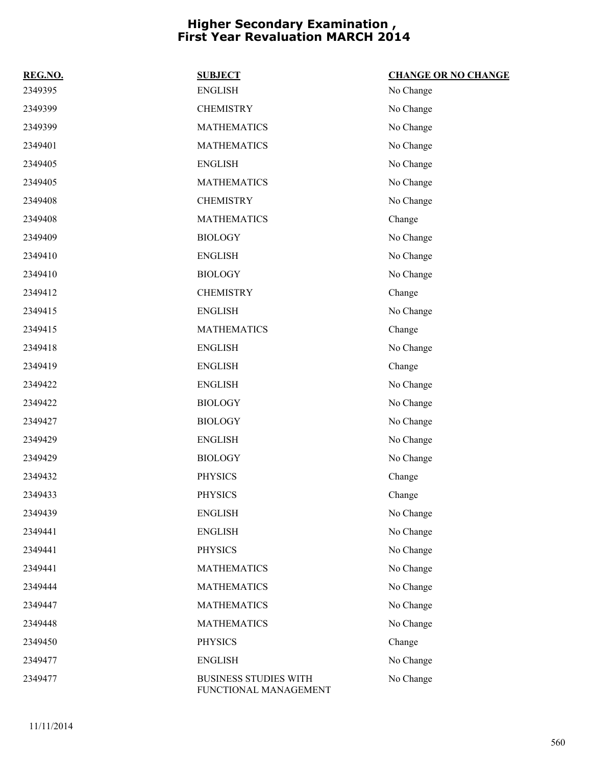# Higher Secondary Examination , First Year Revaluation MARCH 2014

| REG.NO. | SUBJECT | CHANGE OR NO CHANGE |
|---|---|---|
| 2349395 | ENGLISH | No Change |
| 2349399 | CHEMISTRY | No Change |
| 2349399 | MATHEMATICS | No Change |
| 2349401 | MATHEMATICS | No Change |
| 2349405 | ENGLISH | No Change |
| 2349405 | MATHEMATICS | No Change |
| 2349408 | CHEMISTRY | No Change |
| 2349408 | MATHEMATICS | Change |
| 2349409 | BIOLOGY | No Change |
| 2349410 | ENGLISH | No Change |
| 2349410 | BIOLOGY | No Change |
| 2349412 | CHEMISTRY | Change |
| 2349415 | ENGLISH | No Change |
| 2349415 | MATHEMATICS | Change |
| 2349418 | ENGLISH | No Change |
| 2349419 | ENGLISH | Change |
| 2349422 | ENGLISH | No Change |
| 2349422 | BIOLOGY | No Change |
| 2349427 | BIOLOGY | No Change |
| 2349429 | ENGLISH | No Change |
| 2349429 | BIOLOGY | No Change |
| 2349432 | PHYSICS | Change |
| 2349433 | PHYSICS | Change |
| 2349439 | ENGLISH | No Change |
| 2349441 | ENGLISH | No Change |
| 2349441 | PHYSICS | No Change |
| 2349441 | MATHEMATICS | No Change |
| 2349444 | MATHEMATICS | No Change |
| 2349447 | MATHEMATICS | No Change |
| 2349448 | MATHEMATICS | No Change |
| 2349450 | PHYSICS | Change |
| 2349477 | ENGLISH | No Change |
| 2349477 | BUSINESS STUDIES WITH FUNCTIONAL MANAGEMENT | No Change |

11/11/2014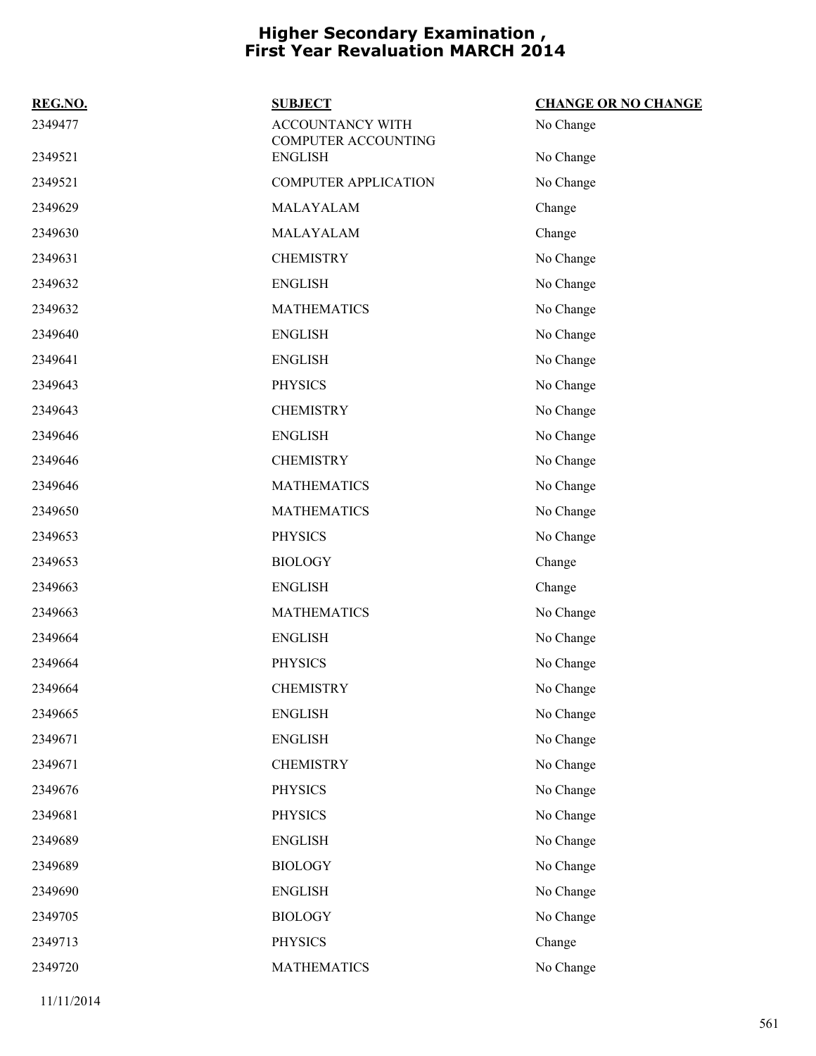# Higher Secondary Examination , First Year Revaluation MARCH 2014

| REG.NO. | SUBJECT | CHANGE OR NO CHANGE |
|---|---|---|
| 2349477 | ACCOUNTANCY WITH COMPUTER ACCOUNTING | No Change |
| 2349521 | ENGLISH | No Change |
| 2349521 | COMPUTER APPLICATION | No Change |
| 2349629 | MALAYALAM | Change |
| 2349630 | MALAYALAM | Change |
| 2349631 | CHEMISTRY | No Change |
| 2349632 | ENGLISH | No Change |
| 2349632 | MATHEMATICS | No Change |
| 2349640 | ENGLISH | No Change |
| 2349641 | ENGLISH | No Change |
| 2349643 | PHYSICS | No Change |
| 2349643 | CHEMISTRY | No Change |
| 2349646 | ENGLISH | No Change |
| 2349646 | CHEMISTRY | No Change |
| 2349646 | MATHEMATICS | No Change |
| 2349650 | MATHEMATICS | No Change |
| 2349653 | PHYSICS | No Change |
| 2349653 | BIOLOGY | Change |
| 2349663 | ENGLISH | Change |
| 2349663 | MATHEMATICS | No Change |
| 2349664 | ENGLISH | No Change |
| 2349664 | PHYSICS | No Change |
| 2349664 | CHEMISTRY | No Change |
| 2349665 | ENGLISH | No Change |
| 2349671 | ENGLISH | No Change |
| 2349671 | CHEMISTRY | No Change |
| 2349676 | PHYSICS | No Change |
| 2349681 | PHYSICS | No Change |
| 2349689 | ENGLISH | No Change |
| 2349689 | BIOLOGY | No Change |
| 2349690 | ENGLISH | No Change |
| 2349705 | BIOLOGY | No Change |
| 2349713 | PHYSICS | Change |
| 2349720 | MATHEMATICS | No Change |

11/11/2014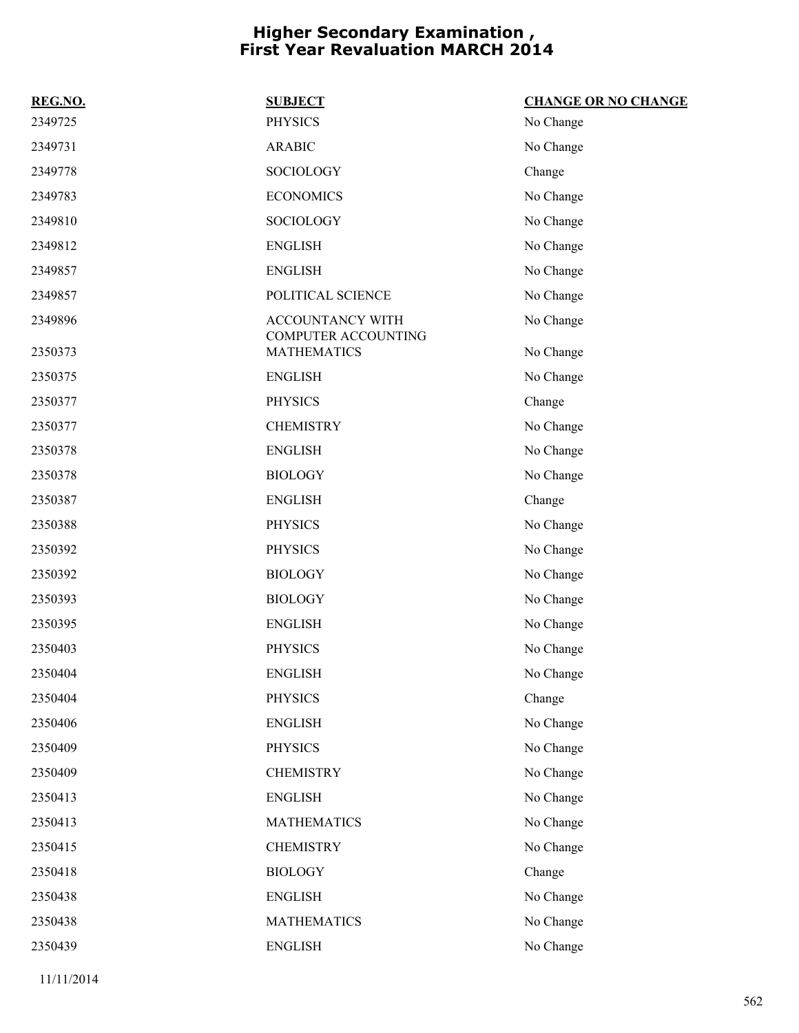# Higher Secondary Examination , First Year Revaluation MARCH 2014

| REG.NO. | SUBJECT | CHANGE OR NO CHANGE |
| --- | --- | --- |
| 2349725 | PHYSICS | No Change |
| 2349731 | ARABIC | No Change |
| 2349778 | SOCIOLOGY | Change |
| 2349783 | ECONOMICS | No Change |
| 2349810 | SOCIOLOGY | No Change |
| 2349812 | ENGLISH | No Change |
| 2349857 | ENGLISH | No Change |
| 2349857 | POLITICAL SCIENCE | No Change |
| 2349896 | ACCOUNTANCY WITH COMPUTER ACCOUNTING | No Change |
| 2350373 | MATHEMATICS | No Change |
| 2350375 | ENGLISH | No Change |
| 2350377 | PHYSICS | Change |
| 2350377 | CHEMISTRY | No Change |
| 2350378 | ENGLISH | No Change |
| 2350378 | BIOLOGY | No Change |
| 2350387 | ENGLISH | Change |
| 2350388 | PHYSICS | No Change |
| 2350392 | PHYSICS | No Change |
| 2350392 | BIOLOGY | No Change |
| 2350393 | BIOLOGY | No Change |
| 2350395 | ENGLISH | No Change |
| 2350403 | PHYSICS | No Change |
| 2350404 | ENGLISH | No Change |
| 2350404 | PHYSICS | Change |
| 2350406 | ENGLISH | No Change |
| 2350409 | PHYSICS | No Change |
| 2350409 | CHEMISTRY | No Change |
| 2350413 | ENGLISH | No Change |
| 2350413 | MATHEMATICS | No Change |
| 2350415 | CHEMISTRY | No Change |
| 2350418 | BIOLOGY | Change |
| 2350438 | ENGLISH | No Change |
| 2350438 | MATHEMATICS | No Change |
| 2350439 | ENGLISH | No Change |

11/11/2014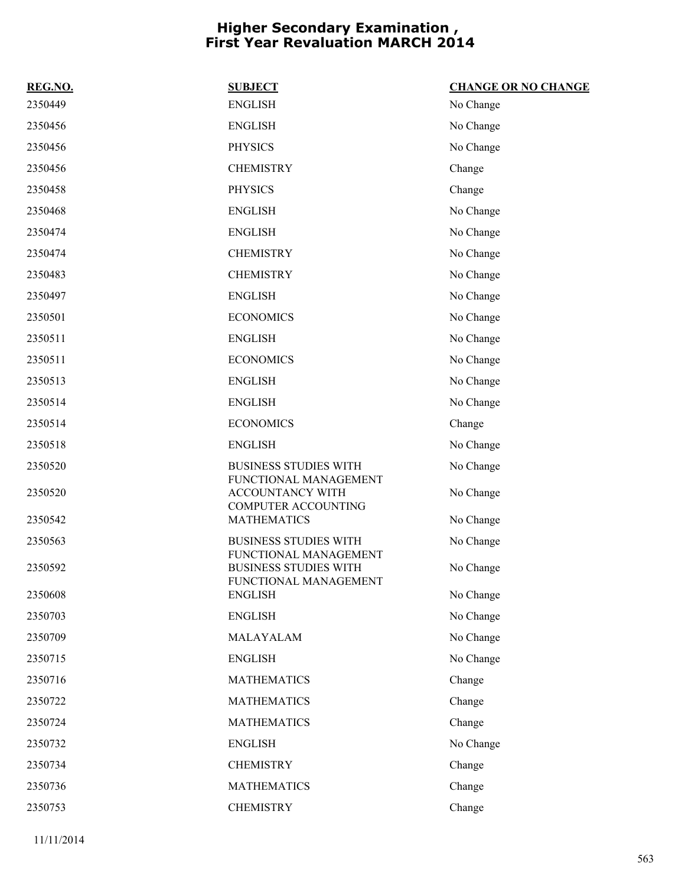# Higher Secondary Examination , First Year Revaluation MARCH 2014

| REG.NO. | SUBJECT | CHANGE OR NO CHANGE |
|---|---|---|
| 2350449 | ENGLISH | No Change |
| 2350456 | ENGLISH | No Change |
| 2350456 | PHYSICS | No Change |
| 2350456 | CHEMISTRY | Change |
| 2350458 | PHYSICS | Change |
| 2350468 | ENGLISH | No Change |
| 2350474 | ENGLISH | No Change |
| 2350474 | CHEMISTRY | No Change |
| 2350483 | CHEMISTRY | No Change |
| 2350497 | ENGLISH | No Change |
| 2350501 | ECONOMICS | No Change |
| 2350511 | ENGLISH | No Change |
| 2350511 | ECONOMICS | No Change |
| 2350513 | ENGLISH | No Change |
| 2350514 | ENGLISH | No Change |
| 2350514 | ECONOMICS | Change |
| 2350518 | ENGLISH | No Change |
| 2350520 | BUSINESS STUDIES WITH FUNCTIONAL MANAGEMENT | No Change |
| 2350520 | ACCOUNTANCY WITH COMPUTER ACCOUNTING | No Change |
| 2350542 | MATHEMATICS | No Change |
| 2350563 | BUSINESS STUDIES WITH FUNCTIONAL MANAGEMENT | No Change |
| 2350592 | BUSINESS STUDIES WITH FUNCTIONAL MANAGEMENT | No Change |
| 2350608 | ENGLISH | No Change |
| 2350703 | ENGLISH | No Change |
| 2350709 | MALAYALAM | No Change |
| 2350715 | ENGLISH | No Change |
| 2350716 | MATHEMATICS | Change |
| 2350722 | MATHEMATICS | Change |
| 2350724 | MATHEMATICS | Change |
| 2350732 | ENGLISH | No Change |
| 2350734 | CHEMISTRY | Change |
| 2350736 | MATHEMATICS | Change |
| 2350753 | CHEMISTRY | Change |

11/11/2014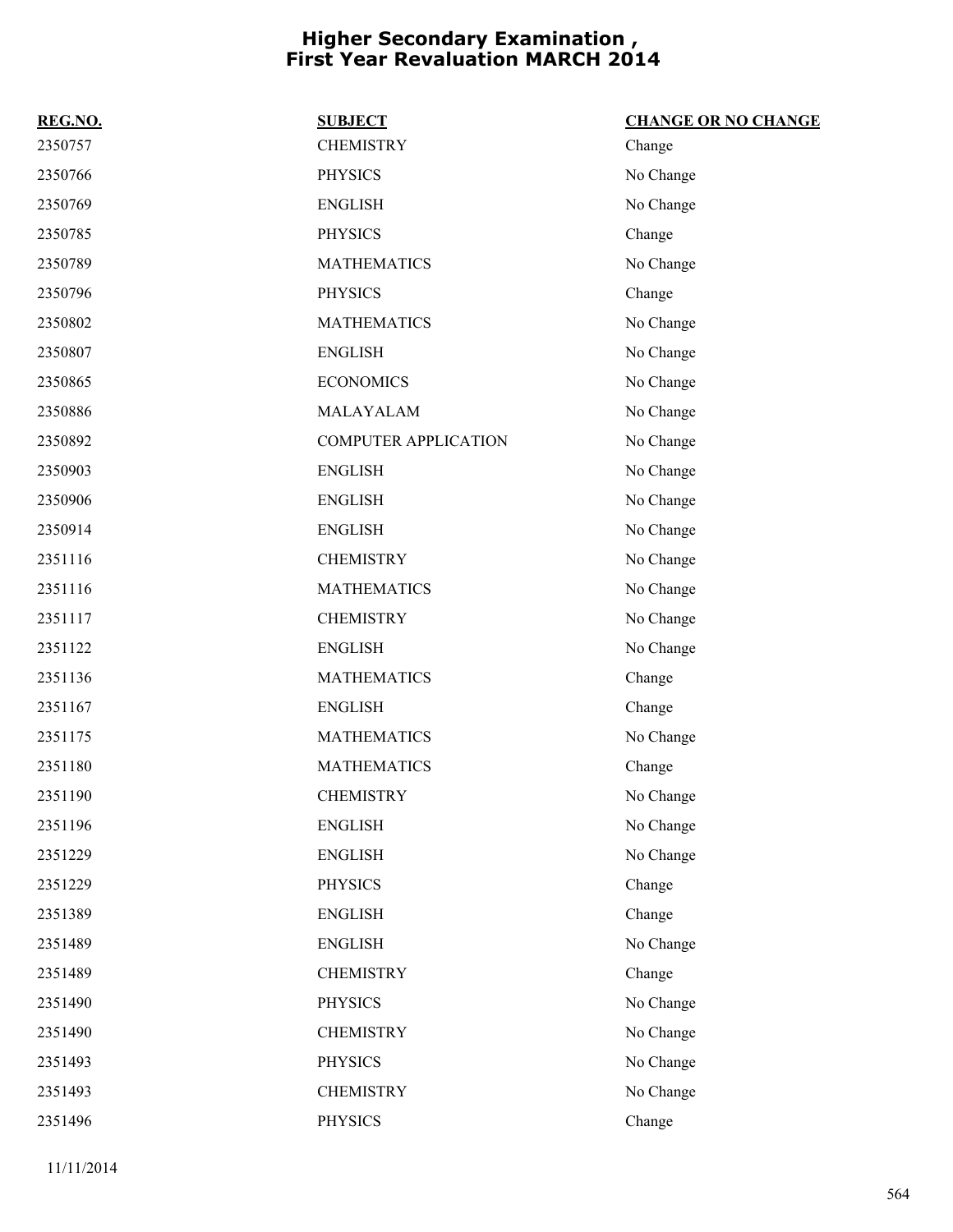# Higher Secondary Examination , First Year Revaluation MARCH 2014

| REG.NO. | SUBJECT | CHANGE OR NO CHANGE |
|---|---|---|
| 2350757 | CHEMISTRY | Change |
| 2350766 | PHYSICS | No Change |
| 2350769 | ENGLISH | No Change |
| 2350785 | PHYSICS | Change |
| 2350789 | MATHEMATICS | No Change |
| 2350796 | PHYSICS | Change |
| 2350802 | MATHEMATICS | No Change |
| 2350807 | ENGLISH | No Change |
| 2350865 | ECONOMICS | No Change |
| 2350886 | MALAYALAM | No Change |
| 2350892 | COMPUTER APPLICATION | No Change |
| 2350903 | ENGLISH | No Change |
| 2350906 | ENGLISH | No Change |
| 2350914 | ENGLISH | No Change |
| 2351116 | CHEMISTRY | No Change |
| 2351116 | MATHEMATICS | No Change |
| 2351117 | CHEMISTRY | No Change |
| 2351122 | ENGLISH | No Change |
| 2351136 | MATHEMATICS | Change |
| 2351167 | ENGLISH | Change |
| 2351175 | MATHEMATICS | No Change |
| 2351180 | MATHEMATICS | Change |
| 2351190 | CHEMISTRY | No Change |
| 2351196 | ENGLISH | No Change |
| 2351229 | ENGLISH | No Change |
| 2351229 | PHYSICS | Change |
| 2351389 | ENGLISH | Change |
| 2351489 | ENGLISH | No Change |
| 2351489 | CHEMISTRY | Change |
| 2351490 | PHYSICS | No Change |
| 2351490 | CHEMISTRY | No Change |
| 2351493 | PHYSICS | No Change |
| 2351493 | CHEMISTRY | No Change |
| 2351496 | PHYSICS | Change |

11/11/2014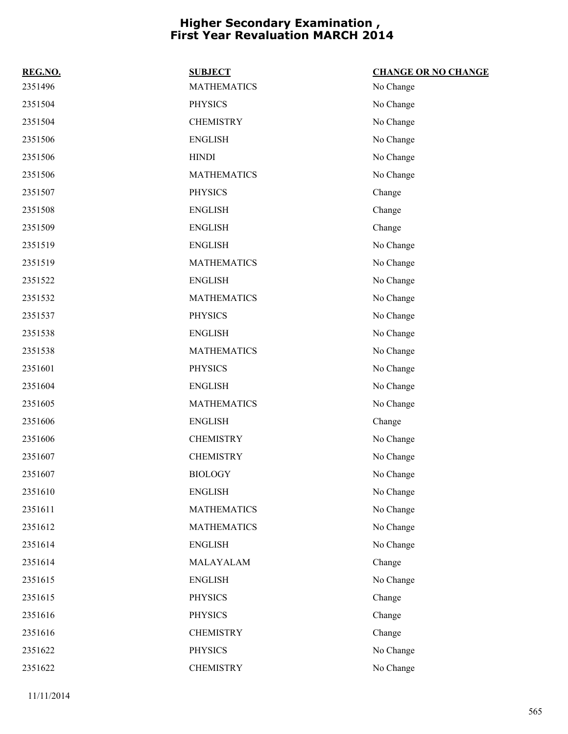# Higher Secondary Examination , First Year Revaluation MARCH 2014

| REG.NO. | SUBJECT | CHANGE OR NO CHANGE |
|---|---|---|
| 2351496 | MATHEMATICS | No Change |
| 2351504 | PHYSICS | No Change |
| 2351504 | CHEMISTRY | No Change |
| 2351506 | ENGLISH | No Change |
| 2351506 | HINDI | No Change |
| 2351506 | MATHEMATICS | No Change |
| 2351507 | PHYSICS | Change |
| 2351508 | ENGLISH | Change |
| 2351509 | ENGLISH | Change |
| 2351519 | ENGLISH | No Change |
| 2351519 | MATHEMATICS | No Change |
| 2351522 | ENGLISH | No Change |
| 2351532 | MATHEMATICS | No Change |
| 2351537 | PHYSICS | No Change |
| 2351538 | ENGLISH | No Change |
| 2351538 | MATHEMATICS | No Change |
| 2351601 | PHYSICS | No Change |
| 2351604 | ENGLISH | No Change |
| 2351605 | MATHEMATICS | No Change |
| 2351606 | ENGLISH | Change |
| 2351606 | CHEMISTRY | No Change |
| 2351607 | CHEMISTRY | No Change |
| 2351607 | BIOLOGY | No Change |
| 2351610 | ENGLISH | No Change |
| 2351611 | MATHEMATICS | No Change |
| 2351612 | MATHEMATICS | No Change |
| 2351614 | ENGLISH | No Change |
| 2351614 | MALAYALAM | Change |
| 2351615 | ENGLISH | No Change |
| 2351615 | PHYSICS | Change |
| 2351616 | PHYSICS | Change |
| 2351616 | CHEMISTRY | Change |
| 2351622 | PHYSICS | No Change |
| 2351622 | CHEMISTRY | No Change |

11/11/2014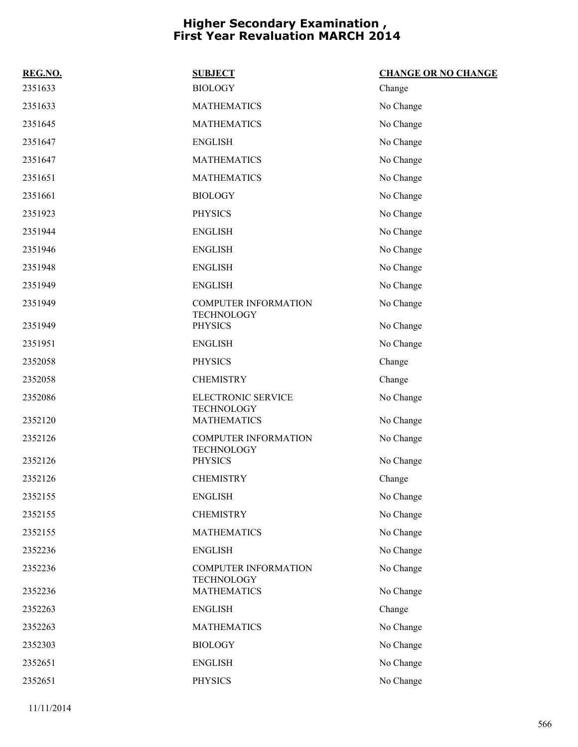# Higher Secondary Examination , First Year Revaluation MARCH 2014

| REG.NO. | SUBJECT | CHANGE OR NO CHANGE |
|---|---|---|
| 2351633 | BIOLOGY | Change |
| 2351633 | MATHEMATICS | No Change |
| 2351645 | MATHEMATICS | No Change |
| 2351647 | ENGLISH | No Change |
| 2351647 | MATHEMATICS | No Change |
| 2351651 | MATHEMATICS | No Change |
| 2351661 | BIOLOGY | No Change |
| 2351923 | PHYSICS | No Change |
| 2351944 | ENGLISH | No Change |
| 2351946 | ENGLISH | No Change |
| 2351948 | ENGLISH | No Change |
| 2351949 | ENGLISH | No Change |
| 2351949 | COMPUTER INFORMATION TECHNOLOGY | No Change |
| 2351949 | PHYSICS | No Change |
| 2351951 | ENGLISH | No Change |
| 2352058 | PHYSICS | Change |
| 2352058 | CHEMISTRY | Change |
| 2352086 | ELECTRONIC SERVICE TECHNOLOGY | No Change |
| 2352120 | MATHEMATICS | No Change |
| 2352126 | COMPUTER INFORMATION TECHNOLOGY | No Change |
| 2352126 | PHYSICS | No Change |
| 2352126 | CHEMISTRY | Change |
| 2352155 | ENGLISH | No Change |
| 2352155 | CHEMISTRY | No Change |
| 2352155 | MATHEMATICS | No Change |
| 2352236 | ENGLISH | No Change |
| 2352236 | COMPUTER INFORMATION TECHNOLOGY | No Change |
| 2352236 | MATHEMATICS | No Change |
| 2352263 | ENGLISH | Change |
| 2352263 | MATHEMATICS | No Change |
| 2352303 | BIOLOGY | No Change |
| 2352651 | ENGLISH | No Change |
| 2352651 | PHYSICS | No Change |

11/11/2014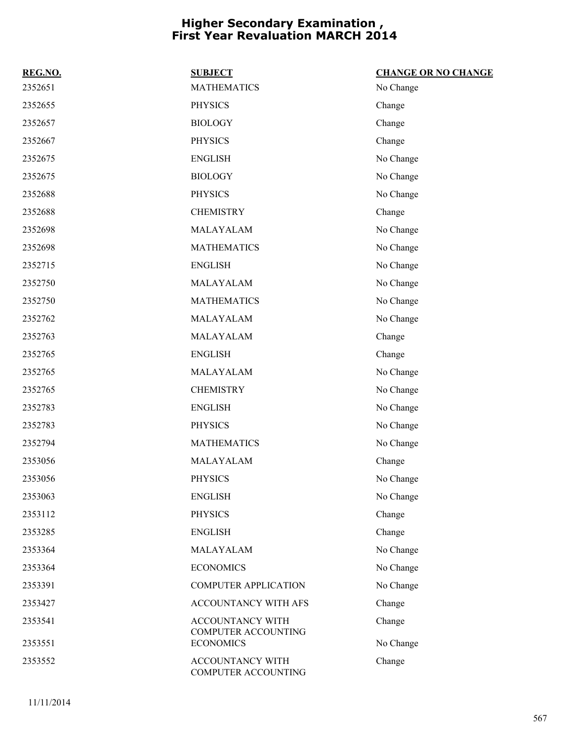# Higher Secondary Examination , First Year Revaluation MARCH 2014

| REG.NO. | SUBJECT | CHANGE OR NO CHANGE |
|---|---|---|
| 2352651 | MATHEMATICS | No Change |
| 2352655 | PHYSICS | Change |
| 2352657 | BIOLOGY | Change |
| 2352667 | PHYSICS | Change |
| 2352675 | ENGLISH | No Change |
| 2352675 | BIOLOGY | No Change |
| 2352688 | PHYSICS | No Change |
| 2352688 | CHEMISTRY | Change |
| 2352698 | MALAYALAM | No Change |
| 2352698 | MATHEMATICS | No Change |
| 2352715 | ENGLISH | No Change |
| 2352750 | MALAYALAM | No Change |
| 2352750 | MATHEMATICS | No Change |
| 2352762 | MALAYALAM | No Change |
| 2352763 | MALAYALAM | Change |
| 2352765 | ENGLISH | Change |
| 2352765 | MALAYALAM | No Change |
| 2352765 | CHEMISTRY | No Change |
| 2352783 | ENGLISH | No Change |
| 2352783 | PHYSICS | No Change |
| 2352794 | MATHEMATICS | No Change |
| 2353056 | MALAYALAM | Change |
| 2353056 | PHYSICS | No Change |
| 2353063 | ENGLISH | No Change |
| 2353112 | PHYSICS | Change |
| 2353285 | ENGLISH | Change |
| 2353364 | MALAYALAM | No Change |
| 2353364 | ECONOMICS | No Change |
| 2353391 | COMPUTER APPLICATION | No Change |
| 2353427 | ACCOUNTANCY WITH AFS | Change |
| 2353541 | ACCOUNTANCY WITH COMPUTER ACCOUNTING | Change |
| 2353551 | ECONOMICS | No Change |
| 2353552 | ACCOUNTANCY WITH COMPUTER ACCOUNTING | Change |

11/11/2014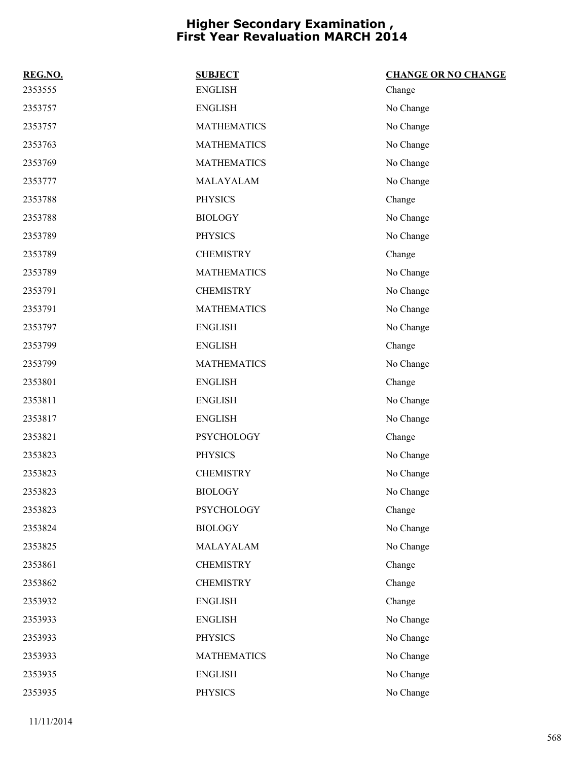# Higher Secondary Examination , First Year Revaluation MARCH 2014

| REG.NO. | SUBJECT | CHANGE OR NO CHANGE |
|---|---|---|
| 2353555 | ENGLISH | Change |
| 2353757 | ENGLISH | No Change |
| 2353757 | MATHEMATICS | No Change |
| 2353763 | MATHEMATICS | No Change |
| 2353769 | MATHEMATICS | No Change |
| 2353777 | MALAYALAM | No Change |
| 2353788 | PHYSICS | Change |
| 2353788 | BIOLOGY | No Change |
| 2353789 | PHYSICS | No Change |
| 2353789 | CHEMISTRY | Change |
| 2353789 | MATHEMATICS | No Change |
| 2353791 | CHEMISTRY | No Change |
| 2353791 | MATHEMATICS | No Change |
| 2353797 | ENGLISH | No Change |
| 2353799 | ENGLISH | Change |
| 2353799 | MATHEMATICS | No Change |
| 2353801 | ENGLISH | Change |
| 2353811 | ENGLISH | No Change |
| 2353817 | ENGLISH | No Change |
| 2353821 | PSYCHOLOGY | Change |
| 2353823 | PHYSICS | No Change |
| 2353823 | CHEMISTRY | No Change |
| 2353823 | BIOLOGY | No Change |
| 2353823 | PSYCHOLOGY | Change |
| 2353824 | BIOLOGY | No Change |
| 2353825 | MALAYALAM | No Change |
| 2353861 | CHEMISTRY | Change |
| 2353862 | CHEMISTRY | Change |
| 2353932 | ENGLISH | Change |
| 2353933 | ENGLISH | No Change |
| 2353933 | PHYSICS | No Change |
| 2353933 | MATHEMATICS | No Change |
| 2353935 | ENGLISH | No Change |
| 2353935 | PHYSICS | No Change |

11/11/2014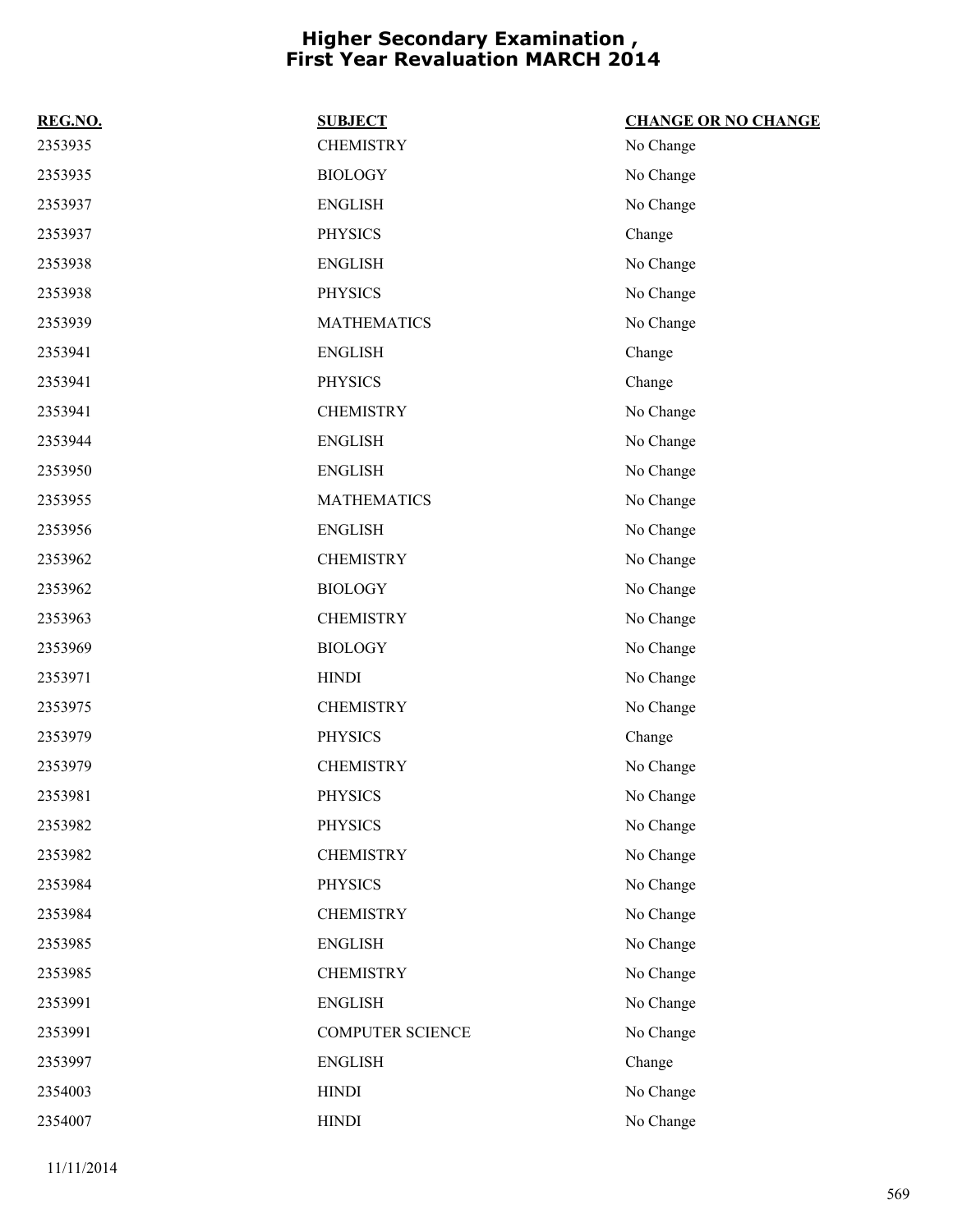# Higher Secondary Examination , First Year Revaluation MARCH 2014

| REG.NO. | SUBJECT | CHANGE OR NO CHANGE |
| --- | --- | --- |
| 2353935 | CHEMISTRY | No Change |
| 2353935 | BIOLOGY | No Change |
| 2353937 | ENGLISH | No Change |
| 2353937 | PHYSICS | Change |
| 2353938 | ENGLISH | No Change |
| 2353938 | PHYSICS | No Change |
| 2353939 | MATHEMATICS | No Change |
| 2353941 | ENGLISH | Change |
| 2353941 | PHYSICS | Change |
| 2353941 | CHEMISTRY | No Change |
| 2353944 | ENGLISH | No Change |
| 2353950 | ENGLISH | No Change |
| 2353955 | MATHEMATICS | No Change |
| 2353956 | ENGLISH | No Change |
| 2353962 | CHEMISTRY | No Change |
| 2353962 | BIOLOGY | No Change |
| 2353963 | CHEMISTRY | No Change |
| 2353969 | BIOLOGY | No Change |
| 2353971 | HINDI | No Change |
| 2353975 | CHEMISTRY | No Change |
| 2353979 | PHYSICS | Change |
| 2353979 | CHEMISTRY | No Change |
| 2353981 | PHYSICS | No Change |
| 2353982 | PHYSICS | No Change |
| 2353982 | CHEMISTRY | No Change |
| 2353984 | PHYSICS | No Change |
| 2353984 | CHEMISTRY | No Change |
| 2353985 | ENGLISH | No Change |
| 2353985 | CHEMISTRY | No Change |
| 2353991 | ENGLISH | No Change |
| 2353991 | COMPUTER SCIENCE | No Change |
| 2353997 | ENGLISH | Change |
| 2354003 | HINDI | No Change |
| 2354007 | HINDI | No Change |

11/11/2014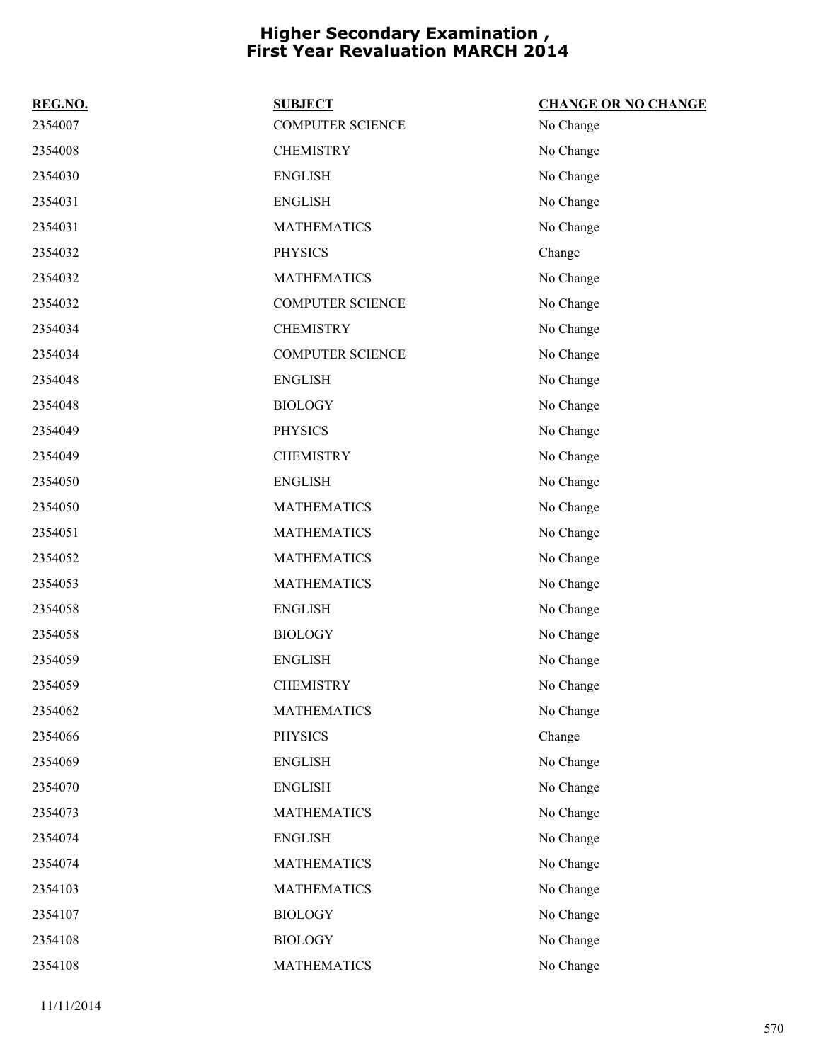# Higher Secondary Examination , First Year Revaluation MARCH 2014

| REG.NO. | SUBJECT | CHANGE OR NO CHANGE |
|---|---|---|
| 2354007 | COMPUTER SCIENCE | No Change |
| 2354008 | CHEMISTRY | No Change |
| 2354030 | ENGLISH | No Change |
| 2354031 | ENGLISH | No Change |
| 2354031 | MATHEMATICS | No Change |
| 2354032 | PHYSICS | Change |
| 2354032 | MATHEMATICS | No Change |
| 2354032 | COMPUTER SCIENCE | No Change |
| 2354034 | CHEMISTRY | No Change |
| 2354034 | COMPUTER SCIENCE | No Change |
| 2354048 | ENGLISH | No Change |
| 2354048 | BIOLOGY | No Change |
| 2354049 | PHYSICS | No Change |
| 2354049 | CHEMISTRY | No Change |
| 2354050 | ENGLISH | No Change |
| 2354050 | MATHEMATICS | No Change |
| 2354051 | MATHEMATICS | No Change |
| 2354052 | MATHEMATICS | No Change |
| 2354053 | MATHEMATICS | No Change |
| 2354058 | ENGLISH | No Change |
| 2354058 | BIOLOGY | No Change |
| 2354059 | ENGLISH | No Change |
| 2354059 | CHEMISTRY | No Change |
| 2354062 | MATHEMATICS | No Change |
| 2354066 | PHYSICS | Change |
| 2354069 | ENGLISH | No Change |
| 2354070 | ENGLISH | No Change |
| 2354073 | MATHEMATICS | No Change |
| 2354074 | ENGLISH | No Change |
| 2354074 | MATHEMATICS | No Change |
| 2354103 | MATHEMATICS | No Change |
| 2354107 | BIOLOGY | No Change |
| 2354108 | BIOLOGY | No Change |
| 2354108 | MATHEMATICS | No Change |

11/11/2014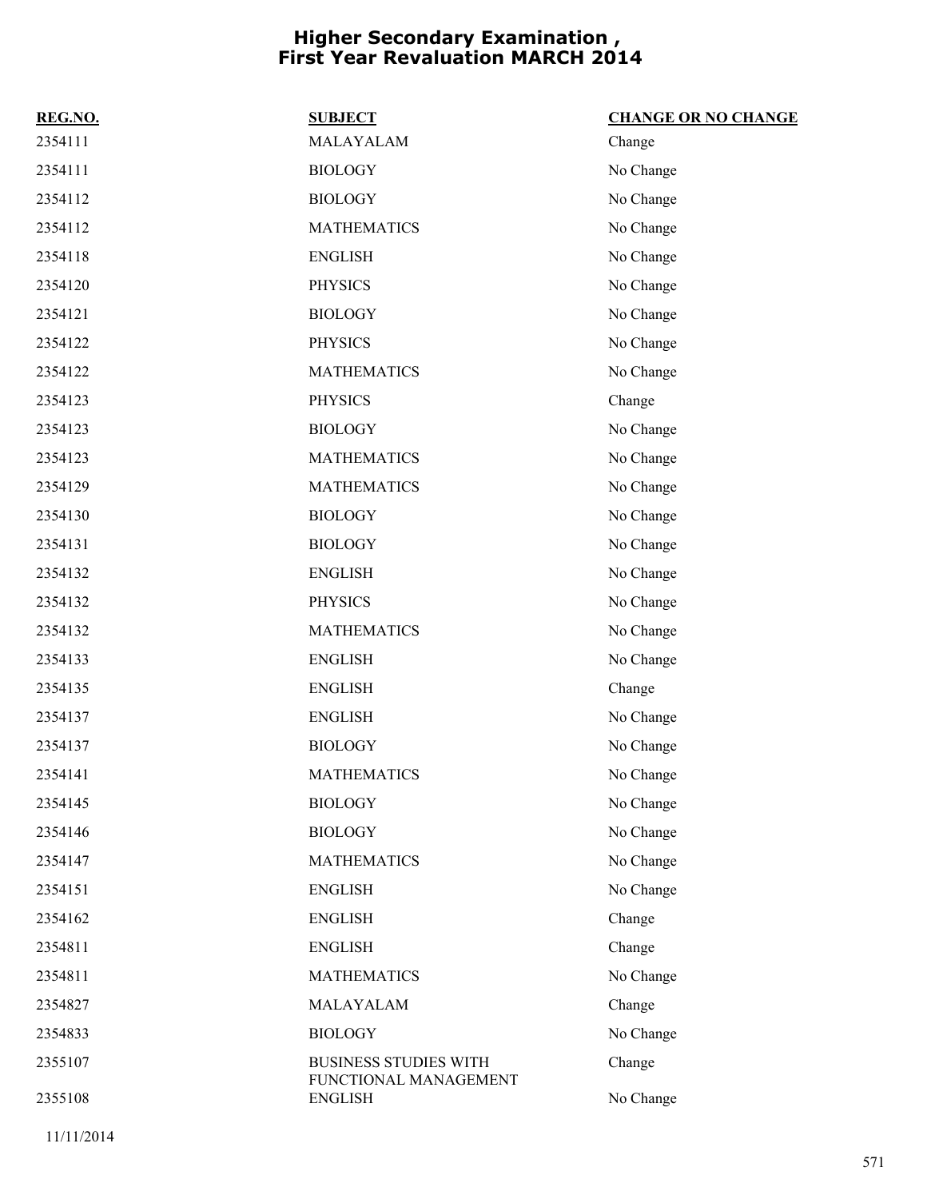# Higher Secondary Examination , First Year Revaluation MARCH 2014

| REG.NO. | SUBJECT | CHANGE OR NO CHANGE |
| --- | --- | --- |
| 2354111 | MALAYALAM | Change |
| 2354111 | BIOLOGY | No Change |
| 2354112 | BIOLOGY | No Change |
| 2354112 | MATHEMATICS | No Change |
| 2354118 | ENGLISH | No Change |
| 2354120 | PHYSICS | No Change |
| 2354121 | BIOLOGY | No Change |
| 2354122 | PHYSICS | No Change |
| 2354122 | MATHEMATICS | No Change |
| 2354123 | PHYSICS | Change |
| 2354123 | BIOLOGY | No Change |
| 2354123 | MATHEMATICS | No Change |
| 2354129 | MATHEMATICS | No Change |
| 2354130 | BIOLOGY | No Change |
| 2354131 | BIOLOGY | No Change |
| 2354132 | ENGLISH | No Change |
| 2354132 | PHYSICS | No Change |
| 2354132 | MATHEMATICS | No Change |
| 2354133 | ENGLISH | No Change |
| 2354135 | ENGLISH | Change |
| 2354137 | ENGLISH | No Change |
| 2354137 | BIOLOGY | No Change |
| 2354141 | MATHEMATICS | No Change |
| 2354145 | BIOLOGY | No Change |
| 2354146 | BIOLOGY | No Change |
| 2354147 | MATHEMATICS | No Change |
| 2354151 | ENGLISH | No Change |
| 2354162 | ENGLISH | Change |
| 2354811 | ENGLISH | Change |
| 2354811 | MATHEMATICS | No Change |
| 2354827 | MALAYALAM | Change |
| 2354833 | BIOLOGY | No Change |
| 2355107 | BUSINESS STUDIES WITH FUNCTIONAL MANAGEMENT | Change |
| 2355108 | ENGLISH | No Change |

11/11/2014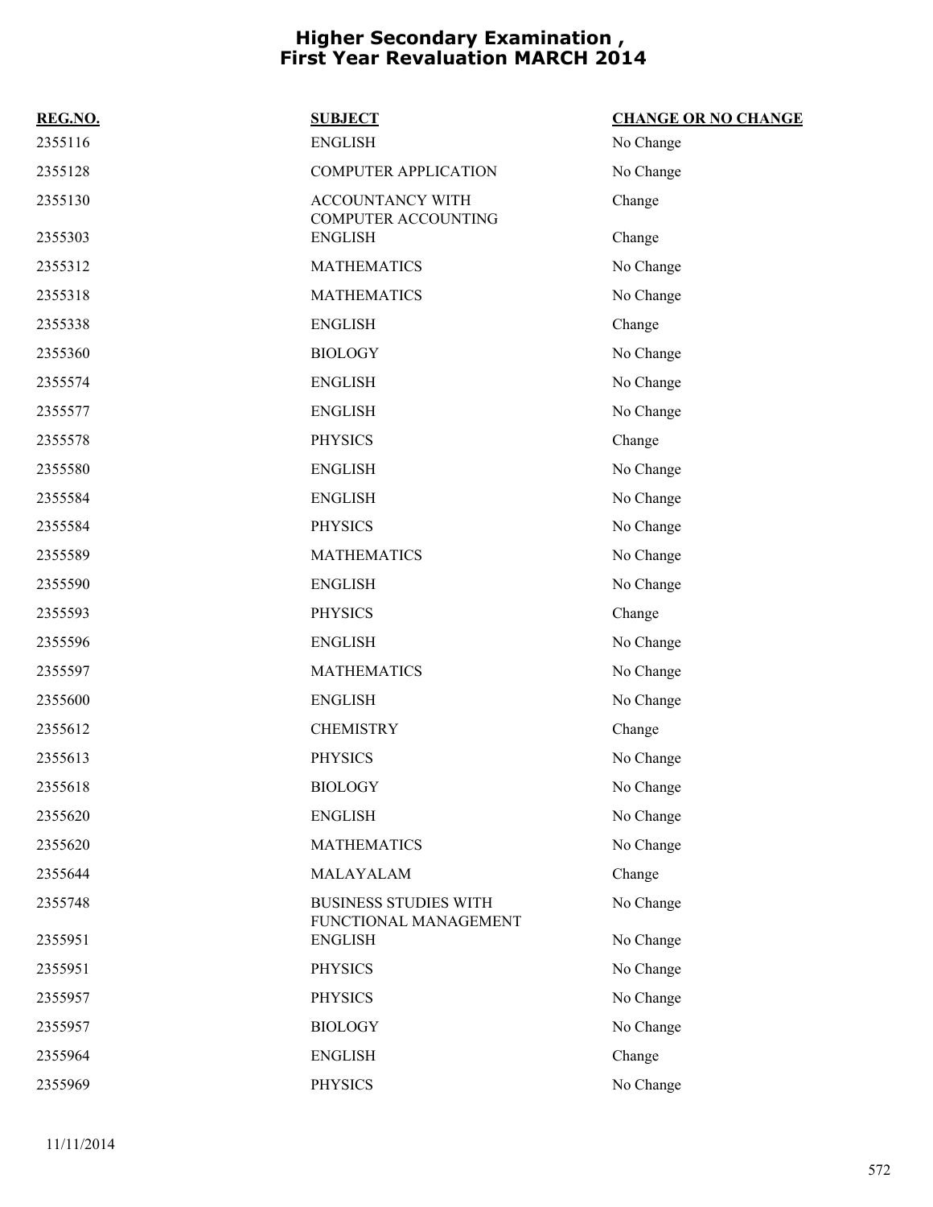# Higher Secondary Examination , First Year Revaluation MARCH 2014

| REG.NO. | SUBJECT | CHANGE OR NO CHANGE |
|---|---|---|
| 2355116 | ENGLISH | No Change |
| 2355128 | COMPUTER APPLICATION | No Change |
| 2355130 | ACCOUNTANCY WITH COMPUTER ACCOUNTING | Change |
| 2355303 | ENGLISH | Change |
| 2355312 | MATHEMATICS | No Change |
| 2355318 | MATHEMATICS | No Change |
| 2355338 | ENGLISH | Change |
| 2355360 | BIOLOGY | No Change |
| 2355574 | ENGLISH | No Change |
| 2355577 | ENGLISH | No Change |
| 2355578 | PHYSICS | Change |
| 2355580 | ENGLISH | No Change |
| 2355584 | ENGLISH | No Change |
| 2355584 | PHYSICS | No Change |
| 2355589 | MATHEMATICS | No Change |
| 2355590 | ENGLISH | No Change |
| 2355593 | PHYSICS | Change |
| 2355596 | ENGLISH | No Change |
| 2355597 | MATHEMATICS | No Change |
| 2355600 | ENGLISH | No Change |
| 2355612 | CHEMISTRY | Change |
| 2355613 | PHYSICS | No Change |
| 2355618 | BIOLOGY | No Change |
| 2355620 | ENGLISH | No Change |
| 2355620 | MATHEMATICS | No Change |
| 2355644 | MALAYALAM | Change |
| 2355748 | BUSINESS STUDIES WITH FUNCTIONAL MANAGEMENT | No Change |
| 2355951 | ENGLISH | No Change |
| 2355951 | PHYSICS | No Change |
| 2355957 | PHYSICS | No Change |
| 2355957 | BIOLOGY | No Change |
| 2355964 | ENGLISH | Change |
| 2355969 | PHYSICS | No Change |

11/11/2014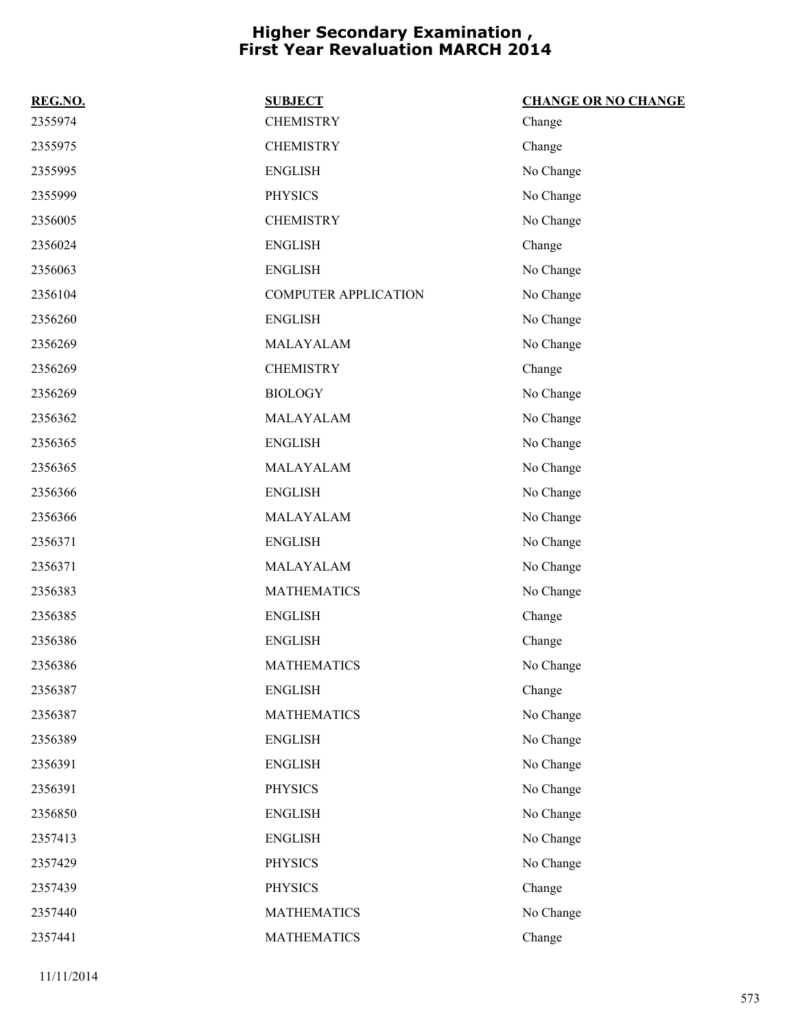# Higher Secondary Examination , First Year Revaluation MARCH 2014

| REG.NO. | SUBJECT | CHANGE OR NO CHANGE |
|---|---|---|
| 2355974 | CHEMISTRY | Change |
| 2355975 | CHEMISTRY | Change |
| 2355995 | ENGLISH | No Change |
| 2355999 | PHYSICS | No Change |
| 2356005 | CHEMISTRY | No Change |
| 2356024 | ENGLISH | Change |
| 2356063 | ENGLISH | No Change |
| 2356104 | COMPUTER APPLICATION | No Change |
| 2356260 | ENGLISH | No Change |
| 2356269 | MALAYALAM | No Change |
| 2356269 | CHEMISTRY | Change |
| 2356269 | BIOLOGY | No Change |
| 2356362 | MALAYALAM | No Change |
| 2356365 | ENGLISH | No Change |
| 2356365 | MALAYALAM | No Change |
| 2356366 | ENGLISH | No Change |
| 2356366 | MALAYALAM | No Change |
| 2356371 | ENGLISH | No Change |
| 2356371 | MALAYALAM | No Change |
| 2356383 | MATHEMATICS | No Change |
| 2356385 | ENGLISH | Change |
| 2356386 | ENGLISH | Change |
| 2356386 | MATHEMATICS | No Change |
| 2356387 | ENGLISH | Change |
| 2356387 | MATHEMATICS | No Change |
| 2356389 | ENGLISH | No Change |
| 2356391 | ENGLISH | No Change |
| 2356391 | PHYSICS | No Change |
| 2356850 | ENGLISH | No Change |
| 2357413 | ENGLISH | No Change |
| 2357429 | PHYSICS | No Change |
| 2357439 | PHYSICS | Change |
| 2357440 | MATHEMATICS | No Change |
| 2357441 | MATHEMATICS | Change |

11/11/2014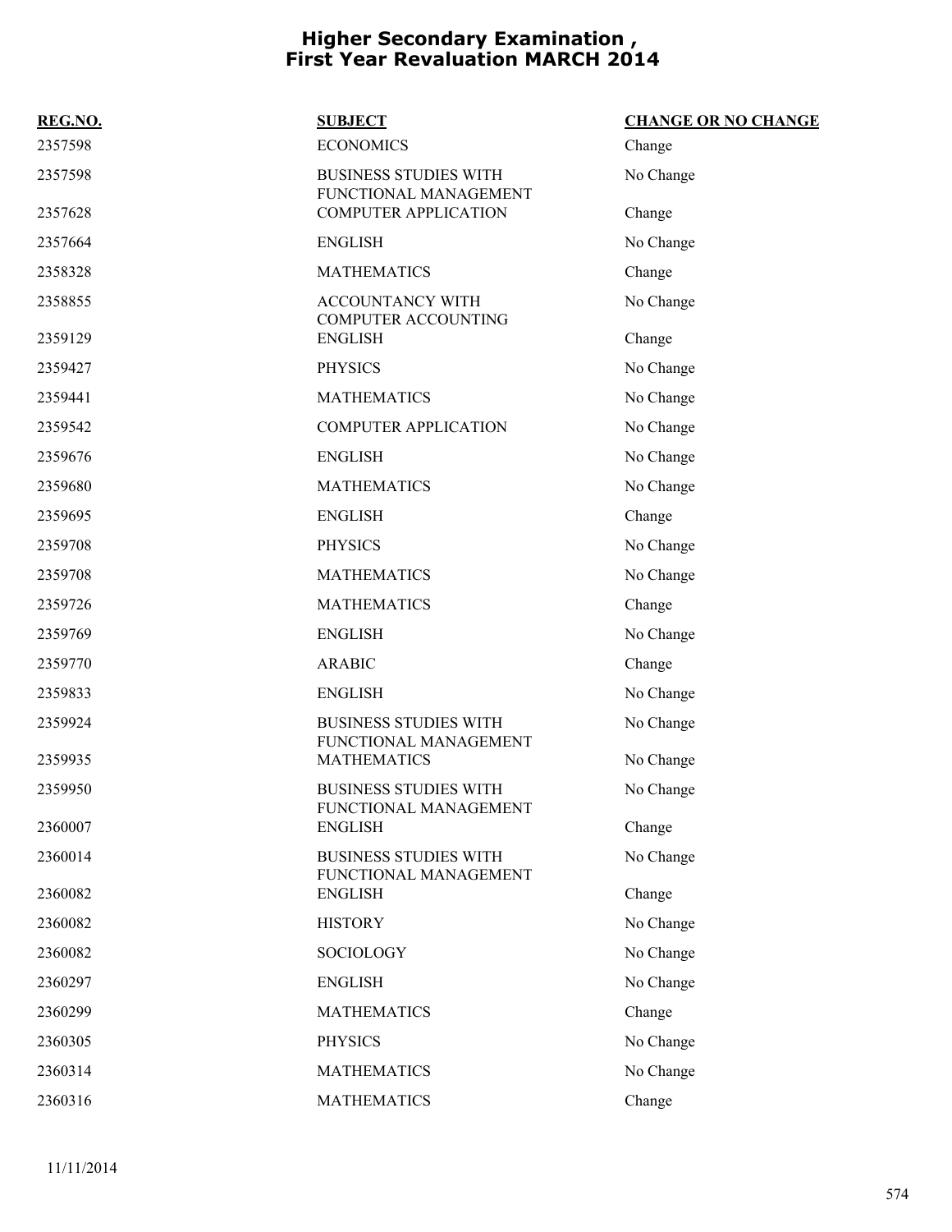# Higher Secondary Examination , First Year Revaluation MARCH 2014

| REG.NO. | SUBJECT | CHANGE OR NO CHANGE |
|---|---|---|
| 2357598 | ECONOMICS | Change |
| 2357598 | BUSINESS STUDIES WITH FUNCTIONAL MANAGEMENT | No Change |
| 2357628 | COMPUTER APPLICATION | Change |
| 2357664 | ENGLISH | No Change |
| 2358328 | MATHEMATICS | Change |
| 2358855 | ACCOUNTANCY WITH COMPUTER ACCOUNTING | No Change |
| 2359129 | ENGLISH | Change |
| 2359427 | PHYSICS | No Change |
| 2359441 | MATHEMATICS | No Change |
| 2359542 | COMPUTER APPLICATION | No Change |
| 2359676 | ENGLISH | No Change |
| 2359680 | MATHEMATICS | No Change |
| 2359695 | ENGLISH | Change |
| 2359708 | PHYSICS | No Change |
| 2359708 | MATHEMATICS | No Change |
| 2359726 | MATHEMATICS | Change |
| 2359769 | ENGLISH | No Change |
| 2359770 | ARABIC | Change |
| 2359833 | ENGLISH | No Change |
| 2359924 | BUSINESS STUDIES WITH FUNCTIONAL MANAGEMENT | No Change |
| 2359935 | MATHEMATICS | No Change |
| 2359950 | BUSINESS STUDIES WITH FUNCTIONAL MANAGEMENT | No Change |
| 2360007 | ENGLISH | Change |
| 2360014 | BUSINESS STUDIES WITH FUNCTIONAL MANAGEMENT | No Change |
| 2360082 | ENGLISH | Change |
| 2360082 | HISTORY | No Change |
| 2360082 | SOCIOLOGY | No Change |
| 2360297 | ENGLISH | No Change |
| 2360299 | MATHEMATICS | Change |
| 2360305 | PHYSICS | No Change |
| 2360314 | MATHEMATICS | No Change |
| 2360316 | MATHEMATICS | Change |

11/11/2014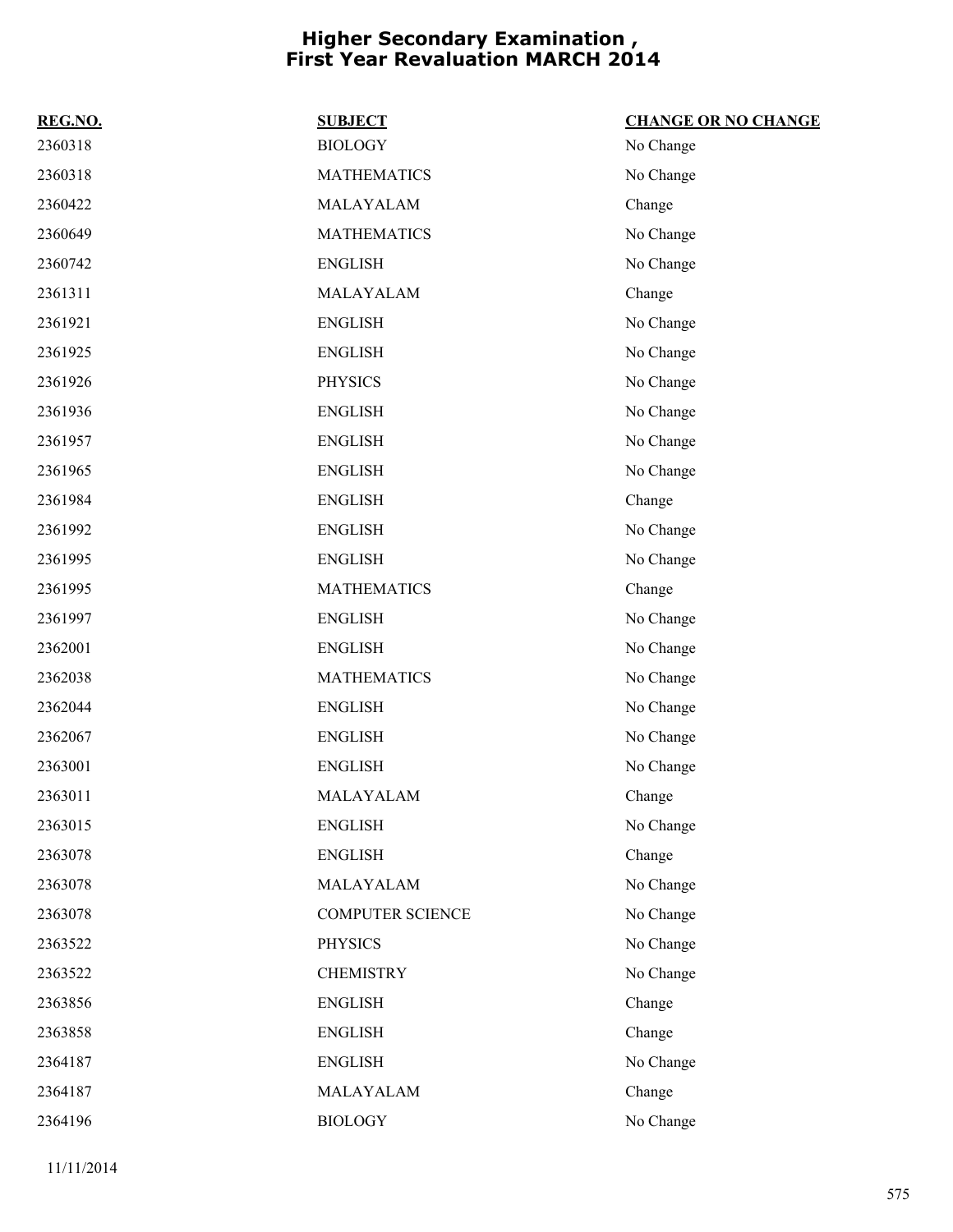# Higher Secondary Examination , First Year Revaluation MARCH 2014

| REG.NO. | SUBJECT | CHANGE OR NO CHANGE |
|---|---|---|
| 2360318 | BIOLOGY | No Change |
| 2360318 | MATHEMATICS | No Change |
| 2360422 | MALAYALAM | Change |
| 2360649 | MATHEMATICS | No Change |
| 2360742 | ENGLISH | No Change |
| 2361311 | MALAYALAM | Change |
| 2361921 | ENGLISH | No Change |
| 2361925 | ENGLISH | No Change |
| 2361926 | PHYSICS | No Change |
| 2361936 | ENGLISH | No Change |
| 2361957 | ENGLISH | No Change |
| 2361965 | ENGLISH | No Change |
| 2361984 | ENGLISH | Change |
| 2361992 | ENGLISH | No Change |
| 2361995 | ENGLISH | No Change |
| 2361995 | MATHEMATICS | Change |
| 2361997 | ENGLISH | No Change |
| 2362001 | ENGLISH | No Change |
| 2362038 | MATHEMATICS | No Change |
| 2362044 | ENGLISH | No Change |
| 2362067 | ENGLISH | No Change |
| 2363001 | ENGLISH | No Change |
| 2363011 | MALAYALAM | Change |
| 2363015 | ENGLISH | No Change |
| 2363078 | ENGLISH | Change |
| 2363078 | MALAYALAM | No Change |
| 2363078 | COMPUTER SCIENCE | No Change |
| 2363522 | PHYSICS | No Change |
| 2363522 | CHEMISTRY | No Change |
| 2363856 | ENGLISH | Change |
| 2363858 | ENGLISH | Change |
| 2364187 | ENGLISH | No Change |
| 2364187 | MALAYALAM | Change |
| 2364196 | BIOLOGY | No Change |

11/11/2014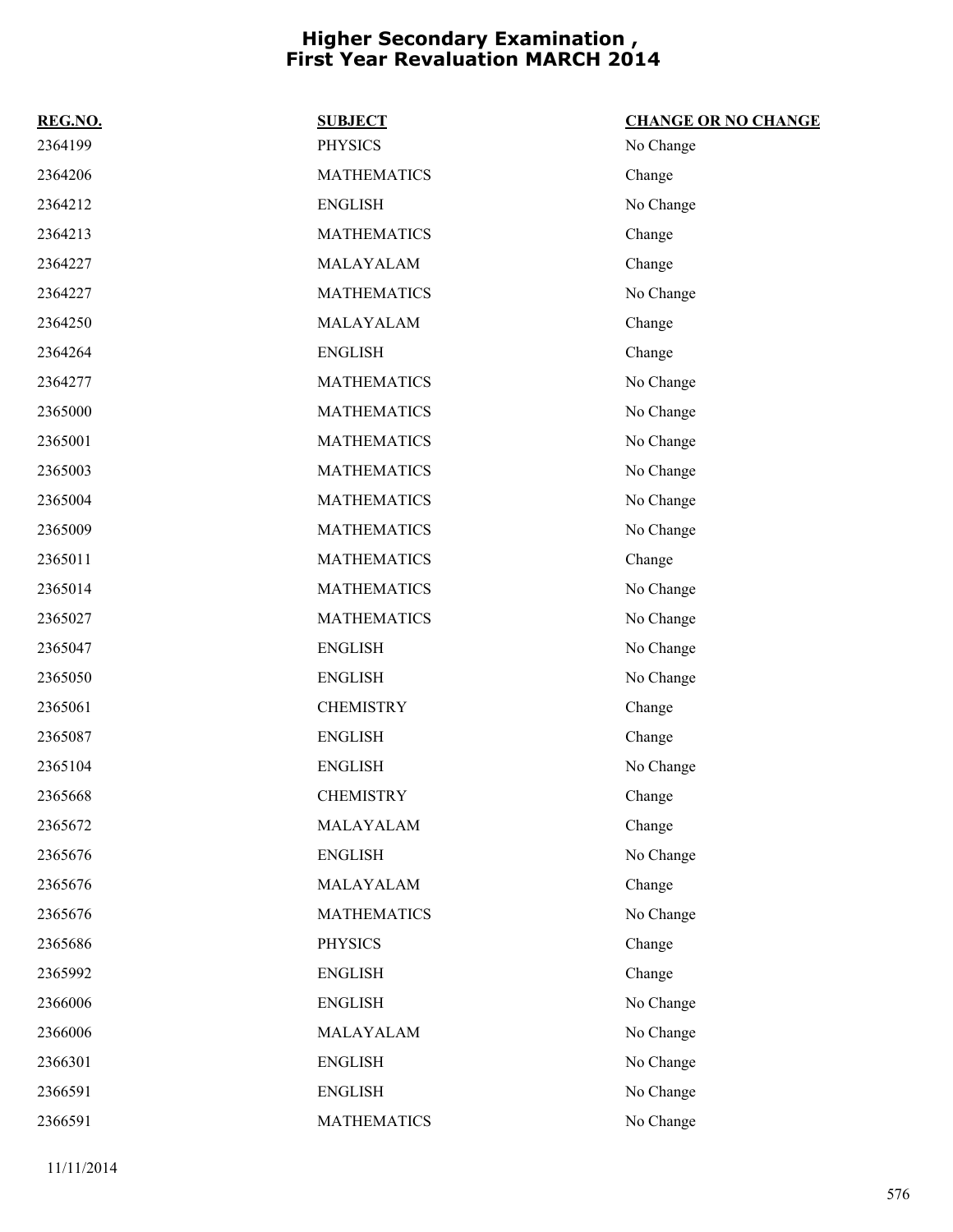# Higher Secondary Examination , First Year Revaluation MARCH 2014

| REG.NO. | SUBJECT | CHANGE OR NO CHANGE |
|---|---|---|
| 2364199 | PHYSICS | No Change |
| 2364206 | MATHEMATICS | Change |
| 2364212 | ENGLISH | No Change |
| 2364213 | MATHEMATICS | Change |
| 2364227 | MALAYALAM | Change |
| 2364227 | MATHEMATICS | No Change |
| 2364250 | MALAYALAM | Change |
| 2364264 | ENGLISH | Change |
| 2364277 | MATHEMATICS | No Change |
| 2365000 | MATHEMATICS | No Change |
| 2365001 | MATHEMATICS | No Change |
| 2365003 | MATHEMATICS | No Change |
| 2365004 | MATHEMATICS | No Change |
| 2365009 | MATHEMATICS | No Change |
| 2365011 | MATHEMATICS | Change |
| 2365014 | MATHEMATICS | No Change |
| 2365027 | MATHEMATICS | No Change |
| 2365047 | ENGLISH | No Change |
| 2365050 | ENGLISH | No Change |
| 2365061 | CHEMISTRY | Change |
| 2365087 | ENGLISH | Change |
| 2365104 | ENGLISH | No Change |
| 2365668 | CHEMISTRY | Change |
| 2365672 | MALAYALAM | Change |
| 2365676 | ENGLISH | No Change |
| 2365676 | MALAYALAM | Change |
| 2365676 | MATHEMATICS | No Change |
| 2365686 | PHYSICS | Change |
| 2365992 | ENGLISH | Change |
| 2366006 | ENGLISH | No Change |
| 2366006 | MALAYALAM | No Change |
| 2366301 | ENGLISH | No Change |
| 2366591 | ENGLISH | No Change |
| 2366591 | MATHEMATICS | No Change |

11/11/2014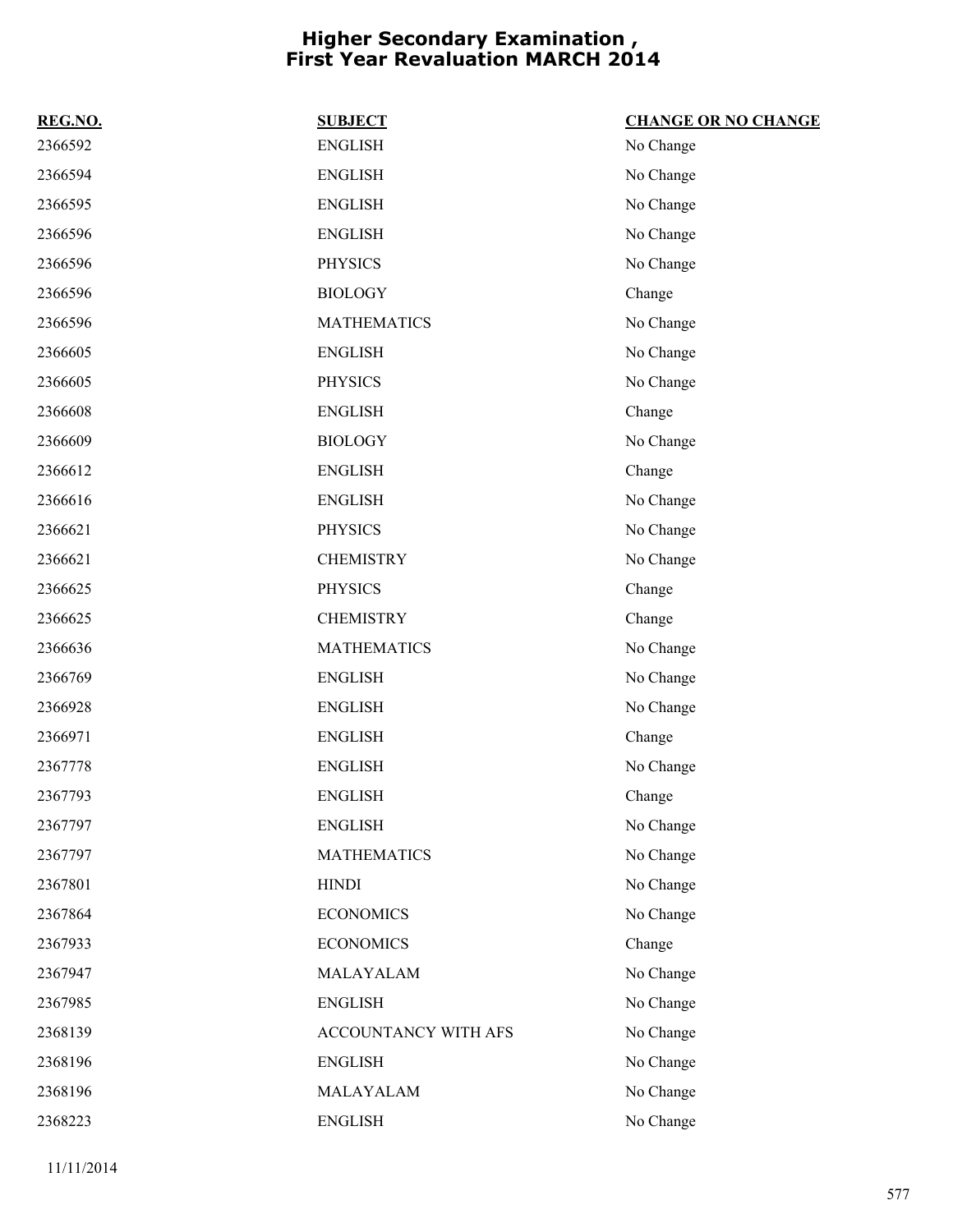# Higher Secondary Examination , First Year Revaluation MARCH 2014

| REG.NO. | SUBJECT | CHANGE OR NO CHANGE |
|---|---|---|
| 2366592 | ENGLISH | No Change |
| 2366594 | ENGLISH | No Change |
| 2366595 | ENGLISH | No Change |
| 2366596 | ENGLISH | No Change |
| 2366596 | PHYSICS | No Change |
| 2366596 | BIOLOGY | Change |
| 2366596 | MATHEMATICS | No Change |
| 2366605 | ENGLISH | No Change |
| 2366605 | PHYSICS | No Change |
| 2366608 | ENGLISH | Change |
| 2366609 | BIOLOGY | No Change |
| 2366612 | ENGLISH | Change |
| 2366616 | ENGLISH | No Change |
| 2366621 | PHYSICS | No Change |
| 2366621 | CHEMISTRY | No Change |
| 2366625 | PHYSICS | Change |
| 2366625 | CHEMISTRY | Change |
| 2366636 | MATHEMATICS | No Change |
| 2366769 | ENGLISH | No Change |
| 2366928 | ENGLISH | No Change |
| 2366971 | ENGLISH | Change |
| 2367778 | ENGLISH | No Change |
| 2367793 | ENGLISH | Change |
| 2367797 | ENGLISH | No Change |
| 2367797 | MATHEMATICS | No Change |
| 2367801 | HINDI | No Change |
| 2367864 | ECONOMICS | No Change |
| 2367933 | ECONOMICS | Change |
| 2367947 | MALAYALAM | No Change |
| 2367985 | ENGLISH | No Change |
| 2368139 | ACCOUNTANCY WITH AFS | No Change |
| 2368196 | ENGLISH | No Change |
| 2368196 | MALAYALAM | No Change |
| 2368223 | ENGLISH | No Change |

11/11/2014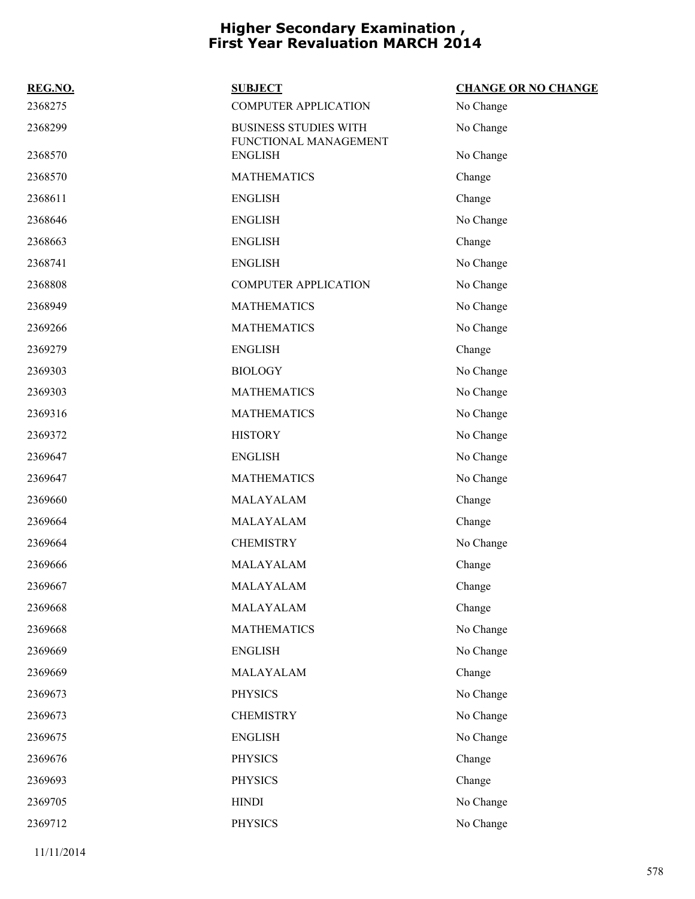# Higher Secondary Examination , First Year Revaluation MARCH 2014

| REG.NO. | SUBJECT | CHANGE OR NO CHANGE |
|---|---|---|
| 2368275 | COMPUTER APPLICATION | No Change |
| 2368299 | BUSINESS STUDIES WITH FUNCTIONAL MANAGEMENT | No Change |
| 2368570 | ENGLISH | No Change |
| 2368570 | MATHEMATICS | Change |
| 2368611 | ENGLISH | Change |
| 2368646 | ENGLISH | No Change |
| 2368663 | ENGLISH | Change |
| 2368741 | ENGLISH | No Change |
| 2368808 | COMPUTER APPLICATION | No Change |
| 2368949 | MATHEMATICS | No Change |
| 2369266 | MATHEMATICS | No Change |
| 2369279 | ENGLISH | Change |
| 2369303 | BIOLOGY | No Change |
| 2369303 | MATHEMATICS | No Change |
| 2369316 | MATHEMATICS | No Change |
| 2369372 | HISTORY | No Change |
| 2369647 | ENGLISH | No Change |
| 2369647 | MATHEMATICS | No Change |
| 2369660 | MALAYALAM | Change |
| 2369664 | MALAYALAM | Change |
| 2369664 | CHEMISTRY | No Change |
| 2369666 | MALAYALAM | Change |
| 2369667 | MALAYALAM | Change |
| 2369668 | MALAYALAM | Change |
| 2369668 | MATHEMATICS | No Change |
| 2369669 | ENGLISH | No Change |
| 2369669 | MALAYALAM | Change |
| 2369673 | PHYSICS | No Change |
| 2369673 | CHEMISTRY | No Change |
| 2369675 | ENGLISH | No Change |
| 2369676 | PHYSICS | Change |
| 2369693 | PHYSICS | Change |
| 2369705 | HINDI | No Change |
| 2369712 | PHYSICS | No Change |

11/11/2014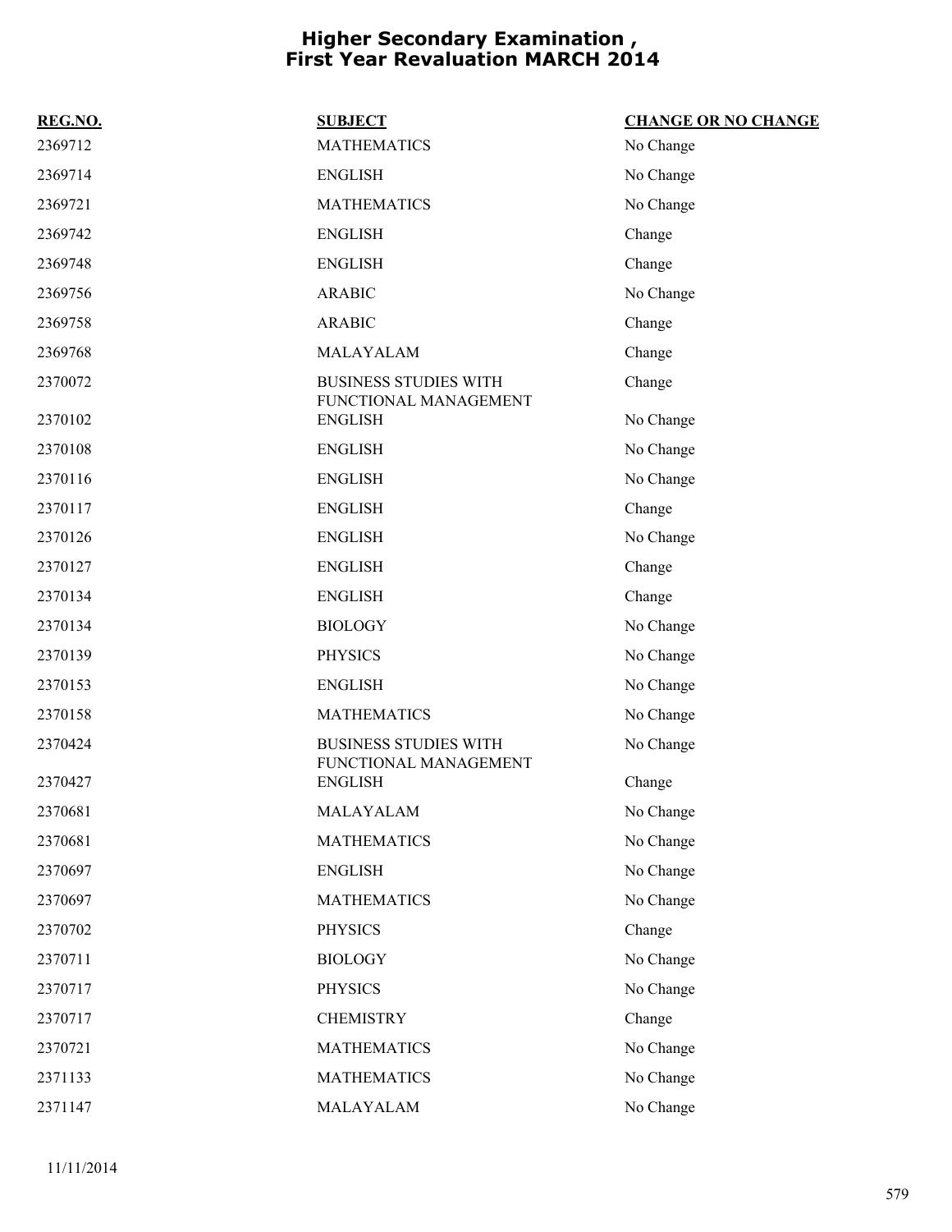# Higher Secondary Examination , First Year Revaluation MARCH 2014

| REG.NO. | SUBJECT | CHANGE OR NO CHANGE |
|---|---|---|
| 2369712 | MATHEMATICS | No Change |
| 2369714 | ENGLISH | No Change |
| 2369721 | MATHEMATICS | No Change |
| 2369742 | ENGLISH | Change |
| 2369748 | ENGLISH | Change |
| 2369756 | ARABIC | No Change |
| 2369758 | ARABIC | Change |
| 2369768 | MALAYALAM | Change |
| 2370072 | BUSINESS STUDIES WITH FUNCTIONAL MANAGEMENT | Change |
| 2370102 | ENGLISH | No Change |
| 2370108 | ENGLISH | No Change |
| 2370116 | ENGLISH | No Change |
| 2370117 | ENGLISH | Change |
| 2370126 | ENGLISH | No Change |
| 2370127 | ENGLISH | Change |
| 2370134 | ENGLISH | Change |
| 2370134 | BIOLOGY | No Change |
| 2370139 | PHYSICS | No Change |
| 2370153 | ENGLISH | No Change |
| 2370158 | MATHEMATICS | No Change |
| 2370424 | BUSINESS STUDIES WITH FUNCTIONAL MANAGEMENT | No Change |
| 2370427 | ENGLISH | Change |
| 2370681 | MALAYALAM | No Change |
| 2370681 | MATHEMATICS | No Change |
| 2370697 | ENGLISH | No Change |
| 2370697 | MATHEMATICS | No Change |
| 2370702 | PHYSICS | Change |
| 2370711 | BIOLOGY | No Change |
| 2370717 | PHYSICS | No Change |
| 2370717 | CHEMISTRY | Change |
| 2370721 | MATHEMATICS | No Change |
| 2371133 | MATHEMATICS | No Change |
| 2371147 | MALAYALAM | No Change |

11/11/2014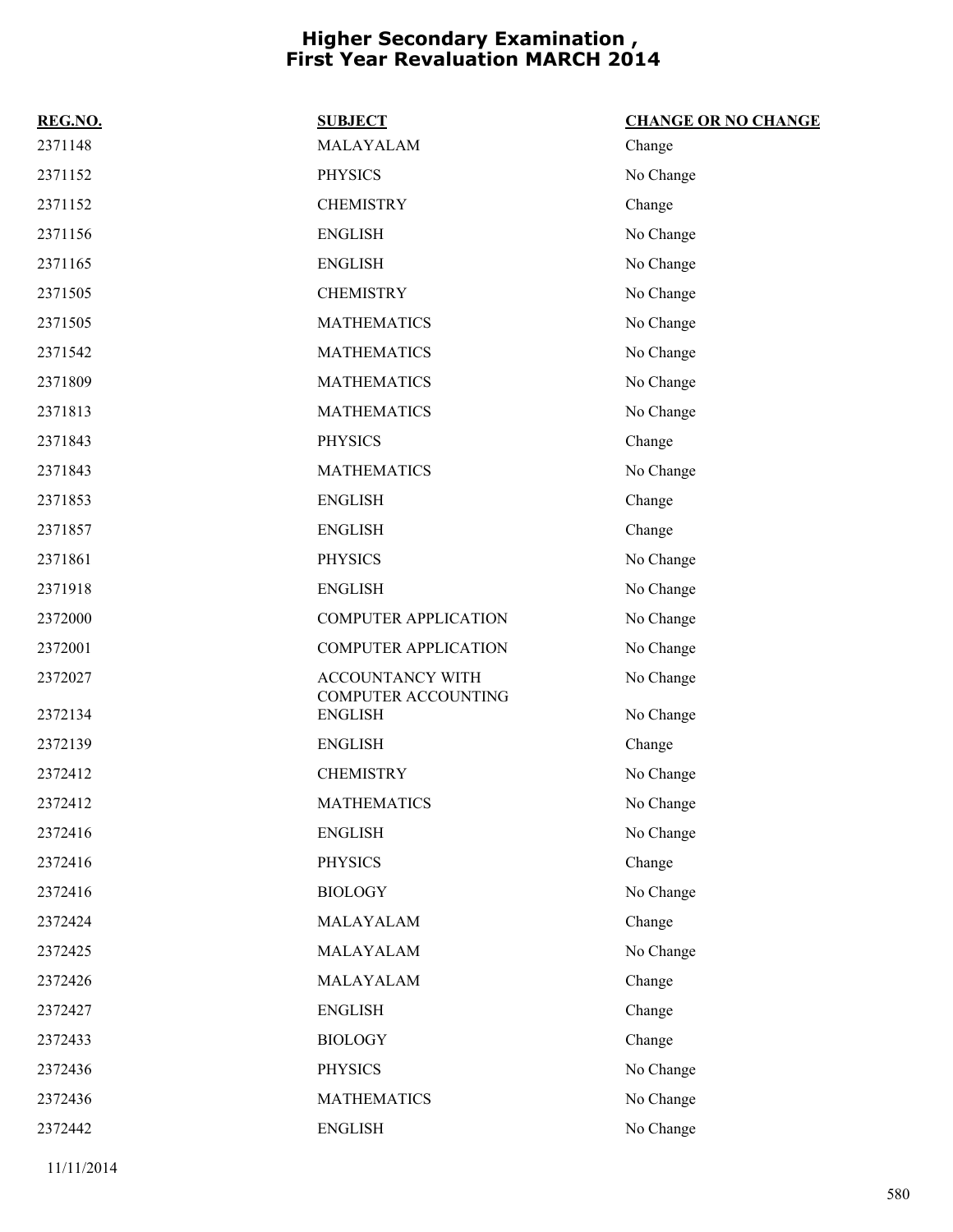# Higher Secondary Examination , First Year Revaluation MARCH 2014

| REG.NO. | SUBJECT | CHANGE OR NO CHANGE |
|---|---|---|
| 2371148 | MALAYALAM | Change |
| 2371152 | PHYSICS | No Change |
| 2371152 | CHEMISTRY | Change |
| 2371156 | ENGLISH | No Change |
| 2371165 | ENGLISH | No Change |
| 2371505 | CHEMISTRY | No Change |
| 2371505 | MATHEMATICS | No Change |
| 2371542 | MATHEMATICS | No Change |
| 2371809 | MATHEMATICS | No Change |
| 2371813 | MATHEMATICS | No Change |
| 2371843 | PHYSICS | Change |
| 2371843 | MATHEMATICS | No Change |
| 2371853 | ENGLISH | Change |
| 2371857 | ENGLISH | Change |
| 2371861 | PHYSICS | No Change |
| 2371918 | ENGLISH | No Change |
| 2372000 | COMPUTER APPLICATION | No Change |
| 2372001 | COMPUTER APPLICATION | No Change |
| 2372027 | ACCOUNTANCY WITH COMPUTER ACCOUNTING | No Change |
| 2372134 | ENGLISH | No Change |
| 2372139 | ENGLISH | Change |
| 2372412 | CHEMISTRY | No Change |
| 2372412 | MATHEMATICS | No Change |
| 2372416 | ENGLISH | No Change |
| 2372416 | PHYSICS | Change |
| 2372416 | BIOLOGY | No Change |
| 2372424 | MALAYALAM | Change |
| 2372425 | MALAYALAM | No Change |
| 2372426 | MALAYALAM | Change |
| 2372427 | ENGLISH | Change |
| 2372433 | BIOLOGY | Change |
| 2372436 | PHYSICS | No Change |
| 2372436 | MATHEMATICS | No Change |
| 2372442 | ENGLISH | No Change |

11/11/2014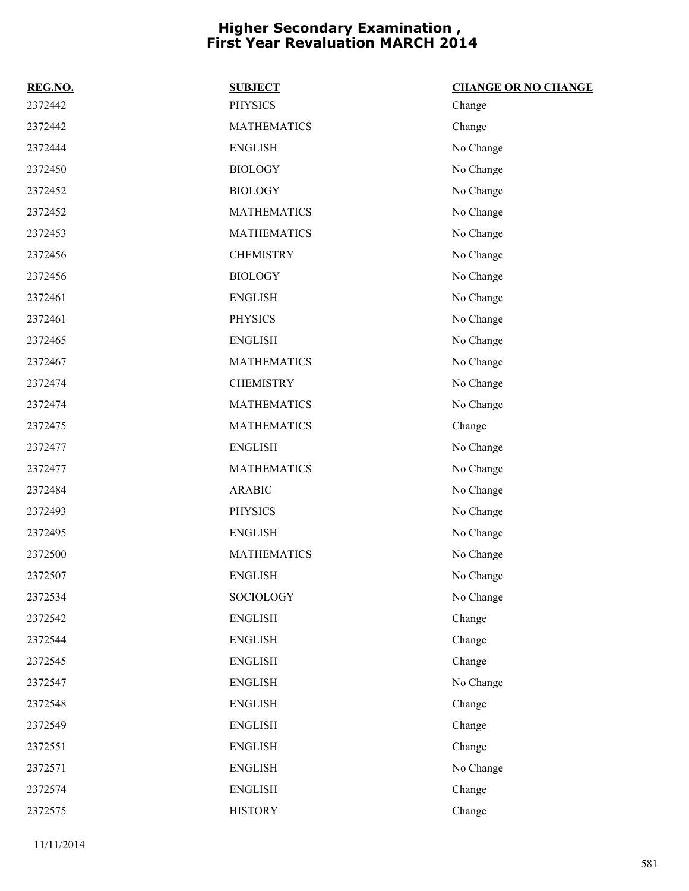# Higher Secondary Examination , First Year Revaluation MARCH 2014

| REG.NO. | SUBJECT | CHANGE OR NO CHANGE |
| --- | --- | --- |
| 2372442 | PHYSICS | Change |
| 2372442 | MATHEMATICS | Change |
| 2372444 | ENGLISH | No Change |
| 2372450 | BIOLOGY | No Change |
| 2372452 | BIOLOGY | No Change |
| 2372452 | MATHEMATICS | No Change |
| 2372453 | MATHEMATICS | No Change |
| 2372456 | CHEMISTRY | No Change |
| 2372456 | BIOLOGY | No Change |
| 2372461 | ENGLISH | No Change |
| 2372461 | PHYSICS | No Change |
| 2372465 | ENGLISH | No Change |
| 2372467 | MATHEMATICS | No Change |
| 2372474 | CHEMISTRY | No Change |
| 2372474 | MATHEMATICS | No Change |
| 2372475 | MATHEMATICS | Change |
| 2372477 | ENGLISH | No Change |
| 2372477 | MATHEMATICS | No Change |
| 2372484 | ARABIC | No Change |
| 2372493 | PHYSICS | No Change |
| 2372495 | ENGLISH | No Change |
| 2372500 | MATHEMATICS | No Change |
| 2372507 | ENGLISH | No Change |
| 2372534 | SOCIOLOGY | No Change |
| 2372542 | ENGLISH | Change |
| 2372544 | ENGLISH | Change |
| 2372545 | ENGLISH | Change |
| 2372547 | ENGLISH | No Change |
| 2372548 | ENGLISH | Change |
| 2372549 | ENGLISH | Change |
| 2372551 | ENGLISH | Change |
| 2372571 | ENGLISH | No Change |
| 2372574 | ENGLISH | Change |
| 2372575 | HISTORY | Change |

11/11/2014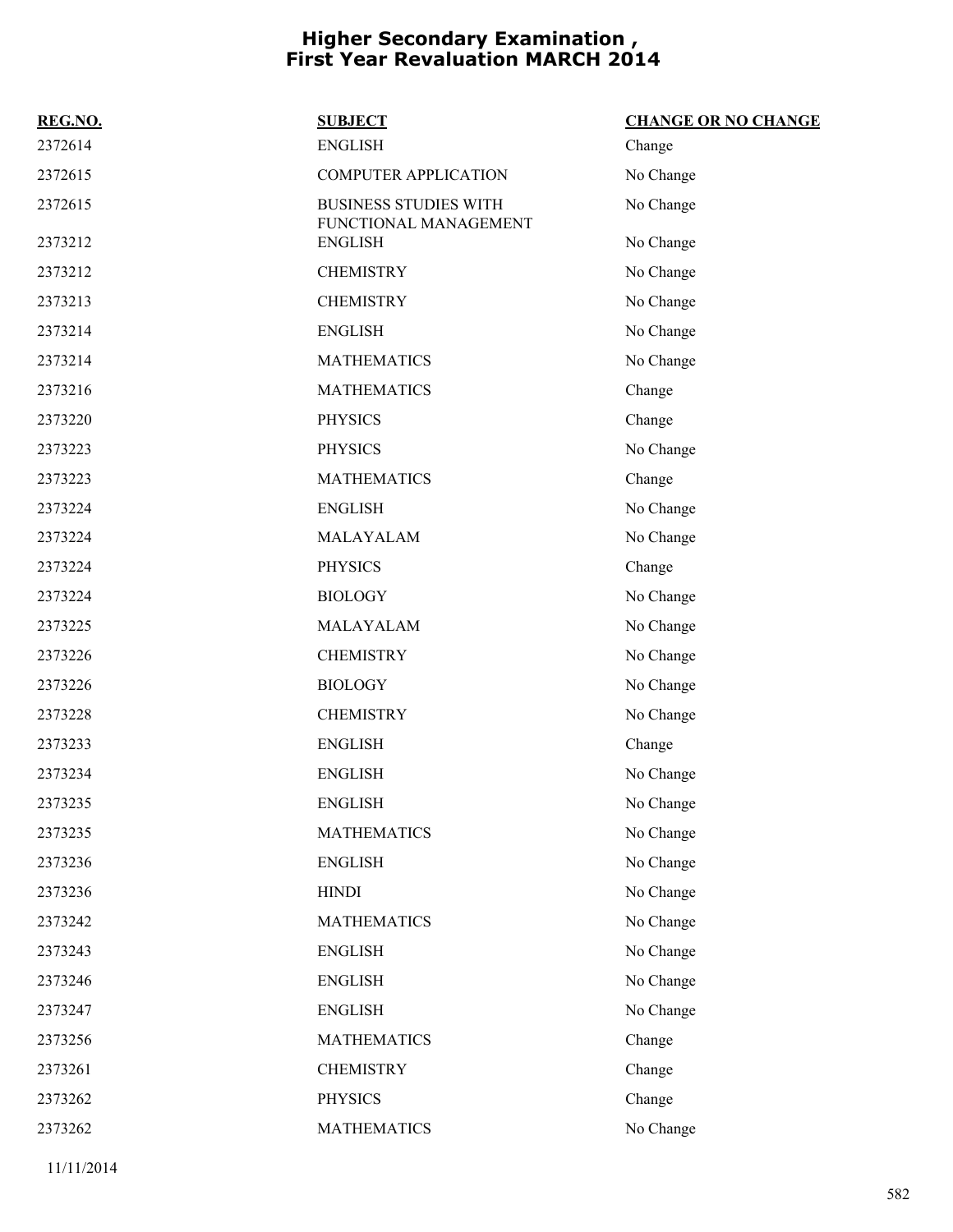# Higher Secondary Examination , First Year Revaluation MARCH 2014

| REG.NO. | SUBJECT | CHANGE OR NO CHANGE |
|---|---|---|
| 2372614 | ENGLISH | Change |
| 2372615 | COMPUTER APPLICATION | No Change |
| 2372615 | BUSINESS STUDIES WITH FUNCTIONAL MANAGEMENT | No Change |
| 2373212 | ENGLISH | No Change |
| 2373212 | CHEMISTRY | No Change |
| 2373213 | CHEMISTRY | No Change |
| 2373214 | ENGLISH | No Change |
| 2373214 | MATHEMATICS | No Change |
| 2373216 | MATHEMATICS | Change |
| 2373220 | PHYSICS | Change |
| 2373223 | PHYSICS | No Change |
| 2373223 | MATHEMATICS | Change |
| 2373224 | ENGLISH | No Change |
| 2373224 | MALAYALAM | No Change |
| 2373224 | PHYSICS | Change |
| 2373224 | BIOLOGY | No Change |
| 2373225 | MALAYALAM | No Change |
| 2373226 | CHEMISTRY | No Change |
| 2373226 | BIOLOGY | No Change |
| 2373228 | CHEMISTRY | No Change |
| 2373233 | ENGLISH | Change |
| 2373234 | ENGLISH | No Change |
| 2373235 | ENGLISH | No Change |
| 2373235 | MATHEMATICS | No Change |
| 2373236 | ENGLISH | No Change |
| 2373236 | HINDI | No Change |
| 2373242 | MATHEMATICS | No Change |
| 2373243 | ENGLISH | No Change |
| 2373246 | ENGLISH | No Change |
| 2373247 | ENGLISH | No Change |
| 2373256 | MATHEMATICS | Change |
| 2373261 | CHEMISTRY | Change |
| 2373262 | PHYSICS | Change |
| 2373262 | MATHEMATICS | No Change |

11/11/2014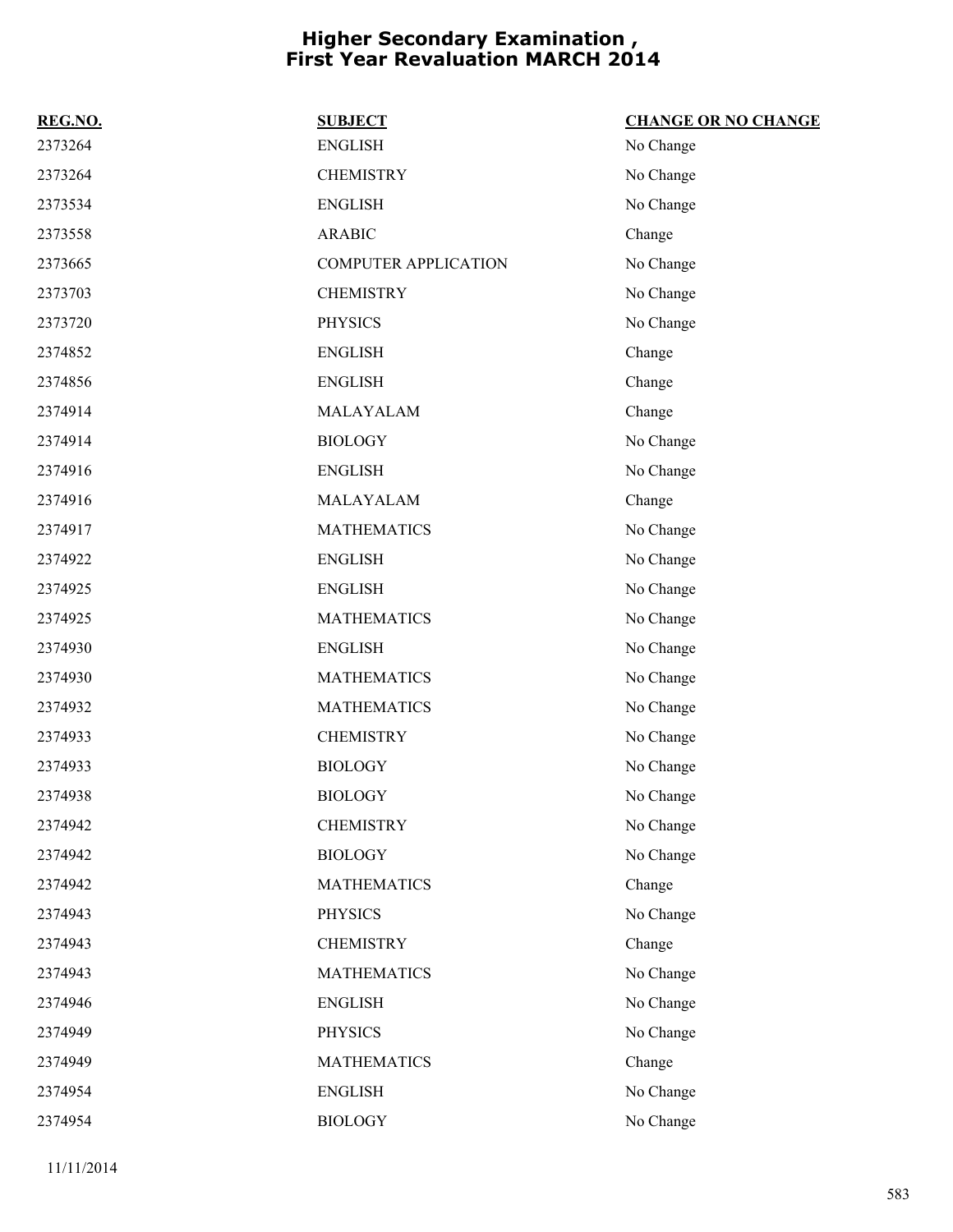# Higher Secondary Examination , First Year Revaluation MARCH 2014

| REG.NO. | SUBJECT | CHANGE OR NO CHANGE |
|---|---|---|
| 2373264 | ENGLISH | No Change |
| 2373264 | CHEMISTRY | No Change |
| 2373534 | ENGLISH | No Change |
| 2373558 | ARABIC | Change |
| 2373665 | COMPUTER APPLICATION | No Change |
| 2373703 | CHEMISTRY | No Change |
| 2373720 | PHYSICS | No Change |
| 2374852 | ENGLISH | Change |
| 2374856 | ENGLISH | Change |
| 2374914 | MALAYALAM | Change |
| 2374914 | BIOLOGY | No Change |
| 2374916 | ENGLISH | No Change |
| 2374916 | MALAYALAM | Change |
| 2374917 | MATHEMATICS | No Change |
| 2374922 | ENGLISH | No Change |
| 2374925 | ENGLISH | No Change |
| 2374925 | MATHEMATICS | No Change |
| 2374930 | ENGLISH | No Change |
| 2374930 | MATHEMATICS | No Change |
| 2374932 | MATHEMATICS | No Change |
| 2374933 | CHEMISTRY | No Change |
| 2374933 | BIOLOGY | No Change |
| 2374938 | BIOLOGY | No Change |
| 2374942 | CHEMISTRY | No Change |
| 2374942 | BIOLOGY | No Change |
| 2374942 | MATHEMATICS | Change |
| 2374943 | PHYSICS | No Change |
| 2374943 | CHEMISTRY | Change |
| 2374943 | MATHEMATICS | No Change |
| 2374946 | ENGLISH | No Change |
| 2374949 | PHYSICS | No Change |
| 2374949 | MATHEMATICS | Change |
| 2374954 | ENGLISH | No Change |
| 2374954 | BIOLOGY | No Change |

11/11/2014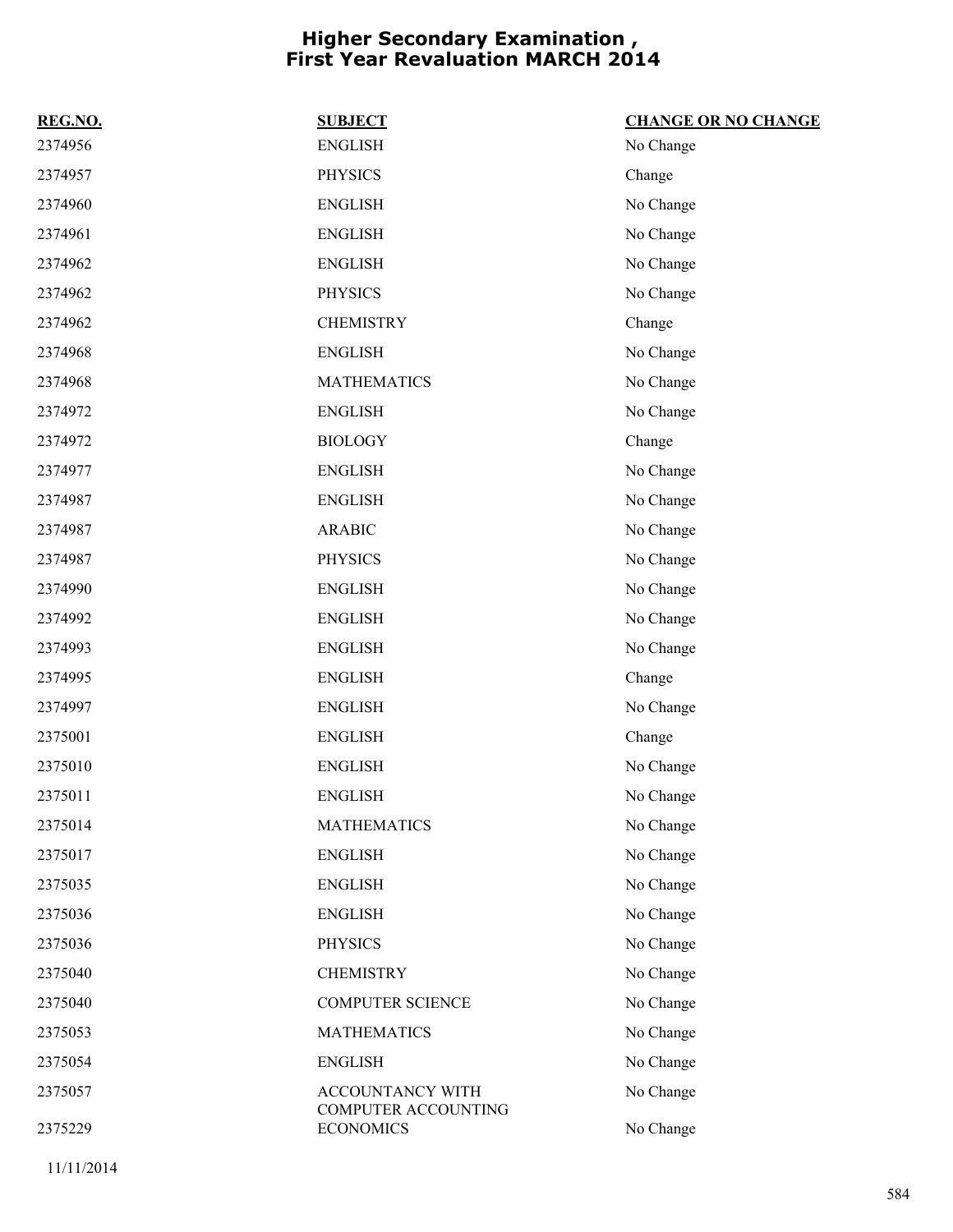# Higher Secondary Examination , First Year Revaluation MARCH 2014

| REG.NO. | SUBJECT | CHANGE OR NO CHANGE |
|---|---|---|
| 2374956 | ENGLISH | No Change |
| 2374957 | PHYSICS | Change |
| 2374960 | ENGLISH | No Change |
| 2374961 | ENGLISH | No Change |
| 2374962 | ENGLISH | No Change |
| 2374962 | PHYSICS | No Change |
| 2374962 | CHEMISTRY | Change |
| 2374968 | ENGLISH | No Change |
| 2374968 | MATHEMATICS | No Change |
| 2374972 | ENGLISH | No Change |
| 2374972 | BIOLOGY | Change |
| 2374977 | ENGLISH | No Change |
| 2374987 | ENGLISH | No Change |
| 2374987 | ARABIC | No Change |
| 2374987 | PHYSICS | No Change |
| 2374990 | ENGLISH | No Change |
| 2374992 | ENGLISH | No Change |
| 2374993 | ENGLISH | No Change |
| 2374995 | ENGLISH | Change |
| 2374997 | ENGLISH | No Change |
| 2375001 | ENGLISH | Change |
| 2375010 | ENGLISH | No Change |
| 2375011 | ENGLISH | No Change |
| 2375014 | MATHEMATICS | No Change |
| 2375017 | ENGLISH | No Change |
| 2375035 | ENGLISH | No Change |
| 2375036 | ENGLISH | No Change |
| 2375036 | PHYSICS | No Change |
| 2375040 | CHEMISTRY | No Change |
| 2375040 | COMPUTER SCIENCE | No Change |
| 2375053 | MATHEMATICS | No Change |
| 2375054 | ENGLISH | No Change |
| 2375057 | ACCOUNTANCY WITH COMPUTER ACCOUNTING | No Change |
| 2375229 | ECONOMICS | No Change |

11/11/2014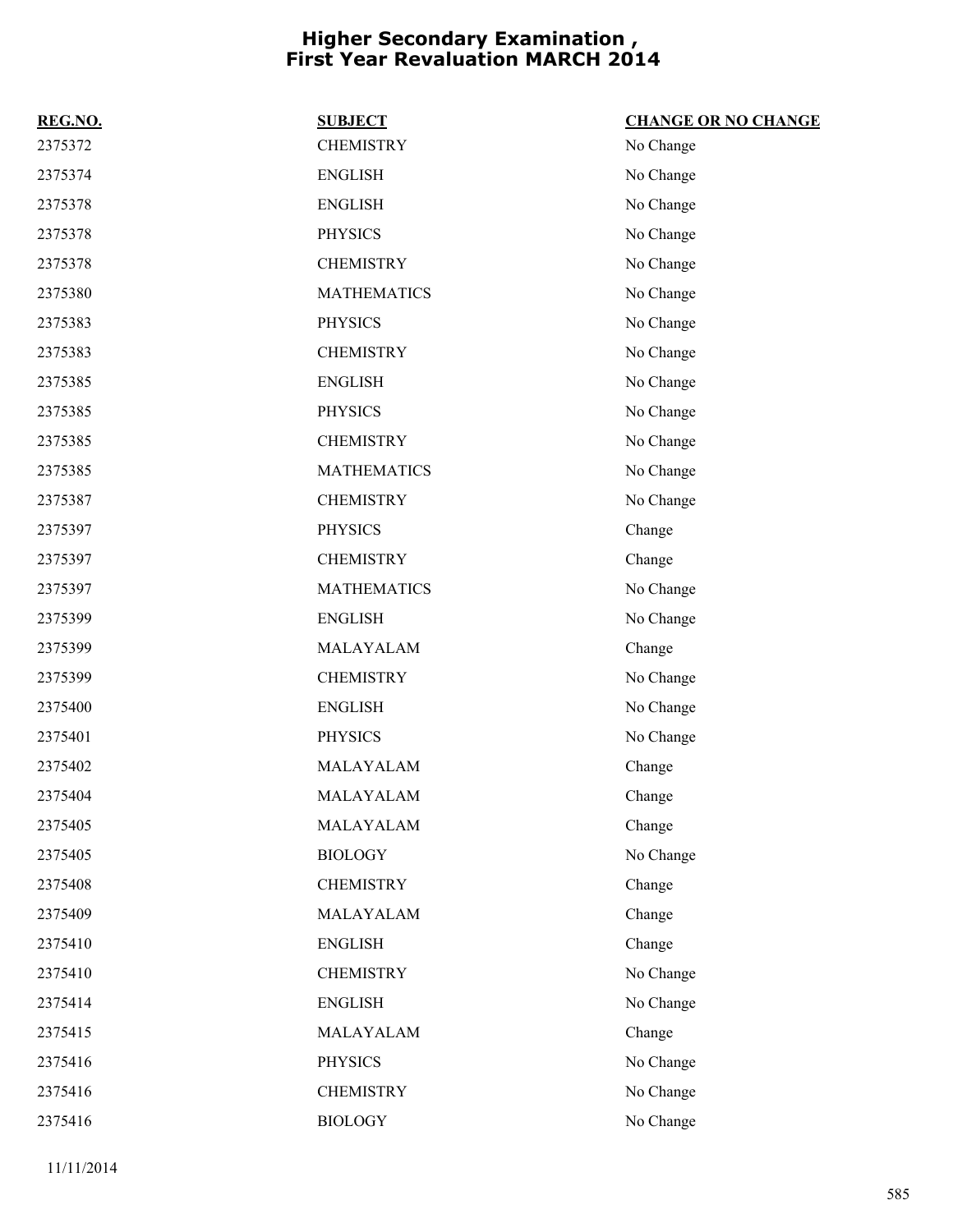# Higher Secondary Examination , First Year Revaluation MARCH 2014

| REG.NO. | SUBJECT | CHANGE OR NO CHANGE |
|---|---|---|
| 2375372 | CHEMISTRY | No Change |
| 2375374 | ENGLISH | No Change |
| 2375378 | ENGLISH | No Change |
| 2375378 | PHYSICS | No Change |
| 2375378 | CHEMISTRY | No Change |
| 2375380 | MATHEMATICS | No Change |
| 2375383 | PHYSICS | No Change |
| 2375383 | CHEMISTRY | No Change |
| 2375385 | ENGLISH | No Change |
| 2375385 | PHYSICS | No Change |
| 2375385 | CHEMISTRY | No Change |
| 2375385 | MATHEMATICS | No Change |
| 2375387 | CHEMISTRY | No Change |
| 2375397 | PHYSICS | Change |
| 2375397 | CHEMISTRY | Change |
| 2375397 | MATHEMATICS | No Change |
| 2375399 | ENGLISH | No Change |
| 2375399 | MALAYALAM | Change |
| 2375399 | CHEMISTRY | No Change |
| 2375400 | ENGLISH | No Change |
| 2375401 | PHYSICS | No Change |
| 2375402 | MALAYALAM | Change |
| 2375404 | MALAYALAM | Change |
| 2375405 | MALAYALAM | Change |
| 2375405 | BIOLOGY | No Change |
| 2375408 | CHEMISTRY | Change |
| 2375409 | MALAYALAM | Change |
| 2375410 | ENGLISH | Change |
| 2375410 | CHEMISTRY | No Change |
| 2375414 | ENGLISH | No Change |
| 2375415 | MALAYALAM | Change |
| 2375416 | PHYSICS | No Change |
| 2375416 | CHEMISTRY | No Change |
| 2375416 | BIOLOGY | No Change |

11/11/2014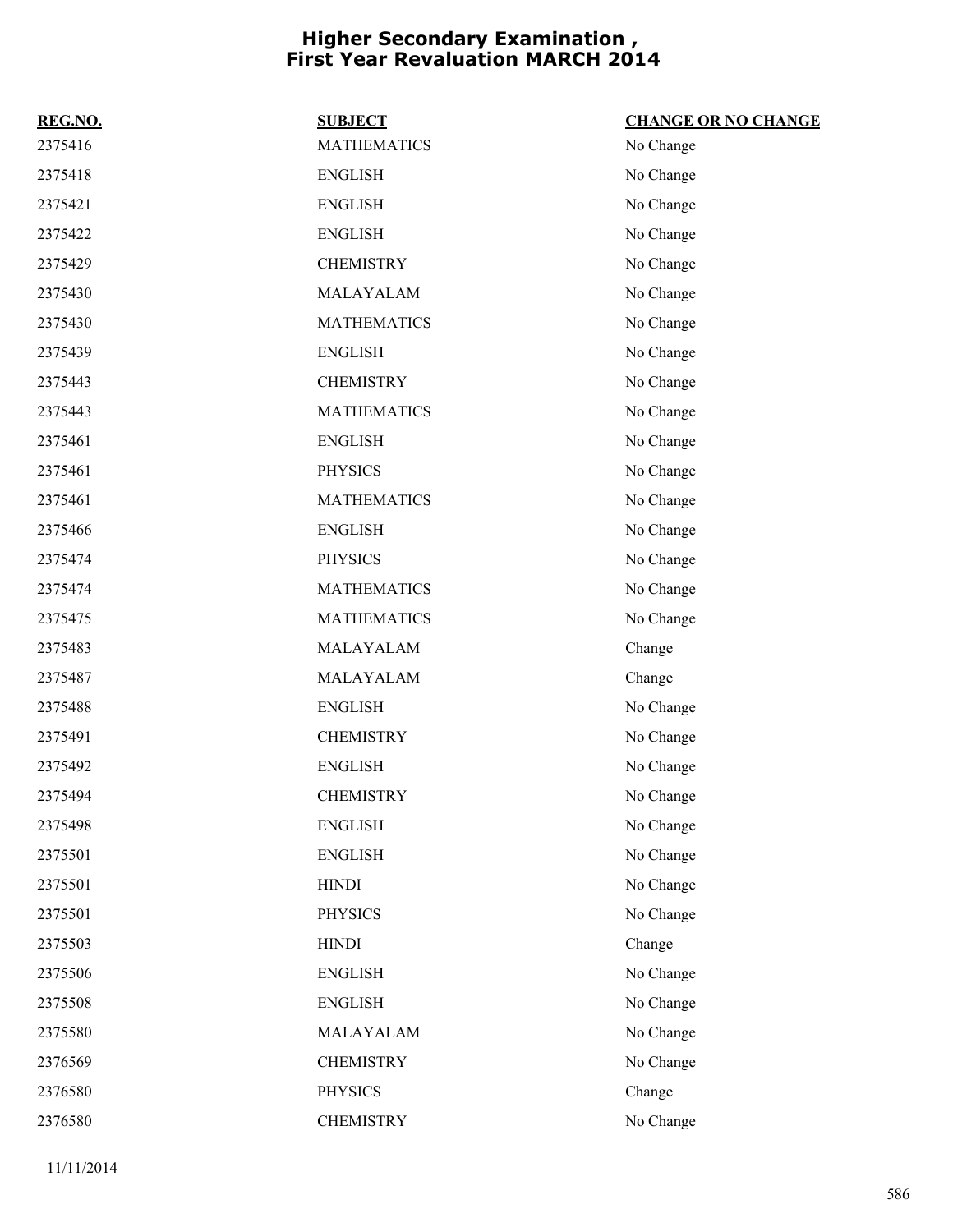# Higher Secondary Examination , First Year Revaluation MARCH 2014

| REG.NO. | SUBJECT | CHANGE OR NO CHANGE |
|---|---|---|
| 2375416 | MATHEMATICS | No Change |
| 2375418 | ENGLISH | No Change |
| 2375421 | ENGLISH | No Change |
| 2375422 | ENGLISH | No Change |
| 2375429 | CHEMISTRY | No Change |
| 2375430 | MALAYALAM | No Change |
| 2375430 | MATHEMATICS | No Change |
| 2375439 | ENGLISH | No Change |
| 2375443 | CHEMISTRY | No Change |
| 2375443 | MATHEMATICS | No Change |
| 2375461 | ENGLISH | No Change |
| 2375461 | PHYSICS | No Change |
| 2375461 | MATHEMATICS | No Change |
| 2375466 | ENGLISH | No Change |
| 2375474 | PHYSICS | No Change |
| 2375474 | MATHEMATICS | No Change |
| 2375475 | MATHEMATICS | No Change |
| 2375483 | MALAYALAM | Change |
| 2375487 | MALAYALAM | Change |
| 2375488 | ENGLISH | No Change |
| 2375491 | CHEMISTRY | No Change |
| 2375492 | ENGLISH | No Change |
| 2375494 | CHEMISTRY | No Change |
| 2375498 | ENGLISH | No Change |
| 2375501 | ENGLISH | No Change |
| 2375501 | HINDI | No Change |
| 2375501 | PHYSICS | No Change |
| 2375503 | HINDI | Change |
| 2375506 | ENGLISH | No Change |
| 2375508 | ENGLISH | No Change |
| 2375580 | MALAYALAM | No Change |
| 2376569 | CHEMISTRY | No Change |
| 2376580 | PHYSICS | Change |
| 2376580 | CHEMISTRY | No Change |

11/11/2014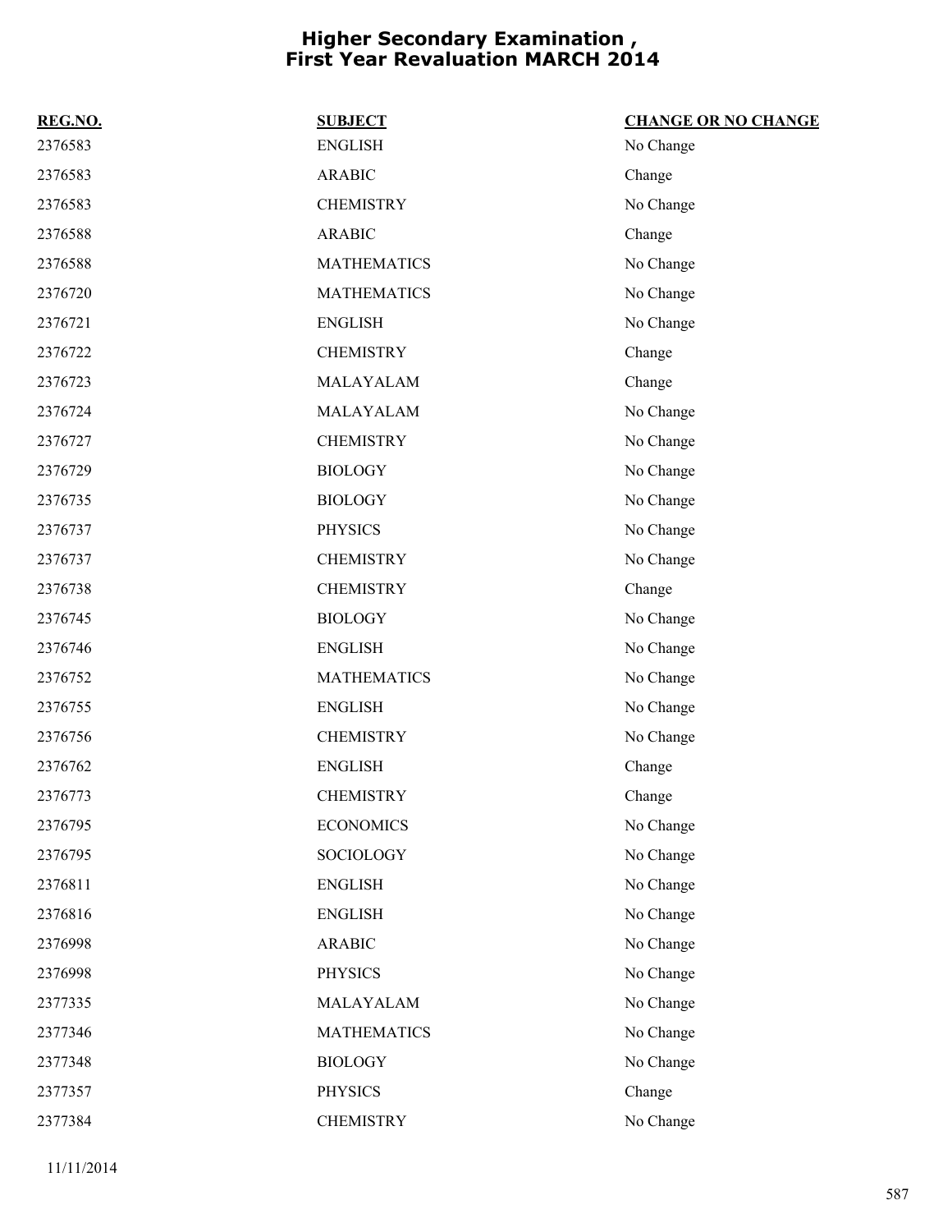# Higher Secondary Examination , First Year Revaluation MARCH 2014

| REG.NO. | SUBJECT | CHANGE OR NO CHANGE |
|---|---|---|
| 2376583 | ENGLISH | No Change |
| 2376583 | ARABIC | Change |
| 2376583 | CHEMISTRY | No Change |
| 2376588 | ARABIC | Change |
| 2376588 | MATHEMATICS | No Change |
| 2376720 | MATHEMATICS | No Change |
| 2376721 | ENGLISH | No Change |
| 2376722 | CHEMISTRY | Change |
| 2376723 | MALAYALAM | Change |
| 2376724 | MALAYALAM | No Change |
| 2376727 | CHEMISTRY | No Change |
| 2376729 | BIOLOGY | No Change |
| 2376735 | BIOLOGY | No Change |
| 2376737 | PHYSICS | No Change |
| 2376737 | CHEMISTRY | No Change |
| 2376738 | CHEMISTRY | Change |
| 2376745 | BIOLOGY | No Change |
| 2376746 | ENGLISH | No Change |
| 2376752 | MATHEMATICS | No Change |
| 2376755 | ENGLISH | No Change |
| 2376756 | CHEMISTRY | No Change |
| 2376762 | ENGLISH | Change |
| 2376773 | CHEMISTRY | Change |
| 2376795 | ECONOMICS | No Change |
| 2376795 | SOCIOLOGY | No Change |
| 2376811 | ENGLISH | No Change |
| 2376816 | ENGLISH | No Change |
| 2376998 | ARABIC | No Change |
| 2376998 | PHYSICS | No Change |
| 2377335 | MALAYALAM | No Change |
| 2377346 | MATHEMATICS | No Change |
| 2377348 | BIOLOGY | No Change |
| 2377357 | PHYSICS | Change |
| 2377384 | CHEMISTRY | No Change |

11/11/2014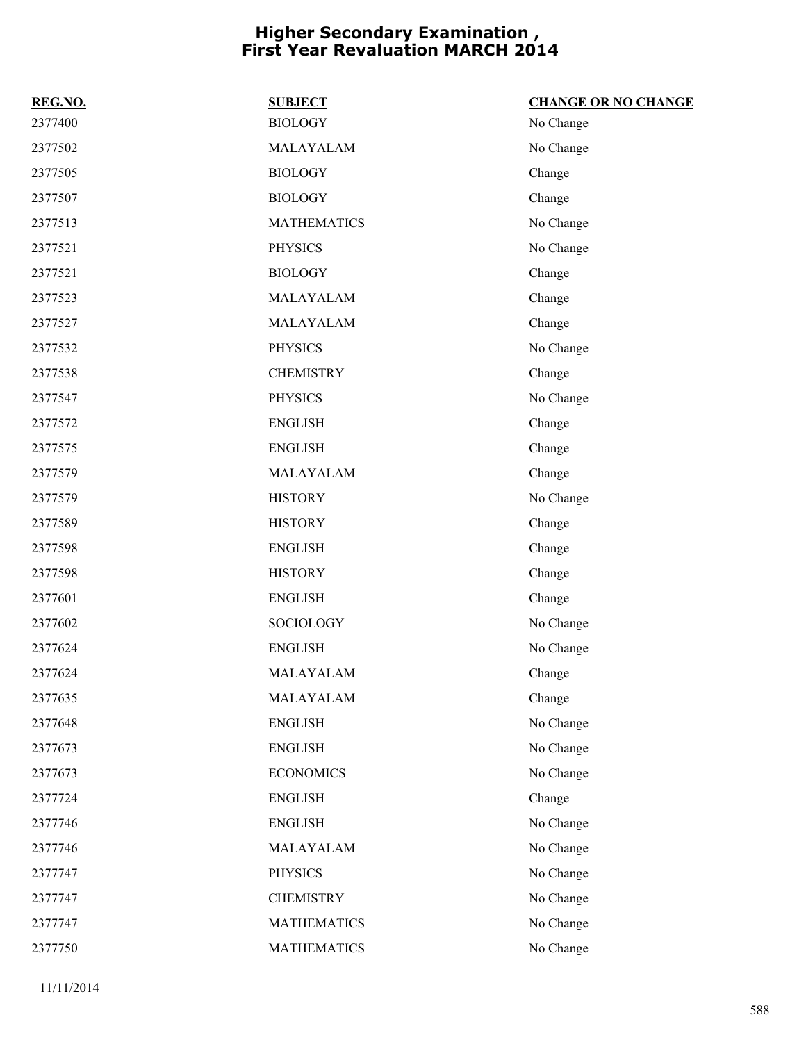# Higher Secondary Examination , First Year Revaluation MARCH 2014

| REG.NO. | SUBJECT | CHANGE OR NO CHANGE |
|---|---|---|
| 2377400 | BIOLOGY | No Change |
| 2377502 | MALAYALAM | No Change |
| 2377505 | BIOLOGY | Change |
| 2377507 | BIOLOGY | Change |
| 2377513 | MATHEMATICS | No Change |
| 2377521 | PHYSICS | No Change |
| 2377521 | BIOLOGY | Change |
| 2377523 | MALAYALAM | Change |
| 2377527 | MALAYALAM | Change |
| 2377532 | PHYSICS | No Change |
| 2377538 | CHEMISTRY | Change |
| 2377547 | PHYSICS | No Change |
| 2377572 | ENGLISH | Change |
| 2377575 | ENGLISH | Change |
| 2377579 | MALAYALAM | Change |
| 2377579 | HISTORY | No Change |
| 2377589 | HISTORY | Change |
| 2377598 | ENGLISH | Change |
| 2377598 | HISTORY | Change |
| 2377601 | ENGLISH | Change |
| 2377602 | SOCIOLOGY | No Change |
| 2377624 | ENGLISH | No Change |
| 2377624 | MALAYALAM | Change |
| 2377635 | MALAYALAM | Change |
| 2377648 | ENGLISH | No Change |
| 2377673 | ENGLISH | No Change |
| 2377673 | ECONOMICS | No Change |
| 2377724 | ENGLISH | Change |
| 2377746 | ENGLISH | No Change |
| 2377746 | MALAYALAM | No Change |
| 2377747 | PHYSICS | No Change |
| 2377747 | CHEMISTRY | No Change |
| 2377747 | MATHEMATICS | No Change |
| 2377750 | MATHEMATICS | No Change |

11/11/2014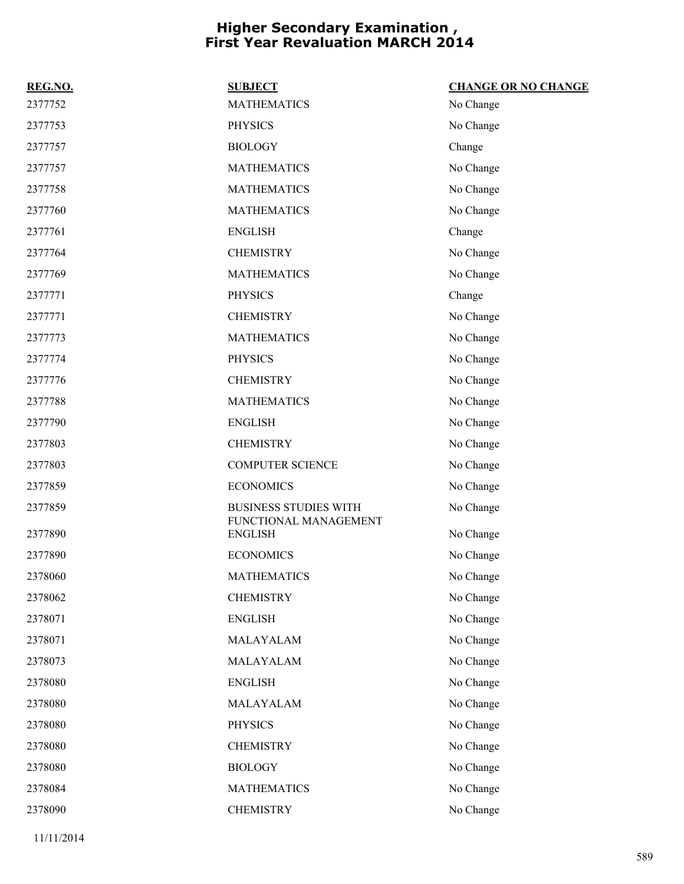# Higher Secondary Examination , First Year Revaluation MARCH 2014

| REG.NO. | SUBJECT | CHANGE OR NO CHANGE |
|---|---|---|
| 2377752 | MATHEMATICS | No Change |
| 2377753 | PHYSICS | No Change |
| 2377757 | BIOLOGY | Change |
| 2377757 | MATHEMATICS | No Change |
| 2377758 | MATHEMATICS | No Change |
| 2377760 | MATHEMATICS | No Change |
| 2377761 | ENGLISH | Change |
| 2377764 | CHEMISTRY | No Change |
| 2377769 | MATHEMATICS | No Change |
| 2377771 | PHYSICS | Change |
| 2377771 | CHEMISTRY | No Change |
| 2377773 | MATHEMATICS | No Change |
| 2377774 | PHYSICS | No Change |
| 2377776 | CHEMISTRY | No Change |
| 2377788 | MATHEMATICS | No Change |
| 2377790 | ENGLISH | No Change |
| 2377803 | CHEMISTRY | No Change |
| 2377803 | COMPUTER SCIENCE | No Change |
| 2377859 | ECONOMICS | No Change |
| 2377859 | BUSINESS STUDIES WITH FUNCTIONAL MANAGEMENT | No Change |
| 2377890 | ENGLISH | No Change |
| 2377890 | ECONOMICS | No Change |
| 2378060 | MATHEMATICS | No Change |
| 2378062 | CHEMISTRY | No Change |
| 2378071 | ENGLISH | No Change |
| 2378071 | MALAYALAM | No Change |
| 2378073 | MALAYALAM | No Change |
| 2378080 | ENGLISH | No Change |
| 2378080 | MALAYALAM | No Change |
| 2378080 | PHYSICS | No Change |
| 2378080 | CHEMISTRY | No Change |
| 2378080 | BIOLOGY | No Change |
| 2378084 | MATHEMATICS | No Change |
| 2378090 | CHEMISTRY | No Change |

11/11/2014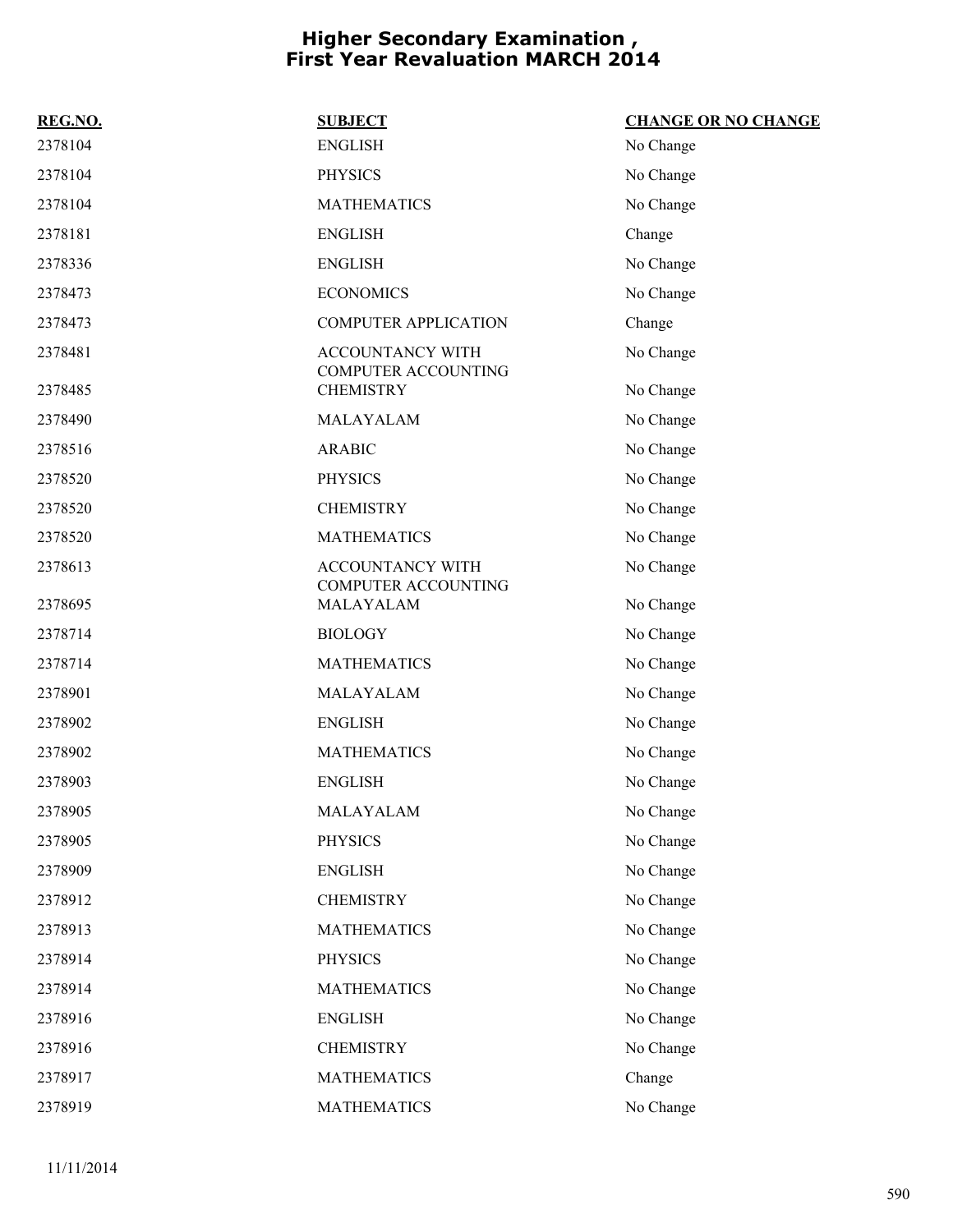# Higher Secondary Examination , First Year Revaluation MARCH 2014

| REG.NO. | SUBJECT | CHANGE OR NO CHANGE |
|---|---|---|
| 2378104 | ENGLISH | No Change |
| 2378104 | PHYSICS | No Change |
| 2378104 | MATHEMATICS | No Change |
| 2378181 | ENGLISH | Change |
| 2378336 | ENGLISH | No Change |
| 2378473 | ECONOMICS | No Change |
| 2378473 | COMPUTER APPLICATION | Change |
| 2378481 | ACCOUNTANCY WITH COMPUTER ACCOUNTING | No Change |
| 2378485 | CHEMISTRY | No Change |
| 2378490 | MALAYALAM | No Change |
| 2378516 | ARABIC | No Change |
| 2378520 | PHYSICS | No Change |
| 2378520 | CHEMISTRY | No Change |
| 2378520 | MATHEMATICS | No Change |
| 2378613 | ACCOUNTANCY WITH COMPUTER ACCOUNTING | No Change |
| 2378695 | MALAYALAM | No Change |
| 2378714 | BIOLOGY | No Change |
| 2378714 | MATHEMATICS | No Change |
| 2378901 | MALAYALAM | No Change |
| 2378902 | ENGLISH | No Change |
| 2378902 | MATHEMATICS | No Change |
| 2378903 | ENGLISH | No Change |
| 2378905 | MALAYALAM | No Change |
| 2378905 | PHYSICS | No Change |
| 2378909 | ENGLISH | No Change |
| 2378912 | CHEMISTRY | No Change |
| 2378913 | MATHEMATICS | No Change |
| 2378914 | PHYSICS | No Change |
| 2378914 | MATHEMATICS | No Change |
| 2378916 | ENGLISH | No Change |
| 2378916 | CHEMISTRY | No Change |
| 2378917 | MATHEMATICS | Change |
| 2378919 | MATHEMATICS | No Change |

11/11/2014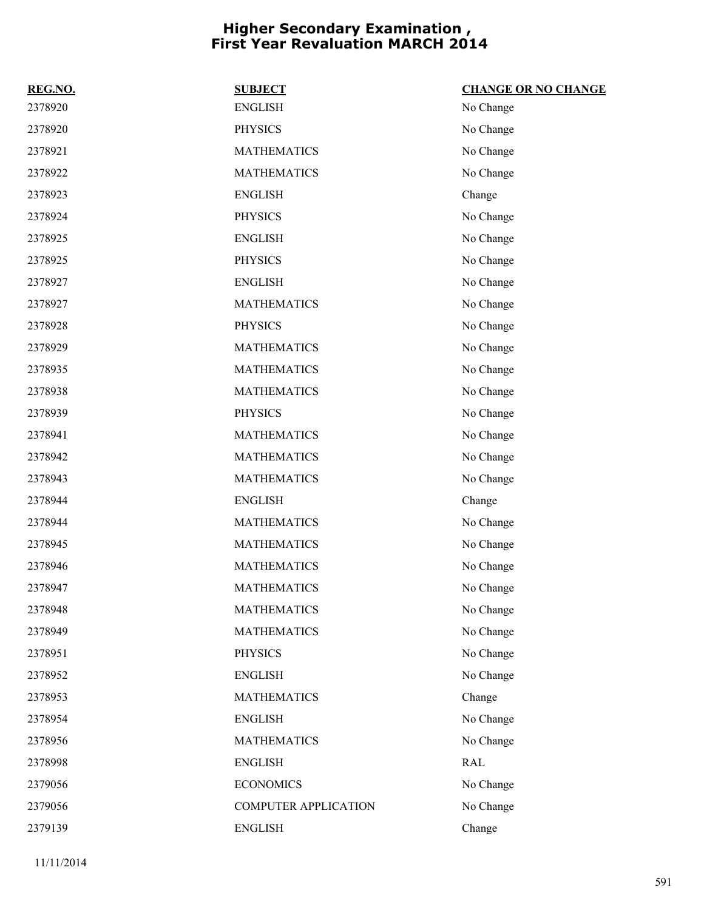# Higher Secondary Examination , First Year Revaluation MARCH 2014

| REG.NO. | SUBJECT | CHANGE OR NO CHANGE |
|---|---|---|
| 2378920 | ENGLISH | No Change |
| 2378920 | PHYSICS | No Change |
| 2378921 | MATHEMATICS | No Change |
| 2378922 | MATHEMATICS | No Change |
| 2378923 | ENGLISH | Change |
| 2378924 | PHYSICS | No Change |
| 2378925 | ENGLISH | No Change |
| 2378925 | PHYSICS | No Change |
| 2378927 | ENGLISH | No Change |
| 2378927 | MATHEMATICS | No Change |
| 2378928 | PHYSICS | No Change |
| 2378929 | MATHEMATICS | No Change |
| 2378935 | MATHEMATICS | No Change |
| 2378938 | MATHEMATICS | No Change |
| 2378939 | PHYSICS | No Change |
| 2378941 | MATHEMATICS | No Change |
| 2378942 | MATHEMATICS | No Change |
| 2378943 | MATHEMATICS | No Change |
| 2378944 | ENGLISH | Change |
| 2378944 | MATHEMATICS | No Change |
| 2378945 | MATHEMATICS | No Change |
| 2378946 | MATHEMATICS | No Change |
| 2378947 | MATHEMATICS | No Change |
| 2378948 | MATHEMATICS | No Change |
| 2378949 | MATHEMATICS | No Change |
| 2378951 | PHYSICS | No Change |
| 2378952 | ENGLISH | No Change |
| 2378953 | MATHEMATICS | Change |
| 2378954 | ENGLISH | No Change |
| 2378956 | MATHEMATICS | No Change |
| 2378998 | ENGLISH | RAL |
| 2379056 | ECONOMICS | No Change |
| 2379056 | COMPUTER APPLICATION | No Change |
| 2379139 | ENGLISH | Change |

11/11/2014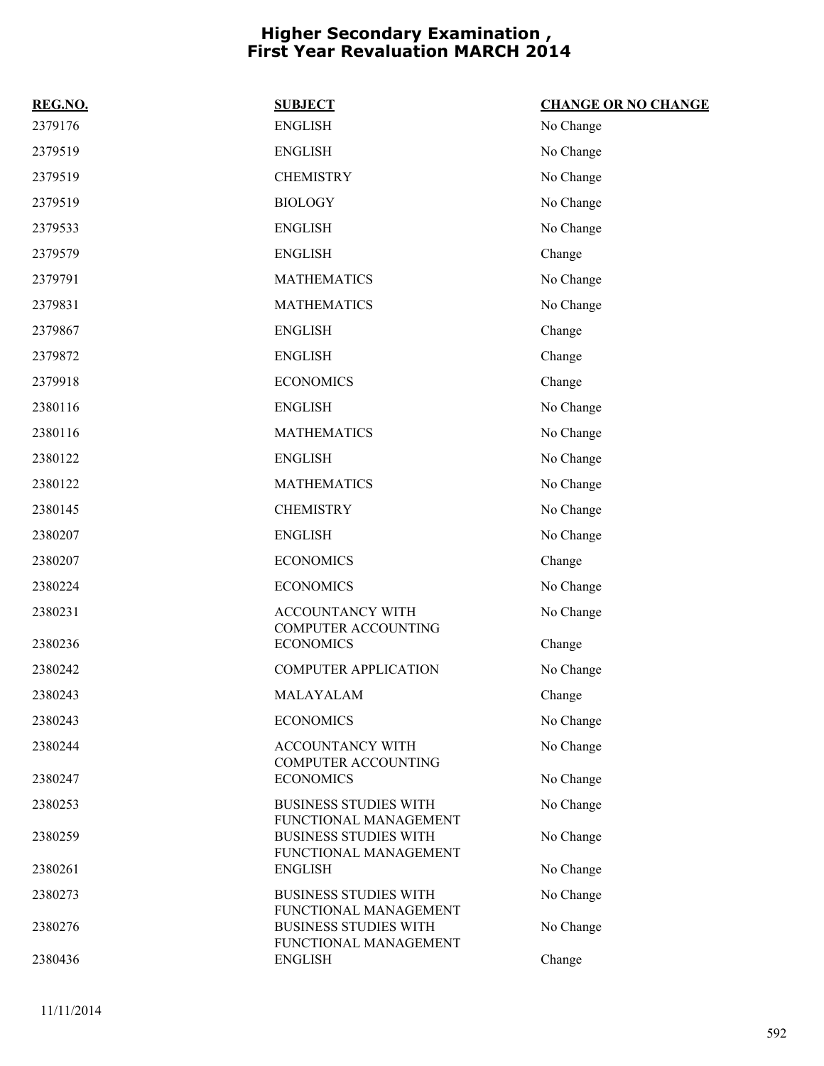# Higher Secondary Examination , First Year Revaluation MARCH 2014

| REG.NO. | SUBJECT | CHANGE OR NO CHANGE |
|---|---|---|
| 2379176 | ENGLISH | No Change |
| 2379519 | ENGLISH | No Change |
| 2379519 | CHEMISTRY | No Change |
| 2379519 | BIOLOGY | No Change |
| 2379533 | ENGLISH | No Change |
| 2379579 | ENGLISH | Change |
| 2379791 | MATHEMATICS | No Change |
| 2379831 | MATHEMATICS | No Change |
| 2379867 | ENGLISH | Change |
| 2379872 | ENGLISH | Change |
| 2379918 | ECONOMICS | Change |
| 2380116 | ENGLISH | No Change |
| 2380116 | MATHEMATICS | No Change |
| 2380122 | ENGLISH | No Change |
| 2380122 | MATHEMATICS | No Change |
| 2380145 | CHEMISTRY | No Change |
| 2380207 | ENGLISH | No Change |
| 2380207 | ECONOMICS | Change |
| 2380224 | ECONOMICS | No Change |
| 2380231 | ACCOUNTANCY WITH COMPUTER ACCOUNTING | No Change |
| 2380236 | ECONOMICS | Change |
| 2380242 | COMPUTER APPLICATION | No Change |
| 2380243 | MALAYALAM | Change |
| 2380243 | ECONOMICS | No Change |
| 2380244 | ACCOUNTANCY WITH COMPUTER ACCOUNTING | No Change |
| 2380247 | ECONOMICS | No Change |
| 2380253 | BUSINESS STUDIES WITH FUNCTIONAL MANAGEMENT | No Change |
| 2380259 | BUSINESS STUDIES WITH FUNCTIONAL MANAGEMENT | No Change |
| 2380261 | ENGLISH | No Change |
| 2380273 | BUSINESS STUDIES WITH FUNCTIONAL MANAGEMENT | No Change |
| 2380276 | BUSINESS STUDIES WITH FUNCTIONAL MANAGEMENT | No Change |
| 2380436 | ENGLISH | Change |

11/11/2014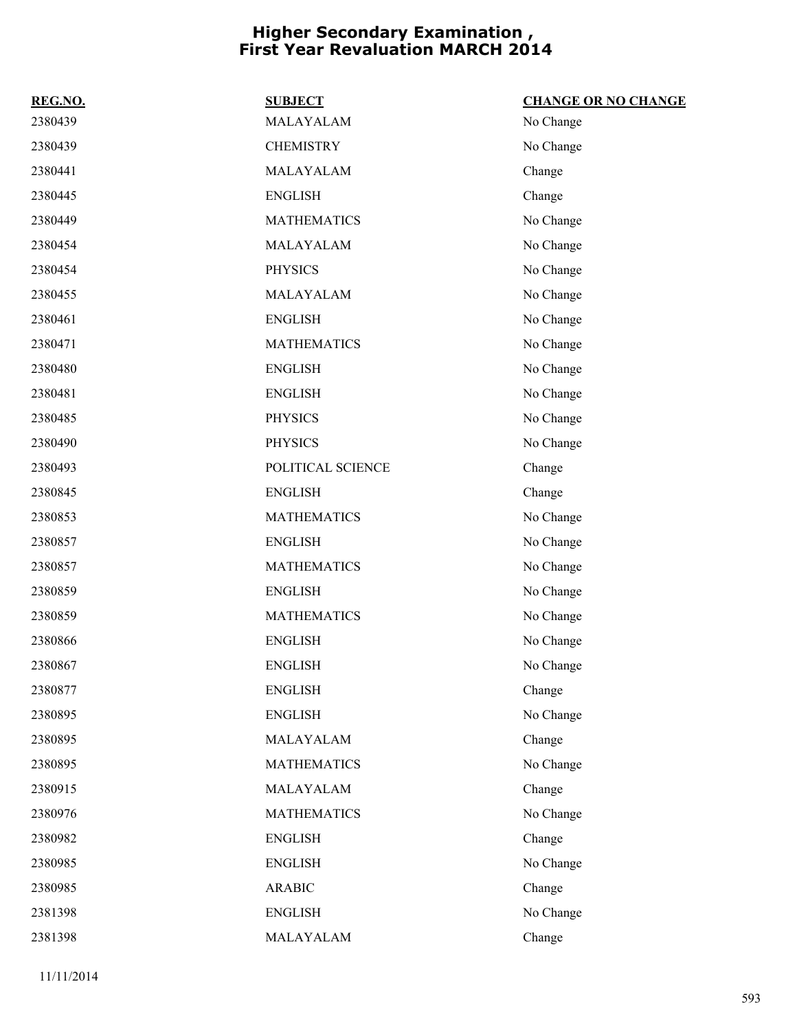# Higher Secondary Examination , First Year Revaluation MARCH 2014

| REG.NO. | SUBJECT | CHANGE OR NO CHANGE |
| --- | --- | --- |
| 2380439 | MALAYALAM | No Change |
| 2380439 | CHEMISTRY | No Change |
| 2380441 | MALAYALAM | Change |
| 2380445 | ENGLISH | Change |
| 2380449 | MATHEMATICS | No Change |
| 2380454 | MALAYALAM | No Change |
| 2380454 | PHYSICS | No Change |
| 2380455 | MALAYALAM | No Change |
| 2380461 | ENGLISH | No Change |
| 2380471 | MATHEMATICS | No Change |
| 2380480 | ENGLISH | No Change |
| 2380481 | ENGLISH | No Change |
| 2380485 | PHYSICS | No Change |
| 2380490 | PHYSICS | No Change |
| 2380493 | POLITICAL SCIENCE | Change |
| 2380845 | ENGLISH | Change |
| 2380853 | MATHEMATICS | No Change |
| 2380857 | ENGLISH | No Change |
| 2380857 | MATHEMATICS | No Change |
| 2380859 | ENGLISH | No Change |
| 2380859 | MATHEMATICS | No Change |
| 2380866 | ENGLISH | No Change |
| 2380867 | ENGLISH | No Change |
| 2380877 | ENGLISH | Change |
| 2380895 | ENGLISH | No Change |
| 2380895 | MALAYALAM | Change |
| 2380895 | MATHEMATICS | No Change |
| 2380915 | MALAYALAM | Change |
| 2380976 | MATHEMATICS | No Change |
| 2380982 | ENGLISH | Change |
| 2380985 | ENGLISH | No Change |
| 2380985 | ARABIC | Change |
| 2381398 | ENGLISH | No Change |
| 2381398 | MALAYALAM | Change |

11/11/2014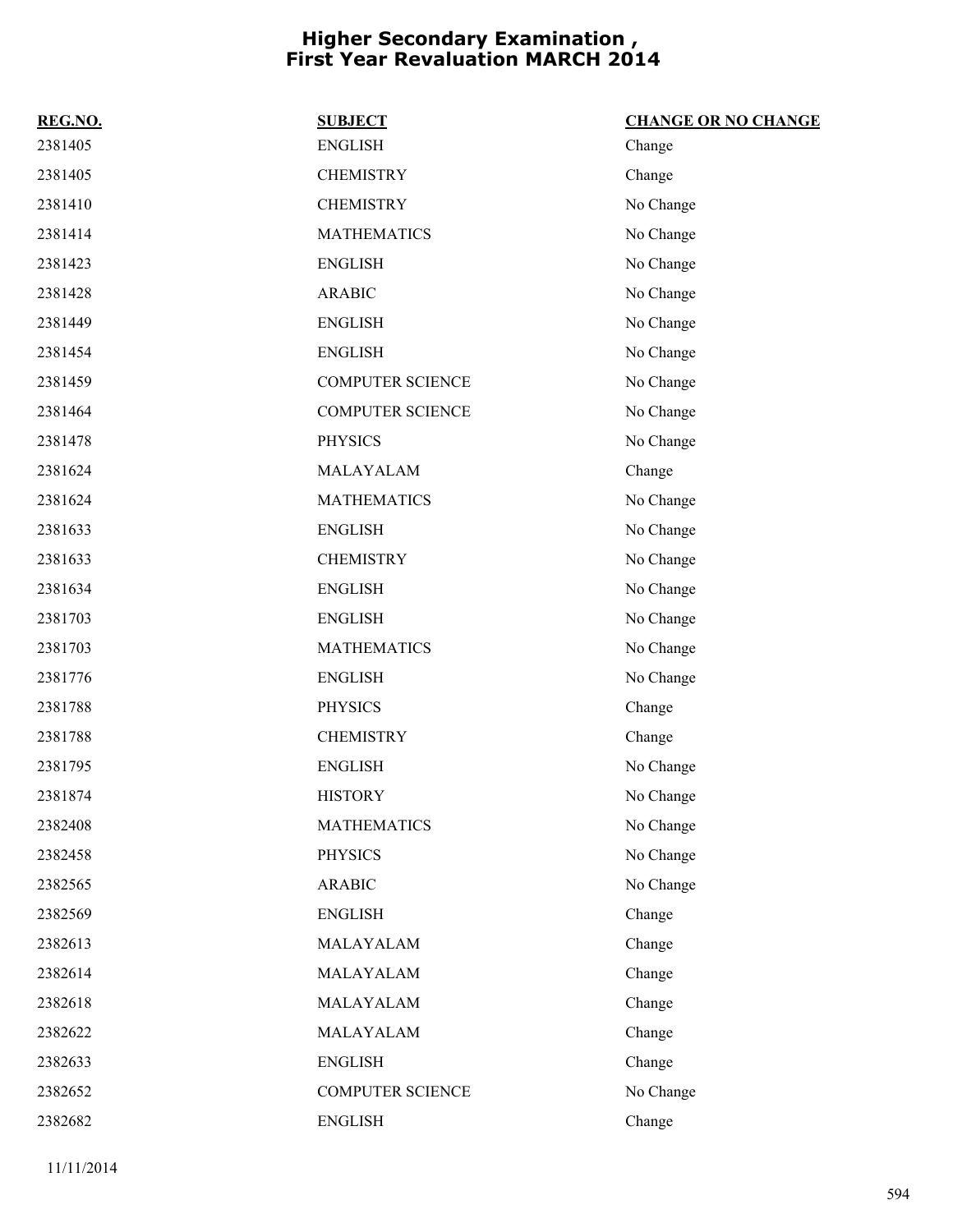# Higher Secondary Examination , First Year Revaluation MARCH 2014

| REG.NO. | SUBJECT | CHANGE OR NO CHANGE |
| --- | --- | --- |
| 2381405 | ENGLISH | Change |
| 2381405 | CHEMISTRY | Change |
| 2381410 | CHEMISTRY | No Change |
| 2381414 | MATHEMATICS | No Change |
| 2381423 | ENGLISH | No Change |
| 2381428 | ARABIC | No Change |
| 2381449 | ENGLISH | No Change |
| 2381454 | ENGLISH | No Change |
| 2381459 | COMPUTER SCIENCE | No Change |
| 2381464 | COMPUTER SCIENCE | No Change |
| 2381478 | PHYSICS | No Change |
| 2381624 | MALAYALAM | Change |
| 2381624 | MATHEMATICS | No Change |
| 2381633 | ENGLISH | No Change |
| 2381633 | CHEMISTRY | No Change |
| 2381634 | ENGLISH | No Change |
| 2381703 | ENGLISH | No Change |
| 2381703 | MATHEMATICS | No Change |
| 2381776 | ENGLISH | No Change |
| 2381788 | PHYSICS | Change |
| 2381788 | CHEMISTRY | Change |
| 2381795 | ENGLISH | No Change |
| 2381874 | HISTORY | No Change |
| 2382408 | MATHEMATICS | No Change |
| 2382458 | PHYSICS | No Change |
| 2382565 | ARABIC | No Change |
| 2382569 | ENGLISH | Change |
| 2382613 | MALAYALAM | Change |
| 2382614 | MALAYALAM | Change |
| 2382618 | MALAYALAM | Change |
| 2382622 | MALAYALAM | Change |
| 2382633 | ENGLISH | Change |
| 2382652 | COMPUTER SCIENCE | No Change |
| 2382682 | ENGLISH | Change |

11/11/2014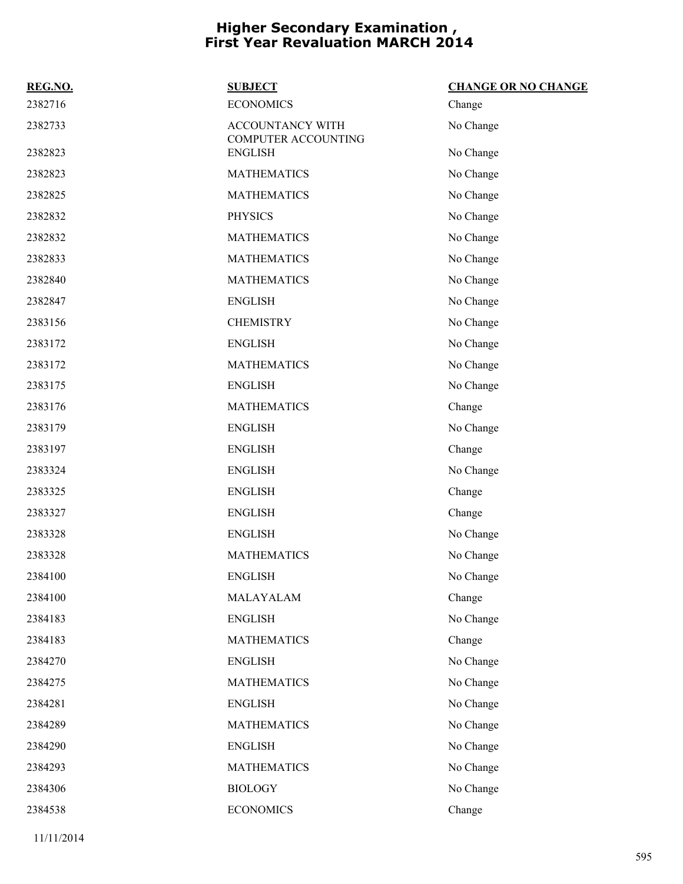# Higher Secondary Examination , First Year Revaluation MARCH 2014

| REG.NO. | SUBJECT | CHANGE OR NO CHANGE |
|---|---|---|
| 2382716 | ECONOMICS | Change |
| 2382733 | ACCOUNTANCY WITH COMPUTER ACCOUNTING | No Change |
| 2382823 | ENGLISH | No Change |
| 2382823 | MATHEMATICS | No Change |
| 2382825 | MATHEMATICS | No Change |
| 2382832 | PHYSICS | No Change |
| 2382832 | MATHEMATICS | No Change |
| 2382833 | MATHEMATICS | No Change |
| 2382840 | MATHEMATICS | No Change |
| 2382847 | ENGLISH | No Change |
| 2383156 | CHEMISTRY | No Change |
| 2383172 | ENGLISH | No Change |
| 2383172 | MATHEMATICS | No Change |
| 2383175 | ENGLISH | No Change |
| 2383176 | MATHEMATICS | Change |
| 2383179 | ENGLISH | No Change |
| 2383197 | ENGLISH | Change |
| 2383324 | ENGLISH | No Change |
| 2383325 | ENGLISH | Change |
| 2383327 | ENGLISH | Change |
| 2383328 | ENGLISH | No Change |
| 2383328 | MATHEMATICS | No Change |
| 2384100 | ENGLISH | No Change |
| 2384100 | MALAYALAM | Change |
| 2384183 | ENGLISH | No Change |
| 2384183 | MATHEMATICS | Change |
| 2384270 | ENGLISH | No Change |
| 2384275 | MATHEMATICS | No Change |
| 2384281 | ENGLISH | No Change |
| 2384289 | MATHEMATICS | No Change |
| 2384290 | ENGLISH | No Change |
| 2384293 | MATHEMATICS | No Change |
| 2384306 | BIOLOGY | No Change |
| 2384538 | ECONOMICS | Change |

11/11/2014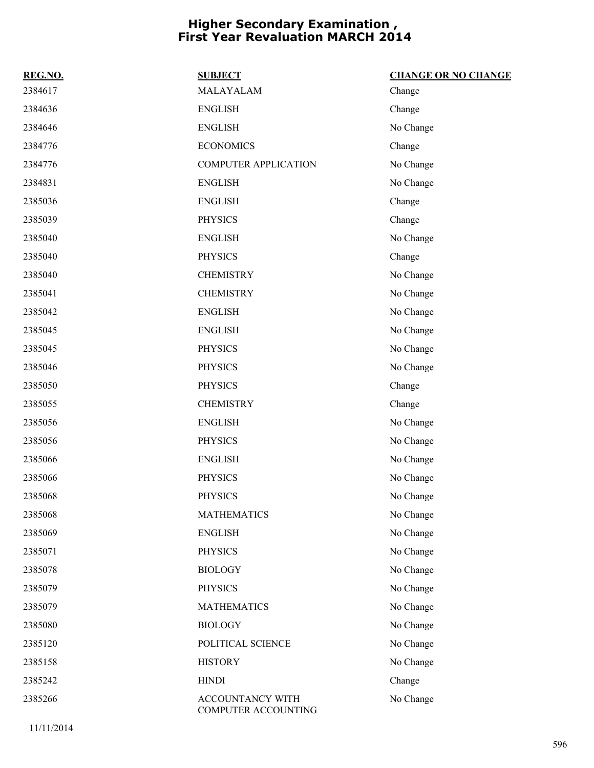# Higher Secondary Examination , First Year Revaluation MARCH 2014

| REG.NO. | SUBJECT | CHANGE OR NO CHANGE |
|---|---|---|
| 2384617 | MALAYALAM | Change |
| 2384636 | ENGLISH | Change |
| 2384646 | ENGLISH | No Change |
| 2384776 | ECONOMICS | Change |
| 2384776 | COMPUTER APPLICATION | No Change |
| 2384831 | ENGLISH | No Change |
| 2385036 | ENGLISH | Change |
| 2385039 | PHYSICS | Change |
| 2385040 | ENGLISH | No Change |
| 2385040 | PHYSICS | Change |
| 2385040 | CHEMISTRY | No Change |
| 2385041 | CHEMISTRY | No Change |
| 2385042 | ENGLISH | No Change |
| 2385045 | ENGLISH | No Change |
| 2385045 | PHYSICS | No Change |
| 2385046 | PHYSICS | No Change |
| 2385050 | PHYSICS | Change |
| 2385055 | CHEMISTRY | Change |
| 2385056 | ENGLISH | No Change |
| 2385056 | PHYSICS | No Change |
| 2385066 | ENGLISH | No Change |
| 2385066 | PHYSICS | No Change |
| 2385068 | PHYSICS | No Change |
| 2385068 | MATHEMATICS | No Change |
| 2385069 | ENGLISH | No Change |
| 2385071 | PHYSICS | No Change |
| 2385078 | BIOLOGY | No Change |
| 2385079 | PHYSICS | No Change |
| 2385079 | MATHEMATICS | No Change |
| 2385080 | BIOLOGY | No Change |
| 2385120 | POLITICAL SCIENCE | No Change |
| 2385158 | HISTORY | No Change |
| 2385242 | HINDI | Change |
| 2385266 | ACCOUNTANCY WITH COMPUTER ACCOUNTING | No Change |

11/11/2014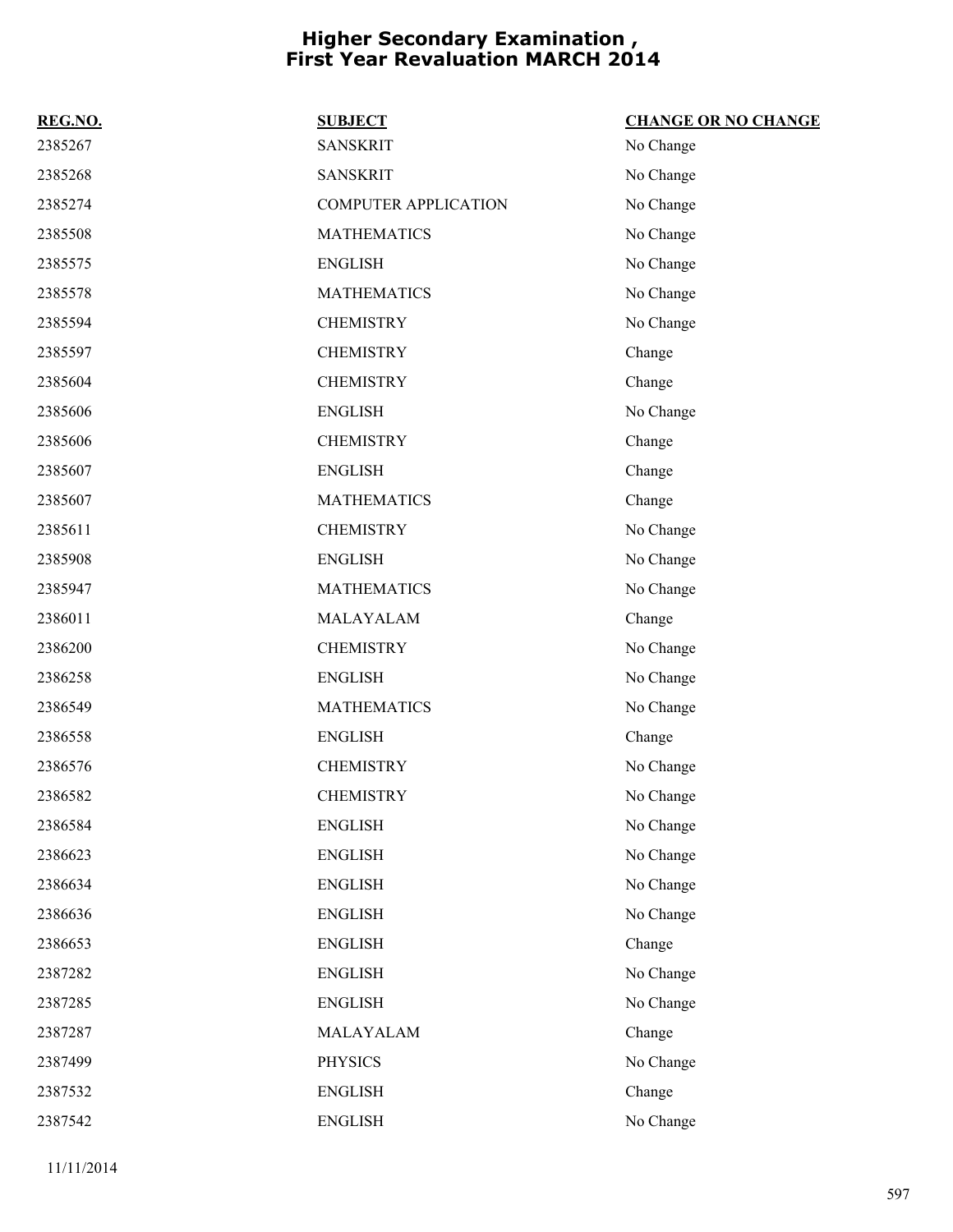# Higher Secondary Examination , First Year Revaluation MARCH 2014

| REG.NO. | SUBJECT | CHANGE OR NO CHANGE |
|---|---|---|
| 2385267 | SANSKRIT | No Change |
| 2385268 | SANSKRIT | No Change |
| 2385274 | COMPUTER APPLICATION | No Change |
| 2385508 | MATHEMATICS | No Change |
| 2385575 | ENGLISH | No Change |
| 2385578 | MATHEMATICS | No Change |
| 2385594 | CHEMISTRY | No Change |
| 2385597 | CHEMISTRY | Change |
| 2385604 | CHEMISTRY | Change |
| 2385606 | ENGLISH | No Change |
| 2385606 | CHEMISTRY | Change |
| 2385607 | ENGLISH | Change |
| 2385607 | MATHEMATICS | Change |
| 2385611 | CHEMISTRY | No Change |
| 2385908 | ENGLISH | No Change |
| 2385947 | MATHEMATICS | No Change |
| 2386011 | MALAYALAM | Change |
| 2386200 | CHEMISTRY | No Change |
| 2386258 | ENGLISH | No Change |
| 2386549 | MATHEMATICS | No Change |
| 2386558 | ENGLISH | Change |
| 2386576 | CHEMISTRY | No Change |
| 2386582 | CHEMISTRY | No Change |
| 2386584 | ENGLISH | No Change |
| 2386623 | ENGLISH | No Change |
| 2386634 | ENGLISH | No Change |
| 2386636 | ENGLISH | No Change |
| 2386653 | ENGLISH | Change |
| 2387282 | ENGLISH | No Change |
| 2387285 | ENGLISH | No Change |
| 2387287 | MALAYALAM | Change |
| 2387499 | PHYSICS | No Change |
| 2387532 | ENGLISH | Change |
| 2387542 | ENGLISH | No Change |

11/11/2014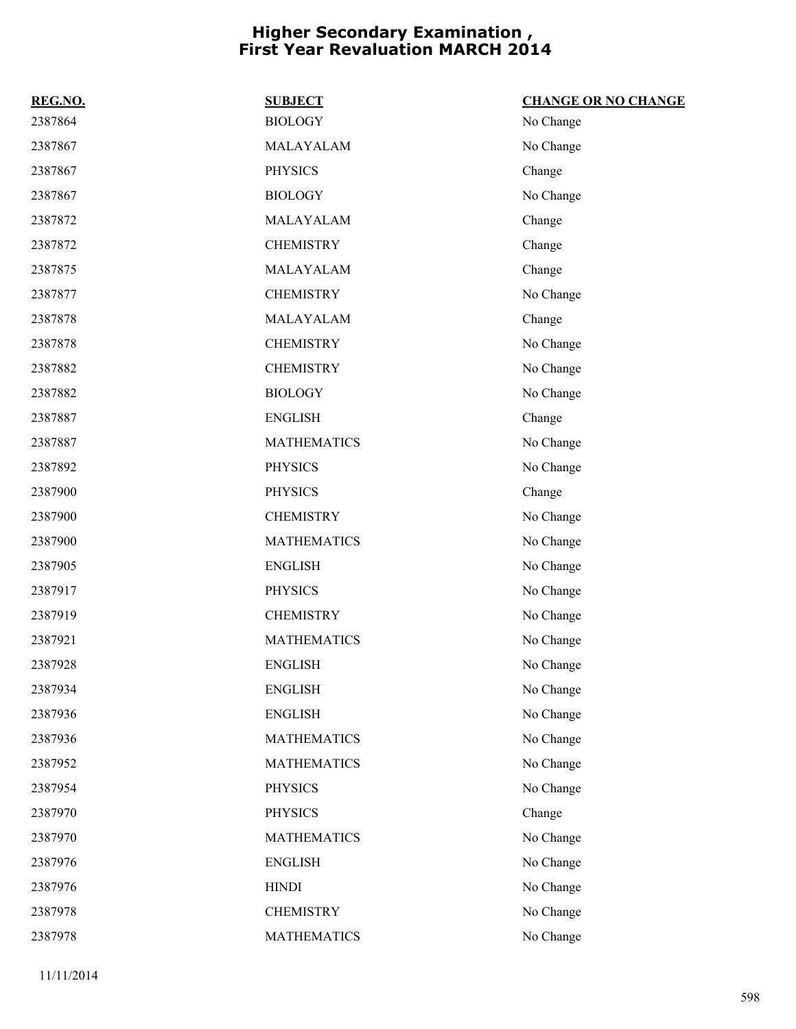# Higher Secondary Examination , First Year Revaluation MARCH 2014

| REG.NO. | SUBJECT | CHANGE OR NO CHANGE |
|---|---|---|
| 2387864 | BIOLOGY | No Change |
| 2387867 | MALAYALAM | No Change |
| 2387867 | PHYSICS | Change |
| 2387867 | BIOLOGY | No Change |
| 2387872 | MALAYALAM | Change |
| 2387872 | CHEMISTRY | Change |
| 2387875 | MALAYALAM | Change |
| 2387877 | CHEMISTRY | No Change |
| 2387878 | MALAYALAM | Change |
| 2387878 | CHEMISTRY | No Change |
| 2387882 | CHEMISTRY | No Change |
| 2387882 | BIOLOGY | No Change |
| 2387887 | ENGLISH | Change |
| 2387887 | MATHEMATICS | No Change |
| 2387892 | PHYSICS | No Change |
| 2387900 | PHYSICS | Change |
| 2387900 | CHEMISTRY | No Change |
| 2387900 | MATHEMATICS | No Change |
| 2387905 | ENGLISH | No Change |
| 2387917 | PHYSICS | No Change |
| 2387919 | CHEMISTRY | No Change |
| 2387921 | MATHEMATICS | No Change |
| 2387928 | ENGLISH | No Change |
| 2387934 | ENGLISH | No Change |
| 2387936 | ENGLISH | No Change |
| 2387936 | MATHEMATICS | No Change |
| 2387952 | MATHEMATICS | No Change |
| 2387954 | PHYSICS | No Change |
| 2387970 | PHYSICS | Change |
| 2387970 | MATHEMATICS | No Change |
| 2387976 | ENGLISH | No Change |
| 2387976 | HINDI | No Change |
| 2387978 | CHEMISTRY | No Change |
| 2387978 | MATHEMATICS | No Change |

11/11/2014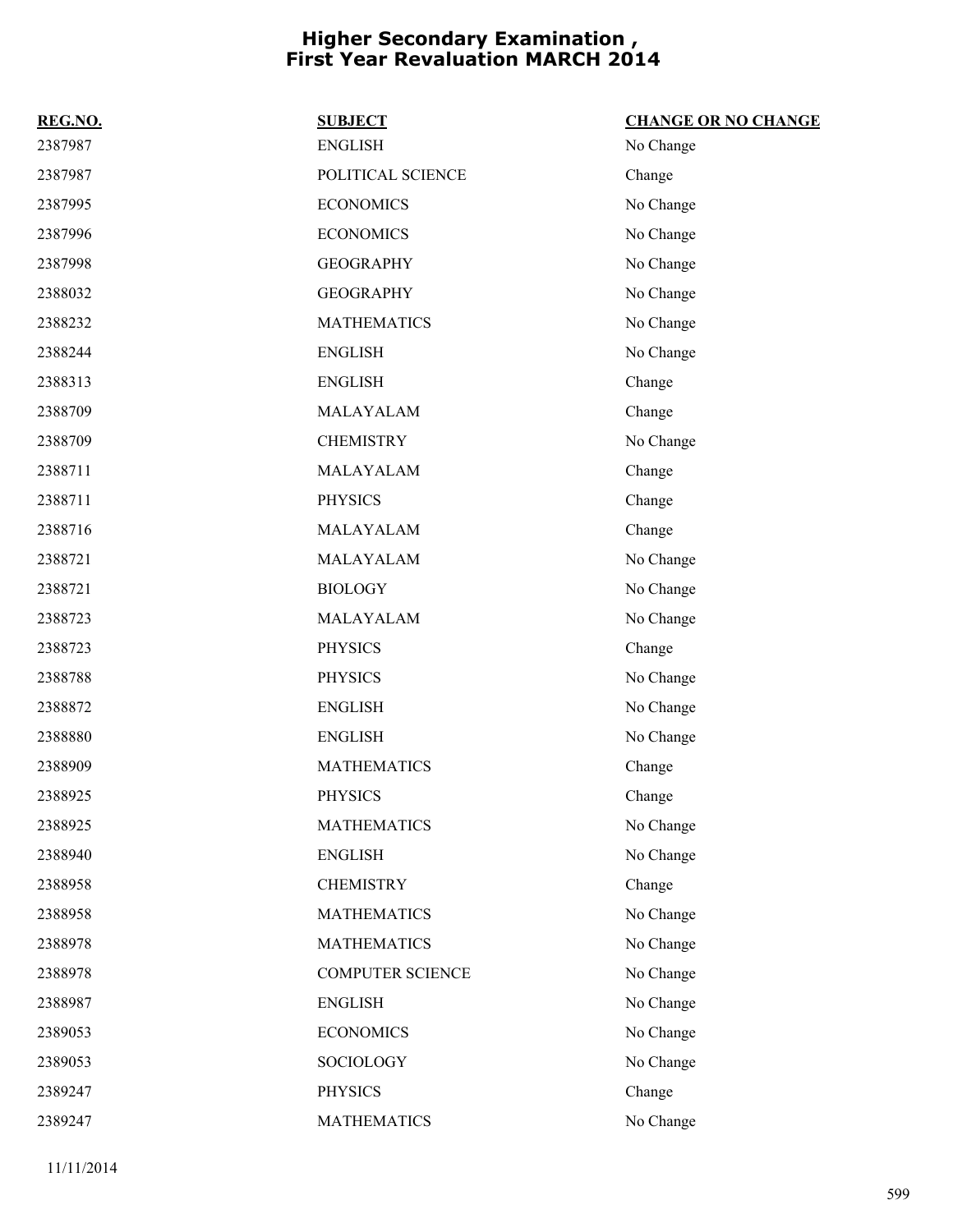# Higher Secondary Examination , First Year Revaluation MARCH 2014

| REG.NO. | SUBJECT | CHANGE OR NO CHANGE |
|---|---|---|
| 2387987 | ENGLISH | No Change |
| 2387987 | POLITICAL SCIENCE | Change |
| 2387995 | ECONOMICS | No Change |
| 2387996 | ECONOMICS | No Change |
| 2387998 | GEOGRAPHY | No Change |
| 2388032 | GEOGRAPHY | No Change |
| 2388232 | MATHEMATICS | No Change |
| 2388244 | ENGLISH | No Change |
| 2388313 | ENGLISH | Change |
| 2388709 | MALAYALAM | Change |
| 2388709 | CHEMISTRY | No Change |
| 2388711 | MALAYALAM | Change |
| 2388711 | PHYSICS | Change |
| 2388716 | MALAYALAM | Change |
| 2388721 | MALAYALAM | No Change |
| 2388721 | BIOLOGY | No Change |
| 2388723 | MALAYALAM | No Change |
| 2388723 | PHYSICS | Change |
| 2388788 | PHYSICS | No Change |
| 2388872 | ENGLISH | No Change |
| 2388880 | ENGLISH | No Change |
| 2388909 | MATHEMATICS | Change |
| 2388925 | PHYSICS | Change |
| 2388925 | MATHEMATICS | No Change |
| 2388940 | ENGLISH | No Change |
| 2388958 | CHEMISTRY | Change |
| 2388958 | MATHEMATICS | No Change |
| 2388978 | MATHEMATICS | No Change |
| 2388978 | COMPUTER SCIENCE | No Change |
| 2388987 | ENGLISH | No Change |
| 2389053 | ECONOMICS | No Change |
| 2389053 | SOCIOLOGY | No Change |
| 2389247 | PHYSICS | Change |
| 2389247 | MATHEMATICS | No Change |

11/11/2014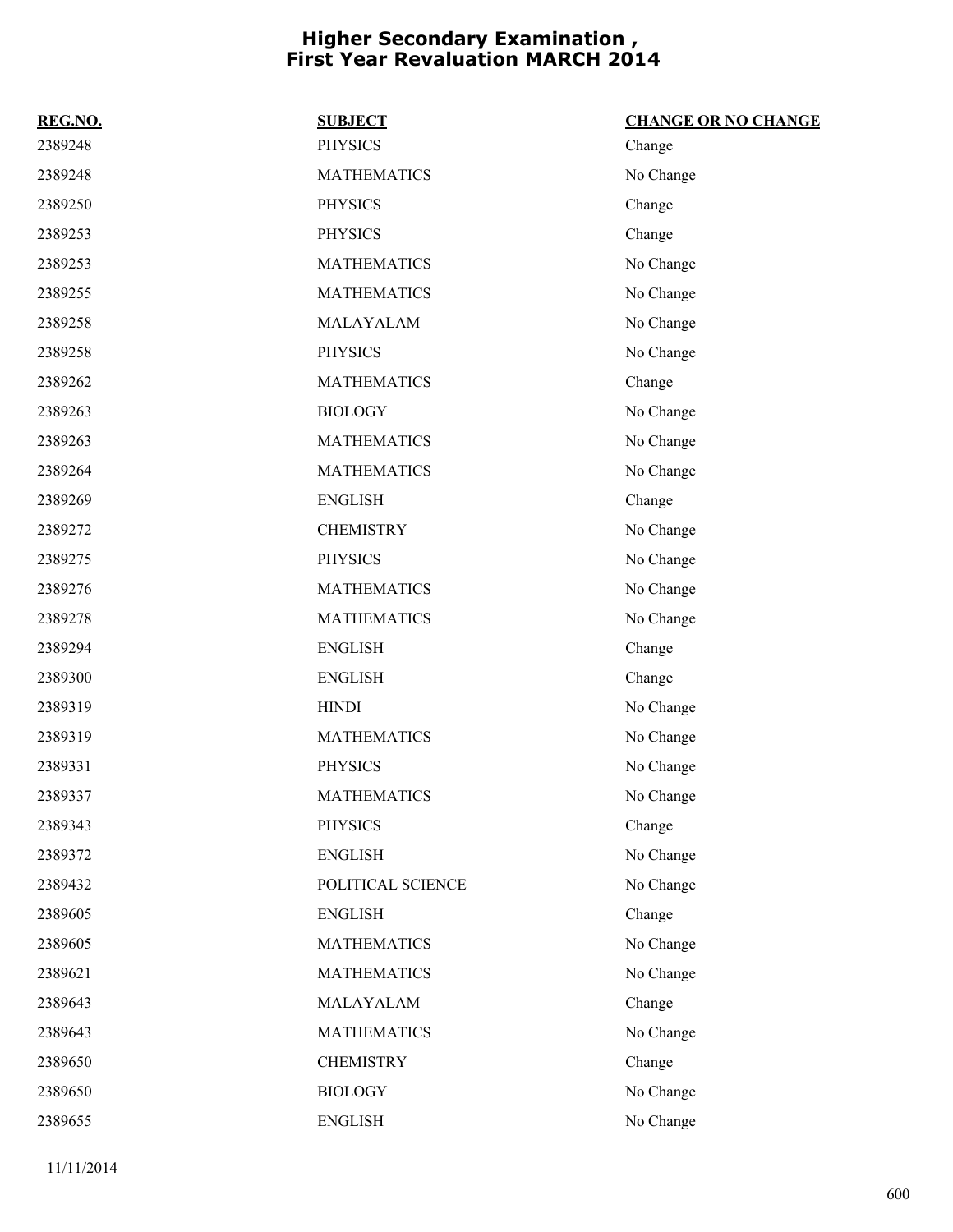# Higher Secondary Examination , First Year Revaluation MARCH 2014

| REG.NO. | SUBJECT | CHANGE OR NO CHANGE |
|---|---|---|
| 2389248 | PHYSICS | Change |
| 2389248 | MATHEMATICS | No Change |
| 2389250 | PHYSICS | Change |
| 2389253 | PHYSICS | Change |
| 2389253 | MATHEMATICS | No Change |
| 2389255 | MATHEMATICS | No Change |
| 2389258 | MALAYALAM | No Change |
| 2389258 | PHYSICS | No Change |
| 2389262 | MATHEMATICS | Change |
| 2389263 | BIOLOGY | No Change |
| 2389263 | MATHEMATICS | No Change |
| 2389264 | MATHEMATICS | No Change |
| 2389269 | ENGLISH | Change |
| 2389272 | CHEMISTRY | No Change |
| 2389275 | PHYSICS | No Change |
| 2389276 | MATHEMATICS | No Change |
| 2389278 | MATHEMATICS | No Change |
| 2389294 | ENGLISH | Change |
| 2389300 | ENGLISH | Change |
| 2389319 | HINDI | No Change |
| 2389319 | MATHEMATICS | No Change |
| 2389331 | PHYSICS | No Change |
| 2389337 | MATHEMATICS | No Change |
| 2389343 | PHYSICS | Change |
| 2389372 | ENGLISH | No Change |
| 2389432 | POLITICAL SCIENCE | No Change |
| 2389605 | ENGLISH | Change |
| 2389605 | MATHEMATICS | No Change |
| 2389621 | MATHEMATICS | No Change |
| 2389643 | MALAYALAM | Change |
| 2389643 | MATHEMATICS | No Change |
| 2389650 | CHEMISTRY | Change |
| 2389650 | BIOLOGY | No Change |
| 2389655 | ENGLISH | No Change |

11/11/2014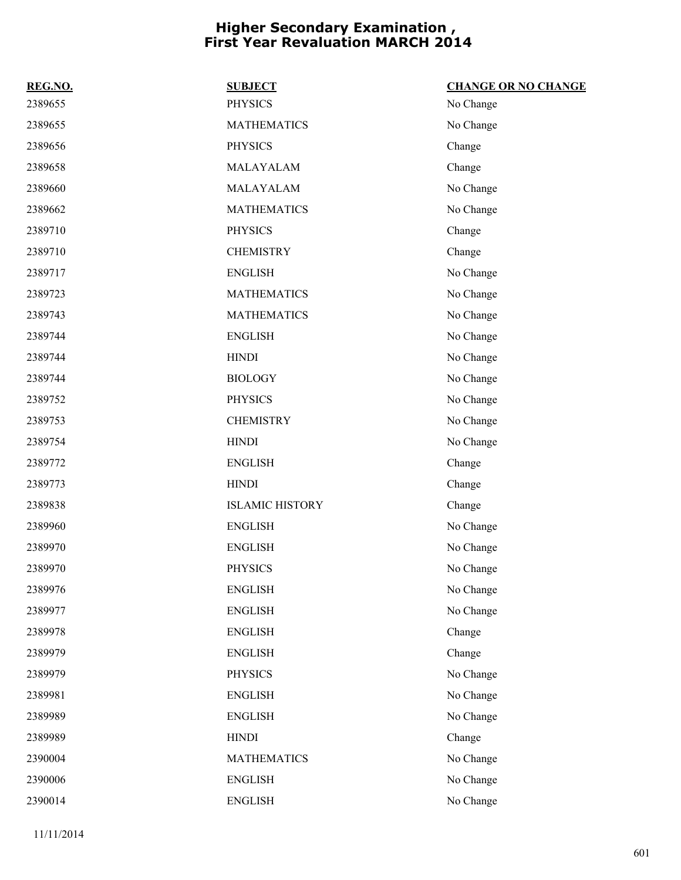# Higher Secondary Examination , First Year Revaluation MARCH 2014

| REG.NO. | SUBJECT | CHANGE OR NO CHANGE |
|---|---|---|
| 2389655 | PHYSICS | No Change |
| 2389655 | MATHEMATICS | No Change |
| 2389656 | PHYSICS | Change |
| 2389658 | MALAYALAM | Change |
| 2389660 | MALAYALAM | No Change |
| 2389662 | MATHEMATICS | No Change |
| 2389710 | PHYSICS | Change |
| 2389710 | CHEMISTRY | Change |
| 2389717 | ENGLISH | No Change |
| 2389723 | MATHEMATICS | No Change |
| 2389743 | MATHEMATICS | No Change |
| 2389744 | ENGLISH | No Change |
| 2389744 | HINDI | No Change |
| 2389744 | BIOLOGY | No Change |
| 2389752 | PHYSICS | No Change |
| 2389753 | CHEMISTRY | No Change |
| 2389754 | HINDI | No Change |
| 2389772 | ENGLISH | Change |
| 2389773 | HINDI | Change |
| 2389838 | ISLAMIC HISTORY | Change |
| 2389960 | ENGLISH | No Change |
| 2389970 | ENGLISH | No Change |
| 2389970 | PHYSICS | No Change |
| 2389976 | ENGLISH | No Change |
| 2389977 | ENGLISH | No Change |
| 2389978 | ENGLISH | Change |
| 2389979 | ENGLISH | Change |
| 2389979 | PHYSICS | No Change |
| 2389981 | ENGLISH | No Change |
| 2389989 | ENGLISH | No Change |
| 2389989 | HINDI | Change |
| 2390004 | MATHEMATICS | No Change |
| 2390006 | ENGLISH | No Change |
| 2390014 | ENGLISH | No Change |

11/11/2014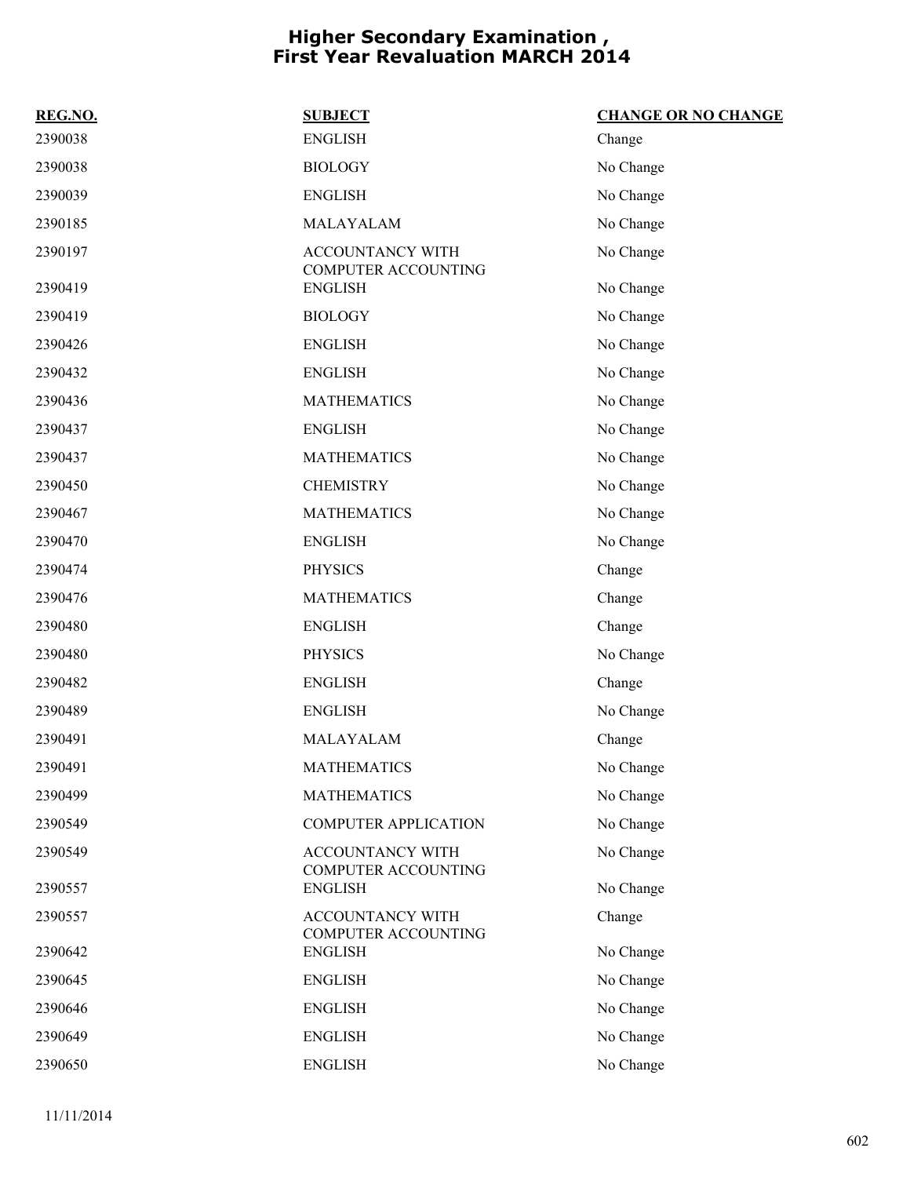# Higher Secondary Examination , First Year Revaluation MARCH 2014

| REG.NO. | SUBJECT | CHANGE OR NO CHANGE |
|---|---|---|
| 2390038 | ENGLISH | Change |
| 2390038 | BIOLOGY | No Change |
| 2390039 | ENGLISH | No Change |
| 2390185 | MALAYALAM | No Change |
| 2390197 | ACCOUNTANCY WITH COMPUTER ACCOUNTING | No Change |
| 2390419 | ENGLISH | No Change |
| 2390419 | BIOLOGY | No Change |
| 2390426 | ENGLISH | No Change |
| 2390432 | ENGLISH | No Change |
| 2390436 | MATHEMATICS | No Change |
| 2390437 | ENGLISH | No Change |
| 2390437 | MATHEMATICS | No Change |
| 2390450 | CHEMISTRY | No Change |
| 2390467 | MATHEMATICS | No Change |
| 2390470 | ENGLISH | No Change |
| 2390474 | PHYSICS | Change |
| 2390476 | MATHEMATICS | Change |
| 2390480 | ENGLISH | Change |
| 2390480 | PHYSICS | No Change |
| 2390482 | ENGLISH | Change |
| 2390489 | ENGLISH | No Change |
| 2390491 | MALAYALAM | Change |
| 2390491 | MATHEMATICS | No Change |
| 2390499 | MATHEMATICS | No Change |
| 2390549 | COMPUTER APPLICATION | No Change |
| 2390549 | ACCOUNTANCY WITH COMPUTER ACCOUNTING | No Change |
| 2390557 | ENGLISH | No Change |
| 2390557 | ACCOUNTANCY WITH COMPUTER ACCOUNTING | Change |
| 2390642 | ENGLISH | No Change |
| 2390645 | ENGLISH | No Change |
| 2390646 | ENGLISH | No Change |
| 2390649 | ENGLISH | No Change |
| 2390650 | ENGLISH | No Change |

11/11/2014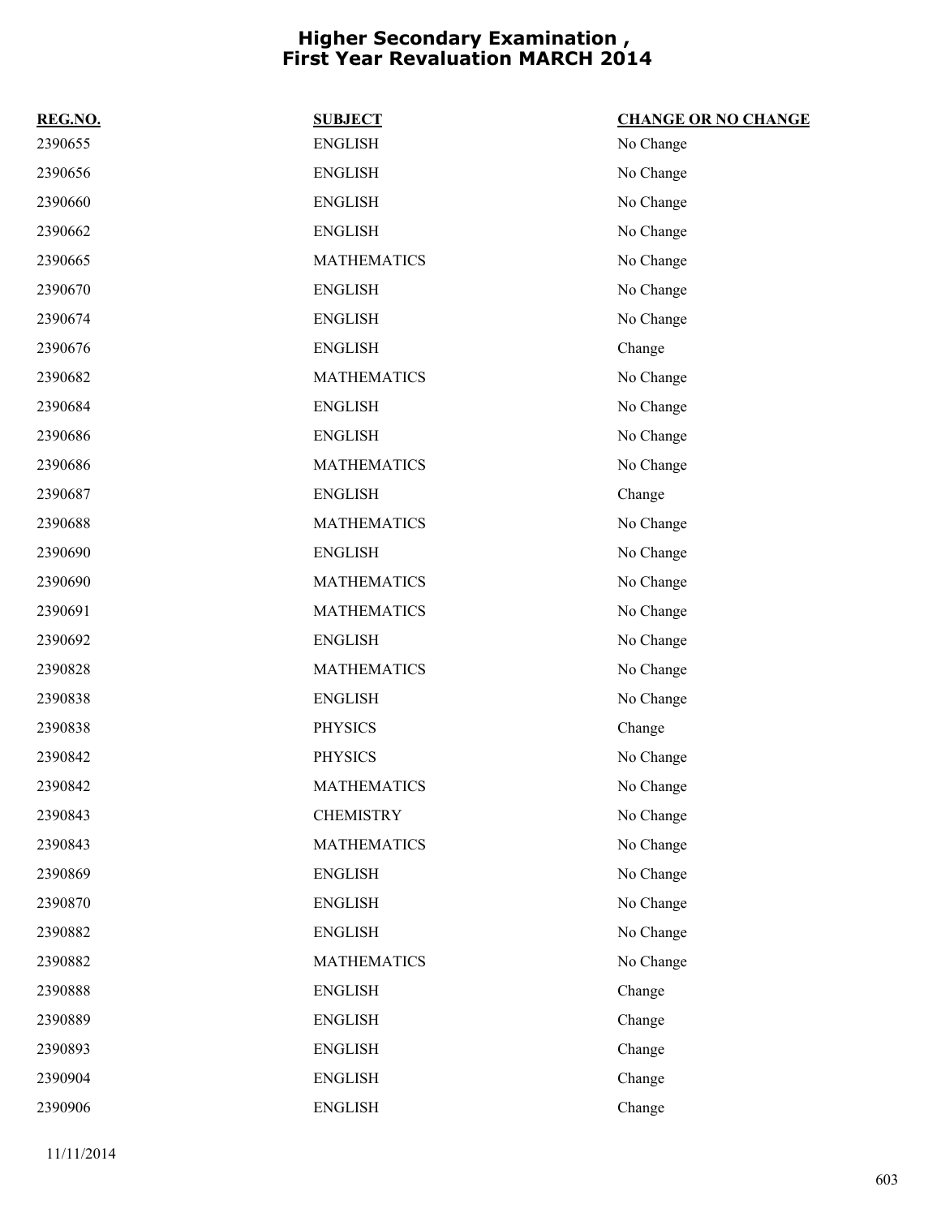# Higher Secondary Examination , First Year Revaluation MARCH 2014

| REG.NO. | SUBJECT | CHANGE OR NO CHANGE |
|---|---|---|
| 2390655 | ENGLISH | No Change |
| 2390656 | ENGLISH | No Change |
| 2390660 | ENGLISH | No Change |
| 2390662 | ENGLISH | No Change |
| 2390665 | MATHEMATICS | No Change |
| 2390670 | ENGLISH | No Change |
| 2390674 | ENGLISH | No Change |
| 2390676 | ENGLISH | Change |
| 2390682 | MATHEMATICS | No Change |
| 2390684 | ENGLISH | No Change |
| 2390686 | ENGLISH | No Change |
| 2390686 | MATHEMATICS | No Change |
| 2390687 | ENGLISH | Change |
| 2390688 | MATHEMATICS | No Change |
| 2390690 | ENGLISH | No Change |
| 2390690 | MATHEMATICS | No Change |
| 2390691 | MATHEMATICS | No Change |
| 2390692 | ENGLISH | No Change |
| 2390828 | MATHEMATICS | No Change |
| 2390838 | ENGLISH | No Change |
| 2390838 | PHYSICS | Change |
| 2390842 | PHYSICS | No Change |
| 2390842 | MATHEMATICS | No Change |
| 2390843 | CHEMISTRY | No Change |
| 2390843 | MATHEMATICS | No Change |
| 2390869 | ENGLISH | No Change |
| 2390870 | ENGLISH | No Change |
| 2390882 | ENGLISH | No Change |
| 2390882 | MATHEMATICS | No Change |
| 2390888 | ENGLISH | Change |
| 2390889 | ENGLISH | Change |
| 2390893 | ENGLISH | Change |
| 2390904 | ENGLISH | Change |
| 2390906 | ENGLISH | Change |

11/11/2014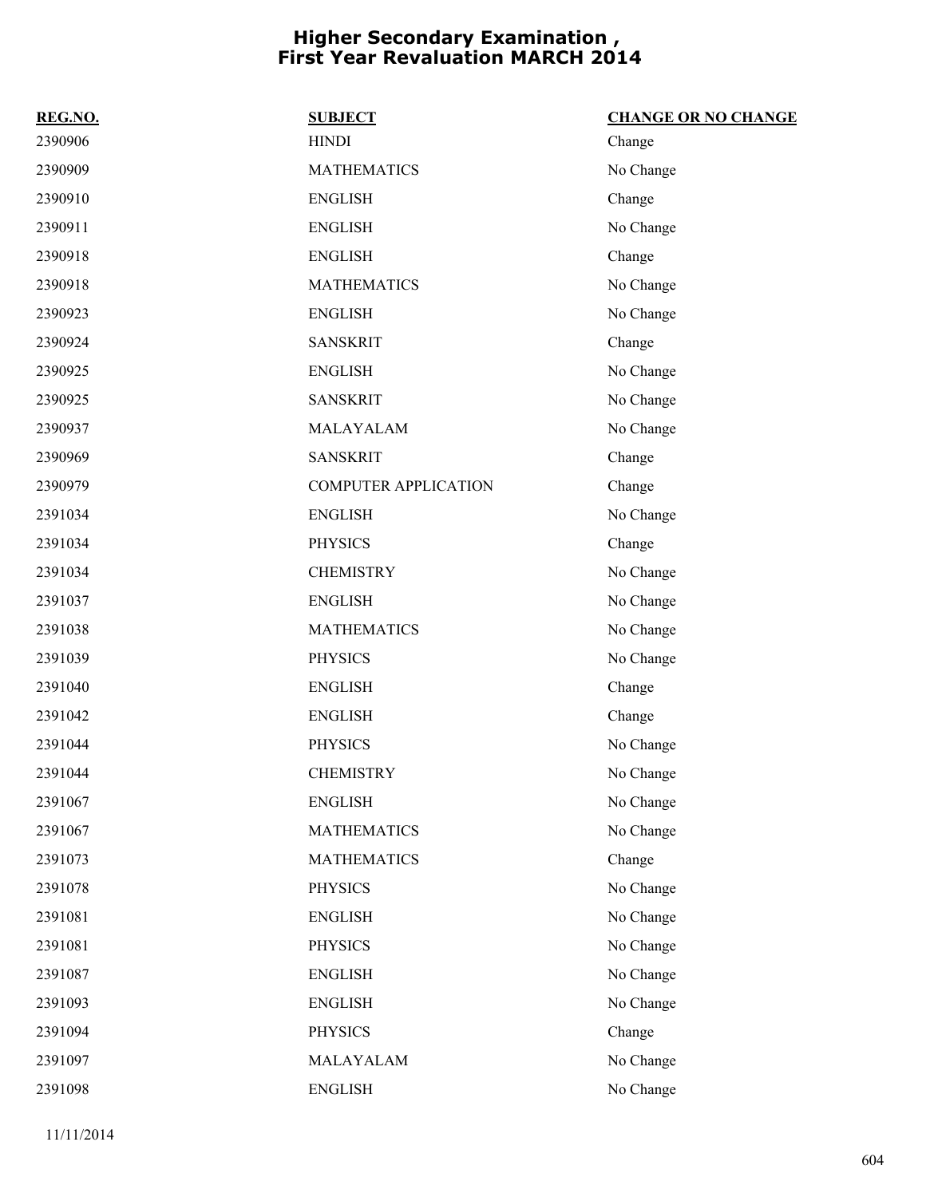# Higher Secondary Examination , First Year Revaluation MARCH 2014

| REG.NO. | SUBJECT | CHANGE OR NO CHANGE |
|---|---|---|
| 2390906 | HINDI | Change |
| 2390909 | MATHEMATICS | No Change |
| 2390910 | ENGLISH | Change |
| 2390911 | ENGLISH | No Change |
| 2390918 | ENGLISH | Change |
| 2390918 | MATHEMATICS | No Change |
| 2390923 | ENGLISH | No Change |
| 2390924 | SANSKRIT | Change |
| 2390925 | ENGLISH | No Change |
| 2390925 | SANSKRIT | No Change |
| 2390937 | MALAYALAM | No Change |
| 2390969 | SANSKRIT | Change |
| 2390979 | COMPUTER APPLICATION | Change |
| 2391034 | ENGLISH | No Change |
| 2391034 | PHYSICS | Change |
| 2391034 | CHEMISTRY | No Change |
| 2391037 | ENGLISH | No Change |
| 2391038 | MATHEMATICS | No Change |
| 2391039 | PHYSICS | No Change |
| 2391040 | ENGLISH | Change |
| 2391042 | ENGLISH | Change |
| 2391044 | PHYSICS | No Change |
| 2391044 | CHEMISTRY | No Change |
| 2391067 | ENGLISH | No Change |
| 2391067 | MATHEMATICS | No Change |
| 2391073 | MATHEMATICS | Change |
| 2391078 | PHYSICS | No Change |
| 2391081 | ENGLISH | No Change |
| 2391081 | PHYSICS | No Change |
| 2391087 | ENGLISH | No Change |
| 2391093 | ENGLISH | No Change |
| 2391094 | PHYSICS | Change |
| 2391097 | MALAYALAM | No Change |
| 2391098 | ENGLISH | No Change |

11/11/2014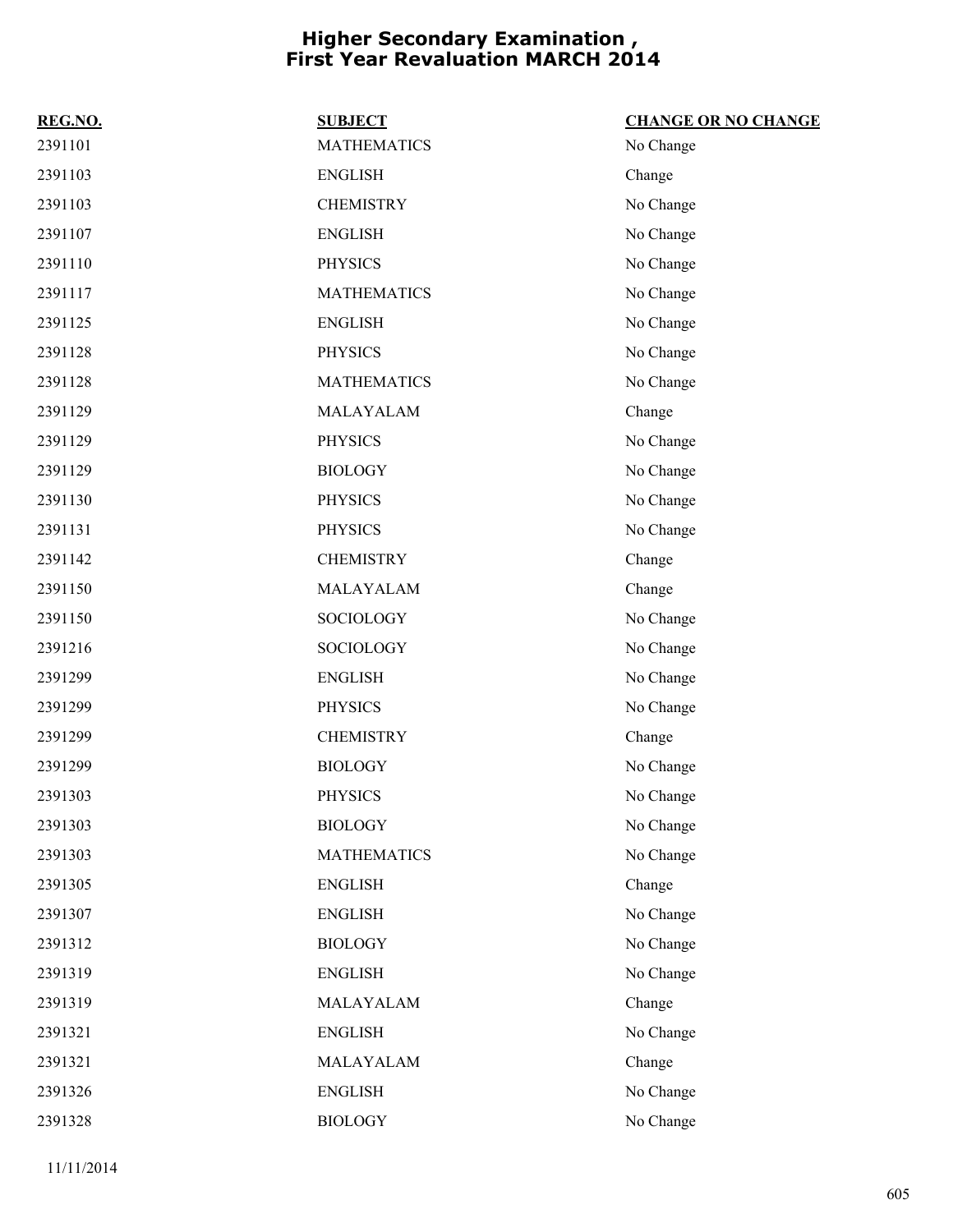# Higher Secondary Examination , First Year Revaluation MARCH 2014

| REG.NO. | SUBJECT | CHANGE OR NO CHANGE |
|---|---|---|
| 2391101 | MATHEMATICS | No Change |
| 2391103 | ENGLISH | Change |
| 2391103 | CHEMISTRY | No Change |
| 2391107 | ENGLISH | No Change |
| 2391110 | PHYSICS | No Change |
| 2391117 | MATHEMATICS | No Change |
| 2391125 | ENGLISH | No Change |
| 2391128 | PHYSICS | No Change |
| 2391128 | MATHEMATICS | No Change |
| 2391129 | MALAYALAM | Change |
| 2391129 | PHYSICS | No Change |
| 2391129 | BIOLOGY | No Change |
| 2391130 | PHYSICS | No Change |
| 2391131 | PHYSICS | No Change |
| 2391142 | CHEMISTRY | Change |
| 2391150 | MALAYALAM | Change |
| 2391150 | SOCIOLOGY | No Change |
| 2391216 | SOCIOLOGY | No Change |
| 2391299 | ENGLISH | No Change |
| 2391299 | PHYSICS | No Change |
| 2391299 | CHEMISTRY | Change |
| 2391299 | BIOLOGY | No Change |
| 2391303 | PHYSICS | No Change |
| 2391303 | BIOLOGY | No Change |
| 2391303 | MATHEMATICS | No Change |
| 2391305 | ENGLISH | Change |
| 2391307 | ENGLISH | No Change |
| 2391312 | BIOLOGY | No Change |
| 2391319 | ENGLISH | No Change |
| 2391319 | MALAYALAM | Change |
| 2391321 | ENGLISH | No Change |
| 2391321 | MALAYALAM | Change |
| 2391326 | ENGLISH | No Change |
| 2391328 | BIOLOGY | No Change |

11/11/2014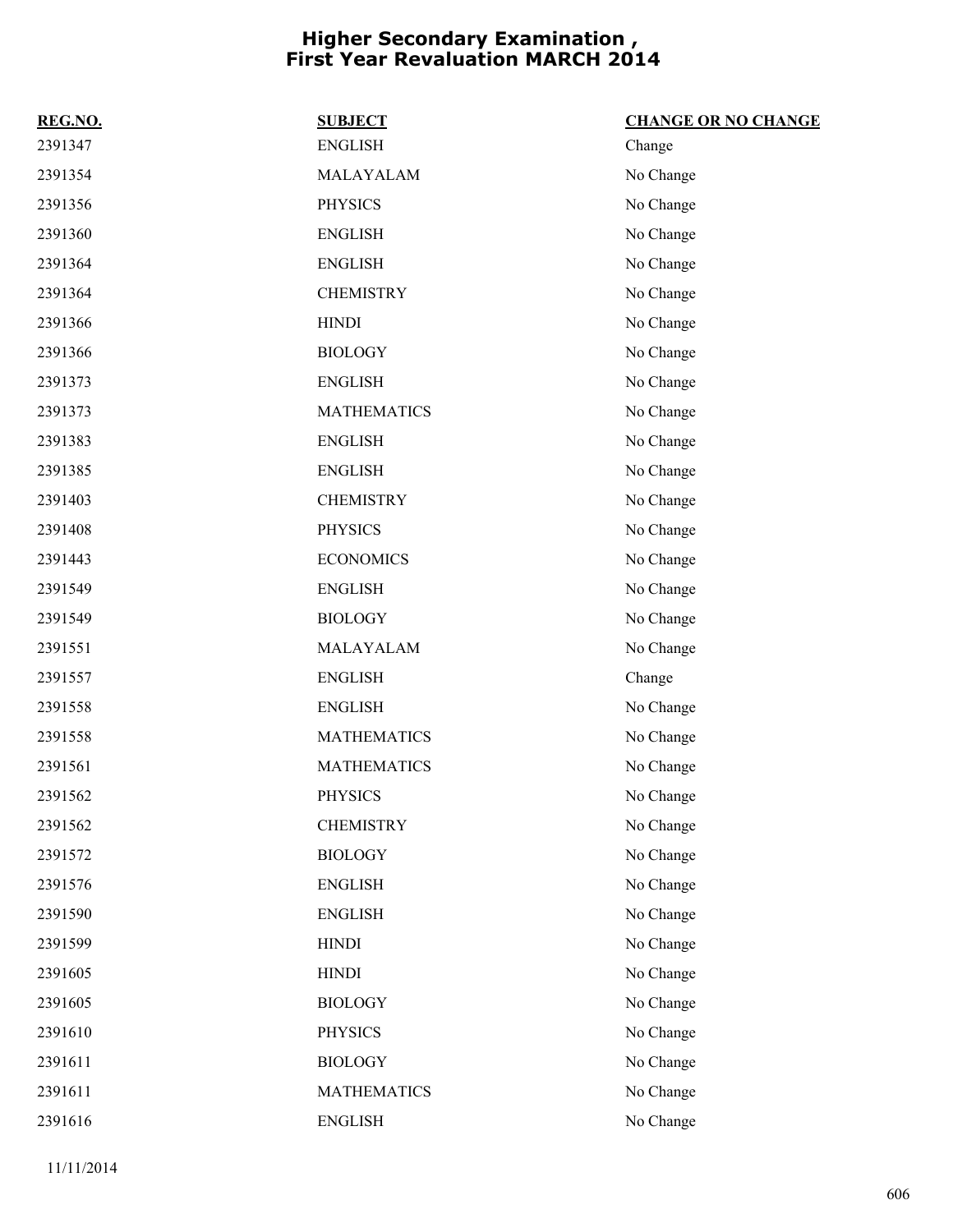# Higher Secondary Examination , First Year Revaluation MARCH 2014

| REG.NO. | SUBJECT | CHANGE OR NO CHANGE |
|---|---|---|
| 2391347 | ENGLISH | Change |
| 2391354 | MALAYALAM | No Change |
| 2391356 | PHYSICS | No Change |
| 2391360 | ENGLISH | No Change |
| 2391364 | ENGLISH | No Change |
| 2391364 | CHEMISTRY | No Change |
| 2391366 | HINDI | No Change |
| 2391366 | BIOLOGY | No Change |
| 2391373 | ENGLISH | No Change |
| 2391373 | MATHEMATICS | No Change |
| 2391383 | ENGLISH | No Change |
| 2391385 | ENGLISH | No Change |
| 2391403 | CHEMISTRY | No Change |
| 2391408 | PHYSICS | No Change |
| 2391443 | ECONOMICS | No Change |
| 2391549 | ENGLISH | No Change |
| 2391549 | BIOLOGY | No Change |
| 2391551 | MALAYALAM | No Change |
| 2391557 | ENGLISH | Change |
| 2391558 | ENGLISH | No Change |
| 2391558 | MATHEMATICS | No Change |
| 2391561 | MATHEMATICS | No Change |
| 2391562 | PHYSICS | No Change |
| 2391562 | CHEMISTRY | No Change |
| 2391572 | BIOLOGY | No Change |
| 2391576 | ENGLISH | No Change |
| 2391590 | ENGLISH | No Change |
| 2391599 | HINDI | No Change |
| 2391605 | HINDI | No Change |
| 2391605 | BIOLOGY | No Change |
| 2391610 | PHYSICS | No Change |
| 2391611 | BIOLOGY | No Change |
| 2391611 | MATHEMATICS | No Change |
| 2391616 | ENGLISH | No Change |

11/11/2014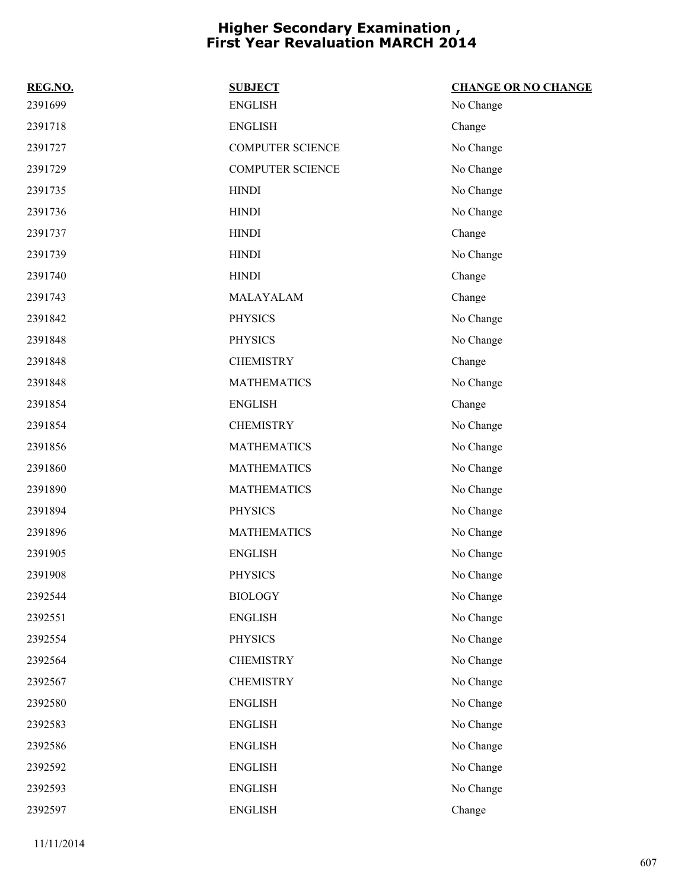# Higher Secondary Examination , First Year Revaluation MARCH 2014

| REG.NO. | SUBJECT | CHANGE OR NO CHANGE |
| --- | --- | --- |
| 2391699 | ENGLISH | No Change |
| 2391718 | ENGLISH | Change |
| 2391727 | COMPUTER SCIENCE | No Change |
| 2391729 | COMPUTER SCIENCE | No Change |
| 2391735 | HINDI | No Change |
| 2391736 | HINDI | No Change |
| 2391737 | HINDI | Change |
| 2391739 | HINDI | No Change |
| 2391740 | HINDI | Change |
| 2391743 | MALAYALAM | Change |
| 2391842 | PHYSICS | No Change |
| 2391848 | PHYSICS | No Change |
| 2391848 | CHEMISTRY | Change |
| 2391848 | MATHEMATICS | No Change |
| 2391854 | ENGLISH | Change |
| 2391854 | CHEMISTRY | No Change |
| 2391856 | MATHEMATICS | No Change |
| 2391860 | MATHEMATICS | No Change |
| 2391890 | MATHEMATICS | No Change |
| 2391894 | PHYSICS | No Change |
| 2391896 | MATHEMATICS | No Change |
| 2391905 | ENGLISH | No Change |
| 2391908 | PHYSICS | No Change |
| 2392544 | BIOLOGY | No Change |
| 2392551 | ENGLISH | No Change |
| 2392554 | PHYSICS | No Change |
| 2392564 | CHEMISTRY | No Change |
| 2392567 | CHEMISTRY | No Change |
| 2392580 | ENGLISH | No Change |
| 2392583 | ENGLISH | No Change |
| 2392586 | ENGLISH | No Change |
| 2392592 | ENGLISH | No Change |
| 2392593 | ENGLISH | No Change |
| 2392597 | ENGLISH | Change |

11/11/2014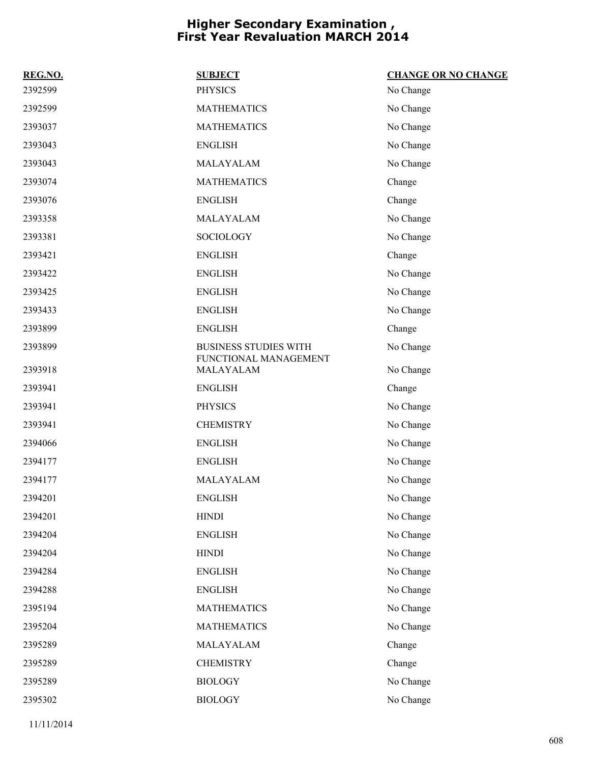# Higher Secondary Examination , First Year Revaluation MARCH 2014

| REG.NO. | SUBJECT | CHANGE OR NO CHANGE |
|---|---|---|
| 2392599 | PHYSICS | No Change |
| 2392599 | MATHEMATICS | No Change |
| 2393037 | MATHEMATICS | No Change |
| 2393043 | ENGLISH | No Change |
| 2393043 | MALAYALAM | No Change |
| 2393074 | MATHEMATICS | Change |
| 2393076 | ENGLISH | Change |
| 2393358 | MALAYALAM | No Change |
| 2393381 | SOCIOLOGY | No Change |
| 2393421 | ENGLISH | Change |
| 2393422 | ENGLISH | No Change |
| 2393425 | ENGLISH | No Change |
| 2393433 | ENGLISH | No Change |
| 2393899 | ENGLISH | Change |
| 2393899 | BUSINESS STUDIES WITH FUNCTIONAL MANAGEMENT | No Change |
| 2393918 | MALAYALAM | No Change |
| 2393941 | ENGLISH | Change |
| 2393941 | PHYSICS | No Change |
| 2393941 | CHEMISTRY | No Change |
| 2394066 | ENGLISH | No Change |
| 2394177 | ENGLISH | No Change |
| 2394177 | MALAYALAM | No Change |
| 2394201 | ENGLISH | No Change |
| 2394201 | HINDI | No Change |
| 2394204 | ENGLISH | No Change |
| 2394204 | HINDI | No Change |
| 2394284 | ENGLISH | No Change |
| 2394288 | ENGLISH | No Change |
| 2395194 | MATHEMATICS | No Change |
| 2395204 | MATHEMATICS | No Change |
| 2395289 | MALAYALAM | Change |
| 2395289 | CHEMISTRY | Change |
| 2395289 | BIOLOGY | No Change |
| 2395302 | BIOLOGY | No Change |

11/11/2014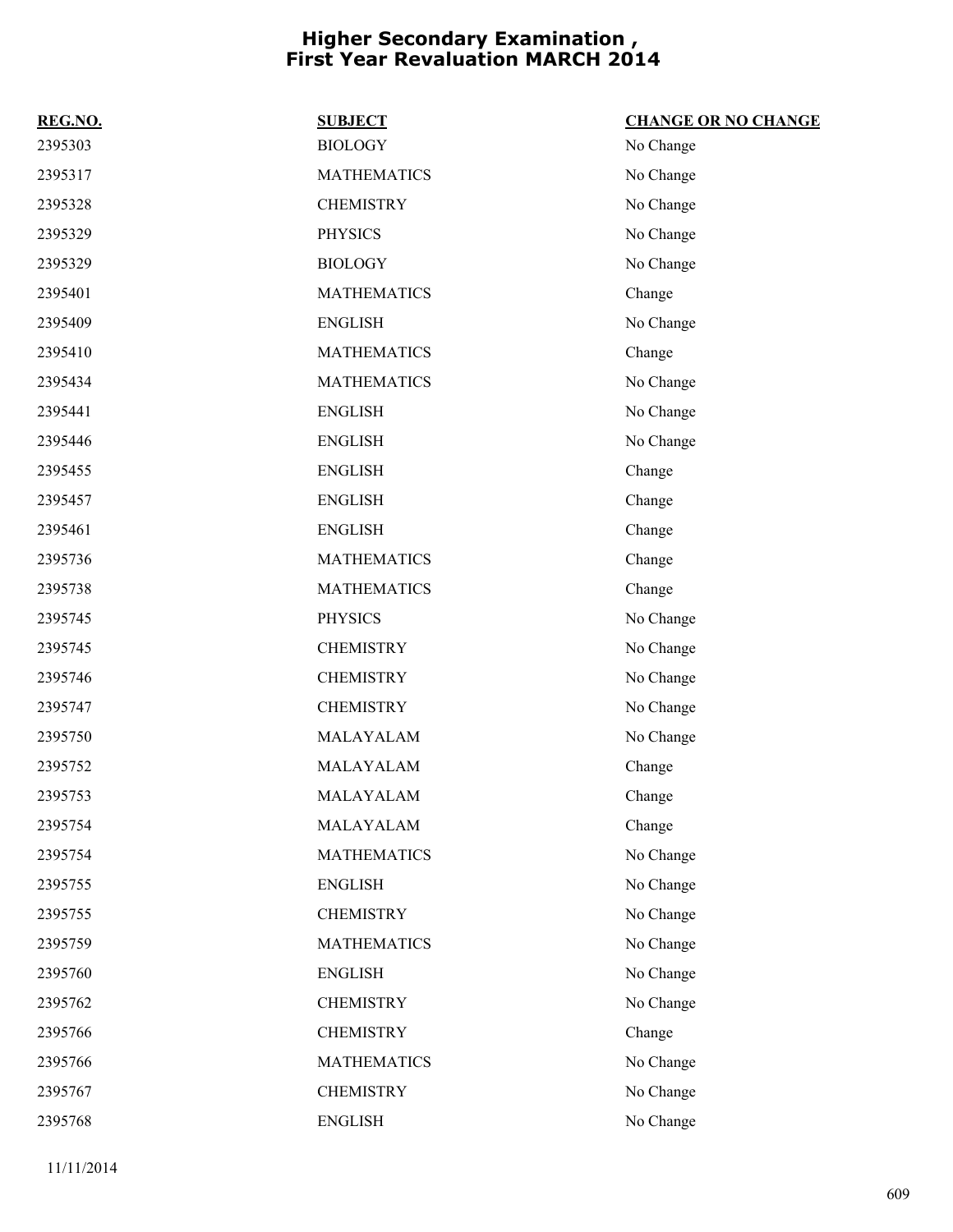# Higher Secondary Examination , First Year Revaluation MARCH 2014

| REG.NO. | SUBJECT | CHANGE OR NO CHANGE |
|---|---|---|
| 2395303 | BIOLOGY | No Change |
| 2395317 | MATHEMATICS | No Change |
| 2395328 | CHEMISTRY | No Change |
| 2395329 | PHYSICS | No Change |
| 2395329 | BIOLOGY | No Change |
| 2395401 | MATHEMATICS | Change |
| 2395409 | ENGLISH | No Change |
| 2395410 | MATHEMATICS | Change |
| 2395434 | MATHEMATICS | No Change |
| 2395441 | ENGLISH | No Change |
| 2395446 | ENGLISH | No Change |
| 2395455 | ENGLISH | Change |
| 2395457 | ENGLISH | Change |
| 2395461 | ENGLISH | Change |
| 2395736 | MATHEMATICS | Change |
| 2395738 | MATHEMATICS | Change |
| 2395745 | PHYSICS | No Change |
| 2395745 | CHEMISTRY | No Change |
| 2395746 | CHEMISTRY | No Change |
| 2395747 | CHEMISTRY | No Change |
| 2395750 | MALAYALAM | No Change |
| 2395752 | MALAYALAM | Change |
| 2395753 | MALAYALAM | Change |
| 2395754 | MALAYALAM | Change |
| 2395754 | MATHEMATICS | No Change |
| 2395755 | ENGLISH | No Change |
| 2395755 | CHEMISTRY | No Change |
| 2395759 | MATHEMATICS | No Change |
| 2395760 | ENGLISH | No Change |
| 2395762 | CHEMISTRY | No Change |
| 2395766 | CHEMISTRY | Change |
| 2395766 | MATHEMATICS | No Change |
| 2395767 | CHEMISTRY | No Change |
| 2395768 | ENGLISH | No Change |

11/11/2014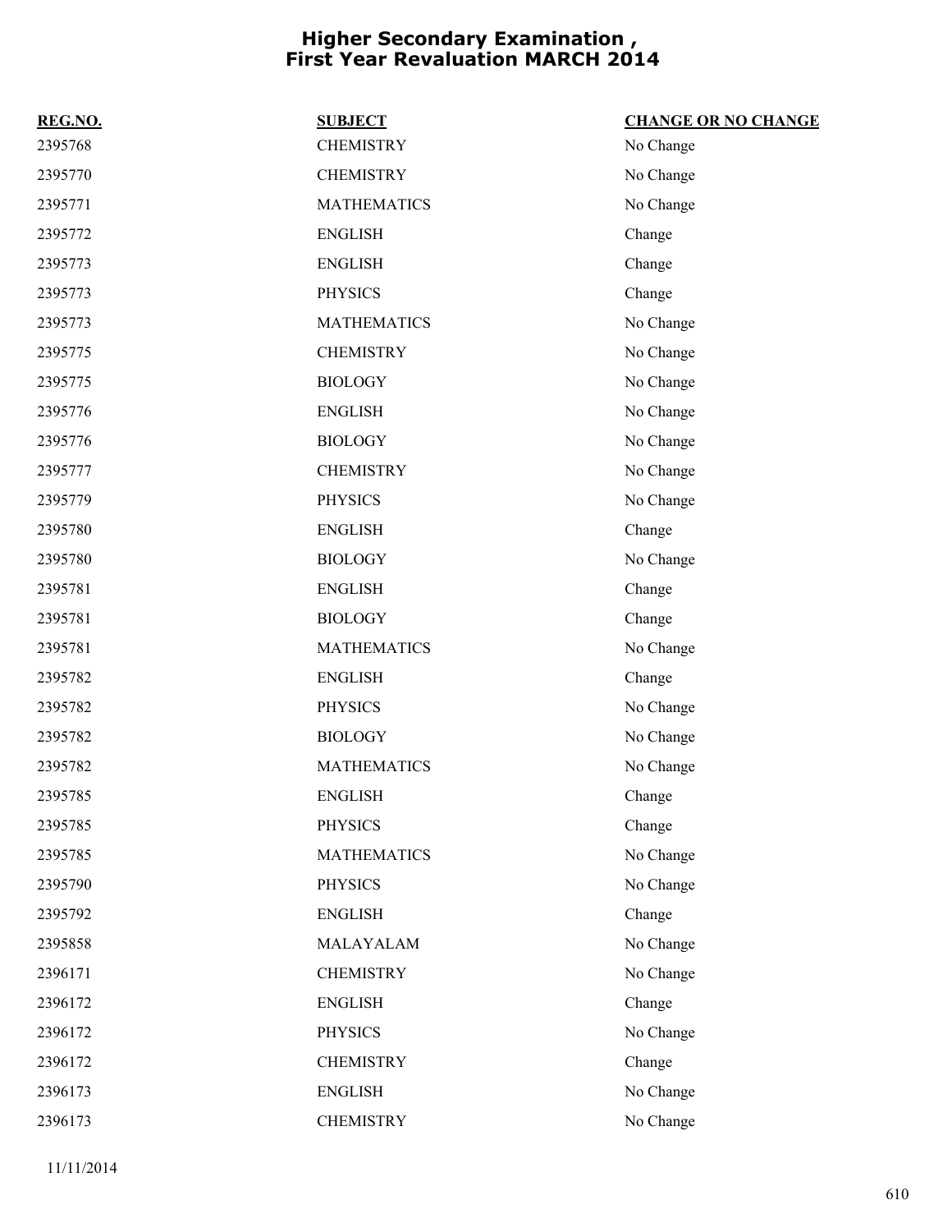# Higher Secondary Examination , First Year Revaluation MARCH 2014

| REG.NO. | SUBJECT | CHANGE OR NO CHANGE |
|---|---|---|
| 2395768 | CHEMISTRY | No Change |
| 2395770 | CHEMISTRY | No Change |
| 2395771 | MATHEMATICS | No Change |
| 2395772 | ENGLISH | Change |
| 2395773 | ENGLISH | Change |
| 2395773 | PHYSICS | Change |
| 2395773 | MATHEMATICS | No Change |
| 2395775 | CHEMISTRY | No Change |
| 2395775 | BIOLOGY | No Change |
| 2395776 | ENGLISH | No Change |
| 2395776 | BIOLOGY | No Change |
| 2395777 | CHEMISTRY | No Change |
| 2395779 | PHYSICS | No Change |
| 2395780 | ENGLISH | Change |
| 2395780 | BIOLOGY | No Change |
| 2395781 | ENGLISH | Change |
| 2395781 | BIOLOGY | Change |
| 2395781 | MATHEMATICS | No Change |
| 2395782 | ENGLISH | Change |
| 2395782 | PHYSICS | No Change |
| 2395782 | BIOLOGY | No Change |
| 2395782 | MATHEMATICS | No Change |
| 2395785 | ENGLISH | Change |
| 2395785 | PHYSICS | Change |
| 2395785 | MATHEMATICS | No Change |
| 2395790 | PHYSICS | No Change |
| 2395792 | ENGLISH | Change |
| 2395858 | MALAYALAM | No Change |
| 2396171 | CHEMISTRY | No Change |
| 2396172 | ENGLISH | Change |
| 2396172 | PHYSICS | No Change |
| 2396172 | CHEMISTRY | Change |
| 2396173 | ENGLISH | No Change |
| 2396173 | CHEMISTRY | No Change |

11/11/2014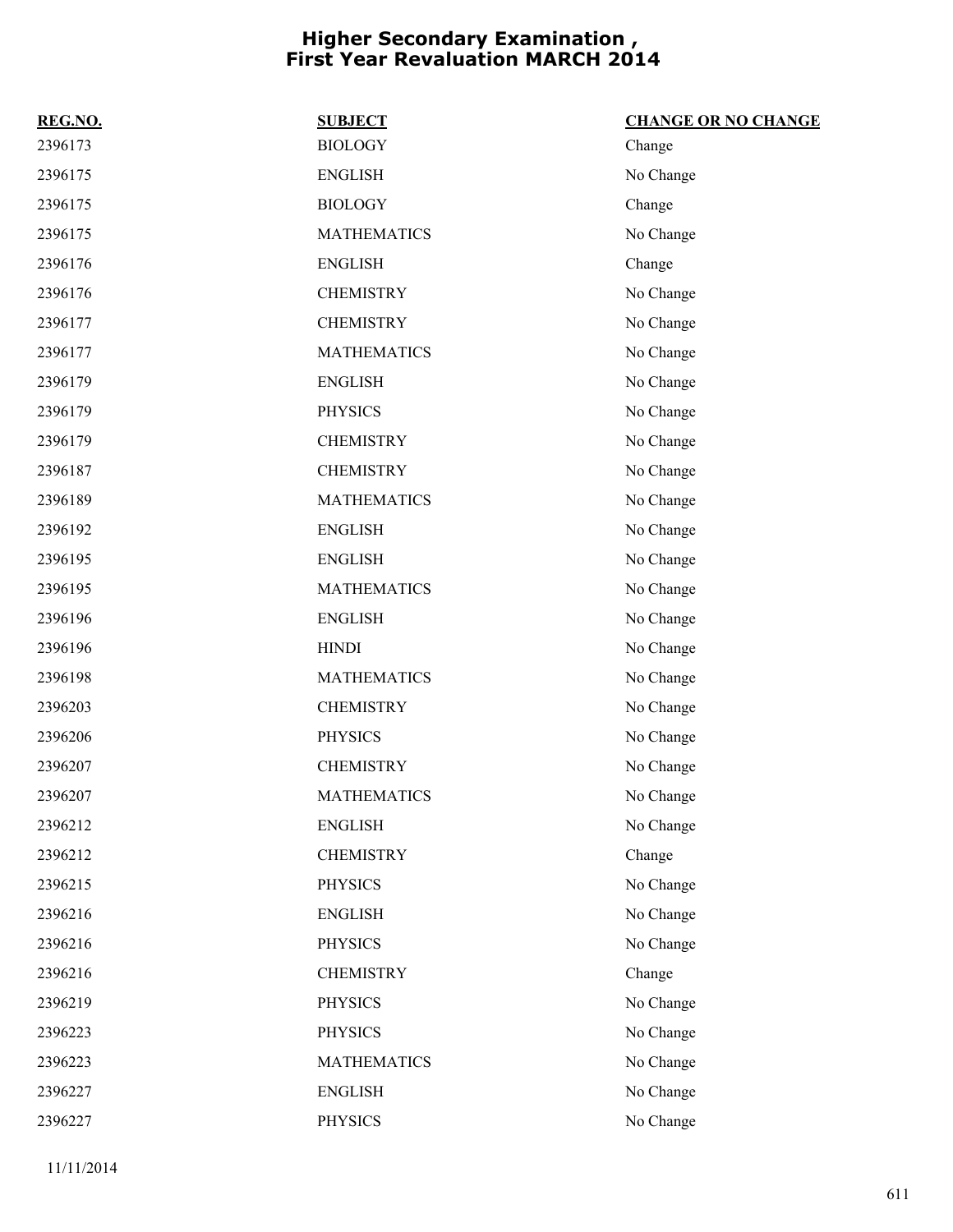# Higher Secondary Examination , First Year Revaluation MARCH 2014

| REG.NO. | SUBJECT | CHANGE OR NO CHANGE |
| --- | --- | --- |
| 2396173 | BIOLOGY | Change |
| 2396175 | ENGLISH | No Change |
| 2396175 | BIOLOGY | Change |
| 2396175 | MATHEMATICS | No Change |
| 2396176 | ENGLISH | Change |
| 2396176 | CHEMISTRY | No Change |
| 2396177 | CHEMISTRY | No Change |
| 2396177 | MATHEMATICS | No Change |
| 2396179 | ENGLISH | No Change |
| 2396179 | PHYSICS | No Change |
| 2396179 | CHEMISTRY | No Change |
| 2396187 | CHEMISTRY | No Change |
| 2396189 | MATHEMATICS | No Change |
| 2396192 | ENGLISH | No Change |
| 2396195 | ENGLISH | No Change |
| 2396195 | MATHEMATICS | No Change |
| 2396196 | ENGLISH | No Change |
| 2396196 | HINDI | No Change |
| 2396198 | MATHEMATICS | No Change |
| 2396203 | CHEMISTRY | No Change |
| 2396206 | PHYSICS | No Change |
| 2396207 | CHEMISTRY | No Change |
| 2396207 | MATHEMATICS | No Change |
| 2396212 | ENGLISH | No Change |
| 2396212 | CHEMISTRY | Change |
| 2396215 | PHYSICS | No Change |
| 2396216 | ENGLISH | No Change |
| 2396216 | PHYSICS | No Change |
| 2396216 | CHEMISTRY | Change |
| 2396219 | PHYSICS | No Change |
| 2396223 | PHYSICS | No Change |
| 2396223 | MATHEMATICS | No Change |
| 2396227 | ENGLISH | No Change |
| 2396227 | PHYSICS | No Change |

11/11/2014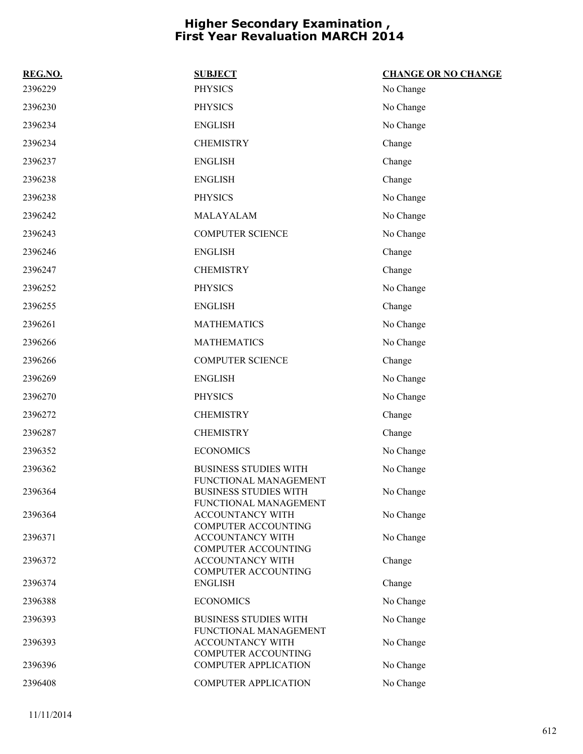# Higher Secondary Examination , First Year Revaluation MARCH 2014

| REG.NO. | SUBJECT | CHANGE OR NO CHANGE |
|---|---|---|
| 2396229 | PHYSICS | No Change |
| 2396230 | PHYSICS | No Change |
| 2396234 | ENGLISH | No Change |
| 2396234 | CHEMISTRY | Change |
| 2396237 | ENGLISH | Change |
| 2396238 | ENGLISH | Change |
| 2396238 | PHYSICS | No Change |
| 2396242 | MALAYALAM | No Change |
| 2396243 | COMPUTER SCIENCE | No Change |
| 2396246 | ENGLISH | Change |
| 2396247 | CHEMISTRY | Change |
| 2396252 | PHYSICS | No Change |
| 2396255 | ENGLISH | Change |
| 2396261 | MATHEMATICS | No Change |
| 2396266 | MATHEMATICS | No Change |
| 2396266 | COMPUTER SCIENCE | Change |
| 2396269 | ENGLISH | No Change |
| 2396270 | PHYSICS | No Change |
| 2396272 | CHEMISTRY | Change |
| 2396287 | CHEMISTRY | Change |
| 2396352 | ECONOMICS | No Change |
| 2396362 | BUSINESS STUDIES WITH FUNCTIONAL MANAGEMENT | No Change |
| 2396364 | BUSINESS STUDIES WITH FUNCTIONAL MANAGEMENT | No Change |
| 2396364 | ACCOUNTANCY WITH COMPUTER ACCOUNTING | No Change |
| 2396371 | ACCOUNTANCY WITH COMPUTER ACCOUNTING | No Change |
| 2396372 | ACCOUNTANCY WITH COMPUTER ACCOUNTING | Change |
| 2396374 | ENGLISH | Change |
| 2396388 | ECONOMICS | No Change |
| 2396393 | BUSINESS STUDIES WITH FUNCTIONAL MANAGEMENT | No Change |
| 2396393 | ACCOUNTANCY WITH COMPUTER ACCOUNTING | No Change |
| 2396396 | COMPUTER APPLICATION | No Change |
| 2396408 | COMPUTER APPLICATION | No Change |

11/11/2014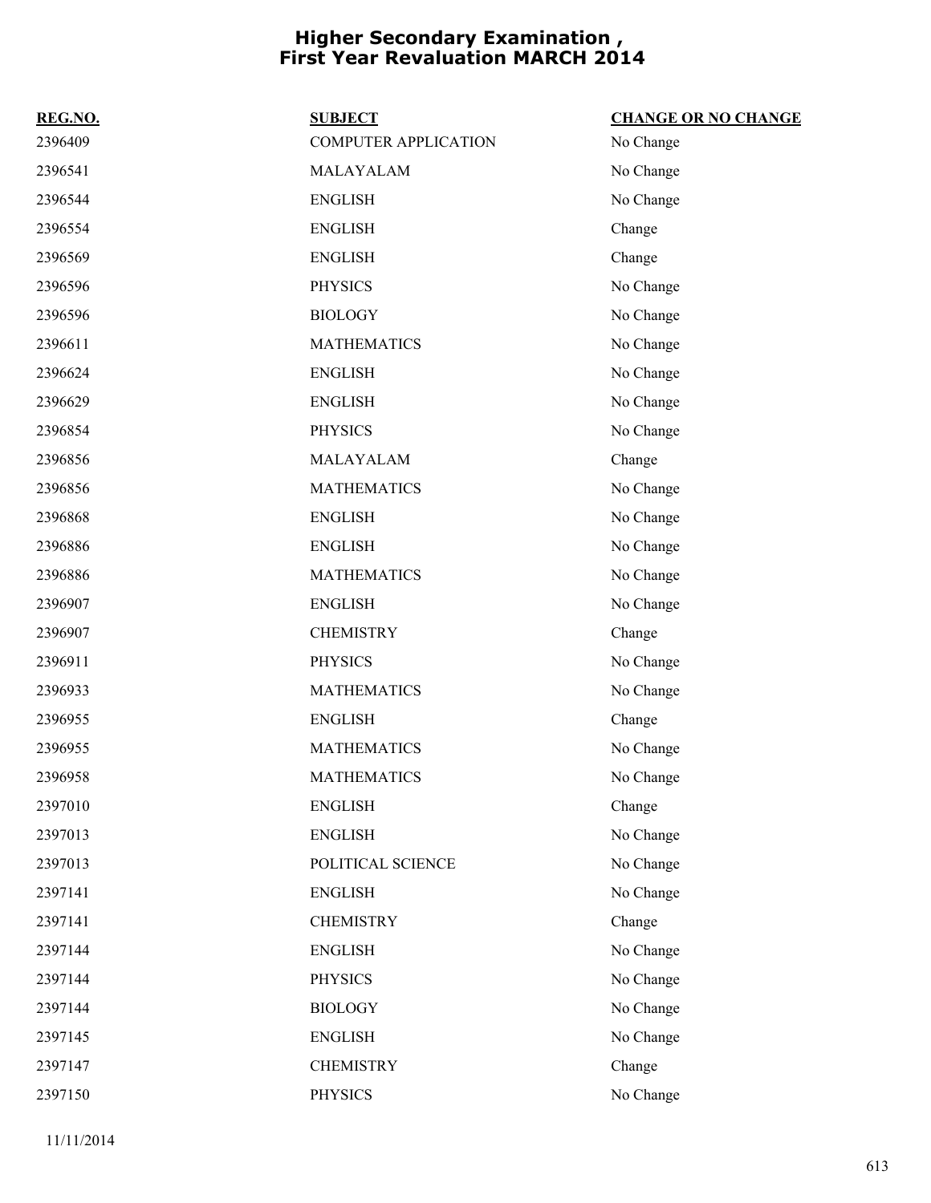# Higher Secondary Examination , First Year Revaluation MARCH 2014

| REG.NO. | SUBJECT | CHANGE OR NO CHANGE |
|---|---|---|
| 2396409 | COMPUTER APPLICATION | No Change |
| 2396541 | MALAYALAM | No Change |
| 2396544 | ENGLISH | No Change |
| 2396554 | ENGLISH | Change |
| 2396569 | ENGLISH | Change |
| 2396596 | PHYSICS | No Change |
| 2396596 | BIOLOGY | No Change |
| 2396611 | MATHEMATICS | No Change |
| 2396624 | ENGLISH | No Change |
| 2396629 | ENGLISH | No Change |
| 2396854 | PHYSICS | No Change |
| 2396856 | MALAYALAM | Change |
| 2396856 | MATHEMATICS | No Change |
| 2396868 | ENGLISH | No Change |
| 2396886 | ENGLISH | No Change |
| 2396886 | MATHEMATICS | No Change |
| 2396907 | ENGLISH | No Change |
| 2396907 | CHEMISTRY | Change |
| 2396911 | PHYSICS | No Change |
| 2396933 | MATHEMATICS | No Change |
| 2396955 | ENGLISH | Change |
| 2396955 | MATHEMATICS | No Change |
| 2396958 | MATHEMATICS | No Change |
| 2397010 | ENGLISH | Change |
| 2397013 | ENGLISH | No Change |
| 2397013 | POLITICAL SCIENCE | No Change |
| 2397141 | ENGLISH | No Change |
| 2397141 | CHEMISTRY | Change |
| 2397144 | ENGLISH | No Change |
| 2397144 | PHYSICS | No Change |
| 2397144 | BIOLOGY | No Change |
| 2397145 | ENGLISH | No Change |
| 2397147 | CHEMISTRY | Change |
| 2397150 | PHYSICS | No Change |

11/11/2014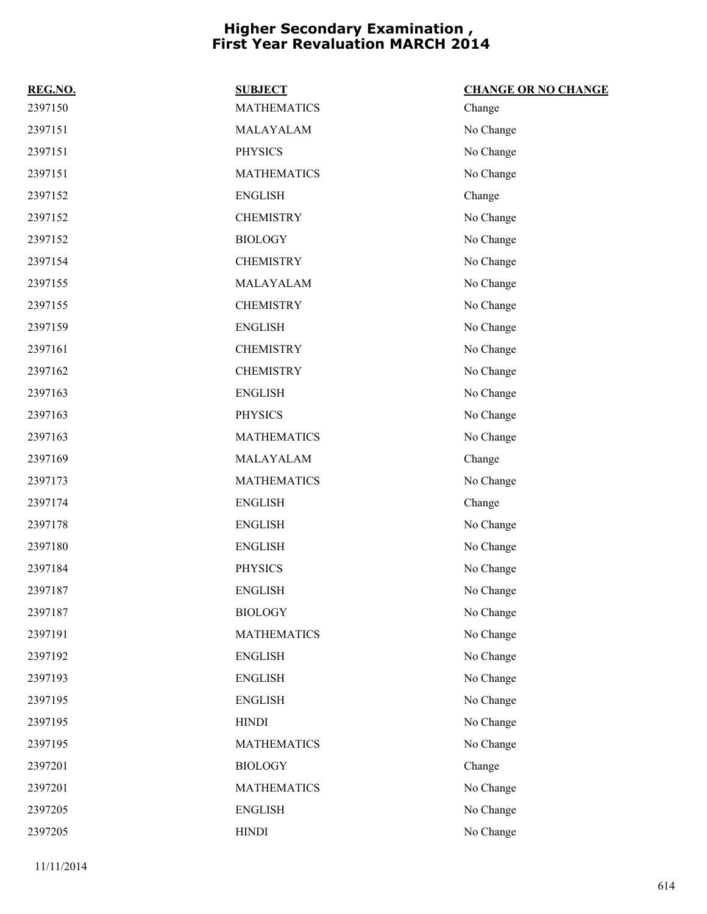# Higher Secondary Examination , First Year Revaluation MARCH 2014

| REG.NO. | SUBJECT | CHANGE OR NO CHANGE |
|---|---|---|
| 2397150 | MATHEMATICS | Change |
| 2397151 | MALAYALAM | No Change |
| 2397151 | PHYSICS | No Change |
| 2397151 | MATHEMATICS | No Change |
| 2397152 | ENGLISH | Change |
| 2397152 | CHEMISTRY | No Change |
| 2397152 | BIOLOGY | No Change |
| 2397154 | CHEMISTRY | No Change |
| 2397155 | MALAYALAM | No Change |
| 2397155 | CHEMISTRY | No Change |
| 2397159 | ENGLISH | No Change |
| 2397161 | CHEMISTRY | No Change |
| 2397162 | CHEMISTRY | No Change |
| 2397163 | ENGLISH | No Change |
| 2397163 | PHYSICS | No Change |
| 2397163 | MATHEMATICS | No Change |
| 2397169 | MALAYALAM | Change |
| 2397173 | MATHEMATICS | No Change |
| 2397174 | ENGLISH | Change |
| 2397178 | ENGLISH | No Change |
| 2397180 | ENGLISH | No Change |
| 2397184 | PHYSICS | No Change |
| 2397187 | ENGLISH | No Change |
| 2397187 | BIOLOGY | No Change |
| 2397191 | MATHEMATICS | No Change |
| 2397192 | ENGLISH | No Change |
| 2397193 | ENGLISH | No Change |
| 2397195 | ENGLISH | No Change |
| 2397195 | HINDI | No Change |
| 2397195 | MATHEMATICS | No Change |
| 2397201 | BIOLOGY | Change |
| 2397201 | MATHEMATICS | No Change |
| 2397205 | ENGLISH | No Change |
| 2397205 | HINDI | No Change |

11/11/2014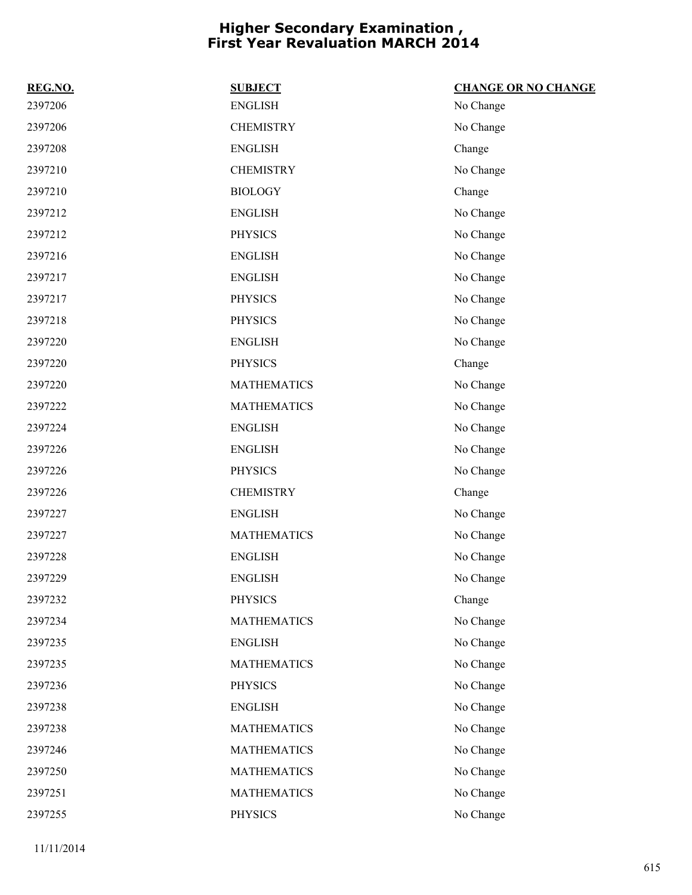# Higher Secondary Examination , First Year Revaluation MARCH 2014

| REG.NO. | SUBJECT | CHANGE OR NO CHANGE |
|---|---|---|
| 2397206 | ENGLISH | No Change |
| 2397206 | CHEMISTRY | No Change |
| 2397208 | ENGLISH | Change |
| 2397210 | CHEMISTRY | No Change |
| 2397210 | BIOLOGY | Change |
| 2397212 | ENGLISH | No Change |
| 2397212 | PHYSICS | No Change |
| 2397216 | ENGLISH | No Change |
| 2397217 | ENGLISH | No Change |
| 2397217 | PHYSICS | No Change |
| 2397218 | PHYSICS | No Change |
| 2397220 | ENGLISH | No Change |
| 2397220 | PHYSICS | Change |
| 2397220 | MATHEMATICS | No Change |
| 2397222 | MATHEMATICS | No Change |
| 2397224 | ENGLISH | No Change |
| 2397226 | ENGLISH | No Change |
| 2397226 | PHYSICS | No Change |
| 2397226 | CHEMISTRY | Change |
| 2397227 | ENGLISH | No Change |
| 2397227 | MATHEMATICS | No Change |
| 2397228 | ENGLISH | No Change |
| 2397229 | ENGLISH | No Change |
| 2397232 | PHYSICS | Change |
| 2397234 | MATHEMATICS | No Change |
| 2397235 | ENGLISH | No Change |
| 2397235 | MATHEMATICS | No Change |
| 2397236 | PHYSICS | No Change |
| 2397238 | ENGLISH | No Change |
| 2397238 | MATHEMATICS | No Change |
| 2397246 | MATHEMATICS | No Change |
| 2397250 | MATHEMATICS | No Change |
| 2397251 | MATHEMATICS | No Change |
| 2397255 | PHYSICS | No Change |

11/11/2014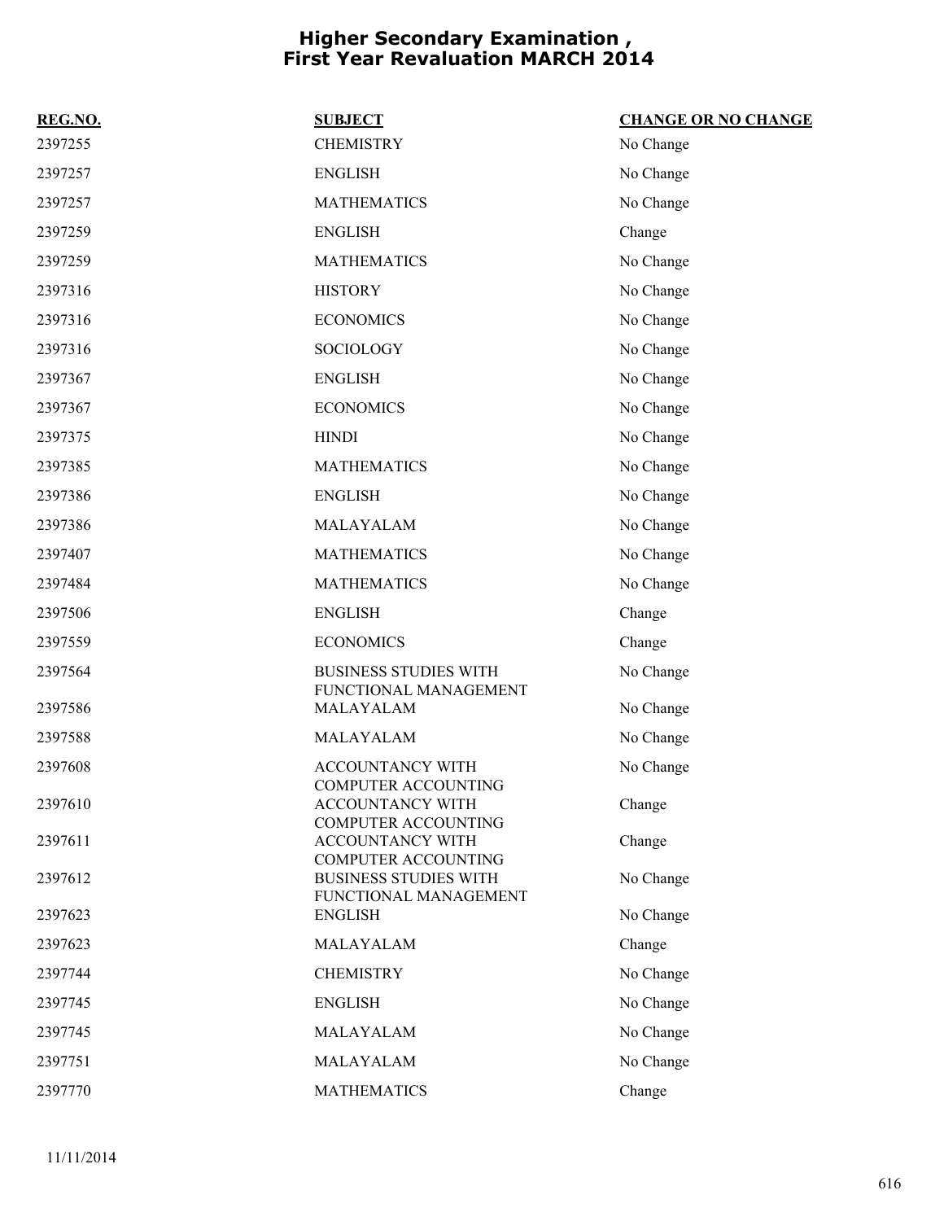# Higher Secondary Examination , First Year Revaluation MARCH 2014

| REG.NO. | SUBJECT | CHANGE OR NO CHANGE |
|---|---|---|
| 2397255 | CHEMISTRY | No Change |
| 2397257 | ENGLISH | No Change |
| 2397257 | MATHEMATICS | No Change |
| 2397259 | ENGLISH | Change |
| 2397259 | MATHEMATICS | No Change |
| 2397316 | HISTORY | No Change |
| 2397316 | ECONOMICS | No Change |
| 2397316 | SOCIOLOGY | No Change |
| 2397367 | ENGLISH | No Change |
| 2397367 | ECONOMICS | No Change |
| 2397375 | HINDI | No Change |
| 2397385 | MATHEMATICS | No Change |
| 2397386 | ENGLISH | No Change |
| 2397386 | MALAYALAM | No Change |
| 2397407 | MATHEMATICS | No Change |
| 2397484 | MATHEMATICS | No Change |
| 2397506 | ENGLISH | Change |
| 2397559 | ECONOMICS | Change |
| 2397564 | BUSINESS STUDIES WITH FUNCTIONAL MANAGEMENT | No Change |
| 2397586 | MALAYALAM | No Change |
| 2397588 | MALAYALAM | No Change |
| 2397608 | ACCOUNTANCY WITH COMPUTER ACCOUNTING | No Change |
| 2397610 | ACCOUNTANCY WITH COMPUTER ACCOUNTING | Change |
| 2397611 | ACCOUNTANCY WITH COMPUTER ACCOUNTING | Change |
| 2397612 | BUSINESS STUDIES WITH FUNCTIONAL MANAGEMENT | No Change |
| 2397623 | ENGLISH | No Change |
| 2397623 | MALAYALAM | Change |
| 2397744 | CHEMISTRY | No Change |
| 2397745 | ENGLISH | No Change |
| 2397745 | MALAYALAM | No Change |
| 2397751 | MALAYALAM | No Change |
| 2397770 | MATHEMATICS | Change |

11/11/2014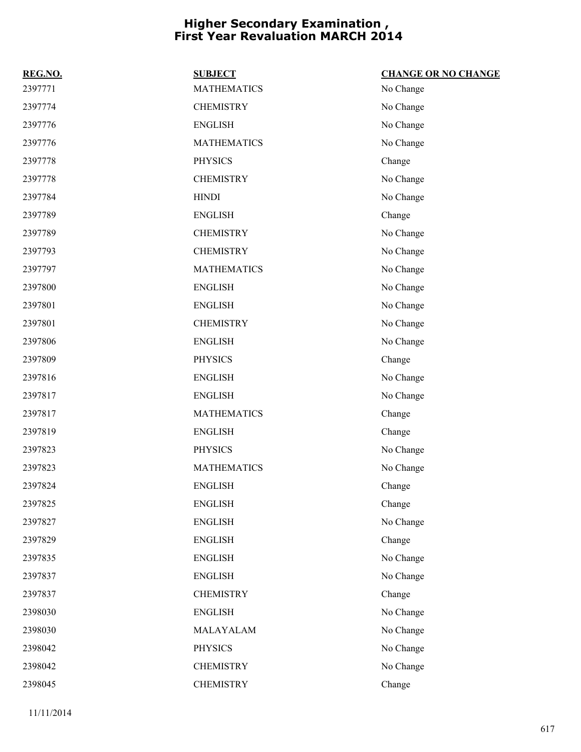# Higher Secondary Examination , First Year Revaluation MARCH 2014

| REG.NO. | SUBJECT | CHANGE OR NO CHANGE |
| --- | --- | --- |
| 2397771 | MATHEMATICS | No Change |
| 2397774 | CHEMISTRY | No Change |
| 2397776 | ENGLISH | No Change |
| 2397776 | MATHEMATICS | No Change |
| 2397778 | PHYSICS | Change |
| 2397778 | CHEMISTRY | No Change |
| 2397784 | HINDI | No Change |
| 2397789 | ENGLISH | Change |
| 2397789 | CHEMISTRY | No Change |
| 2397793 | CHEMISTRY | No Change |
| 2397797 | MATHEMATICS | No Change |
| 2397800 | ENGLISH | No Change |
| 2397801 | ENGLISH | No Change |
| 2397801 | CHEMISTRY | No Change |
| 2397806 | ENGLISH | No Change |
| 2397809 | PHYSICS | Change |
| 2397816 | ENGLISH | No Change |
| 2397817 | ENGLISH | No Change |
| 2397817 | MATHEMATICS | Change |
| 2397819 | ENGLISH | Change |
| 2397823 | PHYSICS | No Change |
| 2397823 | MATHEMATICS | No Change |
| 2397824 | ENGLISH | Change |
| 2397825 | ENGLISH | Change |
| 2397827 | ENGLISH | No Change |
| 2397829 | ENGLISH | Change |
| 2397835 | ENGLISH | No Change |
| 2397837 | ENGLISH | No Change |
| 2397837 | CHEMISTRY | Change |
| 2398030 | ENGLISH | No Change |
| 2398030 | MALAYALAM | No Change |
| 2398042 | PHYSICS | No Change |
| 2398042 | CHEMISTRY | No Change |
| 2398045 | CHEMISTRY | Change |

11/11/2014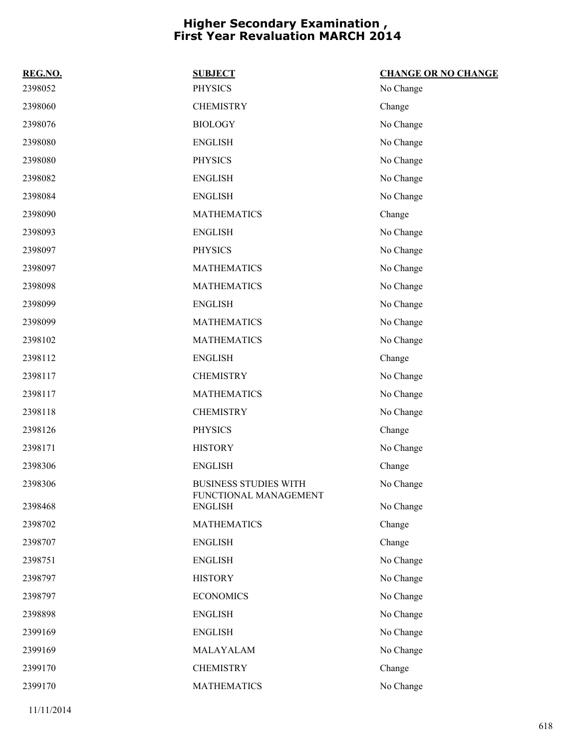# Higher Secondary Examination , First Year Revaluation MARCH 2014

| REG.NO. | SUBJECT | CHANGE OR NO CHANGE |
|---|---|---|
| 2398052 | PHYSICS | No Change |
| 2398060 | CHEMISTRY | Change |
| 2398076 | BIOLOGY | No Change |
| 2398080 | ENGLISH | No Change |
| 2398080 | PHYSICS | No Change |
| 2398082 | ENGLISH | No Change |
| 2398084 | ENGLISH | No Change |
| 2398090 | MATHEMATICS | Change |
| 2398093 | ENGLISH | No Change |
| 2398097 | PHYSICS | No Change |
| 2398097 | MATHEMATICS | No Change |
| 2398098 | MATHEMATICS | No Change |
| 2398099 | ENGLISH | No Change |
| 2398099 | MATHEMATICS | No Change |
| 2398102 | MATHEMATICS | No Change |
| 2398112 | ENGLISH | Change |
| 2398117 | CHEMISTRY | No Change |
| 2398117 | MATHEMATICS | No Change |
| 2398118 | CHEMISTRY | No Change |
| 2398126 | PHYSICS | Change |
| 2398171 | HISTORY | No Change |
| 2398306 | ENGLISH | Change |
| 2398306 | BUSINESS STUDIES WITH FUNCTIONAL MANAGEMENT | No Change |
| 2398468 | ENGLISH | No Change |
| 2398702 | MATHEMATICS | Change |
| 2398707 | ENGLISH | Change |
| 2398751 | ENGLISH | No Change |
| 2398797 | HISTORY | No Change |
| 2398797 | ECONOMICS | No Change |
| 2398898 | ENGLISH | No Change |
| 2399169 | ENGLISH | No Change |
| 2399169 | MALAYALAM | No Change |
| 2399170 | CHEMISTRY | Change |
| 2399170 | MATHEMATICS | No Change |

11/11/2014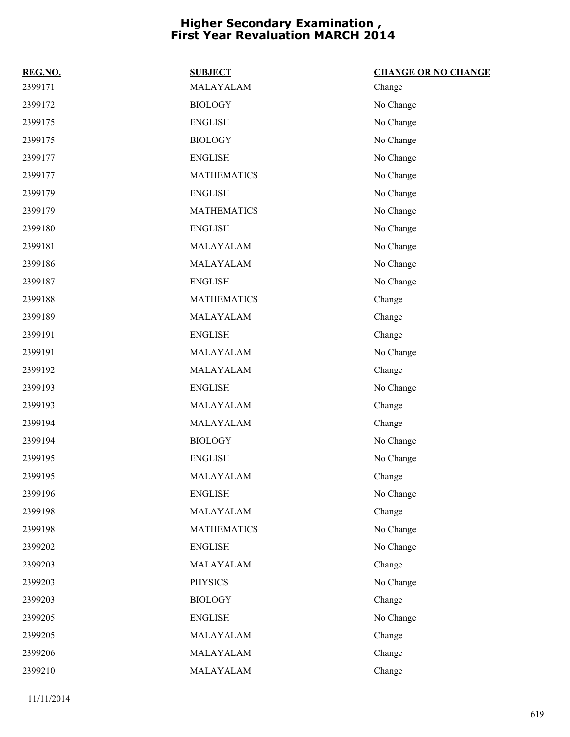# Higher Secondary Examination , First Year Revaluation MARCH 2014

| REG.NO. | SUBJECT | CHANGE OR NO CHANGE |
|---|---|---|
| 2399171 | MALAYALAM | Change |
| 2399172 | BIOLOGY | No Change |
| 2399175 | ENGLISH | No Change |
| 2399175 | BIOLOGY | No Change |
| 2399177 | ENGLISH | No Change |
| 2399177 | MATHEMATICS | No Change |
| 2399179 | ENGLISH | No Change |
| 2399179 | MATHEMATICS | No Change |
| 2399180 | ENGLISH | No Change |
| 2399181 | MALAYALAM | No Change |
| 2399186 | MALAYALAM | No Change |
| 2399187 | ENGLISH | No Change |
| 2399188 | MATHEMATICS | Change |
| 2399189 | MALAYALAM | Change |
| 2399191 | ENGLISH | Change |
| 2399191 | MALAYALAM | No Change |
| 2399192 | MALAYALAM | Change |
| 2399193 | ENGLISH | No Change |
| 2399193 | MALAYALAM | Change |
| 2399194 | MALAYALAM | Change |
| 2399194 | BIOLOGY | No Change |
| 2399195 | ENGLISH | No Change |
| 2399195 | MALAYALAM | Change |
| 2399196 | ENGLISH | No Change |
| 2399198 | MALAYALAM | Change |
| 2399198 | MATHEMATICS | No Change |
| 2399202 | ENGLISH | No Change |
| 2399203 | MALAYALAM | Change |
| 2399203 | PHYSICS | No Change |
| 2399203 | BIOLOGY | Change |
| 2399205 | ENGLISH | No Change |
| 2399205 | MALAYALAM | Change |
| 2399206 | MALAYALAM | Change |
| 2399210 | MALAYALAM | Change |

11/11/2014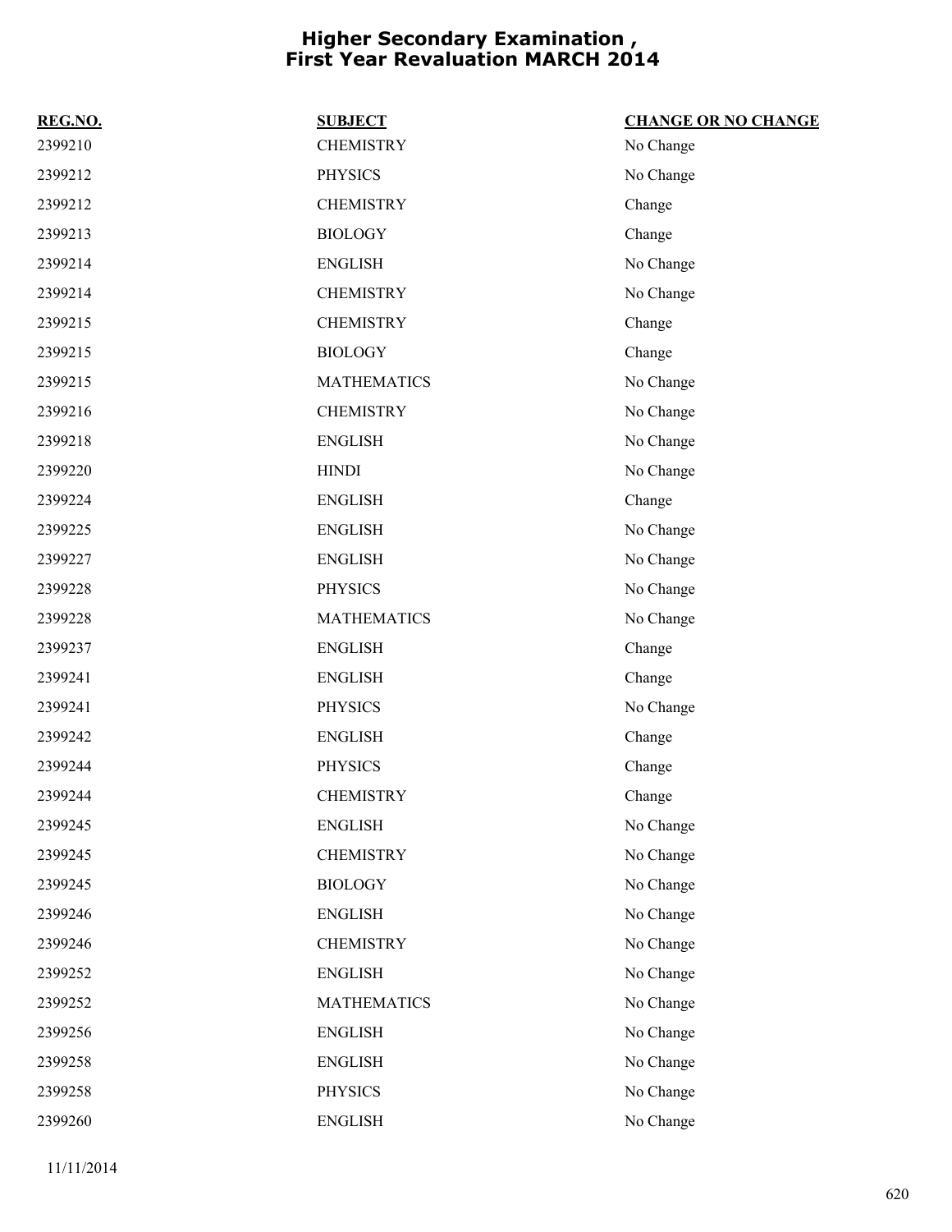# Higher Secondary Examination , First Year Revaluation MARCH 2014

| REG.NO. | SUBJECT | CHANGE OR NO CHANGE |
|---|---|---|
| 2399210 | CHEMISTRY | No Change |
| 2399212 | PHYSICS | No Change |
| 2399212 | CHEMISTRY | Change |
| 2399213 | BIOLOGY | Change |
| 2399214 | ENGLISH | No Change |
| 2399214 | CHEMISTRY | No Change |
| 2399215 | CHEMISTRY | Change |
| 2399215 | BIOLOGY | Change |
| 2399215 | MATHEMATICS | No Change |
| 2399216 | CHEMISTRY | No Change |
| 2399218 | ENGLISH | No Change |
| 2399220 | HINDI | No Change |
| 2399224 | ENGLISH | Change |
| 2399225 | ENGLISH | No Change |
| 2399227 | ENGLISH | No Change |
| 2399228 | PHYSICS | No Change |
| 2399228 | MATHEMATICS | No Change |
| 2399237 | ENGLISH | Change |
| 2399241 | ENGLISH | Change |
| 2399241 | PHYSICS | No Change |
| 2399242 | ENGLISH | Change |
| 2399244 | PHYSICS | Change |
| 2399244 | CHEMISTRY | Change |
| 2399245 | ENGLISH | No Change |
| 2399245 | CHEMISTRY | No Change |
| 2399245 | BIOLOGY | No Change |
| 2399246 | ENGLISH | No Change |
| 2399246 | CHEMISTRY | No Change |
| 2399252 | ENGLISH | No Change |
| 2399252 | MATHEMATICS | No Change |
| 2399256 | ENGLISH | No Change |
| 2399258 | ENGLISH | No Change |
| 2399258 | PHYSICS | No Change |
| 2399260 | ENGLISH | No Change |

11/11/2014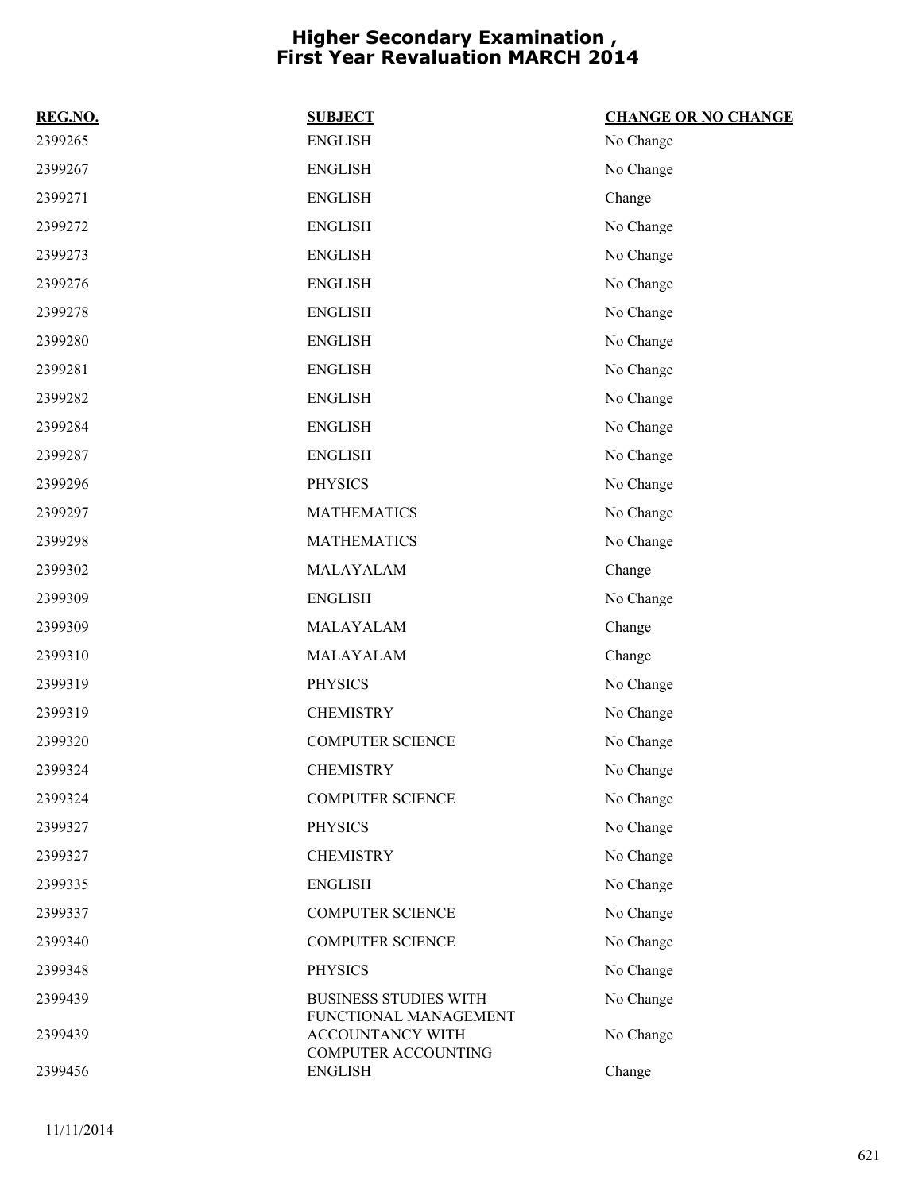# Higher Secondary Examination , First Year Revaluation MARCH 2014

| REG.NO. | SUBJECT | CHANGE OR NO CHANGE |
|---|---|---|
| 2399265 | ENGLISH | No Change |
| 2399267 | ENGLISH | No Change |
| 2399271 | ENGLISH | Change |
| 2399272 | ENGLISH | No Change |
| 2399273 | ENGLISH | No Change |
| 2399276 | ENGLISH | No Change |
| 2399278 | ENGLISH | No Change |
| 2399280 | ENGLISH | No Change |
| 2399281 | ENGLISH | No Change |
| 2399282 | ENGLISH | No Change |
| 2399284 | ENGLISH | No Change |
| 2399287 | ENGLISH | No Change |
| 2399296 | PHYSICS | No Change |
| 2399297 | MATHEMATICS | No Change |
| 2399298 | MATHEMATICS | No Change |
| 2399302 | MALAYALAM | Change |
| 2399309 | ENGLISH | No Change |
| 2399309 | MALAYALAM | Change |
| 2399310 | MALAYALAM | Change |
| 2399319 | PHYSICS | No Change |
| 2399319 | CHEMISTRY | No Change |
| 2399320 | COMPUTER SCIENCE | No Change |
| 2399324 | CHEMISTRY | No Change |
| 2399324 | COMPUTER SCIENCE | No Change |
| 2399327 | PHYSICS | No Change |
| 2399327 | CHEMISTRY | No Change |
| 2399335 | ENGLISH | No Change |
| 2399337 | COMPUTER SCIENCE | No Change |
| 2399340 | COMPUTER SCIENCE | No Change |
| 2399348 | PHYSICS | No Change |
| 2399439 | BUSINESS STUDIES WITH FUNCTIONAL MANAGEMENT | No Change |
| 2399439 | ACCOUNTANCY WITH COMPUTER ACCOUNTING | No Change |
| 2399456 | ENGLISH | Change |

11/11/2014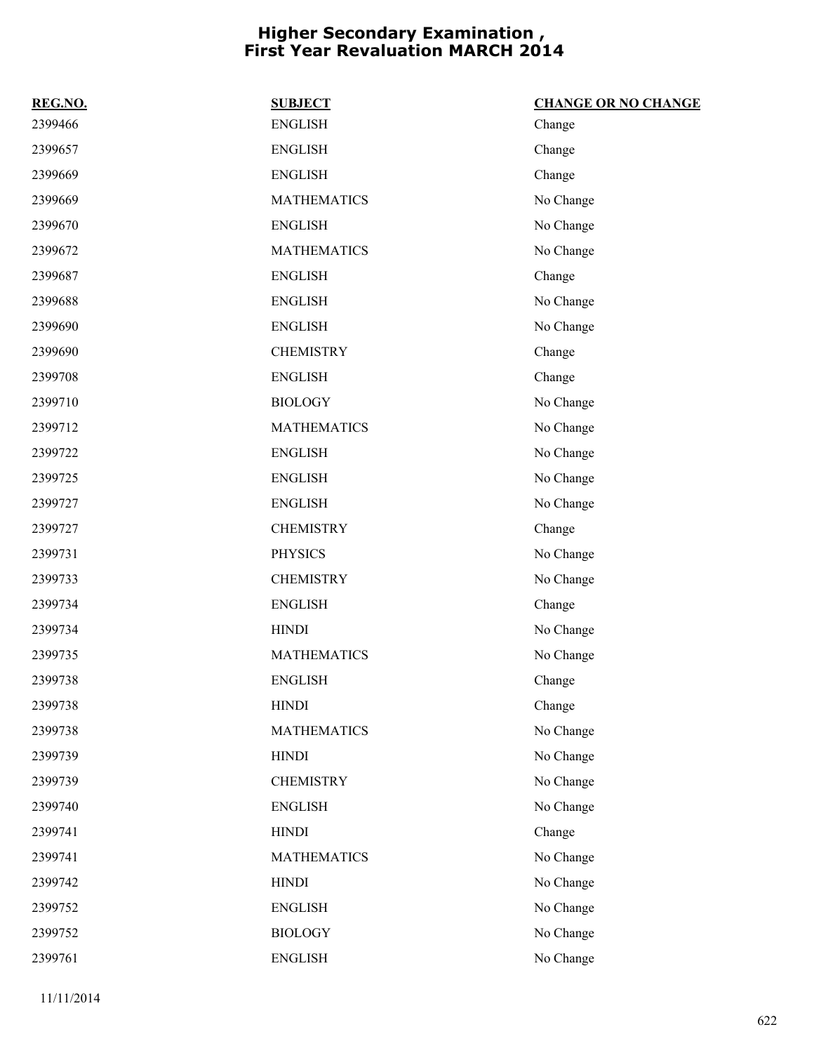# Higher Secondary Examination , First Year Revaluation MARCH 2014

| REG.NO. | SUBJECT | CHANGE OR NO CHANGE |
| --- | --- | --- |
| 2399466 | ENGLISH | Change |
| 2399657 | ENGLISH | Change |
| 2399669 | ENGLISH | Change |
| 2399669 | MATHEMATICS | No Change |
| 2399670 | ENGLISH | No Change |
| 2399672 | MATHEMATICS | No Change |
| 2399687 | ENGLISH | Change |
| 2399688 | ENGLISH | No Change |
| 2399690 | ENGLISH | No Change |
| 2399690 | CHEMISTRY | Change |
| 2399708 | ENGLISH | Change |
| 2399710 | BIOLOGY | No Change |
| 2399712 | MATHEMATICS | No Change |
| 2399722 | ENGLISH | No Change |
| 2399725 | ENGLISH | No Change |
| 2399727 | ENGLISH | No Change |
| 2399727 | CHEMISTRY | Change |
| 2399731 | PHYSICS | No Change |
| 2399733 | CHEMISTRY | No Change |
| 2399734 | ENGLISH | Change |
| 2399734 | HINDI | No Change |
| 2399735 | MATHEMATICS | No Change |
| 2399738 | ENGLISH | Change |
| 2399738 | HINDI | Change |
| 2399738 | MATHEMATICS | No Change |
| 2399739 | HINDI | No Change |
| 2399739 | CHEMISTRY | No Change |
| 2399740 | ENGLISH | No Change |
| 2399741 | HINDI | Change |
| 2399741 | MATHEMATICS | No Change |
| 2399742 | HINDI | No Change |
| 2399752 | ENGLISH | No Change |
| 2399752 | BIOLOGY | No Change |
| 2399761 | ENGLISH | No Change |

11/11/2014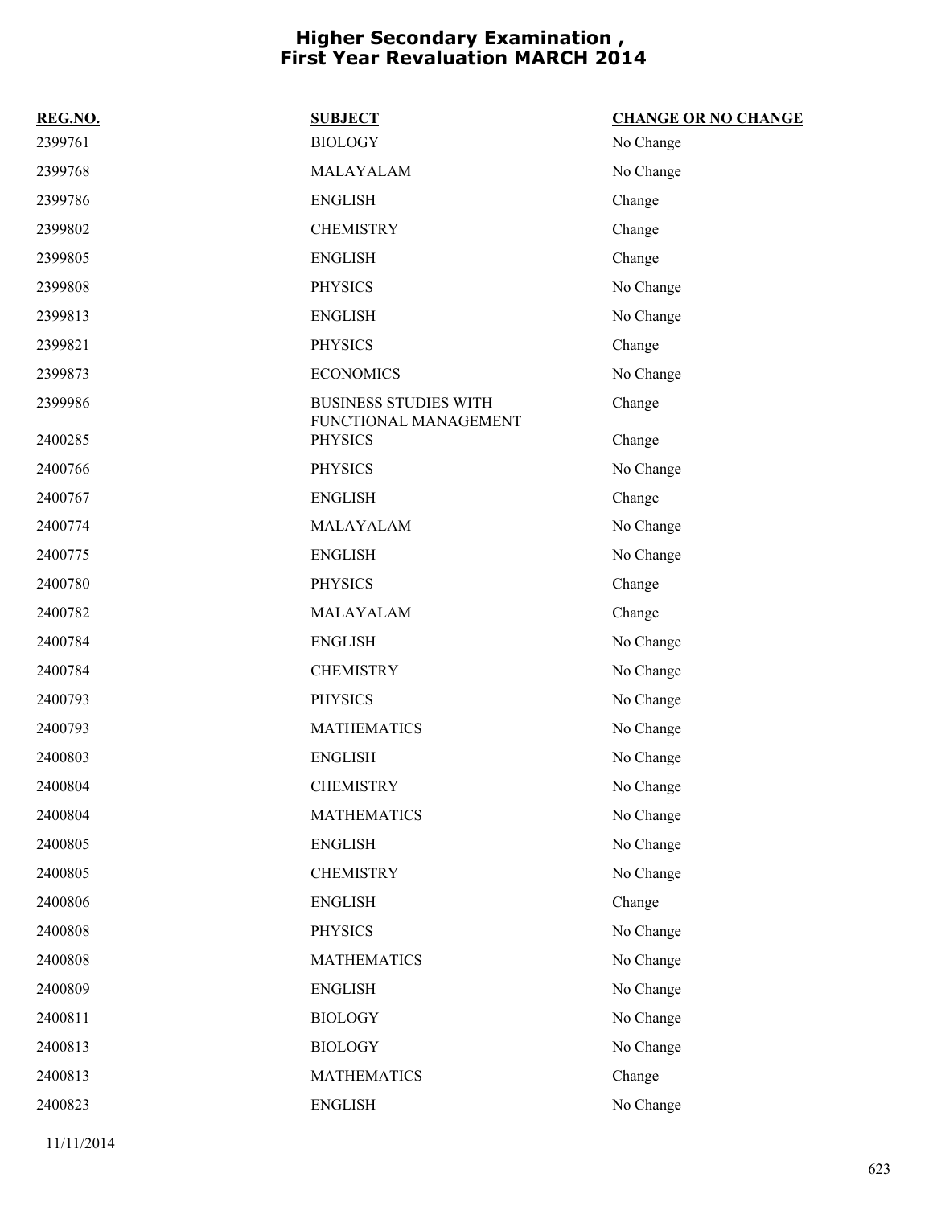# Higher Secondary Examination , First Year Revaluation MARCH 2014

| REG.NO. | SUBJECT | CHANGE OR NO CHANGE |
|---|---|---|
| 2399761 | BIOLOGY | No Change |
| 2399768 | MALAYALAM | No Change |
| 2399786 | ENGLISH | Change |
| 2399802 | CHEMISTRY | Change |
| 2399805 | ENGLISH | Change |
| 2399808 | PHYSICS | No Change |
| 2399813 | ENGLISH | No Change |
| 2399821 | PHYSICS | Change |
| 2399873 | ECONOMICS | No Change |
| 2399986 | BUSINESS STUDIES WITH FUNCTIONAL MANAGEMENT | Change |
| 2400285 | PHYSICS | Change |
| 2400766 | PHYSICS | No Change |
| 2400767 | ENGLISH | Change |
| 2400774 | MALAYALAM | No Change |
| 2400775 | ENGLISH | No Change |
| 2400780 | PHYSICS | Change |
| 2400782 | MALAYALAM | Change |
| 2400784 | ENGLISH | No Change |
| 2400784 | CHEMISTRY | No Change |
| 2400793 | PHYSICS | No Change |
| 2400793 | MATHEMATICS | No Change |
| 2400803 | ENGLISH | No Change |
| 2400804 | CHEMISTRY | No Change |
| 2400804 | MATHEMATICS | No Change |
| 2400805 | ENGLISH | No Change |
| 2400805 | CHEMISTRY | No Change |
| 2400806 | ENGLISH | Change |
| 2400808 | PHYSICS | No Change |
| 2400808 | MATHEMATICS | No Change |
| 2400809 | ENGLISH | No Change |
| 2400811 | BIOLOGY | No Change |
| 2400813 | BIOLOGY | No Change |
| 2400813 | MATHEMATICS | Change |
| 2400823 | ENGLISH | No Change |

11/11/2014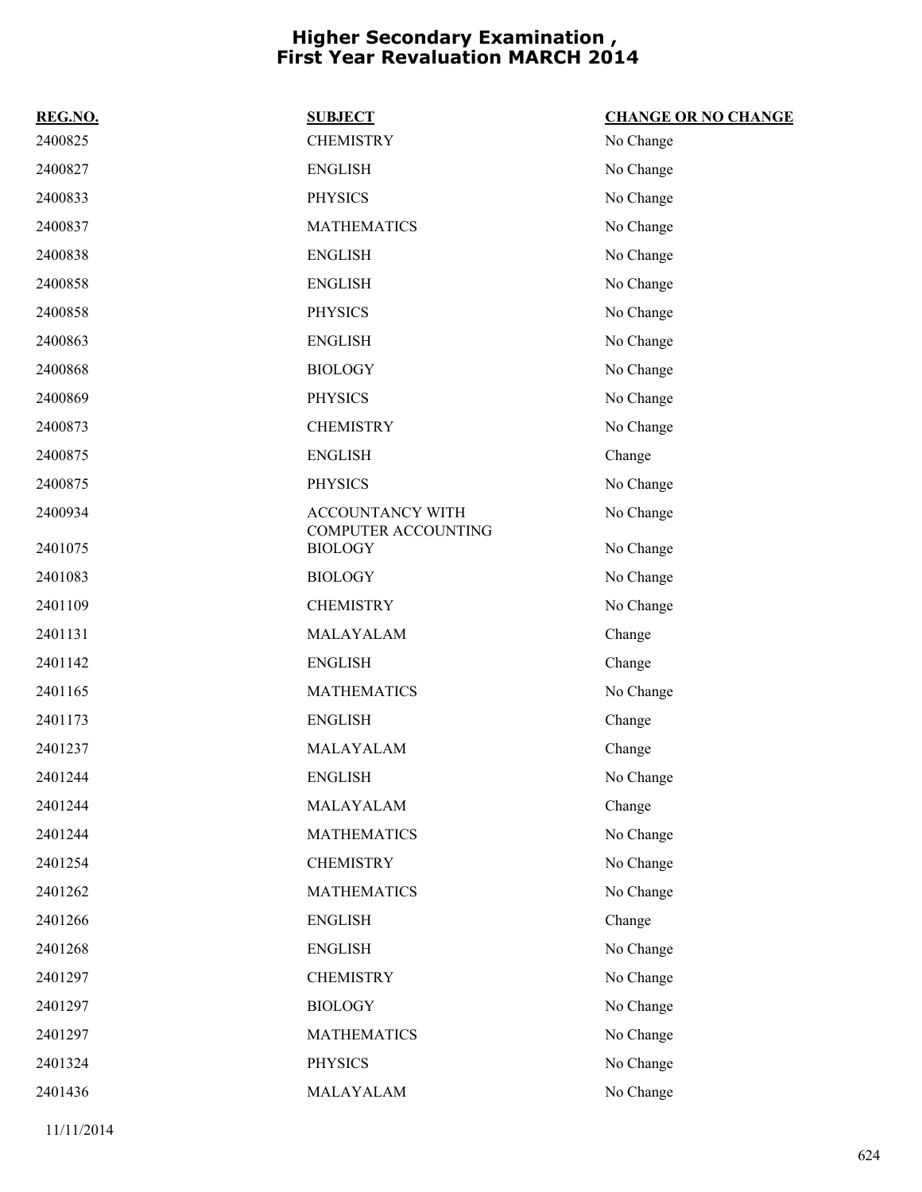# Higher Secondary Examination , First Year Revaluation MARCH 2014

| REG.NO. | SUBJECT | CHANGE OR NO CHANGE |
| --- | --- | --- |
| 2400825 | CHEMISTRY | No Change |
| 2400827 | ENGLISH | No Change |
| 2400833 | PHYSICS | No Change |
| 2400837 | MATHEMATICS | No Change |
| 2400838 | ENGLISH | No Change |
| 2400858 | ENGLISH | No Change |
| 2400858 | PHYSICS | No Change |
| 2400863 | ENGLISH | No Change |
| 2400868 | BIOLOGY | No Change |
| 2400869 | PHYSICS | No Change |
| 2400873 | CHEMISTRY | No Change |
| 2400875 | ENGLISH | Change |
| 2400875 | PHYSICS | No Change |
| 2400934 | ACCOUNTANCY WITH COMPUTER ACCOUNTING | No Change |
| 2401075 | BIOLOGY | No Change |
| 2401083 | BIOLOGY | No Change |
| 2401109 | CHEMISTRY | No Change |
| 2401131 | MALAYALAM | Change |
| 2401142 | ENGLISH | Change |
| 2401165 | MATHEMATICS | No Change |
| 2401173 | ENGLISH | Change |
| 2401237 | MALAYALAM | Change |
| 2401244 | ENGLISH | No Change |
| 2401244 | MALAYALAM | Change |
| 2401244 | MATHEMATICS | No Change |
| 2401254 | CHEMISTRY | No Change |
| 2401262 | MATHEMATICS | No Change |
| 2401266 | ENGLISH | Change |
| 2401268 | ENGLISH | No Change |
| 2401297 | CHEMISTRY | No Change |
| 2401297 | BIOLOGY | No Change |
| 2401297 | MATHEMATICS | No Change |
| 2401324 | PHYSICS | No Change |
| 2401436 | MALAYALAM | No Change |

11/11/2014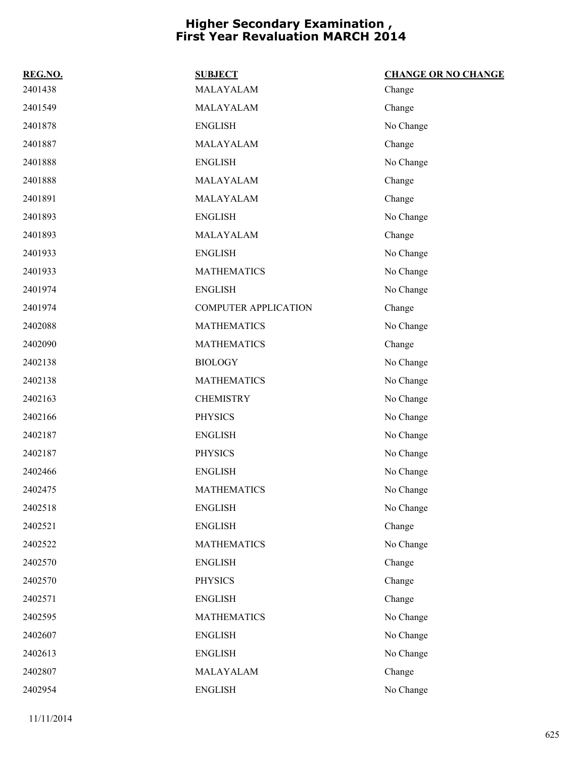# Higher Secondary Examination , First Year Revaluation MARCH 2014

| REG.NO. | SUBJECT | CHANGE OR NO CHANGE |
| --- | --- | --- |
| 2401438 | MALAYALAM | Change |
| 2401549 | MALAYALAM | Change |
| 2401878 | ENGLISH | No Change |
| 2401887 | MALAYALAM | Change |
| 2401888 | ENGLISH | No Change |
| 2401888 | MALAYALAM | Change |
| 2401891 | MALAYALAM | Change |
| 2401893 | ENGLISH | No Change |
| 2401893 | MALAYALAM | Change |
| 2401933 | ENGLISH | No Change |
| 2401933 | MATHEMATICS | No Change |
| 2401974 | ENGLISH | No Change |
| 2401974 | COMPUTER APPLICATION | Change |
| 2402088 | MATHEMATICS | No Change |
| 2402090 | MATHEMATICS | Change |
| 2402138 | BIOLOGY | No Change |
| 2402138 | MATHEMATICS | No Change |
| 2402163 | CHEMISTRY | No Change |
| 2402166 | PHYSICS | No Change |
| 2402187 | ENGLISH | No Change |
| 2402187 | PHYSICS | No Change |
| 2402466 | ENGLISH | No Change |
| 2402475 | MATHEMATICS | No Change |
| 2402518 | ENGLISH | No Change |
| 2402521 | ENGLISH | Change |
| 2402522 | MATHEMATICS | No Change |
| 2402570 | ENGLISH | Change |
| 2402570 | PHYSICS | Change |
| 2402571 | ENGLISH | Change |
| 2402595 | MATHEMATICS | No Change |
| 2402607 | ENGLISH | No Change |
| 2402613 | ENGLISH | No Change |
| 2402807 | MALAYALAM | Change |
| 2402954 | ENGLISH | No Change |

11/11/2014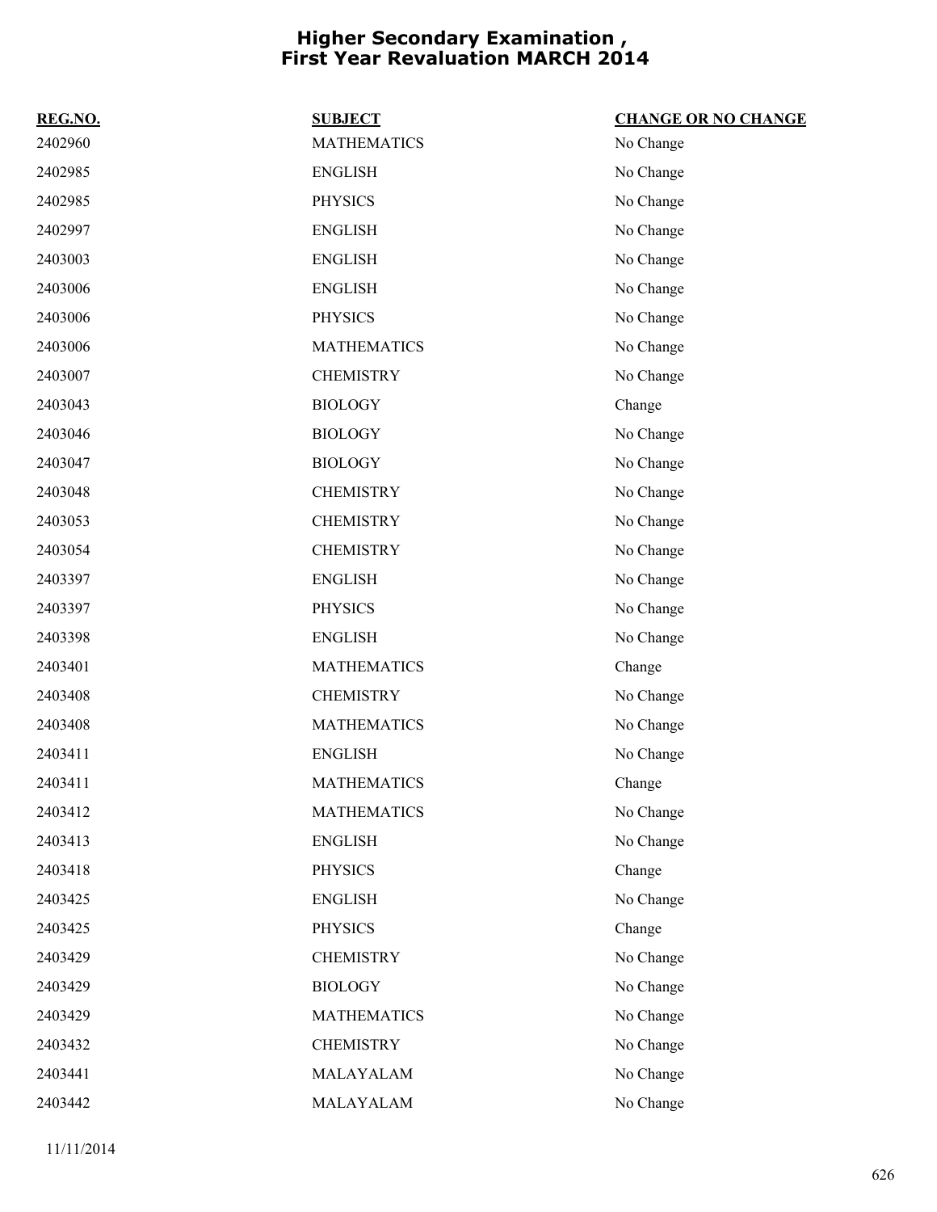# Higher Secondary Examination , First Year Revaluation MARCH 2014

| REG.NO. | SUBJECT | CHANGE OR NO CHANGE |
|---|---|---|
| 2402960 | MATHEMATICS | No Change |
| 2402985 | ENGLISH | No Change |
| 2402985 | PHYSICS | No Change |
| 2402997 | ENGLISH | No Change |
| 2403003 | ENGLISH | No Change |
| 2403006 | ENGLISH | No Change |
| 2403006 | PHYSICS | No Change |
| 2403006 | MATHEMATICS | No Change |
| 2403007 | CHEMISTRY | No Change |
| 2403043 | BIOLOGY | Change |
| 2403046 | BIOLOGY | No Change |
| 2403047 | BIOLOGY | No Change |
| 2403048 | CHEMISTRY | No Change |
| 2403053 | CHEMISTRY | No Change |
| 2403054 | CHEMISTRY | No Change |
| 2403397 | ENGLISH | No Change |
| 2403397 | PHYSICS | No Change |
| 2403398 | ENGLISH | No Change |
| 2403401 | MATHEMATICS | Change |
| 2403408 | CHEMISTRY | No Change |
| 2403408 | MATHEMATICS | No Change |
| 2403411 | ENGLISH | No Change |
| 2403411 | MATHEMATICS | Change |
| 2403412 | MATHEMATICS | No Change |
| 2403413 | ENGLISH | No Change |
| 2403418 | PHYSICS | Change |
| 2403425 | ENGLISH | No Change |
| 2403425 | PHYSICS | Change |
| 2403429 | CHEMISTRY | No Change |
| 2403429 | BIOLOGY | No Change |
| 2403429 | MATHEMATICS | No Change |
| 2403432 | CHEMISTRY | No Change |
| 2403441 | MALAYALAM | No Change |
| 2403442 | MALAYALAM | No Change |

11/11/2014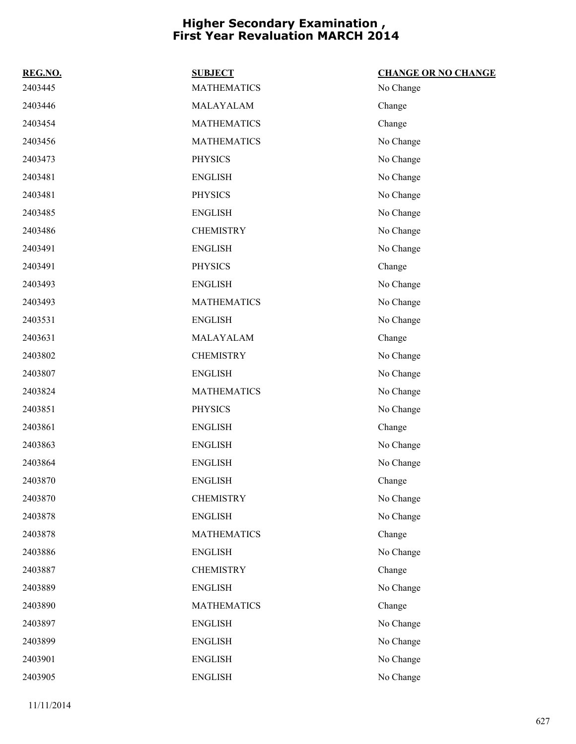# Higher Secondary Examination , First Year Revaluation MARCH 2014

| REG.NO. | SUBJECT | CHANGE OR NO CHANGE |
|---|---|---|
| 2403445 | MATHEMATICS | No Change |
| 2403446 | MALAYALAM | Change |
| 2403454 | MATHEMATICS | Change |
| 2403456 | MATHEMATICS | No Change |
| 2403473 | PHYSICS | No Change |
| 2403481 | ENGLISH | No Change |
| 2403481 | PHYSICS | No Change |
| 2403485 | ENGLISH | No Change |
| 2403486 | CHEMISTRY | No Change |
| 2403491 | ENGLISH | No Change |
| 2403491 | PHYSICS | Change |
| 2403493 | ENGLISH | No Change |
| 2403493 | MATHEMATICS | No Change |
| 2403531 | ENGLISH | No Change |
| 2403631 | MALAYALAM | Change |
| 2403802 | CHEMISTRY | No Change |
| 2403807 | ENGLISH | No Change |
| 2403824 | MATHEMATICS | No Change |
| 2403851 | PHYSICS | No Change |
| 2403861 | ENGLISH | Change |
| 2403863 | ENGLISH | No Change |
| 2403864 | ENGLISH | No Change |
| 2403870 | ENGLISH | Change |
| 2403870 | CHEMISTRY | No Change |
| 2403878 | ENGLISH | No Change |
| 2403878 | MATHEMATICS | Change |
| 2403886 | ENGLISH | No Change |
| 2403887 | CHEMISTRY | Change |
| 2403889 | ENGLISH | No Change |
| 2403890 | MATHEMATICS | Change |
| 2403897 | ENGLISH | No Change |
| 2403899 | ENGLISH | No Change |
| 2403901 | ENGLISH | No Change |
| 2403905 | ENGLISH | No Change |

11/11/2014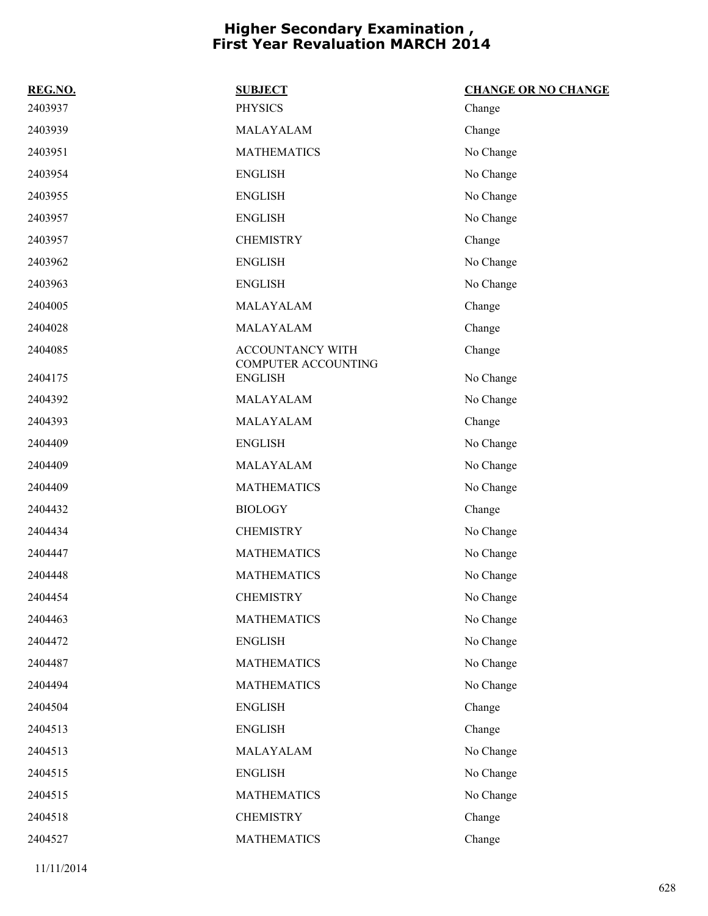# Higher Secondary Examination , First Year Revaluation MARCH 2014

| REG.NO. | SUBJECT | CHANGE OR NO CHANGE |
|---|---|---|
| 2403937 | PHYSICS | Change |
| 2403939 | MALAYALAM | Change |
| 2403951 | MATHEMATICS | No Change |
| 2403954 | ENGLISH | No Change |
| 2403955 | ENGLISH | No Change |
| 2403957 | ENGLISH | No Change |
| 2403957 | CHEMISTRY | Change |
| 2403962 | ENGLISH | No Change |
| 2403963 | ENGLISH | No Change |
| 2404005 | MALAYALAM | Change |
| 2404028 | MALAYALAM | Change |
| 2404085 | ACCOUNTANCY WITH COMPUTER ACCOUNTING | Change |
| 2404175 | ENGLISH | No Change |
| 2404392 | MALAYALAM | No Change |
| 2404393 | MALAYALAM | Change |
| 2404409 | ENGLISH | No Change |
| 2404409 | MALAYALAM | No Change |
| 2404409 | MATHEMATICS | No Change |
| 2404432 | BIOLOGY | Change |
| 2404434 | CHEMISTRY | No Change |
| 2404447 | MATHEMATICS | No Change |
| 2404448 | MATHEMATICS | No Change |
| 2404454 | CHEMISTRY | No Change |
| 2404463 | MATHEMATICS | No Change |
| 2404472 | ENGLISH | No Change |
| 2404487 | MATHEMATICS | No Change |
| 2404494 | MATHEMATICS | No Change |
| 2404504 | ENGLISH | Change |
| 2404513 | ENGLISH | Change |
| 2404513 | MALAYALAM | No Change |
| 2404515 | ENGLISH | No Change |
| 2404515 | MATHEMATICS | No Change |
| 2404518 | CHEMISTRY | Change |
| 2404527 | MATHEMATICS | Change |

11/11/2014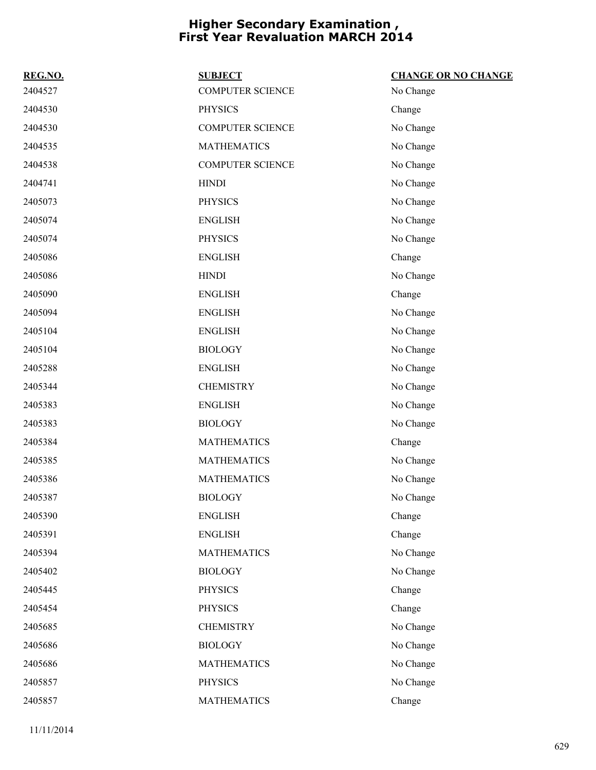# Higher Secondary Examination , First Year Revaluation MARCH 2014

| REG.NO. | SUBJECT | CHANGE OR NO CHANGE |
|---|---|---|
| 2404527 | COMPUTER SCIENCE | No Change |
| 2404530 | PHYSICS | Change |
| 2404530 | COMPUTER SCIENCE | No Change |
| 2404535 | MATHEMATICS | No Change |
| 2404538 | COMPUTER SCIENCE | No Change |
| 2404741 | HINDI | No Change |
| 2405073 | PHYSICS | No Change |
| 2405074 | ENGLISH | No Change |
| 2405074 | PHYSICS | No Change |
| 2405086 | ENGLISH | Change |
| 2405086 | HINDI | No Change |
| 2405090 | ENGLISH | Change |
| 2405094 | ENGLISH | No Change |
| 2405104 | ENGLISH | No Change |
| 2405104 | BIOLOGY | No Change |
| 2405288 | ENGLISH | No Change |
| 2405344 | CHEMISTRY | No Change |
| 2405383 | ENGLISH | No Change |
| 2405383 | BIOLOGY | No Change |
| 2405384 | MATHEMATICS | Change |
| 2405385 | MATHEMATICS | No Change |
| 2405386 | MATHEMATICS | No Change |
| 2405387 | BIOLOGY | No Change |
| 2405390 | ENGLISH | Change |
| 2405391 | ENGLISH | Change |
| 2405394 | MATHEMATICS | No Change |
| 2405402 | BIOLOGY | No Change |
| 2405445 | PHYSICS | Change |
| 2405454 | PHYSICS | Change |
| 2405685 | CHEMISTRY | No Change |
| 2405686 | BIOLOGY | No Change |
| 2405686 | MATHEMATICS | No Change |
| 2405857 | PHYSICS | No Change |
| 2405857 | MATHEMATICS | Change |

11/11/2014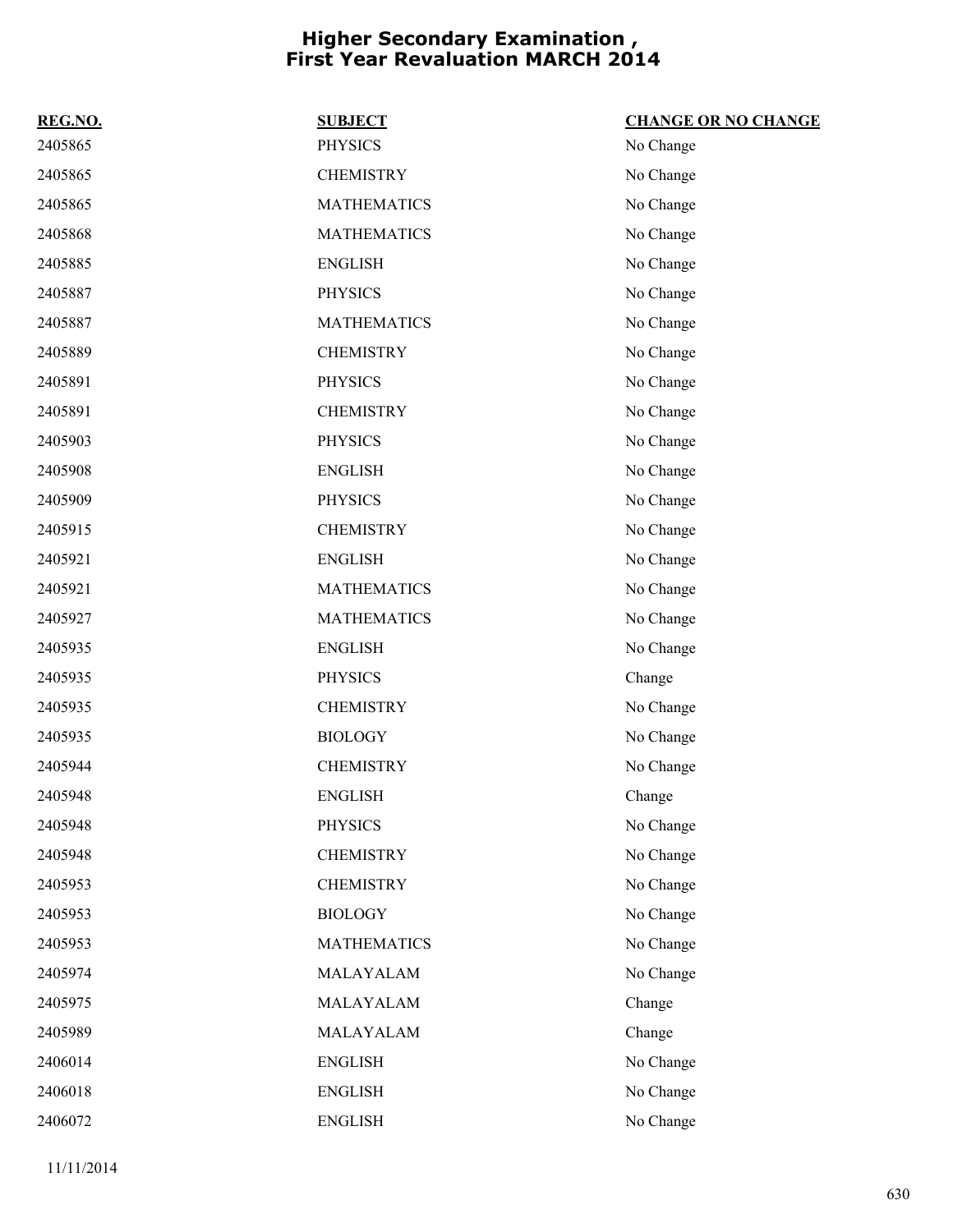# Higher Secondary Examination , First Year Revaluation MARCH 2014

| REG.NO. | SUBJECT | CHANGE OR NO CHANGE |
| --- | --- | --- |
| 2405865 | PHYSICS | No Change |
| 2405865 | CHEMISTRY | No Change |
| 2405865 | MATHEMATICS | No Change |
| 2405868 | MATHEMATICS | No Change |
| 2405885 | ENGLISH | No Change |
| 2405887 | PHYSICS | No Change |
| 2405887 | MATHEMATICS | No Change |
| 2405889 | CHEMISTRY | No Change |
| 2405891 | PHYSICS | No Change |
| 2405891 | CHEMISTRY | No Change |
| 2405903 | PHYSICS | No Change |
| 2405908 | ENGLISH | No Change |
| 2405909 | PHYSICS | No Change |
| 2405915 | CHEMISTRY | No Change |
| 2405921 | ENGLISH | No Change |
| 2405921 | MATHEMATICS | No Change |
| 2405927 | MATHEMATICS | No Change |
| 2405935 | ENGLISH | No Change |
| 2405935 | PHYSICS | Change |
| 2405935 | CHEMISTRY | No Change |
| 2405935 | BIOLOGY | No Change |
| 2405944 | CHEMISTRY | No Change |
| 2405948 | ENGLISH | Change |
| 2405948 | PHYSICS | No Change |
| 2405948 | CHEMISTRY | No Change |
| 2405953 | CHEMISTRY | No Change |
| 2405953 | BIOLOGY | No Change |
| 2405953 | MATHEMATICS | No Change |
| 2405974 | MALAYALAM | No Change |
| 2405975 | MALAYALAM | Change |
| 2405989 | MALAYALAM | Change |
| 2406014 | ENGLISH | No Change |
| 2406018 | ENGLISH | No Change |
| 2406072 | ENGLISH | No Change |

11/11/2014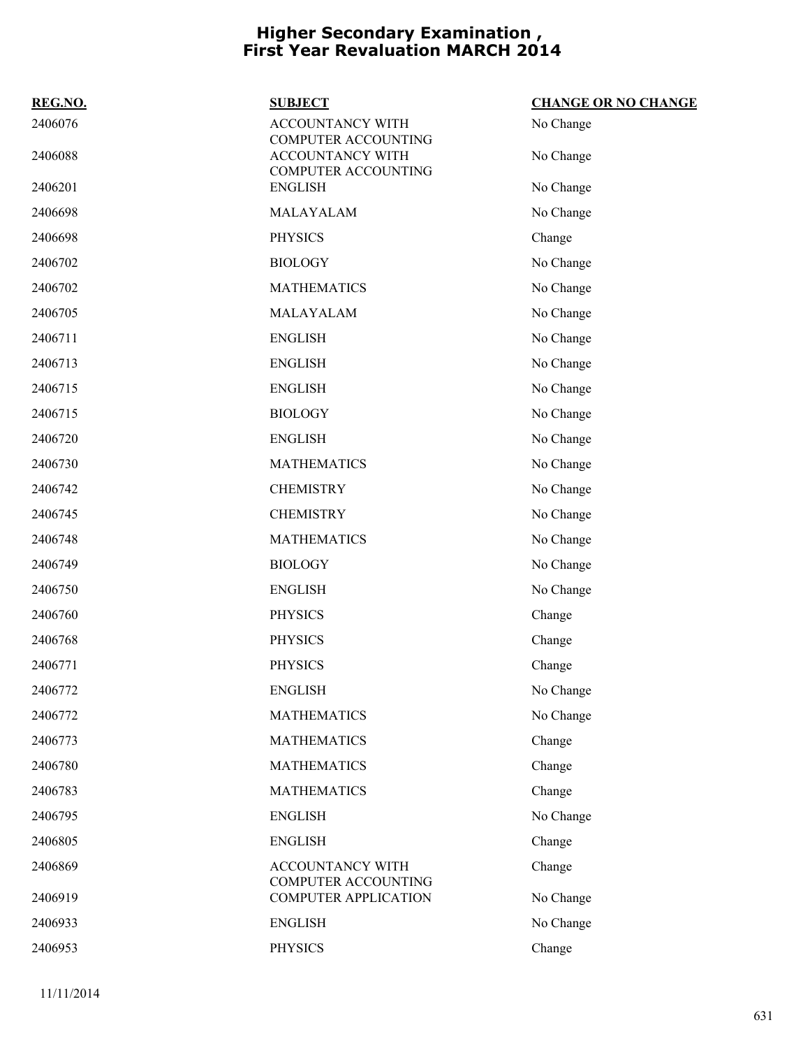# Higher Secondary Examination , First Year Revaluation MARCH 2014

| REG.NO. | SUBJECT | CHANGE OR NO CHANGE |
|---|---|---|
| 2406076 | ACCOUNTANCY WITH COMPUTER ACCOUNTING | No Change |
| 2406088 | ACCOUNTANCY WITH COMPUTER ACCOUNTING | No Change |
| 2406201 | ENGLISH | No Change |
| 2406698 | MALAYALAM | No Change |
| 2406698 | PHYSICS | Change |
| 2406702 | BIOLOGY | No Change |
| 2406702 | MATHEMATICS | No Change |
| 2406705 | MALAYALAM | No Change |
| 2406711 | ENGLISH | No Change |
| 2406713 | ENGLISH | No Change |
| 2406715 | ENGLISH | No Change |
| 2406715 | BIOLOGY | No Change |
| 2406720 | ENGLISH | No Change |
| 2406730 | MATHEMATICS | No Change |
| 2406742 | CHEMISTRY | No Change |
| 2406745 | CHEMISTRY | No Change |
| 2406748 | MATHEMATICS | No Change |
| 2406749 | BIOLOGY | No Change |
| 2406750 | ENGLISH | No Change |
| 2406760 | PHYSICS | Change |
| 2406768 | PHYSICS | Change |
| 2406771 | PHYSICS | Change |
| 2406772 | ENGLISH | No Change |
| 2406772 | MATHEMATICS | No Change |
| 2406773 | MATHEMATICS | Change |
| 2406780 | MATHEMATICS | Change |
| 2406783 | MATHEMATICS | Change |
| 2406795 | ENGLISH | No Change |
| 2406805 | ENGLISH | Change |
| 2406869 | ACCOUNTANCY WITH COMPUTER ACCOUNTING | Change |
| 2406919 | COMPUTER APPLICATION | No Change |
| 2406933 | ENGLISH | No Change |
| 2406953 | PHYSICS | Change |

11/11/2014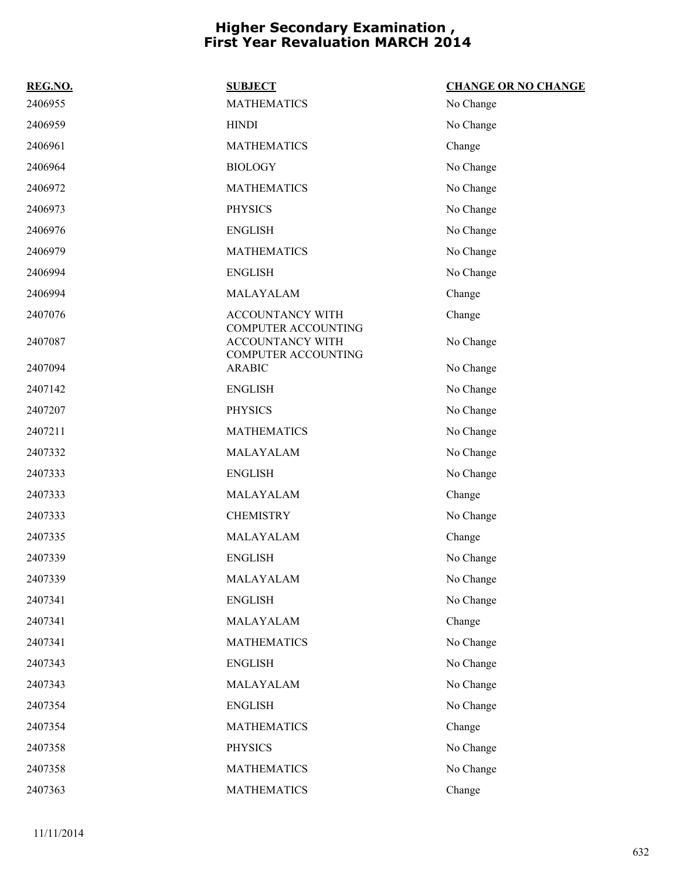# Higher Secondary Examination , First Year Revaluation MARCH 2014

| REG.NO. | SUBJECT | CHANGE OR NO CHANGE |
|---|---|---|
| 2406955 | MATHEMATICS | No Change |
| 2406959 | HINDI | No Change |
| 2406961 | MATHEMATICS | Change |
| 2406964 | BIOLOGY | No Change |
| 2406972 | MATHEMATICS | No Change |
| 2406973 | PHYSICS | No Change |
| 2406976 | ENGLISH | No Change |
| 2406979 | MATHEMATICS | No Change |
| 2406994 | ENGLISH | No Change |
| 2406994 | MALAYALAM | Change |
| 2407076 | ACCOUNTANCY WITH COMPUTER ACCOUNTING | Change |
| 2407087 | ACCOUNTANCY WITH COMPUTER ACCOUNTING | No Change |
| 2407094 | ARABIC | No Change |
| 2407142 | ENGLISH | No Change |
| 2407207 | PHYSICS | No Change |
| 2407211 | MATHEMATICS | No Change |
| 2407332 | MALAYALAM | No Change |
| 2407333 | ENGLISH | No Change |
| 2407333 | MALAYALAM | Change |
| 2407333 | CHEMISTRY | No Change |
| 2407335 | MALAYALAM | Change |
| 2407339 | ENGLISH | No Change |
| 2407339 | MALAYALAM | No Change |
| 2407341 | ENGLISH | No Change |
| 2407341 | MALAYALAM | Change |
| 2407341 | MATHEMATICS | No Change |
| 2407343 | ENGLISH | No Change |
| 2407343 | MALAYALAM | No Change |
| 2407354 | ENGLISH | No Change |
| 2407354 | MATHEMATICS | Change |
| 2407358 | PHYSICS | No Change |
| 2407358 | MATHEMATICS | No Change |
| 2407363 | MATHEMATICS | Change |

11/11/2014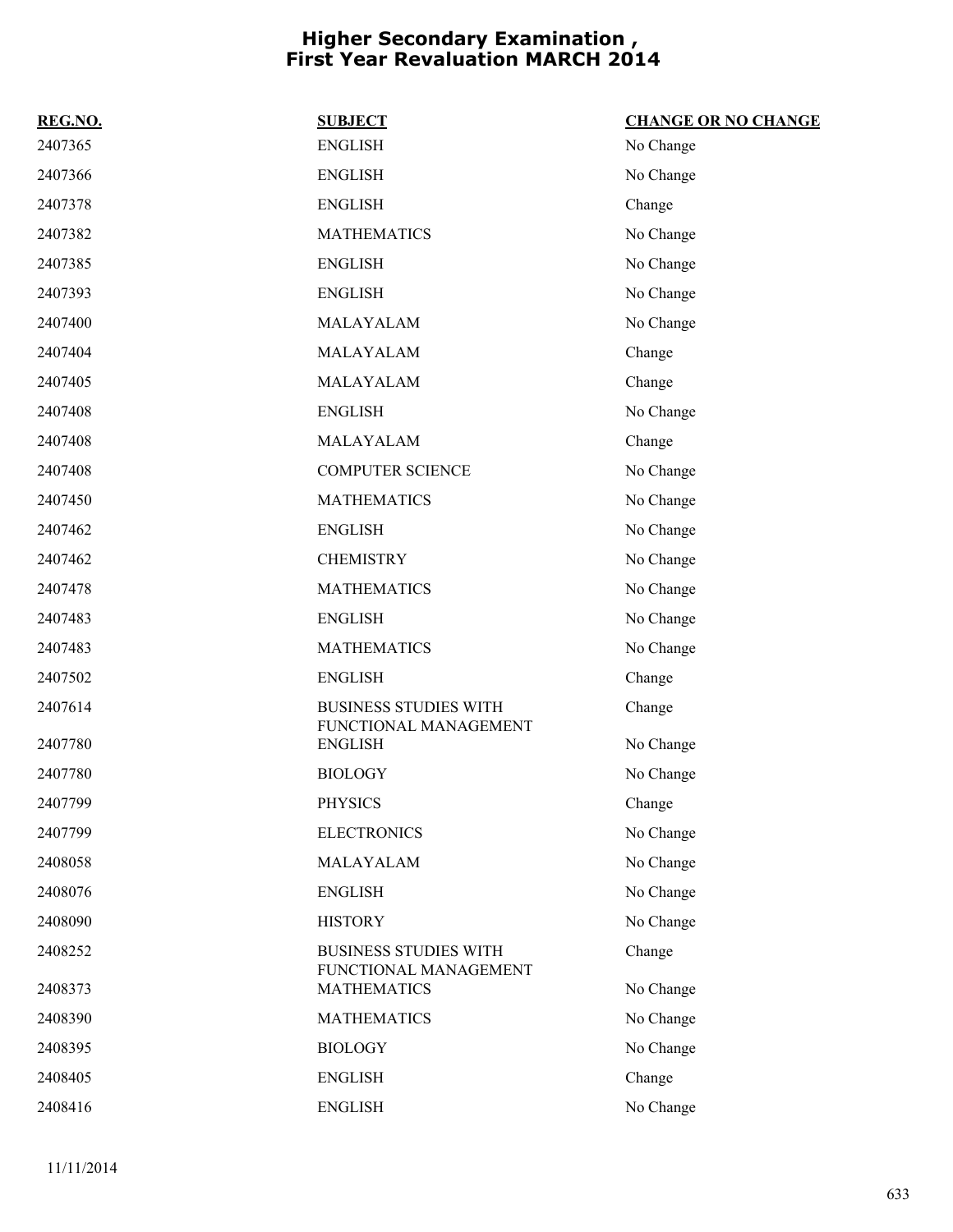# Higher Secondary Examination , First Year Revaluation MARCH 2014

| REG.NO. | SUBJECT | CHANGE OR NO CHANGE |
|---|---|---|
| 2407365 | ENGLISH | No Change |
| 2407366 | ENGLISH | No Change |
| 2407378 | ENGLISH | Change |
| 2407382 | MATHEMATICS | No Change |
| 2407385 | ENGLISH | No Change |
| 2407393 | ENGLISH | No Change |
| 2407400 | MALAYALAM | No Change |
| 2407404 | MALAYALAM | Change |
| 2407405 | MALAYALAM | Change |
| 2407408 | ENGLISH | No Change |
| 2407408 | MALAYALAM | Change |
| 2407408 | COMPUTER SCIENCE | No Change |
| 2407450 | MATHEMATICS | No Change |
| 2407462 | ENGLISH | No Change |
| 2407462 | CHEMISTRY | No Change |
| 2407478 | MATHEMATICS | No Change |
| 2407483 | ENGLISH | No Change |
| 2407483 | MATHEMATICS | No Change |
| 2407502 | ENGLISH | Change |
| 2407614 | BUSINESS STUDIES WITH FUNCTIONAL MANAGEMENT | Change |
| 2407780 | ENGLISH | No Change |
| 2407780 | BIOLOGY | No Change |
| 2407799 | PHYSICS | Change |
| 2407799 | ELECTRONICS | No Change |
| 2408058 | MALAYALAM | No Change |
| 2408076 | ENGLISH | No Change |
| 2408090 | HISTORY | No Change |
| 2408252 | BUSINESS STUDIES WITH FUNCTIONAL MANAGEMENT | Change |
| 2408373 | MATHEMATICS | No Change |
| 2408390 | MATHEMATICS | No Change |
| 2408395 | BIOLOGY | No Change |
| 2408405 | ENGLISH | Change |
| 2408416 | ENGLISH | No Change |

11/11/2014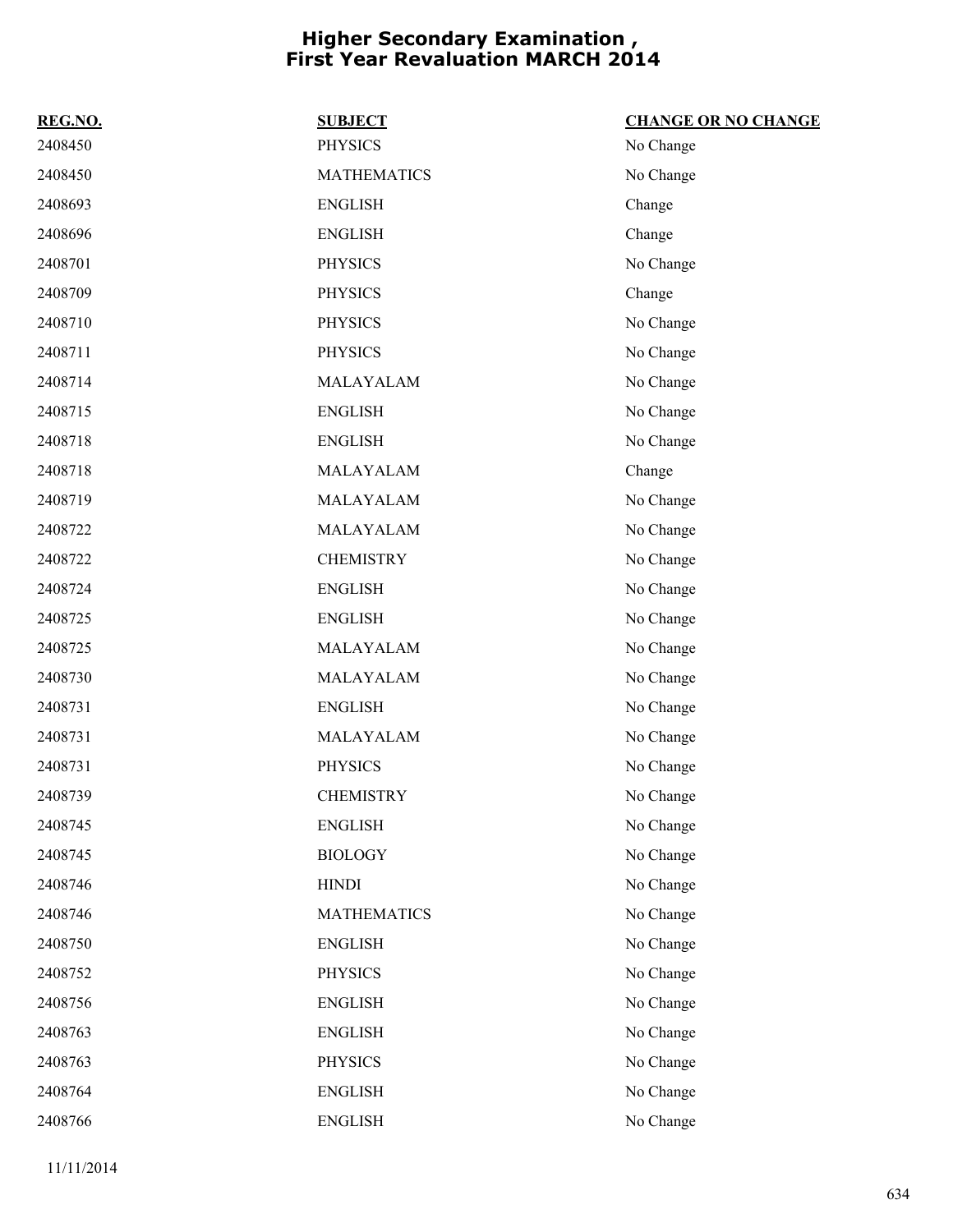# Higher Secondary Examination , First Year Revaluation MARCH 2014

| REG.NO. | SUBJECT | CHANGE OR NO CHANGE |
|---|---|---|
| 2408450 | PHYSICS | No Change |
| 2408450 | MATHEMATICS | No Change |
| 2408693 | ENGLISH | Change |
| 2408696 | ENGLISH | Change |
| 2408701 | PHYSICS | No Change |
| 2408709 | PHYSICS | Change |
| 2408710 | PHYSICS | No Change |
| 2408711 | PHYSICS | No Change |
| 2408714 | MALAYALAM | No Change |
| 2408715 | ENGLISH | No Change |
| 2408718 | ENGLISH | No Change |
| 2408718 | MALAYALAM | Change |
| 2408719 | MALAYALAM | No Change |
| 2408722 | MALAYALAM | No Change |
| 2408722 | CHEMISTRY | No Change |
| 2408724 | ENGLISH | No Change |
| 2408725 | ENGLISH | No Change |
| 2408725 | MALAYALAM | No Change |
| 2408730 | MALAYALAM | No Change |
| 2408731 | ENGLISH | No Change |
| 2408731 | MALAYALAM | No Change |
| 2408731 | PHYSICS | No Change |
| 2408739 | CHEMISTRY | No Change |
| 2408745 | ENGLISH | No Change |
| 2408745 | BIOLOGY | No Change |
| 2408746 | HINDI | No Change |
| 2408746 | MATHEMATICS | No Change |
| 2408750 | ENGLISH | No Change |
| 2408752 | PHYSICS | No Change |
| 2408756 | ENGLISH | No Change |
| 2408763 | ENGLISH | No Change |
| 2408763 | PHYSICS | No Change |
| 2408764 | ENGLISH | No Change |
| 2408766 | ENGLISH | No Change |

11/11/2014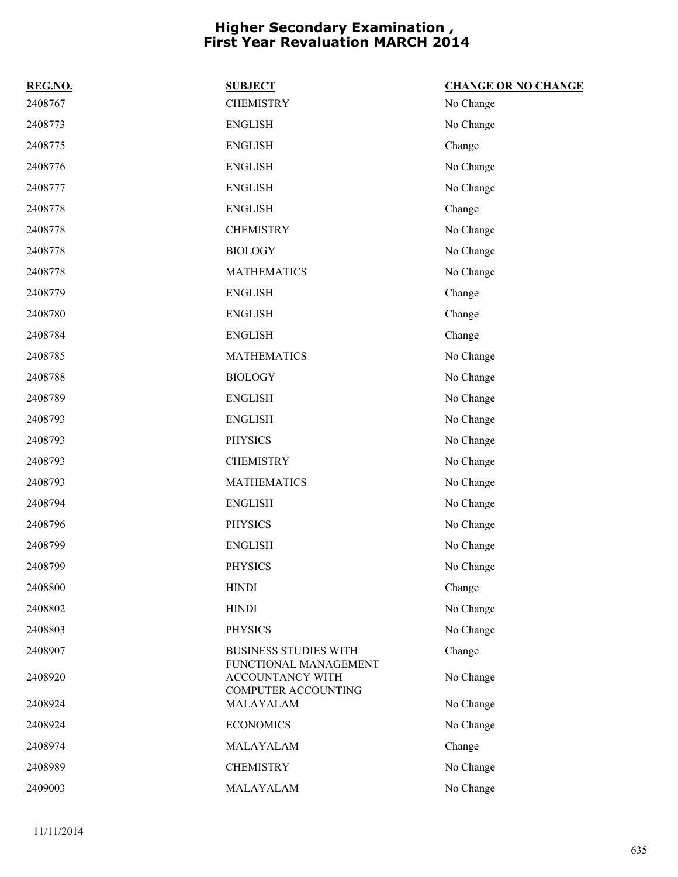# Higher Secondary Examination , First Year Revaluation MARCH 2014

| REG.NO. | SUBJECT | CHANGE OR NO CHANGE |
|---|---|---|
| 2408767 | CHEMISTRY | No Change |
| 2408773 | ENGLISH | No Change |
| 2408775 | ENGLISH | Change |
| 2408776 | ENGLISH | No Change |
| 2408777 | ENGLISH | No Change |
| 2408778 | ENGLISH | Change |
| 2408778 | CHEMISTRY | No Change |
| 2408778 | BIOLOGY | No Change |
| 2408778 | MATHEMATICS | No Change |
| 2408779 | ENGLISH | Change |
| 2408780 | ENGLISH | Change |
| 2408784 | ENGLISH | Change |
| 2408785 | MATHEMATICS | No Change |
| 2408788 | BIOLOGY | No Change |
| 2408789 | ENGLISH | No Change |
| 2408793 | ENGLISH | No Change |
| 2408793 | PHYSICS | No Change |
| 2408793 | CHEMISTRY | No Change |
| 2408793 | MATHEMATICS | No Change |
| 2408794 | ENGLISH | No Change |
| 2408796 | PHYSICS | No Change |
| 2408799 | ENGLISH | No Change |
| 2408799 | PHYSICS | No Change |
| 2408800 | HINDI | Change |
| 2408802 | HINDI | No Change |
| 2408803 | PHYSICS | No Change |
| 2408907 | BUSINESS STUDIES WITH FUNCTIONAL MANAGEMENT | Change |
| 2408920 | ACCOUNTANCY WITH COMPUTER ACCOUNTING | No Change |
| 2408924 | MALAYALAM | No Change |
| 2408924 | ECONOMICS | No Change |
| 2408974 | MALAYALAM | Change |
| 2408989 | CHEMISTRY | No Change |
| 2409003 | MALAYALAM | No Change |

11/11/2014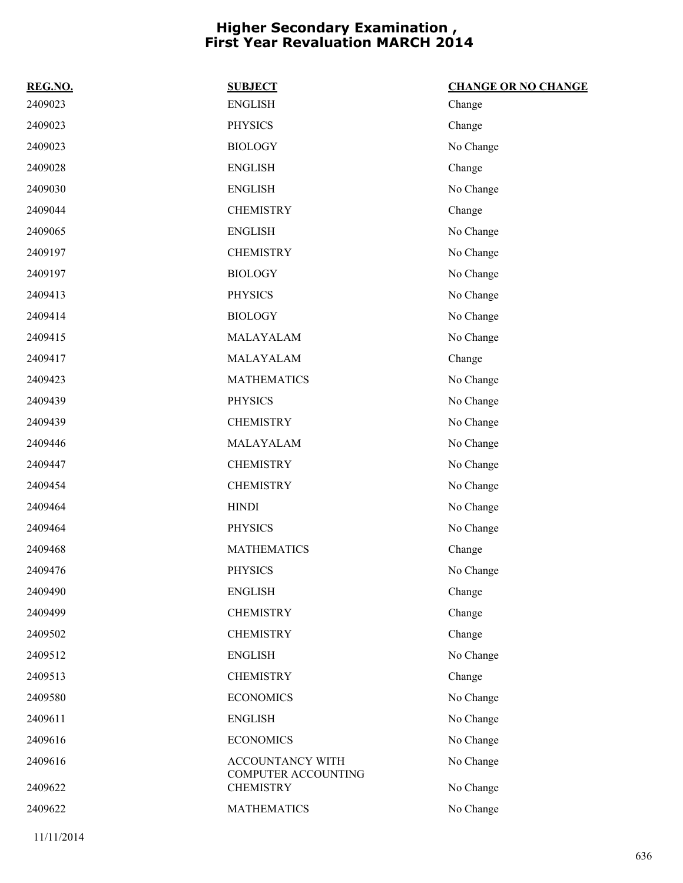# Higher Secondary Examination , First Year Revaluation MARCH 2014

| REG.NO. | SUBJECT | CHANGE OR NO CHANGE |
|---|---|---|
| 2409023 | ENGLISH | Change |
| 2409023 | PHYSICS | Change |
| 2409023 | BIOLOGY | No Change |
| 2409028 | ENGLISH | Change |
| 2409030 | ENGLISH | No Change |
| 2409044 | CHEMISTRY | Change |
| 2409065 | ENGLISH | No Change |
| 2409197 | CHEMISTRY | No Change |
| 2409197 | BIOLOGY | No Change |
| 2409413 | PHYSICS | No Change |
| 2409414 | BIOLOGY | No Change |
| 2409415 | MALAYALAM | No Change |
| 2409417 | MALAYALAM | Change |
| 2409423 | MATHEMATICS | No Change |
| 2409439 | PHYSICS | No Change |
| 2409439 | CHEMISTRY | No Change |
| 2409446 | MALAYALAM | No Change |
| 2409447 | CHEMISTRY | No Change |
| 2409454 | CHEMISTRY | No Change |
| 2409464 | HINDI | No Change |
| 2409464 | PHYSICS | No Change |
| 2409468 | MATHEMATICS | Change |
| 2409476 | PHYSICS | No Change |
| 2409490 | ENGLISH | Change |
| 2409499 | CHEMISTRY | Change |
| 2409502 | CHEMISTRY | Change |
| 2409512 | ENGLISH | No Change |
| 2409513 | CHEMISTRY | Change |
| 2409580 | ECONOMICS | No Change |
| 2409611 | ENGLISH | No Change |
| 2409616 | ECONOMICS | No Change |
| 2409616 | ACCOUNTANCY WITH COMPUTER ACCOUNTING | No Change |
| 2409622 | CHEMISTRY | No Change |
| 2409622 | MATHEMATICS | No Change |

11/11/2014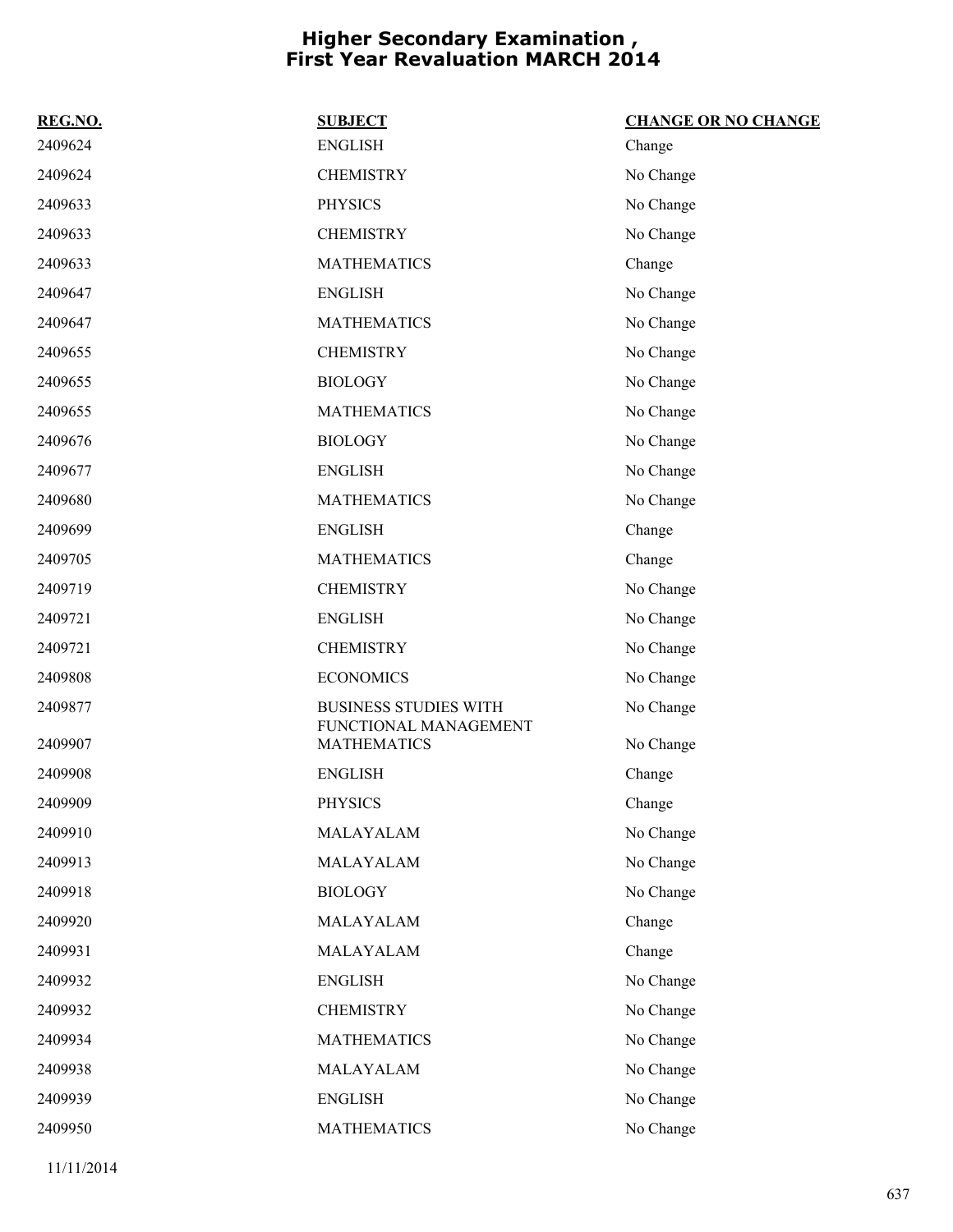# Higher Secondary Examination , First Year Revaluation MARCH 2014

| REG.NO. | SUBJECT | CHANGE OR NO CHANGE |
|---|---|---|
| 2409624 | ENGLISH | Change |
| 2409624 | CHEMISTRY | No Change |
| 2409633 | PHYSICS | No Change |
| 2409633 | CHEMISTRY | No Change |
| 2409633 | MATHEMATICS | Change |
| 2409647 | ENGLISH | No Change |
| 2409647 | MATHEMATICS | No Change |
| 2409655 | CHEMISTRY | No Change |
| 2409655 | BIOLOGY | No Change |
| 2409655 | MATHEMATICS | No Change |
| 2409676 | BIOLOGY | No Change |
| 2409677 | ENGLISH | No Change |
| 2409680 | MATHEMATICS | No Change |
| 2409699 | ENGLISH | Change |
| 2409705 | MATHEMATICS | Change |
| 2409719 | CHEMISTRY | No Change |
| 2409721 | ENGLISH | No Change |
| 2409721 | CHEMISTRY | No Change |
| 2409808 | ECONOMICS | No Change |
| 2409877 | BUSINESS STUDIES WITH FUNCTIONAL MANAGEMENT | No Change |
| 2409907 | MATHEMATICS | No Change |
| 2409908 | ENGLISH | Change |
| 2409909 | PHYSICS | Change |
| 2409910 | MALAYALAM | No Change |
| 2409913 | MALAYALAM | No Change |
| 2409918 | BIOLOGY | No Change |
| 2409920 | MALAYALAM | Change |
| 2409931 | MALAYALAM | Change |
| 2409932 | ENGLISH | No Change |
| 2409932 | CHEMISTRY | No Change |
| 2409934 | MATHEMATICS | No Change |
| 2409938 | MALAYALAM | No Change |
| 2409939 | ENGLISH | No Change |
| 2409950 | MATHEMATICS | No Change |

11/11/2014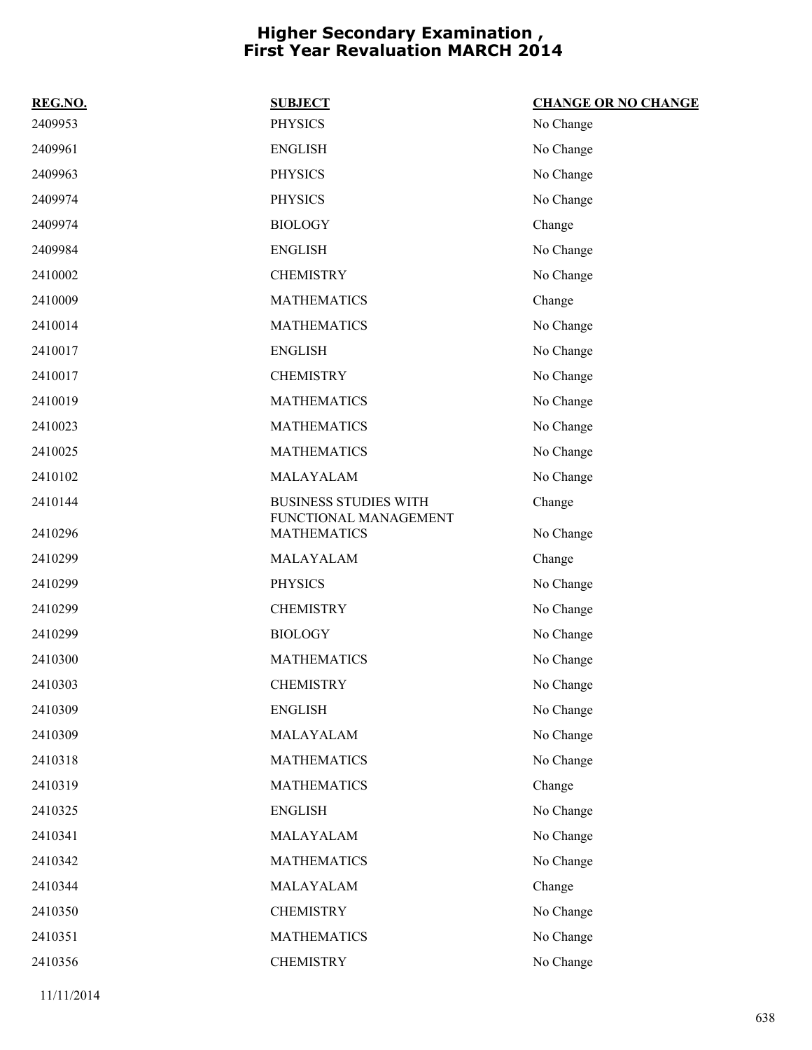# Higher Secondary Examination , First Year Revaluation MARCH 2014

| REG.NO. | SUBJECT | CHANGE OR NO CHANGE |
|---|---|---|
| 2409953 | PHYSICS | No Change |
| 2409961 | ENGLISH | No Change |
| 2409963 | PHYSICS | No Change |
| 2409974 | PHYSICS | No Change |
| 2409974 | BIOLOGY | Change |
| 2409984 | ENGLISH | No Change |
| 2410002 | CHEMISTRY | No Change |
| 2410009 | MATHEMATICS | Change |
| 2410014 | MATHEMATICS | No Change |
| 2410017 | ENGLISH | No Change |
| 2410017 | CHEMISTRY | No Change |
| 2410019 | MATHEMATICS | No Change |
| 2410023 | MATHEMATICS | No Change |
| 2410025 | MATHEMATICS | No Change |
| 2410102 | MALAYALAM | No Change |
| 2410144 | BUSINESS STUDIES WITH FUNCTIONAL MANAGEMENT | Change |
| 2410296 | MATHEMATICS | No Change |
| 2410299 | MALAYALAM | Change |
| 2410299 | PHYSICS | No Change |
| 2410299 | CHEMISTRY | No Change |
| 2410299 | BIOLOGY | No Change |
| 2410300 | MATHEMATICS | No Change |
| 2410303 | CHEMISTRY | No Change |
| 2410309 | ENGLISH | No Change |
| 2410309 | MALAYALAM | No Change |
| 2410318 | MATHEMATICS | No Change |
| 2410319 | MATHEMATICS | Change |
| 2410325 | ENGLISH | No Change |
| 2410341 | MALAYALAM | No Change |
| 2410342 | MATHEMATICS | No Change |
| 2410344 | MALAYALAM | Change |
| 2410350 | CHEMISTRY | No Change |
| 2410351 | MATHEMATICS | No Change |
| 2410356 | CHEMISTRY | No Change |

11/11/2014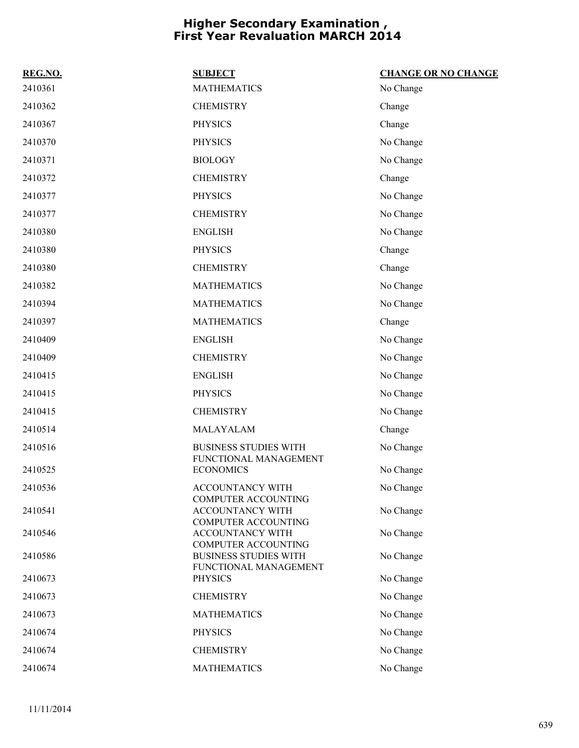# Higher Secondary Examination , First Year Revaluation MARCH 2014

| REG.NO. | SUBJECT | CHANGE OR NO CHANGE |
|---|---|---|
| 2410361 | MATHEMATICS | No Change |
| 2410362 | CHEMISTRY | Change |
| 2410367 | PHYSICS | Change |
| 2410370 | PHYSICS | No Change |
| 2410371 | BIOLOGY | No Change |
| 2410372 | CHEMISTRY | Change |
| 2410377 | PHYSICS | No Change |
| 2410377 | CHEMISTRY | No Change |
| 2410380 | ENGLISH | No Change |
| 2410380 | PHYSICS | Change |
| 2410380 | CHEMISTRY | Change |
| 2410382 | MATHEMATICS | No Change |
| 2410394 | MATHEMATICS | No Change |
| 2410397 | MATHEMATICS | Change |
| 2410409 | ENGLISH | No Change |
| 2410409 | CHEMISTRY | No Change |
| 2410415 | ENGLISH | No Change |
| 2410415 | PHYSICS | No Change |
| 2410415 | CHEMISTRY | No Change |
| 2410514 | MALAYALAM | Change |
| 2410516 | BUSINESS STUDIES WITH FUNCTIONAL MANAGEMENT | No Change |
| 2410525 | ECONOMICS | No Change |
| 2410536 | ACCOUNTANCY WITH COMPUTER ACCOUNTING | No Change |
| 2410541 | ACCOUNTANCY WITH COMPUTER ACCOUNTING | No Change |
| 2410546 | ACCOUNTANCY WITH COMPUTER ACCOUNTING | No Change |
| 2410586 | BUSINESS STUDIES WITH FUNCTIONAL MANAGEMENT | No Change |
| 2410673 | PHYSICS | No Change |
| 2410673 | CHEMISTRY | No Change |
| 2410673 | MATHEMATICS | No Change |
| 2410674 | PHYSICS | No Change |
| 2410674 | CHEMISTRY | No Change |
| 2410674 | MATHEMATICS | No Change |

11/11/2014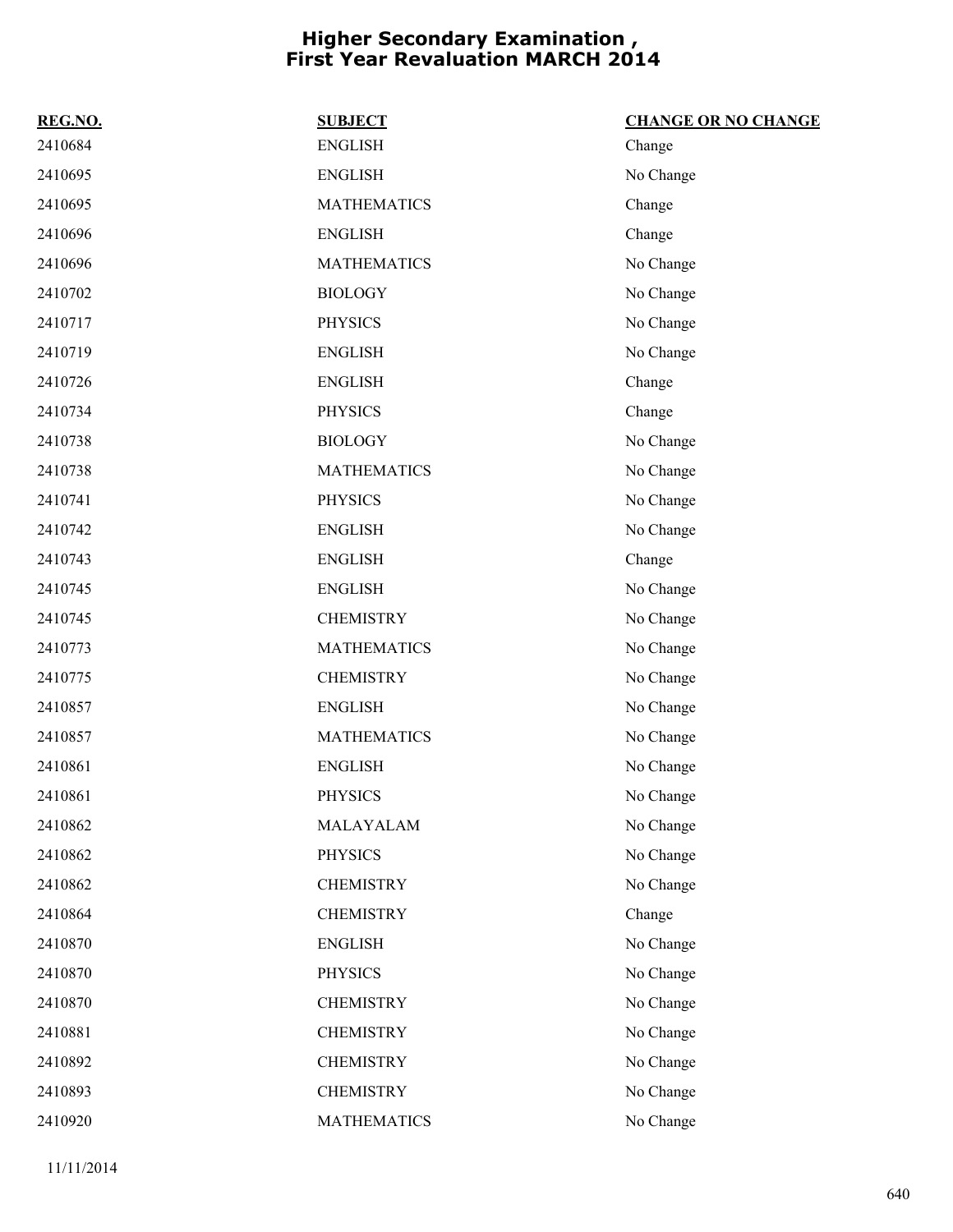# Higher Secondary Examination , First Year Revaluation MARCH 2014

| REG.NO. | SUBJECT | CHANGE OR NO CHANGE |
|---|---|---|
| 2410684 | ENGLISH | Change |
| 2410695 | ENGLISH | No Change |
| 2410695 | MATHEMATICS | Change |
| 2410696 | ENGLISH | Change |
| 2410696 | MATHEMATICS | No Change |
| 2410702 | BIOLOGY | No Change |
| 2410717 | PHYSICS | No Change |
| 2410719 | ENGLISH | No Change |
| 2410726 | ENGLISH | Change |
| 2410734 | PHYSICS | Change |
| 2410738 | BIOLOGY | No Change |
| 2410738 | MATHEMATICS | No Change |
| 2410741 | PHYSICS | No Change |
| 2410742 | ENGLISH | No Change |
| 2410743 | ENGLISH | Change |
| 2410745 | ENGLISH | No Change |
| 2410745 | CHEMISTRY | No Change |
| 2410773 | MATHEMATICS | No Change |
| 2410775 | CHEMISTRY | No Change |
| 2410857 | ENGLISH | No Change |
| 2410857 | MATHEMATICS | No Change |
| 2410861 | ENGLISH | No Change |
| 2410861 | PHYSICS | No Change |
| 2410862 | MALAYALAM | No Change |
| 2410862 | PHYSICS | No Change |
| 2410862 | CHEMISTRY | No Change |
| 2410864 | CHEMISTRY | Change |
| 2410870 | ENGLISH | No Change |
| 2410870 | PHYSICS | No Change |
| 2410870 | CHEMISTRY | No Change |
| 2410881 | CHEMISTRY | No Change |
| 2410892 | CHEMISTRY | No Change |
| 2410893 | CHEMISTRY | No Change |
| 2410920 | MATHEMATICS | No Change |

11/11/2014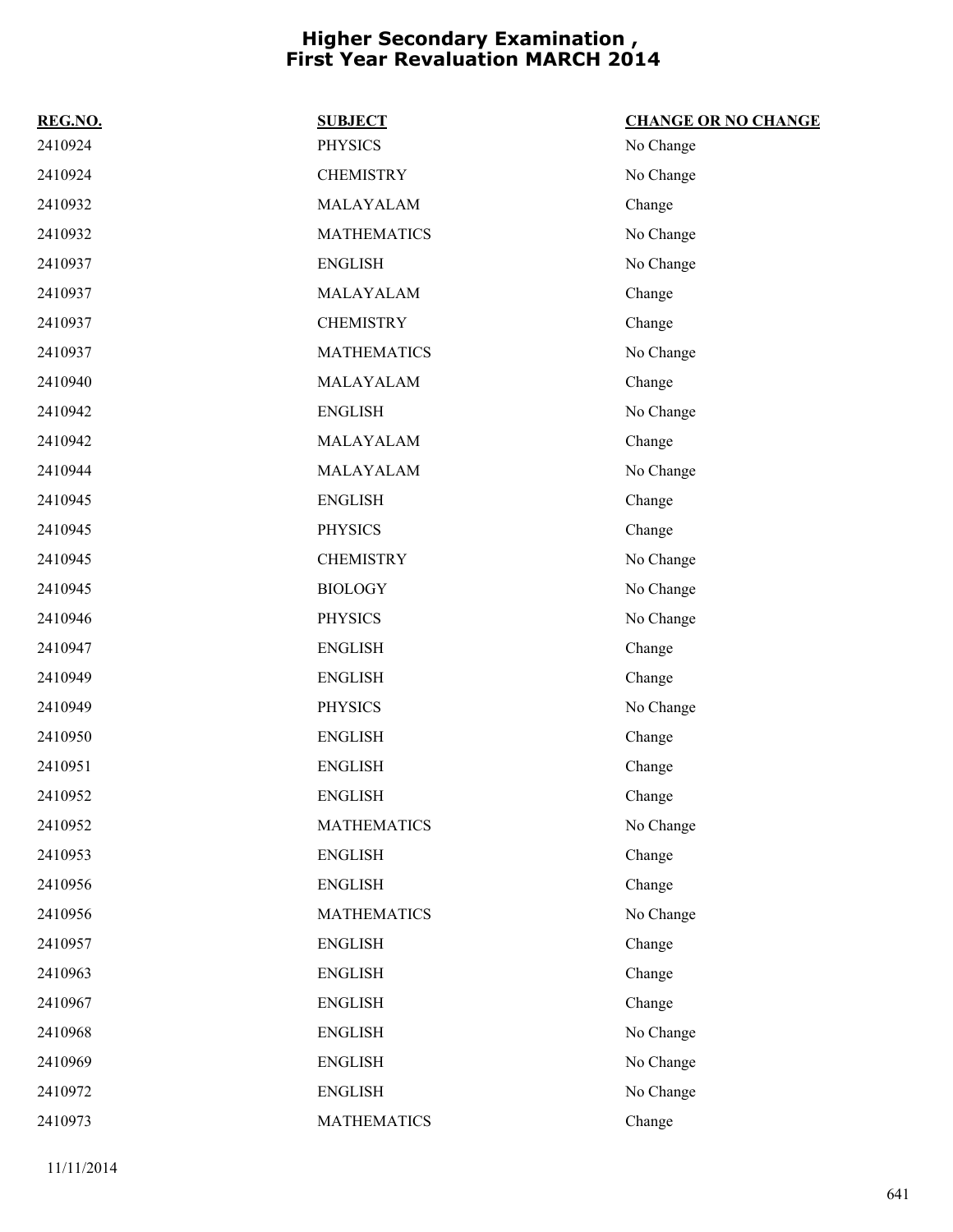# Higher Secondary Examination , First Year Revaluation MARCH 2014

| REG.NO. | SUBJECT | CHANGE OR NO CHANGE |
|---|---|---|
| 2410924 | PHYSICS | No Change |
| 2410924 | CHEMISTRY | No Change |
| 2410932 | MALAYALAM | Change |
| 2410932 | MATHEMATICS | No Change |
| 2410937 | ENGLISH | No Change |
| 2410937 | MALAYALAM | Change |
| 2410937 | CHEMISTRY | Change |
| 2410937 | MATHEMATICS | No Change |
| 2410940 | MALAYALAM | Change |
| 2410942 | ENGLISH | No Change |
| 2410942 | MALAYALAM | Change |
| 2410944 | MALAYALAM | No Change |
| 2410945 | ENGLISH | Change |
| 2410945 | PHYSICS | Change |
| 2410945 | CHEMISTRY | No Change |
| 2410945 | BIOLOGY | No Change |
| 2410946 | PHYSICS | No Change |
| 2410947 | ENGLISH | Change |
| 2410949 | ENGLISH | Change |
| 2410949 | PHYSICS | No Change |
| 2410950 | ENGLISH | Change |
| 2410951 | ENGLISH | Change |
| 2410952 | ENGLISH | Change |
| 2410952 | MATHEMATICS | No Change |
| 2410953 | ENGLISH | Change |
| 2410956 | ENGLISH | Change |
| 2410956 | MATHEMATICS | No Change |
| 2410957 | ENGLISH | Change |
| 2410963 | ENGLISH | Change |
| 2410967 | ENGLISH | Change |
| 2410968 | ENGLISH | No Change |
| 2410969 | ENGLISH | No Change |
| 2410972 | ENGLISH | No Change |
| 2410973 | MATHEMATICS | Change |

11/11/2014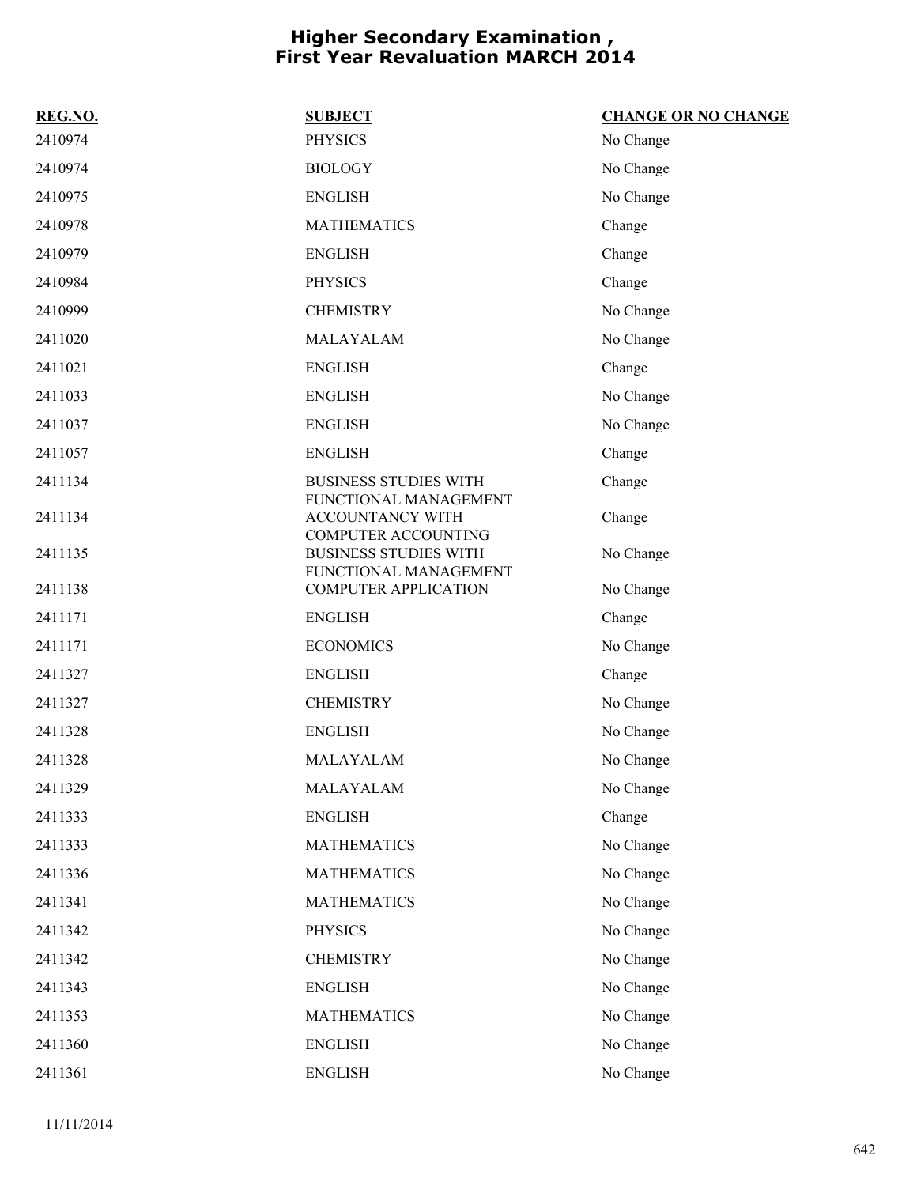# Higher Secondary Examination , First Year Revaluation MARCH 2014

| REG.NO. | SUBJECT | CHANGE OR NO CHANGE |
|---|---|---|
| 2410974 | PHYSICS | No Change |
| 2410974 | BIOLOGY | No Change |
| 2410975 | ENGLISH | No Change |
| 2410978 | MATHEMATICS | Change |
| 2410979 | ENGLISH | Change |
| 2410984 | PHYSICS | Change |
| 2410999 | CHEMISTRY | No Change |
| 2411020 | MALAYALAM | No Change |
| 2411021 | ENGLISH | Change |
| 2411033 | ENGLISH | No Change |
| 2411037 | ENGLISH | No Change |
| 2411057 | ENGLISH | Change |
| 2411134 | BUSINESS STUDIES WITH FUNCTIONAL MANAGEMENT | Change |
| 2411134 | ACCOUNTANCY WITH COMPUTER ACCOUNTING | Change |
| 2411135 | BUSINESS STUDIES WITH FUNCTIONAL MANAGEMENT | No Change |
| 2411138 | COMPUTER APPLICATION | No Change |
| 2411171 | ENGLISH | Change |
| 2411171 | ECONOMICS | No Change |
| 2411327 | ENGLISH | Change |
| 2411327 | CHEMISTRY | No Change |
| 2411328 | ENGLISH | No Change |
| 2411328 | MALAYALAM | No Change |
| 2411329 | MALAYALAM | No Change |
| 2411333 | ENGLISH | Change |
| 2411333 | MATHEMATICS | No Change |
| 2411336 | MATHEMATICS | No Change |
| 2411341 | MATHEMATICS | No Change |
| 2411342 | PHYSICS | No Change |
| 2411342 | CHEMISTRY | No Change |
| 2411343 | ENGLISH | No Change |
| 2411353 | MATHEMATICS | No Change |
| 2411360 | ENGLISH | No Change |
| 2411361 | ENGLISH | No Change |

11/11/2014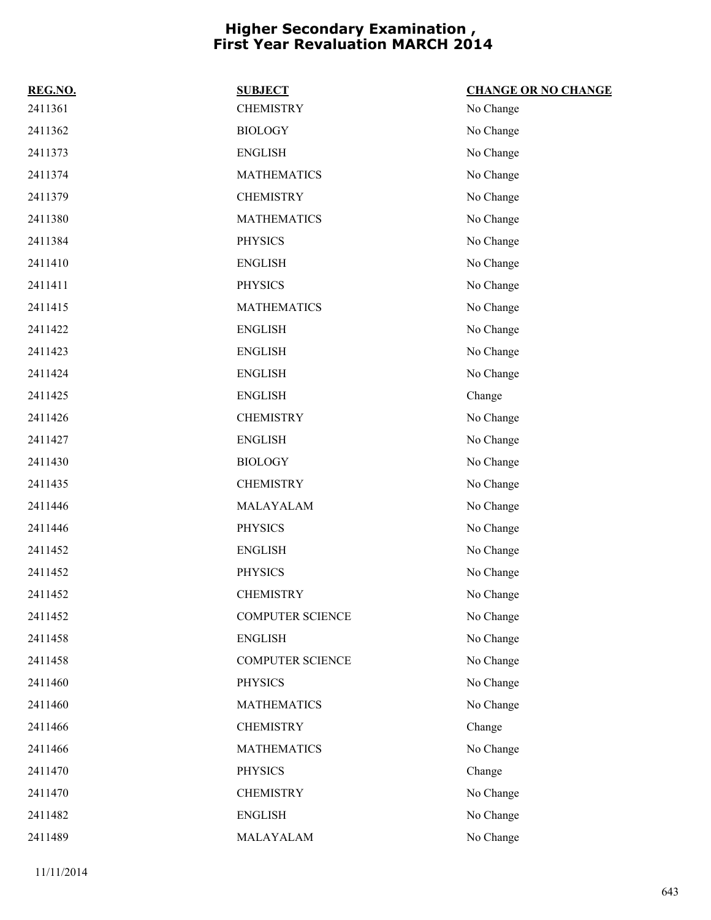# Higher Secondary Examination , First Year Revaluation MARCH 2014

| REG.NO. | SUBJECT | CHANGE OR NO CHANGE |
|---|---|---|
| 2411361 | CHEMISTRY | No Change |
| 2411362 | BIOLOGY | No Change |
| 2411373 | ENGLISH | No Change |
| 2411374 | MATHEMATICS | No Change |
| 2411379 | CHEMISTRY | No Change |
| 2411380 | MATHEMATICS | No Change |
| 2411384 | PHYSICS | No Change |
| 2411410 | ENGLISH | No Change |
| 2411411 | PHYSICS | No Change |
| 2411415 | MATHEMATICS | No Change |
| 2411422 | ENGLISH | No Change |
| 2411423 | ENGLISH | No Change |
| 2411424 | ENGLISH | No Change |
| 2411425 | ENGLISH | Change |
| 2411426 | CHEMISTRY | No Change |
| 2411427 | ENGLISH | No Change |
| 2411430 | BIOLOGY | No Change |
| 2411435 | CHEMISTRY | No Change |
| 2411446 | MALAYALAM | No Change |
| 2411446 | PHYSICS | No Change |
| 2411452 | ENGLISH | No Change |
| 2411452 | PHYSICS | No Change |
| 2411452 | CHEMISTRY | No Change |
| 2411452 | COMPUTER SCIENCE | No Change |
| 2411458 | ENGLISH | No Change |
| 2411458 | COMPUTER SCIENCE | No Change |
| 2411460 | PHYSICS | No Change |
| 2411460 | MATHEMATICS | No Change |
| 2411466 | CHEMISTRY | Change |
| 2411466 | MATHEMATICS | No Change |
| 2411470 | PHYSICS | Change |
| 2411470 | CHEMISTRY | No Change |
| 2411482 | ENGLISH | No Change |
| 2411489 | MALAYALAM | No Change |

11/11/2014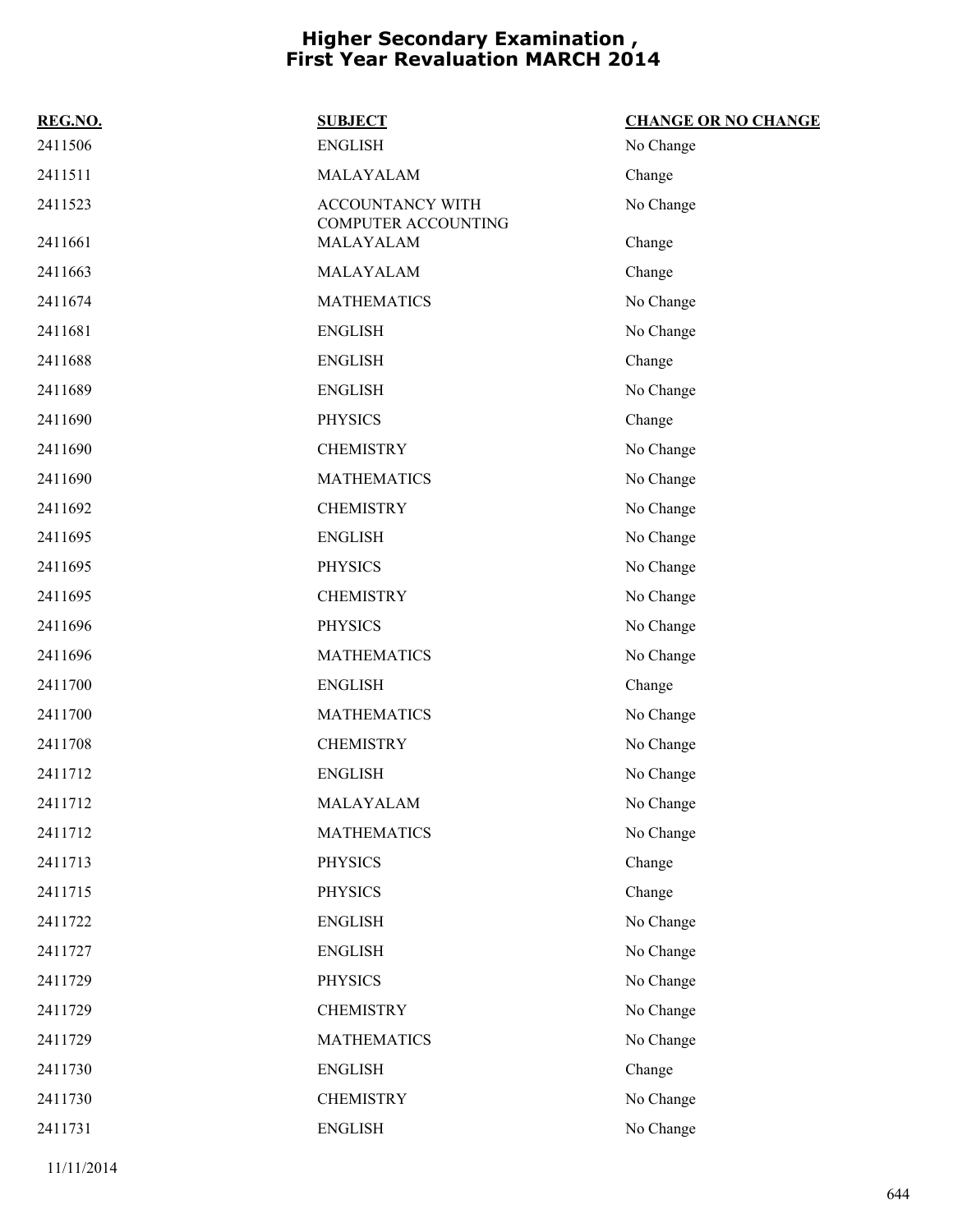# Higher Secondary Examination , First Year Revaluation MARCH 2014

| REG.NO. | SUBJECT | CHANGE OR NO CHANGE |
|---|---|---|
| 2411506 | ENGLISH | No Change |
| 2411511 | MALAYALAM | Change |
| 2411523 | ACCOUNTANCY WITH COMPUTER ACCOUNTING | No Change |
| 2411661 | MALAYALAM | Change |
| 2411663 | MALAYALAM | Change |
| 2411674 | MATHEMATICS | No Change |
| 2411681 | ENGLISH | No Change |
| 2411688 | ENGLISH | Change |
| 2411689 | ENGLISH | No Change |
| 2411690 | PHYSICS | Change |
| 2411690 | CHEMISTRY | No Change |
| 2411690 | MATHEMATICS | No Change |
| 2411692 | CHEMISTRY | No Change |
| 2411695 | ENGLISH | No Change |
| 2411695 | PHYSICS | No Change |
| 2411695 | CHEMISTRY | No Change |
| 2411696 | PHYSICS | No Change |
| 2411696 | MATHEMATICS | No Change |
| 2411700 | ENGLISH | Change |
| 2411700 | MATHEMATICS | No Change |
| 2411708 | CHEMISTRY | No Change |
| 2411712 | ENGLISH | No Change |
| 2411712 | MALAYALAM | No Change |
| 2411712 | MATHEMATICS | No Change |
| 2411713 | PHYSICS | Change |
| 2411715 | PHYSICS | Change |
| 2411722 | ENGLISH | No Change |
| 2411727 | ENGLISH | No Change |
| 2411729 | PHYSICS | No Change |
| 2411729 | CHEMISTRY | No Change |
| 2411729 | MATHEMATICS | No Change |
| 2411730 | ENGLISH | Change |
| 2411730 | CHEMISTRY | No Change |
| 2411731 | ENGLISH | No Change |

11/11/2014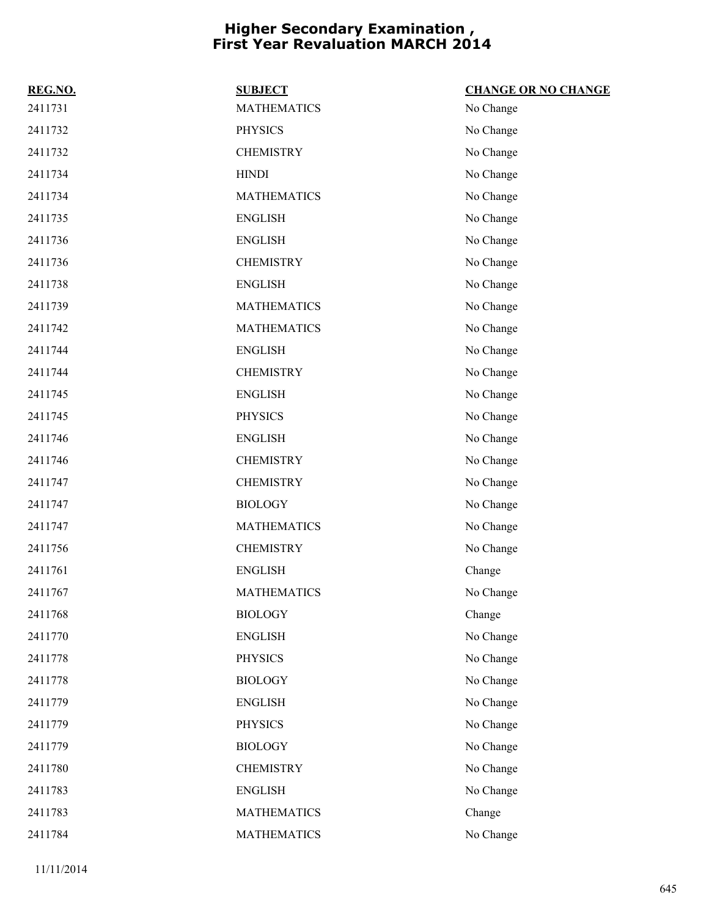# Higher Secondary Examination , First Year Revaluation MARCH 2014

| REG.NO. | SUBJECT | CHANGE OR NO CHANGE |
|---|---|---|
| 2411731 | MATHEMATICS | No Change |
| 2411732 | PHYSICS | No Change |
| 2411732 | CHEMISTRY | No Change |
| 2411734 | HINDI | No Change |
| 2411734 | MATHEMATICS | No Change |
| 2411735 | ENGLISH | No Change |
| 2411736 | ENGLISH | No Change |
| 2411736 | CHEMISTRY | No Change |
| 2411738 | ENGLISH | No Change |
| 2411739 | MATHEMATICS | No Change |
| 2411742 | MATHEMATICS | No Change |
| 2411744 | ENGLISH | No Change |
| 2411744 | CHEMISTRY | No Change |
| 2411745 | ENGLISH | No Change |
| 2411745 | PHYSICS | No Change |
| 2411746 | ENGLISH | No Change |
| 2411746 | CHEMISTRY | No Change |
| 2411747 | CHEMISTRY | No Change |
| 2411747 | BIOLOGY | No Change |
| 2411747 | MATHEMATICS | No Change |
| 2411756 | CHEMISTRY | No Change |
| 2411761 | ENGLISH | Change |
| 2411767 | MATHEMATICS | No Change |
| 2411768 | BIOLOGY | Change |
| 2411770 | ENGLISH | No Change |
| 2411778 | PHYSICS | No Change |
| 2411778 | BIOLOGY | No Change |
| 2411779 | ENGLISH | No Change |
| 2411779 | PHYSICS | No Change |
| 2411779 | BIOLOGY | No Change |
| 2411780 | CHEMISTRY | No Change |
| 2411783 | ENGLISH | No Change |
| 2411783 | MATHEMATICS | Change |
| 2411784 | MATHEMATICS | No Change |

11/11/2014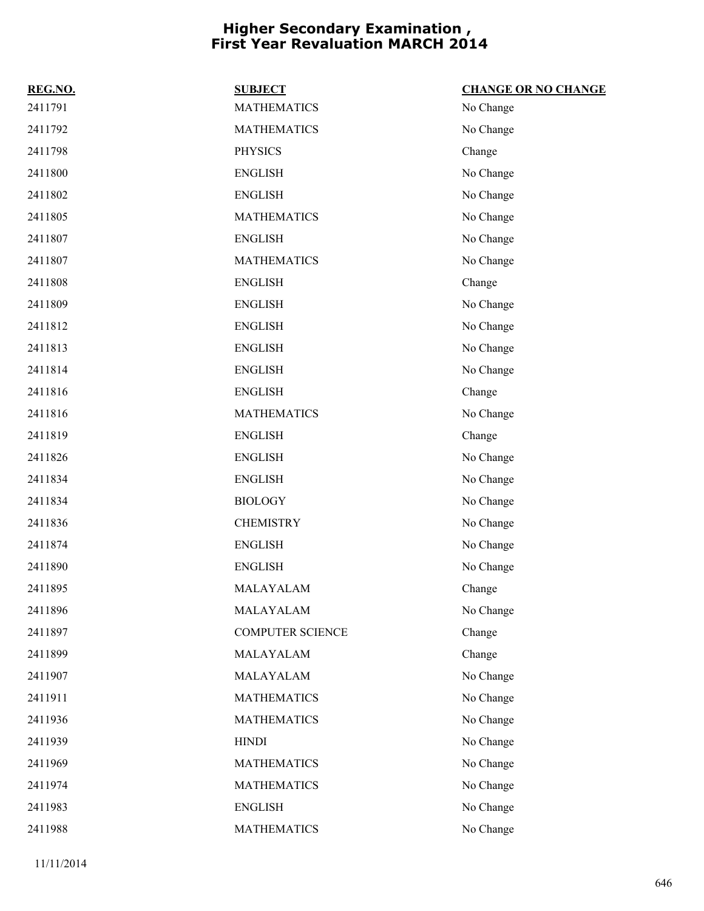# Higher Secondary Examination , First Year Revaluation MARCH 2014

| REG.NO. | SUBJECT | CHANGE OR NO CHANGE |
|---|---|---|
| 2411791 | MATHEMATICS | No Change |
| 2411792 | MATHEMATICS | No Change |
| 2411798 | PHYSICS | Change |
| 2411800 | ENGLISH | No Change |
| 2411802 | ENGLISH | No Change |
| 2411805 | MATHEMATICS | No Change |
| 2411807 | ENGLISH | No Change |
| 2411807 | MATHEMATICS | No Change |
| 2411808 | ENGLISH | Change |
| 2411809 | ENGLISH | No Change |
| 2411812 | ENGLISH | No Change |
| 2411813 | ENGLISH | No Change |
| 2411814 | ENGLISH | No Change |
| 2411816 | ENGLISH | Change |
| 2411816 | MATHEMATICS | No Change |
| 2411819 | ENGLISH | Change |
| 2411826 | ENGLISH | No Change |
| 2411834 | ENGLISH | No Change |
| 2411834 | BIOLOGY | No Change |
| 2411836 | CHEMISTRY | No Change |
| 2411874 | ENGLISH | No Change |
| 2411890 | ENGLISH | No Change |
| 2411895 | MALAYALAM | Change |
| 2411896 | MALAYALAM | No Change |
| 2411897 | COMPUTER SCIENCE | Change |
| 2411899 | MALAYALAM | Change |
| 2411907 | MALAYALAM | No Change |
| 2411911 | MATHEMATICS | No Change |
| 2411936 | MATHEMATICS | No Change |
| 2411939 | HINDI | No Change |
| 2411969 | MATHEMATICS | No Change |
| 2411974 | MATHEMATICS | No Change |
| 2411983 | ENGLISH | No Change |
| 2411988 | MATHEMATICS | No Change |

11/11/2014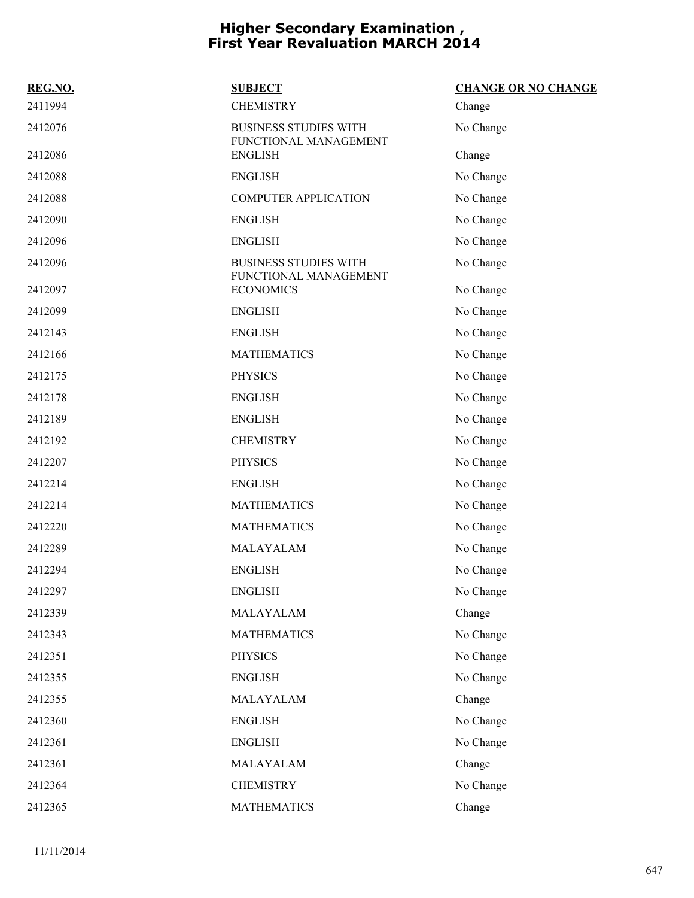# Higher Secondary Examination , First Year Revaluation MARCH 2014

| REG.NO. | SUBJECT | CHANGE OR NO CHANGE |
| --- | --- | --- |
| 2411994 | CHEMISTRY | Change |
| 2412076 | BUSINESS STUDIES WITH FUNCTIONAL MANAGEMENT | No Change |
| 2412086 | ENGLISH | Change |
| 2412088 | ENGLISH | No Change |
| 2412088 | COMPUTER APPLICATION | No Change |
| 2412090 | ENGLISH | No Change |
| 2412096 | ENGLISH | No Change |
| 2412096 | BUSINESS STUDIES WITH FUNCTIONAL MANAGEMENT | No Change |
| 2412097 | ECONOMICS | No Change |
| 2412099 | ENGLISH | No Change |
| 2412143 | ENGLISH | No Change |
| 2412166 | MATHEMATICS | No Change |
| 2412175 | PHYSICS | No Change |
| 2412178 | ENGLISH | No Change |
| 2412189 | ENGLISH | No Change |
| 2412192 | CHEMISTRY | No Change |
| 2412207 | PHYSICS | No Change |
| 2412214 | ENGLISH | No Change |
| 2412214 | MATHEMATICS | No Change |
| 2412220 | MATHEMATICS | No Change |
| 2412289 | MALAYALAM | No Change |
| 2412294 | ENGLISH | No Change |
| 2412297 | ENGLISH | No Change |
| 2412339 | MALAYALAM | Change |
| 2412343 | MATHEMATICS | No Change |
| 2412351 | PHYSICS | No Change |
| 2412355 | ENGLISH | No Change |
| 2412355 | MALAYALAM | Change |
| 2412360 | ENGLISH | No Change |
| 2412361 | ENGLISH | No Change |
| 2412361 | MALAYALAM | Change |
| 2412364 | CHEMISTRY | No Change |
| 2412365 | MATHEMATICS | Change |

11/11/2014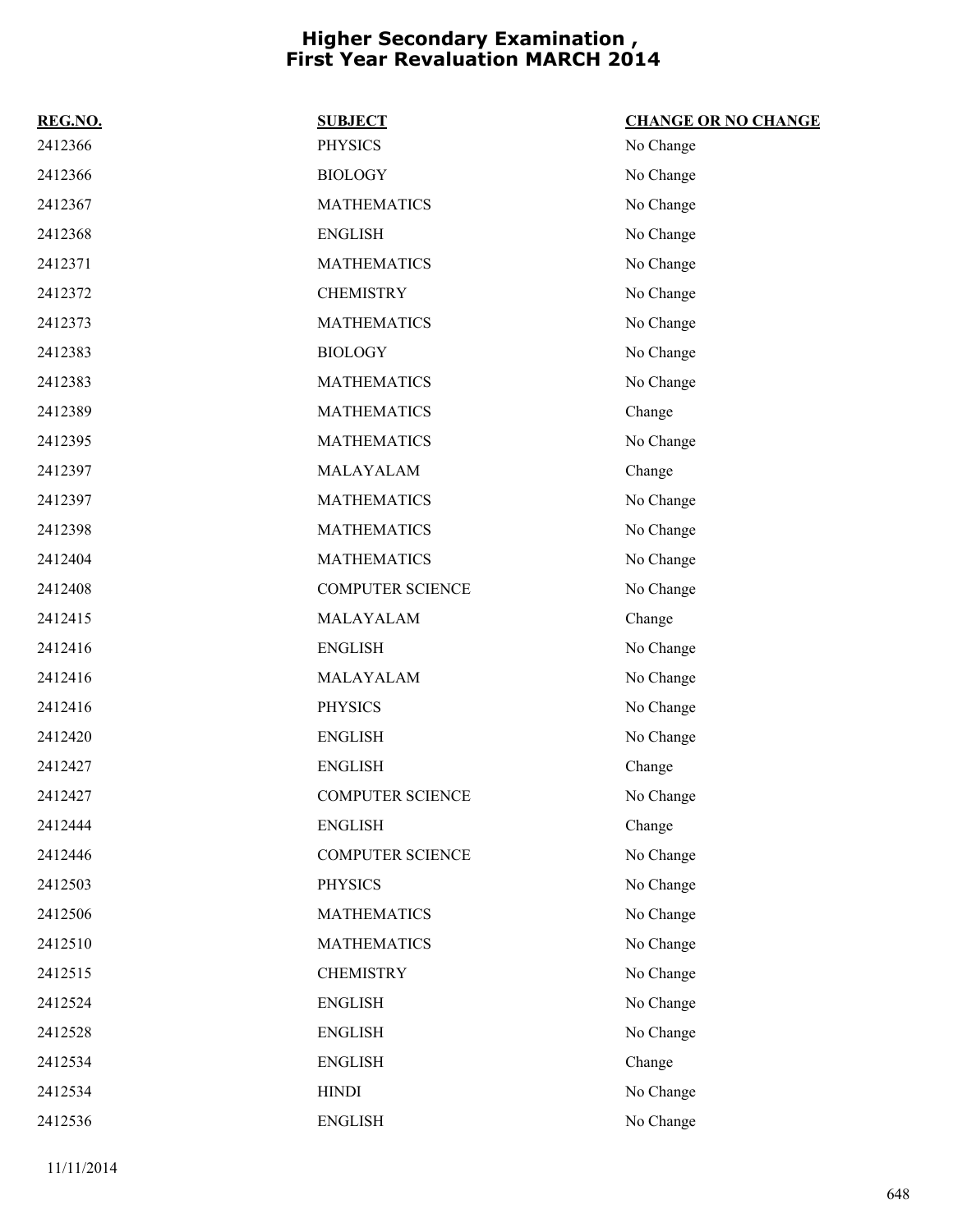# Higher Secondary Examination , First Year Revaluation MARCH 2014

| REG.NO. | SUBJECT | CHANGE OR NO CHANGE |
|---|---|---|
| 2412366 | PHYSICS | No Change |
| 2412366 | BIOLOGY | No Change |
| 2412367 | MATHEMATICS | No Change |
| 2412368 | ENGLISH | No Change |
| 2412371 | MATHEMATICS | No Change |
| 2412372 | CHEMISTRY | No Change |
| 2412373 | MATHEMATICS | No Change |
| 2412383 | BIOLOGY | No Change |
| 2412383 | MATHEMATICS | No Change |
| 2412389 | MATHEMATICS | Change |
| 2412395 | MATHEMATICS | No Change |
| 2412397 | MALAYALAM | Change |
| 2412397 | MATHEMATICS | No Change |
| 2412398 | MATHEMATICS | No Change |
| 2412404 | MATHEMATICS | No Change |
| 2412408 | COMPUTER SCIENCE | No Change |
| 2412415 | MALAYALAM | Change |
| 2412416 | ENGLISH | No Change |
| 2412416 | MALAYALAM | No Change |
| 2412416 | PHYSICS | No Change |
| 2412420 | ENGLISH | No Change |
| 2412427 | ENGLISH | Change |
| 2412427 | COMPUTER SCIENCE | No Change |
| 2412444 | ENGLISH | Change |
| 2412446 | COMPUTER SCIENCE | No Change |
| 2412503 | PHYSICS | No Change |
| 2412506 | MATHEMATICS | No Change |
| 2412510 | MATHEMATICS | No Change |
| 2412515 | CHEMISTRY | No Change |
| 2412524 | ENGLISH | No Change |
| 2412528 | ENGLISH | No Change |
| 2412534 | ENGLISH | Change |
| 2412534 | HINDI | No Change |
| 2412536 | ENGLISH | No Change |

11/11/2014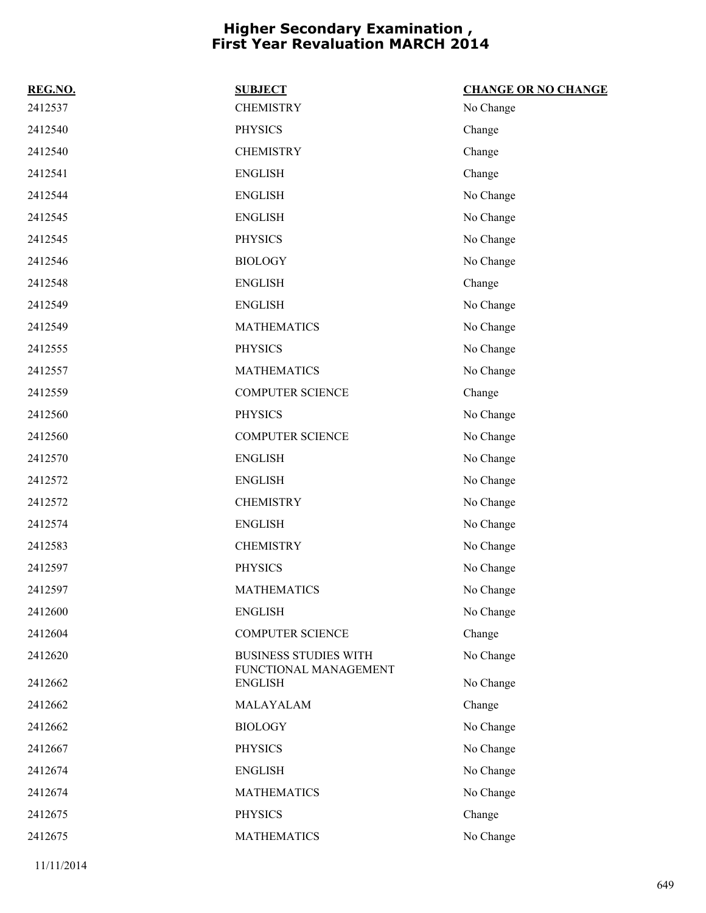# Higher Secondary Examination , First Year Revaluation MARCH 2014

| REG.NO. | SUBJECT | CHANGE OR NO CHANGE |
| --- | --- | --- |
| 2412537 | CHEMISTRY | No Change |
| 2412540 | PHYSICS | Change |
| 2412540 | CHEMISTRY | Change |
| 2412541 | ENGLISH | Change |
| 2412544 | ENGLISH | No Change |
| 2412545 | ENGLISH | No Change |
| 2412545 | PHYSICS | No Change |
| 2412546 | BIOLOGY | No Change |
| 2412548 | ENGLISH | Change |
| 2412549 | ENGLISH | No Change |
| 2412549 | MATHEMATICS | No Change |
| 2412555 | PHYSICS | No Change |
| 2412557 | MATHEMATICS | No Change |
| 2412559 | COMPUTER SCIENCE | Change |
| 2412560 | PHYSICS | No Change |
| 2412560 | COMPUTER SCIENCE | No Change |
| 2412570 | ENGLISH | No Change |
| 2412572 | ENGLISH | No Change |
| 2412572 | CHEMISTRY | No Change |
| 2412574 | ENGLISH | No Change |
| 2412583 | CHEMISTRY | No Change |
| 2412597 | PHYSICS | No Change |
| 2412597 | MATHEMATICS | No Change |
| 2412600 | ENGLISH | No Change |
| 2412604 | COMPUTER SCIENCE | Change |
| 2412620 | BUSINESS STUDIES WITH FUNCTIONAL MANAGEMENT | No Change |
| 2412662 | ENGLISH | No Change |
| 2412662 | MALAYALAM | Change |
| 2412662 | BIOLOGY | No Change |
| 2412667 | PHYSICS | No Change |
| 2412674 | ENGLISH | No Change |
| 2412674 | MATHEMATICS | No Change |
| 2412675 | PHYSICS | Change |
| 2412675 | MATHEMATICS | No Change |

11/11/2014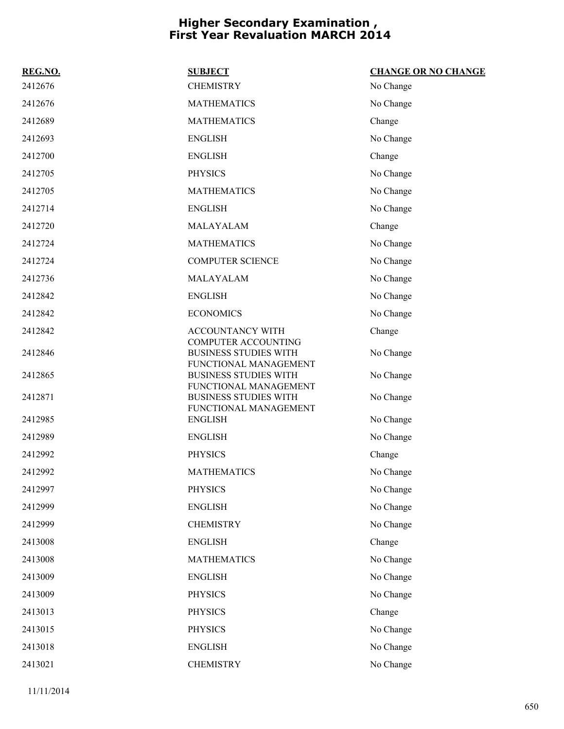# Higher Secondary Examination , First Year Revaluation MARCH 2014

| REG.NO. | SUBJECT | CHANGE OR NO CHANGE |
|---|---|---|
| 2412676 | CHEMISTRY | No Change |
| 2412676 | MATHEMATICS | No Change |
| 2412689 | MATHEMATICS | Change |
| 2412693 | ENGLISH | No Change |
| 2412700 | ENGLISH | Change |
| 2412705 | PHYSICS | No Change |
| 2412705 | MATHEMATICS | No Change |
| 2412714 | ENGLISH | No Change |
| 2412720 | MALAYALAM | Change |
| 2412724 | MATHEMATICS | No Change |
| 2412724 | COMPUTER SCIENCE | No Change |
| 2412736 | MALAYALAM | No Change |
| 2412842 | ENGLISH | No Change |
| 2412842 | ECONOMICS | No Change |
| 2412842 | ACCOUNTANCY WITH COMPUTER ACCOUNTING | Change |
| 2412846 | BUSINESS STUDIES WITH FUNCTIONAL MANAGEMENT | No Change |
| 2412865 | BUSINESS STUDIES WITH FUNCTIONAL MANAGEMENT | No Change |
| 2412871 | BUSINESS STUDIES WITH FUNCTIONAL MANAGEMENT | No Change |
| 2412985 | ENGLISH | No Change |
| 2412989 | ENGLISH | No Change |
| 2412992 | PHYSICS | Change |
| 2412992 | MATHEMATICS | No Change |
| 2412997 | PHYSICS | No Change |
| 2412999 | ENGLISH | No Change |
| 2412999 | CHEMISTRY | No Change |
| 2413008 | ENGLISH | Change |
| 2413008 | MATHEMATICS | No Change |
| 2413009 | ENGLISH | No Change |
| 2413009 | PHYSICS | No Change |
| 2413013 | PHYSICS | Change |
| 2413015 | PHYSICS | No Change |
| 2413018 | ENGLISH | No Change |
| 2413021 | CHEMISTRY | No Change |

11/11/2014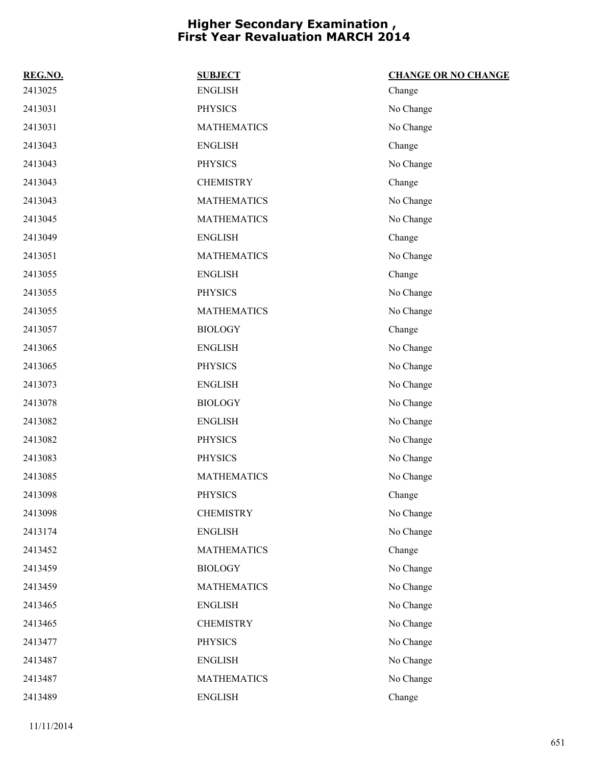# Higher Secondary Examination , First Year Revaluation MARCH 2014

| REG.NO. | SUBJECT | CHANGE OR NO CHANGE |
|---|---|---|
| 2413025 | ENGLISH | Change |
| 2413031 | PHYSICS | No Change |
| 2413031 | MATHEMATICS | No Change |
| 2413043 | ENGLISH | Change |
| 2413043 | PHYSICS | No Change |
| 2413043 | CHEMISTRY | Change |
| 2413043 | MATHEMATICS | No Change |
| 2413045 | MATHEMATICS | No Change |
| 2413049 | ENGLISH | Change |
| 2413051 | MATHEMATICS | No Change |
| 2413055 | ENGLISH | Change |
| 2413055 | PHYSICS | No Change |
| 2413055 | MATHEMATICS | No Change |
| 2413057 | BIOLOGY | Change |
| 2413065 | ENGLISH | No Change |
| 2413065 | PHYSICS | No Change |
| 2413073 | ENGLISH | No Change |
| 2413078 | BIOLOGY | No Change |
| 2413082 | ENGLISH | No Change |
| 2413082 | PHYSICS | No Change |
| 2413083 | PHYSICS | No Change |
| 2413085 | MATHEMATICS | No Change |
| 2413098 | PHYSICS | Change |
| 2413098 | CHEMISTRY | No Change |
| 2413174 | ENGLISH | No Change |
| 2413452 | MATHEMATICS | Change |
| 2413459 | BIOLOGY | No Change |
| 2413459 | MATHEMATICS | No Change |
| 2413465 | ENGLISH | No Change |
| 2413465 | CHEMISTRY | No Change |
| 2413477 | PHYSICS | No Change |
| 2413487 | ENGLISH | No Change |
| 2413487 | MATHEMATICS | No Change |
| 2413489 | ENGLISH | Change |

11/11/2014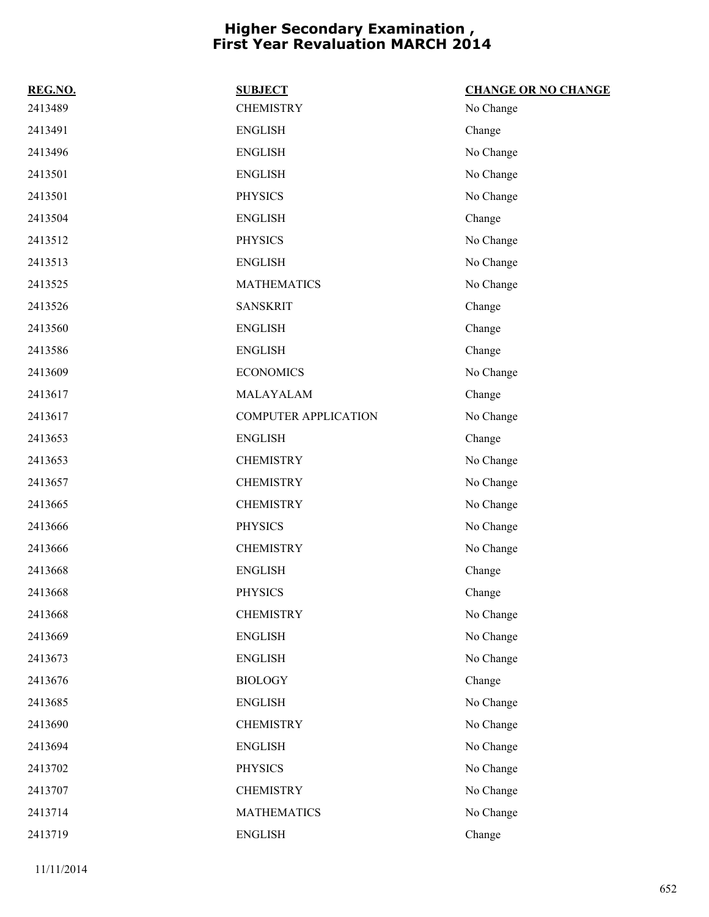# Higher Secondary Examination , First Year Revaluation MARCH 2014

| REG.NO. | SUBJECT | CHANGE OR NO CHANGE |
|---|---|---|
| 2413489 | CHEMISTRY | No Change |
| 2413491 | ENGLISH | Change |
| 2413496 | ENGLISH | No Change |
| 2413501 | ENGLISH | No Change |
| 2413501 | PHYSICS | No Change |
| 2413504 | ENGLISH | Change |
| 2413512 | PHYSICS | No Change |
| 2413513 | ENGLISH | No Change |
| 2413525 | MATHEMATICS | No Change |
| 2413526 | SANSKRIT | Change |
| 2413560 | ENGLISH | Change |
| 2413586 | ENGLISH | Change |
| 2413609 | ECONOMICS | No Change |
| 2413617 | MALAYALAM | Change |
| 2413617 | COMPUTER APPLICATION | No Change |
| 2413653 | ENGLISH | Change |
| 2413653 | CHEMISTRY | No Change |
| 2413657 | CHEMISTRY | No Change |
| 2413665 | CHEMISTRY | No Change |
| 2413666 | PHYSICS | No Change |
| 2413666 | CHEMISTRY | No Change |
| 2413668 | ENGLISH | Change |
| 2413668 | PHYSICS | Change |
| 2413668 | CHEMISTRY | No Change |
| 2413669 | ENGLISH | No Change |
| 2413673 | ENGLISH | No Change |
| 2413676 | BIOLOGY | Change |
| 2413685 | ENGLISH | No Change |
| 2413690 | CHEMISTRY | No Change |
| 2413694 | ENGLISH | No Change |
| 2413702 | PHYSICS | No Change |
| 2413707 | CHEMISTRY | No Change |
| 2413714 | MATHEMATICS | No Change |
| 2413719 | ENGLISH | Change |

11/11/2014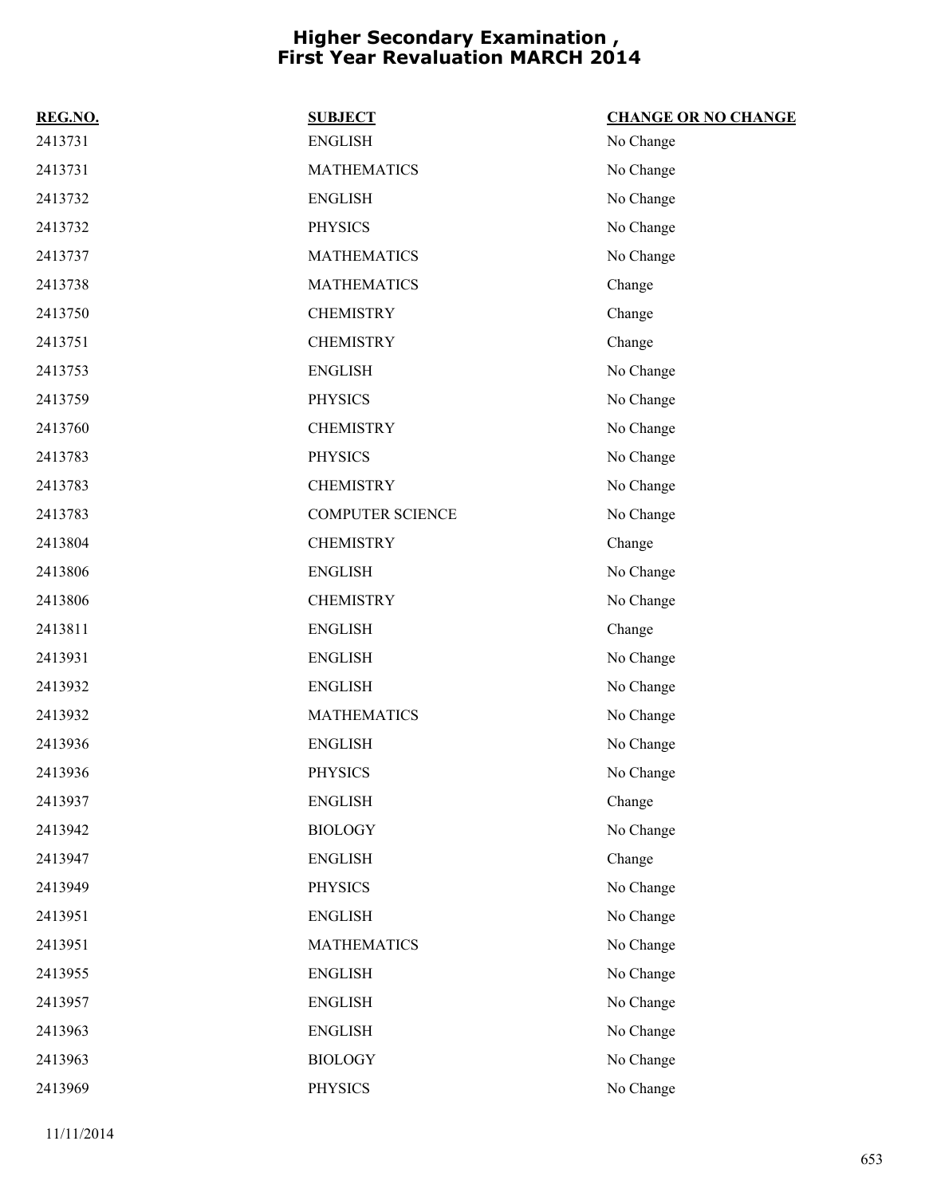# Higher Secondary Examination , First Year Revaluation MARCH 2014

| REG.NO. | SUBJECT | CHANGE OR NO CHANGE |
| --- | --- | --- |
| 2413731 | ENGLISH | No Change |
| 2413731 | MATHEMATICS | No Change |
| 2413732 | ENGLISH | No Change |
| 2413732 | PHYSICS | No Change |
| 2413737 | MATHEMATICS | No Change |
| 2413738 | MATHEMATICS | Change |
| 2413750 | CHEMISTRY | Change |
| 2413751 | CHEMISTRY | Change |
| 2413753 | ENGLISH | No Change |
| 2413759 | PHYSICS | No Change |
| 2413760 | CHEMISTRY | No Change |
| 2413783 | PHYSICS | No Change |
| 2413783 | CHEMISTRY | No Change |
| 2413783 | COMPUTER SCIENCE | No Change |
| 2413804 | CHEMISTRY | Change |
| 2413806 | ENGLISH | No Change |
| 2413806 | CHEMISTRY | No Change |
| 2413811 | ENGLISH | Change |
| 2413931 | ENGLISH | No Change |
| 2413932 | ENGLISH | No Change |
| 2413932 | MATHEMATICS | No Change |
| 2413936 | ENGLISH | No Change |
| 2413936 | PHYSICS | No Change |
| 2413937 | ENGLISH | Change |
| 2413942 | BIOLOGY | No Change |
| 2413947 | ENGLISH | Change |
| 2413949 | PHYSICS | No Change |
| 2413951 | ENGLISH | No Change |
| 2413951 | MATHEMATICS | No Change |
| 2413955 | ENGLISH | No Change |
| 2413957 | ENGLISH | No Change |
| 2413963 | ENGLISH | No Change |
| 2413963 | BIOLOGY | No Change |
| 2413969 | PHYSICS | No Change |

11/11/2014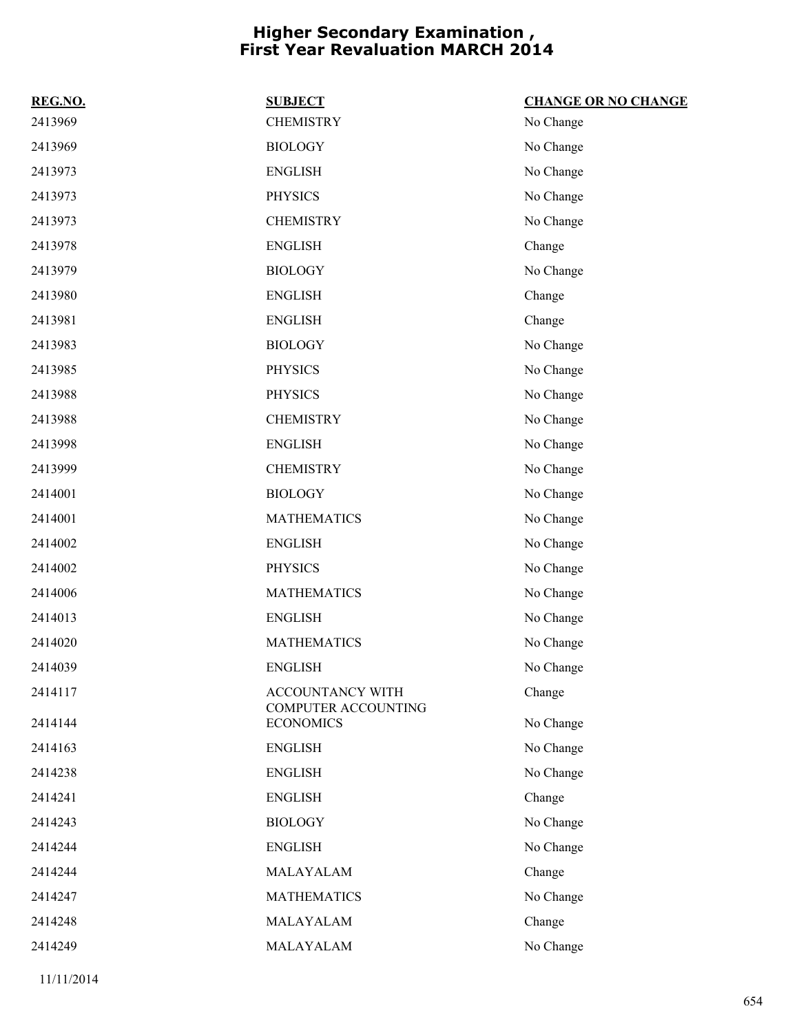# Higher Secondary Examination , First Year Revaluation MARCH 2014

| REG.NO. | SUBJECT | CHANGE OR NO CHANGE |
|---|---|---|
| 2413969 | CHEMISTRY | No Change |
| 2413969 | BIOLOGY | No Change |
| 2413973 | ENGLISH | No Change |
| 2413973 | PHYSICS | No Change |
| 2413973 | CHEMISTRY | No Change |
| 2413978 | ENGLISH | Change |
| 2413979 | BIOLOGY | No Change |
| 2413980 | ENGLISH | Change |
| 2413981 | ENGLISH | Change |
| 2413983 | BIOLOGY | No Change |
| 2413985 | PHYSICS | No Change |
| 2413988 | PHYSICS | No Change |
| 2413988 | CHEMISTRY | No Change |
| 2413998 | ENGLISH | No Change |
| 2413999 | CHEMISTRY | No Change |
| 2414001 | BIOLOGY | No Change |
| 2414001 | MATHEMATICS | No Change |
| 2414002 | ENGLISH | No Change |
| 2414002 | PHYSICS | No Change |
| 2414006 | MATHEMATICS | No Change |
| 2414013 | ENGLISH | No Change |
| 2414020 | MATHEMATICS | No Change |
| 2414039 | ENGLISH | No Change |
| 2414117 | ACCOUNTANCY WITH COMPUTER ACCOUNTING | Change |
| 2414144 | ECONOMICS | No Change |
| 2414163 | ENGLISH | No Change |
| 2414238 | ENGLISH | No Change |
| 2414241 | ENGLISH | Change |
| 2414243 | BIOLOGY | No Change |
| 2414244 | ENGLISH | No Change |
| 2414244 | MALAYALAM | Change |
| 2414247 | MATHEMATICS | No Change |
| 2414248 | MALAYALAM | Change |
| 2414249 | MALAYALAM | No Change |

11/11/2014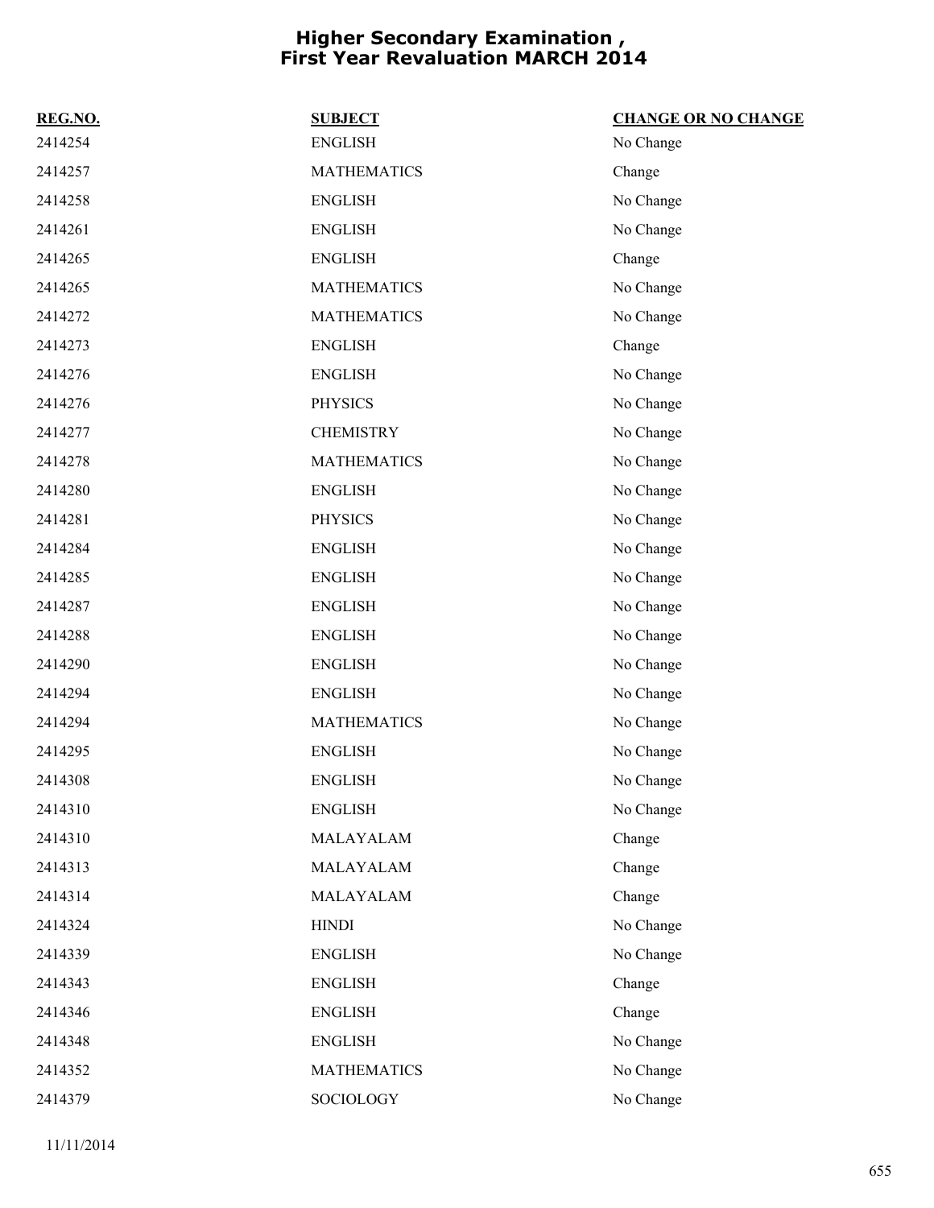# Higher Secondary Examination , First Year Revaluation MARCH 2014

| REG.NO. | SUBJECT | CHANGE OR NO CHANGE |
| --- | --- | --- |
| 2414254 | ENGLISH | No Change |
| 2414257 | MATHEMATICS | Change |
| 2414258 | ENGLISH | No Change |
| 2414261 | ENGLISH | No Change |
| 2414265 | ENGLISH | Change |
| 2414265 | MATHEMATICS | No Change |
| 2414272 | MATHEMATICS | No Change |
| 2414273 | ENGLISH | Change |
| 2414276 | ENGLISH | No Change |
| 2414276 | PHYSICS | No Change |
| 2414277 | CHEMISTRY | No Change |
| 2414278 | MATHEMATICS | No Change |
| 2414280 | ENGLISH | No Change |
| 2414281 | PHYSICS | No Change |
| 2414284 | ENGLISH | No Change |
| 2414285 | ENGLISH | No Change |
| 2414287 | ENGLISH | No Change |
| 2414288 | ENGLISH | No Change |
| 2414290 | ENGLISH | No Change |
| 2414294 | ENGLISH | No Change |
| 2414294 | MATHEMATICS | No Change |
| 2414295 | ENGLISH | No Change |
| 2414308 | ENGLISH | No Change |
| 2414310 | ENGLISH | No Change |
| 2414310 | MALAYALAM | Change |
| 2414313 | MALAYALAM | Change |
| 2414314 | MALAYALAM | Change |
| 2414324 | HINDI | No Change |
| 2414339 | ENGLISH | No Change |
| 2414343 | ENGLISH | Change |
| 2414346 | ENGLISH | Change |
| 2414348 | ENGLISH | No Change |
| 2414352 | MATHEMATICS | No Change |
| 2414379 | SOCIOLOGY | No Change |

11/11/2014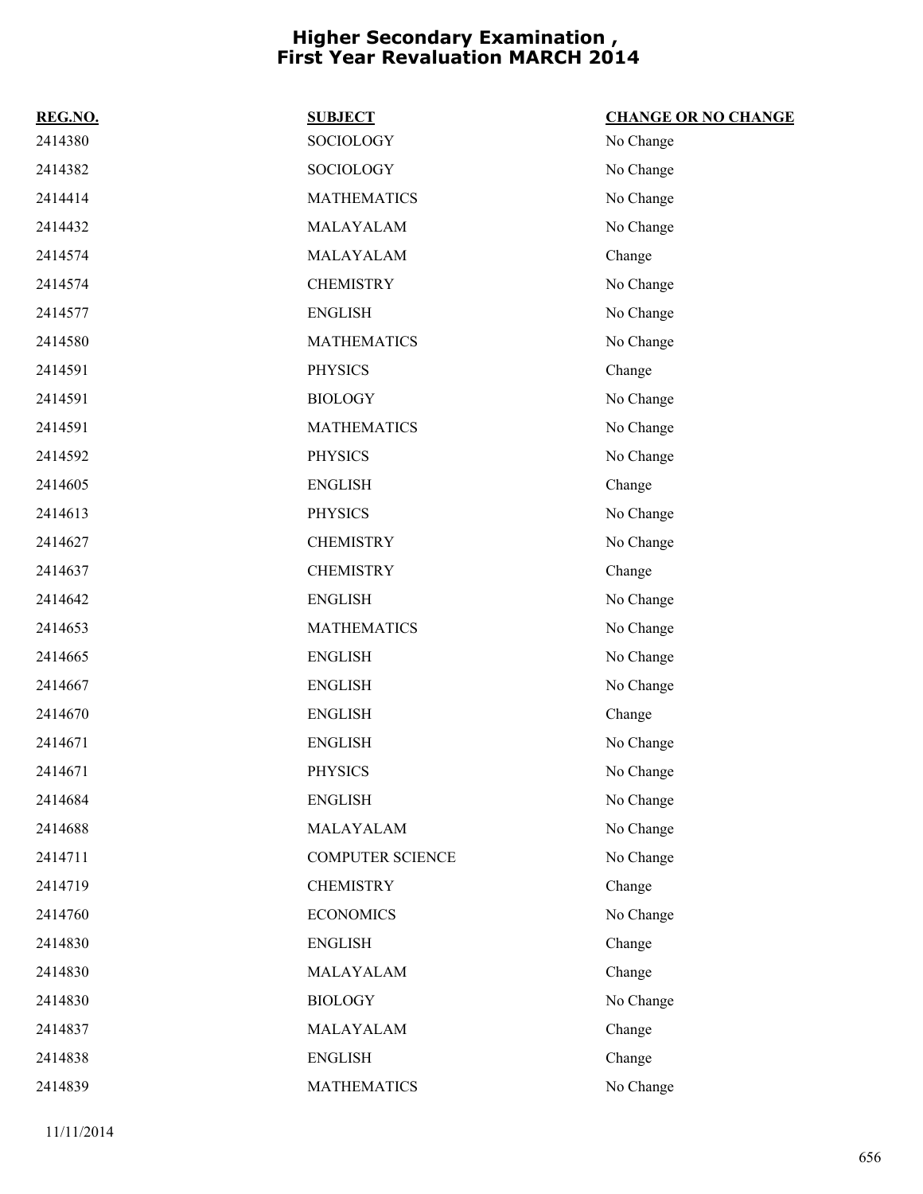# Higher Secondary Examination , First Year Revaluation MARCH 2014

| REG.NO. | SUBJECT | CHANGE OR NO CHANGE |
|---|---|---|
| 2414380 | SOCIOLOGY | No Change |
| 2414382 | SOCIOLOGY | No Change |
| 2414414 | MATHEMATICS | No Change |
| 2414432 | MALAYALAM | No Change |
| 2414574 | MALAYALAM | Change |
| 2414574 | CHEMISTRY | No Change |
| 2414577 | ENGLISH | No Change |
| 2414580 | MATHEMATICS | No Change |
| 2414591 | PHYSICS | Change |
| 2414591 | BIOLOGY | No Change |
| 2414591 | MATHEMATICS | No Change |
| 2414592 | PHYSICS | No Change |
| 2414605 | ENGLISH | Change |
| 2414613 | PHYSICS | No Change |
| 2414627 | CHEMISTRY | No Change |
| 2414637 | CHEMISTRY | Change |
| 2414642 | ENGLISH | No Change |
| 2414653 | MATHEMATICS | No Change |
| 2414665 | ENGLISH | No Change |
| 2414667 | ENGLISH | No Change |
| 2414670 | ENGLISH | Change |
| 2414671 | ENGLISH | No Change |
| 2414671 | PHYSICS | No Change |
| 2414684 | ENGLISH | No Change |
| 2414688 | MALAYALAM | No Change |
| 2414711 | COMPUTER SCIENCE | No Change |
| 2414719 | CHEMISTRY | Change |
| 2414760 | ECONOMICS | No Change |
| 2414830 | ENGLISH | Change |
| 2414830 | MALAYALAM | Change |
| 2414830 | BIOLOGY | No Change |
| 2414837 | MALAYALAM | Change |
| 2414838 | ENGLISH | Change |
| 2414839 | MATHEMATICS | No Change |

11/11/2014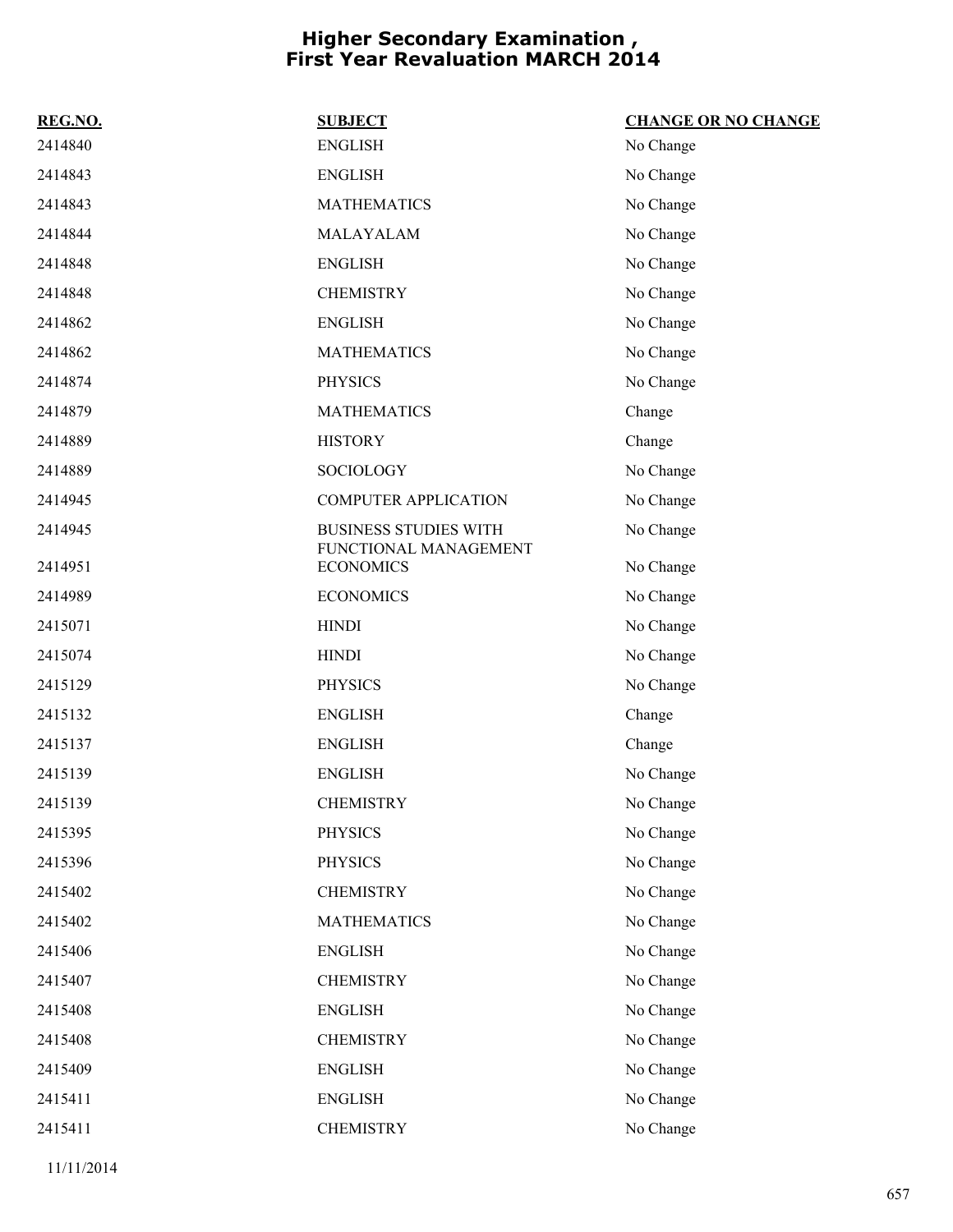# Higher Secondary Examination , First Year Revaluation MARCH 2014

| REG.NO. | SUBJECT | CHANGE OR NO CHANGE |
|---|---|---|
| 2414840 | ENGLISH | No Change |
| 2414843 | ENGLISH | No Change |
| 2414843 | MATHEMATICS | No Change |
| 2414844 | MALAYALAM | No Change |
| 2414848 | ENGLISH | No Change |
| 2414848 | CHEMISTRY | No Change |
| 2414862 | ENGLISH | No Change |
| 2414862 | MATHEMATICS | No Change |
| 2414874 | PHYSICS | No Change |
| 2414879 | MATHEMATICS | Change |
| 2414889 | HISTORY | Change |
| 2414889 | SOCIOLOGY | No Change |
| 2414945 | COMPUTER APPLICATION | No Change |
| 2414945 | BUSINESS STUDIES WITH FUNCTIONAL MANAGEMENT | No Change |
| 2414951 | ECONOMICS | No Change |
| 2414989 | ECONOMICS | No Change |
| 2415071 | HINDI | No Change |
| 2415074 | HINDI | No Change |
| 2415129 | PHYSICS | No Change |
| 2415132 | ENGLISH | Change |
| 2415137 | ENGLISH | Change |
| 2415139 | ENGLISH | No Change |
| 2415139 | CHEMISTRY | No Change |
| 2415395 | PHYSICS | No Change |
| 2415396 | PHYSICS | No Change |
| 2415402 | CHEMISTRY | No Change |
| 2415402 | MATHEMATICS | No Change |
| 2415406 | ENGLISH | No Change |
| 2415407 | CHEMISTRY | No Change |
| 2415408 | ENGLISH | No Change |
| 2415408 | CHEMISTRY | No Change |
| 2415409 | ENGLISH | No Change |
| 2415411 | ENGLISH | No Change |
| 2415411 | CHEMISTRY | No Change |

11/11/2014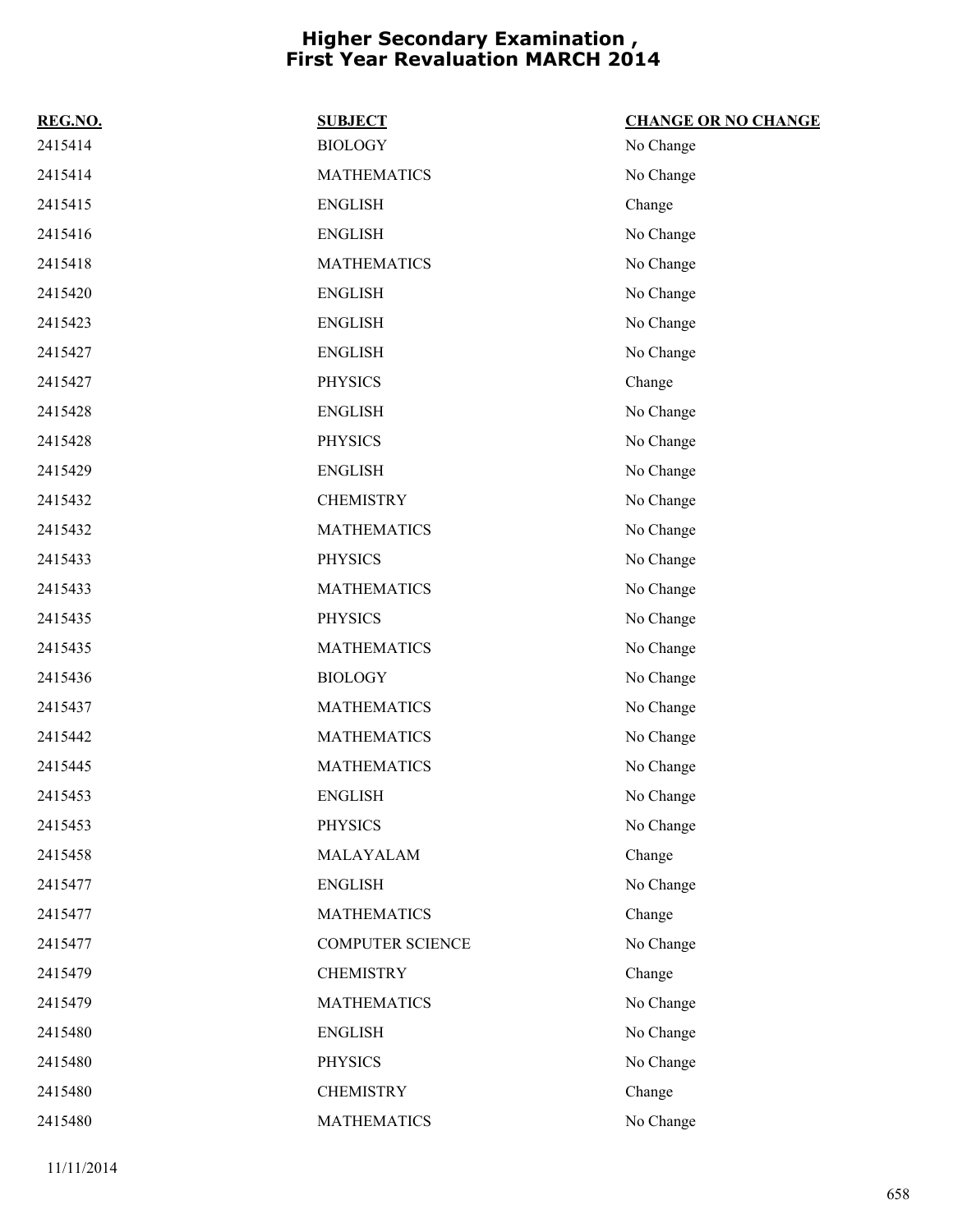# Higher Secondary Examination , First Year Revaluation MARCH 2014

| REG.NO. | SUBJECT | CHANGE OR NO CHANGE |
|---|---|---|
| 2415414 | BIOLOGY | No Change |
| 2415414 | MATHEMATICS | No Change |
| 2415415 | ENGLISH | Change |
| 2415416 | ENGLISH | No Change |
| 2415418 | MATHEMATICS | No Change |
| 2415420 | ENGLISH | No Change |
| 2415423 | ENGLISH | No Change |
| 2415427 | ENGLISH | No Change |
| 2415427 | PHYSICS | Change |
| 2415428 | ENGLISH | No Change |
| 2415428 | PHYSICS | No Change |
| 2415429 | ENGLISH | No Change |
| 2415432 | CHEMISTRY | No Change |
| 2415432 | MATHEMATICS | No Change |
| 2415433 | PHYSICS | No Change |
| 2415433 | MATHEMATICS | No Change |
| 2415435 | PHYSICS | No Change |
| 2415435 | MATHEMATICS | No Change |
| 2415436 | BIOLOGY | No Change |
| 2415437 | MATHEMATICS | No Change |
| 2415442 | MATHEMATICS | No Change |
| 2415445 | MATHEMATICS | No Change |
| 2415453 | ENGLISH | No Change |
| 2415453 | PHYSICS | No Change |
| 2415458 | MALAYALAM | Change |
| 2415477 | ENGLISH | No Change |
| 2415477 | MATHEMATICS | Change |
| 2415477 | COMPUTER SCIENCE | No Change |
| 2415479 | CHEMISTRY | Change |
| 2415479 | MATHEMATICS | No Change |
| 2415480 | ENGLISH | No Change |
| 2415480 | PHYSICS | No Change |
| 2415480 | CHEMISTRY | Change |
| 2415480 | MATHEMATICS | No Change |

11/11/2014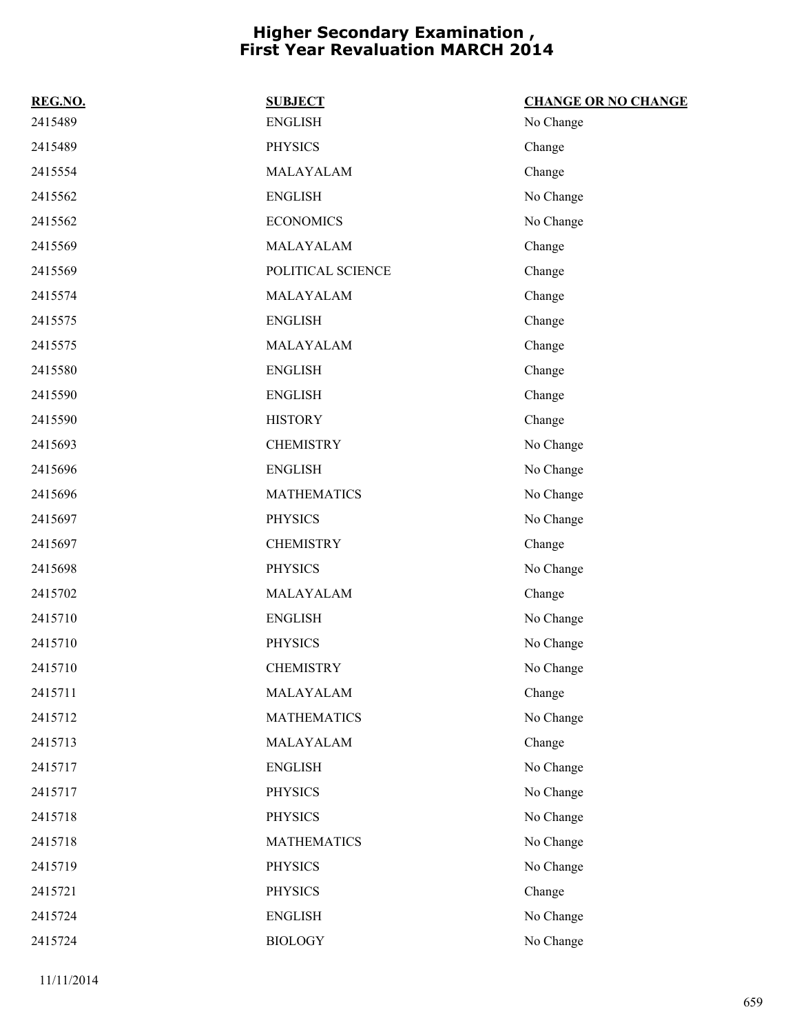# Higher Secondary Examination , First Year Revaluation MARCH 2014

| REG.NO. | SUBJECT | CHANGE OR NO CHANGE |
| --- | --- | --- |
| 2415489 | ENGLISH | No Change |
| 2415489 | PHYSICS | Change |
| 2415554 | MALAYALAM | Change |
| 2415562 | ENGLISH | No Change |
| 2415562 | ECONOMICS | No Change |
| 2415569 | MALAYALAM | Change |
| 2415569 | POLITICAL SCIENCE | Change |
| 2415574 | MALAYALAM | Change |
| 2415575 | ENGLISH | Change |
| 2415575 | MALAYALAM | Change |
| 2415580 | ENGLISH | Change |
| 2415590 | ENGLISH | Change |
| 2415590 | HISTORY | Change |
| 2415693 | CHEMISTRY | No Change |
| 2415696 | ENGLISH | No Change |
| 2415696 | MATHEMATICS | No Change |
| 2415697 | PHYSICS | No Change |
| 2415697 | CHEMISTRY | Change |
| 2415698 | PHYSICS | No Change |
| 2415702 | MALAYALAM | Change |
| 2415710 | ENGLISH | No Change |
| 2415710 | PHYSICS | No Change |
| 2415710 | CHEMISTRY | No Change |
| 2415711 | MALAYALAM | Change |
| 2415712 | MATHEMATICS | No Change |
| 2415713 | MALAYALAM | Change |
| 2415717 | ENGLISH | No Change |
| 2415717 | PHYSICS | No Change |
| 2415718 | PHYSICS | No Change |
| 2415718 | MATHEMATICS | No Change |
| 2415719 | PHYSICS | No Change |
| 2415721 | PHYSICS | Change |
| 2415724 | ENGLISH | No Change |
| 2415724 | BIOLOGY | No Change |

11/11/2014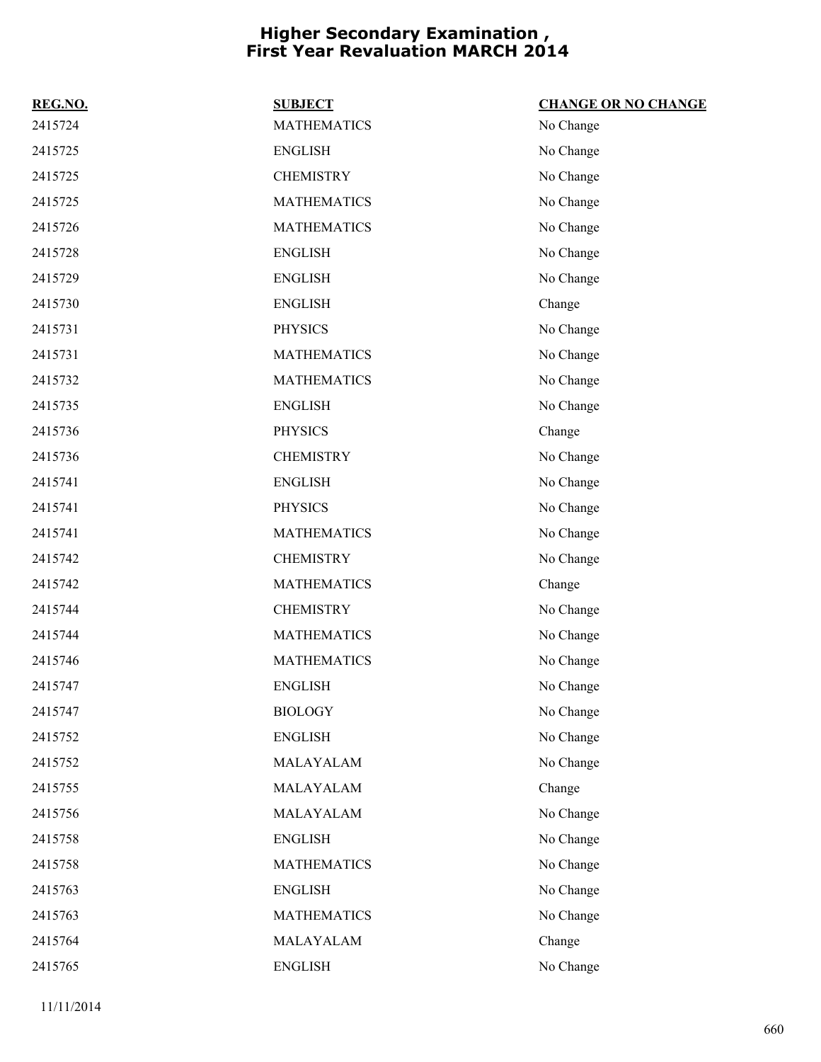# Higher Secondary Examination , First Year Revaluation MARCH 2014

| REG.NO. | SUBJECT | CHANGE OR NO CHANGE |
|---|---|---|
| 2415724 | MATHEMATICS | No Change |
| 2415725 | ENGLISH | No Change |
| 2415725 | CHEMISTRY | No Change |
| 2415725 | MATHEMATICS | No Change |
| 2415726 | MATHEMATICS | No Change |
| 2415728 | ENGLISH | No Change |
| 2415729 | ENGLISH | No Change |
| 2415730 | ENGLISH | Change |
| 2415731 | PHYSICS | No Change |
| 2415731 | MATHEMATICS | No Change |
| 2415732 | MATHEMATICS | No Change |
| 2415735 | ENGLISH | No Change |
| 2415736 | PHYSICS | Change |
| 2415736 | CHEMISTRY | No Change |
| 2415741 | ENGLISH | No Change |
| 2415741 | PHYSICS | No Change |
| 2415741 | MATHEMATICS | No Change |
| 2415742 | CHEMISTRY | No Change |
| 2415742 | MATHEMATICS | Change |
| 2415744 | CHEMISTRY | No Change |
| 2415744 | MATHEMATICS | No Change |
| 2415746 | MATHEMATICS | No Change |
| 2415747 | ENGLISH | No Change |
| 2415747 | BIOLOGY | No Change |
| 2415752 | ENGLISH | No Change |
| 2415752 | MALAYALAM | No Change |
| 2415755 | MALAYALAM | Change |
| 2415756 | MALAYALAM | No Change |
| 2415758 | ENGLISH | No Change |
| 2415758 | MATHEMATICS | No Change |
| 2415763 | ENGLISH | No Change |
| 2415763 | MATHEMATICS | No Change |
| 2415764 | MALAYALAM | Change |
| 2415765 | ENGLISH | No Change |

11/11/2014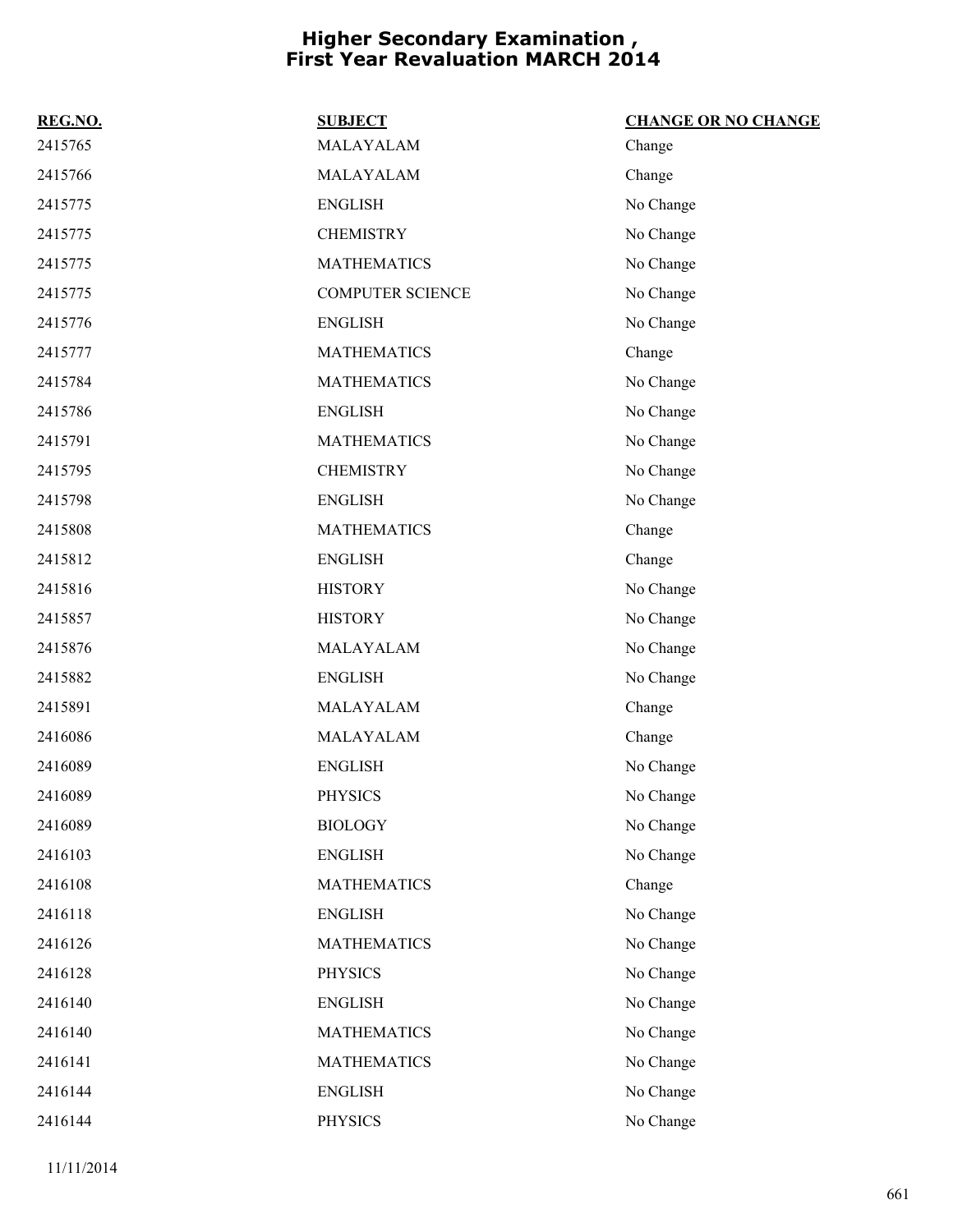# Higher Secondary Examination , First Year Revaluation MARCH 2014

| REG.NO. | SUBJECT | CHANGE OR NO CHANGE |
|---|---|---|
| 2415765 | MALAYALAM | Change |
| 2415766 | MALAYALAM | Change |
| 2415775 | ENGLISH | No Change |
| 2415775 | CHEMISTRY | No Change |
| 2415775 | MATHEMATICS | No Change |
| 2415775 | COMPUTER SCIENCE | No Change |
| 2415776 | ENGLISH | No Change |
| 2415777 | MATHEMATICS | Change |
| 2415784 | MATHEMATICS | No Change |
| 2415786 | ENGLISH | No Change |
| 2415791 | MATHEMATICS | No Change |
| 2415795 | CHEMISTRY | No Change |
| 2415798 | ENGLISH | No Change |
| 2415808 | MATHEMATICS | Change |
| 2415812 | ENGLISH | Change |
| 2415816 | HISTORY | No Change |
| 2415857 | HISTORY | No Change |
| 2415876 | MALAYALAM | No Change |
| 2415882 | ENGLISH | No Change |
| 2415891 | MALAYALAM | Change |
| 2416086 | MALAYALAM | Change |
| 2416089 | ENGLISH | No Change |
| 2416089 | PHYSICS | No Change |
| 2416089 | BIOLOGY | No Change |
| 2416103 | ENGLISH | No Change |
| 2416108 | MATHEMATICS | Change |
| 2416118 | ENGLISH | No Change |
| 2416126 | MATHEMATICS | No Change |
| 2416128 | PHYSICS | No Change |
| 2416140 | ENGLISH | No Change |
| 2416140 | MATHEMATICS | No Change |
| 2416141 | MATHEMATICS | No Change |
| 2416144 | ENGLISH | No Change |
| 2416144 | PHYSICS | No Change |

11/11/2014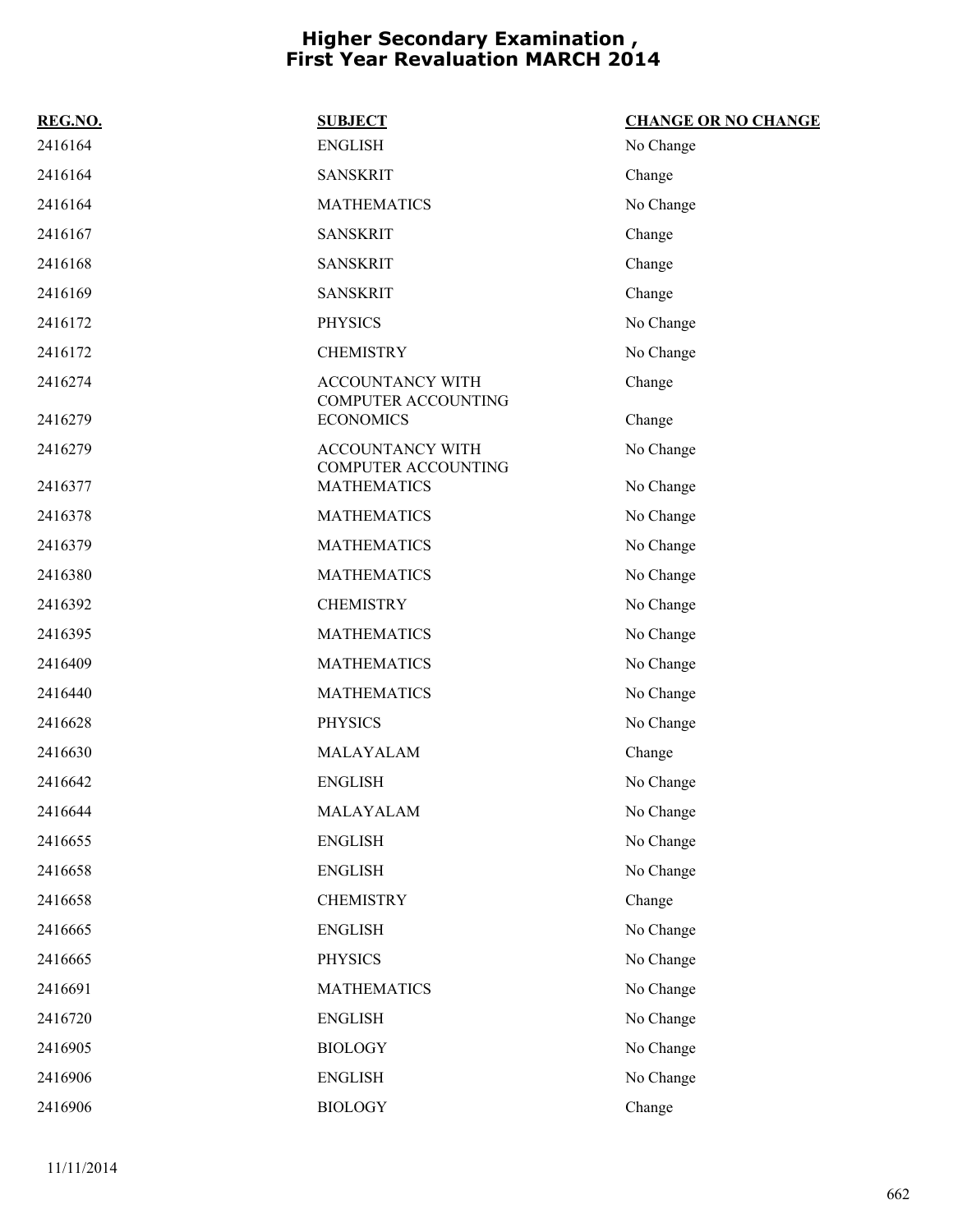# Higher Secondary Examination , First Year Revaluation MARCH 2014

| REG.NO. | SUBJECT | CHANGE OR NO CHANGE |
|---|---|---|
| 2416164 | ENGLISH | No Change |
| 2416164 | SANSKRIT | Change |
| 2416164 | MATHEMATICS | No Change |
| 2416167 | SANSKRIT | Change |
| 2416168 | SANSKRIT | Change |
| 2416169 | SANSKRIT | Change |
| 2416172 | PHYSICS | No Change |
| 2416172 | CHEMISTRY | No Change |
| 2416274 | ACCOUNTANCY WITH COMPUTER ACCOUNTING | Change |
| 2416279 | ECONOMICS | Change |
| 2416279 | ACCOUNTANCY WITH COMPUTER ACCOUNTING | No Change |
| 2416377 | MATHEMATICS | No Change |
| 2416378 | MATHEMATICS | No Change |
| 2416379 | MATHEMATICS | No Change |
| 2416380 | MATHEMATICS | No Change |
| 2416392 | CHEMISTRY | No Change |
| 2416395 | MATHEMATICS | No Change |
| 2416409 | MATHEMATICS | No Change |
| 2416440 | MATHEMATICS | No Change |
| 2416628 | PHYSICS | No Change |
| 2416630 | MALAYALAM | Change |
| 2416642 | ENGLISH | No Change |
| 2416644 | MALAYALAM | No Change |
| 2416655 | ENGLISH | No Change |
| 2416658 | ENGLISH | No Change |
| 2416658 | CHEMISTRY | Change |
| 2416665 | ENGLISH | No Change |
| 2416665 | PHYSICS | No Change |
| 2416691 | MATHEMATICS | No Change |
| 2416720 | ENGLISH | No Change |
| 2416905 | BIOLOGY | No Change |
| 2416906 | ENGLISH | No Change |
| 2416906 | BIOLOGY | Change |

11/11/2014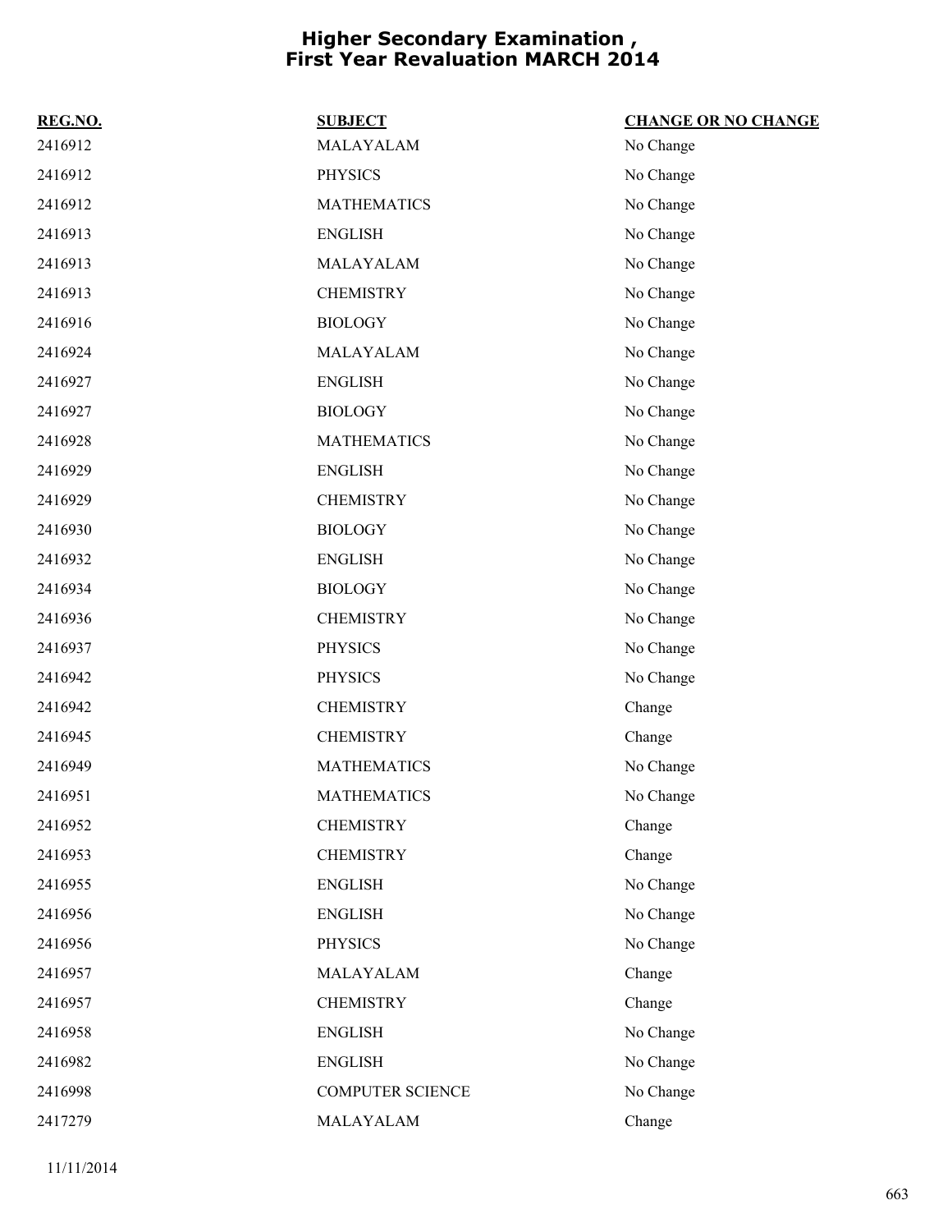# Higher Secondary Examination , First Year Revaluation MARCH 2014

| REG.NO. | SUBJECT | CHANGE OR NO CHANGE |
| --- | --- | --- |
| 2416912 | MALAYALAM | No Change |
| 2416912 | PHYSICS | No Change |
| 2416912 | MATHEMATICS | No Change |
| 2416913 | ENGLISH | No Change |
| 2416913 | MALAYALAM | No Change |
| 2416913 | CHEMISTRY | No Change |
| 2416916 | BIOLOGY | No Change |
| 2416924 | MALAYALAM | No Change |
| 2416927 | ENGLISH | No Change |
| 2416927 | BIOLOGY | No Change |
| 2416928 | MATHEMATICS | No Change |
| 2416929 | ENGLISH | No Change |
| 2416929 | CHEMISTRY | No Change |
| 2416930 | BIOLOGY | No Change |
| 2416932 | ENGLISH | No Change |
| 2416934 | BIOLOGY | No Change |
| 2416936 | CHEMISTRY | No Change |
| 2416937 | PHYSICS | No Change |
| 2416942 | PHYSICS | No Change |
| 2416942 | CHEMISTRY | Change |
| 2416945 | CHEMISTRY | Change |
| 2416949 | MATHEMATICS | No Change |
| 2416951 | MATHEMATICS | No Change |
| 2416952 | CHEMISTRY | Change |
| 2416953 | CHEMISTRY | Change |
| 2416955 | ENGLISH | No Change |
| 2416956 | ENGLISH | No Change |
| 2416956 | PHYSICS | No Change |
| 2416957 | MALAYALAM | Change |
| 2416957 | CHEMISTRY | Change |
| 2416958 | ENGLISH | No Change |
| 2416982 | ENGLISH | No Change |
| 2416998 | COMPUTER SCIENCE | No Change |
| 2417279 | MALAYALAM | Change |

11/11/2014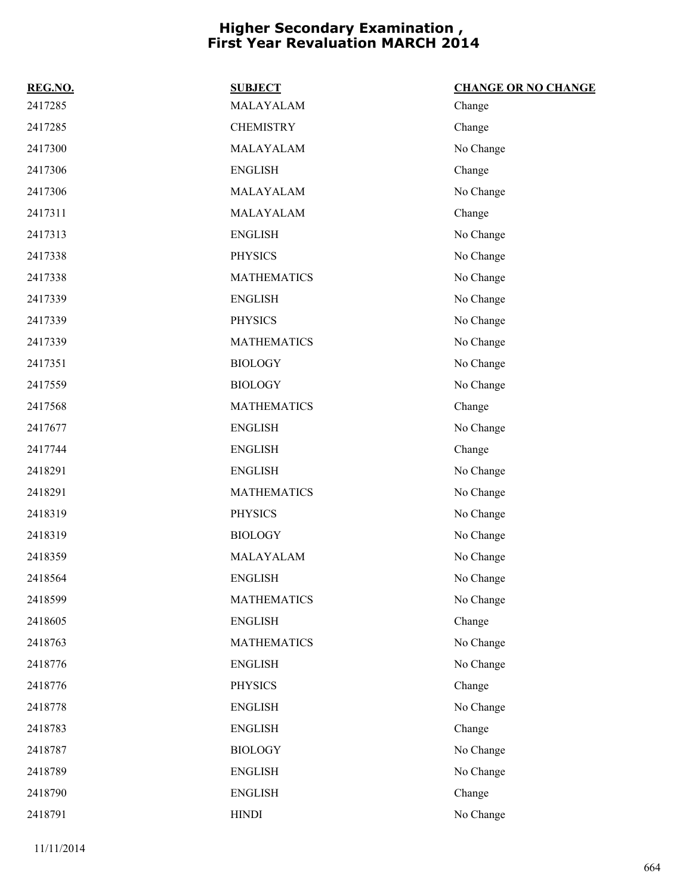# Higher Secondary Examination , First Year Revaluation MARCH 2014

| REG.NO. | SUBJECT | CHANGE OR NO CHANGE |
|---|---|---|
| 2417285 | MALAYALAM | Change |
| 2417285 | CHEMISTRY | Change |
| 2417300 | MALAYALAM | No Change |
| 2417306 | ENGLISH | Change |
| 2417306 | MALAYALAM | No Change |
| 2417311 | MALAYALAM | Change |
| 2417313 | ENGLISH | No Change |
| 2417338 | PHYSICS | No Change |
| 2417338 | MATHEMATICS | No Change |
| 2417339 | ENGLISH | No Change |
| 2417339 | PHYSICS | No Change |
| 2417339 | MATHEMATICS | No Change |
| 2417351 | BIOLOGY | No Change |
| 2417559 | BIOLOGY | No Change |
| 2417568 | MATHEMATICS | Change |
| 2417677 | ENGLISH | No Change |
| 2417744 | ENGLISH | Change |
| 2418291 | ENGLISH | No Change |
| 2418291 | MATHEMATICS | No Change |
| 2418319 | PHYSICS | No Change |
| 2418319 | BIOLOGY | No Change |
| 2418359 | MALAYALAM | No Change |
| 2418564 | ENGLISH | No Change |
| 2418599 | MATHEMATICS | No Change |
| 2418605 | ENGLISH | Change |
| 2418763 | MATHEMATICS | No Change |
| 2418776 | ENGLISH | No Change |
| 2418776 | PHYSICS | Change |
| 2418778 | ENGLISH | No Change |
| 2418783 | ENGLISH | Change |
| 2418787 | BIOLOGY | No Change |
| 2418789 | ENGLISH | No Change |
| 2418790 | ENGLISH | Change |
| 2418791 | HINDI | No Change |

11/11/2014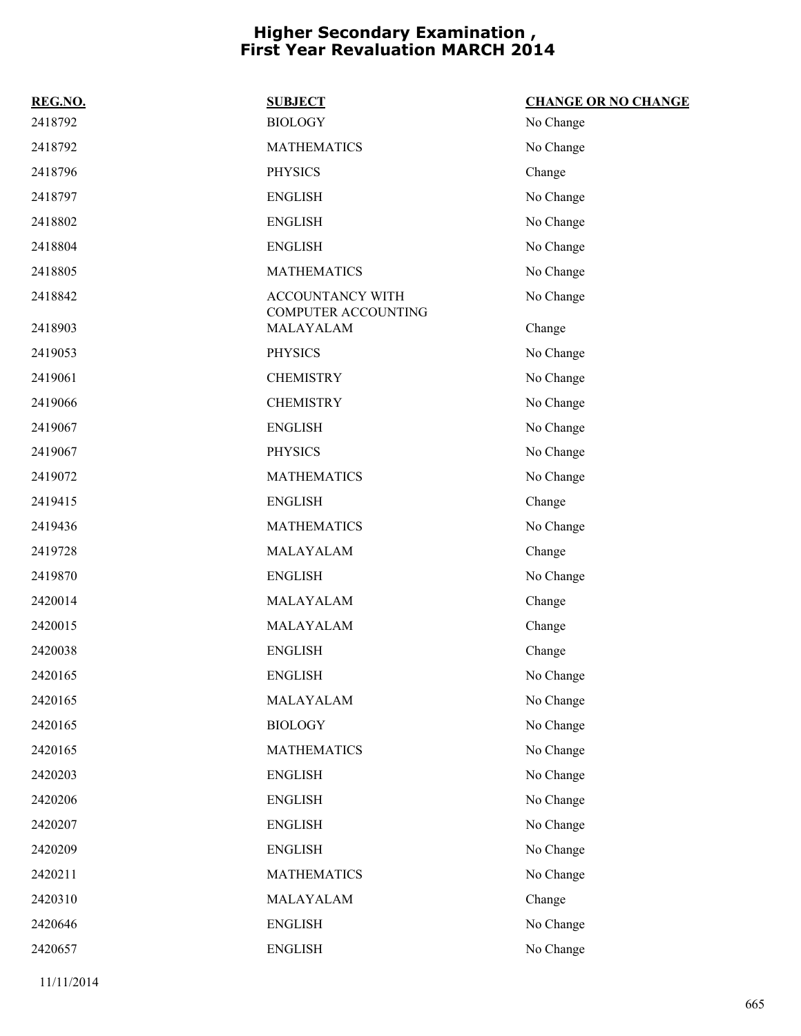# Higher Secondary Examination , First Year Revaluation MARCH 2014

| REG.NO. | SUBJECT | CHANGE OR NO CHANGE |
|---|---|---|
| 2418792 | BIOLOGY | No Change |
| 2418792 | MATHEMATICS | No Change |
| 2418796 | PHYSICS | Change |
| 2418797 | ENGLISH | No Change |
| 2418802 | ENGLISH | No Change |
| 2418804 | ENGLISH | No Change |
| 2418805 | MATHEMATICS | No Change |
| 2418842 | ACCOUNTANCY WITH COMPUTER ACCOUNTING | No Change |
| 2418903 | MALAYALAM | Change |
| 2419053 | PHYSICS | No Change |
| 2419061 | CHEMISTRY | No Change |
| 2419066 | CHEMISTRY | No Change |
| 2419067 | ENGLISH | No Change |
| 2419067 | PHYSICS | No Change |
| 2419072 | MATHEMATICS | No Change |
| 2419415 | ENGLISH | Change |
| 2419436 | MATHEMATICS | No Change |
| 2419728 | MALAYALAM | Change |
| 2419870 | ENGLISH | No Change |
| 2420014 | MALAYALAM | Change |
| 2420015 | MALAYALAM | Change |
| 2420038 | ENGLISH | Change |
| 2420165 | ENGLISH | No Change |
| 2420165 | MALAYALAM | No Change |
| 2420165 | BIOLOGY | No Change |
| 2420165 | MATHEMATICS | No Change |
| 2420203 | ENGLISH | No Change |
| 2420206 | ENGLISH | No Change |
| 2420207 | ENGLISH | No Change |
| 2420209 | ENGLISH | No Change |
| 2420211 | MATHEMATICS | No Change |
| 2420310 | MALAYALAM | Change |
| 2420646 | ENGLISH | No Change |
| 2420657 | ENGLISH | No Change |

11/11/2014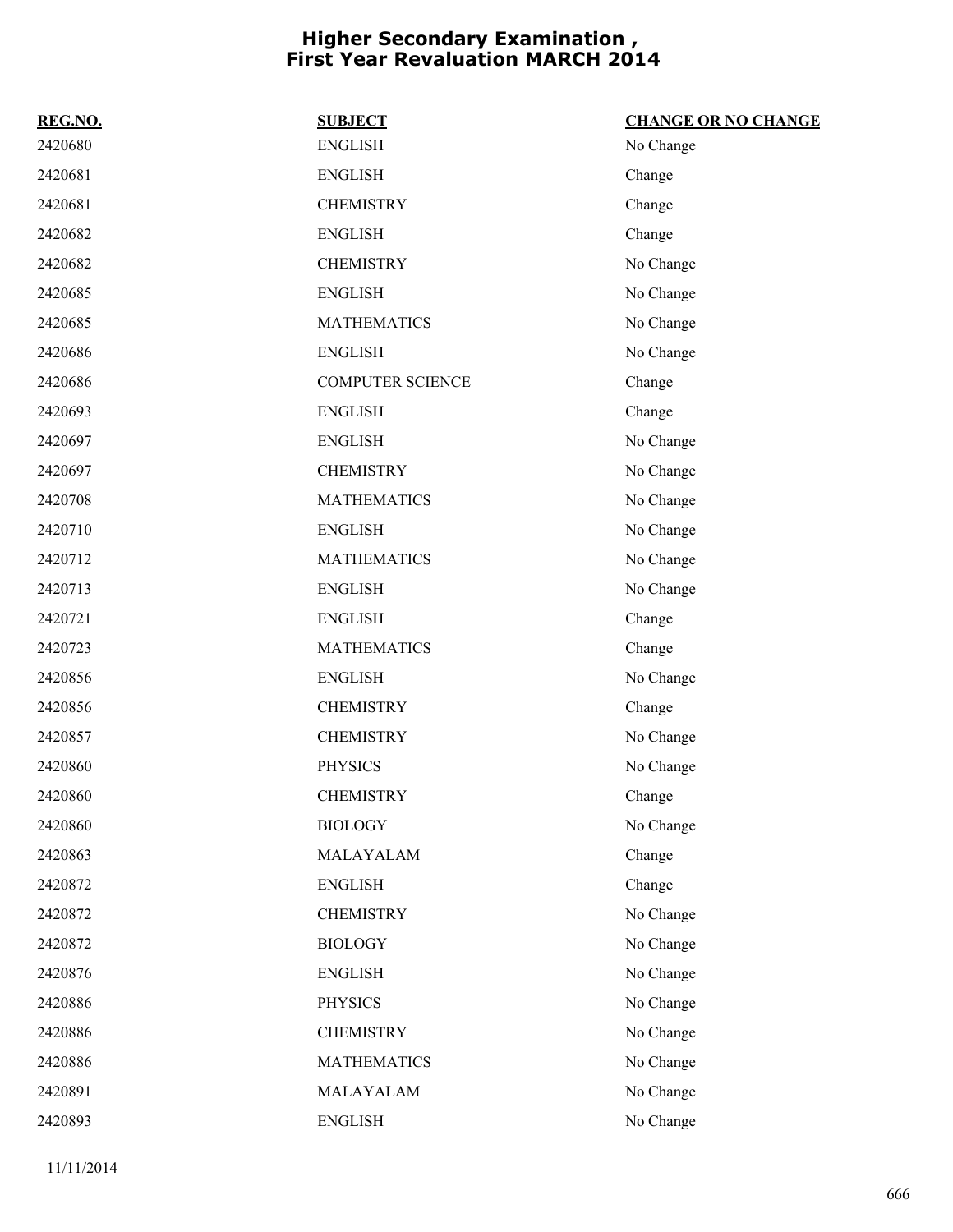# Higher Secondary Examination , First Year Revaluation MARCH 2014

| REG.NO. | SUBJECT | CHANGE OR NO CHANGE |
|---|---|---|
| 2420680 | ENGLISH | No Change |
| 2420681 | ENGLISH | Change |
| 2420681 | CHEMISTRY | Change |
| 2420682 | ENGLISH | Change |
| 2420682 | CHEMISTRY | No Change |
| 2420685 | ENGLISH | No Change |
| 2420685 | MATHEMATICS | No Change |
| 2420686 | ENGLISH | No Change |
| 2420686 | COMPUTER SCIENCE | Change |
| 2420693 | ENGLISH | Change |
| 2420697 | ENGLISH | No Change |
| 2420697 | CHEMISTRY | No Change |
| 2420708 | MATHEMATICS | No Change |
| 2420710 | ENGLISH | No Change |
| 2420712 | MATHEMATICS | No Change |
| 2420713 | ENGLISH | No Change |
| 2420721 | ENGLISH | Change |
| 2420723 | MATHEMATICS | Change |
| 2420856 | ENGLISH | No Change |
| 2420856 | CHEMISTRY | Change |
| 2420857 | CHEMISTRY | No Change |
| 2420860 | PHYSICS | No Change |
| 2420860 | CHEMISTRY | Change |
| 2420860 | BIOLOGY | No Change |
| 2420863 | MALAYALAM | Change |
| 2420872 | ENGLISH | Change |
| 2420872 | CHEMISTRY | No Change |
| 2420872 | BIOLOGY | No Change |
| 2420876 | ENGLISH | No Change |
| 2420886 | PHYSICS | No Change |
| 2420886 | CHEMISTRY | No Change |
| 2420886 | MATHEMATICS | No Change |
| 2420891 | MALAYALAM | No Change |
| 2420893 | ENGLISH | No Change |

11/11/2014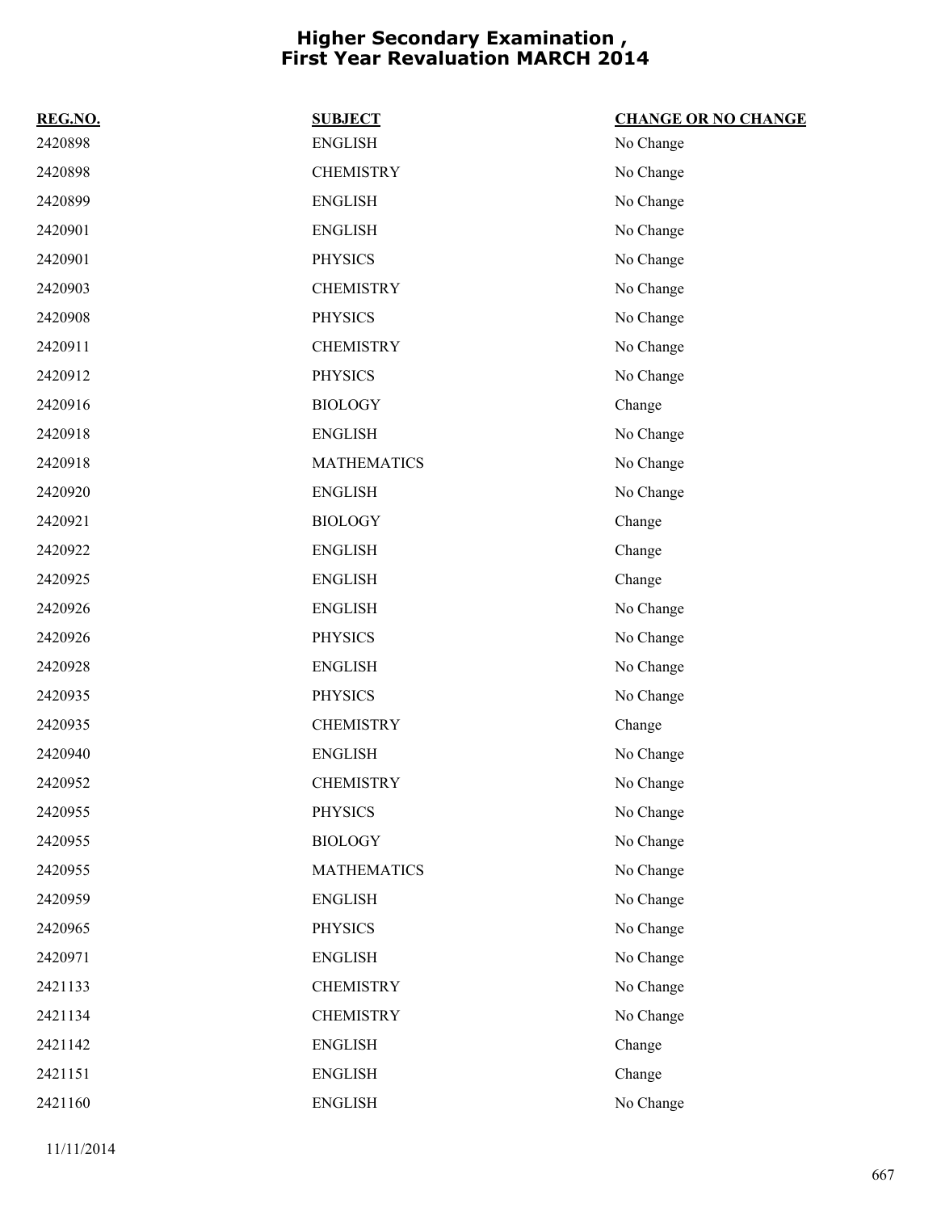# Higher Secondary Examination , First Year Revaluation MARCH 2014

| REG.NO. | SUBJECT | CHANGE OR NO CHANGE |
|---|---|---|
| 2420898 | ENGLISH | No Change |
| 2420898 | CHEMISTRY | No Change |
| 2420899 | ENGLISH | No Change |
| 2420901 | ENGLISH | No Change |
| 2420901 | PHYSICS | No Change |
| 2420903 | CHEMISTRY | No Change |
| 2420908 | PHYSICS | No Change |
| 2420911 | CHEMISTRY | No Change |
| 2420912 | PHYSICS | No Change |
| 2420916 | BIOLOGY | Change |
| 2420918 | ENGLISH | No Change |
| 2420918 | MATHEMATICS | No Change |
| 2420920 | ENGLISH | No Change |
| 2420921 | BIOLOGY | Change |
| 2420922 | ENGLISH | Change |
| 2420925 | ENGLISH | Change |
| 2420926 | ENGLISH | No Change |
| 2420926 | PHYSICS | No Change |
| 2420928 | ENGLISH | No Change |
| 2420935 | PHYSICS | No Change |
| 2420935 | CHEMISTRY | Change |
| 2420940 | ENGLISH | No Change |
| 2420952 | CHEMISTRY | No Change |
| 2420955 | PHYSICS | No Change |
| 2420955 | BIOLOGY | No Change |
| 2420955 | MATHEMATICS | No Change |
| 2420959 | ENGLISH | No Change |
| 2420965 | PHYSICS | No Change |
| 2420971 | ENGLISH | No Change |
| 2421133 | CHEMISTRY | No Change |
| 2421134 | CHEMISTRY | No Change |
| 2421142 | ENGLISH | Change |
| 2421151 | ENGLISH | Change |
| 2421160 | ENGLISH | No Change |

11/11/2014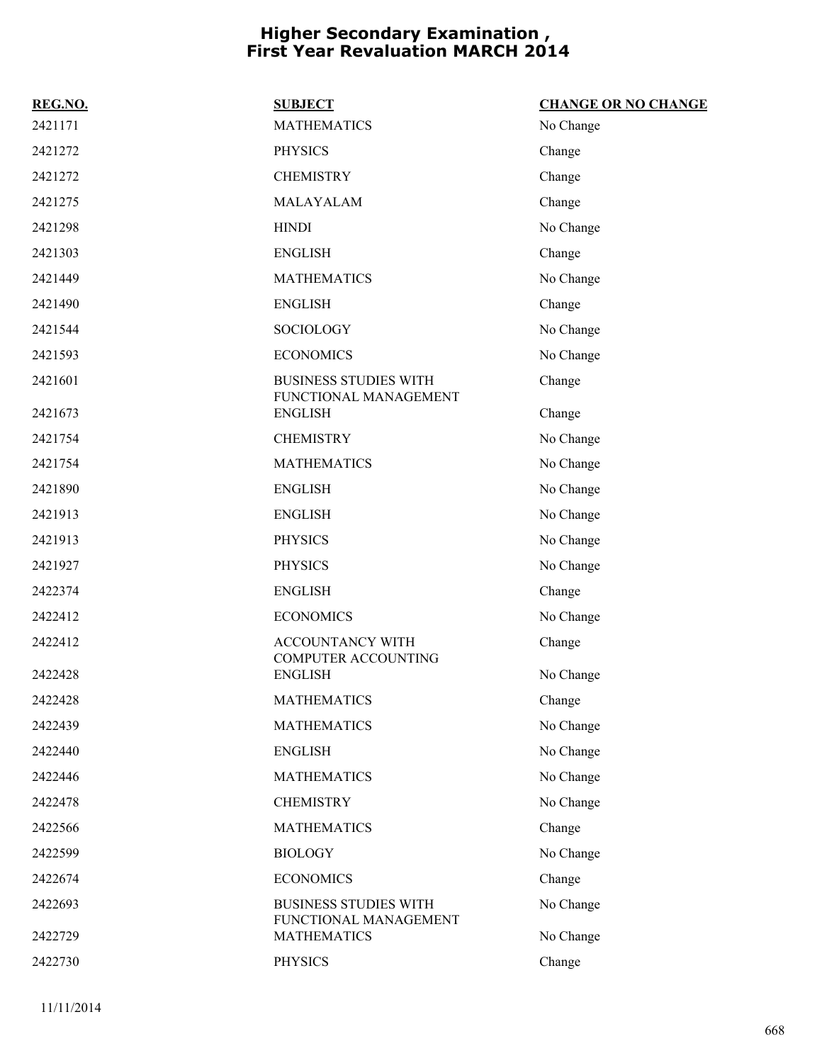# Higher Secondary Examination , First Year Revaluation MARCH 2014

| REG.NO. | SUBJECT | CHANGE OR NO CHANGE |
|---|---|---|
| 2421171 | MATHEMATICS | No Change |
| 2421272 | PHYSICS | Change |
| 2421272 | CHEMISTRY | Change |
| 2421275 | MALAYALAM | Change |
| 2421298 | HINDI | No Change |
| 2421303 | ENGLISH | Change |
| 2421449 | MATHEMATICS | No Change |
| 2421490 | ENGLISH | Change |
| 2421544 | SOCIOLOGY | No Change |
| 2421593 | ECONOMICS | No Change |
| 2421601 | BUSINESS STUDIES WITH FUNCTIONAL MANAGEMENT | Change |
| 2421673 | ENGLISH | Change |
| 2421754 | CHEMISTRY | No Change |
| 2421754 | MATHEMATICS | No Change |
| 2421890 | ENGLISH | No Change |
| 2421913 | ENGLISH | No Change |
| 2421913 | PHYSICS | No Change |
| 2421927 | PHYSICS | No Change |
| 2422374 | ENGLISH | Change |
| 2422412 | ECONOMICS | No Change |
| 2422412 | ACCOUNTANCY WITH COMPUTER ACCOUNTING | Change |
| 2422428 | ENGLISH | No Change |
| 2422428 | MATHEMATICS | Change |
| 2422439 | MATHEMATICS | No Change |
| 2422440 | ENGLISH | No Change |
| 2422446 | MATHEMATICS | No Change |
| 2422478 | CHEMISTRY | No Change |
| 2422566 | MATHEMATICS | Change |
| 2422599 | BIOLOGY | No Change |
| 2422674 | ECONOMICS | Change |
| 2422693 | BUSINESS STUDIES WITH FUNCTIONAL MANAGEMENT | No Change |
| 2422729 | MATHEMATICS | No Change |
| 2422730 | PHYSICS | Change |

11/11/2014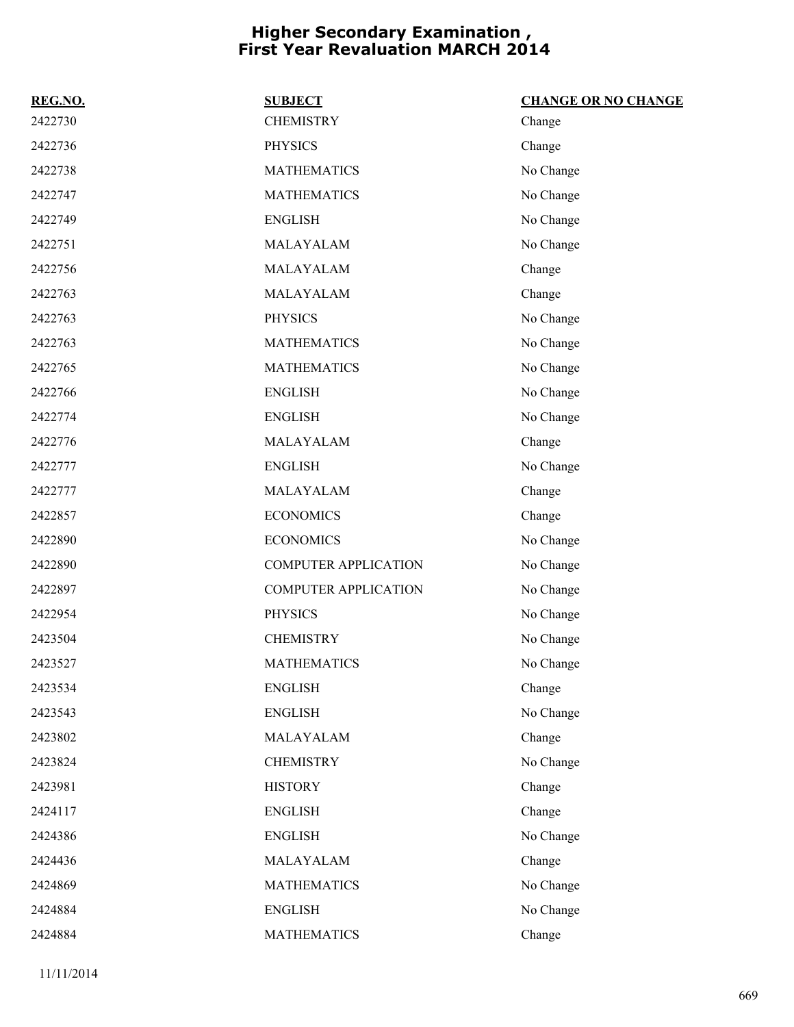# Higher Secondary Examination , First Year Revaluation MARCH 2014

| REG.NO. | SUBJECT | CHANGE OR NO CHANGE |
|---|---|---|
| 2422730 | CHEMISTRY | Change |
| 2422736 | PHYSICS | Change |
| 2422738 | MATHEMATICS | No Change |
| 2422747 | MATHEMATICS | No Change |
| 2422749 | ENGLISH | No Change |
| 2422751 | MALAYALAM | No Change |
| 2422756 | MALAYALAM | Change |
| 2422763 | MALAYALAM | Change |
| 2422763 | PHYSICS | No Change |
| 2422763 | MATHEMATICS | No Change |
| 2422765 | MATHEMATICS | No Change |
| 2422766 | ENGLISH | No Change |
| 2422774 | ENGLISH | No Change |
| 2422776 | MALAYALAM | Change |
| 2422777 | ENGLISH | No Change |
| 2422777 | MALAYALAM | Change |
| 2422857 | ECONOMICS | Change |
| 2422890 | ECONOMICS | No Change |
| 2422890 | COMPUTER APPLICATION | No Change |
| 2422897 | COMPUTER APPLICATION | No Change |
| 2422954 | PHYSICS | No Change |
| 2423504 | CHEMISTRY | No Change |
| 2423527 | MATHEMATICS | No Change |
| 2423534 | ENGLISH | Change |
| 2423543 | ENGLISH | No Change |
| 2423802 | MALAYALAM | Change |
| 2423824 | CHEMISTRY | No Change |
| 2423981 | HISTORY | Change |
| 2424117 | ENGLISH | Change |
| 2424386 | ENGLISH | No Change |
| 2424436 | MALAYALAM | Change |
| 2424869 | MATHEMATICS | No Change |
| 2424884 | ENGLISH | No Change |
| 2424884 | MATHEMATICS | Change |

11/11/2014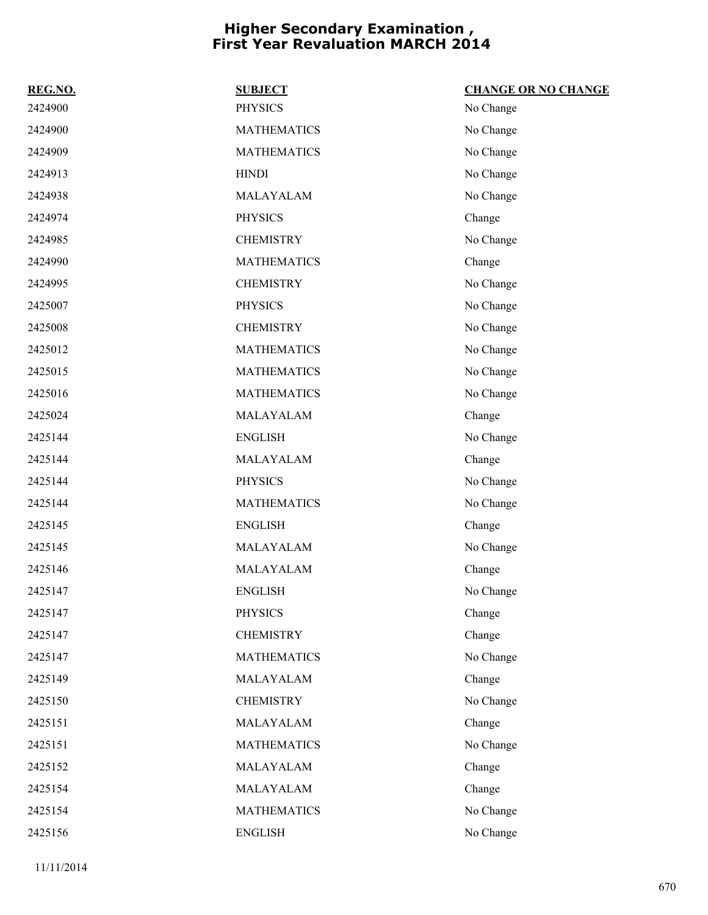# Higher Secondary Examination , First Year Revaluation MARCH 2014

| REG.NO. | SUBJECT | CHANGE OR NO CHANGE |
|---|---|---|
| 2424900 | PHYSICS | No Change |
| 2424900 | MATHEMATICS | No Change |
| 2424909 | MATHEMATICS | No Change |
| 2424913 | HINDI | No Change |
| 2424938 | MALAYALAM | No Change |
| 2424974 | PHYSICS | Change |
| 2424985 | CHEMISTRY | No Change |
| 2424990 | MATHEMATICS | Change |
| 2424995 | CHEMISTRY | No Change |
| 2425007 | PHYSICS | No Change |
| 2425008 | CHEMISTRY | No Change |
| 2425012 | MATHEMATICS | No Change |
| 2425015 | MATHEMATICS | No Change |
| 2425016 | MATHEMATICS | No Change |
| 2425024 | MALAYALAM | Change |
| 2425144 | ENGLISH | No Change |
| 2425144 | MALAYALAM | Change |
| 2425144 | PHYSICS | No Change |
| 2425144 | MATHEMATICS | No Change |
| 2425145 | ENGLISH | Change |
| 2425145 | MALAYALAM | No Change |
| 2425146 | MALAYALAM | Change |
| 2425147 | ENGLISH | No Change |
| 2425147 | PHYSICS | Change |
| 2425147 | CHEMISTRY | Change |
| 2425147 | MATHEMATICS | No Change |
| 2425149 | MALAYALAM | Change |
| 2425150 | CHEMISTRY | No Change |
| 2425151 | MALAYALAM | Change |
| 2425151 | MATHEMATICS | No Change |
| 2425152 | MALAYALAM | Change |
| 2425154 | MALAYALAM | Change |
| 2425154 | MATHEMATICS | No Change |
| 2425156 | ENGLISH | No Change |

11/11/2014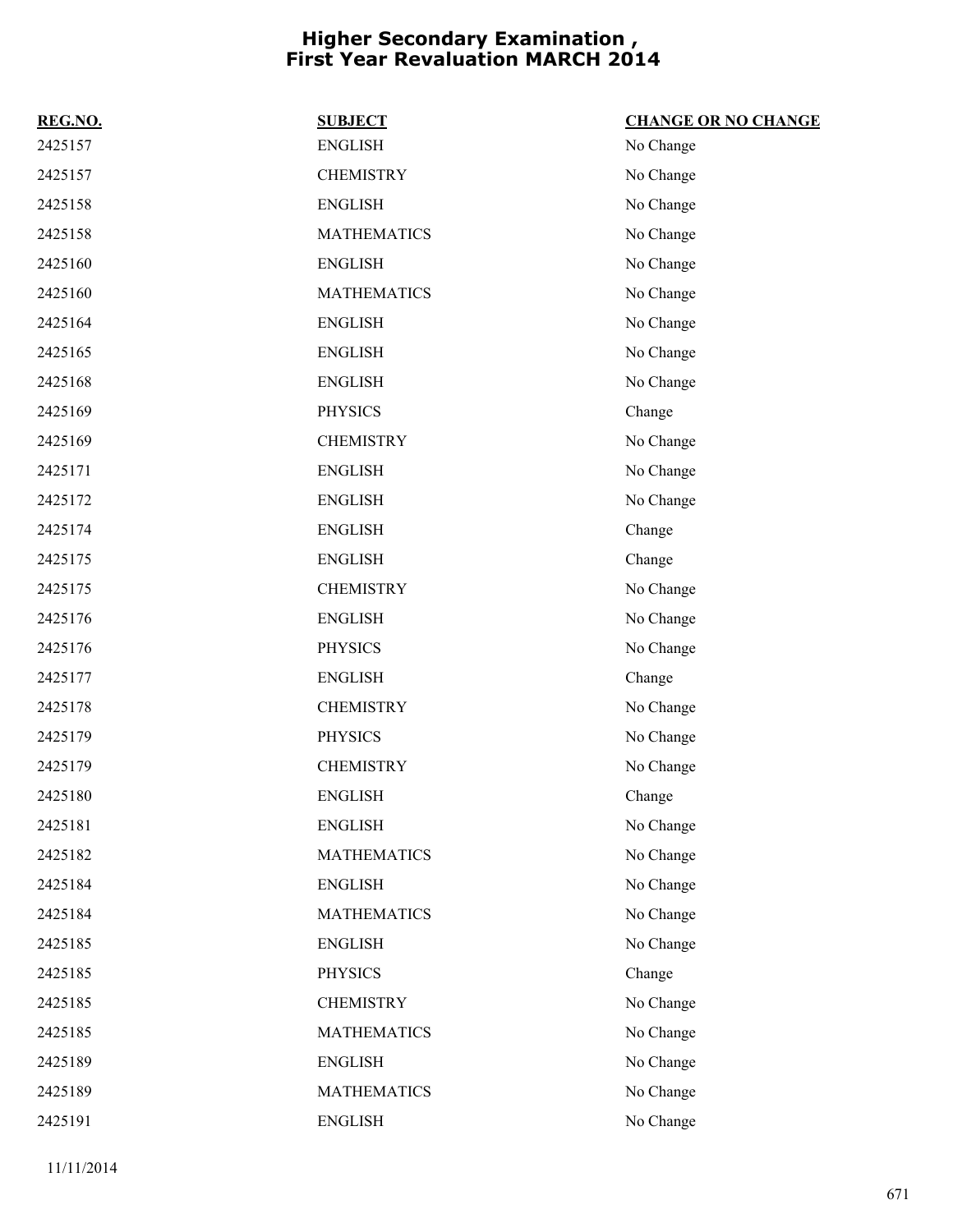# Higher Secondary Examination , First Year Revaluation MARCH 2014

| REG.NO. | SUBJECT | CHANGE OR NO CHANGE |
| --- | --- | --- |
| 2425157 | ENGLISH | No Change |
| 2425157 | CHEMISTRY | No Change |
| 2425158 | ENGLISH | No Change |
| 2425158 | MATHEMATICS | No Change |
| 2425160 | ENGLISH | No Change |
| 2425160 | MATHEMATICS | No Change |
| 2425164 | ENGLISH | No Change |
| 2425165 | ENGLISH | No Change |
| 2425168 | ENGLISH | No Change |
| 2425169 | PHYSICS | Change |
| 2425169 | CHEMISTRY | No Change |
| 2425171 | ENGLISH | No Change |
| 2425172 | ENGLISH | No Change |
| 2425174 | ENGLISH | Change |
| 2425175 | ENGLISH | Change |
| 2425175 | CHEMISTRY | No Change |
| 2425176 | ENGLISH | No Change |
| 2425176 | PHYSICS | No Change |
| 2425177 | ENGLISH | Change |
| 2425178 | CHEMISTRY | No Change |
| 2425179 | PHYSICS | No Change |
| 2425179 | CHEMISTRY | No Change |
| 2425180 | ENGLISH | Change |
| 2425181 | ENGLISH | No Change |
| 2425182 | MATHEMATICS | No Change |
| 2425184 | ENGLISH | No Change |
| 2425184 | MATHEMATICS | No Change |
| 2425185 | ENGLISH | No Change |
| 2425185 | PHYSICS | Change |
| 2425185 | CHEMISTRY | No Change |
| 2425185 | MATHEMATICS | No Change |
| 2425189 | ENGLISH | No Change |
| 2425189 | MATHEMATICS | No Change |
| 2425191 | ENGLISH | No Change |

11/11/2014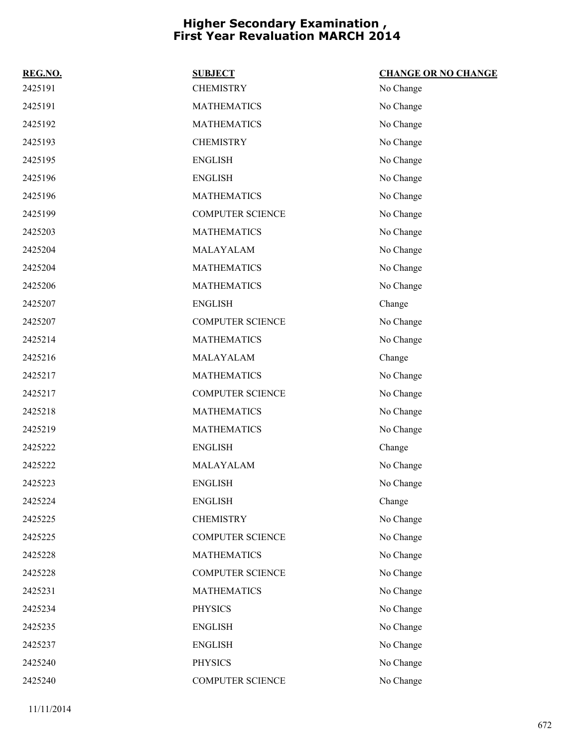# Higher Secondary Examination , First Year Revaluation MARCH 2014

| REG.NO. | SUBJECT | CHANGE OR NO CHANGE |
|---|---|---|
| 2425191 | CHEMISTRY | No Change |
| 2425191 | MATHEMATICS | No Change |
| 2425192 | MATHEMATICS | No Change |
| 2425193 | CHEMISTRY | No Change |
| 2425195 | ENGLISH | No Change |
| 2425196 | ENGLISH | No Change |
| 2425196 | MATHEMATICS | No Change |
| 2425199 | COMPUTER SCIENCE | No Change |
| 2425203 | MATHEMATICS | No Change |
| 2425204 | MALAYALAM | No Change |
| 2425204 | MATHEMATICS | No Change |
| 2425206 | MATHEMATICS | No Change |
| 2425207 | ENGLISH | Change |
| 2425207 | COMPUTER SCIENCE | No Change |
| 2425214 | MATHEMATICS | No Change |
| 2425216 | MALAYALAM | Change |
| 2425217 | MATHEMATICS | No Change |
| 2425217 | COMPUTER SCIENCE | No Change |
| 2425218 | MATHEMATICS | No Change |
| 2425219 | MATHEMATICS | No Change |
| 2425222 | ENGLISH | Change |
| 2425222 | MALAYALAM | No Change |
| 2425223 | ENGLISH | No Change |
| 2425224 | ENGLISH | Change |
| 2425225 | CHEMISTRY | No Change |
| 2425225 | COMPUTER SCIENCE | No Change |
| 2425228 | MATHEMATICS | No Change |
| 2425228 | COMPUTER SCIENCE | No Change |
| 2425231 | MATHEMATICS | No Change |
| 2425234 | PHYSICS | No Change |
| 2425235 | ENGLISH | No Change |
| 2425237 | ENGLISH | No Change |
| 2425240 | PHYSICS | No Change |
| 2425240 | COMPUTER SCIENCE | No Change |

11/11/2014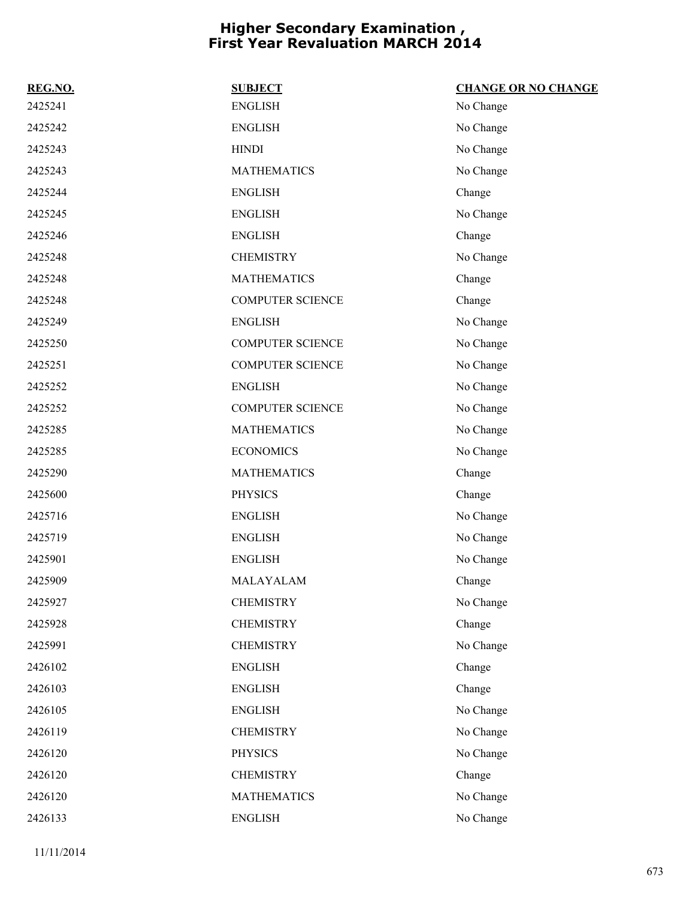# Higher Secondary Examination , First Year Revaluation MARCH 2014

| REG.NO. | SUBJECT | CHANGE OR NO CHANGE |
|---|---|---|
| 2425241 | ENGLISH | No Change |
| 2425242 | ENGLISH | No Change |
| 2425243 | HINDI | No Change |
| 2425243 | MATHEMATICS | No Change |
| 2425244 | ENGLISH | Change |
| 2425245 | ENGLISH | No Change |
| 2425246 | ENGLISH | Change |
| 2425248 | CHEMISTRY | No Change |
| 2425248 | MATHEMATICS | Change |
| 2425248 | COMPUTER SCIENCE | Change |
| 2425249 | ENGLISH | No Change |
| 2425250 | COMPUTER SCIENCE | No Change |
| 2425251 | COMPUTER SCIENCE | No Change |
| 2425252 | ENGLISH | No Change |
| 2425252 | COMPUTER SCIENCE | No Change |
| 2425285 | MATHEMATICS | No Change |
| 2425285 | ECONOMICS | No Change |
| 2425290 | MATHEMATICS | Change |
| 2425600 | PHYSICS | Change |
| 2425716 | ENGLISH | No Change |
| 2425719 | ENGLISH | No Change |
| 2425901 | ENGLISH | No Change |
| 2425909 | MALAYALAM | Change |
| 2425927 | CHEMISTRY | No Change |
| 2425928 | CHEMISTRY | Change |
| 2425991 | CHEMISTRY | No Change |
| 2426102 | ENGLISH | Change |
| 2426103 | ENGLISH | Change |
| 2426105 | ENGLISH | No Change |
| 2426119 | CHEMISTRY | No Change |
| 2426120 | PHYSICS | No Change |
| 2426120 | CHEMISTRY | Change |
| 2426120 | MATHEMATICS | No Change |
| 2426133 | ENGLISH | No Change |

11/11/2014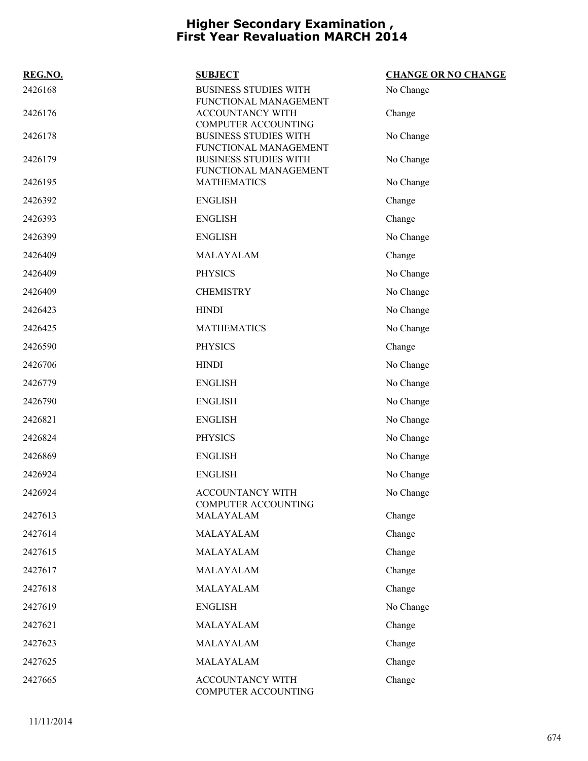# Higher Secondary Examination , First Year Revaluation MARCH 2014

| REG.NO. | SUBJECT | CHANGE OR NO CHANGE |
|---|---|---|
| 2426168 | BUSINESS STUDIES WITH FUNCTIONAL MANAGEMENT | No Change |
| 2426176 | ACCOUNTANCY WITH COMPUTER ACCOUNTING | Change |
| 2426178 | BUSINESS STUDIES WITH FUNCTIONAL MANAGEMENT | No Change |
| 2426179 | BUSINESS STUDIES WITH FUNCTIONAL MANAGEMENT | No Change |
| 2426195 | MATHEMATICS | No Change |
| 2426392 | ENGLISH | Change |
| 2426393 | ENGLISH | Change |
| 2426399 | ENGLISH | No Change |
| 2426409 | MALAYALAM | Change |
| 2426409 | PHYSICS | No Change |
| 2426409 | CHEMISTRY | No Change |
| 2426423 | HINDI | No Change |
| 2426425 | MATHEMATICS | No Change |
| 2426590 | PHYSICS | Change |
| 2426706 | HINDI | No Change |
| 2426779 | ENGLISH | No Change |
| 2426790 | ENGLISH | No Change |
| 2426821 | ENGLISH | No Change |
| 2426824 | PHYSICS | No Change |
| 2426869 | ENGLISH | No Change |
| 2426924 | ENGLISH | No Change |
| 2426924 | ACCOUNTANCY WITH COMPUTER ACCOUNTING | No Change |
| 2427613 | MALAYALAM | Change |
| 2427614 | MALAYALAM | Change |
| 2427615 | MALAYALAM | Change |
| 2427617 | MALAYALAM | Change |
| 2427618 | MALAYALAM | Change |
| 2427619 | ENGLISH | No Change |
| 2427621 | MALAYALAM | Change |
| 2427623 | MALAYALAM | Change |
| 2427625 | MALAYALAM | Change |
| 2427665 | ACCOUNTANCY WITH COMPUTER ACCOUNTING | Change |

11/11/2014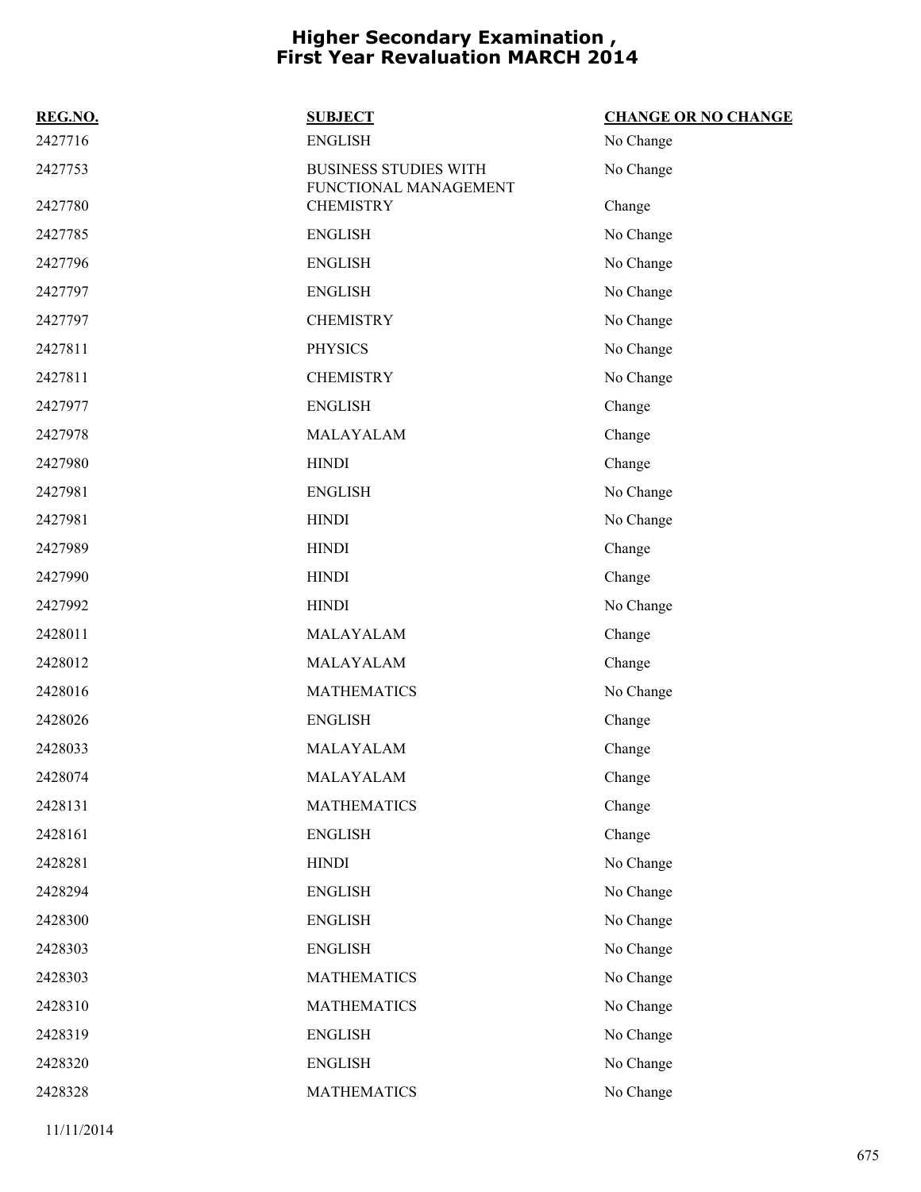# Higher Secondary Examination , First Year Revaluation MARCH 2014

| REG.NO. | SUBJECT | CHANGE OR NO CHANGE |
|---|---|---|
| 2427716 | ENGLISH | No Change |
| 2427753 | BUSINESS STUDIES WITH FUNCTIONAL MANAGEMENT | No Change |
| 2427780 | CHEMISTRY | Change |
| 2427785 | ENGLISH | No Change |
| 2427796 | ENGLISH | No Change |
| 2427797 | ENGLISH | No Change |
| 2427797 | CHEMISTRY | No Change |
| 2427811 | PHYSICS | No Change |
| 2427811 | CHEMISTRY | No Change |
| 2427977 | ENGLISH | Change |
| 2427978 | MALAYALAM | Change |
| 2427980 | HINDI | Change |
| 2427981 | ENGLISH | No Change |
| 2427981 | HINDI | No Change |
| 2427989 | HINDI | Change |
| 2427990 | HINDI | Change |
| 2427992 | HINDI | No Change |
| 2428011 | MALAYALAM | Change |
| 2428012 | MALAYALAM | Change |
| 2428016 | MATHEMATICS | No Change |
| 2428026 | ENGLISH | Change |
| 2428033 | MALAYALAM | Change |
| 2428074 | MALAYALAM | Change |
| 2428131 | MATHEMATICS | Change |
| 2428161 | ENGLISH | Change |
| 2428281 | HINDI | No Change |
| 2428294 | ENGLISH | No Change |
| 2428300 | ENGLISH | No Change |
| 2428303 | ENGLISH | No Change |
| 2428303 | MATHEMATICS | No Change |
| 2428310 | MATHEMATICS | No Change |
| 2428319 | ENGLISH | No Change |
| 2428320 | ENGLISH | No Change |
| 2428328 | MATHEMATICS | No Change |

11/11/2014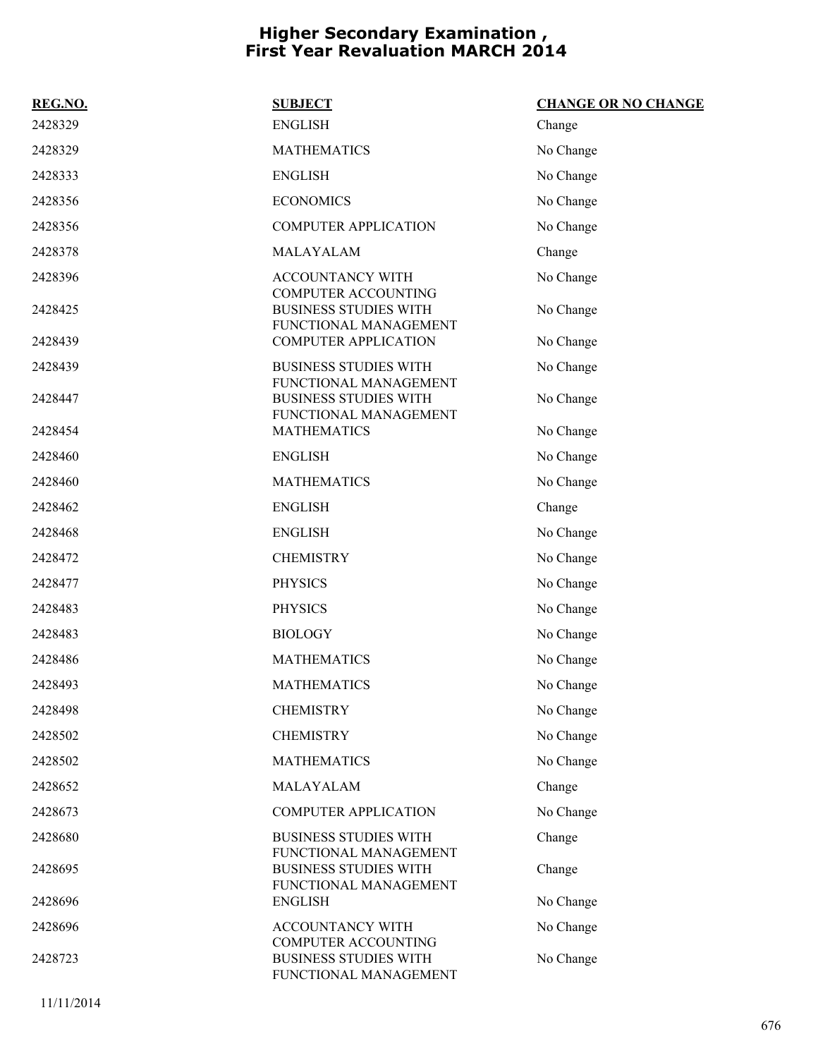# Higher Secondary Examination , First Year Revaluation MARCH 2014

| REG.NO. | SUBJECT | CHANGE OR NO CHANGE |
|---|---|---|
| 2428329 | ENGLISH | Change |
| 2428329 | MATHEMATICS | No Change |
| 2428333 | ENGLISH | No Change |
| 2428356 | ECONOMICS | No Change |
| 2428356 | COMPUTER APPLICATION | No Change |
| 2428378 | MALAYALAM | Change |
| 2428396 | ACCOUNTANCY WITH COMPUTER ACCOUNTING | No Change |
| 2428425 | BUSINESS STUDIES WITH FUNCTIONAL MANAGEMENT | No Change |
| 2428439 | COMPUTER APPLICATION | No Change |
| 2428439 | BUSINESS STUDIES WITH FUNCTIONAL MANAGEMENT | No Change |
| 2428447 | BUSINESS STUDIES WITH FUNCTIONAL MANAGEMENT | No Change |
| 2428454 | MATHEMATICS | No Change |
| 2428460 | ENGLISH | No Change |
| 2428460 | MATHEMATICS | No Change |
| 2428462 | ENGLISH | Change |
| 2428468 | ENGLISH | No Change |
| 2428472 | CHEMISTRY | No Change |
| 2428477 | PHYSICS | No Change |
| 2428483 | PHYSICS | No Change |
| 2428483 | BIOLOGY | No Change |
| 2428486 | MATHEMATICS | No Change |
| 2428493 | MATHEMATICS | No Change |
| 2428498 | CHEMISTRY | No Change |
| 2428502 | CHEMISTRY | No Change |
| 2428502 | MATHEMATICS | No Change |
| 2428652 | MALAYALAM | Change |
| 2428673 | COMPUTER APPLICATION | No Change |
| 2428680 | BUSINESS STUDIES WITH FUNCTIONAL MANAGEMENT | Change |
| 2428695 | BUSINESS STUDIES WITH FUNCTIONAL MANAGEMENT | Change |
| 2428696 | ENGLISH | No Change |
| 2428696 | ACCOUNTANCY WITH COMPUTER ACCOUNTING | No Change |
| 2428723 | BUSINESS STUDIES WITH FUNCTIONAL MANAGEMENT | No Change |

11/11/2014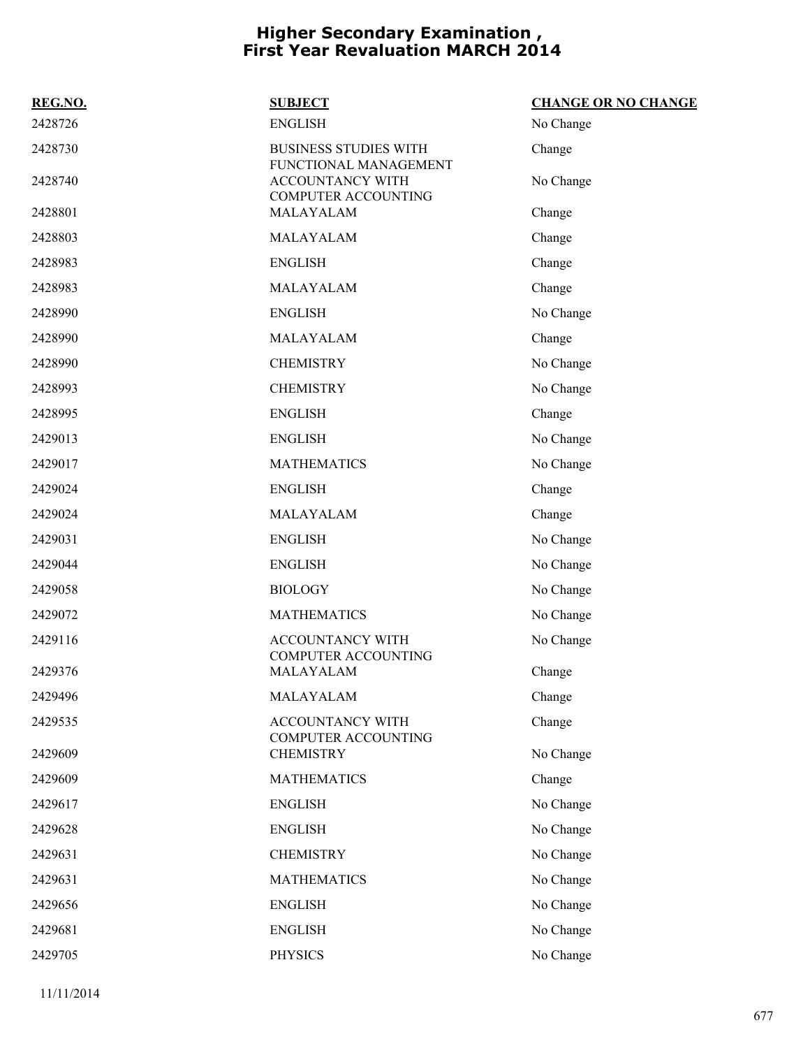# Higher Secondary Examination , First Year Revaluation MARCH 2014

| REG.NO. | SUBJECT | CHANGE OR NO CHANGE |
| --- | --- | --- |
| 2428726 | ENGLISH | No Change |
| 2428730 | BUSINESS STUDIES WITH FUNCTIONAL MANAGEMENT | Change |
| 2428740 | ACCOUNTANCY WITH COMPUTER ACCOUNTING | No Change |
| 2428801 | MALAYALAM | Change |
| 2428803 | MALAYALAM | Change |
| 2428983 | ENGLISH | Change |
| 2428983 | MALAYALAM | Change |
| 2428990 | ENGLISH | No Change |
| 2428990 | MALAYALAM | Change |
| 2428990 | CHEMISTRY | No Change |
| 2428993 | CHEMISTRY | No Change |
| 2428995 | ENGLISH | Change |
| 2429013 | ENGLISH | No Change |
| 2429017 | MATHEMATICS | No Change |
| 2429024 | ENGLISH | Change |
| 2429024 | MALAYALAM | Change |
| 2429031 | ENGLISH | No Change |
| 2429044 | ENGLISH | No Change |
| 2429058 | BIOLOGY | No Change |
| 2429072 | MATHEMATICS | No Change |
| 2429116 | ACCOUNTANCY WITH COMPUTER ACCOUNTING | No Change |
| 2429376 | MALAYALAM | Change |
| 2429496 | MALAYALAM | Change |
| 2429535 | ACCOUNTANCY WITH COMPUTER ACCOUNTING | Change |
| 2429609 | CHEMISTRY | No Change |
| 2429609 | MATHEMATICS | Change |
| 2429617 | ENGLISH | No Change |
| 2429628 | ENGLISH | No Change |
| 2429631 | CHEMISTRY | No Change |
| 2429631 | MATHEMATICS | No Change |
| 2429656 | ENGLISH | No Change |
| 2429681 | ENGLISH | No Change |
| 2429705 | PHYSICS | No Change |

11/11/2014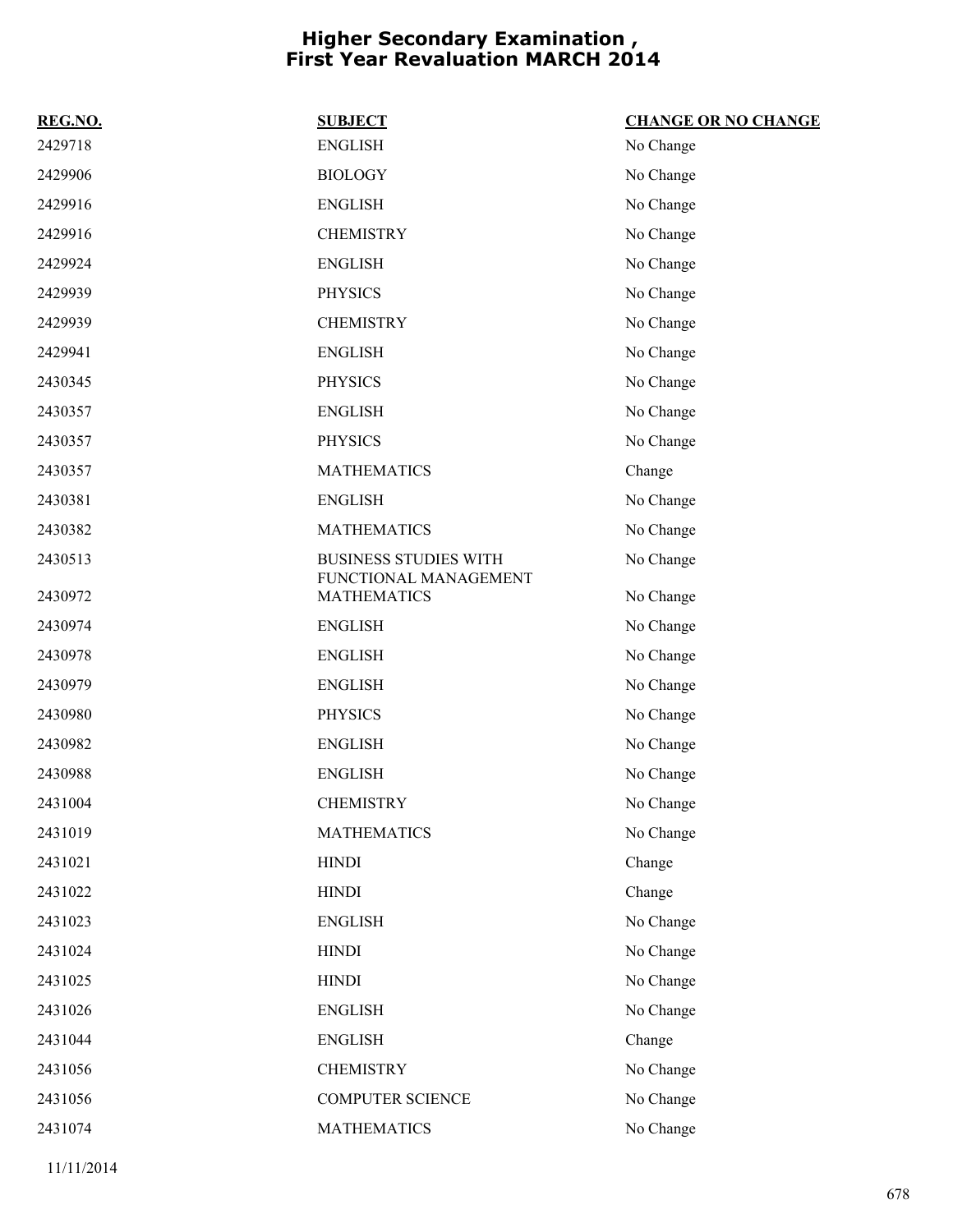# Higher Secondary Examination , First Year Revaluation MARCH 2014

| REG.NO. | SUBJECT | CHANGE OR NO CHANGE |
|---|---|---|
| 2429718 | ENGLISH | No Change |
| 2429906 | BIOLOGY | No Change |
| 2429916 | ENGLISH | No Change |
| 2429916 | CHEMISTRY | No Change |
| 2429924 | ENGLISH | No Change |
| 2429939 | PHYSICS | No Change |
| 2429939 | CHEMISTRY | No Change |
| 2429941 | ENGLISH | No Change |
| 2430345 | PHYSICS | No Change |
| 2430357 | ENGLISH | No Change |
| 2430357 | PHYSICS | No Change |
| 2430357 | MATHEMATICS | Change |
| 2430381 | ENGLISH | No Change |
| 2430382 | MATHEMATICS | No Change |
| 2430513 | BUSINESS STUDIES WITH FUNCTIONAL MANAGEMENT | No Change |
| 2430972 | MATHEMATICS | No Change |
| 2430974 | ENGLISH | No Change |
| 2430978 | ENGLISH | No Change |
| 2430979 | ENGLISH | No Change |
| 2430980 | PHYSICS | No Change |
| 2430982 | ENGLISH | No Change |
| 2430988 | ENGLISH | No Change |
| 2431004 | CHEMISTRY | No Change |
| 2431019 | MATHEMATICS | No Change |
| 2431021 | HINDI | Change |
| 2431022 | HINDI | Change |
| 2431023 | ENGLISH | No Change |
| 2431024 | HINDI | No Change |
| 2431025 | HINDI | No Change |
| 2431026 | ENGLISH | No Change |
| 2431044 | ENGLISH | Change |
| 2431056 | CHEMISTRY | No Change |
| 2431056 | COMPUTER SCIENCE | No Change |
| 2431074 | MATHEMATICS | No Change |

11/11/2014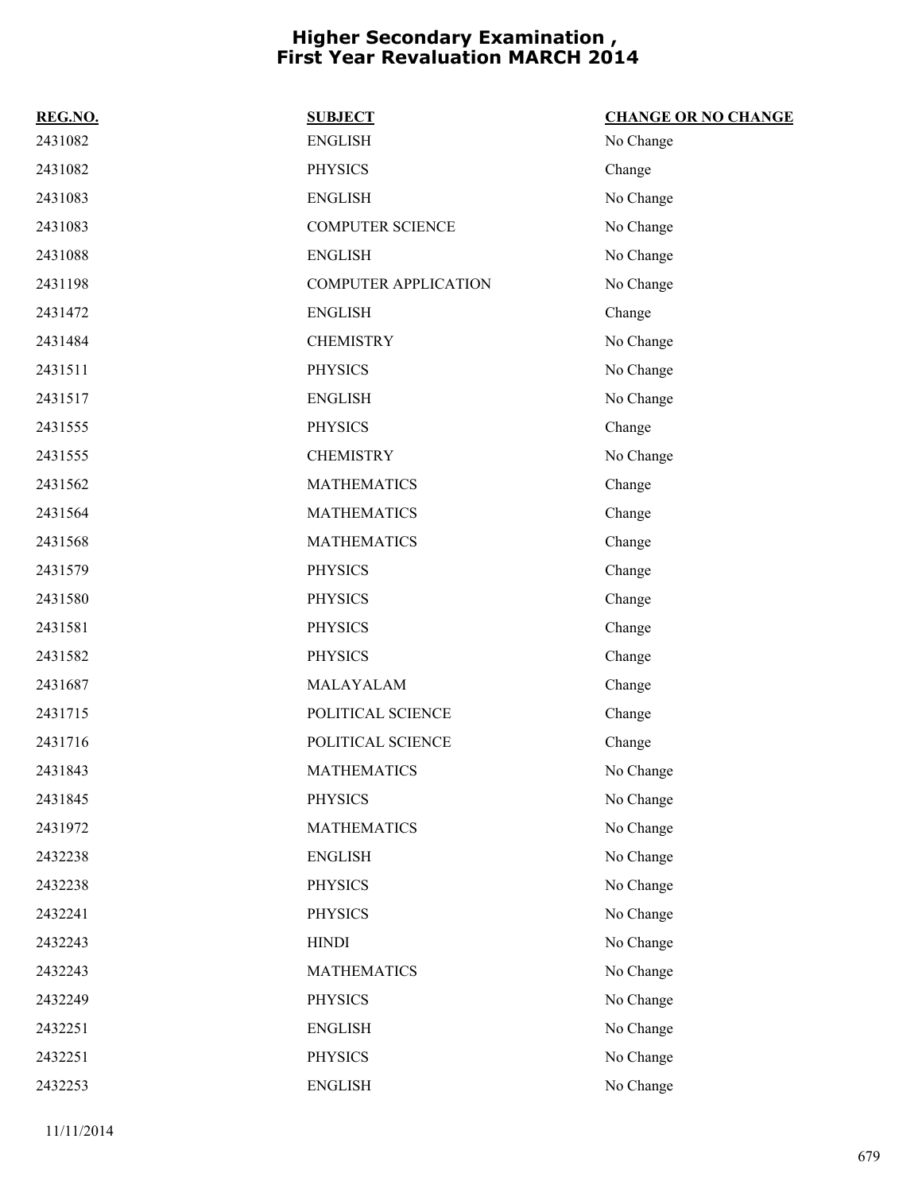# Higher Secondary Examination , First Year Revaluation MARCH 2014

| REG.NO. | SUBJECT | CHANGE OR NO CHANGE |
|---|---|---|
| 2431082 | ENGLISH | No Change |
| 2431082 | PHYSICS | Change |
| 2431083 | ENGLISH | No Change |
| 2431083 | COMPUTER SCIENCE | No Change |
| 2431088 | ENGLISH | No Change |
| 2431198 | COMPUTER APPLICATION | No Change |
| 2431472 | ENGLISH | Change |
| 2431484 | CHEMISTRY | No Change |
| 2431511 | PHYSICS | No Change |
| 2431517 | ENGLISH | No Change |
| 2431555 | PHYSICS | Change |
| 2431555 | CHEMISTRY | No Change |
| 2431562 | MATHEMATICS | Change |
| 2431564 | MATHEMATICS | Change |
| 2431568 | MATHEMATICS | Change |
| 2431579 | PHYSICS | Change |
| 2431580 | PHYSICS | Change |
| 2431581 | PHYSICS | Change |
| 2431582 | PHYSICS | Change |
| 2431687 | MALAYALAM | Change |
| 2431715 | POLITICAL SCIENCE | Change |
| 2431716 | POLITICAL SCIENCE | Change |
| 2431843 | MATHEMATICS | No Change |
| 2431845 | PHYSICS | No Change |
| 2431972 | MATHEMATICS | No Change |
| 2432238 | ENGLISH | No Change |
| 2432238 | PHYSICS | No Change |
| 2432241 | PHYSICS | No Change |
| 2432243 | HINDI | No Change |
| 2432243 | MATHEMATICS | No Change |
| 2432249 | PHYSICS | No Change |
| 2432251 | ENGLISH | No Change |
| 2432251 | PHYSICS | No Change |
| 2432253 | ENGLISH | No Change |

11/11/2014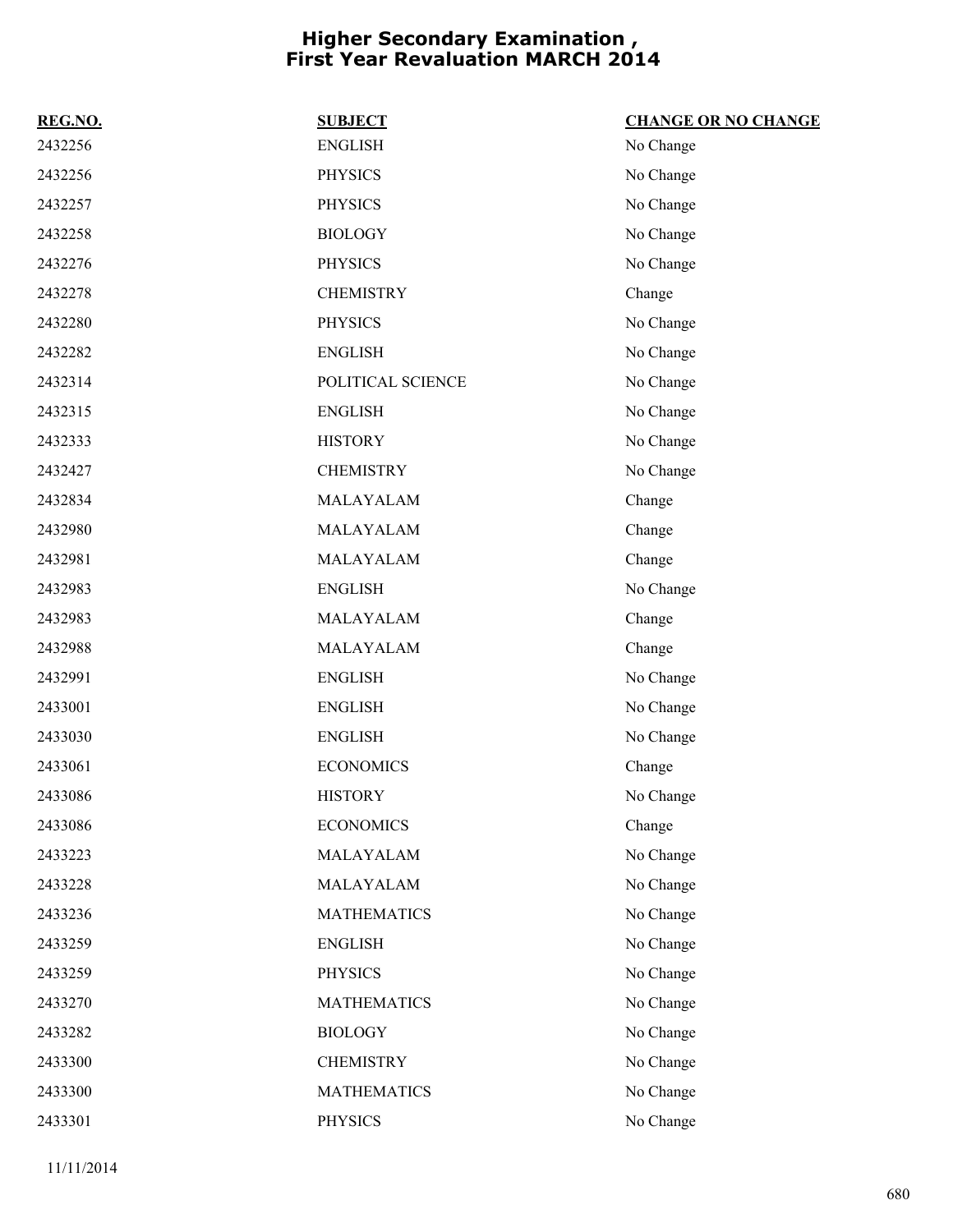# Higher Secondary Examination , First Year Revaluation MARCH 2014

| REG.NO. | SUBJECT | CHANGE OR NO CHANGE |
|---|---|---|
| 2432256 | ENGLISH | No Change |
| 2432256 | PHYSICS | No Change |
| 2432257 | PHYSICS | No Change |
| 2432258 | BIOLOGY | No Change |
| 2432276 | PHYSICS | No Change |
| 2432278 | CHEMISTRY | Change |
| 2432280 | PHYSICS | No Change |
| 2432282 | ENGLISH | No Change |
| 2432314 | POLITICAL SCIENCE | No Change |
| 2432315 | ENGLISH | No Change |
| 2432333 | HISTORY | No Change |
| 2432427 | CHEMISTRY | No Change |
| 2432834 | MALAYALAM | Change |
| 2432980 | MALAYALAM | Change |
| 2432981 | MALAYALAM | Change |
| 2432983 | ENGLISH | No Change |
| 2432983 | MALAYALAM | Change |
| 2432988 | MALAYALAM | Change |
| 2432991 | ENGLISH | No Change |
| 2433001 | ENGLISH | No Change |
| 2433030 | ENGLISH | No Change |
| 2433061 | ECONOMICS | Change |
| 2433086 | HISTORY | No Change |
| 2433086 | ECONOMICS | Change |
| 2433223 | MALAYALAM | No Change |
| 2433228 | MALAYALAM | No Change |
| 2433236 | MATHEMATICS | No Change |
| 2433259 | ENGLISH | No Change |
| 2433259 | PHYSICS | No Change |
| 2433270 | MATHEMATICS | No Change |
| 2433282 | BIOLOGY | No Change |
| 2433300 | CHEMISTRY | No Change |
| 2433300 | MATHEMATICS | No Change |
| 2433301 | PHYSICS | No Change |

11/11/2014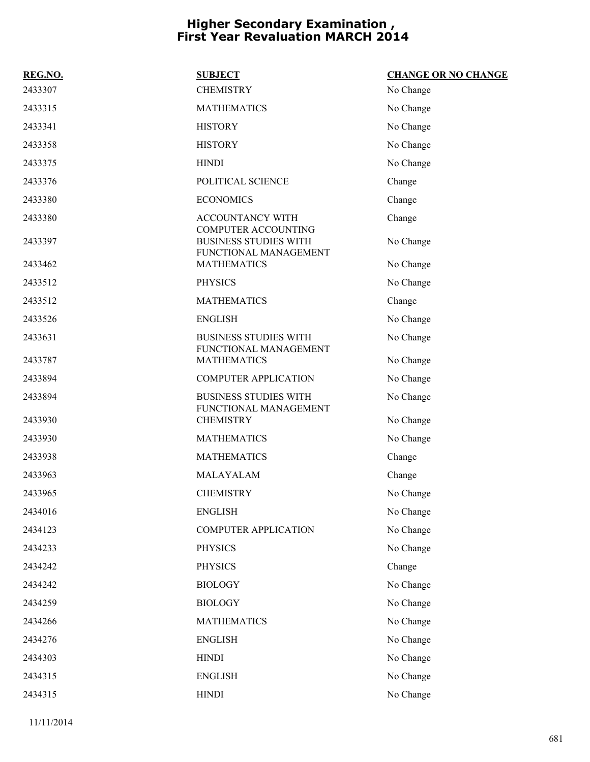# Higher Secondary Examination , First Year Revaluation MARCH 2014

| REG.NO. | SUBJECT | CHANGE OR NO CHANGE |
|---|---|---|
| 2433307 | CHEMISTRY | No Change |
| 2433315 | MATHEMATICS | No Change |
| 2433341 | HISTORY | No Change |
| 2433358 | HISTORY | No Change |
| 2433375 | HINDI | No Change |
| 2433376 | POLITICAL SCIENCE | Change |
| 2433380 | ECONOMICS | Change |
| 2433380 | ACCOUNTANCY WITH COMPUTER ACCOUNTING | Change |
| 2433397 | BUSINESS STUDIES WITH FUNCTIONAL MANAGEMENT | No Change |
| 2433462 | MATHEMATICS | No Change |
| 2433512 | PHYSICS | No Change |
| 2433512 | MATHEMATICS | Change |
| 2433526 | ENGLISH | No Change |
| 2433631 | BUSINESS STUDIES WITH FUNCTIONAL MANAGEMENT | No Change |
| 2433787 | MATHEMATICS | No Change |
| 2433894 | COMPUTER APPLICATION | No Change |
| 2433894 | BUSINESS STUDIES WITH FUNCTIONAL MANAGEMENT | No Change |
| 2433930 | CHEMISTRY | No Change |
| 2433930 | MATHEMATICS | No Change |
| 2433938 | MATHEMATICS | Change |
| 2433963 | MALAYALAM | Change |
| 2433965 | CHEMISTRY | No Change |
| 2434016 | ENGLISH | No Change |
| 2434123 | COMPUTER APPLICATION | No Change |
| 2434233 | PHYSICS | No Change |
| 2434242 | PHYSICS | Change |
| 2434242 | BIOLOGY | No Change |
| 2434259 | BIOLOGY | No Change |
| 2434266 | MATHEMATICS | No Change |
| 2434276 | ENGLISH | No Change |
| 2434303 | HINDI | No Change |
| 2434315 | ENGLISH | No Change |
| 2434315 | HINDI | No Change |

11/11/2014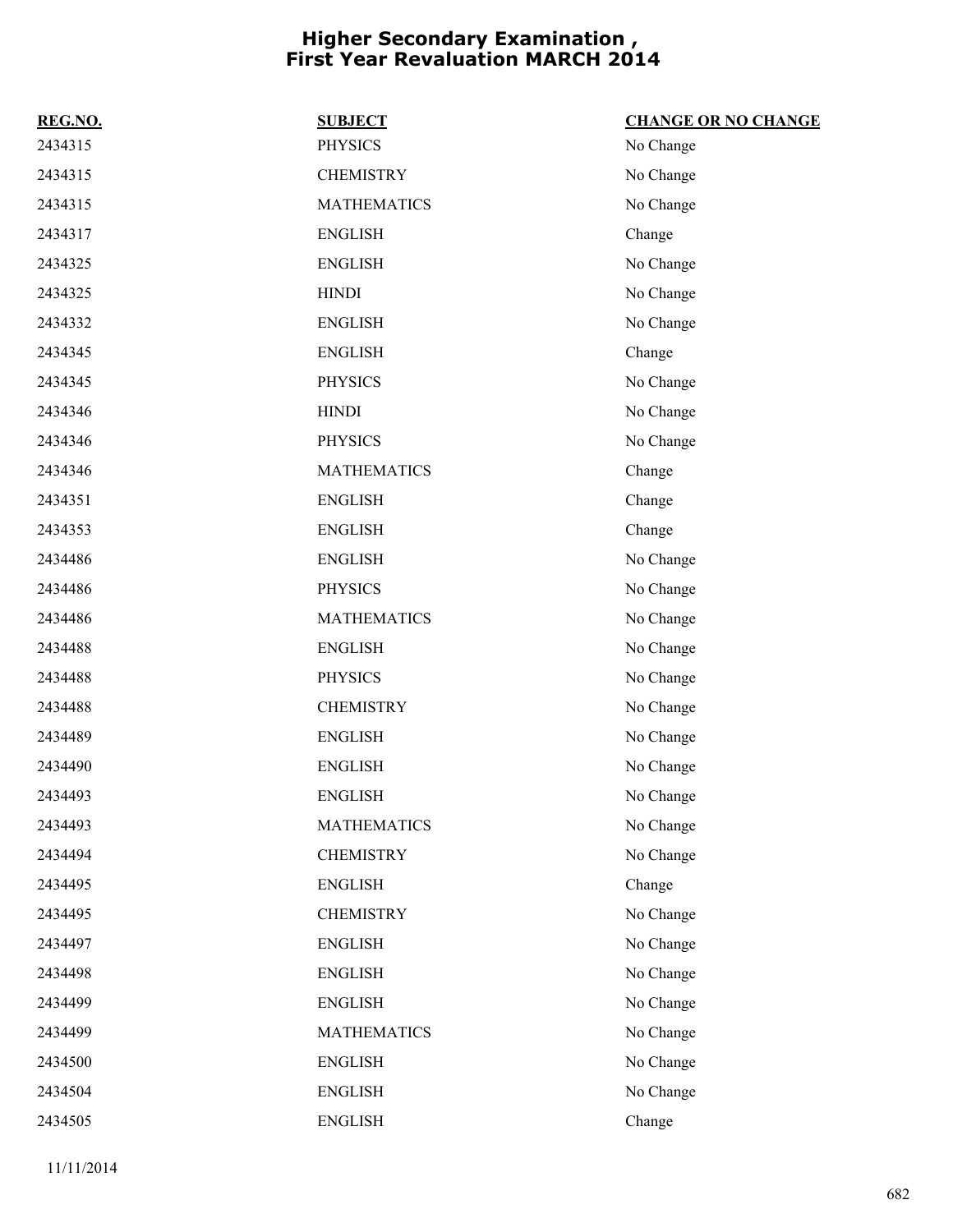# Higher Secondary Examination , First Year Revaluation MARCH 2014

| REG.NO. | SUBJECT | CHANGE OR NO CHANGE |
|---|---|---|
| 2434315 | PHYSICS | No Change |
| 2434315 | CHEMISTRY | No Change |
| 2434315 | MATHEMATICS | No Change |
| 2434317 | ENGLISH | Change |
| 2434325 | ENGLISH | No Change |
| 2434325 | HINDI | No Change |
| 2434332 | ENGLISH | No Change |
| 2434345 | ENGLISH | Change |
| 2434345 | PHYSICS | No Change |
| 2434346 | HINDI | No Change |
| 2434346 | PHYSICS | No Change |
| 2434346 | MATHEMATICS | Change |
| 2434351 | ENGLISH | Change |
| 2434353 | ENGLISH | Change |
| 2434486 | ENGLISH | No Change |
| 2434486 | PHYSICS | No Change |
| 2434486 | MATHEMATICS | No Change |
| 2434488 | ENGLISH | No Change |
| 2434488 | PHYSICS | No Change |
| 2434488 | CHEMISTRY | No Change |
| 2434489 | ENGLISH | No Change |
| 2434490 | ENGLISH | No Change |
| 2434493 | ENGLISH | No Change |
| 2434493 | MATHEMATICS | No Change |
| 2434494 | CHEMISTRY | No Change |
| 2434495 | ENGLISH | Change |
| 2434495 | CHEMISTRY | No Change |
| 2434497 | ENGLISH | No Change |
| 2434498 | ENGLISH | No Change |
| 2434499 | ENGLISH | No Change |
| 2434499 | MATHEMATICS | No Change |
| 2434500 | ENGLISH | No Change |
| 2434504 | ENGLISH | No Change |
| 2434505 | ENGLISH | Change |

11/11/2014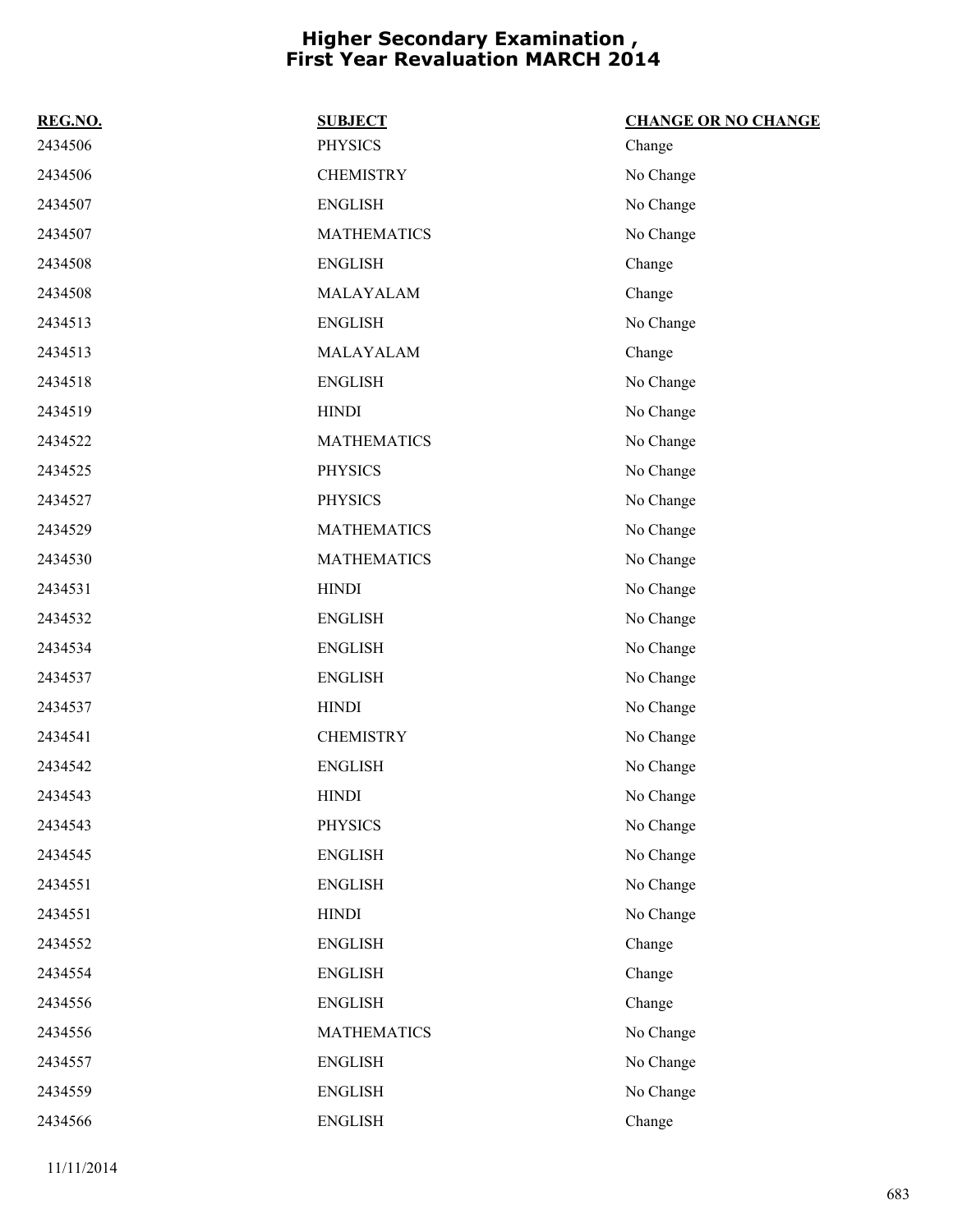# Higher Secondary Examination , First Year Revaluation MARCH 2014

| REG.NO. | SUBJECT | CHANGE OR NO CHANGE |
|---|---|---|
| 2434506 | PHYSICS | Change |
| 2434506 | CHEMISTRY | No Change |
| 2434507 | ENGLISH | No Change |
| 2434507 | MATHEMATICS | No Change |
| 2434508 | ENGLISH | Change |
| 2434508 | MALAYALAM | Change |
| 2434513 | ENGLISH | No Change |
| 2434513 | MALAYALAM | Change |
| 2434518 | ENGLISH | No Change |
| 2434519 | HINDI | No Change |
| 2434522 | MATHEMATICS | No Change |
| 2434525 | PHYSICS | No Change |
| 2434527 | PHYSICS | No Change |
| 2434529 | MATHEMATICS | No Change |
| 2434530 | MATHEMATICS | No Change |
| 2434531 | HINDI | No Change |
| 2434532 | ENGLISH | No Change |
| 2434534 | ENGLISH | No Change |
| 2434537 | ENGLISH | No Change |
| 2434537 | HINDI | No Change |
| 2434541 | CHEMISTRY | No Change |
| 2434542 | ENGLISH | No Change |
| 2434543 | HINDI | No Change |
| 2434543 | PHYSICS | No Change |
| 2434545 | ENGLISH | No Change |
| 2434551 | ENGLISH | No Change |
| 2434551 | HINDI | No Change |
| 2434552 | ENGLISH | Change |
| 2434554 | ENGLISH | Change |
| 2434556 | ENGLISH | Change |
| 2434556 | MATHEMATICS | No Change |
| 2434557 | ENGLISH | No Change |
| 2434559 | ENGLISH | No Change |
| 2434566 | ENGLISH | Change |

11/11/2014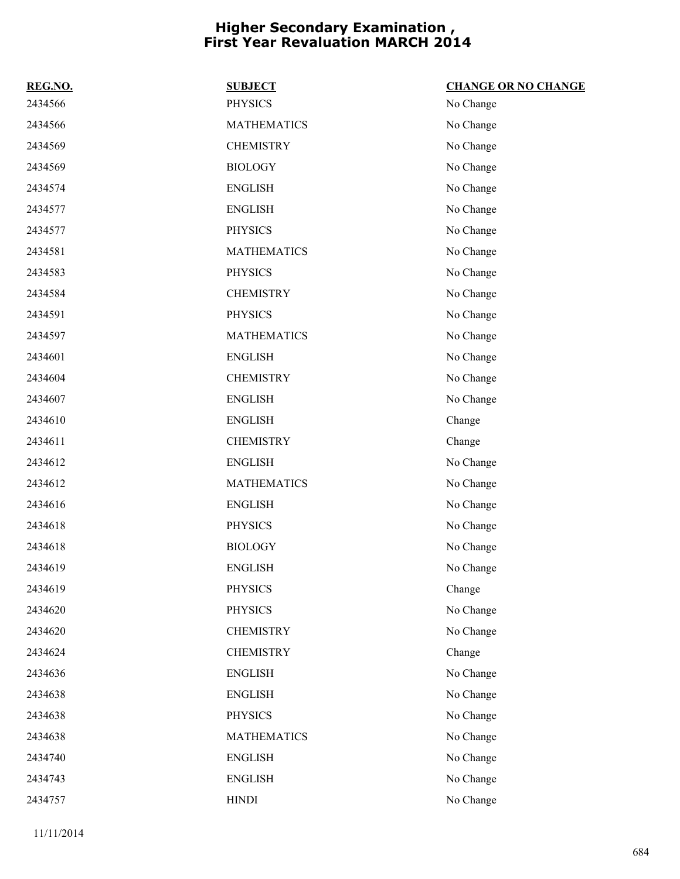# Higher Secondary Examination , First Year Revaluation MARCH 2014

| REG.NO. | SUBJECT | CHANGE OR NO CHANGE |
|---|---|---|
| 2434566 | PHYSICS | No Change |
| 2434566 | MATHEMATICS | No Change |
| 2434569 | CHEMISTRY | No Change |
| 2434569 | BIOLOGY | No Change |
| 2434574 | ENGLISH | No Change |
| 2434577 | ENGLISH | No Change |
| 2434577 | PHYSICS | No Change |
| 2434581 | MATHEMATICS | No Change |
| 2434583 | PHYSICS | No Change |
| 2434584 | CHEMISTRY | No Change |
| 2434591 | PHYSICS | No Change |
| 2434597 | MATHEMATICS | No Change |
| 2434601 | ENGLISH | No Change |
| 2434604 | CHEMISTRY | No Change |
| 2434607 | ENGLISH | No Change |
| 2434610 | ENGLISH | Change |
| 2434611 | CHEMISTRY | Change |
| 2434612 | ENGLISH | No Change |
| 2434612 | MATHEMATICS | No Change |
| 2434616 | ENGLISH | No Change |
| 2434618 | PHYSICS | No Change |
| 2434618 | BIOLOGY | No Change |
| 2434619 | ENGLISH | No Change |
| 2434619 | PHYSICS | Change |
| 2434620 | PHYSICS | No Change |
| 2434620 | CHEMISTRY | No Change |
| 2434624 | CHEMISTRY | Change |
| 2434636 | ENGLISH | No Change |
| 2434638 | ENGLISH | No Change |
| 2434638 | PHYSICS | No Change |
| 2434638 | MATHEMATICS | No Change |
| 2434740 | ENGLISH | No Change |
| 2434743 | ENGLISH | No Change |
| 2434757 | HINDI | No Change |

11/11/2014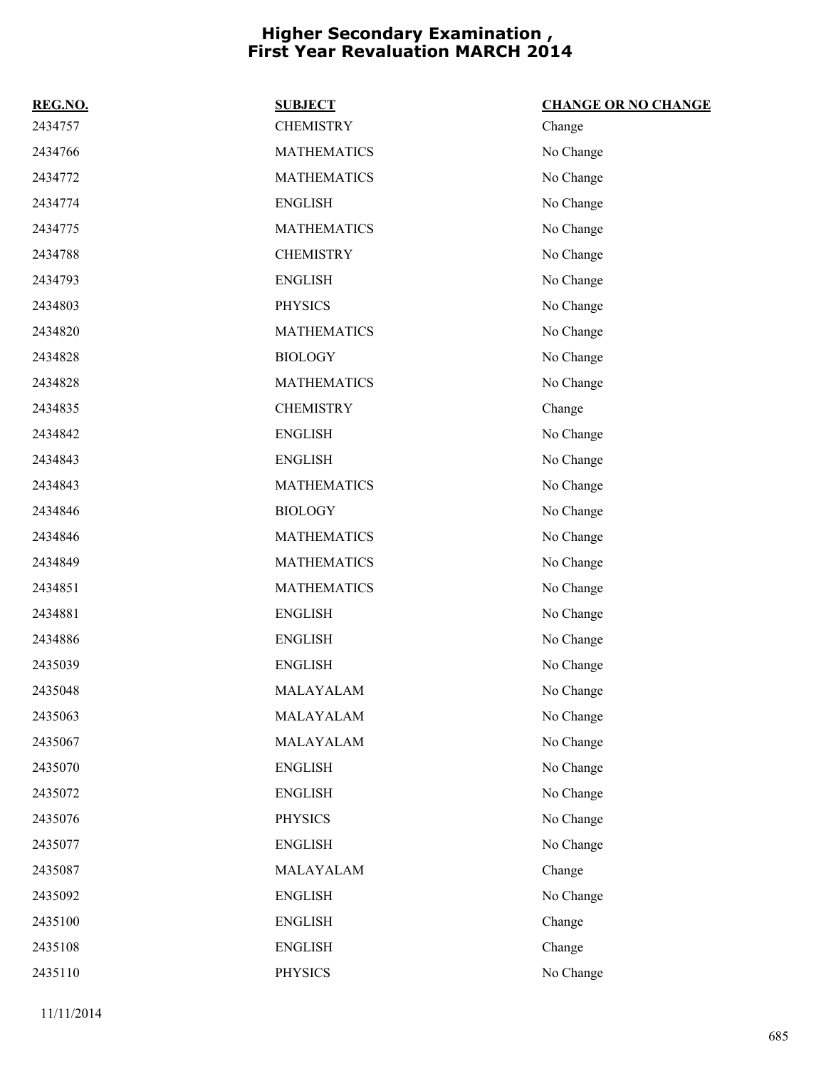# Higher Secondary Examination , First Year Revaluation MARCH 2014

| REG.NO. | SUBJECT | CHANGE OR NO CHANGE |
|---|---|---|
| 2434757 | CHEMISTRY | Change |
| 2434766 | MATHEMATICS | No Change |
| 2434772 | MATHEMATICS | No Change |
| 2434774 | ENGLISH | No Change |
| 2434775 | MATHEMATICS | No Change |
| 2434788 | CHEMISTRY | No Change |
| 2434793 | ENGLISH | No Change |
| 2434803 | PHYSICS | No Change |
| 2434820 | MATHEMATICS | No Change |
| 2434828 | BIOLOGY | No Change |
| 2434828 | MATHEMATICS | No Change |
| 2434835 | CHEMISTRY | Change |
| 2434842 | ENGLISH | No Change |
| 2434843 | ENGLISH | No Change |
| 2434843 | MATHEMATICS | No Change |
| 2434846 | BIOLOGY | No Change |
| 2434846 | MATHEMATICS | No Change |
| 2434849 | MATHEMATICS | No Change |
| 2434851 | MATHEMATICS | No Change |
| 2434881 | ENGLISH | No Change |
| 2434886 | ENGLISH | No Change |
| 2435039 | ENGLISH | No Change |
| 2435048 | MALAYALAM | No Change |
| 2435063 | MALAYALAM | No Change |
| 2435067 | MALAYALAM | No Change |
| 2435070 | ENGLISH | No Change |
| 2435072 | ENGLISH | No Change |
| 2435076 | PHYSICS | No Change |
| 2435077 | ENGLISH | No Change |
| 2435087 | MALAYALAM | Change |
| 2435092 | ENGLISH | No Change |
| 2435100 | ENGLISH | Change |
| 2435108 | ENGLISH | Change |
| 2435110 | PHYSICS | No Change |

11/11/2014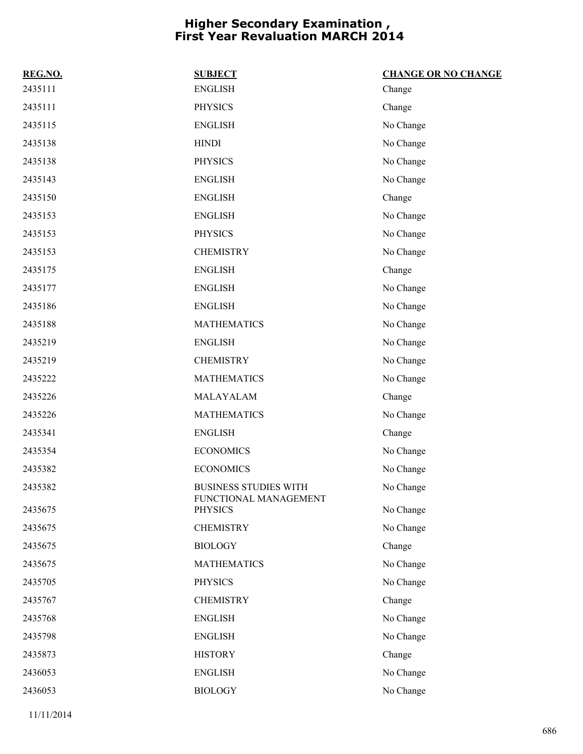# Higher Secondary Examination , First Year Revaluation MARCH 2014

| REG.NO. | SUBJECT | CHANGE OR NO CHANGE |
|---|---|---|
| 2435111 | ENGLISH | Change |
| 2435111 | PHYSICS | Change |
| 2435115 | ENGLISH | No Change |
| 2435138 | HINDI | No Change |
| 2435138 | PHYSICS | No Change |
| 2435143 | ENGLISH | No Change |
| 2435150 | ENGLISH | Change |
| 2435153 | ENGLISH | No Change |
| 2435153 | PHYSICS | No Change |
| 2435153 | CHEMISTRY | No Change |
| 2435175 | ENGLISH | Change |
| 2435177 | ENGLISH | No Change |
| 2435186 | ENGLISH | No Change |
| 2435188 | MATHEMATICS | No Change |
| 2435219 | ENGLISH | No Change |
| 2435219 | CHEMISTRY | No Change |
| 2435222 | MATHEMATICS | No Change |
| 2435226 | MALAYALAM | Change |
| 2435226 | MATHEMATICS | No Change |
| 2435341 | ENGLISH | Change |
| 2435354 | ECONOMICS | No Change |
| 2435382 | ECONOMICS | No Change |
| 2435382 | BUSINESS STUDIES WITH FUNCTIONAL MANAGEMENT | No Change |
| 2435675 | PHYSICS | No Change |
| 2435675 | CHEMISTRY | No Change |
| 2435675 | BIOLOGY | Change |
| 2435675 | MATHEMATICS | No Change |
| 2435705 | PHYSICS | No Change |
| 2435767 | CHEMISTRY | Change |
| 2435768 | ENGLISH | No Change |
| 2435798 | ENGLISH | No Change |
| 2435873 | HISTORY | Change |
| 2436053 | ENGLISH | No Change |
| 2436053 | BIOLOGY | No Change |

11/11/2014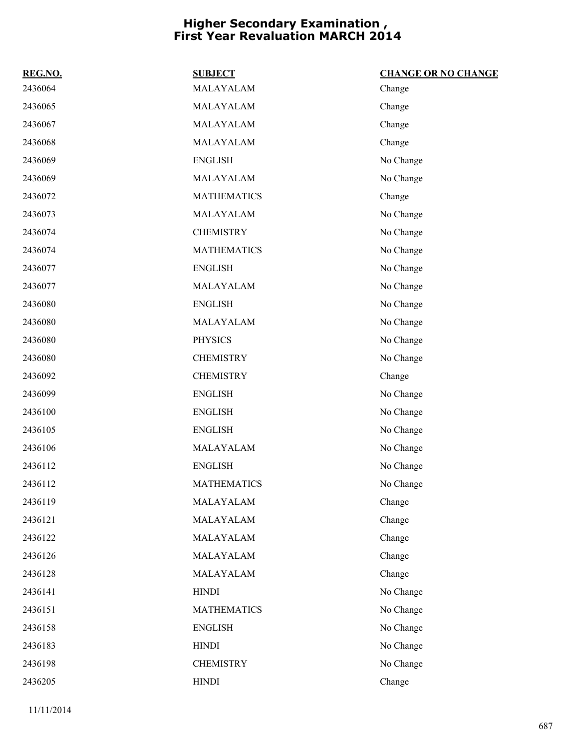# Higher Secondary Examination , First Year Revaluation MARCH 2014

| REG.NO. | SUBJECT | CHANGE OR NO CHANGE |
| --- | --- | --- |
| 2436064 | MALAYALAM | Change |
| 2436065 | MALAYALAM | Change |
| 2436067 | MALAYALAM | Change |
| 2436068 | MALAYALAM | Change |
| 2436069 | ENGLISH | No Change |
| 2436069 | MALAYALAM | No Change |
| 2436072 | MATHEMATICS | Change |
| 2436073 | MALAYALAM | No Change |
| 2436074 | CHEMISTRY | No Change |
| 2436074 | MATHEMATICS | No Change |
| 2436077 | ENGLISH | No Change |
| 2436077 | MALAYALAM | No Change |
| 2436080 | ENGLISH | No Change |
| 2436080 | MALAYALAM | No Change |
| 2436080 | PHYSICS | No Change |
| 2436080 | CHEMISTRY | No Change |
| 2436092 | CHEMISTRY | Change |
| 2436099 | ENGLISH | No Change |
| 2436100 | ENGLISH | No Change |
| 2436105 | ENGLISH | No Change |
| 2436106 | MALAYALAM | No Change |
| 2436112 | ENGLISH | No Change |
| 2436112 | MATHEMATICS | No Change |
| 2436119 | MALAYALAM | Change |
| 2436121 | MALAYALAM | Change |
| 2436122 | MALAYALAM | Change |
| 2436126 | MALAYALAM | Change |
| 2436128 | MALAYALAM | Change |
| 2436141 | HINDI | No Change |
| 2436151 | MATHEMATICS | No Change |
| 2436158 | ENGLISH | No Change |
| 2436183 | HINDI | No Change |
| 2436198 | CHEMISTRY | No Change |
| 2436205 | HINDI | Change |

11/11/2014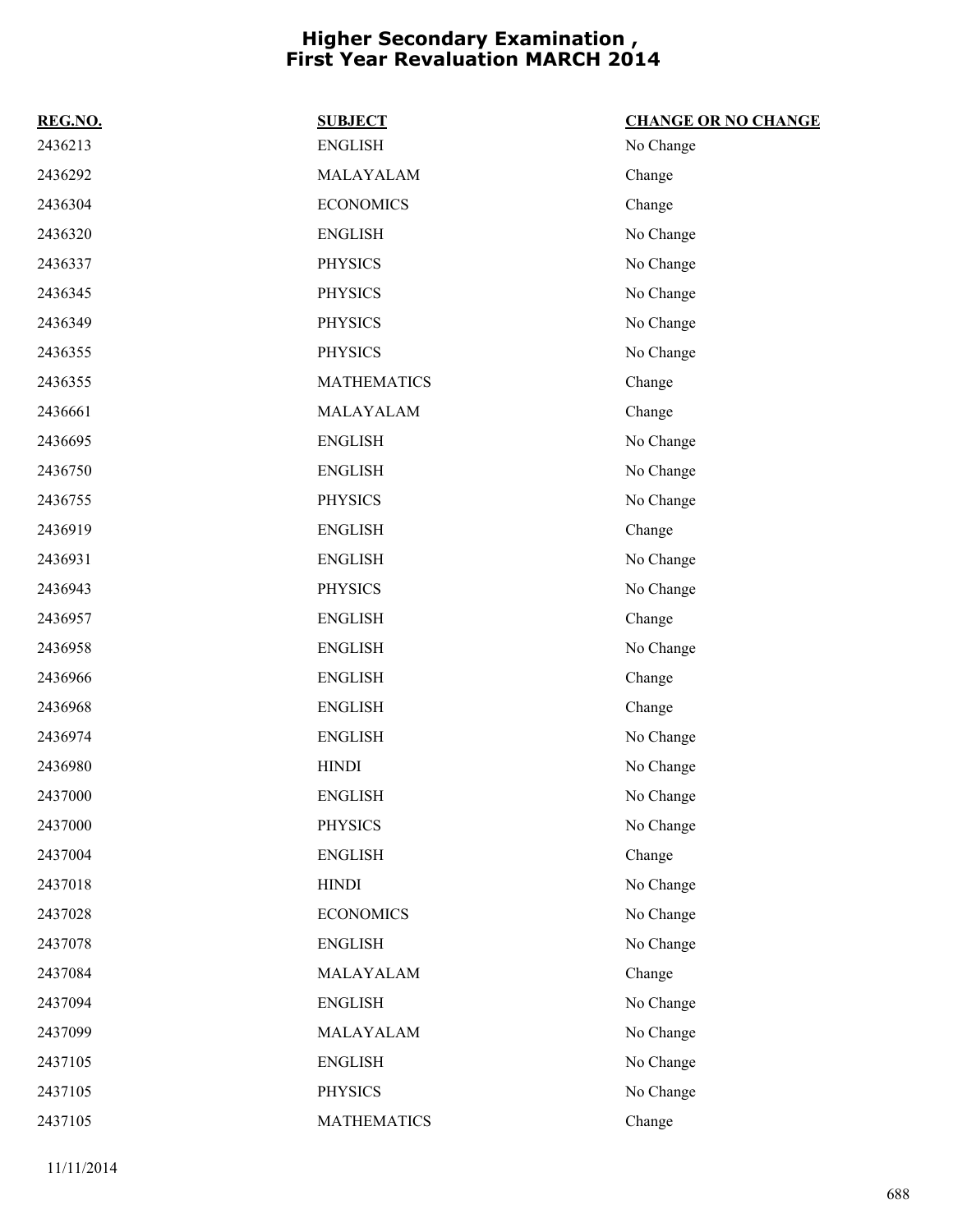# Higher Secondary Examination , First Year Revaluation MARCH 2014

| REG.NO. | SUBJECT | CHANGE OR NO CHANGE |
|---|---|---|
| 2436213 | ENGLISH | No Change |
| 2436292 | MALAYALAM | Change |
| 2436304 | ECONOMICS | Change |
| 2436320 | ENGLISH | No Change |
| 2436337 | PHYSICS | No Change |
| 2436345 | PHYSICS | No Change |
| 2436349 | PHYSICS | No Change |
| 2436355 | PHYSICS | No Change |
| 2436355 | MATHEMATICS | Change |
| 2436661 | MALAYALAM | Change |
| 2436695 | ENGLISH | No Change |
| 2436750 | ENGLISH | No Change |
| 2436755 | PHYSICS | No Change |
| 2436919 | ENGLISH | Change |
| 2436931 | ENGLISH | No Change |
| 2436943 | PHYSICS | No Change |
| 2436957 | ENGLISH | Change |
| 2436958 | ENGLISH | No Change |
| 2436966 | ENGLISH | Change |
| 2436968 | ENGLISH | Change |
| 2436974 | ENGLISH | No Change |
| 2436980 | HINDI | No Change |
| 2437000 | ENGLISH | No Change |
| 2437000 | PHYSICS | No Change |
| 2437004 | ENGLISH | Change |
| 2437018 | HINDI | No Change |
| 2437028 | ECONOMICS | No Change |
| 2437078 | ENGLISH | No Change |
| 2437084 | MALAYALAM | Change |
| 2437094 | ENGLISH | No Change |
| 2437099 | MALAYALAM | No Change |
| 2437105 | ENGLISH | No Change |
| 2437105 | PHYSICS | No Change |
| 2437105 | MATHEMATICS | Change |

11/11/2014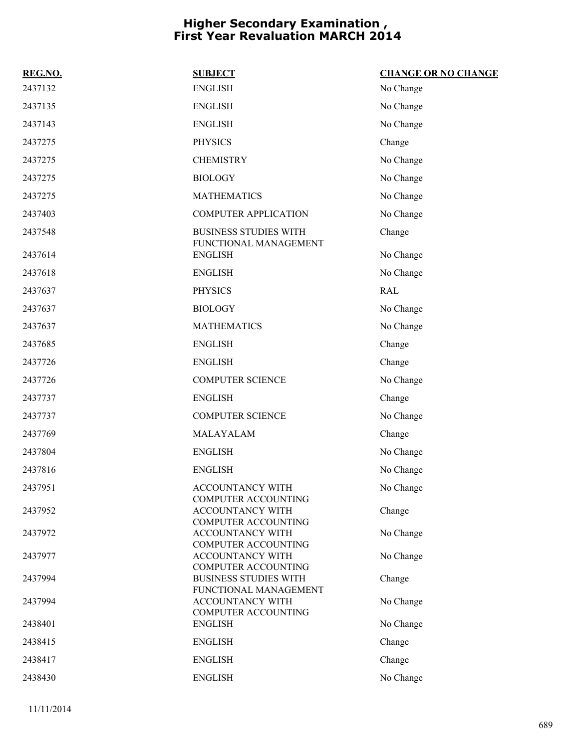# Higher Secondary Examination , First Year Revaluation MARCH 2014

| REG.NO. | SUBJECT | CHANGE OR NO CHANGE |
|---|---|---|
| 2437132 | ENGLISH | No Change |
| 2437135 | ENGLISH | No Change |
| 2437143 | ENGLISH | No Change |
| 2437275 | PHYSICS | Change |
| 2437275 | CHEMISTRY | No Change |
| 2437275 | BIOLOGY | No Change |
| 2437275 | MATHEMATICS | No Change |
| 2437403 | COMPUTER APPLICATION | No Change |
| 2437548 | BUSINESS STUDIES WITH FUNCTIONAL MANAGEMENT | Change |
| 2437614 | ENGLISH | No Change |
| 2437618 | ENGLISH | No Change |
| 2437637 | PHYSICS | RAL |
| 2437637 | BIOLOGY | No Change |
| 2437637 | MATHEMATICS | No Change |
| 2437685 | ENGLISH | Change |
| 2437726 | ENGLISH | Change |
| 2437726 | COMPUTER SCIENCE | No Change |
| 2437737 | ENGLISH | Change |
| 2437737 | COMPUTER SCIENCE | No Change |
| 2437769 | MALAYALAM | Change |
| 2437804 | ENGLISH | No Change |
| 2437816 | ENGLISH | No Change |
| 2437951 | ACCOUNTANCY WITH COMPUTER ACCOUNTING | No Change |
| 2437952 | ACCOUNTANCY WITH COMPUTER ACCOUNTING | Change |
| 2437972 | ACCOUNTANCY WITH COMPUTER ACCOUNTING | No Change |
| 2437977 | ACCOUNTANCY WITH COMPUTER ACCOUNTING | No Change |
| 2437994 | BUSINESS STUDIES WITH FUNCTIONAL MANAGEMENT | Change |
| 2437994 | ACCOUNTANCY WITH COMPUTER ACCOUNTING | No Change |
| 2438401 | ENGLISH | No Change |
| 2438415 | ENGLISH | Change |
| 2438417 | ENGLISH | Change |
| 2438430 | ENGLISH | No Change |

11/11/2014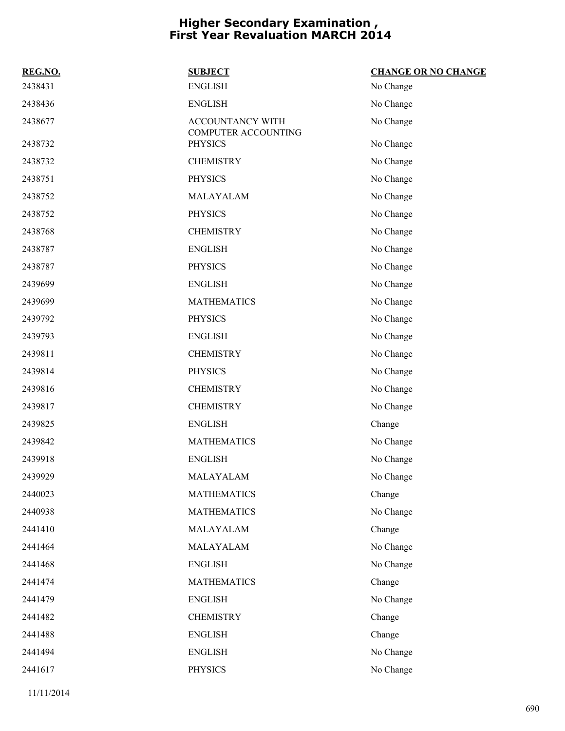# Higher Secondary Examination , First Year Revaluation MARCH 2014

| REG.NO. | SUBJECT | CHANGE OR NO CHANGE |
|---|---|---|
| 2438431 | ENGLISH | No Change |
| 2438436 | ENGLISH | No Change |
| 2438677 | ACCOUNTANCY WITH COMPUTER ACCOUNTING | No Change |
| 2438732 | PHYSICS | No Change |
| 2438732 | CHEMISTRY | No Change |
| 2438751 | PHYSICS | No Change |
| 2438752 | MALAYALAM | No Change |
| 2438752 | PHYSICS | No Change |
| 2438768 | CHEMISTRY | No Change |
| 2438787 | ENGLISH | No Change |
| 2438787 | PHYSICS | No Change |
| 2439699 | ENGLISH | No Change |
| 2439699 | MATHEMATICS | No Change |
| 2439792 | PHYSICS | No Change |
| 2439793 | ENGLISH | No Change |
| 2439811 | CHEMISTRY | No Change |
| 2439814 | PHYSICS | No Change |
| 2439816 | CHEMISTRY | No Change |
| 2439817 | CHEMISTRY | No Change |
| 2439825 | ENGLISH | Change |
| 2439842 | MATHEMATICS | No Change |
| 2439918 | ENGLISH | No Change |
| 2439929 | MALAYALAM | No Change |
| 2440023 | MATHEMATICS | Change |
| 2440938 | MATHEMATICS | No Change |
| 2441410 | MALAYALAM | Change |
| 2441464 | MALAYALAM | No Change |
| 2441468 | ENGLISH | No Change |
| 2441474 | MATHEMATICS | Change |
| 2441479 | ENGLISH | No Change |
| 2441482 | CHEMISTRY | Change |
| 2441488 | ENGLISH | Change |
| 2441494 | ENGLISH | No Change |
| 2441617 | PHYSICS | No Change |

11/11/2014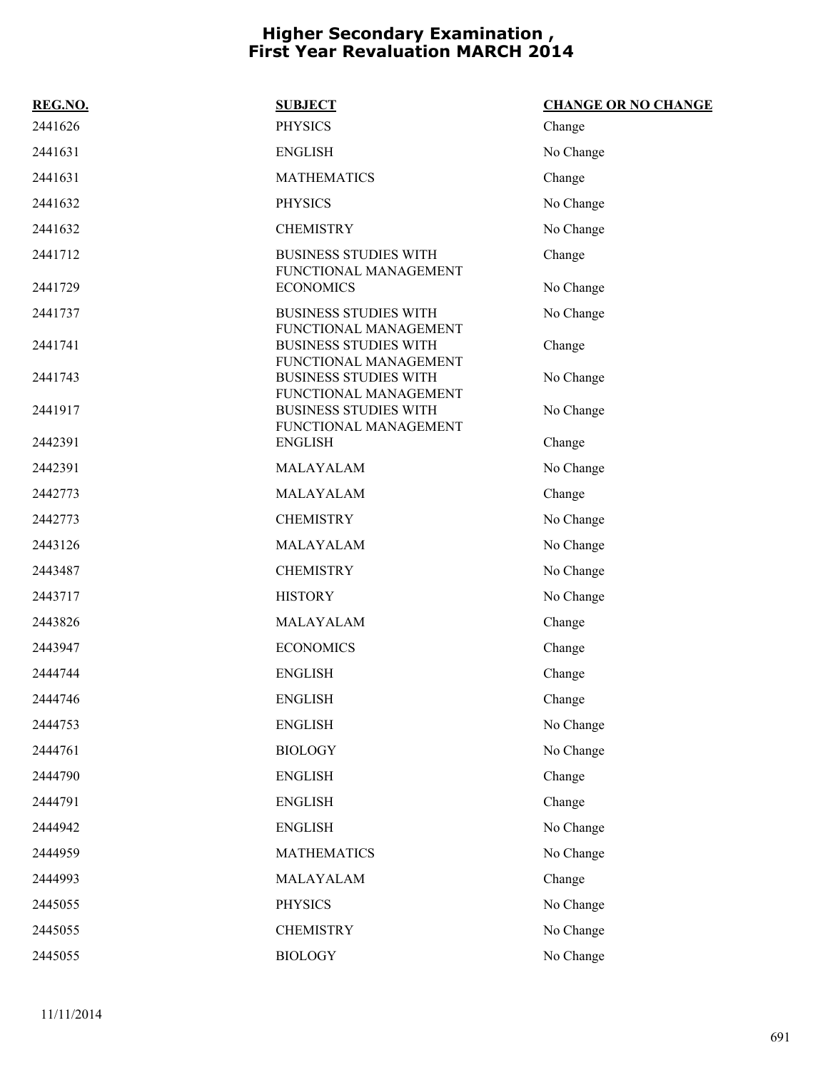# Higher Secondary Examination , First Year Revaluation MARCH 2014

| REG.NO. | SUBJECT | CHANGE OR NO CHANGE |
|---|---|---|
| 2441626 | PHYSICS | Change |
| 2441631 | ENGLISH | No Change |
| 2441631 | MATHEMATICS | Change |
| 2441632 | PHYSICS | No Change |
| 2441632 | CHEMISTRY | No Change |
| 2441712 | BUSINESS STUDIES WITH FUNCTIONAL MANAGEMENT | Change |
| 2441729 | ECONOMICS | No Change |
| 2441737 | BUSINESS STUDIES WITH FUNCTIONAL MANAGEMENT | No Change |
| 2441741 | BUSINESS STUDIES WITH FUNCTIONAL MANAGEMENT | Change |
| 2441743 | BUSINESS STUDIES WITH FUNCTIONAL MANAGEMENT | No Change |
| 2441917 | BUSINESS STUDIES WITH FUNCTIONAL MANAGEMENT | No Change |
| 2442391 | ENGLISH | Change |
| 2442391 | MALAYALAM | No Change |
| 2442773 | MALAYALAM | Change |
| 2442773 | CHEMISTRY | No Change |
| 2443126 | MALAYALAM | No Change |
| 2443487 | CHEMISTRY | No Change |
| 2443717 | HISTORY | No Change |
| 2443826 | MALAYALAM | Change |
| 2443947 | ECONOMICS | Change |
| 2444744 | ENGLISH | Change |
| 2444746 | ENGLISH | Change |
| 2444753 | ENGLISH | No Change |
| 2444761 | BIOLOGY | No Change |
| 2444790 | ENGLISH | Change |
| 2444791 | ENGLISH | Change |
| 2444942 | ENGLISH | No Change |
| 2444959 | MATHEMATICS | No Change |
| 2444993 | MALAYALAM | Change |
| 2445055 | PHYSICS | No Change |
| 2445055 | CHEMISTRY | No Change |
| 2445055 | BIOLOGY | No Change |

11/11/2014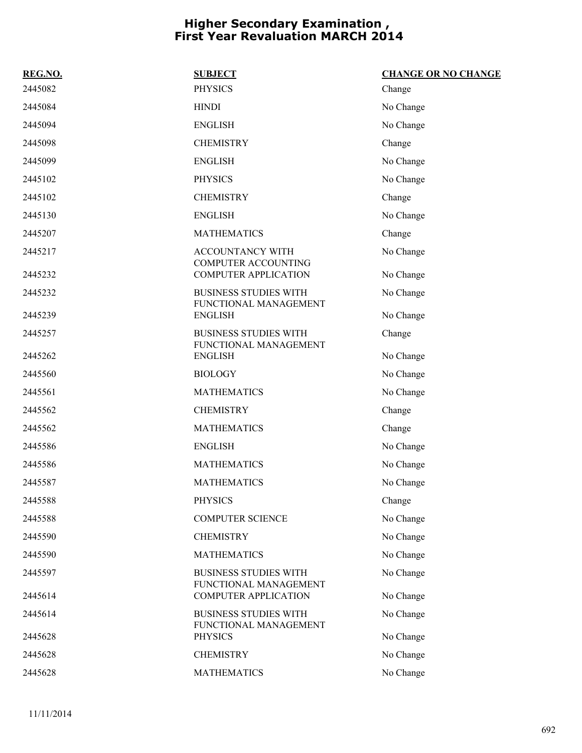# Higher Secondary Examination , First Year Revaluation MARCH 2014

| REG.NO. | SUBJECT | CHANGE OR NO CHANGE |
|---|---|---|
| 2445082 | PHYSICS | Change |
| 2445084 | HINDI | No Change |
| 2445094 | ENGLISH | No Change |
| 2445098 | CHEMISTRY | Change |
| 2445099 | ENGLISH | No Change |
| 2445102 | PHYSICS | No Change |
| 2445102 | CHEMISTRY | Change |
| 2445130 | ENGLISH | No Change |
| 2445207 | MATHEMATICS | Change |
| 2445217 | ACCOUNTANCY WITH COMPUTER ACCOUNTING | No Change |
| 2445232 | COMPUTER APPLICATION | No Change |
| 2445232 | BUSINESS STUDIES WITH FUNCTIONAL MANAGEMENT | No Change |
| 2445239 | ENGLISH | No Change |
| 2445257 | BUSINESS STUDIES WITH FUNCTIONAL MANAGEMENT | Change |
| 2445262 | ENGLISH | No Change |
| 2445560 | BIOLOGY | No Change |
| 2445561 | MATHEMATICS | No Change |
| 2445562 | CHEMISTRY | Change |
| 2445562 | MATHEMATICS | Change |
| 2445586 | ENGLISH | No Change |
| 2445586 | MATHEMATICS | No Change |
| 2445587 | MATHEMATICS | No Change |
| 2445588 | PHYSICS | Change |
| 2445588 | COMPUTER SCIENCE | No Change |
| 2445590 | CHEMISTRY | No Change |
| 2445590 | MATHEMATICS | No Change |
| 2445597 | BUSINESS STUDIES WITH FUNCTIONAL MANAGEMENT | No Change |
| 2445614 | COMPUTER APPLICATION | No Change |
| 2445614 | BUSINESS STUDIES WITH FUNCTIONAL MANAGEMENT | No Change |
| 2445628 | PHYSICS | No Change |
| 2445628 | CHEMISTRY | No Change |
| 2445628 | MATHEMATICS | No Change |

11/11/2014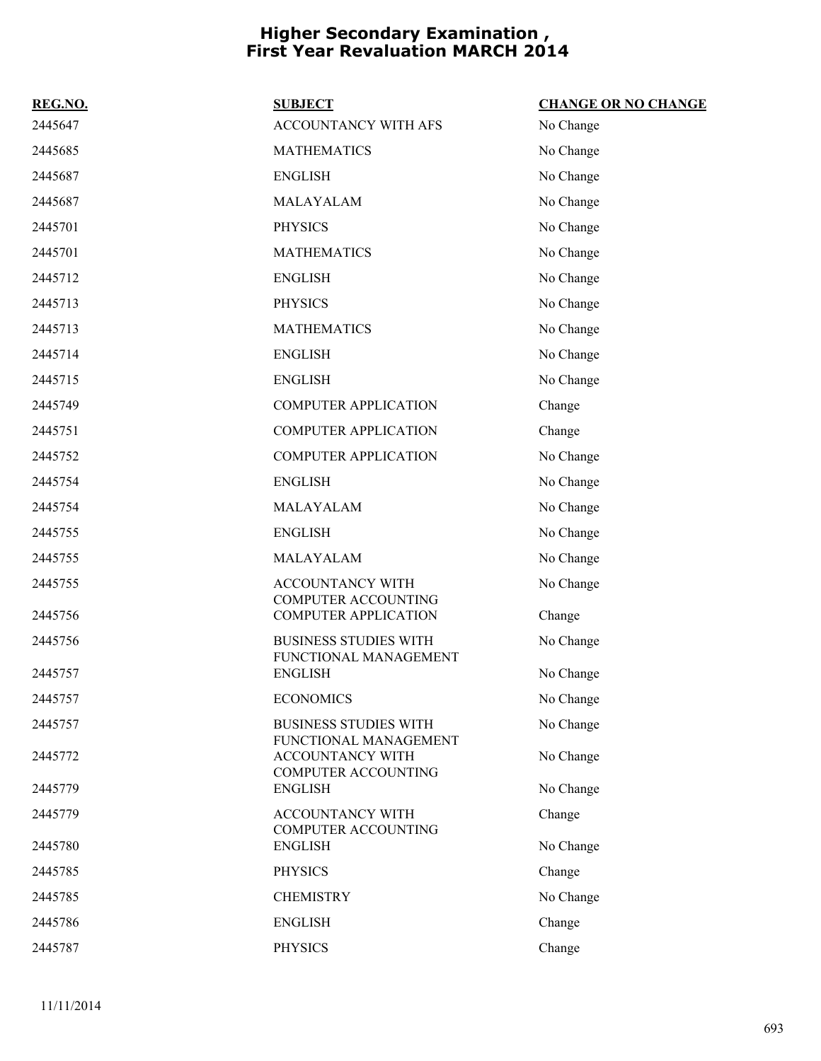# Higher Secondary Examination , First Year Revaluation MARCH 2014

| REG.NO. | SUBJECT | CHANGE OR NO CHANGE |
| --- | --- | --- |
| 2445647 | ACCOUNTANCY WITH AFS | No Change |
| 2445685 | MATHEMATICS | No Change |
| 2445687 | ENGLISH | No Change |
| 2445687 | MALAYALAM | No Change |
| 2445701 | PHYSICS | No Change |
| 2445701 | MATHEMATICS | No Change |
| 2445712 | ENGLISH | No Change |
| 2445713 | PHYSICS | No Change |
| 2445713 | MATHEMATICS | No Change |
| 2445714 | ENGLISH | No Change |
| 2445715 | ENGLISH | No Change |
| 2445749 | COMPUTER APPLICATION | Change |
| 2445751 | COMPUTER APPLICATION | Change |
| 2445752 | COMPUTER APPLICATION | No Change |
| 2445754 | ENGLISH | No Change |
| 2445754 | MALAYALAM | No Change |
| 2445755 | ENGLISH | No Change |
| 2445755 | MALAYALAM | No Change |
| 2445755 | ACCOUNTANCY WITH COMPUTER ACCOUNTING | No Change |
| 2445756 | COMPUTER APPLICATION | Change |
| 2445756 | BUSINESS STUDIES WITH FUNCTIONAL MANAGEMENT | No Change |
| 2445757 | ENGLISH | No Change |
| 2445757 | ECONOMICS | No Change |
| 2445757 | BUSINESS STUDIES WITH FUNCTIONAL MANAGEMENT | No Change |
| 2445772 | ACCOUNTANCY WITH COMPUTER ACCOUNTING | No Change |
| 2445779 | ENGLISH | No Change |
| 2445779 | ACCOUNTANCY WITH COMPUTER ACCOUNTING | Change |
| 2445780 | ENGLISH | No Change |
| 2445785 | PHYSICS | Change |
| 2445785 | CHEMISTRY | No Change |
| 2445786 | ENGLISH | Change |
| 2445787 | PHYSICS | Change |

11/11/2014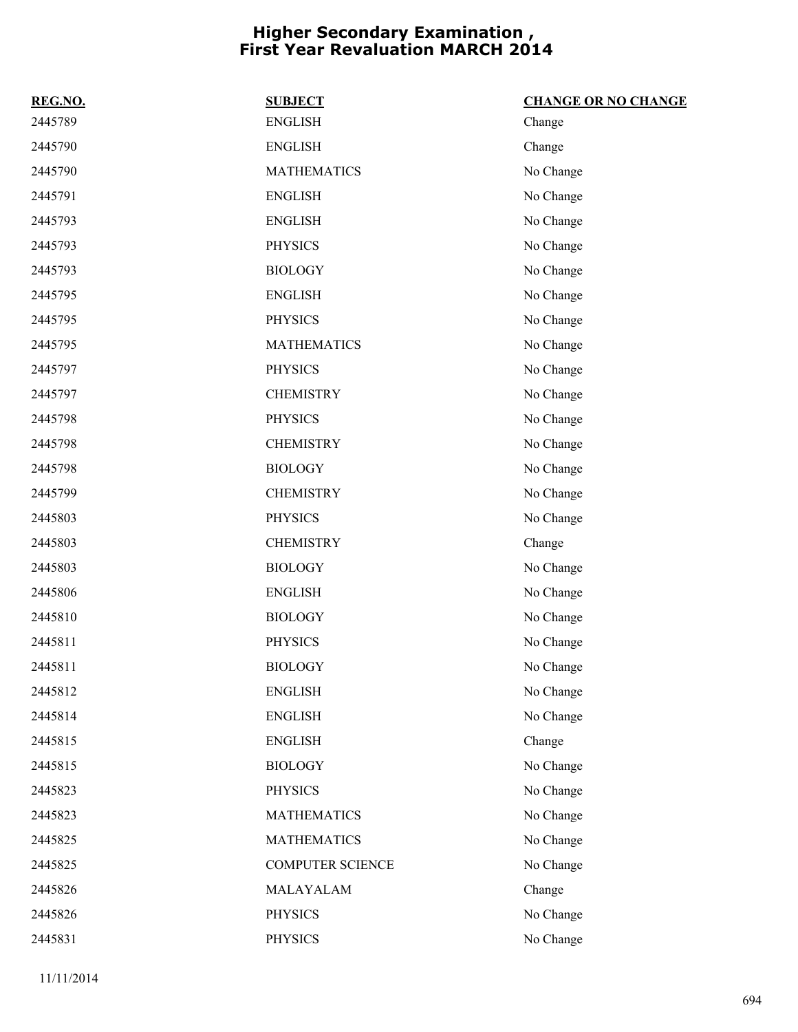# Higher Secondary Examination , First Year Revaluation MARCH 2014

| REG.NO. | SUBJECT | CHANGE OR NO CHANGE |
|---|---|---|
| 2445789 | ENGLISH | Change |
| 2445790 | ENGLISH | Change |
| 2445790 | MATHEMATICS | No Change |
| 2445791 | ENGLISH | No Change |
| 2445793 | ENGLISH | No Change |
| 2445793 | PHYSICS | No Change |
| 2445793 | BIOLOGY | No Change |
| 2445795 | ENGLISH | No Change |
| 2445795 | PHYSICS | No Change |
| 2445795 | MATHEMATICS | No Change |
| 2445797 | PHYSICS | No Change |
| 2445797 | CHEMISTRY | No Change |
| 2445798 | PHYSICS | No Change |
| 2445798 | CHEMISTRY | No Change |
| 2445798 | BIOLOGY | No Change |
| 2445799 | CHEMISTRY | No Change |
| 2445803 | PHYSICS | No Change |
| 2445803 | CHEMISTRY | Change |
| 2445803 | BIOLOGY | No Change |
| 2445806 | ENGLISH | No Change |
| 2445810 | BIOLOGY | No Change |
| 2445811 | PHYSICS | No Change |
| 2445811 | BIOLOGY | No Change |
| 2445812 | ENGLISH | No Change |
| 2445814 | ENGLISH | No Change |
| 2445815 | ENGLISH | Change |
| 2445815 | BIOLOGY | No Change |
| 2445823 | PHYSICS | No Change |
| 2445823 | MATHEMATICS | No Change |
| 2445825 | MATHEMATICS | No Change |
| 2445825 | COMPUTER SCIENCE | No Change |
| 2445826 | MALAYALAM | Change |
| 2445826 | PHYSICS | No Change |
| 2445831 | PHYSICS | No Change |

11/11/2014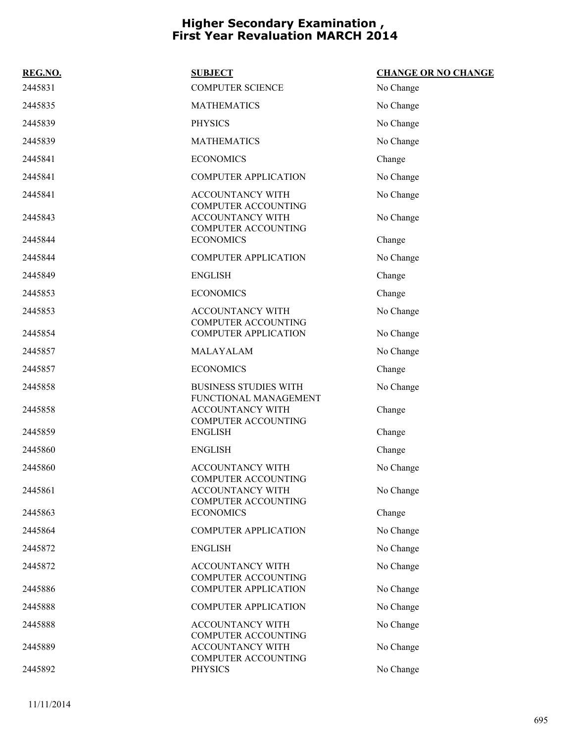# Higher Secondary Examination , First Year Revaluation MARCH 2014

| REG.NO. | SUBJECT | CHANGE OR NO CHANGE |
|---|---|---|
| 2445831 | COMPUTER SCIENCE | No Change |
| 2445835 | MATHEMATICS | No Change |
| 2445839 | PHYSICS | No Change |
| 2445839 | MATHEMATICS | No Change |
| 2445841 | ECONOMICS | Change |
| 2445841 | COMPUTER APPLICATION | No Change |
| 2445841 | ACCOUNTANCY WITH COMPUTER ACCOUNTING | No Change |
| 2445843 | ACCOUNTANCY WITH COMPUTER ACCOUNTING | No Change |
| 2445844 | ECONOMICS | Change |
| 2445844 | COMPUTER APPLICATION | No Change |
| 2445849 | ENGLISH | Change |
| 2445853 | ECONOMICS | Change |
| 2445853 | ACCOUNTANCY WITH COMPUTER ACCOUNTING | No Change |
| 2445854 | COMPUTER APPLICATION | No Change |
| 2445857 | MALAYALAM | No Change |
| 2445857 | ECONOMICS | Change |
| 2445858 | BUSINESS STUDIES WITH FUNCTIONAL MANAGEMENT | No Change |
| 2445858 | ACCOUNTANCY WITH COMPUTER ACCOUNTING | Change |
| 2445859 | ENGLISH | Change |
| 2445860 | ENGLISH | Change |
| 2445860 | ACCOUNTANCY WITH COMPUTER ACCOUNTING | No Change |
| 2445861 | ACCOUNTANCY WITH COMPUTER ACCOUNTING | No Change |
| 2445863 | ECONOMICS | Change |
| 2445864 | COMPUTER APPLICATION | No Change |
| 2445872 | ENGLISH | No Change |
| 2445872 | ACCOUNTANCY WITH COMPUTER ACCOUNTING | No Change |
| 2445886 | COMPUTER APPLICATION | No Change |
| 2445888 | COMPUTER APPLICATION | No Change |
| 2445888 | ACCOUNTANCY WITH COMPUTER ACCOUNTING | No Change |
| 2445889 | ACCOUNTANCY WITH COMPUTER ACCOUNTING | No Change |
| 2445892 | PHYSICS | No Change |

11/11/2014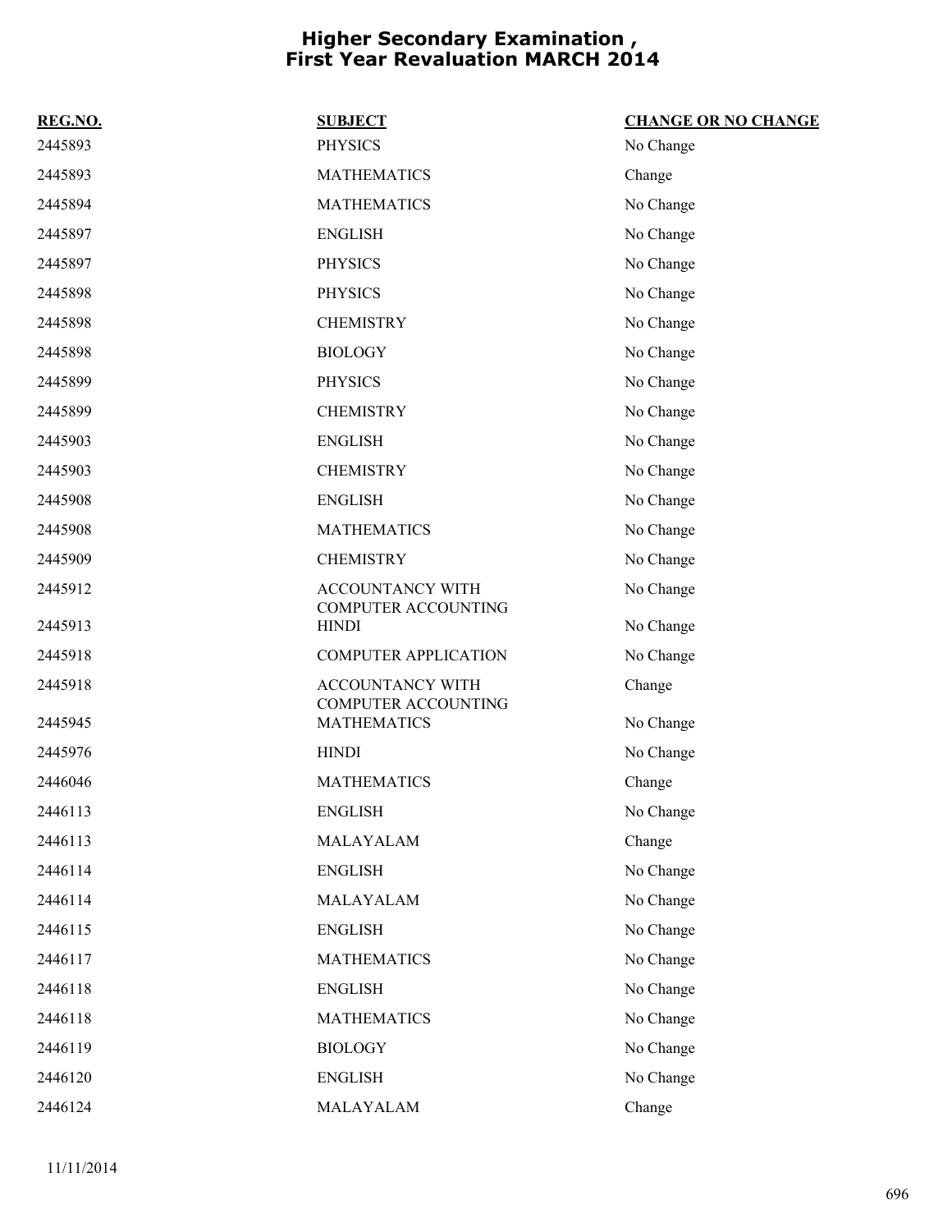# Higher Secondary Examination , First Year Revaluation MARCH 2014

| REG.NO. | SUBJECT | CHANGE OR NO CHANGE |
|---|---|---|
| 2445893 | PHYSICS | No Change |
| 2445893 | MATHEMATICS | Change |
| 2445894 | MATHEMATICS | No Change |
| 2445897 | ENGLISH | No Change |
| 2445897 | PHYSICS | No Change |
| 2445898 | PHYSICS | No Change |
| 2445898 | CHEMISTRY | No Change |
| 2445898 | BIOLOGY | No Change |
| 2445899 | PHYSICS | No Change |
| 2445899 | CHEMISTRY | No Change |
| 2445903 | ENGLISH | No Change |
| 2445903 | CHEMISTRY | No Change |
| 2445908 | ENGLISH | No Change |
| 2445908 | MATHEMATICS | No Change |
| 2445909 | CHEMISTRY | No Change |
| 2445912 | ACCOUNTANCY WITH COMPUTER ACCOUNTING | No Change |
| 2445913 | HINDI | No Change |
| 2445918 | COMPUTER APPLICATION | No Change |
| 2445918 | ACCOUNTANCY WITH COMPUTER ACCOUNTING | Change |
| 2445945 | MATHEMATICS | No Change |
| 2445976 | HINDI | No Change |
| 2446046 | MATHEMATICS | Change |
| 2446113 | ENGLISH | No Change |
| 2446113 | MALAYALAM | Change |
| 2446114 | ENGLISH | No Change |
| 2446114 | MALAYALAM | No Change |
| 2446115 | ENGLISH | No Change |
| 2446117 | MATHEMATICS | No Change |
| 2446118 | ENGLISH | No Change |
| 2446118 | MATHEMATICS | No Change |
| 2446119 | BIOLOGY | No Change |
| 2446120 | ENGLISH | No Change |
| 2446124 | MALAYALAM | Change |

11/11/2014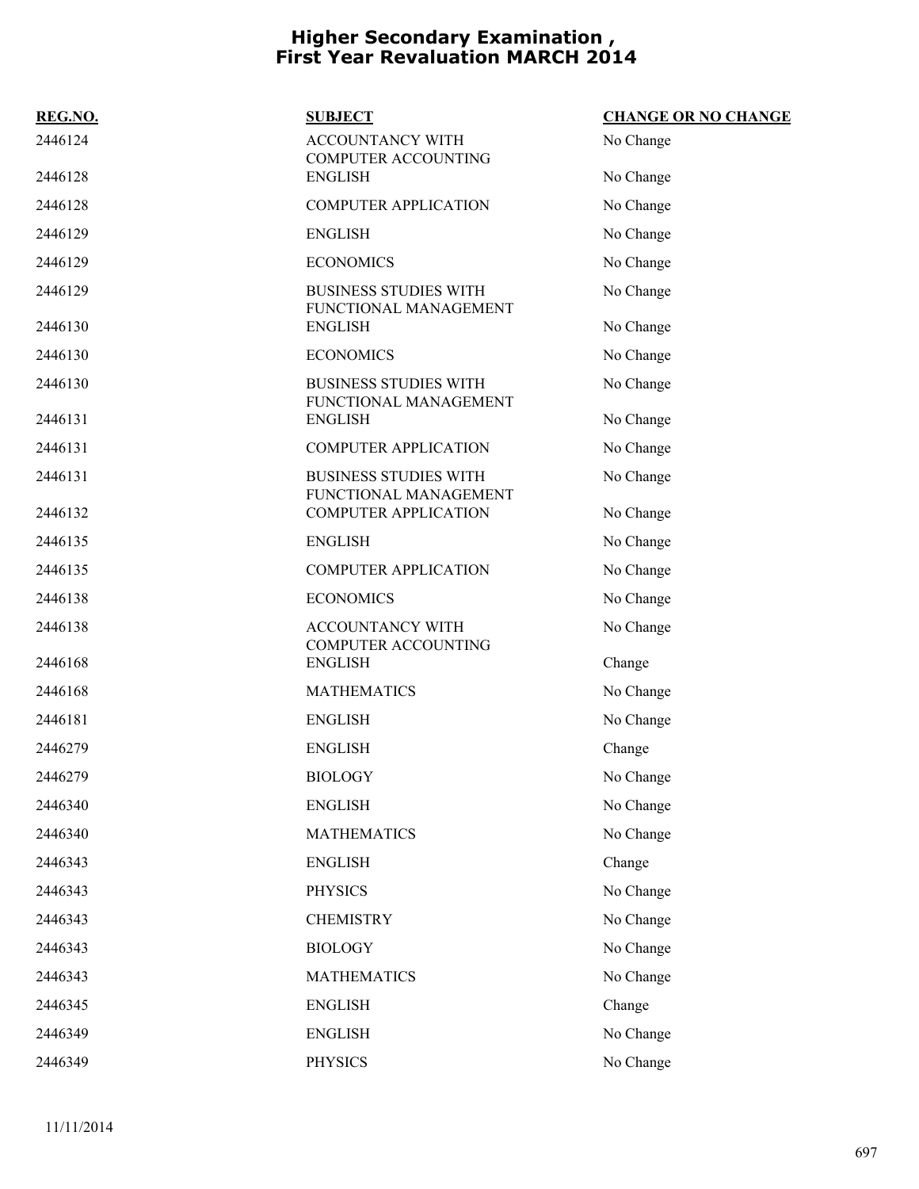# Higher Secondary Examination , First Year Revaluation MARCH 2014

| REG.NO. | SUBJECT | CHANGE OR NO CHANGE |
|---|---|---|
| 2446124 | ACCOUNTANCY WITH COMPUTER ACCOUNTING | No Change |
| 2446128 | ENGLISH | No Change |
| 2446128 | COMPUTER APPLICATION | No Change |
| 2446129 | ENGLISH | No Change |
| 2446129 | ECONOMICS | No Change |
| 2446129 | BUSINESS STUDIES WITH FUNCTIONAL MANAGEMENT | No Change |
| 2446130 | ENGLISH | No Change |
| 2446130 | ECONOMICS | No Change |
| 2446130 | BUSINESS STUDIES WITH FUNCTIONAL MANAGEMENT | No Change |
| 2446131 | ENGLISH | No Change |
| 2446131 | COMPUTER APPLICATION | No Change |
| 2446131 | BUSINESS STUDIES WITH FUNCTIONAL MANAGEMENT | No Change |
| 2446132 | COMPUTER APPLICATION | No Change |
| 2446135 | ENGLISH | No Change |
| 2446135 | COMPUTER APPLICATION | No Change |
| 2446138 | ECONOMICS | No Change |
| 2446138 | ACCOUNTANCY WITH COMPUTER ACCOUNTING | No Change |
| 2446168 | ENGLISH | Change |
| 2446168 | MATHEMATICS | No Change |
| 2446181 | ENGLISH | No Change |
| 2446279 | ENGLISH | Change |
| 2446279 | BIOLOGY | No Change |
| 2446340 | ENGLISH | No Change |
| 2446340 | MATHEMATICS | No Change |
| 2446343 | ENGLISH | Change |
| 2446343 | PHYSICS | No Change |
| 2446343 | CHEMISTRY | No Change |
| 2446343 | BIOLOGY | No Change |
| 2446343 | MATHEMATICS | No Change |
| 2446345 | ENGLISH | Change |
| 2446349 | ENGLISH | No Change |
| 2446349 | PHYSICS | No Change |

11/11/2014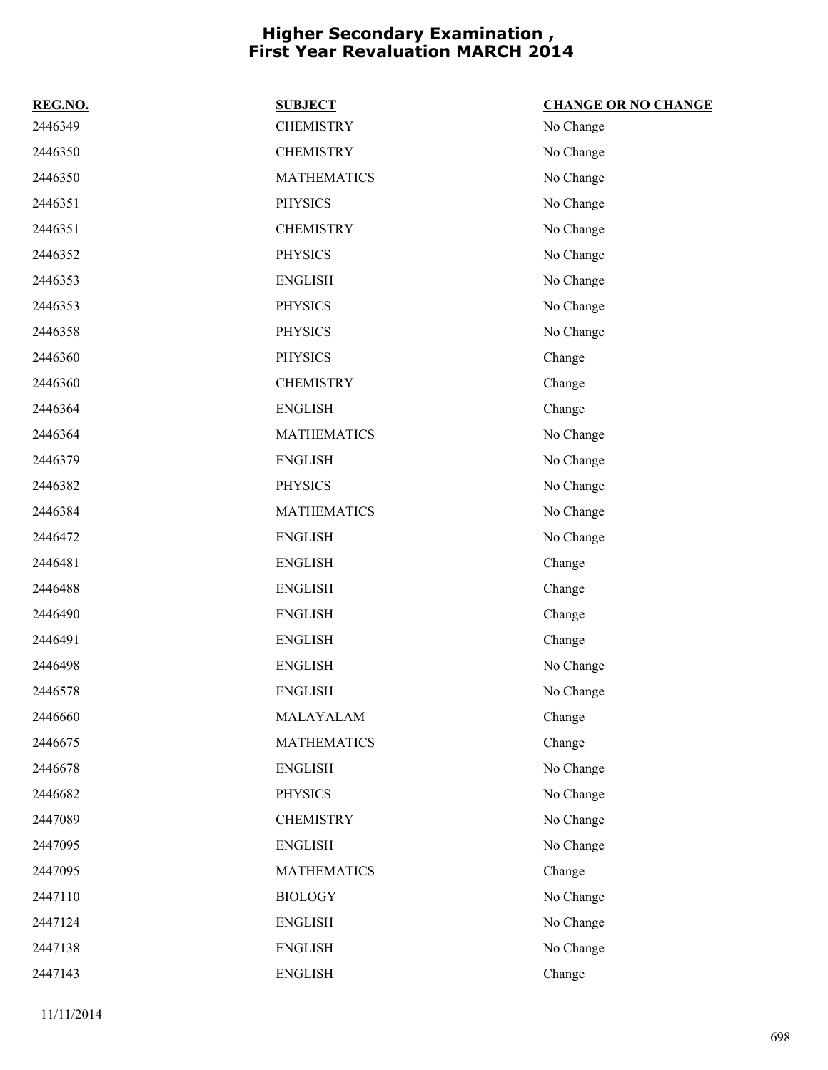# Higher Secondary Examination , First Year Revaluation MARCH 2014

| REG.NO. | SUBJECT | CHANGE OR NO CHANGE |
|---|---|---|
| 2446349 | CHEMISTRY | No Change |
| 2446350 | CHEMISTRY | No Change |
| 2446350 | MATHEMATICS | No Change |
| 2446351 | PHYSICS | No Change |
| 2446351 | CHEMISTRY | No Change |
| 2446352 | PHYSICS | No Change |
| 2446353 | ENGLISH | No Change |
| 2446353 | PHYSICS | No Change |
| 2446358 | PHYSICS | No Change |
| 2446360 | PHYSICS | Change |
| 2446360 | CHEMISTRY | Change |
| 2446364 | ENGLISH | Change |
| 2446364 | MATHEMATICS | No Change |
| 2446379 | ENGLISH | No Change |
| 2446382 | PHYSICS | No Change |
| 2446384 | MATHEMATICS | No Change |
| 2446472 | ENGLISH | No Change |
| 2446481 | ENGLISH | Change |
| 2446488 | ENGLISH | Change |
| 2446490 | ENGLISH | Change |
| 2446491 | ENGLISH | Change |
| 2446498 | ENGLISH | No Change |
| 2446578 | ENGLISH | No Change |
| 2446660 | MALAYALAM | Change |
| 2446675 | MATHEMATICS | Change |
| 2446678 | ENGLISH | No Change |
| 2446682 | PHYSICS | No Change |
| 2447089 | CHEMISTRY | No Change |
| 2447095 | ENGLISH | No Change |
| 2447095 | MATHEMATICS | Change |
| 2447110 | BIOLOGY | No Change |
| 2447124 | ENGLISH | No Change |
| 2447138 | ENGLISH | No Change |
| 2447143 | ENGLISH | Change |

11/11/2014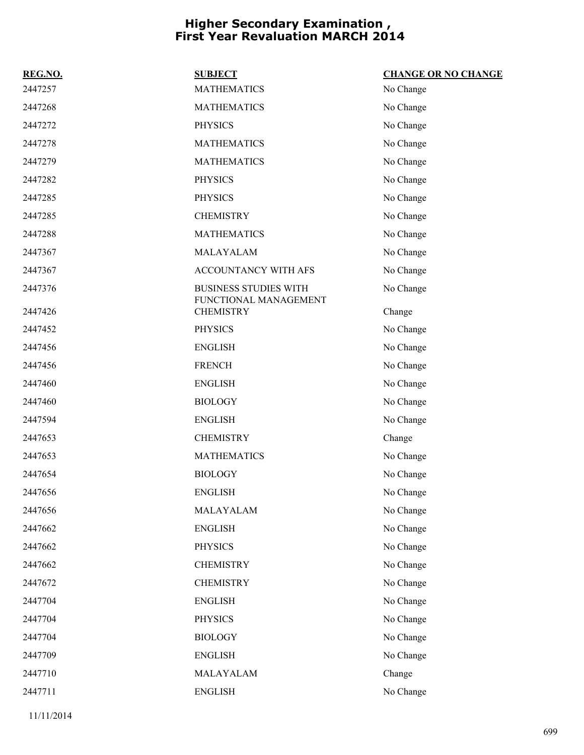# Higher Secondary Examination , First Year Revaluation MARCH 2014

| REG.NO. | SUBJECT | CHANGE OR NO CHANGE |
|---|---|---|
| 2447257 | MATHEMATICS | No Change |
| 2447268 | MATHEMATICS | No Change |
| 2447272 | PHYSICS | No Change |
| 2447278 | MATHEMATICS | No Change |
| 2447279 | MATHEMATICS | No Change |
| 2447282 | PHYSICS | No Change |
| 2447285 | PHYSICS | No Change |
| 2447285 | CHEMISTRY | No Change |
| 2447288 | MATHEMATICS | No Change |
| 2447367 | MALAYALAM | No Change |
| 2447367 | ACCOUNTANCY WITH AFS | No Change |
| 2447376 | BUSINESS STUDIES WITH FUNCTIONAL MANAGEMENT | No Change |
| 2447426 | CHEMISTRY | Change |
| 2447452 | PHYSICS | No Change |
| 2447456 | ENGLISH | No Change |
| 2447456 | FRENCH | No Change |
| 2447460 | ENGLISH | No Change |
| 2447460 | BIOLOGY | No Change |
| 2447594 | ENGLISH | No Change |
| 2447653 | CHEMISTRY | Change |
| 2447653 | MATHEMATICS | No Change |
| 2447654 | BIOLOGY | No Change |
| 2447656 | ENGLISH | No Change |
| 2447656 | MALAYALAM | No Change |
| 2447662 | ENGLISH | No Change |
| 2447662 | PHYSICS | No Change |
| 2447662 | CHEMISTRY | No Change |
| 2447672 | CHEMISTRY | No Change |
| 2447704 | ENGLISH | No Change |
| 2447704 | PHYSICS | No Change |
| 2447704 | BIOLOGY | No Change |
| 2447709 | ENGLISH | No Change |
| 2447710 | MALAYALAM | Change |
| 2447711 | ENGLISH | No Change |

11/11/2014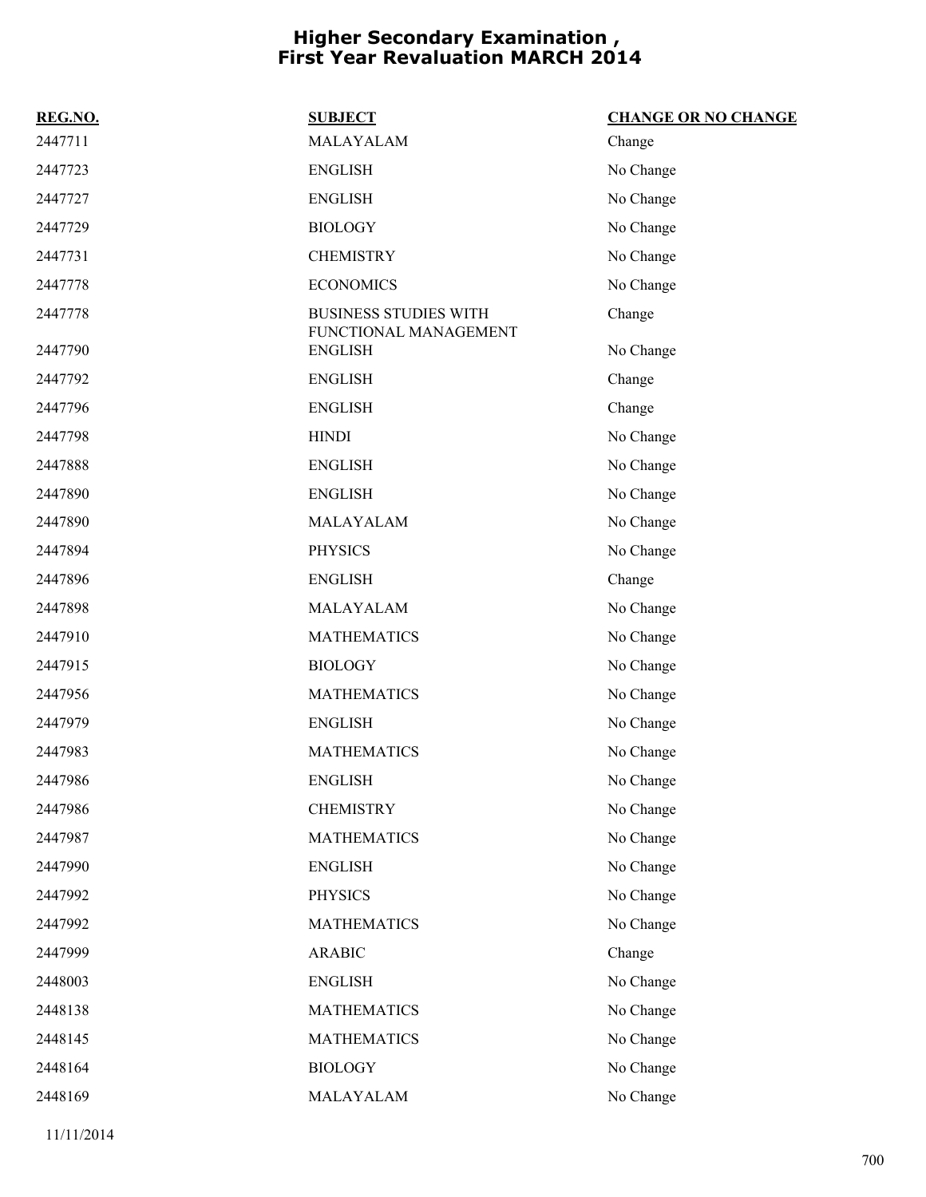# Higher Secondary Examination , First Year Revaluation MARCH 2014

| REG.NO. | SUBJECT | CHANGE OR NO CHANGE |
|---|---|---|
| 2447711 | MALAYALAM | Change |
| 2447723 | ENGLISH | No Change |
| 2447727 | ENGLISH | No Change |
| 2447729 | BIOLOGY | No Change |
| 2447731 | CHEMISTRY | No Change |
| 2447778 | ECONOMICS | No Change |
| 2447778 | BUSINESS STUDIES WITH FUNCTIONAL MANAGEMENT | Change |
| 2447790 | ENGLISH | No Change |
| 2447792 | ENGLISH | Change |
| 2447796 | ENGLISH | Change |
| 2447798 | HINDI | No Change |
| 2447888 | ENGLISH | No Change |
| 2447890 | ENGLISH | No Change |
| 2447890 | MALAYALAM | No Change |
| 2447894 | PHYSICS | No Change |
| 2447896 | ENGLISH | Change |
| 2447898 | MALAYALAM | No Change |
| 2447910 | MATHEMATICS | No Change |
| 2447915 | BIOLOGY | No Change |
| 2447956 | MATHEMATICS | No Change |
| 2447979 | ENGLISH | No Change |
| 2447983 | MATHEMATICS | No Change |
| 2447986 | ENGLISH | No Change |
| 2447986 | CHEMISTRY | No Change |
| 2447987 | MATHEMATICS | No Change |
| 2447990 | ENGLISH | No Change |
| 2447992 | PHYSICS | No Change |
| 2447992 | MATHEMATICS | No Change |
| 2447999 | ARABIC | Change |
| 2448003 | ENGLISH | No Change |
| 2448138 | MATHEMATICS | No Change |
| 2448145 | MATHEMATICS | No Change |
| 2448164 | BIOLOGY | No Change |
| 2448169 | MALAYALAM | No Change |

11/11/2014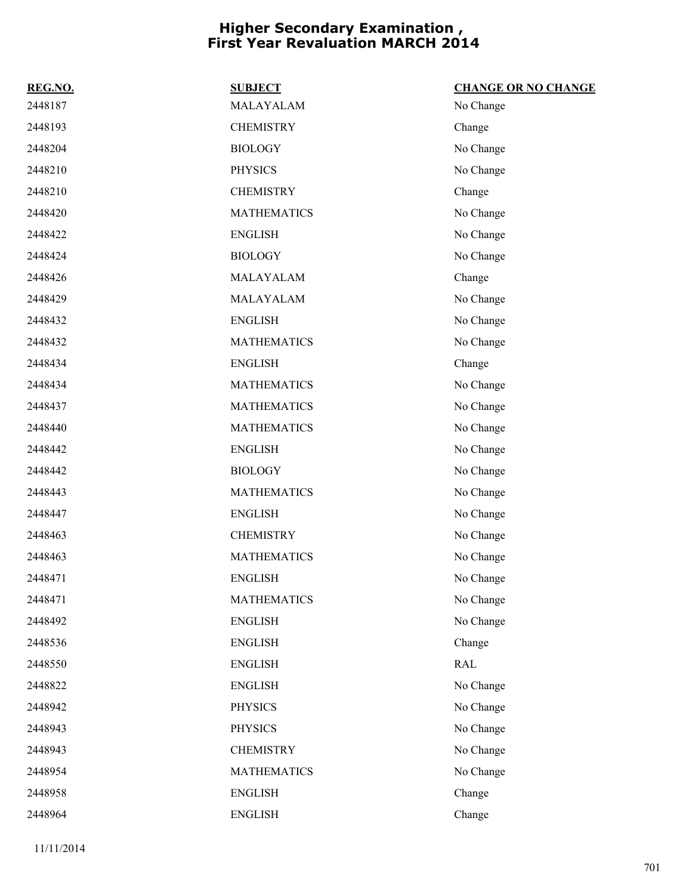# Higher Secondary Examination , First Year Revaluation MARCH 2014

| REG.NO. | SUBJECT | CHANGE OR NO CHANGE |
| --- | --- | --- |
| 2448187 | MALAYALAM | No Change |
| 2448193 | CHEMISTRY | Change |
| 2448204 | BIOLOGY | No Change |
| 2448210 | PHYSICS | No Change |
| 2448210 | CHEMISTRY | Change |
| 2448420 | MATHEMATICS | No Change |
| 2448422 | ENGLISH | No Change |
| 2448424 | BIOLOGY | No Change |
| 2448426 | MALAYALAM | Change |
| 2448429 | MALAYALAM | No Change |
| 2448432 | ENGLISH | No Change |
| 2448432 | MATHEMATICS | No Change |
| 2448434 | ENGLISH | Change |
| 2448434 | MATHEMATICS | No Change |
| 2448437 | MATHEMATICS | No Change |
| 2448440 | MATHEMATICS | No Change |
| 2448442 | ENGLISH | No Change |
| 2448442 | BIOLOGY | No Change |
| 2448443 | MATHEMATICS | No Change |
| 2448447 | ENGLISH | No Change |
| 2448463 | CHEMISTRY | No Change |
| 2448463 | MATHEMATICS | No Change |
| 2448471 | ENGLISH | No Change |
| 2448471 | MATHEMATICS | No Change |
| 2448492 | ENGLISH | No Change |
| 2448536 | ENGLISH | Change |
| 2448550 | ENGLISH | RAL |
| 2448822 | ENGLISH | No Change |
| 2448942 | PHYSICS | No Change |
| 2448943 | PHYSICS | No Change |
| 2448943 | CHEMISTRY | No Change |
| 2448954 | MATHEMATICS | No Change |
| 2448958 | ENGLISH | Change |
| 2448964 | ENGLISH | Change |

11/11/2014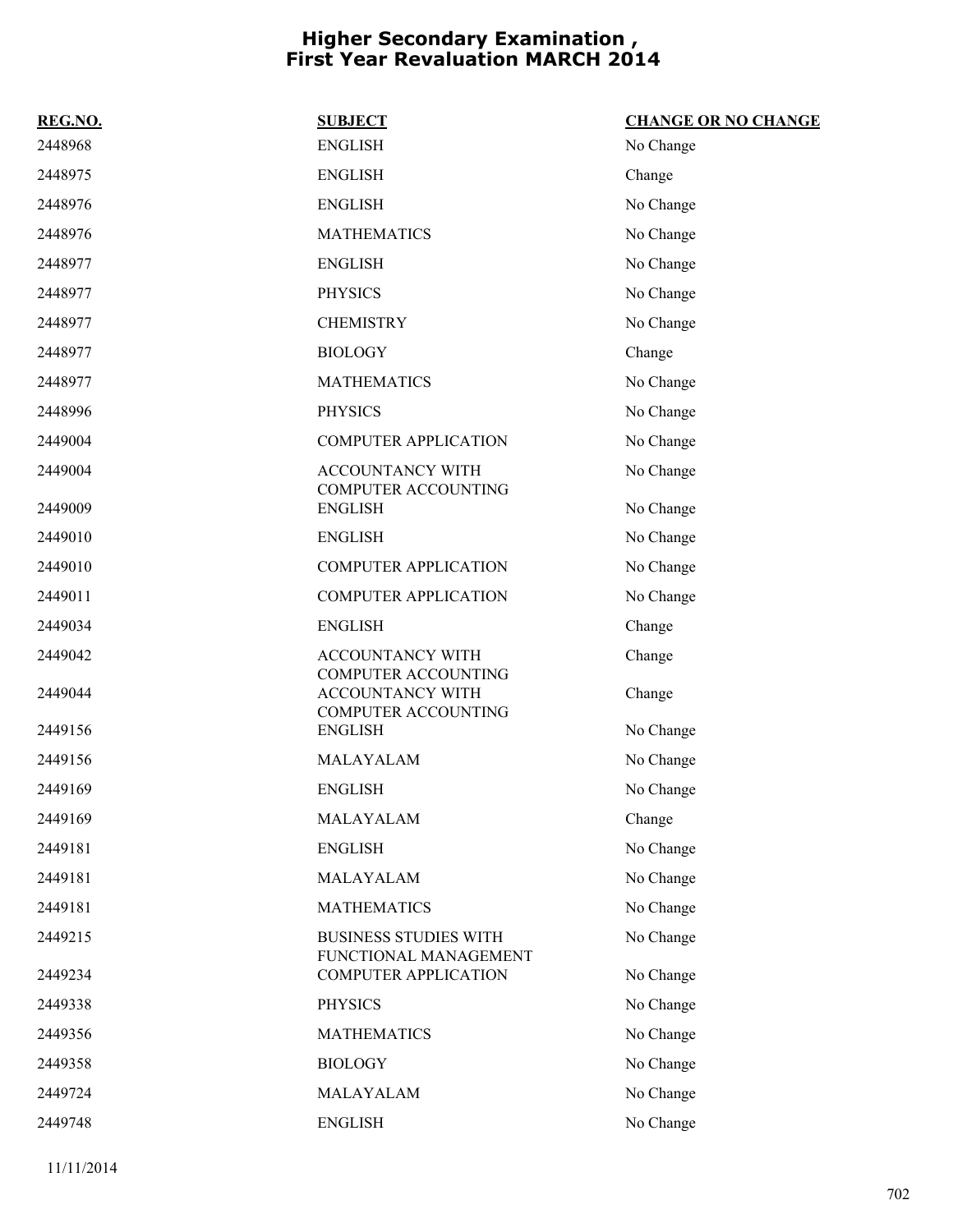# Higher Secondary Examination , First Year Revaluation MARCH 2014

| REG.NO. | SUBJECT | CHANGE OR NO CHANGE |
|---|---|---|
| 2448968 | ENGLISH | No Change |
| 2448975 | ENGLISH | Change |
| 2448976 | ENGLISH | No Change |
| 2448976 | MATHEMATICS | No Change |
| 2448977 | ENGLISH | No Change |
| 2448977 | PHYSICS | No Change |
| 2448977 | CHEMISTRY | No Change |
| 2448977 | BIOLOGY | Change |
| 2448977 | MATHEMATICS | No Change |
| 2448996 | PHYSICS | No Change |
| 2449004 | COMPUTER APPLICATION | No Change |
| 2449004 | ACCOUNTANCY WITH COMPUTER ACCOUNTING | No Change |
| 2449009 | ENGLISH | No Change |
| 2449010 | ENGLISH | No Change |
| 2449010 | COMPUTER APPLICATION | No Change |
| 2449011 | COMPUTER APPLICATION | No Change |
| 2449034 | ENGLISH | Change |
| 2449042 | ACCOUNTANCY WITH COMPUTER ACCOUNTING | Change |
| 2449044 | ACCOUNTANCY WITH COMPUTER ACCOUNTING | Change |
| 2449156 | ENGLISH | No Change |
| 2449156 | MALAYALAM | No Change |
| 2449169 | ENGLISH | No Change |
| 2449169 | MALAYALAM | Change |
| 2449181 | ENGLISH | No Change |
| 2449181 | MALAYALAM | No Change |
| 2449181 | MATHEMATICS | No Change |
| 2449215 | BUSINESS STUDIES WITH FUNCTIONAL MANAGEMENT | No Change |
| 2449234 | COMPUTER APPLICATION | No Change |
| 2449338 | PHYSICS | No Change |
| 2449356 | MATHEMATICS | No Change |
| 2449358 | BIOLOGY | No Change |
| 2449724 | MALAYALAM | No Change |
| 2449748 | ENGLISH | No Change |

11/11/2014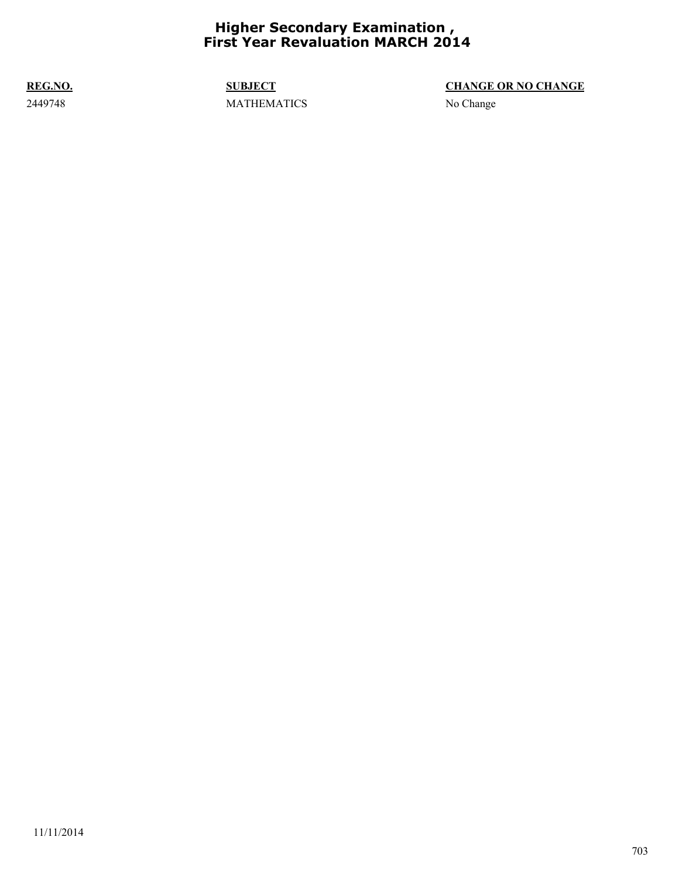# Higher Secondary Examination , First Year Revaluation MARCH 2014

| REG.NO. | SUBJECT | CHANGE OR NO CHANGE |
|---|---|---|
| 2449748 | MATHEMATICS | No Change |

11/11/2014